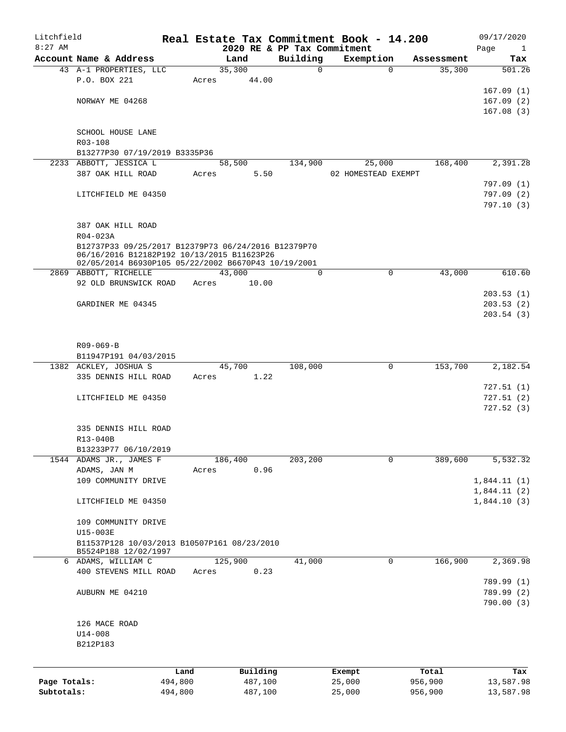# Real Estate Tax Commitment Book - 14.200

Litchfield
8:27 AM

2020 RE & PP Tax Commitment

09/17/2020

| Account | Name & Address | Land | Building | Exemption | Assessment | Tax |
|---|---|---|---|---|---|---|
| 43 | A-1 PROPERTIES, LLC | 35,300 | 0 | 0 | 35,300 | 501.26 |
| | P.O. BOX 221 | Acres 44.00 | | | | |
| | | | | | | 167.09 (1) |
| | NORWAY ME 04268 | | | | | 167.09 (2) |
| | | | | | | 167.08 (3) |
| | SCHOOL HOUSE LANE | | | | | |
| | R03-108 | | | | | |
| | B13277P30 07/19/2019 B3335P36 | | | | | |
| 2233 | ABBOTT, JESSICA L | 58,500 | 134,900 | 25,000 | 168,400 | 2,391.28 |
| | 387 OAK HILL ROAD | Acres 5.50 | | 02 HOMESTEAD EXEMPT | | |
| | | | | | | 797.09 (1) |
| | LITCHFIELD ME 04350 | | | | | 797.09 (2) |
| | | | | | | 797.10 (3) |
| | 387 OAK HILL ROAD | | | | | |
| | R04-023A | | | | | |
| | B12737P33 09/25/2017 B12379P73 06/24/2016 B12379P70 06/16/2016 B12182P192 10/13/2015 B11623P26 02/05/2014 B6930P105 05/22/2002 B6670P43 10/19/2001 | | | | | |
| 2869 | ABBOTT, RICHELLE | 43,000 | 0 | 0 | 43,000 | 610.60 |
| | 92 OLD BRUNSWICK ROAD | Acres 10.00 | | | | |
| | | | | | | 203.53 (1) |
| | GARDINER ME 04345 | | | | | 203.53 (2) |
| | | | | | | 203.54 (3) |
| | R09-069-B | | | | | |
| | B11947P191 04/03/2015 | | | | | |
| 1382 | ACKLEY, JOSHUA S | 45,700 | 108,000 | 0 | 153,700 | 2,182.54 |
| | 335 DENNIS HILL ROAD | Acres 1.22 | | | | |
| | | | | | | 727.51 (1) |
| | LITCHFIELD ME 04350 | | | | | 727.51 (2) |
| | | | | | | 727.52 (3) |
| | 335 DENNIS HILL ROAD | | | | | |
| | R13-040B | | | | | |
| | B13233P77 06/10/2019 | | | | | |
| 1544 | ADAMS JR., JAMES F | 186,400 | 203,200 | 0 | 389,600 | 5,532.32 |
| | ADAMS, JAN M | Acres 0.96 | | | | |
| | 109 COMMUNITY DRIVE | | | | | 1,844.11 (1) |
| | | | | | | 1,844.11 (2) |
| | LITCHFIELD ME 04350 | | | | | 1,844.10 (3) |
| | 109 COMMUNITY DRIVE | | | | | |
| | U15-003E | | | | | |
| | B11537P128 10/03/2013 B10507P161 08/23/2010 B5524P188 12/02/1997 | | | | | |
| 6 | ADAMS, WILLIAM C | 125,900 | 41,000 | 0 | 166,900 | 2,369.98 |
| | 400 STEVENS MILL ROAD | Acres 0.23 | | | | |
| | | | | | | 789.99 (1) |
| | AUBURN ME 04210 | | | | | 789.99 (2) |
| | | | | | | 790.00 (3) |
| | 126 MACE ROAD | | | | | |
| | U14-008 | | | | | |
| | B212P183 | | | | | |

| | Land | Building | Exempt | Total | Tax |
|---|---|---|---|---|---|
| Page Totals: | 494,800 | 487,100 | 25,000 | 956,900 | 13,587.98 |
| Subtotals: | 494,800 | 487,100 | 25,000 | 956,900 | 13,587.98 |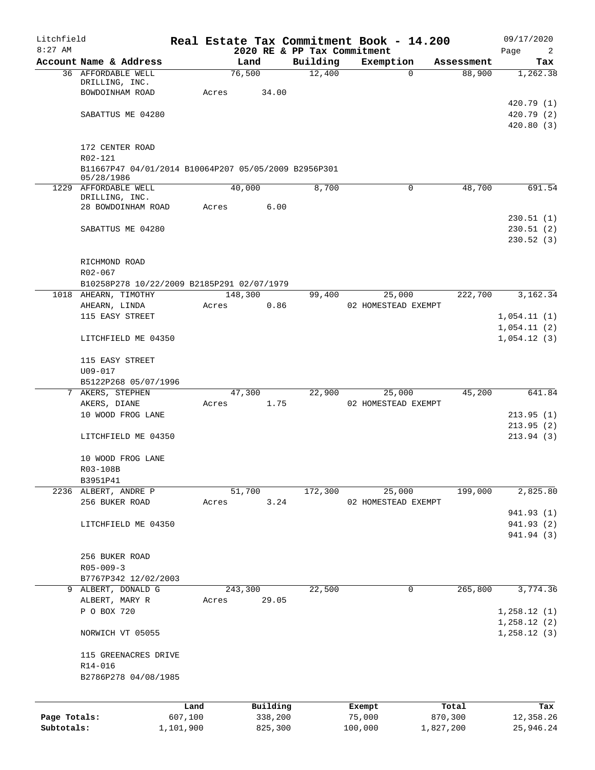# Litchfield — Real Estate Tax Commitment Book - 14.200

8:27 AM — 2020 RE & PP Tax Commitment — 09/17/2020

| Account Name & Address | Land | Building | Exemption | Assessment | Tax |
|---|---|---|---|---|---|
| 36 AFFORDABLE WELL DRILLING, INC.<br>BOWDOINHAM ROAD<br><br>SABATTUS ME 04280<br><br>172 CENTER ROAD<br>R02-121<br>B11667P47 04/01/2014 B10064P207 05/05/2009 B2956P301 05/28/1986 | 76,500<br>Acres 34.00 | 12,400 | 0 | 88,900 | 1,262.38<br><br>420.79 (1)<br>420.79 (2)<br>420.80 (3) |
| 1229 AFFORDABLE WELL DRILLING, INC.<br>28 BOWDOINHAM ROAD<br><br>SABATTUS ME 04280<br><br>RICHMOND ROAD<br>R02-067<br>B10258P278 10/22/2009 B2185P291 02/07/1979 | 40,000<br>Acres 6.00 | 8,700 | 0 | 48,700 | 691.54<br><br>230.51 (1)<br>230.51 (2)<br>230.52 (3) |
| 1018 AHEARN, TIMOTHY<br>AHEARN, LINDA<br>115 EASY STREET<br><br>LITCHFIELD ME 04350<br><br>115 EASY STREET<br>U09-017<br>B5122P268 05/07/1996 | 148,300<br>Acres 0.86 | 99,400 | 25,000<br>02 HOMESTEAD EXEMPT | 222,700 | 3,162.34<br><br>1,054.11 (1)<br>1,054.11 (2)<br>1,054.12 (3) |
| 7 AKERS, STEPHEN<br>AKERS, DIANE<br>10 WOOD FROG LANE<br><br>LITCHFIELD ME 04350<br><br>10 WOOD FROG LANE<br>R03-108B<br>B3951P41 | 47,300<br>Acres 1.75 | 22,900 | 25,000<br>02 HOMESTEAD EXEMPT | 45,200 | 641.84<br><br>213.95 (1)<br>213.95 (2)<br>213.94 (3) |
| 2236 ALBERT, ANDRE P<br>256 BUKER ROAD<br><br>LITCHFIELD ME 04350<br><br>256 BUKER ROAD<br>R05-009-3<br>B7767P342 12/02/2003 | 51,700<br>Acres 3.24 | 172,300 | 25,000<br>02 HOMESTEAD EXEMPT | 199,000 | 2,825.80<br><br>941.93 (1)<br>941.93 (2)<br>941.94 (3) |
| 9 ALBERT, DONALD G<br>ALBERT, MARY R<br>P O BOX 720<br><br>NORWICH VT 05055<br><br>115 GREENACRES DRIVE<br>R14-016<br>B2786P278 04/08/1985 | 243,300<br>Acres 29.05 | 22,500 | 0 | 265,800 | 3,774.36<br><br>1,258.12 (1)<br>1,258.12 (2)<br>1,258.12 (3) |

| | Land | Building | Exempt | Total | Tax |
|---|---|---|---|---|---|
| Page Totals: | 607,100 | 338,200 | 75,000 | 870,300 | 12,358.26 |
| Subtotals: | 1,101,900 | 825,300 | 100,000 | 1,827,200 | 25,946.24 |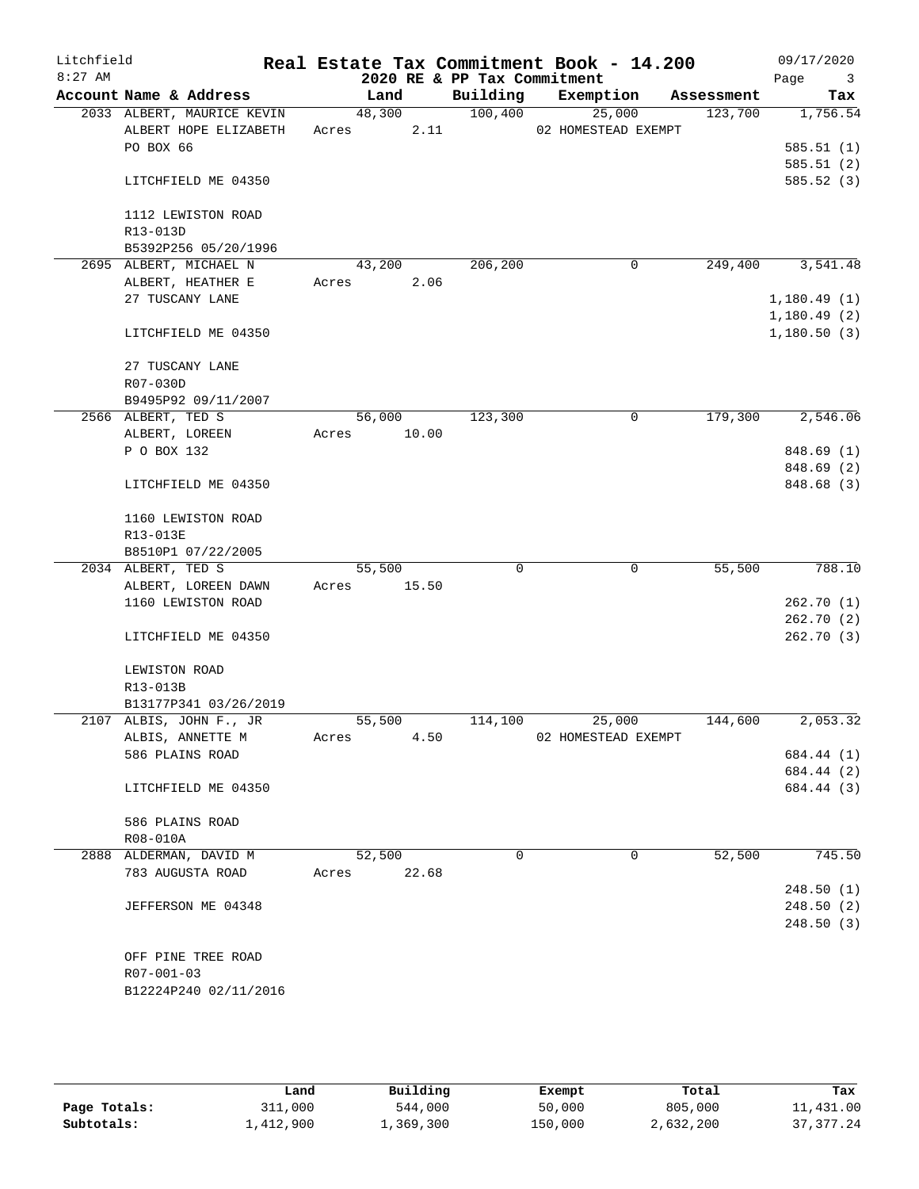# Real Estate Tax Commitment Book - 14.200

Litchfield
8:27 AM

2020 RE & PP Tax Commitment

09/17/2020

| Account Name & Address | Land | Building | Exemption | Assessment | Tax |
|---|---|---|---|---|---|
| 2033 ALBERT, MAURICE KEVIN | 48,300 | 100,400 | 25,000 | 123,700 | 1,756.54 |
| ALBERT HOPE ELIZABETH | Acres 2.11 | | 02 HOMESTEAD EXEMPT | | |
| PO BOX 66 | | | | | 585.51 (1) |
| | | | | | 585.51 (2) |
| LITCHFIELD ME 04350 | | | | | 585.52 (3) |
| 1112 LEWISTON ROAD | | | | | |
| R13-013D | | | | | |
| B5392P256 05/20/1996 | | | | | |
| 2695 ALBERT, MICHAEL N | 43,200 | 206,200 | 0 | 249,400 | 3,541.48 |
| ALBERT, HEATHER E | Acres 2.06 | | | | |
| 27 TUSCANY LANE | | | | | 1,180.49 (1) |
| | | | | | 1,180.49 (2) |
| LITCHFIELD ME 04350 | | | | | 1,180.50 (3) |
| 27 TUSCANY LANE | | | | | |
| R07-030D | | | | | |
| B9495P92 09/11/2007 | | | | | |
| 2566 ALBERT, TED S | 56,000 | 123,300 | 0 | 179,300 | 2,546.06 |
| ALBERT, LOREEN | Acres 10.00 | | | | |
| P O BOX 132 | | | | | 848.69 (1) |
| | | | | | 848.69 (2) |
| LITCHFIELD ME 04350 | | | | | 848.68 (3) |
| 1160 LEWISTON ROAD | | | | | |
| R13-013E | | | | | |
| B8510P1 07/22/2005 | | | | | |
| 2034 ALBERT, TED S | 55,500 | 0 | 0 | 55,500 | 788.10 |
| ALBERT, LOREEN DAWN | Acres 15.50 | | | | |
| 1160 LEWISTON ROAD | | | | | 262.70 (1) |
| | | | | | 262.70 (2) |
| LITCHFIELD ME 04350 | | | | | 262.70 (3) |
| LEWISTON ROAD | | | | | |
| R13-013B | | | | | |
| B13177P341 03/26/2019 | | | | | |
| 2107 ALBIS, JOHN F., JR | 55,500 | 114,100 | 25,000 | 144,600 | 2,053.32 |
| ALBIS, ANNETTE M | Acres 4.50 | | 02 HOMESTEAD EXEMPT | | |
| 586 PLAINS ROAD | | | | | 684.44 (1) |
| | | | | | 684.44 (2) |
| LITCHFIELD ME 04350 | | | | | 684.44 (3) |
| 586 PLAINS ROAD | | | | | |
| R08-010A | | | | | |
| 2888 ALDERMAN, DAVID M | 52,500 | 0 | 0 | 52,500 | 745.50 |
| 783 AUGUSTA ROAD | Acres 22.68 | | | | |
| | | | | | 248.50 (1) |
| JEFFERSON ME 04348 | | | | | 248.50 (2) |
| | | | | | 248.50 (3) |
| OFF PINE TREE ROAD | | | | | |
| R07-001-03 | | | | | |
| B12224P240 02/11/2016 | | | | | |

| | Land | Building | Exempt | Total | Tax |
|---|---|---|---|---|---|
| Page Totals: | 311,000 | 544,000 | 50,000 | 805,000 | 11,431.00 |
| Subtotals: | 1,412,900 | 1,369,300 | 150,000 | 2,632,200 | 37,377.24 |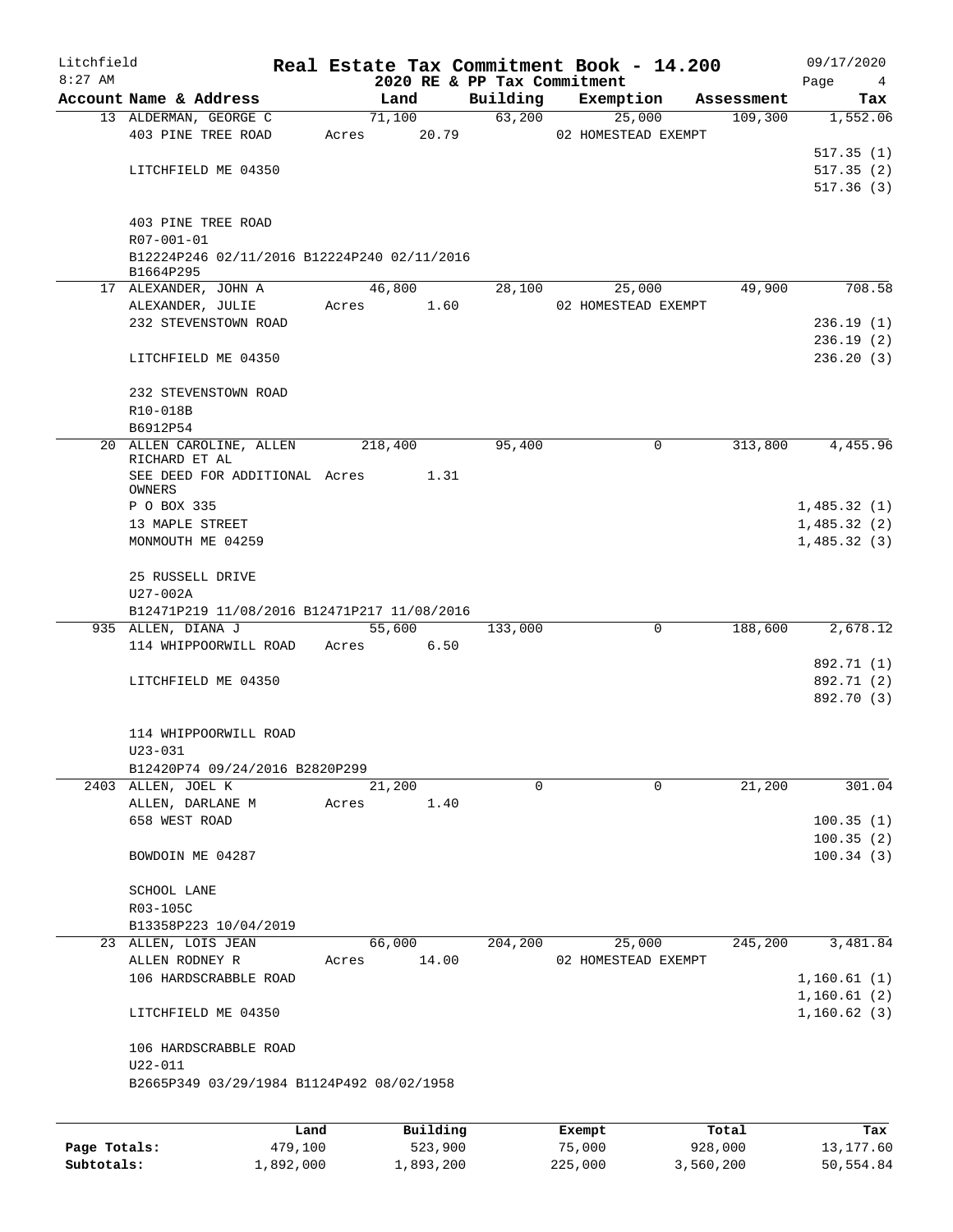Litchfield
8:27 AM

# Real Estate Tax Commitment Book - 14.200

## 2020 RE & PP Tax Commitment

09/17/2020

| Account Name & Address | Land | Building | Exemption | Assessment | Tax |
|---|---|---|---|---|---|
| 13 ALDERMAN, GEORGE C | 71,100 | 63,200 | 25,000 | 109,300 | 1,552.06 |
| 403 PINE TREE ROAD | Acres 20.79 | | 02 HOMESTEAD EXEMPT | | |
| | | | | | 517.35 (1) |
| LITCHFIELD ME 04350 | | | | | 517.35 (2) |
| | | | | | 517.36 (3) |
| 403 PINE TREE ROAD | | | | | |
| R07-001-01 | | | | | |
| B12224P246 02/11/2016 B12224P240 02/11/2016 B1664P295 | | | | | |
| 17 ALEXANDER, JOHN A | 46,800 | 28,100 | 25,000 | 49,900 | 708.58 |
| ALEXANDER, JULIE | Acres 1.60 | | 02 HOMESTEAD EXEMPT | | |
| 232 STEVENSTOWN ROAD | | | | | 236.19 (1) |
| | | | | | 236.19 (2) |
| LITCHFIELD ME 04350 | | | | | 236.20 (3) |
| 232 STEVENSTOWN ROAD | | | | | |
| R10-018B | | | | | |
| B6912P54 | | | | | |
| 20 ALLEN CAROLINE, ALLEN RICHARD ET AL | 218,400 | 95,400 | 0 | 313,800 | 4,455.96 |
| SEE DEED FOR ADDITIONAL OWNERS | Acres 1.31 | | | | |
| P O BOX 335 | | | | | 1,485.32 (1) |
| 13 MAPLE STREET | | | | | 1,485.32 (2) |
| MONMOUTH ME 04259 | | | | | 1,485.32 (3) |
| 25 RUSSELL DRIVE | | | | | |
| U27-002A | | | | | |
| B12471P219 11/08/2016 B12471P217 11/08/2016 | | | | | |
| 935 ALLEN, DIANA J | 55,600 | 133,000 | 0 | 188,600 | 2,678.12 |
| 114 WHIPPOORWILL ROAD | Acres 6.50 | | | | |
| | | | | | 892.71 (1) |
| LITCHFIELD ME 04350 | | | | | 892.71 (2) |
| | | | | | 892.70 (3) |
| 114 WHIPPOORWILL ROAD | | | | | |
| U23-031 | | | | | |
| B12420P74 09/24/2016 B2820P299 | | | | | |
| 2403 ALLEN, JOEL K | 21,200 | 0 | 0 | 21,200 | 301.04 |
| ALLEN, DARLANE M | Acres 1.40 | | | | |
| 658 WEST ROAD | | | | | 100.35 (1) |
| | | | | | 100.35 (2) |
| BOWDOIN ME 04287 | | | | | 100.34 (3) |
| SCHOOL LANE | | | | | |
| R03-105C | | | | | |
| B13358P223 10/04/2019 | | | | | |
| 23 ALLEN, LOIS JEAN | 66,000 | 204,200 | 25,000 | 245,200 | 3,481.84 |
| ALLEN RODNEY R | Acres 14.00 | | 02 HOMESTEAD EXEMPT | | |
| 106 HARDSCRABBLE ROAD | | | | | 1,160.61 (1) |
| | | | | | 1,160.61 (2) |
| LITCHFIELD ME 04350 | | | | | 1,160.62 (3) |
| 106 HARDSCRABBLE ROAD | | | | | |
| U22-011 | | | | | |
| B2665P349 03/29/1984 B1124P492 08/02/1958 | | | | | |

| | Land | Building | Exempt | Total | Tax |
|---|---|---|---|---|---|
| Page Totals: | 479,100 | 523,900 | 75,000 | 928,000 | 13,177.60 |
| Subtotals: | 1,892,000 | 1,893,200 | 225,000 | 3,560,200 | 50,554.84 |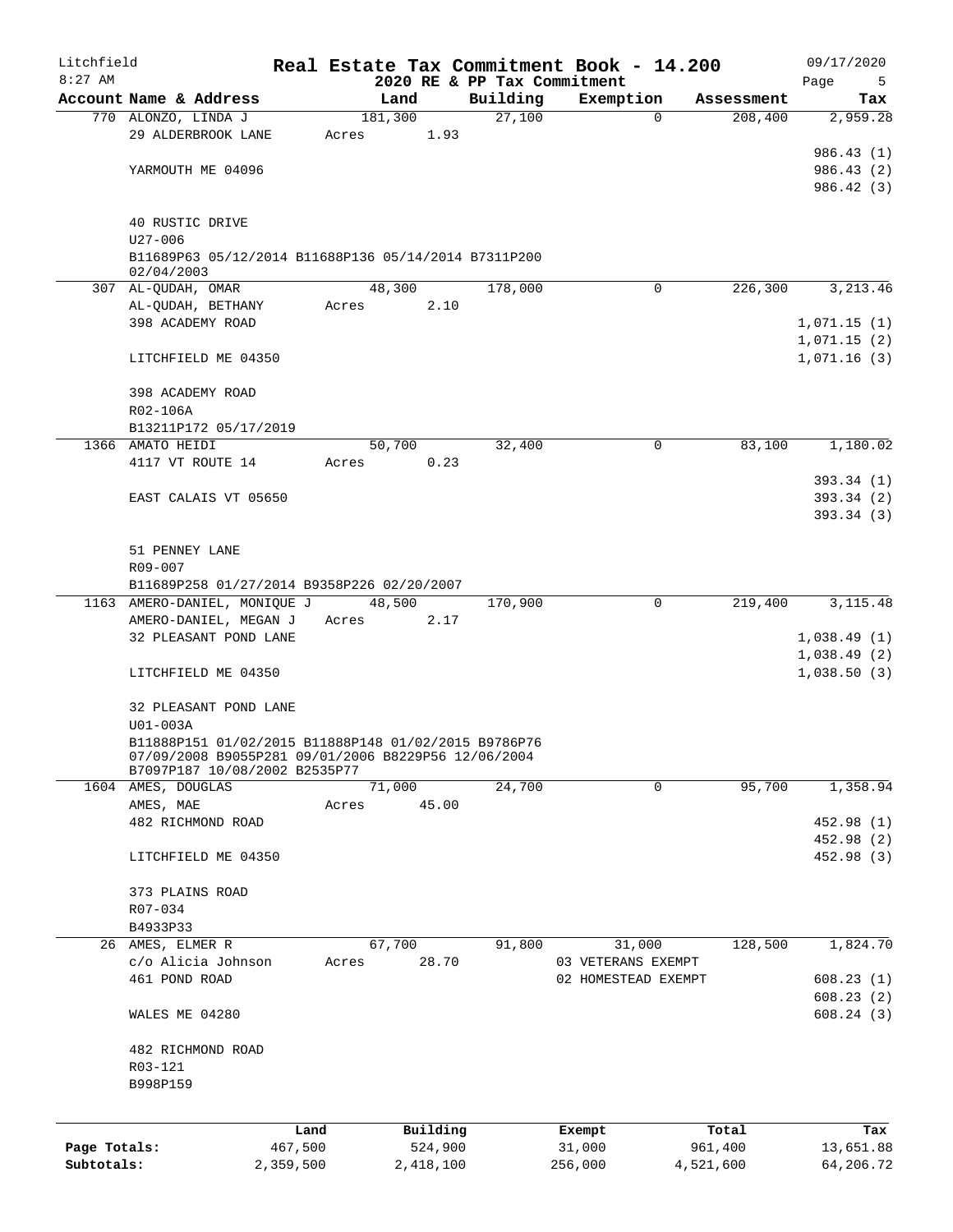Litchfield 8:27 AM

# Real Estate Tax Commitment Book - 14.200

## 2020 RE & PP Tax Commitment

09/17/2020

| Account Name & Address | Land | Building | Exemption | Assessment | Tax |
|---|---|---|---|---|---|
| 770 ALONZO, LINDA J | 181,300 | 27,100 | 0 | 208,400 | 2,959.28 |
| 29 ALDERBROOK LANE | Acres 1.93 | | | | |
| | | | | | 986.43 (1) |
| YARMOUTH ME 04096 | | | | | 986.43 (2) |
| | | | | | 986.42 (3) |
| 40 RUSTIC DRIVE | | | | | |
| U27-006 | | | | | |
| B11689P63 05/12/2014 B11688P136 05/14/2014 B7311P200 02/04/2003 | | | | | |
| 307 AL-QUDAH, OMAR | 48,300 | 178,000 | 0 | 226,300 | 3,213.46 |
| AL-QUDAH, BETHANY | Acres 2.10 | | | | |
| 398 ACADEMY ROAD | | | | | 1,071.15 (1) |
| | | | | | 1,071.15 (2) |
| LITCHFIELD ME 04350 | | | | | 1,071.16 (3) |
| 398 ACADEMY ROAD | | | | | |
| R02-106A | | | | | |
| B13211P172 05/17/2019 | | | | | |
| 1366 AMATO HEIDI | 50,700 | 32,400 | 0 | 83,100 | 1,180.02 |
| 4117 VT ROUTE 14 | Acres 0.23 | | | | |
| | | | | | 393.34 (1) |
| EAST CALAIS VT 05650 | | | | | 393.34 (2) |
| | | | | | 393.34 (3) |
| 51 PENNEY LANE | | | | | |
| R09-007 | | | | | |
| B11689P258 01/27/2014 B9358P226 02/20/2007 | | | | | |
| 1163 AMERO-DANIEL, MONIQUE J | 48,500 | 170,900 | 0 | 219,400 | 3,115.48 |
| AMERO-DANIEL, MEGAN J | Acres 2.17 | | | | |
| 32 PLEASANT POND LANE | | | | | 1,038.49 (1) |
| | | | | | 1,038.49 (2) |
| LITCHFIELD ME 04350 | | | | | 1,038.50 (3) |
| 32 PLEASANT POND LANE | | | | | |
| U01-003A | | | | | |
| B11888P151 01/02/2015 B11888P148 01/02/2015 B9786P76 07/09/2008 B9055P281 09/01/2006 B8229P56 12/06/2004 B7097P187 10/08/2002 B2535P77 | | | | | |
| 1604 AMES, DOUGLAS | 71,000 | 24,700 | 0 | 95,700 | 1,358.94 |
| AMES, MAE | Acres 45.00 | | | | |
| 482 RICHMOND ROAD | | | | | 452.98 (1) |
| | | | | | 452.98 (2) |
| LITCHFIELD ME 04350 | | | | | 452.98 (3) |
| 373 PLAINS ROAD | | | | | |
| R07-034 | | | | | |
| B4933P33 | | | | | |
| 26 AMES, ELMER R | 67,700 | 91,800 | 31,000 | 128,500 | 1,824.70 |
| c/o Alicia Johnson | Acres 28.70 | | 03 VETERANS EXEMPT | | |
| 461 POND ROAD | | | 02 HOMESTEAD EXEMPT | | 608.23 (1) |
| | | | | | 608.23 (2) |
| WALES ME 04280 | | | | | 608.24 (3) |
| 482 RICHMOND ROAD | | | | | |
| R03-121 | | | | | |
| B998P159 | | | | | |

| | Land | Building | Exempt | Total | Tax |
|---|---|---|---|---|---|
| Page Totals: | 467,500 | 524,900 | 31,000 | 961,400 | 13,651.88 |
| Subtotals: | 2,359,500 | 2,418,100 | 256,000 | 4,521,600 | 64,206.72 |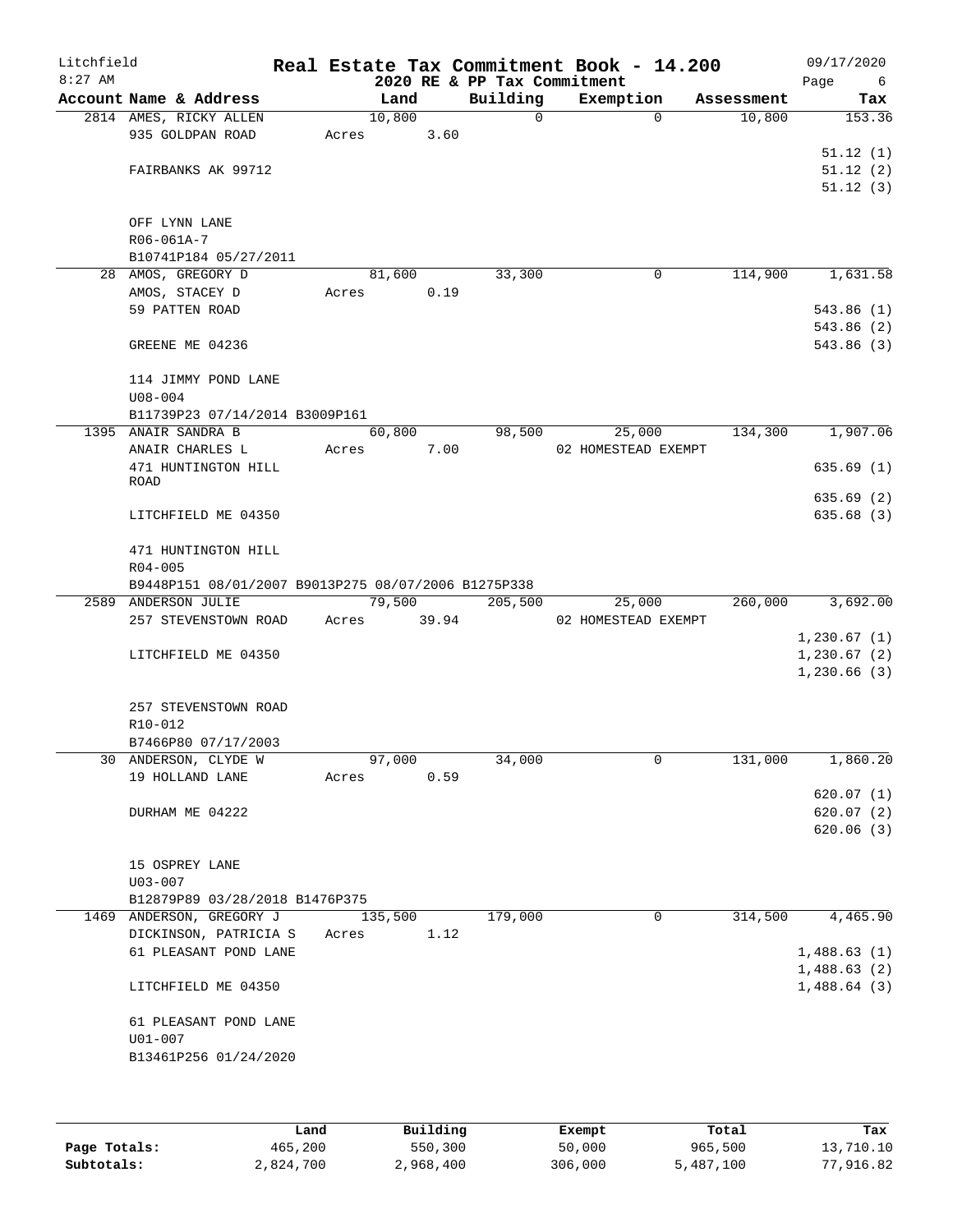# Real Estate Tax Commitment Book - 14.200

Litchfield
8:27 AM

2020 RE & PP Tax Commitment

09/17/2020

| Account | Name & Address | Land | Building | Exemption | Assessment | Tax |
|---|---|---|---|---|---|---|
| 2814 | AMES, RICKY ALLEN<br>935 GOLDPAN ROAD<br><br>FAIRBANKS AK 99712<br><br>OFF LYNN LANE<br>R06-061A-7<br>B10741P184 05/27/2011 | 10,800<br>Acres 3.60 | 0 | 0 | 10,800 | 153.36<br><br>51.12 (1)<br>51.12 (2)<br>51.12 (3) |
| 28 | AMOS, GREGORY D<br>AMOS, STACEY D<br>59 PATTEN ROAD<br><br>GREENE ME 04236<br><br>114 JIMMY POND LANE<br>U08-004<br>B11739P23 07/14/2014 B3009P161 | 81,600<br>Acres 0.19 | 33,300 | 0 | 114,900 | 1,631.58<br><br>543.86 (1)<br>543.86 (2)<br>543.86 (3) |
| 1395 | ANAIR SANDRA B<br>ANAIR CHARLES L<br>471 HUNTINGTON HILL ROAD<br><br>LITCHFIELD ME 04350<br><br>471 HUNTINGTON HILL<br>R04-005<br>B9448P151 08/01/2007 B9013P275 08/07/2006 B1275P338 | 60,800<br>Acres 7.00 | 98,500 | 25,000<br>02 HOMESTEAD EXEMPT | 134,300 | 1,907.06<br><br>635.69 (1)<br>635.69 (2)<br>635.68 (3) |
| 2589 | ANDERSON JULIE<br>257 STEVENSTOWN ROAD<br><br>LITCHFIELD ME 04350<br><br>257 STEVENSTOWN ROAD<br>R10-012<br>B7466P80 07/17/2003 | 79,500<br>Acres 39.94 | 205,500 | 25,000<br>02 HOMESTEAD EXEMPT | 260,000 | 3,692.00<br><br>1,230.67 (1)<br>1,230.67 (2)<br>1,230.66 (3) |
| 30 | ANDERSON, CLYDE W<br>19 HOLLAND LANE<br><br>DURHAM ME 04222<br><br>15 OSPREY LANE<br>U03-007<br>B12879P89 03/28/2018 B1476P375 | 97,000<br>Acres 0.59 | 34,000 | 0 | 131,000 | 1,860.20<br><br>620.07 (1)<br>620.07 (2)<br>620.06 (3) |
| 1469 | ANDERSON, GREGORY J<br>DICKINSON, PATRICIA S<br>61 PLEASANT POND LANE<br><br>LITCHFIELD ME 04350<br><br>61 PLEASANT POND LANE<br>U01-007<br>B13461P256 01/24/2020 | 135,500<br>Acres 1.12 | 179,000 | 0 | 314,500 | 4,465.90<br><br>1,488.63 (1)<br>1,488.63 (2)<br>1,488.64 (3) |

| | Land | Building | Exempt | Total | Tax |
|---|---|---|---|---|---|
| Page Totals: | 465,200 | 550,300 | 50,000 | 965,500 | 13,710.10 |
| Subtotals: | 2,824,700 | 2,968,400 | 306,000 | 5,487,100 | 77,916.82 |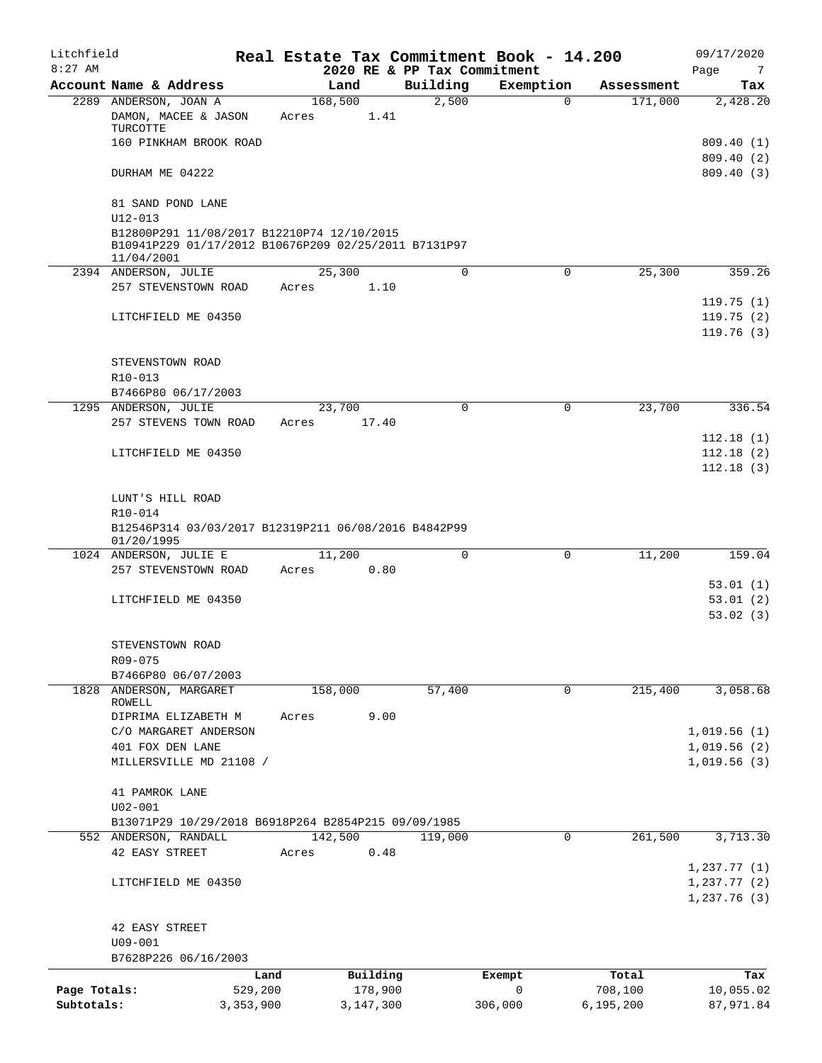Litchfield
8:27 AM

# Real Estate Tax Commitment Book - 14.200

2020 RE & PP Tax Commitment

09/17/2020

| Account Name & Address | Land | Building | Exemption | Assessment | Tax |
|---|---|---|---|---|---|
| 2289 ANDERSON, JOAN A | 168,500 | 2,500 | 0 | 171,000 | 2,428.20 |
| DAMON, MACEE & JASON TURCOTTE | Acres 1.41 | | | | |
| 160 PINKHAM BROOK ROAD | | | | | 809.40 (1) |
| | | | | | 809.40 (2) |
| DURHAM ME 04222 | | | | | 809.40 (3) |
| 81 SAND POND LANE | | | | | |
| U12-013 | | | | | |
| B12800P291 11/08/2017 B12210P74 12/10/2015 B10941P229 01/17/2012 B10676P209 02/25/2011 B7131P97 11/04/2001 | | | | | |
| 2394 ANDERSON, JULIE | 25,300 | 0 | 0 | 25,300 | 359.26 |
| 257 STEVENSTOWN ROAD | Acres 1.10 | | | | |
| | | | | | 119.75 (1) |
| LITCHFIELD ME 04350 | | | | | 119.75 (2) |
| | | | | | 119.76 (3) |
| STEVENSTOWN ROAD | | | | | |
| R10-013 | | | | | |
| B7466P80 06/17/2003 | | | | | |
| 1295 ANDERSON, JULIE | 23,700 | 0 | 0 | 23,700 | 336.54 |
| 257 STEVENS TOWN ROAD | Acres 17.40 | | | | |
| | | | | | 112.18 (1) |
| LITCHFIELD ME 04350 | | | | | 112.18 (2) |
| | | | | | 112.18 (3) |
| LUNT'S HILL ROAD | | | | | |
| R10-014 | | | | | |
| B12546P314 03/03/2017 B12319P211 06/08/2016 B4842P99 01/20/1995 | | | | | |
| 1024 ANDERSON, JULIE E | 11,200 | 0 | 0 | 11,200 | 159.04 |
| 257 STEVENSTOWN ROAD | Acres 0.80 | | | | |
| | | | | | 53.01 (1) |
| LITCHFIELD ME 04350 | | | | | 53.01 (2) |
| | | | | | 53.02 (3) |
| STEVENSTOWN ROAD | | | | | |
| R09-075 | | | | | |
| B7466P80 06/07/2003 | | | | | |
| 1828 ANDERSON, MARGARET ROWELL | 158,000 | 57,400 | 0 | 215,400 | 3,058.68 |
| DIPRIMA ELIZABETH M | Acres 9.00 | | | | |
| C/O MARGARET ANDERSON | | | | | 1,019.56 (1) |
| 401 FOX DEN LANE | | | | | 1,019.56 (2) |
| MILLERSVILLE MD 21108 / | | | | | 1,019.56 (3) |
| 41 PAMROK LANE | | | | | |
| U02-001 | | | | | |
| B13071P29 10/29/2018 B6918P264 B2854P215 09/09/1985 | | | | | |
| 552 ANDERSON, RANDALL | 142,500 | 119,000 | 0 | 261,500 | 3,713.30 |
| 42 EASY STREET | Acres 0.48 | | | | |
| | | | | | 1,237.77 (1) |
| LITCHFIELD ME 04350 | | | | | 1,237.77 (2) |
| | | | | | 1,237.76 (3) |
| 42 EASY STREET | | | | | |
| U09-001 | | | | | |
| B7628P226 06/16/2003 | | | | | |

| | Land | Building | Exempt | Total | Tax |
|---|---|---|---|---|---|
| Page Totals: | 529,200 | 178,900 | 0 | 708,100 | 10,055.02 |
| Subtotals: | 3,353,900 | 3,147,300 | 306,000 | 6,195,200 | 87,971.84 |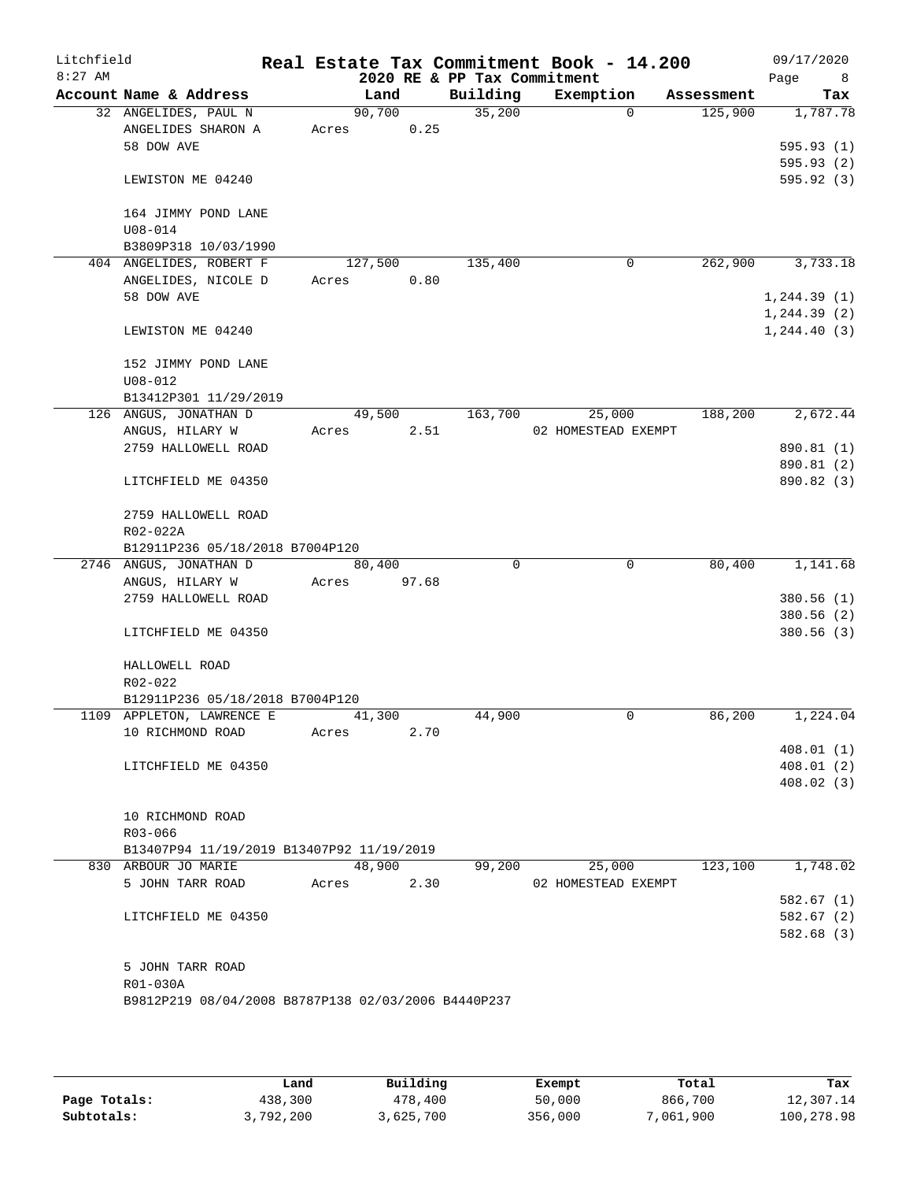# Real Estate Tax Commitment Book - 14.200

Litchfield
8:27 AM

2020 RE & PP Tax Commitment

09/17/2020

| Account | Name & Address | Land | Building | Exemption | Assessment | Tax |
|---|---|---|---|---|---|---|
| 32 | ANGELIDES, PAUL N<br>ANGELIDES SHARON A<br>58 DOW AVE<br><br>LEWISTON ME 04240<br><br>164 JIMMY POND LANE<br>U08-014<br>B3809P318 10/03/1990 | 90,700<br>Acres 0.25 | 35,200 | 0 | 125,900 | 1,787.78<br><br>595.93 (1)<br>595.93 (2)<br>595.92 (3) |
| 404 | ANGELIDES, ROBERT F<br>ANGELIDES, NICOLE D<br>58 DOW AVE<br><br>LEWISTON ME 04240<br><br>152 JIMMY POND LANE<br>U08-012<br>B13412P301 11/29/2019 | 127,500<br>Acres 0.80 | 135,400 | 0 | 262,900 | 3,733.18<br><br>1,244.39 (1)<br>1,244.39 (2)<br>1,244.40 (3) |
| 126 | ANGUS, JONATHAN D<br>ANGUS, HILARY W<br>2759 HALLOWELL ROAD<br><br>LITCHFIELD ME 04350<br><br>2759 HALLOWELL ROAD<br>R02-022A<br>B12911P236 05/18/2018 B7004P120 | 49,500<br>Acres 2.51 | 163,700 | 25,000<br>02 HOMESTEAD EXEMPT | 188,200 | 2,672.44<br><br>890.81 (1)<br>890.81 (2)<br>890.82 (3) |
| 2746 | ANGUS, JONATHAN D<br>ANGUS, HILARY W<br>2759 HALLOWELL ROAD<br><br>LITCHFIELD ME 04350<br><br>HALLOWELL ROAD<br>R02-022<br>B12911P236 05/18/2018 B7004P120 | 80,400<br>Acres 97.68 | 0 | 0 | 80,400 | 1,141.68<br><br>380.56 (1)<br>380.56 (2)<br>380.56 (3) |
| 1109 | APPLETON, LAWRENCE E<br>10 RICHMOND ROAD<br><br>LITCHFIELD ME 04350<br><br>10 RICHMOND ROAD<br>R03-066<br>B13407P94 11/19/2019 B13407P92 11/19/2019 | 41,300<br>Acres 2.70 | 44,900 | 0 | 86,200 | 1,224.04<br><br>408.01 (1)<br>408.01 (2)<br>408.02 (3) |
| 830 | ARBOUR JO MARIE<br>5 JOHN TARR ROAD<br><br>LITCHFIELD ME 04350<br><br>5 JOHN TARR ROAD<br>R01-030A<br>B9812P219 08/04/2008 B8787P138 02/03/2006 B4440P237 | 48,900<br>Acres 2.30 | 99,200 | 25,000<br>02 HOMESTEAD EXEMPT | 123,100 | 1,748.02<br><br>582.67 (1)<br>582.67 (2)<br>582.68 (3) |

| | Land | Building | Exempt | Total | Tax |
|---|---|---|---|---|---|
| Page Totals: | 438,300 | 478,400 | 50,000 | 866,700 | 12,307.14 |
| Subtotals: | 3,792,200 | 3,625,700 | 356,000 | 7,061,900 | 100,278.98 |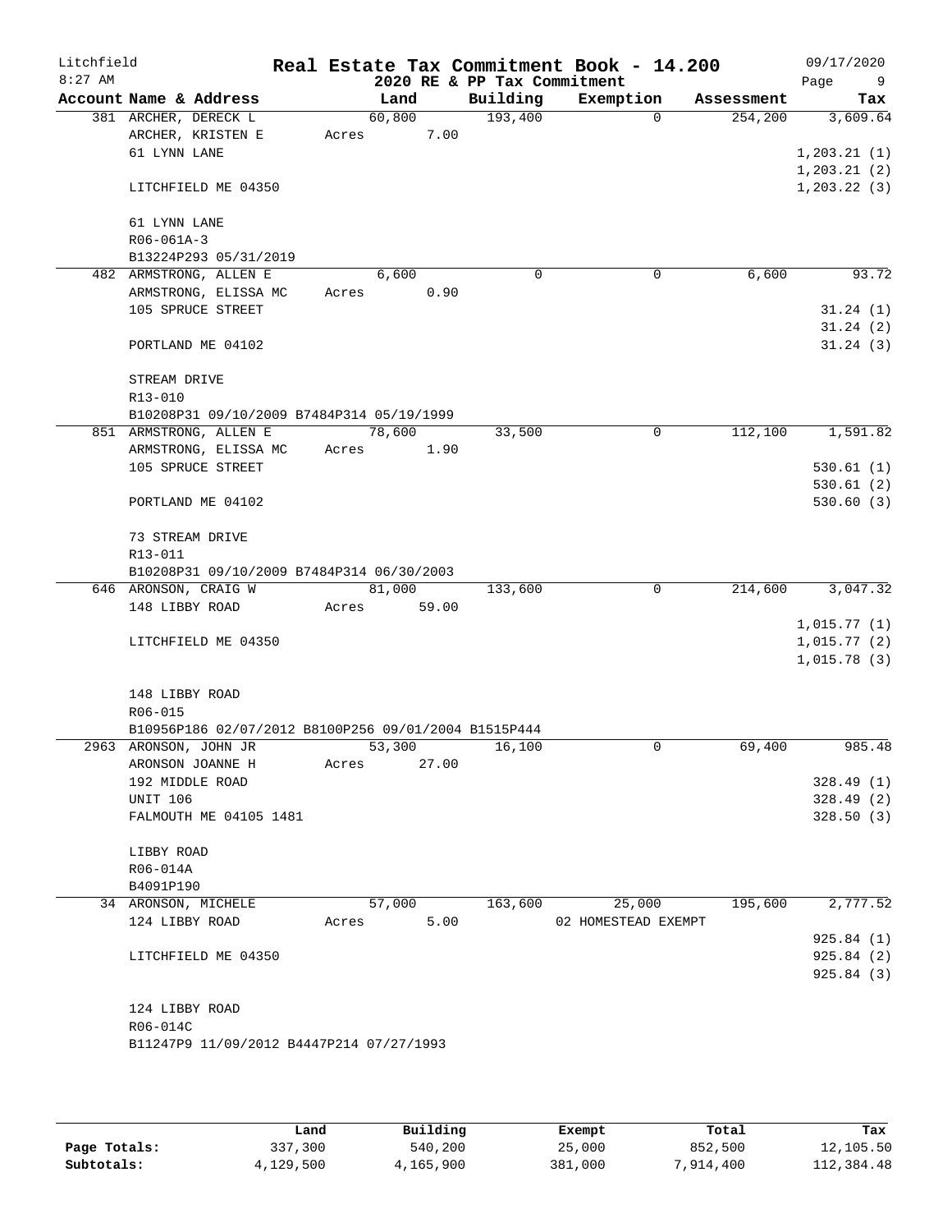Litchfield
8:27 AM

# Real Estate Tax Commitment Book - 14.200
## 2020 RE & PP Tax Commitment

09/17/2020

| Account Name & Address | Land | Building | Exemption | Assessment | Tax |
|---|---|---|---|---|---|
| 381 ARCHER, DERECK L | 60,800 | 193,400 | 0 | 254,200 | 3,609.64 |
| ARCHER, KRISTEN E | Acres 7.00 | | | | |
| 61 LYNN LANE | | | | | 1,203.21 (1) |
| | | | | | 1,203.21 (2) |
| LITCHFIELD ME 04350 | | | | | 1,203.22 (3) |
| 61 LYNN LANE | | | | | |
| R06-061A-3 | | | | | |
| B13224P293 05/31/2019 | | | | | |
| 482 ARMSTRONG, ALLEN E | 6,600 | 0 | 0 | 6,600 | 93.72 |
| ARMSTRONG, ELISSA MC | Acres 0.90 | | | | |
| 105 SPRUCE STREET | | | | | 31.24 (1) |
| | | | | | 31.24 (2) |
| PORTLAND ME 04102 | | | | | 31.24 (3) |
| STREAM DRIVE | | | | | |
| R13-010 | | | | | |
| B10208P31 09/10/2009 B7484P314 05/19/1999 | | | | | |
| 851 ARMSTRONG, ALLEN E | 78,600 | 33,500 | 0 | 112,100 | 1,591.82 |
| ARMSTRONG, ELISSA MC | Acres 1.90 | | | | |
| 105 SPRUCE STREET | | | | | 530.61 (1) |
| | | | | | 530.61 (2) |
| PORTLAND ME 04102 | | | | | 530.60 (3) |
| 73 STREAM DRIVE | | | | | |
| R13-011 | | | | | |
| B10208P31 09/10/2009 B7484P314 06/30/2003 | | | | | |
| 646 ARONSON, CRAIG W | 81,000 | 133,600 | 0 | 214,600 | 3,047.32 |
| 148 LIBBY ROAD | Acres 59.00 | | | | |
| | | | | | 1,015.77 (1) |
| LITCHFIELD ME 04350 | | | | | 1,015.77 (2) |
| | | | | | 1,015.78 (3) |
| 148 LIBBY ROAD | | | | | |
| R06-015 | | | | | |
| B10956P186 02/07/2012 B8100P256 09/01/2004 B1515P444 | | | | | |
| 2963 ARONSON, JOHN JR | 53,300 | 16,100 | 0 | 69,400 | 985.48 |
| ARONSON JOANNE H | Acres 27.00 | | | | |
| 192 MIDDLE ROAD | | | | | 328.49 (1) |
| UNIT 106 | | | | | 328.49 (2) |
| FALMOUTH ME 04105 1481 | | | | | 328.50 (3) |
| LIBBY ROAD | | | | | |
| R06-014A | | | | | |
| B4091P190 | | | | | |
| 34 ARONSON, MICHELE | 57,000 | 163,600 | 25,000 | 195,600 | 2,777.52 |
| 124 LIBBY ROAD | Acres 5.00 | | 02 HOMESTEAD EXEMPT | | |
| | | | | | 925.84 (1) |
| LITCHFIELD ME 04350 | | | | | 925.84 (2) |
| | | | | | 925.84 (3) |
| 124 LIBBY ROAD | | | | | |
| R06-014C | | | | | |
| B11247P9 11/09/2012 B4447P214 07/27/1993 | | | | | |

| | Land | Building | Exempt | Total | Tax |
|---|---|---|---|---|---|
| Page Totals: | 337,300 | 540,200 | 25,000 | 852,500 | 12,105.50 |
| Subtotals: | 4,129,500 | 4,165,900 | 381,000 | 7,914,400 | 112,384.48 |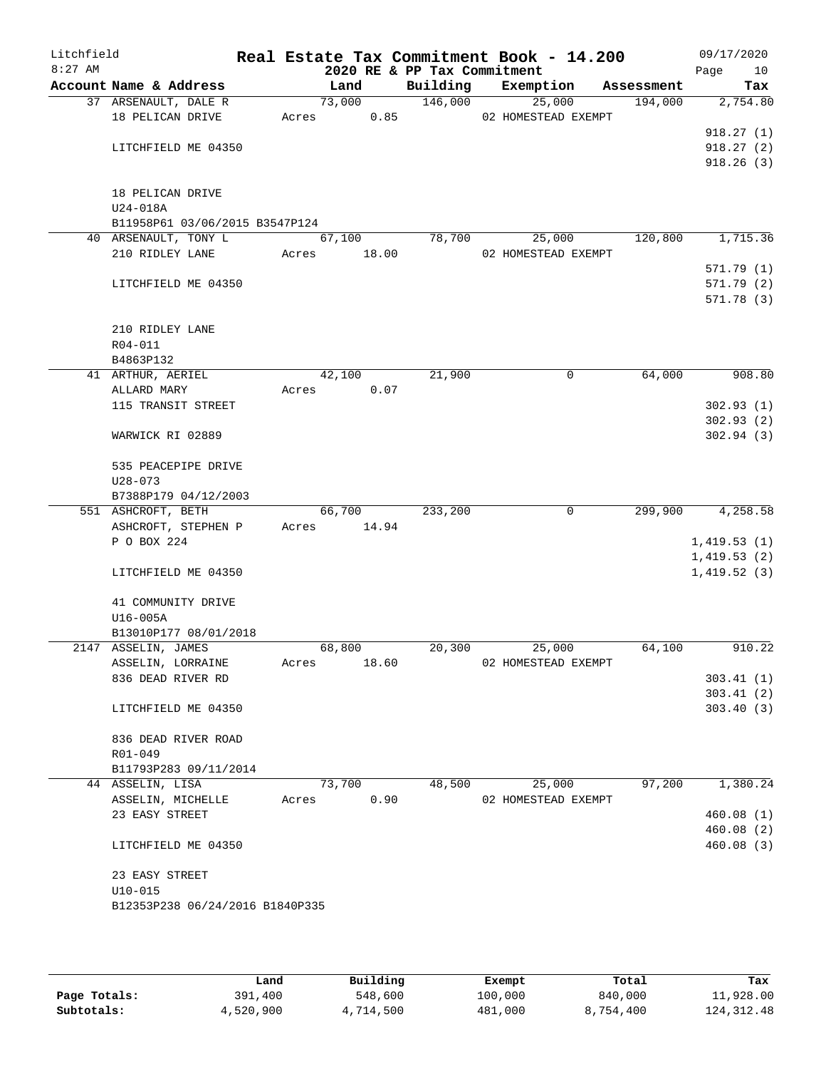Litchfield
8:27 AM

# Real Estate Tax Commitment Book - 14.200

2020 RE & PP Tax Commitment

09/17/2020

| Account Name & Address | Land | Building | Exemption | Assessment | Tax |
|---|---|---|---|---|---|
| 37 ARSENAULT, DALE R | 73,000 | 146,000 | 25,000 | 194,000 | 2,754.80 |
| 18 PELICAN DRIVE | Acres 0.85 | | 02 HOMESTEAD EXEMPT | | |
| | | | | | 918.27 (1) |
| LITCHFIELD ME 04350 | | | | | 918.27 (2) |
| | | | | | 918.26 (3) |
| 18 PELICAN DRIVE | | | | | |
| U24-018A | | | | | |
| B11958P61 03/06/2015 B3547P124 | | | | | |
| 40 ARSENAULT, TONY L | 67,100 | 78,700 | 25,000 | 120,800 | 1,715.36 |
| 210 RIDLEY LANE | Acres 18.00 | | 02 HOMESTEAD EXEMPT | | |
| | | | | | 571.79 (1) |
| LITCHFIELD ME 04350 | | | | | 571.79 (2) |
| | | | | | 571.78 (3) |
| 210 RIDLEY LANE | | | | | |
| R04-011 | | | | | |
| B4863P132 | | | | | |
| 41 ARTHUR, AERIEL | 42,100 | 21,900 | 0 | 64,000 | 908.80 |
| ALLARD MARY | Acres 0.07 | | | | |
| 115 TRANSIT STREET | | | | | 302.93 (1) |
| | | | | | 302.93 (2) |
| WARWICK RI 02889 | | | | | 302.94 (3) |
| 535 PEACEPIPE DRIVE | | | | | |
| U28-073 | | | | | |
| B7388P179 04/12/2003 | | | | | |
| 551 ASHCROFT, BETH | 66,700 | 233,200 | 0 | 299,900 | 4,258.58 |
| ASHCROFT, STEPHEN P | Acres 14.94 | | | | |
| P O BOX 224 | | | | | 1,419.53 (1) |
| | | | | | 1,419.53 (2) |
| LITCHFIELD ME 04350 | | | | | 1,419.52 (3) |
| 41 COMMUNITY DRIVE | | | | | |
| U16-005A | | | | | |
| B13010P177 08/01/2018 | | | | | |
| 2147 ASSELIN, JAMES | 68,800 | 20,300 | 25,000 | 64,100 | 910.22 |
| ASSELIN, LORRAINE | Acres 18.60 | | 02 HOMESTEAD EXEMPT | | |
| 836 DEAD RIVER RD | | | | | 303.41 (1) |
| | | | | | 303.41 (2) |
| LITCHFIELD ME 04350 | | | | | 303.40 (3) |
| 836 DEAD RIVER ROAD | | | | | |
| R01-049 | | | | | |
| B11793P283 09/11/2014 | | | | | |
| 44 ASSELIN, LISA | 73,700 | 48,500 | 25,000 | 97,200 | 1,380.24 |
| ASSELIN, MICHELLE | Acres 0.90 | | 02 HOMESTEAD EXEMPT | | |
| 23 EASY STREET | | | | | 460.08 (1) |
| | | | | | 460.08 (2) |
| LITCHFIELD ME 04350 | | | | | 460.08 (3) |
| 23 EASY STREET | | | | | |
| U10-015 | | | | | |
| B12353P238 06/24/2016 B1840P335 | | | | | |

| | Land | Building | Exempt | Total | Tax |
|---|---|---|---|---|---|
| Page Totals: | 391,400 | 548,600 | 100,000 | 840,000 | 11,928.00 |
| Subtotals: | 4,520,900 | 4,714,500 | 481,000 | 8,754,400 | 124,312.48 |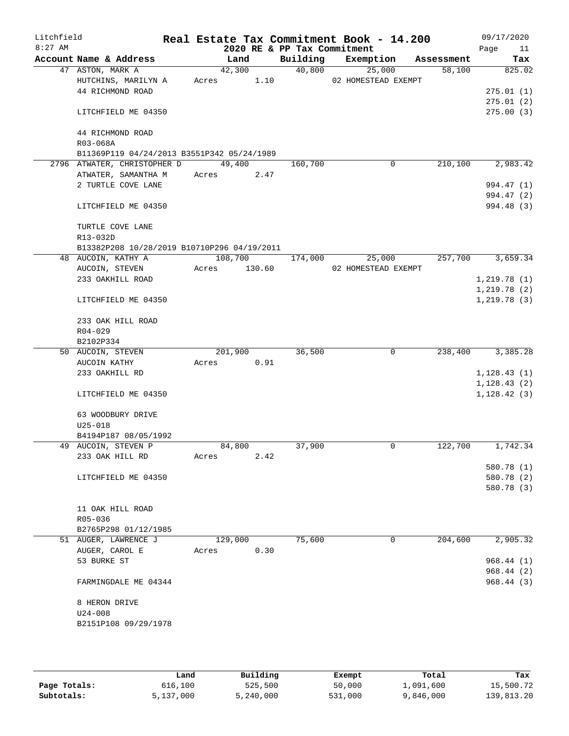# Real Estate Tax Commitment Book - 14.200

Litchfield
8:27 AM

2020 RE & PP Tax Commitment

09/17/2020

| Account Name & Address | Land | Building | Exemption | Assessment | Tax |
|---|---|---|---|---|---|
| 47 ASTON, MARK A | 42,300 | 40,800 | 25,000 | 58,100 | 825.02 |
| HUTCHINS, MARILYN A | Acres 1.10 | | 02 HOMESTEAD EXEMPT | | |
| 44 RICHMOND ROAD | | | | | 275.01 (1) |
| | | | | | 275.01 (2) |
| LITCHFIELD ME 04350 | | | | | 275.00 (3) |
| 44 RICHMOND ROAD | | | | | |
| R03-068A | | | | | |
| B11369P119 04/24/2013 B3551P342 05/24/1989 | | | | | |
| 2796 ATWATER, CHRISTOPHER D | 49,400 | 160,700 | 0 | 210,100 | 2,983.42 |
| ATWATER, SAMANTHA M | Acres 2.47 | | | | |
| 2 TURTLE COVE LANE | | | | | 994.47 (1) |
| | | | | | 994.47 (2) |
| LITCHFIELD ME 04350 | | | | | 994.48 (3) |
| TURTLE COVE LANE | | | | | |
| R13-032D | | | | | |
| B13382P208 10/28/2019 B10710P296 04/19/2011 | | | | | |
| 48 AUCOIN, KATHY A | 108,700 | 174,000 | 25,000 | 257,700 | 3,659.34 |
| AUCOIN, STEVEN | Acres 130.60 | | 02 HOMESTEAD EXEMPT | | |
| 233 OAKHILL ROAD | | | | | 1,219.78 (1) |
| | | | | | 1,219.78 (2) |
| LITCHFIELD ME 04350 | | | | | 1,219.78 (3) |
| 233 OAK HILL ROAD | | | | | |
| R04-029 | | | | | |
| B2102P334 | | | | | |
| 50 AUCOIN, STEVEN | 201,900 | 36,500 | 0 | 238,400 | 3,385.28 |
| AUCOIN KATHY | Acres 0.91 | | | | |
| 233 OAKHILL RD | | | | | 1,128.43 (1) |
| | | | | | 1,128.43 (2) |
| LITCHFIELD ME 04350 | | | | | 1,128.42 (3) |
| 63 WOODBURY DRIVE | | | | | |
| U25-018 | | | | | |
| B4194P187 08/05/1992 | | | | | |
| 49 AUCOIN, STEVEN P | 84,800 | 37,900 | 0 | 122,700 | 1,742.34 |
| 233 OAK HILL RD | Acres 2.42 | | | | |
| | | | | | 580.78 (1) |
| LITCHFIELD ME 04350 | | | | | 580.78 (2) |
| | | | | | 580.78 (3) |
| 11 OAK HILL ROAD | | | | | |
| R05-036 | | | | | |
| B2765P298 01/12/1985 | | | | | |
| 51 AUGER, LAWRENCE J | 129,000 | 75,600 | 0 | 204,600 | 2,905.32 |
| AUGER, CAROL E | Acres 0.30 | | | | |
| 53 BURKE ST | | | | | 968.44 (1) |
| | | | | | 968.44 (2) |
| FARMINGDALE ME 04344 | | | | | 968.44 (3) |
| 8 HERON DRIVE | | | | | |
| U24-008 | | | | | |
| B2151P108 09/29/1978 | | | | | |

| | Land | Building | Exempt | Total | Tax |
|---|---|---|---|---|---|
| Page Totals: | 616,100 | 525,500 | 50,000 | 1,091,600 | 15,500.72 |
| Subtotals: | 5,137,000 | 5,240,000 | 531,000 | 9,846,000 | 139,813.20 |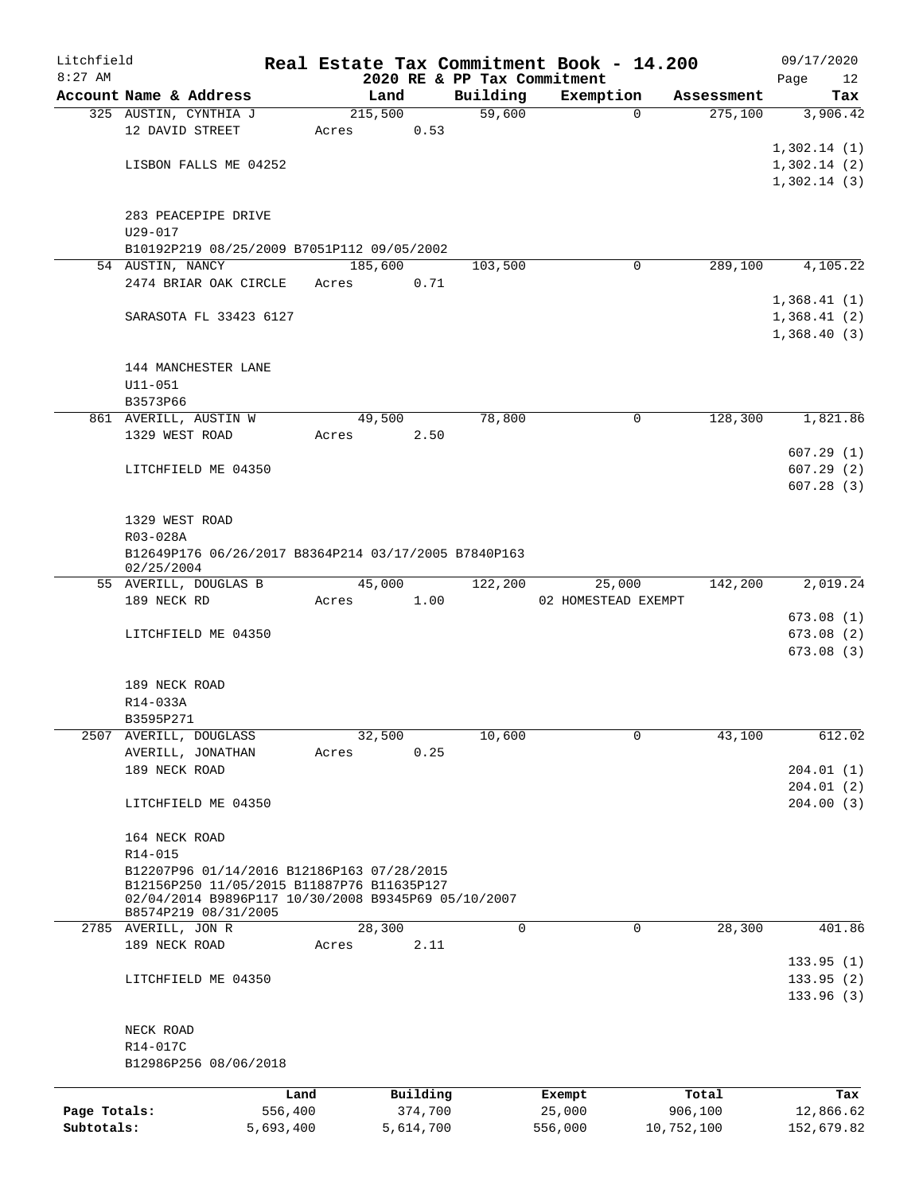# Litchfield — Real Estate Tax Commitment Book - 14.200

8:27 AM — 2020 RE & PP Tax Commitment — 09/17/2020

| Account Name & Address | Land | Building | Exemption | Assessment | Tax |
|---|---|---|---|---|---|
| 325 AUSTIN, CYNTHIA J | 215,500 | 59,600 | 0 | 275,100 | 3,906.42 |
| 12 DAVID STREET | Acres 0.53 | | | | |
| | | | | | 1,302.14 (1) |
| LISBON FALLS ME 04252 | | | | | 1,302.14 (2) |
| | | | | | 1,302.14 (3) |
| 283 PEACEPIPE DRIVE | | | | | |
| U29-017 | | | | | |
| B10192P219 08/25/2009 B7051P112 09/05/2002 | | | | | |
| 54 AUSTIN, NANCY | 185,600 | 103,500 | 0 | 289,100 | 4,105.22 |
| 2474 BRIAR OAK CIRCLE | Acres 0.71 | | | | |
| | | | | | 1,368.41 (1) |
| SARASOTA FL 33423 6127 | | | | | 1,368.41 (2) |
| | | | | | 1,368.40 (3) |
| 144 MANCHESTER LANE | | | | | |
| U11-051 | | | | | |
| B3573P66 | | | | | |
| 861 AVERILL, AUSTIN W | 49,500 | 78,800 | 0 | 128,300 | 1,821.86 |
| 1329 WEST ROAD | Acres 2.50 | | | | |
| | | | | | 607.29 (1) |
| LITCHFIELD ME 04350 | | | | | 607.29 (2) |
| | | | | | 607.28 (3) |
| 1329 WEST ROAD | | | | | |
| R03-028A | | | | | |
| B12649P176 06/26/2017 B8364P214 03/17/2005 B7840P163 02/25/2004 | | | | | |
| 55 AVERILL, DOUGLAS B | 45,000 | 122,200 | 25,000 | 142,200 | 2,019.24 |
| 189 NECK RD | Acres 1.00 | | 02 HOMESTEAD EXEMPT | | |
| | | | | | 673.08 (1) |
| LITCHFIELD ME 04350 | | | | | 673.08 (2) |
| | | | | | 673.08 (3) |
| 189 NECK ROAD | | | | | |
| R14-033A | | | | | |
| B3595P271 | | | | | |
| 2507 AVERILL, DOUGLASS | 32,500 | 10,600 | 0 | 43,100 | 612.02 |
| AVERILL, JONATHAN | Acres 0.25 | | | | |
| 189 NECK ROAD | | | | | 204.01 (1) |
| | | | | | 204.01 (2) |
| LITCHFIELD ME 04350 | | | | | 204.00 (3) |
| 164 NECK ROAD | | | | | |
| R14-015 | | | | | |
| B12207P96 01/14/2016 B12186P163 07/28/2015 B12156P250 11/05/2015 B11887P76 B11635P127 02/04/2014 B9896P117 10/30/2008 B9345P69 05/10/2007 B8574P219 08/31/2005 | | | | | |
| 2785 AVERILL, JON R | 28,300 | 0 | 0 | 28,300 | 401.86 |
| 189 NECK ROAD | Acres 2.11 | | | | |
| | | | | | 133.95 (1) |
| LITCHFIELD ME 04350 | | | | | 133.95 (2) |
| | | | | | 133.96 (3) |
| NECK ROAD | | | | | |
| R14-017C | | | | | |
| B12986P256 08/06/2018 | | | | | |

| | Land | Building | Exempt | Total | Tax |
|---|---|---|---|---|---|
| Page Totals: | 556,400 | 374,700 | 25,000 | 906,100 | 12,866.62 |
| Subtotals: | 5,693,400 | 5,614,700 | 556,000 | 10,752,100 | 152,679.82 |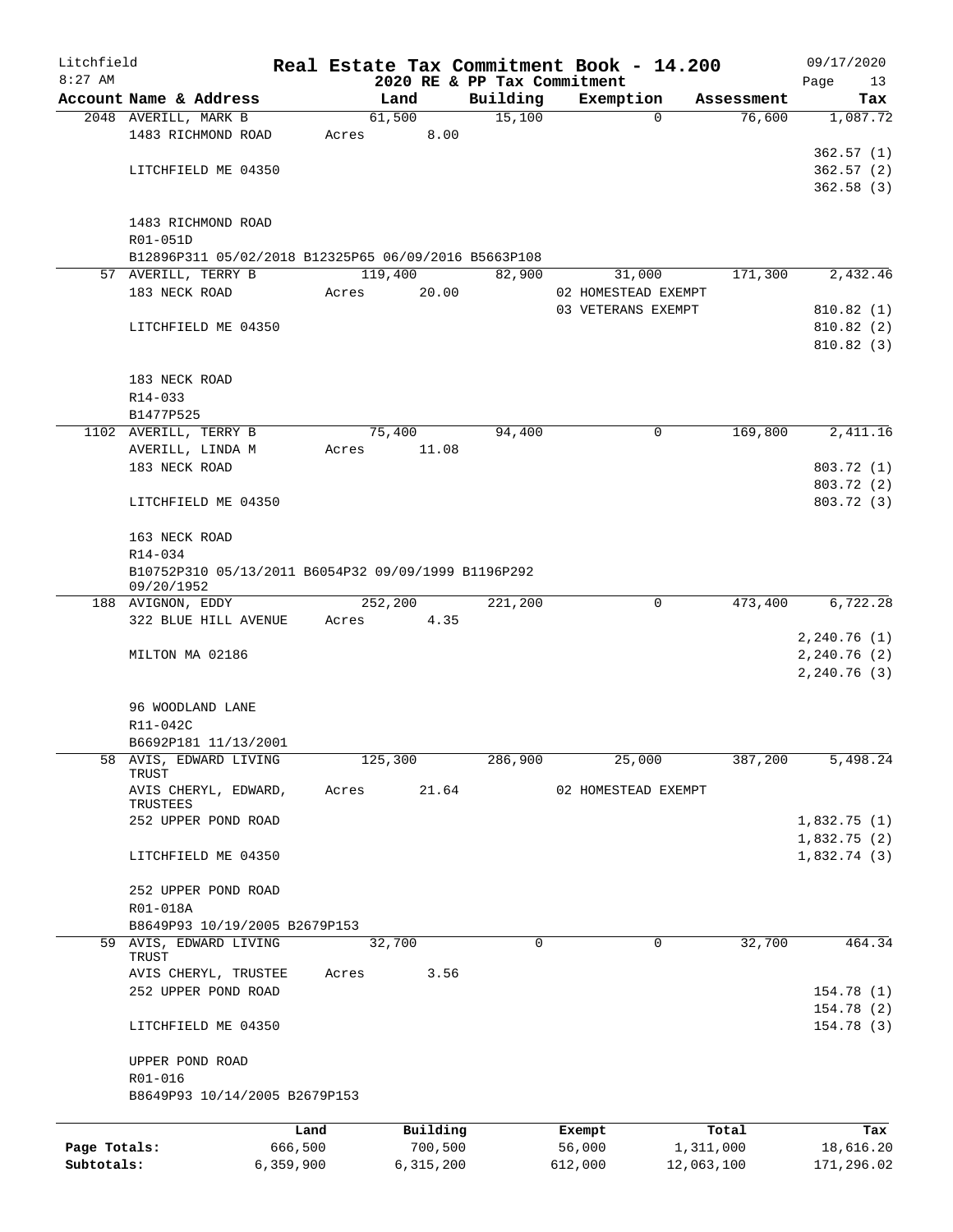Litchfield
8:27 AM

# Real Estate Tax Commitment Book - 14.200

## 2020 RE & PP Tax Commitment

09/17/2020

| Account | Name & Address | Land | Building | Exemption | Assessment | Tax |
|---|---|---|---|---|---|---|
| 2048 | AVERILL, MARK B | 61,500 | 15,100 | 0 | 76,600 | 1,087.72 |
| | 1483 RICHMOND ROAD | Acres 8.00 | | | | |
| | | | | | | 362.57 (1) |
| | LITCHFIELD ME 04350 | | | | | 362.57 (2) |
| | | | | | | 362.58 (3) |
| | 1483 RICHMOND ROAD | | | | | |
| | R01-051D | | | | | |
| | B12896P311 05/02/2018 B12325P65 06/09/2016 B5663P108 | | | | | |
| 57 | AVERILL, TERRY B | 119,400 | 82,900 | 31,000 | 171,300 | 2,432.46 |
| | 183 NECK ROAD | Acres 20.00 | | 02 HOMESTEAD EXEMPT | | |
| | | | | 03 VETERANS EXEMPT | | 810.82 (1) |
| | LITCHFIELD ME 04350 | | | | | 810.82 (2) |
| | | | | | | 810.82 (3) |
| | 183 NECK ROAD | | | | | |
| | R14-033 | | | | | |
| | B1477P525 | | | | | |
| 1102 | AVERILL, TERRY B | 75,400 | 94,400 | 0 | 169,800 | 2,411.16 |
| | AVERILL, LINDA M | Acres 11.08 | | | | |
| | 183 NECK ROAD | | | | | 803.72 (1) |
| | | | | | | 803.72 (2) |
| | LITCHFIELD ME 04350 | | | | | 803.72 (3) |
| | 163 NECK ROAD | | | | | |
| | R14-034 | | | | | |
| | B10752P310 05/13/2011 B6054P32 09/09/1999 B1196P292 09/20/1952 | | | | | |
| 188 | AVIGNON, EDDY | 252,200 | 221,200 | 0 | 473,400 | 6,722.28 |
| | 322 BLUE HILL AVENUE | Acres 4.35 | | | | |
| | | | | | | 2,240.76 (1) |
| | MILTON MA 02186 | | | | | 2,240.76 (2) |
| | | | | | | 2,240.76 (3) |
| | 96 WOODLAND LANE | | | | | |
| | R11-042C | | | | | |
| | B6692P181 11/13/2001 | | | | | |
| 58 | AVIS, EDWARD LIVING TRUST | 125,300 | 286,900 | 25,000 | 387,200 | 5,498.24 |
| | AVIS CHERYL, EDWARD, TRUSTEES | Acres 21.64 | | 02 HOMESTEAD EXEMPT | | |
| | 252 UPPER POND ROAD | | | | | 1,832.75 (1) |
| | | | | | | 1,832.75 (2) |
| | LITCHFIELD ME 04350 | | | | | 1,832.74 (3) |
| | 252 UPPER POND ROAD | | | | | |
| | R01-018A | | | | | |
| | B8649P93 10/19/2005 B2679P153 | | | | | |
| 59 | AVIS, EDWARD LIVING TRUST | 32,700 | 0 | 0 | 32,700 | 464.34 |
| | AVIS CHERYL, TRUSTEE | Acres 3.56 | | | | |
| | 252 UPPER POND ROAD | | | | | 154.78 (1) |
| | | | | | | 154.78 (2) |
| | LITCHFIELD ME 04350 | | | | | 154.78 (3) |
| | UPPER POND ROAD | | | | | |
| | R01-016 | | | | | |
| | B8649P93 10/14/2005 B2679P153 | | | | | |

| | Land | Building | Exempt | Total | Tax |
|---|---|---|---|---|---|
| Page Totals: | 666,500 | 700,500 | 56,000 | 1,311,000 | 18,616.20 |
| Subtotals: | 6,359,900 | 6,315,200 | 612,000 | 12,063,100 | 171,296.02 |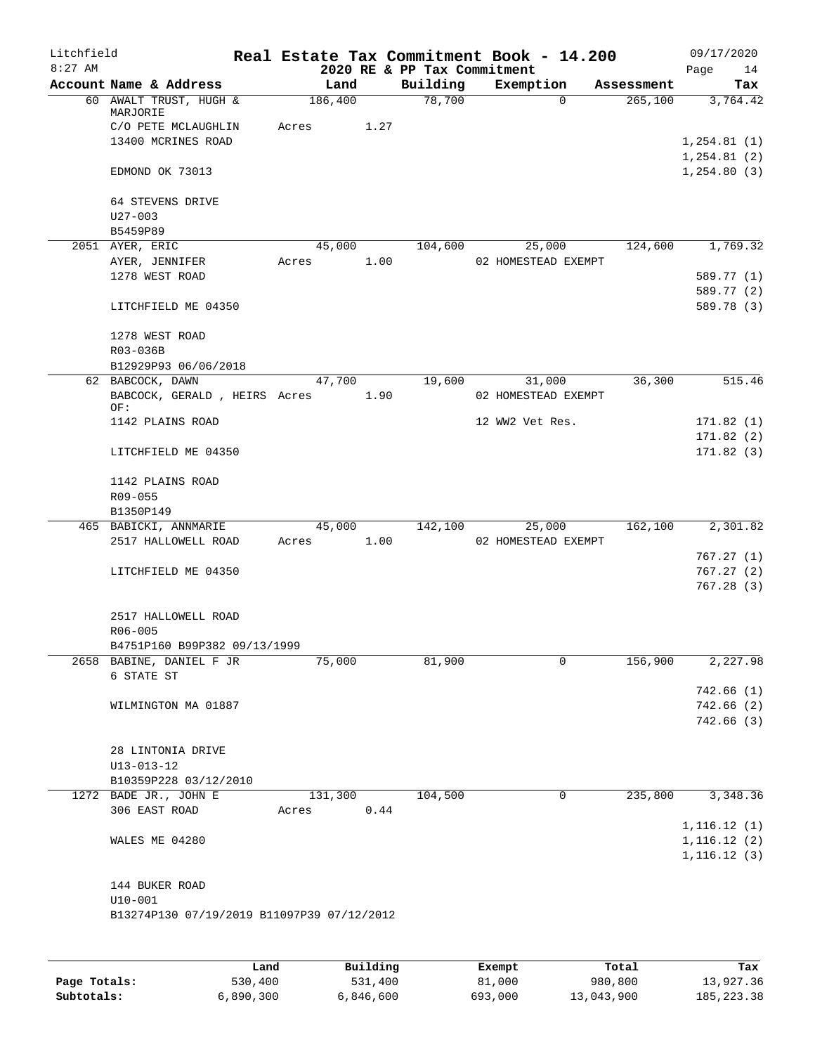# Real Estate Tax Commitment Book - 14.200

Litchfield
8:27 AM

2020 RE & PP Tax Commitment

09/17/2020

| Account Name & Address | Land | Building | Exemption | Assessment | Tax |
|---|---|---|---|---|---|
| 60 AWALT TRUST, HUGH & MARJORIE | 186,400 | 78,700 | 0 | 265,100 | 3,764.42 |
| C/O PETE MCLAUGHLIN | Acres 1.27 | | | | |
| 13400 MCRINES ROAD | | | | | 1,254.81 (1) |
| | | | | | 1,254.81 (2) |
| EDMOND OK 73013 | | | | | 1,254.80 (3) |
| 64 STEVENS DRIVE | | | | | |
| U27-003 | | | | | |
| B5459P89 | | | | | |
| 2051 AYER, ERIC | 45,000 | 104,600 | 25,000 | 124,600 | 1,769.32 |
| AYER, JENNIFER | Acres 1.00 | | 02 HOMESTEAD EXEMPT | | |
| 1278 WEST ROAD | | | | | 589.77 (1) |
| | | | | | 589.77 (2) |
| LITCHFIELD ME 04350 | | | | | 589.78 (3) |
| 1278 WEST ROAD | | | | | |
| R03-036B | | | | | |
| B12929P93 06/06/2018 | | | | | |
| 62 BABCOCK, DAWN | 47,700 | 19,600 | 31,000 | 36,300 | 515.46 |
| BABCOCK, GERALD , HEIRS OF: | Acres 1.90 | | 02 HOMESTEAD EXEMPT | | |
| 1142 PLAINS ROAD | | | 12 WW2 Vet Res. | | 171.82 (1) |
| | | | | | 171.82 (2) |
| LITCHFIELD ME 04350 | | | | | 171.82 (3) |
| 1142 PLAINS ROAD | | | | | |
| R09-055 | | | | | |
| B1350P149 | | | | | |
| 465 BABICKI, ANNMARIE | 45,000 | 142,100 | 25,000 | 162,100 | 2,301.82 |
| 2517 HALLOWELL ROAD | Acres 1.00 | | 02 HOMESTEAD EXEMPT | | |
| | | | | | 767.27 (1) |
| LITCHFIELD ME 04350 | | | | | 767.27 (2) |
| | | | | | 767.28 (3) |
| 2517 HALLOWELL ROAD | | | | | |
| R06-005 | | | | | |
| B4751P160 B99P382 09/13/1999 | | | | | |
| 2658 BABINE, DANIEL F JR | 75,000 | 81,900 | 0 | 156,900 | 2,227.98 |
| 6 STATE ST | | | | | |
| | | | | | 742.66 (1) |
| WILMINGTON MA 01887 | | | | | 742.66 (2) |
| | | | | | 742.66 (3) |
| 28 LINTONIA DRIVE | | | | | |
| U13-013-12 | | | | | |
| B10359P228 03/12/2010 | | | | | |
| 1272 BADE JR., JOHN E | 131,300 | 104,500 | 0 | 235,800 | 3,348.36 |
| 306 EAST ROAD | Acres 0.44 | | | | |
| | | | | | 1,116.12 (1) |
| WALES ME 04280 | | | | | 1,116.12 (2) |
| | | | | | 1,116.12 (3) |
| 144 BUKER ROAD | | | | | |
| U10-001 | | | | | |
| B13274P130 07/19/2019 B11097P39 07/12/2012 | | | | | |

| | Land | Building | Exempt | Total | Tax |
|---|---|---|---|---|---|
| Page Totals: | 530,400 | 531,400 | 81,000 | 980,800 | 13,927.36 |
| Subtotals: | 6,890,300 | 6,846,600 | 693,000 | 13,043,900 | 185,223.38 |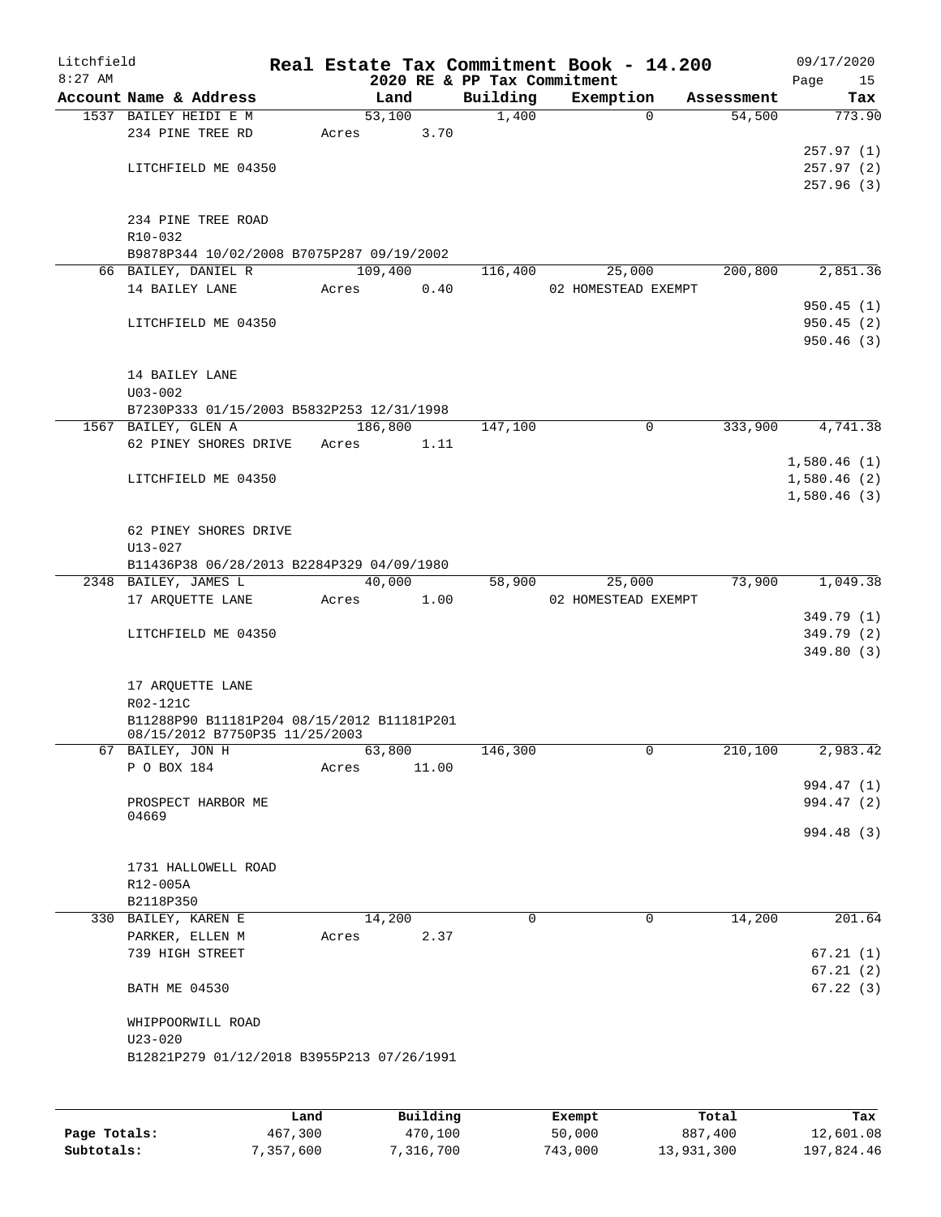# Real Estate Tax Commitment Book - 14.200

## 2020 RE & PP Tax Commitment

Litchfield
8:27 AM

09/17/2020

| Account Name & Address | Land | Building | Exemption | Assessment | Tax |
|---|---|---|---|---|---|
| 1537 BAILEY HEIDI E M | 53,100 | 1,400 | 0 | 54,500 | 773.90 |
| 234 PINE TREE RD | Acres 3.70 | | | | |
| | | | | | 257.97 (1) |
| LITCHFIELD ME 04350 | | | | | 257.97 (2) |
| | | | | | 257.96 (3) |
| 234 PINE TREE ROAD | | | | | |
| R10-032 | | | | | |
| B9878P344 10/02/2008 B7075P287 09/19/2002 | | | | | |
| 66 BAILEY, DANIEL R | 109,400 | 116,400 | 25,000 | 200,800 | 2,851.36 |
| 14 BAILEY LANE | Acres 0.40 | | 02 HOMESTEAD EXEMPT | | |
| | | | | | 950.45 (1) |
| LITCHFIELD ME 04350 | | | | | 950.45 (2) |
| | | | | | 950.46 (3) |
| 14 BAILEY LANE | | | | | |
| U03-002 | | | | | |
| B7230P333 01/15/2003 B5832P253 12/31/1998 | | | | | |
| 1567 BAILEY, GLEN A | 186,800 | 147,100 | 0 | 333,900 | 4,741.38 |
| 62 PINEY SHORES DRIVE | Acres 1.11 | | | | |
| | | | | | 1,580.46 (1) |
| LITCHFIELD ME 04350 | | | | | 1,580.46 (2) |
| | | | | | 1,580.46 (3) |
| 62 PINEY SHORES DRIVE | | | | | |
| U13-027 | | | | | |
| B11436P38 06/28/2013 B2284P329 04/09/1980 | | | | | |
| 2348 BAILEY, JAMES L | 40,000 | 58,900 | 25,000 | 73,900 | 1,049.38 |
| 17 ARQUETTE LANE | Acres 1.00 | | 02 HOMESTEAD EXEMPT | | |
| | | | | | 349.79 (1) |
| LITCHFIELD ME 04350 | | | | | 349.79 (2) |
| | | | | | 349.80 (3) |
| 17 ARQUETTE LANE | | | | | |
| R02-121C | | | | | |
| B11288P90 B11181P204 08/15/2012 B11181P201 08/15/2012 B7750P35 11/25/2003 | | | | | |
| 67 BAILEY, JON H | 63,800 | 146,300 | 0 | 210,100 | 2,983.42 |
| P O BOX 184 | Acres 11.00 | | | | |
| | | | | | 994.47 (1) |
| PROSPECT HARBOR ME 04669 | | | | | 994.47 (2) |
| | | | | | 994.48 (3) |
| 1731 HALLOWELL ROAD | | | | | |
| R12-005A | | | | | |
| B2118P350 | | | | | |
| 330 BAILEY, KAREN E | 14,200 | 0 | 0 | 14,200 | 201.64 |
| PARKER, ELLEN M | Acres 2.37 | | | | |
| 739 HIGH STREET | | | | | 67.21 (1) |
| | | | | | 67.21 (2) |
| BATH ME 04530 | | | | | 67.22 (3) |
| WHIPPOORWILL ROAD | | | | | |
| U23-020 | | | | | |
| B12821P279 01/12/2018 B3955P213 07/26/1991 | | | | | |

| | Land | Building | Exempt | Total | Tax |
|---|---|---|---|---|---|
| Page Totals: | 467,300 | 470,100 | 50,000 | 887,400 | 12,601.08 |
| Subtotals: | 7,357,600 | 7,316,700 | 743,000 | 13,931,300 | 197,824.46 |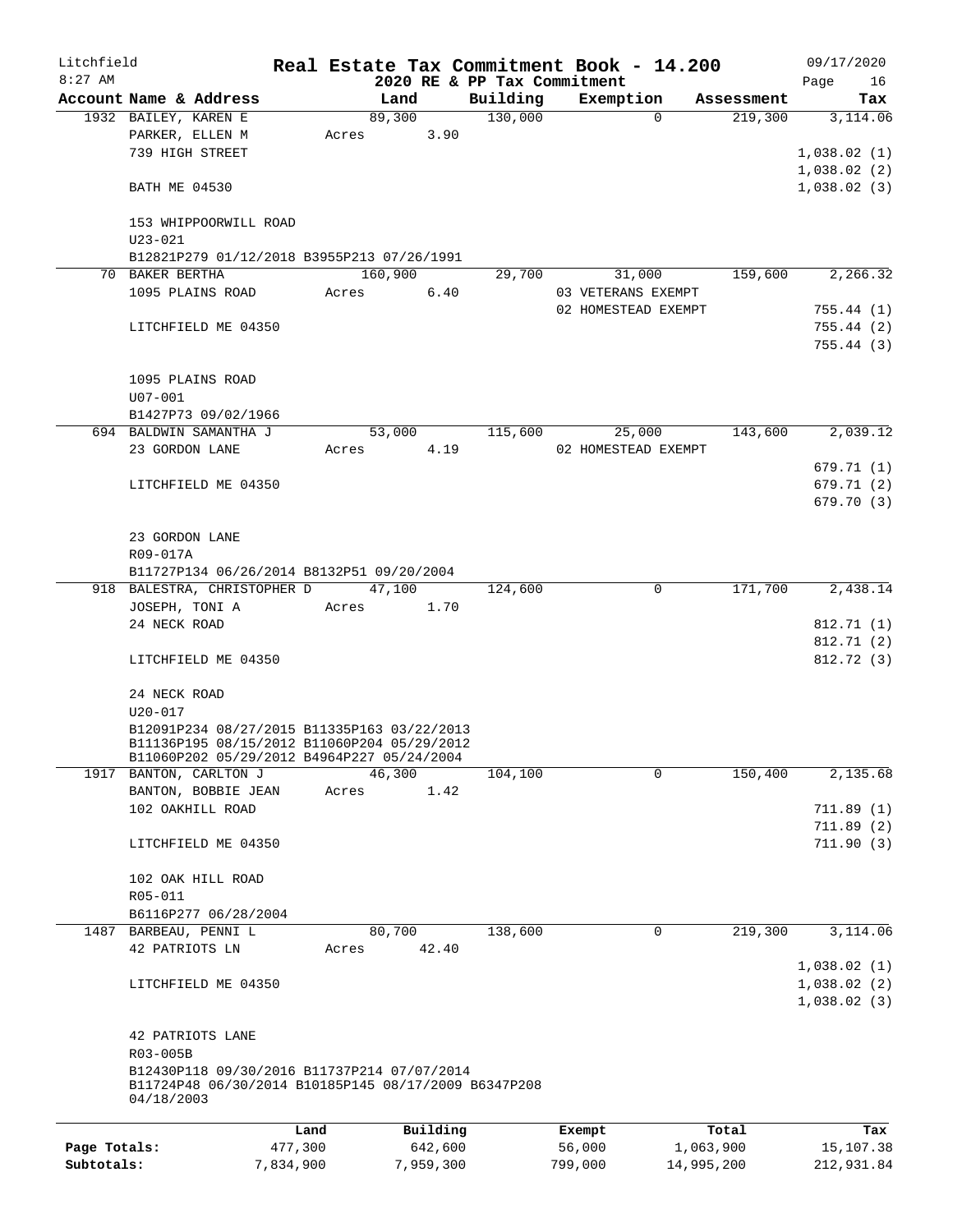Litchfield
8:27 AM

# Real Estate Tax Commitment Book - 14.200

2020 RE & PP Tax Commitment

09/17/2020

| Account Name & Address | Land | Building | Exemption | Assessment | Tax |
|---|---|---|---|---|---|
| 1932 BAILEY, KAREN E | 89,300 | 130,000 | 0 | 219,300 | 3,114.06 |
| PARKER, ELLEN M | Acres 3.90 | | | | |
| 739 HIGH STREET | | | | | 1,038.02 (1) |
| | | | | | 1,038.02 (2) |
| BATH ME 04530 | | | | | 1,038.02 (3) |
| 153 WHIPPOORWILL ROAD | | | | | |
| U23-021 | | | | | |
| B12821P279 01/12/2018 B3955P213 07/26/1991 | | | | | |
| 70 BAKER BERTHA | 160,900 | 29,700 | 31,000 | 159,600 | 2,266.32 |
| 1095 PLAINS ROAD | Acres 6.40 | | 03 VETERANS EXEMPT | | |
| | | | 02 HOMESTEAD EXEMPT | | 755.44 (1) |
| LITCHFIELD ME 04350 | | | | | 755.44 (2) |
| | | | | | 755.44 (3) |
| 1095 PLAINS ROAD | | | | | |
| U07-001 | | | | | |
| B1427P73 09/02/1966 | | | | | |
| 694 BALDWIN SAMANTHA J | 53,000 | 115,600 | 25,000 | 143,600 | 2,039.12 |
| 23 GORDON LANE | Acres 4.19 | | 02 HOMESTEAD EXEMPT | | |
| | | | | | 679.71 (1) |
| LITCHFIELD ME 04350 | | | | | 679.71 (2) |
| | | | | | 679.70 (3) |
| 23 GORDON LANE | | | | | |
| R09-017A | | | | | |
| B11727P134 06/26/2014 B8132P51 09/20/2004 | | | | | |
| 918 BALESTRA, CHRISTOPHER D | 47,100 | 124,600 | 0 | 171,700 | 2,438.14 |
| JOSEPH, TONI A | Acres 1.70 | | | | |
| 24 NECK ROAD | | | | | 812.71 (1) |
| | | | | | 812.71 (2) |
| LITCHFIELD ME 04350 | | | | | 812.72 (3) |
| 24 NECK ROAD | | | | | |
| U20-017 | | | | | |
| B12091P234 08/27/2015 B11335P163 03/22/2013 | | | | | |
| B11136P195 08/15/2012 B11060P204 05/29/2012 | | | | | |
| B11060P202 05/29/2012 B4964P227 05/24/2004 | | | | | |
| 1917 BANTON, CARLTON J | 46,300 | 104,100 | 0 | 150,400 | 2,135.68 |
| BANTON, BOBBIE JEAN | Acres 1.42 | | | | |
| 102 OAKHILL ROAD | | | | | 711.89 (1) |
| | | | | | 711.89 (2) |
| LITCHFIELD ME 04350 | | | | | 711.90 (3) |
| 102 OAK HILL ROAD | | | | | |
| R05-011 | | | | | |
| B6116P277 06/28/2004 | | | | | |
| 1487 BARBEAU, PENNI L | 80,700 | 138,600 | 0 | 219,300 | 3,114.06 |
| 42 PATRIOTS LN | Acres 42.40 | | | | |
| | | | | | 1,038.02 (1) |
| LITCHFIELD ME 04350 | | | | | 1,038.02 (2) |
| | | | | | 1,038.02 (3) |
| 42 PATRIOTS LANE | | | | | |
| R03-005B | | | | | |
| B12430P118 09/30/2016 B11737P214 07/07/2014 | | | | | |
| B11724P48 06/30/2014 B10185P145 08/17/2009 B6347P208 04/18/2003 | | | | | |

| | Land | Building | Exempt | Total | Tax |
|---|---|---|---|---|---|
| Page Totals: | 477,300 | 642,600 | 56,000 | 1,063,900 | 15,107.38 |
| Subtotals: | 7,834,900 | 7,959,300 | 799,000 | 14,995,200 | 212,931.84 |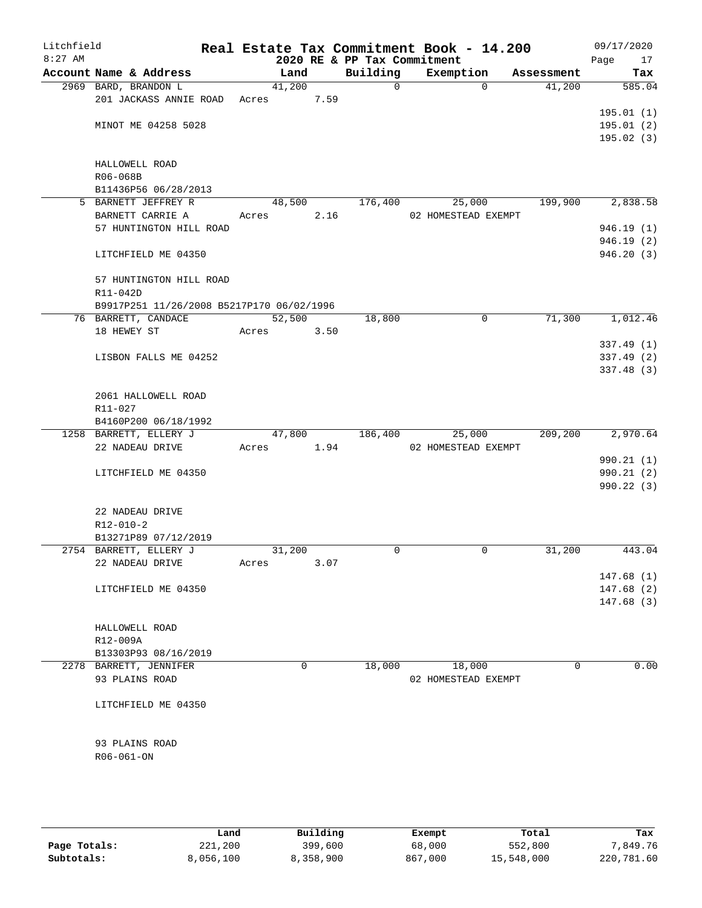Litchfield
8:27 AM

# Real Estate Tax Commitment Book - 14.200
## 2020 RE & PP Tax Commitment

09/17/2020

| Account | Name & Address | Land | Building | Exemption | Assessment | Tax |
|---|---|---|---|---|---|---|
| 2969 | BARD, BRANDON L<br>201 JACKASS ANNIE ROAD<br><br>MINOT ME 04258 5028<br><br>HALLOWELL ROAD<br>R06-068B<br>B11436P56 06/28/2013 | 41,200<br>Acres 7.59 | 0 | 0 | 41,200 | 585.04<br>195.01 (1)<br>195.01 (2)<br>195.02 (3) |
| 5 | BARNETT JEFFREY R<br>BARNETT CARRIE A<br>57 HUNTINGTON HILL ROAD<br><br>LITCHFIELD ME 04350<br><br>57 HUNTINGTON HILL ROAD<br>R11-042D<br>B9917P251 11/26/2008 B5217P170 06/02/1996 | 48,500<br>Acres 2.16 | 176,400 | 25,000<br>02 HOMESTEAD EXEMPT | 199,900 | 2,838.58<br>946.19 (1)<br>946.19 (2)<br>946.20 (3) |
| 76 | BARRETT, CANDACE<br>18 HEWEY ST<br><br>LISBON FALLS ME 04252<br><br>2061 HALLOWELL ROAD<br>R11-027<br>B4160P200 06/18/1992 | 52,500<br>Acres 3.50 | 18,800 | 0 | 71,300 | 1,012.46<br>337.49 (1)<br>337.49 (2)<br>337.48 (3) |
| 1258 | BARRETT, ELLERY J<br>22 NADEAU DRIVE<br><br>LITCHFIELD ME 04350<br><br>22 NADEAU DRIVE<br>R12-010-2<br>B13271P89 07/12/2019 | 47,800<br>Acres 1.94 | 186,400 | 25,000<br>02 HOMESTEAD EXEMPT | 209,200 | 2,970.64<br>990.21 (1)<br>990.21 (2)<br>990.22 (3) |
| 2754 | BARRETT, ELLERY J<br>22 NADEAU DRIVE<br><br>LITCHFIELD ME 04350<br><br>HALLOWELL ROAD<br>R12-009A<br>B13303P93 08/16/2019 | 31,200<br>Acres 3.07 | 0 | 0 | 31,200 | 443.04<br>147.68 (1)<br>147.68 (2)<br>147.68 (3) |
| 2278 | BARRETT, JENNIFER<br>93 PLAINS ROAD<br><br>LITCHFIELD ME 04350<br><br>93 PLAINS ROAD<br>R06-061-ON | 0 | 18,000 | 18,000<br>02 HOMESTEAD EXEMPT | 0 | 0.00 |

| | Land | Building | Exempt | Total | Tax |
|---|---|---|---|---|---|
| Page Totals: | 221,200 | 399,600 | 68,000 | 552,800 | 7,849.76 |
| Subtotals: | 8,056,100 | 8,358,900 | 867,000 | 15,548,000 | 220,781.60 |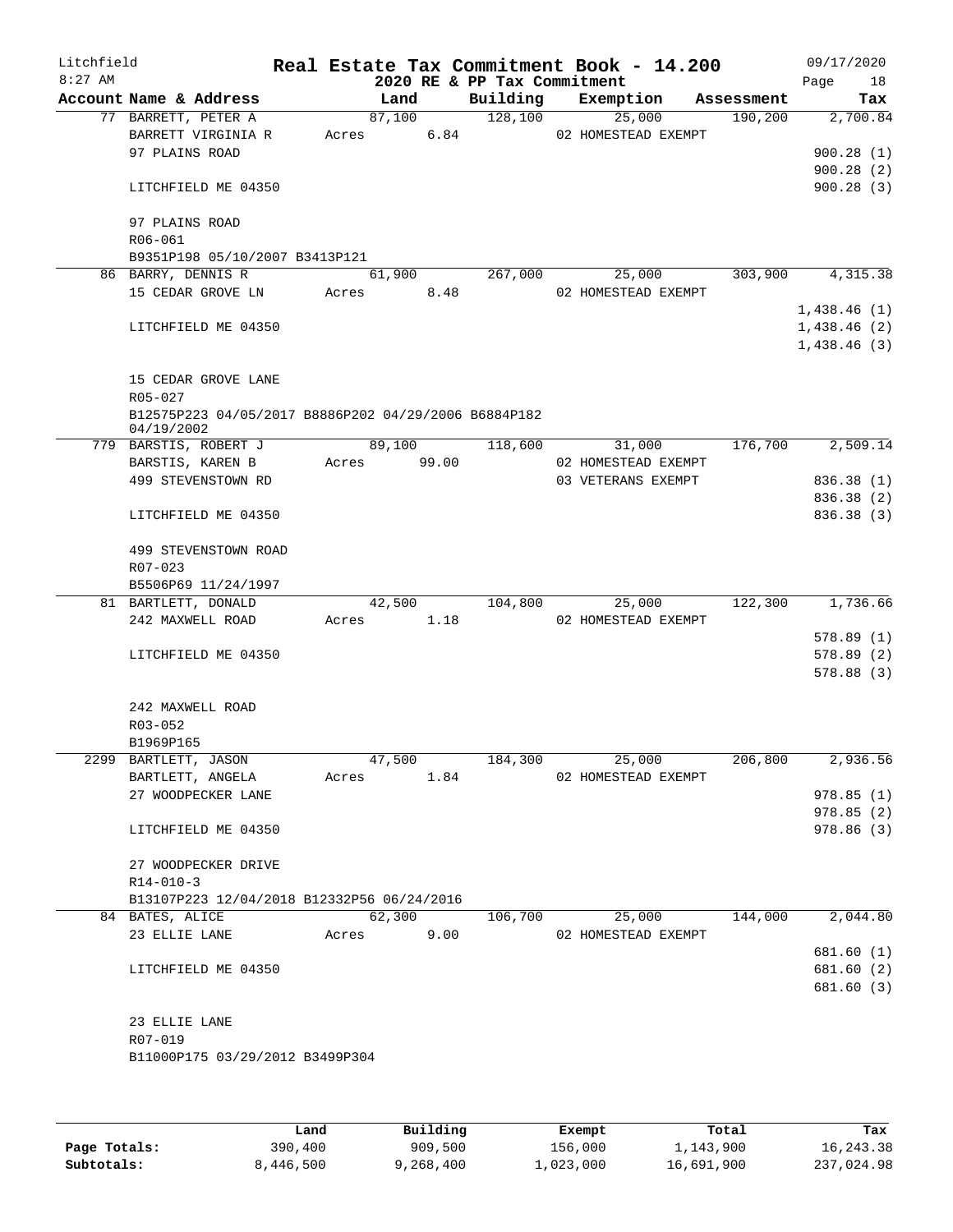# Litchfield Real Estate Tax Commitment Book - 14.200

8:27 AM — 2020 RE & PP Tax Commitment — 09/17/2020

| Account | Name & Address | Land | Building | Exemption | Assessment | Tax |
|---|---|---|---|---|---|---|
| 77 | BARRETT, PETER A | 87,100 | 128,100 | 25,000 | 190,200 | 2,700.84 |
| | BARRETT VIRGINIA R | Acres 6.84 | | 02 HOMESTEAD EXEMPT | | |
| | 97 PLAINS ROAD | | | | | 900.28 (1) |
| | | | | | | 900.28 (2) |
| | LITCHFIELD ME 04350 | | | | | 900.28 (3) |
| | 97 PLAINS ROAD | | | | | |
| | R06-061 | | | | | |
| | B9351P198 05/10/2007 B3413P121 | | | | | |
| 86 | BARRY, DENNIS R | 61,900 | 267,000 | 25,000 | 303,900 | 4,315.38 |
| | 15 CEDAR GROVE LN | Acres 8.48 | | 02 HOMESTEAD EXEMPT | | |
| | | | | | | 1,438.46 (1) |
| | LITCHFIELD ME 04350 | | | | | 1,438.46 (2) |
| | | | | | | 1,438.46 (3) |
| | 15 CEDAR GROVE LANE | | | | | |
| | R05-027 | | | | | |
| | B12575P223 04/05/2017 B8886P202 04/29/2006 B6884P182 04/19/2002 | | | | | |
| 779 | BARSTIS, ROBERT J | 89,100 | 118,600 | 31,000 | 176,700 | 2,509.14 |
| | BARSTIS, KAREN B | Acres 99.00 | | 02 HOMESTEAD EXEMPT | | |
| | 499 STEVENSTOWN RD | | | 03 VETERANS EXEMPT | | 836.38 (1) |
| | | | | | | 836.38 (2) |
| | LITCHFIELD ME 04350 | | | | | 836.38 (3) |
| | 499 STEVENSTOWN ROAD | | | | | |
| | R07-023 | | | | | |
| | B5506P69 11/24/1997 | | | | | |
| 81 | BARTLETT, DONALD | 42,500 | 104,800 | 25,000 | 122,300 | 1,736.66 |
| | 242 MAXWELL ROAD | Acres 1.18 | | 02 HOMESTEAD EXEMPT | | |
| | | | | | | 578.89 (1) |
| | LITCHFIELD ME 04350 | | | | | 578.89 (2) |
| | | | | | | 578.88 (3) |
| | 242 MAXWELL ROAD | | | | | |
| | R03-052 | | | | | |
| | B1969P165 | | | | | |
| 2299 | BARTLETT, JASON | 47,500 | 184,300 | 25,000 | 206,800 | 2,936.56 |
| | BARTLETT, ANGELA | Acres 1.84 | | 02 HOMESTEAD EXEMPT | | |
| | 27 WOODPECKER LANE | | | | | 978.85 (1) |
| | | | | | | 978.85 (2) |
| | LITCHFIELD ME 04350 | | | | | 978.86 (3) |
| | 27 WOODPECKER DRIVE | | | | | |
| | R14-010-3 | | | | | |
| | B13107P223 12/04/2018 B12332P56 06/24/2016 | | | | | |
| 84 | BATES, ALICE | 62,300 | 106,700 | 25,000 | 144,000 | 2,044.80 |
| | 23 ELLIE LANE | Acres 9.00 | | 02 HOMESTEAD EXEMPT | | |
| | | | | | | 681.60 (1) |
| | LITCHFIELD ME 04350 | | | | | 681.60 (2) |
| | | | | | | 681.60 (3) |
| | 23 ELLIE LANE | | | | | |
| | R07-019 | | | | | |
| | B11000P175 03/29/2012 B3499P304 | | | | | |

| | Land | Building | Exempt | Total | Tax |
|---|---|---|---|---|---|
| Page Totals: | 390,400 | 909,500 | 156,000 | 1,143,900 | 16,243.38 |
| Subtotals: | 8,446,500 | 9,268,400 | 1,023,000 | 16,691,900 | 237,024.98 |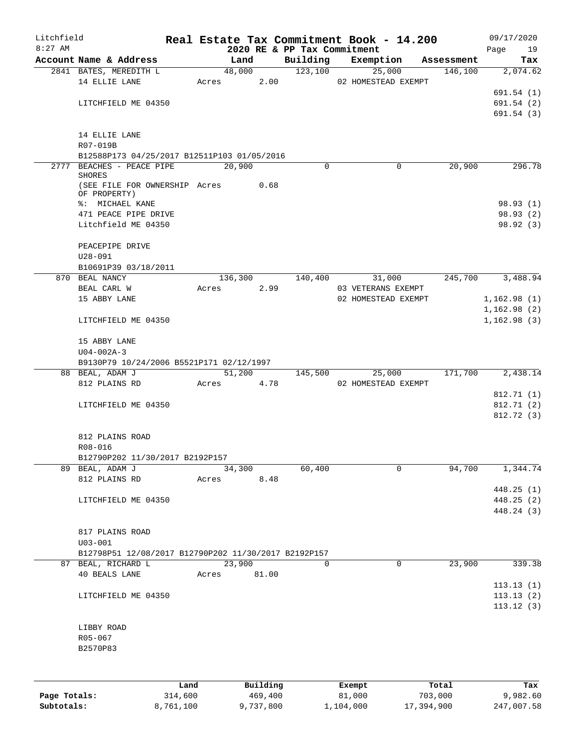Litchfield 8:27 AM

# Real Estate Tax Commitment Book - 14.200

## 2020 RE & PP Tax Commitment

09/17/2020 Page 19

| Account Name & Address | Land | Building | Exemption | Assessment | Tax |
|---|---|---|---|---|---|
| 2841 BATES, MEREDITH L | 48,000 | 123,100 | 25,000 | 146,100 | 2,074.62 |
| 14 ELLIE LANE | Acres 2.00 | | 02 HOMESTEAD EXEMPT | | |
| | | | | | 691.54 (1) |
| LITCHFIELD ME 04350 | | | | | 691.54 (2) |
| | | | | | 691.54 (3) |
| 14 ELLIE LANE | | | | | |
| R07-019B | | | | | |
| B12588P173 04/25/2017 B12511P103 01/05/2016 | | | | | |
| 2777 BEACHES - PEACE PIPE SHORES | 20,900 | 0 | 0 | 20,900 | 296.78 |
| (SEE FILE FOR OWNERSHIP OF PROPERTY) | Acres 0.68 | | | | |
| %: MICHAEL KANE | | | | | 98.93 (1) |
| 471 PEACE PIPE DRIVE | | | | | 98.93 (2) |
| Litchfield ME 04350 | | | | | 98.92 (3) |
| PEACEPIPE DRIVE | | | | | |
| U28-091 | | | | | |
| B10691P39 03/18/2011 | | | | | |
| 870 BEAL NANCY | 136,300 | 140,400 | 31,000 | 245,700 | 3,488.94 |
| BEAL CARL W | Acres 2.99 | | 03 VETERANS EXEMPT | | |
| 15 ABBY LANE | | | 02 HOMESTEAD EXEMPT | | 1,162.98 (1) |
| | | | | | 1,162.98 (2) |
| LITCHFIELD ME 04350 | | | | | 1,162.98 (3) |
| 15 ABBY LANE | | | | | |
| U04-002A-3 | | | | | |
| B9130P79 10/24/2006 B5521P171 02/12/1997 | | | | | |
| 88 BEAL, ADAM J | 51,200 | 145,500 | 25,000 | 171,700 | 2,438.14 |
| 812 PLAINS RD | Acres 4.78 | | 02 HOMESTEAD EXEMPT | | |
| | | | | | 812.71 (1) |
| LITCHFIELD ME 04350 | | | | | 812.71 (2) |
| | | | | | 812.72 (3) |
| 812 PLAINS ROAD | | | | | |
| R08-016 | | | | | |
| B12790P202 11/30/2017 B2192P157 | | | | | |
| 89 BEAL, ADAM J | 34,300 | 60,400 | 0 | 94,700 | 1,344.74 |
| 812 PLAINS RD | Acres 8.48 | | | | |
| | | | | | 448.25 (1) |
| LITCHFIELD ME 04350 | | | | | 448.25 (2) |
| | | | | | 448.24 (3) |
| 817 PLAINS ROAD | | | | | |
| U03-001 | | | | | |
| B12798P51 12/08/2017 B12790P202 11/30/2017 B2192P157 | | | | | |
| 87 BEAL, RICHARD L | 23,900 | 0 | 0 | 23,900 | 339.38 |
| 40 BEALS LANE | Acres 81.00 | | | | |
| | | | | | 113.13 (1) |
| LITCHFIELD ME 04350 | | | | | 113.13 (2) |
| | | | | | 113.12 (3) |
| LIBBY ROAD | | | | | |
| R05-067 | | | | | |
| B2570P83 | | | | | |

| | Land | Building | Exempt | Total | Tax |
|---|---|---|---|---|---|
| Page Totals: | 314,600 | 469,400 | 81,000 | 703,000 | 9,982.60 |
| Subtotals: | 8,761,100 | 9,737,800 | 1,104,000 | 17,394,900 | 247,007.58 |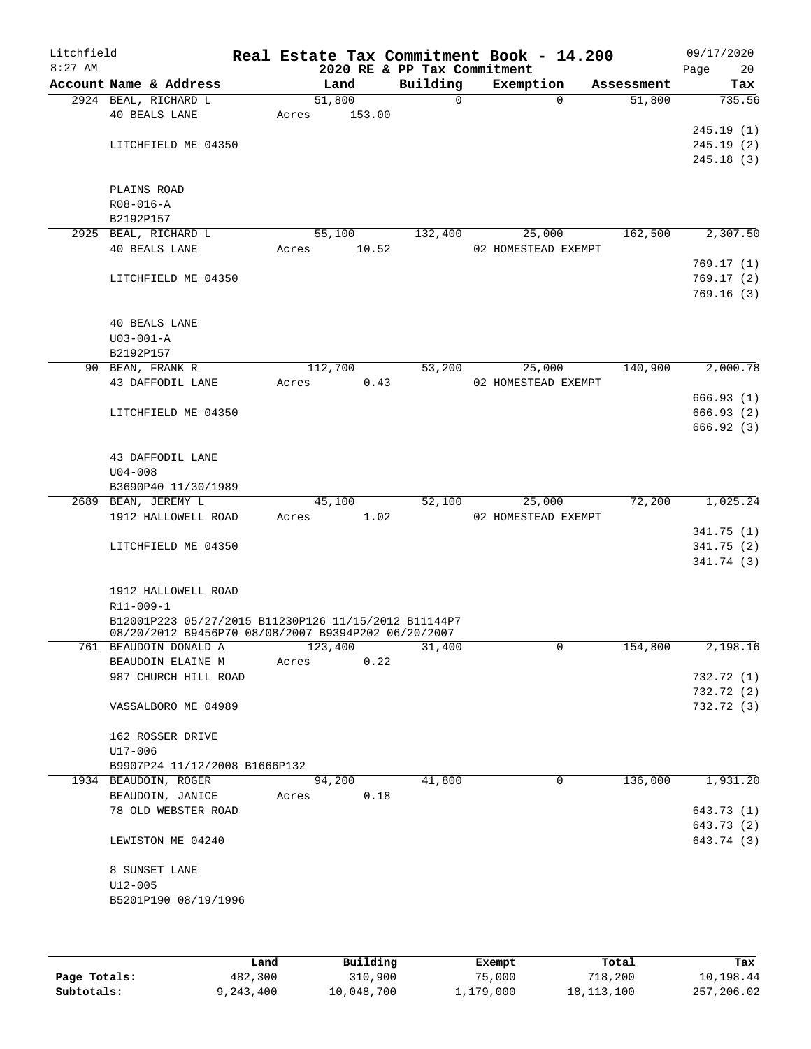# Real Estate Tax Commitment Book - 14.200

Litchfield
8:27 AM

2020 RE & PP Tax Commitment

09/17/2020

| Account | Name & Address | Land | Building | Exemption | Assessment | Tax |
|---|---|---|---|---|---|---|
| 2924 | BEAL, RICHARD L<br>40 BEALS LANE<br><br>LITCHFIELD ME 04350<br><br>PLAINS ROAD<br>R08-016-A<br>B2192P157 | 51,800<br>Acres 153.00 | 0 | 0 | 51,800 | 735.56<br><br>245.19 (1)<br>245.19 (2)<br>245.18 (3) |
| 2925 | BEAL, RICHARD L<br>40 BEALS LANE<br><br>LITCHFIELD ME 04350<br><br>40 BEALS LANE<br>U03-001-A<br>B2192P157 | 55,100<br>Acres 10.52 | 132,400 | 25,000<br>02 HOMESTEAD EXEMPT | 162,500 | 2,307.50<br><br>769.17 (1)<br>769.17 (2)<br>769.16 (3) |
| 90 | BEAN, FRANK R<br>43 DAFFODIL LANE<br><br>LITCHFIELD ME 04350<br><br>43 DAFFODIL LANE<br>U04-008<br>B3690P40 11/30/1989 | 112,700<br>Acres 0.43 | 53,200 | 25,000<br>02 HOMESTEAD EXEMPT | 140,900 | 2,000.78<br><br>666.93 (1)<br>666.93 (2)<br>666.92 (3) |
| 2689 | BEAN, JEREMY L<br>1912 HALLOWELL ROAD<br><br>LITCHFIELD ME 04350<br><br>1912 HALLOWELL ROAD<br>R11-009-1<br>B12001P223 05/27/2015 B11230P126 11/15/2012 B11144P7 08/20/2012 B9456P70 08/08/2007 B9394P202 06/20/2007 | 45,100<br>Acres 1.02 | 52,100 | 25,000<br>02 HOMESTEAD EXEMPT | 72,200 | 1,025.24<br><br>341.75 (1)<br>341.75 (2)<br>341.74 (3) |
| 761 | BEAUDOIN DONALD A<br>BEAUDOIN ELAINE M<br>987 CHURCH HILL ROAD<br><br>VASSALBORO ME 04989<br><br>162 ROSSER DRIVE<br>U17-006<br>B9907P24 11/12/2008 B1666P132 | 123,400<br>Acres 0.22 | 31,400 | 0 | 154,800 | 2,198.16<br><br>732.72 (1)<br>732.72 (2)<br>732.72 (3) |
| 1934 | BEAUDOIN, ROGER<br>BEAUDOIN, JANICE<br>78 OLD WEBSTER ROAD<br><br>LEWISTON ME 04240<br><br>8 SUNSET LANE<br>U12-005<br>B5201P190 08/19/1996 | 94,200<br>Acres 0.18 | 41,800 | 0 | 136,000 | 1,931.20<br><br>643.73 (1)<br>643.73 (2)<br>643.74 (3) |

| | Land | Building | Exempt | Total | Tax |
|---|---|---|---|---|---|
| Page Totals: | 482,300 | 310,900 | 75,000 | 718,200 | 10,198.44 |
| Subtotals: | 9,243,400 | 10,048,700 | 1,179,000 | 18,113,100 | 257,206.02 |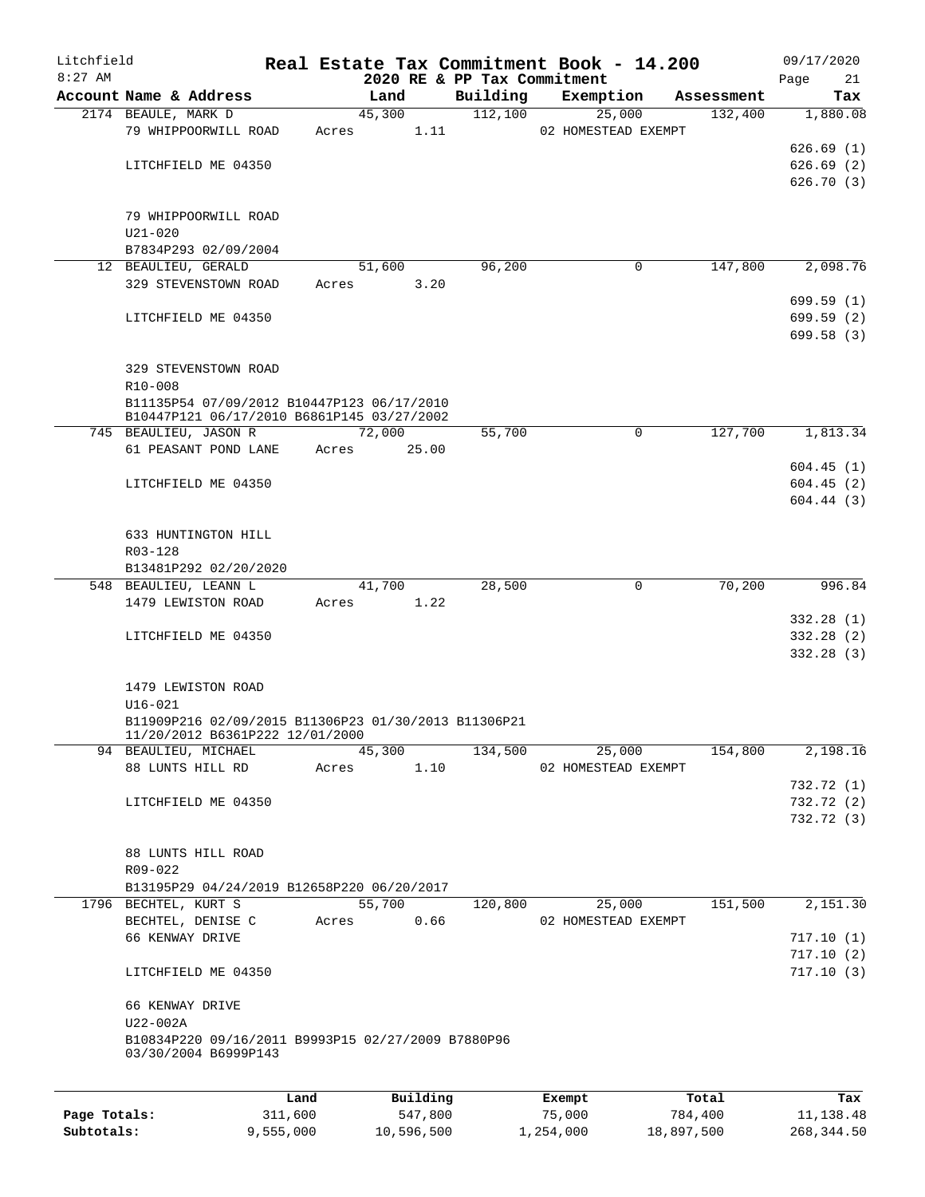# Real Estate Tax Commitment Book - 14.200

Litchfield
8:27 AM

2020 RE & PP Tax Commitment

09/17/2020

| Account Name & Address | Land | Building | Exemption | Assessment | Tax |
|---|---|---|---|---|---|
| 2174 BEAULE, MARK D | 45,300 | 112,100 | 25,000 | 132,400 | 1,880.08 |
| 79 WHIPPOORWILL ROAD | Acres 1.11 | | 02 HOMESTEAD EXEMPT | | |
| | | | | | 626.69 (1) |
| LITCHFIELD ME 04350 | | | | | 626.69 (2) |
| | | | | | 626.70 (3) |
| 79 WHIPPOORWILL ROAD | | | | | |
| U21-020 | | | | | |
| B7834P293 02/09/2004 | | | | | |
| 12 BEAULIEU, GERALD | 51,600 | 96,200 | 0 | 147,800 | 2,098.76 |
| 329 STEVENSTOWN ROAD | Acres 3.20 | | | | |
| | | | | | 699.59 (1) |
| LITCHFIELD ME 04350 | | | | | 699.59 (2) |
| | | | | | 699.58 (3) |
| 329 STEVENSTOWN ROAD | | | | | |
| R10-008 | | | | | |
| B11135P54 07/09/2012 B10447P123 06/17/2010 B10447P121 06/17/2010 B6861P145 03/27/2002 | | | | | |
| 745 BEAULIEU, JASON R | 72,000 | 55,700 | 0 | 127,700 | 1,813.34 |
| 61 PEASANT POND LANE | Acres 25.00 | | | | |
| | | | | | 604.45 (1) |
| LITCHFIELD ME 04350 | | | | | 604.45 (2) |
| | | | | | 604.44 (3) |
| 633 HUNTINGTON HILL | | | | | |
| R03-128 | | | | | |
| B13481P292 02/20/2020 | | | | | |
| 548 BEAULIEU, LEANN L | 41,700 | 28,500 | 0 | 70,200 | 996.84 |
| 1479 LEWISTON ROAD | Acres 1.22 | | | | |
| | | | | | 332.28 (1) |
| LITCHFIELD ME 04350 | | | | | 332.28 (2) |
| | | | | | 332.28 (3) |
| 1479 LEWISTON ROAD | | | | | |
| U16-021 | | | | | |
| B11909P216 02/09/2015 B11306P23 01/30/2013 B11306P21 11/20/2012 B6361P222 12/01/2000 | | | | | |
| 94 BEAULIEU, MICHAEL | 45,300 | 134,500 | 25,000 | 154,800 | 2,198.16 |
| 88 LUNTS HILL RD | Acres 1.10 | | 02 HOMESTEAD EXEMPT | | |
| | | | | | 732.72 (1) |
| LITCHFIELD ME 04350 | | | | | 732.72 (2) |
| | | | | | 732.72 (3) |
| 88 LUNTS HILL ROAD | | | | | |
| R09-022 | | | | | |
| B13195P29 04/24/2019 B12658P220 06/20/2017 | | | | | |
| 1796 BECHTEL, KURT S | 55,700 | 120,800 | 25,000 | 151,500 | 2,151.30 |
| BECHTEL, DENISE C | Acres 0.66 | | 02 HOMESTEAD EXEMPT | | |
| 66 KENWAY DRIVE | | | | | 717.10 (1) |
| | | | | | 717.10 (2) |
| LITCHFIELD ME 04350 | | | | | 717.10 (3) |
| 66 KENWAY DRIVE | | | | | |
| U22-002A | | | | | |
| B10834P220 09/16/2011 B9993P15 02/27/2009 B7880P96 03/30/2004 B6999P143 | | | | | |

| | Land | Building | Exempt | Total | Tax |
|---|---|---|---|---|---|
| Page Totals: | 311,600 | 547,800 | 75,000 | 784,400 | 11,138.48 |
| Subtotals: | 9,555,000 | 10,596,500 | 1,254,000 | 18,897,500 | 268,344.50 |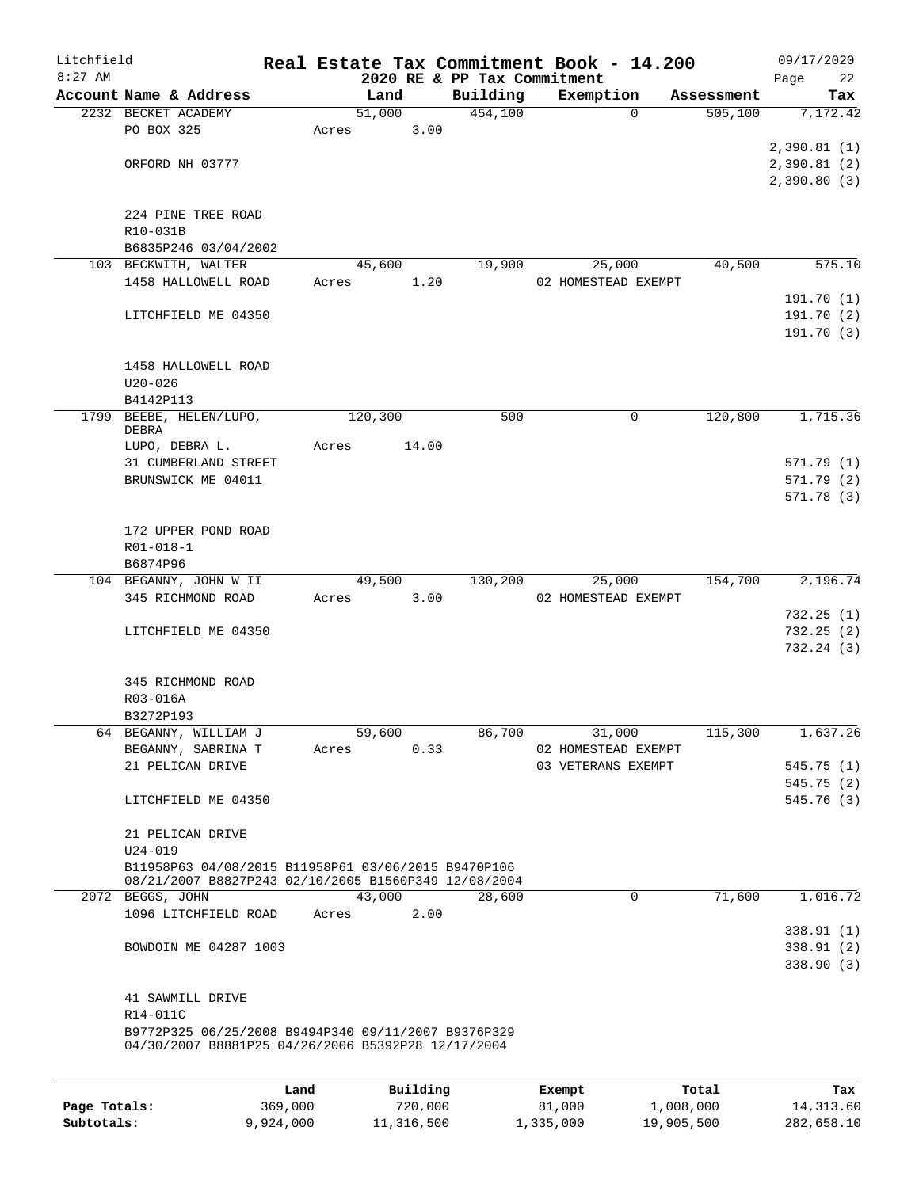# Litchfield — Real Estate Tax Commitment Book - 14.200

8:27 AM — 2020 RE & PP Tax Commitment — 09/17/2020

| Account | Name & Address | Land | Building | Exemption | Assessment | Tax |
|---|---|---|---|---|---|---|
| 2232 | BECKET ACADEMY | 51,000 | 454,100 | 0 | 505,100 | 7,172.42 |
| | PO BOX 325 | Acres 3.00 | | | | |
| | | | | | | 2,390.81 (1) |
| | ORFORD NH 03777 | | | | | 2,390.81 (2) |
| | | | | | | 2,390.80 (3) |
| | 224 PINE TREE ROAD | | | | | |
| | R10-031B | | | | | |
| | B6835P246 03/04/2002 | | | | | |
| 103 | BECKWITH, WALTER | 45,600 | 19,900 | 25,000 | 40,500 | 575.10 |
| | 1458 HALLOWELL ROAD | Acres 1.20 | | 02 HOMESTEAD EXEMPT | | |
| | | | | | | 191.70 (1) |
| | LITCHFIELD ME 04350 | | | | | 191.70 (2) |
| | | | | | | 191.70 (3) |
| | 1458 HALLOWELL ROAD | | | | | |
| | U20-026 | | | | | |
| | B4142P113 | | | | | |
| 1799 | BEEBE, HELEN/LUPO, DEBRA | 120,300 | 500 | 0 | 120,800 | 1,715.36 |
| | LUPO, DEBRA L. | Acres 14.00 | | | | |
| | 31 CUMBERLAND STREET | | | | | 571.79 (1) |
| | BRUNSWICK ME 04011 | | | | | 571.79 (2) |
| | | | | | | 571.78 (3) |
| | 172 UPPER POND ROAD | | | | | |
| | R01-018-1 | | | | | |
| | B6874P96 | | | | | |
| 104 | BEGANNY, JOHN W II | 49,500 | 130,200 | 25,000 | 154,700 | 2,196.74 |
| | 345 RICHMOND ROAD | Acres 3.00 | | 02 HOMESTEAD EXEMPT | | |
| | | | | | | 732.25 (1) |
| | LITCHFIELD ME 04350 | | | | | 732.25 (2) |
| | | | | | | 732.24 (3) |
| | 345 RICHMOND ROAD | | | | | |
| | R03-016A | | | | | |
| | B3272P193 | | | | | |
| 64 | BEGANNY, WILLIAM J | 59,600 | 86,700 | 31,000 | 115,300 | 1,637.26 |
| | BEGANNY, SABRINA T | Acres 0.33 | | 02 HOMESTEAD EXEMPT | | |
| | 21 PELICAN DRIVE | | | 03 VETERANS EXEMPT | | 545.75 (1) |
| | | | | | | 545.75 (2) |
| | LITCHFIELD ME 04350 | | | | | 545.76 (3) |
| | 21 PELICAN DRIVE | | | | | |
| | U24-019 | | | | | |
| | B11958P63 04/08/2015 B11958P61 03/06/2015 B9470P106 08/21/2007 B8827P243 02/10/2005 B1560P349 12/08/2004 | | | | | |
| 2072 | BEGGS, JOHN | 43,000 | 28,600 | 0 | 71,600 | 1,016.72 |
| | 1096 LITCHFIELD ROAD | Acres 2.00 | | | | |
| | | | | | | 338.91 (1) |
| | BOWDOIN ME 04287 1003 | | | | | 338.91 (2) |
| | | | | | | 338.90 (3) |
| | 41 SAWMILL DRIVE | | | | | |
| | R14-011C | | | | | |
| | B9772P325 06/25/2008 B9494P340 09/11/2007 B9376P329 04/30/2007 B8881P25 04/26/2006 B5392P28 12/17/2004 | | | | | |

| | Land | Building | Exempt | Total | Tax |
|---|---|---|---|---|---|
| Page Totals: | 369,000 | 720,000 | 81,000 | 1,008,000 | 14,313.60 |
| Subtotals: | 9,924,000 | 11,316,500 | 1,335,000 | 19,905,500 | 282,658.10 |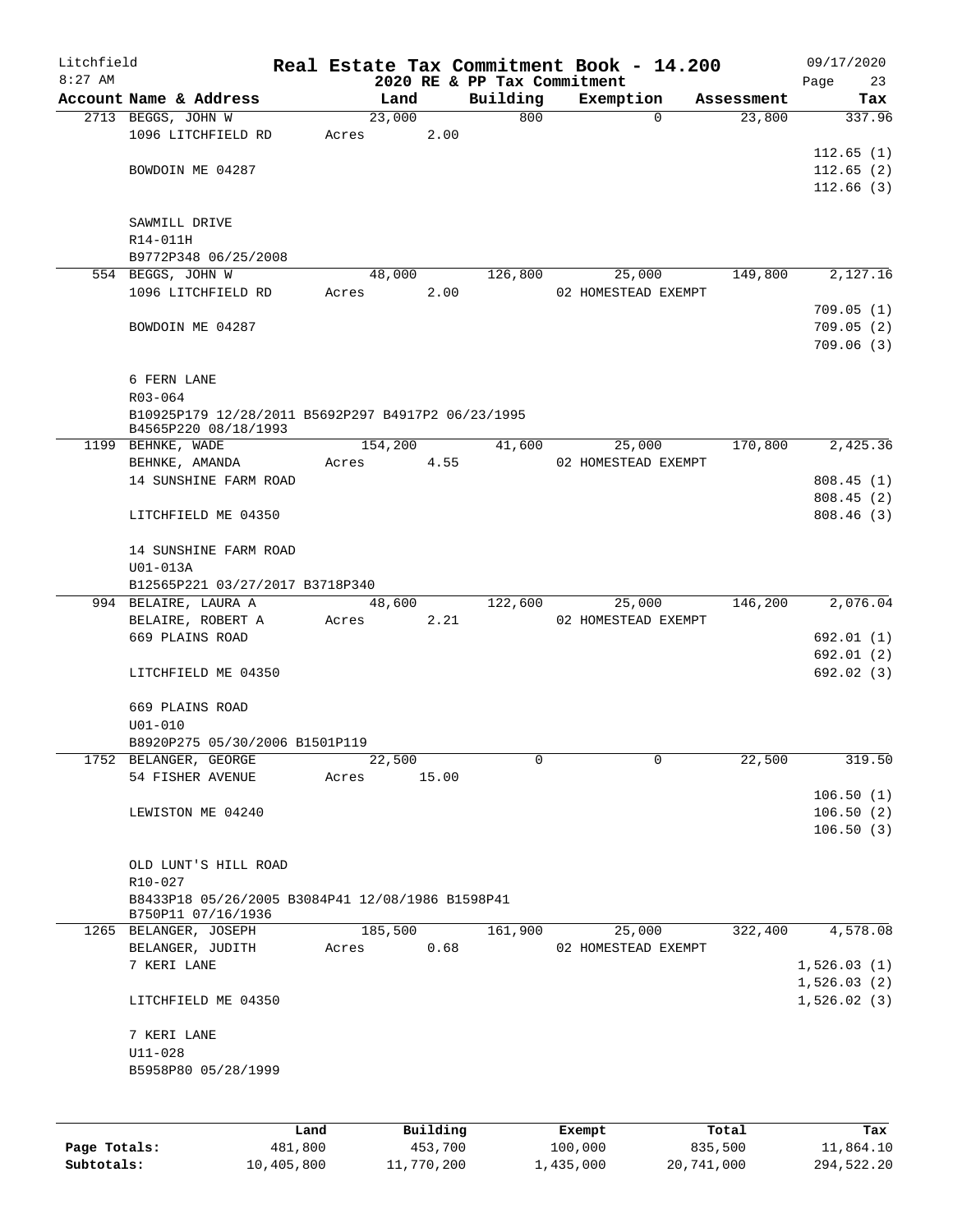# Real Estate Tax Commitment Book - 14.200

Litchfield
8:27 AM

2020 RE & PP Tax Commitment

09/17/2020

| Account Name & Address | Land | Building | Exemption | Assessment | Tax |
|---|---|---|---|---|---|
| 2713 BEGGS, JOHN W | 23,000 | 800 | 0 | 23,800 | 337.96 |
| 1096 LITCHFIELD RD | Acres 2.00 | | | | |
| | | | | | 112.65 (1) |
| BOWDOIN ME 04287 | | | | | 112.65 (2) |
| | | | | | 112.66 (3) |
| SAWMILL DRIVE | | | | | |
| R14-011H | | | | | |
| B9772P348 06/25/2008 | | | | | |
| 554 BEGGS, JOHN W | 48,000 | 126,800 | 25,000 | 149,800 | 2,127.16 |
| 1096 LITCHFIELD RD | Acres 2.00 | | 02 HOMESTEAD EXEMPT | | |
| | | | | | 709.05 (1) |
| BOWDOIN ME 04287 | | | | | 709.05 (2) |
| | | | | | 709.06 (3) |
| 6 FERN LANE | | | | | |
| R03-064 | | | | | |
| B10925P179 12/28/2011 B5692P297 B4917P2 06/23/1995 B4565P220 08/18/1993 | | | | | |
| 1199 BEHNKE, WADE | 154,200 | 41,600 | 25,000 | 170,800 | 2,425.36 |
| BEHNKE, AMANDA | Acres 4.55 | | 02 HOMESTEAD EXEMPT | | |
| 14 SUNSHINE FARM ROAD | | | | | 808.45 (1) |
| | | | | | 808.45 (2) |
| LITCHFIELD ME 04350 | | | | | 808.46 (3) |
| 14 SUNSHINE FARM ROAD | | | | | |
| U01-013A | | | | | |
| B12565P221 03/27/2017 B3718P340 | | | | | |
| 994 BELAIRE, LAURA A | 48,600 | 122,600 | 25,000 | 146,200 | 2,076.04 |
| BELAIRE, ROBERT A | Acres 2.21 | | 02 HOMESTEAD EXEMPT | | |
| 669 PLAINS ROAD | | | | | 692.01 (1) |
| | | | | | 692.01 (2) |
| LITCHFIELD ME 04350 | | | | | 692.02 (3) |
| 669 PLAINS ROAD | | | | | |
| U01-010 | | | | | |
| B8920P275 05/30/2006 B1501P119 | | | | | |
| 1752 BELANGER, GEORGE | 22,500 | 0 | 0 | 22,500 | 319.50 |
| 54 FISHER AVENUE | Acres 15.00 | | | | |
| | | | | | 106.50 (1) |
| LEWISTON ME 04240 | | | | | 106.50 (2) |
| | | | | | 106.50 (3) |
| OLD LUNT'S HILL ROAD | | | | | |
| R10-027 | | | | | |
| B8433P18 05/26/2005 B3084P41 12/08/1986 B1598P41 B750P11 07/16/1936 | | | | | |
| 1265 BELANGER, JOSEPH | 185,500 | 161,900 | 25,000 | 322,400 | 4,578.08 |
| BELANGER, JUDITH | Acres 0.68 | | 02 HOMESTEAD EXEMPT | | |
| 7 KERI LANE | | | | | 1,526.03 (1) |
| | | | | | 1,526.03 (2) |
| LITCHFIELD ME 04350 | | | | | 1,526.02 (3) |
| 7 KERI LANE | | | | | |
| U11-028 | | | | | |
| B5958P80 05/28/1999 | | | | | |

| | Land | Building | Exempt | Total | Tax |
|---|---|---|---|---|---|
| Page Totals: | 481,800 | 453,700 | 100,000 | 835,500 | 11,864.10 |
| Subtotals: | 10,405,800 | 11,770,200 | 1,435,000 | 20,741,000 | 294,522.20 |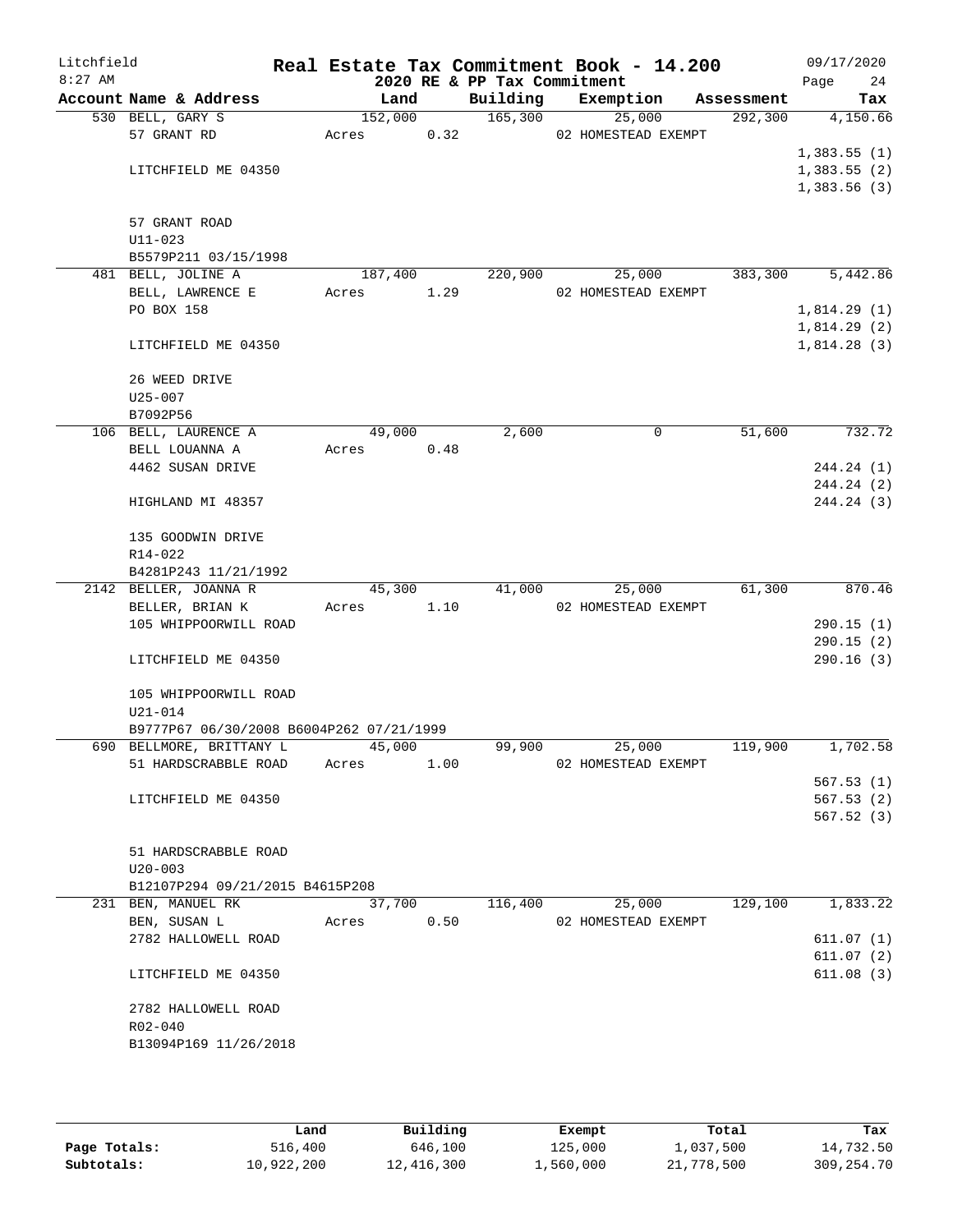# Real Estate Tax Commitment Book - 14.200

Litchfield 8:27 AM — 2020 RE & PP Tax Commitment — 09/17/2020

| Account Name & Address | Land | Building | Exemption | Assessment | Tax |
|---|---|---|---|---|---|
| 530 BELL, GARY S | 152,000 | 165,300 | 25,000 | 292,300 | 4,150.66 |
| 57 GRANT RD | Acres 0.32 | | 02 HOMESTEAD EXEMPT | | |
| | | | | | 1,383.55 (1) |
| LITCHFIELD ME 04350 | | | | | 1,383.55 (2) |
| | | | | | 1,383.56 (3) |
| 57 GRANT ROAD | | | | | |
| U11-023 | | | | | |
| B5579P211 03/15/1998 | | | | | |
| 481 BELL, JOLINE A | 187,400 | 220,900 | 25,000 | 383,300 | 5,442.86 |
| BELL, LAWRENCE E | Acres 1.29 | | 02 HOMESTEAD EXEMPT | | |
| PO BOX 158 | | | | | 1,814.29 (1) |
| | | | | | 1,814.29 (2) |
| LITCHFIELD ME 04350 | | | | | 1,814.28 (3) |
| 26 WEED DRIVE | | | | | |
| U25-007 | | | | | |
| B7092P56 | | | | | |
| 106 BELL, LAURENCE A | 49,000 | 2,600 | 0 | 51,600 | 732.72 |
| BELL LOUANNA A | Acres 0.48 | | | | |
| 4462 SUSAN DRIVE | | | | | 244.24 (1) |
| | | | | | 244.24 (2) |
| HIGHLAND MI 48357 | | | | | 244.24 (3) |
| 135 GOODWIN DRIVE | | | | | |
| R14-022 | | | | | |
| B4281P243 11/21/1992 | | | | | |
| 2142 BELLER, JOANNA R | 45,300 | 41,000 | 25,000 | 61,300 | 870.46 |
| BELLER, BRIAN K | Acres 1.10 | | 02 HOMESTEAD EXEMPT | | |
| 105 WHIPPOORWILL ROAD | | | | | 290.15 (1) |
| | | | | | 290.15 (2) |
| LITCHFIELD ME 04350 | | | | | 290.16 (3) |
| 105 WHIPPOORWILL ROAD | | | | | |
| U21-014 | | | | | |
| B9777P67 06/30/2008 B6004P262 07/21/1999 | | | | | |
| 690 BELLMORE, BRITTANY L | 45,000 | 99,900 | 25,000 | 119,900 | 1,702.58 |
| 51 HARDSCRABBLE ROAD | Acres 1.00 | | 02 HOMESTEAD EXEMPT | | |
| | | | | | 567.53 (1) |
| LITCHFIELD ME 04350 | | | | | 567.53 (2) |
| | | | | | 567.52 (3) |
| 51 HARDSCRABBLE ROAD | | | | | |
| U20-003 | | | | | |
| B12107P294 09/21/2015 B4615P208 | | | | | |
| 231 BEN, MANUEL RK | 37,700 | 116,400 | 25,000 | 129,100 | 1,833.22 |
| BEN, SUSAN L | Acres 0.50 | | 02 HOMESTEAD EXEMPT | | |
| 2782 HALLOWELL ROAD | | | | | 611.07 (1) |
| | | | | | 611.07 (2) |
| LITCHFIELD ME 04350 | | | | | 611.08 (3) |
| 2782 HALLOWELL ROAD | | | | | |
| R02-040 | | | | | |
| B13094P169 11/26/2018 | | | | | |

| | Land | Building | Exempt | Total | Tax |
|---|---|---|---|---|---|
| Page Totals: | 516,400 | 646,100 | 125,000 | 1,037,500 | 14,732.50 |
| Subtotals: | 10,922,200 | 12,416,300 | 1,560,000 | 21,778,500 | 309,254.70 |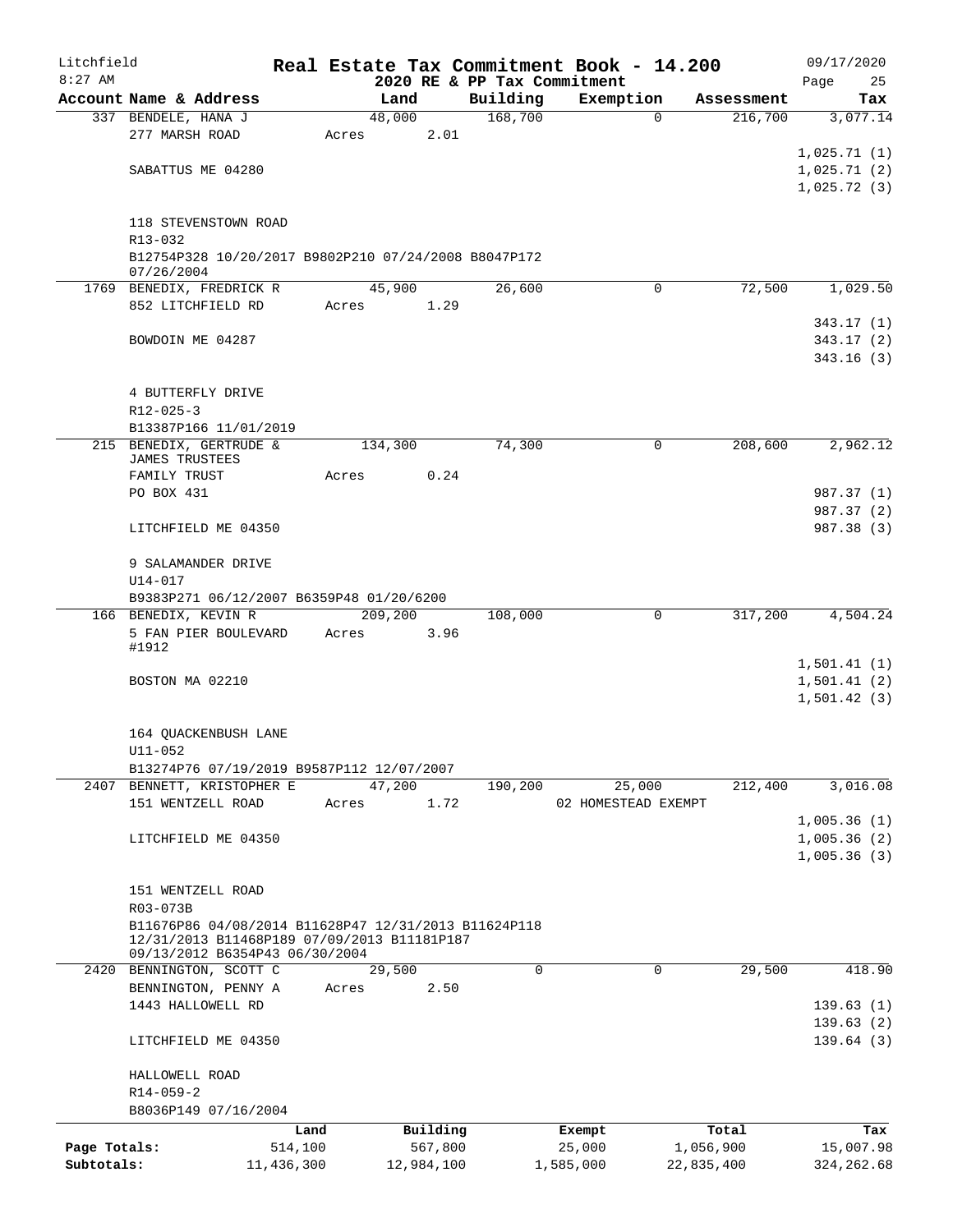Litchfield 8:27 AM

# Real Estate Tax Commitment Book - 14.200

## 2020 RE & PP Tax Commitment

09/17/2020

| Account Name & Address | Land | Building | Exemption | Assessment | Tax |
|---|---|---|---|---|---|
| 337 BENDELE, HANA J | 48,000 | 168,700 | 0 | 216,700 | 3,077.14 |
| 277 MARSH ROAD | Acres 2.01 | | | | |
| | | | | | 1,025.71 (1) |
| SABATTUS ME 04280 | | | | | 1,025.71 (2) |
| | | | | | 1,025.72 (3) |
| 118 STEVENSTOWN ROAD | | | | | |
| R13-032 | | | | | |
| B12754P328 10/20/2017 B9802P210 07/24/2008 B8047P172 07/26/2004 | | | | | |
| 1769 BENEDIX, FREDRICK R | 45,900 | 26,600 | 0 | 72,500 | 1,029.50 |
| 852 LITCHFIELD RD | Acres 1.29 | | | | |
| | | | | | 343.17 (1) |
| BOWDOIN ME 04287 | | | | | 343.17 (2) |
| | | | | | 343.16 (3) |
| 4 BUTTERFLY DRIVE | | | | | |
| R12-025-3 | | | | | |
| B13387P166 11/01/2019 | | | | | |
| 215 BENEDIX, GERTRUDE & JAMES TRUSTEES | 134,300 | 74,300 | 0 | 208,600 | 2,962.12 |
| FAMILY TRUST | Acres 0.24 | | | | |
| PO BOX 431 | | | | | 987.37 (1) |
| | | | | | 987.37 (2) |
| LITCHFIELD ME 04350 | | | | | 987.38 (3) |
| 9 SALAMANDER DRIVE | | | | | |
| U14-017 | | | | | |
| B9383P271 06/12/2007 B6359P48 01/20/6200 | | | | | |
| 166 BENEDIX, KEVIN R | 209,200 | 108,000 | 0 | 317,200 | 4,504.24 |
| 5 FAN PIER BOULEVARD #1912 | Acres 3.96 | | | | |
| | | | | | 1,501.41 (1) |
| BOSTON MA 02210 | | | | | 1,501.41 (2) |
| | | | | | 1,501.42 (3) |
| 164 QUACKENBUSH LANE | | | | | |
| U11-052 | | | | | |
| B13274P76 07/19/2019 B9587P112 12/07/2007 | | | | | |
| 2407 BENNETT, KRISTOPHER E | 47,200 | 190,200 | 25,000 | 212,400 | 3,016.08 |
| 151 WENTZELL ROAD | Acres 1.72 | | 02 HOMESTEAD EXEMPT | | |
| | | | | | 1,005.36 (1) |
| LITCHFIELD ME 04350 | | | | | 1,005.36 (2) |
| | | | | | 1,005.36 (3) |
| 151 WENTZELL ROAD | | | | | |
| R03-073B | | | | | |
| B11676P86 04/08/2014 B11628P47 12/31/2013 B11624P118 12/31/2013 B11468P189 07/09/2013 B11181P187 09/13/2012 B6354P43 06/30/2004 | | | | | |
| 2420 BENNINGTON, SCOTT C | 29,500 | 0 | 0 | 29,500 | 418.90 |
| BENNINGTON, PENNY A | Acres 2.50 | | | | |
| 1443 HALLOWELL RD | | | | | 139.63 (1) |
| | | | | | 139.63 (2) |
| LITCHFIELD ME 04350 | | | | | 139.64 (3) |
| HALLOWELL ROAD | | | | | |
| R14-059-2 | | | | | |
| B8036P149 07/16/2004 | | | | | |

| | Land | Building | Exempt | Total | Tax |
|---|---|---|---|---|---|
| Page Totals: | 514,100 | 567,800 | 25,000 | 1,056,900 | 15,007.98 |
| Subtotals: | 11,436,300 | 12,984,100 | 1,585,000 | 22,835,400 | 324,262.68 |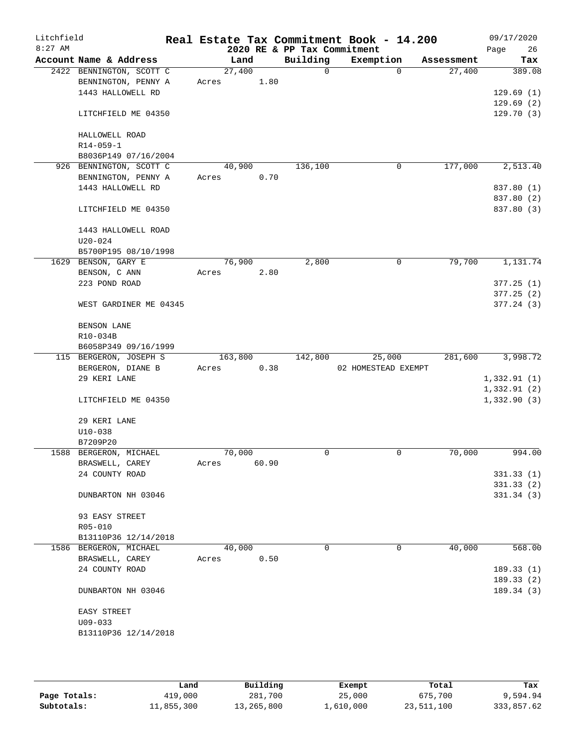# Real Estate Tax Commitment Book - 14.200

Litchfield
8:27 AM

2020 RE & PP Tax Commitment

09/17/2020

| Account Name & Address | Land | Building | Exemption | Assessment | Tax |
|---|---|---|---|---|---|
| 2422 BENNINGTON, SCOTT C | 27,400 | 0 | 0 | 27,400 | 389.08 |
| BENNINGTON, PENNY A | Acres 1.80 | | | | |
| 1443 HALLOWELL RD | | | | | 129.69 (1) |
| | | | | | 129.69 (2) |
| LITCHFIELD ME 04350 | | | | | 129.70 (3) |
| HALLOWELL ROAD | | | | | |
| R14-059-1 | | | | | |
| B8036P149 07/16/2004 | | | | | |
| 926 BENNINGTON, SCOTT C | 40,900 | 136,100 | 0 | 177,000 | 2,513.40 |
| BENNINGTON, PENNY A | Acres 0.70 | | | | |
| 1443 HALLOWELL RD | | | | | 837.80 (1) |
| | | | | | 837.80 (2) |
| LITCHFIELD ME 04350 | | | | | 837.80 (3) |
| 1443 HALLOWELL ROAD | | | | | |
| U20-024 | | | | | |
| B5700P195 08/10/1998 | | | | | |
| 1629 BENSON, GARY E | 76,900 | 2,800 | 0 | 79,700 | 1,131.74 |
| BENSON, C ANN | Acres 2.80 | | | | |
| 223 POND ROAD | | | | | 377.25 (1) |
| | | | | | 377.25 (2) |
| WEST GARDINER ME 04345 | | | | | 377.24 (3) |
| BENSON LANE | | | | | |
| R10-034B | | | | | |
| B6058P349 09/16/1999 | | | | | |
| 115 BERGERON, JOSEPH S | 163,800 | 142,800 | 25,000 | 281,600 | 3,998.72 |
| BERGERON, DIANE B | Acres 0.38 | | 02 HOMESTEAD EXEMPT | | |
| 29 KERI LANE | | | | | 1,332.91 (1) |
| | | | | | 1,332.91 (2) |
| LITCHFIELD ME 04350 | | | | | 1,332.90 (3) |
| 29 KERI LANE | | | | | |
| U10-038 | | | | | |
| B7209P20 | | | | | |
| 1588 BERGERON, MICHAEL | 70,000 | 0 | 0 | 70,000 | 994.00 |
| BRASWELL, CAREY | Acres 60.90 | | | | |
| 24 COUNTY ROAD | | | | | 331.33 (1) |
| | | | | | 331.33 (2) |
| DUNBARTON NH 03046 | | | | | 331.34 (3) |
| 93 EASY STREET | | | | | |
| R05-010 | | | | | |
| B13110P36 12/14/2018 | | | | | |
| 1586 BERGERON, MICHAEL | 40,000 | 0 | 0 | 40,000 | 568.00 |
| BRASWELL, CAREY | Acres 0.50 | | | | |
| 24 COUNTY ROAD | | | | | 189.33 (1) |
| | | | | | 189.33 (2) |
| DUNBARTON NH 03046 | | | | | 189.34 (3) |
| EASY STREET | | | | | |
| U09-033 | | | | | |
| B13110P36 12/14/2018 | | | | | |

| | Land | Building | Exempt | Total | Tax |
|---|---|---|---|---|---|
| Page Totals: | 419,000 | 281,700 | 25,000 | 675,700 | 9,594.94 |
| Subtotals: | 11,855,300 | 13,265,800 | 1,610,000 | 23,511,100 | 333,857.62 |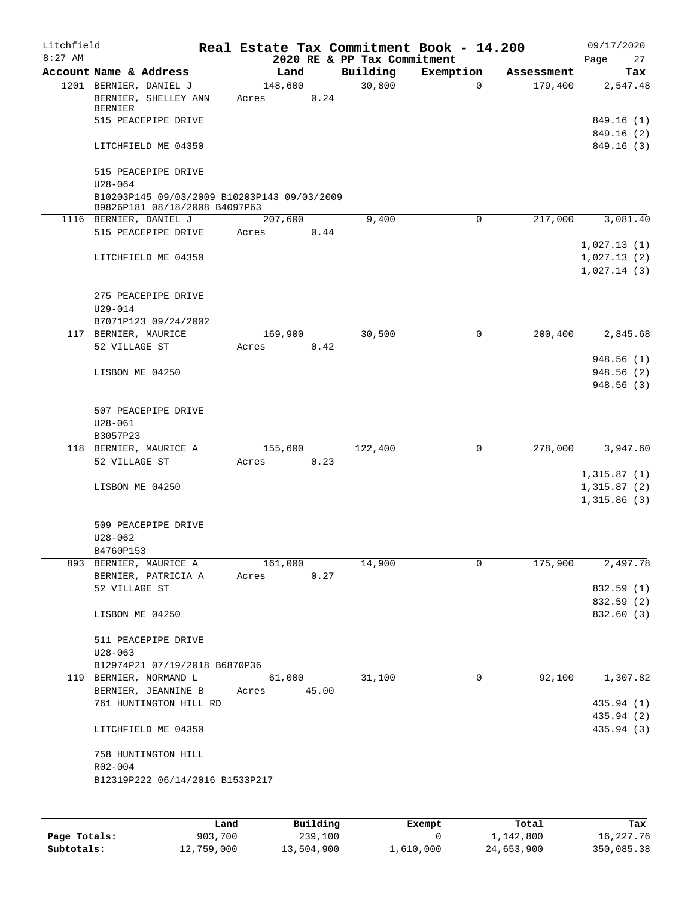# Real Estate Tax Commitment Book - 14.200

Litchfield
8:27 AM

2020 RE & PP Tax Commitment

09/17/2020

| Account Name & Address | Land | Building | Exemption | Assessment | Tax |
|---|---|---|---|---|---|
| 1201 BERNIER, DANIEL J | 148,600 | 30,800 | 0 | 179,400 | 2,547.48 |
| BERNIER, SHELLEY ANN BERNIER | Acres 0.24 | | | | |
| 515 PEACEPIPE DRIVE | | | | | 849.16 (1) |
| | | | | | 849.16 (2) |
| LITCHFIELD ME 04350 | | | | | 849.16 (3) |
| 515 PEACEPIPE DRIVE | | | | | |
| U28-064 | | | | | |
| B10203P145 09/03/2009 B10203P143 09/03/2009 B9826P181 08/18/2008 B4097P63 | | | | | |
| 1116 BERNIER, DANIEL J | 207,600 | 9,400 | 0 | 217,000 | 3,081.40 |
| 515 PEACEPIPE DRIVE | Acres 0.44 | | | | |
| | | | | | 1,027.13 (1) |
| LITCHFIELD ME 04350 | | | | | 1,027.13 (2) |
| | | | | | 1,027.14 (3) |
| 275 PEACEPIPE DRIVE | | | | | |
| U29-014 | | | | | |
| B7071P123 09/24/2002 | | | | | |
| 117 BERNIER, MAURICE | 169,900 | 30,500 | 0 | 200,400 | 2,845.68 |
| 52 VILLAGE ST | Acres 0.42 | | | | |
| | | | | | 948.56 (1) |
| LISBON ME 04250 | | | | | 948.56 (2) |
| | | | | | 948.56 (3) |
| 507 PEACEPIPE DRIVE | | | | | |
| U28-061 | | | | | |
| B3057P23 | | | | | |
| 118 BERNIER, MAURICE A | 155,600 | 122,400 | 0 | 278,000 | 3,947.60 |
| 52 VILLAGE ST | Acres 0.23 | | | | |
| | | | | | 1,315.87 (1) |
| LISBON ME 04250 | | | | | 1,315.87 (2) |
| | | | | | 1,315.86 (3) |
| 509 PEACEPIPE DRIVE | | | | | |
| U28-062 | | | | | |
| B4760P153 | | | | | |
| 893 BERNIER, MAURICE A | 161,000 | 14,900 | 0 | 175,900 | 2,497.78 |
| BERNIER, PATRICIA A | Acres 0.27 | | | | |
| 52 VILLAGE ST | | | | | 832.59 (1) |
| | | | | | 832.59 (2) |
| LISBON ME 04250 | | | | | 832.60 (3) |
| 511 PEACEPIPE DRIVE | | | | | |
| U28-063 | | | | | |
| B12974P21 07/19/2018 B6870P36 | | | | | |
| 119 BERNIER, NORMAND L | 61,000 | 31,100 | 0 | 92,100 | 1,307.82 |
| BERNIER, JEANNINE B | Acres 45.00 | | | | |
| 761 HUNTINGTON HILL RD | | | | | 435.94 (1) |
| | | | | | 435.94 (2) |
| LITCHFIELD ME 04350 | | | | | 435.94 (3) |
| 758 HUNTINGTON HILL | | | | | |
| R02-004 | | | | | |
| B12319P222 06/14/2016 B1533P217 | | | | | |

| | Land | Building | Exempt | Total | Tax |
|---|---|---|---|---|---|
| Page Totals: | 903,700 | 239,100 | 0 | 1,142,800 | 16,227.76 |
| Subtotals: | 12,759,000 | 13,504,900 | 1,610,000 | 24,653,900 | 350,085.38 |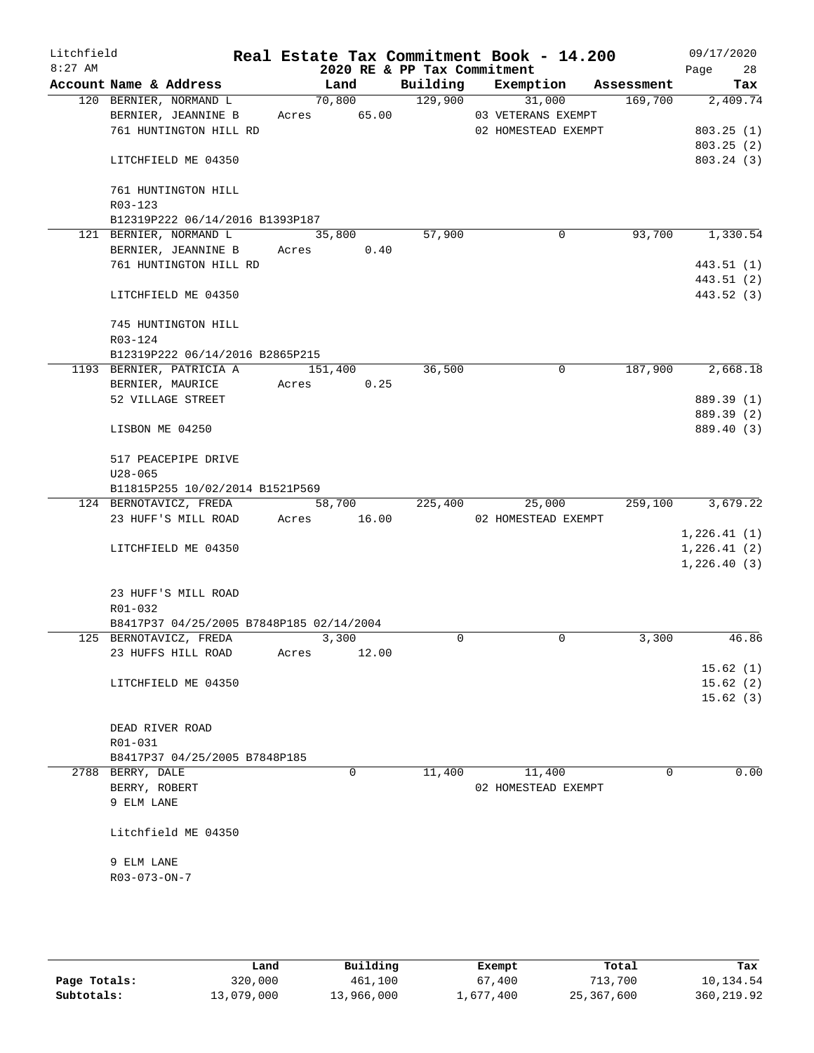Litchfield
8:27 AM

# Real Estate Tax Commitment Book - 14.200

## 2020 RE & PP Tax Commitment

09/17/2020

| Account | Name & Address | Land | Building | Exemption | Assessment | Tax |
|---|---|---|---|---|---|---|
| 120 | BERNIER, NORMAND L | 70,800 | 129,900 | 31,000 | 169,700 | 2,409.74 |
| | BERNIER, JEANNINE B | Acres 65.00 | | 03 VETERANS EXEMPT | | |
| | 761 HUNTINGTON HILL RD | | | 02 HOMESTEAD EXEMPT | | 803.25 (1) |
| | | | | | | 803.25 (2) |
| | LITCHFIELD ME 04350 | | | | | 803.24 (3) |
| | 761 HUNTINGTON HILL | | | | | |
| | R03-123 | | | | | |
| | B12319P222 06/14/2016 B1393P187 | | | | | |
| 121 | BERNIER, NORMAND L | 35,800 | 57,900 | 0 | 93,700 | 1,330.54 |
| | BERNIER, JEANNINE B | Acres 0.40 | | | | |
| | 761 HUNTINGTON HILL RD | | | | | 443.51 (1) |
| | | | | | | 443.51 (2) |
| | LITCHFIELD ME 04350 | | | | | 443.52 (3) |
| | 745 HUNTINGTON HILL | | | | | |
| | R03-124 | | | | | |
| | B12319P222 06/14/2016 B2865P215 | | | | | |
| 1193 | BERNIER, PATRICIA A | 151,400 | 36,500 | 0 | 187,900 | 2,668.18 |
| | BERNIER, MAURICE | Acres 0.25 | | | | |
| | 52 VILLAGE STREET | | | | | 889.39 (1) |
| | | | | | | 889.39 (2) |
| | LISBON ME 04250 | | | | | 889.40 (3) |
| | 517 PEACEPIPE DRIVE | | | | | |
| | U28-065 | | | | | |
| | B11815P255 10/02/2014 B1521P569 | | | | | |
| 124 | BERNOTAVICZ, FREDA | 58,700 | 225,400 | 25,000 | 259,100 | 3,679.22 |
| | 23 HUFF'S MILL ROAD | Acres 16.00 | | 02 HOMESTEAD EXEMPT | | |
| | | | | | | 1,226.41 (1) |
| | LITCHFIELD ME 04350 | | | | | 1,226.41 (2) |
| | | | | | | 1,226.40 (3) |
| | 23 HUFF'S MILL ROAD | | | | | |
| | R01-032 | | | | | |
| | B8417P37 04/25/2005 B7848P185 02/14/2004 | | | | | |
| 125 | BERNOTAVICZ, FREDA | 3,300 | 0 | 0 | 3,300 | 46.86 |
| | 23 HUFFS HILL ROAD | Acres 12.00 | | | | |
| | | | | | | 15.62 (1) |
| | LITCHFIELD ME 04350 | | | | | 15.62 (2) |
| | | | | | | 15.62 (3) |
| | DEAD RIVER ROAD | | | | | |
| | R01-031 | | | | | |
| | B8417P37 04/25/2005 B7848P185 | | | | | |
| 2788 | BERRY, DALE | 0 | 11,400 | 11,400 | 0 | 0.00 |
| | BERRY, ROBERT | | | 02 HOMESTEAD EXEMPT | | |
| | 9 ELM LANE | | | | | |
| | Litchfield ME 04350 | | | | | |
| | 9 ELM LANE | | | | | |
| | R03-073-ON-7 | | | | | |

| | Land | Building | Exempt | Total | Tax |
|---|---|---|---|---|---|
| Page Totals: | 320,000 | 461,100 | 67,400 | 713,700 | 10,134.54 |
| Subtotals: | 13,079,000 | 13,966,000 | 1,677,400 | 25,367,600 | 360,219.92 |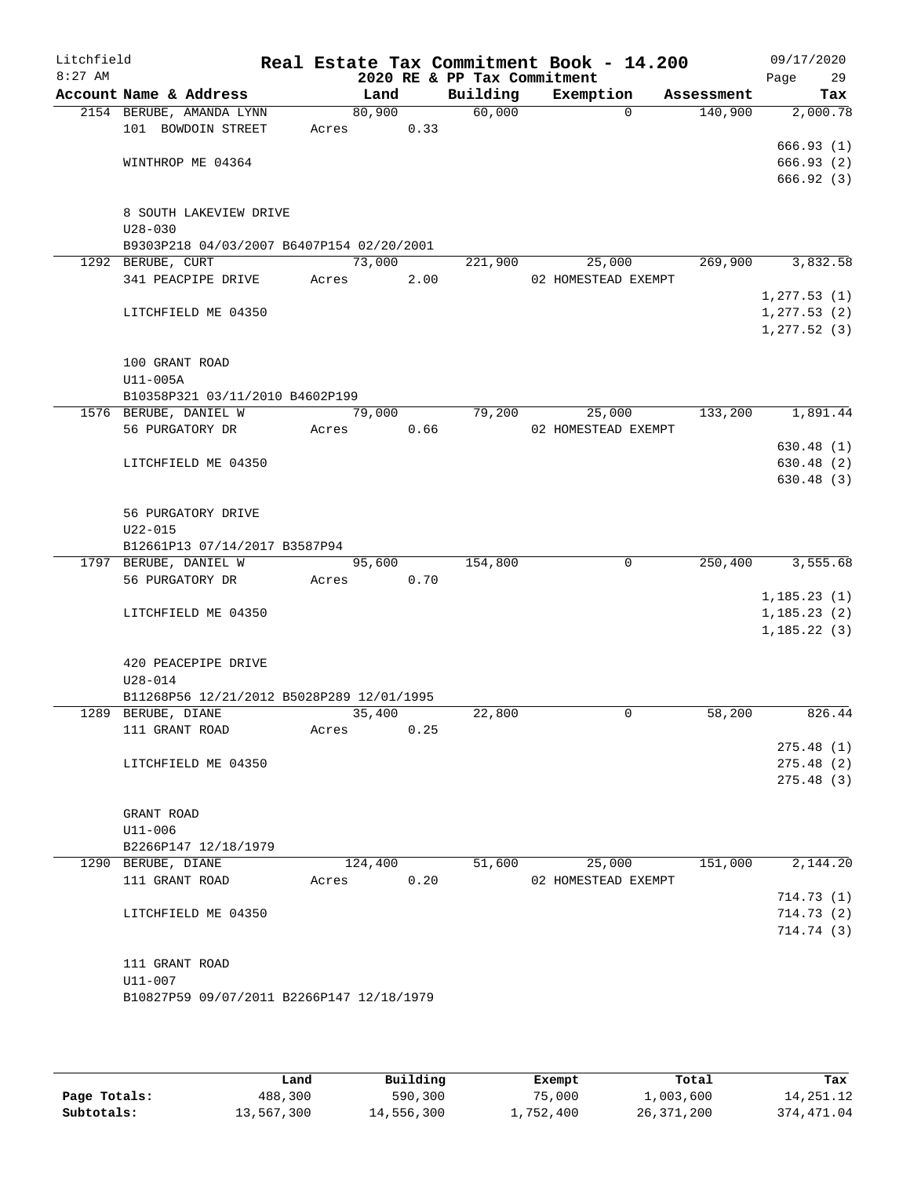**Litchfield** — **Real Estate Tax Commitment Book - 14.200** — 09/17/2020
8:27 AM — **2020 RE & PP Tax Commitment**

| Account Name & Address | Land | Building | Exemption | Assessment | Tax |
|---|---|---|---|---|---|
| 2154 BERUBE, AMANDA LYNN | 80,900 | 60,000 | 0 | 140,900 | 2,000.78 |
| 101 BOWDOIN STREET | Acres 0.33 | | | | |
| | | | | | 666.93 (1) |
| WINTHROP ME 04364 | | | | | 666.93 (2) |
| | | | | | 666.92 (3) |
| 8 SOUTH LAKEVIEW DRIVE | | | | | |
| U28-030 | | | | | |
| B9303P218 04/03/2007 B6407P154 02/20/2001 | | | | | |
| 1292 BERUBE, CURT | 73,000 | 221,900 | 25,000 | 269,900 | 3,832.58 |
| 341 PEACPIPE DRIVE | Acres 2.00 | | 02 HOMESTEAD EXEMPT | | |
| | | | | | 1,277.53 (1) |
| LITCHFIELD ME 04350 | | | | | 1,277.53 (2) |
| | | | | | 1,277.52 (3) |
| 100 GRANT ROAD | | | | | |
| U11-005A | | | | | |
| B10358P321 03/11/2010 B4602P199 | | | | | |
| 1576 BERUBE, DANIEL W | 79,000 | 79,200 | 25,000 | 133,200 | 1,891.44 |
| 56 PURGATORY DR | Acres 0.66 | | 02 HOMESTEAD EXEMPT | | |
| | | | | | 630.48 (1) |
| LITCHFIELD ME 04350 | | | | | 630.48 (2) |
| | | | | | 630.48 (3) |
| 56 PURGATORY DRIVE | | | | | |
| U22-015 | | | | | |
| B12661P13 07/14/2017 B3587P94 | | | | | |
| 1797 BERUBE, DANIEL W | 95,600 | 154,800 | 0 | 250,400 | 3,555.68 |
| 56 PURGATORY DR | Acres 0.70 | | | | |
| | | | | | 1,185.23 (1) |
| LITCHFIELD ME 04350 | | | | | 1,185.23 (2) |
| | | | | | 1,185.22 (3) |
| 420 PEACEPIPE DRIVE | | | | | |
| U28-014 | | | | | |
| B11268P56 12/21/2012 B5028P289 12/01/1995 | | | | | |
| 1289 BERUBE, DIANE | 35,400 | 22,800 | 0 | 58,200 | 826.44 |
| 111 GRANT ROAD | Acres 0.25 | | | | |
| | | | | | 275.48 (1) |
| LITCHFIELD ME 04350 | | | | | 275.48 (2) |
| | | | | | 275.48 (3) |
| GRANT ROAD | | | | | |
| U11-006 | | | | | |
| B2266P147 12/18/1979 | | | | | |
| 1290 BERUBE, DIANE | 124,400 | 51,600 | 25,000 | 151,000 | 2,144.20 |
| 111 GRANT ROAD | Acres 0.20 | | 02 HOMESTEAD EXEMPT | | |
| | | | | | 714.73 (1) |
| LITCHFIELD ME 04350 | | | | | 714.73 (2) |
| | | | | | 714.74 (3) |
| 111 GRANT ROAD | | | | | |
| U11-007 | | | | | |
| B10827P59 09/07/2011 B2266P147 12/18/1979 | | | | | |

| | Land | Building | Exempt | Total | Tax |
|---|---|---|---|---|---|
| Page Totals: | 488,300 | 590,300 | 75,000 | 1,003,600 | 14,251.12 |
| Subtotals: | 13,567,300 | 14,556,300 | 1,752,400 | 26,371,200 | 374,471.04 |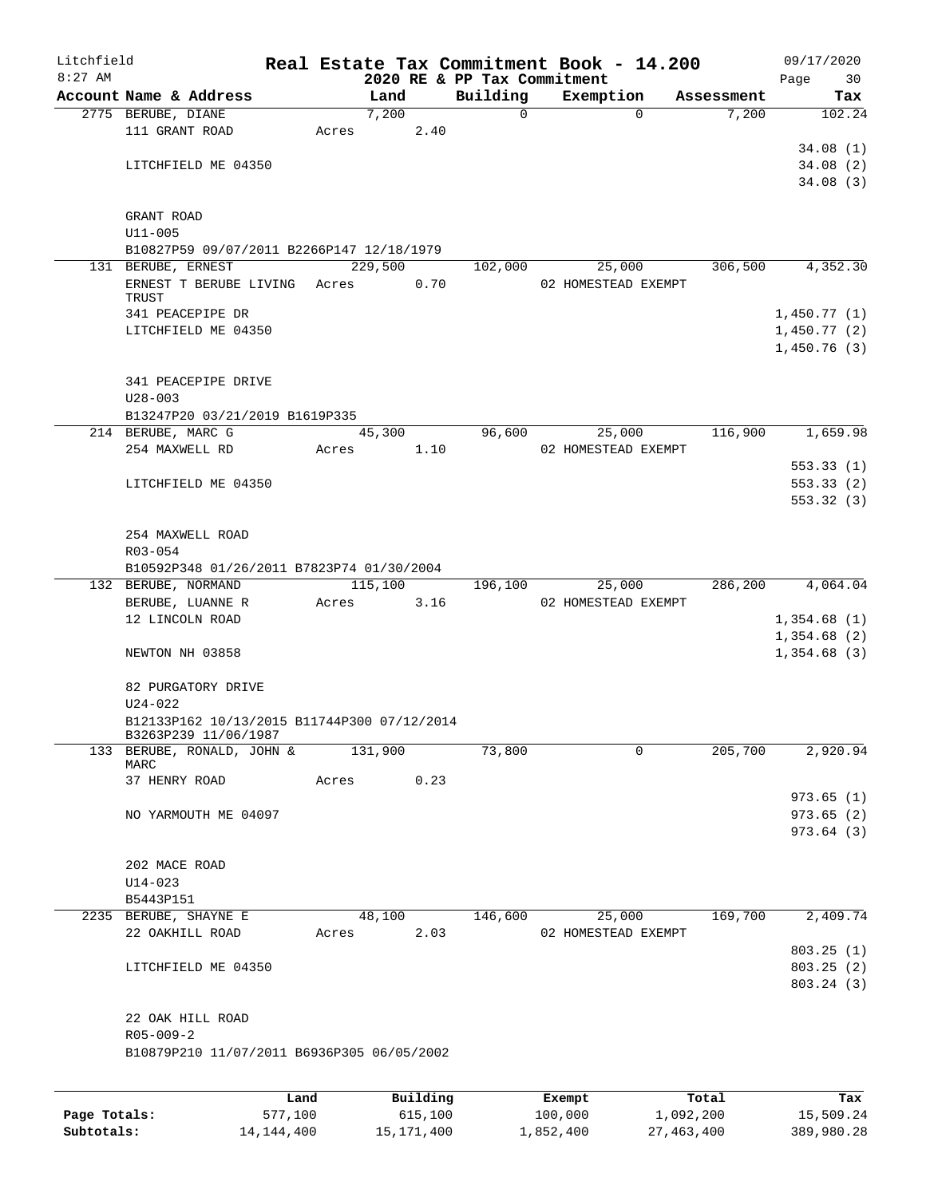# Real Estate Tax Commitment Book - 14.200

Litchfield
8:27 AM

2020 RE & PP Tax Commitment

09/17/2020

| Account Name & Address | Land | Building | Exemption | Assessment | Tax |
|---|---|---|---|---|---|
| 2775 BERUBE, DIANE | 7,200 | 0 | 0 | 7,200 | 102.24 |
| 111 GRANT ROAD | Acres 2.40 | | | | |
| | | | | | 34.08 (1) |
| LITCHFIELD ME 04350 | | | | | 34.08 (2) |
| | | | | | 34.08 (3) |
| GRANT ROAD | | | | | |
| U11-005 | | | | | |
| B10827P59 09/07/2011 B2266P147 12/18/1979 | | | | | |
| 131 BERUBE, ERNEST | 229,500 | 102,000 | 25,000 | 306,500 | 4,352.30 |
| ERNEST T BERUBE LIVING TRUST | Acres 0.70 | | 02 HOMESTEAD EXEMPT | | |
| 341 PEACEPIPE DR | | | | | 1,450.77 (1) |
| LITCHFIELD ME 04350 | | | | | 1,450.77 (2) |
| | | | | | 1,450.76 (3) |
| 341 PEACEPIPE DRIVE | | | | | |
| U28-003 | | | | | |
| B13247P20 03/21/2019 B1619P335 | | | | | |
| 214 BERUBE, MARC G | 45,300 | 96,600 | 25,000 | 116,900 | 1,659.98 |
| 254 MAXWELL RD | Acres 1.10 | | 02 HOMESTEAD EXEMPT | | |
| | | | | | 553.33 (1) |
| LITCHFIELD ME 04350 | | | | | 553.33 (2) |
| | | | | | 553.32 (3) |
| 254 MAXWELL ROAD | | | | | |
| R03-054 | | | | | |
| B10592P348 01/26/2011 B7823P74 01/30/2004 | | | | | |
| 132 BERUBE, NORMAND | 115,100 | 196,100 | 25,000 | 286,200 | 4,064.04 |
| BERUBE, LUANNE R | Acres 3.16 | | 02 HOMESTEAD EXEMPT | | |
| 12 LINCOLN ROAD | | | | | 1,354.68 (1) |
| | | | | | 1,354.68 (2) |
| NEWTON NH 03858 | | | | | 1,354.68 (3) |
| 82 PURGATORY DRIVE | | | | | |
| U24-022 | | | | | |
| B12133P162 10/13/2015 B11744P300 07/12/2014 B3263P239 11/06/1987 | | | | | |
| 133 BERUBE, RONALD, JOHN & MARC | 131,900 | 73,800 | 0 | 205,700 | 2,920.94 |
| 37 HENRY ROAD | Acres 0.23 | | | | |
| | | | | | 973.65 (1) |
| NO YARMOUTH ME 04097 | | | | | 973.65 (2) |
| | | | | | 973.64 (3) |
| 202 MACE ROAD | | | | | |
| U14-023 | | | | | |
| B5443P151 | | | | | |
| 2235 BERUBE, SHAYNE E | 48,100 | 146,600 | 25,000 | 169,700 | 2,409.74 |
| 22 OAKHILL ROAD | Acres 2.03 | | 02 HOMESTEAD EXEMPT | | |
| | | | | | 803.25 (1) |
| LITCHFIELD ME 04350 | | | | | 803.25 (2) |
| | | | | | 803.24 (3) |
| 22 OAK HILL ROAD | | | | | |
| R05-009-2 | | | | | |
| B10879P210 11/07/2011 B6936P305 06/05/2002 | | | | | |

| | Land | Building | Exempt | Total | Tax |
|---|---|---|---|---|---|
| Page Totals: | 577,100 | 615,100 | 100,000 | 1,092,200 | 15,509.24 |
| Subtotals: | 14,144,400 | 15,171,400 | 1,852,400 | 27,463,400 | 389,980.28 |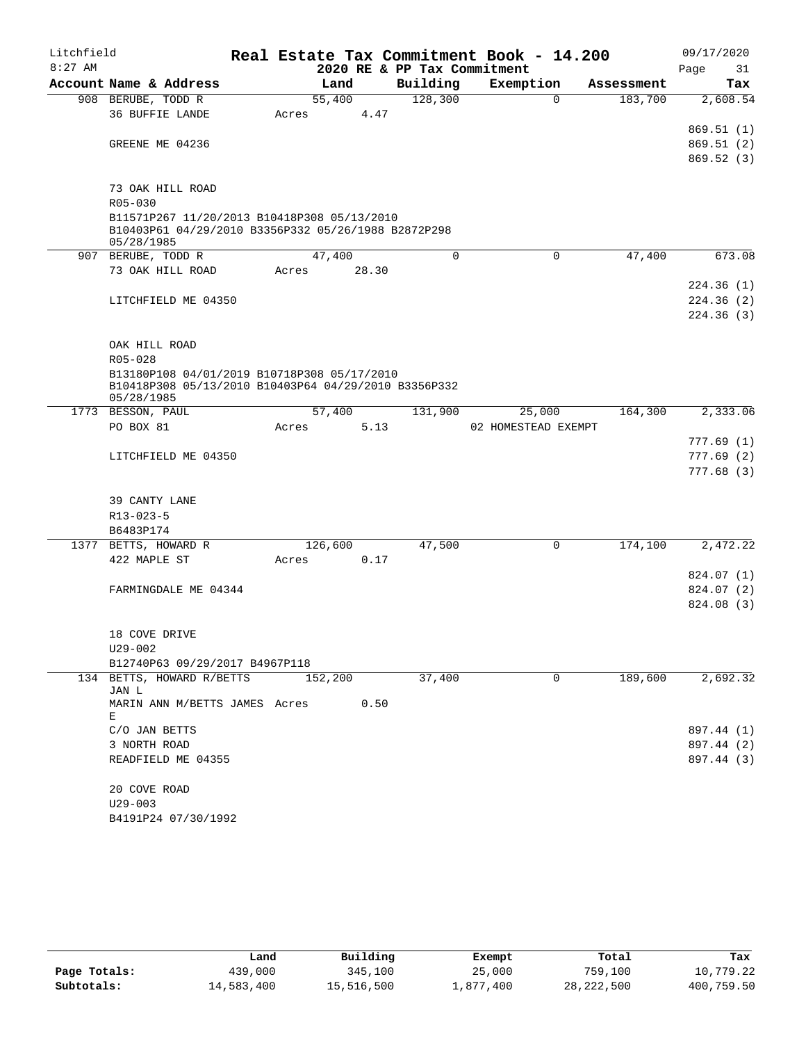# Litchfield — Real Estate Tax Commitment Book - 14.200

8:27 AM — 2020 RE & PP Tax Commitment — 09/17/2020

| Account Name & Address | Land | Building | Exemption | Assessment | Tax |
|---|---|---|---|---|---|
| 908 BERUBE, TODD R | 55,400 | 128,300 | 0 | 183,700 | 2,608.54 |
| 36 BUFFIE LANDE | Acres 4.47 | | | | |
| | | | | | 869.51 (1) |
| GREENE ME 04236 | | | | | 869.51 (2) |
| | | | | | 869.52 (3) |
| 73 OAK HILL ROAD | | | | | |
| R05-030 | | | | | |
| B11571P267 11/20/2013 B10418P308 05/13/2010 B10403P61 04/29/2010 B3356P332 05/26/1988 B2872P298 05/28/1985 | | | | | |
| 907 BERUBE, TODD R | 47,400 | 0 | 0 | 47,400 | 673.08 |
| 73 OAK HILL ROAD | Acres 28.30 | | | | |
| | | | | | 224.36 (1) |
| LITCHFIELD ME 04350 | | | | | 224.36 (2) |
| | | | | | 224.36 (3) |
| OAK HILL ROAD | | | | | |
| R05-028 | | | | | |
| B13180P108 04/01/2019 B10718P308 05/17/2010 B10418P308 05/13/2010 B10403P64 04/29/2010 B3356P332 05/28/1985 | | | | | |
| 1773 BESSON, PAUL | 57,400 | 131,900 | 25,000 | 164,300 | 2,333.06 |
| PO BOX 81 | Acres 5.13 | | 02 HOMESTEAD EXEMPT | | |
| | | | | | 777.69 (1) |
| LITCHFIELD ME 04350 | | | | | 777.69 (2) |
| | | | | | 777.68 (3) |
| 39 CANTY LANE | | | | | |
| R13-023-5 | | | | | |
| B6483P174 | | | | | |
| 1377 BETTS, HOWARD R | 126,600 | 47,500 | 0 | 174,100 | 2,472.22 |
| 422 MAPLE ST | Acres 0.17 | | | | |
| | | | | | 824.07 (1) |
| FARMINGDALE ME 04344 | | | | | 824.07 (2) |
| | | | | | 824.08 (3) |
| 18 COVE DRIVE | | | | | |
| U29-002 | | | | | |
| B12740P63 09/29/2017 B4967P118 | | | | | |
| 134 BETTS, HOWARD R/BETTS JAN L | 152,200 | 37,400 | 0 | 189,600 | 2,692.32 |
| MARIN ANN M/BETTS JAMES E | Acres 0.50 | | | | |
| C/O JAN BETTS | | | | | 897.44 (1) |
| 3 NORTH ROAD | | | | | 897.44 (2) |
| READFIELD ME 04355 | | | | | 897.44 (3) |
| 20 COVE ROAD | | | | | |
| U29-003 | | | | | |
| B4191P24 07/30/1992 | | | | | |

| | Land | Building | Exempt | Total | Tax |
|---|---|---|---|---|---|
| Page Totals: | 439,000 | 345,100 | 25,000 | 759,100 | 10,779.22 |
| Subtotals: | 14,583,400 | 15,516,500 | 1,877,400 | 28,222,500 | 400,759.50 |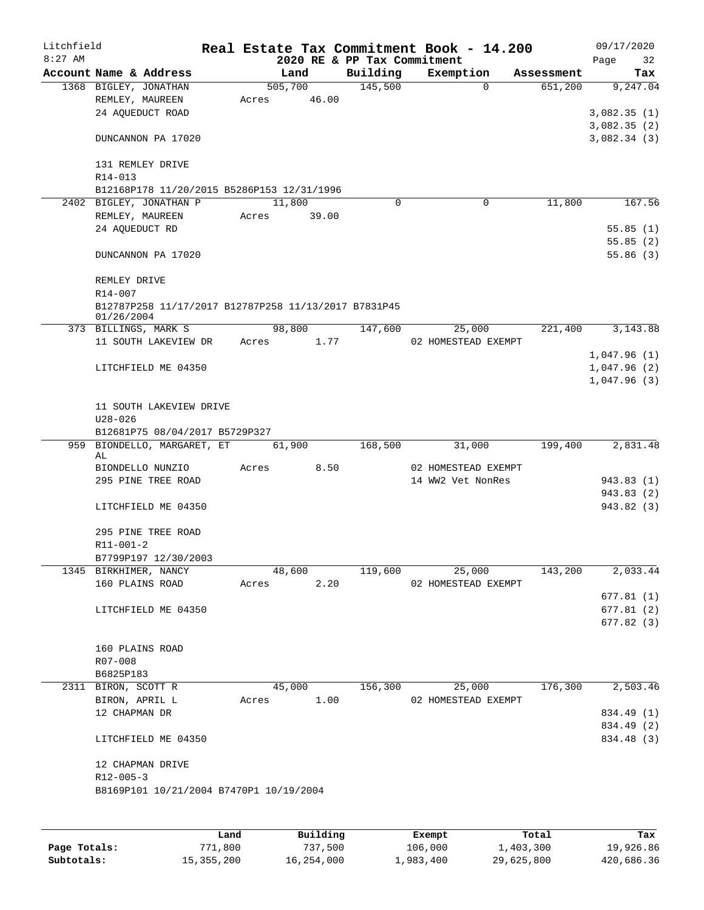# Real Estate Tax Commitment Book - 14.200

Litchfield 8:27 AM — 2020 RE & PP Tax Commitment — 09/17/2020

| Account Name & Address | Land | Building | Exemption | Assessment | Tax |
|---|---|---|---|---|---|
| 1368 BIGLEY, JONATHAN | 505,700 | 145,500 | 0 | 651,200 | 9,247.04 |
| REMLEY, MAUREEN | Acres 46.00 | | | | |
| 24 AQUEDUCT ROAD | | | | | 3,082.35 (1) |
| | | | | | 3,082.35 (2) |
| DUNCANNON PA 17020 | | | | | 3,082.34 (3) |
| 131 REMLEY DRIVE | | | | | |
| R14-013 | | | | | |
| B12168P178 11/20/2015 B5286P153 12/31/1996 | | | | | |
| 2402 BIGLEY, JONATHAN P | 11,800 | 0 | 0 | 11,800 | 167.56 |
| REMLEY, MAUREEN | Acres 39.00 | | | | |
| 24 AQUEDUCT RD | | | | | 55.85 (1) |
| | | | | | 55.85 (2) |
| DUNCANNON PA 17020 | | | | | 55.86 (3) |
| REMLEY DRIVE | | | | | |
| R14-007 | | | | | |
| B12787P258 11/17/2017 B12787P258 11/13/2017 B7831P45 01/26/2004 | | | | | |
| 373 BILLINGS, MARK S | 98,800 | 147,600 | 25,000 | 221,400 | 3,143.88 |
| 11 SOUTH LAKEVIEW DR | Acres 1.77 | | 02 HOMESTEAD EXEMPT | | |
| | | | | | 1,047.96 (1) |
| LITCHFIELD ME 04350 | | | | | 1,047.96 (2) |
| | | | | | 1,047.96 (3) |
| 11 SOUTH LAKEVIEW DRIVE | | | | | |
| U28-026 | | | | | |
| B12681P75 08/04/2017 B5729P327 | | | | | |
| 959 BIONDELLO, MARGARET, ET AL | 61,900 | 168,500 | 31,000 | 199,400 | 2,831.48 |
| BIONDELLO NUNZIO | Acres 8.50 | | 02 HOMESTEAD EXEMPT | | |
| 295 PINE TREE ROAD | | | 14 WW2 Vet NonRes | | 943.83 (1) |
| | | | | | 943.83 (2) |
| LITCHFIELD ME 04350 | | | | | 943.82 (3) |
| 295 PINE TREE ROAD | | | | | |
| R11-001-2 | | | | | |
| B7799P197 12/30/2003 | | | | | |
| 1345 BIRKHIMER, NANCY | 48,600 | 119,600 | 25,000 | 143,200 | 2,033.44 |
| 160 PLAINS ROAD | Acres 2.20 | | 02 HOMESTEAD EXEMPT | | |
| | | | | | 677.81 (1) |
| LITCHFIELD ME 04350 | | | | | 677.81 (2) |
| | | | | | 677.82 (3) |
| 160 PLAINS ROAD | | | | | |
| R07-008 | | | | | |
| B6825P183 | | | | | |
| 2311 BIRON, SCOTT R | 45,000 | 156,300 | 25,000 | 176,300 | 2,503.46 |
| BIRON, APRIL L | Acres 1.00 | | 02 HOMESTEAD EXEMPT | | |
| 12 CHAPMAN DR | | | | | 834.49 (1) |
| | | | | | 834.49 (2) |
| LITCHFIELD ME 04350 | | | | | 834.48 (3) |
| 12 CHAPMAN DRIVE | | | | | |
| R12-005-3 | | | | | |
| B8169P101 10/21/2004 B7470P1 10/19/2004 | | | | | |

| | Land | Building | Exempt | Total | Tax |
|---|---|---|---|---|---|
| Page Totals: | 771,800 | 737,500 | 106,000 | 1,403,300 | 19,926.86 |
| Subtotals: | 15,355,200 | 16,254,000 | 1,983,400 | 29,625,800 | 420,686.36 |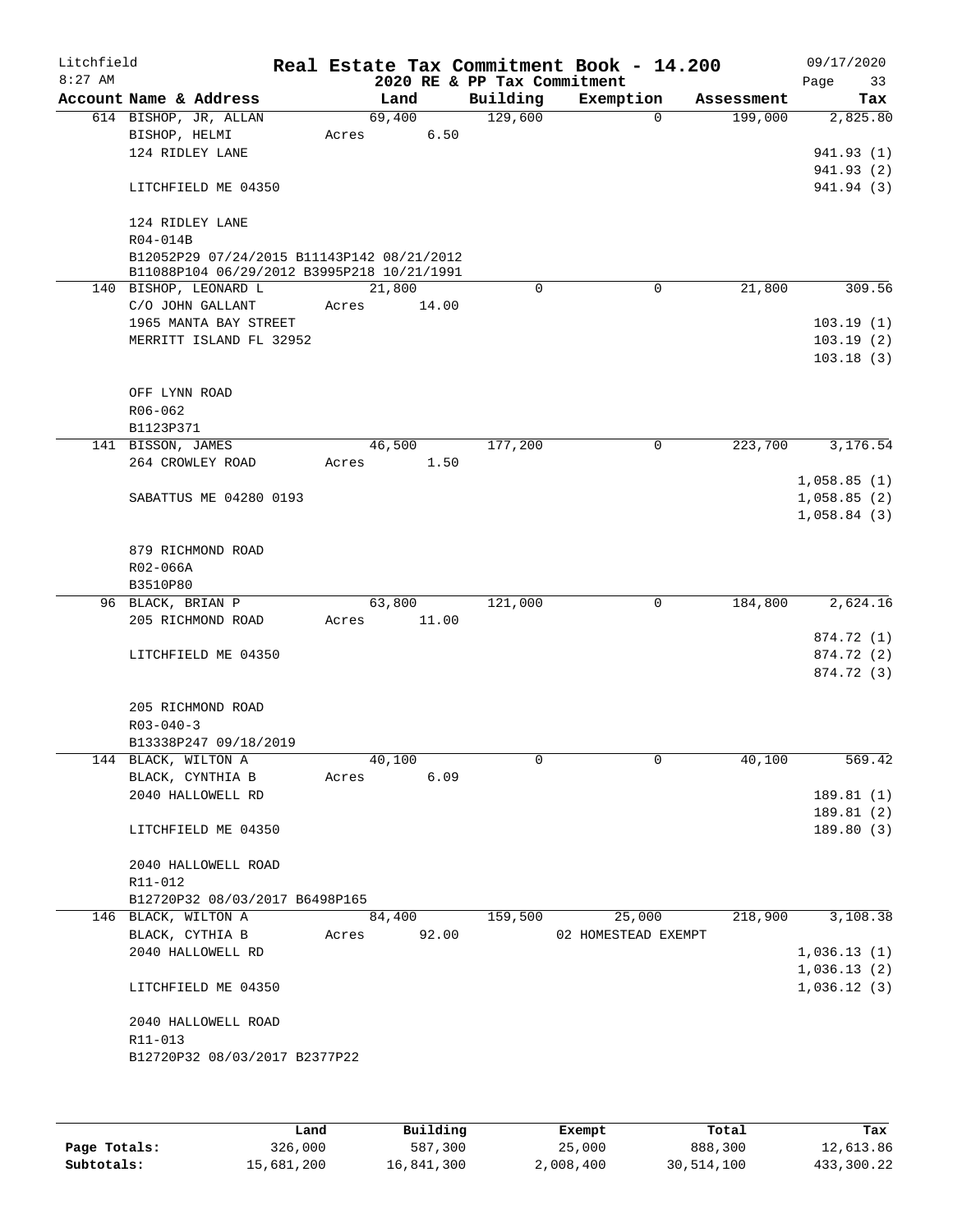Litchfield 8:27 AM

# Real Estate Tax Commitment Book - 14.200

## 2020 RE & PP Tax Commitment

09/17/2020

| Account Name & Address | Land | Building | Exemption | Assessment | Tax |
|---|---|---|---|---|---|
| 614 BISHOP, JR, ALLAN | 69,400 | 129,600 | 0 | 199,000 | 2,825.80 |
| BISHOP, HELMI | Acres 6.50 | | | | |
| 124 RIDLEY LANE | | | | | 941.93 (1) |
| | | | | | 941.93 (2) |
| LITCHFIELD ME 04350 | | | | | 941.94 (3) |
| 124 RIDLEY LANE | | | | | |
| R04-014B | | | | | |
| B12052P29 07/24/2015 B11143P142 08/21/2012 | | | | | |
| B11088P104 06/29/2012 B3995P218 10/21/1991 | | | | | |
| 140 BISHOP, LEONARD L | 21,800 | 0 | 0 | 21,800 | 309.56 |
| C/O JOHN GALLANT | Acres 14.00 | | | | |
| 1965 MANTA BAY STREET | | | | | 103.19 (1) |
| MERRITT ISLAND FL 32952 | | | | | 103.19 (2) |
| | | | | | 103.18 (3) |
| OFF LYNN ROAD | | | | | |
| R06-062 | | | | | |
| B1123P371 | | | | | |
| 141 BISSON, JAMES | 46,500 | 177,200 | 0 | 223,700 | 3,176.54 |
| 264 CROWLEY ROAD | Acres 1.50 | | | | |
| | | | | | 1,058.85 (1) |
| SABATTUS ME 04280 0193 | | | | | 1,058.85 (2) |
| | | | | | 1,058.84 (3) |
| 879 RICHMOND ROAD | | | | | |
| R02-066A | | | | | |
| B3510P80 | | | | | |
| 96 BLACK, BRIAN P | 63,800 | 121,000 | 0 | 184,800 | 2,624.16 |
| 205 RICHMOND ROAD | Acres 11.00 | | | | |
| | | | | | 874.72 (1) |
| LITCHFIELD ME 04350 | | | | | 874.72 (2) |
| | | | | | 874.72 (3) |
| 205 RICHMOND ROAD | | | | | |
| R03-040-3 | | | | | |
| B13338P247 09/18/2019 | | | | | |
| 144 BLACK, WILTON A | 40,100 | 0 | 0 | 40,100 | 569.42 |
| BLACK, CYNTHIA B | Acres 6.09 | | | | |
| 2040 HALLOWELL RD | | | | | 189.81 (1) |
| | | | | | 189.81 (2) |
| LITCHFIELD ME 04350 | | | | | 189.80 (3) |
| 2040 HALLOWELL ROAD | | | | | |
| R11-012 | | | | | |
| B12720P32 08/03/2017 B6498P165 | | | | | |
| 146 BLACK, WILTON A | 84,400 | 159,500 | 25,000 | 218,900 | 3,108.38 |
| BLACK, CYTHIA B | Acres 92.00 | | 02 HOMESTEAD EXEMPT | | |
| 2040 HALLOWELL RD | | | | | 1,036.13 (1) |
| | | | | | 1,036.13 (2) |
| LITCHFIELD ME 04350 | | | | | 1,036.12 (3) |
| 2040 HALLOWELL ROAD | | | | | |
| R11-013 | | | | | |
| B12720P32 08/03/2017 B2377P22 | | | | | |

| | Land | Building | Exempt | Total | Tax |
|---|---|---|---|---|---|
| Page Totals: | 326,000 | 587,300 | 25,000 | 888,300 | 12,613.86 |
| Subtotals: | 15,681,200 | 16,841,300 | 2,008,400 | 30,514,100 | 433,300.22 |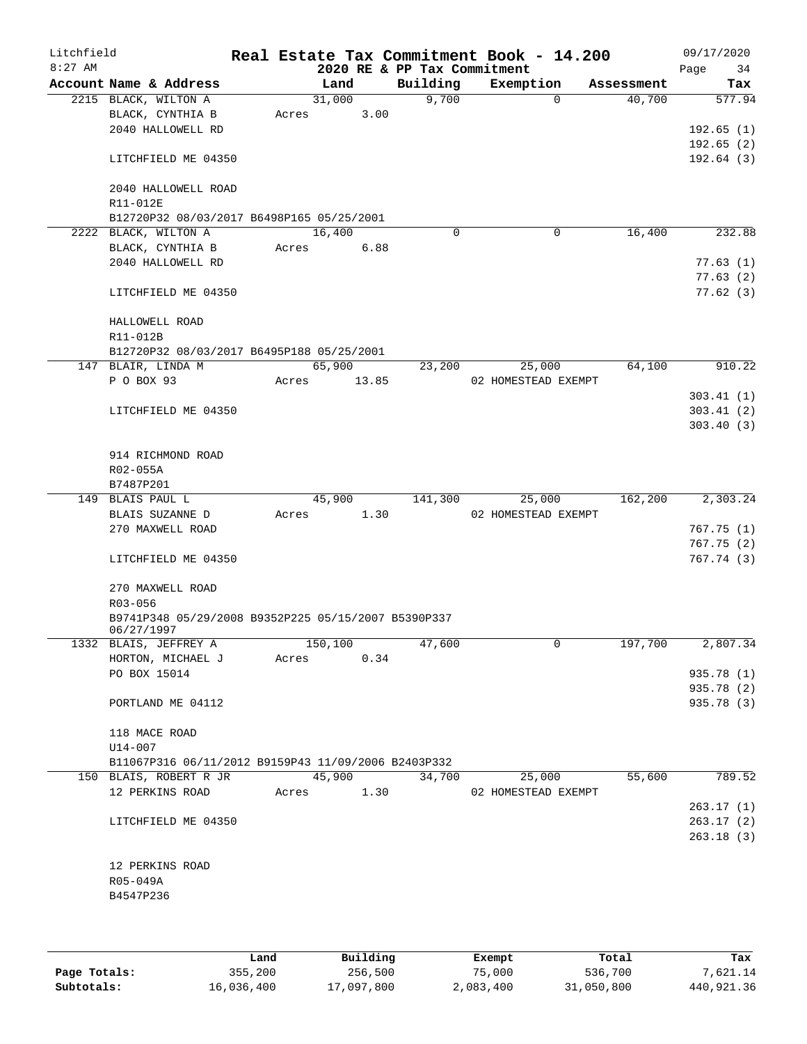Litchfield
8:27 AM

**Real Estate Tax Commitment Book - 14.200**
**2020 RE & PP Tax Commitment**

09/17/2020

| Account Name & Address | Land | Building | Exemption | Assessment | Tax |
|---|---|---|---|---|---|
| 2215 BLACK, WILTON A | 31,000 | 9,700 | 0 | 40,700 | 577.94 |
| BLACK, CYNTHIA B | Acres 3.00 | | | | |
| 2040 HALLOWELL RD | | | | | 192.65 (1) |
| | | | | | 192.65 (2) |
| LITCHFIELD ME 04350 | | | | | 192.64 (3) |
| 2040 HALLOWELL ROAD | | | | | |
| R11-012E | | | | | |
| B12720P32 08/03/2017 B6498P165 05/25/2001 | | | | | |
| 2222 BLACK, WILTON A | 16,400 | 0 | 0 | 16,400 | 232.88 |
| BLACK, CYNTHIA B | Acres 6.88 | | | | |
| 2040 HALLOWELL RD | | | | | 77.63 (1) |
| | | | | | 77.63 (2) |
| LITCHFIELD ME 04350 | | | | | 77.62 (3) |
| HALLOWELL ROAD | | | | | |
| R11-012B | | | | | |
| B12720P32 08/03/2017 B6495P188 05/25/2001 | | | | | |
| 147 BLAIR, LINDA M | 65,900 | 23,200 | 25,000 | 64,100 | 910.22 |
| P O BOX 93 | Acres 13.85 | | 02 HOMESTEAD EXEMPT | | |
| | | | | | 303.41 (1) |
| LITCHFIELD ME 04350 | | | | | 303.41 (2) |
| | | | | | 303.40 (3) |
| 914 RICHMOND ROAD | | | | | |
| R02-055A | | | | | |
| B7487P201 | | | | | |
| 149 BLAIS PAUL L | 45,900 | 141,300 | 25,000 | 162,200 | 2,303.24 |
| BLAIS SUZANNE D | Acres 1.30 | | 02 HOMESTEAD EXEMPT | | |
| 270 MAXWELL ROAD | | | | | 767.75 (1) |
| | | | | | 767.75 (2) |
| LITCHFIELD ME 04350 | | | | | 767.74 (3) |
| 270 MAXWELL ROAD | | | | | |
| R03-056 | | | | | |
| B9741P348 05/29/2008 B9352P225 05/15/2007 B5390P337 06/27/1997 | | | | | |
| 1332 BLAIS, JEFFREY A | 150,100 | 47,600 | 0 | 197,700 | 2,807.34 |
| HORTON, MICHAEL J | Acres 0.34 | | | | |
| PO BOX 15014 | | | | | 935.78 (1) |
| | | | | | 935.78 (2) |
| PORTLAND ME 04112 | | | | | 935.78 (3) |
| 118 MACE ROAD | | | | | |
| U14-007 | | | | | |
| B11067P316 06/11/2012 B9159P43 11/09/2006 B2403P332 | | | | | |
| 150 BLAIS, ROBERT R JR | 45,900 | 34,700 | 25,000 | 55,600 | 789.52 |
| 12 PERKINS ROAD | Acres 1.30 | | 02 HOMESTEAD EXEMPT | | |
| | | | | | 263.17 (1) |
| LITCHFIELD ME 04350 | | | | | 263.17 (2) |
| | | | | | 263.18 (3) |
| 12 PERKINS ROAD | | | | | |
| R05-049A | | | | | |
| B4547P236 | | | | | |

| | Land | Building | Exempt | Total | Tax |
|---|---|---|---|---|---|
| Page Totals: | 355,200 | 256,500 | 75,000 | 536,700 | 7,621.14 |
| Subtotals: | 16,036,400 | 17,097,800 | 2,083,400 | 31,050,800 | 440,921.36 |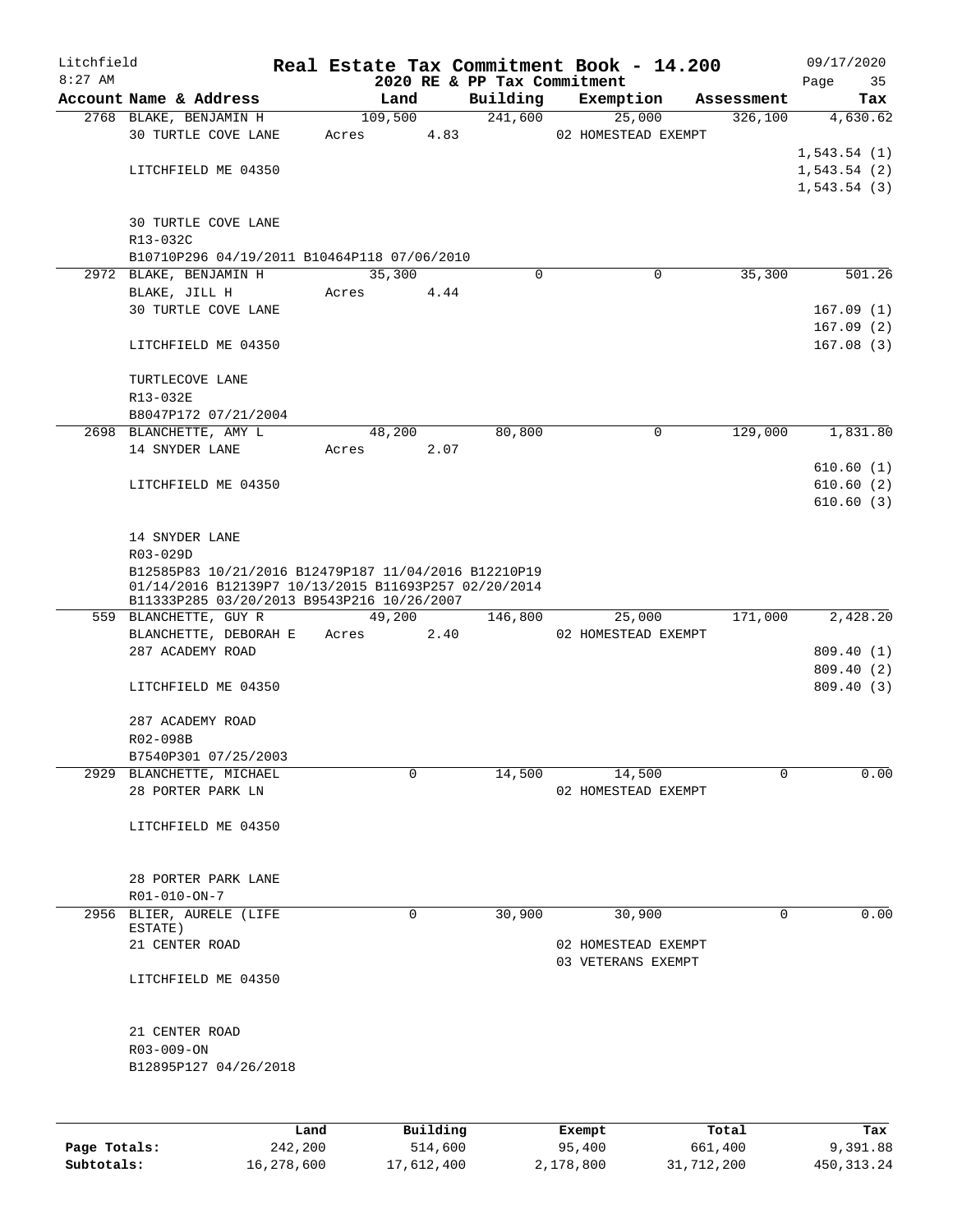# Litchfield Real Estate Tax Commitment Book - 14.200

8:27 AM — 2020 RE & PP Tax Commitment — 09/17/2020

| Account Name & Address | Land | Building | Exemption | Assessment | Tax |
|---|---|---|---|---|---|
| 2768 BLAKE, BENJAMIN H | 109,500 | 241,600 | 25,000 | 326,100 | 4,630.62 |
| 30 TURTLE COVE LANE | Acres 4.83 | | 02 HOMESTEAD EXEMPT | | |
| | | | | | 1,543.54 (1) |
| LITCHFIELD ME 04350 | | | | | 1,543.54 (2) |
| | | | | | 1,543.54 (3) |
| 30 TURTLE COVE LANE | | | | | |
| R13-032C | | | | | |
| B10710P296 04/19/2011 B10464P118 07/06/2010 | | | | | |
| 2972 BLAKE, BENJAMIN H | 35,300 | 0 | 0 | 35,300 | 501.26 |
| BLAKE, JILL H | Acres 4.44 | | | | |
| 30 TURTLE COVE LANE | | | | | 167.09 (1) |
| | | | | | 167.09 (2) |
| LITCHFIELD ME 04350 | | | | | 167.08 (3) |
| TURTLECOVE LANE | | | | | |
| R13-032E | | | | | |
| B8047P172 07/21/2004 | | | | | |
| 2698 BLANCHETTE, AMY L | 48,200 | 80,800 | 0 | 129,000 | 1,831.80 |
| 14 SNYDER LANE | Acres 2.07 | | | | |
| | | | | | 610.60 (1) |
| LITCHFIELD ME 04350 | | | | | 610.60 (2) |
| | | | | | 610.60 (3) |
| 14 SNYDER LANE | | | | | |
| R03-029D | | | | | |
| B12585P83 10/21/2016 B12479P187 11/04/2016 B12210P19 01/14/2016 B12139P7 10/13/2015 B11693P257 02/20/2014 B11333P285 03/20/2013 B9543P216 10/26/2007 | | | | | |
| 559 BLANCHETTE, GUY R | 49,200 | 146,800 | 25,000 | 171,000 | 2,428.20 |
| BLANCHETTE, DEBORAH E | Acres 2.40 | | 02 HOMESTEAD EXEMPT | | |
| 287 ACADEMY ROAD | | | | | 809.40 (1) |
| | | | | | 809.40 (2) |
| LITCHFIELD ME 04350 | | | | | 809.40 (3) |
| 287 ACADEMY ROAD | | | | | |
| R02-098B | | | | | |
| B7540P301 07/25/2003 | | | | | |
| 2929 BLANCHETTE, MICHAEL | 0 | 14,500 | 14,500 | 0 | 0.00 |
| 28 PORTER PARK LN | | | 02 HOMESTEAD EXEMPT | | |
| LITCHFIELD ME 04350 | | | | | |
| 28 PORTER PARK LANE | | | | | |
| R01-010-ON-7 | | | | | |
| 2956 BLIER, AURELE (LIFE ESTATE) | 0 | 30,900 | 30,900 | 0 | 0.00 |
| 21 CENTER ROAD | | | 02 HOMESTEAD EXEMPT | | |
| | | | 03 VETERANS EXEMPT | | |
| LITCHFIELD ME 04350 | | | | | |
| 21 CENTER ROAD | | | | | |
| R03-009-ON | | | | | |
| B12895P127 04/26/2018 | | | | | |

| | Land | Building | Exempt | Total | Tax |
|---|---|---|---|---|---|
| Page Totals: | 242,200 | 514,600 | 95,400 | 661,400 | 9,391.88 |
| Subtotals: | 16,278,600 | 17,612,400 | 2,178,800 | 31,712,200 | 450,313.24 |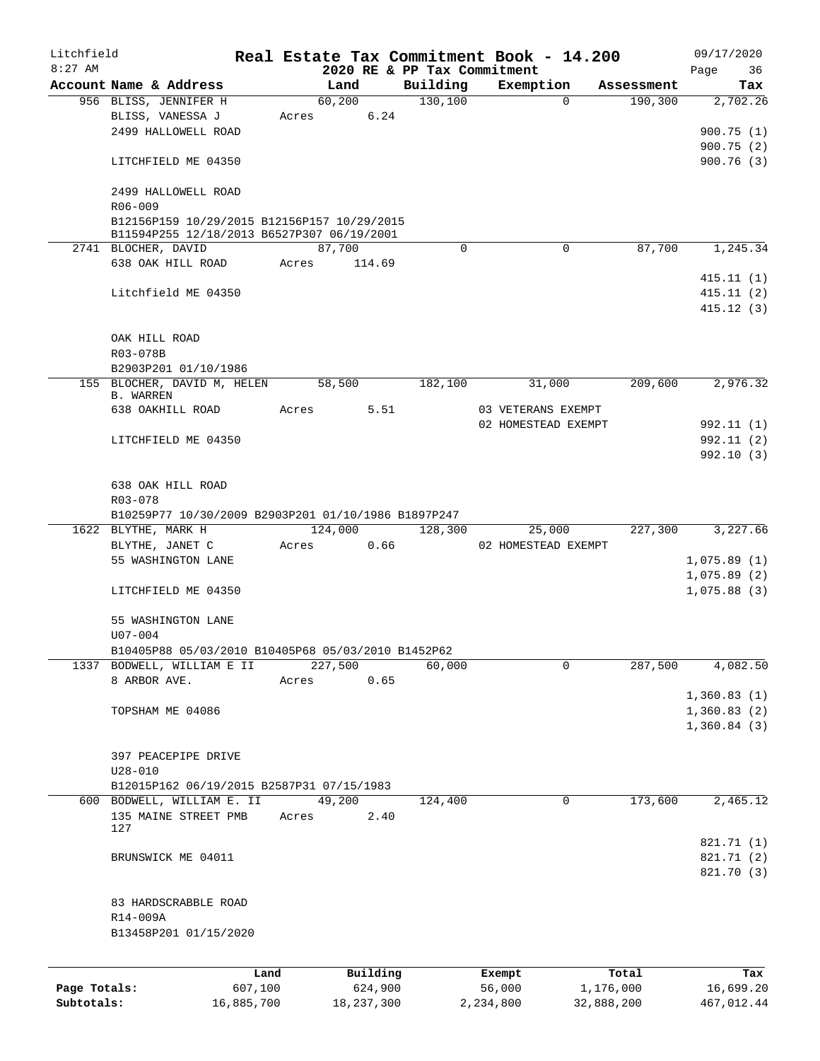Litchfield
8:27 AM

# Real Estate Tax Commitment Book - 14.200

2020 RE & PP Tax Commitment

09/17/2020

| Account Name & Address | Land | Building | Exemption | Assessment | Tax |
|---|---|---|---|---|---|
| 956 BLISS, JENNIFER H | 60,200 | 130,100 | 0 | 190,300 | 2,702.26 |
| BLISS, VANESSA J | Acres 6.24 | | | | |
| 2499 HALLOWELL ROAD | | | | | 900.75 (1) |
| | | | | | 900.75 (2) |
| LITCHFIELD ME 04350 | | | | | 900.76 (3) |
| 2499 HALLOWELL ROAD | | | | | |
| R06-009 | | | | | |
| B12156P159 10/29/2015 B12156P157 10/29/2015 | | | | | |
| B11594P255 12/18/2013 B6527P307 06/19/2001 | | | | | |
| 2741 BLOCHER, DAVID | 87,700 | 0 | 0 | 87,700 | 1,245.34 |
| 638 OAK HILL ROAD | Acres 114.69 | | | | |
| | | | | | 415.11 (1) |
| Litchfield ME 04350 | | | | | 415.11 (2) |
| | | | | | 415.12 (3) |
| OAK HILL ROAD | | | | | |
| R03-078B | | | | | |
| B2903P201 01/10/1986 | | | | | |
| 155 BLOCHER, DAVID M, HELEN B. WARREN | 58,500 | 182,100 | 31,000 | 209,600 | 2,976.32 |
| 638 OAKHILL ROAD | Acres 5.51 | | 03 VETERANS EXEMPT | | |
| | | | 02 HOMESTEAD EXEMPT | | 992.11 (1) |
| LITCHFIELD ME 04350 | | | | | 992.11 (2) |
| | | | | | 992.10 (3) |
| 638 OAK HILL ROAD | | | | | |
| R03-078 | | | | | |
| B10259P77 10/30/2009 B2903P201 01/10/1986 B1897P247 | | | | | |
| 1622 BLYTHE, MARK H | 124,000 | 128,300 | 25,000 | 227,300 | 3,227.66 |
| BLYTHE, JANET C | Acres 0.66 | | 02 HOMESTEAD EXEMPT | | |
| 55 WASHINGTON LANE | | | | | 1,075.89 (1) |
| | | | | | 1,075.89 (2) |
| LITCHFIELD ME 04350 | | | | | 1,075.88 (3) |
| 55 WASHINGTON LANE | | | | | |
| U07-004 | | | | | |
| B10405P88 05/03/2010 B10405P68 05/03/2010 B1452P62 | | | | | |
| 1337 BODWELL, WILLIAM E II | 227,500 | 60,000 | 0 | 287,500 | 4,082.50 |
| 8 ARBOR AVE. | Acres 0.65 | | | | |
| | | | | | 1,360.83 (1) |
| TOPSHAM ME 04086 | | | | | 1,360.83 (2) |
| | | | | | 1,360.84 (3) |
| 397 PEACEPIPE DRIVE | | | | | |
| U28-010 | | | | | |
| B12015P162 06/19/2015 B2587P31 07/15/1983 | | | | | |
| 600 BODWELL, WILLIAM E. II | 49,200 | 124,400 | 0 | 173,600 | 2,465.12 |
| 135 MAINE STREET PMB 127 | Acres 2.40 | | | | |
| | | | | | 821.71 (1) |
| BRUNSWICK ME 04011 | | | | | 821.71 (2) |
| | | | | | 821.70 (3) |
| 83 HARDSCRABBLE ROAD | | | | | |
| R14-009A | | | | | |
| B13458P201 01/15/2020 | | | | | |

| | Land | Building | Exempt | Total | Tax |
|---|---|---|---|---|---|
| Page Totals: | 607,100 | 624,900 | 56,000 | 1,176,000 | 16,699.20 |
| Subtotals: | 16,885,700 | 18,237,300 | 2,234,800 | 32,888,200 | 467,012.44 |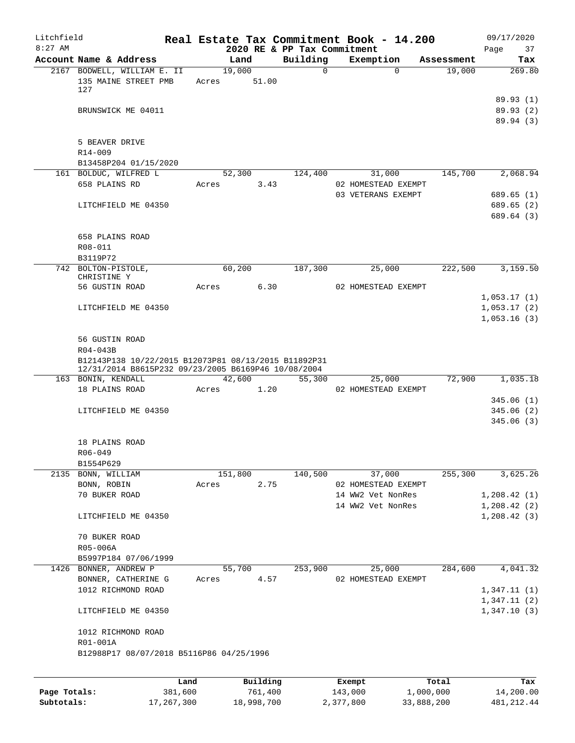# Real Estate Tax Commitment Book - 14.200

Litchfield
8:27 AM

2020 RE & PP Tax Commitment

09/17/2020

| Account | Name & Address | Land | Building | Exemption | Assessment | Tax |
|---|---|---|---|---|---|---|
| 2167 | BODWELL, WILLIAM E. II<br>135 MAINE STREET PMB 127<br><br>BRUNSWICK ME 04011<br><br>5 BEAVER DRIVE<br>R14-009<br>B13458P204 01/15/2020 | 19,000<br>Acres 51.00 | 0 | 0 | 19,000 | 269.80<br><br>89.93 (1)<br>89.93 (2)<br>89.94 (3) |
| 161 | BOLDUC, WILFRED L<br>658 PLAINS RD<br><br>LITCHFIELD ME 04350<br><br>658 PLAINS ROAD<br>R08-011<br>B3119P72 | 52,300<br>Acres 3.43 | 124,400 | 31,000<br>02 HOMESTEAD EXEMPT<br>03 VETERANS EXEMPT | 145,700 | 2,068.94<br><br>689.65 (1)<br>689.65 (2)<br>689.64 (3) |
| 742 | BOLTON-PISTOLE, CHRISTINE Y<br>56 GUSTIN ROAD<br><br>LITCHFIELD ME 04350<br><br>56 GUSTIN ROAD<br>R04-043B<br>B12143P138 10/22/2015 B12073P81 08/13/2015 B11892P31 12/31/2014 B8615P232 09/23/2005 B6169P46 10/08/2004 | 60,200<br>Acres 6.30 | 187,300 | 25,000<br>02 HOMESTEAD EXEMPT | 222,500 | 3,159.50<br><br>1,053.17 (1)<br>1,053.17 (2)<br>1,053.16 (3) |
| 163 | BONIN, KENDALL<br>18 PLAINS ROAD<br><br>LITCHFIELD ME 04350<br><br>18 PLAINS ROAD<br>R06-049<br>B1554P629 | 42,600<br>Acres 1.20 | 55,300 | 25,000<br>02 HOMESTEAD EXEMPT | 72,900 | 1,035.18<br><br>345.06 (1)<br>345.06 (2)<br>345.06 (3) |
| 2135 | BONN, WILLIAM<br>BONN, ROBIN<br>70 BUKER ROAD<br><br>LITCHFIELD ME 04350<br><br>70 BUKER ROAD<br>R05-006A<br>B5997P184 07/06/1999 | 151,800<br>Acres 2.75 | 140,500 | 37,000<br>02 HOMESTEAD EXEMPT<br>14 WW2 Vet NonRes<br>14 WW2 Vet NonRes | 255,300 | 3,625.26<br><br>1,208.42 (1)<br>1,208.42 (2)<br>1,208.42 (3) |
| 1426 | BONNER, ANDREW P<br>BONNER, CATHERINE G<br>1012 RICHMOND ROAD<br><br>LITCHFIELD ME 04350<br><br>1012 RICHMOND ROAD<br>R01-001A<br>B12988P17 08/07/2018 B5116P86 04/25/1996 | 55,700<br>Acres 4.57 | 253,900 | 25,000<br>02 HOMESTEAD EXEMPT | 284,600 | 4,041.32<br><br>1,347.11 (1)<br>1,347.11 (2)<br>1,347.10 (3) |

| | Land | Building | Exempt | Total | Tax |
|---|---|---|---|---|---|
| Page Totals: | 381,600 | 761,400 | 143,000 | 1,000,000 | 14,200.00 |
| Subtotals: | 17,267,300 | 18,998,700 | 2,377,800 | 33,888,200 | 481,212.44 |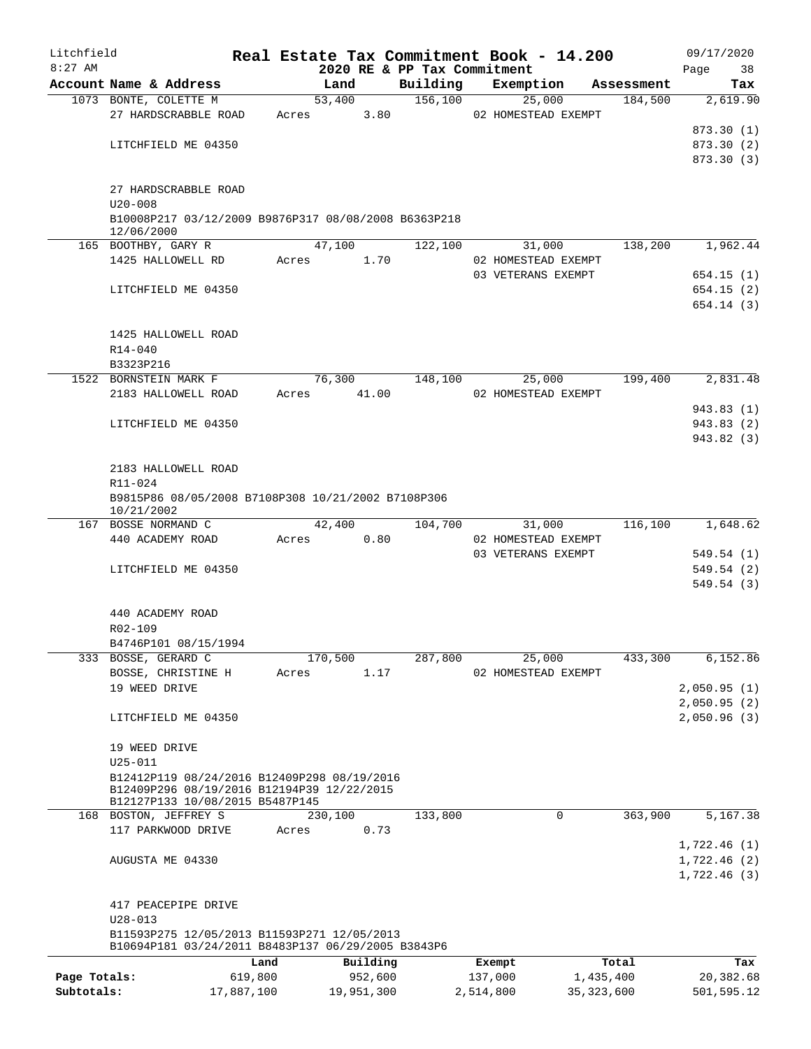Litchfield
8:27 AM

# Real Estate Tax Commitment Book - 14.200

2020 RE & PP Tax Commitment

09/17/2020

| Account Name & Address | Land | Building | Exemption | Assessment | Tax |
|---|---|---|---|---|---|
| 1073 BONTE, COLETTE M | 53,400 | 156,100 | 25,000 | 184,500 | 2,619.90 |
| 27 HARDSCRABBLE ROAD | Acres 3.80 | | 02 HOMESTEAD EXEMPT | | |
| | | | | | 873.30 (1) |
| LITCHFIELD ME 04350 | | | | | 873.30 (2) |
| | | | | | 873.30 (3) |
| 27 HARDSCRABBLE ROAD | | | | | |
| U20-008 | | | | | |
| B10008P217 03/12/2009 B9876P317 08/08/2008 B6363P218 12/06/2000 | | | | | |
| 165 BOOTHBY, GARY R | 47,100 | 122,100 | 31,000 | 138,200 | 1,962.44 |
| 1425 HALLOWELL RD | Acres 1.70 | | 02 HOMESTEAD EXEMPT | | |
| | | | 03 VETERANS EXEMPT | | 654.15 (1) |
| LITCHFIELD ME 04350 | | | | | 654.15 (2) |
| | | | | | 654.14 (3) |
| 1425 HALLOWELL ROAD | | | | | |
| R14-040 | | | | | |
| B3323P216 | | | | | |
| 1522 BORNSTEIN MARK F | 76,300 | 148,100 | 25,000 | 199,400 | 2,831.48 |
| 2183 HALLOWELL ROAD | Acres 41.00 | | 02 HOMESTEAD EXEMPT | | |
| | | | | | 943.83 (1) |
| LITCHFIELD ME 04350 | | | | | 943.83 (2) |
| | | | | | 943.82 (3) |
| 2183 HALLOWELL ROAD | | | | | |
| R11-024 | | | | | |
| B9815P86 08/05/2008 B7108P308 10/21/2002 B7108P306 10/21/2002 | | | | | |
| 167 BOSSE NORMAND C | 42,400 | 104,700 | 31,000 | 116,100 | 1,648.62 |
| 440 ACADEMY ROAD | Acres 0.80 | | 02 HOMESTEAD EXEMPT | | |
| | | | 03 VETERANS EXEMPT | | 549.54 (1) |
| LITCHFIELD ME 04350 | | | | | 549.54 (2) |
| | | | | | 549.54 (3) |
| 440 ACADEMY ROAD | | | | | |
| R02-109 | | | | | |
| B4746P101 08/15/1994 | | | | | |
| 333 BOSSE, GERARD C | 170,500 | 287,800 | 25,000 | 433,300 | 6,152.86 |
| BOSSE, CHRISTINE H | Acres 1.17 | | 02 HOMESTEAD EXEMPT | | |
| 19 WEED DRIVE | | | | | 2,050.95 (1) |
| | | | | | 2,050.95 (2) |
| LITCHFIELD ME 04350 | | | | | 2,050.96 (3) |
| 19 WEED DRIVE | | | | | |
| U25-011 | | | | | |
| B12412P119 08/24/2016 B12409P298 08/19/2016 B12409P296 08/19/2016 B12194P39 12/22/2015 B12127P133 10/08/2015 B5487P145 | | | | | |
| 168 BOSTON, JEFFREY S | 230,100 | 133,800 | 0 | 363,900 | 5,167.38 |
| 117 PARKWOOD DRIVE | Acres 0.73 | | | | |
| | | | | | 1,722.46 (1) |
| AUGUSTA ME 04330 | | | | | 1,722.46 (2) |
| | | | | | 1,722.46 (3) |
| 417 PEACEPIPE DRIVE | | | | | |
| U28-013 | | | | | |
| B11593P275 12/05/2013 B11593P271 12/05/2013 B10694P181 03/24/2011 B8483P137 06/29/2005 B3843P6 | | | | | |

| | Land | Building | Exempt | Total | Tax |
|---|---|---|---|---|---|
| Page Totals: | 619,800 | 952,600 | 137,000 | 1,435,400 | 20,382.68 |
| Subtotals: | 17,887,100 | 19,951,300 | 2,514,800 | 35,323,600 | 501,595.12 |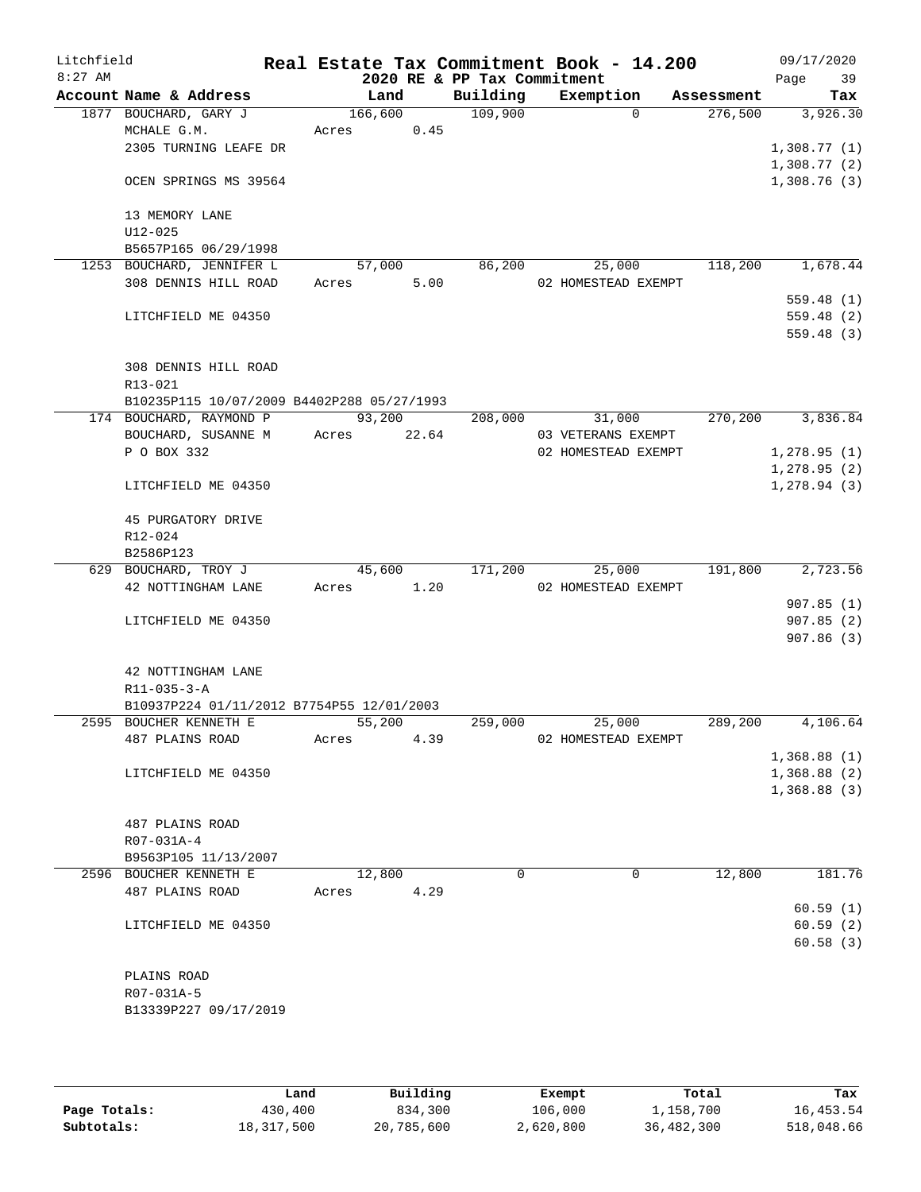Litchfield
8:27 AM

# Real Estate Tax Commitment Book - 14.200

## 2020 RE & PP Tax Commitment

09/17/2020

| Account Name & Address | Land | Building | Exemption | Assessment | Tax |
|---|---|---|---|---|---|
| 1877 BOUCHARD, GARY J | 166,600 | 109,900 | 0 | 276,500 | 3,926.30 |
| MCHALE G.M. | Acres 0.45 | | | | |
| 2305 TURNING LEAFE DR | | | | | 1,308.77 (1) |
| | | | | | 1,308.77 (2) |
| OCEN SPRINGS MS 39564 | | | | | 1,308.76 (3) |
| 13 MEMORY LANE | | | | | |
| U12-025 | | | | | |
| B5657P165 06/29/1998 | | | | | |
| 1253 BOUCHARD, JENNIFER L | 57,000 | 86,200 | 25,000 | 118,200 | 1,678.44 |
| 308 DENNIS HILL ROAD | Acres 5.00 | | 02 HOMESTEAD EXEMPT | | |
| | | | | | 559.48 (1) |
| LITCHFIELD ME 04350 | | | | | 559.48 (2) |
| | | | | | 559.48 (3) |
| 308 DENNIS HILL ROAD | | | | | |
| R13-021 | | | | | |
| B10235P115 10/07/2009 B4402P288 05/27/1993 | | | | | |
| 174 BOUCHARD, RAYMOND P | 93,200 | 208,000 | 31,000 | 270,200 | 3,836.84 |
| BOUCHARD, SUSANNE M | Acres 22.64 | | 03 VETERANS EXEMPT | | |
| P O BOX 332 | | | 02 HOMESTEAD EXEMPT | | 1,278.95 (1) |
| | | | | | 1,278.95 (2) |
| LITCHFIELD ME 04350 | | | | | 1,278.94 (3) |
| 45 PURGATORY DRIVE | | | | | |
| R12-024 | | | | | |
| B2586P123 | | | | | |
| 629 BOUCHARD, TROY J | 45,600 | 171,200 | 25,000 | 191,800 | 2,723.56 |
| 42 NOTTINGHAM LANE | Acres 1.20 | | 02 HOMESTEAD EXEMPT | | |
| | | | | | 907.85 (1) |
| LITCHFIELD ME 04350 | | | | | 907.85 (2) |
| | | | | | 907.86 (3) |
| 42 NOTTINGHAM LANE | | | | | |
| R11-035-3-A | | | | | |
| B10937P224 01/11/2012 B7754P55 12/01/2003 | | | | | |
| 2595 BOUCHER KENNETH E | 55,200 | 259,000 | 25,000 | 289,200 | 4,106.64 |
| 487 PLAINS ROAD | Acres 4.39 | | 02 HOMESTEAD EXEMPT | | |
| | | | | | 1,368.88 (1) |
| LITCHFIELD ME 04350 | | | | | 1,368.88 (2) |
| | | | | | 1,368.88 (3) |
| 487 PLAINS ROAD | | | | | |
| R07-031A-4 | | | | | |
| B9563P105 11/13/2007 | | | | | |
| 2596 BOUCHER KENNETH E | 12,800 | 0 | 0 | 12,800 | 181.76 |
| 487 PLAINS ROAD | Acres 4.29 | | | | |
| | | | | | 60.59 (1) |
| LITCHFIELD ME 04350 | | | | | 60.59 (2) |
| | | | | | 60.58 (3) |
| PLAINS ROAD | | | | | |
| R07-031A-5 | | | | | |
| B13339P227 09/17/2019 | | | | | |

| | Land | Building | Exempt | Total | Tax |
|---|---|---|---|---|---|
| Page Totals: | 430,400 | 834,300 | 106,000 | 1,158,700 | 16,453.54 |
| Subtotals: | 18,317,500 | 20,785,600 | 2,620,800 | 36,482,300 | 518,048.66 |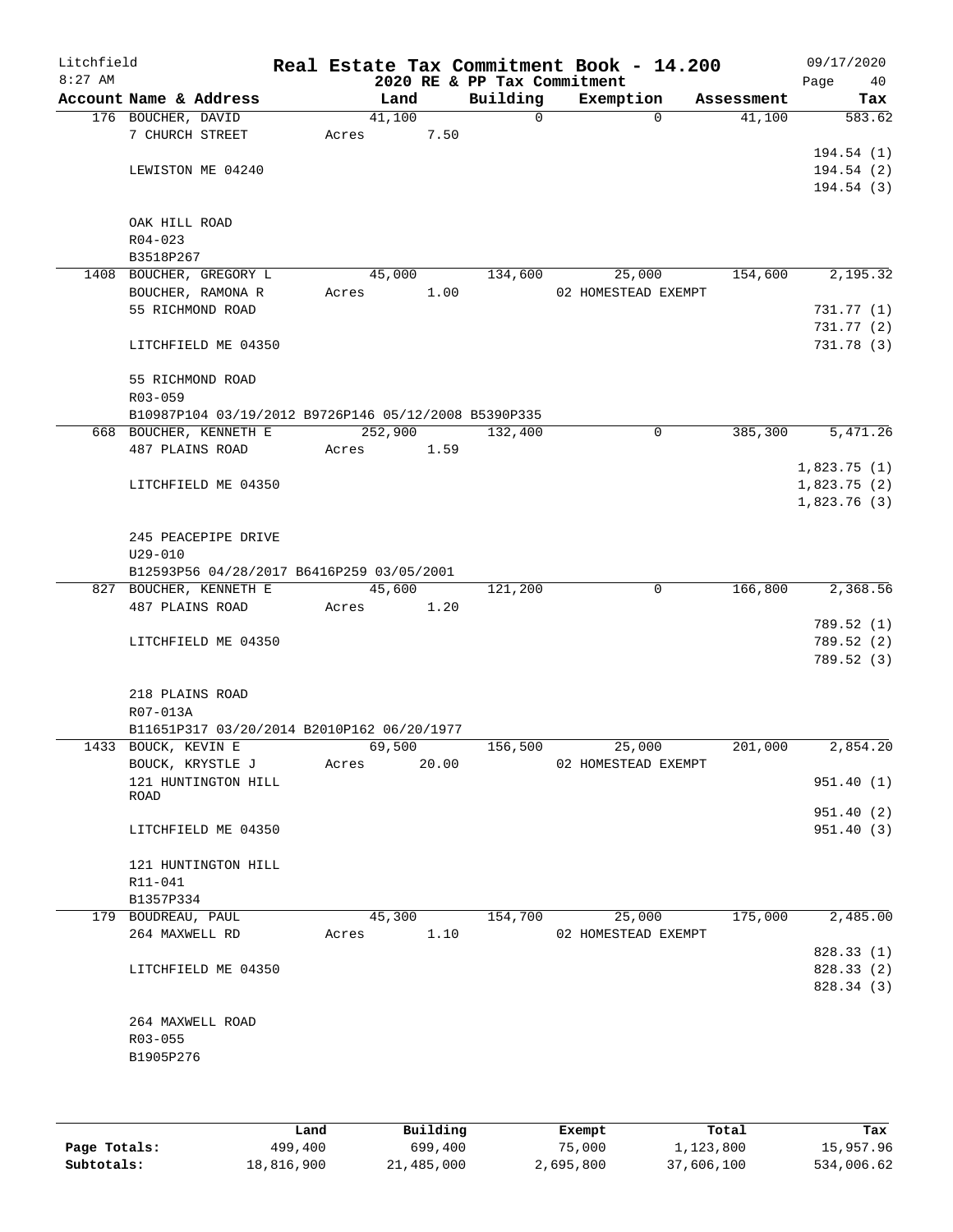Litchfield
8:27 AM

# Real Estate Tax Commitment Book - 14.200

2020 RE & PP Tax Commitment

09/17/2020

| Account Name & Address | Land | Building | Exemption | Assessment | Tax |
|---|---|---|---|---|---|
| 176 BOUCHER, DAVID | 41,100 | 0 | 0 | 41,100 | 583.62 |
| 7 CHURCH STREET | Acres 7.50 | | | | |
| | | | | | 194.54 (1) |
| LEWISTON ME 04240 | | | | | 194.54 (2) |
| | | | | | 194.54 (3) |
| OAK HILL ROAD | | | | | |
| R04-023 | | | | | |
| B3518P267 | | | | | |
| 1408 BOUCHER, GREGORY L | 45,000 | 134,600 | 25,000 | 154,600 | 2,195.32 |
| BOUCHER, RAMONA R | Acres 1.00 | | 02 HOMESTEAD EXEMPT | | |
| 55 RICHMOND ROAD | | | | | 731.77 (1) |
| | | | | | 731.77 (2) |
| LITCHFIELD ME 04350 | | | | | 731.78 (3) |
| 55 RICHMOND ROAD | | | | | |
| R03-059 | | | | | |
| B10987P104 03/19/2012 B9726P146 05/12/2008 B5390P335 | | | | | |
| 668 BOUCHER, KENNETH E | 252,900 | 132,400 | 0 | 385,300 | 5,471.26 |
| 487 PLAINS ROAD | Acres 1.59 | | | | |
| | | | | | 1,823.75 (1) |
| LITCHFIELD ME 04350 | | | | | 1,823.75 (2) |
| | | | | | 1,823.76 (3) |
| 245 PEACEPIPE DRIVE | | | | | |
| U29-010 | | | | | |
| B12593P56 04/28/2017 B6416P259 03/05/2001 | | | | | |
| 827 BOUCHER, KENNETH E | 45,600 | 121,200 | 0 | 166,800 | 2,368.56 |
| 487 PLAINS ROAD | Acres 1.20 | | | | |
| | | | | | 789.52 (1) |
| LITCHFIELD ME 04350 | | | | | 789.52 (2) |
| | | | | | 789.52 (3) |
| 218 PLAINS ROAD | | | | | |
| R07-013A | | | | | |
| B11651P317 03/20/2014 B2010P162 06/20/1977 | | | | | |
| 1433 BOUCK, KEVIN E | 69,500 | 156,500 | 25,000 | 201,000 | 2,854.20 |
| BOUCK, KRYSTLE J | Acres 20.00 | | 02 HOMESTEAD EXEMPT | | |
| 121 HUNTINGTON HILL ROAD | | | | | 951.40 (1) |
| | | | | | 951.40 (2) |
| LITCHFIELD ME 04350 | | | | | 951.40 (3) |
| 121 HUNTINGTON HILL | | | | | |
| R11-041 | | | | | |
| B1357P334 | | | | | |
| 179 BOUDREAU, PAUL | 45,300 | 154,700 | 25,000 | 175,000 | 2,485.00 |
| 264 MAXWELL RD | Acres 1.10 | | 02 HOMESTEAD EXEMPT | | |
| | | | | | 828.33 (1) |
| LITCHFIELD ME 04350 | | | | | 828.33 (2) |
| | | | | | 828.34 (3) |
| 264 MAXWELL ROAD | | | | | |
| R03-055 | | | | | |
| B1905P276 | | | | | |

| | Land | Building | Exempt | Total | Tax |
|---|---|---|---|---|---|
| Page Totals: | 499,400 | 699,400 | 75,000 | 1,123,800 | 15,957.96 |
| Subtotals: | 18,816,900 | 21,485,000 | 2,695,800 | 37,606,100 | 534,006.62 |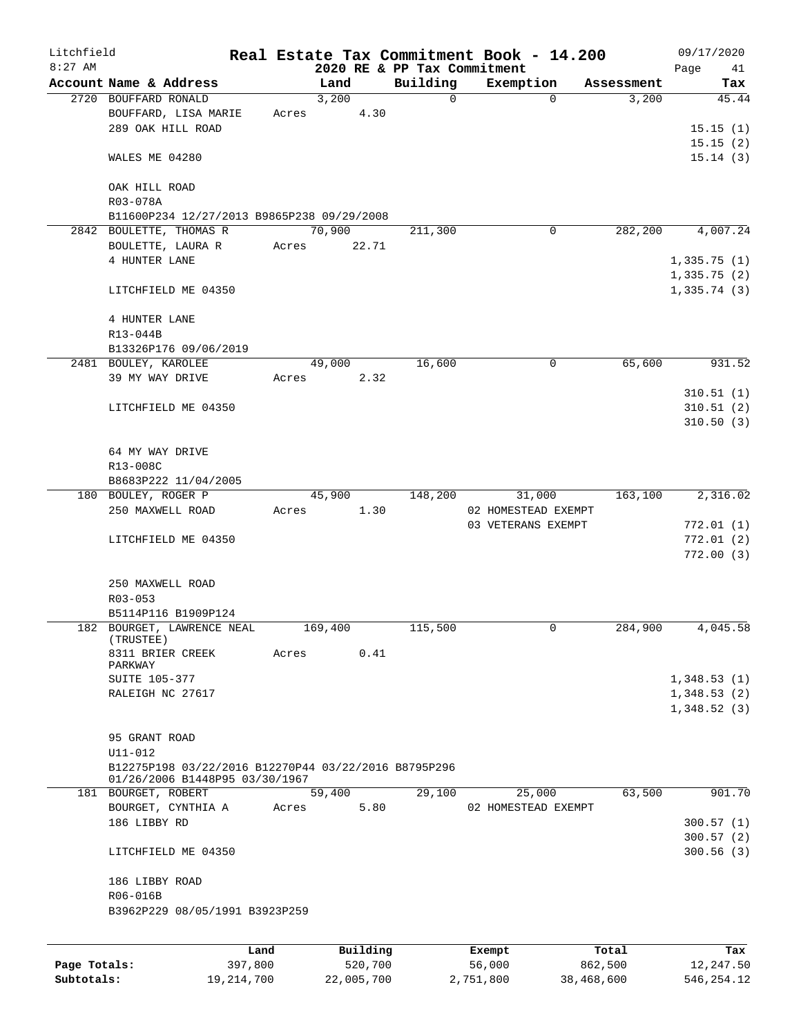Litchfield
8:27 AM

# Real Estate Tax Commitment Book - 14.200

## 2020 RE & PP Tax Commitment

09/17/2020

| Account Name & Address | Land | Building | Exemption | Assessment | Tax |
|---|---|---|---|---|---|
| 2720 BOUFFARD RONALD | 3,200 | 0 | 0 | 3,200 | 45.44 |
| BOUFFARD, LISA MARIE | Acres 4.30 | | | | |
| 289 OAK HILL ROAD | | | | | 15.15 (1) |
| | | | | | 15.15 (2) |
| WALES ME 04280 | | | | | 15.14 (3) |
| OAK HILL ROAD | | | | | |
| R03-078A | | | | | |
| B11600P234 12/27/2013 B9865P238 09/29/2008 | | | | | |
| 2842 BOULETTE, THOMAS R | 70,900 | 211,300 | 0 | 282,200 | 4,007.24 |
| BOULETTE, LAURA R | Acres 22.71 | | | | |
| 4 HUNTER LANE | | | | | 1,335.75 (1) |
| | | | | | 1,335.75 (2) |
| LITCHFIELD ME 04350 | | | | | 1,335.74 (3) |
| 4 HUNTER LANE | | | | | |
| R13-044B | | | | | |
| B13326P176 09/06/2019 | | | | | |
| 2481 BOULEY, KAROLEE | 49,000 | 16,600 | 0 | 65,600 | 931.52 |
| 39 MY WAY DRIVE | Acres 2.32 | | | | |
| | | | | | 310.51 (1) |
| LITCHFIELD ME 04350 | | | | | 310.51 (2) |
| | | | | | 310.50 (3) |
| 64 MY WAY DRIVE | | | | | |
| R13-008C | | | | | |
| B8683P222 11/04/2005 | | | | | |
| 180 BOULEY, ROGER P | 45,900 | 148,200 | 31,000 | 163,100 | 2,316.02 |
| 250 MAXWELL ROAD | Acres 1.30 | | 02 HOMESTEAD EXEMPT | | |
| | | | 03 VETERANS EXEMPT | | 772.01 (1) |
| LITCHFIELD ME 04350 | | | | | 772.01 (2) |
| | | | | | 772.00 (3) |
| 250 MAXWELL ROAD | | | | | |
| R03-053 | | | | | |
| B5114P116 B1909P124 | | | | | |
| 182 BOURGET, LAWRENCE NEAL (TRUSTEE) | 169,400 | 115,500 | 0 | 284,900 | 4,045.58 |
| 8311 BRIER CREEK PARKWAY | Acres 0.41 | | | | |
| SUITE 105-377 | | | | | 1,348.53 (1) |
| RALEIGH NC 27617 | | | | | 1,348.53 (2) |
| | | | | | 1,348.52 (3) |
| 95 GRANT ROAD | | | | | |
| U11-012 | | | | | |
| B12275P198 03/22/2016 B12270P44 03/22/2016 B8795P296 01/26/2006 B1448P95 03/30/1967 | | | | | |
| 181 BOURGET, ROBERT | 59,400 | 29,100 | 25,000 | 63,500 | 901.70 |
| BOURGET, CYNTHIA A | Acres 5.80 | | 02 HOMESTEAD EXEMPT | | |
| 186 LIBBY RD | | | | | 300.57 (1) |
| | | | | | 300.57 (2) |
| LITCHFIELD ME 04350 | | | | | 300.56 (3) |
| 186 LIBBY ROAD | | | | | |
| R06-016B | | | | | |
| B3962P229 08/05/1991 B3923P259 | | | | | |

| | Land | Building | Exempt | Total | Tax |
|---|---|---|---|---|---|
| Page Totals: | 397,800 | 520,700 | 56,000 | 862,500 | 12,247.50 |
| Subtotals: | 19,214,700 | 22,005,700 | 2,751,800 | 38,468,600 | 546,254.12 |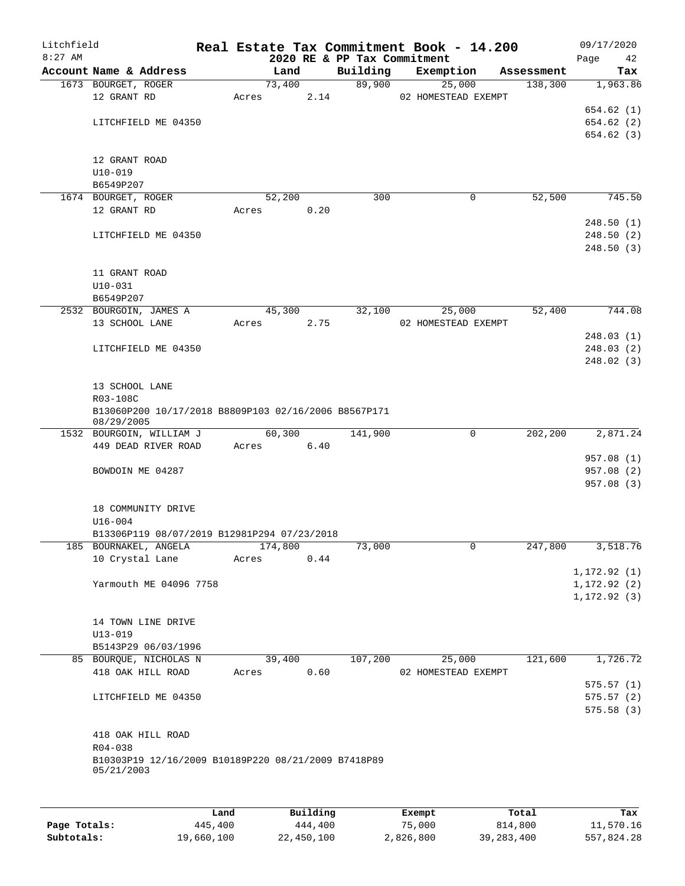Litchfield
8:27 AM

# Real Estate Tax Commitment Book - 14.200

## 2020 RE & PP Tax Commitment

09/17/2020

| Account Name & Address | Land | Building | Exemption | Assessment | Tax |
|---|---|---|---|---|---|
| 1673 BOURGET, ROGER | 73,400 | 89,900 | 25,000 | 138,300 | 1,963.86 |
| 12 GRANT RD | Acres 2.14 | | 02 HOMESTEAD EXEMPT | | |
| | | | | | 654.62 (1) |
| LITCHFIELD ME 04350 | | | | | 654.62 (2) |
| | | | | | 654.62 (3) |
| 12 GRANT ROAD | | | | | |
| U10-019 | | | | | |
| B6549P207 | | | | | |
| 1674 BOURGET, ROGER | 52,200 | 300 | 0 | 52,500 | 745.50 |
| 12 GRANT RD | Acres 0.20 | | | | |
| | | | | | 248.50 (1) |
| LITCHFIELD ME 04350 | | | | | 248.50 (2) |
| | | | | | 248.50 (3) |
| 11 GRANT ROAD | | | | | |
| U10-031 | | | | | |
| B6549P207 | | | | | |
| 2532 BOURGOIN, JAMES A | 45,300 | 32,100 | 25,000 | 52,400 | 744.08 |
| 13 SCHOOL LANE | Acres 2.75 | | 02 HOMESTEAD EXEMPT | | |
| | | | | | 248.03 (1) |
| LITCHFIELD ME 04350 | | | | | 248.03 (2) |
| | | | | | 248.02 (3) |
| 13 SCHOOL LANE | | | | | |
| R03-108C | | | | | |
| B13060P200 10/17/2018 B8809P103 02/16/2006 B8567P171 08/29/2005 | | | | | |
| 1532 BOURGOIN, WILLIAM J | 60,300 | 141,900 | 0 | 202,200 | 2,871.24 |
| 449 DEAD RIVER ROAD | Acres 6.40 | | | | |
| | | | | | 957.08 (1) |
| BOWDOIN ME 04287 | | | | | 957.08 (2) |
| | | | | | 957.08 (3) |
| 18 COMMUNITY DRIVE | | | | | |
| U16-004 | | | | | |
| B13306P119 08/07/2019 B12981P294 07/23/2018 | | | | | |
| 185 BOURNAKEL, ANGELA | 174,800 | 73,000 | 0 | 247,800 | 3,518.76 |
| 10 Crystal Lane | Acres 0.44 | | | | |
| | | | | | 1,172.92 (1) |
| Yarmouth ME 04096 7758 | | | | | 1,172.92 (2) |
| | | | | | 1,172.92 (3) |
| 14 TOWN LINE DRIVE | | | | | |
| U13-019 | | | | | |
| B5143P29 06/03/1996 | | | | | |
| 85 BOURQUE, NICHOLAS N | 39,400 | 107,200 | 25,000 | 121,600 | 1,726.72 |
| 418 OAK HILL ROAD | Acres 0.60 | | 02 HOMESTEAD EXEMPT | | |
| | | | | | 575.57 (1) |
| LITCHFIELD ME 04350 | | | | | 575.57 (2) |
| | | | | | 575.58 (3) |
| 418 OAK HILL ROAD | | | | | |
| R04-038 | | | | | |
| B10303P19 12/16/2009 B10189P220 08/21/2009 B7418P89 05/21/2003 | | | | | |

| | Land | Building | Exempt | Total | Tax |
|---|---|---|---|---|---|
| Page Totals: | 445,400 | 444,400 | 75,000 | 814,800 | 11,570.16 |
| Subtotals: | 19,660,100 | 22,450,100 | 2,826,800 | 39,283,400 | 557,824.28 |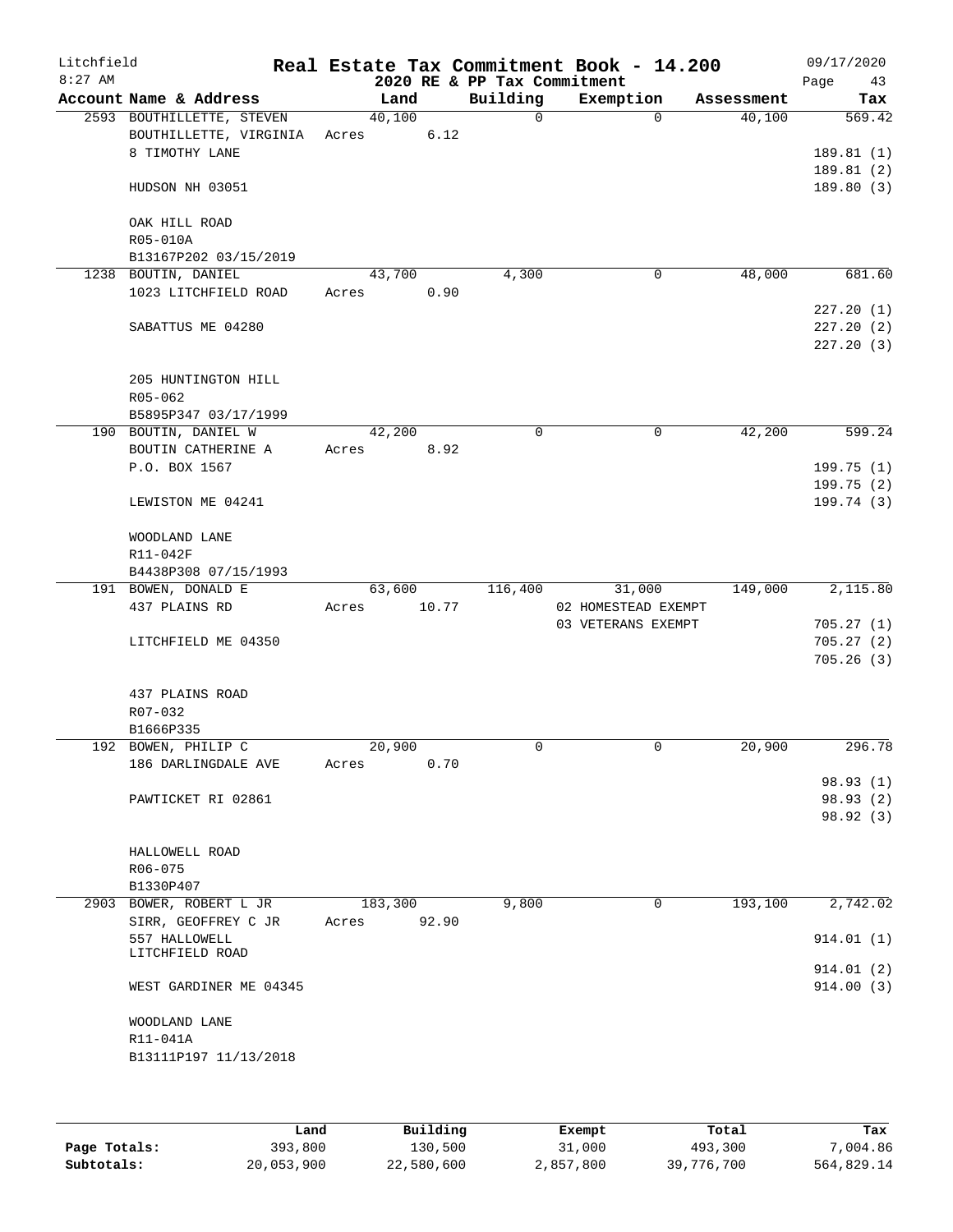# Litchfield — Real Estate Tax Commitment Book - 14.200

2020 RE & PP Tax Commitment — 09/17/2020 8:27 AM

| Account | Name & Address | Land | Building | Exemption | Assessment | Tax |
|---|---|---|---|---|---|---|
| 2593 | BOUTHILLETTE, STEVEN | 40,100 | 0 | 0 | 40,100 | 569.42 |
| | BOUTHILLETTE, VIRGINIA | Acres 6.12 | | | | |
| | 8 TIMOTHY LANE | | | | | 189.81 (1) |
| | | | | | | 189.81 (2) |
| | HUDSON NH 03051 | | | | | 189.80 (3) |
| | OAK HILL ROAD | | | | | |
| | R05-010A | | | | | |
| | B13167P202 03/15/2019 | | | | | |
| 1238 | BOUTIN, DANIEL | 43,700 | 4,300 | 0 | 48,000 | 681.60 |
| | 1023 LITCHFIELD ROAD | Acres 0.90 | | | | |
| | | | | | | 227.20 (1) |
| | SABATTUS ME 04280 | | | | | 227.20 (2) |
| | | | | | | 227.20 (3) |
| | 205 HUNTINGTON HILL | | | | | |
| | R05-062 | | | | | |
| | B5895P347 03/17/1999 | | | | | |
| 190 | BOUTIN, DANIEL W | 42,200 | 0 | 0 | 42,200 | 599.24 |
| | BOUTIN CATHERINE A | Acres 8.92 | | | | |
| | P.O. BOX 1567 | | | | | 199.75 (1) |
| | | | | | | 199.75 (2) |
| | LEWISTON ME 04241 | | | | | 199.74 (3) |
| | WOODLAND LANE | | | | | |
| | R11-042F | | | | | |
| | B4438P308 07/15/1993 | | | | | |
| 191 | BOWEN, DONALD E | 63,600 | 116,400 | 31,000 | 149,000 | 2,115.80 |
| | 437 PLAINS RD | Acres 10.77 | | 02 HOMESTEAD EXEMPT | | |
| | | | | 03 VETERANS EXEMPT | | 705.27 (1) |
| | LITCHFIELD ME 04350 | | | | | 705.27 (2) |
| | | | | | | 705.26 (3) |
| | 437 PLAINS ROAD | | | | | |
| | R07-032 | | | | | |
| | B1666P335 | | | | | |
| 192 | BOWEN, PHILIP C | 20,900 | 0 | 0 | 20,900 | 296.78 |
| | 186 DARLINGDALE AVE | Acres 0.70 | | | | |
| | | | | | | 98.93 (1) |
| | PAWTICKET RI 02861 | | | | | 98.93 (2) |
| | | | | | | 98.92 (3) |
| | HALLOWELL ROAD | | | | | |
| | R06-075 | | | | | |
| | B1330P407 | | | | | |
| 2903 | BOWER, ROBERT L JR | 183,300 | 9,800 | 0 | 193,100 | 2,742.02 |
| | SIRR, GEOFFREY C JR | Acres 92.90 | | | | |
| | 557 HALLOWELL LITCHFIELD ROAD | | | | | 914.01 (1) |
| | | | | | | 914.01 (2) |
| | WEST GARDINER ME 04345 | | | | | 914.00 (3) |
| | WOODLAND LANE | | | | | |
| | R11-041A | | | | | |
| | B13111P197 11/13/2018 | | | | | |

| | Land | Building | Exempt | Total | Tax |
|---|---|---|---|---|---|
| Page Totals: | 393,800 | 130,500 | 31,000 | 493,300 | 7,004.86 |
| Subtotals: | 20,053,900 | 22,580,600 | 2,857,800 | 39,776,700 | 564,829.14 |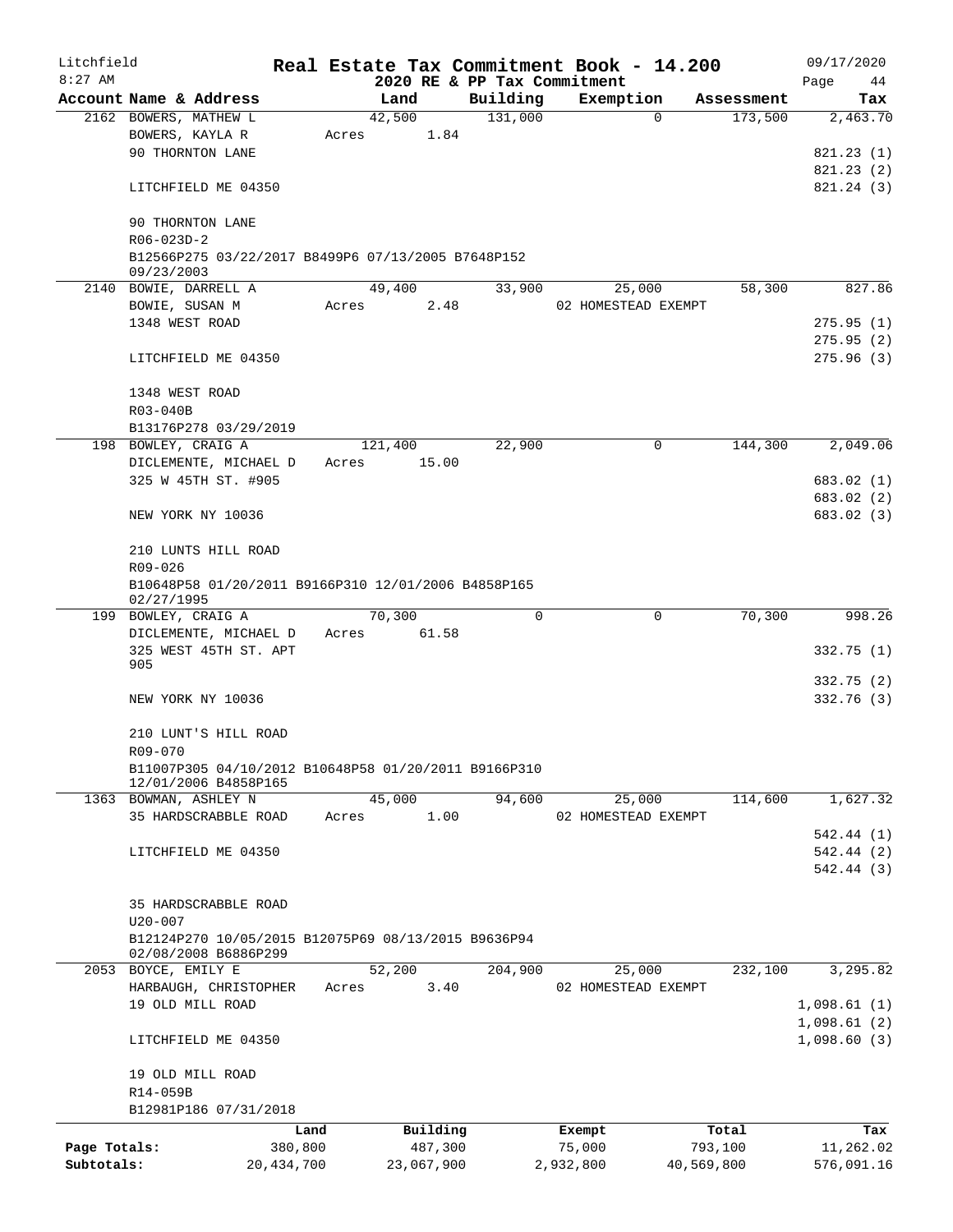Litchfield 8:27 AM

# Real Estate Tax Commitment Book - 14.200

2020 RE & PP Tax Commitment

09/17/2020

| Account Name & Address | Land | Building | Exemption | Assessment | Tax |
|---|---|---|---|---|---|
| 2162 BOWERS, MATHEW L | 42,500 | 131,000 | 0 | 173,500 | 2,463.70 |
| BOWERS, KAYLA R | Acres 1.84 | | | | |
| 90 THORNTON LANE | | | | | 821.23 (1) |
| | | | | | 821.23 (2) |
| LITCHFIELD ME 04350 | | | | | 821.24 (3) |
| 90 THORNTON LANE | | | | | |
| R06-023D-2 | | | | | |
| B12566P275 03/22/2017 B8499P6 07/13/2005 B7648P152 09/23/2003 | | | | | |
| 2140 BOWIE, DARRELL A | 49,400 | 33,900 | 25,000 | 58,300 | 827.86 |
| BOWIE, SUSAN M | Acres 2.48 | | 02 HOMESTEAD EXEMPT | | |
| 1348 WEST ROAD | | | | | 275.95 (1) |
| | | | | | 275.95 (2) |
| LITCHFIELD ME 04350 | | | | | 275.96 (3) |
| 1348 WEST ROAD | | | | | |
| R03-040B | | | | | |
| B13176P278 03/29/2019 | | | | | |
| 198 BOWLEY, CRAIG A | 121,400 | 22,900 | 0 | 144,300 | 2,049.06 |
| DICLEMENTE, MICHAEL D | Acres 15.00 | | | | |
| 325 W 45TH ST. #905 | | | | | 683.02 (1) |
| | | | | | 683.02 (2) |
| NEW YORK NY 10036 | | | | | 683.02 (3) |
| 210 LUNTS HILL ROAD | | | | | |
| R09-026 | | | | | |
| B10648P58 01/20/2011 B9166P310 12/01/2006 B4858P165 02/27/1995 | | | | | |
| 199 BOWLEY, CRAIG A | 70,300 | 0 | 0 | 70,300 | 998.26 |
| DICLEMENTE, MICHAEL D | Acres 61.58 | | | | |
| 325 WEST 45TH ST. APT 905 | | | | | 332.75 (1) |
| | | | | | 332.75 (2) |
| NEW YORK NY 10036 | | | | | 332.76 (3) |
| 210 LUNT'S HILL ROAD | | | | | |
| R09-070 | | | | | |
| B11007P305 04/10/2012 B10648P58 01/20/2011 B9166P310 12/01/2006 B4858P165 | | | | | |
| 1363 BOWMAN, ASHLEY N | 45,000 | 94,600 | 25,000 | 114,600 | 1,627.32 |
| 35 HARDSCRABBLE ROAD | Acres 1.00 | | 02 HOMESTEAD EXEMPT | | |
| | | | | | 542.44 (1) |
| LITCHFIELD ME 04350 | | | | | 542.44 (2) |
| | | | | | 542.44 (3) |
| 35 HARDSCRABBLE ROAD | | | | | |
| U20-007 | | | | | |
| B12124P270 10/05/2015 B12075P69 08/13/2015 B9636P94 02/08/2008 B6886P299 | | | | | |
| 2053 BOYCE, EMILY E | 52,200 | 204,900 | 25,000 | 232,100 | 3,295.82 |
| HARBAUGH, CHRISTOPHER | Acres 3.40 | | 02 HOMESTEAD EXEMPT | | |
| 19 OLD MILL ROAD | | | | | 1,098.61 (1) |
| | | | | | 1,098.61 (2) |
| LITCHFIELD ME 04350 | | | | | 1,098.60 (3) |
| 19 OLD MILL ROAD | | | | | |
| R14-059B | | | | | |
| B12981P186 07/31/2018 | | | | | |

| | Land | Building | Exempt | Total | Tax |
|---|---|---|---|---|---|
| Page Totals: | 380,800 | 487,300 | 75,000 | 793,100 | 11,262.02 |
| Subtotals: | 20,434,700 | 23,067,900 | 2,932,800 | 40,569,800 | 576,091.16 |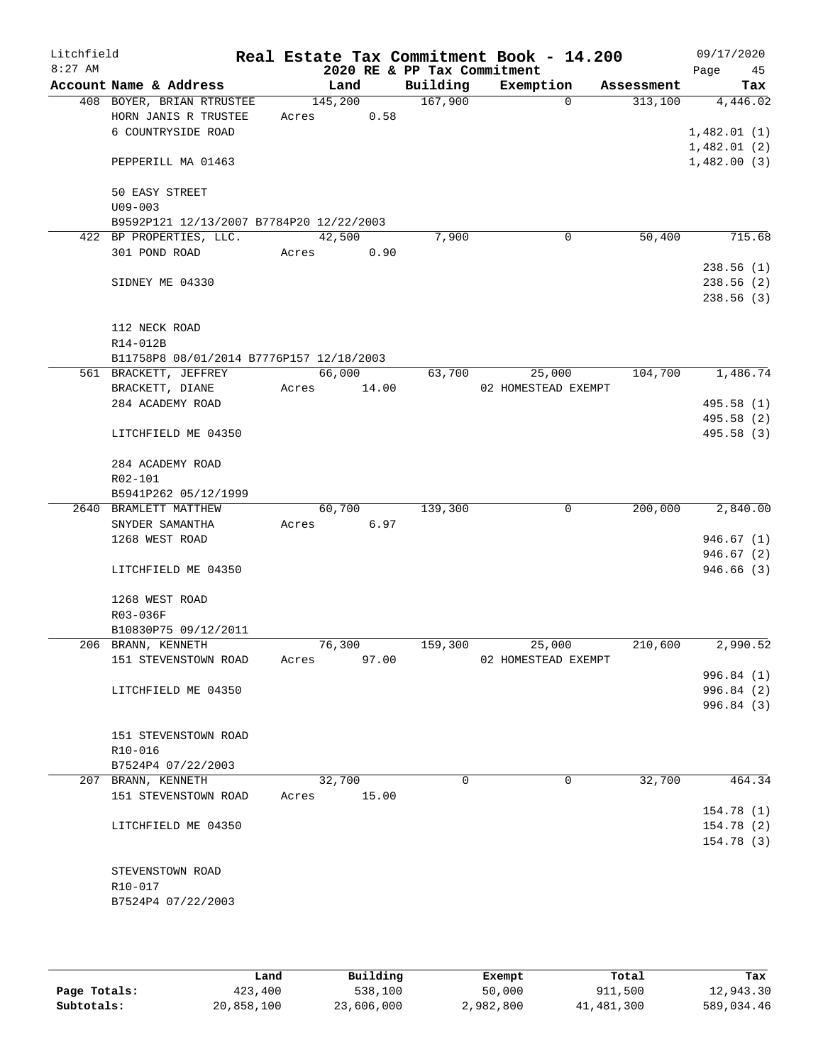# Real Estate Tax Commitment Book - 14.200

Litchfield
8:27 AM

2020 RE & PP Tax Commitment

09/17/2020

| Account Name & Address | Land | Building | Exemption | Assessment | Tax |
|---|---|---|---|---|---|
| 408 BOYER, BRIAN RTRUSTEE | 145,200 | 167,900 | 0 | 313,100 | 4,446.02 |
| HORN JANIS R TRUSTEE | Acres 0.58 | | | | |
| 6 COUNTRYSIDE ROAD | | | | | 1,482.01 (1) |
| | | | | | 1,482.01 (2) |
| PEPPERILL MA 01463 | | | | | 1,482.00 (3) |
| 50 EASY STREET | | | | | |
| U09-003 | | | | | |
| B9592P121 12/13/2007 B7784P20 12/22/2003 | | | | | |
| 422 BP PROPERTIES, LLC. | 42,500 | 7,900 | 0 | 50,400 | 715.68 |
| 301 POND ROAD | Acres 0.90 | | | | |
| | | | | | 238.56 (1) |
| SIDNEY ME 04330 | | | | | 238.56 (2) |
| | | | | | 238.56 (3) |
| 112 NECK ROAD | | | | | |
| R14-012B | | | | | |
| B11758P8 08/01/2014 B7776P157 12/18/2003 | | | | | |
| 561 BRACKETT, JEFFREY | 66,000 | 63,700 | 25,000 | 104,700 | 1,486.74 |
| BRACKETT, DIANE | Acres 14.00 | | 02 HOMESTEAD EXEMPT | | |
| 284 ACADEMY ROAD | | | | | 495.58 (1) |
| | | | | | 495.58 (2) |
| LITCHFIELD ME 04350 | | | | | 495.58 (3) |
| 284 ACADEMY ROAD | | | | | |
| R02-101 | | | | | |
| B5941P262 05/12/1999 | | | | | |
| 2640 BRAMLETT MATTHEW | 60,700 | 139,300 | 0 | 200,000 | 2,840.00 |
| SNYDER SAMANTHA | Acres 6.97 | | | | |
| 1268 WEST ROAD | | | | | 946.67 (1) |
| | | | | | 946.67 (2) |
| LITCHFIELD ME 04350 | | | | | 946.66 (3) |
| 1268 WEST ROAD | | | | | |
| R03-036F | | | | | |
| B10830P75 09/12/2011 | | | | | |
| 206 BRANN, KENNETH | 76,300 | 159,300 | 25,000 | 210,600 | 2,990.52 |
| 151 STEVENSTOWN ROAD | Acres 97.00 | | 02 HOMESTEAD EXEMPT | | |
| | | | | | 996.84 (1) |
| LITCHFIELD ME 04350 | | | | | 996.84 (2) |
| | | | | | 996.84 (3) |
| 151 STEVENSTOWN ROAD | | | | | |
| R10-016 | | | | | |
| B7524P4 07/22/2003 | | | | | |
| 207 BRANN, KENNETH | 32,700 | 0 | 0 | 32,700 | 464.34 |
| 151 STEVENSTOWN ROAD | Acres 15.00 | | | | |
| | | | | | 154.78 (1) |
| LITCHFIELD ME 04350 | | | | | 154.78 (2) |
| | | | | | 154.78 (3) |
| STEVENSTOWN ROAD | | | | | |
| R10-017 | | | | | |
| B7524P4 07/22/2003 | | | | | |

| | Land | Building | Exempt | Total | Tax |
|---|---|---|---|---|---|
| Page Totals: | 423,400 | 538,100 | 50,000 | 911,500 | 12,943.30 |
| Subtotals: | 20,858,100 | 23,606,000 | 2,982,800 | 41,481,300 | 589,034.46 |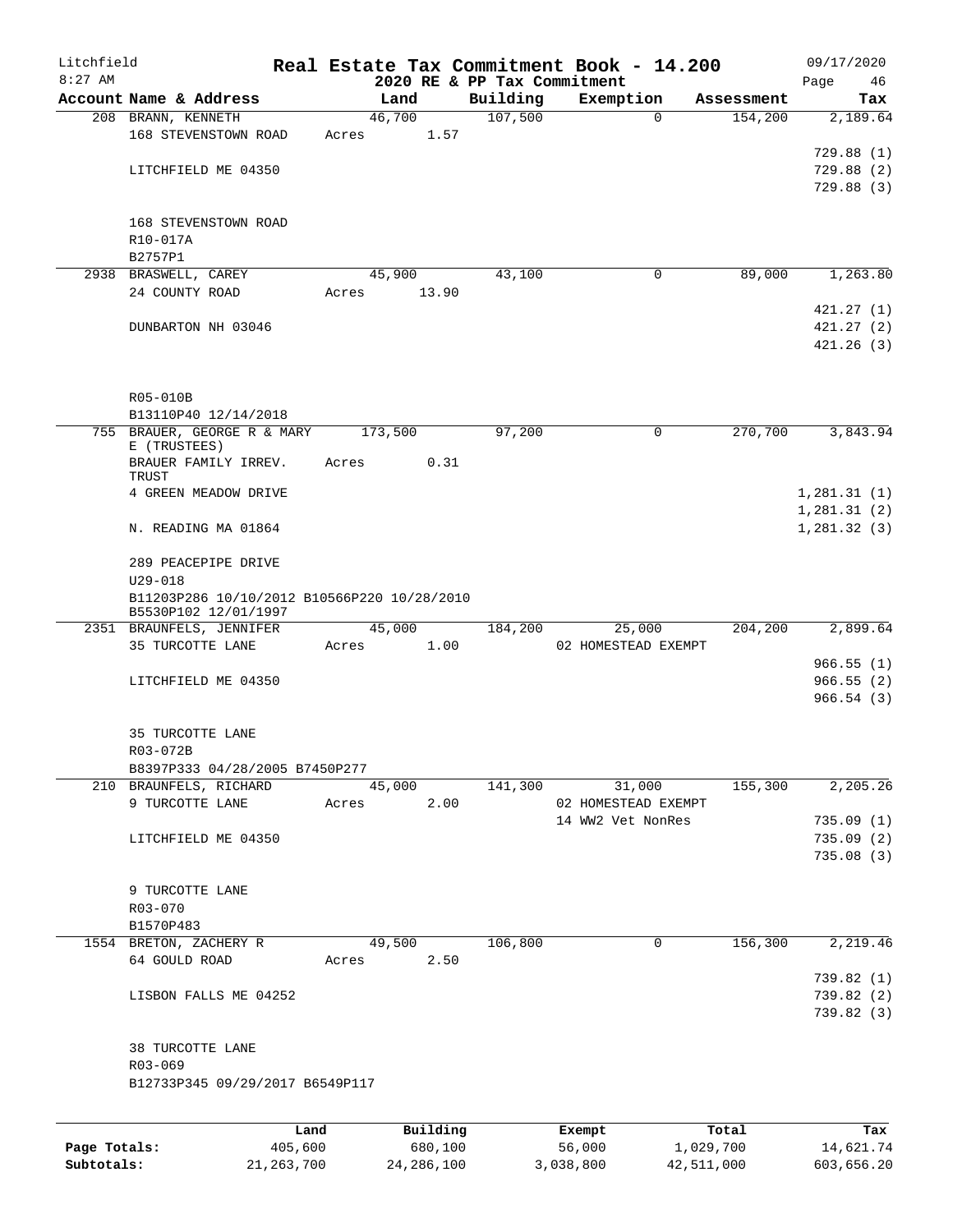Litchfield
8:27 AM

# Real Estate Tax Commitment Book - 14.200
## 2020 RE & PP Tax Commitment

09/17/2020
Page 46

| Account Name & Address | Land | Building | Exemption | Assessment | Tax |
|---|---|---|---|---|---|
| 208 BRANN, KENNETH | 46,700 | 107,500 | 0 | 154,200 | 2,189.64 |
| 168 STEVENSTOWN ROAD | Acres 1.57 | | | | |
| | | | | | 729.88 (1) |
| LITCHFIELD ME 04350 | | | | | 729.88 (2) |
| | | | | | 729.88 (3) |
| 168 STEVENSTOWN ROAD | | | | | |
| R10-017A | | | | | |
| B2757P1 | | | | | |
| 2938 BRASWELL, CAREY | 45,900 | 43,100 | 0 | 89,000 | 1,263.80 |
| 24 COUNTY ROAD | Acres 13.90 | | | | |
| | | | | | 421.27 (1) |
| DUNBARTON NH 03046 | | | | | 421.27 (2) |
| | | | | | 421.26 (3) |
| R05-010B | | | | | |
| B13110P40 12/14/2018 | | | | | |
| 755 BRAUER, GEORGE R & MARY E (TRUSTEES) | 173,500 | 97,200 | 0 | 270,700 | 3,843.94 |
| BRAUER FAMILY IRREV. TRUST | Acres 0.31 | | | | |
| 4 GREEN MEADOW DRIVE | | | | | 1,281.31 (1) |
| | | | | | 1,281.31 (2) |
| N. READING MA 01864 | | | | | 1,281.32 (3) |
| 289 PEACEPIPE DRIVE | | | | | |
| U29-018 | | | | | |
| B11203P286 10/10/2012 B10566P220 10/28/2010 B5530P102 12/01/1997 | | | | | |
| 2351 BRAUNFELS, JENNIFER | 45,000 | 184,200 | 25,000 | 204,200 | 2,899.64 |
| 35 TURCOTTE LANE | Acres 1.00 | | 02 HOMESTEAD EXEMPT | | |
| | | | | | 966.55 (1) |
| LITCHFIELD ME 04350 | | | | | 966.55 (2) |
| | | | | | 966.54 (3) |
| 35 TURCOTTE LANE | | | | | |
| R03-072B | | | | | |
| B8397P333 04/28/2005 B7450P277 | | | | | |
| 210 BRAUNFELS, RICHARD | 45,000 | 141,300 | 31,000 | 155,300 | 2,205.26 |
| 9 TURCOTTE LANE | Acres 2.00 | | 02 HOMESTEAD EXEMPT | | |
| | | | 14 WW2 Vet NonRes | | 735.09 (1) |
| LITCHFIELD ME 04350 | | | | | 735.09 (2) |
| | | | | | 735.08 (3) |
| 9 TURCOTTE LANE | | | | | |
| R03-070 | | | | | |
| B1570P483 | | | | | |
| 1554 BRETON, ZACHERY R | 49,500 | 106,800 | 0 | 156,300 | 2,219.46 |
| 64 GOULD ROAD | Acres 2.50 | | | | |
| | | | | | 739.82 (1) |
| LISBON FALLS ME 04252 | | | | | 739.82 (2) |
| | | | | | 739.82 (3) |
| 38 TURCOTTE LANE | | | | | |
| R03-069 | | | | | |
| B12733P345 09/29/2017 B6549P117 | | | | | |

| | Land | Building | Exempt | Total | Tax |
|---|---|---|---|---|---|
| Page Totals: | 405,600 | 680,100 | 56,000 | 1,029,700 | 14,621.74 |
| Subtotals: | 21,263,700 | 24,286,100 | 3,038,800 | 42,511,000 | 603,656.20 |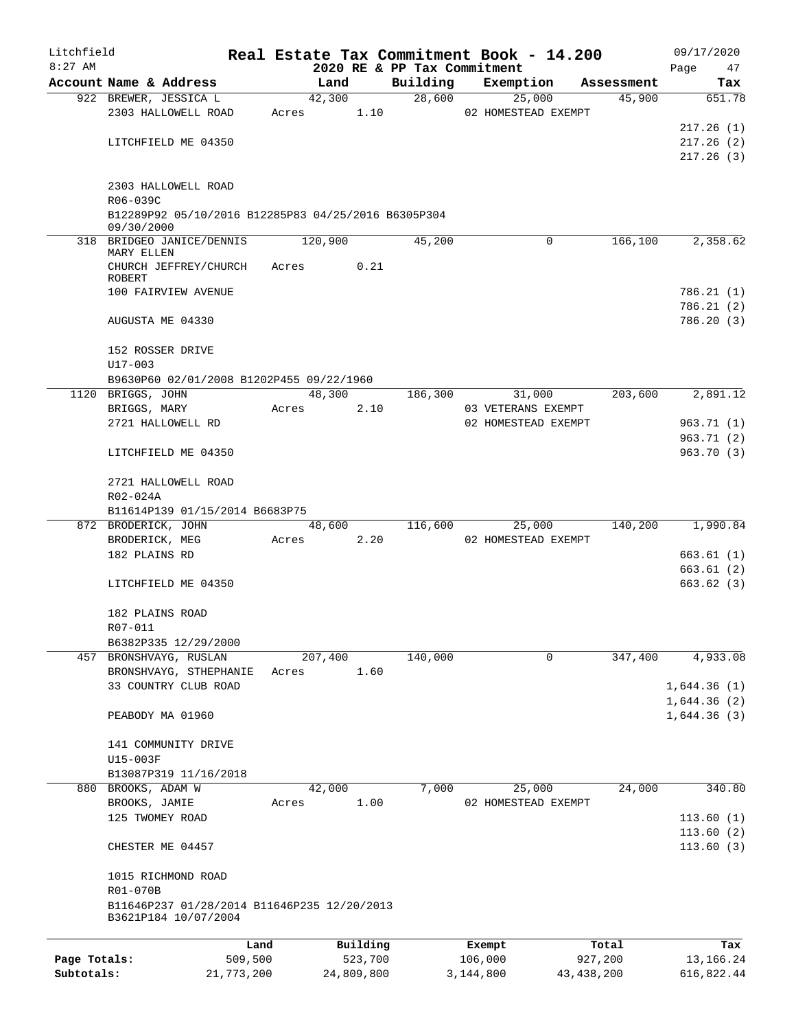Litchfield 8:27 AM

# Real Estate Tax Commitment Book - 14.200

2020 RE & PP Tax Commitment

09/17/2020

| Account | Name & Address | Land | Building | Exemption | Assessment | Tax |
|---|---|---|---|---|---|---|
| 922 | BREWER, JESSICA L<br>2303 HALLOWELL ROAD<br><br>LITCHFIELD ME 04350<br><br>2303 HALLOWELL ROAD<br>R06-039C<br>B12289P92 05/10/2016 B12285P83 04/25/2016 B6305P304 09/30/2000 | 42,300<br>Acres 1.10 | 28,600 | 25,000<br>02 HOMESTEAD EXEMPT | 45,900 | 651.78<br>217.26 (1)<br>217.26 (2)<br>217.26 (3) |
| 318 | BRIDGEO JANICE/DENNIS MARY ELLEN<br>CHURCH JEFFREY/CHURCH ROBERT<br>100 FAIRVIEW AVENUE<br><br>AUGUSTA ME 04330<br><br>152 ROSSER DRIVE<br>U17-003<br>B9630P60 02/01/2008 B1202P455 09/22/1960 | 120,900<br>Acres 0.21 | 45,200 | 0 | 166,100 | 2,358.62<br>786.21 (1)<br>786.21 (2)<br>786.20 (3) |
| 1120 | BRIGGS, JOHN<br>BRIGGS, MARY<br>2721 HALLOWELL RD<br><br>LITCHFIELD ME 04350<br><br>2721 HALLOWELL ROAD<br>R02-024A<br>B11614P139 01/15/2014 B6683P75 | 48,300<br>Acres 2.10 | 186,300 | 31,000<br>03 VETERANS EXEMPT<br>02 HOMESTEAD EXEMPT | 203,600 | 2,891.12<br>963.71 (1)<br>963.71 (2)<br>963.70 (3) |
| 872 | BRODERICK, JOHN<br>BRODERICK, MEG<br>182 PLAINS RD<br><br>LITCHFIELD ME 04350<br><br>182 PLAINS ROAD<br>R07-011<br>B6382P335 12/29/2000 | 48,600<br>Acres 2.20 | 116,600 | 25,000<br>02 HOMESTEAD EXEMPT | 140,200 | 1,990.84<br>663.61 (1)<br>663.61 (2)<br>663.62 (3) |
| 457 | BRONSHVAYG, RUSLAN<br>BRONSHVAYG, STHEPHANIE<br>33 COUNTRY CLUB ROAD<br><br>PEABODY MA 01960<br><br>141 COMMUNITY DRIVE<br>U15-003F<br>B13087P319 11/16/2018 | 207,400<br>Acres 1.60 | 140,000 | 0 | 347,400 | 4,933.08<br>1,644.36 (1)<br>1,644.36 (2)<br>1,644.36 (3) |
| 880 | BROOKS, ADAM W<br>BROOKS, JAMIE<br>125 TWOMEY ROAD<br><br>CHESTER ME 04457<br><br>1015 RICHMOND ROAD<br>R01-070B<br>B11646P237 01/28/2014 B11646P235 12/20/2013 B3621P184 10/07/2004 | 42,000<br>Acres 1.00 | 7,000 | 25,000<br>02 HOMESTEAD EXEMPT | 24,000 | 340.80<br>113.60 (1)<br>113.60 (2)<br>113.60 (3) |

| | Land | Building | Exempt | Total | Tax |
|---|---|---|---|---|---|
| Page Totals: | 509,500 | 523,700 | 106,000 | 927,200 | 13,166.24 |
| Subtotals: | 21,773,200 | 24,809,800 | 3,144,800 | 43,438,200 | 616,822.44 |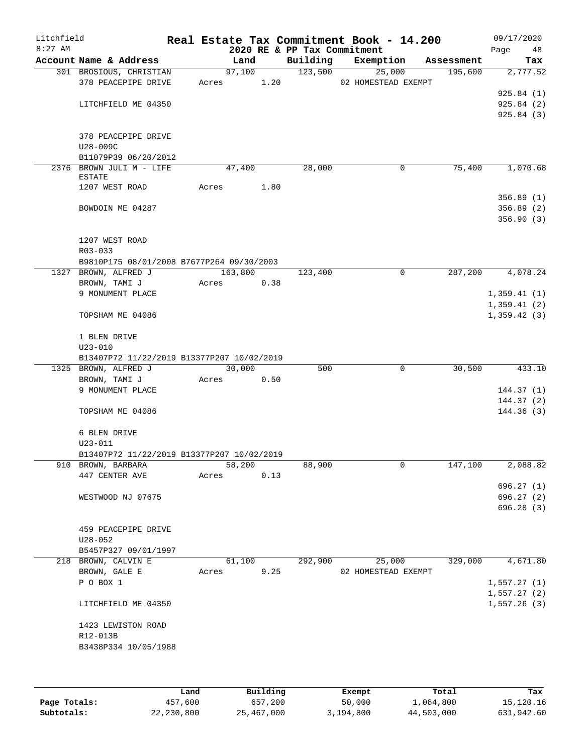# Real Estate Tax Commitment Book - 14.200

Litchfield
8:27 AM

2020 RE & PP Tax Commitment

09/17/2020

| Account Name & Address | Land | Building | Exemption | Assessment | Tax |
|---|---|---|---|---|---|
| 301 BROSIOUS, CHRISTIAN | 97,100 | 123,500 | 25,000 | 195,600 | 2,777.52 |
| 378 PEACEPIPE DRIVE | Acres 1.20 | | 02 HOMESTEAD EXEMPT | | |
| | | | | | 925.84 (1) |
| LITCHFIELD ME 04350 | | | | | 925.84 (2) |
| | | | | | 925.84 (3) |
| 378 PEACEPIPE DRIVE | | | | | |
| U28-009C | | | | | |
| B11079P39 06/20/2012 | | | | | |
| 2376 BROWN JULI M - LIFE ESTATE | 47,400 | 28,000 | 0 | 75,400 | 1,070.68 |
| 1207 WEST ROAD | Acres 1.80 | | | | |
| | | | | | 356.89 (1) |
| BOWDOIN ME 04287 | | | | | 356.89 (2) |
| | | | | | 356.90 (3) |
| 1207 WEST ROAD | | | | | |
| R03-033 | | | | | |
| B9810P175 08/01/2008 B7677P264 09/30/2003 | | | | | |
| 1327 BROWN, ALFRED J | 163,800 | 123,400 | 0 | 287,200 | 4,078.24 |
| BROWN, TAMI J | Acres 0.38 | | | | |
| 9 MONUMENT PLACE | | | | | 1,359.41 (1) |
| | | | | | 1,359.41 (2) |
| TOPSHAM ME 04086 | | | | | 1,359.42 (3) |
| 1 BLEN DRIVE | | | | | |
| U23-010 | | | | | |
| B13407P72 11/22/2019 B13377P207 10/02/2019 | | | | | |
| 1325 BROWN, ALFRED J | 30,000 | 500 | 0 | 30,500 | 433.10 |
| BROWN, TAMI J | Acres 0.50 | | | | |
| 9 MONUMENT PLACE | | | | | 144.37 (1) |
| | | | | | 144.37 (2) |
| TOPSHAM ME 04086 | | | | | 144.36 (3) |
| 6 BLEN DRIVE | | | | | |
| U23-011 | | | | | |
| B13407P72 11/22/2019 B13377P207 10/02/2019 | | | | | |
| 910 BROWN, BARBARA | 58,200 | 88,900 | 0 | 147,100 | 2,088.82 |
| 447 CENTER AVE | Acres 0.13 | | | | |
| | | | | | 696.27 (1) |
| WESTWOOD NJ 07675 | | | | | 696.27 (2) |
| | | | | | 696.28 (3) |
| 459 PEACEPIPE DRIVE | | | | | |
| U28-052 | | | | | |
| B5457P327 09/01/1997 | | | | | |
| 218 BROWN, CALVIN E | 61,100 | 292,900 | 25,000 | 329,000 | 4,671.80 |
| BROWN, GALE E | Acres 9.25 | | 02 HOMESTEAD EXEMPT | | |
| P O BOX 1 | | | | | 1,557.27 (1) |
| | | | | | 1,557.27 (2) |
| LITCHFIELD ME 04350 | | | | | 1,557.26 (3) |
| 1423 LEWISTON ROAD | | | | | |
| R12-013B | | | | | |
| B3438P334 10/05/1988 | | | | | |

| | Land | Building | Exempt | Total | Tax |
|---|---|---|---|---|---|
| Page Totals: | 457,600 | 657,200 | 50,000 | 1,064,800 | 15,120.16 |
| Subtotals: | 22,230,800 | 25,467,000 | 3,194,800 | 44,503,000 | 631,942.60 |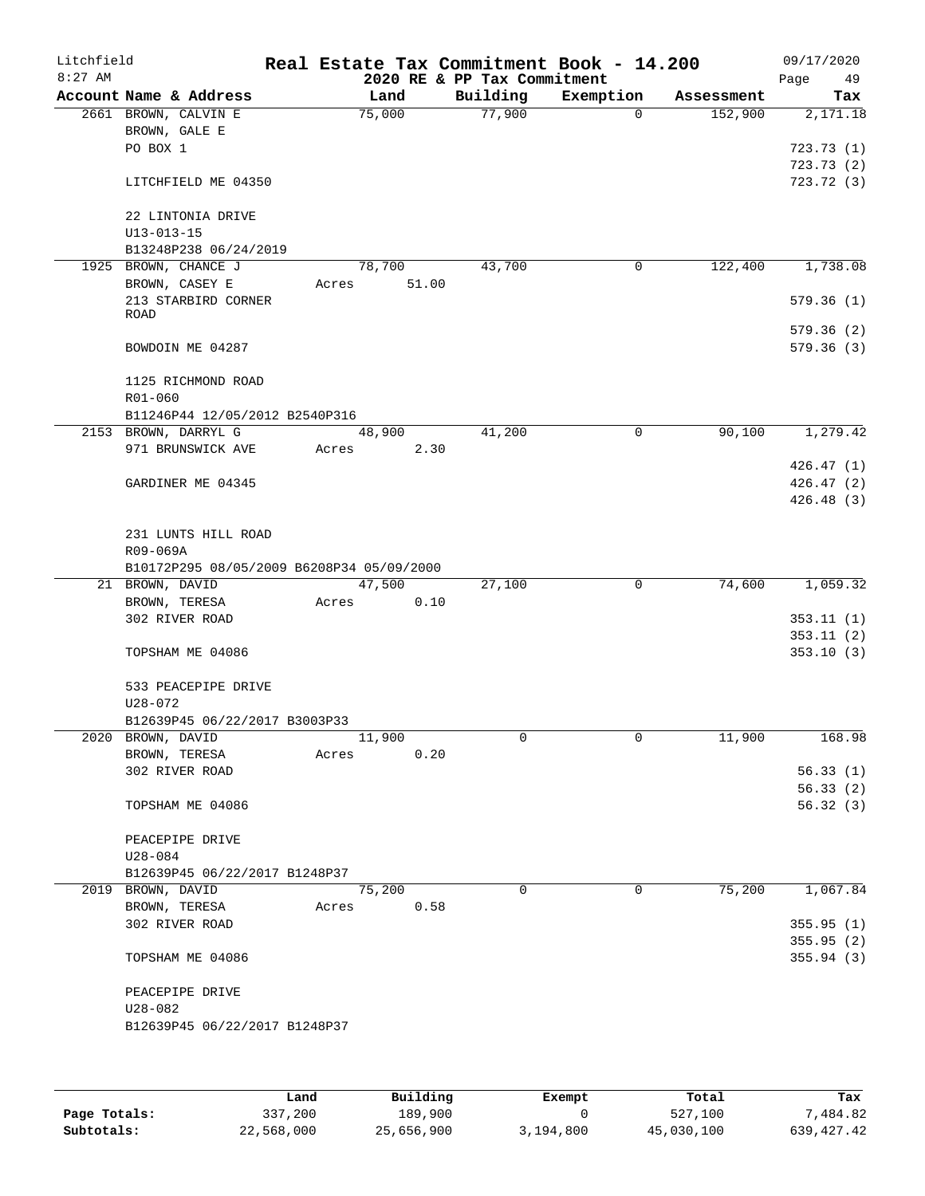# Litchfield — Real Estate Tax Commitment Book - 14.200

2020 RE & PP Tax Commitment — 8:27 AM — 09/17/2020

| Account | Name & Address | Land | Building | Exemption | Assessment | Tax |
|---|---|---|---|---|---|---|
| 2661 | BROWN, CALVIN E<br>BROWN, GALE E<br>PO BOX 1<br><br>LITCHFIELD ME 04350<br><br>22 LINTONIA DRIVE<br>U13-013-15<br>B13248P238 06/24/2019 | 75,000 | 77,900 | 0 | 152,900 | 2,171.18<br><br>723.73 (1)<br>723.73 (2)<br>723.72 (3) |
| 1925 | BROWN, CHANCE J<br>BROWN, CASEY E<br>213 STARBIRD CORNER ROAD<br><br>BOWDOIN ME 04287<br><br>1125 RICHMOND ROAD<br>R01-060<br>B11246P44 12/05/2012 B2540P316 | 78,700<br>Acres 51.00 | 43,700 | 0 | 122,400 | 1,738.08<br><br>579.36 (1)<br>579.36 (2)<br>579.36 (3) |
| 2153 | BROWN, DARRYL G<br>971 BRUNSWICK AVE<br><br>GARDINER ME 04345<br><br>231 LUNTS HILL ROAD<br>R09-069A<br>B10172P295 08/05/2009 B6208P34 05/09/2000 | 48,900<br>Acres 2.30 | 41,200 | 0 | 90,100 | 1,279.42<br><br>426.47 (1)<br>426.47 (2)<br>426.48 (3) |
| 21 | BROWN, DAVID<br>BROWN, TERESA<br>302 RIVER ROAD<br><br>TOPSHAM ME 04086<br><br>533 PEACEPIPE DRIVE<br>U28-072<br>B12639P45 06/22/2017 B3003P33 | 47,500<br>Acres 0.10 | 27,100 | 0 | 74,600 | 1,059.32<br><br>353.11 (1)<br>353.11 (2)<br>353.10 (3) |
| 2020 | BROWN, DAVID<br>BROWN, TERESA<br>302 RIVER ROAD<br><br>TOPSHAM ME 04086<br><br>PEACEPIPE DRIVE<br>U28-084<br>B12639P45 06/22/2017 B1248P37 | 11,900<br>Acres 0.20 | 0 | 0 | 11,900 | 168.98<br><br>56.33 (1)<br>56.33 (2)<br>56.32 (3) |
| 2019 | BROWN, DAVID<br>BROWN, TERESA<br>302 RIVER ROAD<br><br>TOPSHAM ME 04086<br><br>PEACEPIPE DRIVE<br>U28-082<br>B12639P45 06/22/2017 B1248P37 | 75,200<br>Acres 0.58 | 0 | 0 | 75,200 | 1,067.84<br><br>355.95 (1)<br>355.95 (2)<br>355.94 (3) |

| | Land | Building | Exempt | Total | Tax |
|---|---|---|---|---|---|
| Page Totals: | 337,200 | 189,900 | 0 | 527,100 | 7,484.82 |
| Subtotals: | 22,568,000 | 25,656,900 | 3,194,800 | 45,030,100 | 639,427.42 |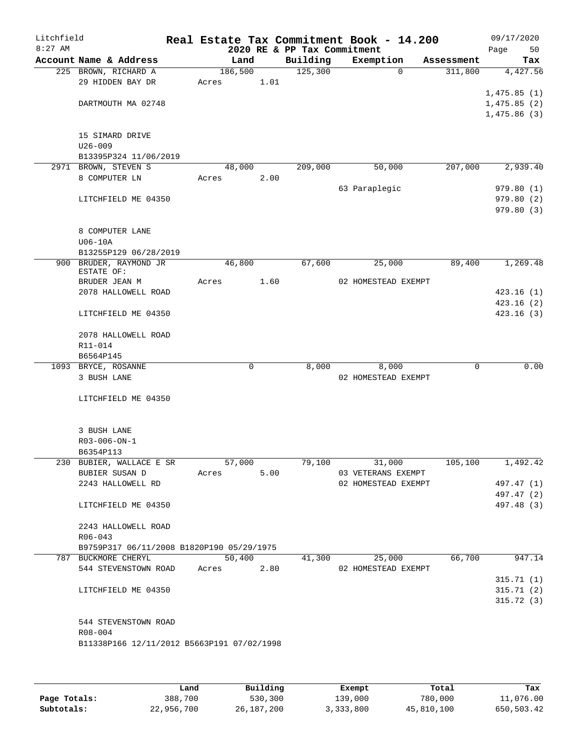# Litchfield — Real Estate Tax Commitment Book - 14.200

8:27 AM — 2020 RE & PP Tax Commitment — 09/17/2020

| Account | Name & Address | Land | Building | Exemption | Assessment | Tax |
|---|---|---|---|---|---|---|
| 225 | BROWN, RICHARD A<br>29 HIDDEN BAY DR<br>DARTMOUTH MA 02748<br>15 SIMARD DRIVE<br>U26-009<br>B13395P324 11/06/2019 | 186,500<br>Acres 1.01 | 125,300 | 0 | 311,800 | 4,427.56<br>1,475.85 (1)<br>1,475.85 (2)<br>1,475.86 (3) |
| 2971 | BROWN, STEVEN S<br>8 COMPUTER LN<br>LITCHFIELD ME 04350<br>8 COMPUTER LANE<br>U06-10A<br>B13255P129 06/28/2019 | 48,000<br>Acres 2.00 | 209,000 | 50,000<br>63 Paraplegic | 207,000 | 2,939.40<br>979.80 (1)<br>979.80 (2)<br>979.80 (3) |
| 900 | BRUDER, RAYMOND JR<br>ESTATE OF:<br>BRUDER JEAN M<br>2078 HALLOWELL ROAD<br>LITCHFIELD ME 04350<br>2078 HALLOWELL ROAD<br>R11-014<br>B6564P145 | 46,800<br>Acres 1.60 | 67,600 | 25,000<br>02 HOMESTEAD EXEMPT | 89,400 | 1,269.48<br>423.16 (1)<br>423.16 (2)<br>423.16 (3) |
| 1093 | BRYCE, ROSANNE<br>3 BUSH LANE<br>LITCHFIELD ME 04350<br>3 BUSH LANE<br>R03-006-ON-1<br>B6354P113 | 0 | 8,000 | 8,000<br>02 HOMESTEAD EXEMPT | 0 | 0.00 |
| 230 | BUBIER, WALLACE E SR<br>BUBIER SUSAN D<br>2243 HALLOWELL RD<br>LITCHFIELD ME 04350<br>2243 HALLOWELL ROAD<br>R06-043<br>B9759P317 06/11/2008 B1820P190 05/29/1975 | 57,000<br>Acres 5.00 | 79,100 | 31,000<br>03 VETERANS EXEMPT<br>02 HOMESTEAD EXEMPT | 105,100 | 1,492.42<br>497.47 (1)<br>497.47 (2)<br>497.48 (3) |
| 787 | BUCKMORE CHERYL<br>544 STEVENSTOWN ROAD<br>LITCHFIELD ME 04350<br>544 STEVENSTOWN ROAD<br>R08-004<br>B11338P166 12/11/2012 B5663P191 07/02/1998 | 50,400<br>Acres 2.80 | 41,300 | 25,000<br>02 HOMESTEAD EXEMPT | 66,700 | 947.14<br>315.71 (1)<br>315.71 (2)<br>315.72 (3) |

| | Land | Building | Exempt | Total | Tax |
|---|---|---|---|---|---|
| Page Totals: | 388,700 | 530,300 | 139,000 | 780,000 | 11,076.00 |
| Subtotals: | 22,956,700 | 26,187,200 | 3,333,800 | 45,810,100 | 650,503.42 |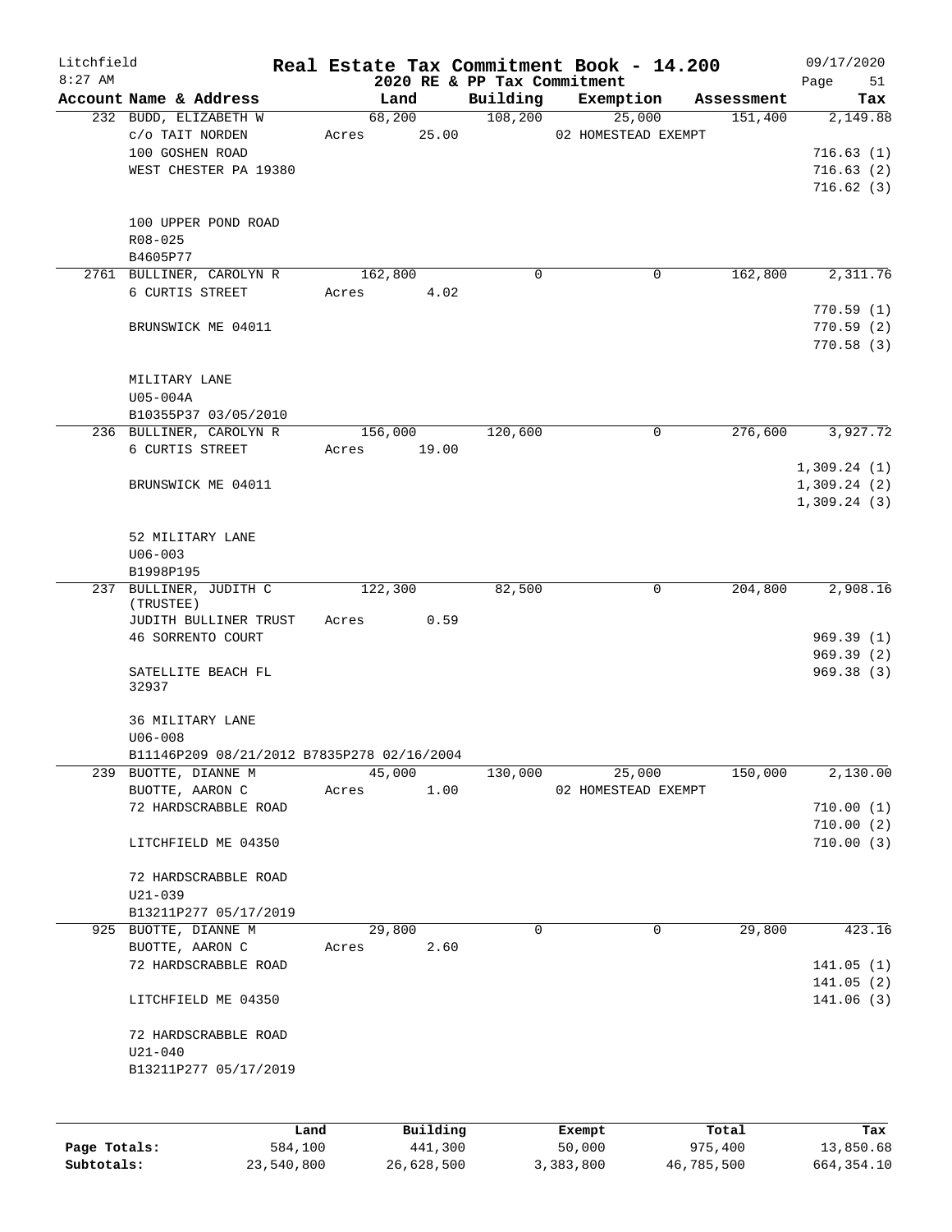Litchfield
8:27 AM

# Real Estate Tax Commitment Book - 14.200

2020 RE & PP Tax Commitment

09/17/2020

| Account Name & Address | Land | Building | Exemption | Assessment | Tax |
|---|---|---|---|---|---|
| 232 BUDD, ELIZABETH W | 68,200 | 108,200 | 25,000 | 151,400 | 2,149.88 |
| c/o TAIT NORDEN | Acres 25.00 | | 02 HOMESTEAD EXEMPT | | |
| 100 GOSHEN ROAD | | | | | 716.63 (1) |
| WEST CHESTER PA 19380 | | | | | 716.63 (2) |
| | | | | | 716.62 (3) |
| 100 UPPER POND ROAD | | | | | |
| R08-025 | | | | | |
| B4605P77 | | | | | |
| 2761 BULLINER, CAROLYN R | 162,800 | 0 | 0 | 162,800 | 2,311.76 |
| 6 CURTIS STREET | Acres 4.02 | | | | |
| | | | | | 770.59 (1) |
| BRUNSWICK ME 04011 | | | | | 770.59 (2) |
| | | | | | 770.58 (3) |
| MILITARY LANE | | | | | |
| U05-004A | | | | | |
| B10355P37 03/05/2010 | | | | | |
| 236 BULLINER, CAROLYN R | 156,000 | 120,600 | 0 | 276,600 | 3,927.72 |
| 6 CURTIS STREET | Acres 19.00 | | | | |
| | | | | | 1,309.24 (1) |
| BRUNSWICK ME 04011 | | | | | 1,309.24 (2) |
| | | | | | 1,309.24 (3) |
| 52 MILITARY LANE | | | | | |
| U06-003 | | | | | |
| B1998P195 | | | | | |
| 237 BULLINER, JUDITH C (TRUSTEE) | 122,300 | 82,500 | 0 | 204,800 | 2,908.16 |
| JUDITH BULLINER TRUST | Acres 0.59 | | | | |
| 46 SORRENTO COURT | | | | | 969.39 (1) |
| | | | | | 969.39 (2) |
| SATELLITE BEACH FL 32937 | | | | | 969.38 (3) |
| 36 MILITARY LANE | | | | | |
| U06-008 | | | | | |
| B11146P209 08/21/2012 B7835P278 02/16/2004 | | | | | |
| 239 BUOTTE, DIANNE M | 45,000 | 130,000 | 25,000 | 150,000 | 2,130.00 |
| BUOTTE, AARON C | Acres 1.00 | | 02 HOMESTEAD EXEMPT | | |
| 72 HARDSCRABBLE ROAD | | | | | 710.00 (1) |
| | | | | | 710.00 (2) |
| LITCHFIELD ME 04350 | | | | | 710.00 (3) |
| 72 HARDSCRABBLE ROAD | | | | | |
| U21-039 | | | | | |
| B13211P277 05/17/2019 | | | | | |
| 925 BUOTTE, DIANNE M | 29,800 | 0 | 0 | 29,800 | 423.16 |
| BUOTTE, AARON C | Acres 2.60 | | | | |
| 72 HARDSCRABBLE ROAD | | | | | 141.05 (1) |
| | | | | | 141.05 (2) |
| LITCHFIELD ME 04350 | | | | | 141.06 (3) |
| 72 HARDSCRABBLE ROAD | | | | | |
| U21-040 | | | | | |
| B13211P277 05/17/2019 | | | | | |

| | Land | Building | Exempt | Total | Tax |
|---|---|---|---|---|---|
| Page Totals: | 584,100 | 441,300 | 50,000 | 975,400 | 13,850.68 |
| Subtotals: | 23,540,800 | 26,628,500 | 3,383,800 | 46,785,500 | 664,354.10 |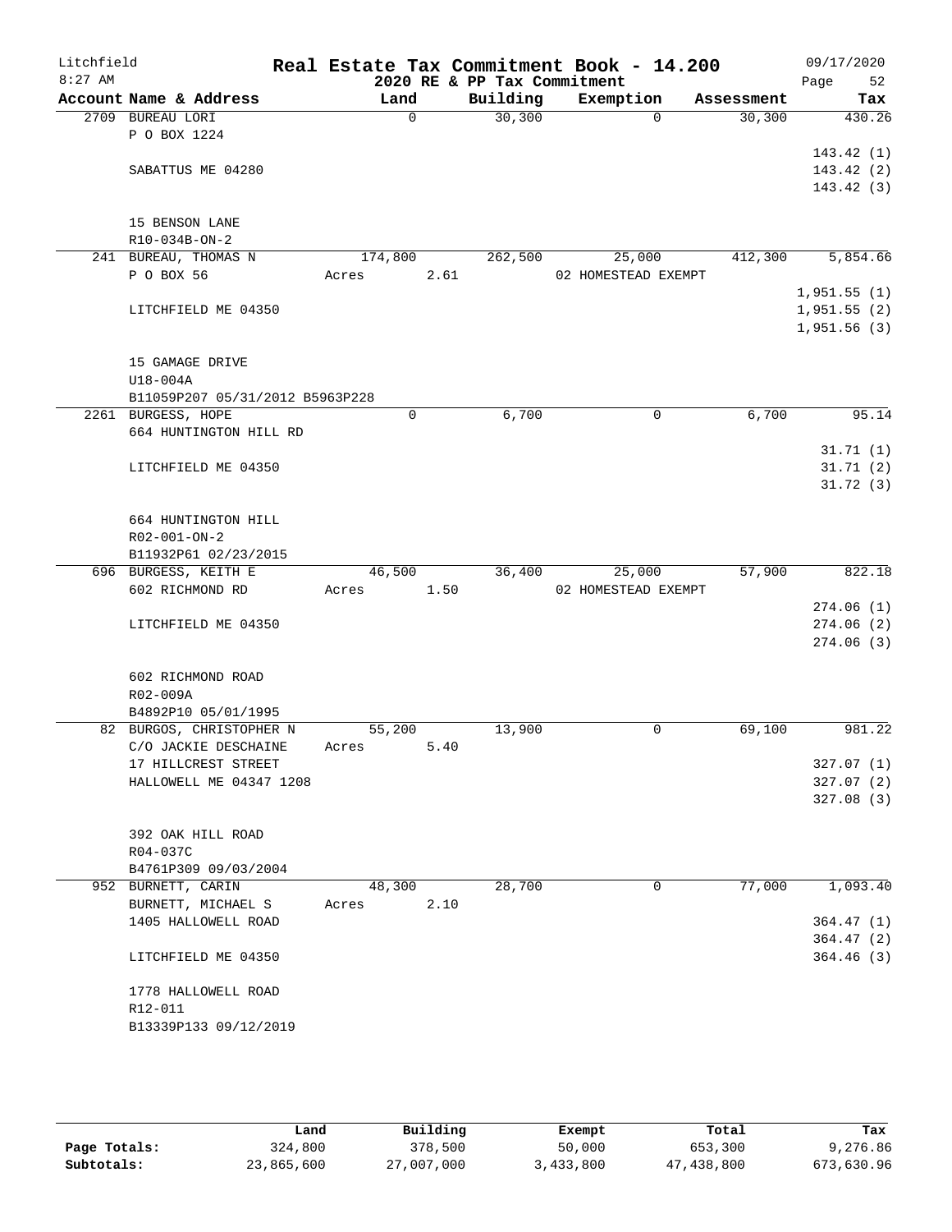Litchfield 8:27 AM

# Real Estate Tax Commitment Book - 14.200

## 2020 RE & PP Tax Commitment

09/17/2020

| Account Name & Address | Land | Building | Exemption | Assessment | Tax |
|---|---|---|---|---|---|
| 2709 BUREAU LORI | 0 | 30,300 | 0 | 30,300 | 430.26 |
| P O BOX 1224 | | | | | |
| | | | | | 143.42 (1) |
| SABATTUS ME 04280 | | | | | 143.42 (2) |
| | | | | | 143.42 (3) |
| 15 BENSON LANE | | | | | |
| R10-034B-ON-2 | | | | | |
| 241 BUREAU, THOMAS N | 174,800 | 262,500 | 25,000 | 412,300 | 5,854.66 |
| P O BOX 56 | Acres 2.61 | | 02 HOMESTEAD EXEMPT | | |
| | | | | | 1,951.55 (1) |
| LITCHFIELD ME 04350 | | | | | 1,951.55 (2) |
| | | | | | 1,951.56 (3) |
| 15 GAMAGE DRIVE | | | | | |
| U18-004A | | | | | |
| B11059P207 05/31/2012 B5963P228 | | | | | |
| 2261 BURGESS, HOPE | 0 | 6,700 | 0 | 6,700 | 95.14 |
| 664 HUNTINGTON HILL RD | | | | | |
| | | | | | 31.71 (1) |
| LITCHFIELD ME 04350 | | | | | 31.71 (2) |
| | | | | | 31.72 (3) |
| 664 HUNTINGTON HILL | | | | | |
| R02-001-ON-2 | | | | | |
| B11932P61 02/23/2015 | | | | | |
| 696 BURGESS, KEITH E | 46,500 | 36,400 | 25,000 | 57,900 | 822.18 |
| 602 RICHMOND RD | Acres 1.50 | | 02 HOMESTEAD EXEMPT | | |
| | | | | | 274.06 (1) |
| LITCHFIELD ME 04350 | | | | | 274.06 (2) |
| | | | | | 274.06 (3) |
| 602 RICHMOND ROAD | | | | | |
| R02-009A | | | | | |
| B4892P10 05/01/1995 | | | | | |
| 82 BURGOS, CHRISTOPHER N | 55,200 | 13,900 | 0 | 69,100 | 981.22 |
| C/O JACKIE DESCHAINE | Acres 5.40 | | | | |
| 17 HILLCREST STREET | | | | | 327.07 (1) |
| HALLOWELL ME 04347 1208 | | | | | 327.07 (2) |
| | | | | | 327.08 (3) |
| 392 OAK HILL ROAD | | | | | |
| R04-037C | | | | | |
| B4761P309 09/03/2004 | | | | | |
| 952 BURNETT, CARIN | 48,300 | 28,700 | 0 | 77,000 | 1,093.40 |
| BURNETT, MICHAEL S | Acres 2.10 | | | | |
| 1405 HALLOWELL ROAD | | | | | 364.47 (1) |
| | | | | | 364.47 (2) |
| LITCHFIELD ME 04350 | | | | | 364.46 (3) |
| 1778 HALLOWELL ROAD | | | | | |
| R12-011 | | | | | |
| B13339P133 09/12/2019 | | | | | |

| | Land | Building | Exempt | Total | Tax |
|---|---|---|---|---|---|
| Page Totals: | 324,800 | 378,500 | 50,000 | 653,300 | 9,276.86 |
| Subtotals: | 23,865,600 | 27,007,000 | 3,433,800 | 47,438,800 | 673,630.96 |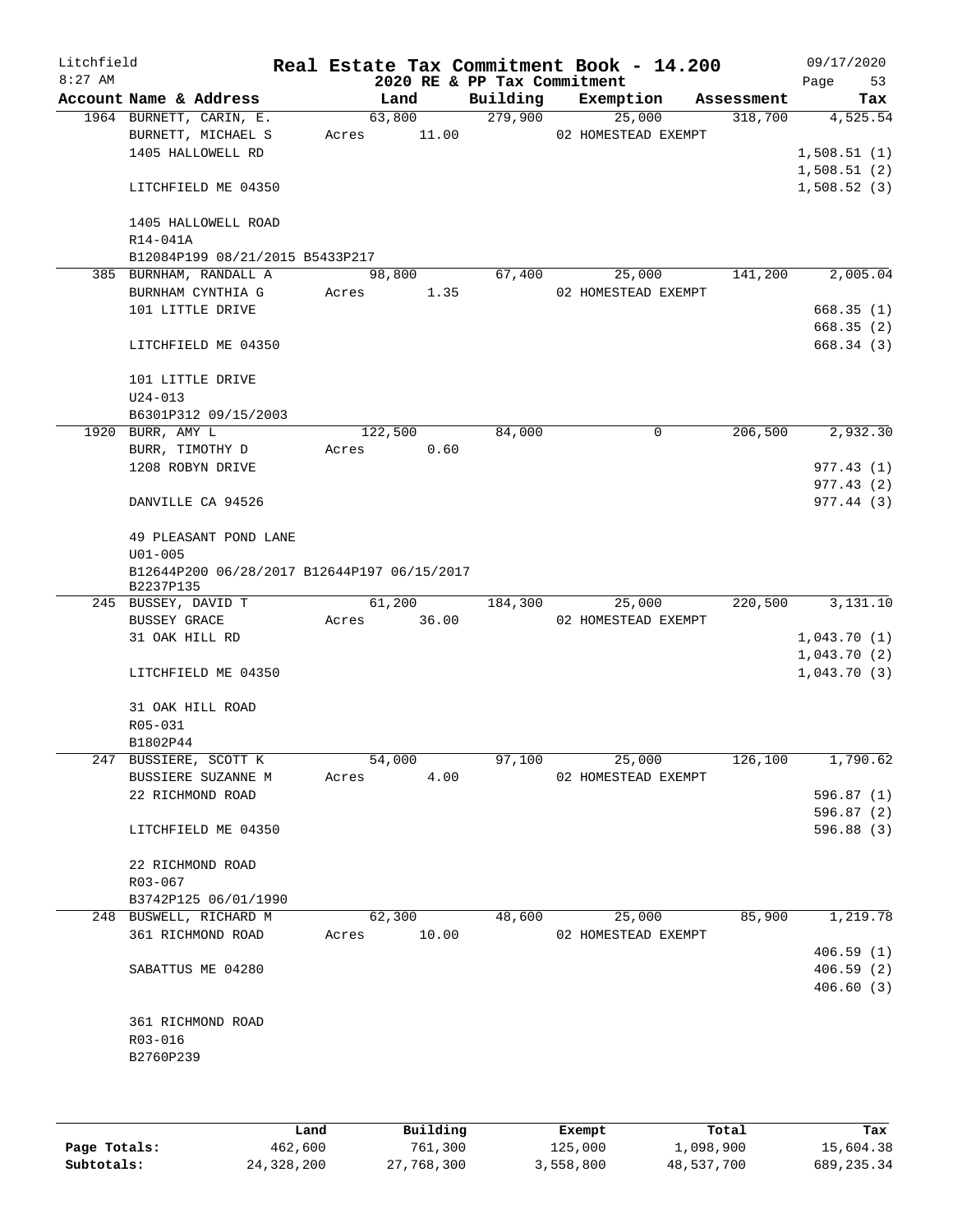Litchfield
8:27 AM

# Real Estate Tax Commitment Book - 14.200

2020 RE & PP Tax Commitment

09/17/2020
Page 53

| Account Name & Address | Land | Building | Exemption | Assessment | Tax |
|---|---|---|---|---|---|
| 1964 BURNETT, CARIN, E. | 63,800 | 279,900 | 25,000 | 318,700 | 4,525.54 |
| BURNETT, MICHAEL S | Acres 11.00 | | 02 HOMESTEAD EXEMPT | | |
| 1405 HALLOWELL RD | | | | | 1,508.51 (1) |
| | | | | | 1,508.51 (2) |
| LITCHFIELD ME 04350 | | | | | 1,508.52 (3) |
| 1405 HALLOWELL ROAD | | | | | |
| R14-041A | | | | | |
| B12084P199 08/21/2015 B5433P217 | | | | | |
| 385 BURNHAM, RANDALL A | 98,800 | 67,400 | 25,000 | 141,200 | 2,005.04 |
| BURNHAM CYNTHIA G | Acres 1.35 | | 02 HOMESTEAD EXEMPT | | |
| 101 LITTLE DRIVE | | | | | 668.35 (1) |
| | | | | | 668.35 (2) |
| LITCHFIELD ME 04350 | | | | | 668.34 (3) |
| 101 LITTLE DRIVE | | | | | |
| U24-013 | | | | | |
| B6301P312 09/15/2003 | | | | | |
| 1920 BURR, AMY L | 122,500 | 84,000 | 0 | 206,500 | 2,932.30 |
| BURR, TIMOTHY D | Acres 0.60 | | | | |
| 1208 ROBYN DRIVE | | | | | 977.43 (1) |
| | | | | | 977.43 (2) |
| DANVILLE CA 94526 | | | | | 977.44 (3) |
| 49 PLEASANT POND LANE | | | | | |
| U01-005 | | | | | |
| B12644P200 06/28/2017 B12644P197 06/15/2017 B2237P135 | | | | | |
| 245 BUSSEY, DAVID T | 61,200 | 184,300 | 25,000 | 220,500 | 3,131.10 |
| BUSSEY GRACE | Acres 36.00 | | 02 HOMESTEAD EXEMPT | | |
| 31 OAK HILL RD | | | | | 1,043.70 (1) |
| | | | | | 1,043.70 (2) |
| LITCHFIELD ME 04350 | | | | | 1,043.70 (3) |
| 31 OAK HILL ROAD | | | | | |
| R05-031 | | | | | |
| B1802P44 | | | | | |
| 247 BUSSIERE, SCOTT K | 54,000 | 97,100 | 25,000 | 126,100 | 1,790.62 |
| BUSSIERE SUZANNE M | Acres 4.00 | | 02 HOMESTEAD EXEMPT | | |
| 22 RICHMOND ROAD | | | | | 596.87 (1) |
| | | | | | 596.87 (2) |
| LITCHFIELD ME 04350 | | | | | 596.88 (3) |
| 22 RICHMOND ROAD | | | | | |
| R03-067 | | | | | |
| B3742P125 06/01/1990 | | | | | |
| 248 BUSWELL, RICHARD M | 62,300 | 48,600 | 25,000 | 85,900 | 1,219.78 |
| 361 RICHMOND ROAD | Acres 10.00 | | 02 HOMESTEAD EXEMPT | | |
| | | | | | 406.59 (1) |
| SABATTUS ME 04280 | | | | | 406.59 (2) |
| | | | | | 406.60 (3) |
| 361 RICHMOND ROAD | | | | | |
| R03-016 | | | | | |
| B2760P239 | | | | | |

| | Land | Building | Exempt | Total | Tax |
|---|---|---|---|---|---|
| Page Totals: | 462,600 | 761,300 | 125,000 | 1,098,900 | 15,604.38 |
| Subtotals: | 24,328,200 | 27,768,300 | 3,558,800 | 48,537,700 | 689,235.34 |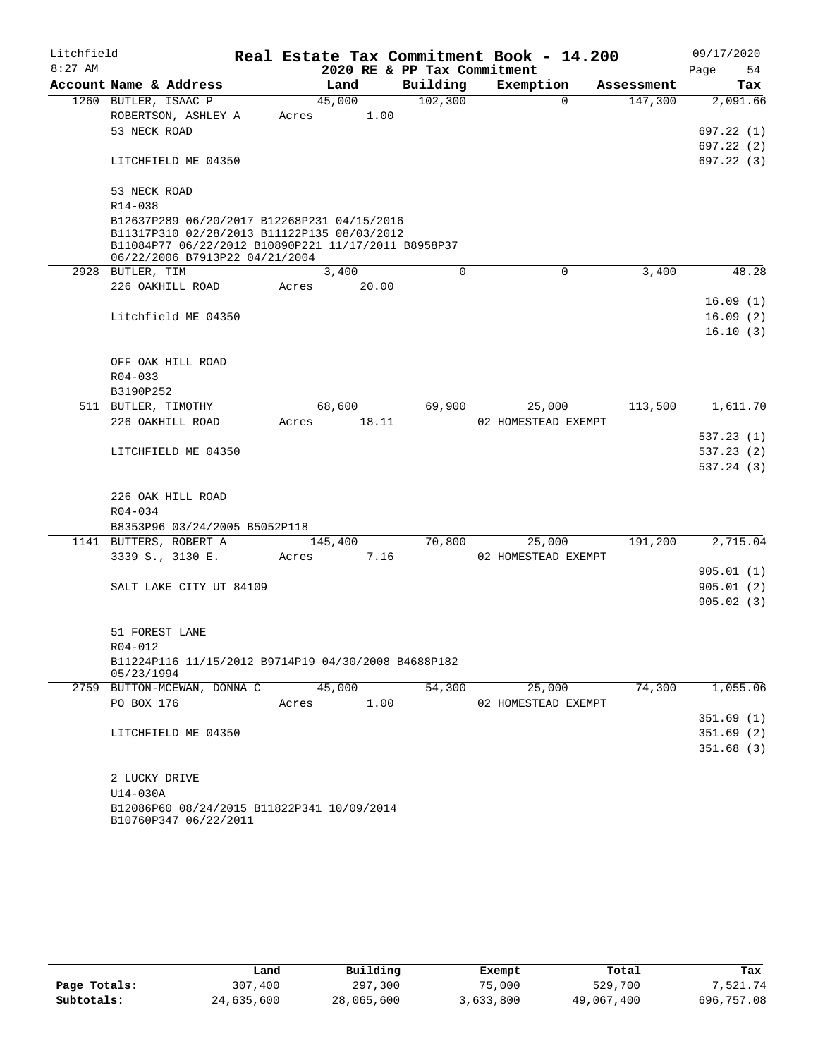Litchfield
8:27 AM

# Real Estate Tax Commitment Book - 14.200

2020 RE & PP Tax Commitment

09/17/2020
Page 54

| Account Name & Address | Land | Building | Exemption | Assessment | Tax |
|---|---|---|---|---|---|
| 1260 BUTLER, ISAAC P | 45,000 | 102,300 | 0 | 147,300 | 2,091.66 |
| ROBERTSON, ASHLEY A | Acres 1.00 | | | | |
| 53 NECK ROAD | | | | | 697.22 (1) |
| | | | | | 697.22 (2) |
| LITCHFIELD ME 04350 | | | | | 697.22 (3) |
| 53 NECK ROAD | | | | | |
| R14-038 | | | | | |
| B12637P289 06/20/2017 B12268P231 04/15/2016 B11317P310 02/28/2013 B11122P135 08/03/2012 B11084P77 06/22/2012 B10890P221 11/17/2011 B8958P37 06/22/2006 B7913P22 04/21/2004 | | | | | |
| 2928 BUTLER, TIM | 3,400 | 0 | 0 | 3,400 | 48.28 |
| 226 OAKHILL ROAD | Acres 20.00 | | | | |
| | | | | | 16.09 (1) |
| Litchfield ME 04350 | | | | | 16.09 (2) |
| | | | | | 16.10 (3) |
| OFF OAK HILL ROAD | | | | | |
| R04-033 | | | | | |
| B3190P252 | | | | | |
| 511 BUTLER, TIMOTHY | 68,600 | 69,900 | 25,000 | 113,500 | 1,611.70 |
| 226 OAKHILL ROAD | Acres 18.11 | | 02 HOMESTEAD EXEMPT | | |
| | | | | | 537.23 (1) |
| LITCHFIELD ME 04350 | | | | | 537.23 (2) |
| | | | | | 537.24 (3) |
| 226 OAK HILL ROAD | | | | | |
| R04-034 | | | | | |
| B8353P96 03/24/2005 B5052P118 | | | | | |
| 1141 BUTTERS, ROBERT A | 145,400 | 70,800 | 25,000 | 191,200 | 2,715.04 |
| 3339 S., 3130 E. | Acres 7.16 | | 02 HOMESTEAD EXEMPT | | |
| | | | | | 905.01 (1) |
| SALT LAKE CITY UT 84109 | | | | | 905.01 (2) |
| | | | | | 905.02 (3) |
| 51 FOREST LANE | | | | | |
| R04-012 | | | | | |
| B11224P116 11/15/2012 B9714P19 04/30/2008 B4688P182 05/23/1994 | | | | | |
| 2759 BUTTON-MCEWAN, DONNA C | 45,000 | 54,300 | 25,000 | 74,300 | 1,055.06 |
| PO BOX 176 | Acres 1.00 | | 02 HOMESTEAD EXEMPT | | |
| | | | | | 351.69 (1) |
| LITCHFIELD ME 04350 | | | | | 351.69 (2) |
| | | | | | 351.68 (3) |
| 2 LUCKY DRIVE | | | | | |
| U14-030A | | | | | |
| B12086P60 08/24/2015 B11822P341 10/09/2014 B10760P347 06/22/2011 | | | | | |

| | Land | Building | Exempt | Total | Tax |
|---|---|---|---|---|---|
| Page Totals: | 307,400 | 297,300 | 75,000 | 529,700 | 7,521.74 |
| Subtotals: | 24,635,600 | 28,065,600 | 3,633,800 | 49,067,400 | 696,757.08 |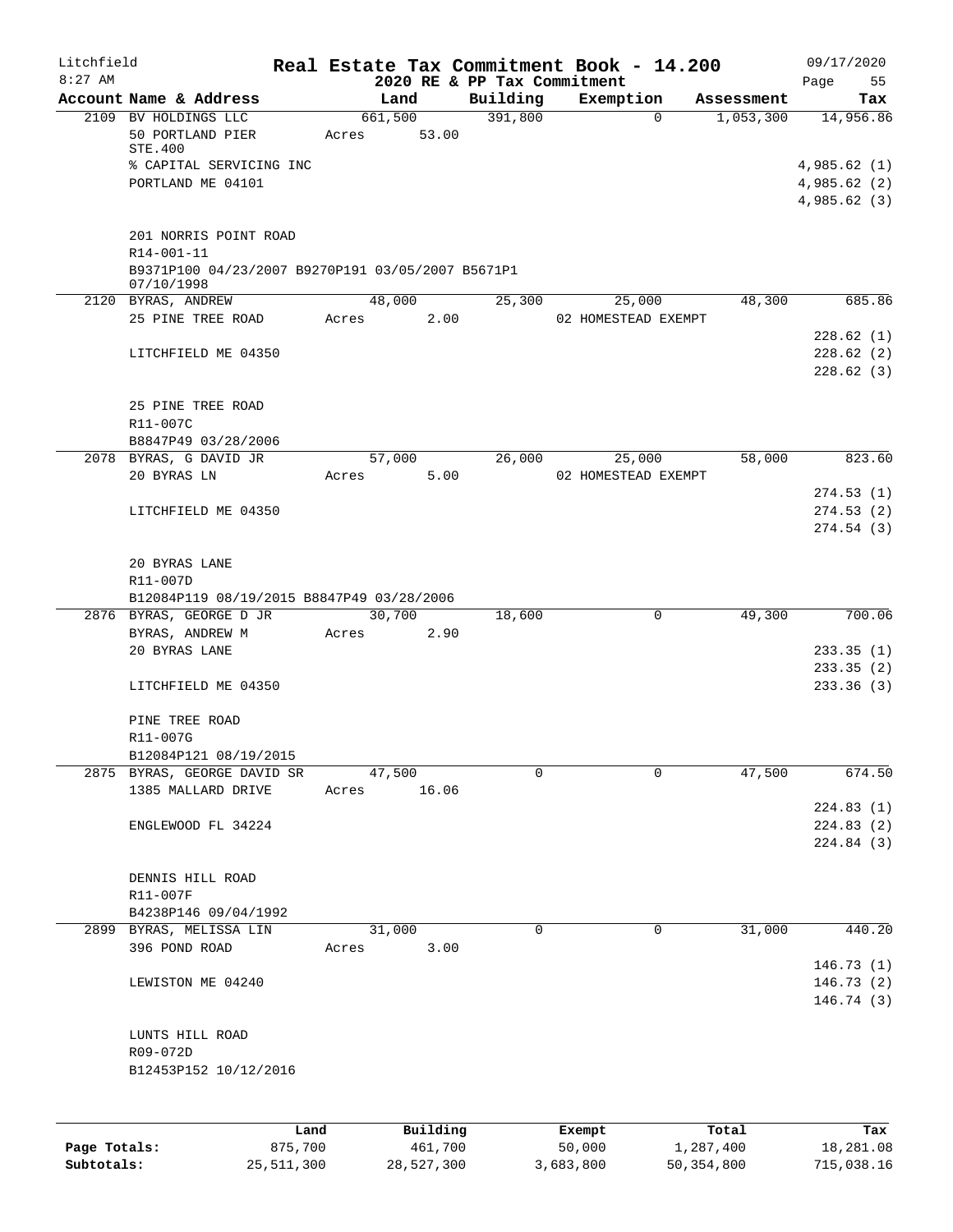# Real Estate Tax Commitment Book - 14.200

Litchfield
8:27 AM

2020 RE & PP Tax Commitment

09/17/2020

| Account | Name & Address | Land | Building | Exemption | Assessment | Tax |
|---|---|---|---|---|---|---|
| 2109 | BV HOLDINGS LLC<br>50 PORTLAND PIER<br>STE.400<br>% CAPITAL SERVICING INC<br>PORTLAND ME 04101<br><br>201 NORRIS POINT ROAD<br>R14-001-11<br>B9371P100 04/23/2007 B9270P191 03/05/2007 B5671P1 07/10/1998 | 661,500<br>Acres 53.00 | 391,800 | 0 | 1,053,300 | 14,956.86<br><br>4,985.62 (1)<br>4,985.62 (2)<br>4,985.62 (3) |
| 2120 | BYRAS, ANDREW<br>25 PINE TREE ROAD<br><br>LITCHFIELD ME 04350<br><br>25 PINE TREE ROAD<br>R11-007C<br>B8847P49 03/28/2006 | 48,000<br>Acres 2.00 | 25,300 | 25,000<br>02 HOMESTEAD EXEMPT | 48,300 | 685.86<br><br>228.62 (1)<br>228.62 (2)<br>228.62 (3) |
| 2078 | BYRAS, G DAVID JR<br>20 BYRAS LN<br><br>LITCHFIELD ME 04350<br><br>20 BYRAS LANE<br>R11-007D<br>B12084P119 08/19/2015 B8847P49 03/28/2006 | 57,000<br>Acres 5.00 | 26,000 | 25,000<br>02 HOMESTEAD EXEMPT | 58,000 | 823.60<br><br>274.53 (1)<br>274.53 (2)<br>274.54 (3) |
| 2876 | BYRAS, GEORGE D JR<br>BYRAS, ANDREW M<br>20 BYRAS LANE<br><br>LITCHFIELD ME 04350<br><br>PINE TREE ROAD<br>R11-007G<br>B12084P121 08/19/2015 | 30,700<br>Acres 2.90 | 18,600 | 0 | 49,300 | 700.06<br><br>233.35 (1)<br>233.35 (2)<br>233.36 (3) |
| 2875 | BYRAS, GEORGE DAVID SR<br>1385 MALLARD DRIVE<br><br>ENGLEWOOD FL 34224<br><br>DENNIS HILL ROAD<br>R11-007F<br>B4238P146 09/04/1992 | 47,500<br>Acres 16.06 | 0 | 0 | 47,500 | 674.50<br><br>224.83 (1)<br>224.83 (2)<br>224.84 (3) |
| 2899 | BYRAS, MELISSA LIN<br>396 POND ROAD<br><br>LEWISTON ME 04240<br><br>LUNTS HILL ROAD<br>R09-072D<br>B12453P152 10/12/2016 | 31,000<br>Acres 3.00 | 0 | 0 | 31,000 | 440.20<br><br>146.73 (1)<br>146.73 (2)<br>146.74 (3) |

| | Land | Building | Exempt | Total | Tax |
|---|---|---|---|---|---|
| **Page Totals:** | 875,700 | 461,700 | 50,000 | 1,287,400 | 18,281.08 |
| **Subtotals:** | 25,511,300 | 28,527,300 | 3,683,800 | 50,354,800 | 715,038.16 |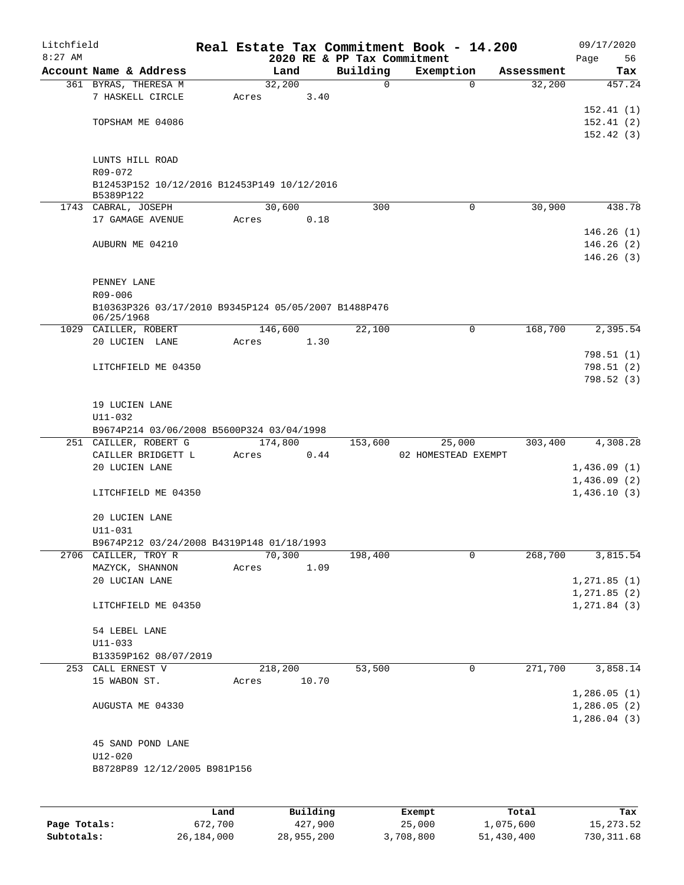# Real Estate Tax Commitment Book - 14.200

Litchfield
8:27 AM

2020 RE & PP Tax Commitment

09/17/2020

| Account Name & Address | Land | Building | Exemption | Assessment | Tax |
|---|---|---|---|---|---|
| 361 BYRAS, THERESA M | 32,200 | 0 | 0 | 32,200 | 457.24 |
| 7 HASKELL CIRCLE | Acres 3.40 | | | | |
| | | | | | 152.41 (1) |
| TOPSHAM ME 04086 | | | | | 152.41 (2) |
| | | | | | 152.42 (3) |
| LUNTS HILL ROAD | | | | | |
| R09-072 | | | | | |
| B12453P152 10/12/2016 B12453P149 10/12/2016 B5389P122 | | | | | |
| 1743 CABRAL, JOSEPH | 30,600 | 300 | 0 | 30,900 | 438.78 |
| 17 GAMAGE AVENUE | Acres 0.18 | | | | |
| | | | | | 146.26 (1) |
| AUBURN ME 04210 | | | | | 146.26 (2) |
| | | | | | 146.26 (3) |
| PENNEY LANE | | | | | |
| R09-006 | | | | | |
| B10363P326 03/17/2010 B9345P124 05/05/2007 B1488P476 06/25/1968 | | | | | |
| 1029 CAILLER, ROBERT | 146,600 | 22,100 | 0 | 168,700 | 2,395.54 |
| 20 LUCIEN LANE | Acres 1.30 | | | | |
| | | | | | 798.51 (1) |
| LITCHFIELD ME 04350 | | | | | 798.51 (2) |
| | | | | | 798.52 (3) |
| 19 LUCIEN LANE | | | | | |
| U11-032 | | | | | |
| B9674P214 03/06/2008 B5600P324 03/04/1998 | | | | | |
| 251 CAILLER, ROBERT G | 174,800 | 153,600 | 25,000 | 303,400 | 4,308.28 |
| CAILLER BRIDGETT L | Acres 0.44 | | 02 HOMESTEAD EXEMPT | | |
| 20 LUCIEN LANE | | | | | 1,436.09 (1) |
| | | | | | 1,436.09 (2) |
| LITCHFIELD ME 04350 | | | | | 1,436.10 (3) |
| 20 LUCIEN LANE | | | | | |
| U11-031 | | | | | |
| B9674P212 03/24/2008 B4319P148 01/18/1993 | | | | | |
| 2706 CAILLER, TROY R | 70,300 | 198,400 | 0 | 268,700 | 3,815.54 |
| MAZYCK, SHANNON | Acres 1.09 | | | | |
| 20 LUCIAN LANE | | | | | 1,271.85 (1) |
| | | | | | 1,271.85 (2) |
| LITCHFIELD ME 04350 | | | | | 1,271.84 (3) |
| 54 LEBEL LANE | | | | | |
| U11-033 | | | | | |
| B13359P162 08/07/2019 | | | | | |
| 253 CALL ERNEST V | 218,200 | 53,500 | 0 | 271,700 | 3,858.14 |
| 15 WABON ST. | Acres 10.70 | | | | |
| | | | | | 1,286.05 (1) |
| AUGUSTA ME 04330 | | | | | 1,286.05 (2) |
| | | | | | 1,286.04 (3) |
| 45 SAND POND LANE | | | | | |
| U12-020 | | | | | |
| B8728P89 12/12/2005 B981P156 | | | | | |

| | Land | Building | Exempt | Total | Tax |
|---|---|---|---|---|---|
| Page Totals: | 672,700 | 427,900 | 25,000 | 1,075,600 | 15,273.52 |
| Subtotals: | 26,184,000 | 28,955,200 | 3,708,800 | 51,430,400 | 730,311.68 |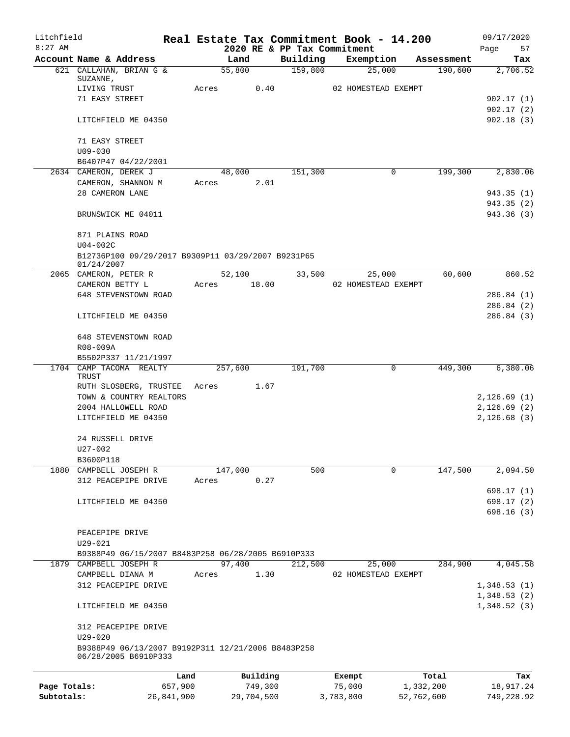Litchfield
8:27 AM

# Real Estate Tax Commitment Book - 14.200

2020 RE & PP Tax Commitment

09/17/2020

| Account | Name & Address | Land | Building | Exemption | Assessment | Tax |
|---|---|---|---|---|---|---|
| 621 | CALLAHAN, BRIAN G & SUZANNE, | 55,800 | 159,800 | 25,000 | 190,600 | 2,706.52 |
| | LIVING TRUST | Acres 0.40 | | 02 HOMESTEAD EXEMPT | | |
| | 71 EASY STREET | | | | | 902.17 (1) |
| | | | | | | 902.17 (2) |
| | LITCHFIELD ME 04350 | | | | | 902.18 (3) |
| | 71 EASY STREET | | | | | |
| | U09-030 | | | | | |
| | B6407P47 04/22/2001 | | | | | |
| 2634 | CAMERON, DEREK J | 48,000 | 151,300 | 0 | 199,300 | 2,830.06 |
| | CAMERON, SHANNON M | Acres 2.01 | | | | |
| | 28 CAMERON LANE | | | | | 943.35 (1) |
| | | | | | | 943.35 (2) |
| | BRUNSWICK ME 04011 | | | | | 943.36 (3) |
| | 871 PLAINS ROAD | | | | | |
| | U04-002C | | | | | |
| | B12736P100 09/29/2017 B9309P11 03/29/2007 B9231P65 01/24/2007 | | | | | |
| 2065 | CAMERON, PETER R | 52,100 | 33,500 | 25,000 | 60,600 | 860.52 |
| | CAMERON BETTY L | Acres 18.00 | | 02 HOMESTEAD EXEMPT | | |
| | 648 STEVENSTOWN ROAD | | | | | 286.84 (1) |
| | | | | | | 286.84 (2) |
| | LITCHFIELD ME 04350 | | | | | 286.84 (3) |
| | 648 STEVENSTOWN ROAD | | | | | |
| | R08-009A | | | | | |
| | B5502P337 11/21/1997 | | | | | |
| 1704 | CAMP TACOMA REALTY TRUST | 257,600 | 191,700 | 0 | 449,300 | 6,380.06 |
| | RUTH SLOSBERG, TRUSTEE | Acres 1.67 | | | | |
| | TOWN & COUNTRY REALTORS | | | | | 2,126.69 (1) |
| | 2004 HALLOWELL ROAD | | | | | 2,126.69 (2) |
| | LITCHFIELD ME 04350 | | | | | 2,126.68 (3) |
| | 24 RUSSELL DRIVE | | | | | |
| | U27-002 | | | | | |
| | B3600P118 | | | | | |
| 1880 | CAMPBELL JOSEPH R | 147,000 | 500 | 0 | 147,500 | 2,094.50 |
| | 312 PEACEPIPE DRIVE | Acres 0.27 | | | | |
| | | | | | | 698.17 (1) |
| | LITCHFIELD ME 04350 | | | | | 698.17 (2) |
| | | | | | | 698.16 (3) |
| | PEACEPIPE DRIVE | | | | | |
| | U29-021 | | | | | |
| | B9388P49 06/15/2007 B8483P258 06/28/2005 B6910P333 | | | | | |
| 1879 | CAMPBELL JOSEPH R | 97,400 | 212,500 | 25,000 | 284,900 | 4,045.58 |
| | CAMPBELL DIANA M | Acres 1.30 | | 02 HOMESTEAD EXEMPT | | |
| | 312 PEACEPIPE DRIVE | | | | | 1,348.53 (1) |
| | | | | | | 1,348.53 (2) |
| | LITCHFIELD ME 04350 | | | | | 1,348.52 (3) |
| | 312 PEACEPIPE DRIVE | | | | | |
| | U29-020 | | | | | |
| | B9388P49 06/13/2007 B9192P311 12/21/2006 B8483P258 06/28/2005 B6910P333 | | | | | |

| | Land | Building | Exempt | Total | Tax |
|---|---|---|---|---|---|
| Page Totals: | 657,900 | 749,300 | 75,000 | 1,332,200 | 18,917.24 |
| Subtotals: | 26,841,900 | 29,704,500 | 3,783,800 | 52,762,600 | 749,228.92 |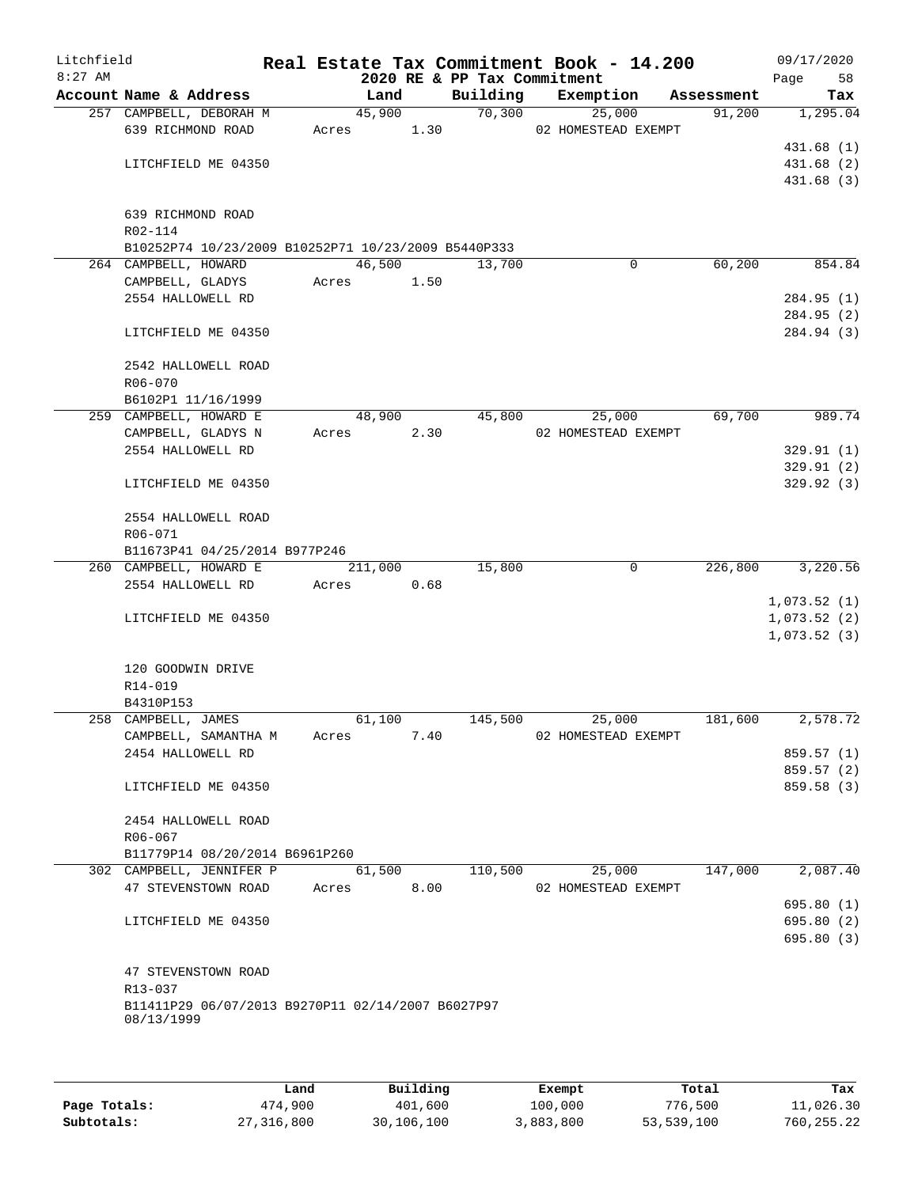# Real Estate Tax Commitment Book - 14.200

Litchfield
8:27 AM

2020 RE & PP Tax Commitment

09/17/2020

| Account Name & Address | Land | Building | Exemption | Assessment | Tax |
|---|---|---|---|---|---|
| 257 CAMPBELL, DEBORAH M | 45,900 | 70,300 | 25,000 | 91,200 | 1,295.04 |
| 639 RICHMOND ROAD | Acres 1.30 | | 02 HOMESTEAD EXEMPT | | |
| | | | | | 431.68 (1) |
| LITCHFIELD ME 04350 | | | | | 431.68 (2) |
| | | | | | 431.68 (3) |
| 639 RICHMOND ROAD | | | | | |
| R02-114 | | | | | |
| B10252P74 10/23/2009 B10252P71 10/23/2009 B5440P333 | | | | | |
| 264 CAMPBELL, HOWARD | 46,500 | 13,700 | 0 | 60,200 | 854.84 |
| CAMPBELL, GLADYS | Acres 1.50 | | | | |
| 2554 HALLOWELL RD | | | | | 284.95 (1) |
| | | | | | 284.95 (2) |
| LITCHFIELD ME 04350 | | | | | 284.94 (3) |
| 2542 HALLOWELL ROAD | | | | | |
| R06-070 | | | | | |
| B6102P1 11/16/1999 | | | | | |
| 259 CAMPBELL, HOWARD E | 48,900 | 45,800 | 25,000 | 69,700 | 989.74 |
| CAMPBELL, GLADYS N | Acres 2.30 | | 02 HOMESTEAD EXEMPT | | |
| 2554 HALLOWELL RD | | | | | 329.91 (1) |
| | | | | | 329.91 (2) |
| LITCHFIELD ME 04350 | | | | | 329.92 (3) |
| 2554 HALLOWELL ROAD | | | | | |
| R06-071 | | | | | |
| B11673P41 04/25/2014 B977P246 | | | | | |
| 260 CAMPBELL, HOWARD E | 211,000 | 15,800 | 0 | 226,800 | 3,220.56 |
| 2554 HALLOWELL RD | Acres 0.68 | | | | |
| | | | | | 1,073.52 (1) |
| LITCHFIELD ME 04350 | | | | | 1,073.52 (2) |
| | | | | | 1,073.52 (3) |
| 120 GOODWIN DRIVE | | | | | |
| R14-019 | | | | | |
| B4310P153 | | | | | |
| 258 CAMPBELL, JAMES | 61,100 | 145,500 | 25,000 | 181,600 | 2,578.72 |
| CAMPBELL, SAMANTHA M | Acres 7.40 | | 02 HOMESTEAD EXEMPT | | |
| 2454 HALLOWELL RD | | | | | 859.57 (1) |
| | | | | | 859.57 (2) |
| LITCHFIELD ME 04350 | | | | | 859.58 (3) |
| 2454 HALLOWELL ROAD | | | | | |
| R06-067 | | | | | |
| B11779P14 08/20/2014 B6961P260 | | | | | |
| 302 CAMPBELL, JENNIFER P | 61,500 | 110,500 | 25,000 | 147,000 | 2,087.40 |
| 47 STEVENSTOWN ROAD | Acres 8.00 | | 02 HOMESTEAD EXEMPT | | |
| | | | | | 695.80 (1) |
| LITCHFIELD ME 04350 | | | | | 695.80 (2) |
| | | | | | 695.80 (3) |
| 47 STEVENSTOWN ROAD | | | | | |
| R13-037 | | | | | |
| B11411P29 06/07/2013 B9270P11 02/14/2007 B6027P97 08/13/1999 | | | | | |

| | Land | Building | Exempt | Total | Tax |
|---|---|---|---|---|---|
| Page Totals: | 474,900 | 401,600 | 100,000 | 776,500 | 11,026.30 |
| Subtotals: | 27,316,800 | 30,106,100 | 3,883,800 | 53,539,100 | 760,255.22 |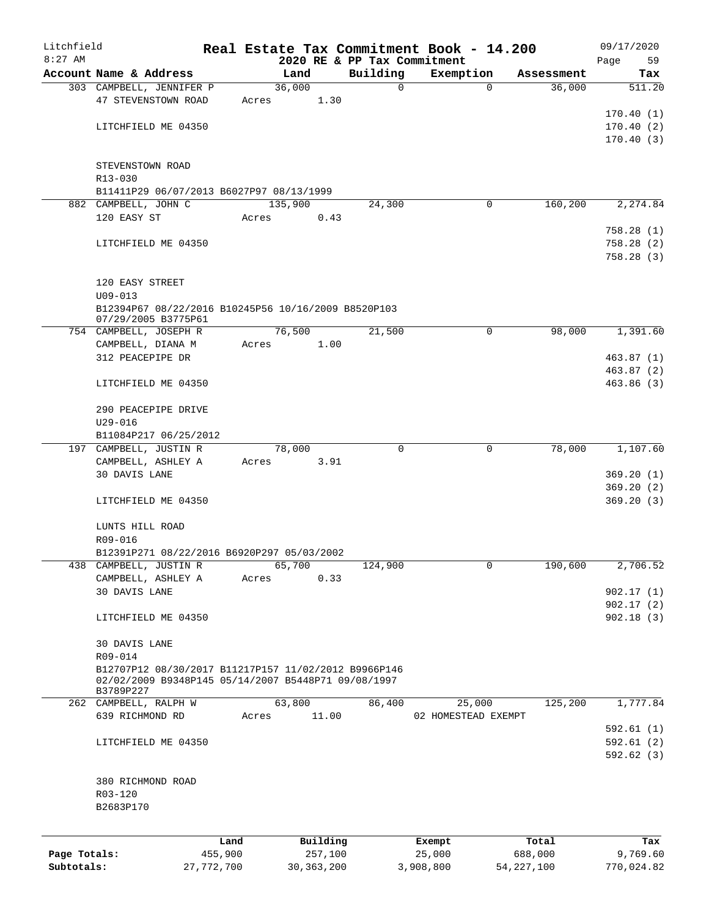Litchfield 8:27 AM

**Real Estate Tax Commitment Book - 14.200**

2020 RE & PP Tax Commitment

09/17/2020

| Account Name & Address | Land | Building | Exemption | Assessment | Tax |
|---|---|---|---|---|---|
| 303 CAMPBELL, JENNIFER P | 36,000 | 0 | 0 | 36,000 | 511.20 |
| 47 STEVENSTOWN ROAD | Acres 1.30 | | | | |
| | | | | | 170.40 (1) |
| LITCHFIELD ME 04350 | | | | | 170.40 (2) |
| | | | | | 170.40 (3) |
| STEVENSTOWN ROAD | | | | | |
| R13-030 | | | | | |
| B11411P29 06/07/2013 B6027P97 08/13/1999 | | | | | |
| 882 CAMPBELL, JOHN C | 135,900 | 24,300 | 0 | 160,200 | 2,274.84 |
| 120 EASY ST | Acres 0.43 | | | | |
| | | | | | 758.28 (1) |
| LITCHFIELD ME 04350 | | | | | 758.28 (2) |
| | | | | | 758.28 (3) |
| 120 EASY STREET | | | | | |
| U09-013 | | | | | |
| B12394P67 08/22/2016 B10245P56 10/16/2009 B8520P103 07/29/2005 B3775P61 | | | | | |
| 754 CAMPBELL, JOSEPH R | 76,500 | 21,500 | 0 | 98,000 | 1,391.60 |
| CAMPBELL, DIANA M | Acres 1.00 | | | | |
| 312 PEACEPIPE DR | | | | | 463.87 (1) |
| | | | | | 463.87 (2) |
| LITCHFIELD ME 04350 | | | | | 463.86 (3) |
| 290 PEACEPIPE DRIVE | | | | | |
| U29-016 | | | | | |
| B11084P217 06/25/2012 | | | | | |
| 197 CAMPBELL, JUSTIN R | 78,000 | 0 | 0 | 78,000 | 1,107.60 |
| CAMPBELL, ASHLEY A | Acres 3.91 | | | | |
| 30 DAVIS LANE | | | | | 369.20 (1) |
| | | | | | 369.20 (2) |
| LITCHFIELD ME 04350 | | | | | 369.20 (3) |
| LUNTS HILL ROAD | | | | | |
| R09-016 | | | | | |
| B12391P271 08/22/2016 B6920P297 05/03/2002 | | | | | |
| 438 CAMPBELL, JUSTIN R | 65,700 | 124,900 | 0 | 190,600 | 2,706.52 |
| CAMPBELL, ASHLEY A | Acres 0.33 | | | | |
| 30 DAVIS LANE | | | | | 902.17 (1) |
| | | | | | 902.17 (2) |
| LITCHFIELD ME 04350 | | | | | 902.18 (3) |
| 30 DAVIS LANE | | | | | |
| R09-014 | | | | | |
| B12707P12 08/30/2017 B11217P157 11/02/2012 B9966P146 02/02/2009 B9348P145 05/14/2007 B5448P71 09/08/1997 B3789P227 | | | | | |
| 262 CAMPBELL, RALPH W | 63,800 | 86,400 | 25,000 | 125,200 | 1,777.84 |
| 639 RICHMOND RD | Acres 11.00 | | 02 HOMESTEAD EXEMPT | | |
| | | | | | 592.61 (1) |
| LITCHFIELD ME 04350 | | | | | 592.61 (2) |
| | | | | | 592.62 (3) |
| 380 RICHMOND ROAD | | | | | |
| R03-120 | | | | | |
| B2683P170 | | | | | |

| | Land | Building | Exempt | Total | Tax |
|---|---|---|---|---|---|
| Page Totals: | 455,900 | 257,100 | 25,000 | 688,000 | 9,769.60 |
| Subtotals: | 27,772,700 | 30,363,200 | 3,908,800 | 54,227,100 | 770,024.82 |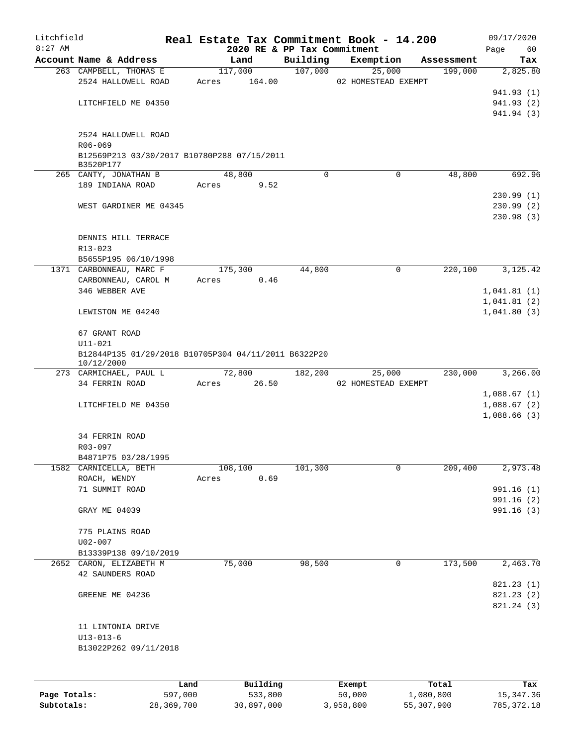# Litchfield — Real Estate Tax Commitment Book - 14.200

8:27 AM — 2020 RE & PP Tax Commitment — 09/17/2020

| Account Name & Address | Land | Building | Exemption | Assessment | Tax |
|---|---|---|---|---|---|
| 263 CAMPBELL, THOMAS E | 117,000 | 107,000 | 25,000 | 199,000 | 2,825.80 |
| 2524 HALLOWELL ROAD | Acres 164.00 | | 02 HOMESTEAD EXEMPT | | |
| | | | | | 941.93 (1) |
| LITCHFIELD ME 04350 | | | | | 941.93 (2) |
| | | | | | 941.94 (3) |
| 2524 HALLOWELL ROAD | | | | | |
| R06-069 | | | | | |
| B12569P213 03/30/2017 B10780P288 07/15/2011 B3520P177 | | | | | |
| 265 CANTY, JONATHAN B | 48,800 | 0 | 0 | 48,800 | 692.96 |
| 189 INDIANA ROAD | Acres 9.52 | | | | |
| | | | | | 230.99 (1) |
| WEST GARDINER ME 04345 | | | | | 230.99 (2) |
| | | | | | 230.98 (3) |
| DENNIS HILL TERRACE | | | | | |
| R13-023 | | | | | |
| B5655P195 06/10/1998 | | | | | |
| 1371 CARBONNEAU, MARC F | 175,300 | 44,800 | 0 | 220,100 | 3,125.42 |
| CARBONNEAU, CAROL M | Acres 0.46 | | | | |
| 346 WEBBER AVE | | | | | 1,041.81 (1) |
| | | | | | 1,041.81 (2) |
| LEWISTON ME 04240 | | | | | 1,041.80 (3) |
| 67 GRANT ROAD | | | | | |
| U11-021 | | | | | |
| B12844P135 01/29/2018 B10705P304 04/11/2011 B6322P20 10/12/2000 | | | | | |
| 273 CARMICHAEL, PAUL L | 72,800 | 182,200 | 25,000 | 230,000 | 3,266.00 |
| 34 FERRIN ROAD | Acres 26.50 | | 02 HOMESTEAD EXEMPT | | |
| | | | | | 1,088.67 (1) |
| LITCHFIELD ME 04350 | | | | | 1,088.67 (2) |
| | | | | | 1,088.66 (3) |
| 34 FERRIN ROAD | | | | | |
| R03-097 | | | | | |
| B4871P75 03/28/1995 | | | | | |
| 1582 CARNICELLA, BETH | 108,100 | 101,300 | 0 | 209,400 | 2,973.48 |
| ROACH, WENDY | Acres 0.69 | | | | |
| 71 SUMMIT ROAD | | | | | 991.16 (1) |
| | | | | | 991.16 (2) |
| GRAY ME 04039 | | | | | 991.16 (3) |
| 775 PLAINS ROAD | | | | | |
| U02-007 | | | | | |
| B13339P138 09/10/2019 | | | | | |
| 2652 CARON, ELIZABETH M | 75,000 | 98,500 | 0 | 173,500 | 2,463.70 |
| 42 SAUNDERS ROAD | | | | | |
| | | | | | 821.23 (1) |
| GREENE ME 04236 | | | | | 821.23 (2) |
| | | | | | 821.24 (3) |
| 11 LINTONIA DRIVE | | | | | |
| U13-013-6 | | | | | |
| B13022P262 09/11/2018 | | | | | |

| | Land | Building | Exempt | Total | Tax |
|---|---|---|---|---|---|
| Page Totals: | 597,000 | 533,800 | 50,000 | 1,080,800 | 15,347.36 |
| Subtotals: | 28,369,700 | 30,897,000 | 3,958,800 | 55,307,900 | 785,372.18 |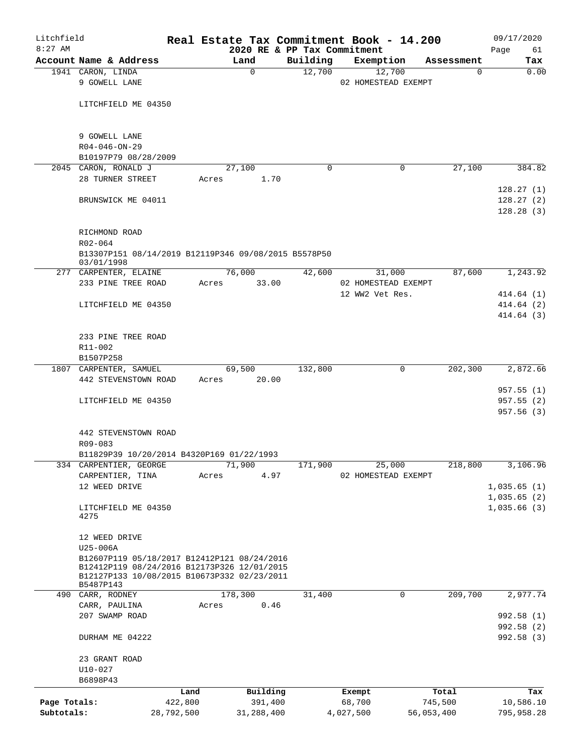Litchfield
8:27 AM

# Real Estate Tax Commitment Book - 14.200

## 2020 RE & PP Tax Commitment

09/17/2020
Page 61

| Account Name & Address | Land | Building | Exemption | Assessment | Tax |
|---|---|---|---|---|---|
| 1941 CARON, LINDA | 0 | 12,700 | 12,700 | 0 | 0.00 |
| 9 GOWELL LANE | | | 02 HOMESTEAD EXEMPT | | |
| LITCHFIELD ME 04350 | | | | | |
| 9 GOWELL LANE | | | | | |
| R04-046-ON-29 | | | | | |
| B10197P79 08/28/2009 | | | | | |
| 2045 CARON, RONALD J | 27,100 | 0 | 0 | 27,100 | 384.82 |
| 28 TURNER STREET | Acres 1.70 | | | | |
| | | | | | 128.27 (1) |
| BRUNSWICK ME 04011 | | | | | 128.27 (2) |
| | | | | | 128.28 (3) |
| RICHMOND ROAD | | | | | |
| R02-064 | | | | | |
| B13307P151 08/14/2019 B12119P346 09/08/2015 B5578P50 03/01/1998 | | | | | |
| 277 CARPENTER, ELAINE | 76,000 | 42,600 | 31,000 | 87,600 | 1,243.92 |
| 233 PINE TREE ROAD | Acres 33.00 | | 02 HOMESTEAD EXEMPT | | |
| | | | 12 WW2 Vet Res. | | 414.64 (1) |
| LITCHFIELD ME 04350 | | | | | 414.64 (2) |
| | | | | | 414.64 (3) |
| 233 PINE TREE ROAD | | | | | |
| R11-002 | | | | | |
| B1507P258 | | | | | |
| 1807 CARPENTER, SAMUEL | 69,500 | 132,800 | 0 | 202,300 | 2,872.66 |
| 442 STEVENSTOWN ROAD | Acres 20.00 | | | | |
| | | | | | 957.55 (1) |
| LITCHFIELD ME 04350 | | | | | 957.55 (2) |
| | | | | | 957.56 (3) |
| 442 STEVENSTOWN ROAD | | | | | |
| R09-083 | | | | | |
| B11829P39 10/20/2014 B4320P169 01/22/1993 | | | | | |
| 334 CARPENTIER, GEORGE | 71,900 | 171,900 | 25,000 | 218,800 | 3,106.96 |
| CARPENTIER, TINA | Acres 4.97 | | 02 HOMESTEAD EXEMPT | | |
| 12 WEED DRIVE | | | | | 1,035.65 (1) |
| | | | | | 1,035.65 (2) |
| LITCHFIELD ME 04350 4275 | | | | | 1,035.66 (3) |
| 12 WEED DRIVE | | | | | |
| U25-006A | | | | | |
| B12607P119 05/18/2017 B12412P121 08/24/2016 B12412P119 08/24/2016 B12173P326 12/01/2015 B12127P133 10/08/2015 B10673P332 02/23/2011 B5487P143 | | | | | |
| 490 CARR, RODNEY | 178,300 | 31,400 | 0 | 209,700 | 2,977.74 |
| CARR, PAULINA | Acres 0.46 | | | | |
| 207 SWAMP ROAD | | | | | 992.58 (1) |
| | | | | | 992.58 (2) |
| DURHAM ME 04222 | | | | | 992.58 (3) |
| 23 GRANT ROAD | | | | | |
| U10-027 | | | | | |
| B6898P43 | | | | | |

| | Land | Building | Exempt | Total | Tax |
|---|---|---|---|---|---|
| Page Totals: | 422,800 | 391,400 | 68,700 | 745,500 | 10,586.10 |
| Subtotals: | 28,792,500 | 31,288,400 | 4,027,500 | 56,053,400 | 795,958.28 |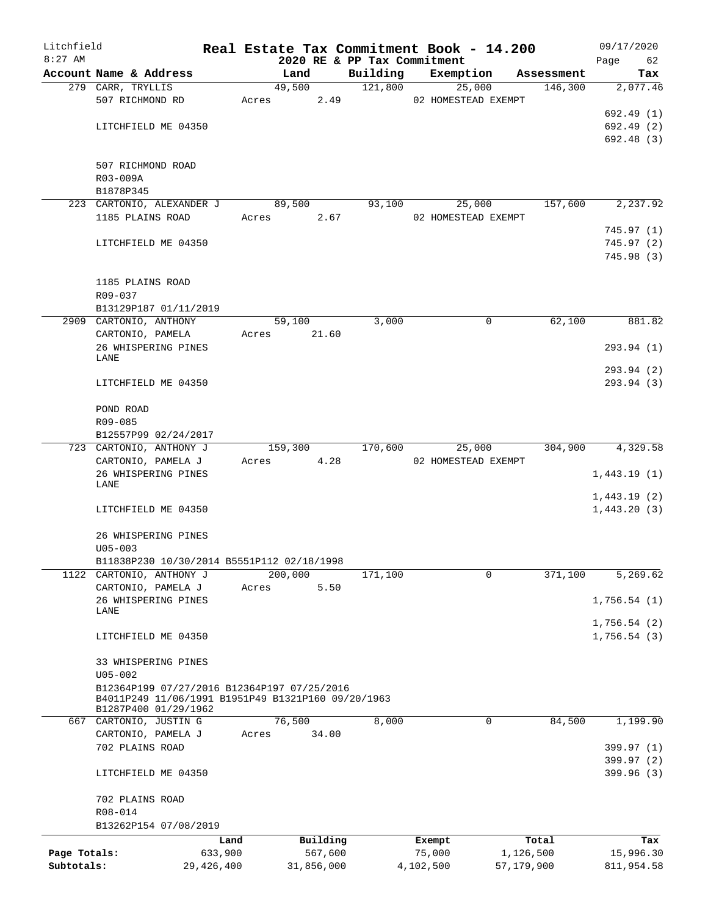# Real Estate Tax Commitment Book - 14.200

## 2020 RE & PP Tax Commitment

Litchfield
8:27 AM
09/17/2020

| Account Name & Address | Land | Building | Exemption | Assessment | Tax |
|---|---|---|---|---|---|
| 279 CARR, TRYLLIS | 49,500 | 121,800 | 25,000 | 146,300 | 2,077.46 |
| 507 RICHMOND RD | Acres 2.49 | | 02 HOMESTEAD EXEMPT | | |
| | | | | | 692.49 (1) |
| LITCHFIELD ME 04350 | | | | | 692.49 (2) |
| | | | | | 692.48 (3) |
| 507 RICHMOND ROAD | | | | | |
| R03-009A | | | | | |
| B1878P345 | | | | | |
| 223 CARTONIO, ALEXANDER J | 89,500 | 93,100 | 25,000 | 157,600 | 2,237.92 |
| 1185 PLAINS ROAD | Acres 2.67 | | 02 HOMESTEAD EXEMPT | | |
| | | | | | 745.97 (1) |
| LITCHFIELD ME 04350 | | | | | 745.97 (2) |
| | | | | | 745.98 (3) |
| 1185 PLAINS ROAD | | | | | |
| R09-037 | | | | | |
| B13129P187 01/11/2019 | | | | | |
| 2909 CARTONIO, ANTHONY | 59,100 | 3,000 | 0 | 62,100 | 881.82 |
| CARTONIO, PAMELA | Acres 21.60 | | | | |
| 26 WHISPERING PINES LANE | | | | | 293.94 (1) |
| | | | | | 293.94 (2) |
| LITCHFIELD ME 04350 | | | | | 293.94 (3) |
| POND ROAD | | | | | |
| R09-085 | | | | | |
| B12557P99 02/24/2017 | | | | | |
| 723 CARTONIO, ANTHONY J | 159,300 | 170,600 | 25,000 | 304,900 | 4,329.58 |
| CARTONIO, PAMELA J | Acres 4.28 | | 02 HOMESTEAD EXEMPT | | |
| 26 WHISPERING PINES LANE | | | | | 1,443.19 (1) |
| | | | | | 1,443.19 (2) |
| LITCHFIELD ME 04350 | | | | | 1,443.20 (3) |
| 26 WHISPERING PINES | | | | | |
| U05-003 | | | | | |
| B11838P230 10/30/2014 B5551P112 02/18/1998 | | | | | |
| 1122 CARTONIO, ANTHONY J | 200,000 | 171,100 | 0 | 371,100 | 5,269.62 |
| CARTONIO, PAMELA J | Acres 5.50 | | | | |
| 26 WHISPERING PINES LANE | | | | | 1,756.54 (1) |
| | | | | | 1,756.54 (2) |
| LITCHFIELD ME 04350 | | | | | 1,756.54 (3) |
| 33 WHISPERING PINES | | | | | |
| U05-002 | | | | | |
| B12364P199 07/27/2016 B12364P197 07/25/2016 B4011P249 11/06/1991 B1951P49 B1321P160 09/20/1963 B1287P400 01/29/1962 | | | | | |
| 667 CARTONIO, JUSTIN G | 76,500 | 8,000 | 0 | 84,500 | 1,199.90 |
| CARTONIO, PAMELA J | Acres 34.00 | | | | |
| 702 PLAINS ROAD | | | | | 399.97 (1) |
| | | | | | 399.97 (2) |
| LITCHFIELD ME 04350 | | | | | 399.96 (3) |
| 702 PLAINS ROAD | | | | | |
| R08-014 | | | | | |
| B13262P154 07/08/2019 | | | | | |

| | Land | Building | Exempt | Total | Tax |
|---|---|---|---|---|---|
| Page Totals: | 633,900 | 567,600 | 75,000 | 1,126,500 | 15,996.30 |
| Subtotals: | 29,426,400 | 31,856,000 | 4,102,500 | 57,179,900 | 811,954.58 |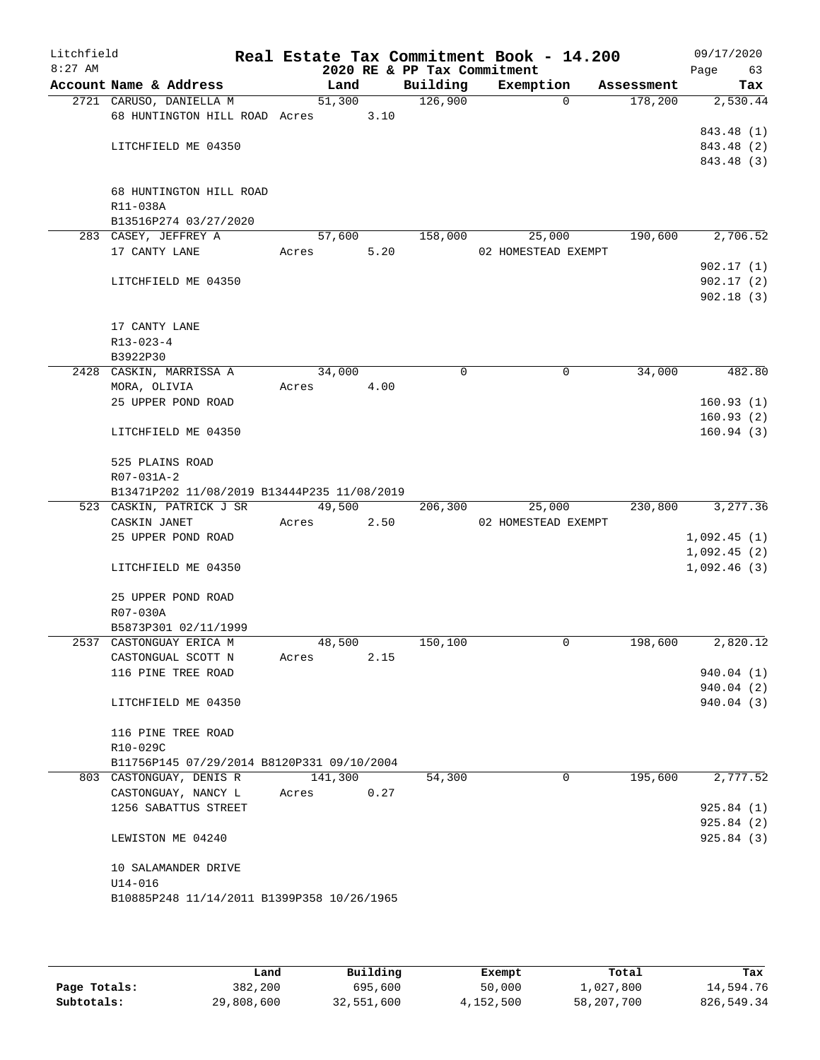Litchfield
8:27 AM

# Real Estate Tax Commitment Book - 14.200

2020 RE & PP Tax Commitment

09/17/2020

| Account | Name & Address | Land | Building | Exemption | Assessment | Tax |
|---|---|---|---|---|---|---|
| 2721 | CARUSO, DANIELLA M | 51,300 | 126,900 | 0 | 178,200 | 2,530.44 |
| | 68 HUNTINGTON HILL ROAD | Acres 3.10 | | | | |
| | | | | | | 843.48 (1) |
| | LITCHFIELD ME 04350 | | | | | 843.48 (2) |
| | | | | | | 843.48 (3) |
| | 68 HUNTINGTON HILL ROAD | | | | | |
| | R11-038A | | | | | |
| | B13516P274 03/27/2020 | | | | | |
| 283 | CASEY, JEFFREY A | 57,600 | 158,000 | 25,000 | 190,600 | 2,706.52 |
| | 17 CANTY LANE | Acres 5.20 | | 02 HOMESTEAD EXEMPT | | |
| | | | | | | 902.17 (1) |
| | LITCHFIELD ME 04350 | | | | | 902.17 (2) |
| | | | | | | 902.18 (3) |
| | 17 CANTY LANE | | | | | |
| | R13-023-4 | | | | | |
| | B3922P30 | | | | | |
| 2428 | CASKIN, MARRISSA A | 34,000 | 0 | 0 | 34,000 | 482.80 |
| | MORA, OLIVIA | Acres 4.00 | | | | |
| | 25 UPPER POND ROAD | | | | | 160.93 (1) |
| | | | | | | 160.93 (2) |
| | LITCHFIELD ME 04350 | | | | | 160.94 (3) |
| | 525 PLAINS ROAD | | | | | |
| | R07-031A-2 | | | | | |
| | B13471P202 11/08/2019 B13444P235 11/08/2019 | | | | | |
| 523 | CASKIN, PATRICK J SR | 49,500 | 206,300 | 25,000 | 230,800 | 3,277.36 |
| | CASKIN JANET | Acres 2.50 | | 02 HOMESTEAD EXEMPT | | |
| | 25 UPPER POND ROAD | | | | | 1,092.45 (1) |
| | | | | | | 1,092.45 (2) |
| | LITCHFIELD ME 04350 | | | | | 1,092.46 (3) |
| | 25 UPPER POND ROAD | | | | | |
| | R07-030A | | | | | |
| | B5873P301 02/11/1999 | | | | | |
| 2537 | CASTONGUAY ERICA M | 48,500 | 150,100 | 0 | 198,600 | 2,820.12 |
| | CASTONGUAL SCOTT N | Acres 2.15 | | | | |
| | 116 PINE TREE ROAD | | | | | 940.04 (1) |
| | | | | | | 940.04 (2) |
| | LITCHFIELD ME 04350 | | | | | 940.04 (3) |
| | 116 PINE TREE ROAD | | | | | |
| | R10-029C | | | | | |
| | B11756P145 07/29/2014 B8120P331 09/10/2004 | | | | | |
| 803 | CASTONGUAY, DENIS R | 141,300 | 54,300 | 0 | 195,600 | 2,777.52 |
| | CASTONGUAY, NANCY L | Acres 0.27 | | | | |
| | 1256 SABATTUS STREET | | | | | 925.84 (1) |
| | | | | | | 925.84 (2) |
| | LEWISTON ME 04240 | | | | | 925.84 (3) |
| | 10 SALAMANDER DRIVE | | | | | |
| | U14-016 | | | | | |
| | B10885P248 11/14/2011 B1399P358 10/26/1965 | | | | | |

| | Land | Building | Exempt | Total | Tax |
|---|---|---|---|---|---|
| Page Totals: | 382,200 | 695,600 | 50,000 | 1,027,800 | 14,594.76 |
| Subtotals: | 29,808,600 | 32,551,600 | 4,152,500 | 58,207,700 | 826,549.34 |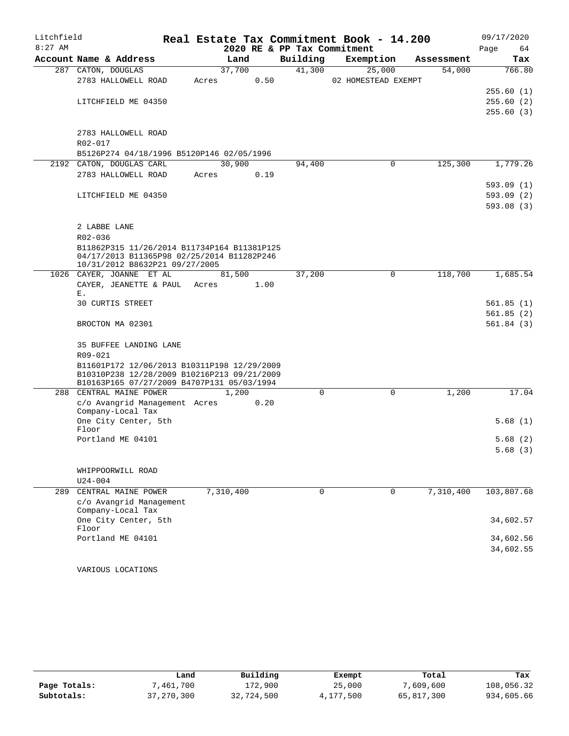# Litchfield — Real Estate Tax Commitment Book - 14.200

8:27 AM — 2020 RE & PP Tax Commitment — 09/17/2020 — Page 64

| Account Name & Address | Land | Building | Exemption | Assessment | Tax |
|---|---|---|---|---|---|
| 287 CATON, DOUGLAS | 37,700 | 41,300 | 25,000 | 54,000 | 766.80 |
| 2783 HALLOWELL ROAD | Acres 0.50 | | 02 HOMESTEAD EXEMPT | | |
| | | | | | 255.60 (1) |
| LITCHFIELD ME 04350 | | | | | 255.60 (2) |
| | | | | | 255.60 (3) |
| 2783 HALLOWELL ROAD | | | | | |
| R02-017 | | | | | |
| B5126P274 04/18/1996 B5120P146 02/05/1996 | | | | | |
| 2192 CATON, DOUGLAS CARL | 30,900 | 94,400 | 0 | 125,300 | 1,779.26 |
| 2783 HALLOWELL ROAD | Acres 0.19 | | | | |
| | | | | | 593.09 (1) |
| LITCHFIELD ME 04350 | | | | | 593.09 (2) |
| | | | | | 593.08 (3) |
| 2 LABBE LANE | | | | | |
| R02-036 | | | | | |
| B11862P315 11/26/2014 B11734P164 B11381P125 04/17/2013 B11365P98 02/25/2014 B11282P246 10/31/2012 B8632P21 09/27/2005 | | | | | |
| 1026 CAYER, JOANNE ET AL | 81,500 | 37,200 | 0 | 118,700 | 1,685.54 |
| CAYER, JEANETTE & PAUL E. | Acres 1.00 | | | | |
| 30 CURTIS STREET | | | | | 561.85 (1) |
| | | | | | 561.85 (2) |
| BROCTON MA 02301 | | | | | 561.84 (3) |
| 35 BUFFEE LANDING LANE | | | | | |
| R09-021 | | | | | |
| B11601P172 12/06/2013 B10311P198 12/29/2009 B10310P238 12/28/2009 B10216P213 09/21/2009 B10163P165 07/27/2009 B4707P131 05/03/1994 | | | | | |
| 288 CENTRAL MAINE POWER | 1,200 | 0 | 0 | 1,200 | 17.04 |
| c/o Avangrid Management Company-Local Tax | Acres 0.20 | | | | |
| One City Center, 5th Floor | | | | | 5.68 (1) |
| Portland ME 04101 | | | | | 5.68 (2) |
| | | | | | 5.68 (3) |
| WHIPPOORWILL ROAD | | | | | |
| U24-004 | | | | | |
| 289 CENTRAL MAINE POWER | 7,310,400 | 0 | 0 | 7,310,400 | 103,807.68 |
| c/o Avangrid Management Company-Local Tax | | | | | |
| One City Center, 5th Floor | | | | | 34,602.57 |
| Portland ME 04101 | | | | | 34,602.56 |
| | | | | | 34,602.55 |
| VARIOUS LOCATIONS | | | | | |

| | Land | Building | Exempt | Total | Tax |
|---|---|---|---|---|---|
| Page Totals: | 7,461,700 | 172,900 | 25,000 | 7,609,600 | 108,056.32 |
| Subtotals: | 37,270,300 | 32,724,500 | 4,177,500 | 65,817,300 | 934,605.66 |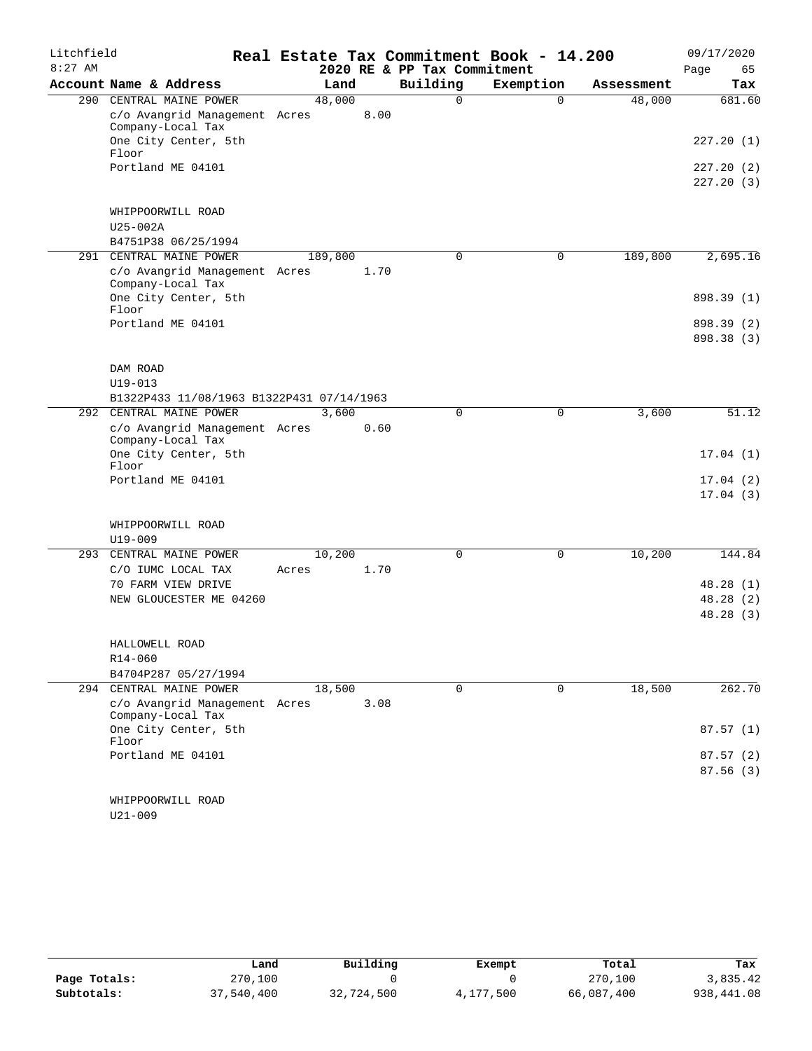Litchfield 8:27 AM

# Real Estate Tax Commitment Book - 14.200

## 2020 RE & PP Tax Commitment

09/17/2020

| Account Name & Address | Land | Building | Exemption | Assessment | Tax |
|---|---|---|---|---|---|
| 290 CENTRAL MAINE POWER | 48,000 | 0 | 0 | 48,000 | 681.60 |
| c/o Avangrid Management Company-Local Tax | Acres 8.00 | | | | |
| One City Center, 5th Floor | | | | | 227.20 (1) |
| Portland ME 04101 | | | | | 227.20 (2) |
| | | | | | 227.20 (3) |
| WHIPPOORWILL ROAD | | | | | |
| U25-002A | | | | | |
| B4751P38 06/25/1994 | | | | | |
| 291 CENTRAL MAINE POWER | 189,800 | 0 | 0 | 189,800 | 2,695.16 |
| c/o Avangrid Management Company-Local Tax | Acres 1.70 | | | | |
| One City Center, 5th Floor | | | | | 898.39 (1) |
| Portland ME 04101 | | | | | 898.39 (2) |
| | | | | | 898.38 (3) |
| DAM ROAD | | | | | |
| U19-013 | | | | | |
| B1322P433 11/08/1963 B1322P431 07/14/1963 | | | | | |
| 292 CENTRAL MAINE POWER | 3,600 | 0 | 0 | 3,600 | 51.12 |
| c/o Avangrid Management Company-Local Tax | Acres 0.60 | | | | |
| One City Center, 5th Floor | | | | | 17.04 (1) |
| Portland ME 04101 | | | | | 17.04 (2) |
| | | | | | 17.04 (3) |
| WHIPPOORWILL ROAD | | | | | |
| U19-009 | | | | | |
| 293 CENTRAL MAINE POWER | 10,200 | 0 | 0 | 10,200 | 144.84 |
| C/O IUMC LOCAL TAX | Acres 1.70 | | | | |
| 70 FARM VIEW DRIVE | | | | | 48.28 (1) |
| NEW GLOUCESTER ME 04260 | | | | | 48.28 (2) |
| | | | | | 48.28 (3) |
| HALLOWELL ROAD | | | | | |
| R14-060 | | | | | |
| B4704P287 05/27/1994 | | | | | |
| 294 CENTRAL MAINE POWER | 18,500 | 0 | 0 | 18,500 | 262.70 |
| c/o Avangrid Management Company-Local Tax | Acres 3.08 | | | | |
| One City Center, 5th Floor | | | | | 87.57 (1) |
| Portland ME 04101 | | | | | 87.57 (2) |
| | | | | | 87.56 (3) |
| WHIPPOORWILL ROAD | | | | | |
| U21-009 | | | | | |

| | Land | Building | Exempt | Total | Tax |
|---|---|---|---|---|---|
| Page Totals: | 270,100 | 0 | 0 | 270,100 | 3,835.42 |
| Subtotals: | 37,540,400 | 32,724,500 | 4,177,500 | 66,087,400 | 938,441.08 |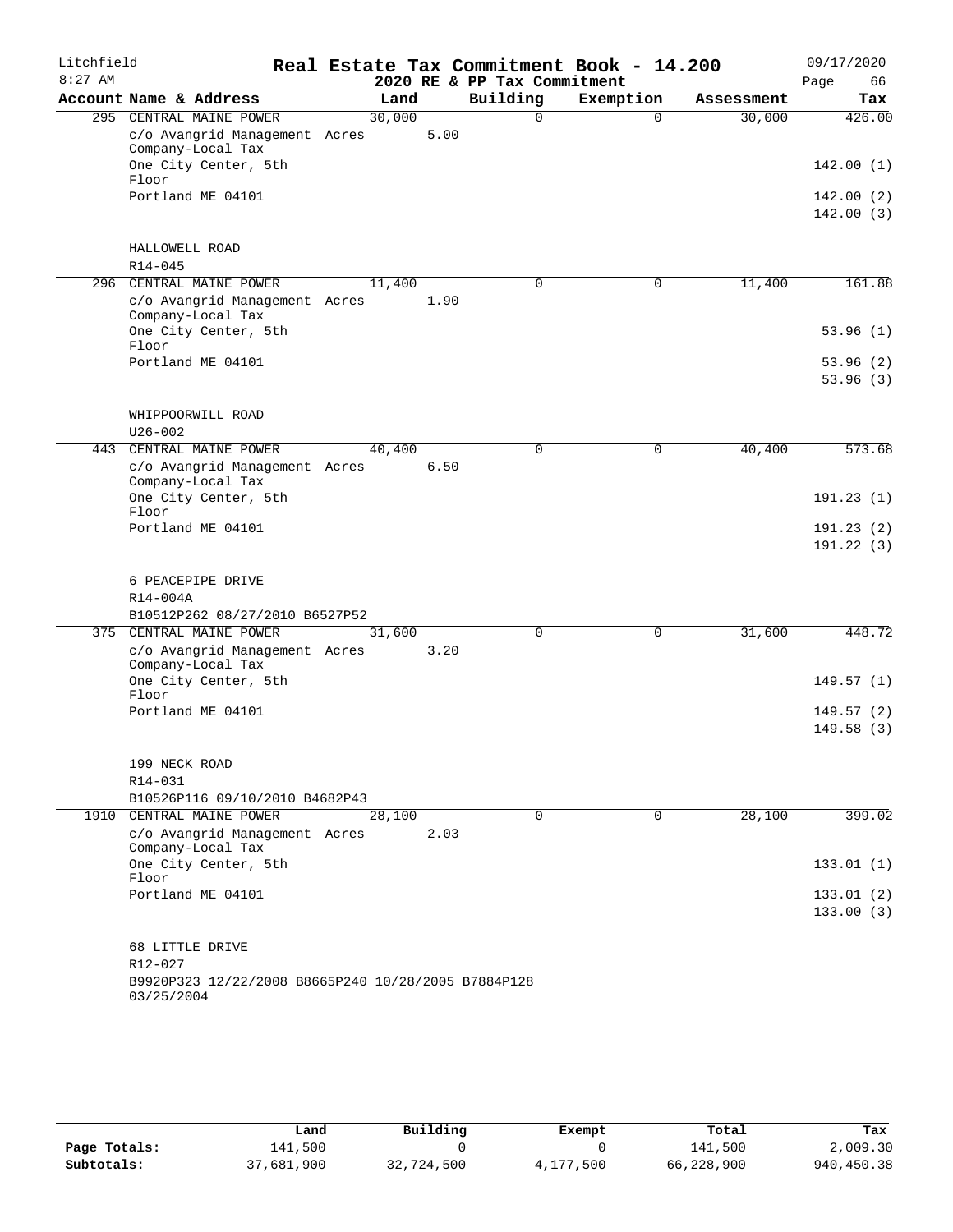# Litchfield — Real Estate Tax Commitment Book - 14.200

8:27 AM — 2020 RE & PP Tax Commitment — 09/17/2020

| Account Name & Address | Land | Building | Exemption | Assessment | Tax |
|---|---|---|---|---|---|
| 295 CENTRAL MAINE POWER | 30,000 | 0 | 0 | 30,000 | 426.00 |
| c/o Avangrid Management Company-Local Tax | Acres 5.00 | | | | |
| One City Center, 5th Floor | | | | | 142.00 (1) |
| Portland ME 04101 | | | | | 142.00 (2) |
| | | | | | 142.00 (3) |
| HALLOWELL ROAD | | | | | |
| R14-045 | | | | | |
| 296 CENTRAL MAINE POWER | 11,400 | 0 | 0 | 11,400 | 161.88 |
| c/o Avangrid Management Company-Local Tax | Acres 1.90 | | | | |
| One City Center, 5th Floor | | | | | 53.96 (1) |
| Portland ME 04101 | | | | | 53.96 (2) |
| | | | | | 53.96 (3) |
| WHIPPOORWILL ROAD | | | | | |
| U26-002 | | | | | |
| 443 CENTRAL MAINE POWER | 40,400 | 0 | 0 | 40,400 | 573.68 |
| c/o Avangrid Management Company-Local Tax | Acres 6.50 | | | | |
| One City Center, 5th Floor | | | | | 191.23 (1) |
| Portland ME 04101 | | | | | 191.23 (2) |
| | | | | | 191.22 (3) |
| 6 PEACEPIPE DRIVE | | | | | |
| R14-004A | | | | | |
| B10512P262 08/27/2010 B6527P52 | | | | | |
| 375 CENTRAL MAINE POWER | 31,600 | 0 | 0 | 31,600 | 448.72 |
| c/o Avangrid Management Company-Local Tax | Acres 3.20 | | | | |
| One City Center, 5th Floor | | | | | 149.57 (1) |
| Portland ME 04101 | | | | | 149.57 (2) |
| | | | | | 149.58 (3) |
| 199 NECK ROAD | | | | | |
| R14-031 | | | | | |
| B10526P116 09/10/2010 B4682P43 | | | | | |
| 1910 CENTRAL MAINE POWER | 28,100 | 0 | 0 | 28,100 | 399.02 |
| c/o Avangrid Management Company-Local Tax | Acres 2.03 | | | | |
| One City Center, 5th Floor | | | | | 133.01 (1) |
| Portland ME 04101 | | | | | 133.01 (2) |
| | | | | | 133.00 (3) |
| 68 LITTLE DRIVE | | | | | |
| R12-027 | | | | | |
| B9920P323 12/22/2008 B8665P240 10/28/2005 B7884P128 03/25/2004 | | | | | |

| | Land | Building | Exempt | Total | Tax |
|---|---|---|---|---|---|
| Page Totals: | 141,500 | 0 | 0 | 141,500 | 2,009.30 |
| Subtotals: | 37,681,900 | 32,724,500 | 4,177,500 | 66,228,900 | 940,450.38 |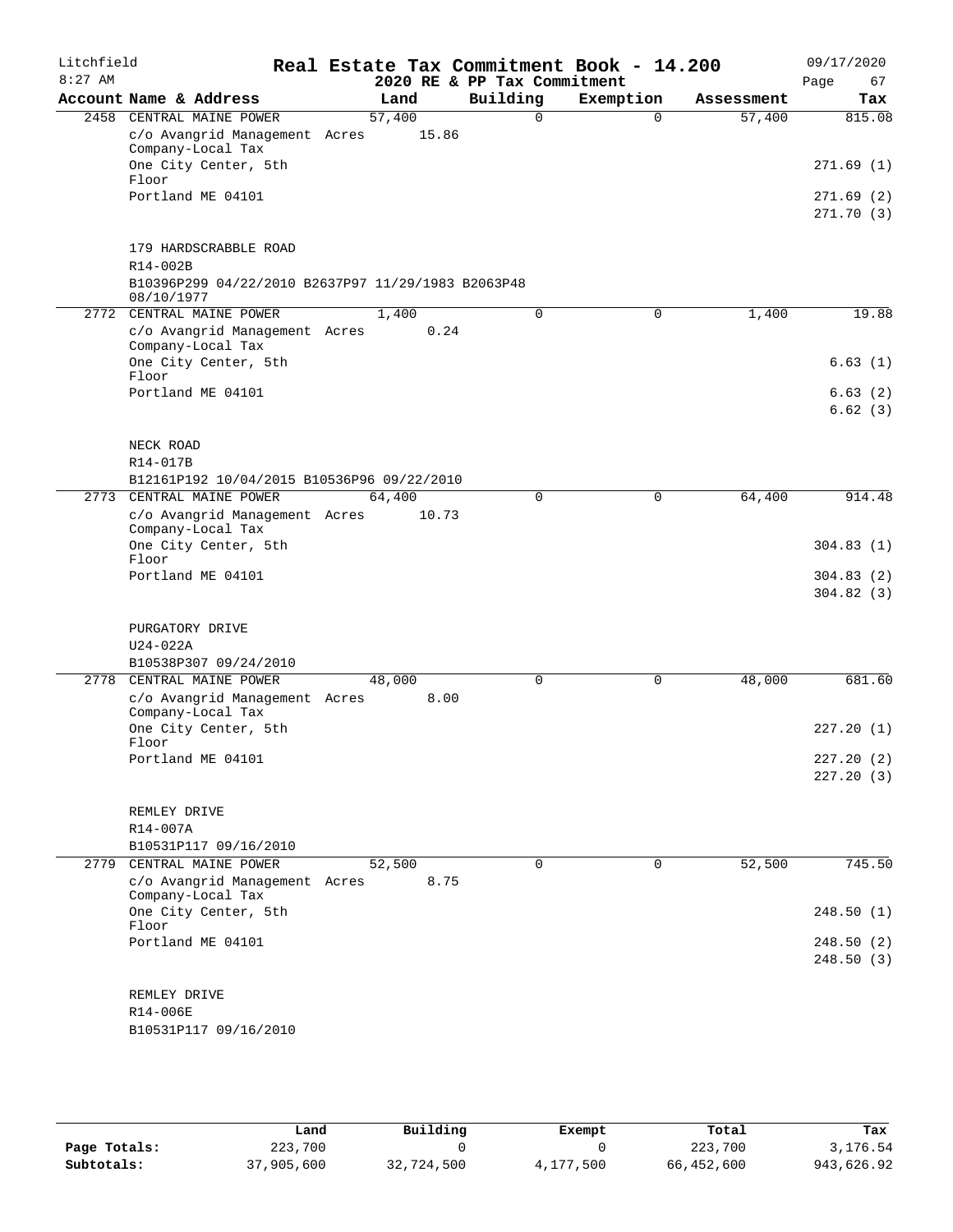# Litchfield — Real Estate Tax Commitment Book - 14.200

2020 RE & PP Tax Commitment

8:27 AM — 09/17/2020

| Account Name & Address | Land | Building | Exemption | Assessment | Tax |
|---|---|---|---|---|---|
| 2458 CENTRAL MAINE POWER | 57,400 | 0 | 0 | 57,400 | 815.08 |
| c/o Avangrid Management Company-Local Tax | Acres 15.86 | | | | |
| One City Center, 5th Floor | | | | | 271.69 (1) |
| Portland ME 04101 | | | | | 271.69 (2) |
| | | | | | 271.70 (3) |
| 179 HARDSCRABBLE ROAD | | | | | |
| R14-002B | | | | | |
| B10396P299 04/22/2010 B2637P97 11/29/1983 B2063P48 08/10/1977 | | | | | |
| 2772 CENTRAL MAINE POWER | 1,400 | 0 | 0 | 1,400 | 19.88 |
| c/o Avangrid Management Company-Local Tax | Acres 0.24 | | | | |
| One City Center, 5th Floor | | | | | 6.63 (1) |
| Portland ME 04101 | | | | | 6.63 (2) |
| | | | | | 6.62 (3) |
| NECK ROAD | | | | | |
| R14-017B | | | | | |
| B12161P192 10/04/2015 B10536P96 09/22/2010 | | | | | |
| 2773 CENTRAL MAINE POWER | 64,400 | 0 | 0 | 64,400 | 914.48 |
| c/o Avangrid Management Company-Local Tax | Acres 10.73 | | | | |
| One City Center, 5th Floor | | | | | 304.83 (1) |
| Portland ME 04101 | | | | | 304.83 (2) |
| | | | | | 304.82 (3) |
| PURGATORY DRIVE | | | | | |
| U24-022A | | | | | |
| B10538P307 09/24/2010 | | | | | |
| 2778 CENTRAL MAINE POWER | 48,000 | 0 | 0 | 48,000 | 681.60 |
| c/o Avangrid Management Company-Local Tax | Acres 8.00 | | | | |
| One City Center, 5th Floor | | | | | 227.20 (1) |
| Portland ME 04101 | | | | | 227.20 (2) |
| | | | | | 227.20 (3) |
| REMLEY DRIVE | | | | | |
| R14-007A | | | | | |
| B10531P117 09/16/2010 | | | | | |
| 2779 CENTRAL MAINE POWER | 52,500 | 0 | 0 | 52,500 | 745.50 |
| c/o Avangrid Management Company-Local Tax | Acres 8.75 | | | | |
| One City Center, 5th Floor | | | | | 248.50 (1) |
| Portland ME 04101 | | | | | 248.50 (2) |
| | | | | | 248.50 (3) |
| REMLEY DRIVE | | | | | |
| R14-006E | | | | | |
| B10531P117 09/16/2010 | | | | | |

| | Land | Building | Exempt | Total | Tax |
|---|---|---|---|---|---|
| Page Totals: | 223,700 | 0 | 0 | 223,700 | 3,176.54 |
| Subtotals: | 37,905,600 | 32,724,500 | 4,177,500 | 66,452,600 | 943,626.92 |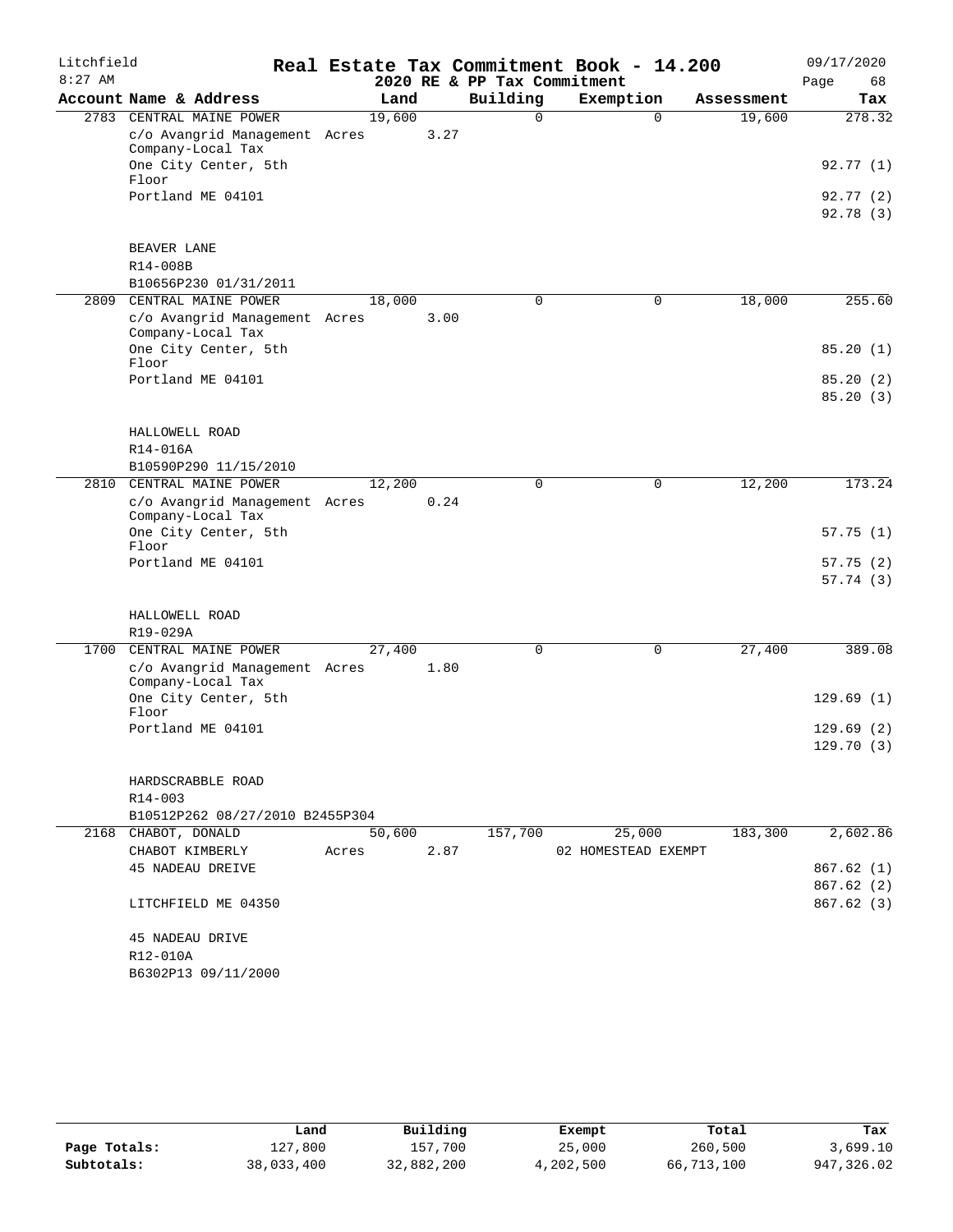Litchfield
8:27 AM

# Real Estate Tax Commitment Book - 14.200

2020 RE & PP Tax Commitment

09/17/2020

| Account Name & Address | Land | Building | Exemption | Assessment | Tax |
|---|---|---|---|---|---|
| 2783 CENTRAL MAINE POWER | 19,600 | 0 | 0 | 19,600 | 278.32 |
| c/o Avangrid Management Company-Local Tax | Acres 3.27 | | | | |
| One City Center, 5th Floor | | | | | 92.77 (1) |
| Portland ME 04101 | | | | | 92.77 (2) |
| | | | | | 92.78 (3) |
| BEAVER LANE | | | | | |
| R14-008B | | | | | |
| B10656P230 01/31/2011 | | | | | |
| 2809 CENTRAL MAINE POWER | 18,000 | 0 | 0 | 18,000 | 255.60 |
| c/o Avangrid Management Company-Local Tax | Acres 3.00 | | | | |
| One City Center, 5th Floor | | | | | 85.20 (1) |
| Portland ME 04101 | | | | | 85.20 (2) |
| | | | | | 85.20 (3) |
| HALLOWELL ROAD | | | | | |
| R14-016A | | | | | |
| B10590P290 11/15/2010 | | | | | |
| 2810 CENTRAL MAINE POWER | 12,200 | 0 | 0 | 12,200 | 173.24 |
| c/o Avangrid Management Company-Local Tax | Acres 0.24 | | | | |
| One City Center, 5th Floor | | | | | 57.75 (1) |
| Portland ME 04101 | | | | | 57.75 (2) |
| | | | | | 57.74 (3) |
| HALLOWELL ROAD | | | | | |
| R19-029A | | | | | |
| 1700 CENTRAL MAINE POWER | 27,400 | 0 | 0 | 27,400 | 389.08 |
| c/o Avangrid Management Company-Local Tax | Acres 1.80 | | | | |
| One City Center, 5th Floor | | | | | 129.69 (1) |
| Portland ME 04101 | | | | | 129.69 (2) |
| | | | | | 129.70 (3) |
| HARDSCRABBLE ROAD | | | | | |
| R14-003 | | | | | |
| B10512P262 08/27/2010 B2455P304 | | | | | |
| 2168 CHABOT, DONALD | 50,600 | 157,700 | 25,000 | 183,300 | 2,602.86 |
| CHABOT KIMBERLY | Acres 2.87 | | 02 HOMESTEAD EXEMPT | | |
| 45 NADEAU DREIVE | | | | | 867.62 (1) |
| | | | | | 867.62 (2) |
| LITCHFIELD ME 04350 | | | | | 867.62 (3) |
| 45 NADEAU DRIVE | | | | | |
| R12-010A | | | | | |
| B6302P13 09/11/2000 | | | | | |

| | Land | Building | Exempt | Total | Tax |
|---|---|---|---|---|---|
| Page Totals: | 127,800 | 157,700 | 25,000 | 260,500 | 3,699.10 |
| Subtotals: | 38,033,400 | 32,882,200 | 4,202,500 | 66,713,100 | 947,326.02 |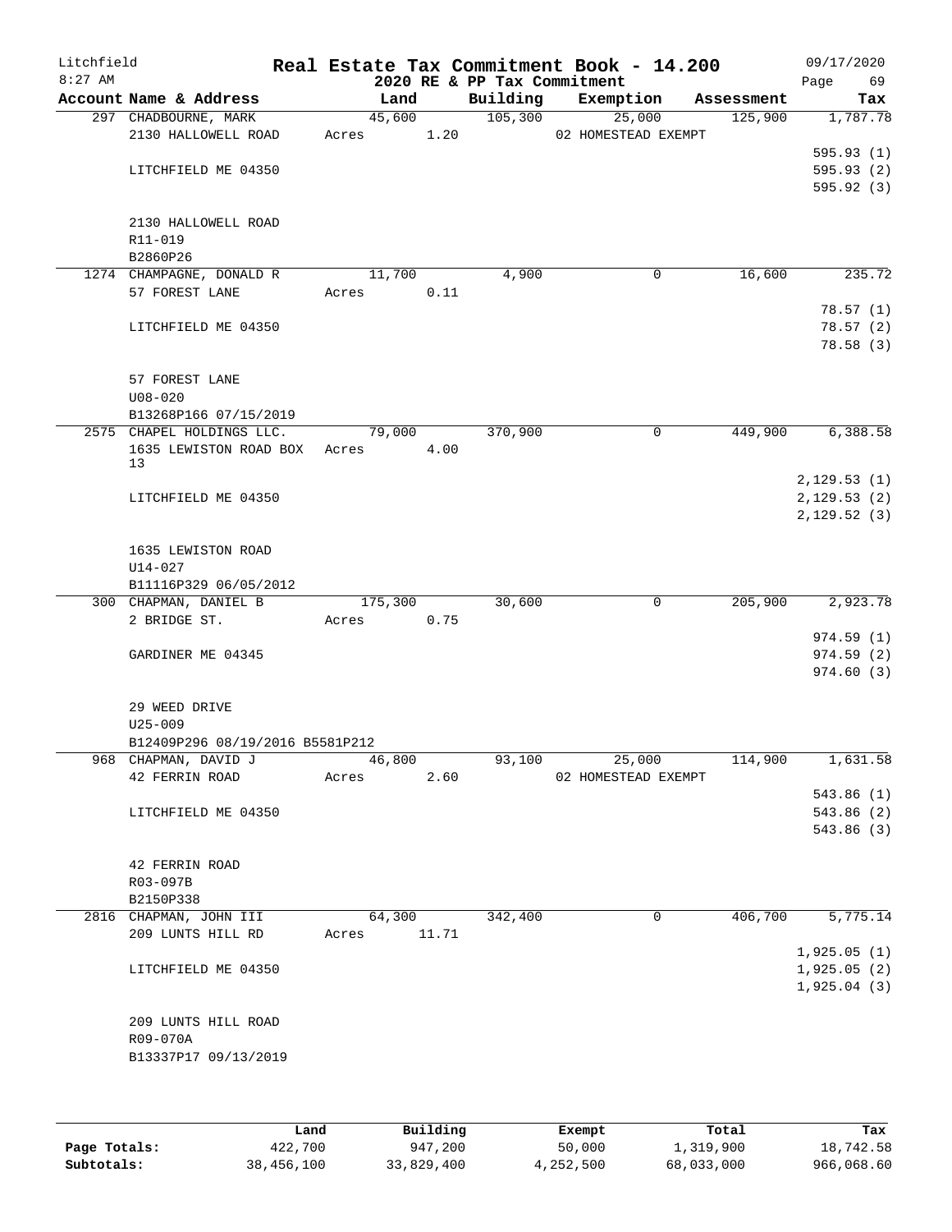# Real Estate Tax Commitment Book - 14.200

Litchfield
8:27 AM

2020 RE & PP Tax Commitment

09/17/2020
Page 69

| Account Name & Address | Land | Building | Exemption | Assessment | Tax |
|---|---|---|---|---|---|
| 297 CHADBOURNE, MARK | 45,600 | 105,300 | 25,000 | 125,900 | 1,787.78 |
| 2130 HALLOWELL ROAD | Acres 1.20 | | 02 HOMESTEAD EXEMPT | | |
| | | | | | 595.93 (1) |
| LITCHFIELD ME 04350 | | | | | 595.93 (2) |
| | | | | | 595.92 (3) |
| 2130 HALLOWELL ROAD | | | | | |
| R11-019 | | | | | |
| B2860P26 | | | | | |
| 1274 CHAMPAGNE, DONALD R | 11,700 | 4,900 | 0 | 16,600 | 235.72 |
| 57 FOREST LANE | Acres 0.11 | | | | |
| | | | | | 78.57 (1) |
| LITCHFIELD ME 04350 | | | | | 78.57 (2) |
| | | | | | 78.58 (3) |
| 57 FOREST LANE | | | | | |
| U08-020 | | | | | |
| B13268P166 07/15/2019 | | | | | |
| 2575 CHAPEL HOLDINGS LLC. | 79,000 | 370,900 | 0 | 449,900 | 6,388.58 |
| 1635 LEWISTON ROAD BOX 13 | Acres 4.00 | | | | |
| | | | | | 2,129.53 (1) |
| LITCHFIELD ME 04350 | | | | | 2,129.53 (2) |
| | | | | | 2,129.52 (3) |
| 1635 LEWISTON ROAD | | | | | |
| U14-027 | | | | | |
| B11116P329 06/05/2012 | | | | | |
| 300 CHAPMAN, DANIEL B | 175,300 | 30,600 | 0 | 205,900 | 2,923.78 |
| 2 BRIDGE ST. | Acres 0.75 | | | | |
| | | | | | 974.59 (1) |
| GARDINER ME 04345 | | | | | 974.59 (2) |
| | | | | | 974.60 (3) |
| 29 WEED DRIVE | | | | | |
| U25-009 | | | | | |
| B12409P296 08/19/2016 B5581P212 | | | | | |
| 968 CHAPMAN, DAVID J | 46,800 | 93,100 | 25,000 | 114,900 | 1,631.58 |
| 42 FERRIN ROAD | Acres 2.60 | | 02 HOMESTEAD EXEMPT | | |
| | | | | | 543.86 (1) |
| LITCHFIELD ME 04350 | | | | | 543.86 (2) |
| | | | | | 543.86 (3) |
| 42 FERRIN ROAD | | | | | |
| R03-097B | | | | | |
| B2150P338 | | | | | |
| 2816 CHAPMAN, JOHN III | 64,300 | 342,400 | 0 | 406,700 | 5,775.14 |
| 209 LUNTS HILL RD | Acres 11.71 | | | | |
| | | | | | 1,925.05 (1) |
| LITCHFIELD ME 04350 | | | | | 1,925.05 (2) |
| | | | | | 1,925.04 (3) |
| 209 LUNTS HILL ROAD | | | | | |
| R09-070A | | | | | |
| B13337P17 09/13/2019 | | | | | |

| | Land | Building | Exempt | Total | Tax |
|---|---|---|---|---|---|
| Page Totals: | 422,700 | 947,200 | 50,000 | 1,319,900 | 18,742.58 |
| Subtotals: | 38,456,100 | 33,829,400 | 4,252,500 | 68,033,000 | 966,068.60 |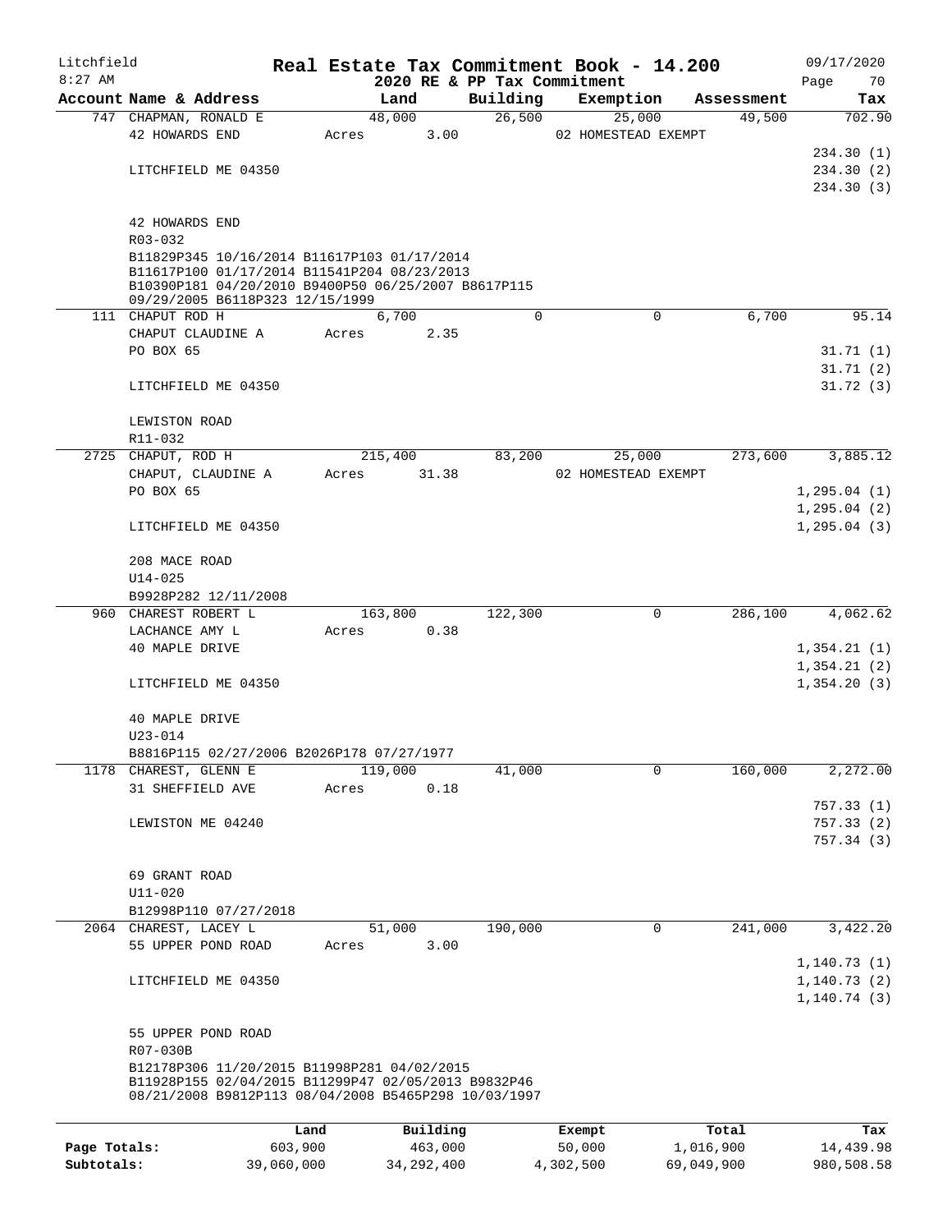# Real Estate Tax Commitment Book - 14.200

Litchfield
8:27 AM

2020 RE & PP Tax Commitment

09/17/2020

| Account Name & Address | Land | Building | Exemption | Assessment | Tax |
|---|---|---|---|---|---|
| 747 CHAPMAN, RONALD E | 48,000 | 26,500 | 25,000 | 49,500 | 702.90 |
| 42 HOWARDS END | Acres 3.00 | | 02 HOMESTEAD EXEMPT | | |
| | | | | | 234.30 (1) |
| LITCHFIELD ME 04350 | | | | | 234.30 (2) |
| | | | | | 234.30 (3) |
| 42 HOWARDS END | | | | | |
| R03-032 | | | | | |
| B11829P345 10/16/2014 B11617P103 01/17/2014 B11617P100 01/17/2014 B11541P204 08/23/2013 B10390P181 04/20/2010 B9400P50 06/25/2007 B8617P115 09/29/2005 B6118P323 12/15/1999 | | | | | |
| 111 CHAPUT ROD H | 6,700 | 0 | 0 | 6,700 | 95.14 |
| CHAPUT CLAUDINE A | Acres 2.35 | | | | |
| PO BOX 65 | | | | | 31.71 (1) |
| | | | | | 31.71 (2) |
| LITCHFIELD ME 04350 | | | | | 31.72 (3) |
| LEWISTON ROAD | | | | | |
| R11-032 | | | | | |
| 2725 CHAPUT, ROD H | 215,400 | 83,200 | 25,000 | 273,600 | 3,885.12 |
| CHAPUT, CLAUDINE A | Acres 31.38 | | 02 HOMESTEAD EXEMPT | | |
| PO BOX 65 | | | | | 1,295.04 (1) |
| | | | | | 1,295.04 (2) |
| LITCHFIELD ME 04350 | | | | | 1,295.04 (3) |
| 208 MACE ROAD | | | | | |
| U14-025 | | | | | |
| B9928P282 12/11/2008 | | | | | |
| 960 CHAREST ROBERT L | 163,800 | 122,300 | 0 | 286,100 | 4,062.62 |
| LACHANCE AMY L | Acres 0.38 | | | | |
| 40 MAPLE DRIVE | | | | | 1,354.21 (1) |
| | | | | | 1,354.21 (2) |
| LITCHFIELD ME 04350 | | | | | 1,354.20 (3) |
| 40 MAPLE DRIVE | | | | | |
| U23-014 | | | | | |
| B8816P115 02/27/2006 B2026P178 07/27/1977 | | | | | |
| 1178 CHAREST, GLENN E | 119,000 | 41,000 | 0 | 160,000 | 2,272.00 |
| 31 SHEFFIELD AVE | Acres 0.18 | | | | |
| | | | | | 757.33 (1) |
| LEWISTON ME 04240 | | | | | 757.33 (2) |
| | | | | | 757.34 (3) |
| 69 GRANT ROAD | | | | | |
| U11-020 | | | | | |
| B12998P110 07/27/2018 | | | | | |
| 2064 CHAREST, LACEY L | 51,000 | 190,000 | 0 | 241,000 | 3,422.20 |
| 55 UPPER POND ROAD | Acres 3.00 | | | | |
| | | | | | 1,140.73 (1) |
| LITCHFIELD ME 04350 | | | | | 1,140.73 (2) |
| | | | | | 1,140.74 (3) |
| 55 UPPER POND ROAD | | | | | |
| R07-030B | | | | | |
| B12178P306 11/20/2015 B11998P281 04/02/2015 B11928P155 02/04/2015 B11299P47 02/05/2013 B9832P46 08/21/2008 B9812P113 08/04/2008 B5465P298 10/03/1997 | | | | | |

| | Land | Building | Exempt | Total | Tax |
|---|---|---|---|---|---|
| Page Totals: | 603,900 | 463,000 | 50,000 | 1,016,900 | 14,439.98 |
| Subtotals: | 39,060,000 | 34,292,400 | 4,302,500 | 69,049,900 | 980,508.58 |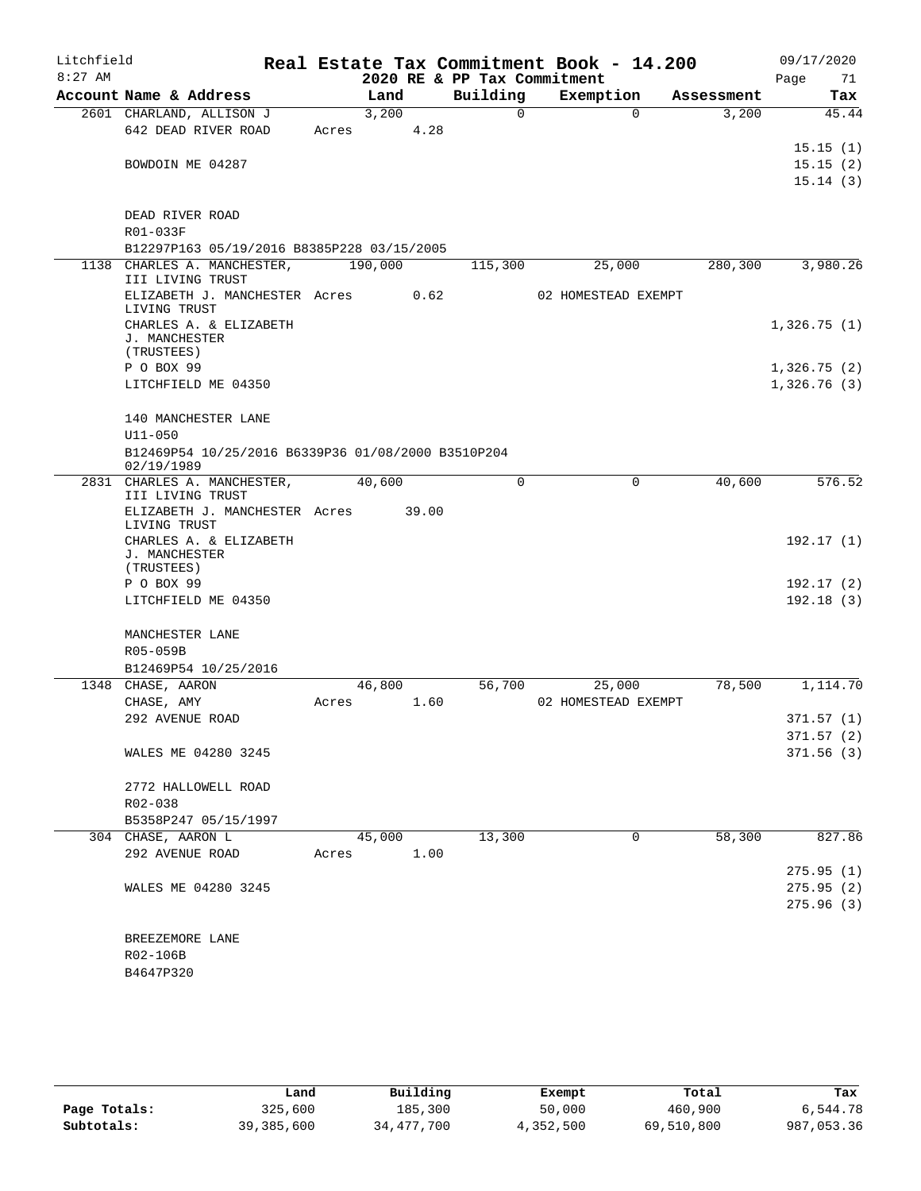Litchfield
8:27 AM

# Real Estate Tax Commitment Book - 14.200

2020 RE & PP Tax Commitment

09/17/2020
Page 71

| Account Name & Address | Land | Building | Exemption | Assessment | Tax |
|---|---|---|---|---|---|
| 2601 CHARLAND, ALLISON J | 3,200 | 0 | 0 | 3,200 | 45.44 |
| 642 DEAD RIVER ROAD | Acres 4.28 | | | | |
| | | | | | 15.15 (1) |
| BOWDOIN ME 04287 | | | | | 15.15 (2) |
| | | | | | 15.14 (3) |
| DEAD RIVER ROAD | | | | | |
| R01-033F | | | | | |
| B12297P163 05/19/2016 B8385P228 03/15/2005 | | | | | |
| 1138 CHARLES A. MANCHESTER, III LIVING TRUST | 190,000 | 115,300 | 25,000 | 280,300 | 3,980.26 |
| ELIZABETH J. MANCHESTER LIVING TRUST | Acres 0.62 | | 02 HOMESTEAD EXEMPT | | |
| CHARLES A. & ELIZABETH J. MANCHESTER (TRUSTEES) | | | | | 1,326.75 (1) |
| P O BOX 99 | | | | | 1,326.75 (2) |
| LITCHFIELD ME 04350 | | | | | 1,326.76 (3) |
| 140 MANCHESTER LANE | | | | | |
| U11-050 | | | | | |
| B12469P54 10/25/2016 B6339P36 01/08/2000 B3510P204 02/19/1989 | | | | | |
| 2831 CHARLES A. MANCHESTER, III LIVING TRUST | 40,600 | 0 | 0 | 40,600 | 576.52 |
| ELIZABETH J. MANCHESTER LIVING TRUST | Acres 39.00 | | | | |
| CHARLES A. & ELIZABETH J. MANCHESTER (TRUSTEES) | | | | | 192.17 (1) |
| P O BOX 99 | | | | | 192.17 (2) |
| LITCHFIELD ME 04350 | | | | | 192.18 (3) |
| MANCHESTER LANE | | | | | |
| R05-059B | | | | | |
| B12469P54 10/25/2016 | | | | | |
| 1348 CHASE, AARON | 46,800 | 56,700 | 25,000 | 78,500 | 1,114.70 |
| CHASE, AMY | Acres 1.60 | | 02 HOMESTEAD EXEMPT | | |
| 292 AVENUE ROAD | | | | | 371.57 (1) |
| | | | | | 371.57 (2) |
| WALES ME 04280 3245 | | | | | 371.56 (3) |
| 2772 HALLOWELL ROAD | | | | | |
| R02-038 | | | | | |
| B5358P247 05/15/1997 | | | | | |
| 304 CHASE, AARON L | 45,000 | 13,300 | 0 | 58,300 | 827.86 |
| 292 AVENUE ROAD | Acres 1.00 | | | | |
| | | | | | 275.95 (1) |
| WALES ME 04280 3245 | | | | | 275.95 (2) |
| | | | | | 275.96 (3) |
| BREEZEMORE LANE | | | | | |
| R02-106B | | | | | |
| B4647P320 | | | | | |

| | Land | Building | Exempt | Total | Tax |
|---|---|---|---|---|---|
| Page Totals: | 325,600 | 185,300 | 50,000 | 460,900 | 6,544.78 |
| Subtotals: | 39,385,600 | 34,477,700 | 4,352,500 | 69,510,800 | 987,053.36 |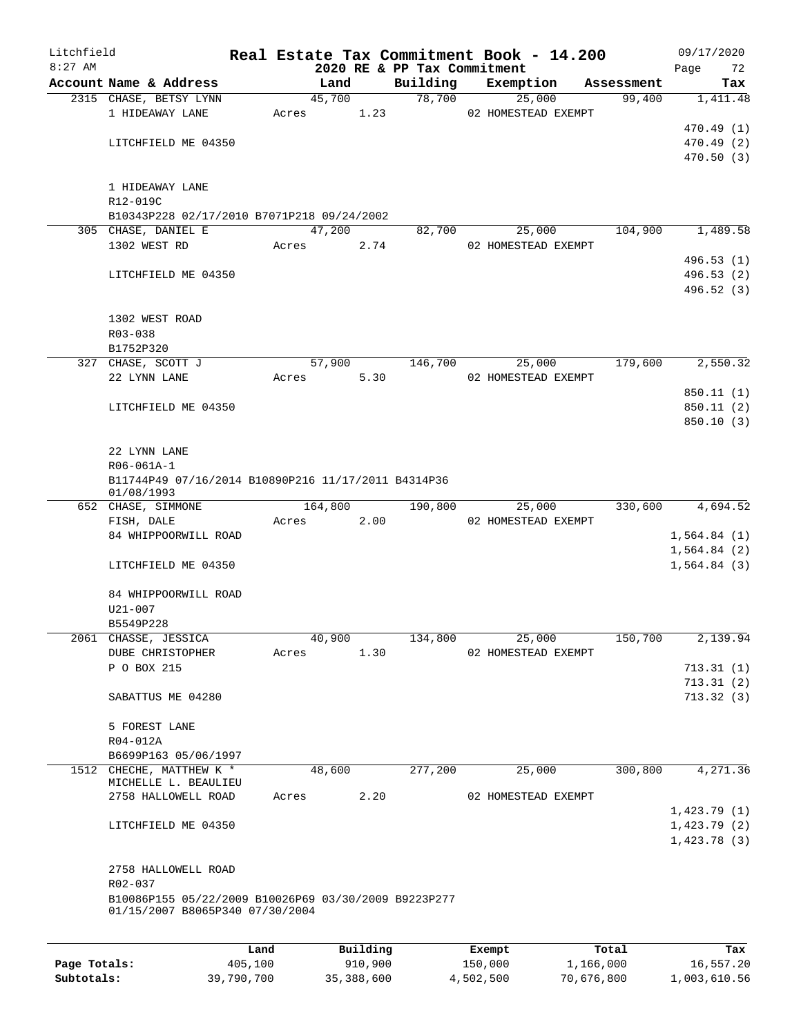Litchfield
8:27 AM

# Real Estate Tax Commitment Book - 14.200
## 2020 RE & PP Tax Commitment

09/17/2020

| Account | Name & Address | Land | Building | Exemption | Assessment | Tax |
|---|---|---|---|---|---|---|
| 2315 | CHASE, BETSY LYNN | 45,700 | 78,700 | 25,000 | 99,400 | 1,411.48 |
| | 1 HIDEAWAY LANE | Acres 1.23 | | 02 HOMESTEAD EXEMPT | | |
| | | | | | | 470.49 (1) |
| | LITCHFIELD ME 04350 | | | | | 470.49 (2) |
| | | | | | | 470.50 (3) |
| | 1 HIDEAWAY LANE | | | | | |
| | R12-019C | | | | | |
| | B10343P228 02/17/2010 B7071P218 09/24/2002 | | | | | |
| 305 | CHASE, DANIEL E | 47,200 | 82,700 | 25,000 | 104,900 | 1,489.58 |
| | 1302 WEST RD | Acres 2.74 | | 02 HOMESTEAD EXEMPT | | |
| | | | | | | 496.53 (1) |
| | LITCHFIELD ME 04350 | | | | | 496.53 (2) |
| | | | | | | 496.52 (3) |
| | 1302 WEST ROAD | | | | | |
| | R03-038 | | | | | |
| | B1752P320 | | | | | |
| 327 | CHASE, SCOTT J | 57,900 | 146,700 | 25,000 | 179,600 | 2,550.32 |
| | 22 LYNN LANE | Acres 5.30 | | 02 HOMESTEAD EXEMPT | | |
| | | | | | | 850.11 (1) |
| | LITCHFIELD ME 04350 | | | | | 850.11 (2) |
| | | | | | | 850.10 (3) |
| | 22 LYNN LANE | | | | | |
| | R06-061A-1 | | | | | |
| | B11744P49 07/16/2014 B10890P216 11/17/2011 B4314P36 01/08/1993 | | | | | |
| 652 | CHASE, SIMMONE | 164,800 | 190,800 | 25,000 | 330,600 | 4,694.52 |
| | FISH, DALE | Acres 2.00 | | 02 HOMESTEAD EXEMPT | | |
| | 84 WHIPPOORWILL ROAD | | | | | 1,564.84 (1) |
| | | | | | | 1,564.84 (2) |
| | LITCHFIELD ME 04350 | | | | | 1,564.84 (3) |
| | 84 WHIPPOORWILL ROAD | | | | | |
| | U21-007 | | | | | |
| | B5549P228 | | | | | |
| 2061 | CHASSE, JESSICA | 40,900 | 134,800 | 25,000 | 150,700 | 2,139.94 |
| | DUBE CHRISTOPHER | Acres 1.30 | | 02 HOMESTEAD EXEMPT | | |
| | P O BOX 215 | | | | | 713.31 (1) |
| | | | | | | 713.31 (2) |
| | SABATTUS ME 04280 | | | | | 713.32 (3) |
| | 5 FOREST LANE | | | | | |
| | R04-012A | | | | | |
| | B6699P163 05/06/1997 | | | | | |
| 1512 | CHECHE, MATTHEW K * | 48,600 | 277,200 | 25,000 | 300,800 | 4,271.36 |
| | MICHELLE L. BEAULIEU | | | | | |
| | 2758 HALLOWELL ROAD | Acres 2.20 | | 02 HOMESTEAD EXEMPT | | |
| | | | | | | 1,423.79 (1) |
| | LITCHFIELD ME 04350 | | | | | 1,423.79 (2) |
| | | | | | | 1,423.78 (3) |
| | 2758 HALLOWELL ROAD | | | | | |
| | R02-037 | | | | | |
| | B10086P155 05/22/2009 B10026P69 03/30/2009 B9223P277 01/15/2007 B8065P340 07/30/2004 | | | | | |

| | Land | Building | Exempt | Total | Tax |
|---|---|---|---|---|---|
| Page Totals: | 405,100 | 910,900 | 150,000 | 1,166,000 | 16,557.20 |
| Subtotals: | 39,790,700 | 35,388,600 | 4,502,500 | 70,676,800 | 1,003,610.56 |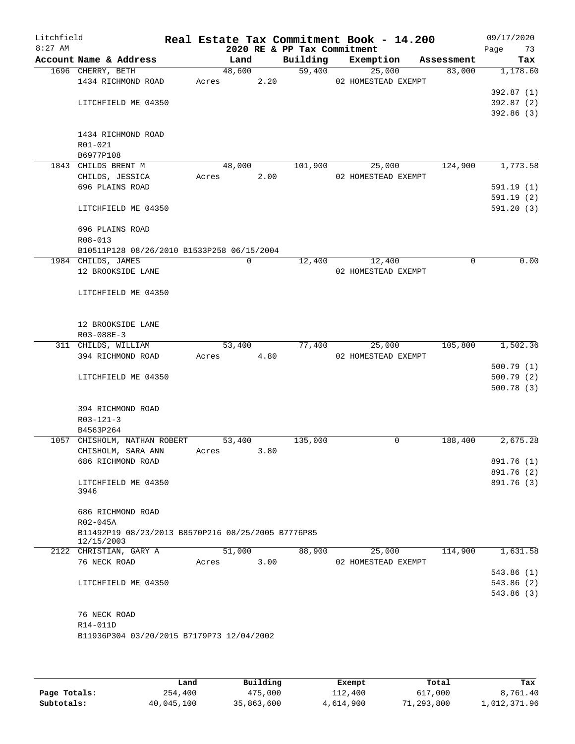# Real Estate Tax Commitment Book - 14.200

## 2020 RE & PP Tax Commitment

Litchfield 8:27 AM — 09/17/2020

| Account | Name & Address | Land | Building | Exemption | Assessment | Tax |
|---|---|---|---|---|---|---|
| 1696 | CHERRY, BETH<br>1434 RICHMOND ROAD<br><br>LITCHFIELD ME 04350<br><br>1434 RICHMOND ROAD<br>R01-021<br>B6977P108 | 48,600<br>Acres 2.20 | 59,400 | 25,000<br>02 HOMESTEAD EXEMPT | 83,000 | 1,178.60<br>392.87 (1)<br>392.87 (2)<br>392.86 (3) |
| 1843 | CHILDS BRENT M<br>CHILDS, JESSICA<br>696 PLAINS ROAD<br><br>LITCHFIELD ME 04350<br><br>696 PLAINS ROAD<br>R08-013<br>B10511P128 08/26/2010 B1533P258 06/15/2004 | 48,000<br>Acres 2.00 | 101,900 | 25,000<br>02 HOMESTEAD EXEMPT | 124,900 | 1,773.58<br>591.19 (1)<br>591.19 (2)<br>591.20 (3) |
| 1984 | CHILDS, JAMES<br>12 BROOKSIDE LANE<br><br>LITCHFIELD ME 04350<br><br>12 BROOKSIDE LANE<br>R03-088E-3 | 0 | 12,400 | 12,400<br>02 HOMESTEAD EXEMPT | 0 | 0.00 |
| 311 | CHILDS, WILLIAM<br>394 RICHMOND ROAD<br><br>LITCHFIELD ME 04350<br><br>394 RICHMOND ROAD<br>R03-121-3<br>B4563P264 | 53,400<br>Acres 4.80 | 77,400 | 25,000<br>02 HOMESTEAD EXEMPT | 105,800 | 1,502.36<br>500.79 (1)<br>500.79 (2)<br>500.78 (3) |
| 1057 | CHISHOLM, NATHAN ROBERT<br>CHISHOLM, SARA ANN<br>686 RICHMOND ROAD<br><br>LITCHFIELD ME 04350<br>3946<br><br>686 RICHMOND ROAD<br>R02-045A<br>B11492P19 08/23/2013 B8570P216 08/25/2005 B7776P85 12/15/2003 | 53,400<br>Acres 3.80 | 135,000 | 0 | 188,400 | 2,675.28<br>891.76 (1)<br>891.76 (2)<br>891.76 (3) |
| 2122 | CHRISTIAN, GARY A<br>76 NECK ROAD<br><br>LITCHFIELD ME 04350<br><br>76 NECK ROAD<br>R14-011D<br>B11936P304 03/20/2015 B7179P73 12/04/2002 | 51,000<br>Acres 3.00 | 88,900 | 25,000<br>02 HOMESTEAD EXEMPT | 114,900 | 1,631.58<br>543.86 (1)<br>543.86 (2)<br>543.86 (3) |

| | Land | Building | Exempt | Total | Tax |
|---|---|---|---|---|---|
| Page Totals: | 254,400 | 475,000 | 112,400 | 617,000 | 8,761.40 |
| Subtotals: | 40,045,100 | 35,863,600 | 4,614,900 | 71,293,800 | 1,012,371.96 |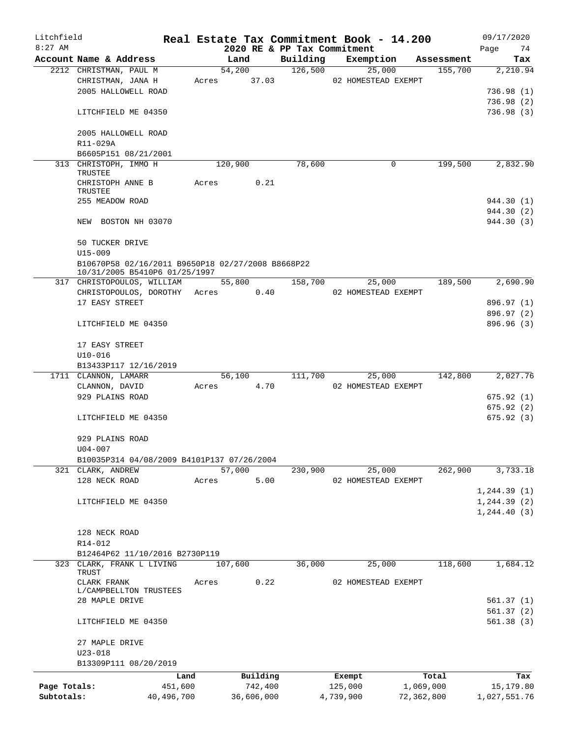Litchfield
8:27 AM

# Real Estate Tax Commitment Book - 14.200

## 2020 RE & PP Tax Commitment

09/17/2020

| Account Name & Address | Land | Building | Exemption | Assessment | Tax |
|---|---|---|---|---|---|
| 2212 CHRISTMAN, PAUL M | 54,200 | 126,500 | 25,000 | 155,700 | 2,210.94 |
| CHRISTMAN, JANA H | Acres 37.03 | | 02 HOMESTEAD EXEMPT | | |
| 2005 HALLOWELL ROAD | | | | | 736.98 (1) |
| | | | | | 736.98 (2) |
| LITCHFIELD ME 04350 | | | | | 736.98 (3) |
| 2005 HALLOWELL ROAD | | | | | |
| R11-029A | | | | | |
| B6605P151 08/21/2001 | | | | | |
| 313 CHRISTOPH, IMMO H TRUSTEE | 120,900 | 78,600 | 0 | 199,500 | 2,832.90 |
| CHRISTOPH ANNE B TRUSTEE | Acres 0.21 | | | | |
| 255 MEADOW ROAD | | | | | 944.30 (1) |
| | | | | | 944.30 (2) |
| NEW BOSTON NH 03070 | | | | | 944.30 (3) |
| 50 TUCKER DRIVE | | | | | |
| U15-009 | | | | | |
| B10670P58 02/16/2011 B9650P18 02/27/2008 B8668P22 10/31/2005 B5410P6 01/25/1997 | | | | | |
| 317 CHRISTOPOULOS, WILLIAM | 55,800 | 158,700 | 25,000 | 189,500 | 2,690.90 |
| CHRISTOPOULOS, DOROTHY | Acres 0.40 | | 02 HOMESTEAD EXEMPT | | |
| 17 EASY STREET | | | | | 896.97 (1) |
| | | | | | 896.97 (2) |
| LITCHFIELD ME 04350 | | | | | 896.96 (3) |
| 17 EASY STREET | | | | | |
| U10-016 | | | | | |
| B13433P117 12/16/2019 | | | | | |
| 1711 CLANNON, LAMARR | 56,100 | 111,700 | 25,000 | 142,800 | 2,027.76 |
| CLANNON, DAVID | Acres 4.70 | | 02 HOMESTEAD EXEMPT | | |
| 929 PLAINS ROAD | | | | | 675.92 (1) |
| | | | | | 675.92 (2) |
| LITCHFIELD ME 04350 | | | | | 675.92 (3) |
| 929 PLAINS ROAD | | | | | |
| U04-007 | | | | | |
| B10035P314 04/08/2009 B4101P137 07/26/2004 | | | | | |
| 321 CLARK, ANDREW | 57,000 | 230,900 | 25,000 | 262,900 | 3,733.18 |
| 128 NECK ROAD | Acres 5.00 | | 02 HOMESTEAD EXEMPT | | |
| | | | | | 1,244.39 (1) |
| LITCHFIELD ME 04350 | | | | | 1,244.39 (2) |
| | | | | | 1,244.40 (3) |
| 128 NECK ROAD | | | | | |
| R14-012 | | | | | |
| B12464P62 11/10/2016 B2730P119 | | | | | |
| 323 CLARK, FRANK L LIVING TRUST | 107,600 | 36,000 | 25,000 | 118,600 | 1,684.12 |
| CLARK FRANK L/CAMPBELLTON TRUSTEES | Acres 0.22 | | 02 HOMESTEAD EXEMPT | | |
| 28 MAPLE DRIVE | | | | | 561.37 (1) |
| | | | | | 561.37 (2) |
| LITCHFIELD ME 04350 | | | | | 561.38 (3) |
| 27 MAPLE DRIVE | | | | | |
| U23-018 | | | | | |
| B13309P111 08/20/2019 | | | | | |

| | Land | Building | Exempt | Total | Tax |
|---|---|---|---|---|---|
| Page Totals: | 451,600 | 742,400 | 125,000 | 1,069,000 | 15,179.80 |
| Subtotals: | 40,496,700 | 36,606,000 | 4,739,900 | 72,362,800 | 1,027,551.76 |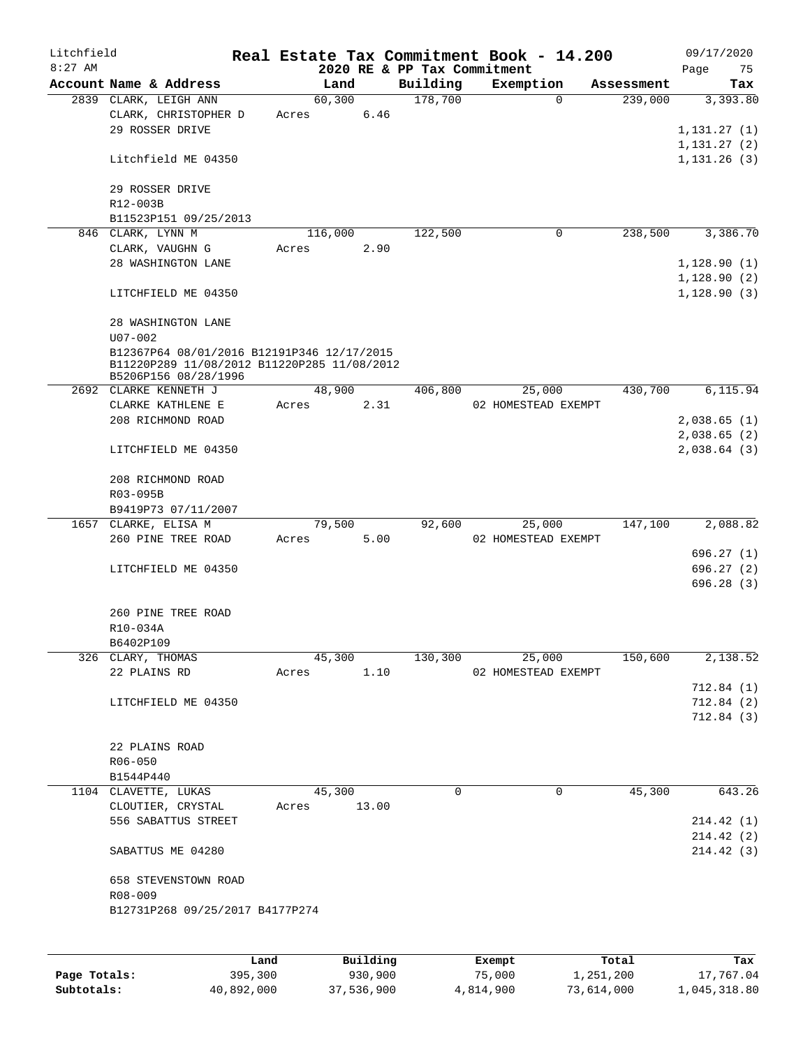Litchfield
8:27 AM

# Real Estate Tax Commitment Book - 14.200

## 2020 RE & PP Tax Commitment

09/17/2020

| Account Name & Address | Land | Building | Exemption | Assessment | Tax |
|---|---|---|---|---|---|
| 2839 CLARK, LEIGH ANN | 60,300 | 178,700 | 0 | 239,000 | 3,393.80 |
| CLARK, CHRISTOPHER D | Acres 6.46 | | | | |
| 29 ROSSER DRIVE | | | | | 1,131.27 (1) |
| | | | | | 1,131.27 (2) |
| Litchfield ME 04350 | | | | | 1,131.26 (3) |
| 29 ROSSER DRIVE | | | | | |
| R12-003B | | | | | |
| B11523P151 09/25/2013 | | | | | |
| 846 CLARK, LYNN M | 116,000 | 122,500 | 0 | 238,500 | 3,386.70 |
| CLARK, VAUGHN G | Acres 2.90 | | | | |
| 28 WASHINGTON LANE | | | | | 1,128.90 (1) |
| | | | | | 1,128.90 (2) |
| LITCHFIELD ME 04350 | | | | | 1,128.90 (3) |
| 28 WASHINGTON LANE | | | | | |
| U07-002 | | | | | |
| B12367P64 08/01/2016 B12191P346 12/17/2015 B11220P289 11/08/2012 B11220P285 11/08/2012 B5206P156 08/28/1996 | | | | | |
| 2692 CLARKE KENNETH J | 48,900 | 406,800 | 25,000 | 430,700 | 6,115.94 |
| CLARKE KATHLENE E | Acres 2.31 | | 02 HOMESTEAD EXEMPT | | |
| 208 RICHMOND ROAD | | | | | 2,038.65 (1) |
| | | | | | 2,038.65 (2) |
| LITCHFIELD ME 04350 | | | | | 2,038.64 (3) |
| 208 RICHMOND ROAD | | | | | |
| R03-095B | | | | | |
| B9419P73 07/11/2007 | | | | | |
| 1657 CLARKE, ELISA M | 79,500 | 92,600 | 25,000 | 147,100 | 2,088.82 |
| 260 PINE TREE ROAD | Acres 5.00 | | 02 HOMESTEAD EXEMPT | | |
| | | | | | 696.27 (1) |
| LITCHFIELD ME 04350 | | | | | 696.27 (2) |
| | | | | | 696.28 (3) |
| 260 PINE TREE ROAD | | | | | |
| R10-034A | | | | | |
| B6402P109 | | | | | |
| 326 CLARY, THOMAS | 45,300 | 130,300 | 25,000 | 150,600 | 2,138.52 |
| 22 PLAINS RD | Acres 1.10 | | 02 HOMESTEAD EXEMPT | | |
| | | | | | 712.84 (1) |
| LITCHFIELD ME 04350 | | | | | 712.84 (2) |
| | | | | | 712.84 (3) |
| 22 PLAINS ROAD | | | | | |
| R06-050 | | | | | |
| B1544P440 | | | | | |
| 1104 CLAVETTE, LUKAS | 45,300 | 0 | 0 | 45,300 | 643.26 |
| CLOUTIER, CRYSTAL | Acres 13.00 | | | | |
| 556 SABATTUS STREET | | | | | 214.42 (1) |
| | | | | | 214.42 (2) |
| SABATTUS ME 04280 | | | | | 214.42 (3) |
| 658 STEVENSTOWN ROAD | | | | | |
| R08-009 | | | | | |
| B12731P268 09/25/2017 B4177P274 | | | | | |

| | Land | Building | Exempt | Total | Tax |
|---|---|---|---|---|---|
| Page Totals: | 395,300 | 930,900 | 75,000 | 1,251,200 | 17,767.04 |
| Subtotals: | 40,892,000 | 37,536,900 | 4,814,900 | 73,614,000 | 1,045,318.80 |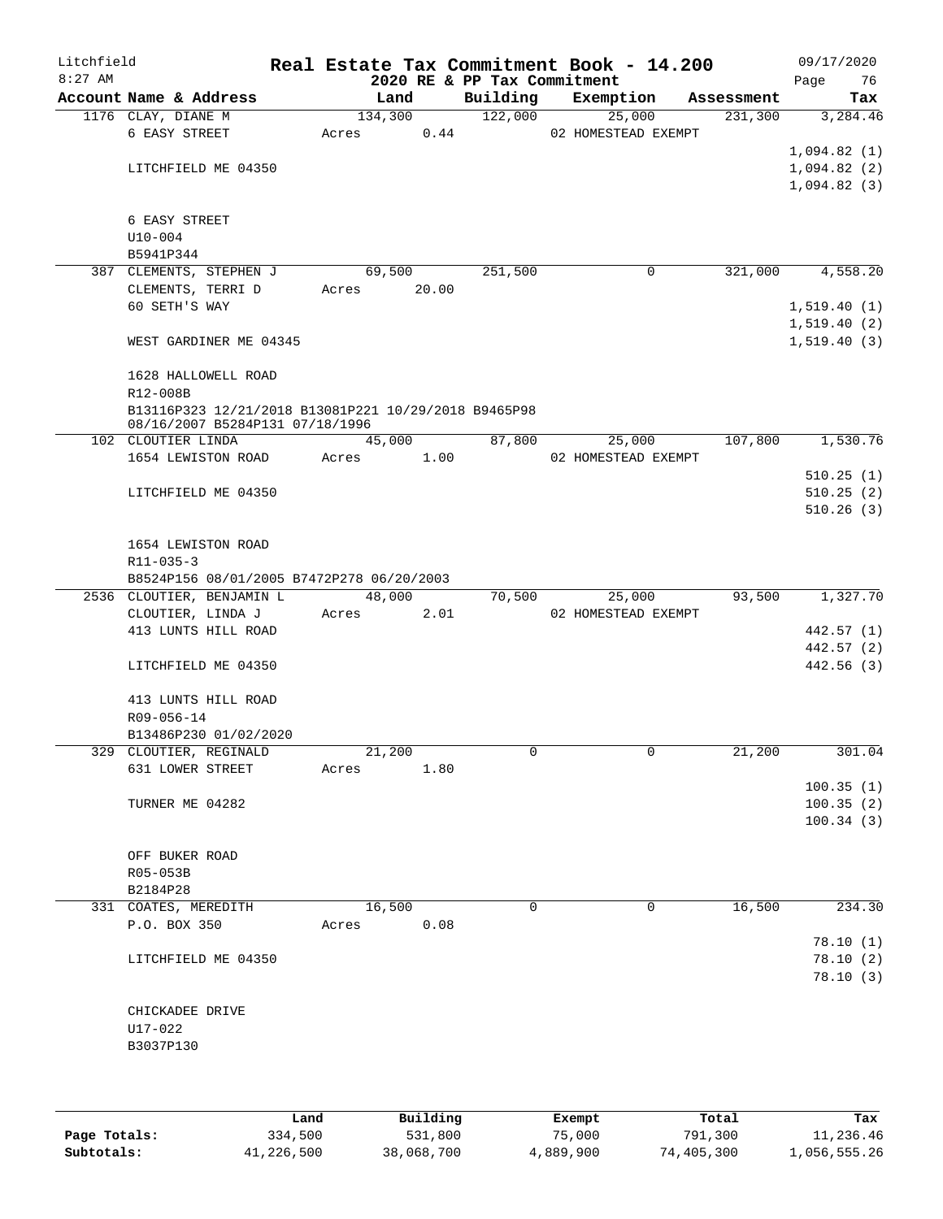Litchfield
8:27 AM

# Real Estate Tax Commitment Book - 14.200

2020 RE & PP Tax Commitment

09/17/2020

| Account Name & Address | Land | Building | Exemption | Assessment | Tax |
|---|---|---|---|---|---|
| 1176 CLAY, DIANE M | 134,300 | 122,000 | 25,000 | 231,300 | 3,284.46 |
| 6 EASY STREET | Acres 0.44 | | 02 HOMESTEAD EXEMPT | | |
| | | | | | 1,094.82 (1) |
| LITCHFIELD ME 04350 | | | | | 1,094.82 (2) |
| | | | | | 1,094.82 (3) |
| 6 EASY STREET | | | | | |
| U10-004 | | | | | |
| B5941P344 | | | | | |
| 387 CLEMENTS, STEPHEN J | 69,500 | 251,500 | 0 | 321,000 | 4,558.20 |
| CLEMENTS, TERRI D | Acres 20.00 | | | | |
| 60 SETH'S WAY | | | | | 1,519.40 (1) |
| | | | | | 1,519.40 (2) |
| WEST GARDINER ME 04345 | | | | | 1,519.40 (3) |
| 1628 HALLOWELL ROAD | | | | | |
| R12-008B | | | | | |
| B13116P323 12/21/2018 B13081P221 10/29/2018 B9465P98 08/16/2007 B5284P131 07/18/1996 | | | | | |
| 102 CLOUTIER LINDA | 45,000 | 87,800 | 25,000 | 107,800 | 1,530.76 |
| 1654 LEWISTON ROAD | Acres 1.00 | | 02 HOMESTEAD EXEMPT | | |
| | | | | | 510.25 (1) |
| LITCHFIELD ME 04350 | | | | | 510.25 (2) |
| | | | | | 510.26 (3) |
| 1654 LEWISTON ROAD | | | | | |
| R11-035-3 | | | | | |
| B8524P156 08/01/2005 B7472P278 06/20/2003 | | | | | |
| 2536 CLOUTIER, BENJAMIN L | 48,000 | 70,500 | 25,000 | 93,500 | 1,327.70 |
| CLOUTIER, LINDA J | Acres 2.01 | | 02 HOMESTEAD EXEMPT | | |
| 413 LUNTS HILL ROAD | | | | | 442.57 (1) |
| | | | | | 442.57 (2) |
| LITCHFIELD ME 04350 | | | | | 442.56 (3) |
| 413 LUNTS HILL ROAD | | | | | |
| R09-056-14 | | | | | |
| B13486P230 01/02/2020 | | | | | |
| 329 CLOUTIER, REGINALD | 21,200 | 0 | 0 | 21,200 | 301.04 |
| 631 LOWER STREET | Acres 1.80 | | | | |
| | | | | | 100.35 (1) |
| TURNER ME 04282 | | | | | 100.35 (2) |
| | | | | | 100.34 (3) |
| OFF BUKER ROAD | | | | | |
| R05-053B | | | | | |
| B2184P28 | | | | | |
| 331 COATES, MEREDITH | 16,500 | 0 | 0 | 16,500 | 234.30 |
| P.O. BOX 350 | Acres 0.08 | | | | |
| | | | | | 78.10 (1) |
| LITCHFIELD ME 04350 | | | | | 78.10 (2) |
| | | | | | 78.10 (3) |
| CHICKADEE DRIVE | | | | | |
| U17-022 | | | | | |
| B3037P130 | | | | | |

| | Land | Building | Exempt | Total | Tax |
|---|---|---|---|---|---|
| Page Totals: | 334,500 | 531,800 | 75,000 | 791,300 | 11,236.46 |
| Subtotals: | 41,226,500 | 38,068,700 | 4,889,900 | 74,405,300 | 1,056,555.26 |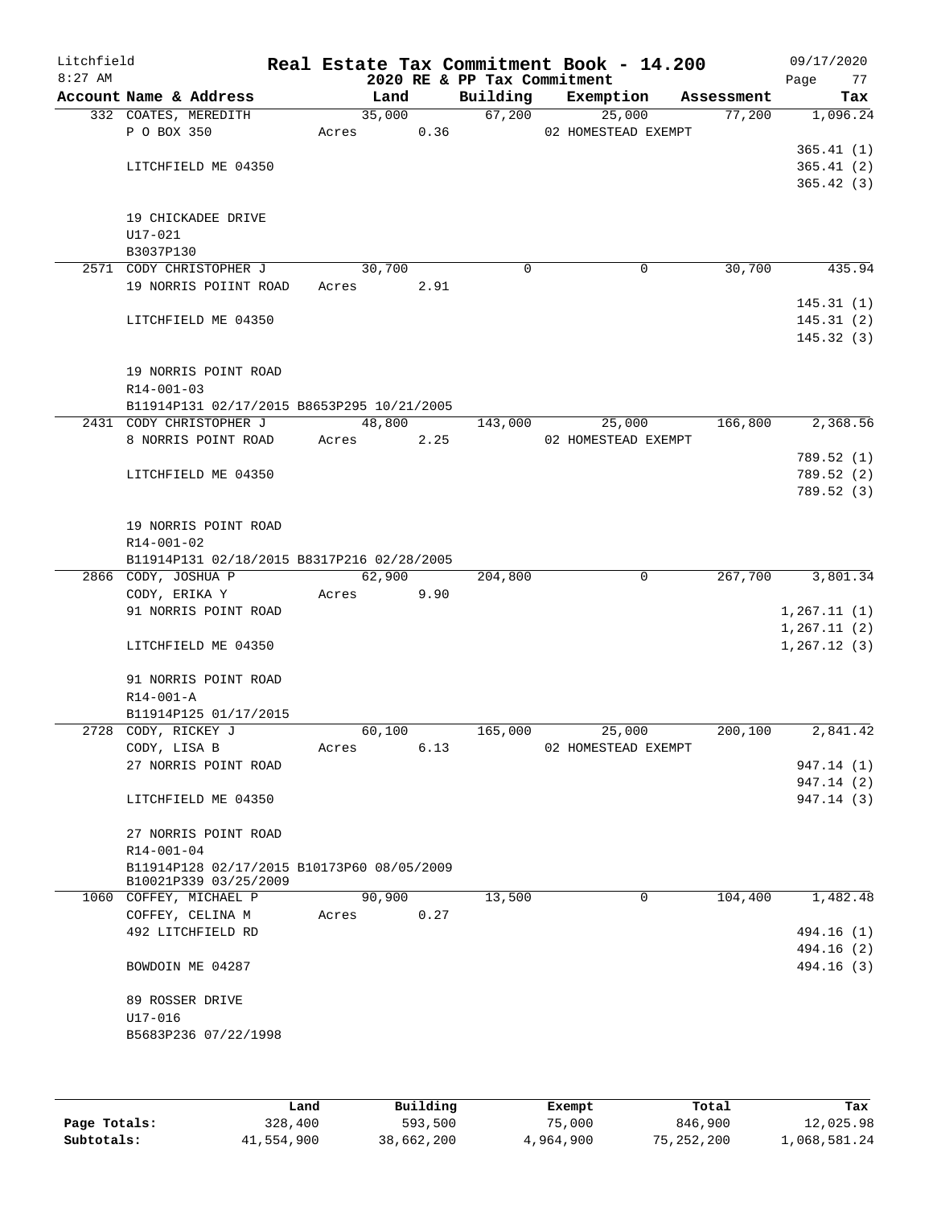Litchfield
8:27 AM

# Real Estate Tax Commitment Book - 14.200

2020 RE & PP Tax Commitment

09/17/2020
Page 77

| Account Name & Address | Land | Building | Exemption | Assessment | Tax |
|---|---|---|---|---|---|
| 332 COATES, MEREDITH | 35,000 | 67,200 | 25,000 | 77,200 | 1,096.24 |
| P O BOX 350 | Acres 0.36 | | 02 HOMESTEAD EXEMPT | | |
| | | | | | 365.41 (1) |
| LITCHFIELD ME 04350 | | | | | 365.41 (2) |
| | | | | | 365.42 (3) |
| 19 CHICKADEE DRIVE | | | | | |
| U17-021 | | | | | |
| B3037P130 | | | | | |
| 2571 CODY CHRISTOPHER J | 30,700 | 0 | 0 | 30,700 | 435.94 |
| 19 NORRIS POIINT ROAD | Acres 2.91 | | | | |
| | | | | | 145.31 (1) |
| LITCHFIELD ME 04350 | | | | | 145.31 (2) |
| | | | | | 145.32 (3) |
| 19 NORRIS POINT ROAD | | | | | |
| R14-001-03 | | | | | |
| B11914P131 02/17/2015 B8653P295 10/21/2005 | | | | | |
| 2431 CODY CHRISTOPHER J | 48,800 | 143,000 | 25,000 | 166,800 | 2,368.56 |
| 8 NORRIS POINT ROAD | Acres 2.25 | | 02 HOMESTEAD EXEMPT | | |
| | | | | | 789.52 (1) |
| LITCHFIELD ME 04350 | | | | | 789.52 (2) |
| | | | | | 789.52 (3) |
| 19 NORRIS POINT ROAD | | | | | |
| R14-001-02 | | | | | |
| B11914P131 02/18/2015 B8317P216 02/28/2005 | | | | | |
| 2866 CODY, JOSHUA P | 62,900 | 204,800 | 0 | 267,700 | 3,801.34 |
| CODY, ERIKA Y | Acres 9.90 | | | | |
| 91 NORRIS POINT ROAD | | | | | 1,267.11 (1) |
| | | | | | 1,267.11 (2) |
| LITCHFIELD ME 04350 | | | | | 1,267.12 (3) |
| 91 NORRIS POINT ROAD | | | | | |
| R14-001-A | | | | | |
| B11914P125 01/17/2015 | | | | | |
| 2728 CODY, RICKEY J | 60,100 | 165,000 | 25,000 | 200,100 | 2,841.42 |
| CODY, LISA B | Acres 6.13 | | 02 HOMESTEAD EXEMPT | | |
| 27 NORRIS POINT ROAD | | | | | 947.14 (1) |
| | | | | | 947.14 (2) |
| LITCHFIELD ME 04350 | | | | | 947.14 (3) |
| 27 NORRIS POINT ROAD | | | | | |
| R14-001-04 | | | | | |
| B11914P128 02/17/2015 B10173P60 08/05/2009 B10021P339 03/25/2009 | | | | | |
| 1060 COFFEY, MICHAEL P | 90,900 | 13,500 | 0 | 104,400 | 1,482.48 |
| COFFEY, CELINA M | Acres 0.27 | | | | |
| 492 LITCHFIELD RD | | | | | 494.16 (1) |
| | | | | | 494.16 (2) |
| BOWDOIN ME 04287 | | | | | 494.16 (3) |
| 89 ROSSER DRIVE | | | | | |
| U17-016 | | | | | |
| B5683P236 07/22/1998 | | | | | |

| | Land | Building | Exempt | Total | Tax |
|---|---|---|---|---|---|
| Page Totals: | 328,400 | 593,500 | 75,000 | 846,900 | 12,025.98 |
| Subtotals: | 41,554,900 | 38,662,200 | 4,964,900 | 75,252,200 | 1,068,581.24 |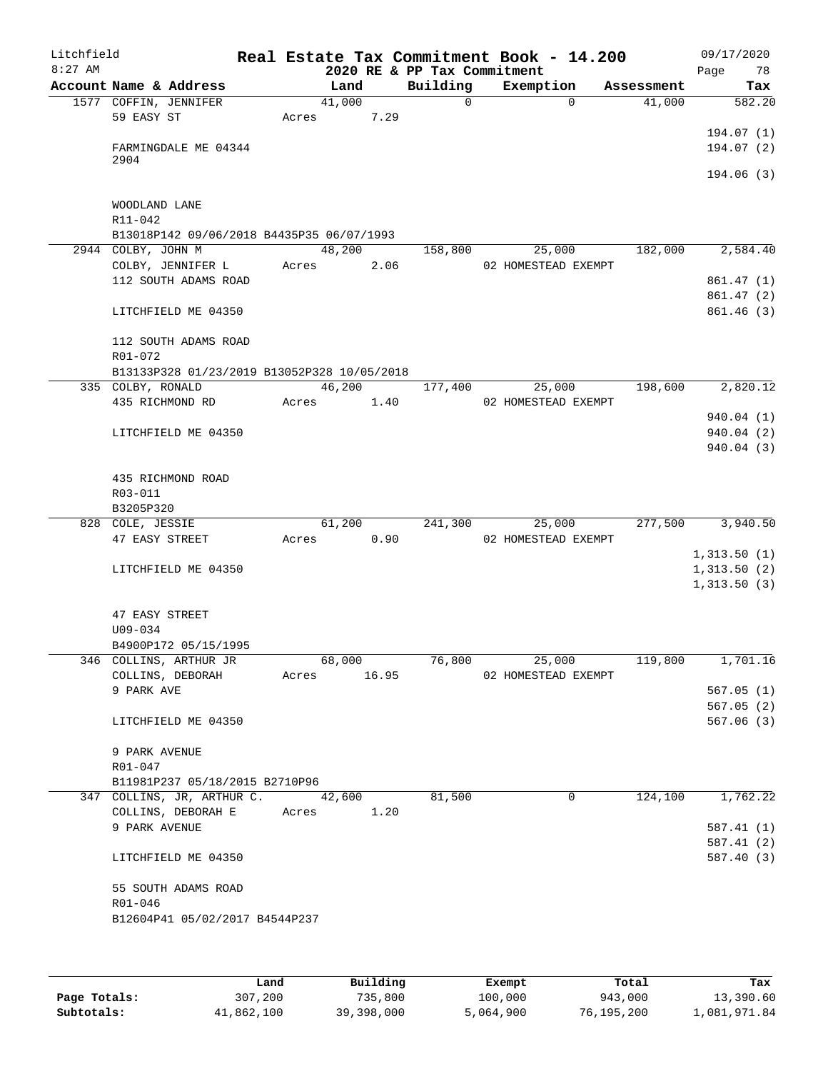Litchfield 8:27 AM

# Real Estate Tax Commitment Book - 14.200

## 2020 RE & PP Tax Commitment

09/17/2020

| Account Name & Address | Land | Building | Exemption | Assessment | Tax |
|---|---|---|---|---|---|
| 1577 COFFIN, JENNIFER | 41,000 | 0 | 0 | 41,000 | 582.20 |
| 59 EASY ST | Acres 7.29 | | | | |
| | | | | | 194.07 (1) |
| FARMINGDALE ME 04344 2904 | | | | | 194.07 (2) |
| | | | | | 194.06 (3) |
| WOODLAND LANE | | | | | |
| R11-042 | | | | | |
| B13018P142 09/06/2018 B4435P35 06/07/1993 | | | | | |
| 2944 COLBY, JOHN M | 48,200 | 158,800 | 25,000 | 182,000 | 2,584.40 |
| COLBY, JENNIFER L | Acres 2.06 | | 02 HOMESTEAD EXEMPT | | |
| 112 SOUTH ADAMS ROAD | | | | | 861.47 (1) |
| | | | | | 861.47 (2) |
| LITCHFIELD ME 04350 | | | | | 861.46 (3) |
| 112 SOUTH ADAMS ROAD | | | | | |
| R01-072 | | | | | |
| B13133P328 01/23/2019 B13052P328 10/05/2018 | | | | | |
| 335 COLBY, RONALD | 46,200 | 177,400 | 25,000 | 198,600 | 2,820.12 |
| 435 RICHMOND RD | Acres 1.40 | | 02 HOMESTEAD EXEMPT | | |
| | | | | | 940.04 (1) |
| LITCHFIELD ME 04350 | | | | | 940.04 (2) |
| | | | | | 940.04 (3) |
| 435 RICHMOND ROAD | | | | | |
| R03-011 | | | | | |
| B3205P320 | | | | | |
| 828 COLE, JESSIE | 61,200 | 241,300 | 25,000 | 277,500 | 3,940.50 |
| 47 EASY STREET | Acres 0.90 | | 02 HOMESTEAD EXEMPT | | |
| | | | | | 1,313.50 (1) |
| LITCHFIELD ME 04350 | | | | | 1,313.50 (2) |
| | | | | | 1,313.50 (3) |
| 47 EASY STREET | | | | | |
| U09-034 | | | | | |
| B4900P172 05/15/1995 | | | | | |
| 346 COLLINS, ARTHUR JR | 68,000 | 76,800 | 25,000 | 119,800 | 1,701.16 |
| COLLINS, DEBORAH | Acres 16.95 | | 02 HOMESTEAD EXEMPT | | |
| 9 PARK AVE | | | | | 567.05 (1) |
| | | | | | 567.05 (2) |
| LITCHFIELD ME 04350 | | | | | 567.06 (3) |
| 9 PARK AVENUE | | | | | |
| R01-047 | | | | | |
| B11981P237 05/18/2015 B2710P96 | | | | | |
| 347 COLLINS, JR, ARTHUR C. | 42,600 | 81,500 | 0 | 124,100 | 1,762.22 |
| COLLINS, DEBORAH E | Acres 1.20 | | | | |
| 9 PARK AVENUE | | | | | 587.41 (1) |
| | | | | | 587.41 (2) |
| LITCHFIELD ME 04350 | | | | | 587.40 (3) |
| 55 SOUTH ADAMS ROAD | | | | | |
| R01-046 | | | | | |
| B12604P41 05/02/2017 B4544P237 | | | | | |

| | Land | Building | Exempt | Total | Tax |
|---|---|---|---|---|---|
| Page Totals: | 307,200 | 735,800 | 100,000 | 943,000 | 13,390.60 |
| Subtotals: | 41,862,100 | 39,398,000 | 5,064,900 | 76,195,200 | 1,081,971.84 |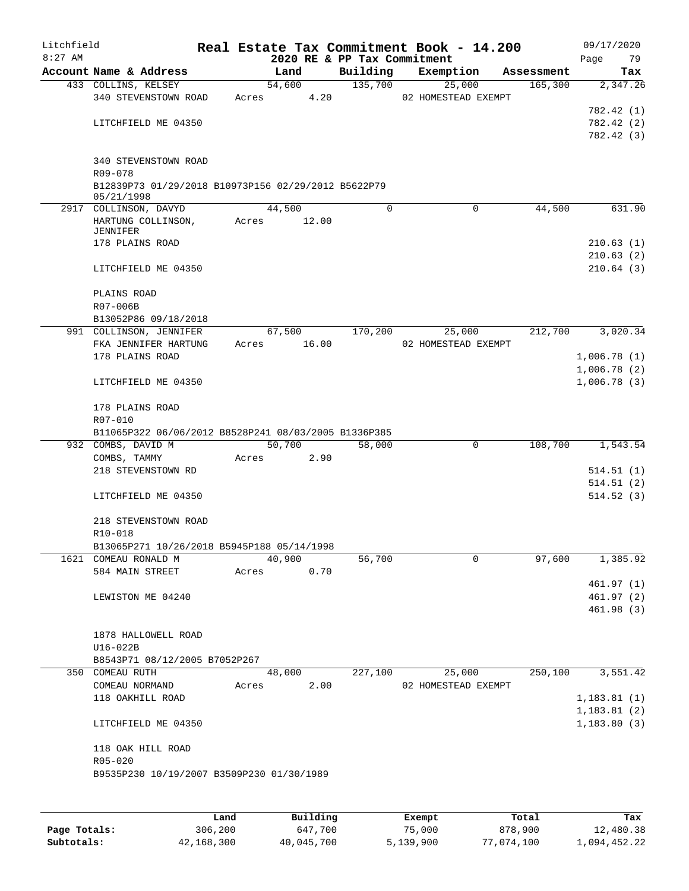# Real Estate Tax Commitment Book - 14.200

## 2020 RE & PP Tax Commitment

Litchfield 8:27 AM — 09/17/2020

| Account Name & Address | Land | Building | Exemption | Assessment | Tax |
|---|---|---|---|---|---|
| 433 COLLINS, KELSEY | 54,600 | 135,700 | 25,000 | 165,300 | 2,347.26 |
| 340 STEVENSTOWN ROAD | Acres 4.20 | | 02 HOMESTEAD EXEMPT | | |
| | | | | | 782.42 (1) |
| LITCHFIELD ME 04350 | | | | | 782.42 (2) |
| | | | | | 782.42 (3) |
| 340 STEVENSTOWN ROAD | | | | | |
| R09-078 | | | | | |
| B12839P73 01/29/2018 B10973P156 02/29/2012 B5622P79 05/21/1998 | | | | | |
| 2917 COLLINSON, DAVYD | 44,500 | 0 | 0 | 44,500 | 631.90 |
| HARTUNG COLLINSON, JENNIFER | Acres 12.00 | | | | |
| 178 PLAINS ROAD | | | | | 210.63 (1) |
| | | | | | 210.63 (2) |
| LITCHFIELD ME 04350 | | | | | 210.64 (3) |
| PLAINS ROAD | | | | | |
| R07-006B | | | | | |
| B13052P86 09/18/2018 | | | | | |
| 991 COLLINSON, JENNIFER | 67,500 | 170,200 | 25,000 | 212,700 | 3,020.34 |
| FKA JENNIFER HARTUNG | Acres 16.00 | | 02 HOMESTEAD EXEMPT | | |
| 178 PLAINS ROAD | | | | | 1,006.78 (1) |
| | | | | | 1,006.78 (2) |
| LITCHFIELD ME 04350 | | | | | 1,006.78 (3) |
| 178 PLAINS ROAD | | | | | |
| R07-010 | | | | | |
| B11065P322 06/06/2012 B8528P241 08/03/2005 B1336P385 | | | | | |
| 932 COMBS, DAVID M | 50,700 | 58,000 | 0 | 108,700 | 1,543.54 |
| COMBS, TAMMY | Acres 2.90 | | | | |
| 218 STEVENSTOWN RD | | | | | 514.51 (1) |
| | | | | | 514.51 (2) |
| LITCHFIELD ME 04350 | | | | | 514.52 (3) |
| 218 STEVENSTOWN ROAD | | | | | |
| R10-018 | | | | | |
| B13065P271 10/26/2018 B5945P188 05/14/1998 | | | | | |
| 1621 COMEAU RONALD M | 40,900 | 56,700 | 0 | 97,600 | 1,385.92 |
| 584 MAIN STREET | Acres 0.70 | | | | |
| | | | | | 461.97 (1) |
| LEWISTON ME 04240 | | | | | 461.97 (2) |
| | | | | | 461.98 (3) |
| 1878 HALLOWELL ROAD | | | | | |
| U16-022B | | | | | |
| B8543P71 08/12/2005 B7052P267 | | | | | |
| 350 COMEAU RUTH | 48,000 | 227,100 | 25,000 | 250,100 | 3,551.42 |
| COMEAU NORMAND | Acres 2.00 | | 02 HOMESTEAD EXEMPT | | |
| 118 OAKHILL ROAD | | | | | 1,183.81 (1) |
| | | | | | 1,183.81 (2) |
| LITCHFIELD ME 04350 | | | | | 1,183.80 (3) |
| 118 OAK HILL ROAD | | | | | |
| R05-020 | | | | | |
| B9535P230 10/19/2007 B3509P230 01/30/1989 | | | | | |

| | Land | Building | Exempt | Total | Tax |
|---|---|---|---|---|---|
| Page Totals: | 306,200 | 647,700 | 75,000 | 878,900 | 12,480.38 |
| Subtotals: | 42,168,300 | 40,045,700 | 5,139,900 | 77,074,100 | 1,094,452.22 |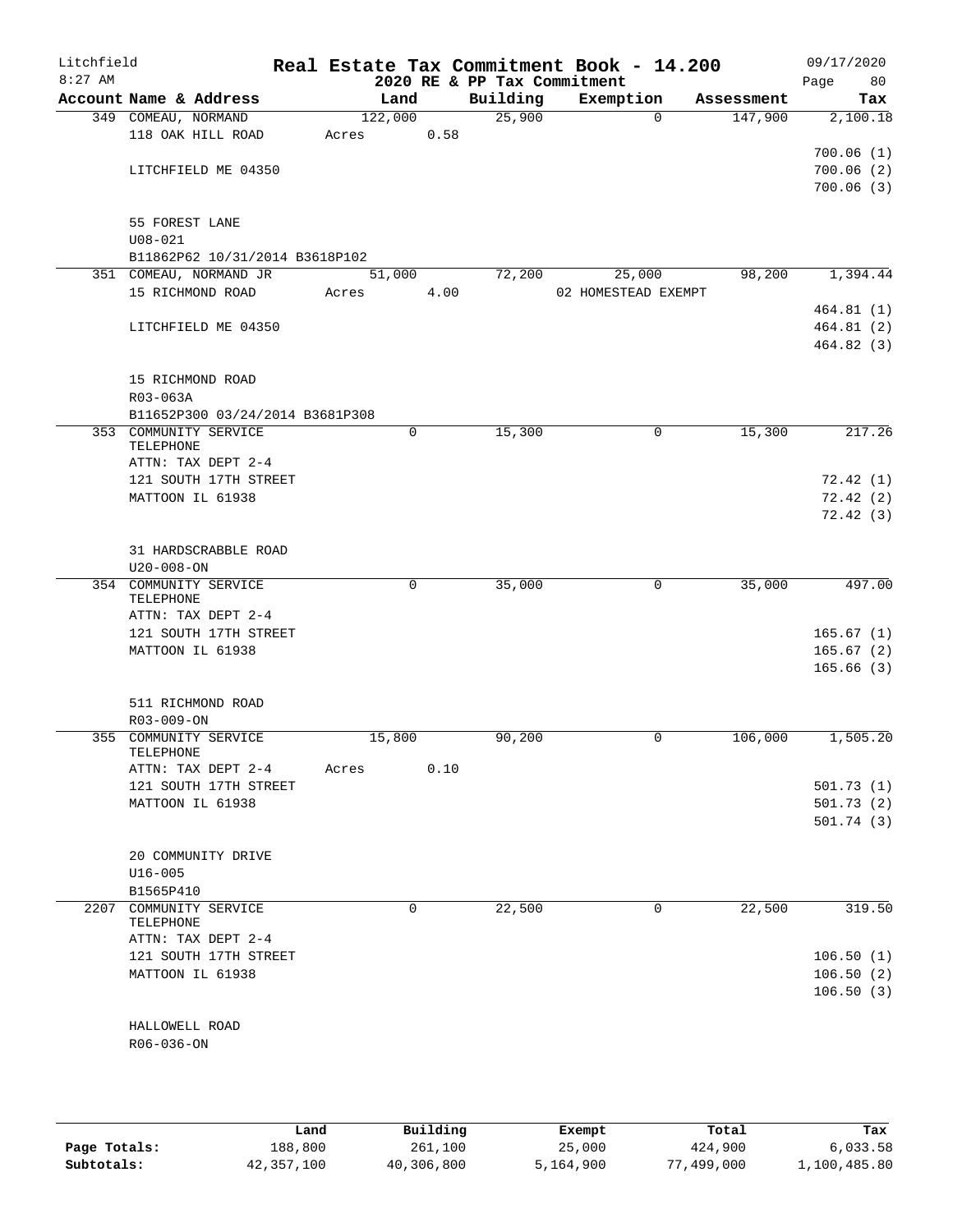# Real Estate Tax Commitment Book - 14.200

Litchfield  
8:27 AM  
2020 RE & PP Tax Commitment  
09/17/2020  
Page 80

| Account | Name & Address | Land | Building | Exemption | Assessment | Tax |
|---|---|---|---|---|---|---|
| 349 | COMEAU, NORMAND | 122,000 | 25,900 | 0 | 147,900 | 2,100.18 |
| | 118 OAK HILL ROAD | Acres 0.58 | | | | |
| | | | | | | 700.06 (1) |
| | LITCHFIELD ME 04350 | | | | | 700.06 (2) |
| | | | | | | 700.06 (3) |
| | 55 FOREST LANE | | | | | |
| | U08-021 | | | | | |
| | B11862P62 10/31/2014 B3618P102 | | | | | |
| 351 | COMEAU, NORMAND JR | 51,000 | 72,200 | 25,000 | 98,200 | 1,394.44 |
| | 15 RICHMOND ROAD | Acres 4.00 | | 02 HOMESTEAD EXEMPT | | |
| | | | | | | 464.81 (1) |
| | LITCHFIELD ME 04350 | | | | | 464.81 (2) |
| | | | | | | 464.82 (3) |
| | 15 RICHMOND ROAD | | | | | |
| | R03-063A | | | | | |
| | B11652P300 03/24/2014 B3681P308 | | | | | |
| 353 | COMMUNITY SERVICE TELEPHONE | 0 | 15,300 | 0 | 15,300 | 217.26 |
| | ATTN: TAX DEPT 2-4 | | | | | |
| | 121 SOUTH 17TH STREET | | | | | 72.42 (1) |
| | MATTOON IL 61938 | | | | | 72.42 (2) |
| | | | | | | 72.42 (3) |
| | 31 HARDSCRABBLE ROAD | | | | | |
| | U20-008-ON | | | | | |
| 354 | COMMUNITY SERVICE TELEPHONE | 0 | 35,000 | 0 | 35,000 | 497.00 |
| | ATTN: TAX DEPT 2-4 | | | | | |
| | 121 SOUTH 17TH STREET | | | | | 165.67 (1) |
| | MATTOON IL 61938 | | | | | 165.67 (2) |
| | | | | | | 165.66 (3) |
| | 511 RICHMOND ROAD | | | | | |
| | R03-009-ON | | | | | |
| 355 | COMMUNITY SERVICE TELEPHONE | 15,800 | 90,200 | 0 | 106,000 | 1,505.20 |
| | ATTN: TAX DEPT 2-4 | Acres 0.10 | | | | |
| | 121 SOUTH 17TH STREET | | | | | 501.73 (1) |
| | MATTOON IL 61938 | | | | | 501.73 (2) |
| | | | | | | 501.74 (3) |
| | 20 COMMUNITY DRIVE | | | | | |
| | U16-005 | | | | | |
| | B1565P410 | | | | | |
| 2207 | COMMUNITY SERVICE TELEPHONE | 0 | 22,500 | 0 | 22,500 | 319.50 |
| | ATTN: TAX DEPT 2-4 | | | | | |
| | 121 SOUTH 17TH STREET | | | | | 106.50 (1) |
| | MATTOON IL 61938 | | | | | 106.50 (2) |
| | | | | | | 106.50 (3) |
| | HALLOWELL ROAD | | | | | |
| | R06-036-ON | | | | | |

| | Land | Building | Exempt | Total | Tax |
|---|---|---|---|---|---|
| Page Totals: | 188,800 | 261,100 | 25,000 | 424,900 | 6,033.58 |
| Subtotals: | 42,357,100 | 40,306,800 | 5,164,900 | 77,499,000 | 1,100,485.80 |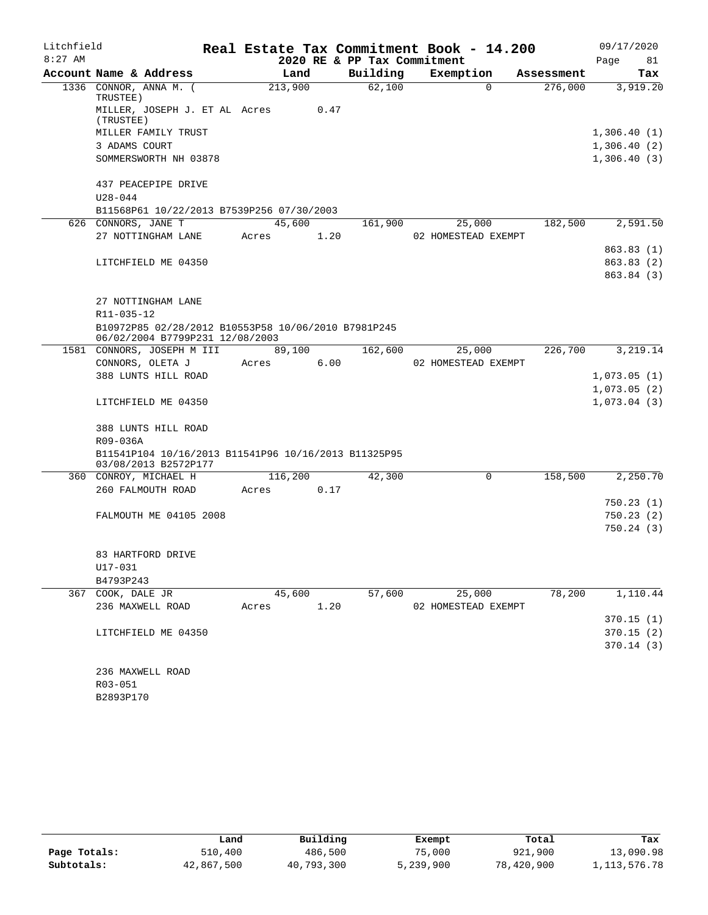Litchfield
8:27 AM

# Real Estate Tax Commitment Book - 14.200

## 2020 RE & PP Tax Commitment

09/17/2020

| Account Name & Address | Land | Building | Exemption | Assessment | Tax |
|---|---|---|---|---|---|
| 1336 CONNOR, ANNA M. ( TRUSTEE) | 213,900 | 62,100 | 0 | 276,000 | 3,919.20 |
| MILLER, JOSEPH J. ET AL (TRUSTEE) | Acres 0.47 | | | | |
| MILLER FAMILY TRUST | | | | | 1,306.40 (1) |
| 3 ADAMS COURT | | | | | 1,306.40 (2) |
| SOMMERSWORTH NH 03878 | | | | | 1,306.40 (3) |
| 437 PEACEPIPE DRIVE | | | | | |
| U28-044 | | | | | |
| B11568P61 10/22/2013 B7539P256 07/30/2003 | | | | | |
| 626 CONNORS, JANE T | 45,600 | 161,900 | 25,000 | 182,500 | 2,591.50 |
| 27 NOTTINGHAM LANE | Acres 1.20 | | 02 HOMESTEAD EXEMPT | | |
| | | | | | 863.83 (1) |
| LITCHFIELD ME 04350 | | | | | 863.83 (2) |
| | | | | | 863.84 (3) |
| 27 NOTTINGHAM LANE | | | | | |
| R11-035-12 | | | | | |
| B10972P85 02/28/2012 B10553P58 10/06/2010 B7981P245 06/02/2004 B7799P231 12/08/2003 | | | | | |
| 1581 CONNORS, JOSEPH M III | 89,100 | 162,600 | 25,000 | 226,700 | 3,219.14 |
| CONNORS, OLETA J | Acres 6.00 | | 02 HOMESTEAD EXEMPT | | |
| 388 LUNTS HILL ROAD | | | | | 1,073.05 (1) |
| | | | | | 1,073.05 (2) |
| LITCHFIELD ME 04350 | | | | | 1,073.04 (3) |
| 388 LUNTS HILL ROAD | | | | | |
| R09-036A | | | | | |
| B11541P104 10/16/2013 B11541P96 10/16/2013 B11325P95 03/08/2013 B2572P177 | | | | | |
| 360 CONROY, MICHAEL H | 116,200 | 42,300 | 0 | 158,500 | 2,250.70 |
| 260 FALMOUTH ROAD | Acres 0.17 | | | | |
| | | | | | 750.23 (1) |
| FALMOUTH ME 04105 2008 | | | | | 750.23 (2) |
| | | | | | 750.24 (3) |
| 83 HARTFORD DRIVE | | | | | |
| U17-031 | | | | | |
| B4793P243 | | | | | |
| 367 COOK, DALE JR | 45,600 | 57,600 | 25,000 | 78,200 | 1,110.44 |
| 236 MAXWELL ROAD | Acres 1.20 | | 02 HOMESTEAD EXEMPT | | |
| | | | | | 370.15 (1) |
| LITCHFIELD ME 04350 | | | | | 370.15 (2) |
| | | | | | 370.14 (3) |
| 236 MAXWELL ROAD | | | | | |
| R03-051 | | | | | |
| B2893P170 | | | | | |

| | Land | Building | Exempt | Total | Tax |
|---|---|---|---|---|---|
| Page Totals: | 510,400 | 486,500 | 75,000 | 921,900 | 13,090.98 |
| Subtotals: | 42,867,500 | 40,793,300 | 5,239,900 | 78,420,900 | 1,113,576.78 |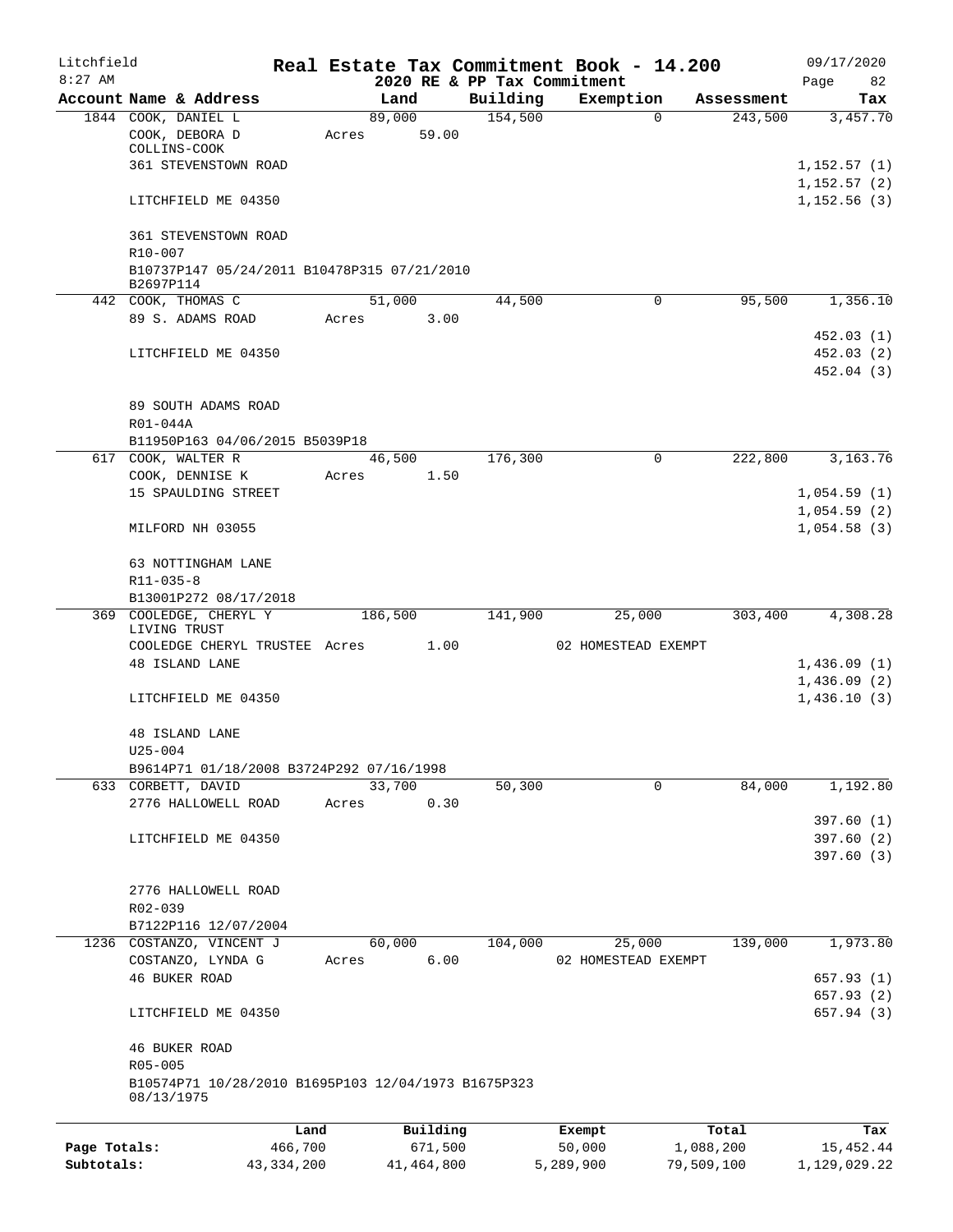Litchfield
8:27 AM

# Real Estate Tax Commitment Book - 14.200

2020 RE & PP Tax Commitment

09/17/2020

| Account | Name & Address | Land | Building | Exemption | Assessment | Tax |
|---|---|---|---|---|---|---|
| 1844 | COOK, DANIEL L | 89,000 | 154,500 | 0 | 243,500 | 3,457.70 |
| | COOK, DEBORA D COLLINS-COOK | Acres 59.00 | | | | |
| | 361 STEVENSTOWN ROAD | | | | | 1,152.57 (1) |
| | | | | | | 1,152.57 (2) |
| | LITCHFIELD ME 04350 | | | | | 1,152.56 (3) |
| | 361 STEVENSTOWN ROAD | | | | | |
| | R10-007 | | | | | |
| | B10737P147 05/24/2011 B10478P315 07/21/2010 B2697P114 | | | | | |
| 442 | COOK, THOMAS C | 51,000 | 44,500 | 0 | 95,500 | 1,356.10 |
| | 89 S. ADAMS ROAD | Acres 3.00 | | | | |
| | | | | | | 452.03 (1) |
| | LITCHFIELD ME 04350 | | | | | 452.03 (2) |
| | | | | | | 452.04 (3) |
| | 89 SOUTH ADAMS ROAD | | | | | |
| | R01-044A | | | | | |
| | B11950P163 04/06/2015 B5039P18 | | | | | |
| 617 | COOK, WALTER R | 46,500 | 176,300 | 0 | 222,800 | 3,163.76 |
| | COOK, DENNISE K | Acres 1.50 | | | | |
| | 15 SPAULDING STREET | | | | | 1,054.59 (1) |
| | | | | | | 1,054.59 (2) |
| | MILFORD NH 03055 | | | | | 1,054.58 (3) |
| | 63 NOTTINGHAM LANE | | | | | |
| | R11-035-8 | | | | | |
| | B13001P272 08/17/2018 | | | | | |
| 369 | COOLEDGE, CHERYL Y LIVING TRUST | 186,500 | 141,900 | 25,000 | 303,400 | 4,308.28 |
| | COOLEDGE CHERYL TRUSTEE | Acres 1.00 | | 02 HOMESTEAD EXEMPT | | |
| | 48 ISLAND LANE | | | | | 1,436.09 (1) |
| | | | | | | 1,436.09 (2) |
| | LITCHFIELD ME 04350 | | | | | 1,436.10 (3) |
| | 48 ISLAND LANE | | | | | |
| | U25-004 | | | | | |
| | B9614P71 01/18/2008 B3724P292 07/16/1998 | | | | | |
| 633 | CORBETT, DAVID | 33,700 | 50,300 | 0 | 84,000 | 1,192.80 |
| | 2776 HALLOWELL ROAD | Acres 0.30 | | | | |
| | | | | | | 397.60 (1) |
| | LITCHFIELD ME 04350 | | | | | 397.60 (2) |
| | | | | | | 397.60 (3) |
| | 2776 HALLOWELL ROAD | | | | | |
| | R02-039 | | | | | |
| | B7122P116 12/07/2004 | | | | | |
| 1236 | COSTANZO, VINCENT J | 60,000 | 104,000 | 25,000 | 139,000 | 1,973.80 |
| | COSTANZO, LYNDA G | Acres 6.00 | | 02 HOMESTEAD EXEMPT | | |
| | 46 BUKER ROAD | | | | | 657.93 (1) |
| | | | | | | 657.93 (2) |
| | LITCHFIELD ME 04350 | | | | | 657.94 (3) |
| | 46 BUKER ROAD | | | | | |
| | R05-005 | | | | | |
| | B10574P71 10/28/2010 B1695P103 12/04/1973 B1675P323 08/13/1975 | | | | | |

| | Land | Building | Exempt | Total | Tax |
|---|---|---|---|---|---|
| Page Totals: | 466,700 | 671,500 | 50,000 | 1,088,200 | 15,452.44 |
| Subtotals: | 43,334,200 | 41,464,800 | 5,289,900 | 79,509,100 | 1,129,029.22 |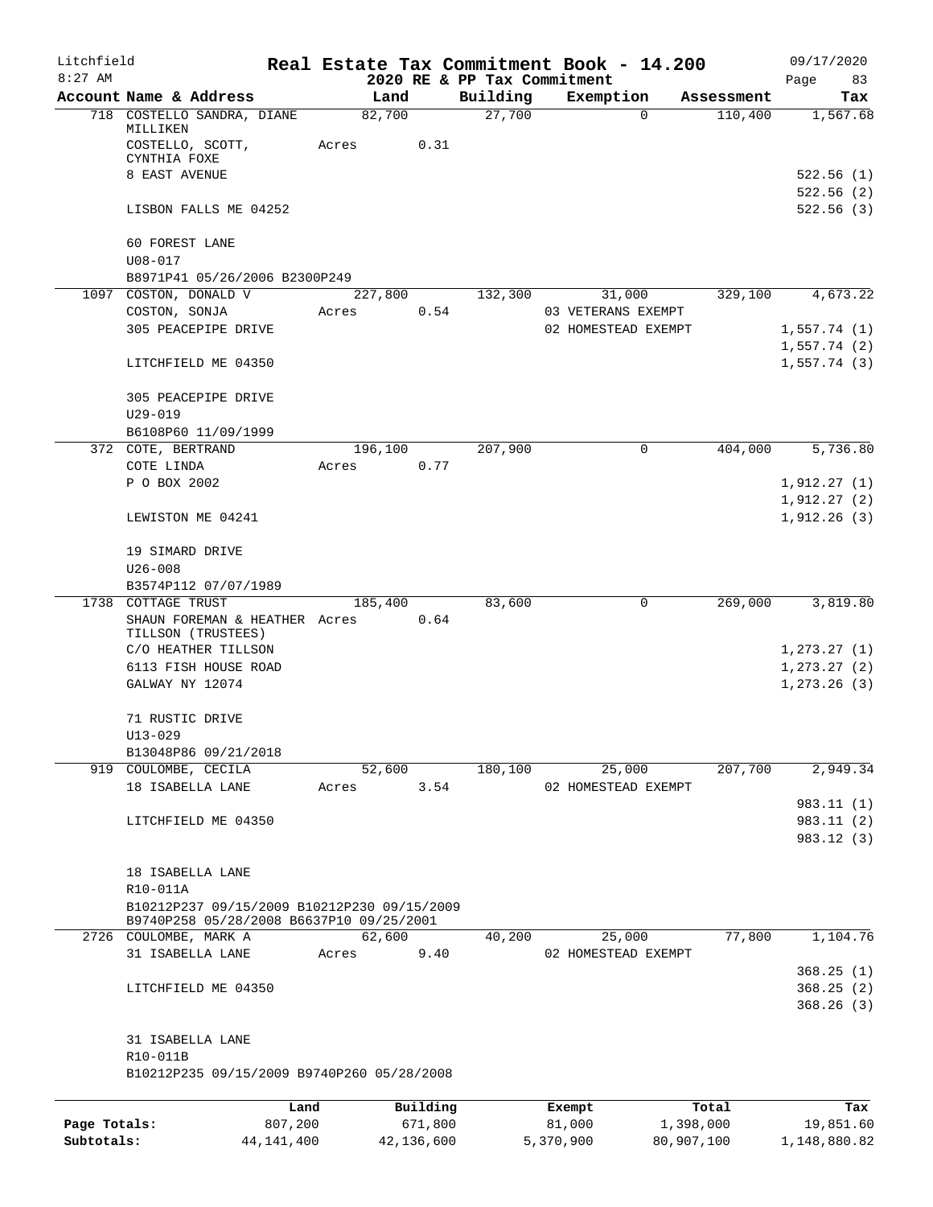Litchfield 8:27 AM

**Real Estate Tax Commitment Book - 14.200**
**2020 RE & PP Tax Commitment**

09/17/2020

| Account Name & Address | Land | Building | Exemption | Assessment | Tax |
|---|---|---|---|---|---|
| 718 COSTELLO SANDRA, DIANE MILLIKEN | 82,700 | 27,700 | 0 | 110,400 | 1,567.68 |
| COSTELLO, SCOTT, CYNTHIA FOXE | Acres 0.31 | | | | |
| 8 EAST AVENUE | | | | | 522.56 (1) |
| | | | | | 522.56 (2) |
| LISBON FALLS ME 04252 | | | | | 522.56 (3) |
| 60 FOREST LANE | | | | | |
| U08-017 | | | | | |
| B8971P41 05/26/2006 B2300P249 | | | | | |
| 1097 COSTON, DONALD V | 227,800 | 132,300 | 31,000 | 329,100 | 4,673.22 |
| COSTON, SONJA | Acres 0.54 | | 03 VETERANS EXEMPT | | |
| 305 PEACEPIPE DRIVE | | | 02 HOMESTEAD EXEMPT | | 1,557.74 (1) |
| | | | | | 1,557.74 (2) |
| LITCHFIELD ME 04350 | | | | | 1,557.74 (3) |
| 305 PEACEPIPE DRIVE | | | | | |
| U29-019 | | | | | |
| B6108P60 11/09/1999 | | | | | |
| 372 COTE, BERTRAND | 196,100 | 207,900 | 0 | 404,000 | 5,736.80 |
| COTE LINDA | Acres 0.77 | | | | |
| P O BOX 2002 | | | | | 1,912.27 (1) |
| | | | | | 1,912.27 (2) |
| LEWISTON ME 04241 | | | | | 1,912.26 (3) |
| 19 SIMARD DRIVE | | | | | |
| U26-008 | | | | | |
| B3574P112 07/07/1989 | | | | | |
| 1738 COTTAGE TRUST | 185,400 | 83,600 | 0 | 269,000 | 3,819.80 |
| SHAUN FOREMAN & HEATHER TILLSON (TRUSTEES) | Acres 0.64 | | | | |
| C/O HEATHER TILLSON | | | | | 1,273.27 (1) |
| 6113 FISH HOUSE ROAD | | | | | 1,273.27 (2) |
| GALWAY NY 12074 | | | | | 1,273.26 (3) |
| 71 RUSTIC DRIVE | | | | | |
| U13-029 | | | | | |
| B13048P86 09/21/2018 | | | | | |
| 919 COULOMBE, CECILA | 52,600 | 180,100 | 25,000 | 207,700 | 2,949.34 |
| 18 ISABELLA LANE | Acres 3.54 | | 02 HOMESTEAD EXEMPT | | |
| | | | | | 983.11 (1) |
| LITCHFIELD ME 04350 | | | | | 983.11 (2) |
| | | | | | 983.12 (3) |
| 18 ISABELLA LANE | | | | | |
| R10-011A | | | | | |
| B10212P237 09/15/2009 B10212P230 09/15/2009 B9740P258 05/28/2008 B6637P10 09/25/2001 | | | | | |
| 2726 COULOMBE, MARK A | 62,600 | 40,200 | 25,000 | 77,800 | 1,104.76 |
| 31 ISABELLA LANE | Acres 9.40 | | 02 HOMESTEAD EXEMPT | | |
| | | | | | 368.25 (1) |
| LITCHFIELD ME 04350 | | | | | 368.25 (2) |
| | | | | | 368.26 (3) |
| 31 ISABELLA LANE | | | | | |
| R10-011B | | | | | |
| B10212P235 09/15/2009 B9740P260 05/28/2008 | | | | | |

| | Land | Building | Exempt | Total | Tax |
|---|---|---|---|---|---|
| Page Totals: | 807,200 | 671,800 | 81,000 | 1,398,000 | 19,851.60 |
| Subtotals: | 44,141,400 | 42,136,600 | 5,370,900 | 80,907,100 | 1,148,880.82 |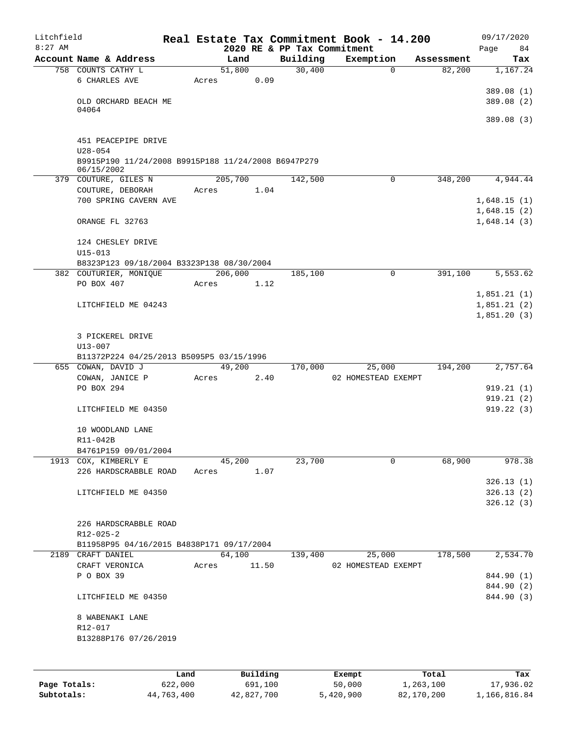Litchfield
8:27 AM

**Real Estate Tax Commitment Book - 14.200**
**2020 RE & PP Tax Commitment**

09/17/2020

| Account Name & Address | Land | Building | Exemption | Assessment | Tax |
|---|---|---|---|---|---|
| 758 COUNTS CATHY L | 51,800 | 30,400 | 0 | 82,200 | 1,167.24 |
| 6 CHARLES AVE | Acres 0.09 | | | | |
| | | | | | 389.08 (1) |
| OLD ORCHARD BEACH ME 04064 | | | | | 389.08 (2) |
| | | | | | 389.08 (3) |
| 451 PEACEPIPE DRIVE | | | | | |
| U28-054 | | | | | |
| B9915P190 11/24/2008 B9915P188 11/24/2008 B6947P279 06/15/2002 | | | | | |
| 379 COUTURE, GILES N | 205,700 | 142,500 | 0 | 348,200 | 4,944.44 |
| COUTURE, DEBORAH | Acres 1.04 | | | | |
| 700 SPRING CAVERN AVE | | | | | 1,648.15 (1) |
| | | | | | 1,648.15 (2) |
| ORANGE FL 32763 | | | | | 1,648.14 (3) |
| 124 CHESLEY DRIVE | | | | | |
| U15-013 | | | | | |
| B8323P123 09/18/2004 B3323P138 08/30/2004 | | | | | |
| 382 COUTURIER, MONIQUE | 206,000 | 185,100 | 0 | 391,100 | 5,553.62 |
| PO BOX 407 | Acres 1.12 | | | | |
| | | | | | 1,851.21 (1) |
| LITCHFIELD ME 04243 | | | | | 1,851.21 (2) |
| | | | | | 1,851.20 (3) |
| 3 PICKEREL DRIVE | | | | | |
| U13-007 | | | | | |
| B11372P224 04/25/2013 B5095P5 03/15/1996 | | | | | |
| 655 COWAN, DAVID J | 49,200 | 170,000 | 25,000 | 194,200 | 2,757.64 |
| COWAN, JANICE P | Acres 2.40 | | 02 HOMESTEAD EXEMPT | | |
| PO BOX 294 | | | | | 919.21 (1) |
| | | | | | 919.21 (2) |
| LITCHFIELD ME 04350 | | | | | 919.22 (3) |
| 10 WOODLAND LANE | | | | | |
| R11-042B | | | | | |
| B4761P159 09/01/2004 | | | | | |
| 1913 COX, KIMBERLY E | 45,200 | 23,700 | 0 | 68,900 | 978.38 |
| 226 HARDSCRABBLE ROAD | Acres 1.07 | | | | |
| | | | | | 326.13 (1) |
| LITCHFIELD ME 04350 | | | | | 326.13 (2) |
| | | | | | 326.12 (3) |
| 226 HARDSCRABBLE ROAD | | | | | |
| R12-025-2 | | | | | |
| B11958P95 04/16/2015 B4838P171 09/17/2004 | | | | | |
| 2189 CRAFT DANIEL | 64,100 | 139,400 | 25,000 | 178,500 | 2,534.70 |
| CRAFT VERONICA | Acres 11.50 | | 02 HOMESTEAD EXEMPT | | |
| P O BOX 39 | | | | | 844.90 (1) |
| | | | | | 844.90 (2) |
| LITCHFIELD ME 04350 | | | | | 844.90 (3) |
| 8 WABENAKI LANE | | | | | |
| R12-017 | | | | | |
| B13288P176 07/26/2019 | | | | | |

| | Land | Building | Exempt | Total | Tax |
|---|---|---|---|---|---|
| **Page Totals:** | 622,000 | 691,100 | 50,000 | 1,263,100 | 17,936.02 |
| **Subtotals:** | 44,763,400 | 42,827,700 | 5,420,900 | 82,170,200 | 1,166,816.84 |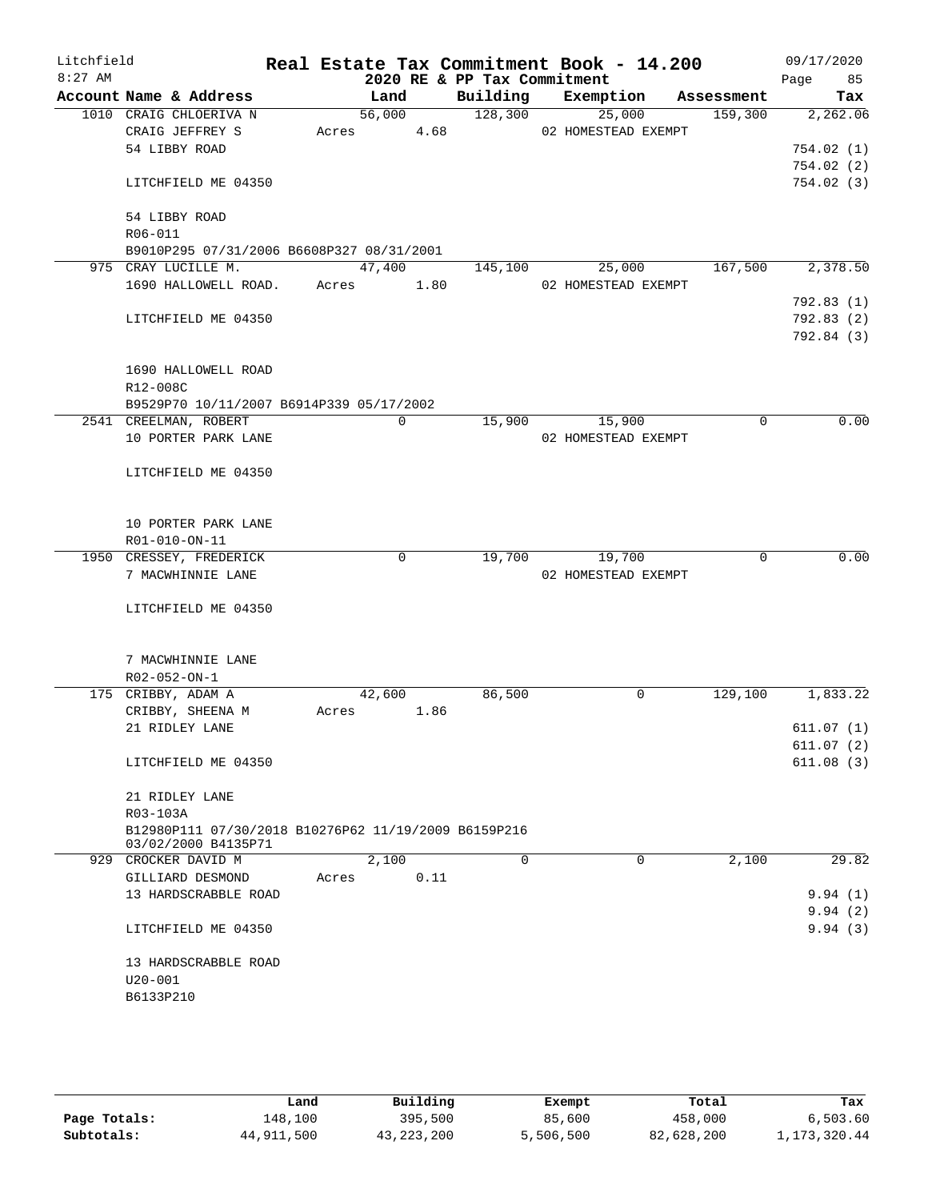# Real Estate Tax Commitment Book - 14.200

Litchfield
8:27 AM

2020 RE & PP Tax Commitment

09/17/2020

| Account | Name & Address | Land | Building | Exemption | Assessment | Tax |
|---|---|---|---|---|---|---|
| 1010 | CRAIG CHLOERIVA N | 56,000 | 128,300 | 25,000 | 159,300 | 2,262.06 |
| | CRAIG JEFFREY S | Acres 4.68 | | 02 HOMESTEAD EXEMPT | | |
| | 54 LIBBY ROAD | | | | | 754.02 (1) |
| | | | | | | 754.02 (2) |
| | LITCHFIELD ME 04350 | | | | | 754.02 (3) |
| | 54 LIBBY ROAD | | | | | |
| | R06-011 | | | | | |
| | B9010P295 07/31/2006 B6608P327 08/31/2001 | | | | | |
| 975 | CRAY LUCILLE M. | 47,400 | 145,100 | 25,000 | 167,500 | 2,378.50 |
| | 1690 HALLOWELL ROAD. | Acres 1.80 | | 02 HOMESTEAD EXEMPT | | |
| | | | | | | 792.83 (1) |
| | LITCHFIELD ME 04350 | | | | | 792.83 (2) |
| | | | | | | 792.84 (3) |
| | 1690 HALLOWELL ROAD | | | | | |
| | R12-008C | | | | | |
| | B9529P70 10/11/2007 B6914P339 05/17/2002 | | | | | |
| 2541 | CREELMAN, ROBERT | 0 | 15,900 | 15,900 | 0 | 0.00 |
| | 10 PORTER PARK LANE | | | 02 HOMESTEAD EXEMPT | | |
| | LITCHFIELD ME 04350 | | | | | |
| | 10 PORTER PARK LANE | | | | | |
| | R01-010-ON-11 | | | | | |
| 1950 | CRESSEY, FREDERICK | 0 | 19,700 | 19,700 | 0 | 0.00 |
| | 7 MACWHINNIE LANE | | | 02 HOMESTEAD EXEMPT | | |
| | LITCHFIELD ME 04350 | | | | | |
| | 7 MACWHINNIE LANE | | | | | |
| | R02-052-ON-1 | | | | | |
| 175 | CRIBBY, ADAM A | 42,600 | 86,500 | 0 | 129,100 | 1,833.22 |
| | CRIBBY, SHEENA M | Acres 1.86 | | | | |
| | 21 RIDLEY LANE | | | | | 611.07 (1) |
| | | | | | | 611.07 (2) |
| | LITCHFIELD ME 04350 | | | | | 611.08 (3) |
| | 21 RIDLEY LANE | | | | | |
| | R03-103A | | | | | |
| | B12980P111 07/30/2018 B10276P62 11/19/2009 B6159P216 03/02/2000 B4135P71 | | | | | |
| 929 | CROCKER DAVID M | 2,100 | 0 | 0 | 2,100 | 29.82 |
| | GILLIARD DESMOND | Acres 0.11 | | | | |
| | 13 HARDSCRABBLE ROAD | | | | | 9.94 (1) |
| | | | | | | 9.94 (2) |
| | LITCHFIELD ME 04350 | | | | | 9.94 (3) |
| | 13 HARDSCRABBLE ROAD | | | | | |
| | U20-001 | | | | | |
| | B6133P210 | | | | | |

| | Land | Building | Exempt | Total | Tax |
|---|---|---|---|---|---|
| Page Totals: | 148,100 | 395,500 | 85,600 | 458,000 | 6,503.60 |
| Subtotals: | 44,911,500 | 43,223,200 | 5,506,500 | 82,628,200 | 1,173,320.44 |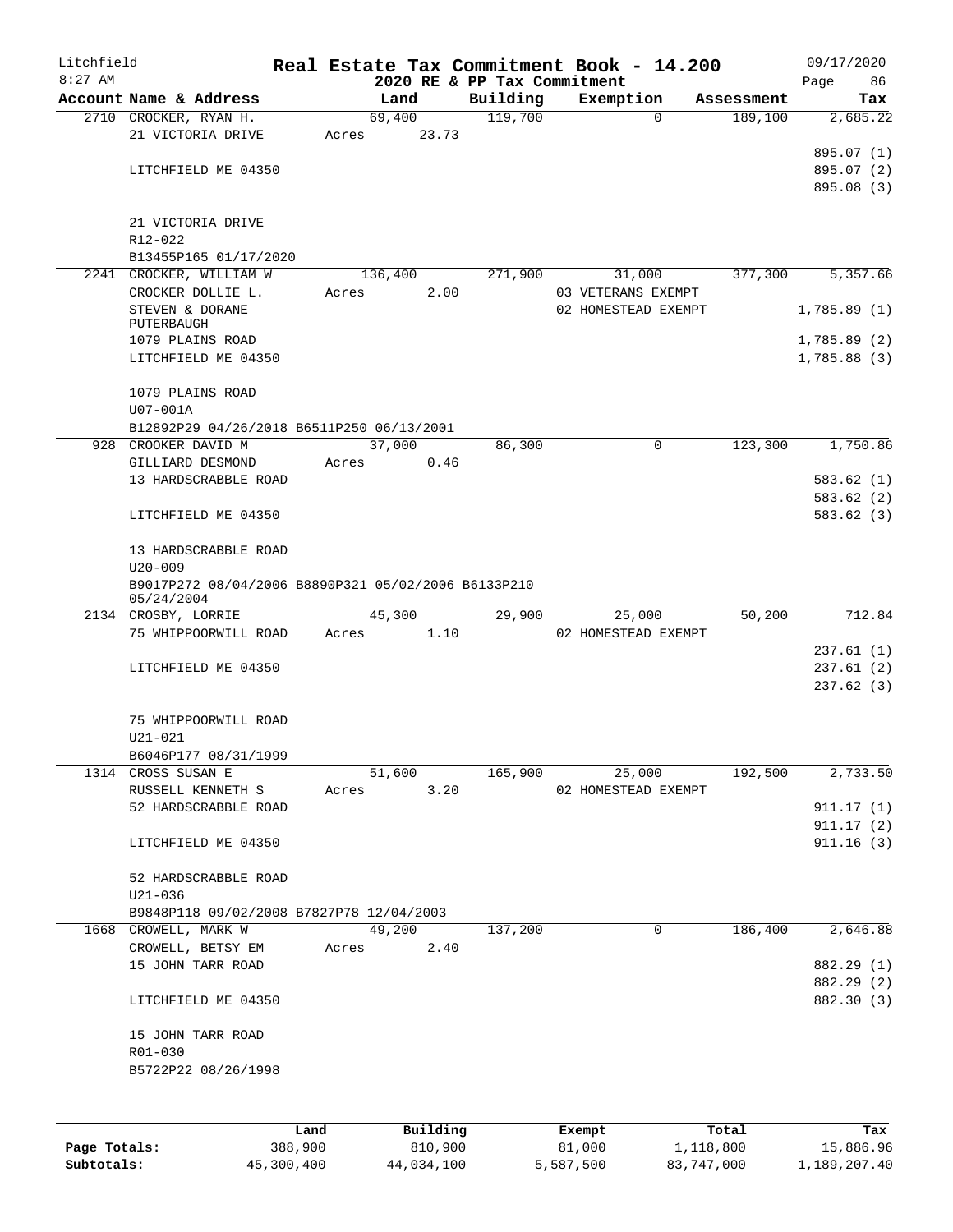# Real Estate Tax Commitment Book - 14.200

Litchfield
8:27 AM

2020 RE & PP Tax Commitment

09/17/2020

| Account Name & Address | Land | Building | Exemption | Assessment | Tax |
|---|---|---|---|---|---|
| 2710 CROCKER, RYAN H. | 69,400 | 119,700 | 0 | 189,100 | 2,685.22 |
| 21 VICTORIA DRIVE | Acres 23.73 | | | | |
| | | | | | 895.07 (1) |
| LITCHFIELD ME 04350 | | | | | 895.07 (2) |
| | | | | | 895.08 (3) |
| 21 VICTORIA DRIVE | | | | | |
| R12-022 | | | | | |
| B13455P165 01/17/2020 | | | | | |
| 2241 CROCKER, WILLIAM W | 136,400 | 271,900 | 31,000 | 377,300 | 5,357.66 |
| CROCKER DOLLIE L. | Acres 2.00 | | 03 VETERANS EXEMPT | | |
| STEVEN & DORANE PUTERBAUGH | | | 02 HOMESTEAD EXEMPT | | 1,785.89 (1) |
| 1079 PLAINS ROAD | | | | | 1,785.89 (2) |
| LITCHFIELD ME 04350 | | | | | 1,785.88 (3) |
| 1079 PLAINS ROAD | | | | | |
| U07-001A | | | | | |
| B12892P29 04/26/2018 B6511P250 06/13/2001 | | | | | |
| 928 CROOKER DAVID M | 37,000 | 86,300 | 0 | 123,300 | 1,750.86 |
| GILLIARD DESMOND | Acres 0.46 | | | | |
| 13 HARDSCRABBLE ROAD | | | | | 583.62 (1) |
| | | | | | 583.62 (2) |
| LITCHFIELD ME 04350 | | | | | 583.62 (3) |
| 13 HARDSCRABBLE ROAD | | | | | |
| U20-009 | | | | | |
| B9017P272 08/04/2006 B8890P321 05/02/2006 B6133P210 05/24/2004 | | | | | |
| 2134 CROSBY, LORRIE | 45,300 | 29,900 | 25,000 | 50,200 | 712.84 |
| 75 WHIPPOORWILL ROAD | Acres 1.10 | | 02 HOMESTEAD EXEMPT | | |
| | | | | | 237.61 (1) |
| LITCHFIELD ME 04350 | | | | | 237.61 (2) |
| | | | | | 237.62 (3) |
| 75 WHIPPOORWILL ROAD | | | | | |
| U21-021 | | | | | |
| B6046P177 08/31/1999 | | | | | |
| 1314 CROSS SUSAN E | 51,600 | 165,900 | 25,000 | 192,500 | 2,733.50 |
| RUSSELL KENNETH S | Acres 3.20 | | 02 HOMESTEAD EXEMPT | | |
| 52 HARDSCRABBLE ROAD | | | | | 911.17 (1) |
| | | | | | 911.17 (2) |
| LITCHFIELD ME 04350 | | | | | 911.16 (3) |
| 52 HARDSCRABBLE ROAD | | | | | |
| U21-036 | | | | | |
| B9848P118 09/02/2008 B7827P78 12/04/2003 | | | | | |
| 1668 CROWELL, MARK W | 49,200 | 137,200 | 0 | 186,400 | 2,646.88 |
| CROWELL, BETSY EM | Acres 2.40 | | | | |
| 15 JOHN TARR ROAD | | | | | 882.29 (1) |
| | | | | | 882.29 (2) |
| LITCHFIELD ME 04350 | | | | | 882.30 (3) |
| 15 JOHN TARR ROAD | | | | | |
| R01-030 | | | | | |
| B5722P22 08/26/1998 | | | | | |

| | Land | Building | Exempt | Total | Tax |
|---|---|---|---|---|---|
| Page Totals: | 388,900 | 810,900 | 81,000 | 1,118,800 | 15,886.96 |
| Subtotals: | 45,300,400 | 44,034,100 | 5,587,500 | 83,747,000 | 1,189,207.40 |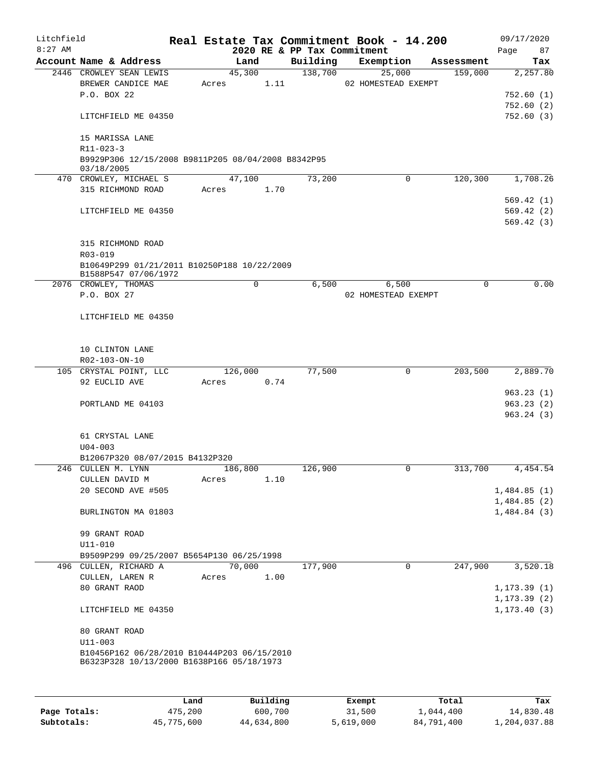Litchfield
8:27 AM

# Real Estate Tax Commitment Book - 14.200

2020 RE & PP Tax Commitment

09/17/2020

| Account Name & Address | Land | Building | Exemption | Assessment | Tax |
|---|---|---|---|---|---|
| 2446 CROWLEY SEAN LEWIS | 45,300 | 138,700 | 25,000 | 159,000 | 2,257.80 |
| BREWER CANDICE MAE | Acres 1.11 | | 02 HOMESTEAD EXEMPT | | |
| P.O. BOX 22 | | | | | 752.60 (1) |
| | | | | | 752.60 (2) |
| LITCHFIELD ME 04350 | | | | | 752.60 (3) |
| 15 MARISSA LANE | | | | | |
| R11-023-3 | | | | | |
| B9929P306 12/15/2008 B9811P205 08/04/2008 B8342P95 03/18/2005 | | | | | |
| 470 CROWLEY, MICHAEL S | 47,100 | 73,200 | 0 | 120,300 | 1,708.26 |
| 315 RICHMOND ROAD | Acres 1.70 | | | | |
| | | | | | 569.42 (1) |
| LITCHFIELD ME 04350 | | | | | 569.42 (2) |
| | | | | | 569.42 (3) |
| 315 RICHMOND ROAD | | | | | |
| R03-019 | | | | | |
| B10649P299 01/21/2011 B10250P188 10/22/2009 B1588P547 07/06/1972 | | | | | |
| 2076 CROWLEY, THOMAS | 0 | 6,500 | 6,500 | 0 | 0.00 |
| P.O. BOX 27 | | | 02 HOMESTEAD EXEMPT | | |
| LITCHFIELD ME 04350 | | | | | |
| 10 CLINTON LANE | | | | | |
| R02-103-ON-10 | | | | | |
| 105 CRYSTAL POINT, LLC | 126,000 | 77,500 | 0 | 203,500 | 2,889.70 |
| 92 EUCLID AVE | Acres 0.74 | | | | |
| | | | | | 963.23 (1) |
| PORTLAND ME 04103 | | | | | 963.23 (2) |
| | | | | | 963.24 (3) |
| 61 CRYSTAL LANE | | | | | |
| U04-003 | | | | | |
| B12067P320 08/07/2015 B4132P320 | | | | | |
| 246 CULLEN M. LYNN | 186,800 | 126,900 | 0 | 313,700 | 4,454.54 |
| CULLEN DAVID M | Acres 1.10 | | | | |
| 20 SECOND AVE #505 | | | | | 1,484.85 (1) |
| | | | | | 1,484.85 (2) |
| BURLINGTON MA 01803 | | | | | 1,484.84 (3) |
| 99 GRANT ROAD | | | | | |
| U11-010 | | | | | |
| B9509P299 09/25/2007 B5654P130 06/25/1998 | | | | | |
| 496 CULLEN, RICHARD A | 70,000 | 177,900 | 0 | 247,900 | 3,520.18 |
| CULLEN, LAREN R | Acres 1.00 | | | | |
| 80 GRANT RAOD | | | | | 1,173.39 (1) |
| | | | | | 1,173.39 (2) |
| LITCHFIELD ME 04350 | | | | | 1,173.40 (3) |
| 80 GRANT ROAD | | | | | |
| U11-003 | | | | | |
| B10456P162 06/28/2010 B10444P203 06/15/2010 B6323P328 10/13/2000 B1638P166 05/18/1973 | | | | | |

| | Land | Building | Exempt | Total | Tax |
|---|---|---|---|---|---|
| Page Totals: | 475,200 | 600,700 | 31,500 | 1,044,400 | 14,830.48 |
| Subtotals: | 45,775,600 | 44,634,800 | 5,619,000 | 84,791,400 | 1,204,037.88 |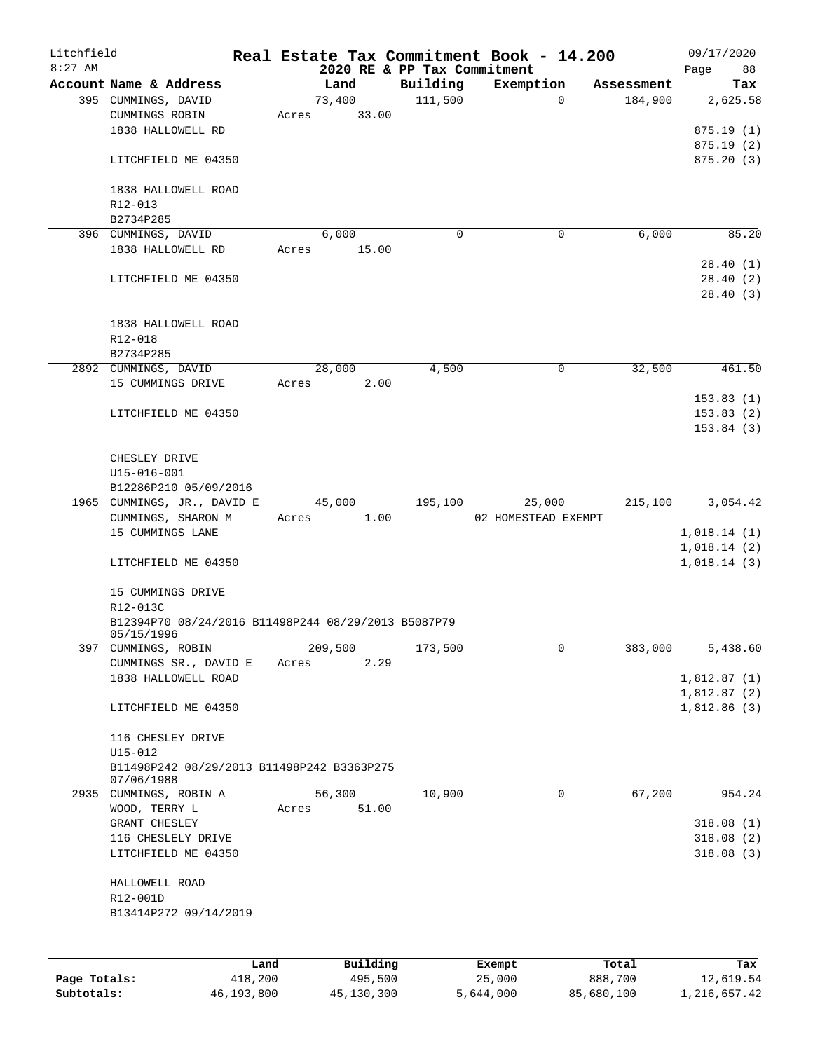Litchfield
8:27 AM

# Real Estate Tax Commitment Book - 14.200

## 2020 RE & PP Tax Commitment

09/17/2020

| Account Name & Address | Land | Building | Exemption | Assessment | Tax |
|---|---|---|---|---|---|
| 395 CUMMINGS, DAVID | 73,400 | 111,500 | 0 | 184,900 | 2,625.58 |
| CUMMINGS ROBIN | Acres 33.00 | | | | |
| 1838 HALLOWELL RD | | | | | 875.19 (1) |
| | | | | | 875.19 (2) |
| LITCHFIELD ME 04350 | | | | | 875.20 (3) |
| 1838 HALLOWELL ROAD | | | | | |
| R12-013 | | | | | |
| B2734P285 | | | | | |
| 396 CUMMINGS, DAVID | 6,000 | 0 | 0 | 6,000 | 85.20 |
| 1838 HALLOWELL RD | Acres 15.00 | | | | |
| | | | | | 28.40 (1) |
| LITCHFIELD ME 04350 | | | | | 28.40 (2) |
| | | | | | 28.40 (3) |
| 1838 HALLOWELL ROAD | | | | | |
| R12-018 | | | | | |
| B2734P285 | | | | | |
| 2892 CUMMINGS, DAVID | 28,000 | 4,500 | 0 | 32,500 | 461.50 |
| 15 CUMMINGS DRIVE | Acres 2.00 | | | | |
| | | | | | 153.83 (1) |
| LITCHFIELD ME 04350 | | | | | 153.83 (2) |
| | | | | | 153.84 (3) |
| CHESLEY DRIVE | | | | | |
| U15-016-001 | | | | | |
| B12286P210 05/09/2016 | | | | | |
| 1965 CUMMINGS, JR., DAVID E | 45,000 | 195,100 | 25,000 | 215,100 | 3,054.42 |
| CUMMINGS, SHARON M | Acres 1.00 | | 02 HOMESTEAD EXEMPT | | |
| 15 CUMMINGS LANE | | | | | 1,018.14 (1) |
| | | | | | 1,018.14 (2) |
| LITCHFIELD ME 04350 | | | | | 1,018.14 (3) |
| 15 CUMMINGS DRIVE | | | | | |
| R12-013C | | | | | |
| B12394P70 08/24/2016 B11498P244 08/29/2013 B5087P79 05/15/1996 | | | | | |
| 397 CUMMINGS, ROBIN | 209,500 | 173,500 | 0 | 383,000 | 5,438.60 |
| CUMMINGS SR., DAVID E | Acres 2.29 | | | | |
| 1838 HALLOWELL ROAD | | | | | 1,812.87 (1) |
| | | | | | 1,812.87 (2) |
| LITCHFIELD ME 04350 | | | | | 1,812.86 (3) |
| 116 CHESLEY DRIVE | | | | | |
| U15-012 | | | | | |
| B11498P242 08/29/2013 B11498P242 B3363P275 07/06/1988 | | | | | |
| 2935 CUMMINGS, ROBIN A | 56,300 | 10,900 | 0 | 67,200 | 954.24 |
| WOOD, TERRY L | Acres 51.00 | | | | |
| GRANT CHESLEY | | | | | 318.08 (1) |
| 116 CHESLELY DRIVE | | | | | 318.08 (2) |
| LITCHFIELD ME 04350 | | | | | 318.08 (3) |
| HALLOWELL ROAD | | | | | |
| R12-001D | | | | | |
| B13414P272 09/14/2019 | | | | | |

| | Land | Building | Exempt | Total | Tax |
|---|---|---|---|---|---|
| Page Totals: | 418,200 | 495,500 | 25,000 | 888,700 | 12,619.54 |
| Subtotals: | 46,193,800 | 45,130,300 | 5,644,000 | 85,680,100 | 1,216,657.42 |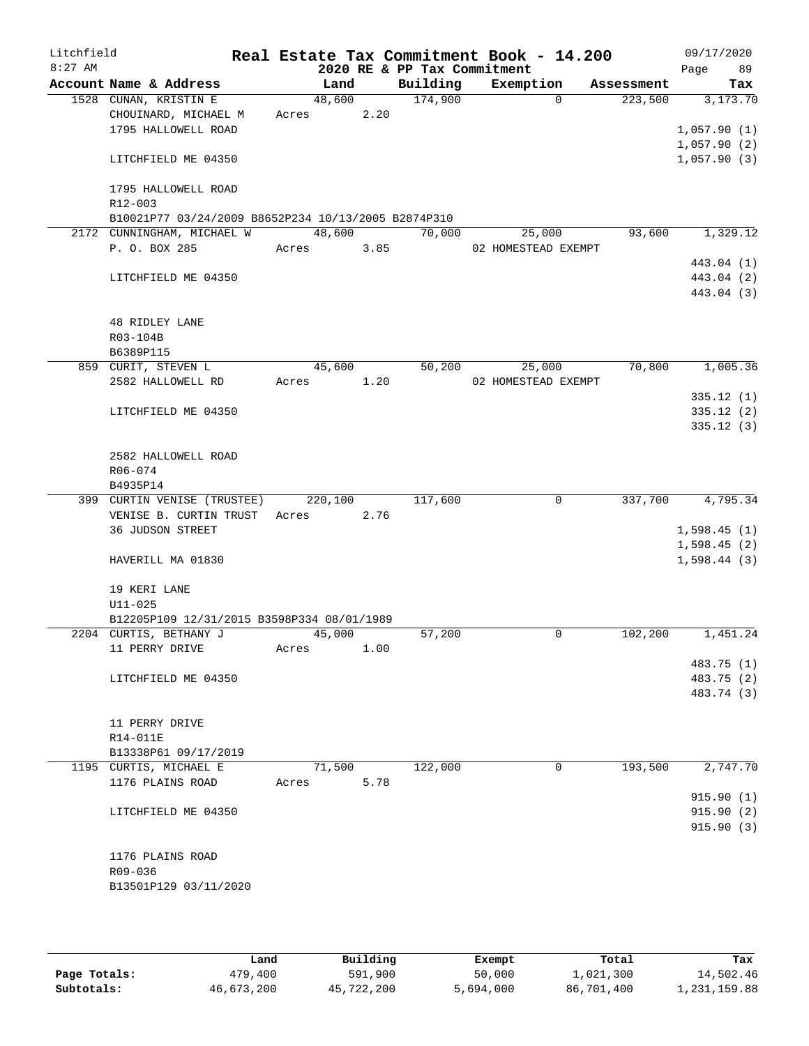Litchfield 8:27 AM

# Real Estate Tax Commitment Book - 14.200

## 2020 RE & PP Tax Commitment

09/17/2020 Page 89

| Account Name & Address | Land | Building | Exemption | Assessment | Tax |
|---|---|---|---|---|---|
| 1528 CUNAN, KRISTIN E | 48,600 | 174,900 | 0 | 223,500 | 3,173.70 |
| CHOUINARD, MICHAEL M | Acres 2.20 | | | | |
| 1795 HALLOWELL ROAD | | | | | 1,057.90 (1) |
| | | | | | 1,057.90 (2) |
| LITCHFIELD ME 04350 | | | | | 1,057.90 (3) |
| 1795 HALLOWELL ROAD | | | | | |
| R12-003 | | | | | |
| B10021P77 03/24/2009 B8652P234 10/13/2005 B2874P310 | | | | | |
| 2172 CUNNINGHAM, MICHAEL W | 48,600 | 70,000 | 25,000 | 93,600 | 1,329.12 |
| P. O. BOX 285 | Acres 3.85 | | 02 HOMESTEAD EXEMPT | | |
| | | | | | 443.04 (1) |
| LITCHFIELD ME 04350 | | | | | 443.04 (2) |
| | | | | | 443.04 (3) |
| 48 RIDLEY LANE | | | | | |
| R03-104B | | | | | |
| B6389P115 | | | | | |
| 859 CURIT, STEVEN L | 45,600 | 50,200 | 25,000 | 70,800 | 1,005.36 |
| 2582 HALLOWELL RD | Acres 1.20 | | 02 HOMESTEAD EXEMPT | | |
| | | | | | 335.12 (1) |
| LITCHFIELD ME 04350 | | | | | 335.12 (2) |
| | | | | | 335.12 (3) |
| 2582 HALLOWELL ROAD | | | | | |
| R06-074 | | | | | |
| B4935P14 | | | | | |
| 399 CURTIN VENISE (TRUSTEE) | 220,100 | 117,600 | 0 | 337,700 | 4,795.34 |
| VENISE B. CURTIN TRUST | Acres 2.76 | | | | |
| 36 JUDSON STREET | | | | | 1,598.45 (1) |
| | | | | | 1,598.45 (2) |
| HAVERILL MA 01830 | | | | | 1,598.44 (3) |
| 19 KERI LANE | | | | | |
| U11-025 | | | | | |
| B12205P109 12/31/2015 B3598P334 08/01/1989 | | | | | |
| 2204 CURTIS, BETHANY J | 45,000 | 57,200 | 0 | 102,200 | 1,451.24 |
| 11 PERRY DRIVE | Acres 1.00 | | | | |
| | | | | | 483.75 (1) |
| LITCHFIELD ME 04350 | | | | | 483.75 (2) |
| | | | | | 483.74 (3) |
| 11 PERRY DRIVE | | | | | |
| R14-011E | | | | | |
| B13338P61 09/17/2019 | | | | | |
| 1195 CURTIS, MICHAEL E | 71,500 | 122,000 | 0 | 193,500 | 2,747.70 |
| 1176 PLAINS ROAD | Acres 5.78 | | | | |
| | | | | | 915.90 (1) |
| LITCHFIELD ME 04350 | | | | | 915.90 (2) |
| | | | | | 915.90 (3) |
| 1176 PLAINS ROAD | | | | | |
| R09-036 | | | | | |
| B13501P129 03/11/2020 | | | | | |

| | Land | Building | Exempt | Total | Tax |
|---|---|---|---|---|---|
| Page Totals: | 479,400 | 591,900 | 50,000 | 1,021,300 | 14,502.46 |
| Subtotals: | 46,673,200 | 45,722,200 | 5,694,000 | 86,701,400 | 1,231,159.88 |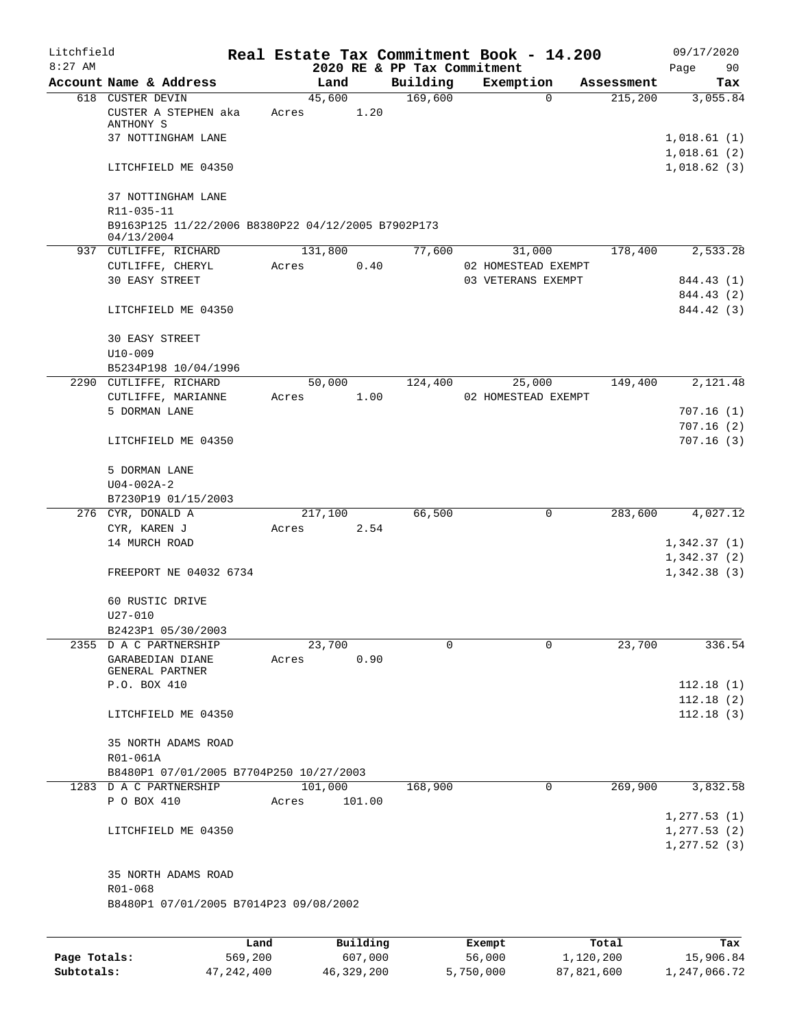Litchfield 8:27 AM

**Real Estate Tax Commitment Book - 14.200**
**2020 RE & PP Tax Commitment**

09/17/2020

| Account Name & Address | Land | Building | Exemption | Assessment | Tax |
|---|---|---|---|---|---|
| 618 CUSTER DEVIN | 45,600 | 169,600 | 0 | 215,200 | 3,055.84 |
| CUSTER A STEPHEN aka ANTHONY S | Acres 1.20 | | | | |
| 37 NOTTINGHAM LANE | | | | | 1,018.61 (1) |
| | | | | | 1,018.61 (2) |
| LITCHFIELD ME 04350 | | | | | 1,018.62 (3) |
| 37 NOTTINGHAM LANE | | | | | |
| R11-035-11 | | | | | |
| B9163P125 11/22/2006 B8380P22 04/12/2005 B7902P173 04/13/2004 | | | | | |
| 937 CUTLIFFE, RICHARD | 131,800 | 77,600 | 31,000 | 178,400 | 2,533.28 |
| CUTLIFFE, CHERYL | Acres 0.40 | | 02 HOMESTEAD EXEMPT | | |
| 30 EASY STREET | | | 03 VETERANS EXEMPT | | 844.43 (1) |
| | | | | | 844.43 (2) |
| LITCHFIELD ME 04350 | | | | | 844.42 (3) |
| 30 EASY STREET | | | | | |
| U10-009 | | | | | |
| B5234P198 10/04/1996 | | | | | |
| 2290 CUTLIFFE, RICHARD | 50,000 | 124,400 | 25,000 | 149,400 | 2,121.48 |
| CUTLIFFE, MARIANNE | Acres 1.00 | | 02 HOMESTEAD EXEMPT | | |
| 5 DORMAN LANE | | | | | 707.16 (1) |
| | | | | | 707.16 (2) |
| LITCHFIELD ME 04350 | | | | | 707.16 (3) |
| 5 DORMAN LANE | | | | | |
| U04-002A-2 | | | | | |
| B7230P19 01/15/2003 | | | | | |
| 276 CYR, DONALD A | 217,100 | 66,500 | 0 | 283,600 | 4,027.12 |
| CYR, KAREN J | Acres 2.54 | | | | |
| 14 MURCH ROAD | | | | | 1,342.37 (1) |
| | | | | | 1,342.37 (2) |
| FREEPORT NE 04032 6734 | | | | | 1,342.38 (3) |
| 60 RUSTIC DRIVE | | | | | |
| U27-010 | | | | | |
| B2423P1 05/30/2003 | | | | | |
| 2355 D A C PARTNERSHIP | 23,700 | 0 | 0 | 23,700 | 336.54 |
| GARABEDIAN DIANE GENERAL PARTNER | Acres 0.90 | | | | |
| P.O. BOX 410 | | | | | 112.18 (1) |
| | | | | | 112.18 (2) |
| LITCHFIELD ME 04350 | | | | | 112.18 (3) |
| 35 NORTH ADAMS ROAD | | | | | |
| R01-061A | | | | | |
| B8480P1 07/01/2005 B7704P250 10/27/2003 | | | | | |
| 1283 D A C PARTNERSHIP | 101,000 | 168,900 | 0 | 269,900 | 3,832.58 |
| P O BOX 410 | Acres 101.00 | | | | |
| | | | | | 1,277.53 (1) |
| LITCHFIELD ME 04350 | | | | | 1,277.53 (2) |
| | | | | | 1,277.52 (3) |
| 35 NORTH ADAMS ROAD | | | | | |
| R01-068 | | | | | |
| B8480P1 07/01/2005 B7014P23 09/08/2002 | | | | | |

| | Land | Building | Exempt | Total | Tax |
|---|---|---|---|---|---|
| **Page Totals:** | 569,200 | 607,000 | 56,000 | 1,120,200 | 15,906.84 |
| **Subtotals:** | 47,242,400 | 46,329,200 | 5,750,000 | 87,821,600 | 1,247,066.72 |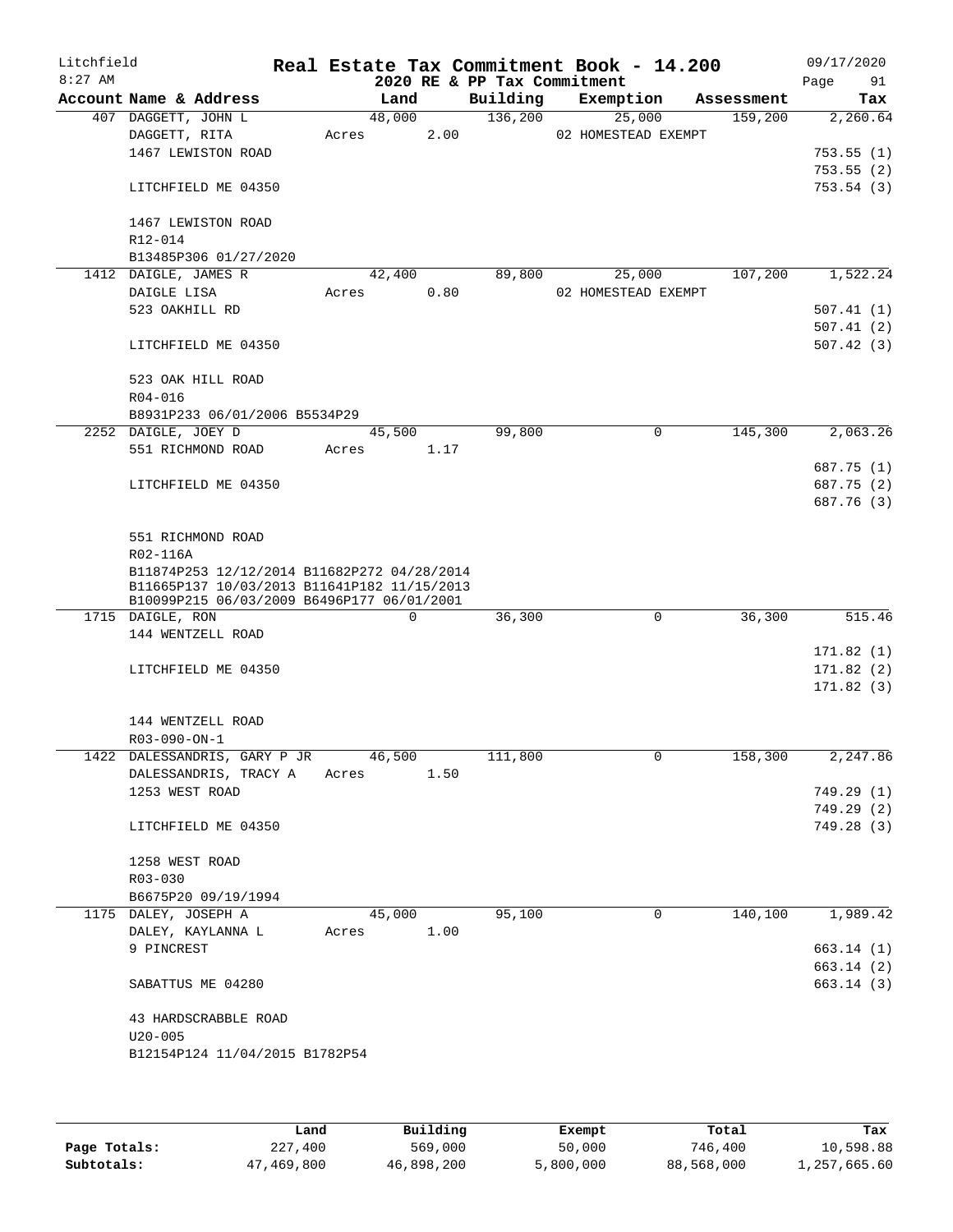Litchfield
8:27 AM

# Real Estate Tax Commitment Book - 14.200

2020 RE & PP Tax Commitment

09/17/2020

| Account Name & Address | Land | Building | Exemption | Assessment | Tax |
|---|---|---|---|---|---|
| 407 DAGGETT, JOHN L | 48,000 | 136,200 | 25,000 | 159,200 | 2,260.64 |
| DAGGETT, RITA | Acres 2.00 | | 02 HOMESTEAD EXEMPT | | |
| 1467 LEWISTON ROAD | | | | | 753.55 (1) |
| | | | | | 753.55 (2) |
| LITCHFIELD ME 04350 | | | | | 753.54 (3) |
| 1467 LEWISTON ROAD | | | | | |
| R12-014 | | | | | |
| B13485P306 01/27/2020 | | | | | |
| 1412 DAIGLE, JAMES R | 42,400 | 89,800 | 25,000 | 107,200 | 1,522.24 |
| DAIGLE LISA | Acres 0.80 | | 02 HOMESTEAD EXEMPT | | |
| 523 OAKHILL RD | | | | | 507.41 (1) |
| | | | | | 507.41 (2) |
| LITCHFIELD ME 04350 | | | | | 507.42 (3) |
| 523 OAK HILL ROAD | | | | | |
| R04-016 | | | | | |
| B8931P233 06/01/2006 B5534P29 | | | | | |
| 2252 DAIGLE, JOEY D | 45,500 | 99,800 | 0 | 145,300 | 2,063.26 |
| 551 RICHMOND ROAD | Acres 1.17 | | | | |
| | | | | | 687.75 (1) |
| LITCHFIELD ME 04350 | | | | | 687.75 (2) |
| | | | | | 687.76 (3) |
| 551 RICHMOND ROAD | | | | | |
| R02-116A | | | | | |
| B11874P253 12/12/2014 B11682P272 04/28/2014 | | | | | |
| B11665P137 10/03/2013 B11641P182 11/15/2013 | | | | | |
| B10099P215 06/03/2009 B6496P177 06/01/2001 | | | | | |
| 1715 DAIGLE, RON | 0 | 36,300 | 0 | 36,300 | 515.46 |
| 144 WENTZELL ROAD | | | | | |
| | | | | | 171.82 (1) |
| LITCHFIELD ME 04350 | | | | | 171.82 (2) |
| | | | | | 171.82 (3) |
| 144 WENTZELL ROAD | | | | | |
| R03-090-ON-1 | | | | | |
| 1422 DALESSANDRIS, GARY P JR | 46,500 | 111,800 | 0 | 158,300 | 2,247.86 |
| DALESSANDRIS, TRACY A | Acres 1.50 | | | | |
| 1253 WEST ROAD | | | | | 749.29 (1) |
| | | | | | 749.29 (2) |
| LITCHFIELD ME 04350 | | | | | 749.28 (3) |
| 1258 WEST ROAD | | | | | |
| R03-030 | | | | | |
| B6675P20 09/19/1994 | | | | | |
| 1175 DALEY, JOSEPH A | 45,000 | 95,100 | 0 | 140,100 | 1,989.42 |
| DALEY, KAYLANNA L | Acres 1.00 | | | | |
| 9 PINCREST | | | | | 663.14 (1) |
| | | | | | 663.14 (2) |
| SABATTUS ME 04280 | | | | | 663.14 (3) |
| 43 HARDSCRABBLE ROAD | | | | | |
| U20-005 | | | | | |
| B12154P124 11/04/2015 B1782P54 | | | | | |

| | Land | Building | Exempt | Total | Tax |
|---|---|---|---|---|---|
| Page Totals: | 227,400 | 569,000 | 50,000 | 746,400 | 10,598.88 |
| Subtotals: | 47,469,800 | 46,898,200 | 5,800,000 | 88,568,000 | 1,257,665.60 |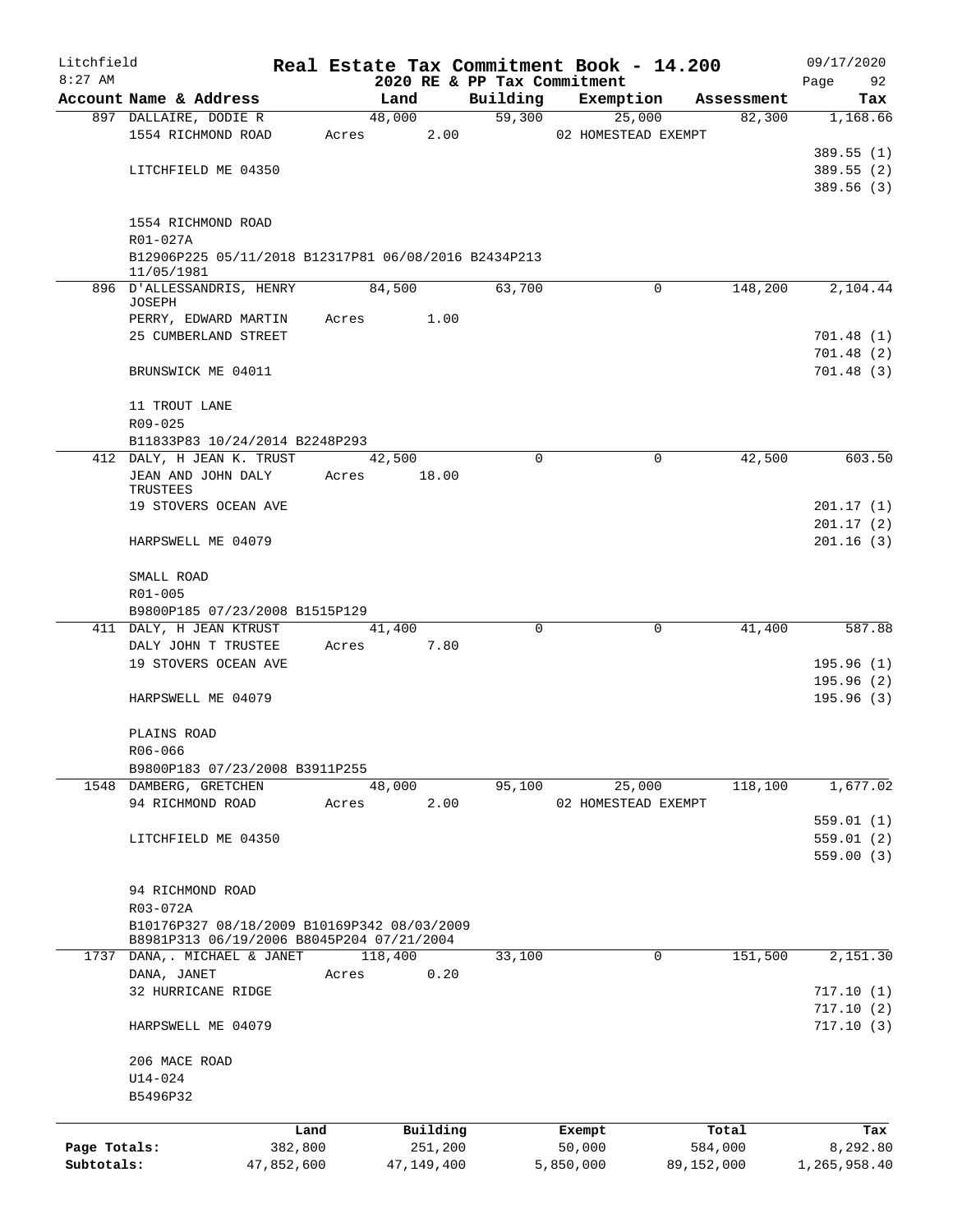# Real Estate Tax Commitment Book - 14.200

## 2020 RE & PP Tax Commitment

Litchfield 8:27 AM — 09/17/2020

| Account Name & Address | Land | Building | Exemption | Assessment | Tax |
|---|---|---|---|---|---|
| 897 DALLAIRE, DODIE R | 48,000 | 59,300 | 25,000 | 82,300 | 1,168.66 |
| 1554 RICHMOND ROAD | Acres 2.00 | | 02 HOMESTEAD EXEMPT | | |
| | | | | | 389.55 (1) |
| LITCHFIELD ME 04350 | | | | | 389.55 (2) |
| | | | | | 389.56 (3) |
| 1554 RICHMOND ROAD | | | | | |
| R01-027A | | | | | |
| B12906P225 05/11/2018 B12317P81 06/08/2016 B2434P213 11/05/1981 | | | | | |
| 896 D'ALLESSANDRIS, HENRY JOSEPH | 84,500 | 63,700 | 0 | 148,200 | 2,104.44 |
| PERRY, EDWARD MARTIN | Acres 1.00 | | | | |
| 25 CUMBERLAND STREET | | | | | 701.48 (1) |
| | | | | | 701.48 (2) |
| BRUNSWICK ME 04011 | | | | | 701.48 (3) |
| 11 TROUT LANE | | | | | |
| R09-025 | | | | | |
| B11833P83 10/24/2014 B2248P293 | | | | | |
| 412 DALY, H JEAN K. TRUST | 42,500 | 0 | 0 | 42,500 | 603.50 |
| JEAN AND JOHN DALY TRUSTEES | Acres 18.00 | | | | |
| 19 STOVERS OCEAN AVE | | | | | 201.17 (1) |
| | | | | | 201.17 (2) |
| HARPSWELL ME 04079 | | | | | 201.16 (3) |
| SMALL ROAD | | | | | |
| R01-005 | | | | | |
| B9800P185 07/23/2008 B1515P129 | | | | | |
| 411 DALY, H JEAN KTRUST | 41,400 | 0 | 0 | 41,400 | 587.88 |
| DALY JOHN T TRUSTEE | Acres 7.80 | | | | |
| 19 STOVERS OCEAN AVE | | | | | 195.96 (1) |
| | | | | | 195.96 (2) |
| HARPSWELL ME 04079 | | | | | 195.96 (3) |
| PLAINS ROAD | | | | | |
| R06-066 | | | | | |
| B9800P183 07/23/2008 B3911P255 | | | | | |
| 1548 DAMBERG, GRETCHEN | 48,000 | 95,100 | 25,000 | 118,100 | 1,677.02 |
| 94 RICHMOND ROAD | Acres 2.00 | | 02 HOMESTEAD EXEMPT | | |
| | | | | | 559.01 (1) |
| LITCHFIELD ME 04350 | | | | | 559.01 (2) |
| | | | | | 559.00 (3) |
| 94 RICHMOND ROAD | | | | | |
| R03-072A | | | | | |
| B10176P327 08/18/2009 B10169P342 08/03/2009 B8981P313 06/19/2006 B8045P204 07/21/2004 | | | | | |
| 1737 DANA,. MICHAEL & JANET | 118,400 | 33,100 | 0 | 151,500 | 2,151.30 |
| DANA, JANET | Acres 0.20 | | | | |
| 32 HURRICANE RIDGE | | | | | 717.10 (1) |
| | | | | | 717.10 (2) |
| HARPSWELL ME 04079 | | | | | 717.10 (3) |
| 206 MACE ROAD | | | | | |
| U14-024 | | | | | |
| B5496P32 | | | | | |

| | Land | Building | Exempt | Total | Tax |
|---|---|---|---|---|---|
| Page Totals: | 382,800 | 251,200 | 50,000 | 584,000 | 8,292.80 |
| Subtotals: | 47,852,600 | 47,149,400 | 5,850,000 | 89,152,000 | 1,265,958.40 |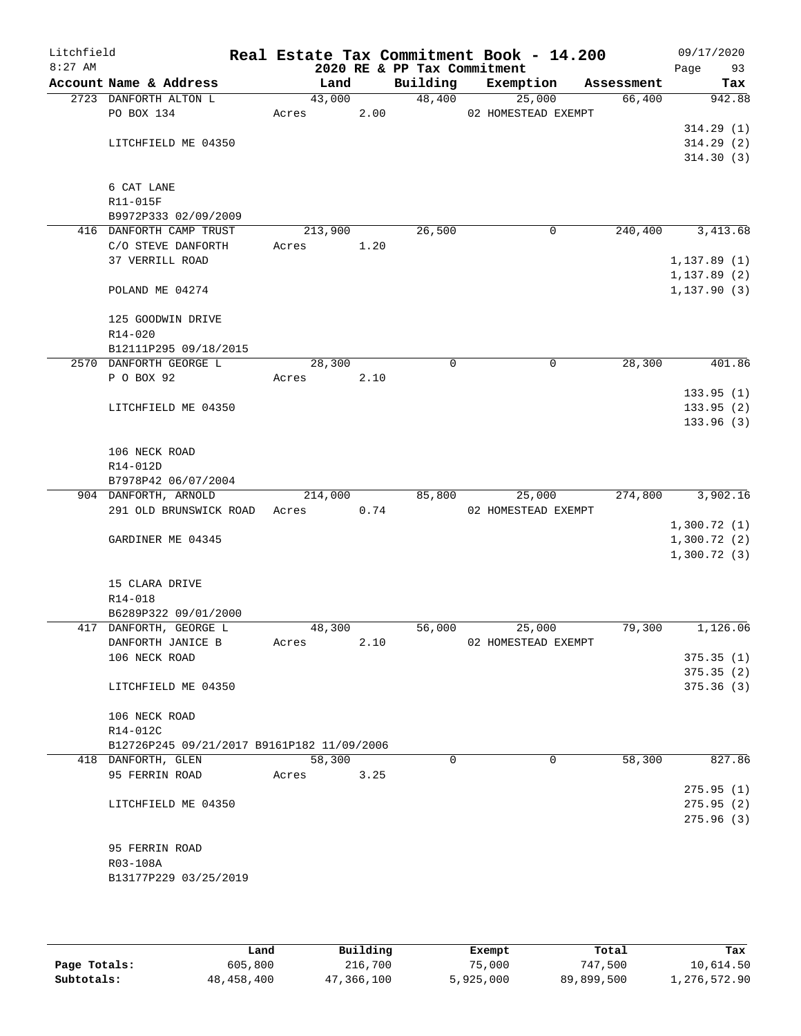Litchfield
8:27 AM

# Real Estate Tax Commitment Book - 14.200

2020 RE & PP Tax Commitment

09/17/2020
Page 93

| Account Name & Address | Land | Building | Exemption | Assessment | Tax |
|---|---|---|---|---|---|
| 2723 DANFORTH ALTON L | 43,000 | 48,400 | 25,000 | 66,400 | 942.88 |
| PO BOX 134 | Acres 2.00 | | 02 HOMESTEAD EXEMPT | | |
| | | | | | 314.29 (1) |
| LITCHFIELD ME 04350 | | | | | 314.29 (2) |
| | | | | | 314.30 (3) |
| 6 CAT LANE | | | | | |
| R11-015F | | | | | |
| B9972P333 02/09/2009 | | | | | |
| 416 DANFORTH CAMP TRUST | 213,900 | 26,500 | 0 | 240,400 | 3,413.68 |
| C/O STEVE DANFORTH | Acres 1.20 | | | | |
| 37 VERRILL ROAD | | | | | 1,137.89 (1) |
| | | | | | 1,137.89 (2) |
| POLAND ME 04274 | | | | | 1,137.90 (3) |
| 125 GOODWIN DRIVE | | | | | |
| R14-020 | | | | | |
| B12111P295 09/18/2015 | | | | | |
| 2570 DANFORTH GEORGE L | 28,300 | 0 | 0 | 28,300 | 401.86 |
| P O BOX 92 | Acres 2.10 | | | | |
| | | | | | 133.95 (1) |
| LITCHFIELD ME 04350 | | | | | 133.95 (2) |
| | | | | | 133.96 (3) |
| 106 NECK ROAD | | | | | |
| R14-012D | | | | | |
| B7978P42 06/07/2004 | | | | | |
| 904 DANFORTH, ARNOLD | 214,000 | 85,800 | 25,000 | 274,800 | 3,902.16 |
| 291 OLD BRUNSWICK ROAD | Acres 0.74 | | 02 HOMESTEAD EXEMPT | | |
| | | | | | 1,300.72 (1) |
| GARDINER ME 04345 | | | | | 1,300.72 (2) |
| | | | | | 1,300.72 (3) |
| 15 CLARA DRIVE | | | | | |
| R14-018 | | | | | |
| B6289P322 09/01/2000 | | | | | |
| 417 DANFORTH, GEORGE L | 48,300 | 56,000 | 25,000 | 79,300 | 1,126.06 |
| DANFORTH JANICE B | Acres 2.10 | | 02 HOMESTEAD EXEMPT | | |
| 106 NECK ROAD | | | | | 375.35 (1) |
| | | | | | 375.35 (2) |
| LITCHFIELD ME 04350 | | | | | 375.36 (3) |
| 106 NECK ROAD | | | | | |
| R14-012C | | | | | |
| B12726P245 09/21/2017 B9161P182 11/09/2006 | | | | | |
| 418 DANFORTH, GLEN | 58,300 | 0 | 0 | 58,300 | 827.86 |
| 95 FERRIN ROAD | Acres 3.25 | | | | |
| | | | | | 275.95 (1) |
| LITCHFIELD ME 04350 | | | | | 275.95 (2) |
| | | | | | 275.96 (3) |
| 95 FERRIN ROAD | | | | | |
| R03-108A | | | | | |
| B13177P229 03/25/2019 | | | | | |

| | Land | Building | Exempt | Total | Tax |
|---|---|---|---|---|---|
| Page Totals: | 605,800 | 216,700 | 75,000 | 747,500 | 10,614.50 |
| Subtotals: | 48,458,400 | 47,366,100 | 5,925,000 | 89,899,500 | 1,276,572.90 |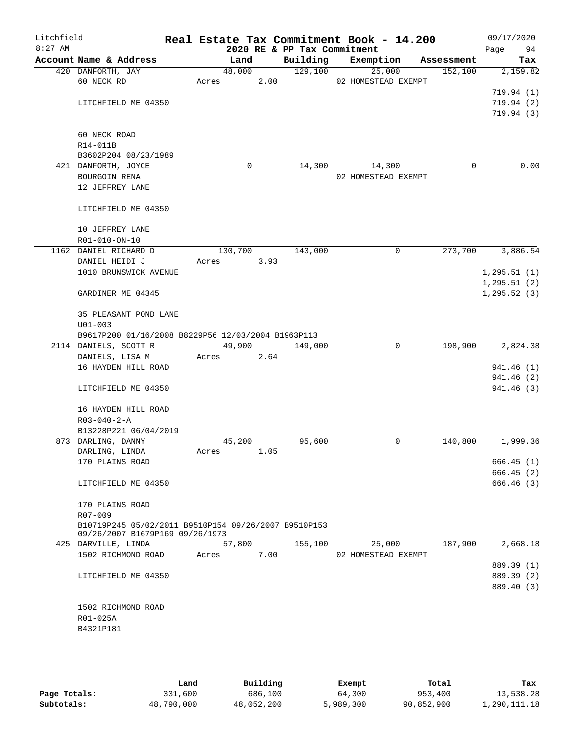Litchfield 8:27 AM

# Real Estate Tax Commitment Book - 14.200

2020 RE & PP Tax Commitment

09/17/2020 Page 94

| Account Name & Address | Land | Building | Exemption | Assessment | Tax |
|---|---|---|---|---|---|
| 420 DANFORTH, JAY | 48,000 | 129,100 | 25,000 | 152,100 | 2,159.82 |
| 60 NECK RD | Acres 2.00 | | 02 HOMESTEAD EXEMPT | | |
| | | | | | 719.94 (1) |
| LITCHFIELD ME 04350 | | | | | 719.94 (2) |
| | | | | | 719.94 (3) |
| 60 NECK ROAD | | | | | |
| R14-011B | | | | | |
| B3602P204 08/23/1989 | | | | | |
| 421 DANFORTH, JOYCE | 0 | 14,300 | 14,300 | 0 | 0.00 |
| BOURGOIN RENA | | | 02 HOMESTEAD EXEMPT | | |
| 12 JEFFREY LANE | | | | | |
| LITCHFIELD ME 04350 | | | | | |
| 10 JEFFREY LANE | | | | | |
| R01-010-ON-10 | | | | | |
| 1162 DANIEL RICHARD D | 130,700 | 143,000 | 0 | 273,700 | 3,886.54 |
| DANIEL HEIDI J | Acres 3.93 | | | | |
| 1010 BRUNSWICK AVENUE | | | | | 1,295.51 (1) |
| | | | | | 1,295.51 (2) |
| GARDINER ME 04345 | | | | | 1,295.52 (3) |
| 35 PLEASANT POND LANE | | | | | |
| U01-003 | | | | | |
| B9617P200 01/16/2008 B8229P56 12/03/2004 B1963P113 | | | | | |
| 2114 DANIELS, SCOTT R | 49,900 | 149,000 | 0 | 198,900 | 2,824.38 |
| DANIELS, LISA M | Acres 2.64 | | | | |
| 16 HAYDEN HILL ROAD | | | | | 941.46 (1) |
| | | | | | 941.46 (2) |
| LITCHFIELD ME 04350 | | | | | 941.46 (3) |
| 16 HAYDEN HILL ROAD | | | | | |
| R03-040-2-A | | | | | |
| B13228P221 06/04/2019 | | | | | |
| 873 DARLING, DANNY | 45,200 | 95,600 | 0 | 140,800 | 1,999.36 |
| DARLING, LINDA | Acres 1.05 | | | | |
| 170 PLAINS ROAD | | | | | 666.45 (1) |
| | | | | | 666.45 (2) |
| LITCHFIELD ME 04350 | | | | | 666.46 (3) |
| 170 PLAINS ROAD | | | | | |
| R07-009 | | | | | |
| B10719P245 05/02/2011 B9510P154 09/26/2007 B9510P153 09/26/2007 B1679P169 09/26/1973 | | | | | |
| 425 DARVILLE, LINDA | 57,800 | 155,100 | 25,000 | 187,900 | 2,668.18 |
| 1502 RICHMOND ROAD | Acres 7.00 | | 02 HOMESTEAD EXEMPT | | |
| | | | | | 889.39 (1) |
| LITCHFIELD ME 04350 | | | | | 889.39 (2) |
| | | | | | 889.40 (3) |
| 1502 RICHMOND ROAD | | | | | |
| R01-025A | | | | | |
| B4321P181 | | | | | |

| | Land | Building | Exempt | Total | Tax |
|---|---|---|---|---|---|
| Page Totals: | 331,600 | 686,100 | 64,300 | 953,400 | 13,538.28 |
| Subtotals: | 48,790,000 | 48,052,200 | 5,989,300 | 90,852,900 | 1,290,111.18 |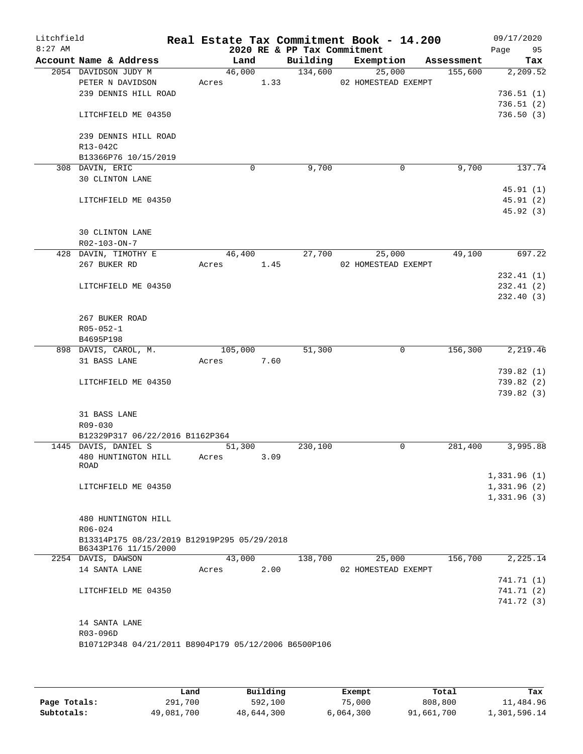Litchfield

8:27 AM

# Real Estate Tax Commitment Book - 14.200

## 2020 RE & PP Tax Commitment

09/17/2020

| Account Name & Address | Land | Building | Exemption | Assessment | Tax |
|---|---|---|---|---|---|
| 2054 DAVIDSON JUDY M | 46,000 | 134,600 | 25,000 | 155,600 | 2,209.52 |
| PETER N DAVIDSON | Acres 1.33 | | 02 HOMESTEAD EXEMPT | | |
| 239 DENNIS HILL ROAD | | | | | 736.51 (1) |
| | | | | | 736.51 (2) |
| LITCHFIELD ME 04350 | | | | | 736.50 (3) |
| 239 DENNIS HILL ROAD | | | | | |
| R13-042C | | | | | |
| B13366P76 10/15/2019 | | | | | |
| 308 DAVIN, ERIC | 0 | 9,700 | 0 | 9,700 | 137.74 |
| 30 CLINTON LANE | | | | | |
| | | | | | 45.91 (1) |
| LITCHFIELD ME 04350 | | | | | 45.91 (2) |
| | | | | | 45.92 (3) |
| 30 CLINTON LANE | | | | | |
| R02-103-ON-7 | | | | | |
| 428 DAVIN, TIMOTHY E | 46,400 | 27,700 | 25,000 | 49,100 | 697.22 |
| 267 BUKER RD | Acres 1.45 | | 02 HOMESTEAD EXEMPT | | |
| | | | | | 232.41 (1) |
| LITCHFIELD ME 04350 | | | | | 232.41 (2) |
| | | | | | 232.40 (3) |
| 267 BUKER ROAD | | | | | |
| R05-052-1 | | | | | |
| B4695P198 | | | | | |
| 898 DAVIS, CAROL, M. | 105,000 | 51,300 | 0 | 156,300 | 2,219.46 |
| 31 BASS LANE | Acres 7.60 | | | | |
| | | | | | 739.82 (1) |
| LITCHFIELD ME 04350 | | | | | 739.82 (2) |
| | | | | | 739.82 (3) |
| 31 BASS LANE | | | | | |
| R09-030 | | | | | |
| B12329P317 06/22/2016 B1162P364 | | | | | |
| 1445 DAVIS, DANIEL S | 51,300 | 230,100 | 0 | 281,400 | 3,995.88 |
| 480 HUNTINGTON HILL ROAD | Acres 3.09 | | | | |
| | | | | | 1,331.96 (1) |
| LITCHFIELD ME 04350 | | | | | 1,331.96 (2) |
| | | | | | 1,331.96 (3) |
| 480 HUNTINGTON HILL | | | | | |
| R06-024 | | | | | |
| B13314P175 08/23/2019 B12919P295 05/29/2018 B6343P176 11/15/2000 | | | | | |
| 2254 DAVIS, DAWSON | 43,000 | 138,700 | 25,000 | 156,700 | 2,225.14 |
| 14 SANTA LANE | Acres 2.00 | | 02 HOMESTEAD EXEMPT | | |
| | | | | | 741.71 (1) |
| LITCHFIELD ME 04350 | | | | | 741.71 (2) |
| | | | | | 741.72 (3) |
| 14 SANTA LANE | | | | | |
| R03-096D | | | | | |
| B10712P348 04/21/2011 B8904P179 05/12/2006 B6500P106 | | | | | |

| | Land | Building | Exempt | Total | Tax |
|---|---|---|---|---|---|
| Page Totals: | 291,700 | 592,100 | 75,000 | 808,800 | 11,484.96 |
| Subtotals: | 49,081,700 | 48,644,300 | 6,064,300 | 91,661,700 | 1,301,596.14 |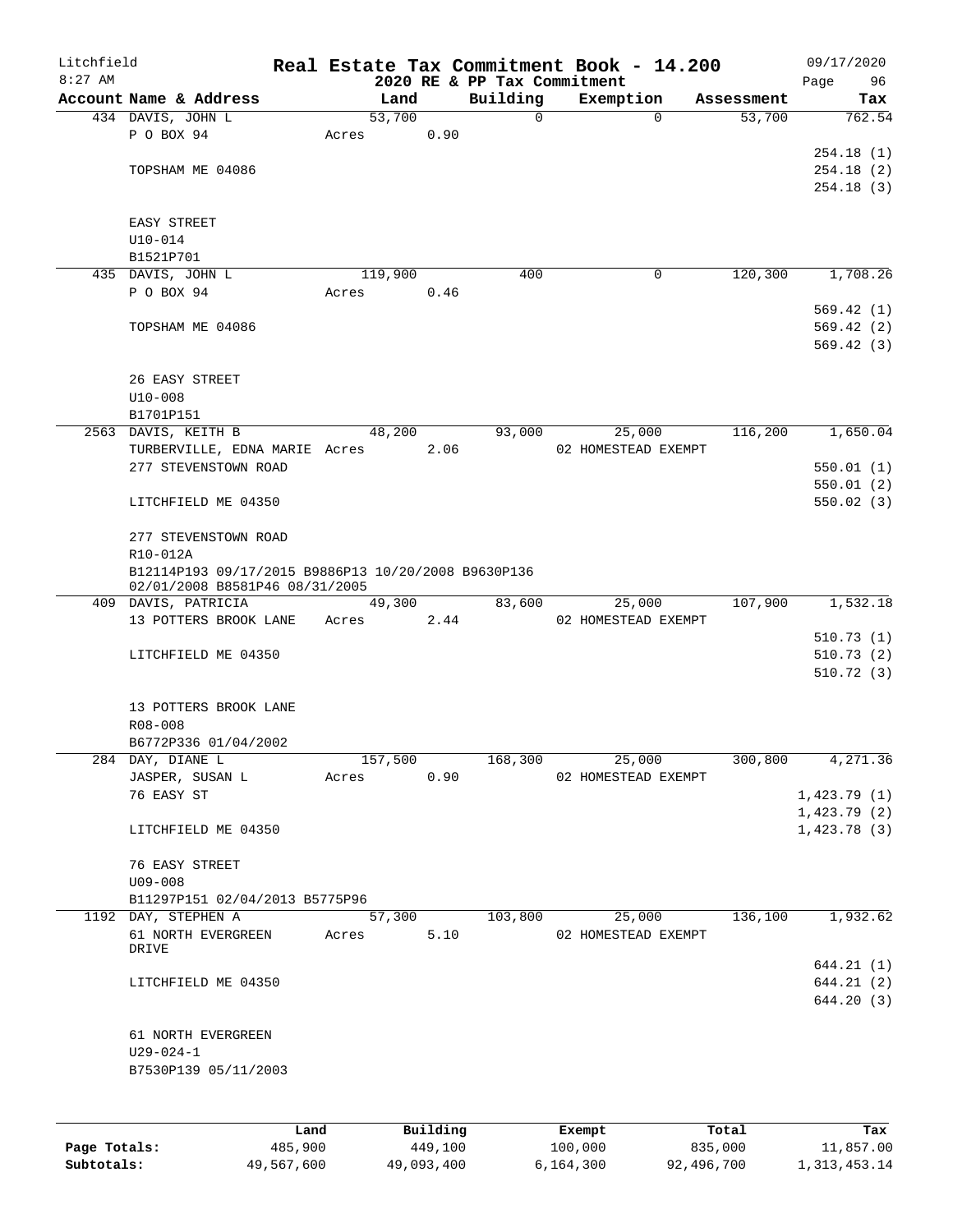# Real Estate Tax Commitment Book - 14.200

Litchfield
8:27 AM

2020 RE & PP Tax Commitment

09/17/2020

| Account Name & Address | Land | Building | Exemption | Assessment | Tax |
|---|---|---|---|---|---|
| 434 DAVIS, JOHN L | 53,700 | 0 | 0 | 53,700 | 762.54 |
| P O BOX 94 | Acres 0.90 | | | | |
| | | | | | 254.18 (1) |
| TOPSHAM ME 04086 | | | | | 254.18 (2) |
| | | | | | 254.18 (3) |
| EASY STREET | | | | | |
| U10-014 | | | | | |
| B1521P701 | | | | | |
| 435 DAVIS, JOHN L | 119,900 | 400 | 0 | 120,300 | 1,708.26 |
| P O BOX 94 | Acres 0.46 | | | | |
| | | | | | 569.42 (1) |
| TOPSHAM ME 04086 | | | | | 569.42 (2) |
| | | | | | 569.42 (3) |
| 26 EASY STREET | | | | | |
| U10-008 | | | | | |
| B1701P151 | | | | | |
| 2563 DAVIS, KEITH B | 48,200 | 93,000 | 25,000 | 116,200 | 1,650.04 |
| TURBERVILLE, EDNA MARIE | Acres 2.06 | | 02 HOMESTEAD EXEMPT | | |
| 277 STEVENSTOWN ROAD | | | | | 550.01 (1) |
| | | | | | 550.01 (2) |
| LITCHFIELD ME 04350 | | | | | 550.02 (3) |
| 277 STEVENSTOWN ROAD | | | | | |
| R10-012A | | | | | |
| B12114P193 09/17/2015 B9886P13 10/20/2008 B9630P136 02/01/2008 B8581P46 08/31/2005 | | | | | |
| 409 DAVIS, PATRICIA | 49,300 | 83,600 | 25,000 | 107,900 | 1,532.18 |
| 13 POTTERS BROOK LANE | Acres 2.44 | | 02 HOMESTEAD EXEMPT | | |
| | | | | | 510.73 (1) |
| LITCHFIELD ME 04350 | | | | | 510.73 (2) |
| | | | | | 510.72 (3) |
| 13 POTTERS BROOK LANE | | | | | |
| R08-008 | | | | | |
| B6772P336 01/04/2002 | | | | | |
| 284 DAY, DIANE L | 157,500 | 168,300 | 25,000 | 300,800 | 4,271.36 |
| JASPER, SUSAN L | Acres 0.90 | | 02 HOMESTEAD EXEMPT | | |
| 76 EASY ST | | | | | 1,423.79 (1) |
| | | | | | 1,423.79 (2) |
| LITCHFIELD ME 04350 | | | | | 1,423.78 (3) |
| 76 EASY STREET | | | | | |
| U09-008 | | | | | |
| B11297P151 02/04/2013 B5775P96 | | | | | |
| 1192 DAY, STEPHEN A | 57,300 | 103,800 | 25,000 | 136,100 | 1,932.62 |
| 61 NORTH EVERGREEN DRIVE | Acres 5.10 | | 02 HOMESTEAD EXEMPT | | |
| | | | | | 644.21 (1) |
| LITCHFIELD ME 04350 | | | | | 644.21 (2) |
| | | | | | 644.20 (3) |
| 61 NORTH EVERGREEN | | | | | |
| U29-024-1 | | | | | |
| B7530P139 05/11/2003 | | | | | |

| | Land | Building | Exempt | Total | Tax |
|---|---|---|---|---|---|
| Page Totals: | 485,900 | 449,100 | 100,000 | 835,000 | 11,857.00 |
| Subtotals: | 49,567,600 | 49,093,400 | 6,164,300 | 92,496,700 | 1,313,453.14 |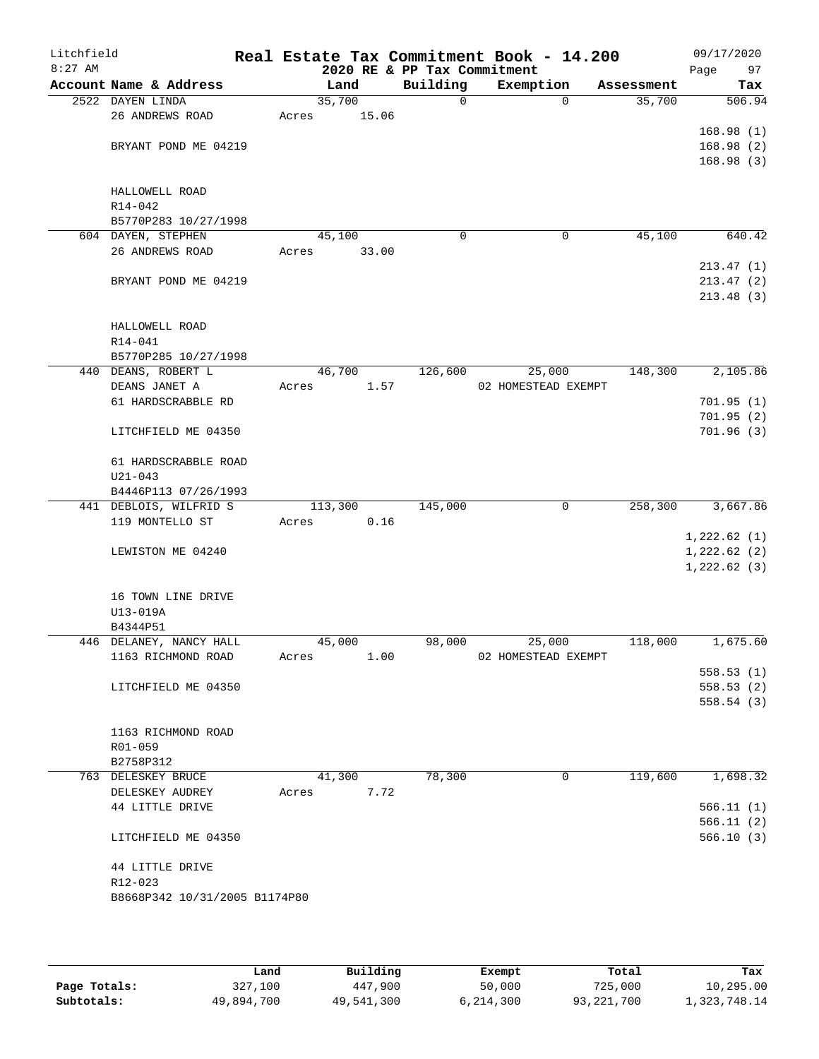Litchfield
8:27 AM

# Real Estate Tax Commitment Book - 14.200

2020 RE & PP Tax Commitment

09/17/2020

| Account Name & Address | Land | Building | Exemption | Assessment | Tax |
|---|---|---|---|---|---|
| 2522 DAYEN LINDA | 35,700 | 0 | 0 | 35,700 | 506.94 |
| 26 ANDREWS ROAD | Acres 15.06 | | | | |
| | | | | | 168.98 (1) |
| BRYANT POND ME 04219 | | | | | 168.98 (2) |
| | | | | | 168.98 (3) |
| HALLOWELL ROAD | | | | | |
| R14-042 | | | | | |
| B5770P283 10/27/1998 | | | | | |
| 604 DAYEN, STEPHEN | 45,100 | 0 | 0 | 45,100 | 640.42 |
| 26 ANDREWS ROAD | Acres 33.00 | | | | |
| | | | | | 213.47 (1) |
| BRYANT POND ME 04219 | | | | | 213.47 (2) |
| | | | | | 213.48 (3) |
| HALLOWELL ROAD | | | | | |
| R14-041 | | | | | |
| B5770P285 10/27/1998 | | | | | |
| 440 DEANS, ROBERT L | 46,700 | 126,600 | 25,000 | 148,300 | 2,105.86 |
| DEANS JANET A | Acres 1.57 | | 02 HOMESTEAD EXEMPT | | |
| 61 HARDSCRABBLE RD | | | | | 701.95 (1) |
| | | | | | 701.95 (2) |
| LITCHFIELD ME 04350 | | | | | 701.96 (3) |
| 61 HARDSCRABBLE ROAD | | | | | |
| U21-043 | | | | | |
| B4446P113 07/26/1993 | | | | | |
| 441 DEBLOIS, WILFRID S | 113,300 | 145,000 | 0 | 258,300 | 3,667.86 |
| 119 MONTELLO ST | Acres 0.16 | | | | |
| | | | | | 1,222.62 (1) |
| LEWISTON ME 04240 | | | | | 1,222.62 (2) |
| | | | | | 1,222.62 (3) |
| 16 TOWN LINE DRIVE | | | | | |
| U13-019A | | | | | |
| B4344P51 | | | | | |
| 446 DELANEY, NANCY HALL | 45,000 | 98,000 | 25,000 | 118,000 | 1,675.60 |
| 1163 RICHMOND ROAD | Acres 1.00 | | 02 HOMESTEAD EXEMPT | | |
| | | | | | 558.53 (1) |
| LITCHFIELD ME 04350 | | | | | 558.53 (2) |
| | | | | | 558.54 (3) |
| 1163 RICHMOND ROAD | | | | | |
| R01-059 | | | | | |
| B2758P312 | | | | | |
| 763 DELESKEY BRUCE | 41,300 | 78,300 | 0 | 119,600 | 1,698.32 |
| DELESKEY AUDREY | Acres 7.72 | | | | |
| 44 LITTLE DRIVE | | | | | 566.11 (1) |
| | | | | | 566.11 (2) |
| LITCHFIELD ME 04350 | | | | | 566.10 (3) |
| 44 LITTLE DRIVE | | | | | |
| R12-023 | | | | | |
| B8668P342 10/31/2005 B1174P80 | | | | | |

| | Land | Building | Exempt | Total | Tax |
|---|---|---|---|---|---|
| Page Totals: | 327,100 | 447,900 | 50,000 | 725,000 | 10,295.00 |
| Subtotals: | 49,894,700 | 49,541,300 | 6,214,300 | 93,221,700 | 1,323,748.14 |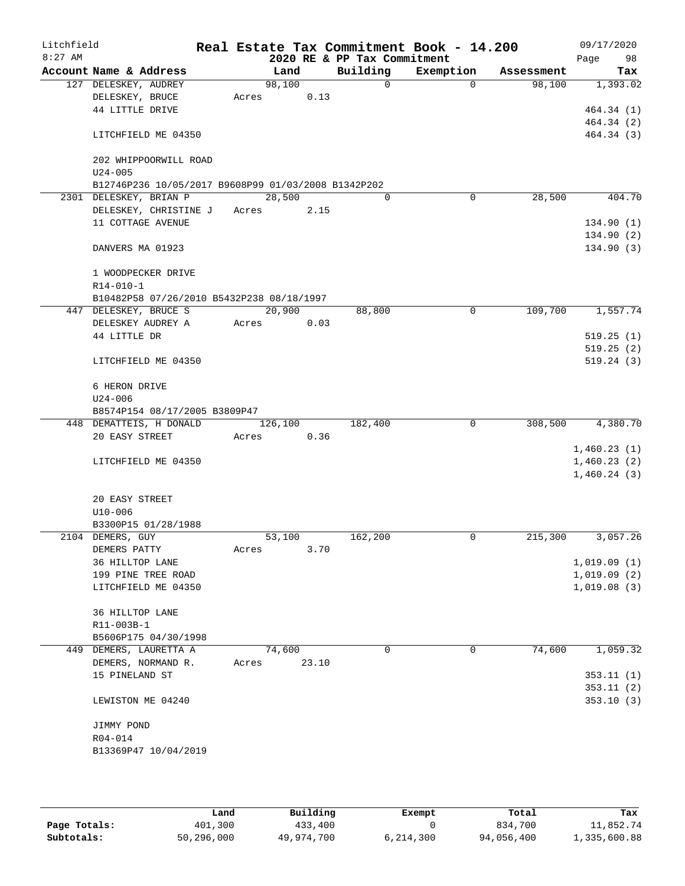# Real Estate Tax Commitment Book - 14.200

Litchfield 8:27 AM — 2020 RE & PP Tax Commitment — 09/17/2020

| Account Name & Address | Land | Building | Exemption | Assessment | Tax |
|---|---|---|---|---|---|
| 127 DELESKEY, AUDREY | 98,100 | 0 | 0 | 98,100 | 1,393.02 |
| DELESKEY, BRUCE | Acres 0.13 | | | | |
| 44 LITTLE DRIVE | | | | | 464.34 (1) |
| | | | | | 464.34 (2) |
| LITCHFIELD ME 04350 | | | | | 464.34 (3) |
| 202 WHIPPOORWILL ROAD | | | | | |
| U24-005 | | | | | |
| B12746P236 10/05/2017 B9608P99 01/03/2008 B1342P202 | | | | | |
| 2301 DELESKEY, BRIAN P | 28,500 | 0 | 0 | 28,500 | 404.70 |
| DELESKEY, CHRISTINE J | Acres 2.15 | | | | |
| 11 COTTAGE AVENUE | | | | | 134.90 (1) |
| | | | | | 134.90 (2) |
| DANVERS MA 01923 | | | | | 134.90 (3) |
| 1 WOODPECKER DRIVE | | | | | |
| R14-010-1 | | | | | |
| B10482P58 07/26/2010 B5432P238 08/18/1997 | | | | | |
| 447 DELESKEY, BRUCE S | 20,900 | 88,800 | 0 | 109,700 | 1,557.74 |
| DELESKEY AUDREY A | Acres 0.03 | | | | |
| 44 LITTLE DR | | | | | 519.25 (1) |
| | | | | | 519.25 (2) |
| LITCHFIELD ME 04350 | | | | | 519.24 (3) |
| 6 HERON DRIVE | | | | | |
| U24-006 | | | | | |
| B8574P154 08/17/2005 B3809P47 | | | | | |
| 448 DEMATTEIS, H DONALD | 126,100 | 182,400 | 0 | 308,500 | 4,380.70 |
| 20 EASY STREET | Acres 0.36 | | | | |
| | | | | | 1,460.23 (1) |
| LITCHFIELD ME 04350 | | | | | 1,460.23 (2) |
| | | | | | 1,460.24 (3) |
| 20 EASY STREET | | | | | |
| U10-006 | | | | | |
| B3300P15 01/28/1988 | | | | | |
| 2104 DEMERS, GUY | 53,100 | 162,200 | 0 | 215,300 | 3,057.26 |
| DEMERS PATTY | Acres 3.70 | | | | |
| 36 HILLTOP LANE | | | | | 1,019.09 (1) |
| 199 PINE TREE ROAD | | | | | 1,019.09 (2) |
| LITCHFIELD ME 04350 | | | | | 1,019.08 (3) |
| 36 HILLTOP LANE | | | | | |
| R11-003B-1 | | | | | |
| B5606P175 04/30/1998 | | | | | |
| 449 DEMERS, LAURETTA A | 74,600 | 0 | 0 | 74,600 | 1,059.32 |
| DEMERS, NORMAND R. | Acres 23.10 | | | | |
| 15 PINELAND ST | | | | | 353.11 (1) |
| | | | | | 353.11 (2) |
| LEWISTON ME 04240 | | | | | 353.10 (3) |
| JIMMY POND | | | | | |
| R04-014 | | | | | |
| B13369P47 10/04/2019 | | | | | |

| | Land | Building | Exempt | Total | Tax |
|---|---|---|---|---|---|
| Page Totals: | 401,300 | 433,400 | 0 | 834,700 | 11,852.74 |
| Subtotals: | 50,296,000 | 49,974,700 | 6,214,300 | 94,056,400 | 1,335,600.88 |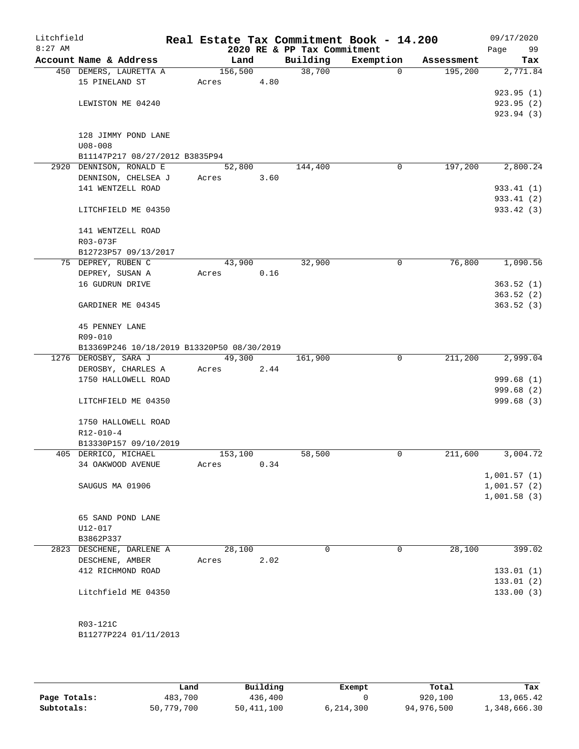# Litchfield — Real Estate Tax Commitment Book - 14.200

8:27 AM — 2020 RE & PP Tax Commitment — 09/17/2020

| Account Name & Address | Land | Building | Exemption | Assessment | Tax |
|---|---|---|---|---|---|
| 450 DEMERS, LAURETTA A<br>15 PINELAND ST<br><br>LEWISTON ME 04240<br><br>128 JIMMY POND LANE<br>U08-008<br>B11147P217 08/27/2012 B3835P94 | 156,500<br>Acres 4.80 | 38,700 | 0 | 195,200 | 2,771.84<br><br>923.95 (1)<br>923.95 (2)<br>923.94 (3) |
| 2920 DENNISON, RONALD E<br>DENNISON, CHELSEA J<br>141 WENTZELL ROAD<br><br>LITCHFIELD ME 04350<br><br>141 WENTZELL ROAD<br>R03-073F<br>B12723P57 09/13/2017 | 52,800<br>Acres 3.60 | 144,400 | 0 | 197,200 | 2,800.24<br><br>933.41 (1)<br>933.41 (2)<br>933.42 (3) |
| 75 DEPREY, RUBEN C<br>DEPREY, SUSAN A<br>16 GUDRUN DRIVE<br><br>GARDINER ME 04345<br><br>45 PENNEY LANE<br>R09-010<br>B13369P246 10/18/2019 B13320P50 08/30/2019 | 43,900<br>Acres 0.16 | 32,900 | 0 | 76,800 | 1,090.56<br><br>363.52 (1)<br>363.52 (2)<br>363.52 (3) |
| 1276 DEROSBY, SARA J<br>DEROSBY, CHARLES A<br>1750 HALLOWELL ROAD<br><br>LITCHFIELD ME 04350<br><br>1750 HALLOWELL ROAD<br>R12-010-4<br>B13330P157 09/10/2019 | 49,300<br>Acres 2.44 | 161,900 | 0 | 211,200 | 2,999.04<br><br>999.68 (1)<br>999.68 (2)<br>999.68 (3) |
| 405 DERRICO, MICHAEL<br>34 OAKWOOD AVENUE<br><br>SAUGUS MA 01906<br><br>65 SAND POND LANE<br>U12-017<br>B3862P337 | 153,100<br>Acres 0.34 | 58,500 | 0 | 211,600 | 3,004.72<br><br>1,001.57 (1)<br>1,001.57 (2)<br>1,001.58 (3) |
| 2823 DESCHENE, DARLENE A<br>DESCHENE, AMBER<br>412 RICHMOND ROAD<br><br>Litchfield ME 04350<br><br>R03-121C<br>B11277P224 01/11/2013 | 28,100<br>Acres 2.02 | 0 | 0 | 28,100 | 399.02<br><br>133.01 (1)<br>133.01 (2)<br>133.00 (3) |

| | Land | Building | Exempt | Total | Tax |
|---|---|---|---|---|---|
| Page Totals: | 483,700 | 436,400 | 0 | 920,100 | 13,065.42 |
| Subtotals: | 50,779,700 | 50,411,100 | 6,214,300 | 94,976,500 | 1,348,666.30 |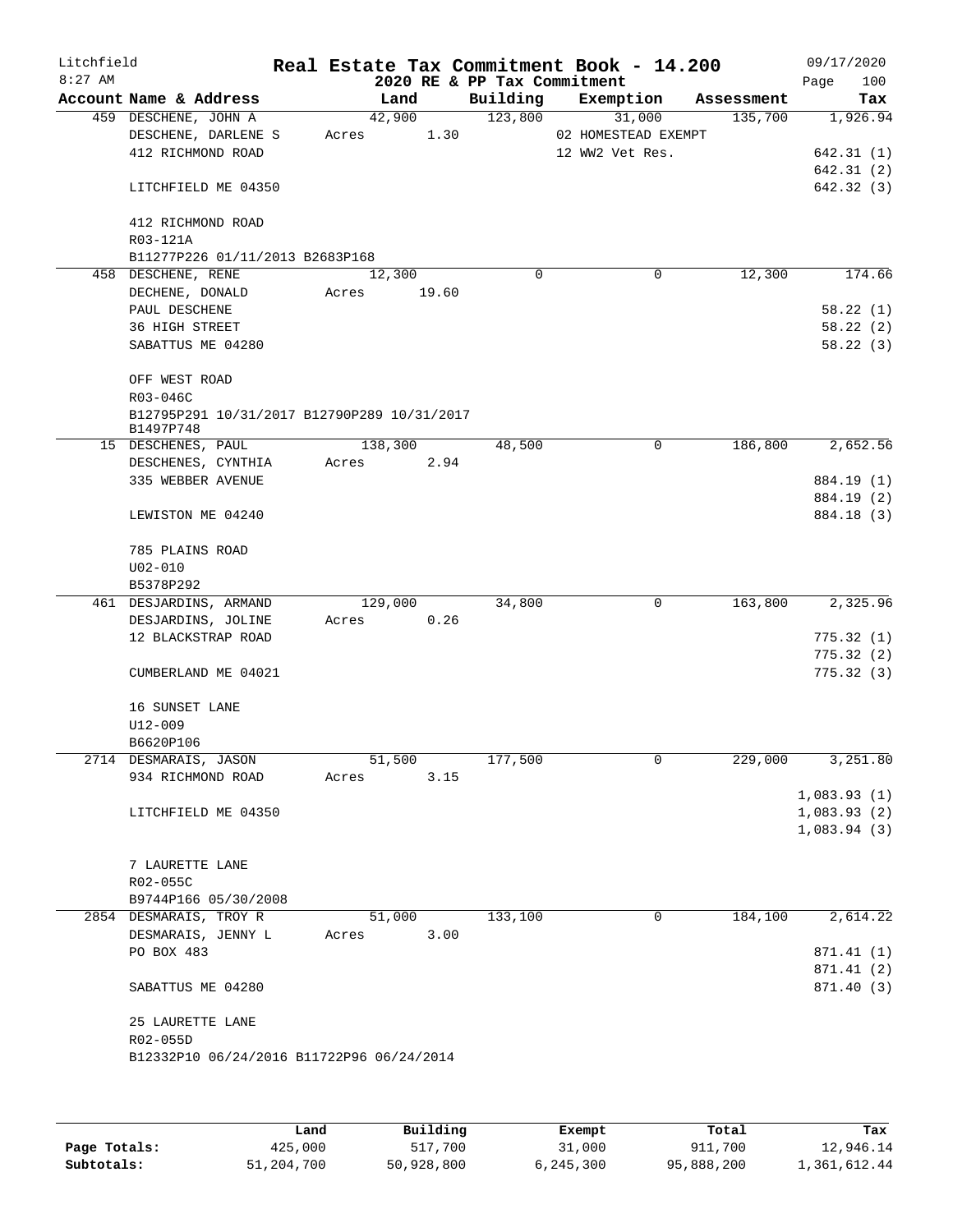# Real Estate Tax Commitment Book - 14.200

## 2020 RE & PP Tax Commitment

Litchfield 8:27 AM — 09/17/2020

| Account Name & Address | Land | Building | Exemption | Assessment | Tax |
|---|---|---|---|---|---|
| 459 DESCHENE, JOHN A | 42,900 | 123,800 | 31,000 | 135,700 | 1,926.94 |
| DESCHENE, DARLENE S | Acres 1.30 | | 02 HOMESTEAD EXEMPT | | |
| 412 RICHMOND ROAD | | | 12 WW2 Vet Res. | | 642.31 (1) |
| | | | | | 642.31 (2) |
| LITCHFIELD ME 04350 | | | | | 642.32 (3) |
| 412 RICHMOND ROAD | | | | | |
| R03-121A | | | | | |
| B11277P226 01/11/2013 B2683P168 | | | | | |
| 458 DESCHENE, RENE | 12,300 | 0 | 0 | 12,300 | 174.66 |
| DECHENE, DONALD | Acres 19.60 | | | | |
| PAUL DESCHENE | | | | | 58.22 (1) |
| 36 HIGH STREET | | | | | 58.22 (2) |
| SABATTUS ME 04280 | | | | | 58.22 (3) |
| OFF WEST ROAD | | | | | |
| R03-046C | | | | | |
| B12795P291 10/31/2017 B12790P289 10/31/2017 B1497P748 | | | | | |
| 15 DESCHENES, PAUL | 138,300 | 48,500 | 0 | 186,800 | 2,652.56 |
| DESCHENES, CYNTHIA | Acres 2.94 | | | | |
| 335 WEBBER AVENUE | | | | | 884.19 (1) |
| | | | | | 884.19 (2) |
| LEWISTON ME 04240 | | | | | 884.18 (3) |
| 785 PLAINS ROAD | | | | | |
| U02-010 | | | | | |
| B5378P292 | | | | | |
| 461 DESJARDINS, ARMAND | 129,000 | 34,800 | 0 | 163,800 | 2,325.96 |
| DESJARDINS, JOLINE | Acres 0.26 | | | | |
| 12 BLACKSTRAP ROAD | | | | | 775.32 (1) |
| | | | | | 775.32 (2) |
| CUMBERLAND ME 04021 | | | | | 775.32 (3) |
| 16 SUNSET LANE | | | | | |
| U12-009 | | | | | |
| B6620P106 | | | | | |
| 2714 DESMARAIS, JASON | 51,500 | 177,500 | 0 | 229,000 | 3,251.80 |
| 934 RICHMOND ROAD | Acres 3.15 | | | | |
| | | | | | 1,083.93 (1) |
| LITCHFIELD ME 04350 | | | | | 1,083.93 (2) |
| | | | | | 1,083.94 (3) |
| 7 LAURETTE LANE | | | | | |
| R02-055C | | | | | |
| B9744P166 05/30/2008 | | | | | |
| 2854 DESMARAIS, TROY R | 51,000 | 133,100 | 0 | 184,100 | 2,614.22 |
| DESMARAIS, JENNY L | Acres 3.00 | | | | |
| PO BOX 483 | | | | | 871.41 (1) |
| | | | | | 871.41 (2) |
| SABATTUS ME 04280 | | | | | 871.40 (3) |
| 25 LAURETTE LANE | | | | | |
| R02-055D | | | | | |
| B12332P10 06/24/2016 B11722P96 06/24/2014 | | | | | |

| | Land | Building | Exempt | Total | Tax |
|---|---|---|---|---|---|
| Page Totals: | 425,000 | 517,700 | 31,000 | 911,700 | 12,946.14 |
| Subtotals: | 51,204,700 | 50,928,800 | 6,245,300 | 95,888,200 | 1,361,612.44 |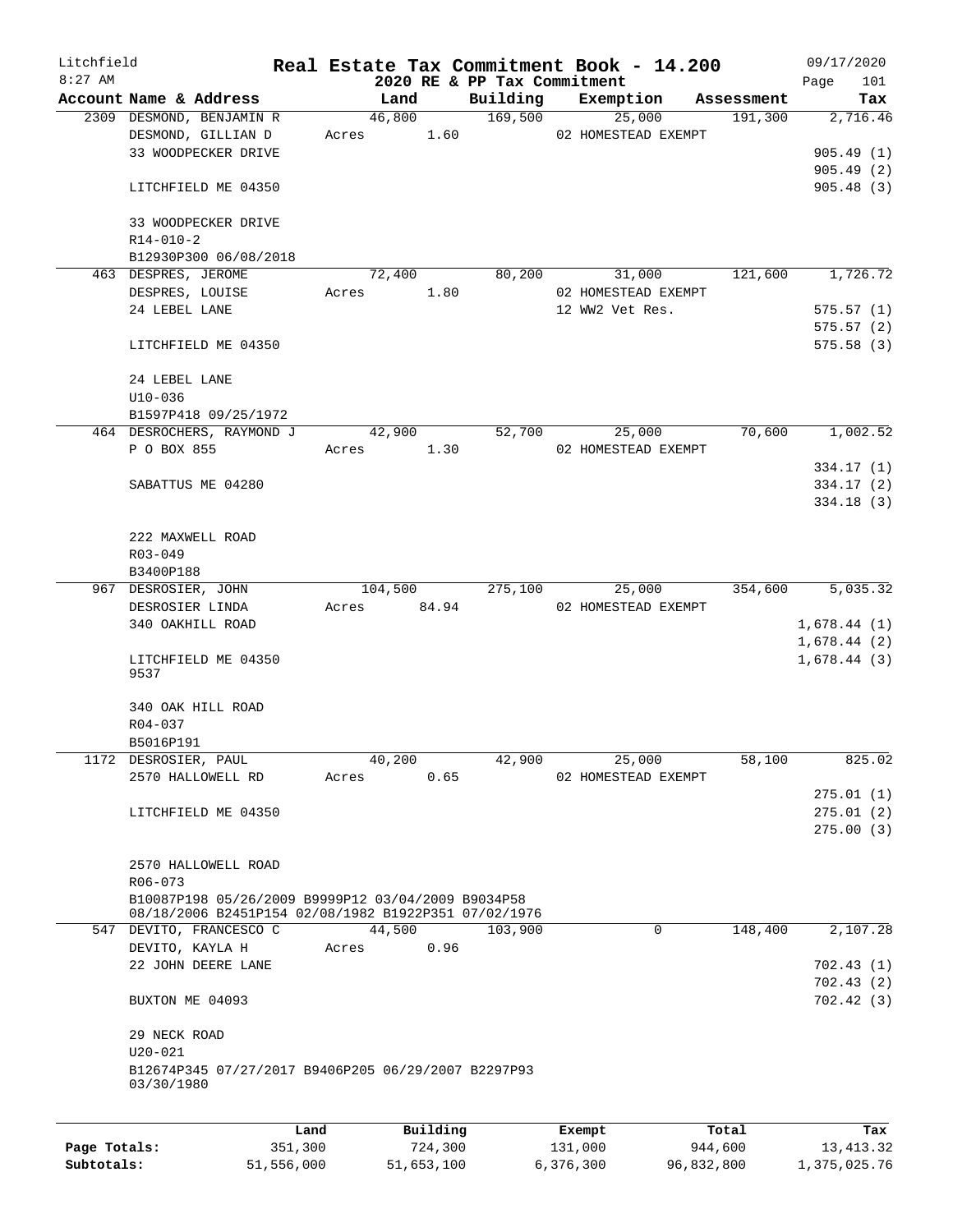# Real Estate Tax Commitment Book - 14.200

Litchfield
8:27 AM

2020 RE & PP Tax Commitment

09/17/2020

| Account Name & Address | Land | Building | Exemption | Assessment | Tax |
|---|---|---|---|---|---|
| 2309 DESMOND, BENJAMIN R | 46,800 | 169,500 | 25,000 | 191,300 | 2,716.46 |
| DESMOND, GILLIAN D | Acres 1.60 | | 02 HOMESTEAD EXEMPT | | |
| 33 WOODPECKER DRIVE | | | | | 905.49 (1) |
| | | | | | 905.49 (2) |
| LITCHFIELD ME 04350 | | | | | 905.48 (3) |
| 33 WOODPECKER DRIVE | | | | | |
| R14-010-2 | | | | | |
| B12930P300 06/08/2018 | | | | | |
| 463 DESPRES, JEROME | 72,400 | 80,200 | 31,000 | 121,600 | 1,726.72 |
| DESPRES, LOUISE | Acres 1.80 | | 02 HOMESTEAD EXEMPT | | |
| 24 LEBEL LANE | | | 12 WW2 Vet Res. | | 575.57 (1) |
| | | | | | 575.57 (2) |
| LITCHFIELD ME 04350 | | | | | 575.58 (3) |
| 24 LEBEL LANE | | | | | |
| U10-036 | | | | | |
| B1597P418 09/25/1972 | | | | | |
| 464 DESROCHERS, RAYMOND J | 42,900 | 52,700 | 25,000 | 70,600 | 1,002.52 |
| P O BOX 855 | Acres 1.30 | | 02 HOMESTEAD EXEMPT | | |
| | | | | | 334.17 (1) |
| SABATTUS ME 04280 | | | | | 334.17 (2) |
| | | | | | 334.18 (3) |
| 222 MAXWELL ROAD | | | | | |
| R03-049 | | | | | |
| B3400P188 | | | | | |
| 967 DESROSIER, JOHN | 104,500 | 275,100 | 25,000 | 354,600 | 5,035.32 |
| DESROSIER LINDA | Acres 84.94 | | 02 HOMESTEAD EXEMPT | | |
| 340 OAKHILL ROAD | | | | | 1,678.44 (1) |
| | | | | | 1,678.44 (2) |
| LITCHFIELD ME 04350 9537 | | | | | 1,678.44 (3) |
| 340 OAK HILL ROAD | | | | | |
| R04-037 | | | | | |
| B5016P191 | | | | | |
| 1172 DESROSIER, PAUL | 40,200 | 42,900 | 25,000 | 58,100 | 825.02 |
| 2570 HALLOWELL RD | Acres 0.65 | | 02 HOMESTEAD EXEMPT | | |
| | | | | | 275.01 (1) |
| LITCHFIELD ME 04350 | | | | | 275.01 (2) |
| | | | | | 275.00 (3) |
| 2570 HALLOWELL ROAD | | | | | |
| R06-073 | | | | | |
| B10087P198 05/26/2009 B9999P12 03/04/2009 B9034P58 08/18/2006 B2451P154 02/08/1982 B1922P351 07/02/1976 | | | | | |
| 547 DEVITO, FRANCESCO C | 44,500 | 103,900 | 0 | 148,400 | 2,107.28 |
| DEVITO, KAYLA H | Acres 0.96 | | | | |
| 22 JOHN DEERE LANE | | | | | 702.43 (1) |
| | | | | | 702.43 (2) |
| BUXTON ME 04093 | | | | | 702.42 (3) |
| 29 NECK ROAD | | | | | |
| U20-021 | | | | | |
| B12674P345 07/27/2017 B9406P205 06/29/2007 B2297P93 03/30/1980 | | | | | |

| | Land | Building | Exempt | Total | Tax |
|---|---|---|---|---|---|
| Page Totals: | 351,300 | 724,300 | 131,000 | 944,600 | 13,413.32 |
| Subtotals: | 51,556,000 | 51,653,100 | 6,376,300 | 96,832,800 | 1,375,025.76 |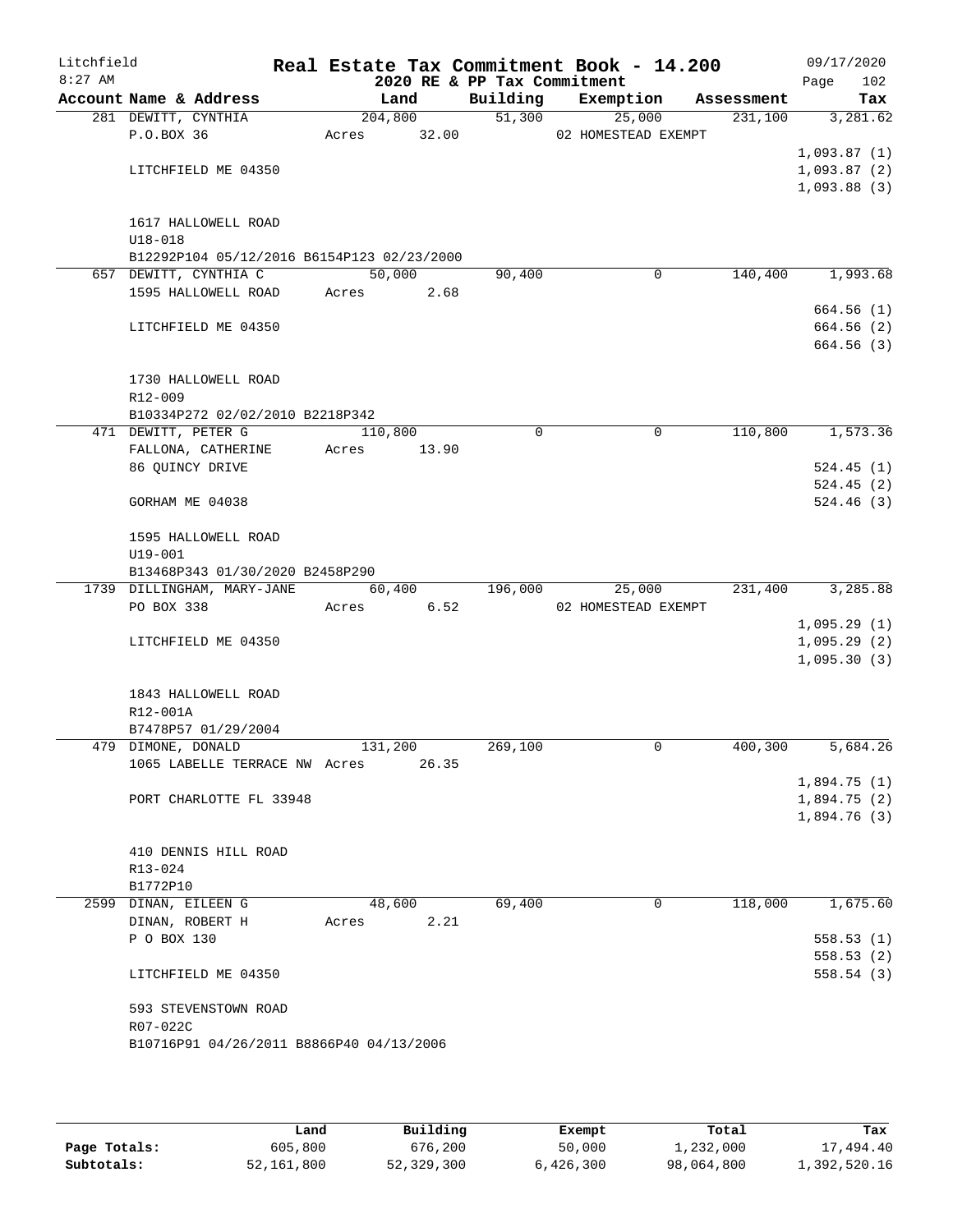# Real Estate Tax Commitment Book - 14.200

Litchfield 8:27 AM — 2020 RE & PP Tax Commitment — 09/17/2020

| Account Name & Address | Land | Building | Exemption | Assessment | Tax |
|---|---|---|---|---|---|
| 281 DEWITT, CYNTHIA<br>P.O.BOX 36<br><br>LITCHFIELD ME 04350<br><br>1617 HALLOWELL ROAD<br>U18-018<br>B12292P104 05/12/2016 B6154P123 02/23/2000 | 204,800<br>Acres 32.00 | 51,300 | 25,000<br>02 HOMESTEAD EXEMPT | 231,100 | 3,281.62<br><br>1,093.87 (1)<br>1,093.87 (2)<br>1,093.88 (3) |
| 657 DEWITT, CYNTHIA C<br>1595 HALLOWELL ROAD<br><br>LITCHFIELD ME 04350<br><br>1730 HALLOWELL ROAD<br>R12-009<br>B10334P272 02/02/2010 B2218P342 | 50,000<br>Acres 2.68 | 90,400 | 0 | 140,400 | 1,993.68<br><br>664.56 (1)<br>664.56 (2)<br>664.56 (3) |
| 471 DEWITT, PETER G<br>FALLONA, CATHERINE<br>86 QUINCY DRIVE<br><br>GORHAM ME 04038<br><br>1595 HALLOWELL ROAD<br>U19-001<br>B13468P343 01/30/2020 B2458P290 | 110,800<br>Acres 13.90 | 0 | 0 | 110,800 | 1,573.36<br><br>524.45 (1)<br>524.45 (2)<br>524.46 (3) |
| 1739 DILLINGHAM, MARY-JANE<br>PO BOX 338<br><br>LITCHFIELD ME 04350<br><br>1843 HALLOWELL ROAD<br>R12-001A<br>B7478P57 01/29/2004 | 60,400<br>Acres 6.52 | 196,000 | 25,000<br>02 HOMESTEAD EXEMPT | 231,400 | 3,285.88<br><br>1,095.29 (1)<br>1,095.29 (2)<br>1,095.30 (3) |
| 479 DIMONE, DONALD<br>1065 LABELLE TERRACE NW<br><br>PORT CHARLOTTE FL 33948<br><br>410 DENNIS HILL ROAD<br>R13-024<br>B1772P10 | 131,200<br>Acres 26.35 | 269,100 | 0 | 400,300 | 5,684.26<br><br>1,894.75 (1)<br>1,894.75 (2)<br>1,894.76 (3) |
| 2599 DINAN, EILEEN G<br>DINAN, ROBERT H<br>P O BOX 130<br><br>LITCHFIELD ME 04350<br><br>593 STEVENSTOWN ROAD<br>R07-022C<br>B10716P91 04/26/2011 B8866P40 04/13/2006 | 48,600<br>Acres 2.21 | 69,400 | 0 | 118,000 | 1,675.60<br><br>558.53 (1)<br>558.53 (2)<br>558.54 (3) |

| | Land | Building | Exempt | Total | Tax |
|---|---|---|---|---|---|
| Page Totals: | 605,800 | 676,200 | 50,000 | 1,232,000 | 17,494.40 |
| Subtotals: | 52,161,800 | 52,329,300 | 6,426,300 | 98,064,800 | 1,392,520.16 |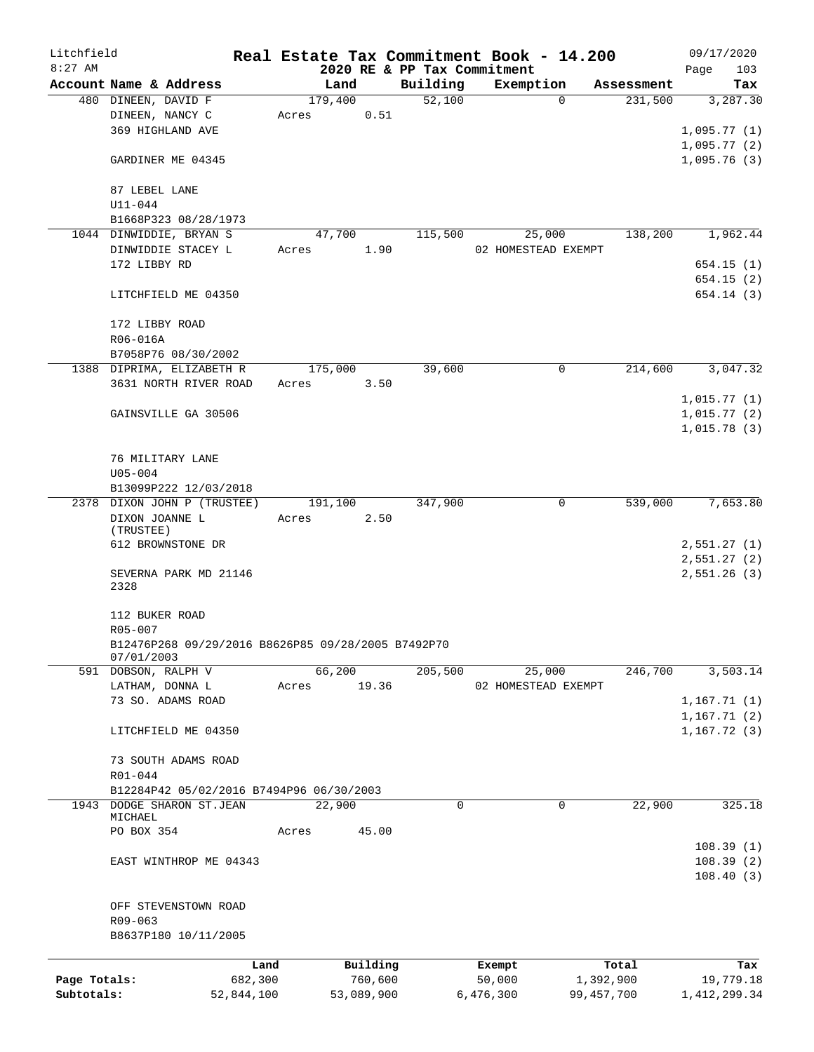# Real Estate Tax Commitment Book - 14.200

Litchfield
8:27 AM

2020 RE & PP Tax Commitment

09/17/2020

| Account Name & Address | Land | Building | Exemption | Assessment | Tax |
|---|---|---|---|---|---|
| 480 DINEEN, DAVID F | 179,400 | 52,100 | 0 | 231,500 | 3,287.30 |
| DINEEN, NANCY C | Acres 0.51 | | | | |
| 369 HIGHLAND AVE | | | | | 1,095.77 (1) |
| | | | | | 1,095.77 (2) |
| GARDINER ME 04345 | | | | | 1,095.76 (3) |
| 87 LEBEL LANE | | | | | |
| U11-044 | | | | | |
| B1668P323 08/28/1973 | | | | | |
| 1044 DINWIDDIE, BRYAN S | 47,700 | 115,500 | 25,000 | 138,200 | 1,962.44 |
| DINWIDDIE STACEY L | Acres 1.90 | | 02 HOMESTEAD EXEMPT | | |
| 172 LIBBY RD | | | | | 654.15 (1) |
| | | | | | 654.15 (2) |
| LITCHFIELD ME 04350 | | | | | 654.14 (3) |
| 172 LIBBY ROAD | | | | | |
| R06-016A | | | | | |
| B7058P76 08/30/2002 | | | | | |
| 1388 DIPRIMA, ELIZABETH R | 175,000 | 39,600 | 0 | 214,600 | 3,047.32 |
| 3631 NORTH RIVER ROAD | Acres 3.50 | | | | |
| | | | | | 1,015.77 (1) |
| GAINSVILLE GA 30506 | | | | | 1,015.77 (2) |
| | | | | | 1,015.78 (3) |
| 76 MILITARY LANE | | | | | |
| U05-004 | | | | | |
| B13099P222 12/03/2018 | | | | | |
| 2378 DIXON JOHN P (TRUSTEE) | 191,100 | 347,900 | 0 | 539,000 | 7,653.80 |
| DIXON JOANNE L (TRUSTEE) | Acres 2.50 | | | | |
| 612 BROWNSTONE DR | | | | | 2,551.27 (1) |
| | | | | | 2,551.27 (2) |
| SEVERNA PARK MD 21146 2328 | | | | | 2,551.26 (3) |
| 112 BUKER ROAD | | | | | |
| R05-007 | | | | | |
| B12476P268 09/29/2016 B8626P85 09/28/2005 B7492P70 07/01/2003 | | | | | |
| 591 DOBSON, RALPH V | 66,200 | 205,500 | 25,000 | 246,700 | 3,503.14 |
| LATHAM, DONNA L | Acres 19.36 | | 02 HOMESTEAD EXEMPT | | |
| 73 SO. ADAMS ROAD | | | | | 1,167.71 (1) |
| | | | | | 1,167.71 (2) |
| LITCHFIELD ME 04350 | | | | | 1,167.72 (3) |
| 73 SOUTH ADAMS ROAD | | | | | |
| R01-044 | | | | | |
| B12284P42 05/02/2016 B7494P96 06/30/2003 | | | | | |
| 1943 DODGE SHARON ST.JEAN MICHAEL | 22,900 | 0 | 0 | 22,900 | 325.18 |
| PO BOX 354 | Acres 45.00 | | | | |
| | | | | | 108.39 (1) |
| EAST WINTHROP ME 04343 | | | | | 108.39 (2) |
| | | | | | 108.40 (3) |
| OFF STEVENSTOWN ROAD | | | | | |
| R09-063 | | | | | |
| B8637P180 10/11/2005 | | | | | |

| | Land | Building | Exempt | Total | Tax |
|---|---|---|---|---|---|
| Page Totals: | 682,300 | 760,600 | 50,000 | 1,392,900 | 19,779.18 |
| Subtotals: | 52,844,100 | 53,089,900 | 6,476,300 | 99,457,700 | 1,412,299.34 |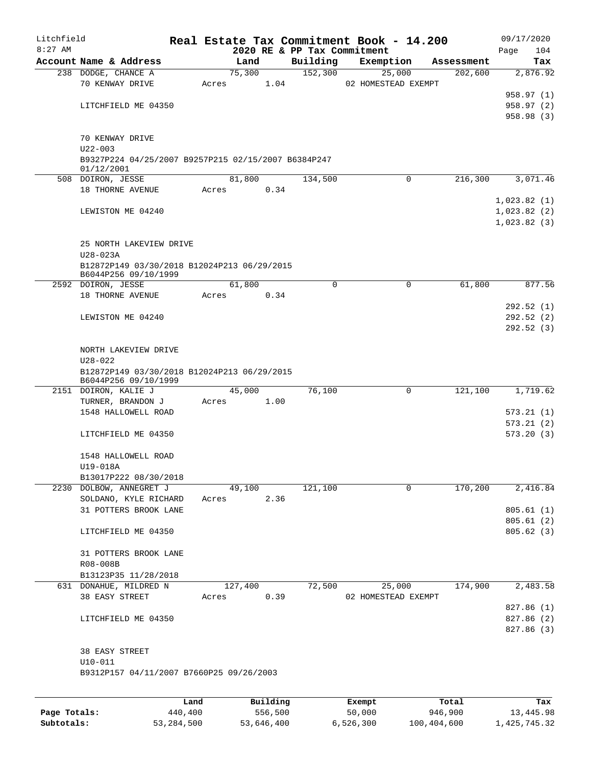Litchfield
8:27 AM

# Real Estate Tax Commitment Book - 14.200

## 2020 RE & PP Tax Commitment

09/17/2020

| Account Name & Address | Land | Building | Exemption | Assessment | Tax |
|---|---|---|---|---|---|
| 238 DODGE, CHANCE A | 75,300 | 152,300 | 25,000 | 202,600 | 2,876.92 |
| 70 KENWAY DRIVE | Acres 1.04 | | 02 HOMESTEAD EXEMPT | | |
| | | | | | 958.97 (1) |
| LITCHFIELD ME 04350 | | | | | 958.97 (2) |
| | | | | | 958.98 (3) |
| 70 KENWAY DRIVE | | | | | |
| U22-003 | | | | | |
| B9327P224 04/25/2007 B9257P215 02/15/2007 B6384P247 01/12/2001 | | | | | |
| 508 DOIRON, JESSE | 81,800 | 134,500 | 0 | 216,300 | 3,071.46 |
| 18 THORNE AVENUE | Acres 0.34 | | | | |
| | | | | | 1,023.82 (1) |
| LEWISTON ME 04240 | | | | | 1,023.82 (2) |
| | | | | | 1,023.82 (3) |
| 25 NORTH LAKEVIEW DRIVE | | | | | |
| U28-023A | | | | | |
| B12872P149 03/30/2018 B12024P213 06/29/2015 B6044P256 09/10/1999 | | | | | |
| 2592 DOIRON, JESSE | 61,800 | 0 | 0 | 61,800 | 877.56 |
| 18 THORNE AVENUE | Acres 0.34 | | | | |
| | | | | | 292.52 (1) |
| LEWISTON ME 04240 | | | | | 292.52 (2) |
| | | | | | 292.52 (3) |
| NORTH LAKEVIEW DRIVE | | | | | |
| U28-022 | | | | | |
| B12872P149 03/30/2018 B12024P213 06/29/2015 B6044P256 09/10/1999 | | | | | |
| 2151 DOIRON, KALIE J | 45,000 | 76,100 | 0 | 121,100 | 1,719.62 |
| TURNER, BRANDON J | Acres 1.00 | | | | |
| 1548 HALLOWELL ROAD | | | | | 573.21 (1) |
| | | | | | 573.21 (2) |
| LITCHFIELD ME 04350 | | | | | 573.20 (3) |
| 1548 HALLOWELL ROAD | | | | | |
| U19-018A | | | | | |
| B13017P222 08/30/2018 | | | | | |
| 2230 DOLBOW, ANNEGRET J | 49,100 | 121,100 | 0 | 170,200 | 2,416.84 |
| SOLDANO, KYLE RICHARD | Acres 2.36 | | | | |
| 31 POTTERS BROOK LANE | | | | | 805.61 (1) |
| | | | | | 805.61 (2) |
| LITCHFIELD ME 04350 | | | | | 805.62 (3) |
| 31 POTTERS BROOK LANE | | | | | |
| R08-008B | | | | | |
| B13123P35 11/28/2018 | | | | | |
| 631 DONAHUE, MILDRED N | 127,400 | 72,500 | 25,000 | 174,900 | 2,483.58 |
| 38 EASY STREET | Acres 0.39 | | 02 HOMESTEAD EXEMPT | | |
| | | | | | 827.86 (1) |
| LITCHFIELD ME 04350 | | | | | 827.86 (2) |
| | | | | | 827.86 (3) |
| 38 EASY STREET | | | | | |
| U10-011 | | | | | |
| B9312P157 04/11/2007 B7660P25 09/26/2003 | | | | | |

| | Land | Building | Exempt | Total | Tax |
|---|---|---|---|---|---|
| Page Totals: | 440,400 | 556,500 | 50,000 | 946,900 | 13,445.98 |
| Subtotals: | 53,284,500 | 53,646,400 | 6,526,300 | 100,404,600 | 1,425,745.32 |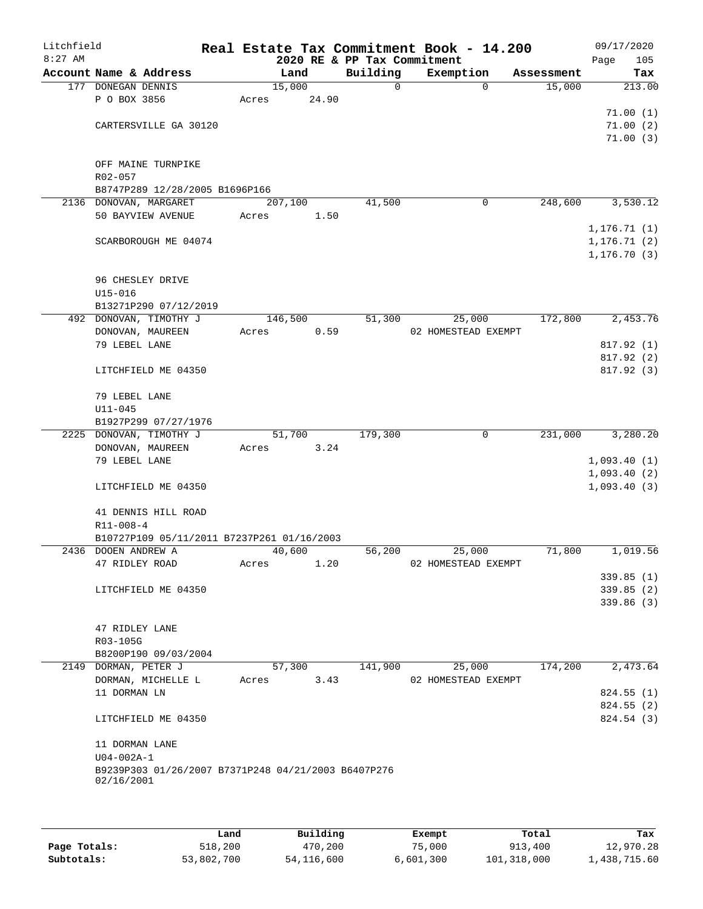Litchfield
8:27 AM

# Real Estate Tax Commitment Book - 14.200

2020 RE & PP Tax Commitment

09/17/2020

| Account Name & Address | Land | Building | Exemption | Assessment | Tax |
|---|---|---|---|---|---|
| 177 DONEGAN DENNIS | 15,000 | 0 | 0 | 15,000 | 213.00 |
| P O BOX 3856 | Acres 24.90 | | | | |
| | | | | | 71.00 (1) |
| CARTERSVILLE GA 30120 | | | | | 71.00 (2) |
| | | | | | 71.00 (3) |
| OFF MAINE TURNPIKE | | | | | |
| R02-057 | | | | | |
| B8747P289 12/28/2005 B1696P166 | | | | | |
| 2136 DONOVAN, MARGARET | 207,100 | 41,500 | 0 | 248,600 | 3,530.12 |
| 50 BAYVIEW AVENUE | Acres 1.50 | | | | |
| | | | | | 1,176.71 (1) |
| SCARBOROUGH ME 04074 | | | | | 1,176.71 (2) |
| | | | | | 1,176.70 (3) |
| 96 CHESLEY DRIVE | | | | | |
| U15-016 | | | | | |
| B13271P290 07/12/2019 | | | | | |
| 492 DONOVAN, TIMOTHY J | 146,500 | 51,300 | 25,000 | 172,800 | 2,453.76 |
| DONOVAN, MAUREEN | Acres 0.59 | | 02 HOMESTEAD EXEMPT | | |
| 79 LEBEL LANE | | | | | 817.92 (1) |
| | | | | | 817.92 (2) |
| LITCHFIELD ME 04350 | | | | | 817.92 (3) |
| 79 LEBEL LANE | | | | | |
| U11-045 | | | | | |
| B1927P299 07/27/1976 | | | | | |
| 2225 DONOVAN, TIMOTHY J | 51,700 | 179,300 | 0 | 231,000 | 3,280.20 |
| DONOVAN, MAUREEN | Acres 3.24 | | | | |
| 79 LEBEL LANE | | | | | 1,093.40 (1) |
| | | | | | 1,093.40 (2) |
| LITCHFIELD ME 04350 | | | | | 1,093.40 (3) |
| 41 DENNIS HILL ROAD | | | | | |
| R11-008-4 | | | | | |
| B10727P109 05/11/2011 B7237P261 01/16/2003 | | | | | |
| 2436 DOOEN ANDREW A | 40,600 | 56,200 | 25,000 | 71,800 | 1,019.56 |
| 47 RIDLEY ROAD | Acres 1.20 | | 02 HOMESTEAD EXEMPT | | |
| | | | | | 339.85 (1) |
| LITCHFIELD ME 04350 | | | | | 339.85 (2) |
| | | | | | 339.86 (3) |
| 47 RIDLEY LANE | | | | | |
| R03-105G | | | | | |
| B8200P190 09/03/2004 | | | | | |
| 2149 DORMAN, PETER J | 57,300 | 141,900 | 25,000 | 174,200 | 2,473.64 |
| DORMAN, MICHELLE L | Acres 3.43 | | 02 HOMESTEAD EXEMPT | | |
| 11 DORMAN LN | | | | | 824.55 (1) |
| | | | | | 824.55 (2) |
| LITCHFIELD ME 04350 | | | | | 824.54 (3) |
| 11 DORMAN LANE | | | | | |
| U04-002A-1 | | | | | |
| B9239P303 01/26/2007 B7371P248 04/21/2003 B6407P276 02/16/2001 | | | | | |

| | Land | Building | Exempt | Total | Tax |
|---|---|---|---|---|---|
| Page Totals: | 518,200 | 470,200 | 75,000 | 913,400 | 12,970.28 |
| Subtotals: | 53,802,700 | 54,116,600 | 6,601,300 | 101,318,000 | 1,438,715.60 |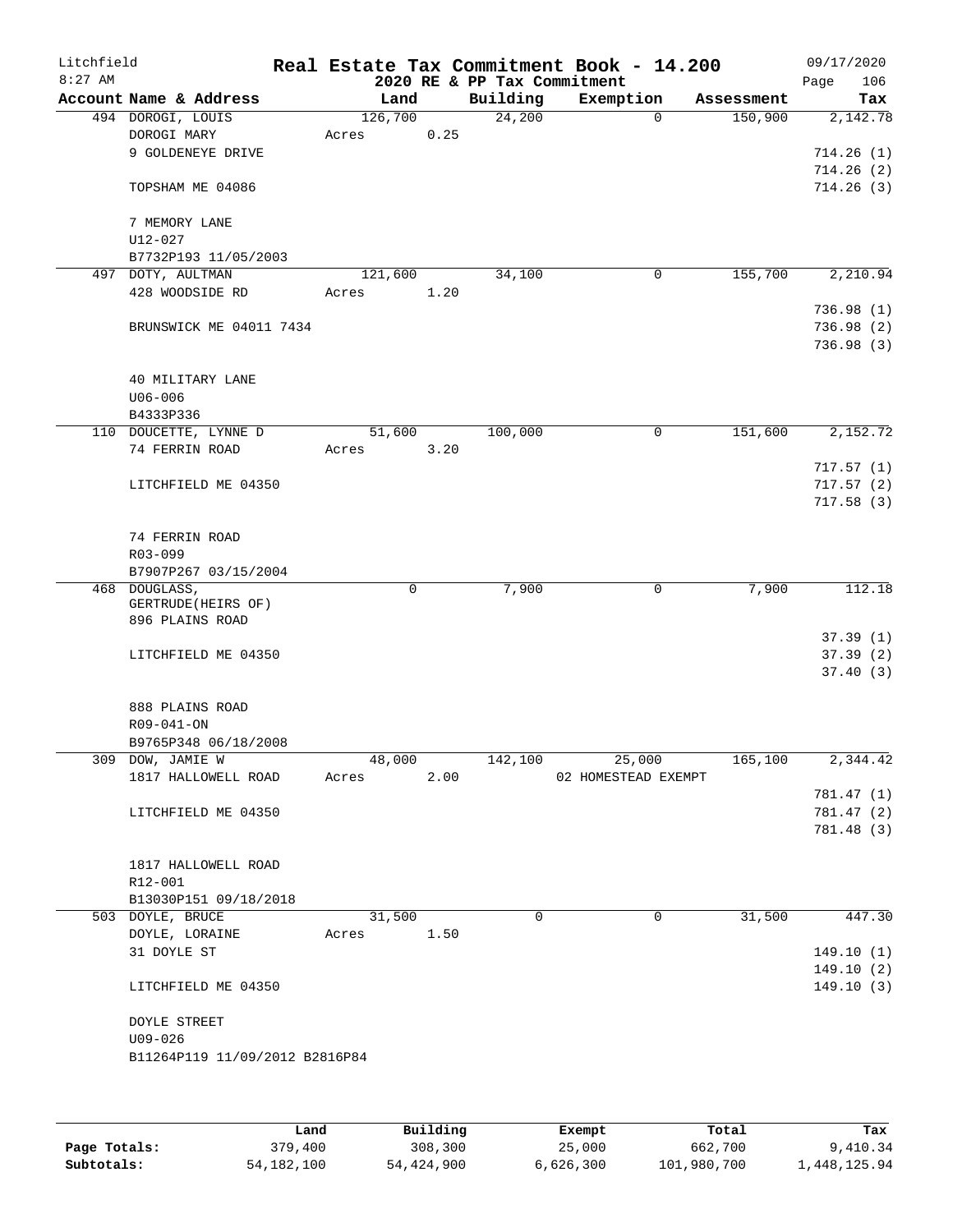Litchfield
8:27 AM

**Real Estate Tax Commitment Book - 14.200**
**2020 RE & PP Tax Commitment**

09/17/2020

| Account Name & Address | Land | Building | Exemption | Assessment | Tax |
|---|---|---|---|---|---|
| 494 DOROGI, LOUIS | 126,700 | 24,200 | 0 | 150,900 | 2,142.78 |
| DOROGI MARY | Acres 0.25 | | | | |
| 9 GOLDENEYE DRIVE | | | | | 714.26 (1) |
| | | | | | 714.26 (2) |
| TOPSHAM ME 04086 | | | | | 714.26 (3) |
| 7 MEMORY LANE | | | | | |
| U12-027 | | | | | |
| B7732P193 11/05/2003 | | | | | |
| 497 DOTY, AULTMAN | 121,600 | 34,100 | 0 | 155,700 | 2,210.94 |
| 428 WOODSIDE RD | Acres 1.20 | | | | |
| | | | | | 736.98 (1) |
| BRUNSWICK ME 04011 7434 | | | | | 736.98 (2) |
| | | | | | 736.98 (3) |
| 40 MILITARY LANE | | | | | |
| U06-006 | | | | | |
| B4333P336 | | | | | |
| 110 DOUCETTE, LYNNE D | 51,600 | 100,000 | 0 | 151,600 | 2,152.72 |
| 74 FERRIN ROAD | Acres 3.20 | | | | |
| | | | | | 717.57 (1) |
| LITCHFIELD ME 04350 | | | | | 717.57 (2) |
| | | | | | 717.58 (3) |
| 74 FERRIN ROAD | | | | | |
| R03-099 | | | | | |
| B7907P267 03/15/2004 | | | | | |
| 468 DOUGLASS, GERTRUDE(HEIRS OF) | 0 | 7,900 | 0 | 7,900 | 112.18 |
| 896 PLAINS ROAD | | | | | |
| | | | | | 37.39 (1) |
| LITCHFIELD ME 04350 | | | | | 37.39 (2) |
| | | | | | 37.40 (3) |
| 888 PLAINS ROAD | | | | | |
| R09-041-ON | | | | | |
| B9765P348 06/18/2008 | | | | | |
| 309 DOW, JAMIE W | 48,000 | 142,100 | 25,000 | 165,100 | 2,344.42 |
| 1817 HALLOWELL ROAD | Acres 2.00 | | 02 HOMESTEAD EXEMPT | | |
| | | | | | 781.47 (1) |
| LITCHFIELD ME 04350 | | | | | 781.47 (2) |
| | | | | | 781.48 (3) |
| 1817 HALLOWELL ROAD | | | | | |
| R12-001 | | | | | |
| B13030P151 09/18/2018 | | | | | |
| 503 DOYLE, BRUCE | 31,500 | 0 | 0 | 31,500 | 447.30 |
| DOYLE, LORAINE | Acres 1.50 | | | | |
| 31 DOYLE ST | | | | | 149.10 (1) |
| | | | | | 149.10 (2) |
| LITCHFIELD ME 04350 | | | | | 149.10 (3) |
| DOYLE STREET | | | | | |
| U09-026 | | | | | |
| B11264P119 11/09/2012 B2816P84 | | | | | |

| | Land | Building | Exempt | Total | Tax |
|---|---|---|---|---|---|
| **Page Totals:** | 379,400 | 308,300 | 25,000 | 662,700 | 9,410.34 |
| **Subtotals:** | 54,182,100 | 54,424,900 | 6,626,300 | 101,980,700 | 1,448,125.94 |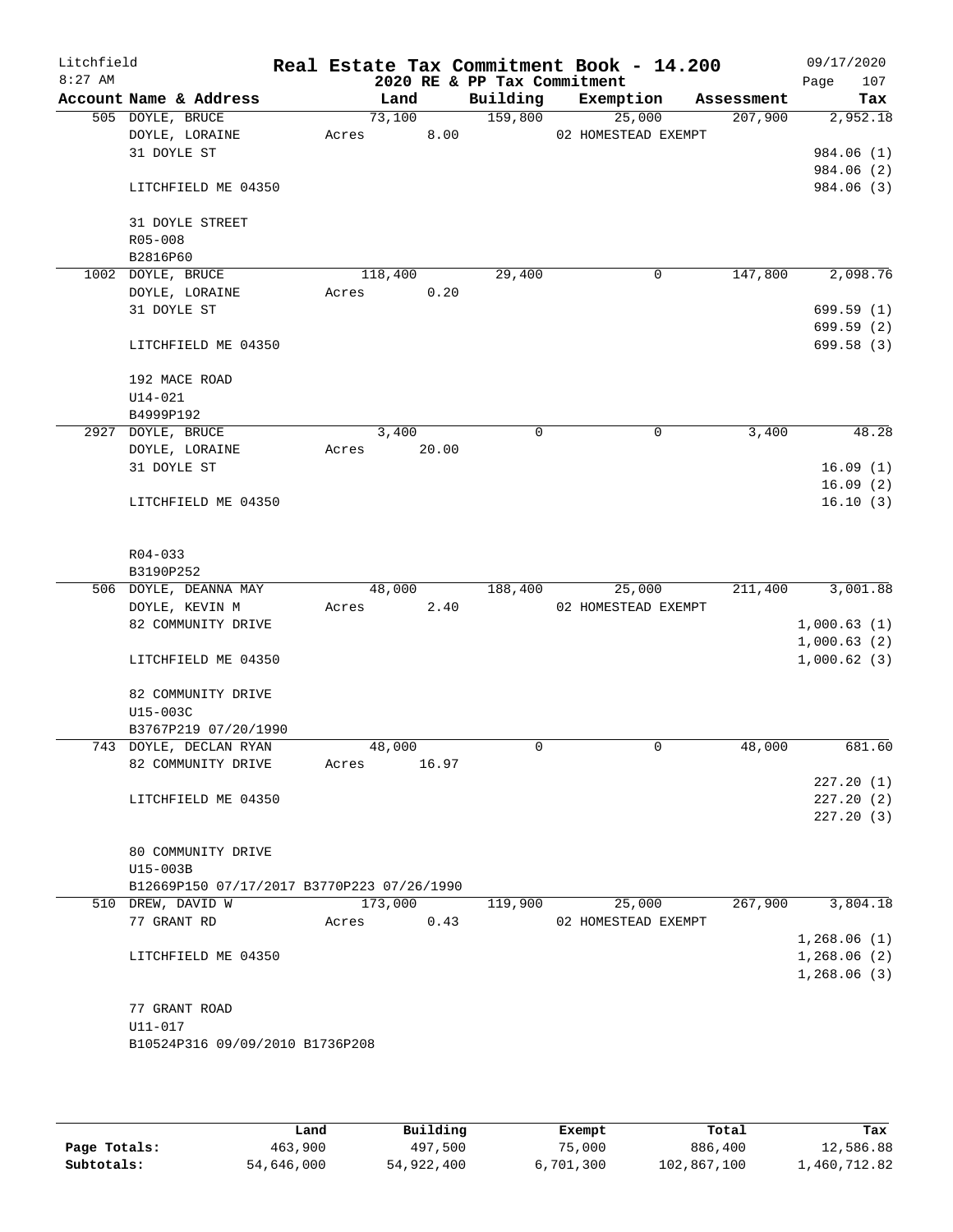Litchfield
8:27 AM

# Real Estate Tax Commitment Book - 14.200

2020 RE & PP Tax Commitment

09/17/2020
Page 107

| Account Name & Address | Land | Building | Exemption | Assessment | Tax |
|---|---|---|---|---|---|
| 505 DOYLE, BRUCE | 73,100 | 159,800 | 25,000 | 207,900 | 2,952.18 |
| DOYLE, LORAINE | Acres 8.00 | | 02 HOMESTEAD EXEMPT | | |
| 31 DOYLE ST | | | | | 984.06 (1) |
| | | | | | 984.06 (2) |
| LITCHFIELD ME 04350 | | | | | 984.06 (3) |
| 31 DOYLE STREET | | | | | |
| R05-008 | | | | | |
| B2816P60 | | | | | |
| 1002 DOYLE, BRUCE | 118,400 | 29,400 | 0 | 147,800 | 2,098.76 |
| DOYLE, LORAINE | Acres 0.20 | | | | |
| 31 DOYLE ST | | | | | 699.59 (1) |
| | | | | | 699.59 (2) |
| LITCHFIELD ME 04350 | | | | | 699.58 (3) |
| 192 MACE ROAD | | | | | |
| U14-021 | | | | | |
| B4999P192 | | | | | |
| 2927 DOYLE, BRUCE | 3,400 | 0 | 0 | 3,400 | 48.28 |
| DOYLE, LORAINE | Acres 20.00 | | | | |
| 31 DOYLE ST | | | | | 16.09 (1) |
| | | | | | 16.09 (2) |
| LITCHFIELD ME 04350 | | | | | 16.10 (3) |
| R04-033 | | | | | |
| B3190P252 | | | | | |
| 506 DOYLE, DEANNA MAY | 48,000 | 188,400 | 25,000 | 211,400 | 3,001.88 |
| DOYLE, KEVIN M | Acres 2.40 | | 02 HOMESTEAD EXEMPT | | |
| 82 COMMUNITY DRIVE | | | | | 1,000.63 (1) |
| | | | | | 1,000.63 (2) |
| LITCHFIELD ME 04350 | | | | | 1,000.62 (3) |
| 82 COMMUNITY DRIVE | | | | | |
| U15-003C | | | | | |
| B3767P219 07/20/1990 | | | | | |
| 743 DOYLE, DECLAN RYAN | 48,000 | 0 | 0 | 48,000 | 681.60 |
| 82 COMMUNITY DRIVE | Acres 16.97 | | | | |
| | | | | | 227.20 (1) |
| LITCHFIELD ME 04350 | | | | | 227.20 (2) |
| | | | | | 227.20 (3) |
| 80 COMMUNITY DRIVE | | | | | |
| U15-003B | | | | | |
| B12669P150 07/17/2017 B3770P223 07/26/1990 | | | | | |
| 510 DREW, DAVID W | 173,000 | 119,900 | 25,000 | 267,900 | 3,804.18 |
| 77 GRANT RD | Acres 0.43 | | 02 HOMESTEAD EXEMPT | | |
| | | | | | 1,268.06 (1) |
| LITCHFIELD ME 04350 | | | | | 1,268.06 (2) |
| | | | | | 1,268.06 (3) |
| 77 GRANT ROAD | | | | | |
| U11-017 | | | | | |
| B10524P316 09/09/2010 B1736P208 | | | | | |

| | Land | Building | Exempt | Total | Tax |
|---|---|---|---|---|---|
| Page Totals: | 463,900 | 497,500 | 75,000 | 886,400 | 12,586.88 |
| Subtotals: | 54,646,000 | 54,922,400 | 6,701,300 | 102,867,100 | 1,460,712.82 |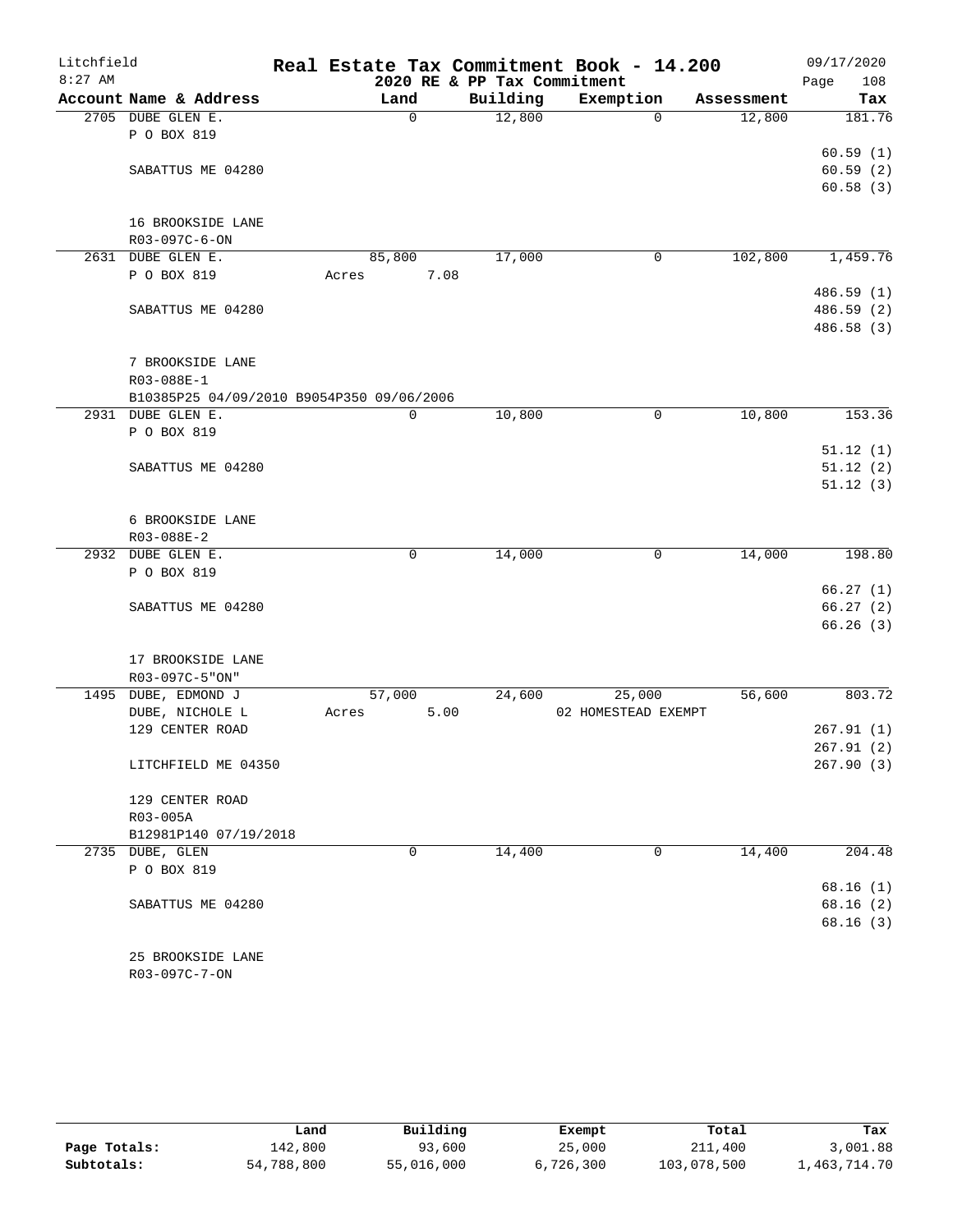# Real Estate Tax Commitment Book - 14.200

Litchfield 8:27 AM — 2020 RE & PP Tax Commitment — 09/17/2020

| Account Name & Address | Land | Building | Exemption | Assessment | Tax |
|---|---|---|---|---|---|
| 2705 DUBE GLEN E. | 0 | 12,800 | 0 | 12,800 | 181.76 |
| P O BOX 819 | | | | | |
| | | | | | 60.59 (1) |
| SABATTUS ME 04280 | | | | | 60.59 (2) |
| | | | | | 60.58 (3) |
| 16 BROOKSIDE LANE | | | | | |
| R03-097C-6-ON | | | | | |
| 2631 DUBE GLEN E. | 85,800 | 17,000 | 0 | 102,800 | 1,459.76 |
| P O BOX 819 | Acres 7.08 | | | | |
| | | | | | 486.59 (1) |
| SABATTUS ME 04280 | | | | | 486.59 (2) |
| | | | | | 486.58 (3) |
| 7 BROOKSIDE LANE | | | | | |
| R03-088E-1 | | | | | |
| B10385P25 04/09/2010 B9054P350 09/06/2006 | | | | | |
| 2931 DUBE GLEN E. | 0 | 10,800 | 0 | 10,800 | 153.36 |
| P O BOX 819 | | | | | |
| | | | | | 51.12 (1) |
| SABATTUS ME 04280 | | | | | 51.12 (2) |
| | | | | | 51.12 (3) |
| 6 BROOKSIDE LANE | | | | | |
| R03-088E-2 | | | | | |
| 2932 DUBE GLEN E. | 0 | 14,000 | 0 | 14,000 | 198.80 |
| P O BOX 819 | | | | | |
| | | | | | 66.27 (1) |
| SABATTUS ME 04280 | | | | | 66.27 (2) |
| | | | | | 66.26 (3) |
| 17 BROOKSIDE LANE | | | | | |
| R03-097C-5"ON" | | | | | |
| 1495 DUBE, EDMOND J | 57,000 | 24,600 | 25,000 | 56,600 | 803.72 |
| DUBE, NICHOLE L | Acres 5.00 | | 02 HOMESTEAD EXEMPT | | |
| 129 CENTER ROAD | | | | | 267.91 (1) |
| | | | | | 267.91 (2) |
| LITCHFIELD ME 04350 | | | | | 267.90 (3) |
| 129 CENTER ROAD | | | | | |
| R03-005A | | | | | |
| B12981P140 07/19/2018 | | | | | |
| 2735 DUBE, GLEN | 0 | 14,400 | 0 | 14,400 | 204.48 |
| P O BOX 819 | | | | | |
| | | | | | 68.16 (1) |
| SABATTUS ME 04280 | | | | | 68.16 (2) |
| | | | | | 68.16 (3) |
| 25 BROOKSIDE LANE | | | | | |
| R03-097C-7-ON | | | | | |

| | Land | Building | Exempt | Total | Tax |
|---|---|---|---|---|---|
| Page Totals: | 142,800 | 93,600 | 25,000 | 211,400 | 3,001.88 |
| Subtotals: | 54,788,800 | 55,016,000 | 6,726,300 | 103,078,500 | 1,463,714.70 |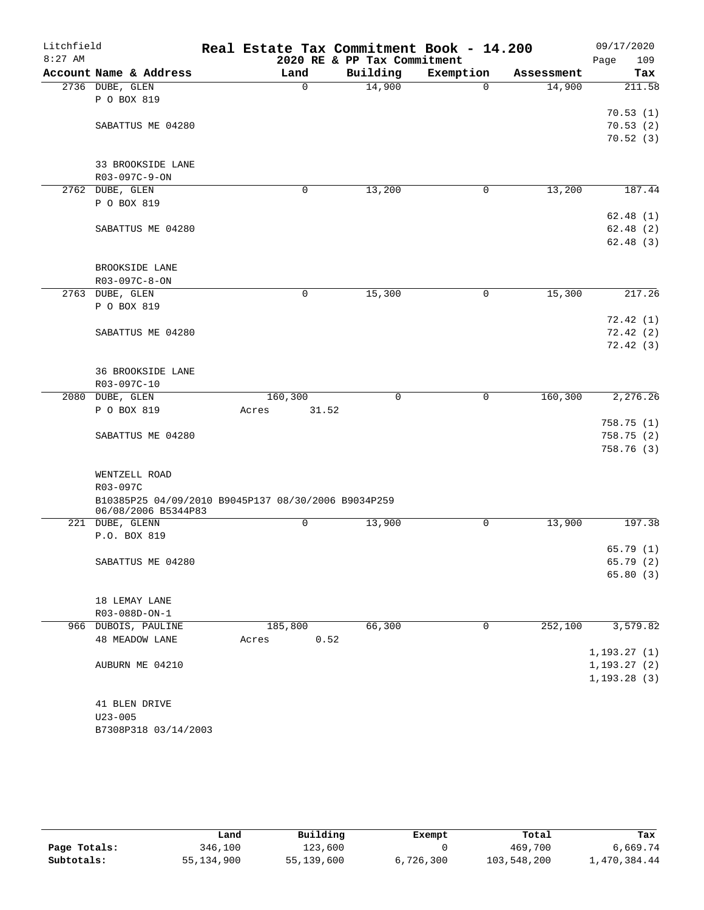# Litchfield — Real Estate Tax Commitment Book - 14.200

2020 RE & PP Tax Commitment

09/17/2020, 8:27 AM

| Account Name & Address | Land | Building | Exemption | Assessment | Tax |
|---|---|---|---|---|---|
| 2736 DUBE, GLEN<br>P O BOX 819<br>SABATTUS ME 04280<br>33 BROOKSIDE LANE<br>R03-097C-9-ON | 0 | 14,900 | 0 | 14,900 | 211.58<br>70.53 (1)<br>70.53 (2)<br>70.52 (3) |
| 2762 DUBE, GLEN<br>P O BOX 819<br>SABATTUS ME 04280<br>BROOKSIDE LANE<br>R03-097C-8-ON | 0 | 13,200 | 0 | 13,200 | 187.44<br>62.48 (1)<br>62.48 (2)<br>62.48 (3) |
| 2763 DUBE, GLEN<br>P O BOX 819<br>SABATTUS ME 04280<br>36 BROOKSIDE LANE<br>R03-097C-10 | 0 | 15,300 | 0 | 15,300 | 217.26<br>72.42 (1)<br>72.42 (2)<br>72.42 (3) |
| 2080 DUBE, GLEN<br>P O BOX 819<br>SABATTUS ME 04280<br>WENTZELL ROAD<br>R03-097C<br>B10385P25 04/09/2010 B9045P137 08/30/2006 B9034P259 06/08/2006 B5344P83 | 160,300<br>Acres 31.52 | 0 | 0 | 160,300 | 2,276.26<br>758.75 (1)<br>758.75 (2)<br>758.76 (3) |
| 221 DUBE, GLENN<br>P.O. BOX 819<br>SABATTUS ME 04280<br>18 LEMAY LANE<br>R03-088D-ON-1 | 0 | 13,900 | 0 | 13,900 | 197.38<br>65.79 (1)<br>65.79 (2)<br>65.80 (3) |
| 966 DUBOIS, PAULINE<br>48 MEADOW LANE<br>AUBURN ME 04210<br>41 BLEN DRIVE<br>U23-005<br>B7308P318 03/14/2003 | 185,800<br>Acres 0.52 | 66,300 | 0 | 252,100 | 3,579.82<br>1,193.27 (1)<br>1,193.27 (2)<br>1,193.28 (3) |

| | Land | Building | Exempt | Total | Tax |
|---|---|---|---|---|---|
| Page Totals: | 346,100 | 123,600 | 0 | 469,700 | 6,669.74 |
| Subtotals: | 55,134,900 | 55,139,600 | 6,726,300 | 103,548,200 | 1,470,384.44 |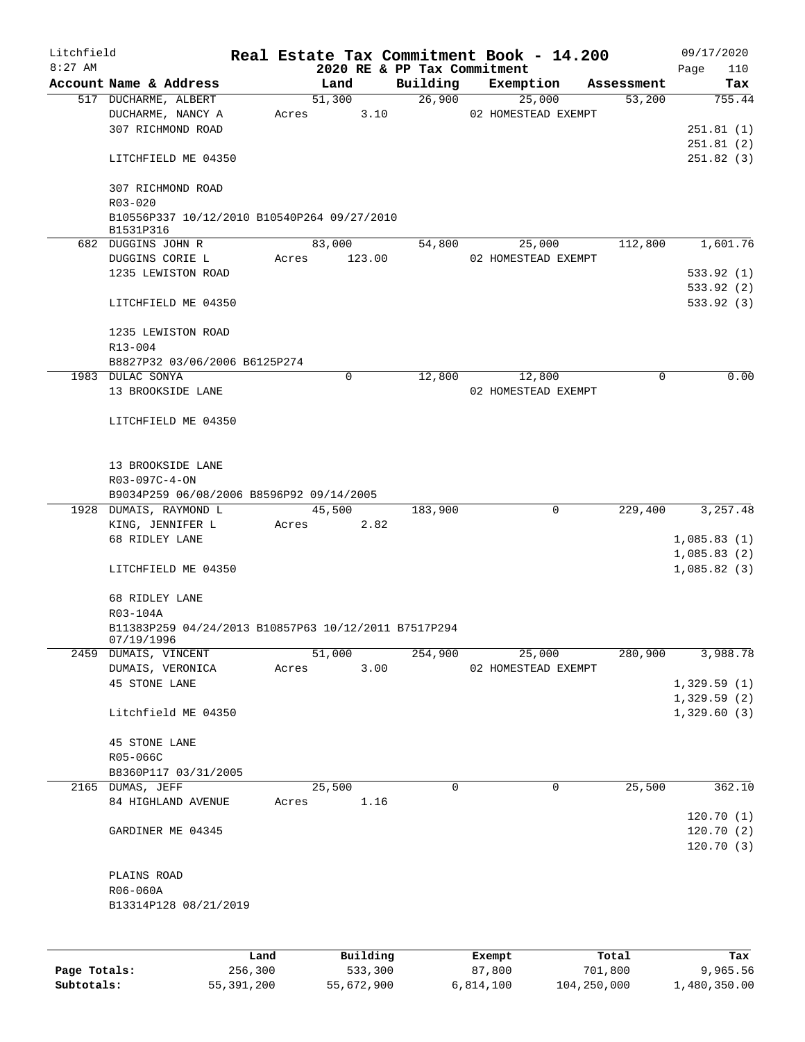Litchfield
8:27 AM

# Real Estate Tax Commitment Book - 14.200

09/17/2020

2020 RE & PP Tax Commitment

| Account | Name & Address | Land | Building | Exemption | Assessment | Tax |
|---|---|---|---|---|---|---|
| 517 | DUCHARME, ALBERT | 51,300 | 26,900 | 25,000 | 53,200 | 755.44 |
| | DUCHARME, NANCY A | Acres 3.10 | | 02 HOMESTEAD EXEMPT | | |
| | 307 RICHMOND ROAD | | | | | 251.81 (1) |
| | | | | | | 251.81 (2) |
| | LITCHFIELD ME 04350 | | | | | 251.82 (3) |
| | 307 RICHMOND ROAD | | | | | |
| | R03-020 | | | | | |
| | B10556P337 10/12/2010 B10540P264 09/27/2010 B1531P316 | | | | | |
| 682 | DUGGINS JOHN R | 83,000 | 54,800 | 25,000 | 112,800 | 1,601.76 |
| | DUGGINS CORIE L | Acres 123.00 | | 02 HOMESTEAD EXEMPT | | |
| | 1235 LEWISTON ROAD | | | | | 533.92 (1) |
| | | | | | | 533.92 (2) |
| | LITCHFIELD ME 04350 | | | | | 533.92 (3) |
| | 1235 LEWISTON ROAD | | | | | |
| | R13-004 | | | | | |
| | B8827P32 03/06/2006 B6125P274 | | | | | |
| 1983 | DULAC SONYA | 0 | 12,800 | 12,800 | 0 | 0.00 |
| | 13 BROOKSIDE LANE | | | 02 HOMESTEAD EXEMPT | | |
| | LITCHFIELD ME 04350 | | | | | |
| | 13 BROOKSIDE LANE | | | | | |
| | R03-097C-4-ON | | | | | |
| | B9034P259 06/08/2006 B8596P92 09/14/2005 | | | | | |
| 1928 | DUMAIS, RAYMOND L | 45,500 | 183,900 | 0 | 229,400 | 3,257.48 |
| | KING, JENNIFER L | Acres 2.82 | | | | |
| | 68 RIDLEY LANE | | | | | 1,085.83 (1) |
| | | | | | | 1,085.83 (2) |
| | LITCHFIELD ME 04350 | | | | | 1,085.82 (3) |
| | 68 RIDLEY LANE | | | | | |
| | R03-104A | | | | | |
| | B11383P259 04/24/2013 B10857P63 10/12/2011 B7517P294 07/19/1996 | | | | | |
| 2459 | DUMAIS, VINCENT | 51,000 | 254,900 | 25,000 | 280,900 | 3,988.78 |
| | DUMAIS, VERONICA | Acres 3.00 | | 02 HOMESTEAD EXEMPT | | |
| | 45 STONE LANE | | | | | 1,329.59 (1) |
| | | | | | | 1,329.59 (2) |
| | Litchfield ME 04350 | | | | | 1,329.60 (3) |
| | 45 STONE LANE | | | | | |
| | R05-066C | | | | | |
| | B8360P117 03/31/2005 | | | | | |
| 2165 | DUMAS, JEFF | 25,500 | 0 | 0 | 25,500 | 362.10 |
| | 84 HIGHLAND AVENUE | Acres 1.16 | | | | |
| | | | | | | 120.70 (1) |
| | GARDINER ME 04345 | | | | | 120.70 (2) |
| | | | | | | 120.70 (3) |
| | PLAINS ROAD | | | | | |
| | R06-060A | | | | | |
| | B13314P128 08/21/2019 | | | | | |

| | Land | Building | Exempt | Total | Tax |
|---|---|---|---|---|---|
| Page Totals: | 256,300 | 533,300 | 87,800 | 701,800 | 9,965.56 |
| Subtotals: | 55,391,200 | 55,672,900 | 6,814,100 | 104,250,000 | 1,480,350.00 |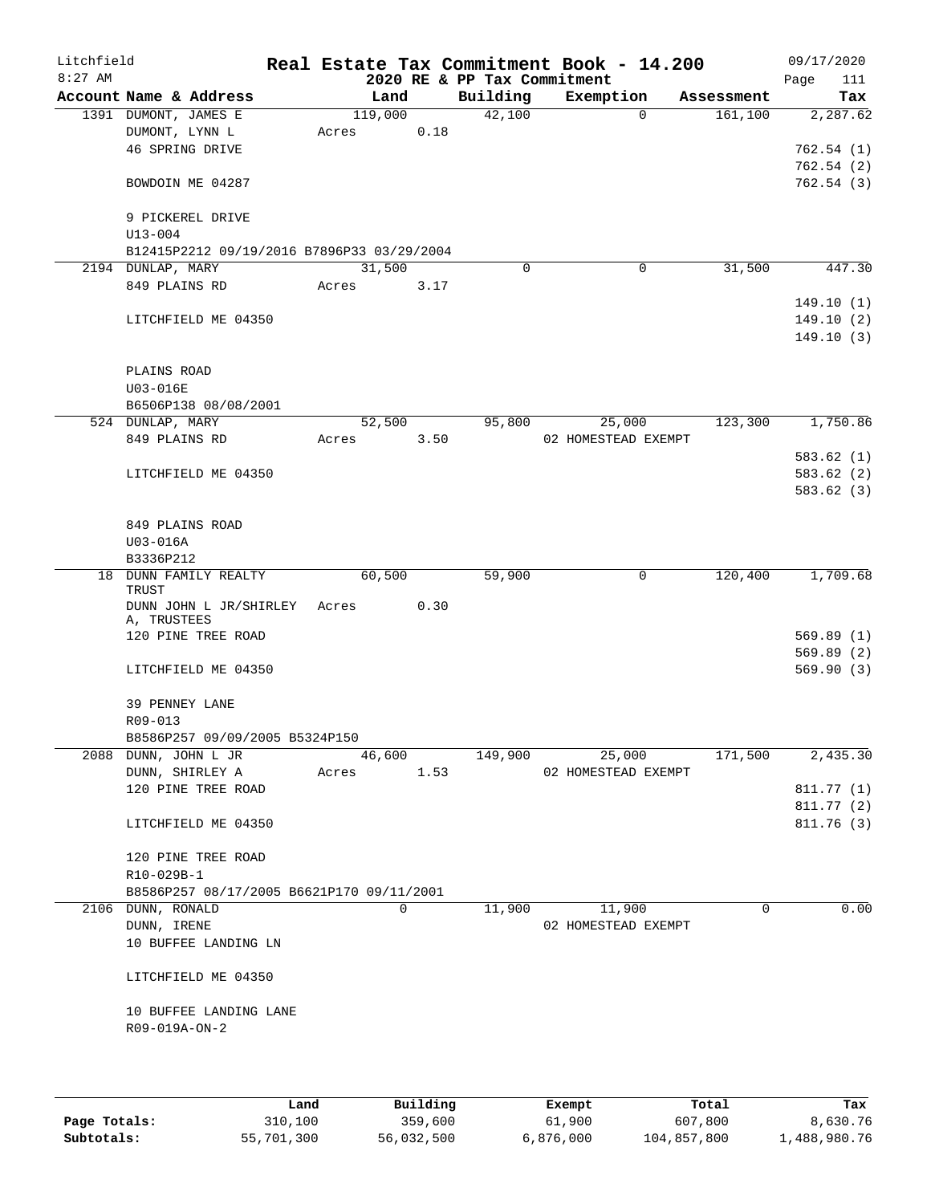# Real Estate Tax Commitment Book - 14.200

Litchfield 8:27 AM — 2020 RE & PP Tax Commitment — 09/17/2020

| Account Name & Address | Land | Building | Exemption | Assessment | Tax |
|---|---|---|---|---|---|
| 1391 DUMONT, JAMES E | 119,000 | 42,100 | 0 | 161,100 | 2,287.62 |
| DUMONT, LYNN L | Acres 0.18 | | | | |
| 46 SPRING DRIVE | | | | | 762.54 (1) |
| | | | | | 762.54 (2) |
| BOWDOIN ME 04287 | | | | | 762.54 (3) |
| 9 PICKEREL DRIVE | | | | | |
| U13-004 | | | | | |
| B12415P2212 09/19/2016 B7896P33 03/29/2004 | | | | | |
| 2194 DUNLAP, MARY | 31,500 | 0 | 0 | 31,500 | 447.30 |
| 849 PLAINS RD | Acres 3.17 | | | | |
| | | | | | 149.10 (1) |
| LITCHFIELD ME 04350 | | | | | 149.10 (2) |
| | | | | | 149.10 (3) |
| PLAINS ROAD | | | | | |
| U03-016E | | | | | |
| B6506P138 08/08/2001 | | | | | |
| 524 DUNLAP, MARY | 52,500 | 95,800 | 25,000 | 123,300 | 1,750.86 |
| 849 PLAINS RD | Acres 3.50 | | 02 HOMESTEAD EXEMPT | | |
| | | | | | 583.62 (1) |
| LITCHFIELD ME 04350 | | | | | 583.62 (2) |
| | | | | | 583.62 (3) |
| 849 PLAINS ROAD | | | | | |
| U03-016A | | | | | |
| B3336P212 | | | | | |
| 18 DUNN FAMILY REALTY TRUST | 60,500 | 59,900 | 0 | 120,400 | 1,709.68 |
| DUNN JOHN L JR/SHIRLEY A, TRUSTEES | Acres 0.30 | | | | |
| 120 PINE TREE ROAD | | | | | 569.89 (1) |
| | | | | | 569.89 (2) |
| LITCHFIELD ME 04350 | | | | | 569.90 (3) |
| 39 PENNEY LANE | | | | | |
| R09-013 | | | | | |
| B8586P257 09/09/2005 B5324P150 | | | | | |
| 2088 DUNN, JOHN L JR | 46,600 | 149,900 | 25,000 | 171,500 | 2,435.30 |
| DUNN, SHIRLEY A | Acres 1.53 | | 02 HOMESTEAD EXEMPT | | |
| 120 PINE TREE ROAD | | | | | 811.77 (1) |
| | | | | | 811.77 (2) |
| LITCHFIELD ME 04350 | | | | | 811.76 (3) |
| 120 PINE TREE ROAD | | | | | |
| R10-029B-1 | | | | | |
| B8586P257 08/17/2005 B6621P170 09/11/2001 | | | | | |
| 2106 DUNN, RONALD | 0 | 11,900 | 11,900 | 0 | 0.00 |
| DUNN, IRENE | | | 02 HOMESTEAD EXEMPT | | |
| 10 BUFFEE LANDING LN | | | | | |
| LITCHFIELD ME 04350 | | | | | |
| 10 BUFFEE LANDING LANE | | | | | |
| R09-019A-ON-2 | | | | | |

| | Land | Building | Exempt | Total | Tax |
|---|---|---|---|---|---|
| Page Totals: | 310,100 | 359,600 | 61,900 | 607,800 | 8,630.76 |
| Subtotals: | 55,701,300 | 56,032,500 | 6,876,000 | 104,857,800 | 1,488,980.76 |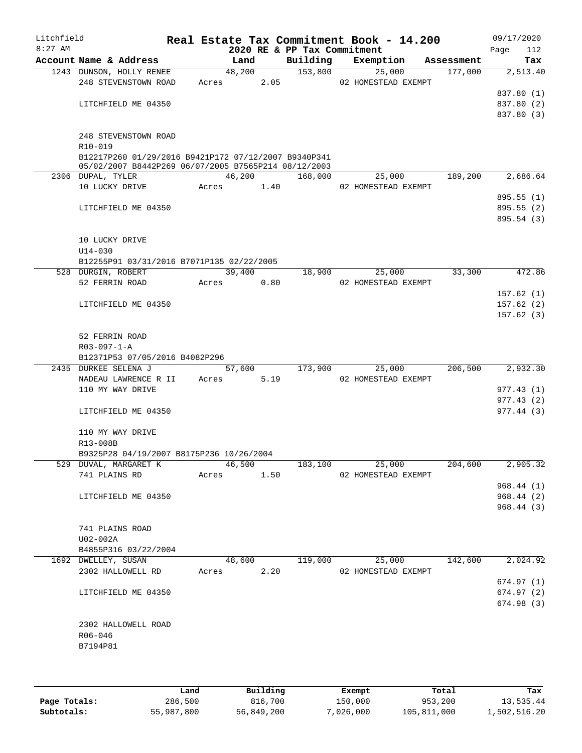Litchfield 8:27 AM

# Real Estate Tax Commitment Book - 14.200

2020 RE & PP Tax Commitment

09/17/2020

| Account Name & Address | Land | Building | Exemption | Assessment | Tax |
|---|---|---|---|---|---|
| 1243 DUNSON, HOLLY RENEE | 48,200 | 153,800 | 25,000 | 177,000 | 2,513.40 |
| 248 STEVENSTOWN ROAD | Acres 2.05 | | 02 HOMESTEAD EXEMPT | | |
| | | | | | 837.80 (1) |
| LITCHFIELD ME 04350 | | | | | 837.80 (2) |
| | | | | | 837.80 (3) |
| 248 STEVENSTOWN ROAD | | | | | |
| R10-019 | | | | | |
| B12217P260 01/29/2016 B9421P172 07/12/2007 B9340P341 05/02/2007 B8442P269 06/07/2005 B7565P214 08/12/2003 | | | | | |
| 2306 DUPAL, TYLER | 46,200 | 168,000 | 25,000 | 189,200 | 2,686.64 |
| 10 LUCKY DRIVE | Acres 1.40 | | 02 HOMESTEAD EXEMPT | | |
| | | | | | 895.55 (1) |
| LITCHFIELD ME 04350 | | | | | 895.55 (2) |
| | | | | | 895.54 (3) |
| 10 LUCKY DRIVE | | | | | |
| U14-030 | | | | | |
| B12255P91 03/31/2016 B7071P135 02/22/2005 | | | | | |
| 528 DURGIN, ROBERT | 39,400 | 18,900 | 25,000 | 33,300 | 472.86 |
| 52 FERRIN ROAD | Acres 0.80 | | 02 HOMESTEAD EXEMPT | | |
| | | | | | 157.62 (1) |
| LITCHFIELD ME 04350 | | | | | 157.62 (2) |
| | | | | | 157.62 (3) |
| 52 FERRIN ROAD | | | | | |
| R03-097-1-A | | | | | |
| B12371P53 07/05/2016 B4082P296 | | | | | |
| 2435 DURKEE SELENA J | 57,600 | 173,900 | 25,000 | 206,500 | 2,932.30 |
| NADEAU LAWRENCE R II | Acres 5.19 | | 02 HOMESTEAD EXEMPT | | |
| 110 MY WAY DRIVE | | | | | 977.43 (1) |
| | | | | | 977.43 (2) |
| LITCHFIELD ME 04350 | | | | | 977.44 (3) |
| 110 MY WAY DRIVE | | | | | |
| R13-008B | | | | | |
| B9325P28 04/19/2007 B8175P236 10/26/2004 | | | | | |
| 529 DUVAL, MARGARET K | 46,500 | 183,100 | 25,000 | 204,600 | 2,905.32 |
| 741 PLAINS RD | Acres 1.50 | | 02 HOMESTEAD EXEMPT | | |
| | | | | | 968.44 (1) |
| LITCHFIELD ME 04350 | | | | | 968.44 (2) |
| | | | | | 968.44 (3) |
| 741 PLAINS ROAD | | | | | |
| U02-002A | | | | | |
| B4855P316 03/22/2004 | | | | | |
| 1692 DWELLEY, SUSAN | 48,600 | 119,000 | 25,000 | 142,600 | 2,024.92 |
| 2302 HALLOWELL RD | Acres 2.20 | | 02 HOMESTEAD EXEMPT | | |
| | | | | | 674.97 (1) |
| LITCHFIELD ME 04350 | | | | | 674.97 (2) |
| | | | | | 674.98 (3) |
| 2302 HALLOWELL ROAD | | | | | |
| R06-046 | | | | | |
| B7194P81 | | | | | |

| | Land | Building | Exempt | Total | Tax |
|---|---|---|---|---|---|
| Page Totals: | 286,500 | 816,700 | 150,000 | 953,200 | 13,535.44 |
| Subtotals: | 55,987,800 | 56,849,200 | 7,026,000 | 105,811,000 | 1,502,516.20 |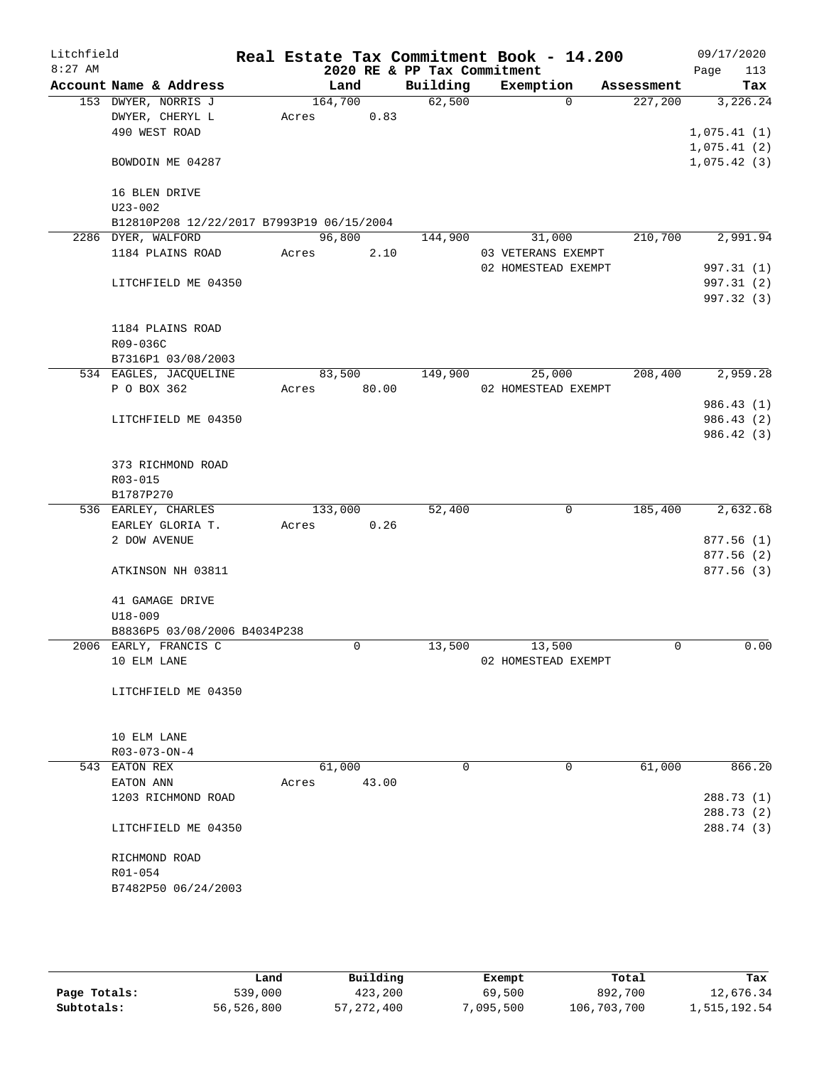# Real Estate Tax Commitment Book - 14.200

Litchfield 8:27 AM — 2020 RE & PP Tax Commitment — 09/17/2020

| Account Name & Address | Land | Building | Exemption | Assessment | Tax |
|---|---|---|---|---|---|
| 153 DWYER, NORRIS J | 164,700 | 62,500 | 0 | 227,200 | 3,226.24 |
| DWYER, CHERYL L | Acres 0.83 | | | | |
| 490 WEST ROAD | | | | | 1,075.41 (1) |
| | | | | | 1,075.41 (2) |
| BOWDOIN ME 04287 | | | | | 1,075.42 (3) |
| 16 BLEN DRIVE | | | | | |
| U23-002 | | | | | |
| B12810P208 12/22/2017 B7993P19 06/15/2004 | | | | | |
| 2286 DYER, WALFORD | 96,800 | 144,900 | 31,000 | 210,700 | 2,991.94 |
| 1184 PLAINS ROAD | Acres 2.10 | | 03 VETERANS EXEMPT | | |
| | | | 02 HOMESTEAD EXEMPT | | 997.31 (1) |
| LITCHFIELD ME 04350 | | | | | 997.31 (2) |
| | | | | | 997.32 (3) |
| 1184 PLAINS ROAD | | | | | |
| R09-036C | | | | | |
| B7316P1 03/08/2003 | | | | | |
| 534 EAGLES, JACQUELINE | 83,500 | 149,900 | 25,000 | 208,400 | 2,959.28 |
| P O BOX 362 | Acres 80.00 | | 02 HOMESTEAD EXEMPT | | |
| | | | | | 986.43 (1) |
| LITCHFIELD ME 04350 | | | | | 986.43 (2) |
| | | | | | 986.42 (3) |
| 373 RICHMOND ROAD | | | | | |
| R03-015 | | | | | |
| B1787P270 | | | | | |
| 536 EARLEY, CHARLES | 133,000 | 52,400 | 0 | 185,400 | 2,632.68 |
| EARLEY GLORIA T. | Acres 0.26 | | | | |
| 2 DOW AVENUE | | | | | 877.56 (1) |
| | | | | | 877.56 (2) |
| ATKINSON NH 03811 | | | | | 877.56 (3) |
| 41 GAMAGE DRIVE | | | | | |
| U18-009 | | | | | |
| B8836P5 03/08/2006 B4034P238 | | | | | |
| 2006 EARLY, FRANCIS C | 0 | 13,500 | 13,500 | 0 | 0.00 |
| 10 ELM LANE | | | 02 HOMESTEAD EXEMPT | | |
| LITCHFIELD ME 04350 | | | | | |
| 10 ELM LANE | | | | | |
| R03-073-ON-4 | | | | | |
| 543 EATON REX | 61,000 | 0 | 0 | 61,000 | 866.20 |
| EATON ANN | Acres 43.00 | | | | |
| 1203 RICHMOND ROAD | | | | | 288.73 (1) |
| | | | | | 288.73 (2) |
| LITCHFIELD ME 04350 | | | | | 288.74 (3) |
| RICHMOND ROAD | | | | | |
| R01-054 | | | | | |
| B7482P50 06/24/2003 | | | | | |

| | Land | Building | Exempt | Total | Tax |
|---|---|---|---|---|---|
| Page Totals: | 539,000 | 423,200 | 69,500 | 892,700 | 12,676.34 |
| Subtotals: | 56,526,800 | 57,272,400 | 7,095,500 | 106,703,700 | 1,515,192.54 |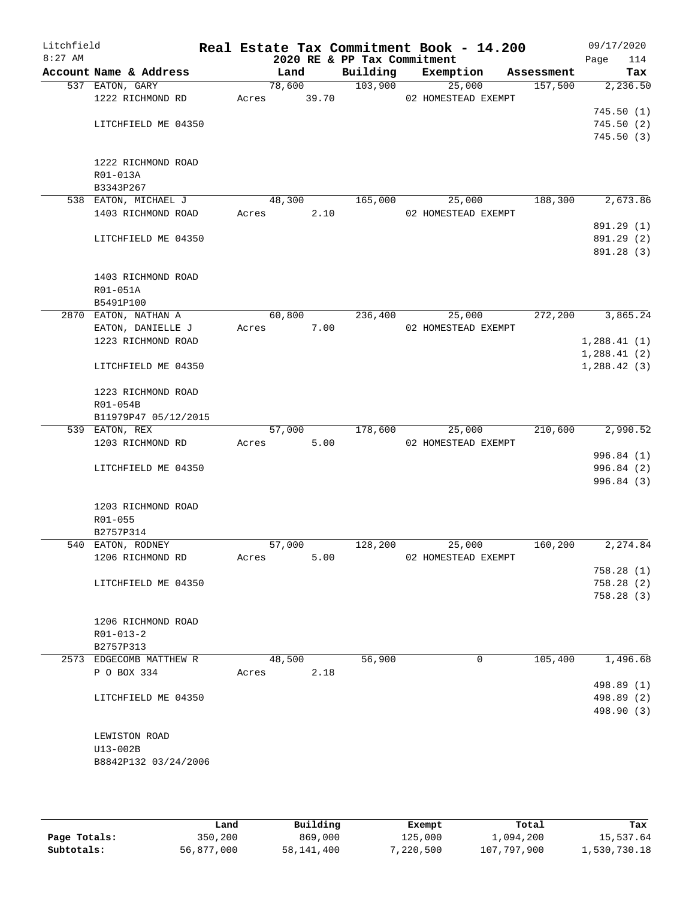# Litchfield Real Estate Tax Commitment Book - 14.200

8:27 AM — 2020 RE & PP Tax Commitment — 09/17/2020

| Account Name & Address | Land | Building | Exemption | Assessment | Tax |
|---|---|---|---|---|---|
| 537 EATON, GARY<br>1222 RICHMOND RD<br><br>LITCHFIELD ME 04350<br><br>1222 RICHMOND ROAD<br>R01-013A<br>B3343P267 | 78,600<br>Acres 39.70 | 103,900 | 25,000<br>02 HOMESTEAD EXEMPT | 157,500 | 2,236.50<br><br>745.50 (1)<br>745.50 (2)<br>745.50 (3) |
| 538 EATON, MICHAEL J<br>1403 RICHMOND ROAD<br><br>LITCHFIELD ME 04350<br><br>1403 RICHMOND ROAD<br>R01-051A<br>B5491P100 | 48,300<br>Acres 2.10 | 165,000 | 25,000<br>02 HOMESTEAD EXEMPT | 188,300 | 2,673.86<br><br>891.29 (1)<br>891.29 (2)<br>891.28 (3) |
| 2870 EATON, NATHAN A<br>EATON, DANIELLE J<br>1223 RICHMOND ROAD<br><br>LITCHFIELD ME 04350<br><br>1223 RICHMOND ROAD<br>R01-054B<br>B11979P47 05/12/2015 | 60,800<br>Acres 7.00 | 236,400 | 25,000<br>02 HOMESTEAD EXEMPT | 272,200 | 3,865.24<br><br>1,288.41 (1)<br>1,288.41 (2)<br>1,288.42 (3) |
| 539 EATON, REX<br>1203 RICHMOND RD<br><br>LITCHFIELD ME 04350<br><br>1203 RICHMOND ROAD<br>R01-055<br>B2757P314 | 57,000<br>Acres 5.00 | 178,600 | 25,000<br>02 HOMESTEAD EXEMPT | 210,600 | 2,990.52<br><br>996.84 (1)<br>996.84 (2)<br>996.84 (3) |
| 540 EATON, RODNEY<br>1206 RICHMOND RD<br><br>LITCHFIELD ME 04350<br><br>1206 RICHMOND ROAD<br>R01-013-2<br>B2757P313 | 57,000<br>Acres 5.00 | 128,200 | 25,000<br>02 HOMESTEAD EXEMPT | 160,200 | 2,274.84<br><br>758.28 (1)<br>758.28 (2)<br>758.28 (3) |
| 2573 EDGECOMB MATTHEW R<br>P O BOX 334<br><br>LITCHFIELD ME 04350<br><br>LEWISTON ROAD<br>U13-002B<br>B8842P132 03/24/2006 | 48,500<br>Acres 2.18 | 56,900 | 0 | 105,400 | 1,496.68<br><br>498.89 (1)<br>498.89 (2)<br>498.90 (3) |

| | Land | Building | Exempt | Total | Tax |
|---|---|---|---|---|---|
| Page Totals: | 350,200 | 869,000 | 125,000 | 1,094,200 | 15,537.64 |
| Subtotals: | 56,877,000 | 58,141,400 | 7,220,500 | 107,797,900 | 1,530,730.18 |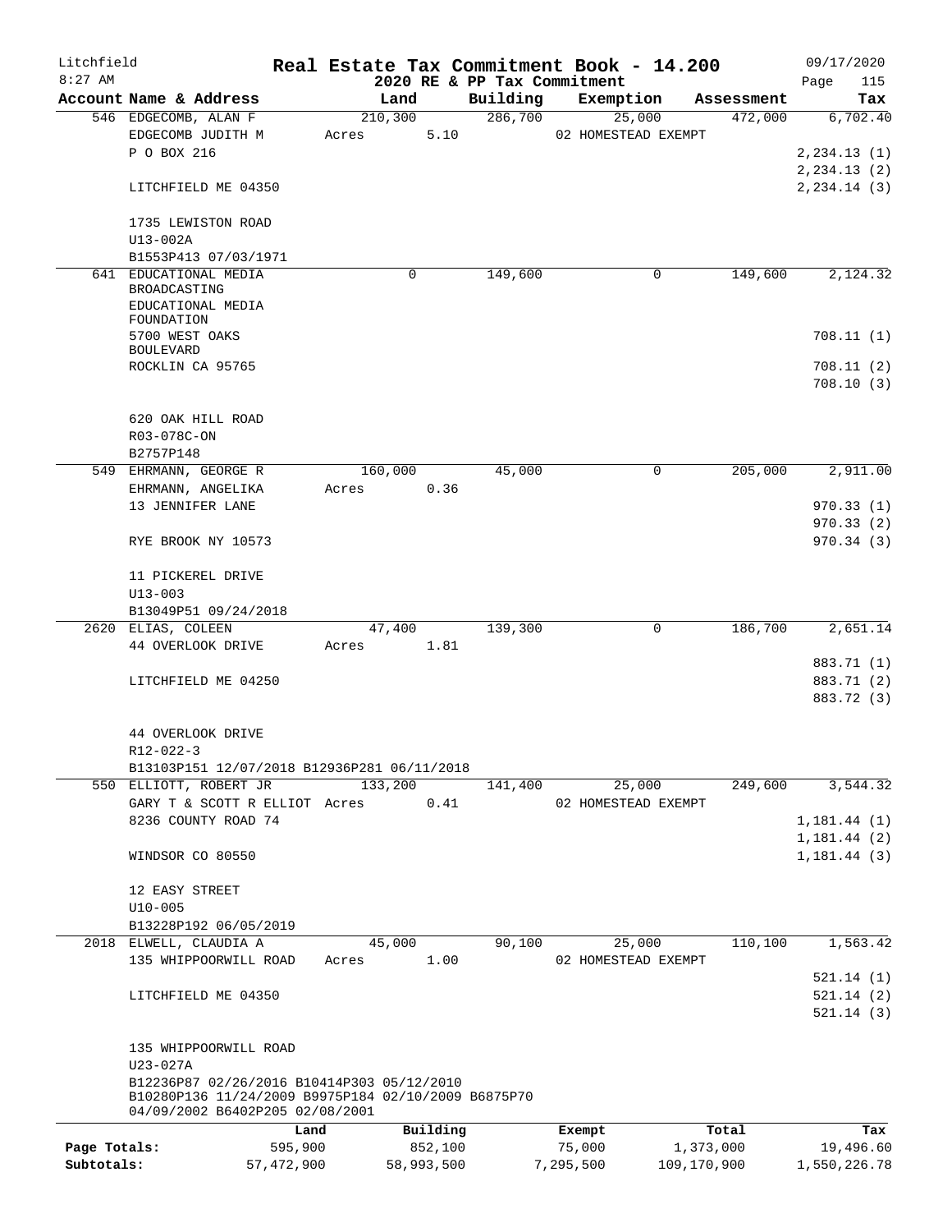Litchfield
8:27 AM

# Real Estate Tax Commitment Book - 14.200
## 2020 RE & PP Tax Commitment

09/17/2020
Page 115

| Account Name & Address | Land | Building | Exemption | Assessment | Tax |
|---|---|---|---|---|---|
| 546 EDGECOMB, ALAN F | 210,300 | 286,700 | 25,000 | 472,000 | 6,702.40 |
| EDGECOMB JUDITH M | Acres 5.10 | | 02 HOMESTEAD EXEMPT | | |
| P O BOX 216 | | | | | 2,234.13 (1) |
| | | | | | 2,234.13 (2) |
| LITCHFIELD ME 04350 | | | | | 2,234.14 (3) |
| 1735 LEWISTON ROAD | | | | | |
| U13-002A | | | | | |
| B1553P413 07/03/1971 | | | | | |
| 641 EDUCATIONAL MEDIA BROADCASTING | 0 | 149,600 | 0 | 149,600 | 2,124.32 |
| EDUCATIONAL MEDIA FOUNDATION | | | | | |
| 5700 WEST OAKS BOULEVARD | | | | | 708.11 (1) |
| ROCKLIN CA 95765 | | | | | 708.11 (2) |
| | | | | | 708.10 (3) |
| 620 OAK HILL ROAD | | | | | |
| R03-078C-ON | | | | | |
| B2757P148 | | | | | |
| 549 EHRMANN, GEORGE R | 160,000 | 45,000 | 0 | 205,000 | 2,911.00 |
| EHRMANN, ANGELIKA | Acres 0.36 | | | | |
| 13 JENNIFER LANE | | | | | 970.33 (1) |
| | | | | | 970.33 (2) |
| RYE BROOK NY 10573 | | | | | 970.34 (3) |
| 11 PICKEREL DRIVE | | | | | |
| U13-003 | | | | | |
| B13049P51 09/24/2018 | | | | | |
| 2620 ELIAS, COLEEN | 47,400 | 139,300 | 0 | 186,700 | 2,651.14 |
| 44 OVERLOOK DRIVE | Acres 1.81 | | | | |
| | | | | | 883.71 (1) |
| LITCHFIELD ME 04250 | | | | | 883.71 (2) |
| | | | | | 883.72 (3) |
| 44 OVERLOOK DRIVE | | | | | |
| R12-022-3 | | | | | |
| B13103P151 12/07/2018 B12936P281 06/11/2018 | | | | | |
| 550 ELLIOTT, ROBERT JR | 133,200 | 141,400 | 25,000 | 249,600 | 3,544.32 |
| GARY T & SCOTT R ELLIOT | Acres 0.41 | | 02 HOMESTEAD EXEMPT | | |
| 8236 COUNTY ROAD 74 | | | | | 1,181.44 (1) |
| | | | | | 1,181.44 (2) |
| WINDSOR CO 80550 | | | | | 1,181.44 (3) |
| 12 EASY STREET | | | | | |
| U10-005 | | | | | |
| B13228P192 06/05/2019 | | | | | |
| 2018 ELWELL, CLAUDIA A | 45,000 | 90,100 | 25,000 | 110,100 | 1,563.42 |
| 135 WHIPPOORWILL ROAD | Acres 1.00 | | 02 HOMESTEAD EXEMPT | | |
| | | | | | 521.14 (1) |
| LITCHFIELD ME 04350 | | | | | 521.14 (2) |
| | | | | | 521.14 (3) |
| 135 WHIPPOORWILL ROAD | | | | | |
| U23-027A | | | | | |
| B12236P87 02/26/2016 B10414P303 05/12/2010 B10280P136 11/24/2009 B9975P184 02/10/2009 B6875P70 04/09/2002 B6402P205 02/08/2001 | | | | | |

| | Land | Building | Exempt | Total | Tax |
|---|---|---|---|---|---|
| Page Totals: | 595,900 | 852,100 | 75,000 | 1,373,000 | 19,496.60 |
| Subtotals: | 57,472,900 | 58,993,500 | 7,295,500 | 109,170,900 | 1,550,226.78 |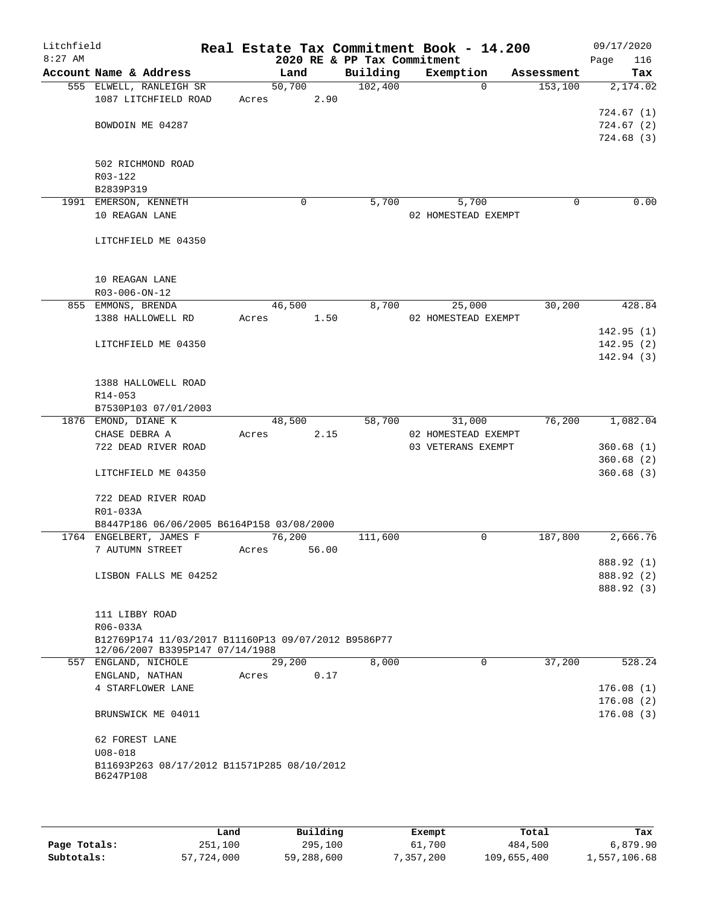Litchfield 8:27 AM — Real Estate Tax Commitment Book - 14.200 — 2020 RE & PP Tax Commitment — 09/17/2020

| Account Name & Address | Land | Building | Exemption | Assessment | Tax |
|---|---|---|---|---|---|
| 555 ELWELL, RANLEIGH SR<br>1087 LITCHFIELD ROAD<br><br>BOWDOIN ME 04287<br><br>502 RICHMOND ROAD<br>R03-122<br>B2839P319 | 50,700<br>Acres 2.90 | 102,400 | 0 | 153,100 | 2,174.02<br><br>724.67 (1)<br>724.67 (2)<br>724.68 (3) |
| 1991 EMERSON, KENNETH<br>10 REAGAN LANE<br><br>LITCHFIELD ME 04350<br><br>10 REAGAN LANE<br>R03-006-ON-12 | 0 | 5,700 | 5,700<br>02 HOMESTEAD EXEMPT | 0 | 0.00 |
| 855 EMMONS, BRENDA<br>1388 HALLOWELL RD<br><br>LITCHFIELD ME 04350<br><br>1388 HALLOWELL ROAD<br>R14-053<br>B7530P103 07/01/2003 | 46,500<br>Acres 1.50 | 8,700 | 25,000<br>02 HOMESTEAD EXEMPT | 30,200 | 428.84<br><br>142.95 (1)<br>142.95 (2)<br>142.94 (3) |
| 1876 EMOND, DIANE K<br>CHASE DEBRA A<br>722 DEAD RIVER ROAD<br><br>LITCHFIELD ME 04350<br><br>722 DEAD RIVER ROAD<br>R01-033A<br>B8447P186 06/06/2005 B6164P158 03/08/2000 | 48,500<br>Acres 2.15 | 58,700 | 31,000<br>02 HOMESTEAD EXEMPT<br>03 VETERANS EXEMPT | 76,200 | 1,082.04<br><br>360.68 (1)<br>360.68 (2)<br>360.68 (3) |
| 1764 ENGELBERT, JAMES F<br>7 AUTUMN STREET<br><br>LISBON FALLS ME 04252<br><br>111 LIBBY ROAD<br>R06-033A<br>B12769P174 11/03/2017 B11160P13 09/07/2012 B9586P77 12/06/2007 B3395P147 07/14/1988 | 76,200<br>Acres 56.00 | 111,600 | 0 | 187,800 | 2,666.76<br><br>888.92 (1)<br>888.92 (2)<br>888.92 (3) |
| 557 ENGLAND, NICHOLE<br>ENGLAND, NATHAN<br>4 STARFLOWER LANE<br><br>BRUNSWICK ME 04011<br><br>62 FOREST LANE<br>U08-018<br>B11693P263 08/17/2012 B11571P285 08/10/2012 B6247P108 | 29,200<br>Acres 0.17 | 8,000 | 0 | 37,200 | 528.24<br><br>176.08 (1)<br>176.08 (2)<br>176.08 (3) |

| | Land | Building | Exempt | Total | Tax |
|---|---|---|---|---|---|
| Page Totals: | 251,100 | 295,100 | 61,700 | 484,500 | 6,879.90 |
| Subtotals: | 57,724,000 | 59,288,600 | 7,357,200 | 109,655,400 | 1,557,106.68 |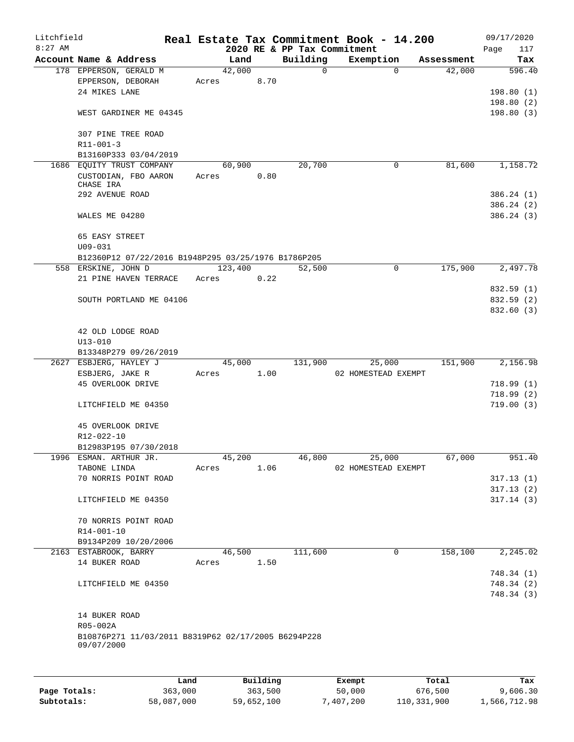Litchfield
8:27 AM

# Real Estate Tax Commitment Book - 14.200

2020 RE & PP Tax Commitment

09/17/2020

| Account Name & Address | Land | Building | Exemption | Assessment | Tax |
|---|---|---|---|---|---|
| 178 EPPERSON, GERALD M | 42,000 | 0 | 0 | 42,000 | 596.40 |
| EPPERSON, DEBORAH | Acres 8.70 | | | | |
| 24 MIKES LANE | | | | | 198.80 (1) |
| | | | | | 198.80 (2) |
| WEST GARDINER ME 04345 | | | | | 198.80 (3) |
| 307 PINE TREE ROAD | | | | | |
| R11-001-3 | | | | | |
| B13160P333 03/04/2019 | | | | | |
| 1686 EQUITY TRUST COMPANY | 60,900 | 20,700 | 0 | 81,600 | 1,158.72 |
| CUSTODIAN, FBO AARON CHASE IRA | Acres 0.80 | | | | |
| 292 AVENUE ROAD | | | | | 386.24 (1) |
| | | | | | 386.24 (2) |
| WALES ME 04280 | | | | | 386.24 (3) |
| 65 EASY STREET | | | | | |
| U09-031 | | | | | |
| B12360P12 07/22/2016 B1948P295 03/25/1976 B1786P205 | | | | | |
| 558 ERSKINE, JOHN D | 123,400 | 52,500 | 0 | 175,900 | 2,497.78 |
| 21 PINE HAVEN TERRACE | Acres 0.22 | | | | |
| | | | | | 832.59 (1) |
| SOUTH PORTLAND ME 04106 | | | | | 832.59 (2) |
| | | | | | 832.60 (3) |
| 42 OLD LODGE ROAD | | | | | |
| U13-010 | | | | | |
| B13348P279 09/26/2019 | | | | | |
| 2627 ESBJERG, HAYLEY J | 45,000 | 131,900 | 25,000 | 151,900 | 2,156.98 |
| ESBJERG, JAKE R | Acres 1.00 | | 02 HOMESTEAD EXEMPT | | |
| 45 OVERLOOK DRIVE | | | | | 718.99 (1) |
| | | | | | 718.99 (2) |
| LITCHFIELD ME 04350 | | | | | 719.00 (3) |
| 45 OVERLOOK DRIVE | | | | | |
| R12-022-10 | | | | | |
| B12983P195 07/30/2018 | | | | | |
| 1996 ESMAN. ARTHUR JR. | 45,200 | 46,800 | 25,000 | 67,000 | 951.40 |
| TABONE LINDA | Acres 1.06 | | 02 HOMESTEAD EXEMPT | | |
| 70 NORRIS POINT ROAD | | | | | 317.13 (1) |
| | | | | | 317.13 (2) |
| LITCHFIELD ME 04350 | | | | | 317.14 (3) |
| 70 NORRIS POINT ROAD | | | | | |
| R14-001-10 | | | | | |
| B9134P209 10/20/2006 | | | | | |
| 2163 ESTABROOK, BARRY | 46,500 | 111,600 | 0 | 158,100 | 2,245.02 |
| 14 BUKER ROAD | Acres 1.50 | | | | |
| | | | | | 748.34 (1) |
| LITCHFIELD ME 04350 | | | | | 748.34 (2) |
| | | | | | 748.34 (3) |
| 14 BUKER ROAD | | | | | |
| R05-002A | | | | | |
| B10876P271 11/03/2011 B8319P62 02/17/2005 B6294P228 09/07/2000 | | | | | |

| | Land | Building | Exempt | Total | Tax |
|---|---|---|---|---|---|
| Page Totals: | 363,000 | 363,500 | 50,000 | 676,500 | 9,606.30 |
| Subtotals: | 58,087,000 | 59,652,100 | 7,407,200 | 110,331,900 | 1,566,712.98 |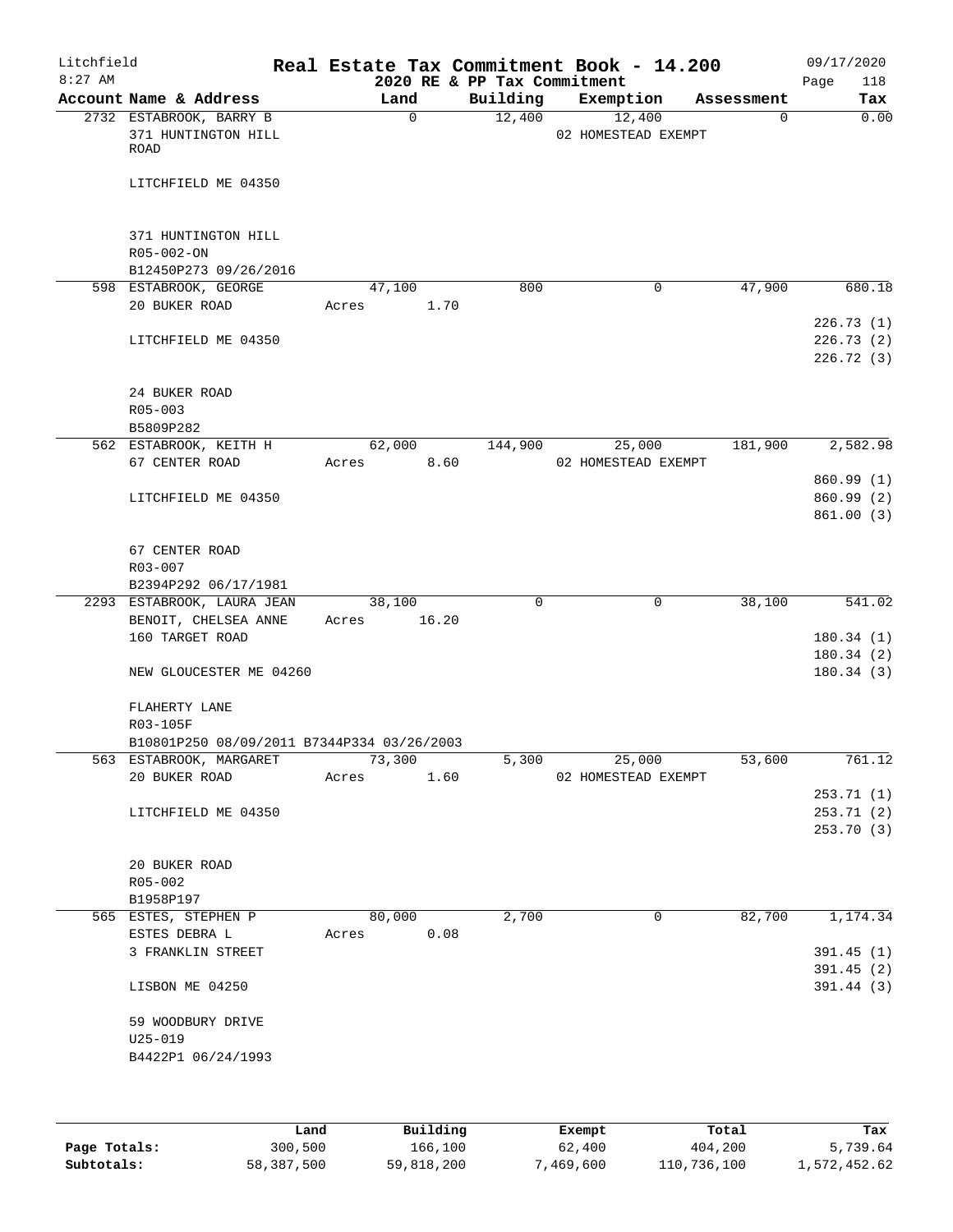# Litchfield — Real Estate Tax Commitment Book - 14.200

2020 RE & PP Tax Commitment

8:27 AM — 09/17/2020

| Account Name & Address | Land | Building | Exemption | Assessment | Tax |
|---|---|---|---|---|---|
| 2732 ESTABROOK, BARRY B<br>371 HUNTINGTON HILL ROAD<br><br>LITCHFIELD ME 04350<br><br>371 HUNTINGTON HILL<br>R05-002-ON<br>B12450P273 09/26/2016 | 0 | 12,400 | 12,400<br>02 HOMESTEAD EXEMPT | 0 | 0.00 |
| 598 ESTABROOK, GEORGE<br>20 BUKER ROAD<br><br>LITCHFIELD ME 04350<br><br>24 BUKER ROAD<br>R05-003<br>B5809P282 | 47,100<br>Acres 1.70 | 800 | 0 | 47,900 | 680.18<br>226.73 (1)<br>226.73 (2)<br>226.72 (3) |
| 562 ESTABROOK, KEITH H<br>67 CENTER ROAD<br><br>LITCHFIELD ME 04350<br><br>67 CENTER ROAD<br>R03-007<br>B2394P292 06/17/1981 | 62,000<br>Acres 8.60 | 144,900 | 25,000<br>02 HOMESTEAD EXEMPT | 181,900 | 2,582.98<br>860.99 (1)<br>860.99 (2)<br>861.00 (3) |
| 2293 ESTABROOK, LAURA JEAN<br>BENOIT, CHELSEA ANNE<br>160 TARGET ROAD<br><br>NEW GLOUCESTER ME 04260<br><br>FLAHERTY LANE<br>R03-105F<br>B10801P250 08/09/2011 B7344P334 03/26/2003 | 38,100<br>Acres 16.20 | 0 | 0 | 38,100 | 541.02<br>180.34 (1)<br>180.34 (2)<br>180.34 (3) |
| 563 ESTABROOK, MARGARET<br>20 BUKER ROAD<br><br>LITCHFIELD ME 04350<br><br>20 BUKER ROAD<br>R05-002<br>B1958P197 | 73,300<br>Acres 1.60 | 5,300 | 25,000<br>02 HOMESTEAD EXEMPT | 53,600 | 761.12<br>253.71 (1)<br>253.71 (2)<br>253.70 (3) |
| 565 ESTES, STEPHEN P<br>ESTES DEBRA L<br>3 FRANKLIN STREET<br><br>LISBON ME 04250<br><br>59 WOODBURY DRIVE<br>U25-019<br>B4422P1 06/24/1993 | 80,000<br>Acres 0.08 | 2,700 | 0 | 82,700 | 1,174.34<br>391.45 (1)<br>391.45 (2)<br>391.44 (3) |

| | Land | Building | Exempt | Total | Tax |
|---|---|---|---|---|---|
| Page Totals: | 300,500 | 166,100 | 62,400 | 404,200 | 5,739.64 |
| Subtotals: | 58,387,500 | 59,818,200 | 7,469,600 | 110,736,100 | 1,572,452.62 |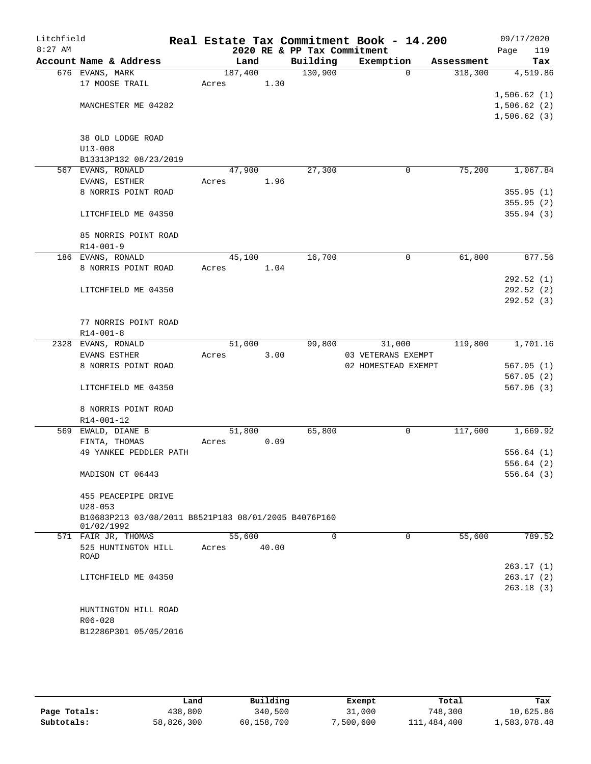Litchfield
8:27 AM

**Real Estate Tax Commitment Book - 14.200**
**2020 RE & PP Tax Commitment**

09/17/2020

| Account Name & Address | Land | Building | Exemption | Assessment | Tax |
|---|---|---|---|---|---|
| 676 EVANS, MARK | 187,400 | 130,900 | 0 | 318,300 | 4,519.86 |
| 17 MOOSE TRAIL | Acres 1.30 | | | | |
| | | | | | 1,506.62 (1) |
| MANCHESTER ME 04282 | | | | | 1,506.62 (2) |
| | | | | | 1,506.62 (3) |
| 38 OLD LODGE ROAD | | | | | |
| U13-008 | | | | | |
| B13313P132 08/23/2019 | | | | | |
| 567 EVANS, RONALD | 47,900 | 27,300 | 0 | 75,200 | 1,067.84 |
| EVANS, ESTHER | Acres 1.96 | | | | |
| 8 NORRIS POINT ROAD | | | | | 355.95 (1) |
| | | | | | 355.95 (2) |
| LITCHFIELD ME 04350 | | | | | 355.94 (3) |
| 85 NORRIS POINT ROAD | | | | | |
| R14-001-9 | | | | | |
| 186 EVANS, RONALD | 45,100 | 16,700 | 0 | 61,800 | 877.56 |
| 8 NORRIS POINT ROAD | Acres 1.04 | | | | |
| | | | | | 292.52 (1) |
| LITCHFIELD ME 04350 | | | | | 292.52 (2) |
| | | | | | 292.52 (3) |
| 77 NORRIS POINT ROAD | | | | | |
| R14-001-8 | | | | | |
| 2328 EVANS, RONALD | 51,000 | 99,800 | 31,000 | 119,800 | 1,701.16 |
| EVANS ESTHER | Acres 3.00 | | 03 VETERANS EXEMPT | | |
| 8 NORRIS POINT ROAD | | | 02 HOMESTEAD EXEMPT | | 567.05 (1) |
| | | | | | 567.05 (2) |
| LITCHFIELD ME 04350 | | | | | 567.06 (3) |
| 8 NORRIS POINT ROAD | | | | | |
| R14-001-12 | | | | | |
| 569 EWALD, DIANE B | 51,800 | 65,800 | 0 | 117,600 | 1,669.92 |
| FINTA, THOMAS | Acres 0.09 | | | | |
| 49 YANKEE PEDDLER PATH | | | | | 556.64 (1) |
| | | | | | 556.64 (2) |
| MADISON CT 06443 | | | | | 556.64 (3) |
| 455 PEACEPIPE DRIVE | | | | | |
| U28-053 | | | | | |
| B10683P213 03/08/2011 B8521P183 08/01/2005 B4076P160 01/02/1992 | | | | | |
| 571 FAIR JR, THOMAS | 55,600 | 0 | 0 | 55,600 | 789.52 |
| 525 HUNTINGTON HILL ROAD | Acres 40.00 | | | | |
| | | | | | 263.17 (1) |
| LITCHFIELD ME 04350 | | | | | 263.17 (2) |
| | | | | | 263.18 (3) |
| HUNTINGTON HILL ROAD | | | | | |
| R06-028 | | | | | |
| B12286P301 05/05/2016 | | | | | |

| | Land | Building | Exempt | Total | Tax |
|---|---|---|---|---|---|
| **Page Totals:** | 438,800 | 340,500 | 31,000 | 748,300 | 10,625.86 |
| **Subtotals:** | 58,826,300 | 60,158,700 | 7,500,600 | 111,484,400 | 1,583,078.48 |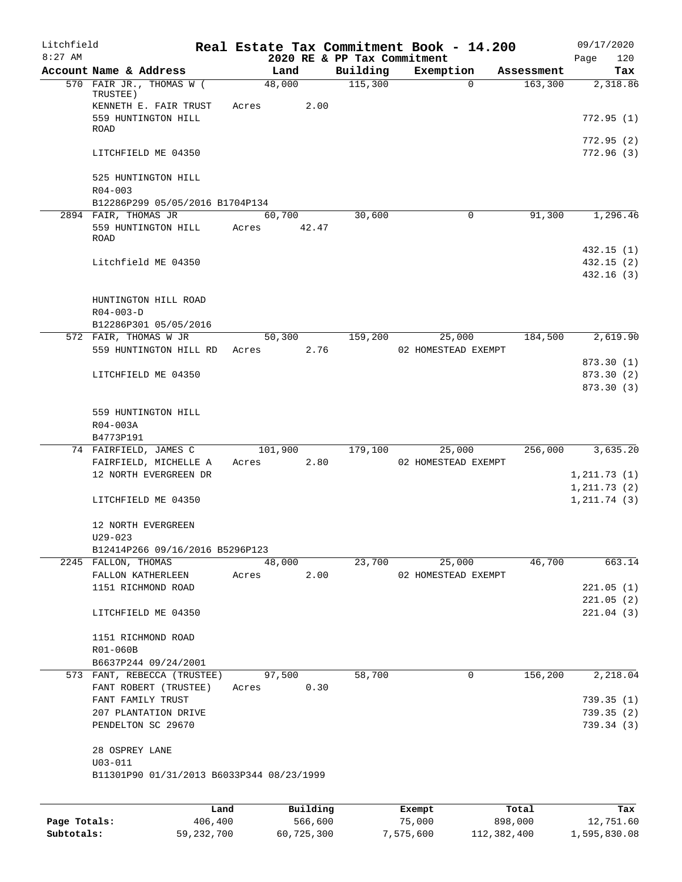Litchfield
8:27 AM

**Real Estate Tax Commitment Book - 14.200**
**2020 RE & PP Tax Commitment**

09/17/2020
Page 120

| Account Name & Address | Land | Building | Exemption | Assessment | Tax |
|---|---|---|---|---|---|
| 570 FAIR JR., THOMAS W ( TRUSTEE) | 48,000 | 115,300 | 0 | 163,300 | 2,318.86 |
| KENNETH E. FAIR TRUST | Acres 2.00 | | | | |
| 559 HUNTINGTON HILL ROAD | | | | | 772.95 (1) |
| | | | | | 772.95 (2) |
| LITCHFIELD ME 04350 | | | | | 772.96 (3) |
| 525 HUNTINGTON HILL | | | | | |
| R04-003 | | | | | |
| B12286P299 05/05/2016 B1704P134 | | | | | |
| 2894 FAIR, THOMAS JR | 60,700 | 30,600 | 0 | 91,300 | 1,296.46 |
| 559 HUNTINGTON HILL ROAD | Acres 42.47 | | | | |
| | | | | | 432.15 (1) |
| Litchfield ME 04350 | | | | | 432.15 (2) |
| | | | | | 432.16 (3) |
| HUNTINGTON HILL ROAD | | | | | |
| R04-003-D | | | | | |
| B12286P301 05/05/2016 | | | | | |
| 572 FAIR, THOMAS W JR | 50,300 | 159,200 | 25,000 | 184,500 | 2,619.90 |
| 559 HUNTINGTON HILL RD | Acres 2.76 | | 02 HOMESTEAD EXEMPT | | |
| | | | | | 873.30 (1) |
| LITCHFIELD ME 04350 | | | | | 873.30 (2) |
| | | | | | 873.30 (3) |
| 559 HUNTINGTON HILL | | | | | |
| R04-003A | | | | | |
| B4773P191 | | | | | |
| 74 FAIRFIELD, JAMES C | 101,900 | 179,100 | 25,000 | 256,000 | 3,635.20 |
| FAIRFIELD, MICHELLE A | Acres 2.80 | | 02 HOMESTEAD EXEMPT | | |
| 12 NORTH EVERGREEN DR | | | | | 1,211.73 (1) |
| | | | | | 1,211.73 (2) |
| LITCHFIELD ME 04350 | | | | | 1,211.74 (3) |
| 12 NORTH EVERGREEN | | | | | |
| U29-023 | | | | | |
| B12414P266 09/16/2016 B5296P123 | | | | | |
| 2245 FALLON, THOMAS | 48,000 | 23,700 | 25,000 | 46,700 | 663.14 |
| FALLON KATHERLEEN | Acres 2.00 | | 02 HOMESTEAD EXEMPT | | |
| 1151 RICHMOND ROAD | | | | | 221.05 (1) |
| | | | | | 221.05 (2) |
| LITCHFIELD ME 04350 | | | | | 221.04 (3) |
| 1151 RICHMOND ROAD | | | | | |
| R01-060B | | | | | |
| B6637P244 09/24/2001 | | | | | |
| 573 FANT, REBECCA (TRUSTEE) | 97,500 | 58,700 | 0 | 156,200 | 2,218.04 |
| FANT ROBERT (TRUSTEE) | Acres 0.30 | | | | |
| FANT FAMILY TRUST | | | | | 739.35 (1) |
| 207 PLANTATION DRIVE | | | | | 739.35 (2) |
| PENDELTON SC 29670 | | | | | 739.34 (3) |
| 28 OSPREY LANE | | | | | |
| U03-011 | | | | | |
| B11301P90 01/31/2013 B6033P344 08/23/1999 | | | | | |

| | Land | Building | Exempt | Total | Tax |
|---|---|---|---|---|---|
| **Page Totals:** | 406,400 | 566,600 | 75,000 | 898,000 | 12,751.60 |
| **Subtotals:** | 59,232,700 | 60,725,300 | 7,575,600 | 112,382,400 | 1,595,830.08 |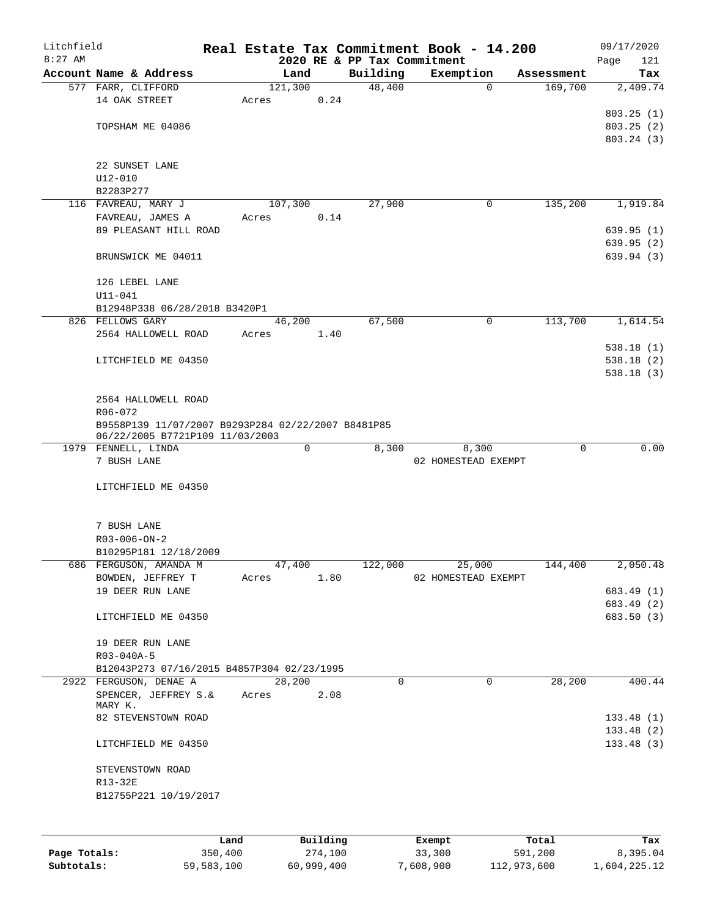Litchfield
8:27 AM

# Real Estate Tax Commitment Book - 14.200

## 2020 RE & PP Tax Commitment

09/17/2020

| Account Name & Address | Land | Building | Exemption | Assessment | Tax |
|---|---|---|---|---|---|
| 577 FARR, CLIFFORD | 121,300 | 48,400 | 0 | 169,700 | 2,409.74 |
| 14 OAK STREET | Acres 0.24 | | | | |
| | | | | | 803.25 (1) |
| TOPSHAM ME 04086 | | | | | 803.25 (2) |
| | | | | | 803.24 (3) |
| 22 SUNSET LANE | | | | | |
| U12-010 | | | | | |
| B2283P277 | | | | | |
| 116 FAVREAU, MARY J | 107,300 | 27,900 | 0 | 135,200 | 1,919.84 |
| FAVREAU, JAMES A | Acres 0.14 | | | | |
| 89 PLEASANT HILL ROAD | | | | | 639.95 (1) |
| | | | | | 639.95 (2) |
| BRUNSWICK ME 04011 | | | | | 639.94 (3) |
| 126 LEBEL LANE | | | | | |
| U11-041 | | | | | |
| B12948P338 06/28/2018 B3420P1 | | | | | |
| 826 FELLOWS GARY | 46,200 | 67,500 | 0 | 113,700 | 1,614.54 |
| 2564 HALLOWELL ROAD | Acres 1.40 | | | | |
| | | | | | 538.18 (1) |
| LITCHFIELD ME 04350 | | | | | 538.18 (2) |
| | | | | | 538.18 (3) |
| 2564 HALLOWELL ROAD | | | | | |
| R06-072 | | | | | |
| B9558P139 11/07/2007 B9293P284 02/22/2007 B8481P85 06/22/2005 B7721P109 11/03/2003 | | | | | |
| 1979 FENNELL, LINDA | 0 | 8,300 | 8,300 | 0 | 0.00 |
| 7 BUSH LANE | | | 02 HOMESTEAD EXEMPT | | |
| LITCHFIELD ME 04350 | | | | | |
| 7 BUSH LANE | | | | | |
| R03-006-ON-2 | | | | | |
| B10295P181 12/18/2009 | | | | | |
| 686 FERGUSON, AMANDA M | 47,400 | 122,000 | 25,000 | 144,400 | 2,050.48 |
| BOWDEN, JEFFREY T | Acres 1.80 | | 02 HOMESTEAD EXEMPT | | |
| 19 DEER RUN LANE | | | | | 683.49 (1) |
| | | | | | 683.49 (2) |
| LITCHFIELD ME 04350 | | | | | 683.50 (3) |
| 19 DEER RUN LANE | | | | | |
| R03-040A-5 | | | | | |
| B12043P273 07/16/2015 B4857P304 02/23/1995 | | | | | |
| 2922 FERGUSON, DENAE A | 28,200 | 0 | 0 | 28,200 | 400.44 |
| SPENCER, JEFFREY S.& MARY K. | Acres 2.08 | | | | |
| 82 STEVENSTOWN ROAD | | | | | 133.48 (1) |
| | | | | | 133.48 (2) |
| LITCHFIELD ME 04350 | | | | | 133.48 (3) |
| STEVENSTOWN ROAD | | | | | |
| R13-32E | | | | | |
| B12755P221 10/19/2017 | | | | | |

| | Land | Building | Exempt | Total | Tax |
|---|---|---|---|---|---|
| Page Totals: | 350,400 | 274,100 | 33,300 | 591,200 | 8,395.04 |
| Subtotals: | 59,583,100 | 60,999,400 | 7,608,900 | 112,973,600 | 1,604,225.12 |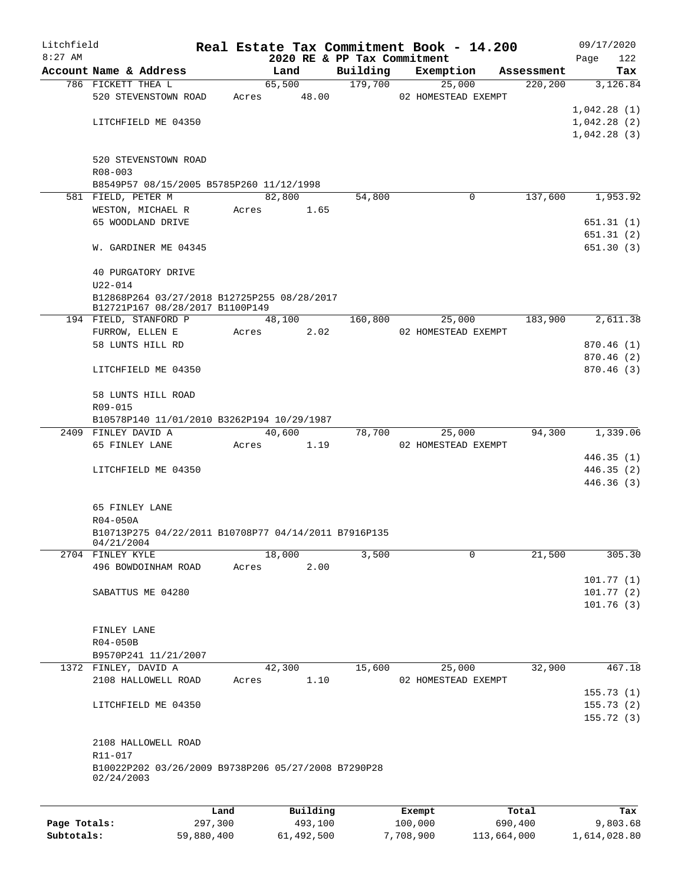# Real Estate Tax Commitment Book - 14.200

Litchfield
8:27 AM

2020 RE & PP Tax Commitment

09/17/2020

| Account Name & Address | Land | Building | Exemption | Assessment | Tax |
|---|---|---|---|---|---|
| 786 FICKETT THEA L | 65,500 | 179,700 | 25,000 | 220,200 | 3,126.84 |
| 520 STEVENSTOWN ROAD | Acres 48.00 | | 02 HOMESTEAD EXEMPT | | |
| | | | | | 1,042.28 (1) |
| LITCHFIELD ME 04350 | | | | | 1,042.28 (2) |
| | | | | | 1,042.28 (3) |
| 520 STEVENSTOWN ROAD | | | | | |
| R08-003 | | | | | |
| B8549P57 08/15/2005 B5785P260 11/12/1998 | | | | | |
| 581 FIELD, PETER M | 82,800 | 54,800 | 0 | 137,600 | 1,953.92 |
| WESTON, MICHAEL R | Acres 1.65 | | | | |
| 65 WOODLAND DRIVE | | | | | 651.31 (1) |
| | | | | | 651.31 (2) |
| W. GARDINER ME 04345 | | | | | 651.30 (3) |
| 40 PURGATORY DRIVE | | | | | |
| U22-014 | | | | | |
| B12868P264 03/27/2018 B12725P255 08/28/2017 B12721P167 08/28/2017 B1100P149 | | | | | |
| 194 FIELD, STANFORD P | 48,100 | 160,800 | 25,000 | 183,900 | 2,611.38 |
| FURROW, ELLEN E | Acres 2.02 | | 02 HOMESTEAD EXEMPT | | |
| 58 LUNTS HILL RD | | | | | 870.46 (1) |
| | | | | | 870.46 (2) |
| LITCHFIELD ME 04350 | | | | | 870.46 (3) |
| 58 LUNTS HILL ROAD | | | | | |
| R09-015 | | | | | |
| B10578P140 11/01/2010 B3262P194 10/29/1987 | | | | | |
| 2409 FINLEY DAVID A | 40,600 | 78,700 | 25,000 | 94,300 | 1,339.06 |
| 65 FINLEY LANE | Acres 1.19 | | 02 HOMESTEAD EXEMPT | | |
| | | | | | 446.35 (1) |
| LITCHFIELD ME 04350 | | | | | 446.35 (2) |
| | | | | | 446.36 (3) |
| 65 FINLEY LANE | | | | | |
| R04-050A | | | | | |
| B10713P275 04/22/2011 B10708P77 04/14/2011 B7916P135 04/21/2004 | | | | | |
| 2704 FINLEY KYLE | 18,000 | 3,500 | 0 | 21,500 | 305.30 |
| 496 BOWDOINHAM ROAD | Acres 2.00 | | | | |
| | | | | | 101.77 (1) |
| SABATTUS ME 04280 | | | | | 101.77 (2) |
| | | | | | 101.76 (3) |
| FINLEY LANE | | | | | |
| R04-050B | | | | | |
| B9570P241 11/21/2007 | | | | | |
| 1372 FINLEY, DAVID A | 42,300 | 15,600 | 25,000 | 32,900 | 467.18 |
| 2108 HALLOWELL ROAD | Acres 1.10 | | 02 HOMESTEAD EXEMPT | | |
| | | | | | 155.73 (1) |
| LITCHFIELD ME 04350 | | | | | 155.73 (2) |
| | | | | | 155.72 (3) |
| 2108 HALLOWELL ROAD | | | | | |
| R11-017 | | | | | |
| B10022P202 03/26/2009 B9738P206 05/27/2008 B7290P28 02/24/2003 | | | | | |

| | Land | Building | Exempt | Total | Tax |
|---|---|---|---|---|---|
| Page Totals: | 297,300 | 493,100 | 100,000 | 690,400 | 9,803.68 |
| Subtotals: | 59,880,400 | 61,492,500 | 7,708,900 | 113,664,000 | 1,614,028.80 |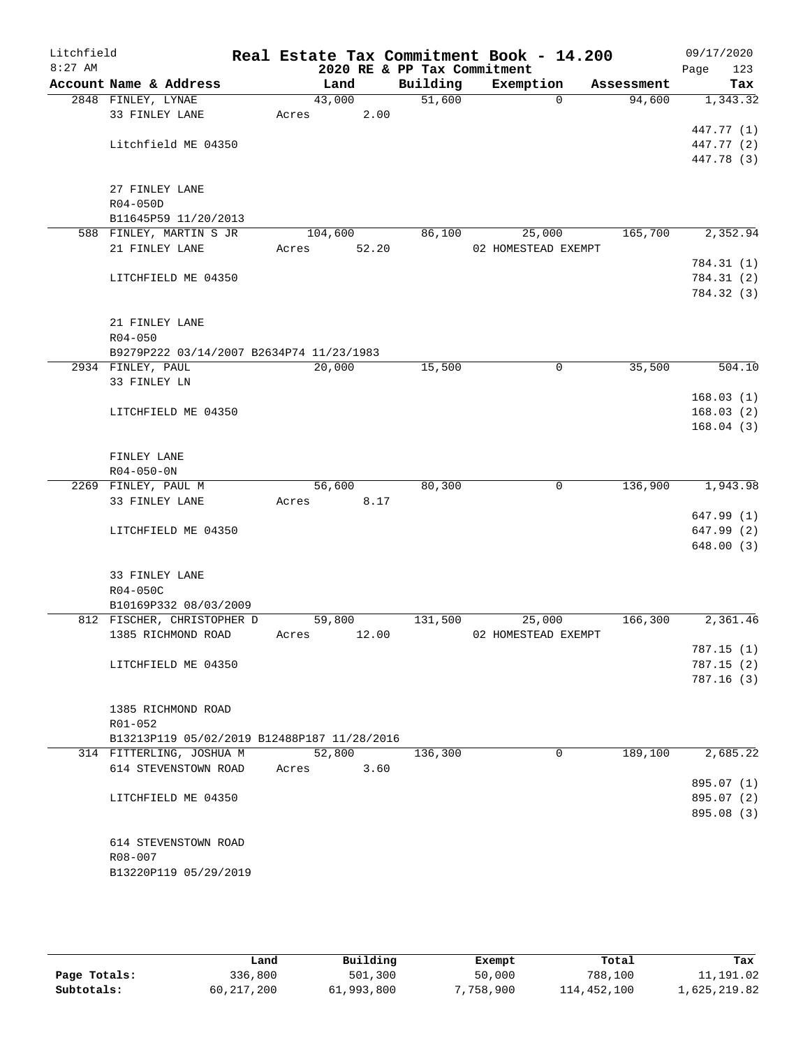# Real Estate Tax Commitment Book - 14.200

Litchfield
8:27 AM

2020 RE & PP Tax Commitment

09/17/2020

| Account | Name & Address | Land | Building | Exemption | Assessment | Tax |
|---|---|---|---|---|---|---|
| 2848 | FINLEY, LYNAE | 43,000 | 51,600 | 0 | 94,600 | 1,343.32 |
| | 33 FINLEY LANE | Acres 2.00 | | | | |
| | | | | | | 447.77 (1) |
| | Litchfield ME 04350 | | | | | 447.77 (2) |
| | | | | | | 447.78 (3) |
| | 27 FINLEY LANE | | | | | |
| | R04-050D | | | | | |
| | B11645P59 11/20/2013 | | | | | |
| 588 | FINLEY, MARTIN S JR | 104,600 | 86,100 | 25,000 | 165,700 | 2,352.94 |
| | 21 FINLEY LANE | Acres 52.20 | | 02 HOMESTEAD EXEMPT | | |
| | | | | | | 784.31 (1) |
| | LITCHFIELD ME 04350 | | | | | 784.31 (2) |
| | | | | | | 784.32 (3) |
| | 21 FINLEY LANE | | | | | |
| | R04-050 | | | | | |
| | B9279P222 03/14/2007 B2634P74 11/23/1983 | | | | | |
| 2934 | FINLEY, PAUL | 20,000 | 15,500 | 0 | 35,500 | 504.10 |
| | 33 FINLEY LN | | | | | |
| | | | | | | 168.03 (1) |
| | LITCHFIELD ME 04350 | | | | | 168.03 (2) |
| | | | | | | 168.04 (3) |
| | FINLEY LANE | | | | | |
| | R04-050-0N | | | | | |
| 2269 | FINLEY, PAUL M | 56,600 | 80,300 | 0 | 136,900 | 1,943.98 |
| | 33 FINLEY LANE | Acres 8.17 | | | | |
| | | | | | | 647.99 (1) |
| | LITCHFIELD ME 04350 | | | | | 647.99 (2) |
| | | | | | | 648.00 (3) |
| | 33 FINLEY LANE | | | | | |
| | R04-050C | | | | | |
| | B10169P332 08/03/2009 | | | | | |
| 812 | FISCHER, CHRISTOPHER D | 59,800 | 131,500 | 25,000 | 166,300 | 2,361.46 |
| | 1385 RICHMOND ROAD | Acres 12.00 | | 02 HOMESTEAD EXEMPT | | |
| | | | | | | 787.15 (1) |
| | LITCHFIELD ME 04350 | | | | | 787.15 (2) |
| | | | | | | 787.16 (3) |
| | 1385 RICHMOND ROAD | | | | | |
| | R01-052 | | | | | |
| | B13213P119 05/02/2019 B12488P187 11/28/2016 | | | | | |
| 314 | FITTERLING, JOSHUA M | 52,800 | 136,300 | 0 | 189,100 | 2,685.22 |
| | 614 STEVENSTOWN ROAD | Acres 3.60 | | | | |
| | | | | | | 895.07 (1) |
| | LITCHFIELD ME 04350 | | | | | 895.07 (2) |
| | | | | | | 895.08 (3) |
| | 614 STEVENSTOWN ROAD | | | | | |
| | R08-007 | | | | | |
| | B13220P119 05/29/2019 | | | | | |

| | Land | Building | Exempt | Total | Tax |
|---|---|---|---|---|---|
| Page Totals: | 336,800 | 501,300 | 50,000 | 788,100 | 11,191.02 |
| Subtotals: | 60,217,200 | 61,993,800 | 7,758,900 | 114,452,100 | 1,625,219.82 |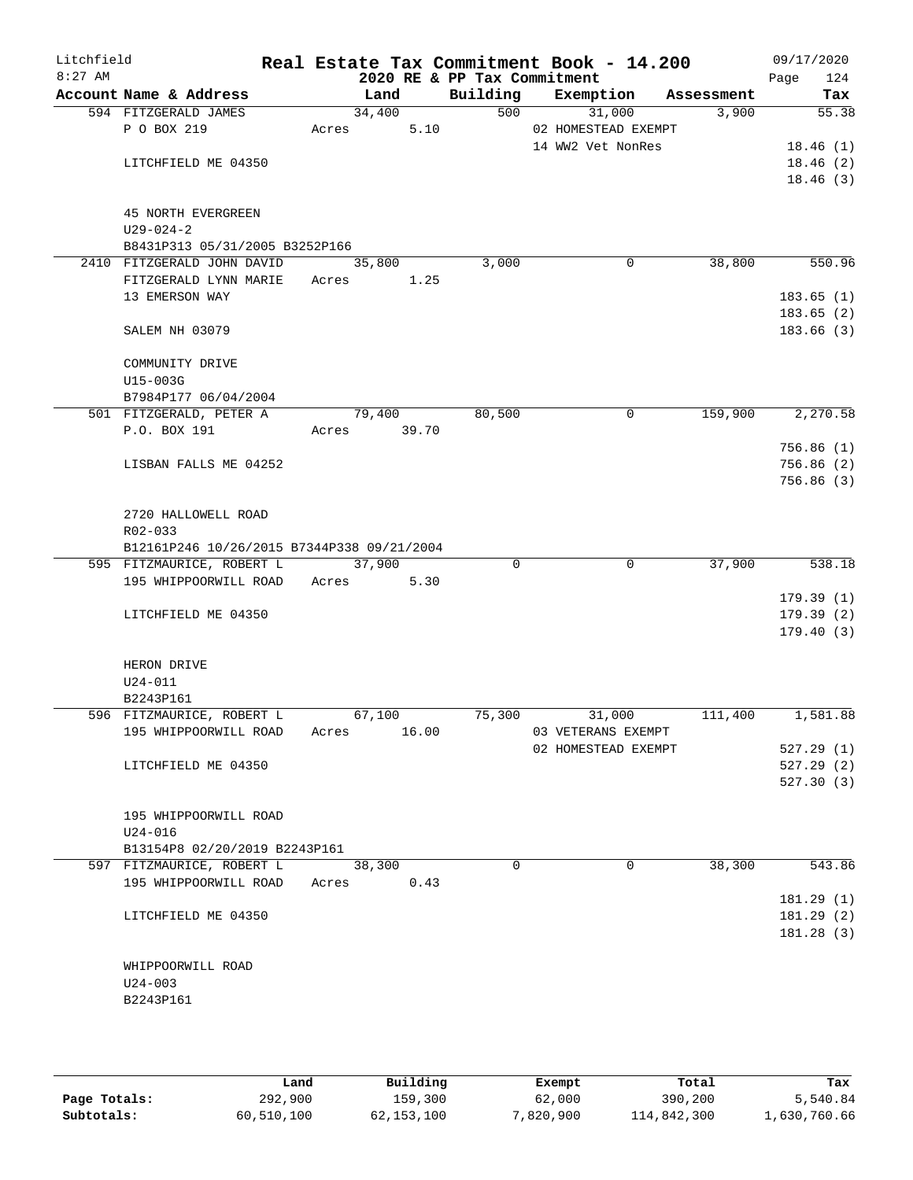# Real Estate Tax Commitment Book - 14.200

Litchfield 8:27 AM — 2020 RE & PP Tax Commitment — 09/17/2020

| Account Name & Address | Land | Building | Exemption | Assessment | Tax |
|---|---|---|---|---|---|
| 594 FITZGERALD JAMES<br>P O BOX 219<br><br>LITCHFIELD ME 04350<br><br>45 NORTH EVERGREEN<br>U29-024-2<br>B8431P313 05/31/2005 B3252P166 | 34,400<br>Acres 5.10 | 500 | 31,000<br>02 HOMESTEAD EXEMPT<br>14 WW2 Vet NonRes | 3,900 | 55.38<br><br>18.46 (1)<br>18.46 (2)<br>18.46 (3) |
| 2410 FITZGERALD JOHN DAVID<br>FITZGERALD LYNN MARIE<br>13 EMERSON WAY<br><br>SALEM NH 03079<br><br>COMMUNITY DRIVE<br>U15-003G<br>B7984P177 06/04/2004 | 35,800<br>Acres 1.25 | 3,000 | 0 | 38,800 | 550.96<br><br>183.65 (1)<br>183.65 (2)<br>183.66 (3) |
| 501 FITZGERALD, PETER A<br>P.O. BOX 191<br><br>LISBAN FALLS ME 04252<br><br>2720 HALLOWELL ROAD<br>R02-033<br>B12161P246 10/26/2015 B7344P338 09/21/2004 | 79,400<br>Acres 39.70 | 80,500 | 0 | 159,900 | 2,270.58<br><br>756.86 (1)<br>756.86 (2)<br>756.86 (3) |
| 595 FITZMAURICE, ROBERT L<br>195 WHIPPOORWILL ROAD<br><br>LITCHFIELD ME 04350<br><br>HERON DRIVE<br>U24-011<br>B2243P161 | 37,900<br>Acres 5.30 | 0 | 0 | 37,900 | 538.18<br><br>179.39 (1)<br>179.39 (2)<br>179.40 (3) |
| 596 FITZMAURICE, ROBERT L<br>195 WHIPPOORWILL ROAD<br><br>LITCHFIELD ME 04350<br><br>195 WHIPPOORWILL ROAD<br>U24-016<br>B13154P8 02/20/2019 B2243P161 | 67,100<br>Acres 16.00 | 75,300 | 31,000<br>03 VETERANS EXEMPT<br>02 HOMESTEAD EXEMPT | 111,400 | 1,581.88<br><br>527.29 (1)<br>527.29 (2)<br>527.30 (3) |
| 597 FITZMAURICE, ROBERT L<br>195 WHIPPOORWILL ROAD<br><br>LITCHFIELD ME 04350<br><br>WHIPPOORWILL ROAD<br>U24-003<br>B2243P161 | 38,300<br>Acres 0.43 | 0 | 0 | 38,300 | 543.86<br><br>181.29 (1)<br>181.29 (2)<br>181.28 (3) |

| | Land | Building | Exempt | Total | Tax |
|---|---|---|---|---|---|
| Page Totals: | 292,900 | 159,300 | 62,000 | 390,200 | 5,540.84 |
| Subtotals: | 60,510,100 | 62,153,100 | 7,820,900 | 114,842,300 | 1,630,760.66 |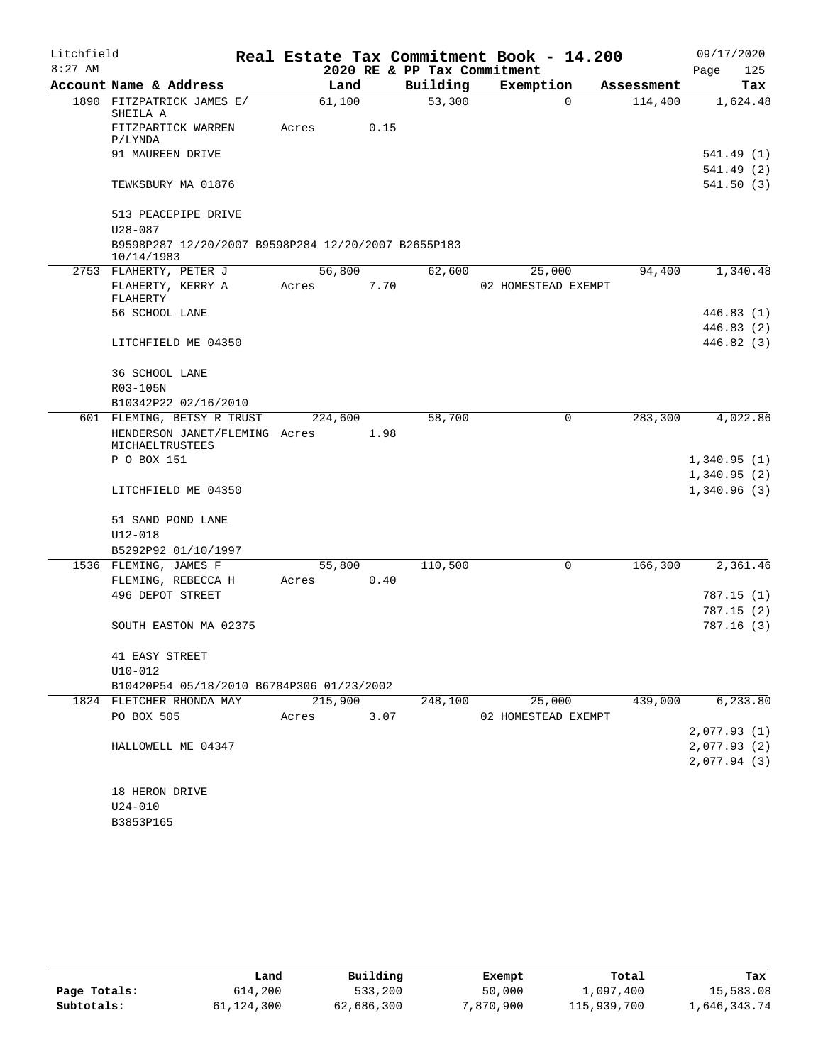Litchfield
8:27 AM

# Real Estate Tax Commitment Book - 14.200

2020 RE & PP Tax Commitment

09/17/2020
Page 125

| Account Name & Address | Land | Building | Exemption | Assessment | Tax |
|---|---|---|---|---|---|
| 1890 FITZPATRICK JAMES E/ SHEILA A | 61,100 | 53,300 | 0 | 114,400 | 1,624.48 |
| FITZPARTICK WARREN P/LYNDA | Acres 0.15 | | | | |
| 91 MAUREEN DRIVE | | | | | 541.49 (1) |
| | | | | | 541.49 (2) |
| TEWKSBURY MA 01876 | | | | | 541.50 (3) |
| 513 PEACEPIPE DRIVE | | | | | |
| U28-087 | | | | | |
| B9598P287 12/20/2007 B9598P284 12/20/2007 B2655P183 10/14/1983 | | | | | |
| 2753 FLAHERTY, PETER J | 56,800 | 62,600 | 25,000 | 94,400 | 1,340.48 |
| FLAHERTY, KERRY A FLAHERTY | Acres 7.70 | | 02 HOMESTEAD EXEMPT | | |
| 56 SCHOOL LANE | | | | | 446.83 (1) |
| | | | | | 446.83 (2) |
| LITCHFIELD ME 04350 | | | | | 446.82 (3) |
| 36 SCHOOL LANE | | | | | |
| R03-105N | | | | | |
| B10342P22 02/16/2010 | | | | | |
| 601 FLEMING, BETSY R TRUST | 224,600 | 58,700 | 0 | 283,300 | 4,022.86 |
| HENDERSON JANET/FLEMING MICHAELTRUSTEES | Acres 1.98 | | | | |
| P O BOX 151 | | | | | 1,340.95 (1) |
| | | | | | 1,340.95 (2) |
| LITCHFIELD ME 04350 | | | | | 1,340.96 (3) |
| 51 SAND POND LANE | | | | | |
| U12-018 | | | | | |
| B5292P92 01/10/1997 | | | | | |
| 1536 FLEMING, JAMES F | 55,800 | 110,500 | 0 | 166,300 | 2,361.46 |
| FLEMING, REBECCA H | Acres 0.40 | | | | |
| 496 DEPOT STREET | | | | | 787.15 (1) |
| | | | | | 787.15 (2) |
| SOUTH EASTON MA 02375 | | | | | 787.16 (3) |
| 41 EASY STREET | | | | | |
| U10-012 | | | | | |
| B10420P54 05/18/2010 B6784P306 01/23/2002 | | | | | |
| 1824 FLETCHER RHONDA MAY | 215,900 | 248,100 | 25,000 | 439,000 | 6,233.80 |
| PO BOX 505 | Acres 3.07 | | 02 HOMESTEAD EXEMPT | | |
| | | | | | 2,077.93 (1) |
| HALLOWELL ME 04347 | | | | | 2,077.93 (2) |
| | | | | | 2,077.94 (3) |
| 18 HERON DRIVE | | | | | |
| U24-010 | | | | | |
| B3853P165 | | | | | |

| | Land | Building | Exempt | Total | Tax |
|---|---|---|---|---|---|
| Page Totals: | 614,200 | 533,200 | 50,000 | 1,097,400 | 15,583.08 |
| Subtotals: | 61,124,300 | 62,686,300 | 7,870,900 | 115,939,700 | 1,646,343.74 |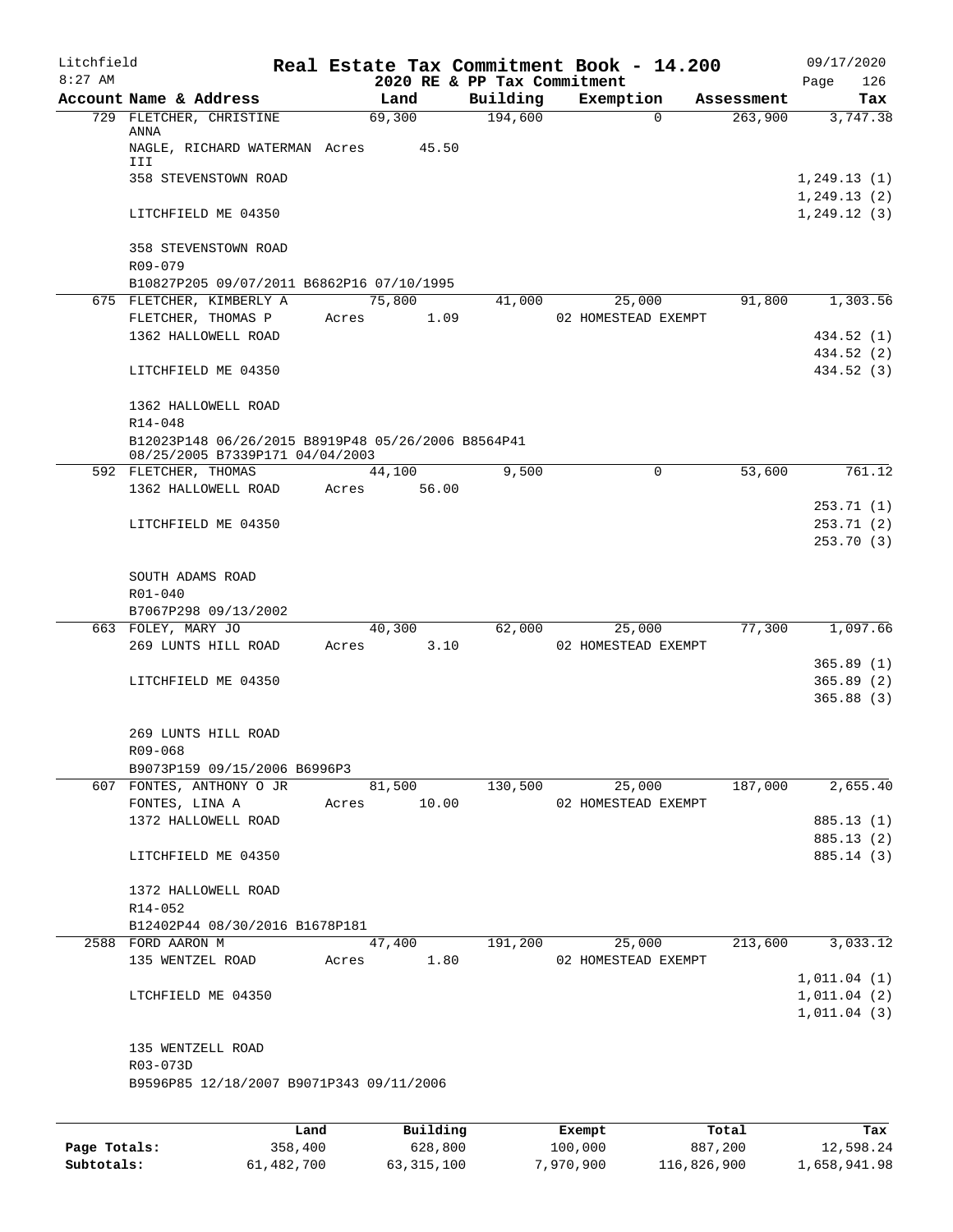# Real Estate Tax Commitment Book - 14.200

## 2020 RE & PP Tax Commitment

Litchfield 8:27 AM — 09/17/2020

| Account Name & Address | Land | Building | Exemption | Assessment | Tax |
|---|---|---|---|---|---|
| 729 FLETCHER, CHRISTINE ANNA | 69,300 | 194,600 | 0 | 263,900 | 3,747.38 |
| NAGLE, RICHARD WATERMAN III | Acres 45.50 | | | | |
| 358 STEVENSTOWN ROAD | | | | | 1,249.13 (1) |
| | | | | | 1,249.13 (2) |
| LITCHFIELD ME 04350 | | | | | 1,249.12 (3) |
| 358 STEVENSTOWN ROAD | | | | | |
| R09-079 | | | | | |
| B10827P205 09/07/2011 B6862P16 07/10/1995 | | | | | |
| 675 FLETCHER, KIMBERLY A | 75,800 | 41,000 | 25,000 | 91,800 | 1,303.56 |
| FLETCHER, THOMAS P | Acres 1.09 | | 02 HOMESTEAD EXEMPT | | |
| 1362 HALLOWELL ROAD | | | | | 434.52 (1) |
| | | | | | 434.52 (2) |
| LITCHFIELD ME 04350 | | | | | 434.52 (3) |
| 1362 HALLOWELL ROAD | | | | | |
| R14-048 | | | | | |
| B12023P148 06/26/2015 B8919P48 05/26/2006 B8564P41 08/25/2005 B7339P171 04/04/2003 | | | | | |
| 592 FLETCHER, THOMAS | 44,100 | 9,500 | 0 | 53,600 | 761.12 |
| 1362 HALLOWELL ROAD | Acres 56.00 | | | | |
| | | | | | 253.71 (1) |
| LITCHFIELD ME 04350 | | | | | 253.71 (2) |
| | | | | | 253.70 (3) |
| SOUTH ADAMS ROAD | | | | | |
| R01-040 | | | | | |
| B7067P298 09/13/2002 | | | | | |
| 663 FOLEY, MARY JO | 40,300 | 62,000 | 25,000 | 77,300 | 1,097.66 |
| 269 LUNTS HILL ROAD | Acres 3.10 | | 02 HOMESTEAD EXEMPT | | |
| | | | | | 365.89 (1) |
| LITCHFIELD ME 04350 | | | | | 365.89 (2) |
| | | | | | 365.88 (3) |
| 269 LUNTS HILL ROAD | | | | | |
| R09-068 | | | | | |
| B9073P159 09/15/2006 B6996P3 | | | | | |
| 607 FONTES, ANTHONY O JR | 81,500 | 130,500 | 25,000 | 187,000 | 2,655.40 |
| FONTES, LINA A | Acres 10.00 | | 02 HOMESTEAD EXEMPT | | |
| 1372 HALLOWELL ROAD | | | | | 885.13 (1) |
| | | | | | 885.13 (2) |
| LITCHFIELD ME 04350 | | | | | 885.14 (3) |
| 1372 HALLOWELL ROAD | | | | | |
| R14-052 | | | | | |
| B12402P44 08/30/2016 B1678P181 | | | | | |
| 2588 FORD AARON M | 47,400 | 191,200 | 25,000 | 213,600 | 3,033.12 |
| 135 WENTZEL ROAD | Acres 1.80 | | 02 HOMESTEAD EXEMPT | | |
| | | | | | 1,011.04 (1) |
| LTCHFIELD ME 04350 | | | | | 1,011.04 (2) |
| | | | | | 1,011.04 (3) |
| 135 WENTZELL ROAD | | | | | |
| R03-073D | | | | | |
| B9596P85 12/18/2007 B9071P343 09/11/2006 | | | | | |

| | Land | Building | Exempt | Total | Tax |
|---|---|---|---|---|---|
| Page Totals: | 358,400 | 628,800 | 100,000 | 887,200 | 12,598.24 |
| Subtotals: | 61,482,700 | 63,315,100 | 7,970,900 | 116,826,900 | 1,658,941.98 |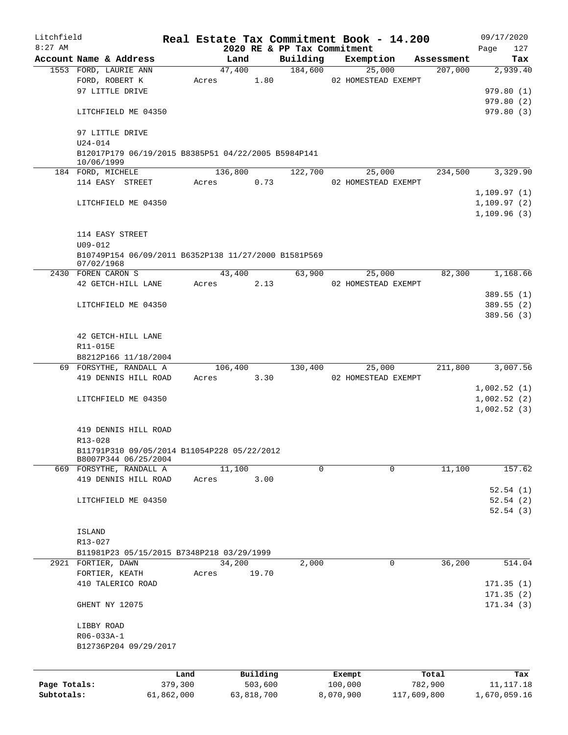# Real Estate Tax Commitment Book - 14.200

Litchfield
8:27 AM

2020 RE & PP Tax Commitment

09/17/2020

| Account Name & Address | Land | Building | Exemption | Assessment | Tax |
|---|---|---|---|---|---|
| 1553 FORD, LAURIE ANN | 47,400 | 184,600 | 25,000 | 207,000 | 2,939.40 |
| FORD, ROBERT K | Acres 1.80 | | 02 HOMESTEAD EXEMPT | | |
| 97 LITTLE DRIVE | | | | | 979.80 (1) |
| | | | | | 979.80 (2) |
| LITCHFIELD ME 04350 | | | | | 979.80 (3) |
| 97 LITTLE DRIVE | | | | | |
| U24-014 | | | | | |
| B12017P179 06/19/2015 B8385P51 04/22/2005 B5984P141 10/06/1999 | | | | | |
| 184 FORD, MICHELE | 136,800 | 122,700 | 25,000 | 234,500 | 3,329.90 |
| 114 EASY STREET | Acres 0.73 | | 02 HOMESTEAD EXEMPT | | |
| | | | | | 1,109.97 (1) |
| LITCHFIELD ME 04350 | | | | | 1,109.97 (2) |
| | | | | | 1,109.96 (3) |
| 114 EASY STREET | | | | | |
| U09-012 | | | | | |
| B10749P154 06/09/2011 B6352P138 11/27/2000 B1581P569 07/02/1968 | | | | | |
| 2430 FOREN CARON S | 43,400 | 63,900 | 25,000 | 82,300 | 1,168.66 |
| 42 GETCH-HILL LANE | Acres 2.13 | | 02 HOMESTEAD EXEMPT | | |
| | | | | | 389.55 (1) |
| LITCHFIELD ME 04350 | | | | | 389.55 (2) |
| | | | | | 389.56 (3) |
| 42 GETCH-HILL LANE | | | | | |
| R11-015E | | | | | |
| B8212P166 11/18/2004 | | | | | |
| 69 FORSYTHE, RANDALL A | 106,400 | 130,400 | 25,000 | 211,800 | 3,007.56 |
| 419 DENNIS HILL ROAD | Acres 3.30 | | 02 HOMESTEAD EXEMPT | | |
| | | | | | 1,002.52 (1) |
| LITCHFIELD ME 04350 | | | | | 1,002.52 (2) |
| | | | | | 1,002.52 (3) |
| 419 DENNIS HILL ROAD | | | | | |
| R13-028 | | | | | |
| B11791P310 09/05/2014 B11054P228 05/22/2012 B8007P344 06/25/2004 | | | | | |
| 669 FORSYTHE, RANDALL A | 11,100 | 0 | 0 | 11,100 | 157.62 |
| 419 DENNIS HILL ROAD | Acres 3.00 | | | | |
| | | | | | 52.54 (1) |
| LITCHFIELD ME 04350 | | | | | 52.54 (2) |
| | | | | | 52.54 (3) |
| ISLAND | | | | | |
| R13-027 | | | | | |
| B11981P23 05/15/2015 B7348P218 03/29/1999 | | | | | |
| 2921 FORTIER, DAWN | 34,200 | 2,000 | 0 | 36,200 | 514.04 |
| FORTIER, KEATH | Acres 19.70 | | | | |
| 410 TALERICO ROAD | | | | | 171.35 (1) |
| | | | | | 171.35 (2) |
| GHENT NY 12075 | | | | | 171.34 (3) |
| LIBBY ROAD | | | | | |
| R06-033A-1 | | | | | |
| B12736P204 09/29/2017 | | | | | |

| | Land | Building | Exempt | Total | Tax |
|---|---|---|---|---|---|
| Page Totals: | 379,300 | 503,600 | 100,000 | 782,900 | 11,117.18 |
| Subtotals: | 61,862,000 | 63,818,700 | 8,070,900 | 117,609,800 | 1,670,059.16 |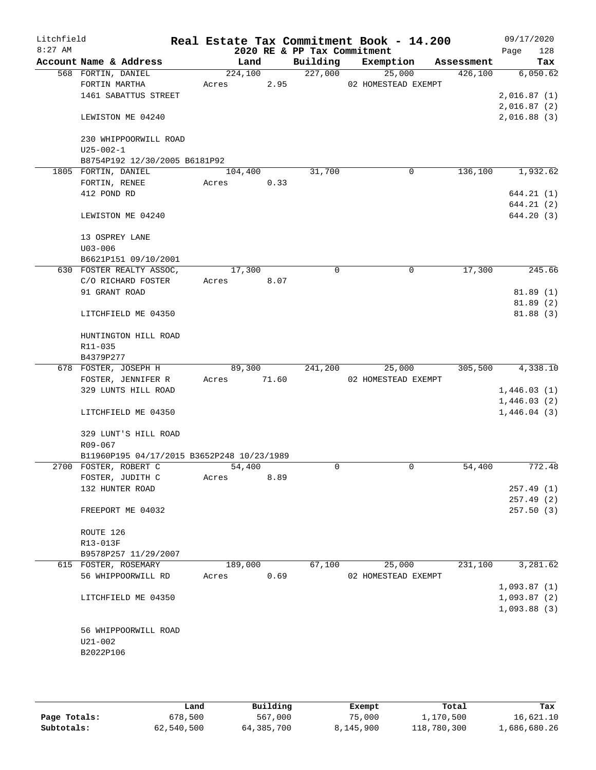# Real Estate Tax Commitment Book - 14.200

Litchfield 8:27 AM — 2020 RE & PP Tax Commitment — 09/17/2020

| Account Name & Address | Land | Building | Exemption | Assessment | Tax |
|---|---|---|---|---|---|
| 568 FORTIN, DANIEL | 224,100 | 227,000 | 25,000 | 426,100 | 6,050.62 |
| FORTIN MARTHA | Acres 2.95 | | 02 HOMESTEAD EXEMPT | | |
| 1461 SABATTUS STREET | | | | | 2,016.87 (1) |
| | | | | | 2,016.87 (2) |
| LEWISTON ME 04240 | | | | | 2,016.88 (3) |
| 230 WHIPPOORWILL ROAD | | | | | |
| U25-002-1 | | | | | |
| B8754P192 12/30/2005 B6181P92 | | | | | |
| 1805 FORTIN, DANIEL | 104,400 | 31,700 | 0 | 136,100 | 1,932.62 |
| FORTIN, RENEE | Acres 0.33 | | | | |
| 412 POND RD | | | | | 644.21 (1) |
| | | | | | 644.21 (2) |
| LEWISTON ME 04240 | | | | | 644.20 (3) |
| 13 OSPREY LANE | | | | | |
| U03-006 | | | | | |
| B6621P151 09/10/2001 | | | | | |
| 630 FOSTER REALTY ASSOC, | 17,300 | 0 | 0 | 17,300 | 245.66 |
| C/O RICHARD FOSTER | Acres 8.07 | | | | |
| 91 GRANT ROAD | | | | | 81.89 (1) |
| | | | | | 81.89 (2) |
| LITCHFIELD ME 04350 | | | | | 81.88 (3) |
| HUNTINGTON HILL ROAD | | | | | |
| R11-035 | | | | | |
| B4379P277 | | | | | |
| 678 FOSTER, JOSEPH H | 89,300 | 241,200 | 25,000 | 305,500 | 4,338.10 |
| FOSTER, JENNIFER R | Acres 71.60 | | 02 HOMESTEAD EXEMPT | | |
| 329 LUNTS HILL ROAD | | | | | 1,446.03 (1) |
| | | | | | 1,446.03 (2) |
| LITCHFIELD ME 04350 | | | | | 1,446.04 (3) |
| 329 LUNT'S HILL ROAD | | | | | |
| R09-067 | | | | | |
| B11960P195 04/17/2015 B3652P248 10/23/1989 | | | | | |
| 2700 FOSTER, ROBERT C | 54,400 | 0 | 0 | 54,400 | 772.48 |
| FOSTER, JUDITH C | Acres 8.89 | | | | |
| 132 HUNTER ROAD | | | | | 257.49 (1) |
| | | | | | 257.49 (2) |
| FREEPORT ME 04032 | | | | | 257.50 (3) |
| ROUTE 126 | | | | | |
| R13-013F | | | | | |
| B9578P257 11/29/2007 | | | | | |
| 615 FOSTER, ROSEMARY | 189,000 | 67,100 | 25,000 | 231,100 | 3,281.62 |
| 56 WHIPPOORWILL RD | Acres 0.69 | | 02 HOMESTEAD EXEMPT | | |
| | | | | | 1,093.87 (1) |
| LITCHFIELD ME 04350 | | | | | 1,093.87 (2) |
| | | | | | 1,093.88 (3) |
| 56 WHIPPOORWILL ROAD | | | | | |
| U21-002 | | | | | |
| B2022P106 | | | | | |

| | Land | Building | Exempt | Total | Tax |
|---|---|---|---|---|---|
| Page Totals: | 678,500 | 567,000 | 75,000 | 1,170,500 | 16,621.10 |
| Subtotals: | 62,540,500 | 64,385,700 | 8,145,900 | 118,780,300 | 1,686,680.26 |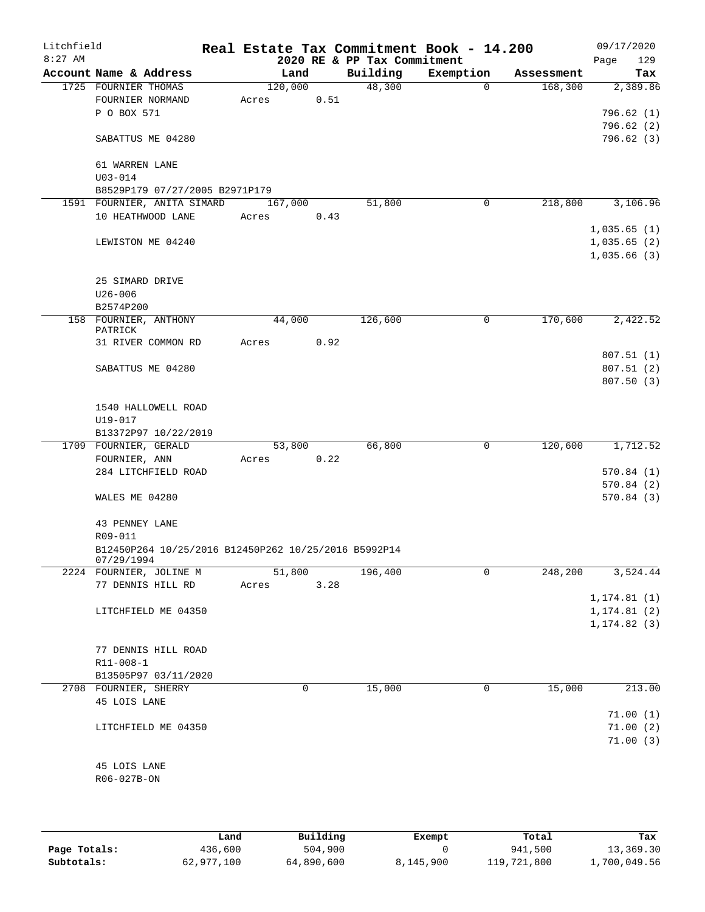Litchfield
8:27 AM

# Real Estate Tax Commitment Book - 14.200
## 2020 RE & PP Tax Commitment

09/17/2020

| Account Name & Address | Land | Building | Exemption | Assessment | Tax |
|---|---|---|---|---|---|
| 1725 FOURNIER THOMAS | 120,000 | 48,300 | 0 | 168,300 | 2,389.86 |
| FOURNIER NORMAND | Acres 0.51 | | | | |
| P O BOX 571 | | | | | 796.62 (1) |
| | | | | | 796.62 (2) |
| SABATTUS ME 04280 | | | | | 796.62 (3) |
| 61 WARREN LANE | | | | | |
| U03-014 | | | | | |
| B8529P179 07/27/2005 B2971P179 | | | | | |
| 1591 FOURNIER, ANITA SIMARD | 167,000 | 51,800 | 0 | 218,800 | 3,106.96 |
| 10 HEATHWOOD LANE | Acres 0.43 | | | | |
| | | | | | 1,035.65 (1) |
| LEWISTON ME 04240 | | | | | 1,035.65 (2) |
| | | | | | 1,035.66 (3) |
| 25 SIMARD DRIVE | | | | | |
| U26-006 | | | | | |
| B2574P200 | | | | | |
| 158 FOURNIER, ANTHONY PATRICK | 44,000 | 126,600 | 0 | 170,600 | 2,422.52 |
| 31 RIVER COMMON RD | Acres 0.92 | | | | |
| | | | | | 807.51 (1) |
| SABATTUS ME 04280 | | | | | 807.51 (2) |
| | | | | | 807.50 (3) |
| 1540 HALLOWELL ROAD | | | | | |
| U19-017 | | | | | |
| B13372P97 10/22/2019 | | | | | |
| 1709 FOURNIER, GERALD | 53,800 | 66,800 | 0 | 120,600 | 1,712.52 |
| FOURNIER, ANN | Acres 0.22 | | | | |
| 284 LITCHFIELD ROAD | | | | | 570.84 (1) |
| | | | | | 570.84 (2) |
| WALES ME 04280 | | | | | 570.84 (3) |
| 43 PENNEY LANE | | | | | |
| R09-011 | | | | | |
| B12450P264 10/25/2016 B12450P262 10/25/2016 B5992P14 07/29/1994 | | | | | |
| 2224 FOURNIER, JOLINE M | 51,800 | 196,400 | 0 | 248,200 | 3,524.44 |
| 77 DENNIS HILL RD | Acres 3.28 | | | | |
| | | | | | 1,174.81 (1) |
| LITCHFIELD ME 04350 | | | | | 1,174.81 (2) |
| | | | | | 1,174.82 (3) |
| 77 DENNIS HILL ROAD | | | | | |
| R11-008-1 | | | | | |
| B13505P97 03/11/2020 | | | | | |
| 2708 FOURNIER, SHERRY | 0 | 15,000 | 0 | 15,000 | 213.00 |
| 45 LOIS LANE | | | | | |
| | | | | | 71.00 (1) |
| LITCHFIELD ME 04350 | | | | | 71.00 (2) |
| | | | | | 71.00 (3) |
| 45 LOIS LANE | | | | | |
| R06-027B-ON | | | | | |

| | Land | Building | Exempt | Total | Tax |
|---|---|---|---|---|---|
| Page Totals: | 436,600 | 504,900 | 0 | 941,500 | 13,369.30 |
| Subtotals: | 62,977,100 | 64,890,600 | 8,145,900 | 119,721,800 | 1,700,049.56 |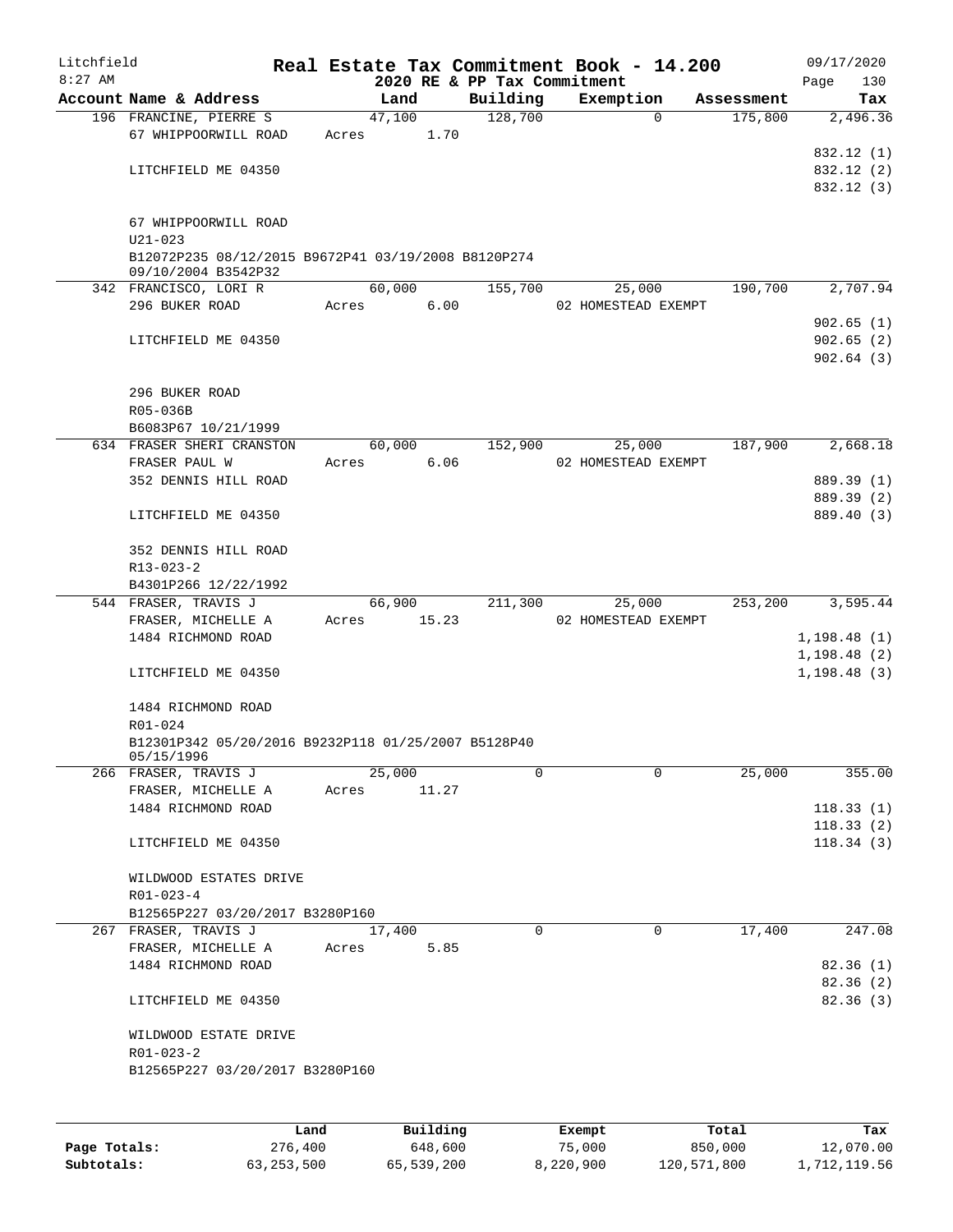# Real Estate Tax Commitment Book - 14.200

Litchfield
8:27 AM

2020 RE & PP Tax Commitment

09/17/2020

| Account Name & Address | Land | Building | Exemption | Assessment | Tax |
|---|---|---|---|---|---|
| 196 FRANCINE, PIERRE S | 47,100 | 128,700 | 0 | 175,800 | 2,496.36 |
| 67 WHIPPOORWILL ROAD | Acres 1.70 | | | | |
| | | | | | 832.12 (1) |
| LITCHFIELD ME 04350 | | | | | 832.12 (2) |
| | | | | | 832.12 (3) |
| 67 WHIPPOORWILL ROAD | | | | | |
| U21-023 | | | | | |
| B12072P235 08/12/2015 B9672P41 03/19/2008 B8120P274 09/10/2004 B3542P32 | | | | | |
| 342 FRANCISCO, LORI R | 60,000 | 155,700 | 25,000 | 190,700 | 2,707.94 |
| 296 BUKER ROAD | Acres 6.00 | | 02 HOMESTEAD EXEMPT | | |
| | | | | | 902.65 (1) |
| LITCHFIELD ME 04350 | | | | | 902.65 (2) |
| | | | | | 902.64 (3) |
| 296 BUKER ROAD | | | | | |
| R05-036B | | | | | |
| B6083P67 10/21/1999 | | | | | |
| 634 FRASER SHERI CRANSTON | 60,000 | 152,900 | 25,000 | 187,900 | 2,668.18 |
| FRASER PAUL W | Acres 6.06 | | 02 HOMESTEAD EXEMPT | | |
| 352 DENNIS HILL ROAD | | | | | 889.39 (1) |
| | | | | | 889.39 (2) |
| LITCHFIELD ME 04350 | | | | | 889.40 (3) |
| 352 DENNIS HILL ROAD | | | | | |
| R13-023-2 | | | | | |
| B4301P266 12/22/1992 | | | | | |
| 544 FRASER, TRAVIS J | 66,900 | 211,300 | 25,000 | 253,200 | 3,595.44 |
| FRASER, MICHELLE A | Acres 15.23 | | 02 HOMESTEAD EXEMPT | | |
| 1484 RICHMOND ROAD | | | | | 1,198.48 (1) |
| | | | | | 1,198.48 (2) |
| LITCHFIELD ME 04350 | | | | | 1,198.48 (3) |
| 1484 RICHMOND ROAD | | | | | |
| R01-024 | | | | | |
| B12301P342 05/20/2016 B9232P118 01/25/2007 B5128P40 05/15/1996 | | | | | |
| 266 FRASER, TRAVIS J | 25,000 | 0 | 0 | 25,000 | 355.00 |
| FRASER, MICHELLE A | Acres 11.27 | | | | |
| 1484 RICHMOND ROAD | | | | | 118.33 (1) |
| | | | | | 118.33 (2) |
| LITCHFIELD ME 04350 | | | | | 118.34 (3) |
| WILDWOOD ESTATES DRIVE | | | | | |
| R01-023-4 | | | | | |
| B12565P227 03/20/2017 B3280P160 | | | | | |
| 267 FRASER, TRAVIS J | 17,400 | 0 | 0 | 17,400 | 247.08 |
| FRASER, MICHELLE A | Acres 5.85 | | | | |
| 1484 RICHMOND ROAD | | | | | 82.36 (1) |
| | | | | | 82.36 (2) |
| LITCHFIELD ME 04350 | | | | | 82.36 (3) |
| WILDWOOD ESTATE DRIVE | | | | | |
| R01-023-2 | | | | | |
| B12565P227 03/20/2017 B3280P160 | | | | | |

| | Land | Building | Exempt | Total | Tax |
|---|---|---|---|---|---|
| Page Totals: | 276,400 | 648,600 | 75,000 | 850,000 | 12,070.00 |
| Subtotals: | 63,253,500 | 65,539,200 | 8,220,900 | 120,571,800 | 1,712,119.56 |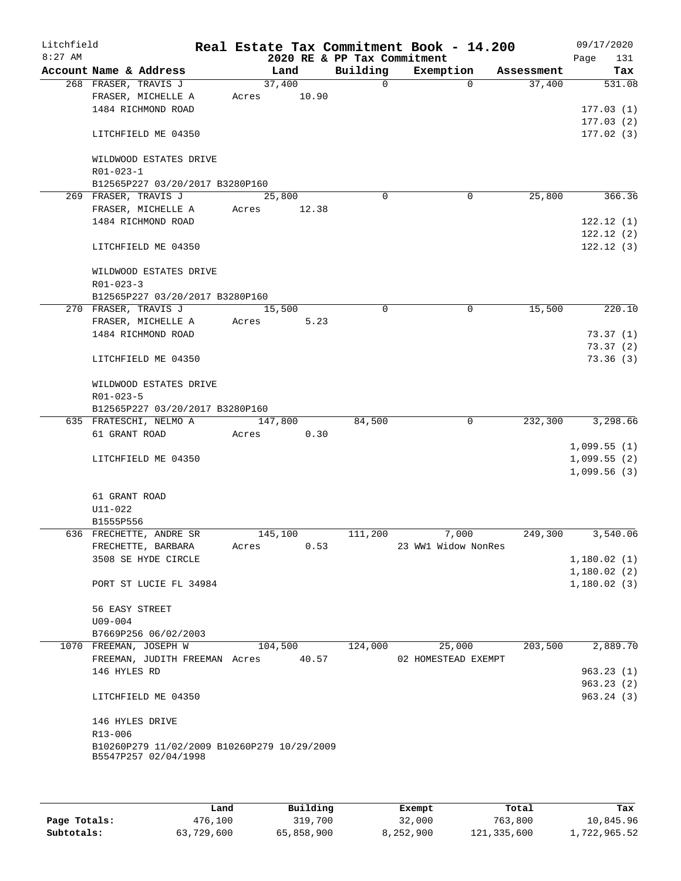# Real Estate Tax Commitment Book - 14.200

Litchfield
8:27 AM

2020 RE & PP Tax Commitment

09/17/2020

| Account Name & Address | Land | Building | Exemption | Assessment | Tax |
|---|---|---|---|---|---|
| 268 FRASER, TRAVIS J | 37,400 | 0 | 0 | 37,400 | 531.08 |
| FRASER, MICHELLE A | Acres 10.90 | | | | |
| 1484 RICHMOND ROAD | | | | | 177.03 (1) |
| | | | | | 177.03 (2) |
| LITCHFIELD ME 04350 | | | | | 177.02 (3) |
| WILDWOOD ESTATES DRIVE | | | | | |
| R01-023-1 | | | | | |
| B12565P227 03/20/2017 B3280P160 | | | | | |
| 269 FRASER, TRAVIS J | 25,800 | 0 | 0 | 25,800 | 366.36 |
| FRASER, MICHELLE A | Acres 12.38 | | | | |
| 1484 RICHMOND ROAD | | | | | 122.12 (1) |
| | | | | | 122.12 (2) |
| LITCHFIELD ME 04350 | | | | | 122.12 (3) |
| WILDWOOD ESTATES DRIVE | | | | | |
| R01-023-3 | | | | | |
| B12565P227 03/20/2017 B3280P160 | | | | | |
| 270 FRASER, TRAVIS J | 15,500 | 0 | 0 | 15,500 | 220.10 |
| FRASER, MICHELLE A | Acres 5.23 | | | | |
| 1484 RICHMOND ROAD | | | | | 73.37 (1) |
| | | | | | 73.37 (2) |
| LITCHFIELD ME 04350 | | | | | 73.36 (3) |
| WILDWOOD ESTATES DRIVE | | | | | |
| R01-023-5 | | | | | |
| B12565P227 03/20/2017 B3280P160 | | | | | |
| 635 FRATESCHI, NELMO A | 147,800 | 84,500 | 0 | 232,300 | 3,298.66 |
| 61 GRANT ROAD | Acres 0.30 | | | | |
| | | | | | 1,099.55 (1) |
| LITCHFIELD ME 04350 | | | | | 1,099.55 (2) |
| | | | | | 1,099.56 (3) |
| 61 GRANT ROAD | | | | | |
| U11-022 | | | | | |
| B1555P556 | | | | | |
| 636 FRECHETTE, ANDRE SR | 145,100 | 111,200 | 7,000 | 249,300 | 3,540.06 |
| FRECHETTE, BARBARA | Acres 0.53 | | 23 WW1 Widow NonRes | | |
| 3508 SE HYDE CIRCLE | | | | | 1,180.02 (1) |
| | | | | | 1,180.02 (2) |
| PORT ST LUCIE FL 34984 | | | | | 1,180.02 (3) |
| 56 EASY STREET | | | | | |
| U09-004 | | | | | |
| B7669P256 06/02/2003 | | | | | |
| 1070 FREEMAN, JOSEPH W | 104,500 | 124,000 | 25,000 | 203,500 | 2,889.70 |
| FREEMAN, JUDITH FREEMAN | Acres 40.57 | | 02 HOMESTEAD EXEMPT | | |
| 146 HYLES RD | | | | | 963.23 (1) |
| | | | | | 963.23 (2) |
| LITCHFIELD ME 04350 | | | | | 963.24 (3) |
| 146 HYLES DRIVE | | | | | |
| R13-006 | | | | | |
| B10260P279 11/02/2009 B10260P279 10/29/2009 | | | | | |
| B5547P257 02/04/1998 | | | | | |

| | Land | Building | Exempt | Total | Tax |
|---|---|---|---|---|---|
| Page Totals: | 476,100 | 319,700 | 32,000 | 763,800 | 10,845.96 |
| Subtotals: | 63,729,600 | 65,858,900 | 8,252,900 | 121,335,600 | 1,722,965.52 |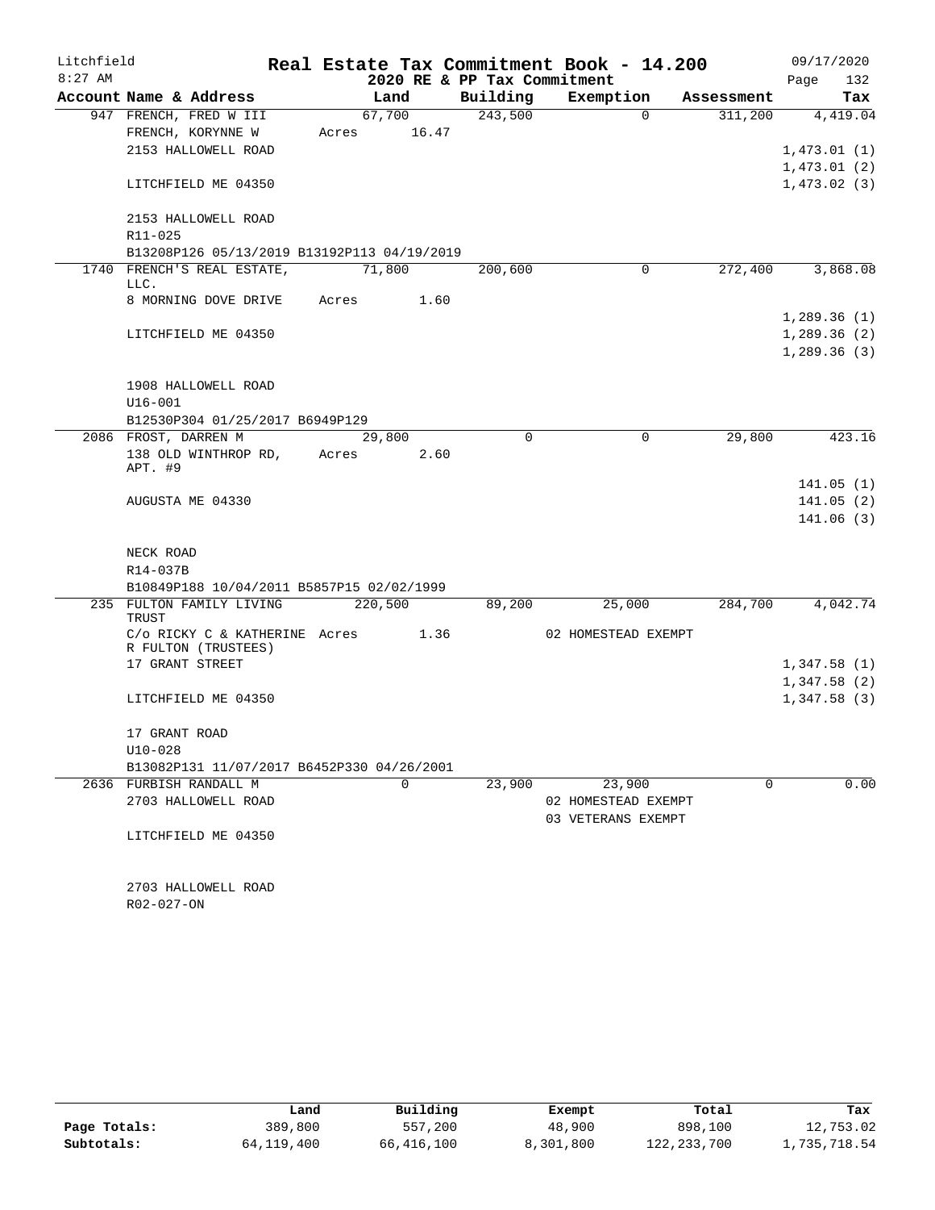# Litchfield — Real Estate Tax Commitment Book - 14.200

2020 RE & PP Tax Commitment

| Account | Name & Address | Land | Building | Exemption | Assessment | Tax |
|---|---|---|---|---|---|---|
| 947 | FRENCH, FRED W III | 67,700 | 243,500 | 0 | 311,200 | 4,419.04 |
| | FRENCH, KORYNNE W | Acres 16.47 | | | | |
| | 2153 HALLOWELL ROAD | | | | | 1,473.01 (1) |
| | | | | | | 1,473.01 (2) |
| | LITCHFIELD ME 04350 | | | | | 1,473.02 (3) |
| | 2153 HALLOWELL ROAD | | | | | |
| | R11-025 | | | | | |
| | B13208P126 05/13/2019 B13192P113 04/19/2019 | | | | | |
| 1740 | FRENCH'S REAL ESTATE, LLC. | 71,800 | 200,600 | 0 | 272,400 | 3,868.08 |
| | 8 MORNING DOVE DRIVE | Acres 1.60 | | | | |
| | | | | | | 1,289.36 (1) |
| | LITCHFIELD ME 04350 | | | | | 1,289.36 (2) |
| | | | | | | 1,289.36 (3) |
| | 1908 HALLOWELL ROAD | | | | | |
| | U16-001 | | | | | |
| | B12530P304 01/25/2017 B6949P129 | | | | | |
| 2086 | FROST, DARREN M | 29,800 | 0 | 0 | 29,800 | 423.16 |
| | 138 OLD WINTHROP RD, APT. #9 | Acres 2.60 | | | | |
| | | | | | | 141.05 (1) |
| | AUGUSTA ME 04330 | | | | | 141.05 (2) |
| | | | | | | 141.06 (3) |
| | NECK ROAD | | | | | |
| | R14-037B | | | | | |
| | B10849P188 10/04/2011 B5857P15 02/02/1999 | | | | | |
| 235 | FULTON FAMILY LIVING TRUST | 220,500 | 89,200 | 25,000 | 284,700 | 4,042.74 |
| | C/o RICKY C & KATHERINE R FULTON (TRUSTEES) | Acres 1.36 | | 02 HOMESTEAD EXEMPT | | |
| | 17 GRANT STREET | | | | | 1,347.58 (1) |
| | | | | | | 1,347.58 (2) |
| | LITCHFIELD ME 04350 | | | | | 1,347.58 (3) |
| | 17 GRANT ROAD | | | | | |
| | U10-028 | | | | | |
| | B13082P131 11/07/2017 B6452P330 04/26/2001 | | | | | |
| 2636 | FURBISH RANDALL M | 0 | 23,900 | 23,900 | 0 | 0.00 |
| | 2703 HALLOWELL ROAD | | | 02 HOMESTEAD EXEMPT | | |
| | | | | 03 VETERANS EXEMPT | | |
| | LITCHFIELD ME 04350 | | | | | |
| | 2703 HALLOWELL ROAD | | | | | |
| | R02-027-ON | | | | | |

| | Land | Building | Exempt | Total | Tax |
|---|---|---|---|---|---|
| Page Totals: | 389,800 | 557,200 | 48,900 | 898,100 | 12,753.02 |
| Subtotals: | 64,119,400 | 66,416,100 | 8,301,800 | 122,233,700 | 1,735,718.54 |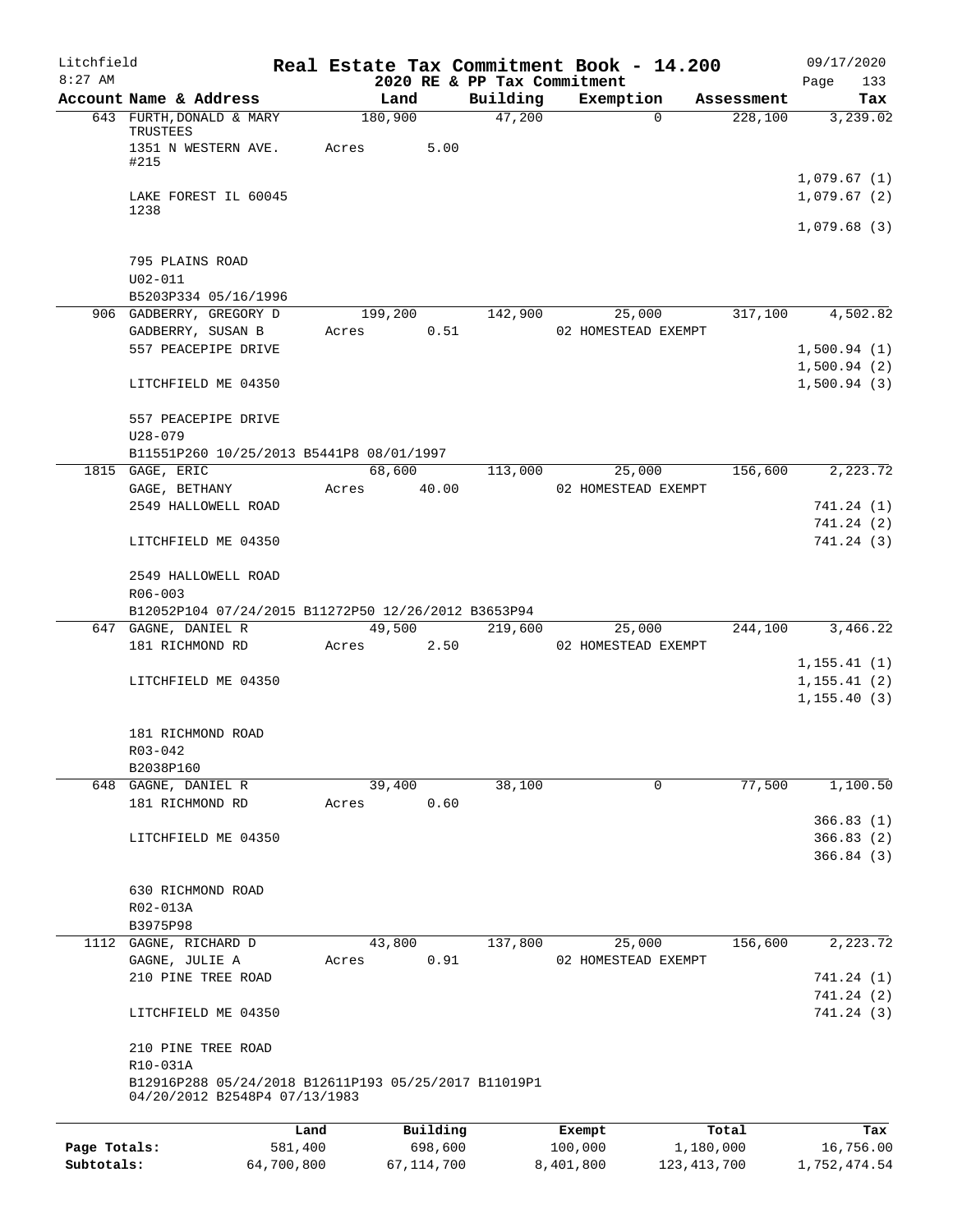# Real Estate Tax Commitment Book - 14.200

Litchfield
8:27 AM

2020 RE & PP Tax Commitment

09/17/2020

| Account Name & Address | Land | Building | Exemption | Assessment | Tax |
|---|---|---|---|---|---|
| 643 FURTH,DONALD & MARY TRUSTEES | 180,900 | 47,200 | 0 | 228,100 | 3,239.02 |
| 1351 N WESTERN AVE. #215 | Acres 5.00 | | | | |
| | | | | | 1,079.67 (1) |
| LAKE FOREST IL 60045 1238 | | | | | 1,079.67 (2) |
| | | | | | 1,079.68 (3) |
| 795 PLAINS ROAD | | | | | |
| U02-011 | | | | | |
| B5203P334 05/16/1996 | | | | | |
| 906 GADBERRY, GREGORY D | 199,200 | 142,900 | 25,000 | 317,100 | 4,502.82 |
| GADBERRY, SUSAN B | Acres 0.51 | | 02 HOMESTEAD EXEMPT | | |
| 557 PEACEPIPE DRIVE | | | | | 1,500.94 (1) |
| | | | | | 1,500.94 (2) |
| LITCHFIELD ME 04350 | | | | | 1,500.94 (3) |
| 557 PEACEPIPE DRIVE | | | | | |
| U28-079 | | | | | |
| B11551P260 10/25/2013 B5441P8 08/01/1997 | | | | | |
| 1815 GAGE, ERIC | 68,600 | 113,000 | 25,000 | 156,600 | 2,223.72 |
| GAGE, BETHANY | Acres 40.00 | | 02 HOMESTEAD EXEMPT | | |
| 2549 HALLOWELL ROAD | | | | | 741.24 (1) |
| | | | | | 741.24 (2) |
| LITCHFIELD ME 04350 | | | | | 741.24 (3) |
| 2549 HALLOWELL ROAD | | | | | |
| R06-003 | | | | | |
| B12052P104 07/24/2015 B11272P50 12/26/2012 B3653P94 | | | | | |
| 647 GAGNE, DANIEL R | 49,500 | 219,600 | 25,000 | 244,100 | 3,466.22 |
| 181 RICHMOND RD | Acres 2.50 | | 02 HOMESTEAD EXEMPT | | |
| | | | | | 1,155.41 (1) |
| LITCHFIELD ME 04350 | | | | | 1,155.41 (2) |
| | | | | | 1,155.40 (3) |
| 181 RICHMOND ROAD | | | | | |
| R03-042 | | | | | |
| B2038P160 | | | | | |
| 648 GAGNE, DANIEL R | 39,400 | 38,100 | 0 | 77,500 | 1,100.50 |
| 181 RICHMOND RD | Acres 0.60 | | | | |
| | | | | | 366.83 (1) |
| LITCHFIELD ME 04350 | | | | | 366.83 (2) |
| | | | | | 366.84 (3) |
| 630 RICHMOND ROAD | | | | | |
| R02-013A | | | | | |
| B3975P98 | | | | | |
| 1112 GAGNE, RICHARD D | 43,800 | 137,800 | 25,000 | 156,600 | 2,223.72 |
| GAGNE, JULIE A | Acres 0.91 | | 02 HOMESTEAD EXEMPT | | |
| 210 PINE TREE ROAD | | | | | 741.24 (1) |
| | | | | | 741.24 (2) |
| LITCHFIELD ME 04350 | | | | | 741.24 (3) |
| 210 PINE TREE ROAD | | | | | |
| R10-031A | | | | | |
| B12916P288 05/24/2018 B12611P193 05/25/2017 B11019P1 04/20/2012 B2548P4 07/13/1983 | | | | | |

| | Land | Building | Exempt | Total | Tax |
|---|---|---|---|---|---|
| Page Totals: | 581,400 | 698,600 | 100,000 | 1,180,000 | 16,756.00 |
| Subtotals: | 64,700,800 | 67,114,700 | 8,401,800 | 123,413,700 | 1,752,474.54 |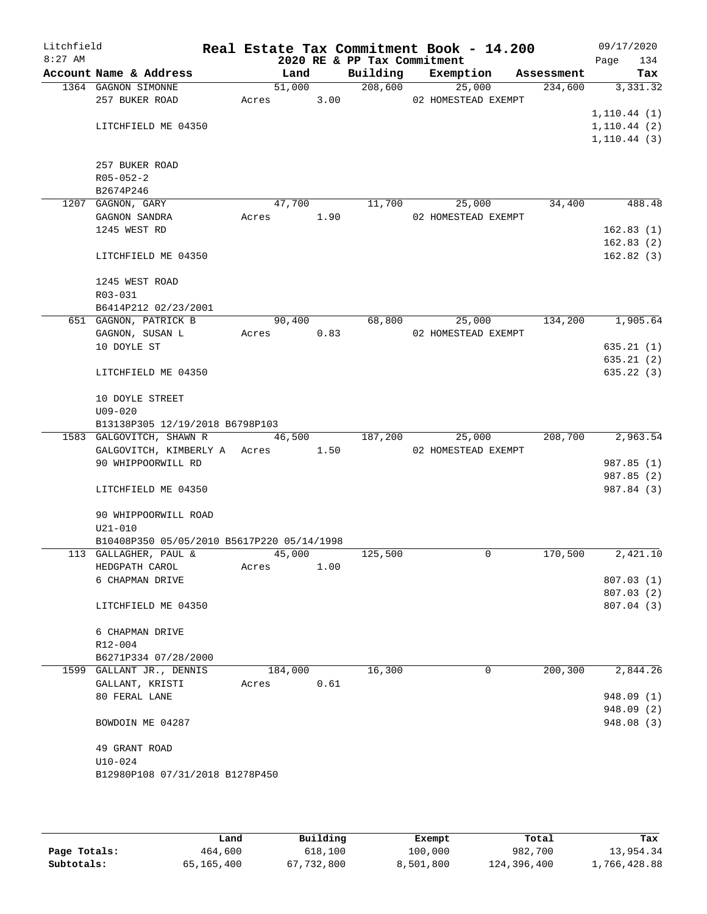# Real Estate Tax Commitment Book - 14.200

Litchfield
8:27 AM

2020 RE & PP Tax Commitment

09/17/2020

| Account Name & Address | Land | Building | Exemption | Assessment | Tax |
|---|---|---|---|---|---|
| 1364 GAGNON SIMONNE | 51,000 | 208,600 | 25,000 | 234,600 | 3,331.32 |
| 257 BUKER ROAD | Acres 3.00 | | 02 HOMESTEAD EXEMPT | | |
| | | | | | 1,110.44 (1) |
| LITCHFIELD ME 04350 | | | | | 1,110.44 (2) |
| | | | | | 1,110.44 (3) |
| 257 BUKER ROAD | | | | | |
| R05-052-2 | | | | | |
| B2674P246 | | | | | |
| 1207 GAGNON, GARY | 47,700 | 11,700 | 25,000 | 34,400 | 488.48 |
| GAGNON SANDRA | Acres 1.90 | | 02 HOMESTEAD EXEMPT | | |
| 1245 WEST RD | | | | | 162.83 (1) |
| | | | | | 162.83 (2) |
| LITCHFIELD ME 04350 | | | | | 162.82 (3) |
| 1245 WEST ROAD | | | | | |
| R03-031 | | | | | |
| B6414P212 02/23/2001 | | | | | |
| 651 GAGNON, PATRICK B | 90,400 | 68,800 | 25,000 | 134,200 | 1,905.64 |
| GAGNON, SUSAN L | Acres 0.83 | | 02 HOMESTEAD EXEMPT | | |
| 10 DOYLE ST | | | | | 635.21 (1) |
| | | | | | 635.21 (2) |
| LITCHFIELD ME 04350 | | | | | 635.22 (3) |
| 10 DOYLE STREET | | | | | |
| U09-020 | | | | | |
| B13138P305 12/19/2018 B6798P103 | | | | | |
| 1583 GALGOVITCH, SHAWN R | 46,500 | 187,200 | 25,000 | 208,700 | 2,963.54 |
| GALGOVITCH, KIMBERLY A | Acres 1.50 | | 02 HOMESTEAD EXEMPT | | |
| 90 WHIPPOORWILL RD | | | | | 987.85 (1) |
| | | | | | 987.85 (2) |
| LITCHFIELD ME 04350 | | | | | 987.84 (3) |
| 90 WHIPPOORWILL ROAD | | | | | |
| U21-010 | | | | | |
| B10408P350 05/05/2010 B5617P220 05/14/1998 | | | | | |
| 113 GALLAGHER, PAUL & | 45,000 | 125,500 | 0 | 170,500 | 2,421.10 |
| HEDGPATH CAROL | Acres 1.00 | | | | |
| 6 CHAPMAN DRIVE | | | | | 807.03 (1) |
| | | | | | 807.03 (2) |
| LITCHFIELD ME 04350 | | | | | 807.04 (3) |
| 6 CHAPMAN DRIVE | | | | | |
| R12-004 | | | | | |
| B6271P334 07/28/2000 | | | | | |
| 1599 GALLANT JR., DENNIS | 184,000 | 16,300 | 0 | 200,300 | 2,844.26 |
| GALLANT, KRISTI | Acres 0.61 | | | | |
| 80 FERAL LANE | | | | | 948.09 (1) |
| | | | | | 948.09 (2) |
| BOWDOIN ME 04287 | | | | | 948.08 (3) |
| 49 GRANT ROAD | | | | | |
| U10-024 | | | | | |
| B12980P108 07/31/2018 B1278P450 | | | | | |

| | Land | Building | Exempt | Total | Tax |
|---|---|---|---|---|---|
| Page Totals: | 464,600 | 618,100 | 100,000 | 982,700 | 13,954.34 |
| Subtotals: | 65,165,400 | 67,732,800 | 8,501,800 | 124,396,400 | 1,766,428.88 |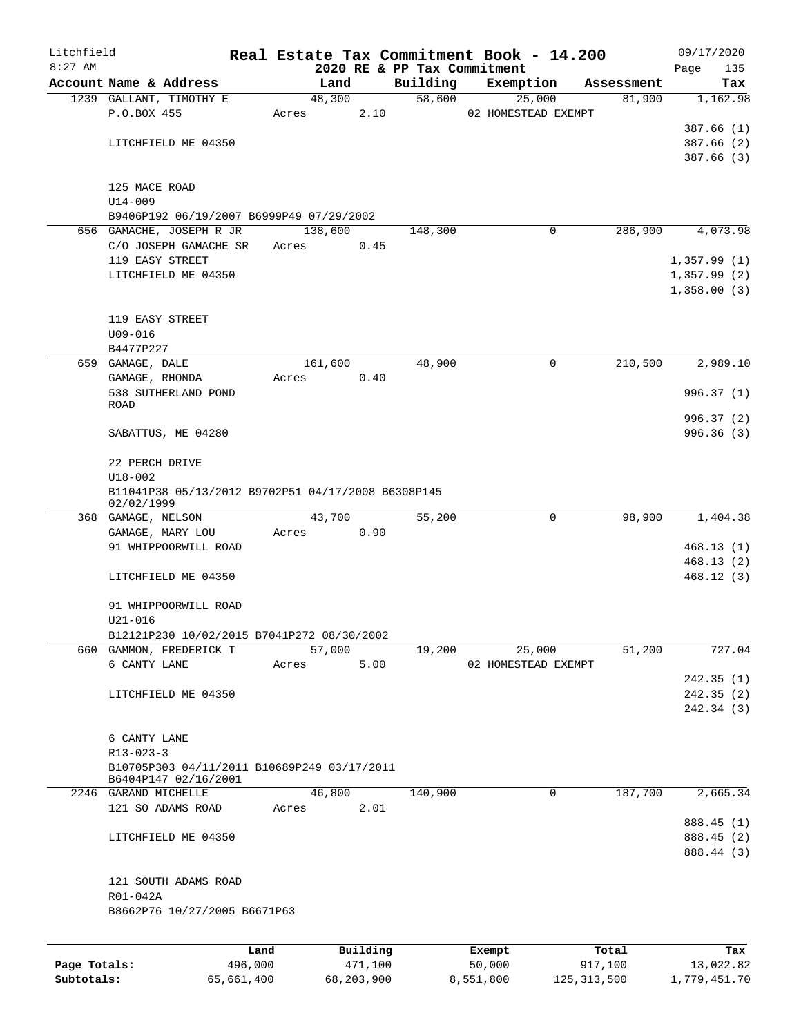Litchfield 8:27 AM

**Real Estate Tax Commitment Book - 14.200**

**2020 RE & PP Tax Commitment**

09/17/2020 Page 135

| Account Name & Address | Land | Building | Exemption | Assessment | Tax |
|---|---|---|---|---|---|
| 1239 GALLANT, TIMOTHY E | 48,300 | 58,600 | 25,000 | 81,900 | 1,162.98 |
| P.O.BOX 455 | Acres 2.10 | | 02 HOMESTEAD EXEMPT | | |
| | | | | | 387.66 (1) |
| LITCHFIELD ME 04350 | | | | | 387.66 (2) |
| | | | | | 387.66 (3) |
| 125 MACE ROAD | | | | | |
| U14-009 | | | | | |
| B9406P192 06/19/2007 B6999P49 07/29/2002 | | | | | |
| 656 GAMACHE, JOSEPH R JR | 138,600 | 148,300 | 0 | 286,900 | 4,073.98 |
| C/O JOSEPH GAMACHE SR | Acres 0.45 | | | | |
| 119 EASY STREET | | | | | 1,357.99 (1) |
| LITCHFIELD ME 04350 | | | | | 1,357.99 (2) |
| | | | | | 1,358.00 (3) |
| 119 EASY STREET | | | | | |
| U09-016 | | | | | |
| B4477P227 | | | | | |
| 659 GAMAGE, DALE | 161,600 | 48,900 | 0 | 210,500 | 2,989.10 |
| GAMAGE, RHONDA | Acres 0.40 | | | | |
| 538 SUTHERLAND POND ROAD | | | | | 996.37 (1) |
| | | | | | 996.37 (2) |
| SABATTUS, ME 04280 | | | | | 996.36 (3) |
| 22 PERCH DRIVE | | | | | |
| U18-002 | | | | | |
| B11041P38 05/13/2012 B9702P51 04/17/2008 B6308P145 02/02/1999 | | | | | |
| 368 GAMAGE, NELSON | 43,700 | 55,200 | 0 | 98,900 | 1,404.38 |
| GAMAGE, MARY LOU | Acres 0.90 | | | | |
| 91 WHIPPOORWILL ROAD | | | | | 468.13 (1) |
| | | | | | 468.13 (2) |
| LITCHFIELD ME 04350 | | | | | 468.12 (3) |
| 91 WHIPPOORWILL ROAD | | | | | |
| U21-016 | | | | | |
| B12121P230 10/02/2015 B7041P272 08/30/2002 | | | | | |
| 660 GAMMON, FREDERICK T | 57,000 | 19,200 | 25,000 | 51,200 | 727.04 |
| 6 CANTY LANE | Acres 5.00 | | 02 HOMESTEAD EXEMPT | | |
| | | | | | 242.35 (1) |
| LITCHFIELD ME 04350 | | | | | 242.35 (2) |
| | | | | | 242.34 (3) |
| 6 CANTY LANE | | | | | |
| R13-023-3 | | | | | |
| B10705P303 04/11/2011 B10689P249 03/17/2011 B6404P147 02/16/2001 | | | | | |
| 2246 GARAND MICHELLE | 46,800 | 140,900 | 0 | 187,700 | 2,665.34 |
| 121 SO ADAMS ROAD | Acres 2.01 | | | | |
| | | | | | 888.45 (1) |
| LITCHFIELD ME 04350 | | | | | 888.45 (2) |
| | | | | | 888.44 (3) |
| 121 SOUTH ADAMS ROAD | | | | | |
| R01-042A | | | | | |
| B8662P76 10/27/2005 B6671P63 | | | | | |

| | Land | Building | Exempt | Total | Tax |
|---|---|---|---|---|---|
| **Page Totals:** | 496,000 | 471,100 | 50,000 | 917,100 | 13,022.82 |
| **Subtotals:** | 65,661,400 | 68,203,900 | 8,551,800 | 125,313,500 | 1,779,451.70 |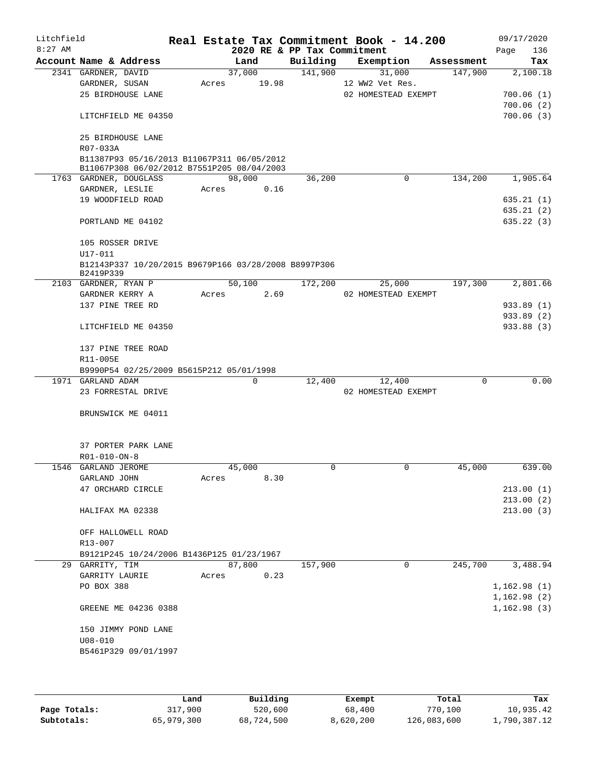Litchfield
8:27 AM

# Real Estate Tax Commitment Book - 14.200

## 2020 RE & PP Tax Commitment

09/17/2020

| Account Name & Address | Land | Building | Exemption | Assessment | Tax |
|---|---|---|---|---|---|
| 2341 GARDNER, DAVID | 37,000 | 141,900 | 31,000 | 147,900 | 2,100.18 |
| GARDNER, SUSAN | Acres 19.98 | | 12 WW2 Vet Res. | | |
| 25 BIRDHOUSE LANE | | | 02 HOMESTEAD EXEMPT | | 700.06 (1) |
| | | | | | 700.06 (2) |
| LITCHFIELD ME 04350 | | | | | 700.06 (3) |
| 25 BIRDHOUSE LANE | | | | | |
| R07-033A | | | | | |
| B11387P93 05/16/2013 B11067P311 06/05/2012 B11067P308 06/02/2012 B7551P205 08/04/2003 | | | | | |
| 1763 GARDNER, DOUGLASS | 98,000 | 36,200 | 0 | 134,200 | 1,905.64 |
| GARDNER, LESLIE | Acres 0.16 | | | | |
| 19 WOODFIELD ROAD | | | | | 635.21 (1) |
| | | | | | 635.21 (2) |
| PORTLAND ME 04102 | | | | | 635.22 (3) |
| 105 ROSSER DRIVE | | | | | |
| U17-011 | | | | | |
| B12143P337 10/20/2015 B9679P166 03/28/2008 B8997P306 B2419P339 | | | | | |
| 2103 GARDNER, RYAN P | 50,100 | 172,200 | 25,000 | 197,300 | 2,801.66 |
| GARDNER KERRY A | Acres 2.69 | | 02 HOMESTEAD EXEMPT | | |
| 137 PINE TREE RD | | | | | 933.89 (1) |
| | | | | | 933.89 (2) |
| LITCHFIELD ME 04350 | | | | | 933.88 (3) |
| 137 PINE TREE ROAD | | | | | |
| R11-005E | | | | | |
| B9990P54 02/25/2009 B5615P212 05/01/1998 | | | | | |
| 1971 GARLAND ADAM | 0 | 12,400 | 12,400 | 0 | 0.00 |
| 23 FORRESTAL DRIVE | | | 02 HOMESTEAD EXEMPT | | |
| BRUNSWICK ME 04011 | | | | | |
| 37 PORTER PARK LANE | | | | | |
| R01-010-ON-8 | | | | | |
| 1546 GARLAND JEROME | 45,000 | 0 | 0 | 45,000 | 639.00 |
| GARLAND JOHN | Acres 8.30 | | | | |
| 47 ORCHARD CIRCLE | | | | | 213.00 (1) |
| | | | | | 213.00 (2) |
| HALIFAX MA 02338 | | | | | 213.00 (3) |
| OFF HALLOWELL ROAD | | | | | |
| R13-007 | | | | | |
| B9121P245 10/24/2006 B1436P125 01/23/1967 | | | | | |
| 29 GARRITY, TIM | 87,800 | 157,900 | 0 | 245,700 | 3,488.94 |
| GARRITY LAURIE | Acres 0.23 | | | | |
| PO BOX 388 | | | | | 1,162.98 (1) |
| | | | | | 1,162.98 (2) |
| GREENE ME 04236 0388 | | | | | 1,162.98 (3) |
| 150 JIMMY POND LANE | | | | | |
| U08-010 | | | | | |
| B5461P329 09/01/1997 | | | | | |

| | Land | Building | Exempt | Total | Tax |
|---|---|---|---|---|---|
| Page Totals: | 317,900 | 520,600 | 68,400 | 770,100 | 10,935.42 |
| Subtotals: | 65,979,300 | 68,724,500 | 8,620,200 | 126,083,600 | 1,790,387.12 |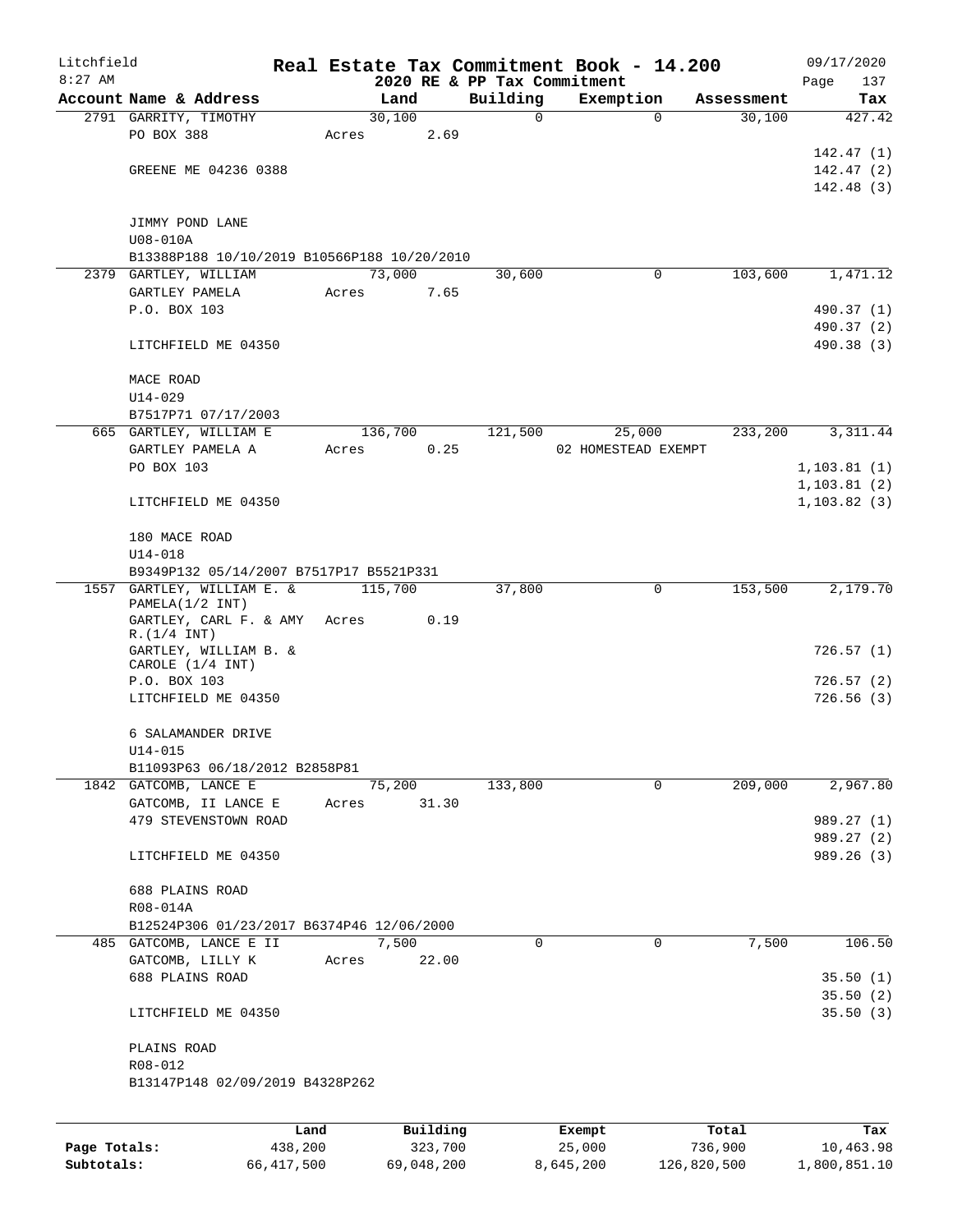Litchfield
8:27 AM

# Real Estate Tax Commitment Book - 14.200

2020 RE & PP Tax Commitment

09/17/2020

| Account Name & Address | Land | Building | Exemption | Assessment | Tax |
|---|---|---|---|---|---|
| 2791 GARRITY, TIMOTHY | 30,100 | 0 | 0 | 30,100 | 427.42 |
| PO BOX 388 | Acres 2.69 | | | | |
| | | | | | 142.47 (1) |
| GREENE ME 04236 0388 | | | | | 142.47 (2) |
| | | | | | 142.48 (3) |
| JIMMY POND LANE | | | | | |
| U08-010A | | | | | |
| B13388P188 10/10/2019 B10566P188 10/20/2010 | | | | | |
| 2379 GARTLEY, WILLIAM | 73,000 | 30,600 | 0 | 103,600 | 1,471.12 |
| GARTLEY PAMELA | Acres 7.65 | | | | |
| P.O. BOX 103 | | | | | 490.37 (1) |
| | | | | | 490.37 (2) |
| LITCHFIELD ME 04350 | | | | | 490.38 (3) |
| MACE ROAD | | | | | |
| U14-029 | | | | | |
| B7517P71 07/17/2003 | | | | | |
| 665 GARTLEY, WILLIAM E | 136,700 | 121,500 | 25,000 | 233,200 | 3,311.44 |
| GARTLEY PAMELA A | Acres 0.25 | | 02 HOMESTEAD EXEMPT | | |
| PO BOX 103 | | | | | 1,103.81 (1) |
| | | | | | 1,103.81 (2) |
| LITCHFIELD ME 04350 | | | | | 1,103.82 (3) |
| 180 MACE ROAD | | | | | |
| U14-018 | | | | | |
| B9349P132 05/14/2007 B7517P17 B5521P331 | | | | | |
| 1557 GARTLEY, WILLIAM E. & PAMELA(1/2 INT) | 115,700 | 37,800 | 0 | 153,500 | 2,179.70 |
| GARTLEY, CARL F. & AMY R.(1/4 INT) | Acres 0.19 | | | | |
| GARTLEY, WILLIAM B. & CAROLE (1/4 INT) | | | | | 726.57 (1) |
| P.O. BOX 103 | | | | | 726.57 (2) |
| LITCHFIELD ME 04350 | | | | | 726.56 (3) |
| 6 SALAMANDER DRIVE | | | | | |
| U14-015 | | | | | |
| B11093P63 06/18/2012 B2858P81 | | | | | |
| 1842 GATCOMB, LANCE E | 75,200 | 133,800 | 0 | 209,000 | 2,967.80 |
| GATCOMB, II LANCE E | Acres 31.30 | | | | |
| 479 STEVENSTOWN ROAD | | | | | 989.27 (1) |
| | | | | | 989.27 (2) |
| LITCHFIELD ME 04350 | | | | | 989.26 (3) |
| 688 PLAINS ROAD | | | | | |
| R08-014A | | | | | |
| B12524P306 01/23/2017 B6374P46 12/06/2000 | | | | | |
| 485 GATCOMB, LANCE E II | 7,500 | 0 | 0 | 7,500 | 106.50 |
| GATCOMB, LILLY K | Acres 22.00 | | | | |
| 688 PLAINS ROAD | | | | | 35.50 (1) |
| | | | | | 35.50 (2) |
| LITCHFIELD ME 04350 | | | | | 35.50 (3) |
| PLAINS ROAD | | | | | |
| R08-012 | | | | | |
| B13147P148 02/09/2019 B4328P262 | | | | | |

| | Land | Building | Exempt | Total | Tax |
|---|---|---|---|---|---|
| Page Totals: | 438,200 | 323,700 | 25,000 | 736,900 | 10,463.98 |
| Subtotals: | 66,417,500 | 69,048,200 | 8,645,200 | 126,820,500 | 1,800,851.10 |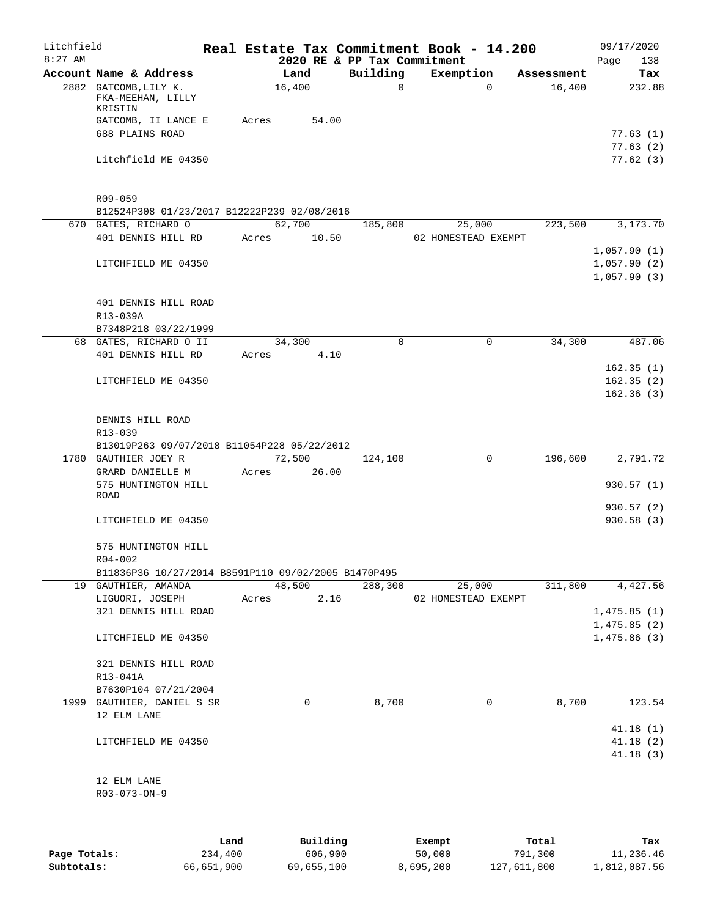# Real Estate Tax Commitment Book - 14.200

## 2020 RE & PP Tax Commitment

Litchfield 8:27 AM — 09/17/2020

| Account | Name & Address | Land | Building | Exemption | Assessment | Tax |
|---|---|---|---|---|---|---|
| 2882 | GATCOMB, LILY K. FKA-MEEHAN, LILLY KRISTIN | 16,400 | 0 | 0 | 16,400 | 232.88 |
| | GATCOMB, II LANCE E | Acres 54.00 | | | | |
| | 688 PLAINS ROAD | | | | | 77.63 (1) |
| | | | | | | 77.63 (2) |
| | Litchfield ME 04350 | | | | | 77.62 (3) |
| | R09-059 | | | | | |
| | B12524P308 01/23/2017 B12222P239 02/08/2016 | | | | | |
| 670 | GATES, RICHARD O | 62,700 | 185,800 | 25,000 | 223,500 | 3,173.70 |
| | 401 DENNIS HILL RD | Acres 10.50 | | 02 HOMESTEAD EXEMPT | | |
| | | | | | | 1,057.90 (1) |
| | LITCHFIELD ME 04350 | | | | | 1,057.90 (2) |
| | | | | | | 1,057.90 (3) |
| | 401 DENNIS HILL ROAD | | | | | |
| | R13-039A | | | | | |
| | B7348P218 03/22/1999 | | | | | |
| 68 | GATES, RICHARD O II | 34,300 | 0 | 0 | 34,300 | 487.06 |
| | 401 DENNIS HILL RD | Acres 4.10 | | | | |
| | | | | | | 162.35 (1) |
| | LITCHFIELD ME 04350 | | | | | 162.35 (2) |
| | | | | | | 162.36 (3) |
| | DENNIS HILL ROAD | | | | | |
| | R13-039 | | | | | |
| | B13019P263 09/07/2018 B11054P228 05/22/2012 | | | | | |
| 1780 | GAUTHIER JOEY R | 72,500 | 124,100 | 0 | 196,600 | 2,791.72 |
| | GRARD DANIELLE M | Acres 26.00 | | | | |
| | 575 HUNTINGTON HILL ROAD | | | | | 930.57 (1) |
| | | | | | | 930.57 (2) |
| | LITCHFIELD ME 04350 | | | | | 930.58 (3) |
| | 575 HUNTINGTON HILL | | | | | |
| | R04-002 | | | | | |
| | B11836P36 10/27/2014 B8591P110 09/02/2005 B1470P495 | | | | | |
| 19 | GAUTHIER, AMANDA | 48,500 | 288,300 | 25,000 | 311,800 | 4,427.56 |
| | LIGUORI, JOSEPH | Acres 2.16 | | 02 HOMESTEAD EXEMPT | | |
| | 321 DENNIS HILL ROAD | | | | | 1,475.85 (1) |
| | | | | | | 1,475.85 (2) |
| | LITCHFIELD ME 04350 | | | | | 1,475.86 (3) |
| | 321 DENNIS HILL ROAD | | | | | |
| | R13-041A | | | | | |
| | B7630P104 07/21/2004 | | | | | |
| 1999 | GAUTHIER, DANIEL S SR | 0 | 8,700 | 0 | 8,700 | 123.54 |
| | 12 ELM LANE | | | | | |
| | | | | | | 41.18 (1) |
| | LITCHFIELD ME 04350 | | | | | 41.18 (2) |
| | | | | | | 41.18 (3) |
| | 12 ELM LANE | | | | | |
| | R03-073-ON-9 | | | | | |

| | Land | Building | Exempt | Total | Tax |
|---|---|---|---|---|---|
| Page Totals: | 234,400 | 606,900 | 50,000 | 791,300 | 11,236.46 |
| Subtotals: | 66,651,900 | 69,655,100 | 8,695,200 | 127,611,800 | 1,812,087.56 |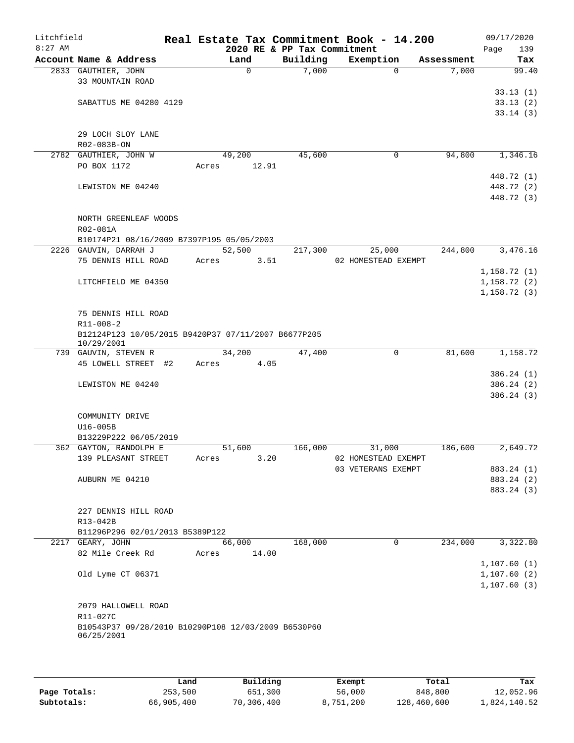# Real Estate Tax Commitment Book - 14.200

Litchfield 8:27 AM — 2020 RE & PP Tax Commitment — 09/17/2020

| Account Name & Address | Land | Building | Exemption | Assessment | Tax |
|---|---|---|---|---|---|
| 2833 GAUTHIER, JOHN | 0 | 7,000 | 0 | 7,000 | 99.40 |
| 33 MOUNTAIN ROAD | | | | | |
| | | | | | 33.13 (1) |
| SABATTUS ME 04280 4129 | | | | | 33.13 (2) |
| | | | | | 33.14 (3) |
| 29 LOCH SLOY LANE | | | | | |
| R02-083B-ON | | | | | |
| 2782 GAUTHIER, JOHN W | 49,200 | 45,600 | 0 | 94,800 | 1,346.16 |
| PO BOX 1172 | Acres 12.91 | | | | |
| | | | | | 448.72 (1) |
| LEWISTON ME 04240 | | | | | 448.72 (2) |
| | | | | | 448.72 (3) |
| NORTH GREENLEAF WOODS | | | | | |
| R02-081A | | | | | |
| B10174P21 08/16/2009 B7397P195 05/05/2003 | | | | | |
| 2226 GAUVIN, DARRAH J | 52,500 | 217,300 | 25,000 | 244,800 | 3,476.16 |
| 75 DENNIS HILL ROAD | Acres 3.51 | | 02 HOMESTEAD EXEMPT | | |
| | | | | | 1,158.72 (1) |
| LITCHFIELD ME 04350 | | | | | 1,158.72 (2) |
| | | | | | 1,158.72 (3) |
| 75 DENNIS HILL ROAD | | | | | |
| R11-008-2 | | | | | |
| B12124P123 10/05/2015 B9420P37 07/11/2007 B6677P205 10/29/2001 | | | | | |
| 739 GAUVIN, STEVEN R | 34,200 | 47,400 | 0 | 81,600 | 1,158.72 |
| 45 LOWELL STREET #2 | Acres 4.05 | | | | |
| | | | | | 386.24 (1) |
| LEWISTON ME 04240 | | | | | 386.24 (2) |
| | | | | | 386.24 (3) |
| COMMUNITY DRIVE | | | | | |
| U16-005B | | | | | |
| B13229P222 06/05/2019 | | | | | |
| 362 GAYTON, RANDOLPH E | 51,600 | 166,000 | 31,000 | 186,600 | 2,649.72 |
| 139 PLEASANT STREET | Acres 3.20 | | 02 HOMESTEAD EXEMPT | | |
| | | | 03 VETERANS EXEMPT | | 883.24 (1) |
| AUBURN ME 04210 | | | | | 883.24 (2) |
| | | | | | 883.24 (3) |
| 227 DENNIS HILL ROAD | | | | | |
| R13-042B | | | | | |
| B11296P296 02/01/2013 B5389P122 | | | | | |
| 2217 GEARY, JOHN | 66,000 | 168,000 | 0 | 234,000 | 3,322.80 |
| 82 Mile Creek Rd | Acres 14.00 | | | | |
| | | | | | 1,107.60 (1) |
| Old Lyme CT 06371 | | | | | 1,107.60 (2) |
| | | | | | 1,107.60 (3) |
| 2079 HALLOWELL ROAD | | | | | |
| R11-027C | | | | | |
| B10543P37 09/28/2010 B10290P108 12/03/2009 B6530P60 06/25/2001 | | | | | |

| | Land | Building | Exempt | Total | Tax |
|---|---|---|---|---|---|
| Page Totals: | 253,500 | 651,300 | 56,000 | 848,800 | 12,052.96 |
| Subtotals: | 66,905,400 | 70,306,400 | 8,751,200 | 128,460,600 | 1,824,140.52 |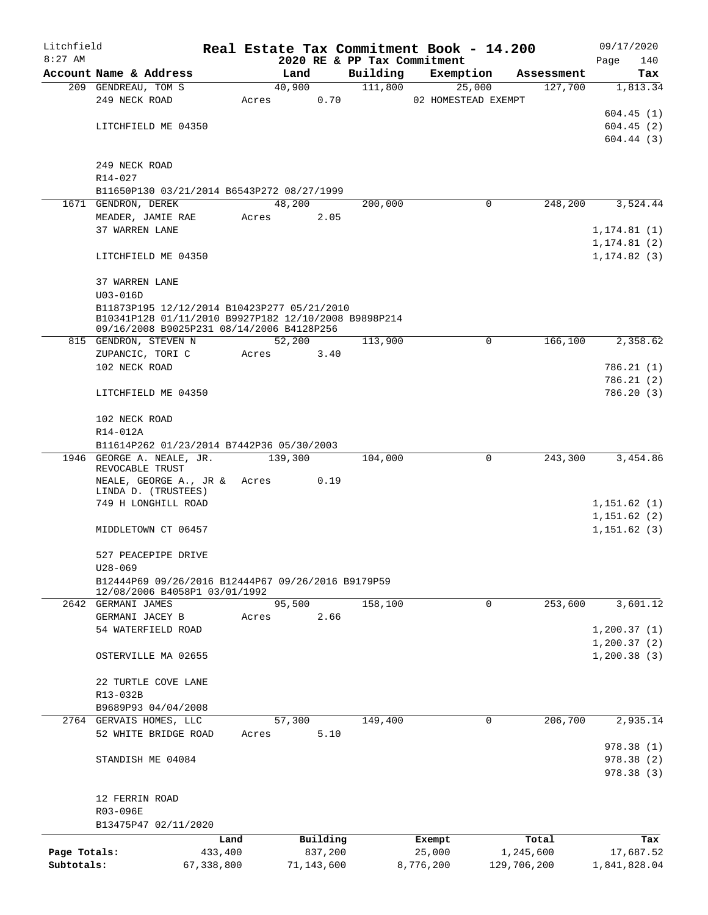Litchfield
8:27 AM

# Real Estate Tax Commitment Book - 14.200
## 2020 RE & PP Tax Commitment

09/17/2020

| Account Name & Address | Land | Building | Exemption | Assessment | Tax |
|---|---|---|---|---|---|
| 209 GENDREAU, TOM S | 40,900 | 111,800 | 25,000 | 127,700 | 1,813.34 |
| 249 NECK ROAD | Acres 0.70 | | 02 HOMESTEAD EXEMPT | | |
| | | | | | 604.45 (1) |
| LITCHFIELD ME 04350 | | | | | 604.45 (2) |
| | | | | | 604.44 (3) |
| 249 NECK ROAD | | | | | |
| R14-027 | | | | | |
| B11650P130 03/21/2014 B6543P272 08/27/1999 | | | | | |
| 1671 GENDRON, DEREK | 48,200 | 200,000 | 0 | 248,200 | 3,524.44 |
| MEADER, JAMIE RAE | Acres 2.05 | | | | |
| 37 WARREN LANE | | | | | 1,174.81 (1) |
| | | | | | 1,174.81 (2) |
| LITCHFIELD ME 04350 | | | | | 1,174.82 (3) |
| 37 WARREN LANE | | | | | |
| U03-016D | | | | | |
| B11873P195 12/12/2014 B10423P277 05/21/2010 B10341P128 01/11/2010 B9927P182 12/10/2008 B9898P214 09/16/2008 B9025P231 08/14/2006 B4128P256 | | | | | |
| 815 GENDRON, STEVEN N | 52,200 | 113,900 | 0 | 166,100 | 2,358.62 |
| ZUPANCIC, TORI C | Acres 3.40 | | | | |
| 102 NECK ROAD | | | | | 786.21 (1) |
| | | | | | 786.21 (2) |
| LITCHFIELD ME 04350 | | | | | 786.20 (3) |
| 102 NECK ROAD | | | | | |
| R14-012A | | | | | |
| B11614P262 01/23/2014 B7442P36 05/30/2003 | | | | | |
| 1946 GEORGE A. NEALE, JR. REVOCABLE TRUST | 139,300 | 104,000 | 0 | 243,300 | 3,454.86 |
| NEALE, GEORGE A., JR & LINDA D. (TRUSTEES) | Acres 0.19 | | | | |
| 749 H LONGHILL ROAD | | | | | 1,151.62 (1) |
| | | | | | 1,151.62 (2) |
| MIDDLETOWN CT 06457 | | | | | 1,151.62 (3) |
| 527 PEACEPIPE DRIVE | | | | | |
| U28-069 | | | | | |
| B12444P69 09/26/2016 B12444P67 09/26/2016 B9179P59 12/08/2006 B4058P1 03/01/1992 | | | | | |
| 2642 GERMANI JAMES | 95,500 | 158,100 | 0 | 253,600 | 3,601.12 |
| GERMANI JACEY B | Acres 2.66 | | | | |
| 54 WATERFIELD ROAD | | | | | 1,200.37 (1) |
| | | | | | 1,200.37 (2) |
| OSTERVILLE MA 02655 | | | | | 1,200.38 (3) |
| 22 TURTLE COVE LANE | | | | | |
| R13-032B | | | | | |
| B9689P93 04/04/2008 | | | | | |
| 2764 GERVAIS HOMES, LLC | 57,300 | 149,400 | 0 | 206,700 | 2,935.14 |
| 52 WHITE BRIDGE ROAD | Acres 5.10 | | | | |
| | | | | | 978.38 (1) |
| STANDISH ME 04084 | | | | | 978.38 (2) |
| | | | | | 978.38 (3) |
| 12 FERRIN ROAD | | | | | |
| R03-096E | | | | | |
| B13475P47 02/11/2020 | | | | | |

| | Land | Building | Exempt | Total | Tax |
|---|---|---|---|---|---|
| Page Totals: | 433,400 | 837,200 | 25,000 | 1,245,600 | 17,687.52 |
| Subtotals: | 67,338,800 | 71,143,600 | 8,776,200 | 129,706,200 | 1,841,828.04 |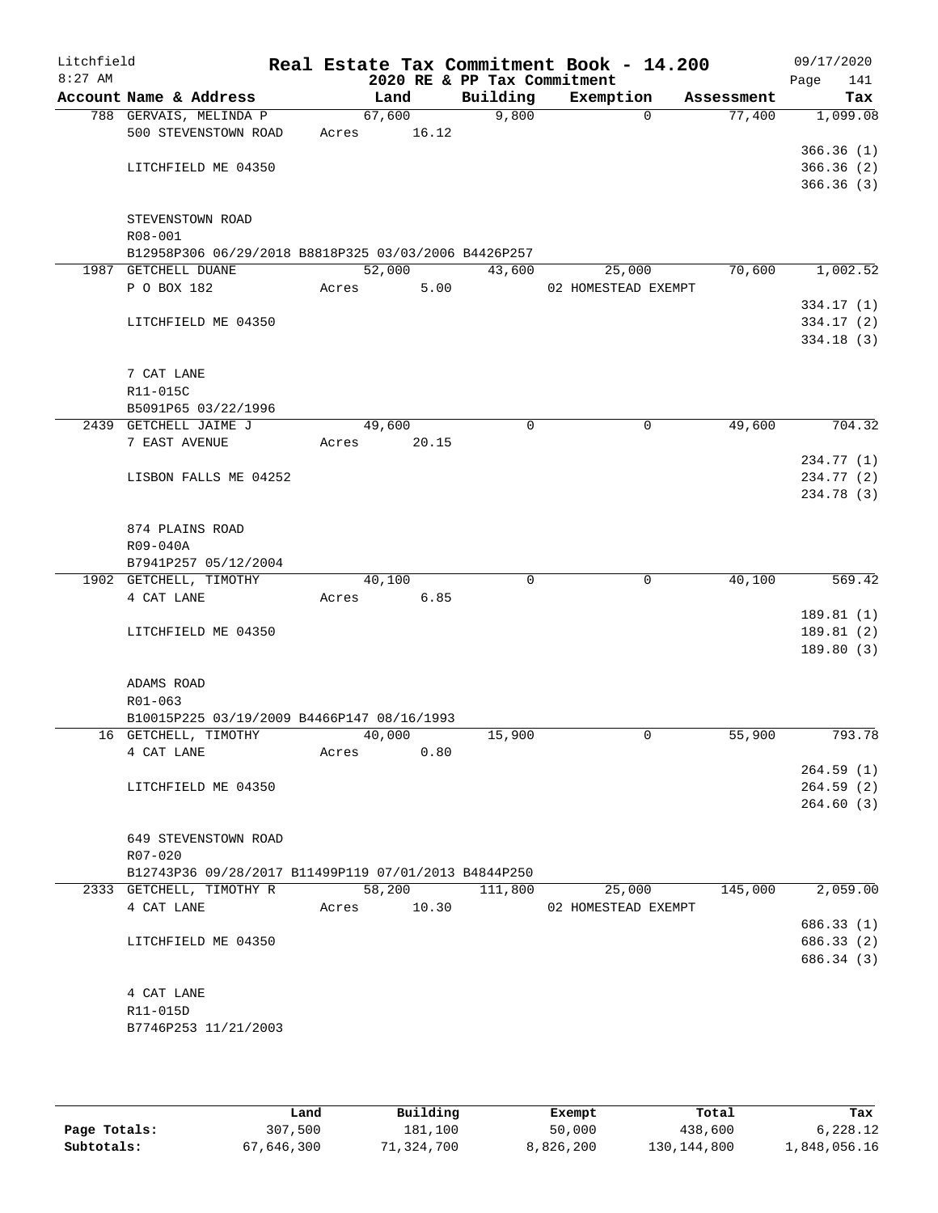# Real Estate Tax Commitment Book - 14.200

Litchfield
8:27 AM

2020 RE & PP Tax Commitment

09/17/2020

| Account Name & Address | Land | Building | Exemption | Assessment | Tax |
|---|---|---|---|---|---|
| 788 GERVAIS, MELINDA P | 67,600 | 9,800 | 0 | 77,400 | 1,099.08 |
| 500 STEVENSTOWN ROAD | Acres 16.12 | | | | |
| | | | | | 366.36 (1) |
| LITCHFIELD ME 04350 | | | | | 366.36 (2) |
| | | | | | 366.36 (3) |
| STEVENSTOWN ROAD | | | | | |
| R08-001 | | | | | |
| B12958P306 06/29/2018 B8818P325 03/03/2006 B4426P257 | | | | | |
| 1987 GETCHELL DUANE | 52,000 | 43,600 | 25,000 | 70,600 | 1,002.52 |
| P O BOX 182 | Acres 5.00 | | 02 HOMESTEAD EXEMPT | | |
| | | | | | 334.17 (1) |
| LITCHFIELD ME 04350 | | | | | 334.17 (2) |
| | | | | | 334.18 (3) |
| 7 CAT LANE | | | | | |
| R11-015C | | | | | |
| B5091P65 03/22/1996 | | | | | |
| 2439 GETCHELL JAIME J | 49,600 | 0 | 0 | 49,600 | 704.32 |
| 7 EAST AVENUE | Acres 20.15 | | | | |
| | | | | | 234.77 (1) |
| LISBON FALLS ME 04252 | | | | | 234.77 (2) |
| | | | | | 234.78 (3) |
| 874 PLAINS ROAD | | | | | |
| R09-040A | | | | | |
| B7941P257 05/12/2004 | | | | | |
| 1902 GETCHELL, TIMOTHY | 40,100 | 0 | 0 | 40,100 | 569.42 |
| 4 CAT LANE | Acres 6.85 | | | | |
| | | | | | 189.81 (1) |
| LITCHFIELD ME 04350 | | | | | 189.81 (2) |
| | | | | | 189.80 (3) |
| ADAMS ROAD | | | | | |
| R01-063 | | | | | |
| B10015P225 03/19/2009 B4466P147 08/16/1993 | | | | | |
| 16 GETCHELL, TIMOTHY | 40,000 | 15,900 | 0 | 55,900 | 793.78 |
| 4 CAT LANE | Acres 0.80 | | | | |
| | | | | | 264.59 (1) |
| LITCHFIELD ME 04350 | | | | | 264.59 (2) |
| | | | | | 264.60 (3) |
| 649 STEVENSTOWN ROAD | | | | | |
| R07-020 | | | | | |
| B12743P36 09/28/2017 B11499P119 07/01/2013 B4844P250 | | | | | |
| 2333 GETCHELL, TIMOTHY R | 58,200 | 111,800 | 25,000 | 145,000 | 2,059.00 |
| 4 CAT LANE | Acres 10.30 | | 02 HOMESTEAD EXEMPT | | |
| | | | | | 686.33 (1) |
| LITCHFIELD ME 04350 | | | | | 686.33 (2) |
| | | | | | 686.34 (3) |
| 4 CAT LANE | | | | | |
| R11-015D | | | | | |
| B7746P253 11/21/2003 | | | | | |

| | Land | Building | Exempt | Total | Tax |
|---|---|---|---|---|---|
| Page Totals: | 307,500 | 181,100 | 50,000 | 438,600 | 6,228.12 |
| Subtotals: | 67,646,300 | 71,324,700 | 8,826,200 | 130,144,800 | 1,848,056.16 |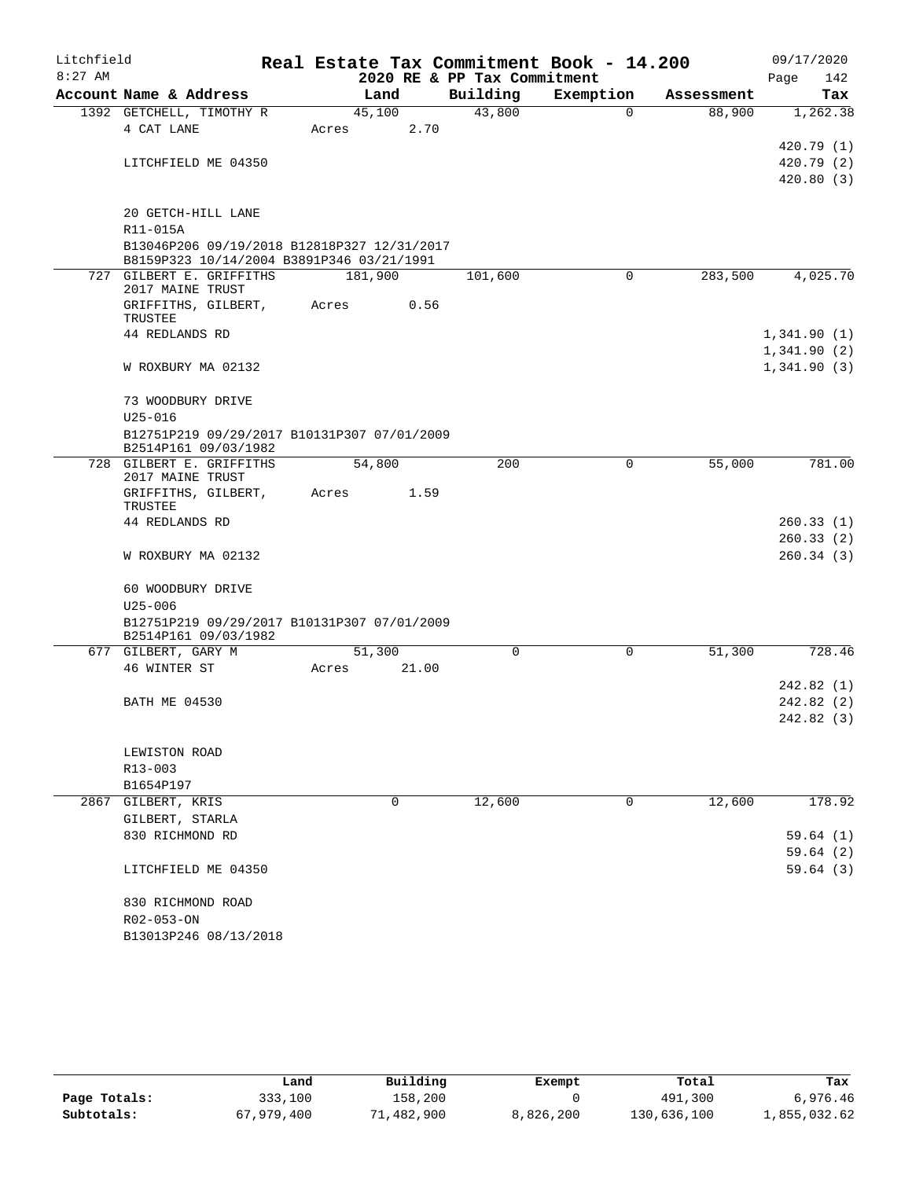Litchfield
8:27 AM

# Real Estate Tax Commitment Book - 14.200

2020 RE & PP Tax Commitment

09/17/2020
Page 142

| Account Name & Address | Land | Building | Exemption | Assessment | Tax |
|---|---|---|---|---|---|
| 1392 GETCHELL, TIMOTHY R | 45,100 | 43,800 | 0 | 88,900 | 1,262.38 |
| 4 CAT LANE | Acres 2.70 | | | | |
| | | | | | 420.79 (1) |
| LITCHFIELD ME 04350 | | | | | 420.79 (2) |
| | | | | | 420.80 (3) |
| 20 GETCH-HILL LANE | | | | | |
| R11-015A | | | | | |
| B13046P206 09/19/2018 B12818P327 12/31/2017 B8159P323 10/14/2004 B3891P346 03/21/1991 | | | | | |
| 727 GILBERT E. GRIFFITHS 2017 MAINE TRUST | 181,900 | 101,600 | 0 | 283,500 | 4,025.70 |
| GRIFFITHS, GILBERT, TRUSTEE | Acres 0.56 | | | | |
| 44 REDLANDS RD | | | | | 1,341.90 (1) |
| | | | | | 1,341.90 (2) |
| W ROXBURY MA 02132 | | | | | 1,341.90 (3) |
| 73 WOODBURY DRIVE | | | | | |
| U25-016 | | | | | |
| B12751P219 09/29/2017 B10131P307 07/01/2009 B2514P161 09/03/1982 | | | | | |
| 728 GILBERT E. GRIFFITHS 2017 MAINE TRUST | 54,800 | 200 | 0 | 55,000 | 781.00 |
| GRIFFITHS, GILBERT, TRUSTEE | Acres 1.59 | | | | |
| 44 REDLANDS RD | | | | | 260.33 (1) |
| | | | | | 260.33 (2) |
| W ROXBURY MA 02132 | | | | | 260.34 (3) |
| 60 WOODBURY DRIVE | | | | | |
| U25-006 | | | | | |
| B12751P219 09/29/2017 B10131P307 07/01/2009 B2514P161 09/03/1982 | | | | | |
| 677 GILBERT, GARY M | 51,300 | 0 | 0 | 51,300 | 728.46 |
| 46 WINTER ST | Acres 21.00 | | | | |
| | | | | | 242.82 (1) |
| BATH ME 04530 | | | | | 242.82 (2) |
| | | | | | 242.82 (3) |
| LEWISTON ROAD | | | | | |
| R13-003 | | | | | |
| B1654P197 | | | | | |
| 2867 GILBERT, KRIS | 0 | 12,600 | 0 | 12,600 | 178.92 |
| GILBERT, STARLA | | | | | |
| 830 RICHMOND RD | | | | | 59.64 (1) |
| | | | | | 59.64 (2) |
| LITCHFIELD ME 04350 | | | | | 59.64 (3) |
| 830 RICHMOND ROAD | | | | | |
| R02-053-ON | | | | | |
| B13013P246 08/13/2018 | | | | | |

| | Land | Building | Exempt | Total | Tax |
|---|---|---|---|---|---|
| Page Totals: | 333,100 | 158,200 | 0 | 491,300 | 6,976.46 |
| Subtotals: | 67,979,400 | 71,482,900 | 8,826,200 | 130,636,100 | 1,855,032.62 |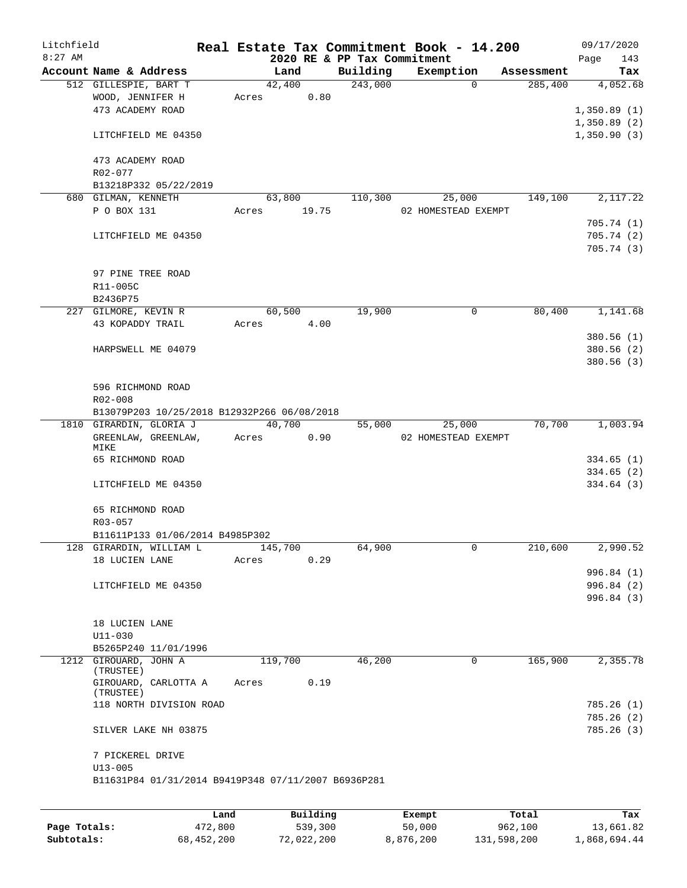Litchfield 8:27 AM

# Real Estate Tax Commitment Book - 14.200

## 2020 RE & PP Tax Commitment

09/17/2020

| Account Name & Address | Land | Building | Exemption | Assessment | Tax |
|---|---|---|---|---|---|
| 512 GILLESPIE, BART T | 42,400 | 243,000 | 0 | 285,400 | 4,052.68 |
| WOOD, JENNIFER H | Acres 0.80 | | | | |
| 473 ACADEMY ROAD | | | | | 1,350.89 (1) |
| | | | | | 1,350.89 (2) |
| LITCHFIELD ME 04350 | | | | | 1,350.90 (3) |
| 473 ACADEMY ROAD | | | | | |
| R02-077 | | | | | |
| B13218P332 05/22/2019 | | | | | |
| 680 GILMAN, KENNETH | 63,800 | 110,300 | 25,000 | 149,100 | 2,117.22 |
| P O BOX 131 | Acres 19.75 | | 02 HOMESTEAD EXEMPT | | |
| | | | | | 705.74 (1) |
| LITCHFIELD ME 04350 | | | | | 705.74 (2) |
| | | | | | 705.74 (3) |
| 97 PINE TREE ROAD | | | | | |
| R11-005C | | | | | |
| B2436P75 | | | | | |
| 227 GILMORE, KEVIN R | 60,500 | 19,900 | 0 | 80,400 | 1,141.68 |
| 43 KOPADDY TRAIL | Acres 4.00 | | | | |
| | | | | | 380.56 (1) |
| HARPSWELL ME 04079 | | | | | 380.56 (2) |
| | | | | | 380.56 (3) |
| 596 RICHMOND ROAD | | | | | |
| R02-008 | | | | | |
| B13079P203 10/25/2018 B12932P266 06/08/2018 | | | | | |
| 1810 GIRARDIN, GLORIA J | 40,700 | 55,000 | 25,000 | 70,700 | 1,003.94 |
| GREENLAW, GREENLAW, MIKE | Acres 0.90 | | 02 HOMESTEAD EXEMPT | | |
| 65 RICHMOND ROAD | | | | | 334.65 (1) |
| | | | | | 334.65 (2) |
| LITCHFIELD ME 04350 | | | | | 334.64 (3) |
| 65 RICHMOND ROAD | | | | | |
| R03-057 | | | | | |
| B11611P133 01/06/2014 B4985P302 | | | | | |
| 128 GIRARDIN, WILLIAM L | 145,700 | 64,900 | 0 | 210,600 | 2,990.52 |
| 18 LUCIEN LANE | Acres 0.29 | | | | |
| | | | | | 996.84 (1) |
| LITCHFIELD ME 04350 | | | | | 996.84 (2) |
| | | | | | 996.84 (3) |
| 18 LUCIEN LANE | | | | | |
| U11-030 | | | | | |
| B5265P240 11/01/1996 | | | | | |
| 1212 GIROUARD, JOHN A (TRUSTEE) | 119,700 | 46,200 | 0 | 165,900 | 2,355.78 |
| GIROUARD, CARLOTTA A (TRUSTEE) | Acres 0.19 | | | | |
| 118 NORTH DIVISION ROAD | | | | | 785.26 (1) |
| | | | | | 785.26 (2) |
| SILVER LAKE NH 03875 | | | | | 785.26 (3) |
| 7 PICKEREL DRIVE | | | | | |
| U13-005 | | | | | |
| B11631P84 01/31/2014 B9419P348 07/11/2007 B6936P281 | | | | | |

| | Land | Building | Exempt | Total | Tax |
|---|---|---|---|---|---|
| Page Totals: | 472,800 | 539,300 | 50,000 | 962,100 | 13,661.82 |
| Subtotals: | 68,452,200 | 72,022,200 | 8,876,200 | 131,598,200 | 1,868,694.44 |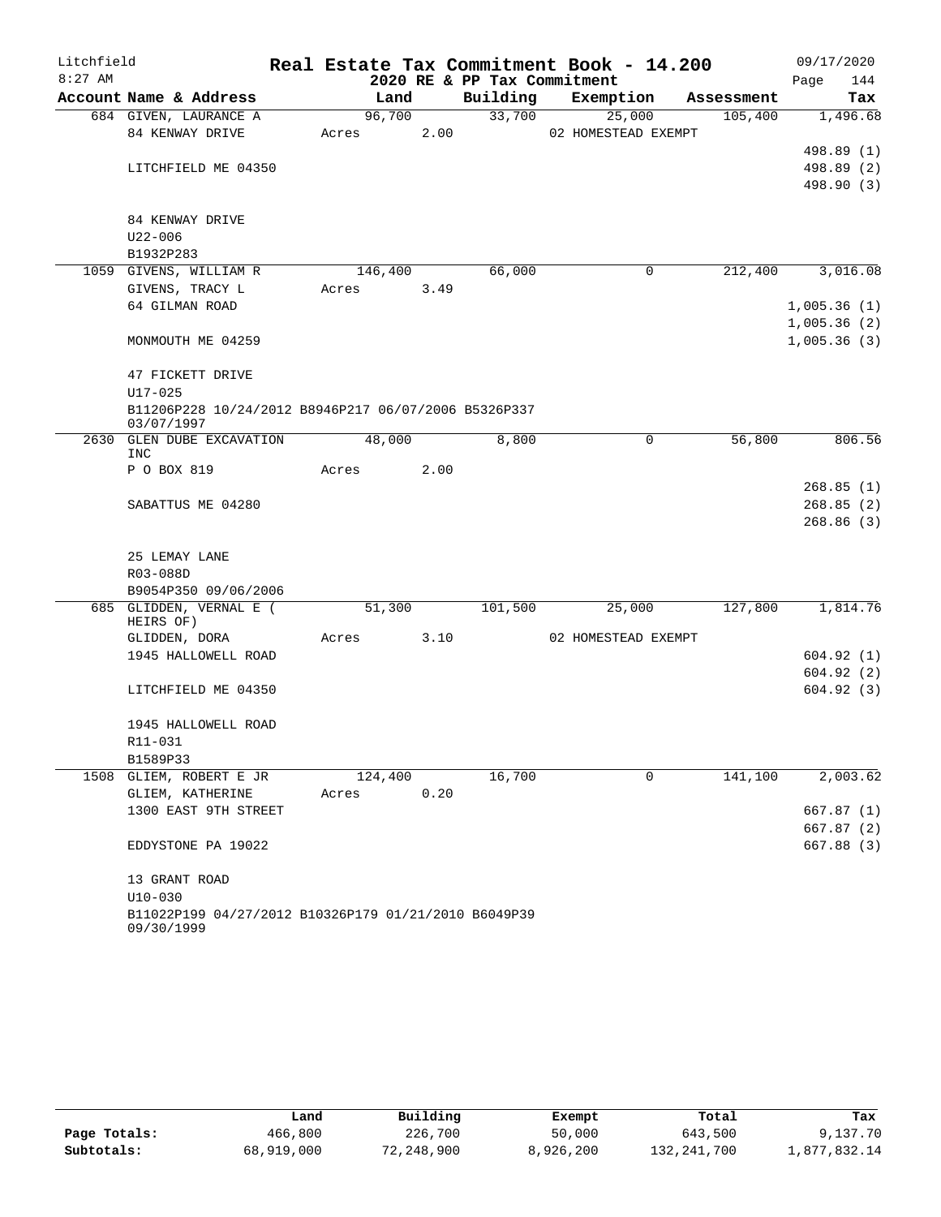# Real Estate Tax Commitment Book - 14.200

Litchfield
8:27 AM

2020 RE & PP Tax Commitment

09/17/2020

| Account Name & Address | Land | Building | Exemption | Assessment | Tax |
|---|---|---|---|---|---|
| 684 GIVEN, LAURANCE A | 96,700 | 33,700 | 25,000 | 105,400 | 1,496.68 |
| 84 KENWAY DRIVE | Acres 2.00 | | 02 HOMESTEAD EXEMPT | | |
| | | | | | 498.89 (1) |
| LITCHFIELD ME 04350 | | | | | 498.89 (2) |
| | | | | | 498.90 (3) |
| 84 KENWAY DRIVE | | | | | |
| U22-006 | | | | | |
| B1932P283 | | | | | |
| 1059 GIVENS, WILLIAM R | 146,400 | 66,000 | 0 | 212,400 | 3,016.08 |
| GIVENS, TRACY L | Acres 3.49 | | | | |
| 64 GILMAN ROAD | | | | | 1,005.36 (1) |
| | | | | | 1,005.36 (2) |
| MONMOUTH ME 04259 | | | | | 1,005.36 (3) |
| 47 FICKETT DRIVE | | | | | |
| U17-025 | | | | | |
| B11206P228 10/24/2012 B8946P217 06/07/2006 B5326P337 03/07/1997 | | | | | |
| 2630 GLEN DUBE EXCAVATION INC | 48,000 | 8,800 | 0 | 56,800 | 806.56 |
| P O BOX 819 | Acres 2.00 | | | | |
| | | | | | 268.85 (1) |
| SABATTUS ME 04280 | | | | | 268.85 (2) |
| | | | | | 268.86 (3) |
| 25 LEMAY LANE | | | | | |
| R03-088D | | | | | |
| B9054P350 09/06/2006 | | | | | |
| 685 GLIDDEN, VERNAL E ( HEIRS OF) | 51,300 | 101,500 | 25,000 | 127,800 | 1,814.76 |
| GLIDDEN, DORA | Acres 3.10 | | 02 HOMESTEAD EXEMPT | | |
| 1945 HALLOWELL ROAD | | | | | 604.92 (1) |
| | | | | | 604.92 (2) |
| LITCHFIELD ME 04350 | | | | | 604.92 (3) |
| 1945 HALLOWELL ROAD | | | | | |
| R11-031 | | | | | |
| B1589P33 | | | | | |
| 1508 GLIEM, ROBERT E JR | 124,400 | 16,700 | 0 | 141,100 | 2,003.62 |
| GLIEM, KATHERINE | Acres 0.20 | | | | |
| 1300 EAST 9TH STREET | | | | | 667.87 (1) |
| | | | | | 667.87 (2) |
| EDDYSTONE PA 19022 | | | | | 667.88 (3) |
| 13 GRANT ROAD | | | | | |
| U10-030 | | | | | |
| B11022P199 04/27/2012 B10326P179 01/21/2010 B6049P39 09/30/1999 | | | | | |

| | Land | Building | Exempt | Total | Tax |
|---|---|---|---|---|---|
| Page Totals: | 466,800 | 226,700 | 50,000 | 643,500 | 9,137.70 |
| Subtotals: | 68,919,000 | 72,248,900 | 8,926,200 | 132,241,700 | 1,877,832.14 |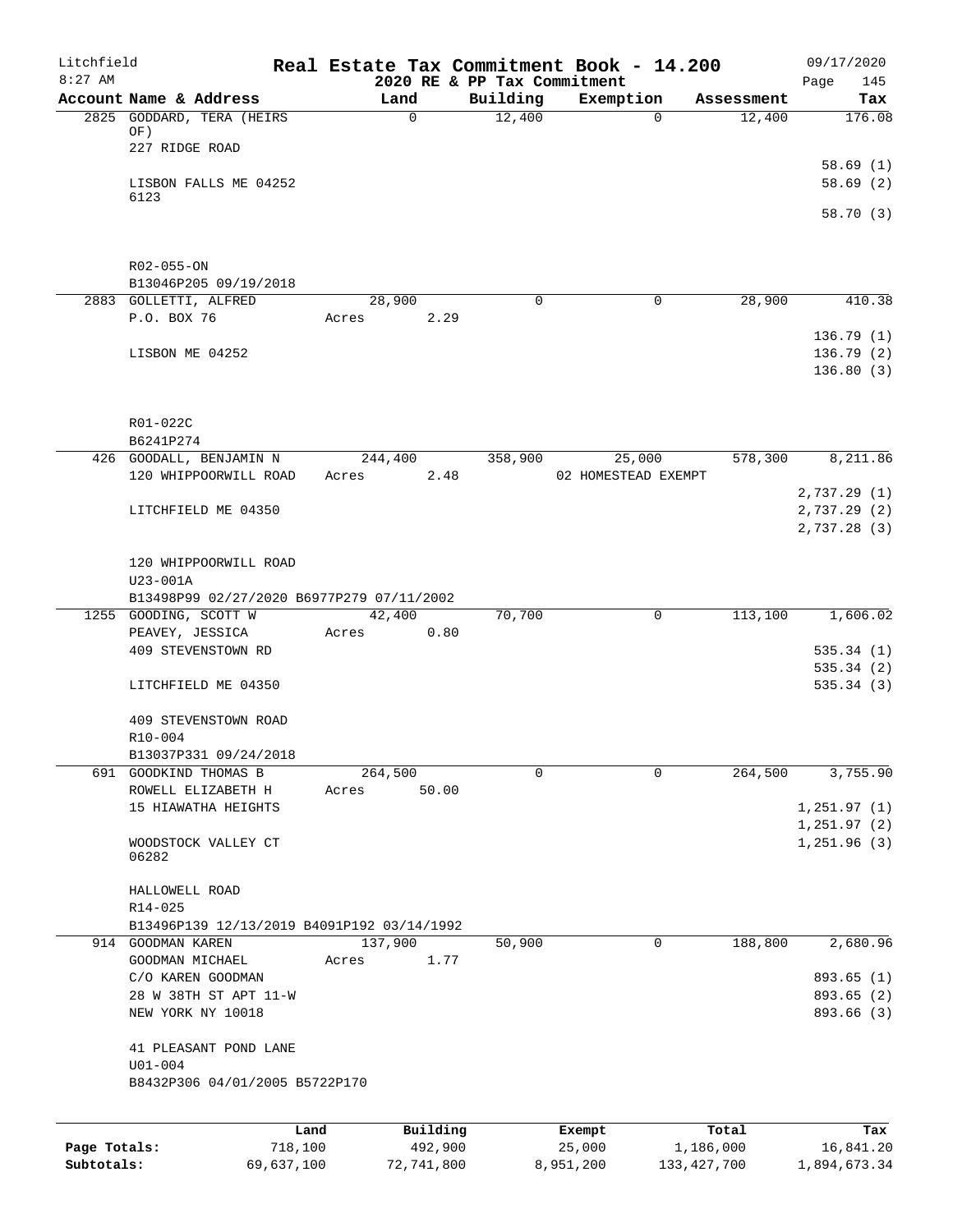# Real Estate Tax Commitment Book - 14.200

Litchfield
8:27 AM

2020 RE & PP Tax Commitment

09/17/2020

| Account | Name & Address | Land | Building | Exemption | Assessment | Tax |
|---|---|---|---|---|---|---|
| 2825 | GODDARD, TERA (HEIRS OF) | 0 | 12,400 | 0 | 12,400 | 176.08 |
| | 227 RIDGE ROAD | | | | | 58.69 (1) |
| | LISBON FALLS ME 04252 6123 | | | | | 58.69 (2) |
| | | | | | | 58.70 (3) |
| | R02-055-ON | | | | | |
| | B13046P205 09/19/2018 | | | | | |
| 2883 | GOLLETTI, ALFRED | 28,900 | 0 | 0 | 28,900 | 410.38 |
| | P.O. BOX 76 | Acres 2.29 | | | | 136.79 (1) |
| | LISBON ME 04252 | | | | | 136.79 (2) |
| | | | | | | 136.80 (3) |
| | R01-022C | | | | | |
| | B6241P274 | | | | | |
| 426 | GOODALL, BENJAMIN N | 244,400 | 358,900 | 25,000 | 578,300 | 8,211.86 |
| | 120 WHIPPOORWILL ROAD | Acres 2.48 | | 02 HOMESTEAD EXEMPT | | 2,737.29 (1) |
| | LITCHFIELD ME 04350 | | | | | 2,737.29 (2) |
| | | | | | | 2,737.28 (3) |
| | 120 WHIPPOORWILL ROAD | | | | | |
| | U23-001A | | | | | |
| | B13498P99 02/27/2020 B6977P279 07/11/2002 | | | | | |
| 1255 | GOODING, SCOTT W | 42,400 | 70,700 | 0 | 113,100 | 1,606.02 |
| | PEAVEY, JESSICA | Acres 0.80 | | | | |
| | 409 STEVENSTOWN RD | | | | | 535.34 (1) |
| | | | | | | 535.34 (2) |
| | LITCHFIELD ME 04350 | | | | | 535.34 (3) |
| | 409 STEVENSTOWN ROAD | | | | | |
| | R10-004 | | | | | |
| | B13037P331 09/24/2018 | | | | | |
| 691 | GOODKIND THOMAS B | 264,500 | 0 | 0 | 264,500 | 3,755.90 |
| | ROWELL ELIZABETH H | Acres 50.00 | | | | |
| | 15 HIAWATHA HEIGHTS | | | | | 1,251.97 (1) |
| | | | | | | 1,251.97 (2) |
| | WOODSTOCK VALLEY CT 06282 | | | | | 1,251.96 (3) |
| | HALLOWELL ROAD | | | | | |
| | R14-025 | | | | | |
| | B13496P139 12/13/2019 B4091P192 03/14/1992 | | | | | |
| 914 | GOODMAN KAREN | 137,900 | 50,900 | 0 | 188,800 | 2,680.96 |
| | GOODMAN MICHAEL | Acres 1.77 | | | | |
| | C/O KAREN GOODMAN | | | | | 893.65 (1) |
| | 28 W 38TH ST APT 11-W | | | | | 893.65 (2) |
| | NEW YORK NY 10018 | | | | | 893.66 (3) |
| | 41 PLEASANT POND LANE | | | | | |
| | U01-004 | | | | | |
| | B8432P306 04/01/2005 B5722P170 | | | | | |

| | Land | Building | Exempt | Total | Tax |
|---|---|---|---|---|---|
| Page Totals: | 718,100 | 492,900 | 25,000 | 1,186,000 | 16,841.20 |
| Subtotals: | 69,637,100 | 72,741,800 | 8,951,200 | 133,427,700 | 1,894,673.34 |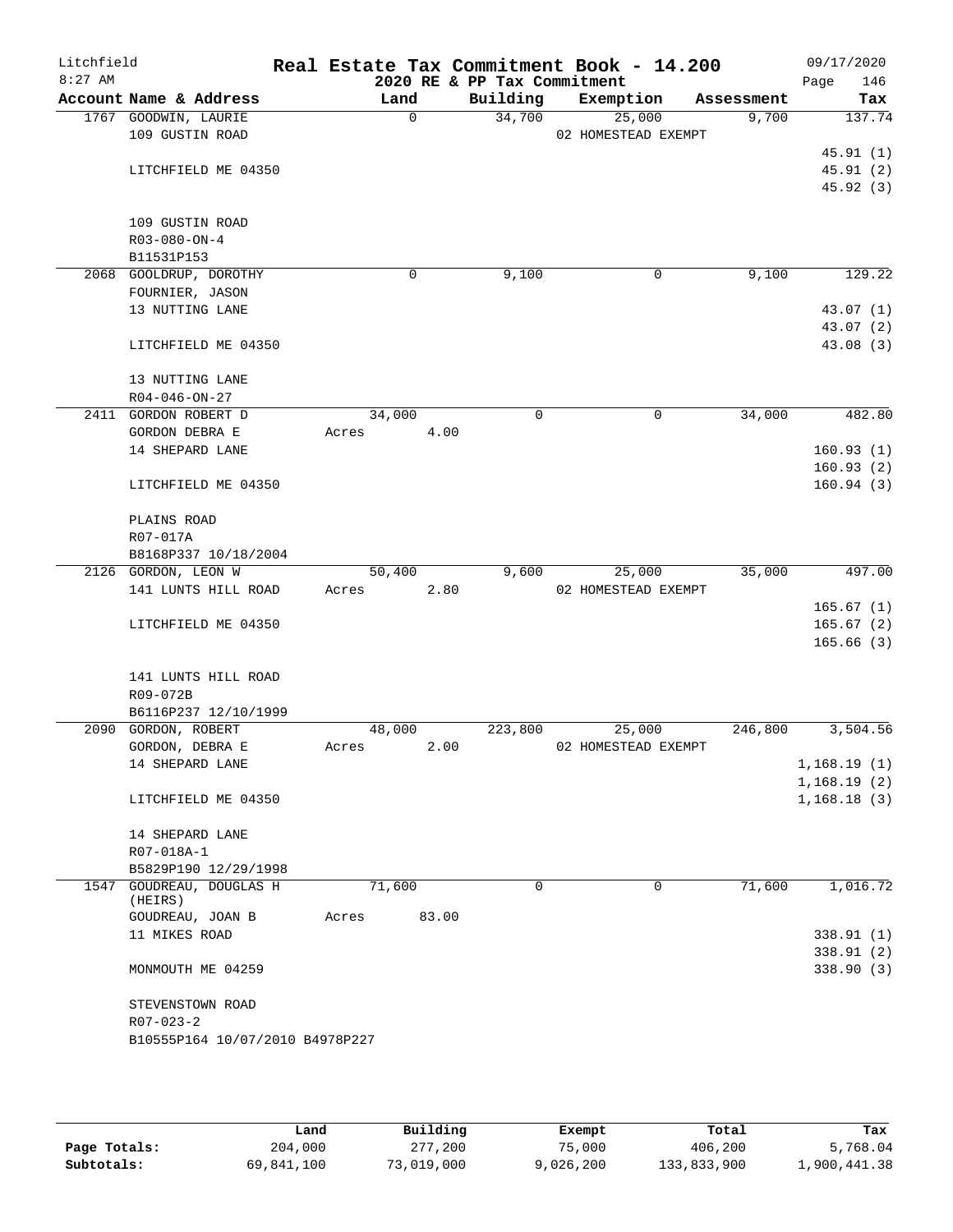Litchfield
8:27 AM

# Real Estate Tax Commitment Book - 14.200

## 2020 RE & PP Tax Commitment

09/17/2020
Page 146

| Account Name & Address | Land | Building | Exemption | Assessment | Tax |
|---|---|---|---|---|---|
| 1767 GOODWIN, LAURIE | 0 | 34,700 | 25,000 | 9,700 | 137.74 |
| 109 GUSTIN ROAD | | | 02 HOMESTEAD EXEMPT | | |
| | | | | | 45.91 (1) |
| LITCHFIELD ME 04350 | | | | | 45.91 (2) |
| | | | | | 45.92 (3) |
| 109 GUSTIN ROAD | | | | | |
| R03-080-ON-4 | | | | | |
| B11531P153 | | | | | |
| 2068 GOOLDRUP, DOROTHY | 0 | 9,100 | 0 | 9,100 | 129.22 |
| FOURNIER, JASON | | | | | |
| 13 NUTTING LANE | | | | | 43.07 (1) |
| | | | | | 43.07 (2) |
| LITCHFIELD ME 04350 | | | | | 43.08 (3) |
| 13 NUTTING LANE | | | | | |
| R04-046-ON-27 | | | | | |
| 2411 GORDON ROBERT D | 34,000 | 0 | 0 | 34,000 | 482.80 |
| GORDON DEBRA E | Acres 4.00 | | | | |
| 14 SHEPARD LANE | | | | | 160.93 (1) |
| | | | | | 160.93 (2) |
| LITCHFIELD ME 04350 | | | | | 160.94 (3) |
| PLAINS ROAD | | | | | |
| R07-017A | | | | | |
| B8168P337 10/18/2004 | | | | | |
| 2126 GORDON, LEON W | 50,400 | 9,600 | 25,000 | 35,000 | 497.00 |
| 141 LUNTS HILL ROAD | Acres 2.80 | | 02 HOMESTEAD EXEMPT | | |
| | | | | | 165.67 (1) |
| LITCHFIELD ME 04350 | | | | | 165.67 (2) |
| | | | | | 165.66 (3) |
| 141 LUNTS HILL ROAD | | | | | |
| R09-072B | | | | | |
| B6116P237 12/10/1999 | | | | | |
| 2090 GORDON, ROBERT | 48,000 | 223,800 | 25,000 | 246,800 | 3,504.56 |
| GORDON, DEBRA E | Acres 2.00 | | 02 HOMESTEAD EXEMPT | | |
| 14 SHEPARD LANE | | | | | 1,168.19 (1) |
| | | | | | 1,168.19 (2) |
| LITCHFIELD ME 04350 | | | | | 1,168.18 (3) |
| 14 SHEPARD LANE | | | | | |
| R07-018A-1 | | | | | |
| B5829P190 12/29/1998 | | | | | |
| 1547 GOUDREAU, DOUGLAS H (HEIRS) | 71,600 | 0 | 0 | 71,600 | 1,016.72 |
| GOUDREAU, JOAN B | Acres 83.00 | | | | |
| 11 MIKES ROAD | | | | | 338.91 (1) |
| | | | | | 338.91 (2) |
| MONMOUTH ME 04259 | | | | | 338.90 (3) |
| STEVENSTOWN ROAD | | | | | |
| R07-023-2 | | | | | |
| B10555P164 10/07/2010 B4978P227 | | | | | |

| | Land | Building | Exempt | Total | Tax |
|---|---|---|---|---|---|
| Page Totals: | 204,000 | 277,200 | 75,000 | 406,200 | 5,768.04 |
| Subtotals: | 69,841,100 | 73,019,000 | 9,026,200 | 133,833,900 | 1,900,441.38 |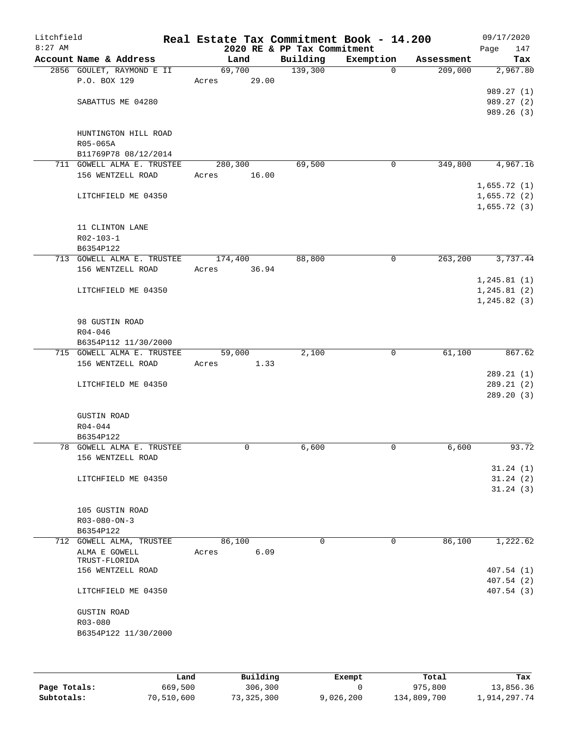Litchfield
8:27 AM

# Real Estate Tax Commitment Book - 14.200

2020 RE & PP Tax Commitment

09/17/2020
Page 147

| Account Name & Address | Land | Building | Exemption | Assessment | Tax |
|---|---|---|---|---|---|
| 2856 GOULET, RAYMOND E II | 69,700 | 139,300 | 0 | 209,000 | 2,967.80 |
| P.O. BOX 129 | Acres 29.00 | | | | |
| | | | | | 989.27 (1) |
| SABATTUS ME 04280 | | | | | 989.27 (2) |
| | | | | | 989.26 (3) |
| HUNTINGTON HILL ROAD | | | | | |
| R05-065A | | | | | |
| B11769P78 08/12/2014 | | | | | |
| 711 GOWELL ALMA E. TRUSTEE | 280,300 | 69,500 | 0 | 349,800 | 4,967.16 |
| 156 WENTZELL ROAD | Acres 16.00 | | | | |
| | | | | | 1,655.72 (1) |
| LITCHFIELD ME 04350 | | | | | 1,655.72 (2) |
| | | | | | 1,655.72 (3) |
| 11 CLINTON LANE | | | | | |
| R02-103-1 | | | | | |
| B6354P122 | | | | | |
| 713 GOWELL ALMA E. TRUSTEE | 174,400 | 88,800 | 0 | 263,200 | 3,737.44 |
| 156 WENTZELL ROAD | Acres 36.94 | | | | |
| | | | | | 1,245.81 (1) |
| LITCHFIELD ME 04350 | | | | | 1,245.81 (2) |
| | | | | | 1,245.82 (3) |
| 98 GUSTIN ROAD | | | | | |
| R04-046 | | | | | |
| B6354P112 11/30/2000 | | | | | |
| 715 GOWELL ALMA E. TRUSTEE | 59,000 | 2,100 | 0 | 61,100 | 867.62 |
| 156 WENTZELL ROAD | Acres 1.33 | | | | |
| | | | | | 289.21 (1) |
| LITCHFIELD ME 04350 | | | | | 289.21 (2) |
| | | | | | 289.20 (3) |
| GUSTIN ROAD | | | | | |
| R04-044 | | | | | |
| B6354P122 | | | | | |
| 78 GOWELL ALMA E. TRUSTEE | 0 | 6,600 | 0 | 6,600 | 93.72 |
| 156 WENTZELL ROAD | | | | | |
| | | | | | 31.24 (1) |
| LITCHFIELD ME 04350 | | | | | 31.24 (2) |
| | | | | | 31.24 (3) |
| 105 GUSTIN ROAD | | | | | |
| R03-080-ON-3 | | | | | |
| B6354P122 | | | | | |
| 712 GOWELL ALMA, TRUSTEE | 86,100 | 0 | 0 | 86,100 | 1,222.62 |
| ALMA E GOWELL TRUST-FLORIDA | Acres 6.09 | | | | |
| 156 WENTZELL ROAD | | | | | 407.54 (1) |
| | | | | | 407.54 (2) |
| LITCHFIELD ME 04350 | | | | | 407.54 (3) |
| GUSTIN ROAD | | | | | |
| R03-080 | | | | | |
| B6354P122 11/30/2000 | | | | | |

| | Land | Building | Exempt | Total | Tax |
|---|---|---|---|---|---|
| **Page Totals:** | 669,500 | 306,300 | 0 | 975,800 | 13,856.36 |
| **Subtotals:** | 70,510,600 | 73,325,300 | 9,026,200 | 134,809,700 | 1,914,297.74 |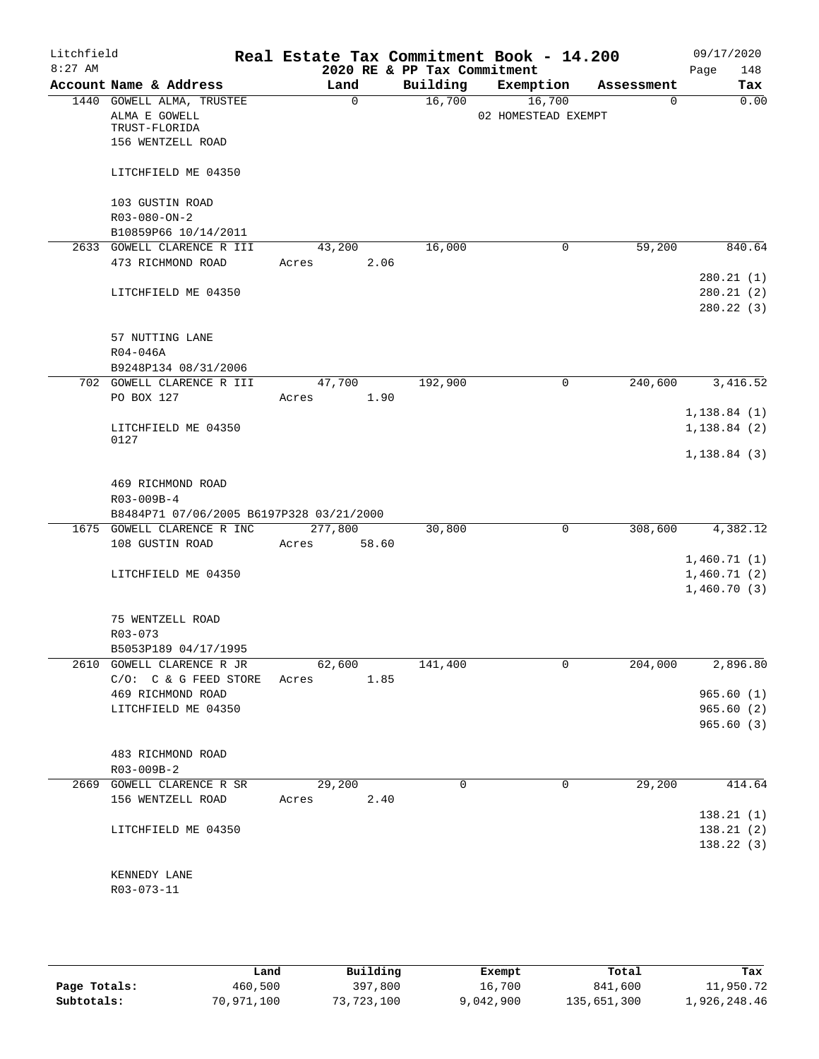# Real Estate Tax Commitment Book - 14.200

Litchfield
8:27 AM

2020 RE & PP Tax Commitment

09/17/2020
Page 148

| Account Name & Address | Land | Building | Exemption | Assessment | Tax |
|---|---|---|---|---|---|
| 1440 GOWELL ALMA, TRUSTEE | 0 | 16,700 | 16,700 | 0 | 0.00 |
| ALMA E GOWELL | | | 02 HOMESTEAD EXEMPT | | |
| TRUST-FLORIDA | | | | | |
| 156 WENTZELL ROAD | | | | | |
| LITCHFIELD ME 04350 | | | | | |
| 103 GUSTIN ROAD | | | | | |
| R03-080-ON-2 | | | | | |
| B10859P66 10/14/2011 | | | | | |
| 2633 GOWELL CLARENCE R III | 43,200 | 16,000 | 0 | 59,200 | 840.64 |
| 473 RICHMOND ROAD | Acres 2.06 | | | | |
| | | | | | 280.21 (1) |
| LITCHFIELD ME 04350 | | | | | 280.21 (2) |
| | | | | | 280.22 (3) |
| 57 NUTTING LANE | | | | | |
| R04-046A | | | | | |
| B9248P134 08/31/2006 | | | | | |
| 702 GOWELL CLARENCE R III | 47,700 | 192,900 | 0 | 240,600 | 3,416.52 |
| PO BOX 127 | Acres 1.90 | | | | |
| | | | | | 1,138.84 (1) |
| LITCHFIELD ME 04350 | | | | | 1,138.84 (2) |
| 0127 | | | | | |
| | | | | | 1,138.84 (3) |
| 469 RICHMOND ROAD | | | | | |
| R03-009B-4 | | | | | |
| B8484P71 07/06/2005 B6197P328 03/21/2000 | | | | | |
| 1675 GOWELL CLARENCE R INC | 277,800 | 30,800 | 0 | 308,600 | 4,382.12 |
| 108 GUSTIN ROAD | Acres 58.60 | | | | |
| | | | | | 1,460.71 (1) |
| LITCHFIELD ME 04350 | | | | | 1,460.71 (2) |
| | | | | | 1,460.70 (3) |
| 75 WENTZELL ROAD | | | | | |
| R03-073 | | | | | |
| B5053P189 04/17/1995 | | | | | |
| 2610 GOWELL CLARENCE R JR | 62,600 | 141,400 | 0 | 204,000 | 2,896.80 |
| C/O: C & G FEED STORE | Acres 1.85 | | | | |
| 469 RICHMOND ROAD | | | | | 965.60 (1) |
| LITCHFIELD ME 04350 | | | | | 965.60 (2) |
| | | | | | 965.60 (3) |
| 483 RICHMOND ROAD | | | | | |
| R03-009B-2 | | | | | |
| 2669 GOWELL CLARENCE R SR | 29,200 | 0 | 0 | 29,200 | 414.64 |
| 156 WENTZELL ROAD | Acres 2.40 | | | | |
| | | | | | 138.21 (1) |
| LITCHFIELD ME 04350 | | | | | 138.21 (2) |
| | | | | | 138.22 (3) |
| KENNEDY LANE | | | | | |
| R03-073-11 | | | | | |

| | Land | Building | Exempt | Total | Tax |
|---|---|---|---|---|---|
| Page Totals: | 460,500 | 397,800 | 16,700 | 841,600 | 11,950.72 |
| Subtotals: | 70,971,100 | 73,723,100 | 9,042,900 | 135,651,300 | 1,926,248.46 |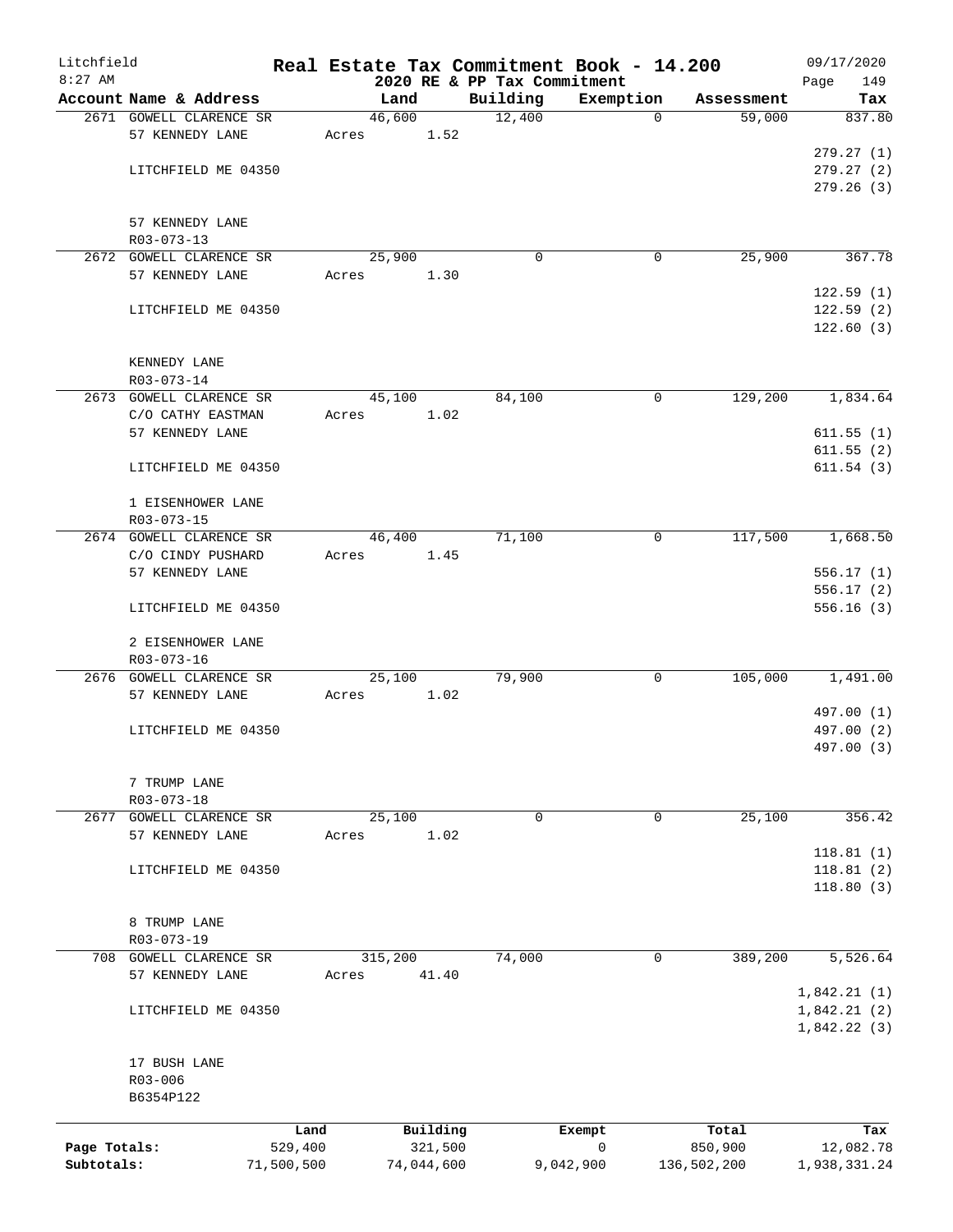Litchfield
8:27 AM

# Real Estate Tax Commitment Book - 14.200

2020 RE & PP Tax Commitment

09/17/2020

| Account | Name & Address | Land | Building | Exemption | Assessment | Tax |
|---|---|---|---|---|---|---|
| 2671 | GOWELL CLARENCE SR<br>57 KENNEDY LANE<br><br>LITCHFIELD ME 04350<br><br>57 KENNEDY LANE<br>R03-073-13 | 46,600<br>Acres 1.52 | 12,400 | 0 | 59,000 | 837.80<br>279.27 (1)<br>279.27 (2)<br>279.26 (3) |
| 2672 | GOWELL CLARENCE SR<br>57 KENNEDY LANE<br><br>LITCHFIELD ME 04350<br><br>KENNEDY LANE<br>R03-073-14 | 25,900<br>Acres 1.30 | 0 | 0 | 25,900 | 367.78<br>122.59 (1)<br>122.59 (2)<br>122.60 (3) |
| 2673 | GOWELL CLARENCE SR<br>C/O CATHY EASTMAN<br>57 KENNEDY LANE<br><br>LITCHFIELD ME 04350<br><br>1 EISENHOWER LANE<br>R03-073-15 | 45,100<br>Acres 1.02 | 84,100 | 0 | 129,200 | 1,834.64<br>611.55 (1)<br>611.55 (2)<br>611.54 (3) |
| 2674 | GOWELL CLARENCE SR<br>C/O CINDY PUSHARD<br>57 KENNEDY LANE<br><br>LITCHFIELD ME 04350<br><br>2 EISENHOWER LANE<br>R03-073-16 | 46,400<br>Acres 1.45 | 71,100 | 0 | 117,500 | 1,668.50<br>556.17 (1)<br>556.17 (2)<br>556.16 (3) |
| 2676 | GOWELL CLARENCE SR<br>57 KENNEDY LANE<br><br>LITCHFIELD ME 04350<br><br>7 TRUMP LANE<br>R03-073-18 | 25,100<br>Acres 1.02 | 79,900 | 0 | 105,000 | 1,491.00<br>497.00 (1)<br>497.00 (2)<br>497.00 (3) |
| 2677 | GOWELL CLARENCE SR<br>57 KENNEDY LANE<br><br>LITCHFIELD ME 04350<br><br>8 TRUMP LANE<br>R03-073-19 | 25,100<br>Acres 1.02 | 0 | 0 | 25,100 | 356.42<br>118.81 (1)<br>118.81 (2)<br>118.80 (3) |
| 708 | GOWELL CLARENCE SR<br>57 KENNEDY LANE<br><br>LITCHFIELD ME 04350<br><br>17 BUSH LANE<br>R03-006<br>B6354P122 | 315,200<br>Acres 41.40 | 74,000 | 0 | 389,200 | 5,526.64<br>1,842.21 (1)<br>1,842.21 (2)<br>1,842.22 (3) |

| | Land | Building | Exempt | Total | Tax |
|---|---|---|---|---|---|
| Page Totals: | 529,400 | 321,500 | 0 | 850,900 | 12,082.78 |
| Subtotals: | 71,500,500 | 74,044,600 | 9,042,900 | 136,502,200 | 1,938,331.24 |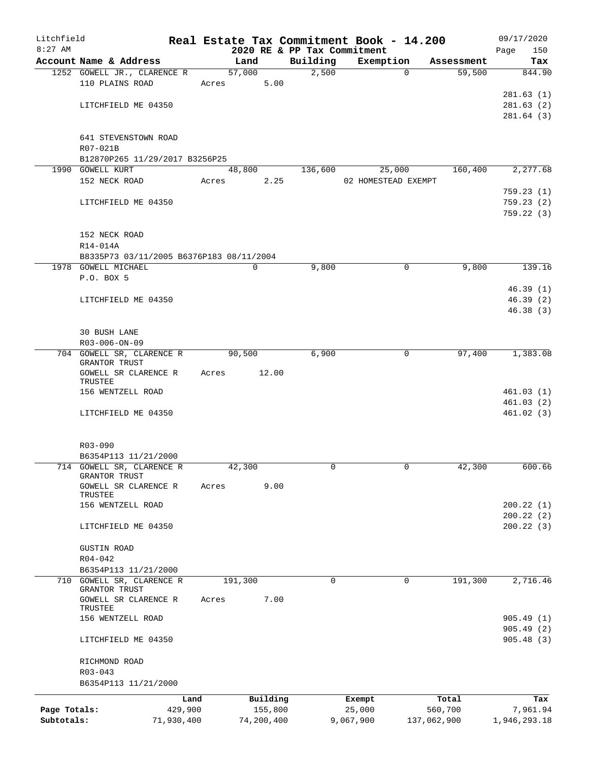# Real Estate Tax Commitment Book - 14.200

Litchfield
8:27 AM

2020 RE & PP Tax Commitment

09/17/2020

| Account Name & Address | Land | Building | Exemption | Assessment | Tax |
|---|---|---|---|---|---|
| 1252 GOWELL JR., CLARENCE R | 57,000 | 2,500 | 0 | 59,500 | 844.90 |
| 110 PLAINS ROAD | Acres 5.00 | | | | |
| | | | | | 281.63 (1) |
| LITCHFIELD ME 04350 | | | | | 281.63 (2) |
| | | | | | 281.64 (3) |
| 641 STEVENSTOWN ROAD | | | | | |
| R07-021B | | | | | |
| B12870P265 11/29/2017 B3256P25 | | | | | |
| 1990 GOWELL KURT | 48,800 | 136,600 | 25,000 | 160,400 | 2,277.68 |
| 152 NECK ROAD | Acres 2.25 | | 02 HOMESTEAD EXEMPT | | |
| | | | | | 759.23 (1) |
| LITCHFIELD ME 04350 | | | | | 759.23 (2) |
| | | | | | 759.22 (3) |
| 152 NECK ROAD | | | | | |
| R14-014A | | | | | |
| B8335P73 03/11/2005 B6376P183 08/11/2004 | | | | | |
| 1978 GOWELL MICHAEL | 0 | 9,800 | 0 | 9,800 | 139.16 |
| P.O. BOX 5 | | | | | |
| | | | | | 46.39 (1) |
| LITCHFIELD ME 04350 | | | | | 46.39 (2) |
| | | | | | 46.38 (3) |
| 30 BUSH LANE | | | | | |
| R03-006-ON-09 | | | | | |
| 704 GOWELL SR, CLARENCE R GRANTOR TRUST | 90,500 | 6,900 | 0 | 97,400 | 1,383.08 |
| GOWELL SR CLARENCE R TRUSTEE | Acres 12.00 | | | | |
| 156 WENTZELL ROAD | | | | | 461.03 (1) |
| | | | | | 461.03 (2) |
| LITCHFIELD ME 04350 | | | | | 461.02 (3) |
| R03-090 | | | | | |
| B6354P113 11/21/2000 | | | | | |
| 714 GOWELL SR, CLARENCE R GRANTOR TRUST | 42,300 | 0 | 0 | 42,300 | 600.66 |
| GOWELL SR CLARENCE R TRUSTEE | Acres 9.00 | | | | |
| 156 WENTZELL ROAD | | | | | 200.22 (1) |
| | | | | | 200.22 (2) |
| LITCHFIELD ME 04350 | | | | | 200.22 (3) |
| GUSTIN ROAD | | | | | |
| R04-042 | | | | | |
| B6354P113 11/21/2000 | | | | | |
| 710 GOWELL SR, CLARENCE R GRANTOR TRUST | 191,300 | 0 | 0 | 191,300 | 2,716.46 |
| GOWELL SR CLARENCE R TRUSTEE | Acres 7.00 | | | | |
| 156 WENTZELL ROAD | | | | | 905.49 (1) |
| | | | | | 905.49 (2) |
| LITCHFIELD ME 04350 | | | | | 905.48 (3) |
| RICHMOND ROAD | | | | | |
| R03-043 | | | | | |
| B6354P113 11/21/2000 | | | | | |

| | Land | Building | Exempt | Total | Tax |
|---|---|---|---|---|---|
| Page Totals: | 429,900 | 155,800 | 25,000 | 560,700 | 7,961.94 |
| Subtotals: | 71,930,400 | 74,200,400 | 9,067,900 | 137,062,900 | 1,946,293.18 |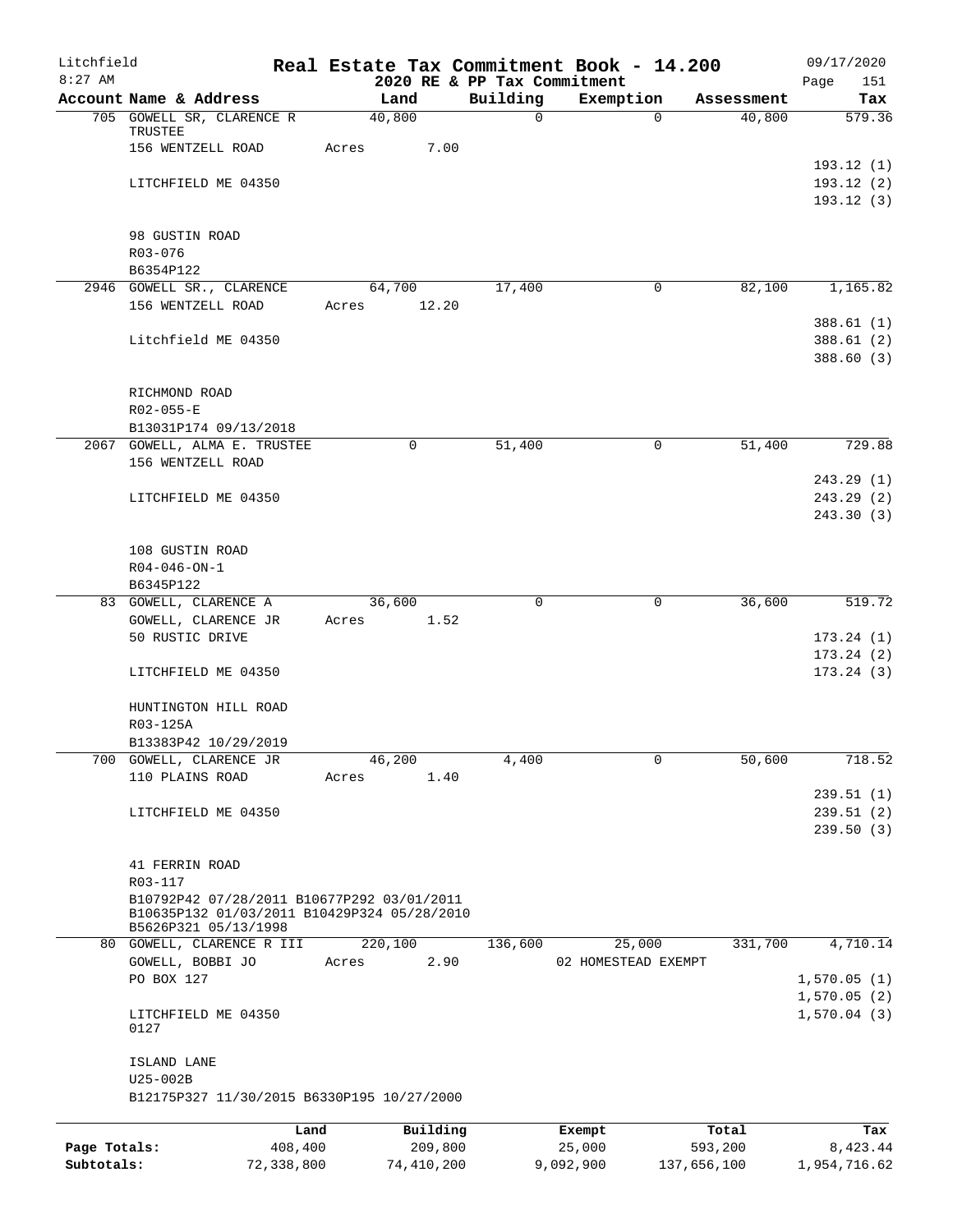# Litchfield — Real Estate Tax Commitment Book - 14.200

8:27 AM — 2020 RE & PP Tax Commitment — 09/17/2020

| Account Name & Address | Land | Building | Exemption | Assessment | Tax |
|---|---|---|---|---|---|
| 705 GOWELL SR, CLARENCE R TRUSTEE | 40,800 | 0 | 0 | 40,800 | 579.36 |
| 156 WENTZELL ROAD | Acres 7.00 | | | | |
| | | | | | 193.12 (1) |
| LITCHFIELD ME 04350 | | | | | 193.12 (2) |
| | | | | | 193.12 (3) |
| 98 GUSTIN ROAD | | | | | |
| R03-076 | | | | | |
| B6354P122 | | | | | |
| 2946 GOWELL SR., CLARENCE | 64,700 | 17,400 | 0 | 82,100 | 1,165.82 |
| 156 WENTZELL ROAD | Acres 12.20 | | | | |
| | | | | | 388.61 (1) |
| Litchfield ME 04350 | | | | | 388.61 (2) |
| | | | | | 388.60 (3) |
| RICHMOND ROAD | | | | | |
| R02-055-E | | | | | |
| B13031P174 09/13/2018 | | | | | |
| 2067 GOWELL, ALMA E. TRUSTEE | 0 | 51,400 | 0 | 51,400 | 729.88 |
| 156 WENTZELL ROAD | | | | | |
| | | | | | 243.29 (1) |
| LITCHFIELD ME 04350 | | | | | 243.29 (2) |
| | | | | | 243.30 (3) |
| 108 GUSTIN ROAD | | | | | |
| R04-046-ON-1 | | | | | |
| B6345P122 | | | | | |
| 83 GOWELL, CLARENCE A | 36,600 | 0 | 0 | 36,600 | 519.72 |
| GOWELL, CLARENCE JR | Acres 1.52 | | | | |
| 50 RUSTIC DRIVE | | | | | 173.24 (1) |
| | | | | | 173.24 (2) |
| LITCHFIELD ME 04350 | | | | | 173.24 (3) |
| HUNTINGTON HILL ROAD | | | | | |
| R03-125A | | | | | |
| B13383P42 10/29/2019 | | | | | |
| 700 GOWELL, CLARENCE JR | 46,200 | 4,400 | 0 | 50,600 | 718.52 |
| 110 PLAINS ROAD | Acres 1.40 | | | | |
| | | | | | 239.51 (1) |
| LITCHFIELD ME 04350 | | | | | 239.51 (2) |
| | | | | | 239.50 (3) |
| 41 FERRIN ROAD | | | | | |
| R03-117 | | | | | |
| B10792P42 07/28/2011 B10677P292 03/01/2011 B10635P132 01/03/2011 B10429P324 05/28/2010 B5626P321 05/13/1998 | | | | | |
| 80 GOWELL, CLARENCE R III | 220,100 | 136,600 | 25,000 | 331,700 | 4,710.14 |
| GOWELL, BOBBI JO | Acres 2.90 | | 02 HOMESTEAD EXEMPT | | |
| PO BOX 127 | | | | | 1,570.05 (1) |
| | | | | | 1,570.05 (2) |
| LITCHFIELD ME 04350 0127 | | | | | 1,570.04 (3) |
| ISLAND LANE | | | | | |
| U25-002B | | | | | |
| B12175P327 11/30/2015 B6330P195 10/27/2000 | | | | | |

| | Land | Building | Exempt | Total | Tax |
|---|---|---|---|---|---|
| Page Totals: | 408,400 | 209,800 | 25,000 | 593,200 | 8,423.44 |
| Subtotals: | 72,338,800 | 74,410,200 | 9,092,900 | 137,656,100 | 1,954,716.62 |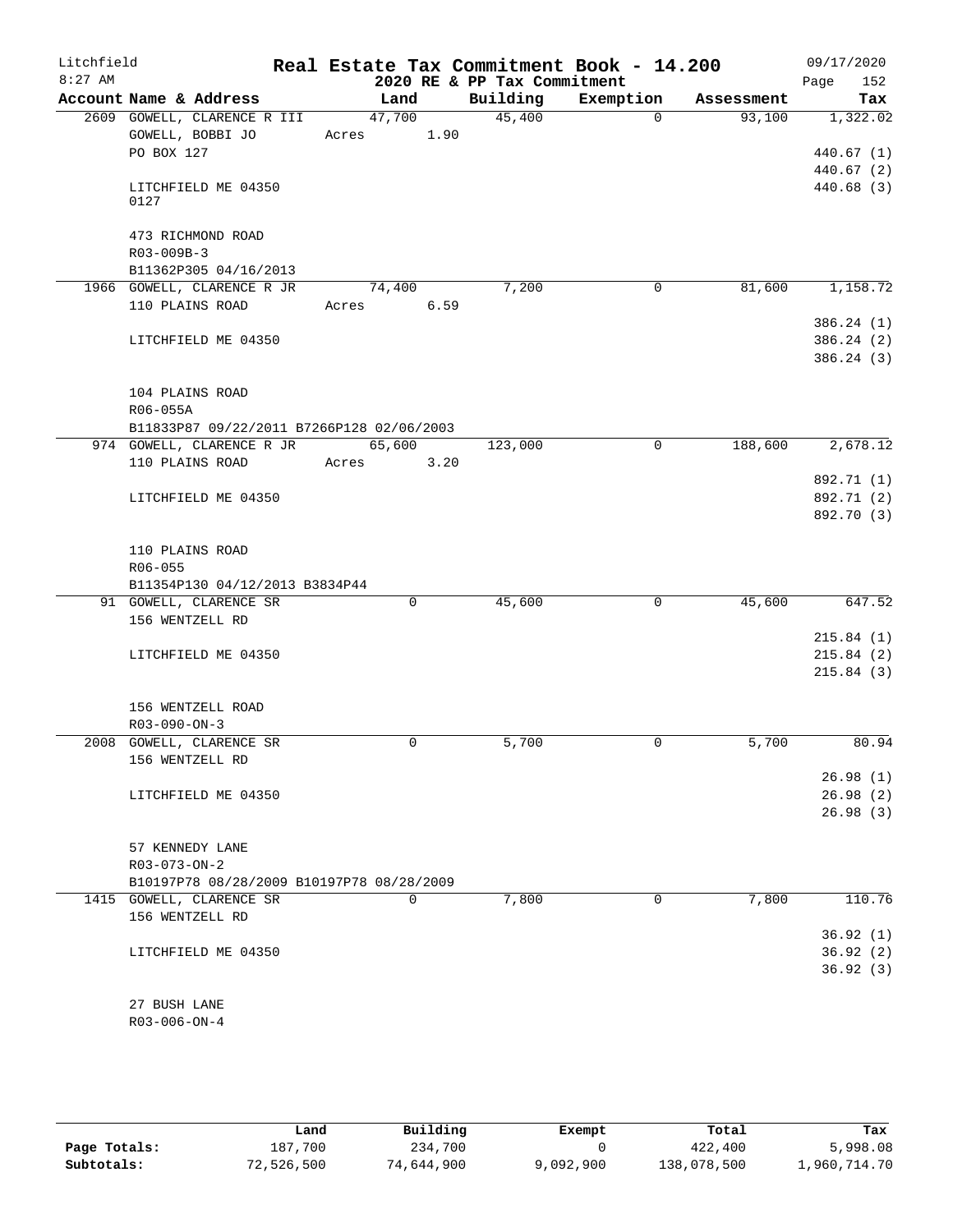Litchfield 8:27 AM

# Real Estate Tax Commitment Book - 14.200

## 2020 RE & PP Tax Commitment

09/17/2020

| Account Name & Address | Land | Building | Exemption | Assessment | Tax |
|---|---|---|---|---|---|
| 2609 GOWELL, CLARENCE R III<br>GOWELL, BOBBI JO<br>PO BOX 127<br><br>LITCHFIELD ME 04350<br>0127<br><br>473 RICHMOND ROAD<br>R03-009B-3<br>B11362P305 04/16/2013 | 47,700<br>Acres 1.90 | 45,400 | 0 | 93,100 | 1,322.02<br><br>440.67 (1)<br>440.67 (2)<br>440.68 (3) |
| 1966 GOWELL, CLARENCE R JR<br>110 PLAINS ROAD<br><br>LITCHFIELD ME 04350<br><br>104 PLAINS ROAD<br>R06-055A<br>B11833P87 09/22/2011 B7266P128 02/06/2003 | 74,400<br>Acres 6.59 | 7,200 | 0 | 81,600 | 1,158.72<br><br>386.24 (1)<br>386.24 (2)<br>386.24 (3) |
| 974 GOWELL, CLARENCE R JR<br>110 PLAINS ROAD<br><br>LITCHFIELD ME 04350<br><br>110 PLAINS ROAD<br>R06-055<br>B11354P130 04/12/2013 B3834P44 | 65,600<br>Acres 3.20 | 123,000 | 0 | 188,600 | 2,678.12<br><br>892.71 (1)<br>892.71 (2)<br>892.70 (3) |
| 91 GOWELL, CLARENCE SR<br>156 WENTZELL RD<br><br>LITCHFIELD ME 04350<br><br>156 WENTZELL ROAD<br>R03-090-ON-3 | 0 | 45,600 | 0 | 45,600 | 647.52<br><br>215.84 (1)<br>215.84 (2)<br>215.84 (3) |
| 2008 GOWELL, CLARENCE SR<br>156 WENTZELL RD<br><br>LITCHFIELD ME 04350<br><br>57 KENNEDY LANE<br>R03-073-ON-2<br>B10197P78 08/28/2009 B10197P78 08/28/2009 | 0 | 5,700 | 0 | 5,700 | 80.94<br><br>26.98 (1)<br>26.98 (2)<br>26.98 (3) |
| 1415 GOWELL, CLARENCE SR<br>156 WENTZELL RD<br><br>LITCHFIELD ME 04350<br><br>27 BUSH LANE<br>R03-006-ON-4 | 0 | 7,800 | 0 | 7,800 | 110.76<br><br>36.92 (1)<br>36.92 (2)<br>36.92 (3) |

| | Land | Building | Exempt | Total | Tax |
|---|---|---|---|---|---|
| Page Totals: | 187,700 | 234,700 | 0 | 422,400 | 5,998.08 |
| Subtotals: | 72,526,500 | 74,644,900 | 9,092,900 | 138,078,500 | 1,960,714.70 |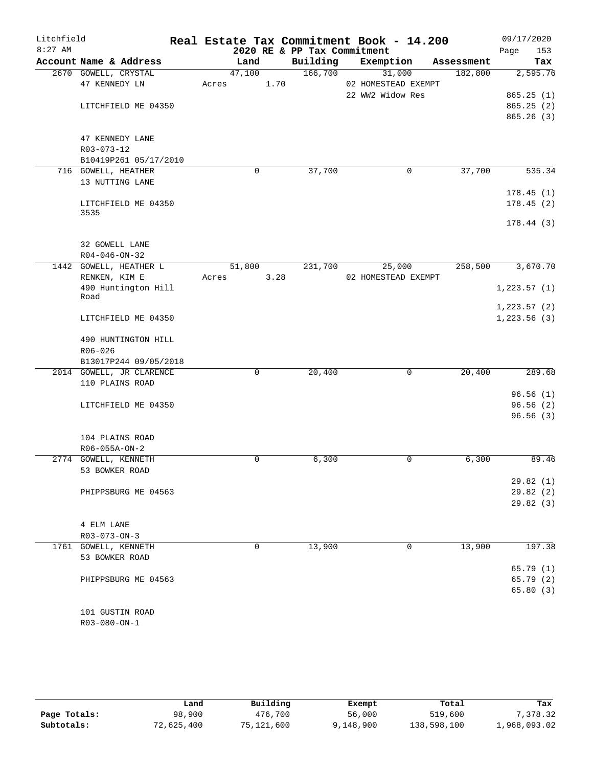# Real Estate Tax Commitment Book - 14.200

Litchfield 8:27 AM — 2020 RE & PP Tax Commitment — 09/17/2020

| Account Name & Address | Land | Building | Exemption | Assessment | Tax |
|---|---|---|---|---|---|
| 2670 GOWELL, CRYSTAL | 47,100 | 166,700 | 31,000 | 182,800 | 2,595.76 |
| 47 KENNEDY LN | Acres 1.70 | | 02 HOMESTEAD EXEMPT | | |
| | | | 22 WW2 Widow Res | | 865.25 (1) |
| LITCHFIELD ME 04350 | | | | | 865.25 (2) |
| | | | | | 865.26 (3) |
| 47 KENNEDY LANE | | | | | |
| R03-073-12 | | | | | |
| B10419P261 05/17/2010 | | | | | |
| 716 GOWELL, HEATHER | 0 | 37,700 | 0 | 37,700 | 535.34 |
| 13 NUTTING LANE | | | | | |
| | | | | | 178.45 (1) |
| LITCHFIELD ME 04350 3535 | | | | | 178.45 (2) |
| | | | | | 178.44 (3) |
| 32 GOWELL LANE | | | | | |
| R04-046-ON-32 | | | | | |
| 1442 GOWELL, HEATHER L | 51,800 | 231,700 | 25,000 | 258,500 | 3,670.70 |
| RENKEN, KIM E | Acres 3.28 | | 02 HOMESTEAD EXEMPT | | |
| 490 Huntington Hill Road | | | | | 1,223.57 (1) |
| | | | | | 1,223.57 (2) |
| LITCHFIELD ME 04350 | | | | | 1,223.56 (3) |
| 490 HUNTINGTON HILL | | | | | |
| R06-026 | | | | | |
| B13017P244 09/05/2018 | | | | | |
| 2014 GOWELL, JR CLARENCE | 0 | 20,400 | 0 | 20,400 | 289.68 |
| 110 PLAINS ROAD | | | | | |
| | | | | | 96.56 (1) |
| LITCHFIELD ME 04350 | | | | | 96.56 (2) |
| | | | | | 96.56 (3) |
| 104 PLAINS ROAD | | | | | |
| R06-055A-ON-2 | | | | | |
| 2774 GOWELL, KENNETH | 0 | 6,300 | 0 | 6,300 | 89.46 |
| 53 BOWKER ROAD | | | | | |
| | | | | | 29.82 (1) |
| PHIPPSBURG ME 04563 | | | | | 29.82 (2) |
| | | | | | 29.82 (3) |
| 4 ELM LANE | | | | | |
| R03-073-ON-3 | | | | | |
| 1761 GOWELL, KENNETH | 0 | 13,900 | 0 | 13,900 | 197.38 |
| 53 BOWKER ROAD | | | | | |
| | | | | | 65.79 (1) |
| PHIPPSBURG ME 04563 | | | | | 65.79 (2) |
| | | | | | 65.80 (3) |
| 101 GUSTIN ROAD | | | | | |
| R03-080-ON-1 | | | | | |

| | Land | Building | Exempt | Total | Tax |
|---|---|---|---|---|---|
| Page Totals: | 98,900 | 476,700 | 56,000 | 519,600 | 7,378.32 |
| Subtotals: | 72,625,400 | 75,121,600 | 9,148,900 | 138,598,100 | 1,968,093.02 |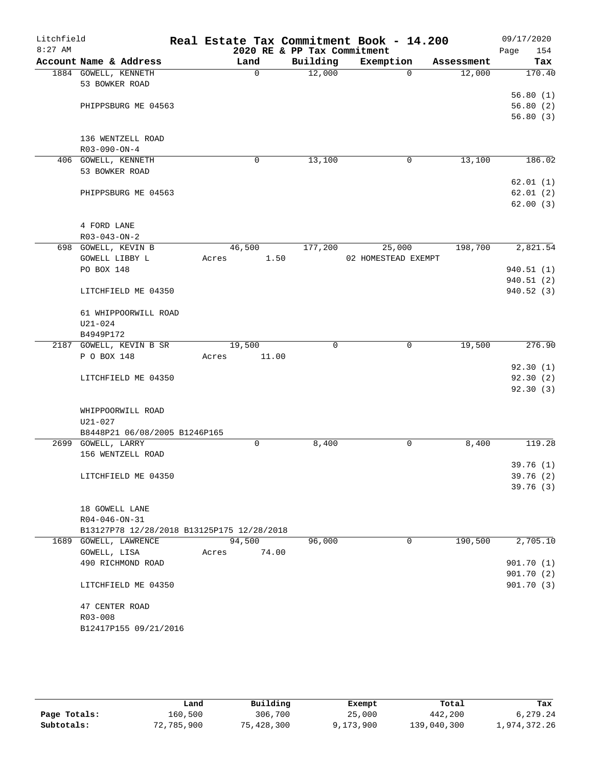Litchfield
8:27 AM

# Real Estate Tax Commitment Book - 14.200

2020 RE & PP Tax Commitment

09/17/2020

| Account Name & Address | Land | Building | Exemption | Assessment | Tax |
|---|---|---|---|---|---|
| 1884 GOWELL, KENNETH | 0 | 12,000 | 0 | 12,000 | 170.40 |
| 53 BOWKER ROAD | | | | | |
| | | | | | 56.80 (1) |
| PHIPPSBURG ME 04563 | | | | | 56.80 (2) |
| | | | | | 56.80 (3) |
| 136 WENTZELL ROAD | | | | | |
| R03-090-ON-4 | | | | | |
| 406 GOWELL, KENNETH | 0 | 13,100 | 0 | 13,100 | 186.02 |
| 53 BOWKER ROAD | | | | | |
| | | | | | 62.01 (1) |
| PHIPPSBURG ME 04563 | | | | | 62.01 (2) |
| | | | | | 62.00 (3) |
| 4 FORD LANE | | | | | |
| R03-043-ON-2 | | | | | |
| 698 GOWELL, KEVIN B | 46,500 | 177,200 | 25,000 | 198,700 | 2,821.54 |
| GOWELL LIBBY L | Acres 1.50 | | 02 HOMESTEAD EXEMPT | | |
| PO BOX 148 | | | | | 940.51 (1) |
| | | | | | 940.51 (2) |
| LITCHFIELD ME 04350 | | | | | 940.52 (3) |
| 61 WHIPPOORWILL ROAD | | | | | |
| U21-024 | | | | | |
| B4949P172 | | | | | |
| 2187 GOWELL, KEVIN B SR | 19,500 | 0 | 0 | 19,500 | 276.90 |
| P O BOX 148 | Acres 11.00 | | | | |
| | | | | | 92.30 (1) |
| LITCHFIELD ME 04350 | | | | | 92.30 (2) |
| | | | | | 92.30 (3) |
| WHIPPOORWILL ROAD | | | | | |
| U21-027 | | | | | |
| B8448P21 06/08/2005 B1246P165 | | | | | |
| 2699 GOWELL, LARRY | 0 | 8,400 | 0 | 8,400 | 119.28 |
| 156 WENTZELL ROAD | | | | | |
| | | | | | 39.76 (1) |
| LITCHFIELD ME 04350 | | | | | 39.76 (2) |
| | | | | | 39.76 (3) |
| 18 GOWELL LANE | | | | | |
| R04-046-ON-31 | | | | | |
| B13127P78 12/28/2018 B13125P175 12/28/2018 | | | | | |
| 1689 GOWELL, LAWRENCE | 94,500 | 96,000 | 0 | 190,500 | 2,705.10 |
| GOWELL, LISA | Acres 74.00 | | | | |
| 490 RICHMOND ROAD | | | | | 901.70 (1) |
| | | | | | 901.70 (2) |
| LITCHFIELD ME 04350 | | | | | 901.70 (3) |
| 47 CENTER ROAD | | | | | |
| R03-008 | | | | | |
| B12417P155 09/21/2016 | | | | | |

| | Land | Building | Exempt | Total | Tax |
|---|---|---|---|---|---|
| Page Totals: | 160,500 | 306,700 | 25,000 | 442,200 | 6,279.24 |
| Subtotals: | 72,785,900 | 75,428,300 | 9,173,900 | 139,040,300 | 1,974,372.26 |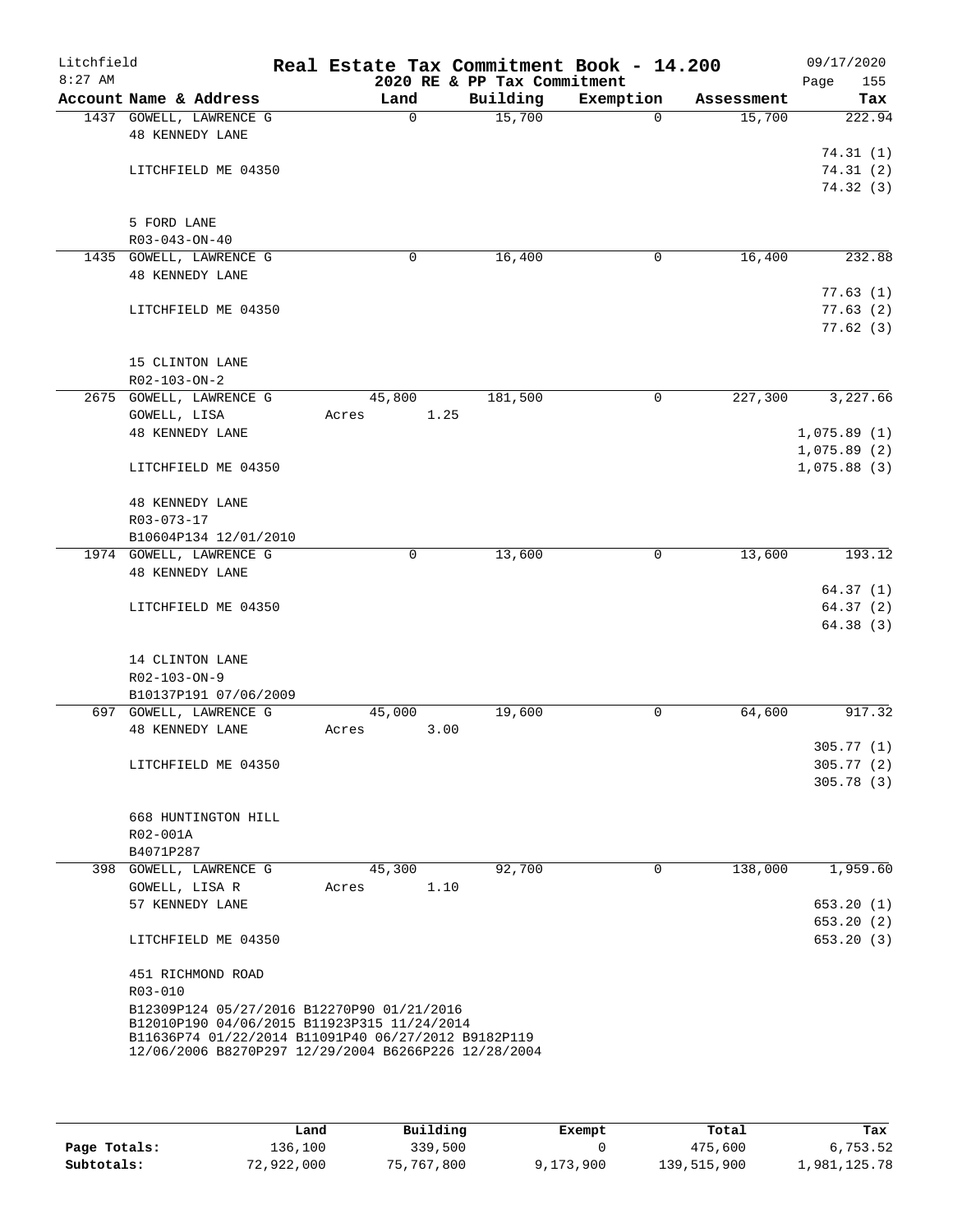Litchfield
8:27 AM

**Real Estate Tax Commitment Book - 14.200**
**2020 RE & PP Tax Commitment**

09/17/2020
Page 155

| Account Name & Address | Land | Building | Exemption | Assessment | Tax |
|---|---|---|---|---|---|
| 1437 GOWELL, LAWRENCE G | 0 | 15,700 | 0 | 15,700 | 222.94 |
| 48 KENNEDY LANE | | | | | |
| | | | | | 74.31 (1) |
| LITCHFIELD ME 04350 | | | | | 74.31 (2) |
| | | | | | 74.32 (3) |
| 5 FORD LANE | | | | | |
| R03-043-ON-40 | | | | | |
| 1435 GOWELL, LAWRENCE G | 0 | 16,400 | 0 | 16,400 | 232.88 |
| 48 KENNEDY LANE | | | | | |
| | | | | | 77.63 (1) |
| LITCHFIELD ME 04350 | | | | | 77.63 (2) |
| | | | | | 77.62 (3) |
| 15 CLINTON LANE | | | | | |
| R02-103-ON-2 | | | | | |
| 2675 GOWELL, LAWRENCE G | 45,800 | 181,500 | 0 | 227,300 | 3,227.66 |
| GOWELL, LISA | Acres 1.25 | | | | |
| 48 KENNEDY LANE | | | | | 1,075.89 (1) |
| | | | | | 1,075.89 (2) |
| LITCHFIELD ME 04350 | | | | | 1,075.88 (3) |
| 48 KENNEDY LANE | | | | | |
| R03-073-17 | | | | | |
| B10604P134 12/01/2010 | | | | | |
| 1974 GOWELL, LAWRENCE G | 0 | 13,600 | 0 | 13,600 | 193.12 |
| 48 KENNEDY LANE | | | | | |
| | | | | | 64.37 (1) |
| LITCHFIELD ME 04350 | | | | | 64.37 (2) |
| | | | | | 64.38 (3) |
| 14 CLINTON LANE | | | | | |
| R02-103-ON-9 | | | | | |
| B10137P191 07/06/2009 | | | | | |
| 697 GOWELL, LAWRENCE G | 45,000 | 19,600 | 0 | 64,600 | 917.32 |
| 48 KENNEDY LANE | Acres 3.00 | | | | |
| | | | | | 305.77 (1) |
| LITCHFIELD ME 04350 | | | | | 305.77 (2) |
| | | | | | 305.78 (3) |
| 668 HUNTINGTON HILL | | | | | |
| R02-001A | | | | | |
| B4071P287 | | | | | |
| 398 GOWELL, LAWRENCE G | 45,300 | 92,700 | 0 | 138,000 | 1,959.60 |
| GOWELL, LISA R | Acres 1.10 | | | | |
| 57 KENNEDY LANE | | | | | 653.20 (1) |
| | | | | | 653.20 (2) |
| LITCHFIELD ME 04350 | | | | | 653.20 (3) |
| 451 RICHMOND ROAD | | | | | |
| R03-010 | | | | | |
| B12309P124 05/27/2016 B12270P90 01/21/2016 B12010P190 04/06/2015 B11923P315 11/24/2014 B11636P74 01/22/2014 B11091P40 06/27/2012 B9182P119 12/06/2006 B8270P297 12/29/2004 B6266P226 12/28/2004 | | | | | |

| | Land | Building | Exempt | Total | Tax |
|---|---|---|---|---|---|
| Page Totals: | 136,100 | 339,500 | 0 | 475,600 | 6,753.52 |
| Subtotals: | 72,922,000 | 75,767,800 | 9,173,900 | 139,515,900 | 1,981,125.78 |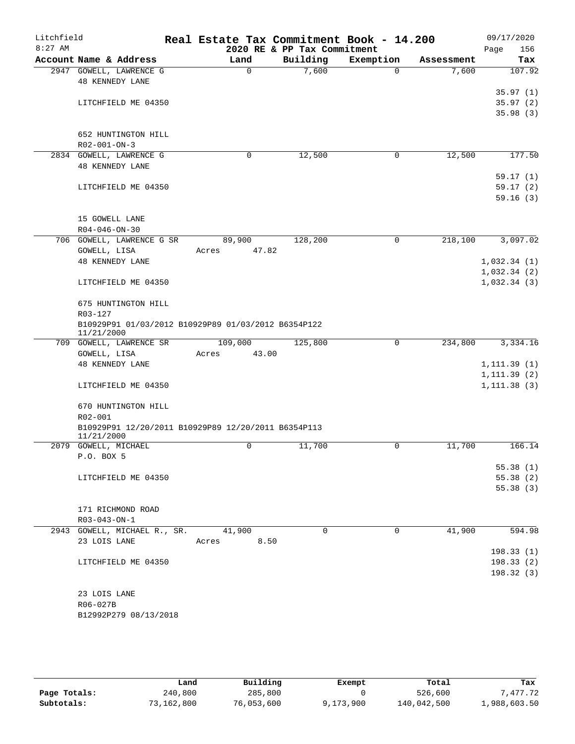Litchfield
8:27 AM

# Real Estate Tax Commitment Book - 14.200

2020 RE & PP Tax Commitment

09/17/2020

| Account | Name & Address | Land | Building | Exemption | Assessment | Tax |
|---|---|---|---|---|---|---|
| 2947 | GOWELL, LAWRENCE G<br>48 KENNEDY LANE<br>LITCHFIELD ME 04350<br><br>652 HUNTINGTON HILL<br>R02-001-ON-3 | 0 | 7,600 | 0 | 7,600 | 107.92<br>35.97 (1)<br>35.97 (2)<br>35.98 (3) |
| 2834 | GOWELL, LAWRENCE G<br>48 KENNEDY LANE<br>LITCHFIELD ME 04350<br><br>15 GOWELL LANE<br>R04-046-ON-30 | 0 | 12,500 | 0 | 12,500 | 177.50<br>59.17 (1)<br>59.17 (2)<br>59.16 (3) |
| 706 | GOWELL, LAWRENCE G SR<br>GOWELL, LISA<br>48 KENNEDY LANE<br>LITCHFIELD ME 04350<br><br>675 HUNTINGTON HILL<br>R03-127<br>B10929P91 01/03/2012 B10929P89 01/03/2012 B6354P122 11/21/2000 | 89,900<br>Acres 47.82 | 128,200 | 0 | 218,100 | 3,097.02<br>1,032.34 (1)<br>1,032.34 (2)<br>1,032.34 (3) |
| 709 | GOWELL, LAWRENCE SR<br>GOWELL, LISA<br>48 KENNEDY LANE<br>LITCHFIELD ME 04350<br><br>670 HUNTINGTON HILL<br>R02-001<br>B10929P91 12/20/2011 B10929P89 12/20/2011 B6354P113 11/21/2000 | 109,000<br>Acres 43.00 | 125,800 | 0 | 234,800 | 3,334.16<br>1,111.39 (1)<br>1,111.39 (2)<br>1,111.38 (3) |
| 2079 | GOWELL, MICHAEL<br>P.O. BOX 5<br>LITCHFIELD ME 04350<br><br>171 RICHMOND ROAD<br>R03-043-ON-1 | 0 | 11,700 | 0 | 11,700 | 166.14<br>55.38 (1)<br>55.38 (2)<br>55.38 (3) |
| 2943 | GOWELL, MICHAEL R., SR.<br>23 LOIS LANE<br>LITCHFIELD ME 04350<br><br>23 LOIS LANE<br>R06-027B<br>B12992P279 08/13/2018 | 41,900<br>Acres 8.50 | 0 | 0 | 41,900 | 594.98<br>198.33 (1)<br>198.33 (2)<br>198.32 (3) |

| | Land | Building | Exempt | Total | Tax |
|---|---|---|---|---|---|
| Page Totals: | 240,800 | 285,800 | 0 | 526,600 | 7,477.72 |
| Subtotals: | 73,162,800 | 76,053,600 | 9,173,900 | 140,042,500 | 1,988,603.50 |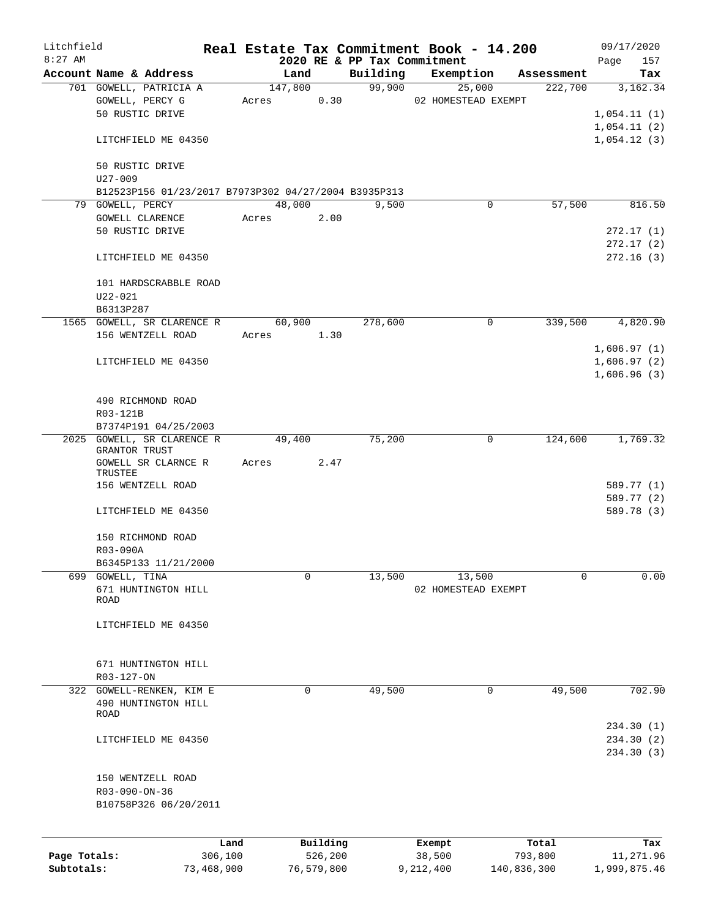# Real Estate Tax Commitment Book - 14.200

Litchfield
8:27 AM

2020 RE & PP Tax Commitment

09/17/2020

| Account | Name & Address | Land | Building | Exemption | Assessment | Tax |
|---|---|---|---|---|---|---|
| 701 | GOWELL, PATRICIA A<br>GOWELL, PERCY G<br>50 RUSTIC DRIVE<br><br>LITCHFIELD ME 04350<br><br>50 RUSTIC DRIVE<br>U27-009<br>B12523P156 01/23/2017 B7973P302 04/27/2004 B3935P313 | 147,800<br>Acres 0.30 | 99,900 | 25,000<br>02 HOMESTEAD EXEMPT | 222,700 | 3,162.34<br><br>1,054.11 (1)<br>1,054.11 (2)<br>1,054.12 (3) |
| 79 | GOWELL, PERCY<br>GOWELL CLARENCE<br>50 RUSTIC DRIVE<br><br>LITCHFIELD ME 04350<br><br>101 HARDSCRABBLE ROAD<br>U22-021<br>B6313P287 | 48,000<br>Acres 2.00 | 9,500 | 0 | 57,500 | 816.50<br><br>272.17 (1)<br>272.17 (2)<br>272.16 (3) |
| 1565 | GOWELL, SR CLARENCE R<br>156 WENTZELL ROAD<br><br>LITCHFIELD ME 04350<br><br>490 RICHMOND ROAD<br>R03-121B<br>B7374P191 04/25/2003 | 60,900<br>Acres 1.30 | 278,600 | 0 | 339,500 | 4,820.90<br><br>1,606.97 (1)<br>1,606.97 (2)<br>1,606.96 (3) |
| 2025 | GOWELL, SR CLARENCE R GRANTOR TRUST<br>GOWELL SR CLARNCE R TRUSTEE<br>156 WENTZELL ROAD<br><br>LITCHFIELD ME 04350<br><br>150 RICHMOND ROAD<br>R03-090A<br>B6345P133 11/21/2000 | 49,400<br>Acres 2.47 | 75,200 | 0 | 124,600 | 1,769.32<br><br>589.77 (1)<br>589.77 (2)<br>589.78 (3) |
| 699 | GOWELL, TINA<br>671 HUNTINGTON HILL ROAD<br><br>LITCHFIELD ME 04350<br><br>671 HUNTINGTON HILL<br>R03-127-ON | 0 | 13,500 | 13,500<br>02 HOMESTEAD EXEMPT | 0 | 0.00 |
| 322 | GOWELL-RENKEN, KIM E<br>490 HUNTINGTON HILL ROAD<br><br>LITCHFIELD ME 04350<br><br>150 WENTZELL ROAD<br>R03-090-ON-36<br>B10758P326 06/20/2011 | 0 | 49,500 | 0 | 49,500 | 702.90<br><br>234.30 (1)<br>234.30 (2)<br>234.30 (3) |

| | Land | Building | Exempt | Total | Tax |
|---|---|---|---|---|---|
| Page Totals: | 306,100 | 526,200 | 38,500 | 793,800 | 11,271.96 |
| Subtotals: | 73,468,900 | 76,579,800 | 9,212,400 | 140,836,300 | 1,999,875.46 |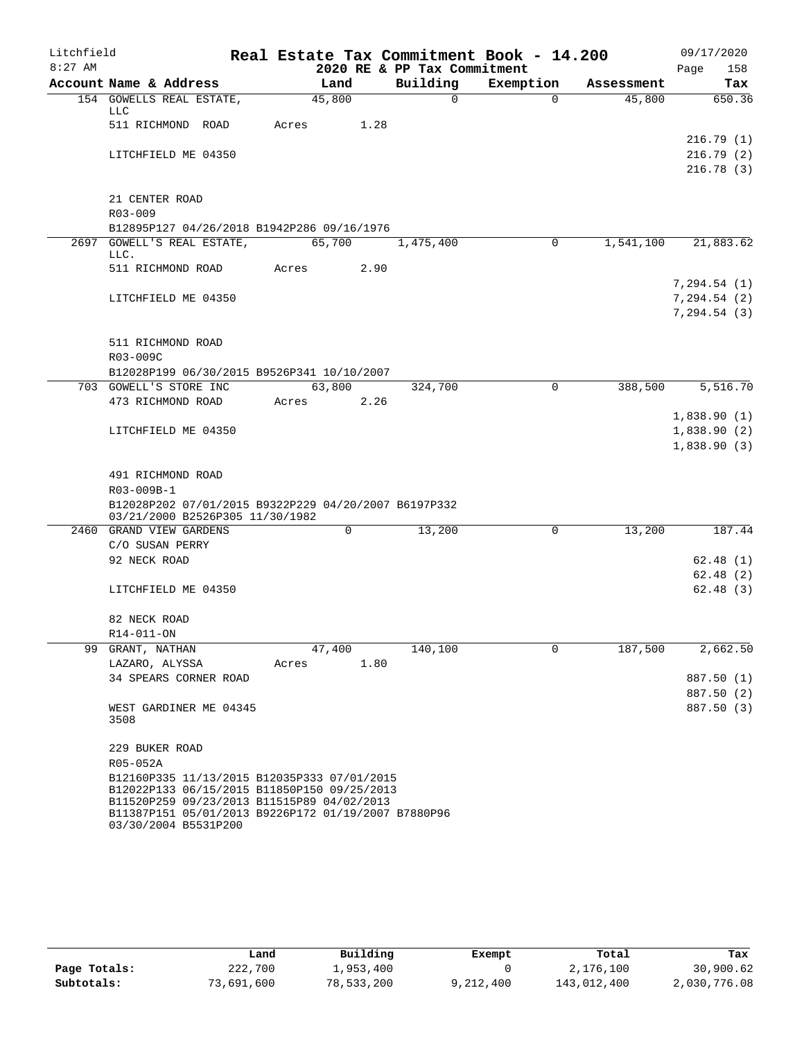Litchfield
8:27 AM

**Real Estate Tax Commitment Book - 14.200**
**2020 RE & PP Tax Commitment**

09/17/2020

| Account Name & Address | Land | Building | Exemption | Assessment | Tax |
|---|---|---|---|---|---|
| 154 GOWELLS REAL ESTATE, LLC | 45,800 | 0 | 0 | 45,800 | 650.36 |
| 511 RICHMOND ROAD | Acres 1.28 | | | | |
| | | | | | 216.79 (1) |
| LITCHFIELD ME 04350 | | | | | 216.79 (2) |
| | | | | | 216.78 (3) |
| 21 CENTER ROAD | | | | | |
| R03-009 | | | | | |
| B12895P127 04/26/2018 B1942P286 09/16/1976 | | | | | |
| 2697 GOWELL'S REAL ESTATE, LLC. | 65,700 | 1,475,400 | 0 | 1,541,100 | 21,883.62 |
| 511 RICHMOND ROAD | Acres 2.90 | | | | |
| | | | | | 7,294.54 (1) |
| LITCHFIELD ME 04350 | | | | | 7,294.54 (2) |
| | | | | | 7,294.54 (3) |
| 511 RICHMOND ROAD | | | | | |
| R03-009C | | | | | |
| B12028P199 06/30/2015 B9526P341 10/10/2007 | | | | | |
| 703 GOWELL'S STORE INC | 63,800 | 324,700 | 0 | 388,500 | 5,516.70 |
| 473 RICHMOND ROAD | Acres 2.26 | | | | |
| | | | | | 1,838.90 (1) |
| LITCHFIELD ME 04350 | | | | | 1,838.90 (2) |
| | | | | | 1,838.90 (3) |
| 491 RICHMOND ROAD | | | | | |
| R03-009B-1 | | | | | |
| B12028P202 07/01/2015 B9322P229 04/20/2007 B6197P332 03/21/2000 B2526P305 11/30/1982 | | | | | |
| 2460 GRAND VIEW GARDENS | 0 | 13,200 | 0 | 13,200 | 187.44 |
| C/O SUSAN PERRY | | | | | |
| 92 NECK ROAD | | | | | 62.48 (1) |
| | | | | | 62.48 (2) |
| LITCHFIELD ME 04350 | | | | | 62.48 (3) |
| 82 NECK ROAD | | | | | |
| R14-011-ON | | | | | |
| 99 GRANT, NATHAN | 47,400 | 140,100 | 0 | 187,500 | 2,662.50 |
| LAZARO, ALYSSA | Acres 1.80 | | | | |
| 34 SPEARS CORNER ROAD | | | | | 887.50 (1) |
| | | | | | 887.50 (2) |
| WEST GARDINER ME 04345 3508 | | | | | 887.50 (3) |
| 229 BUKER ROAD | | | | | |
| R05-052A | | | | | |
| B12160P335 11/13/2015 B12035P333 07/01/2015 B12022P133 06/15/2015 B11850P150 09/25/2013 B11520P259 09/23/2013 B11515P89 04/02/2013 B11387P151 05/01/2013 B9226P172 01/19/2007 B7880P96 03/30/2004 B5531P200 | | | | | |

| | Land | Building | Exempt | Total | Tax |
|---|---|---|---|---|---|
| **Page Totals:** | 222,700 | 1,953,400 | 0 | 2,176,100 | 30,900.62 |
| **Subtotals:** | 73,691,600 | 78,533,200 | 9,212,400 | 143,012,400 | 2,030,776.08 |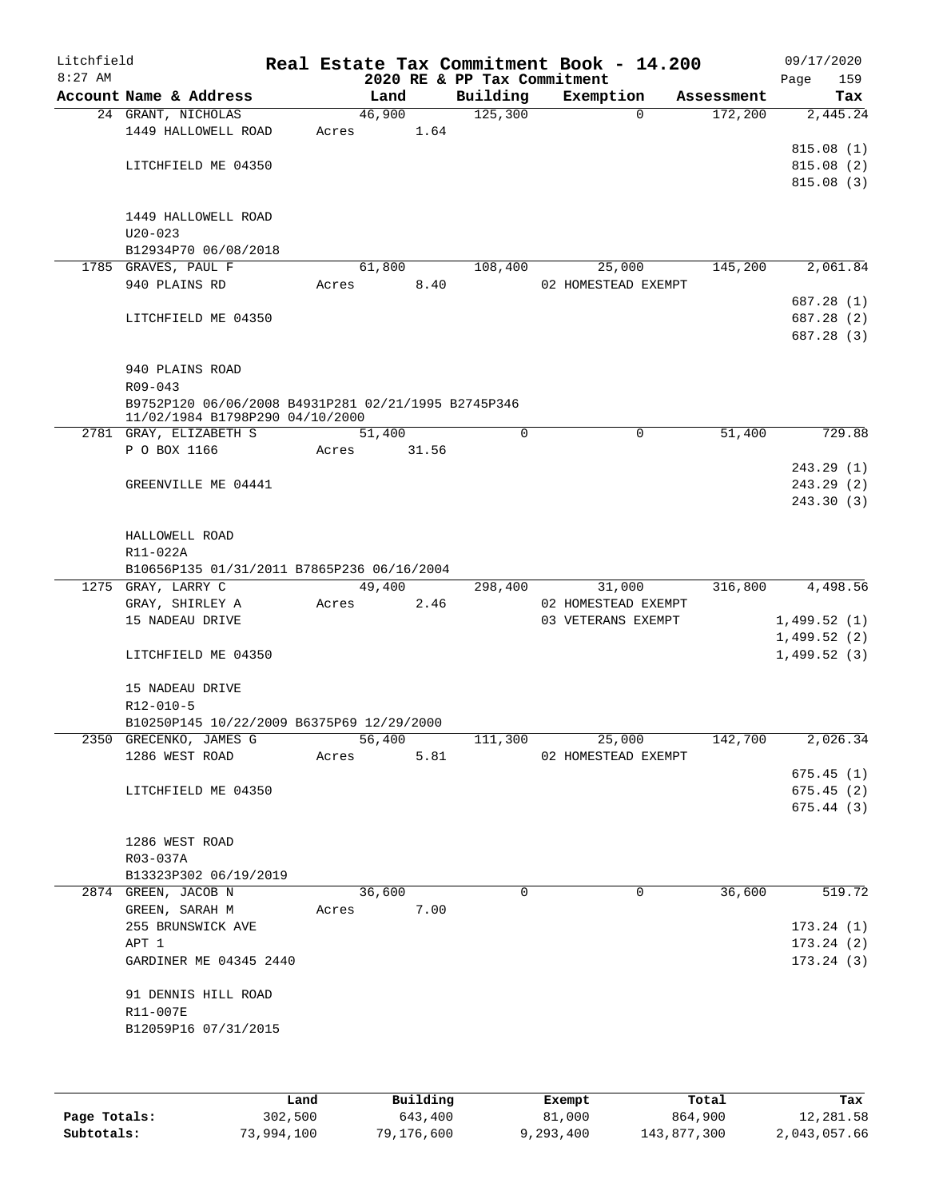Litchfield
8:27 AM

**Real Estate Tax Commitment Book - 14.200**
**2020 RE & PP Tax Commitment**

09/17/2020

| Account Name & Address | Land | Building | Exemption | Assessment | Tax |
|---|---|---|---|---|---|
| 24 GRANT, NICHOLAS | 46,900 | 125,300 | 0 | 172,200 | 2,445.24 |
| 1449 HALLOWELL ROAD | Acres 1.64 | | | | |
| | | | | | 815.08 (1) |
| LITCHFIELD ME 04350 | | | | | 815.08 (2) |
| | | | | | 815.08 (3) |
| 1449 HALLOWELL ROAD | | | | | |
| U20-023 | | | | | |
| B12934P70 06/08/2018 | | | | | |
| 1785 GRAVES, PAUL F | 61,800 | 108,400 | 25,000 | 145,200 | 2,061.84 |
| 940 PLAINS RD | Acres 8.40 | | 02 HOMESTEAD EXEMPT | | |
| | | | | | 687.28 (1) |
| LITCHFIELD ME 04350 | | | | | 687.28 (2) |
| | | | | | 687.28 (3) |
| 940 PLAINS ROAD | | | | | |
| R09-043 | | | | | |
| B9752P120 06/06/2008 B4931P281 02/21/1995 B2745P346 11/02/1984 B1798P290 04/10/2000 | | | | | |
| 2781 GRAY, ELIZABETH S | 51,400 | 0 | 0 | 51,400 | 729.88 |
| P O BOX 1166 | Acres 31.56 | | | | |
| | | | | | 243.29 (1) |
| GREENVILLE ME 04441 | | | | | 243.29 (2) |
| | | | | | 243.30 (3) |
| HALLOWELL ROAD | | | | | |
| R11-022A | | | | | |
| B10656P135 01/31/2011 B7865P236 06/16/2004 | | | | | |
| 1275 GRAY, LARRY C | 49,400 | 298,400 | 31,000 | 316,800 | 4,498.56 |
| GRAY, SHIRLEY A | Acres 2.46 | | 02 HOMESTEAD EXEMPT | | |
| 15 NADEAU DRIVE | | | 03 VETERANS EXEMPT | | 1,499.52 (1) |
| | | | | | 1,499.52 (2) |
| LITCHFIELD ME 04350 | | | | | 1,499.52 (3) |
| 15 NADEAU DRIVE | | | | | |
| R12-010-5 | | | | | |
| B10250P145 10/22/2009 B6375P69 12/29/2000 | | | | | |
| 2350 GRECENKO, JAMES G | 56,400 | 111,300 | 25,000 | 142,700 | 2,026.34 |
| 1286 WEST ROAD | Acres 5.81 | | 02 HOMESTEAD EXEMPT | | |
| | | | | | 675.45 (1) |
| LITCHFIELD ME 04350 | | | | | 675.45 (2) |
| | | | | | 675.44 (3) |
| 1286 WEST ROAD | | | | | |
| R03-037A | | | | | |
| B13323P302 06/19/2019 | | | | | |
| 2874 GREEN, JACOB N | 36,600 | 0 | 0 | 36,600 | 519.72 |
| GREEN, SARAH M | Acres 7.00 | | | | |
| 255 BRUNSWICK AVE | | | | | 173.24 (1) |
| APT 1 | | | | | 173.24 (2) |
| GARDINER ME 04345 2440 | | | | | 173.24 (3) |
| 91 DENNIS HILL ROAD | | | | | |
| R11-007E | | | | | |
| B12059P16 07/31/2015 | | | | | |

| | Land | Building | Exempt | Total | Tax |
|---|---|---|---|---|---|
| Page Totals: | 302,500 | 643,400 | 81,000 | 864,900 | 12,281.58 |
| Subtotals: | 73,994,100 | 79,176,600 | 9,293,400 | 143,877,300 | 2,043,057.66 |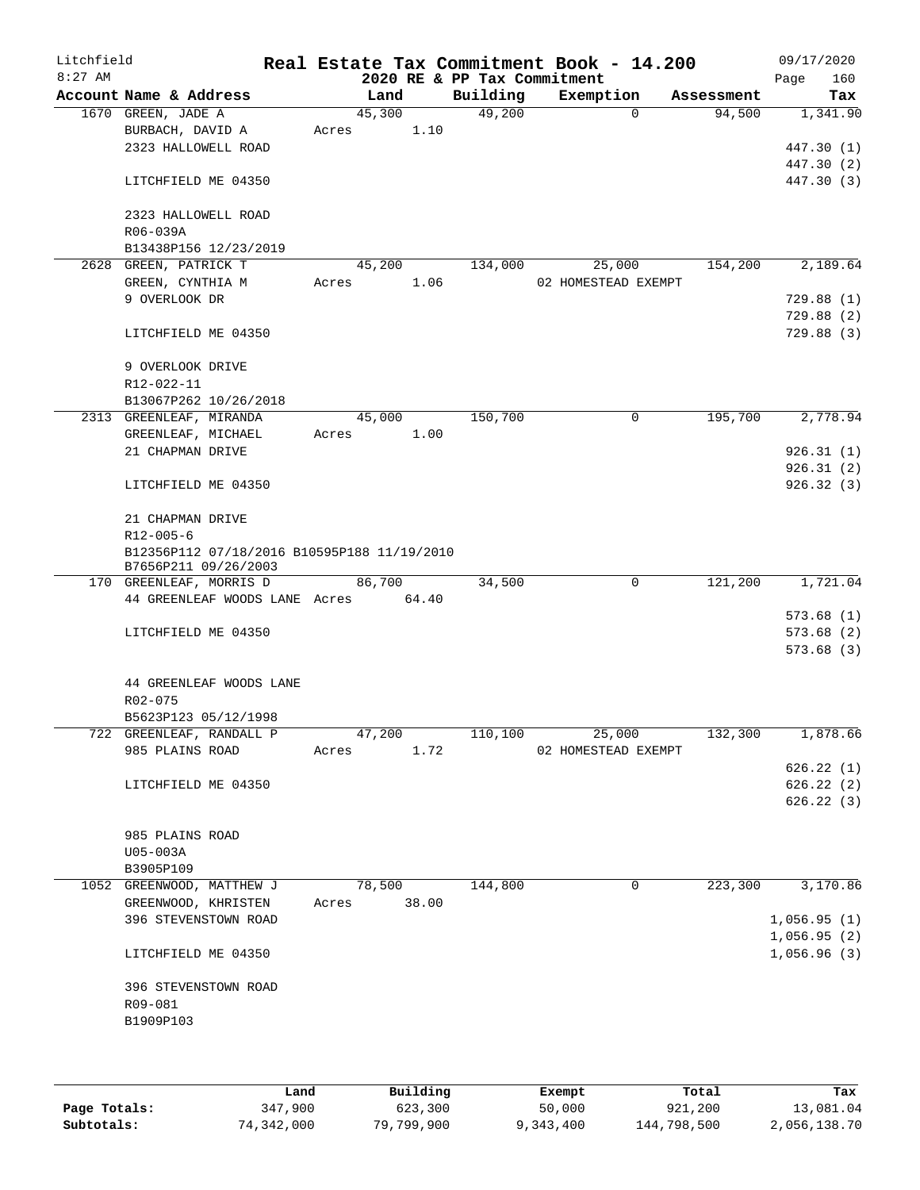Litchfield
8:27 AM

# Real Estate Tax Commitment Book - 14.200

2020 RE & PP Tax Commitment

09/17/2020
Page 160

| Account Name & Address | Land | Building | Exemption | Assessment | Tax |
|---|---|---|---|---|---|
| 1670 GREEN, JADE A | 45,300 | 49,200 | 0 | 94,500 | 1,341.90 |
| BURBACH, DAVID A | Acres 1.10 | | | | |
| 2323 HALLOWELL ROAD | | | | | 447.30 (1) |
| | | | | | 447.30 (2) |
| LITCHFIELD ME 04350 | | | | | 447.30 (3) |
| 2323 HALLOWELL ROAD | | | | | |
| R06-039A | | | | | |
| B13438P156 12/23/2019 | | | | | |
| 2628 GREEN, PATRICK T | 45,200 | 134,000 | 25,000 | 154,200 | 2,189.64 |
| GREEN, CYNTHIA M | Acres 1.06 | | 02 HOMESTEAD EXEMPT | | |
| 9 OVERLOOK DR | | | | | 729.88 (1) |
| | | | | | 729.88 (2) |
| LITCHFIELD ME 04350 | | | | | 729.88 (3) |
| 9 OVERLOOK DRIVE | | | | | |
| R12-022-11 | | | | | |
| B13067P262 10/26/2018 | | | | | |
| 2313 GREENLEAF, MIRANDA | 45,000 | 150,700 | 0 | 195,700 | 2,778.94 |
| GREENLEAF, MICHAEL | Acres 1.00 | | | | |
| 21 CHAPMAN DRIVE | | | | | 926.31 (1) |
| | | | | | 926.31 (2) |
| LITCHFIELD ME 04350 | | | | | 926.32 (3) |
| 21 CHAPMAN DRIVE | | | | | |
| R12-005-6 | | | | | |
| B12356P112 07/18/2016 B10595P188 11/19/2010 B7656P211 09/26/2003 | | | | | |
| 170 GREENLEAF, MORRIS D | 86,700 | 34,500 | 0 | 121,200 | 1,721.04 |
| 44 GREENLEAF WOODS LANE | Acres 64.40 | | | | |
| | | | | | 573.68 (1) |
| LITCHFIELD ME 04350 | | | | | 573.68 (2) |
| | | | | | 573.68 (3) |
| 44 GREENLEAF WOODS LANE | | | | | |
| R02-075 | | | | | |
| B5623P123 05/12/1998 | | | | | |
| 722 GREENLEAF, RANDALL P | 47,200 | 110,100 | 25,000 | 132,300 | 1,878.66 |
| 985 PLAINS ROAD | Acres 1.72 | | 02 HOMESTEAD EXEMPT | | |
| | | | | | 626.22 (1) |
| LITCHFIELD ME 04350 | | | | | 626.22 (2) |
| | | | | | 626.22 (3) |
| 985 PLAINS ROAD | | | | | |
| U05-003A | | | | | |
| B3905P109 | | | | | |
| 1052 GREENWOOD, MATTHEW J | 78,500 | 144,800 | 0 | 223,300 | 3,170.86 |
| GREENWOOD, KHRISTEN | Acres 38.00 | | | | |
| 396 STEVENSTOWN ROAD | | | | | 1,056.95 (1) |
| | | | | | 1,056.95 (2) |
| LITCHFIELD ME 04350 | | | | | 1,056.96 (3) |
| 396 STEVENSTOWN ROAD | | | | | |
| R09-081 | | | | | |
| B1909P103 | | | | | |

| | Land | Building | Exempt | Total | Tax |
|---|---|---|---|---|---|
| Page Totals: | 347,900 | 623,300 | 50,000 | 921,200 | 13,081.04 |
| Subtotals: | 74,342,000 | 79,799,900 | 9,343,400 | 144,798,500 | 2,056,138.70 |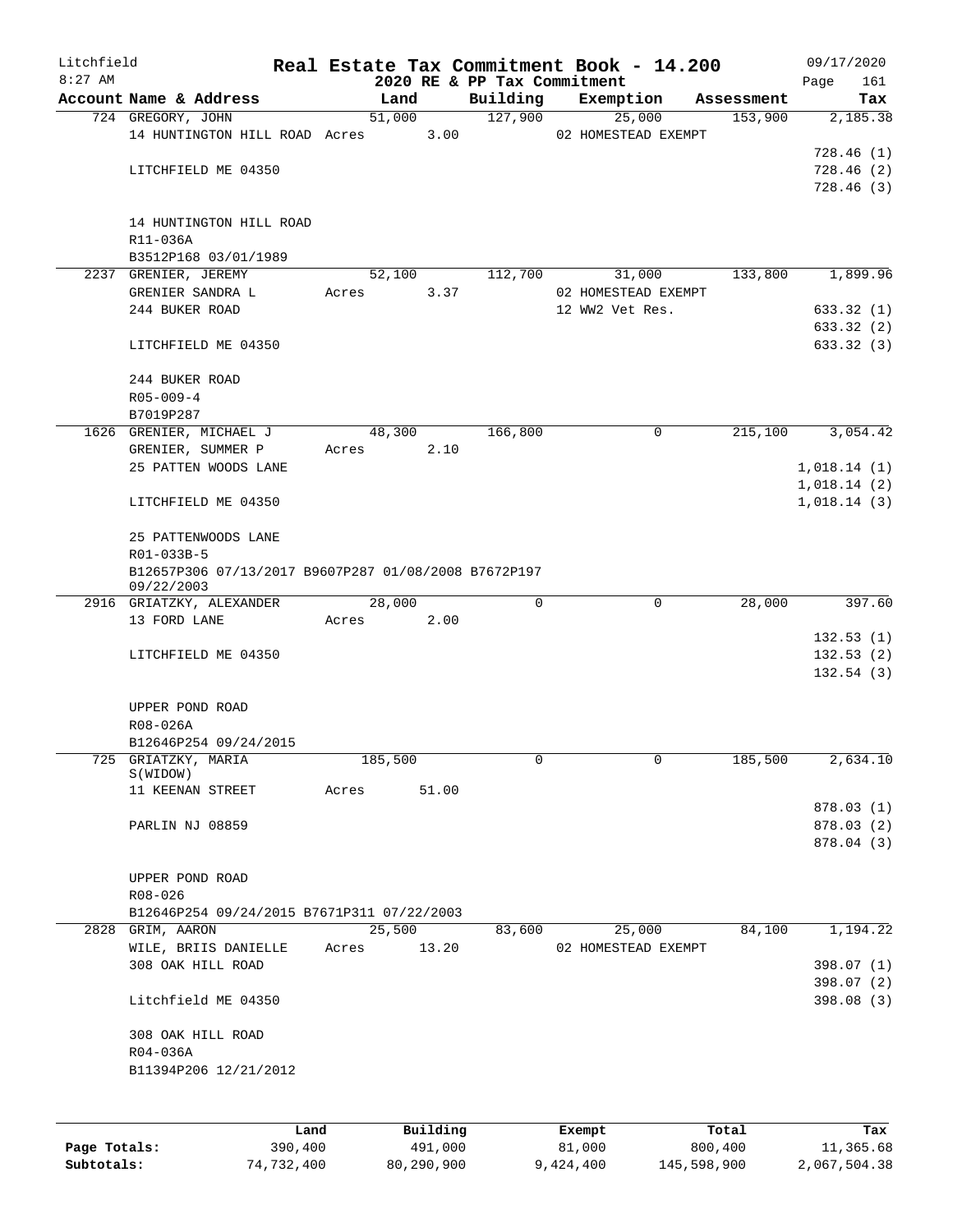# Real Estate Tax Commitment Book - 14.200

Litchfield — 8:27 AM — 2020 RE & PP Tax Commitment — 09/17/2020

| Account | Name & Address | Land | Building | Exemption | Assessment | Tax |
|---|---|---|---|---|---|---|
| 724 | GREGORY, JOHN | 51,000 | 127,900 | 25,000 | 153,900 | 2,185.38 |
| | 14 HUNTINGTON HILL ROAD | Acres 3.00 | | 02 HOMESTEAD EXEMPT | | |
| | | | | | | 728.46 (1) |
| | LITCHFIELD ME 04350 | | | | | 728.46 (2) |
| | | | | | | 728.46 (3) |
| | 14 HUNTINGTON HILL ROAD | | | | | |
| | R11-036A | | | | | |
| | B3512P168 03/01/1989 | | | | | |
| 2237 | GRENIER, JEREMY | 52,100 | 112,700 | 31,000 | 133,800 | 1,899.96 |
| | GRENIER SANDRA L | Acres 3.37 | | 02 HOMESTEAD EXEMPT | | |
| | 244 BUKER ROAD | | | 12 WW2 Vet Res. | | 633.32 (1) |
| | | | | | | 633.32 (2) |
| | LITCHFIELD ME 04350 | | | | | 633.32 (3) |
| | 244 BUKER ROAD | | | | | |
| | R05-009-4 | | | | | |
| | B7019P287 | | | | | |
| 1626 | GRENIER, MICHAEL J | 48,300 | 166,800 | 0 | 215,100 | 3,054.42 |
| | GRENIER, SUMMER P | Acres 2.10 | | | | |
| | 25 PATTEN WOODS LANE | | | | | 1,018.14 (1) |
| | | | | | | 1,018.14 (2) |
| | LITCHFIELD ME 04350 | | | | | 1,018.14 (3) |
| | 25 PATTENWOODS LANE | | | | | |
| | R01-033B-5 | | | | | |
| | B12657P306 07/13/2017 B9607P287 01/08/2008 B7672P197 09/22/2003 | | | | | |
| 2916 | GRIATZKY, ALEXANDER | 28,000 | 0 | 0 | 28,000 | 397.60 |
| | 13 FORD LANE | Acres 2.00 | | | | |
| | | | | | | 132.53 (1) |
| | LITCHFIELD ME 04350 | | | | | 132.53 (2) |
| | | | | | | 132.54 (3) |
| | UPPER POND ROAD | | | | | |
| | R08-026A | | | | | |
| | B12646P254 09/24/2015 | | | | | |
| 725 | GRIATZKY, MARIA S(WIDOW) | 185,500 | 0 | 0 | 185,500 | 2,634.10 |
| | 11 KEENAN STREET | Acres 51.00 | | | | |
| | | | | | | 878.03 (1) |
| | PARLIN NJ 08859 | | | | | 878.03 (2) |
| | | | | | | 878.04 (3) |
| | UPPER POND ROAD | | | | | |
| | R08-026 | | | | | |
| | B12646P254 09/24/2015 B7671P311 07/22/2003 | | | | | |
| 2828 | GRIM, AARON | 25,500 | 83,600 | 25,000 | 84,100 | 1,194.22 |
| | WILE, BRIIS DANIELLE | Acres 13.20 | | 02 HOMESTEAD EXEMPT | | |
| | 308 OAK HILL ROAD | | | | | 398.07 (1) |
| | | | | | | 398.07 (2) |
| | Litchfield ME 04350 | | | | | 398.08 (3) |
| | 308 OAK HILL ROAD | | | | | |
| | R04-036A | | | | | |
| | B11394P206 12/21/2012 | | | | | |

| | Land | Building | Exempt | Total | Tax |
|---|---|---|---|---|---|
| Page Totals: | 390,400 | 491,000 | 81,000 | 800,400 | 11,365.68 |
| Subtotals: | 74,732,400 | 80,290,900 | 9,424,400 | 145,598,900 | 2,067,504.38 |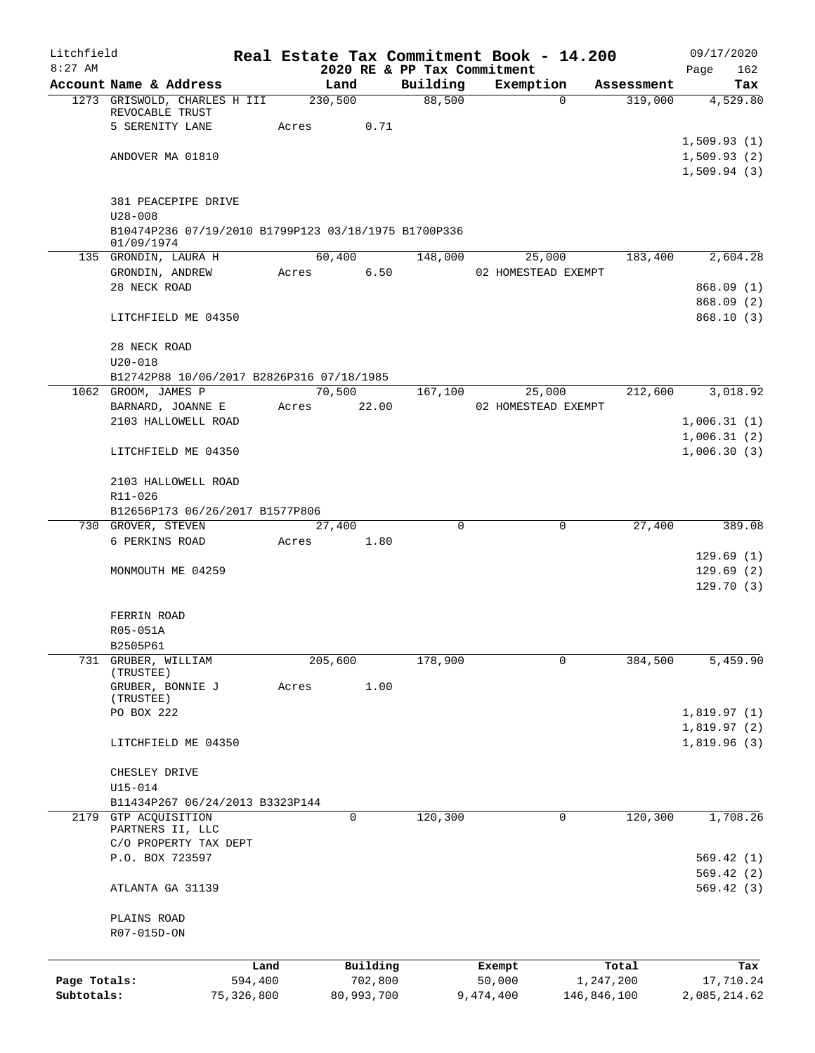# Real Estate Tax Commitment Book - 14.200

Litchfield
8:27 AM

2020 RE & PP Tax Commitment

09/17/2020
Page 162

| Account Name & Address | Land | Building | Exemption | Assessment | Tax |
|---|---|---|---|---|---|
| 1273 GRISWOLD, CHARLES H III REVOCABLE TRUST | 230,500 | 88,500 | 0 | 319,000 | 4,529.80 |
| 5 SERENITY LANE | Acres 0.71 | | | | |
| | | | | | 1,509.93 (1) |
| ANDOVER MA 01810 | | | | | 1,509.93 (2) |
| | | | | | 1,509.94 (3) |
| 381 PEACEPIPE DRIVE | | | | | |
| U28-008 | | | | | |
| B10474P236 07/19/2010 B1799P123 03/18/1975 B1700P336 01/09/1974 | | | | | |
| 135 GRONDIN, LAURA H | 60,400 | 148,000 | 25,000 | 183,400 | 2,604.28 |
| GRONDIN, ANDREW | Acres 6.50 | | 02 HOMESTEAD EXEMPT | | |
| 28 NECK ROAD | | | | | 868.09 (1) |
| | | | | | 868.09 (2) |
| LITCHFIELD ME 04350 | | | | | 868.10 (3) |
| 28 NECK ROAD | | | | | |
| U20-018 | | | | | |
| B12742P88 10/06/2017 B2826P316 07/18/1985 | | | | | |
| 1062 GROOM, JAMES P | 70,500 | 167,100 | 25,000 | 212,600 | 3,018.92 |
| BARNARD, JOANNE E | Acres 22.00 | | 02 HOMESTEAD EXEMPT | | |
| 2103 HALLOWELL ROAD | | | | | 1,006.31 (1) |
| | | | | | 1,006.31 (2) |
| LITCHFIELD ME 04350 | | | | | 1,006.30 (3) |
| 2103 HALLOWELL ROAD | | | | | |
| R11-026 | | | | | |
| B12656P173 06/26/2017 B1577P806 | | | | | |
| 730 GROVER, STEVEN | 27,400 | 0 | 0 | 27,400 | 389.08 |
| 6 PERKINS ROAD | Acres 1.80 | | | | |
| | | | | | 129.69 (1) |
| MONMOUTH ME 04259 | | | | | 129.69 (2) |
| | | | | | 129.70 (3) |
| FERRIN ROAD | | | | | |
| R05-051A | | | | | |
| B2505P61 | | | | | |
| 731 GRUBER, WILLIAM (TRUSTEE) | 205,600 | 178,900 | 0 | 384,500 | 5,459.90 |
| GRUBER, BONNIE J (TRUSTEE) | Acres 1.00 | | | | |
| PO BOX 222 | | | | | 1,819.97 (1) |
| | | | | | 1,819.97 (2) |
| LITCHFIELD ME 04350 | | | | | 1,819.96 (3) |
| CHESLEY DRIVE | | | | | |
| U15-014 | | | | | |
| B11434P267 06/24/2013 B3323P144 | | | | | |
| 2179 GTP ACQUISITION PARTNERS II, LLC | 0 | 120,300 | 0 | 120,300 | 1,708.26 |
| C/O PROPERTY TAX DEPT | | | | | |
| P.O. BOX 723597 | | | | | 569.42 (1) |
| | | | | | 569.42 (2) |
| ATLANTA GA 31139 | | | | | 569.42 (3) |
| PLAINS ROAD | | | | | |
| R07-015D-ON | | | | | |

| | Land | Building | Exempt | Total | Tax |
|---|---|---|---|---|---|
| Page Totals: | 594,400 | 702,800 | 50,000 | 1,247,200 | 17,710.24 |
| Subtotals: | 75,326,800 | 80,993,700 | 9,474,400 | 146,846,100 | 2,085,214.62 |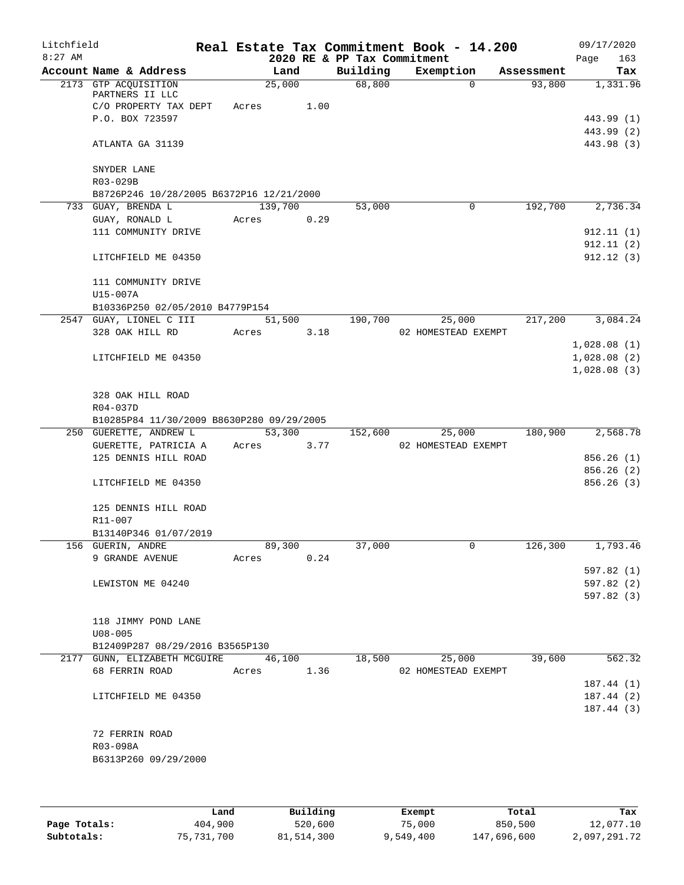Litchfield 8:27 AM

**Real Estate Tax Commitment Book - 14.200**

2020 RE & PP Tax Commitment

09/17/2020 Page 163

| Account Name & Address | Land | Building | Exemption | Assessment | Tax |
|---|---|---|---|---|---|
| 2173 GTP ACQUISITION PARTNERS II LLC | 25,000 | 68,800 | 0 | 93,800 | 1,331.96 |
| C/O PROPERTY TAX DEPT | Acres 1.00 | | | | |
| P.O. BOX 723597 | | | | | 443.99 (1) |
| | | | | | 443.99 (2) |
| ATLANTA GA 31139 | | | | | 443.98 (3) |
| SNYDER LANE | | | | | |
| R03-029B | | | | | |
| B8726P246 10/28/2005 B6372P16 12/21/2000 | | | | | |
| 733 GUAY, BRENDA L | 139,700 | 53,000 | 0 | 192,700 | 2,736.34 |
| GUAY, RONALD L | Acres 0.29 | | | | |
| 111 COMMUNITY DRIVE | | | | | 912.11 (1) |
| | | | | | 912.11 (2) |
| LITCHFIELD ME 04350 | | | | | 912.12 (3) |
| 111 COMMUNITY DRIVE | | | | | |
| U15-007A | | | | | |
| B10336P250 02/05/2010 B4779P154 | | | | | |
| 2547 GUAY, LIONEL C III | 51,500 | 190,700 | 25,000 | 217,200 | 3,084.24 |
| 328 OAK HILL RD | Acres 3.18 | | 02 HOMESTEAD EXEMPT | | |
| | | | | | 1,028.08 (1) |
| LITCHFIELD ME 04350 | | | | | 1,028.08 (2) |
| | | | | | 1,028.08 (3) |
| 328 OAK HILL ROAD | | | | | |
| R04-037D | | | | | |
| B10285P84 11/30/2009 B8630P280 09/29/2005 | | | | | |
| 250 GUERETTE, ANDREW L | 53,300 | 152,600 | 25,000 | 180,900 | 2,568.78 |
| GUERETTE, PATRICIA A | Acres 3.77 | | 02 HOMESTEAD EXEMPT | | |
| 125 DENNIS HILL ROAD | | | | | 856.26 (1) |
| | | | | | 856.26 (2) |
| LITCHFIELD ME 04350 | | | | | 856.26 (3) |
| 125 DENNIS HILL ROAD | | | | | |
| R11-007 | | | | | |
| B13140P346 01/07/2019 | | | | | |
| 156 GUERIN, ANDRE | 89,300 | 37,000 | 0 | 126,300 | 1,793.46 |
| 9 GRANDE AVENUE | Acres 0.24 | | | | |
| | | | | | 597.82 (1) |
| LEWISTON ME 04240 | | | | | 597.82 (2) |
| | | | | | 597.82 (3) |
| 118 JIMMY POND LANE | | | | | |
| U08-005 | | | | | |
| B12409P287 08/29/2016 B3565P130 | | | | | |
| 2177 GUNN, ELIZABETH MCGUIRE | 46,100 | 18,500 | 25,000 | 39,600 | 562.32 |
| 68 FERRIN ROAD | Acres 1.36 | | 02 HOMESTEAD EXEMPT | | |
| | | | | | 187.44 (1) |
| LITCHFIELD ME 04350 | | | | | 187.44 (2) |
| | | | | | 187.44 (3) |
| 72 FERRIN ROAD | | | | | |
| R03-098A | | | | | |
| B6313P260 09/29/2000 | | | | | |

| | Land | Building | Exempt | Total | Tax |
|---|---|---|---|---|---|
| Page Totals: | 404,900 | 520,600 | 75,000 | 850,500 | 12,077.10 |
| Subtotals: | 75,731,700 | 81,514,300 | 9,549,400 | 147,696,600 | 2,097,291.72 |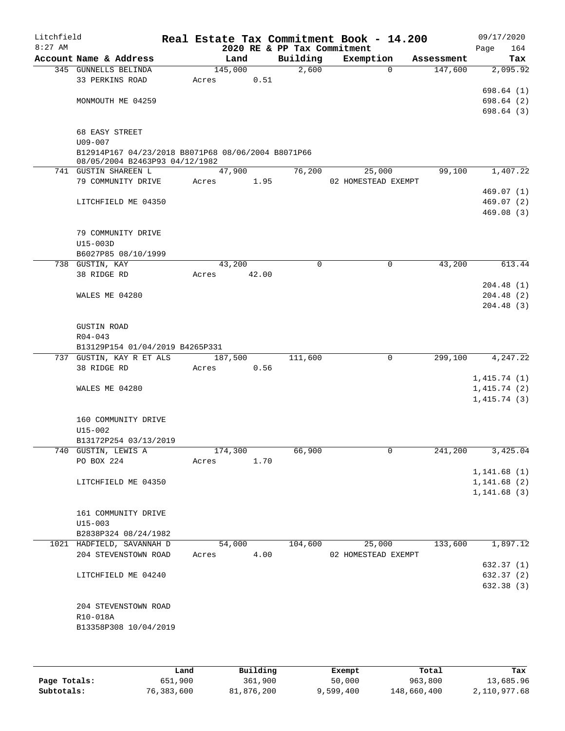Litchfield
8:27 AM

# Real Estate Tax Commitment Book - 14.200

## 2020 RE & PP Tax Commitment

09/17/2020
Page 164

| Account Name & Address | Land | Building | Exemption | Assessment | Tax |
|---|---|---|---|---|---|
| 345 GUNNELLS BELINDA | 145,000 | 2,600 | 0 | 147,600 | 2,095.92 |
| 33 PERKINS ROAD | Acres 0.51 | | | | |
| | | | | | 698.64 (1) |
| MONMOUTH ME 04259 | | | | | 698.64 (2) |
| | | | | | 698.64 (3) |
| 68 EASY STREET | | | | | |
| U09-007 | | | | | |
| B12914P167 04/23/2018 B8071P68 08/06/2004 B8071P66 08/05/2004 B2463P93 04/12/1982 | | | | | |
| 741 GUSTIN SHAREEN L | 47,900 | 76,200 | 25,000 | 99,100 | 1,407.22 |
| 79 COMMUNITY DRIVE | Acres 1.95 | | 02 HOMESTEAD EXEMPT | | |
| | | | | | 469.07 (1) |
| LITCHFIELD ME 04350 | | | | | 469.07 (2) |
| | | | | | 469.08 (3) |
| 79 COMMUNITY DRIVE | | | | | |
| U15-003D | | | | | |
| B6027P85 08/10/1999 | | | | | |
| 738 GUSTIN, KAY | 43,200 | 0 | 0 | 43,200 | 613.44 |
| 38 RIDGE RD | Acres 42.00 | | | | |
| | | | | | 204.48 (1) |
| WALES ME 04280 | | | | | 204.48 (2) |
| | | | | | 204.48 (3) |
| GUSTIN ROAD | | | | | |
| R04-043 | | | | | |
| B13129P154 01/04/2019 B4265P331 | | | | | |
| 737 GUSTIN, KAY R ET ALS | 187,500 | 111,600 | 0 | 299,100 | 4,247.22 |
| 38 RIDGE RD | Acres 0.56 | | | | |
| | | | | | 1,415.74 (1) |
| WALES ME 04280 | | | | | 1,415.74 (2) |
| | | | | | 1,415.74 (3) |
| 160 COMMUNITY DRIVE | | | | | |
| U15-002 | | | | | |
| B13172P254 03/13/2019 | | | | | |
| 740 GUSTIN, LEWIS A | 174,300 | 66,900 | 0 | 241,200 | 3,425.04 |
| PO BOX 224 | Acres 1.70 | | | | |
| | | | | | 1,141.68 (1) |
| LITCHFIELD ME 04350 | | | | | 1,141.68 (2) |
| | | | | | 1,141.68 (3) |
| 161 COMMUNITY DRIVE | | | | | |
| U15-003 | | | | | |
| B2838P324 08/24/1982 | | | | | |
| 1021 HADFIELD, SAVANNAH D | 54,000 | 104,600 | 25,000 | 133,600 | 1,897.12 |
| 204 STEVENSTOWN ROAD | Acres 4.00 | | 02 HOMESTEAD EXEMPT | | |
| | | | | | 632.37 (1) |
| LITCHFIELD ME 04240 | | | | | 632.37 (2) |
| | | | | | 632.38 (3) |
| 204 STEVENSTOWN ROAD | | | | | |
| R10-018A | | | | | |
| B13358P308 10/04/2019 | | | | | |

| | Land | Building | Exempt | Total | Tax |
|---|---|---|---|---|---|
| Page Totals: | 651,900 | 361,900 | 50,000 | 963,800 | 13,685.96 |
| Subtotals: | 76,383,600 | 81,876,200 | 9,599,400 | 148,660,400 | 2,110,977.68 |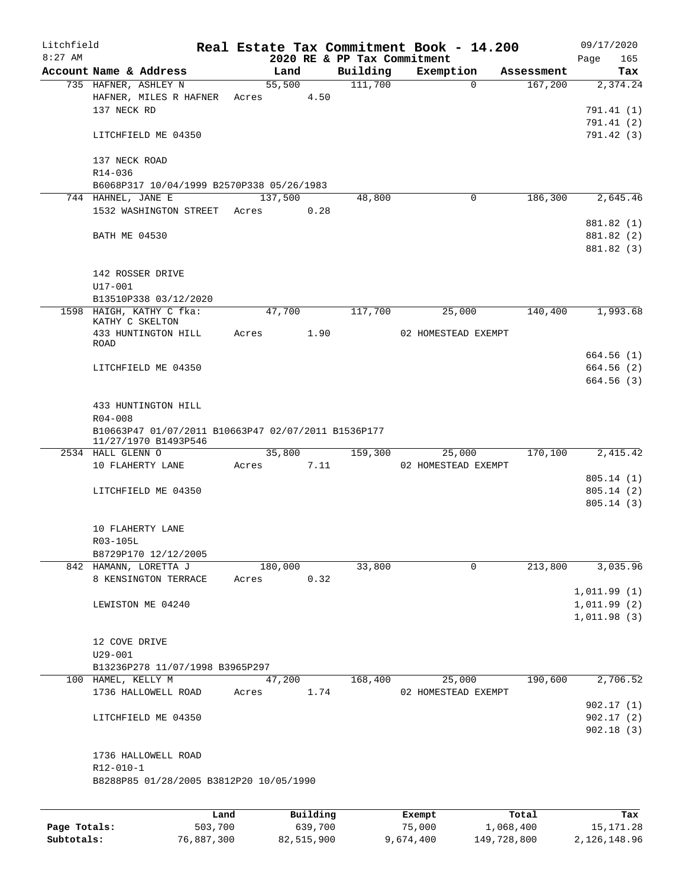# Litchfield — Real Estate Tax Commitment Book - 14.200

8:27 AM — 2020 RE & PP Tax Commitment — 09/17/2020

| Account Name & Address | Land | Building | Exemption | Assessment | Tax |
|---|---|---|---|---|---|
| 735 HAFNER, ASHLEY N | 55,500 | 111,700 | 0 | 167,200 | 2,374.24 |
| HAFNER, MILES R HAFNER | Acres 4.50 | | | | |
| 137 NECK RD | | | | | 791.41 (1) |
| | | | | | 791.41 (2) |
| LITCHFIELD ME 04350 | | | | | 791.42 (3) |
| 137 NECK ROAD | | | | | |
| R14-036 | | | | | |
| B6068P317 10/04/1999 B2570P338 05/26/1983 | | | | | |
| 744 HAHNEL, JANE E | 137,500 | 48,800 | 0 | 186,300 | 2,645.46 |
| 1532 WASHINGTON STREET | Acres 0.28 | | | | |
| | | | | | 881.82 (1) |
| BATH ME 04530 | | | | | 881.82 (2) |
| | | | | | 881.82 (3) |
| 142 ROSSER DRIVE | | | | | |
| U17-001 | | | | | |
| B13510P338 03/12/2020 | | | | | |
| 1598 HAIGH, KATHY C fka: KATHY C SKELTON | 47,700 | 117,700 | 25,000 | 140,400 | 1,993.68 |
| 433 HUNTINGTON HILL ROAD | Acres 1.90 | | 02 HOMESTEAD EXEMPT | | |
| | | | | | 664.56 (1) |
| LITCHFIELD ME 04350 | | | | | 664.56 (2) |
| | | | | | 664.56 (3) |
| 433 HUNTINGTON HILL | | | | | |
| R04-008 | | | | | |
| B10663P47 01/07/2011 B10663P47 02/07/2011 B1536P177 11/27/1970 B1493P546 | | | | | |
| 2534 HALL GLENN O | 35,800 | 159,300 | 25,000 | 170,100 | 2,415.42 |
| 10 FLAHERTY LANE | Acres 7.11 | | 02 HOMESTEAD EXEMPT | | |
| | | | | | 805.14 (1) |
| LITCHFIELD ME 04350 | | | | | 805.14 (2) |
| | | | | | 805.14 (3) |
| 10 FLAHERTY LANE | | | | | |
| R03-105L | | | | | |
| B8729P170 12/12/2005 | | | | | |
| 842 HAMANN, LORETTA J | 180,000 | 33,800 | 0 | 213,800 | 3,035.96 |
| 8 KENSINGTON TERRACE | Acres 0.32 | | | | |
| | | | | | 1,011.99 (1) |
| LEWISTON ME 04240 | | | | | 1,011.99 (2) |
| | | | | | 1,011.98 (3) |
| 12 COVE DRIVE | | | | | |
| U29-001 | | | | | |
| B13236P278 11/07/1998 B3965P297 | | | | | |
| 100 HAMEL, KELLY M | 47,200 | 168,400 | 25,000 | 190,600 | 2,706.52 |
| 1736 HALLOWELL ROAD | Acres 1.74 | | 02 HOMESTEAD EXEMPT | | |
| | | | | | 902.17 (1) |
| LITCHFIELD ME 04350 | | | | | 902.17 (2) |
| | | | | | 902.18 (3) |
| 1736 HALLOWELL ROAD | | | | | |
| R12-010-1 | | | | | |
| B8288P85 01/28/2005 B3812P20 10/05/1990 | | | | | |

| | Land | Building | Exempt | Total | Tax |
|---|---|---|---|---|---|
| Page Totals: | 503,700 | 639,700 | 75,000 | 1,068,400 | 15,171.28 |
| Subtotals: | 76,887,300 | 82,515,900 | 9,674,400 | 149,728,800 | 2,126,148.96 |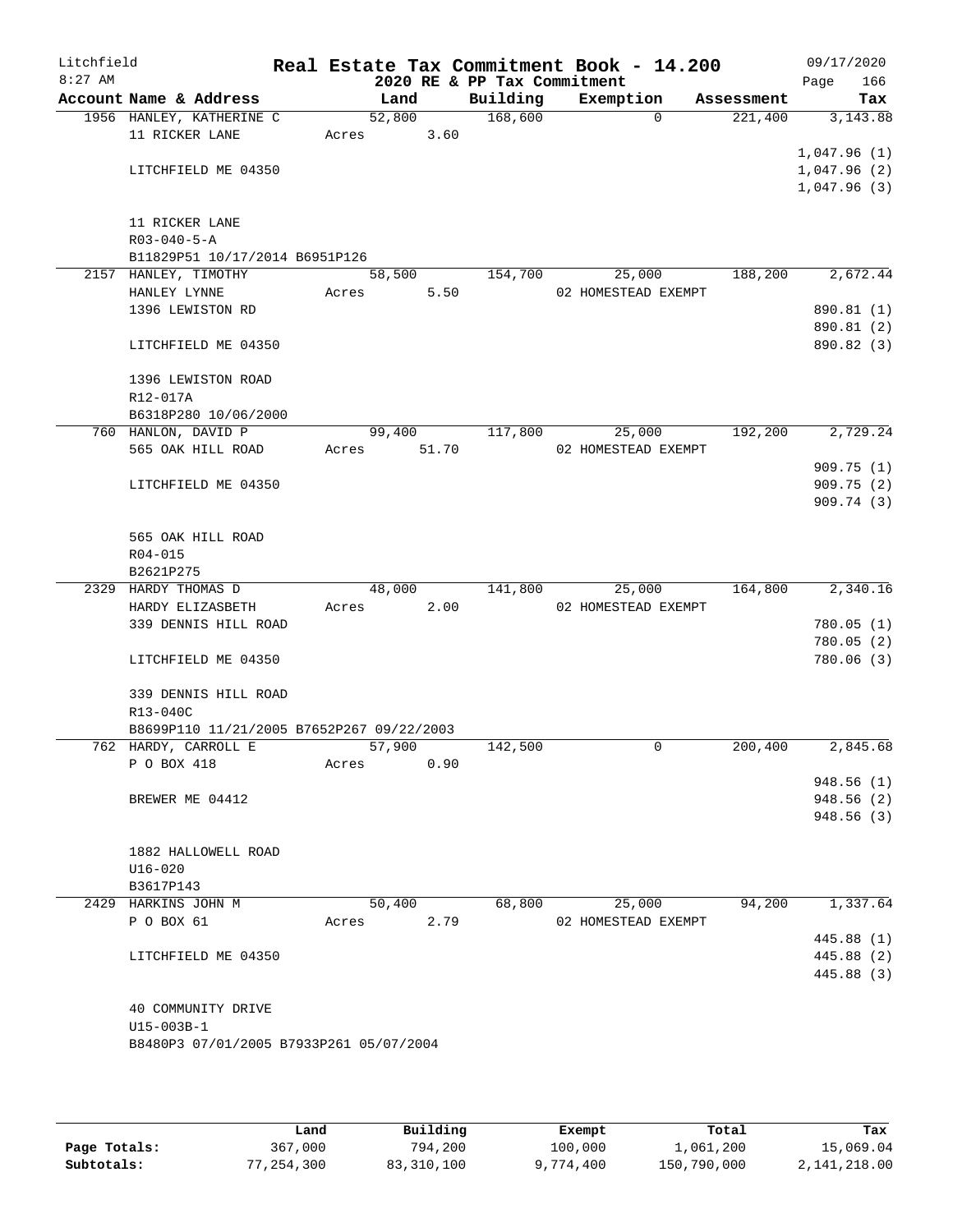Litchfield 8:27 AM

**Real Estate Tax Commitment Book - 14.200**

**2020 RE & PP Tax Commitment**

09/17/2020

| Account | Name & Address | Land | Building | Exemption | Assessment | Tax |
|---|---|---|---|---|---|---|
| 1956 | HANLEY, KATHERINE C<br>11 RICKER LANE<br><br>LITCHFIELD ME 04350<br><br>11 RICKER LANE<br>R03-040-5-A<br>B11829P51 10/17/2014 B6951P126 | 52,800<br>Acres 3.60 | 168,600 | 0 | 221,400 | 3,143.88<br><br>1,047.96 (1)<br>1,047.96 (2)<br>1,047.96 (3) |
| 2157 | HANLEY, TIMOTHY<br>HANLEY LYNNE<br>1396 LEWISTON RD<br><br>LITCHFIELD ME 04350<br><br>1396 LEWISTON ROAD<br>R12-017A<br>B6318P280 10/06/2000 | 58,500<br>Acres 5.50 | 154,700 | 25,000<br>02 HOMESTEAD EXEMPT | 188,200 | 2,672.44<br><br>890.81 (1)<br>890.81 (2)<br>890.82 (3) |
| 760 | HANLON, DAVID P<br>565 OAK HILL ROAD<br><br>LITCHFIELD ME 04350<br><br>565 OAK HILL ROAD<br>R04-015<br>B2621P275 | 99,400<br>Acres 51.70 | 117,800 | 25,000<br>02 HOMESTEAD EXEMPT | 192,200 | 2,729.24<br><br>909.75 (1)<br>909.75 (2)<br>909.74 (3) |
| 2329 | HARDY THOMAS D<br>HARDY ELIZASBETH<br>339 DENNIS HILL ROAD<br><br>LITCHFIELD ME 04350<br><br>339 DENNIS HILL ROAD<br>R13-040C<br>B8699P110 11/21/2005 B7652P267 09/22/2003 | 48,000<br>Acres 2.00 | 141,800 | 25,000<br>02 HOMESTEAD EXEMPT | 164,800 | 2,340.16<br><br>780.05 (1)<br>780.05 (2)<br>780.06 (3) |
| 762 | HARDY, CARROLL E<br>P O BOX 418<br><br>BREWER ME 04412<br><br>1882 HALLOWELL ROAD<br>U16-020<br>B3617P143 | 57,900<br>Acres 0.90 | 142,500 | 0 | 200,400 | 2,845.68<br><br>948.56 (1)<br>948.56 (2)<br>948.56 (3) |
| 2429 | HARKINS JOHN M<br>P O BOX 61<br><br>LITCHFIELD ME 04350<br><br>40 COMMUNITY DRIVE<br>U15-003B-1<br>B8480P3 07/01/2005 B7933P261 05/07/2004 | 50,400<br>Acres 2.79 | 68,800 | 25,000<br>02 HOMESTEAD EXEMPT | 94,200 | 1,337.64<br><br>445.88 (1)<br>445.88 (2)<br>445.88 (3) |

| | Land | Building | Exempt | Total | Tax |
|---|---|---|---|---|---|
| **Page Totals:** | 367,000 | 794,200 | 100,000 | 1,061,200 | 15,069.04 |
| **Subtotals:** | 77,254,300 | 83,310,100 | 9,774,400 | 150,790,000 | 2,141,218.00 |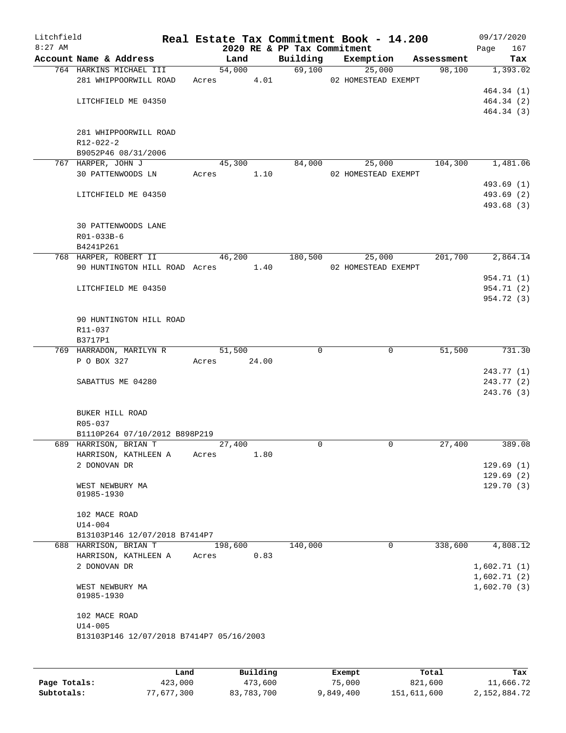# Real Estate Tax Commitment Book - 14.200

Litchfield
8:27 AM

2020 RE & PP Tax Commitment

09/17/2020

| Account Name & Address | Land | Building | Exemption | Assessment | Tax |
|---|---|---|---|---|---|
| 764 HARKINS MICHAEL III | 54,000 | 69,100 | 25,000 | 98,100 | 1,393.02 |
| 281 WHIPPOORWILL ROAD | Acres 4.01 | | 02 HOMESTEAD EXEMPT | | |
| | | | | | 464.34 (1) |
| LITCHFIELD ME 04350 | | | | | 464.34 (2) |
| | | | | | 464.34 (3) |
| 281 WHIPPOORWILL ROAD | | | | | |
| R12-022-2 | | | | | |
| B9052P46 08/31/2006 | | | | | |
| 767 HARPER, JOHN J | 45,300 | 84,000 | 25,000 | 104,300 | 1,481.06 |
| 30 PATTENWOODS LN | Acres 1.10 | | 02 HOMESTEAD EXEMPT | | |
| | | | | | 493.69 (1) |
| LITCHFIELD ME 04350 | | | | | 493.69 (2) |
| | | | | | 493.68 (3) |
| 30 PATTENWOODS LANE | | | | | |
| R01-033B-6 | | | | | |
| B4241P261 | | | | | |
| 768 HARPER, ROBERT II | 46,200 | 180,500 | 25,000 | 201,700 | 2,864.14 |
| 90 HUNTINGTON HILL ROAD | Acres 1.40 | | 02 HOMESTEAD EXEMPT | | |
| | | | | | 954.71 (1) |
| LITCHFIELD ME 04350 | | | | | 954.71 (2) |
| | | | | | 954.72 (3) |
| 90 HUNTINGTON HILL ROAD | | | | | |
| R11-037 | | | | | |
| B3717P1 | | | | | |
| 769 HARRADON, MARILYN R | 51,500 | 0 | 0 | 51,500 | 731.30 |
| P O BOX 327 | Acres 24.00 | | | | |
| | | | | | 243.77 (1) |
| SABATTUS ME 04280 | | | | | 243.77 (2) |
| | | | | | 243.76 (3) |
| BUKER HILL ROAD | | | | | |
| R05-037 | | | | | |
| B1110P264 07/10/2012 B898P219 | | | | | |
| 689 HARRISON, BRIAN T | 27,400 | 0 | 0 | 27,400 | 389.08 |
| HARRISON, KATHLEEN A | Acres 1.80 | | | | |
| 2 DONOVAN DR | | | | | 129.69 (1) |
| | | | | | 129.69 (2) |
| WEST NEWBURY MA 01985-1930 | | | | | 129.70 (3) |
| 102 MACE ROAD | | | | | |
| U14-004 | | | | | |
| B13103P146 12/07/2018 B7414P7 | | | | | |
| 688 HARRISON, BRIAN T | 198,600 | 140,000 | 0 | 338,600 | 4,808.12 |
| HARRISON, KATHLEEN A | Acres 0.83 | | | | |
| 2 DONOVAN DR | | | | | 1,602.71 (1) |
| | | | | | 1,602.71 (2) |
| WEST NEWBURY MA 01985-1930 | | | | | 1,602.70 (3) |
| 102 MACE ROAD | | | | | |
| U14-005 | | | | | |
| B13103P146 12/07/2018 B7414P7 05/16/2003 | | | | | |

| | Land | Building | Exempt | Total | Tax |
|---|---|---|---|---|---|
| Page Totals: | 423,000 | 473,600 | 75,000 | 821,600 | 11,666.72 |
| Subtotals: | 77,677,300 | 83,783,700 | 9,849,400 | 151,611,600 | 2,152,884.72 |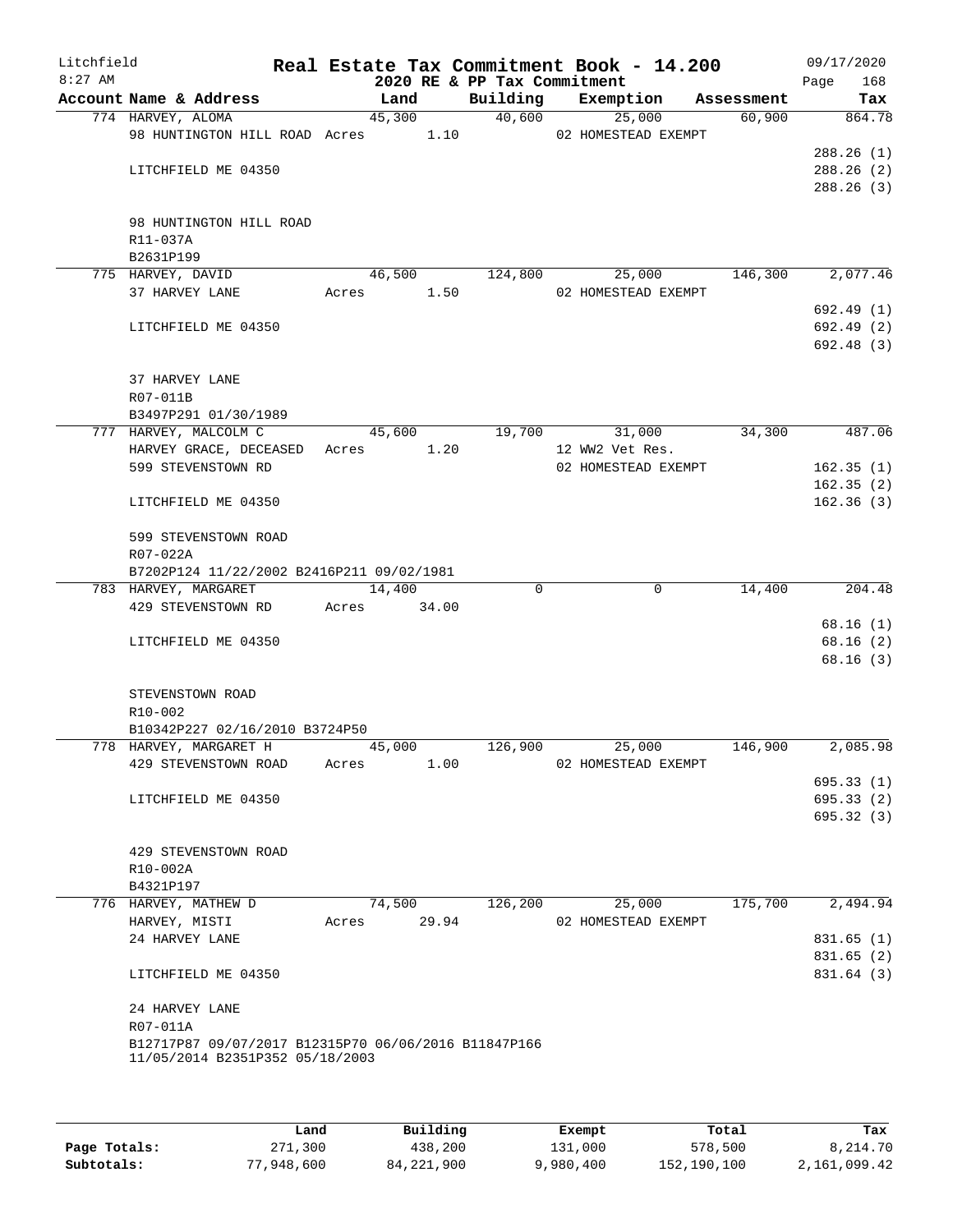Litchfield
8:27 AM

# Real Estate Tax Commitment Book - 14.200

## 2020 RE & PP Tax Commitment

09/17/2020
Page 168

| Account Name & Address | Land | Building | Exemption | Assessment | Tax |
|---|---|---|---|---|---|
| 774 HARVEY, ALOMA | 45,300 | 40,600 | 25,000 | 60,900 | 864.78 |
| 98 HUNTINGTON HILL ROAD Acres 1.10 | | | 02 HOMESTEAD EXEMPT | | |
| | | | | | 288.26 (1) |
| LITCHFIELD ME 04350 | | | | | 288.26 (2) |
| | | | | | 288.26 (3) |
| 98 HUNTINGTON HILL ROAD | | | | | |
| R11-037A | | | | | |
| B2631P199 | | | | | |
| 775 HARVEY, DAVID | 46,500 | 124,800 | 25,000 | 146,300 | 2,077.46 |
| 37 HARVEY LANE Acres 1.50 | | | 02 HOMESTEAD EXEMPT | | |
| | | | | | 692.49 (1) |
| LITCHFIELD ME 04350 | | | | | 692.49 (2) |
| | | | | | 692.48 (3) |
| 37 HARVEY LANE | | | | | |
| R07-011B | | | | | |
| B3497P291 01/30/1989 | | | | | |
| 777 HARVEY, MALCOLM C | 45,600 | 19,700 | 31,000 | 34,300 | 487.06 |
| HARVEY GRACE, DECEASED Acres 1.20 | | | 12 WW2 Vet Res. | | |
| 599 STEVENSTOWN RD | | | 02 HOMESTEAD EXEMPT | | 162.35 (1) |
| | | | | | 162.35 (2) |
| LITCHFIELD ME 04350 | | | | | 162.36 (3) |
| 599 STEVENSTOWN ROAD | | | | | |
| R07-022A | | | | | |
| B7202P124 11/22/2002 B2416P211 09/02/1981 | | | | | |
| 783 HARVEY, MARGARET | 14,400 | 0 | 0 | 14,400 | 204.48 |
| 429 STEVENSTOWN RD Acres 34.00 | | | | | |
| | | | | | 68.16 (1) |
| LITCHFIELD ME 04350 | | | | | 68.16 (2) |
| | | | | | 68.16 (3) |
| STEVENSTOWN ROAD | | | | | |
| R10-002 | | | | | |
| B10342P227 02/16/2010 B3724P50 | | | | | |
| 778 HARVEY, MARGARET H | 45,000 | 126,900 | 25,000 | 146,900 | 2,085.98 |
| 429 STEVENSTOWN ROAD Acres 1.00 | | | 02 HOMESTEAD EXEMPT | | |
| | | | | | 695.33 (1) |
| LITCHFIELD ME 04350 | | | | | 695.33 (2) |
| | | | | | 695.32 (3) |
| 429 STEVENSTOWN ROAD | | | | | |
| R10-002A | | | | | |
| B4321P197 | | | | | |
| 776 HARVEY, MATHEW D | 74,500 | 126,200 | 25,000 | 175,700 | 2,494.94 |
| HARVEY, MISTI Acres 29.94 | | | 02 HOMESTEAD EXEMPT | | |
| 24 HARVEY LANE | | | | | 831.65 (1) |
| | | | | | 831.65 (2) |
| LITCHFIELD ME 04350 | | | | | 831.64 (3) |
| 24 HARVEY LANE | | | | | |
| R07-011A | | | | | |
| B12717P87 09/07/2017 B12315P70 06/06/2016 B11847P166 11/05/2014 B2351P352 05/18/2003 | | | | | |

| | Land | Building | Exempt | Total | Tax |
|---|---|---|---|---|---|
| Page Totals: | 271,300 | 438,200 | 131,000 | 578,500 | 8,214.70 |
| Subtotals: | 77,948,600 | 84,221,900 | 9,980,400 | 152,190,100 | 2,161,099.42 |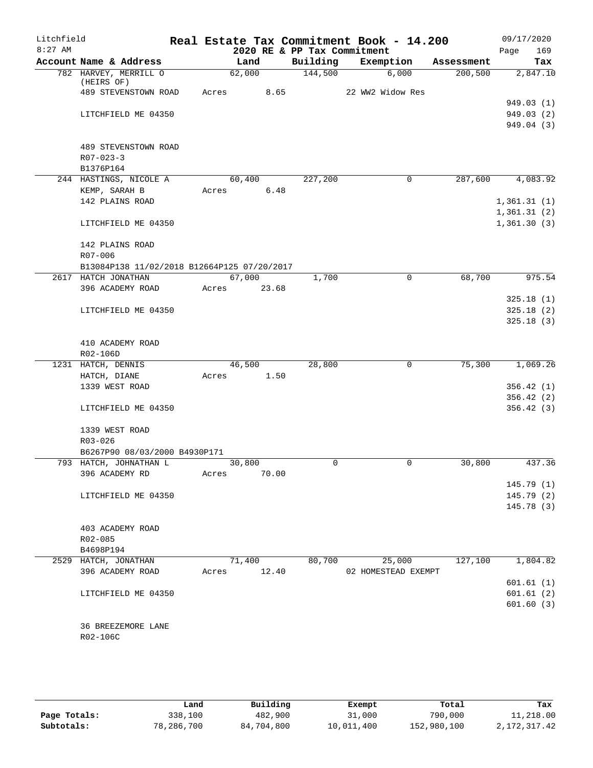Litchfield
8:27 AM

# Real Estate Tax Commitment Book - 14.200

## 2020 RE & PP Tax Commitment

09/17/2020

| Account Name & Address | Land | Building | Exemption | Assessment | Tax |
|---|---|---|---|---|---|
| 782 HARVEY, MERRILL O | 62,000 | 144,500 | 6,000 | 200,500 | 2,847.10 |
| (HEIRS OF) | | | | | |
| 489 STEVENSTOWN ROAD | Acres 8.65 | | 22 WW2 Widow Res | | |
| | | | | | 949.03 (1) |
| LITCHFIELD ME 04350 | | | | | 949.03 (2) |
| | | | | | 949.04 (3) |
| 489 STEVENSTOWN ROAD | | | | | |
| R07-023-3 | | | | | |
| B1376P164 | | | | | |
| 244 HASTINGS, NICOLE A | 60,400 | 227,200 | 0 | 287,600 | 4,083.92 |
| KEMP, SARAH B | Acres 6.48 | | | | |
| 142 PLAINS ROAD | | | | | 1,361.31 (1) |
| | | | | | 1,361.31 (2) |
| LITCHFIELD ME 04350 | | | | | 1,361.30 (3) |
| 142 PLAINS ROAD | | | | | |
| R07-006 | | | | | |
| B13084P138 11/02/2018 B12664P125 07/20/2017 | | | | | |
| 2617 HATCH JONATHAN | 67,000 | 1,700 | 0 | 68,700 | 975.54 |
| 396 ACADEMY ROAD | Acres 23.68 | | | | |
| | | | | | 325.18 (1) |
| LITCHFIELD ME 04350 | | | | | 325.18 (2) |
| | | | | | 325.18 (3) |
| 410 ACADEMY ROAD | | | | | |
| R02-106D | | | | | |
| 1231 HATCH, DENNIS | 46,500 | 28,800 | 0 | 75,300 | 1,069.26 |
| HATCH, DIANE | Acres 1.50 | | | | |
| 1339 WEST ROAD | | | | | 356.42 (1) |
| | | | | | 356.42 (2) |
| LITCHFIELD ME 04350 | | | | | 356.42 (3) |
| 1339 WEST ROAD | | | | | |
| R03-026 | | | | | |
| B6267P90 08/03/2000 B4930P171 | | | | | |
| 793 HATCH, JOHNATHAN L | 30,800 | 0 | 0 | 30,800 | 437.36 |
| 396 ACADEMY RD | Acres 70.00 | | | | |
| | | | | | 145.79 (1) |
| LITCHFIELD ME 04350 | | | | | 145.79 (2) |
| | | | | | 145.78 (3) |
| 403 ACADEMY ROAD | | | | | |
| R02-085 | | | | | |
| B4698P194 | | | | | |
| 2529 HATCH, JONATHAN | 71,400 | 80,700 | 25,000 | 127,100 | 1,804.82 |
| 396 ACADEMY ROAD | Acres 12.40 | | 02 HOMESTEAD EXEMPT | | |
| | | | | | 601.61 (1) |
| LITCHFIELD ME 04350 | | | | | 601.61 (2) |
| | | | | | 601.60 (3) |
| 36 BREEZEMORE LANE | | | | | |
| R02-106C | | | | | |

| | Land | Building | Exempt | Total | Tax |
|---|---|---|---|---|---|
| Page Totals: | 338,100 | 482,900 | 31,000 | 790,000 | 11,218.00 |
| Subtotals: | 78,286,700 | 84,704,800 | 10,011,400 | 152,980,100 | 2,172,317.42 |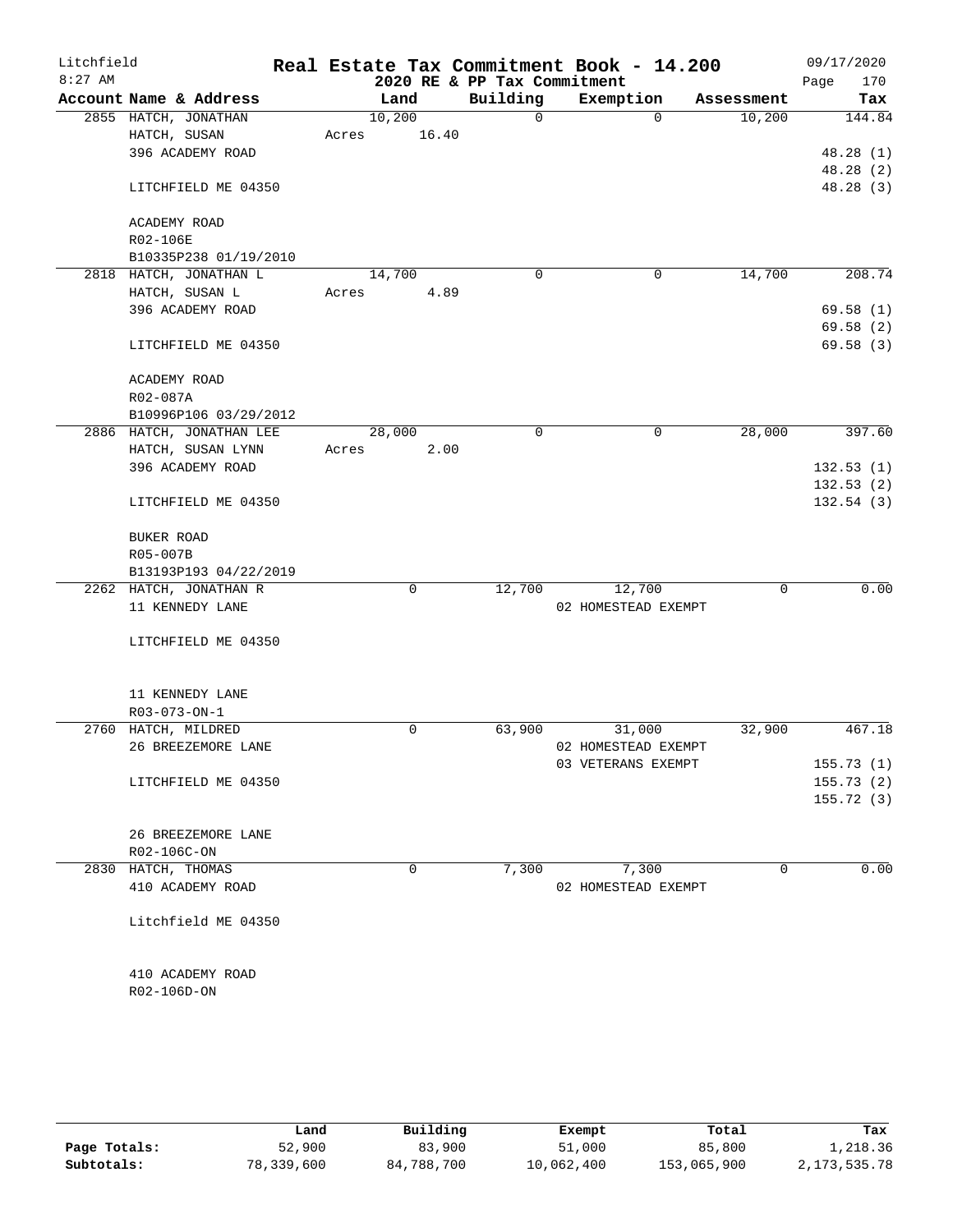Litchfield
8:27 AM

# Real Estate Tax Commitment Book - 14.200

2020 RE & PP Tax Commitment

09/17/2020

| Account Name & Address | Land | Building | Exemption | Assessment | Tax |
|---|---|---|---|---|---|
| 2855 HATCH, JONATHAN | 10,200 | 0 | 0 | 10,200 | 144.84 |
| HATCH, SUSAN | Acres 16.40 | | | | |
| 396 ACADEMY ROAD | | | | | 48.28 (1) |
| | | | | | 48.28 (2) |
| LITCHFIELD ME 04350 | | | | | 48.28 (3) |
| ACADEMY ROAD | | | | | |
| R02-106E | | | | | |
| B10335P238 01/19/2010 | | | | | |
| 2818 HATCH, JONATHAN L | 14,700 | 0 | 0 | 14,700 | 208.74 |
| HATCH, SUSAN L | Acres 4.89 | | | | |
| 396 ACADEMY ROAD | | | | | 69.58 (1) |
| | | | | | 69.58 (2) |
| LITCHFIELD ME 04350 | | | | | 69.58 (3) |
| ACADEMY ROAD | | | | | |
| R02-087A | | | | | |
| B10996P106 03/29/2012 | | | | | |
| 2886 HATCH, JONATHAN LEE | 28,000 | 0 | 0 | 28,000 | 397.60 |
| HATCH, SUSAN LYNN | Acres 2.00 | | | | |
| 396 ACADEMY ROAD | | | | | 132.53 (1) |
| | | | | | 132.53 (2) |
| LITCHFIELD ME 04350 | | | | | 132.54 (3) |
| BUKER ROAD | | | | | |
| R05-007B | | | | | |
| B13193P193 04/22/2019 | | | | | |
| 2262 HATCH, JONATHAN R | 0 | 12,700 | 12,700 | 0 | 0.00 |
| 11 KENNEDY LANE | | | 02 HOMESTEAD EXEMPT | | |
| LITCHFIELD ME 04350 | | | | | |
| 11 KENNEDY LANE | | | | | |
| R03-073-ON-1 | | | | | |
| 2760 HATCH, MILDRED | 0 | 63,900 | 31,000 | 32,900 | 467.18 |
| 26 BREEZEMORE LANE | | | 02 HOMESTEAD EXEMPT | | |
| | | | 03 VETERANS EXEMPT | | 155.73 (1) |
| LITCHFIELD ME 04350 | | | | | 155.73 (2) |
| | | | | | 155.72 (3) |
| 26 BREEZEMORE LANE | | | | | |
| R02-106C-ON | | | | | |
| 2830 HATCH, THOMAS | 0 | 7,300 | 7,300 | 0 | 0.00 |
| 410 ACADEMY ROAD | | | 02 HOMESTEAD EXEMPT | | |
| Litchfield ME 04350 | | | | | |
| 410 ACADEMY ROAD | | | | | |
| R02-106D-ON | | | | | |

| | Land | Building | Exempt | Total | Tax |
|---|---|---|---|---|---|
| Page Totals: | 52,900 | 83,900 | 51,000 | 85,800 | 1,218.36 |
| Subtotals: | 78,339,600 | 84,788,700 | 10,062,400 | 153,065,900 | 2,173,535.78 |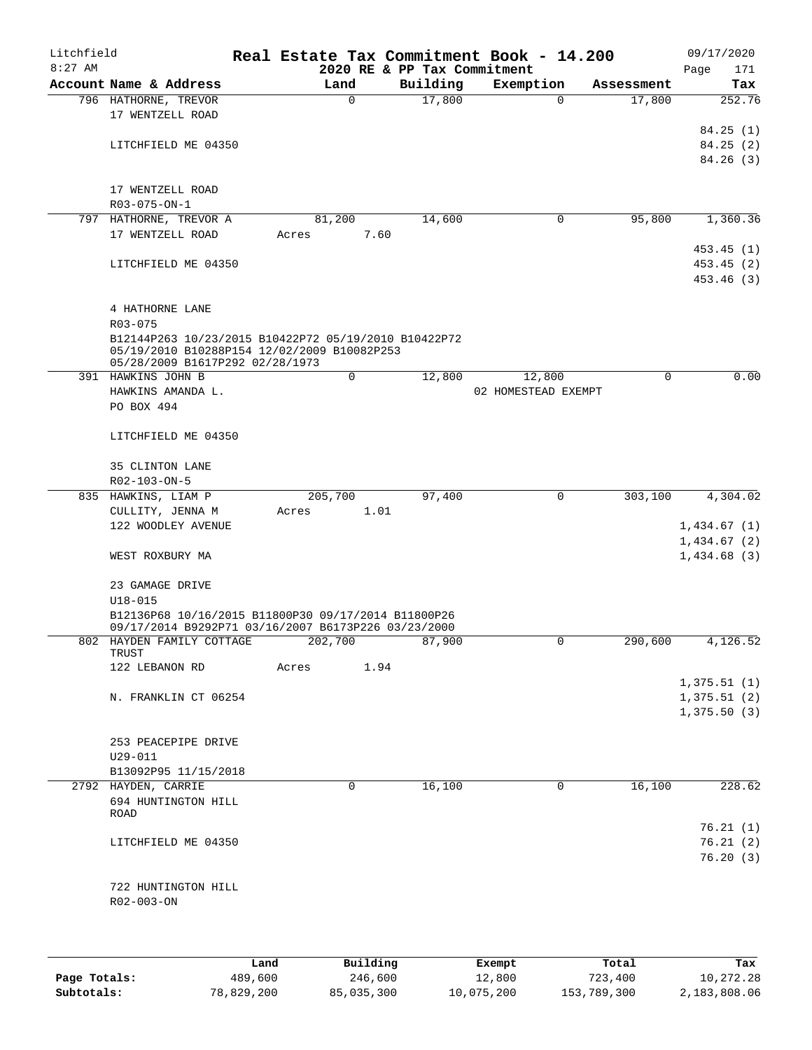Litchfield
8:27 AM

# Real Estate Tax Commitment Book - 14.200

2020 RE & PP Tax Commitment

09/17/2020

| Account Name & Address | Land | Building | Exemption | Assessment | Tax |
|---|---|---|---|---|---|
| 796 HATHORNE, TREVOR<br>17 WENTZELL ROAD<br><br>LITCHFIELD ME 04350<br><br>17 WENTZELL ROAD<br>R03-075-ON-1 | 0 | 17,800 | 0 | 17,800 | 252.76<br>84.25 (1)<br>84.25 (2)<br>84.26 (3) |
| 797 HATHORNE, TREVOR A<br>17 WENTZELL ROAD<br><br>LITCHFIELD ME 04350<br><br>4 HATHORNE LANE<br>R03-075<br>B12144P263 10/23/2015 B10422P72 05/19/2010 B10422P72 05/19/2010 B10288P154 12/02/2009 B10082P253 05/28/2009 B1617P292 02/28/1973 | 81,200<br>Acres 7.60 | 14,600 | 0 | 95,800 | 1,360.36<br>453.45 (1)<br>453.45 (2)<br>453.46 (3) |
| 391 HAWKINS JOHN B<br>HAWKINS AMANDA L.<br>PO BOX 494<br><br>LITCHFIELD ME 04350<br><br>35 CLINTON LANE<br>R02-103-ON-5 | 0 | 12,800 | 12,800<br>02 HOMESTEAD EXEMPT | 0 | 0.00 |
| 835 HAWKINS, LIAM P<br>CULLITY, JENNA M<br>122 WOODLEY AVENUE<br><br>WEST ROXBURY MA<br><br>23 GAMAGE DRIVE<br>U18-015<br>B12136P68 10/16/2015 B11800P30 09/17/2014 B11800P26 09/17/2014 B9292P71 03/16/2007 B6173P226 03/23/2000 | 205,700<br>Acres 1.01 | 97,400 | 0 | 303,100 | 4,304.02<br>1,434.67 (1)<br>1,434.67 (2)<br>1,434.68 (3) |
| 802 HAYDEN FAMILY COTTAGE TRUST<br>122 LEBANON RD<br><br>N. FRANKLIN CT 06254<br><br>253 PEACEPIPE DRIVE<br>U29-011<br>B13092P95 11/15/2018 | 202,700<br>Acres 1.94 | 87,900 | 0 | 290,600 | 4,126.52<br>1,375.51 (1)<br>1,375.51 (2)<br>1,375.50 (3) |
| 2792 HAYDEN, CARRIE<br>694 HUNTINGTON HILL ROAD<br><br>LITCHFIELD ME 04350<br><br>722 HUNTINGTON HILL<br>R02-003-ON | 0 | 16,100 | 0 | 16,100 | 228.62<br>76.21 (1)<br>76.21 (2)<br>76.20 (3) |

| | Land | Building | Exempt | Total | Tax |
|---|---|---|---|---|---|
| Page Totals: | 489,600 | 246,600 | 12,800 | 723,400 | 10,272.28 |
| Subtotals: | 78,829,200 | 85,035,300 | 10,075,200 | 153,789,300 | 2,183,808.06 |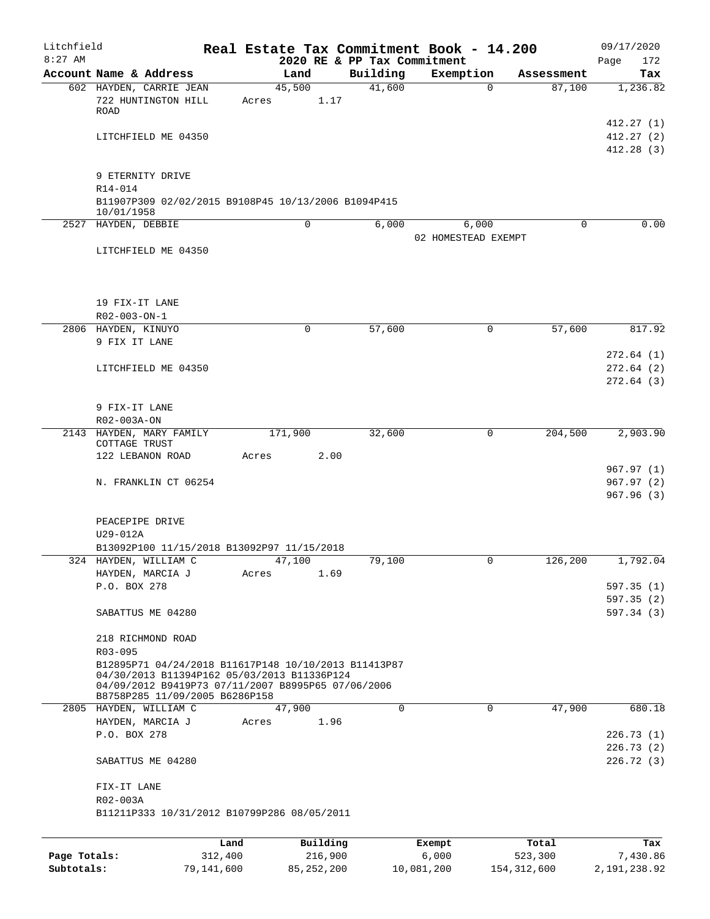Litchfield
8:27 AM

**Real Estate Tax Commitment Book - 14.200**
**2020 RE & PP Tax Commitment**

09/17/2020

| Account Name & Address | Land | Building | Exemption | Assessment | Tax |
|---|---|---|---|---|---|
| 602 HAYDEN, CARRIE JEAN | 45,500 | 41,600 | 0 | 87,100 | 1,236.82 |
| 722 HUNTINGTON HILL ROAD | Acres 1.17 | | | | |
| | | | | | 412.27 (1) |
| LITCHFIELD ME 04350 | | | | | 412.27 (2) |
| | | | | | 412.28 (3) |
| 9 ETERNITY DRIVE | | | | | |
| R14-014 | | | | | |
| B11907P309 02/02/2015 B9108P45 10/13/2006 B1094P415 10/01/1958 | | | | | |
| 2527 HAYDEN, DEBBIE | 0 | 6,000 | 6,000 | 0 | 0.00 |
| | | | 02 HOMESTEAD EXEMPT | | |
| LITCHFIELD ME 04350 | | | | | |
| 19 FIX-IT LANE | | | | | |
| R02-003-ON-1 | | | | | |
| 2806 HAYDEN, KINUYO | 0 | 57,600 | 0 | 57,600 | 817.92 |
| 9 FIX IT LANE | | | | | |
| | | | | | 272.64 (1) |
| LITCHFIELD ME 04350 | | | | | 272.64 (2) |
| | | | | | 272.64 (3) |
| 9 FIX-IT LANE | | | | | |
| R02-003A-ON | | | | | |
| 2143 HAYDEN, MARY FAMILY COTTAGE TRUST | 171,900 | 32,600 | 0 | 204,500 | 2,903.90 |
| 122 LEBANON ROAD | Acres 2.00 | | | | |
| | | | | | 967.97 (1) |
| N. FRANKLIN CT 06254 | | | | | 967.97 (2) |
| | | | | | 967.96 (3) |
| PEACEPIPE DRIVE | | | | | |
| U29-012A | | | | | |
| B13092P100 11/15/2018 B13092P97 11/15/2018 | | | | | |
| 324 HAYDEN, WILLIAM C | 47,100 | 79,100 | 0 | 126,200 | 1,792.04 |
| HAYDEN, MARCIA J | Acres 1.69 | | | | |
| P.O. BOX 278 | | | | | 597.35 (1) |
| | | | | | 597.35 (2) |
| SABATTUS ME 04280 | | | | | 597.34 (3) |
| 218 RICHMOND ROAD | | | | | |
| R03-095 | | | | | |
| B12895P71 04/24/2018 B11617P148 10/10/2013 B11413P87 04/30/2013 B11394P162 05/03/2013 B11336P124 04/09/2012 B9419P73 07/11/2007 B8995P65 07/06/2006 B8758P285 11/09/2005 B6286P158 | | | | | |
| 2805 HAYDEN, WILLIAM C | 47,900 | 0 | 0 | 47,900 | 680.18 |
| HAYDEN, MARCIA J | Acres 1.96 | | | | |
| P.O. BOX 278 | | | | | 226.73 (1) |
| | | | | | 226.73 (2) |
| SABATTUS ME 04280 | | | | | 226.72 (3) |
| FIX-IT LANE | | | | | |
| R02-003A | | | | | |
| B11211P333 10/31/2012 B10799P286 08/05/2011 | | | | | |

| | Land | Building | Exempt | Total | Tax |
|---|---|---|---|---|---|
| Page Totals: | 312,400 | 216,900 | 6,000 | 523,300 | 7,430.86 |
| Subtotals: | 79,141,600 | 85,252,200 | 10,081,200 | 154,312,600 | 2,191,238.92 |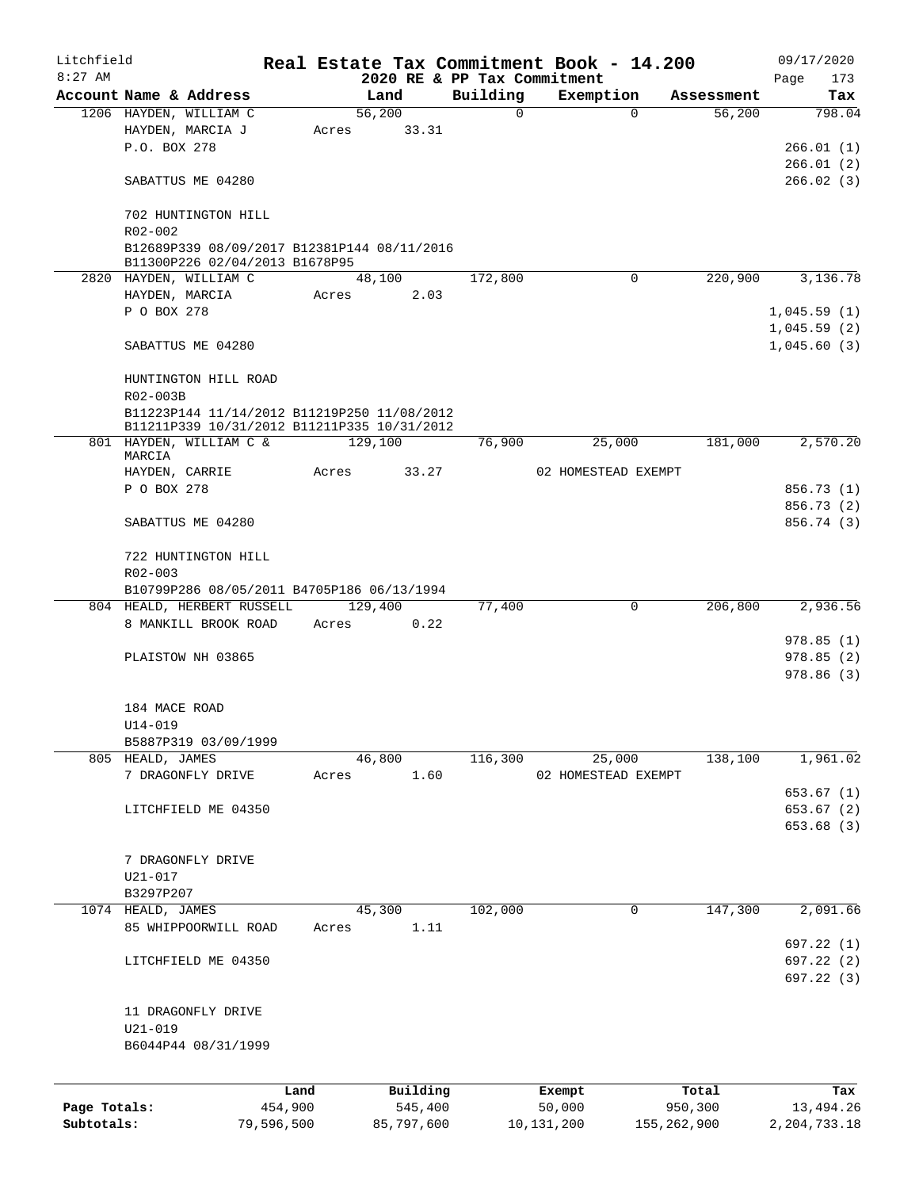Litchfield 8:27 AM

# Real Estate Tax Commitment Book - 14.200

## 2020 RE & PP Tax Commitment

09/17/2020

| Account Name & Address | Land | Building | Exemption | Assessment | Tax |
|---|---|---|---|---|---|
| 1206 HAYDEN, WILLIAM C | 56,200 | 0 | 0 | 56,200 | 798.04 |
| HAYDEN, MARCIA J | Acres 33.31 | | | | |
| P.O. BOX 278 | | | | | 266.01 (1) |
| | | | | | 266.01 (2) |
| SABATTUS ME 04280 | | | | | 266.02 (3) |
| 702 HUNTINGTON HILL | | | | | |
| R02-002 | | | | | |
| B12689P339 08/09/2017 B12381P144 08/11/2016 B11300P226 02/04/2013 B1678P95 | | | | | |
| 2820 HAYDEN, WILLIAM C | 48,100 | 172,800 | 0 | 220,900 | 3,136.78 |
| HAYDEN, MARCIA | Acres 2.03 | | | | |
| P O BOX 278 | | | | | 1,045.59 (1) |
| | | | | | 1,045.59 (2) |
| SABATTUS ME 04280 | | | | | 1,045.60 (3) |
| HUNTINGTON HILL ROAD | | | | | |
| R02-003B | | | | | |
| B11223P144 11/14/2012 B11219P250 11/08/2012 B11211P339 10/31/2012 B11211P335 10/31/2012 | | | | | |
| 801 HAYDEN, WILLIAM C & MARCIA | 129,100 | 76,900 | 25,000 | 181,000 | 2,570.20 |
| HAYDEN, CARRIE | Acres 33.27 | | 02 HOMESTEAD EXEMPT | | |
| P O BOX 278 | | | | | 856.73 (1) |
| | | | | | 856.73 (2) |
| SABATTUS ME 04280 | | | | | 856.74 (3) |
| 722 HUNTINGTON HILL | | | | | |
| R02-003 | | | | | |
| B10799P286 08/05/2011 B4705P186 06/13/1994 | | | | | |
| 804 HEALD, HERBERT RUSSELL | 129,400 | 77,400 | 0 | 206,800 | 2,936.56 |
| 8 MANKILL BROOK ROAD | Acres 0.22 | | | | |
| | | | | | 978.85 (1) |
| PLAISTOW NH 03865 | | | | | 978.85 (2) |
| | | | | | 978.86 (3) |
| 184 MACE ROAD | | | | | |
| U14-019 | | | | | |
| B5887P319 03/09/1999 | | | | | |
| 805 HEALD, JAMES | 46,800 | 116,300 | 25,000 | 138,100 | 1,961.02 |
| 7 DRAGONFLY DRIVE | Acres 1.60 | | 02 HOMESTEAD EXEMPT | | |
| | | | | | 653.67 (1) |
| LITCHFIELD ME 04350 | | | | | 653.67 (2) |
| | | | | | 653.68 (3) |
| 7 DRAGONFLY DRIVE | | | | | |
| U21-017 | | | | | |
| B3297P207 | | | | | |
| 1074 HEALD, JAMES | 45,300 | 102,000 | 0 | 147,300 | 2,091.66 |
| 85 WHIPPOORWILL ROAD | Acres 1.11 | | | | |
| | | | | | 697.22 (1) |
| LITCHFIELD ME 04350 | | | | | 697.22 (2) |
| | | | | | 697.22 (3) |
| 11 DRAGONFLY DRIVE | | | | | |
| U21-019 | | | | | |
| B6044P44 08/31/1999 | | | | | |

| | Land | Building | Exempt | Total | Tax |
|---|---|---|---|---|---|
| Page Totals: | 454,900 | 545,400 | 50,000 | 950,300 | 13,494.26 |
| Subtotals: | 79,596,500 | 85,797,600 | 10,131,200 | 155,262,900 | 2,204,733.18 |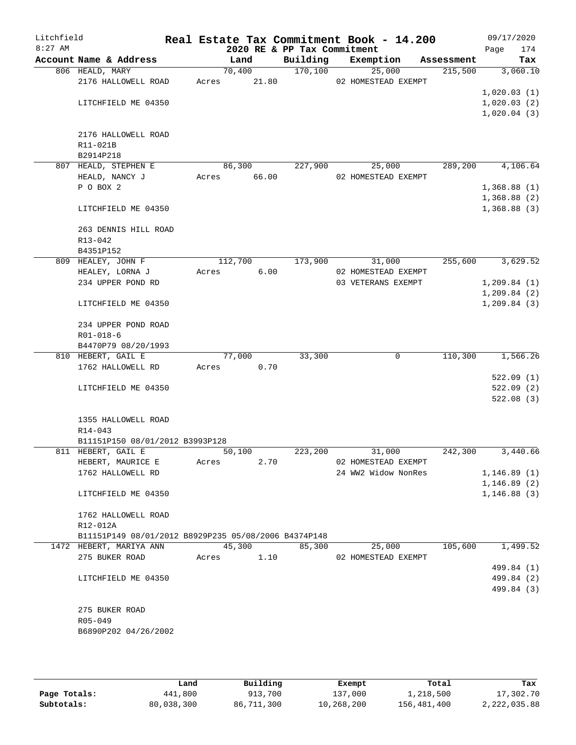# Real Estate Tax Commitment Book - 14.200

Litchfield
8:27 AM

2020 RE & PP Tax Commitment

09/17/2020

| Account Name & Address | Land | Building | Exemption | Assessment | Tax |
|---|---|---|---|---|---|
| 806 HEALD, MARY | 70,400 | 170,100 | 25,000 | 215,500 | 3,060.10 |
| 2176 HALLOWELL ROAD | Acres 21.80 | | 02 HOMESTEAD EXEMPT | | |
| | | | | | 1,020.03 (1) |
| LITCHFIELD ME 04350 | | | | | 1,020.03 (2) |
| | | | | | 1,020.04 (3) |
| 2176 HALLOWELL ROAD | | | | | |
| R11-021B | | | | | |
| B2914P218 | | | | | |
| 807 HEALD, STEPHEN E | 86,300 | 227,900 | 25,000 | 289,200 | 4,106.64 |
| HEALD, NANCY J | Acres 66.00 | | 02 HOMESTEAD EXEMPT | | |
| P O BOX 2 | | | | | 1,368.88 (1) |
| | | | | | 1,368.88 (2) |
| LITCHFIELD ME 04350 | | | | | 1,368.88 (3) |
| 263 DENNIS HILL ROAD | | | | | |
| R13-042 | | | | | |
| B4351P152 | | | | | |
| 809 HEALEY, JOHN F | 112,700 | 173,900 | 31,000 | 255,600 | 3,629.52 |
| HEALEY, LORNA J | Acres 6.00 | | 02 HOMESTEAD EXEMPT | | |
| 234 UPPER POND RD | | | 03 VETERANS EXEMPT | | 1,209.84 (1) |
| | | | | | 1,209.84 (2) |
| LITCHFIELD ME 04350 | | | | | 1,209.84 (3) |
| 234 UPPER POND ROAD | | | | | |
| R01-018-6 | | | | | |
| B4470P79 08/20/1993 | | | | | |
| 810 HEBERT, GAIL E | 77,000 | 33,300 | 0 | 110,300 | 1,566.26 |
| 1762 HALLOWELL RD | Acres 0.70 | | | | |
| | | | | | 522.09 (1) |
| LITCHFIELD ME 04350 | | | | | 522.09 (2) |
| | | | | | 522.08 (3) |
| 1355 HALLOWELL ROAD | | | | | |
| R14-043 | | | | | |
| B11151P150 08/01/2012 B3993P128 | | | | | |
| 811 HEBERT, GAIL E | 50,100 | 223,200 | 31,000 | 242,300 | 3,440.66 |
| HEBERT, MAURICE E | Acres 2.70 | | 02 HOMESTEAD EXEMPT | | |
| 1762 HALLOWELL RD | | | 24 WW2 Widow NonRes | | 1,146.89 (1) |
| | | | | | 1,146.89 (2) |
| LITCHFIELD ME 04350 | | | | | 1,146.88 (3) |
| 1762 HALLOWELL ROAD | | | | | |
| R12-012A | | | | | |
| B11151P149 08/01/2012 B8929P235 05/08/2006 B4374P148 | | | | | |
| 1472 HEBERT, MARIYA ANN | 45,300 | 85,300 | 25,000 | 105,600 | 1,499.52 |
| 275 BUKER ROAD | Acres 1.10 | | 02 HOMESTEAD EXEMPT | | |
| | | | | | 499.84 (1) |
| LITCHFIELD ME 04350 | | | | | 499.84 (2) |
| | | | | | 499.84 (3) |
| 275 BUKER ROAD | | | | | |
| R05-049 | | | | | |
| B6890P202 04/26/2002 | | | | | |

| | Land | Building | Exempt | Total | Tax |
|---|---|---|---|---|---|
| Page Totals: | 441,800 | 913,700 | 137,000 | 1,218,500 | 17,302.70 |
| Subtotals: | 80,038,300 | 86,711,300 | 10,268,200 | 156,481,400 | 2,222,035.88 |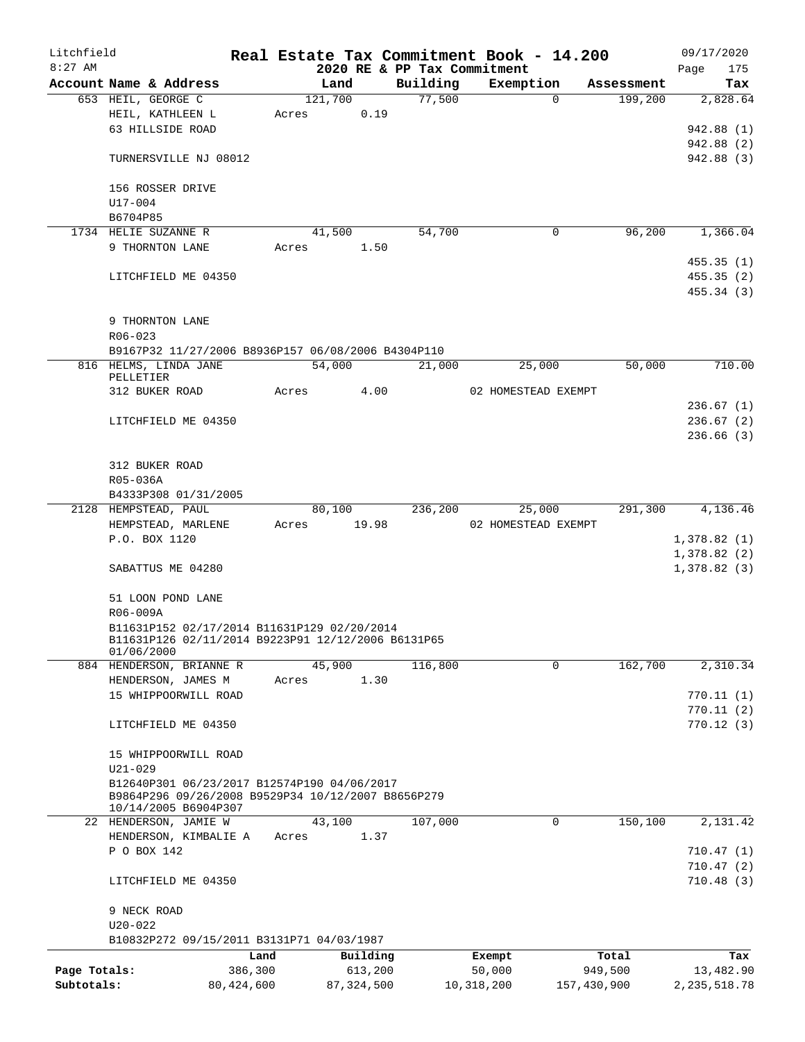# Real Estate Tax Commitment Book - 14.200

Litchfield 8:27 AM — 2020 RE & PP Tax Commitment — 09/17/2020

| Account | Name & Address | Land | Building | Exemption | Assessment | Tax |
|---|---|---|---|---|---|---|
| 653 | HEIL, GEORGE C | 121,700 | 77,500 | 0 | 199,200 | 2,828.64 |
| | HEIL, KATHLEEN L | Acres 0.19 | | | | |
| | 63 HILLSIDE ROAD | | | | | 942.88 (1) |
| | | | | | | 942.88 (2) |
| | TURNERSVILLE NJ 08012 | | | | | 942.88 (3) |
| | 156 ROSSER DRIVE | | | | | |
| | U17-004 | | | | | |
| | B6704P85 | | | | | |
| 1734 | HELIE SUZANNE R | 41,500 | 54,700 | 0 | 96,200 | 1,366.04 |
| | 9 THORNTON LANE | Acres 1.50 | | | | |
| | | | | | | 455.35 (1) |
| | LITCHFIELD ME 04350 | | | | | 455.35 (2) |
| | | | | | | 455.34 (3) |
| | 9 THORNTON LANE | | | | | |
| | R06-023 | | | | | |
| | B9167P32 11/27/2006 B8936P157 06/08/2006 B4304P110 | | | | | |
| 816 | HELMS, LINDA JANE PELLETIER | 54,000 | 21,000 | 25,000 | 50,000 | 710.00 |
| | 312 BUKER ROAD | Acres 4.00 | | 02 HOMESTEAD EXEMPT | | |
| | | | | | | 236.67 (1) |
| | LITCHFIELD ME 04350 | | | | | 236.67 (2) |
| | | | | | | 236.66 (3) |
| | 312 BUKER ROAD | | | | | |
| | R05-036A | | | | | |
| | B4333P308 01/31/2005 | | | | | |
| 2128 | HEMPSTEAD, PAUL | 80,100 | 236,200 | 25,000 | 291,300 | 4,136.46 |
| | HEMPSTEAD, MARLENE | Acres 19.98 | | 02 HOMESTEAD EXEMPT | | |
| | P.O. BOX 1120 | | | | | 1,378.82 (1) |
| | | | | | | 1,378.82 (2) |
| | SABATTUS ME 04280 | | | | | 1,378.82 (3) |
| | 51 LOON POND LANE | | | | | |
| | R06-009A | | | | | |
| | B11631P152 02/17/2014 B11631P129 02/20/2014 B11631P126 02/11/2014 B9223P91 12/12/2006 B6131P65 01/06/2000 | | | | | |
| 884 | HENDERSON, BRIANNE R | 45,900 | 116,800 | 0 | 162,700 | 2,310.34 |
| | HENDERSON, JAMES M | Acres 1.30 | | | | |
| | 15 WHIPPOORWILL ROAD | | | | | 770.11 (1) |
| | | | | | | 770.11 (2) |
| | LITCHFIELD ME 04350 | | | | | 770.12 (3) |
| | 15 WHIPPOORWILL ROAD | | | | | |
| | U21-029 | | | | | |
| | B12640P301 06/23/2017 B12574P190 04/06/2017 B9864P296 09/26/2008 B9529P34 10/12/2007 B8656P279 10/14/2005 B6904P307 | | | | | |
| 22 | HENDERSON, JAMIE W | 43,100 | 107,000 | 0 | 150,100 | 2,131.42 |
| | HENDERSON, KIMBALIE A | Acres 1.37 | | | | |
| | P O BOX 142 | | | | | 710.47 (1) |
| | | | | | | 710.47 (2) |
| | LITCHFIELD ME 04350 | | | | | 710.48 (3) |
| | 9 NECK ROAD | | | | | |
| | U20-022 | | | | | |
| | B10832P272 09/15/2011 B3131P71 04/03/1987 | | | | | |

| | Land | Building | Exempt | Total | Tax |
|---|---|---|---|---|---|
| Page Totals: | 386,300 | 613,200 | 50,000 | 949,500 | 13,482.90 |
| Subtotals: | 80,424,600 | 87,324,500 | 10,318,200 | 157,430,900 | 2,235,518.78 |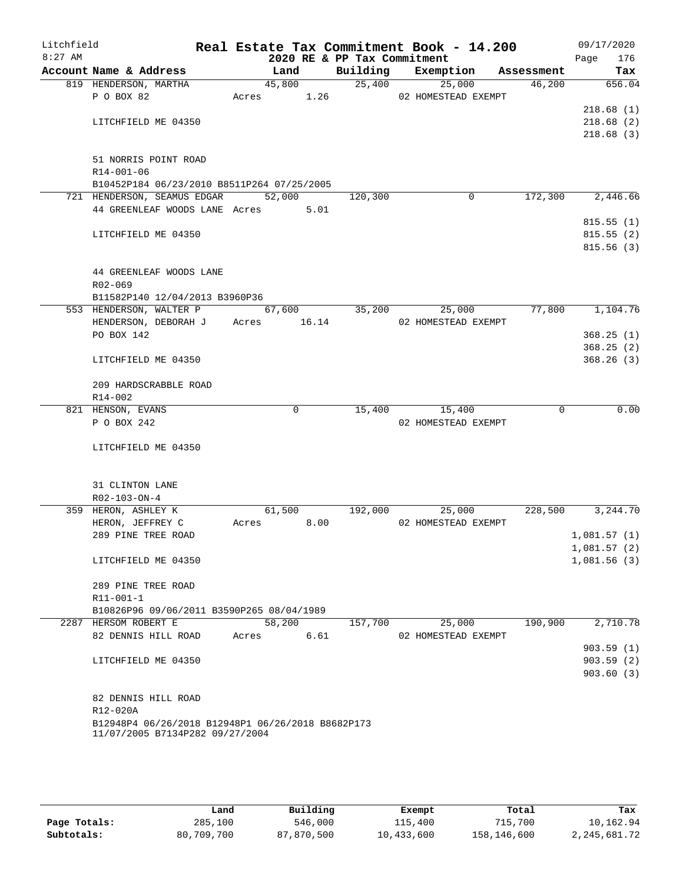Litchfield
8:27 AM

# Real Estate Tax Commitment Book - 14.200

2020 RE & PP Tax Commitment

09/17/2020
Page 176

| Account Name & Address | Land | Building | Exemption | Assessment | Tax |
|---|---|---|---|---|---|
| 819 HENDERSON, MARTHA | 45,800 | 25,400 | 25,000 | 46,200 | 656.04 |
| P O BOX 82 | Acres 1.26 | | 02 HOMESTEAD EXEMPT | | |
| | | | | | 218.68 (1) |
| LITCHFIELD ME 04350 | | | | | 218.68 (2) |
| | | | | | 218.68 (3) |
| 51 NORRIS POINT ROAD | | | | | |
| R14-001-06 | | | | | |
| B10452P184 06/23/2010 B8511P264 07/25/2005 | | | | | |
| 721 HENDERSON, SEAMUS EDGAR | 52,000 | 120,300 | 0 | 172,300 | 2,446.66 |
| 44 GREENLEAF WOODS LANE | Acres 5.01 | | | | |
| | | | | | 815.55 (1) |
| LITCHFIELD ME 04350 | | | | | 815.55 (2) |
| | | | | | 815.56 (3) |
| 44 GREENLEAF WOODS LANE | | | | | |
| R02-069 | | | | | |
| B11582P140 12/04/2013 B3960P36 | | | | | |
| 553 HENDERSON, WALTER P | 67,600 | 35,200 | 25,000 | 77,800 | 1,104.76 |
| HENDERSON, DEBORAH J | Acres 16.14 | | 02 HOMESTEAD EXEMPT | | |
| PO BOX 142 | | | | | 368.25 (1) |
| | | | | | 368.25 (2) |
| LITCHFIELD ME 04350 | | | | | 368.26 (3) |
| 209 HARDSCRABBLE ROAD | | | | | |
| R14-002 | | | | | |
| 821 HENSON, EVANS | 0 | 15,400 | 15,400 | 0 | 0.00 |
| P O BOX 242 | | | 02 HOMESTEAD EXEMPT | | |
| LITCHFIELD ME 04350 | | | | | |
| 31 CLINTON LANE | | | | | |
| R02-103-ON-4 | | | | | |
| 359 HERON, ASHLEY K | 61,500 | 192,000 | 25,000 | 228,500 | 3,244.70 |
| HERON, JEFFREY C | Acres 8.00 | | 02 HOMESTEAD EXEMPT | | |
| 289 PINE TREE ROAD | | | | | 1,081.57 (1) |
| | | | | | 1,081.57 (2) |
| LITCHFIELD ME 04350 | | | | | 1,081.56 (3) |
| 289 PINE TREE ROAD | | | | | |
| R11-001-1 | | | | | |
| B10826P96 09/06/2011 B3590P265 08/04/1989 | | | | | |
| 2287 HERSOM ROBERT E | 58,200 | 157,700 | 25,000 | 190,900 | 2,710.78 |
| 82 DENNIS HILL ROAD | Acres 6.61 | | 02 HOMESTEAD EXEMPT | | |
| | | | | | 903.59 (1) |
| LITCHFIELD ME 04350 | | | | | 903.59 (2) |
| | | | | | 903.60 (3) |
| 82 DENNIS HILL ROAD | | | | | |
| R12-020A | | | | | |
| B12948P4 06/26/2018 B12948P1 06/26/2018 B8682P173 11/07/2005 B7134P282 09/27/2004 | | | | | |

| | Land | Building | Exempt | Total | Tax |
|---|---|---|---|---|---|
| Page Totals: | 285,100 | 546,000 | 115,400 | 715,700 | 10,162.94 |
| Subtotals: | 80,709,700 | 87,870,500 | 10,433,600 | 158,146,600 | 2,245,681.72 |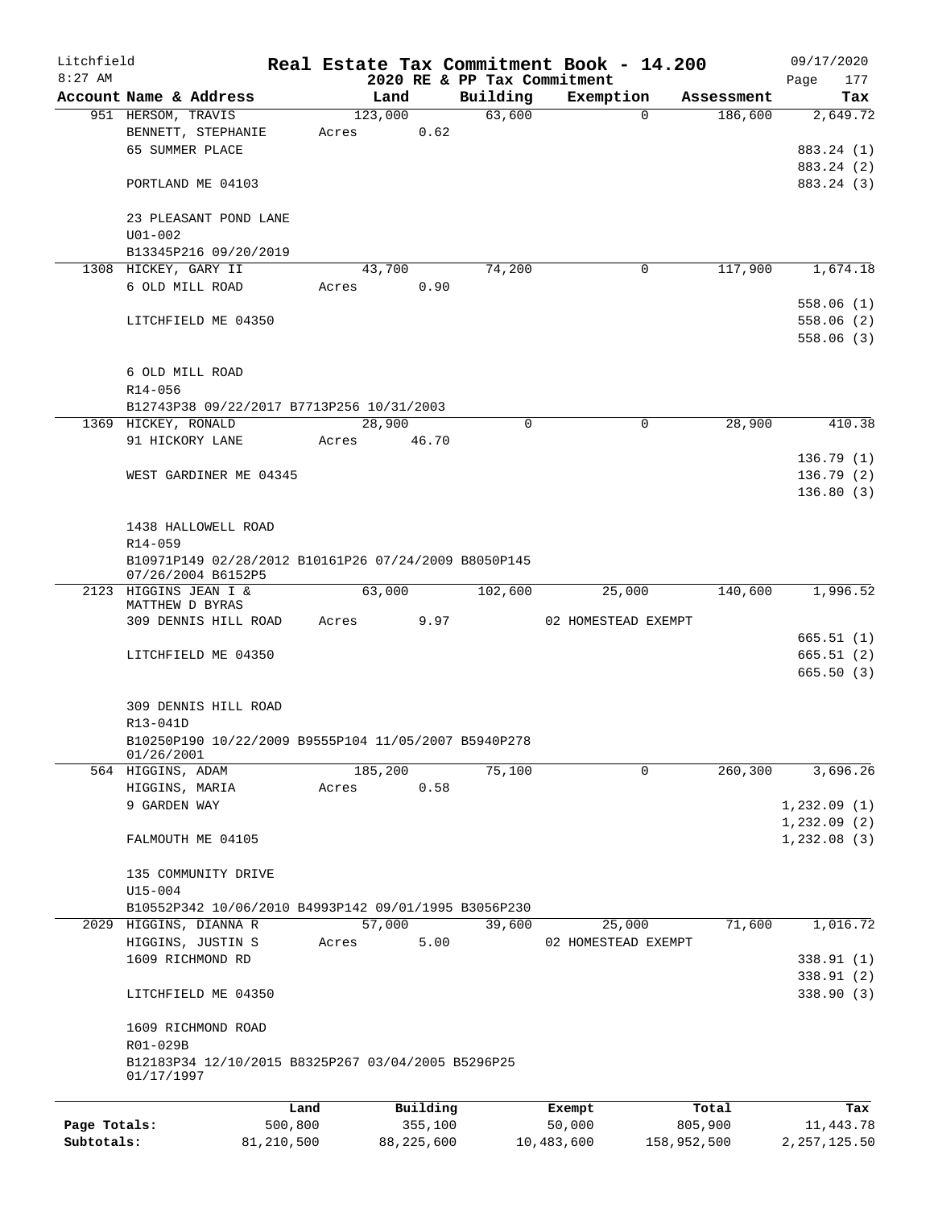Litchfield 8:27 AM

**Real Estate Tax Commitment Book - 14.200**

2020 RE & PP Tax Commitment

09/17/2020 Page 177

| Account Name & Address | Land | Building | Exemption | Assessment | Tax |
|---|---|---|---|---|---|
| 951 HERSOM, TRAVIS | 123,000 | 63,600 | 0 | 186,600 | 2,649.72 |
| BENNETT, STEPHANIE | Acres 0.62 | | | | |
| 65 SUMMER PLACE | | | | | 883.24 (1) |
| | | | | | 883.24 (2) |
| PORTLAND ME 04103 | | | | | 883.24 (3) |
| 23 PLEASANT POND LANE | | | | | |
| U01-002 | | | | | |
| B13345P216 09/20/2019 | | | | | |
| 1308 HICKEY, GARY II | 43,700 | 74,200 | 0 | 117,900 | 1,674.18 |
| 6 OLD MILL ROAD | Acres 0.90 | | | | |
| | | | | | 558.06 (1) |
| LITCHFIELD ME 04350 | | | | | 558.06 (2) |
| | | | | | 558.06 (3) |
| 6 OLD MILL ROAD | | | | | |
| R14-056 | | | | | |
| B12743P38 09/22/2017 B7713P256 10/31/2003 | | | | | |
| 1369 HICKEY, RONALD | 28,900 | 0 | 0 | 28,900 | 410.38 |
| 91 HICKORY LANE | Acres 46.70 | | | | |
| | | | | | 136.79 (1) |
| WEST GARDINER ME 04345 | | | | | 136.79 (2) |
| | | | | | 136.80 (3) |
| 1438 HALLOWELL ROAD | | | | | |
| R14-059 | | | | | |
| B10971P149 02/28/2012 B10161P26 07/24/2009 B8050P145 07/26/2004 B6152P5 | | | | | |
| 2123 HIGGINS JEAN I & MATTHEW D BYRAS | 63,000 | 102,600 | 25,000 | 140,600 | 1,996.52 |
| 309 DENNIS HILL ROAD | Acres 9.97 | | 02 HOMESTEAD EXEMPT | | |
| | | | | | 665.51 (1) |
| LITCHFIELD ME 04350 | | | | | 665.51 (2) |
| | | | | | 665.50 (3) |
| 309 DENNIS HILL ROAD | | | | | |
| R13-041D | | | | | |
| B10250P190 10/22/2009 B9555P104 11/05/2007 B5940P278 01/26/2001 | | | | | |
| 564 HIGGINS, ADAM | 185,200 | 75,100 | 0 | 260,300 | 3,696.26 |
| HIGGINS, MARIA | Acres 0.58 | | | | |
| 9 GARDEN WAY | | | | | 1,232.09 (1) |
| | | | | | 1,232.09 (2) |
| FALMOUTH ME 04105 | | | | | 1,232.08 (3) |
| 135 COMMUNITY DRIVE | | | | | |
| U15-004 | | | | | |
| B10552P342 10/06/2010 B4993P142 09/01/1995 B3056P230 | | | | | |
| 2029 HIGGINS, DIANNA R | 57,000 | 39,600 | 25,000 | 71,600 | 1,016.72 |
| HIGGINS, JUSTIN S | Acres 5.00 | | 02 HOMESTEAD EXEMPT | | |
| 1609 RICHMOND RD | | | | | 338.91 (1) |
| | | | | | 338.91 (2) |
| LITCHFIELD ME 04350 | | | | | 338.90 (3) |
| 1609 RICHMOND ROAD | | | | | |
| R01-029B | | | | | |
| B12183P34 12/10/2015 B8325P267 03/04/2005 B5296P25 01/17/1997 | | | | | |

| | Land | Building | Exempt | Total | Tax |
|---|---|---|---|---|---|
| Page Totals: | 500,800 | 355,100 | 50,000 | 805,900 | 11,443.78 |
| Subtotals: | 81,210,500 | 88,225,600 | 10,483,600 | 158,952,500 | 2,257,125.50 |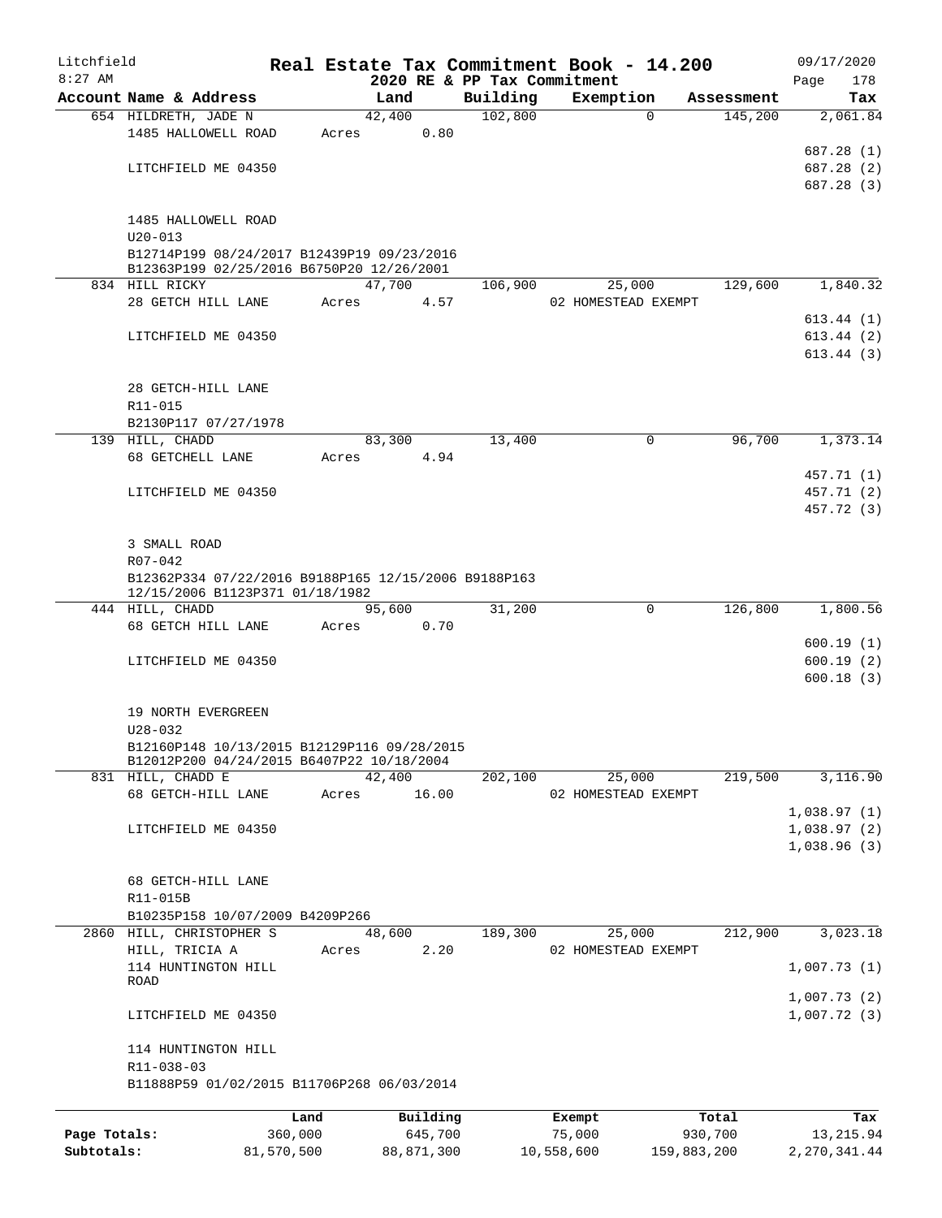# Real Estate Tax Commitment Book - 14.200

Litchfield 8:27 AM — 2020 RE & PP Tax Commitment — 09/17/2020

| Account Name & Address | Land | Building | Exemption | Assessment | Tax |
|---|---|---|---|---|---|
| 654 HILDRETH, JADE N | 42,400 | 102,800 | 0 | 145,200 | 2,061.84 |
| 1485 HALLOWELL ROAD | Acres 0.80 | | | | |
| | | | | | 687.28 (1) |
| LITCHFIELD ME 04350 | | | | | 687.28 (2) |
| | | | | | 687.28 (3) |
| 1485 HALLOWELL ROAD | | | | | |
| U20-013 | | | | | |
| B12714P199 08/24/2017 B12439P19 09/23/2016 B12363P199 02/25/2016 B6750P20 12/26/2001 | | | | | |
| 834 HILL RICKY | 47,700 | 106,900 | 25,000 | 129,600 | 1,840.32 |
| 28 GETCH HILL LANE | Acres 4.57 | | 02 HOMESTEAD EXEMPT | | |
| | | | | | 613.44 (1) |
| LITCHFIELD ME 04350 | | | | | 613.44 (2) |
| | | | | | 613.44 (3) |
| 28 GETCH-HILL LANE | | | | | |
| R11-015 | | | | | |
| B2130P117 07/27/1978 | | | | | |
| 139 HILL, CHADD | 83,300 | 13,400 | 0 | 96,700 | 1,373.14 |
| 68 GETCHELL LANE | Acres 4.94 | | | | |
| | | | | | 457.71 (1) |
| LITCHFIELD ME 04350 | | | | | 457.71 (2) |
| | | | | | 457.72 (3) |
| 3 SMALL ROAD | | | | | |
| R07-042 | | | | | |
| B12362P334 07/22/2016 B9188P165 12/15/2006 B9188P163 12/15/2006 B1123P371 01/18/1982 | | | | | |
| 444 HILL, CHADD | 95,600 | 31,200 | 0 | 126,800 | 1,800.56 |
| 68 GETCH HILL LANE | Acres 0.70 | | | | |
| | | | | | 600.19 (1) |
| LITCHFIELD ME 04350 | | | | | 600.19 (2) |
| | | | | | 600.18 (3) |
| 19 NORTH EVERGREEN | | | | | |
| U28-032 | | | | | |
| B12160P148 10/13/2015 B12129P116 09/28/2015 B12012P200 04/24/2015 B6407P22 10/18/2004 | | | | | |
| 831 HILL, CHADD E | 42,400 | 202,100 | 25,000 | 219,500 | 3,116.90 |
| 68 GETCH-HILL LANE | Acres 16.00 | | 02 HOMESTEAD EXEMPT | | |
| | | | | | 1,038.97 (1) |
| LITCHFIELD ME 04350 | | | | | 1,038.97 (2) |
| | | | | | 1,038.96 (3) |
| 68 GETCH-HILL LANE | | | | | |
| R11-015B | | | | | |
| B10235P158 10/07/2009 B4209P266 | | | | | |
| 2860 HILL, CHRISTOPHER S | 48,600 | 189,300 | 25,000 | 212,900 | 3,023.18 |
| HILL, TRICIA A | Acres 2.20 | | 02 HOMESTEAD EXEMPT | | |
| 114 HUNTINGTON HILL ROAD | | | | | 1,007.73 (1) |
| | | | | | 1,007.73 (2) |
| LITCHFIELD ME 04350 | | | | | 1,007.72 (3) |
| 114 HUNTINGTON HILL | | | | | |
| R11-038-03 | | | | | |
| B11888P59 01/02/2015 B11706P268 06/03/2014 | | | | | |

| | Land | Building | Exempt | Total | Tax |
|---|---|---|---|---|---|
| Page Totals: | 360,000 | 645,700 | 75,000 | 930,700 | 13,215.94 |
| Subtotals: | 81,570,500 | 88,871,300 | 10,558,600 | 159,883,200 | 2,270,341.44 |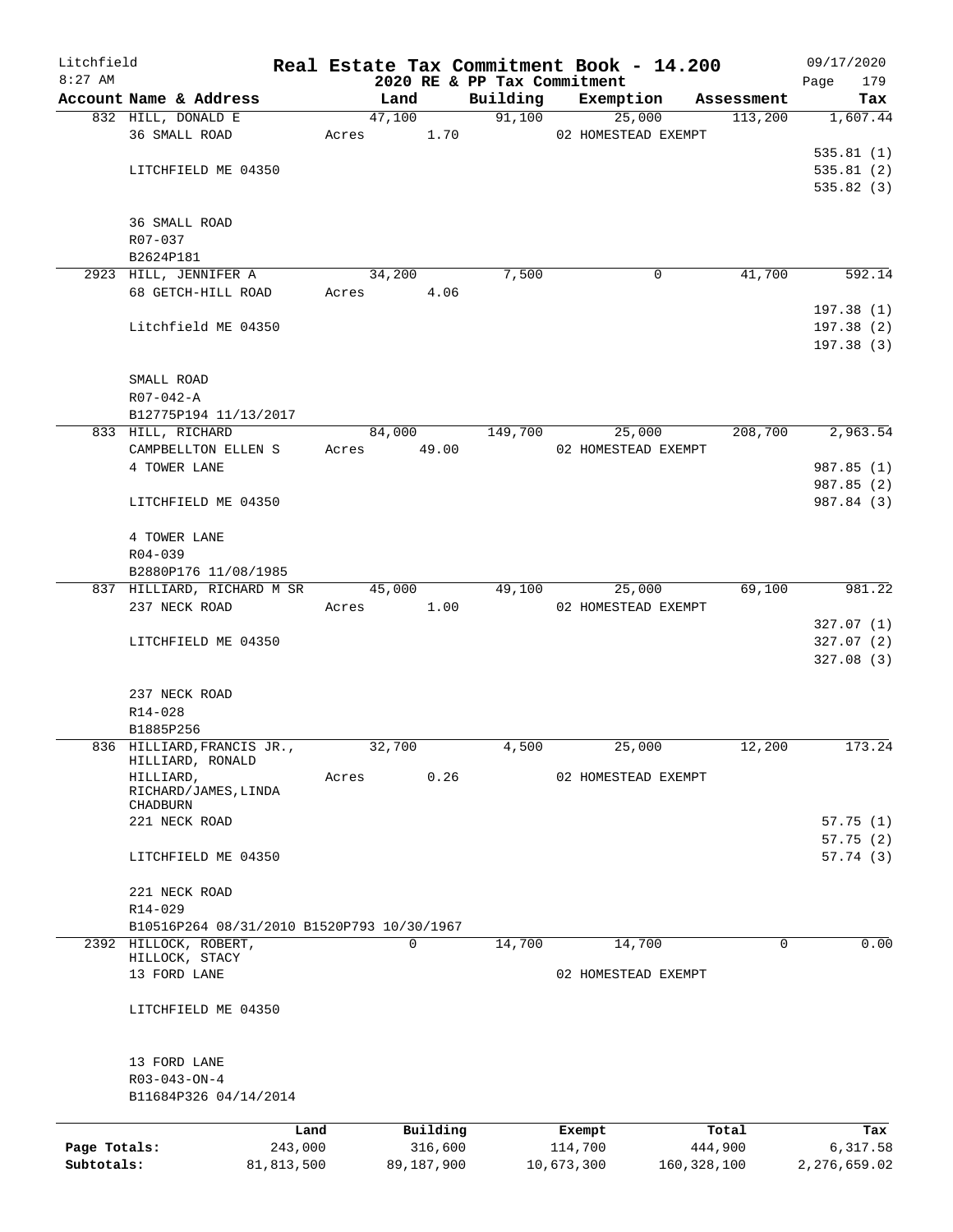Litchfield
8:27 AM

**Real Estate Tax Commitment Book - 14.200**
**2020 RE & PP Tax Commitment**

09/17/2020
Page 179

| Account Name & Address | Land | Building | Exemption | Assessment | Tax |
|---|---|---|---|---|---|
| 832 HILL, DONALD E | 47,100 | 91,100 | 25,000 | 113,200 | 1,607.44 |
| 36 SMALL ROAD | Acres 1.70 | | 02 HOMESTEAD EXEMPT | | |
| | | | | | 535.81 (1) |
| LITCHFIELD ME 04350 | | | | | 535.81 (2) |
| | | | | | 535.82 (3) |
| 36 SMALL ROAD | | | | | |
| R07-037 | | | | | |
| B2624P181 | | | | | |
| 2923 HILL, JENNIFER A | 34,200 | 7,500 | 0 | 41,700 | 592.14 |
| 68 GETCH-HILL ROAD | Acres 4.06 | | | | |
| | | | | | 197.38 (1) |
| Litchfield ME 04350 | | | | | 197.38 (2) |
| | | | | | 197.38 (3) |
| SMALL ROAD | | | | | |
| R07-042-A | | | | | |
| B12775P194 11/13/2017 | | | | | |
| 833 HILL, RICHARD | 84,000 | 149,700 | 25,000 | 208,700 | 2,963.54 |
| CAMPBELLTON ELLEN S | Acres 49.00 | | 02 HOMESTEAD EXEMPT | | |
| 4 TOWER LANE | | | | | 987.85 (1) |
| | | | | | 987.85 (2) |
| LITCHFIELD ME 04350 | | | | | 987.84 (3) |
| 4 TOWER LANE | | | | | |
| R04-039 | | | | | |
| B2880P176 11/08/1985 | | | | | |
| 837 HILLIARD, RICHARD M SR | 45,000 | 49,100 | 25,000 | 69,100 | 981.22 |
| 237 NECK ROAD | Acres 1.00 | | 02 HOMESTEAD EXEMPT | | |
| | | | | | 327.07 (1) |
| LITCHFIELD ME 04350 | | | | | 327.07 (2) |
| | | | | | 327.08 (3) |
| 237 NECK ROAD | | | | | |
| R14-028 | | | | | |
| B1885P256 | | | | | |
| 836 HILLIARD, FRANCIS JR., HILLIARD, RONALD | 32,700 | 4,500 | 25,000 | 12,200 | 173.24 |
| HILLIARD, RICHARD/JAMES, LINDA CHADBURN | Acres 0.26 | | 02 HOMESTEAD EXEMPT | | |
| 221 NECK ROAD | | | | | 57.75 (1) |
| | | | | | 57.75 (2) |
| LITCHFIELD ME 04350 | | | | | 57.74 (3) |
| 221 NECK ROAD | | | | | |
| R14-029 | | | | | |
| B10516P264 08/31/2010 B1520P793 10/30/1967 | | | | | |
| 2392 HILLOCK, ROBERT, HILLOCK, STACY | 0 | 14,700 | 14,700 | 0 | 0.00 |
| 13 FORD LANE | | | 02 HOMESTEAD EXEMPT | | |
| LITCHFIELD ME 04350 | | | | | |
| 13 FORD LANE | | | | | |
| R03-043-ON-4 | | | | | |
| B11684P326 04/14/2014 | | | | | |

| | Land | Building | Exempt | Total | Tax |
|---|---|---|---|---|---|
| Page Totals: | 243,000 | 316,600 | 114,700 | 444,900 | 6,317.58 |
| Subtotals: | 81,813,500 | 89,187,900 | 10,673,300 | 160,328,100 | 2,276,659.02 |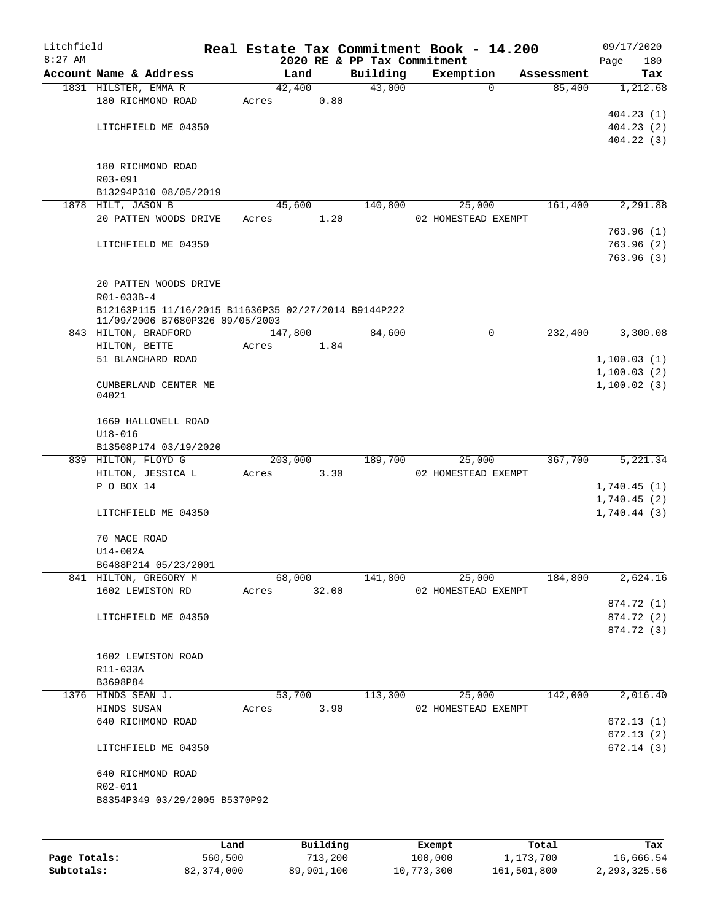# Real Estate Tax Commitment Book - 14.200

Litchfield
8:27 AM

2020 RE & PP Tax Commitment

09/17/2020

| Account Name & Address | Land | Building | Exemption | Assessment | Tax |
|---|---|---|---|---|---|
| 1831 HILSTER, EMMA R | 42,400 | 43,000 | 0 | 85,400 | 1,212.68 |
| 180 RICHMOND ROAD | Acres 0.80 | | | | |
| | | | | | 404.23 (1) |
| LITCHFIELD ME 04350 | | | | | 404.23 (2) |
| | | | | | 404.22 (3) |
| 180 RICHMOND ROAD | | | | | |
| R03-091 | | | | | |
| B13294P310 08/05/2019 | | | | | |
| 1878 HILT, JASON B | 45,600 | 140,800 | 25,000 | 161,400 | 2,291.88 |
| 20 PATTEN WOODS DRIVE | Acres 1.20 | | 02 HOMESTEAD EXEMPT | | |
| | | | | | 763.96 (1) |
| LITCHFIELD ME 04350 | | | | | 763.96 (2) |
| | | | | | 763.96 (3) |
| 20 PATTEN WOODS DRIVE | | | | | |
| R01-033B-4 | | | | | |
| B12163P115 11/16/2015 B11636P35 02/27/2014 B9144P222 11/09/2006 B7680P326 09/05/2003 | | | | | |
| 843 HILTON, BRADFORD | 147,800 | 84,600 | 0 | 232,400 | 3,300.08 |
| HILTON, BETTE | Acres 1.84 | | | | |
| 51 BLANCHARD ROAD | | | | | 1,100.03 (1) |
| | | | | | 1,100.03 (2) |
| CUMBERLAND CENTER ME 04021 | | | | | 1,100.02 (3) |
| 1669 HALLOWELL ROAD | | | | | |
| U18-016 | | | | | |
| B13508P174 03/19/2020 | | | | | |
| 839 HILTON, FLOYD G | 203,000 | 189,700 | 25,000 | 367,700 | 5,221.34 |
| HILTON, JESSICA L | Acres 3.30 | | 02 HOMESTEAD EXEMPT | | |
| P O BOX 14 | | | | | 1,740.45 (1) |
| | | | | | 1,740.45 (2) |
| LITCHFIELD ME 04350 | | | | | 1,740.44 (3) |
| 70 MACE ROAD | | | | | |
| U14-002A | | | | | |
| B6488P214 05/23/2001 | | | | | |
| 841 HILTON, GREGORY M | 68,000 | 141,800 | 25,000 | 184,800 | 2,624.16 |
| 1602 LEWISTON RD | Acres 32.00 | | 02 HOMESTEAD EXEMPT | | |
| | | | | | 874.72 (1) |
| LITCHFIELD ME 04350 | | | | | 874.72 (2) |
| | | | | | 874.72 (3) |
| 1602 LEWISTON ROAD | | | | | |
| R11-033A | | | | | |
| B3698P84 | | | | | |
| 1376 HINDS SEAN J. | 53,700 | 113,300 | 25,000 | 142,000 | 2,016.40 |
| HINDS SUSAN | Acres 3.90 | | 02 HOMESTEAD EXEMPT | | |
| 640 RICHMOND ROAD | | | | | 672.13 (1) |
| | | | | | 672.13 (2) |
| LITCHFIELD ME 04350 | | | | | 672.14 (3) |
| 640 RICHMOND ROAD | | | | | |
| R02-011 | | | | | |
| B8354P349 03/29/2005 B5370P92 | | | | | |

| | Land | Building | Exempt | Total | Tax |
|---|---|---|---|---|---|
| Page Totals: | 560,500 | 713,200 | 100,000 | 1,173,700 | 16,666.54 |
| Subtotals: | 82,374,000 | 89,901,100 | 10,773,300 | 161,501,800 | 2,293,325.56 |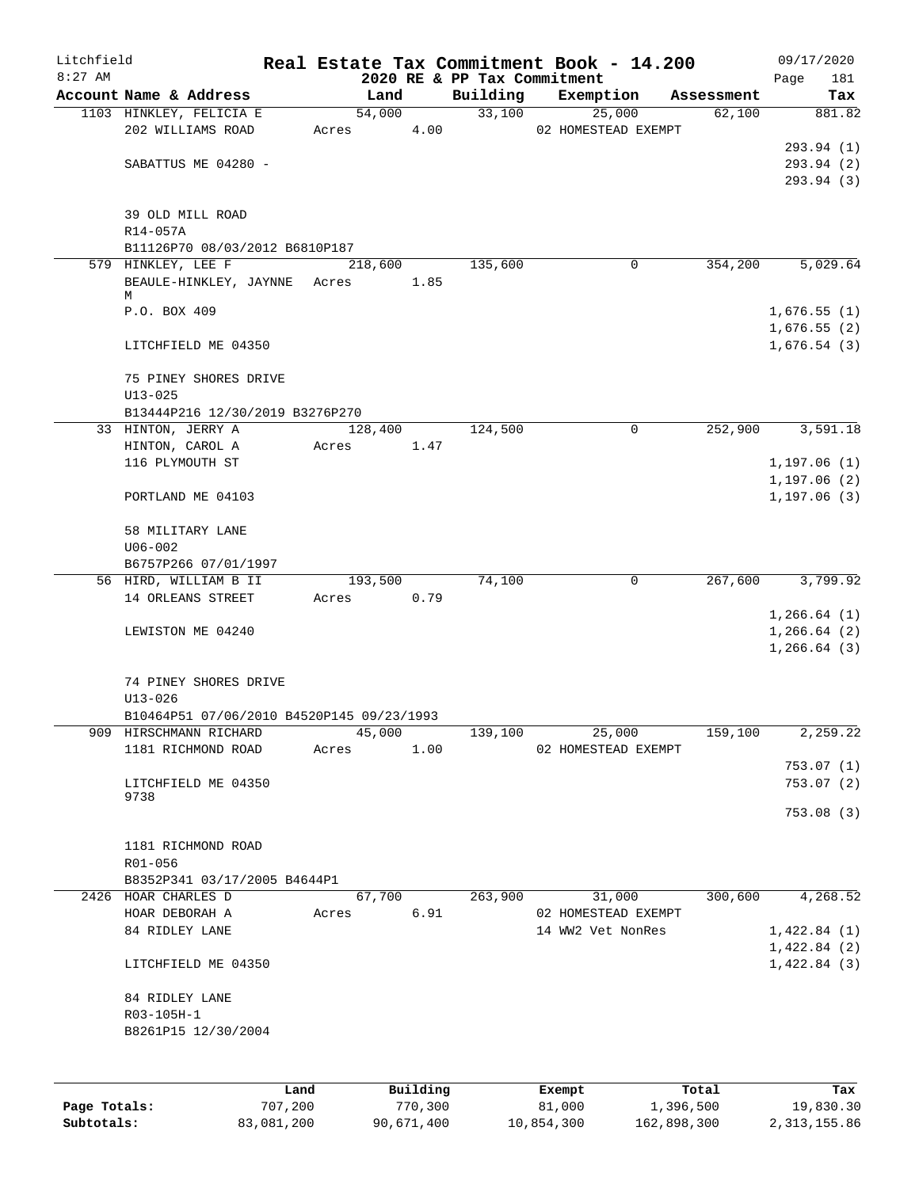# Real Estate Tax Commitment Book - 14.200

Litchfield
8:27 AM

2020 RE & PP Tax Commitment

09/17/2020

| Account Name & Address | Land | Building | Exemption | Assessment | Tax |
|---|---|---|---|---|---|
| 1103 HINKLEY, FELICIA E | 54,000 | 33,100 | 25,000 | 62,100 | 881.82 |
| 202 WILLIAMS ROAD | Acres 4.00 | | 02 HOMESTEAD EXEMPT | | |
| | | | | | 293.94 (1) |
| SABATTUS ME 04280 - | | | | | 293.94 (2) |
| | | | | | 293.94 (3) |
| 39 OLD MILL ROAD | | | | | |
| R14-057A | | | | | |
| B11126P70 08/03/2012 B6810P187 | | | | | |
| 579 HINKLEY, LEE F | 218,600 | 135,600 | 0 | 354,200 | 5,029.64 |
| BEAULE-HINKLEY, JAYNNE M | Acres 1.85 | | | | |
| P.O. BOX 409 | | | | | 1,676.55 (1) |
| | | | | | 1,676.55 (2) |
| LITCHFIELD ME 04350 | | | | | 1,676.54 (3) |
| 75 PINEY SHORES DRIVE | | | | | |
| U13-025 | | | | | |
| B13444P216 12/30/2019 B3276P270 | | | | | |
| 33 HINTON, JERRY A | 128,400 | 124,500 | 0 | 252,900 | 3,591.18 |
| HINTON, CAROL A | Acres 1.47 | | | | |
| 116 PLYMOUTH ST | | | | | 1,197.06 (1) |
| | | | | | 1,197.06 (2) |
| PORTLAND ME 04103 | | | | | 1,197.06 (3) |
| 58 MILITARY LANE | | | | | |
| U06-002 | | | | | |
| B6757P266 07/01/1997 | | | | | |
| 56 HIRD, WILLIAM B II | 193,500 | 74,100 | 0 | 267,600 | 3,799.92 |
| 14 ORLEANS STREET | Acres 0.79 | | | | |
| | | | | | 1,266.64 (1) |
| LEWISTON ME 04240 | | | | | 1,266.64 (2) |
| | | | | | 1,266.64 (3) |
| 74 PINEY SHORES DRIVE | | | | | |
| U13-026 | | | | | |
| B10464P51 07/06/2010 B4520P145 09/23/1993 | | | | | |
| 909 HIRSCHMANN RICHARD | 45,000 | 139,100 | 25,000 | 159,100 | 2,259.22 |
| 1181 RICHMOND ROAD | Acres 1.00 | | 02 HOMESTEAD EXEMPT | | |
| | | | | | 753.07 (1) |
| LITCHFIELD ME 04350 9738 | | | | | 753.07 (2) |
| | | | | | 753.08 (3) |
| 1181 RICHMOND ROAD | | | | | |
| R01-056 | | | | | |
| B8352P341 03/17/2005 B4644P1 | | | | | |
| 2426 HOAR CHARLES D | 67,700 | 263,900 | 31,000 | 300,600 | 4,268.52 |
| HOAR DEBORAH A | Acres 6.91 | | 02 HOMESTEAD EXEMPT | | |
| 84 RIDLEY LANE | | | 14 WW2 Vet NonRes | | 1,422.84 (1) |
| | | | | | 1,422.84 (2) |
| LITCHFIELD ME 04350 | | | | | 1,422.84 (3) |
| 84 RIDLEY LANE | | | | | |
| R03-105H-1 | | | | | |
| B8261P15 12/30/2004 | | | | | |

| | Land | Building | Exempt | Total | Tax |
|---|---|---|---|---|---|
| Page Totals: | 707,200 | 770,300 | 81,000 | 1,396,500 | 19,830.30 |
| Subtotals: | 83,081,200 | 90,671,400 | 10,854,300 | 162,898,300 | 2,313,155.86 |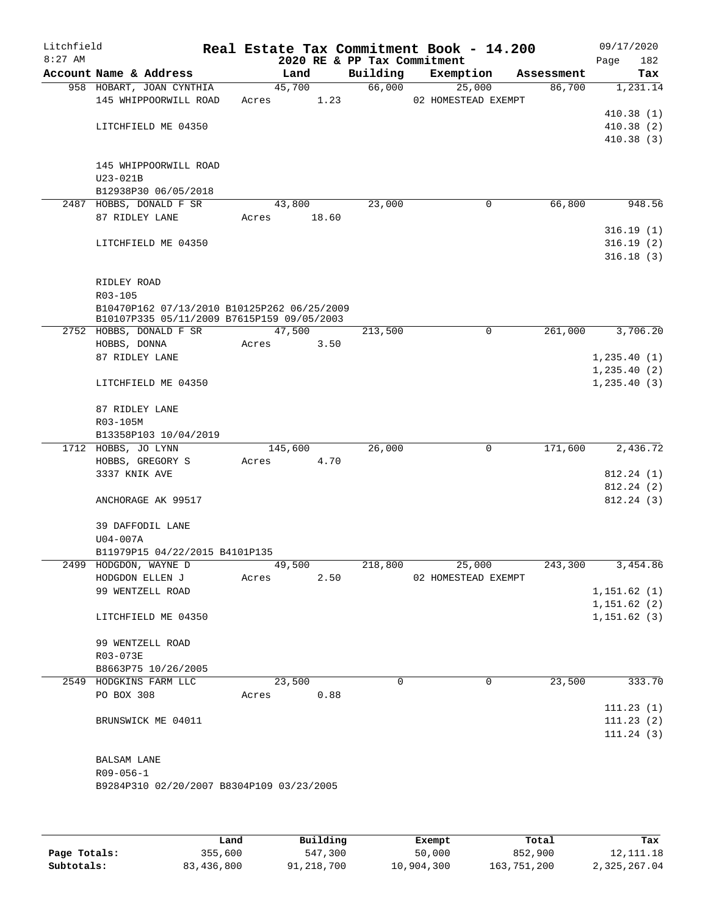Litchfield 8:27 AM

# Real Estate Tax Commitment Book - 14.200

## 2020 RE & PP Tax Commitment

09/17/2020 Page 182

| Account Name & Address | Land | Building | Exemption | Assessment | Tax |
|---|---|---|---|---|---|
| 958 HOBART, JOAN CYNTHIA | 45,700 | 66,000 | 25,000 | 86,700 | 1,231.14 |
| 145 WHIPPOORWILL ROAD | Acres 1.23 | | 02 HOMESTEAD EXEMPT | | |
| | | | | | 410.38 (1) |
| LITCHFIELD ME 04350 | | | | | 410.38 (2) |
| | | | | | 410.38 (3) |
| 145 WHIPPOORWILL ROAD | | | | | |
| U23-021B | | | | | |
| B12938P30 06/05/2018 | | | | | |
| 2487 HOBBS, DONALD F SR | 43,800 | 23,000 | 0 | 66,800 | 948.56 |
| 87 RIDLEY LANE | Acres 18.60 | | | | |
| | | | | | 316.19 (1) |
| LITCHFIELD ME 04350 | | | | | 316.19 (2) |
| | | | | | 316.18 (3) |
| RIDLEY ROAD | | | | | |
| R03-105 | | | | | |
| B10470P162 07/13/2010 B10125P262 06/25/2009 | | | | | |
| B10107P335 05/11/2009 B7615P159 09/05/2003 | | | | | |
| 2752 HOBBS, DONALD F SR | 47,500 | 213,500 | 0 | 261,000 | 3,706.20 |
| HOBBS, DONNA | Acres 3.50 | | | | |
| 87 RIDLEY LANE | | | | | 1,235.40 (1) |
| | | | | | 1,235.40 (2) |
| LITCHFIELD ME 04350 | | | | | 1,235.40 (3) |
| 87 RIDLEY LANE | | | | | |
| R03-105M | | | | | |
| B13358P103 10/04/2019 | | | | | |
| 1712 HOBBS, JO LYNN | 145,600 | 26,000 | 0 | 171,600 | 2,436.72 |
| HOBBS, GREGORY S | Acres 4.70 | | | | |
| 3337 KNIK AVE | | | | | 812.24 (1) |
| | | | | | 812.24 (2) |
| ANCHORAGE AK 99517 | | | | | 812.24 (3) |
| 39 DAFFODIL LANE | | | | | |
| U04-007A | | | | | |
| B11979P15 04/22/2015 B4101P135 | | | | | |
| 2499 HODGDON, WAYNE D | 49,500 | 218,800 | 25,000 | 243,300 | 3,454.86 |
| HODGDON ELLEN J | Acres 2.50 | | 02 HOMESTEAD EXEMPT | | |
| 99 WENTZELL ROAD | | | | | 1,151.62 (1) |
| | | | | | 1,151.62 (2) |
| LITCHFIELD ME 04350 | | | | | 1,151.62 (3) |
| 99 WENTZELL ROAD | | | | | |
| R03-073E | | | | | |
| B8663P75 10/26/2005 | | | | | |
| 2549 HODGKINS FARM LLC | 23,500 | 0 | 0 | 23,500 | 333.70 |
| PO BOX 308 | Acres 0.88 | | | | |
| | | | | | 111.23 (1) |
| BRUNSWICK ME 04011 | | | | | 111.23 (2) |
| | | | | | 111.24 (3) |
| BALSAM LANE | | | | | |
| R09-056-1 | | | | | |
| B9284P310 02/20/2007 B8304P109 03/23/2005 | | | | | |

| | Land | Building | Exempt | Total | Tax |
|---|---|---|---|---|---|
| Page Totals: | 355,600 | 547,300 | 50,000 | 852,900 | 12,111.18 |
| Subtotals: | 83,436,800 | 91,218,700 | 10,904,300 | 163,751,200 | 2,325,267.04 |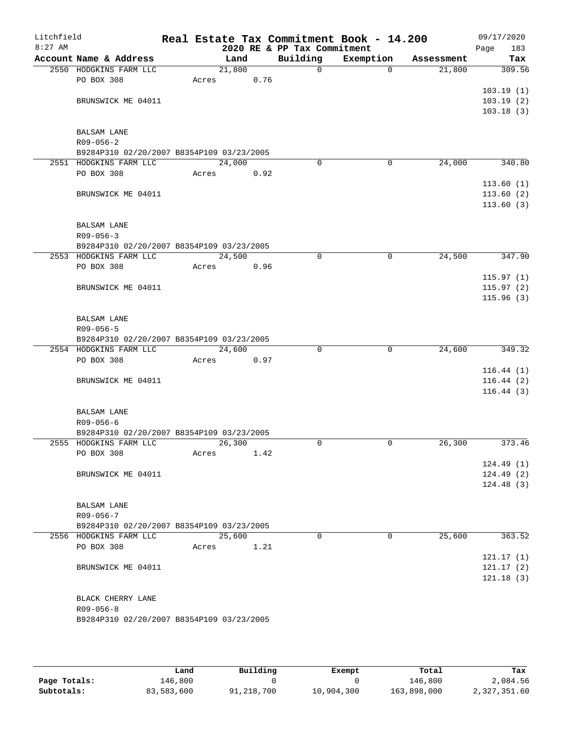# Real Estate Tax Commitment Book - 14.200

Litchfield
8:27 AM

2020 RE & PP Tax Commitment

09/17/2020
Page 183

| Account Name & Address | Land | Building | Exemption | Assessment | Tax |
|---|---|---|---|---|---|
| 2550 HODGKINS FARM LLC | 21,800 | 0 | 0 | 21,800 | 309.56 |
| PO BOX 308 | Acres 0.76 | | | | |
| | | | | | 103.19 (1) |
| BRUNSWICK ME 04011 | | | | | 103.19 (2) |
| | | | | | 103.18 (3) |
| BALSAM LANE | | | | | |
| R09-056-2 | | | | | |
| B9284P310 02/20/2007 B8354P109 03/23/2005 | | | | | |
| 2551 HODGKINS FARM LLC | 24,000 | 0 | 0 | 24,000 | 340.80 |
| PO BOX 308 | Acres 0.92 | | | | |
| | | | | | 113.60 (1) |
| BRUNSWICK ME 04011 | | | | | 113.60 (2) |
| | | | | | 113.60 (3) |
| BALSAM LANE | | | | | |
| R09-056-3 | | | | | |
| B9284P310 02/20/2007 B8354P109 03/23/2005 | | | | | |
| 2553 HODGKINS FARM LLC | 24,500 | 0 | 0 | 24,500 | 347.90 |
| PO BOX 308 | Acres 0.96 | | | | |
| | | | | | 115.97 (1) |
| BRUNSWICK ME 04011 | | | | | 115.97 (2) |
| | | | | | 115.96 (3) |
| BALSAM LANE | | | | | |
| R09-056-5 | | | | | |
| B9284P310 02/20/2007 B8354P109 03/23/2005 | | | | | |
| 2554 HODGKINS FARM LLC | 24,600 | 0 | 0 | 24,600 | 349.32 |
| PO BOX 308 | Acres 0.97 | | | | |
| | | | | | 116.44 (1) |
| BRUNSWICK ME 04011 | | | | | 116.44 (2) |
| | | | | | 116.44 (3) |
| BALSAM LANE | | | | | |
| R09-056-6 | | | | | |
| B9284P310 02/20/2007 B8354P109 03/23/2005 | | | | | |
| 2555 HODGKINS FARM LLC | 26,300 | 0 | 0 | 26,300 | 373.46 |
| PO BOX 308 | Acres 1.42 | | | | |
| | | | | | 124.49 (1) |
| BRUNSWICK ME 04011 | | | | | 124.49 (2) |
| | | | | | 124.48 (3) |
| BALSAM LANE | | | | | |
| R09-056-7 | | | | | |
| B9284P310 02/20/2007 B8354P109 03/23/2005 | | | | | |
| 2556 HODGKINS FARM LLC | 25,600 | 0 | 0 | 25,600 | 363.52 |
| PO BOX 308 | Acres 1.21 | | | | |
| | | | | | 121.17 (1) |
| BRUNSWICK ME 04011 | | | | | 121.17 (2) |
| | | | | | 121.18 (3) |
| BLACK CHERRY LANE | | | | | |
| R09-056-8 | | | | | |
| B9284P310 02/20/2007 B8354P109 03/23/2005 | | | | | |

| | Land | Building | Exempt | Total | Tax |
|---|---|---|---|---|---|
| Page Totals: | 146,800 | 0 | 0 | 146,800 | 2,084.56 |
| Subtotals: | 83,583,600 | 91,218,700 | 10,904,300 | 163,898,000 | 2,327,351.60 |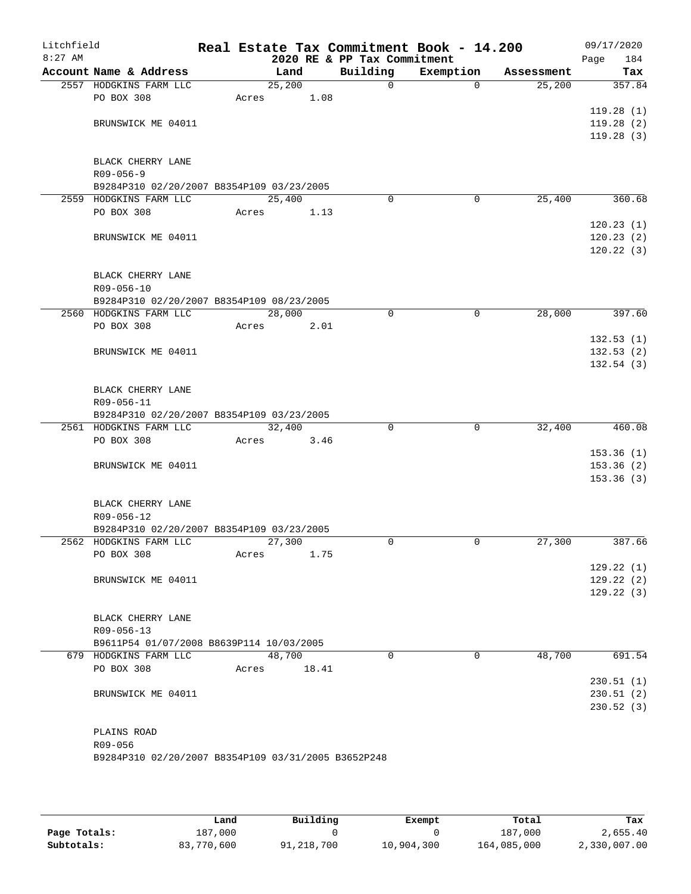# Litchfield Real Estate Tax Commitment Book - 14.200

8:27 AM — 2020 RE & PP Tax Commitment — 09/17/2020

| Account Name & Address | Land | Building | Exemption | Assessment | Tax |
|---|---|---|---|---|---|
| 2557 HODGKINS FARM LLC | 25,200 | 0 | 0 | 25,200 | 357.84 |
| PO BOX 308 | Acres 1.08 | | | | |
| | | | | | 119.28 (1) |
| BRUNSWICK ME 04011 | | | | | 119.28 (2) |
| | | | | | 119.28 (3) |
| BLACK CHERRY LANE | | | | | |
| R09-056-9 | | | | | |
| B9284P310 02/20/2007 B8354P109 03/23/2005 | | | | | |
| 2559 HODGKINS FARM LLC | 25,400 | 0 | 0 | 25,400 | 360.68 |
| PO BOX 308 | Acres 1.13 | | | | |
| | | | | | 120.23 (1) |
| BRUNSWICK ME 04011 | | | | | 120.23 (2) |
| | | | | | 120.22 (3) |
| BLACK CHERRY LANE | | | | | |
| R09-056-10 | | | | | |
| B9284P310 02/20/2007 B8354P109 08/23/2005 | | | | | |
| 2560 HODGKINS FARM LLC | 28,000 | 0 | 0 | 28,000 | 397.60 |
| PO BOX 308 | Acres 2.01 | | | | |
| | | | | | 132.53 (1) |
| BRUNSWICK ME 04011 | | | | | 132.53 (2) |
| | | | | | 132.54 (3) |
| BLACK CHERRY LANE | | | | | |
| R09-056-11 | | | | | |
| B9284P310 02/20/2007 B8354P109 03/23/2005 | | | | | |
| 2561 HODGKINS FARM LLC | 32,400 | 0 | 0 | 32,400 | 460.08 |
| PO BOX 308 | Acres 3.46 | | | | |
| | | | | | 153.36 (1) |
| BRUNSWICK ME 04011 | | | | | 153.36 (2) |
| | | | | | 153.36 (3) |
| BLACK CHERRY LANE | | | | | |
| R09-056-12 | | | | | |
| B9284P310 02/20/2007 B8354P109 03/23/2005 | | | | | |
| 2562 HODGKINS FARM LLC | 27,300 | 0 | 0 | 27,300 | 387.66 |
| PO BOX 308 | Acres 1.75 | | | | |
| | | | | | 129.22 (1) |
| BRUNSWICK ME 04011 | | | | | 129.22 (2) |
| | | | | | 129.22 (3) |
| BLACK CHERRY LANE | | | | | |
| R09-056-13 | | | | | |
| B9611P54 01/07/2008 B8639P114 10/03/2005 | | | | | |
| 679 HODGKINS FARM LLC | 48,700 | 0 | 0 | 48,700 | 691.54 |
| PO BOX 308 | Acres 18.41 | | | | |
| | | | | | 230.51 (1) |
| BRUNSWICK ME 04011 | | | | | 230.51 (2) |
| | | | | | 230.52 (3) |
| PLAINS ROAD | | | | | |
| R09-056 | | | | | |
| B9284P310 02/20/2007 B8354P109 03/31/2005 B3652P248 | | | | | |

| | Land | Building | Exempt | Total | Tax |
|---|---|---|---|---|---|
| Page Totals: | 187,000 | 0 | 0 | 187,000 | 2,655.40 |
| Subtotals: | 83,770,600 | 91,218,700 | 10,904,300 | 164,085,000 | 2,330,007.00 |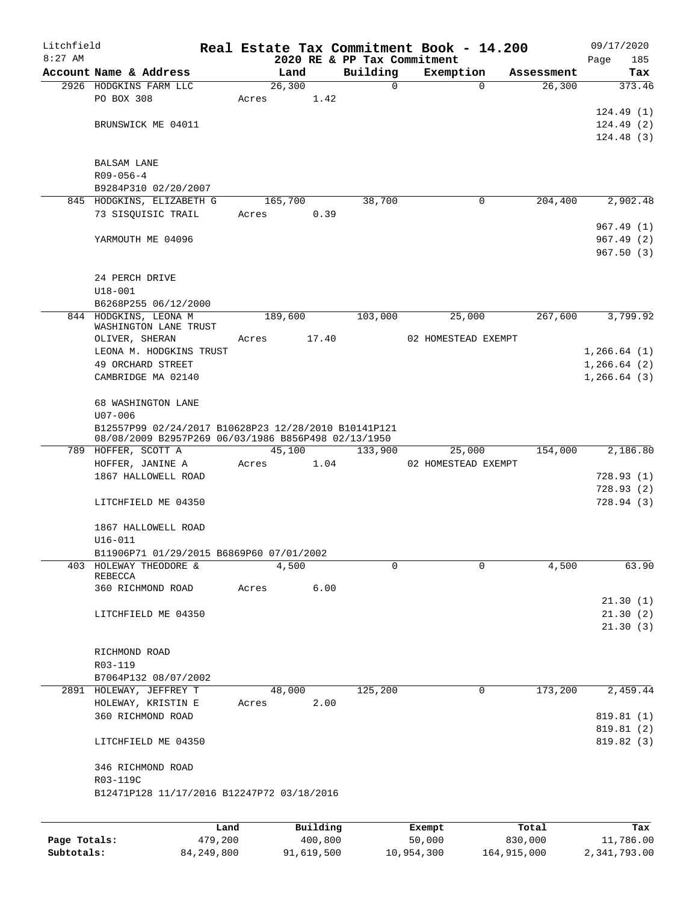# Real Estate Tax Commitment Book - 14.200

Litchfield
8:27 AM

2020 RE & PP Tax Commitment

09/17/2020

| Account Name & Address | Land | Building | Exemption | Assessment | Tax |
|---|---|---|---|---|---|
| 2926 HODGKINS FARM LLC | 26,300 | 0 | 0 | 26,300 | 373.46 |
| PO BOX 308 | Acres 1.42 | | | | |
| | | | | | 124.49 (1) |
| BRUNSWICK ME 04011 | | | | | 124.49 (2) |
| | | | | | 124.48 (3) |
| BALSAM LANE | | | | | |
| R09-056-4 | | | | | |
| B9284P310 02/20/2007 | | | | | |
| 845 HODGKINS, ELIZABETH G | 165,700 | 38,700 | 0 | 204,400 | 2,902.48 |
| 73 SISQUISIC TRAIL | Acres 0.39 | | | | |
| | | | | | 967.49 (1) |
| YARMOUTH ME 04096 | | | | | 967.49 (2) |
| | | | | | 967.50 (3) |
| 24 PERCH DRIVE | | | | | |
| U18-001 | | | | | |
| B6268P255 06/12/2000 | | | | | |
| 844 HODGKINS, LEONA M WASHINGTON LANE TRUST | 189,600 | 103,000 | 25,000 | 267,600 | 3,799.92 |
| OLIVER, SHERAN | Acres 17.40 | | 02 HOMESTEAD EXEMPT | | |
| LEONA M. HODGKINS TRUST | | | | | 1,266.64 (1) |
| 49 ORCHARD STREET | | | | | 1,266.64 (2) |
| CAMBRIDGE MA 02140 | | | | | 1,266.64 (3) |
| 68 WASHINGTON LANE | | | | | |
| U07-006 | | | | | |
| B12557P99 02/24/2017 B10628P23 12/28/2010 B10141P121 08/08/2009 B2957P269 06/03/1986 B856P498 02/13/1950 | | | | | |
| 789 HOFFER, SCOTT A | 45,100 | 133,900 | 25,000 | 154,000 | 2,186.80 |
| HOFFER, JANINE A | Acres 1.04 | | 02 HOMESTEAD EXEMPT | | |
| 1867 HALLOWELL ROAD | | | | | 728.93 (1) |
| | | | | | 728.93 (2) |
| LITCHFIELD ME 04350 | | | | | 728.94 (3) |
| 1867 HALLOWELL ROAD | | | | | |
| U16-011 | | | | | |
| B11906P71 01/29/2015 B6869P60 07/01/2002 | | | | | |
| 403 HOLEWAY THEODORE & REBECCA | 4,500 | 0 | 0 | 4,500 | 63.90 |
| 360 RICHMOND ROAD | Acres 6.00 | | | | |
| | | | | | 21.30 (1) |
| LITCHFIELD ME 04350 | | | | | 21.30 (2) |
| | | | | | 21.30 (3) |
| RICHMOND ROAD | | | | | |
| R03-119 | | | | | |
| B7064P132 08/07/2002 | | | | | |
| 2891 HOLEWAY, JEFFREY T | 48,000 | 125,200 | 0 | 173,200 | 2,459.44 |
| HOLEWAY, KRISTIN E | Acres 2.00 | | | | |
| 360 RICHMOND ROAD | | | | | 819.81 (1) |
| | | | | | 819.81 (2) |
| LITCHFIELD ME 04350 | | | | | 819.82 (3) |
| 346 RICHMOND ROAD | | | | | |
| R03-119C | | | | | |
| B12471P128 11/17/2016 B12247P72 03/18/2016 | | | | | |

| | Land | Building | Exempt | Total | Tax |
|---|---|---|---|---|---|
| Page Totals: | 479,200 | 400,800 | 50,000 | 830,000 | 11,786.00 |
| Subtotals: | 84,249,800 | 91,619,500 | 10,954,300 | 164,915,000 | 2,341,793.00 |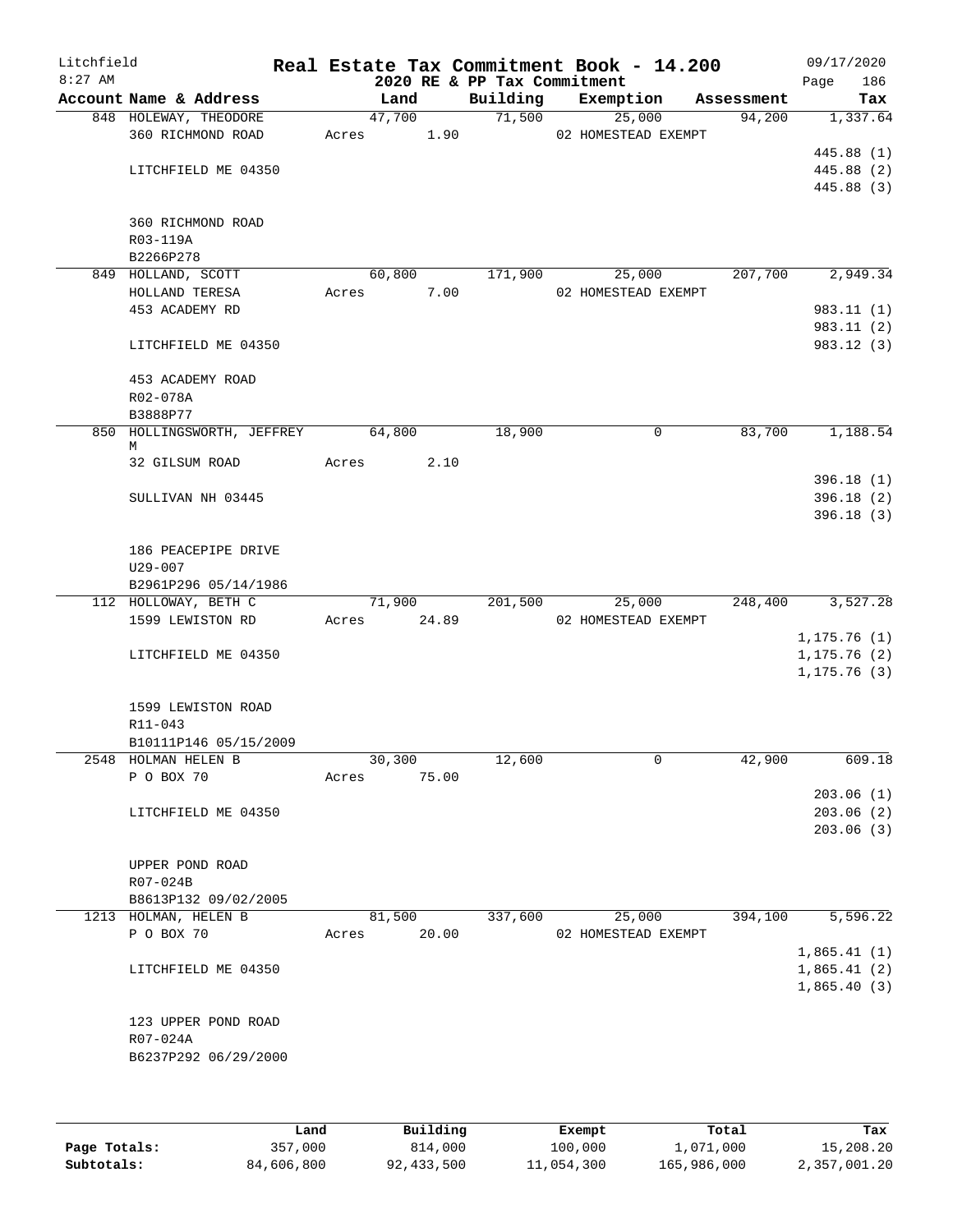Litchfield
8:27 AM

# Real Estate Tax Commitment Book - 14.200

2020 RE & PP Tax Commitment

09/17/2020

| Account | Name & Address | Land | Building | Exemption | Assessment | Tax |
|---|---|---|---|---|---|---|
| 848 | HOLEWAY, THEODORE<br>360 RICHMOND ROAD<br><br>LITCHFIELD ME 04350<br><br>360 RICHMOND ROAD<br>R03-119A<br>B2266P278 | 47,700<br>Acres 1.90 | 71,500 | 25,000<br>02 HOMESTEAD EXEMPT | 94,200 | 1,337.64<br>445.88 (1)<br>445.88 (2)<br>445.88 (3) |
| 849 | HOLLAND, SCOTT<br>HOLLAND TERESA<br>453 ACADEMY RD<br><br>LITCHFIELD ME 04350<br><br>453 ACADEMY ROAD<br>R02-078A<br>B3888P77 | 60,800<br>Acres 7.00 | 171,900 | 25,000<br>02 HOMESTEAD EXEMPT | 207,700 | 2,949.34<br>983.11 (1)<br>983.11 (2)<br>983.12 (3) |
| 850 | HOLLINGSWORTH, JEFFREY M<br>32 GILSUM ROAD<br><br>SULLIVAN NH 03445<br><br>186 PEACEPIPE DRIVE<br>U29-007<br>B2961P296 05/14/1986 | 64,800<br>Acres 2.10 | 18,900 | 0 | 83,700 | 1,188.54<br>396.18 (1)<br>396.18 (2)<br>396.18 (3) |
| 112 | HOLLOWAY, BETH C<br>1599 LEWISTON RD<br><br>LITCHFIELD ME 04350<br><br>1599 LEWISTON ROAD<br>R11-043<br>B10111P146 05/15/2009 | 71,900<br>Acres 24.89 | 201,500 | 25,000<br>02 HOMESTEAD EXEMPT | 248,400 | 3,527.28<br>1,175.76 (1)<br>1,175.76 (2)<br>1,175.76 (3) |
| 2548 | HOLMAN HELEN B<br>P O BOX 70<br><br>LITCHFIELD ME 04350<br><br>UPPER POND ROAD<br>R07-024B<br>B8613P132 09/02/2005 | 30,300<br>Acres 75.00 | 12,600 | 0 | 42,900 | 609.18<br>203.06 (1)<br>203.06 (2)<br>203.06 (3) |
| 1213 | HOLMAN, HELEN B<br>P O BOX 70<br><br>LITCHFIELD ME 04350<br><br>123 UPPER POND ROAD<br>R07-024A<br>B6237P292 06/29/2000 | 81,500<br>Acres 20.00 | 337,600 | 25,000<br>02 HOMESTEAD EXEMPT | 394,100 | 5,596.22<br>1,865.41 (1)<br>1,865.41 (2)<br>1,865.40 (3) |

| | Land | Building | Exempt | Total | Tax |
|---|---|---|---|---|---|
| Page Totals: | 357,000 | 814,000 | 100,000 | 1,071,000 | 15,208.20 |
| Subtotals: | 84,606,800 | 92,433,500 | 11,054,300 | 165,986,000 | 2,357,001.20 |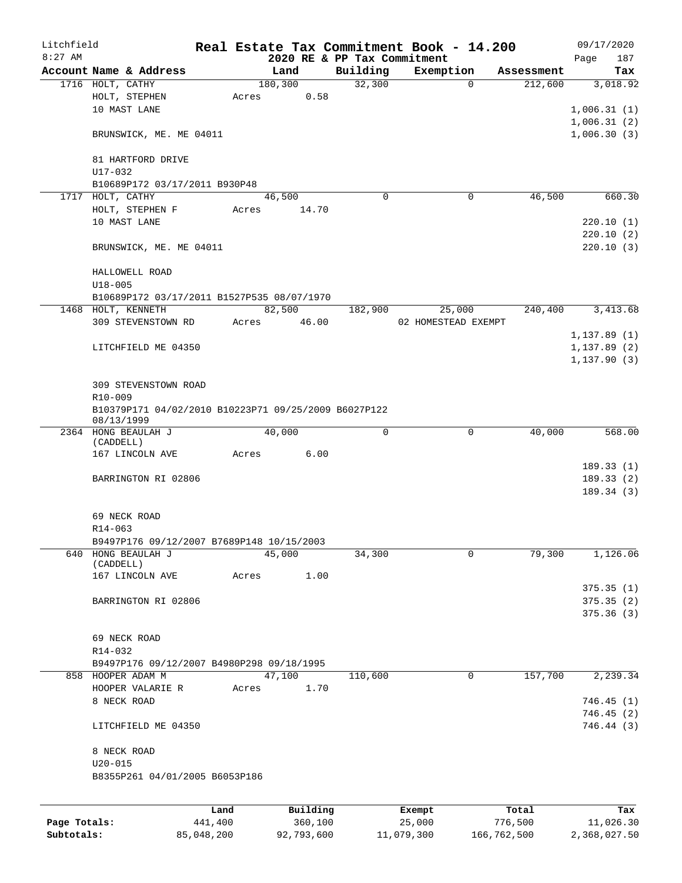# Real Estate Tax Commitment Book - 14.200

Litchfield
8:27 AM

2020 RE & PP Tax Commitment

09/17/2020

| Account Name & Address | Land | Building | Exemption | Assessment | Tax |
|---|---|---|---|---|---|
| 1716 HOLT, CATHY | 180,300 | 32,300 | 0 | 212,600 | 3,018.92 |
| HOLT, STEPHEN | Acres 0.58 | | | | |
| 10 MAST LANE | | | | | 1,006.31 (1) |
| | | | | | 1,006.31 (2) |
| BRUNSWICK, ME. ME 04011 | | | | | 1,006.30 (3) |
| 81 HARTFORD DRIVE | | | | | |
| U17-032 | | | | | |
| B10689P172 03/17/2011 B930P48 | | | | | |
| 1717 HOLT, CATHY | 46,500 | 0 | 0 | 46,500 | 660.30 |
| HOLT, STEPHEN F | Acres 14.70 | | | | |
| 10 MAST LANE | | | | | 220.10 (1) |
| | | | | | 220.10 (2) |
| BRUNSWICK, ME. ME 04011 | | | | | 220.10 (3) |
| HALLOWELL ROAD | | | | | |
| U18-005 | | | | | |
| B10689P172 03/17/2011 B1527P535 08/07/1970 | | | | | |
| 1468 HOLT, KENNETH | 82,500 | 182,900 | 25,000 | 240,400 | 3,413.68 |
| 309 STEVENSTOWN RD | Acres 46.00 | | 02 HOMESTEAD EXEMPT | | |
| | | | | | 1,137.89 (1) |
| LITCHFIELD ME 04350 | | | | | 1,137.89 (2) |
| | | | | | 1,137.90 (3) |
| 309 STEVENSTOWN ROAD | | | | | |
| R10-009 | | | | | |
| B10379P171 04/02/2010 B10223P71 09/25/2009 B6027P122 08/13/1999 | | | | | |
| 2364 HONG BEAULAH J (CADDELL) | 40,000 | 0 | 0 | 40,000 | 568.00 |
| 167 LINCOLN AVE | Acres 6.00 | | | | |
| | | | | | 189.33 (1) |
| BARRINGTON RI 02806 | | | | | 189.33 (2) |
| | | | | | 189.34 (3) |
| 69 NECK ROAD | | | | | |
| R14-063 | | | | | |
| B9497P176 09/12/2007 B7689P148 10/15/2003 | | | | | |
| 640 HONG BEAULAH J (CADDELL) | 45,000 | 34,300 | 0 | 79,300 | 1,126.06 |
| 167 LINCOLN AVE | Acres 1.00 | | | | |
| | | | | | 375.35 (1) |
| BARRINGTON RI 02806 | | | | | 375.35 (2) |
| | | | | | 375.36 (3) |
| 69 NECK ROAD | | | | | |
| R14-032 | | | | | |
| B9497P176 09/12/2007 B4980P298 09/18/1995 | | | | | |
| 858 HOOPER ADAM M | 47,100 | 110,600 | 0 | 157,700 | 2,239.34 |
| HOOPER VALARIE R | Acres 1.70 | | | | |
| 8 NECK ROAD | | | | | 746.45 (1) |
| | | | | | 746.45 (2) |
| LITCHFIELD ME 04350 | | | | | 746.44 (3) |
| 8 NECK ROAD | | | | | |
| U20-015 | | | | | |
| B8355P261 04/01/2005 B6053P186 | | | | | |

| | Land | Building | Exempt | Total | Tax |
|---|---|---|---|---|---|
| Page Totals: | 441,400 | 360,100 | 25,000 | 776,500 | 11,026.30 |
| Subtotals: | 85,048,200 | 92,793,600 | 11,079,300 | 166,762,500 | 2,368,027.50 |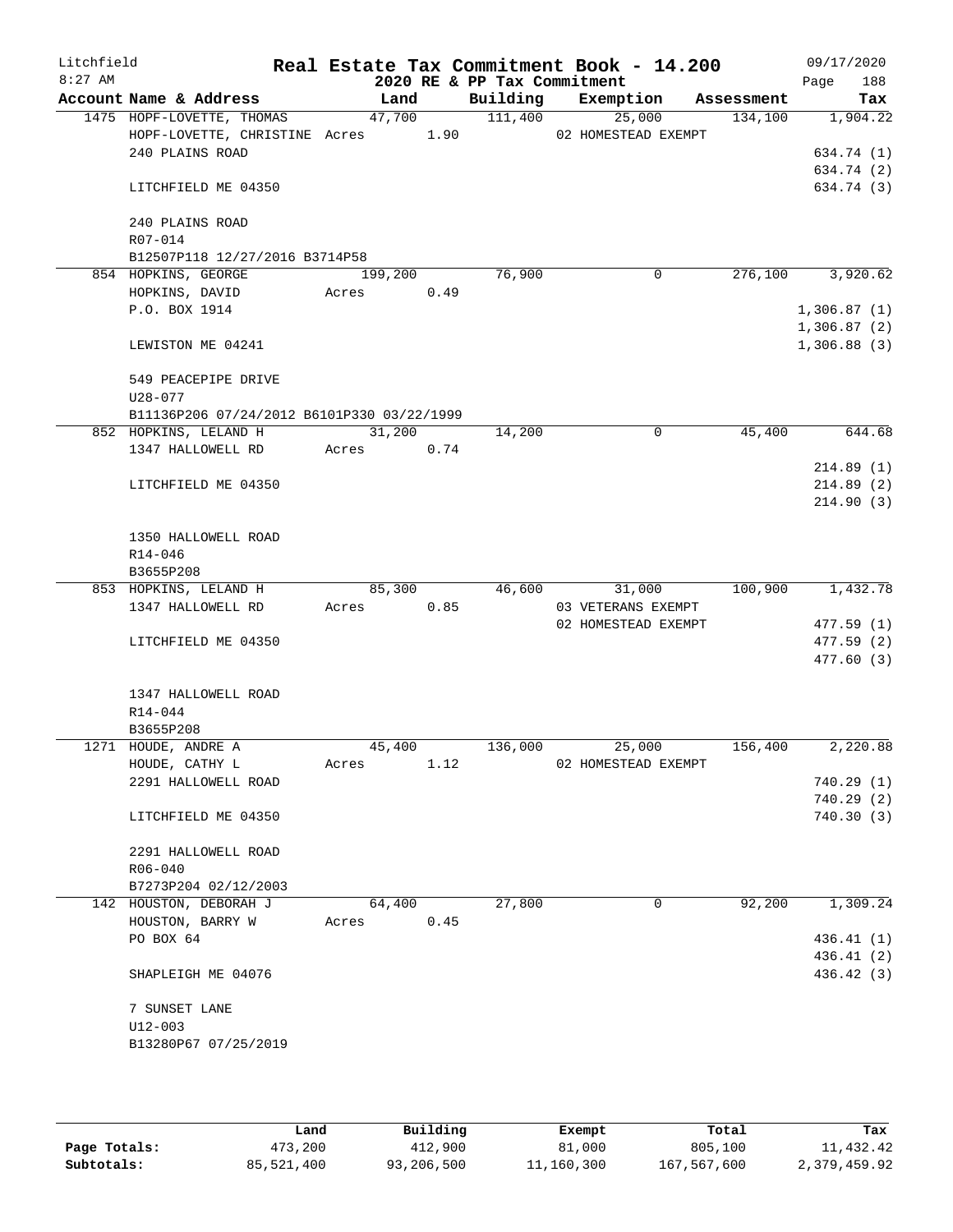Litchfield 8:27 AM

# Real Estate Tax Commitment Book - 14.200

2020 RE & PP Tax Commitment

09/17/2020

| Account Name & Address | Land | Building | Exemption | Assessment | Tax |
|---|---|---|---|---|---|
| 1475 HOPF-LOVETTE, THOMAS | 47,700 | 111,400 | 25,000 | 134,100 | 1,904.22 |
| HOPF-LOVETTE, CHRISTINE | Acres 1.90 | | 02 HOMESTEAD EXEMPT | | |
| 240 PLAINS ROAD | | | | | 634.74 (1) |
| | | | | | 634.74 (2) |
| LITCHFIELD ME 04350 | | | | | 634.74 (3) |
| 240 PLAINS ROAD | | | | | |
| R07-014 | | | | | |
| B12507P118 12/27/2016 B3714P58 | | | | | |
| 854 HOPKINS, GEORGE | 199,200 | 76,900 | 0 | 276,100 | 3,920.62 |
| HOPKINS, DAVID | Acres 0.49 | | | | |
| P.O. BOX 1914 | | | | | 1,306.87 (1) |
| | | | | | 1,306.87 (2) |
| LEWISTON ME 04241 | | | | | 1,306.88 (3) |
| 549 PEACEPIPE DRIVE | | | | | |
| U28-077 | | | | | |
| B11136P206 07/24/2012 B6101P330 03/22/1999 | | | | | |
| 852 HOPKINS, LELAND H | 31,200 | 14,200 | 0 | 45,400 | 644.68 |
| 1347 HALLOWELL RD | Acres 0.74 | | | | |
| | | | | | 214.89 (1) |
| LITCHFIELD ME 04350 | | | | | 214.89 (2) |
| | | | | | 214.90 (3) |
| 1350 HALLOWELL ROAD | | | | | |
| R14-046 | | | | | |
| B3655P208 | | | | | |
| 853 HOPKINS, LELAND H | 85,300 | 46,600 | 31,000 | 100,900 | 1,432.78 |
| 1347 HALLOWELL RD | Acres 0.85 | | 03 VETERANS EXEMPT | | |
| | | | 02 HOMESTEAD EXEMPT | | 477.59 (1) |
| LITCHFIELD ME 04350 | | | | | 477.59 (2) |
| | | | | | 477.60 (3) |
| 1347 HALLOWELL ROAD | | | | | |
| R14-044 | | | | | |
| B3655P208 | | | | | |
| 1271 HOUDE, ANDRE A | 45,400 | 136,000 | 25,000 | 156,400 | 2,220.88 |
| HOUDE, CATHY L | Acres 1.12 | | 02 HOMESTEAD EXEMPT | | |
| 2291 HALLOWELL ROAD | | | | | 740.29 (1) |
| | | | | | 740.29 (2) |
| LITCHFIELD ME 04350 | | | | | 740.30 (3) |
| 2291 HALLOWELL ROAD | | | | | |
| R06-040 | | | | | |
| B7273P204 02/12/2003 | | | | | |
| 142 HOUSTON, DEBORAH J | 64,400 | 27,800 | 0 | 92,200 | 1,309.24 |
| HOUSTON, BARRY W | Acres 0.45 | | | | |
| PO BOX 64 | | | | | 436.41 (1) |
| | | | | | 436.41 (2) |
| SHAPLEIGH ME 04076 | | | | | 436.42 (3) |
| 7 SUNSET LANE | | | | | |
| U12-003 | | | | | |
| B13280P67 07/25/2019 | | | | | |

| | Land | Building | Exempt | Total | Tax |
|---|---|---|---|---|---|
| Page Totals: | 473,200 | 412,900 | 81,000 | 805,100 | 11,432.42 |
| Subtotals: | 85,521,400 | 93,206,500 | 11,160,300 | 167,567,600 | 2,379,459.92 |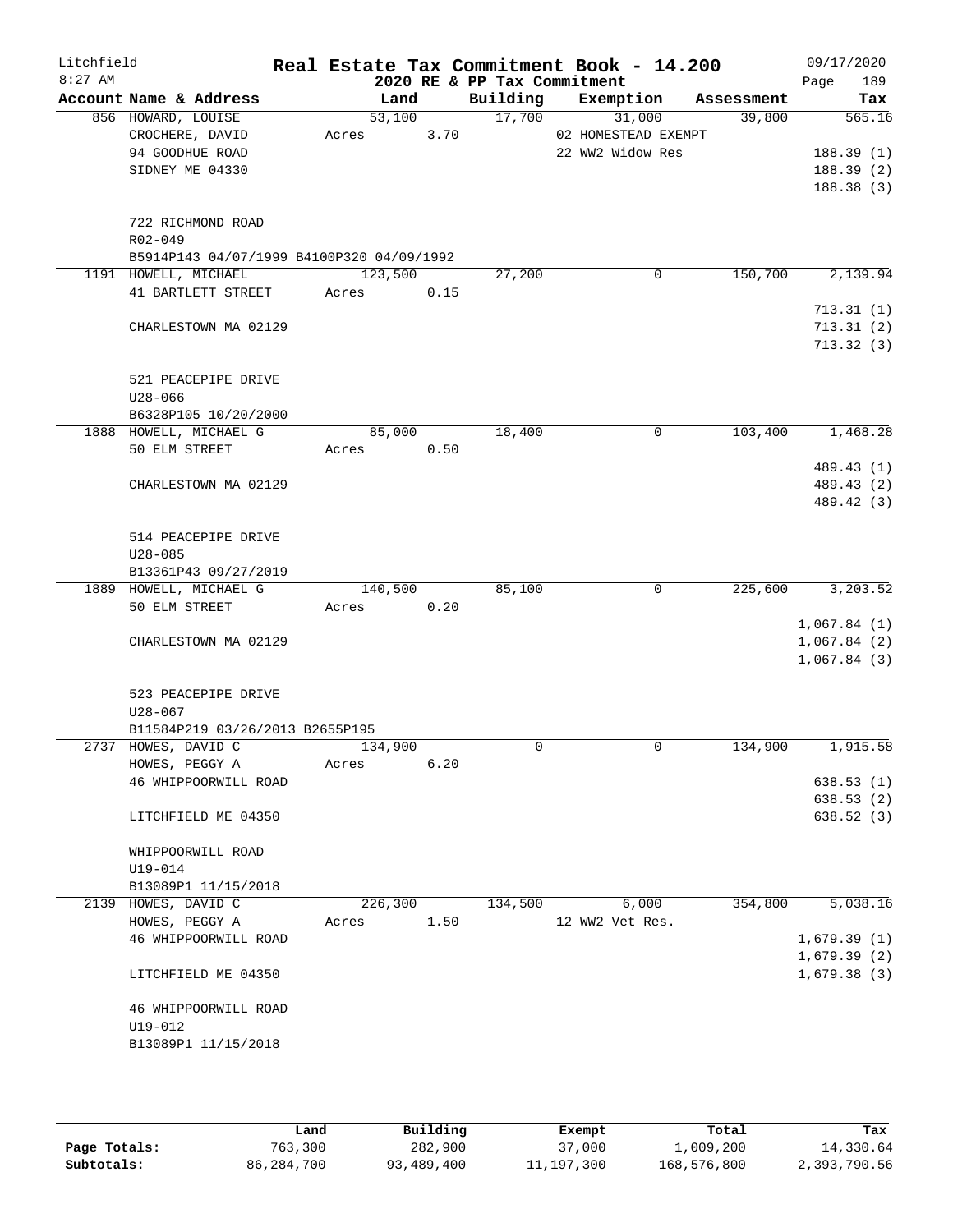Litchfield
8:27 AM

# Real Estate Tax Commitment Book - 14.200

## 2020 RE & PP Tax Commitment

09/17/2020
Page 189

| Account Name & Address | Land | Building | Exemption | Assessment | Tax |
|---|---|---|---|---|---|
| 856 HOWARD, LOUISE | 53,100 | 17,700 | 31,000 | 39,800 | 565.16 |
| CROCHERE, DAVID | Acres 3.70 | | 02 HOMESTEAD EXEMPT | | |
| 94 GOODHUE ROAD | | | 22 WW2 Widow Res | | 188.39 (1) |
| SIDNEY ME 04330 | | | | | 188.39 (2) |
| | | | | | 188.38 (3) |
| 722 RICHMOND ROAD | | | | | |
| R02-049 | | | | | |
| B5914P143 04/07/1999 B4100P320 04/09/1992 | | | | | |
| 1191 HOWELL, MICHAEL | 123,500 | 27,200 | 0 | 150,700 | 2,139.94 |
| 41 BARTLETT STREET | Acres 0.15 | | | | |
| | | | | | 713.31 (1) |
| CHARLESTOWN MA 02129 | | | | | 713.31 (2) |
| | | | | | 713.32 (3) |
| 521 PEACEPIPE DRIVE | | | | | |
| U28-066 | | | | | |
| B6328P105 10/20/2000 | | | | | |
| 1888 HOWELL, MICHAEL G | 85,000 | 18,400 | 0 | 103,400 | 1,468.28 |
| 50 ELM STREET | Acres 0.50 | | | | |
| | | | | | 489.43 (1) |
| CHARLESTOWN MA 02129 | | | | | 489.43 (2) |
| | | | | | 489.42 (3) |
| 514 PEACEPIPE DRIVE | | | | | |
| U28-085 | | | | | |
| B13361P43 09/27/2019 | | | | | |
| 1889 HOWELL, MICHAEL G | 140,500 | 85,100 | 0 | 225,600 | 3,203.52 |
| 50 ELM STREET | Acres 0.20 | | | | |
| | | | | | 1,067.84 (1) |
| CHARLESTOWN MA 02129 | | | | | 1,067.84 (2) |
| | | | | | 1,067.84 (3) |
| 523 PEACEPIPE DRIVE | | | | | |
| U28-067 | | | | | |
| B11584P219 03/26/2013 B2655P195 | | | | | |
| 2737 HOWES, DAVID C | 134,900 | 0 | 0 | 134,900 | 1,915.58 |
| HOWES, PEGGY A | Acres 6.20 | | | | |
| 46 WHIPPOORWILL ROAD | | | | | 638.53 (1) |
| | | | | | 638.53 (2) |
| LITCHFIELD ME 04350 | | | | | 638.52 (3) |
| WHIPPOORWILL ROAD | | | | | |
| U19-014 | | | | | |
| B13089P1 11/15/2018 | | | | | |
| 2139 HOWES, DAVID C | 226,300 | 134,500 | 6,000 | 354,800 | 5,038.16 |
| HOWES, PEGGY A | Acres 1.50 | | 12 WW2 Vet Res. | | |
| 46 WHIPPOORWILL ROAD | | | | | 1,679.39 (1) |
| | | | | | 1,679.39 (2) |
| LITCHFIELD ME 04350 | | | | | 1,679.38 (3) |
| 46 WHIPPOORWILL ROAD | | | | | |
| U19-012 | | | | | |
| B13089P1 11/15/2018 | | | | | |

| | Land | Building | Exempt | Total | Tax |
|---|---|---|---|---|---|
| Page Totals: | 763,300 | 282,900 | 37,000 | 1,009,200 | 14,330.64 |
| Subtotals: | 86,284,700 | 93,489,400 | 11,197,300 | 168,576,800 | 2,393,790.56 |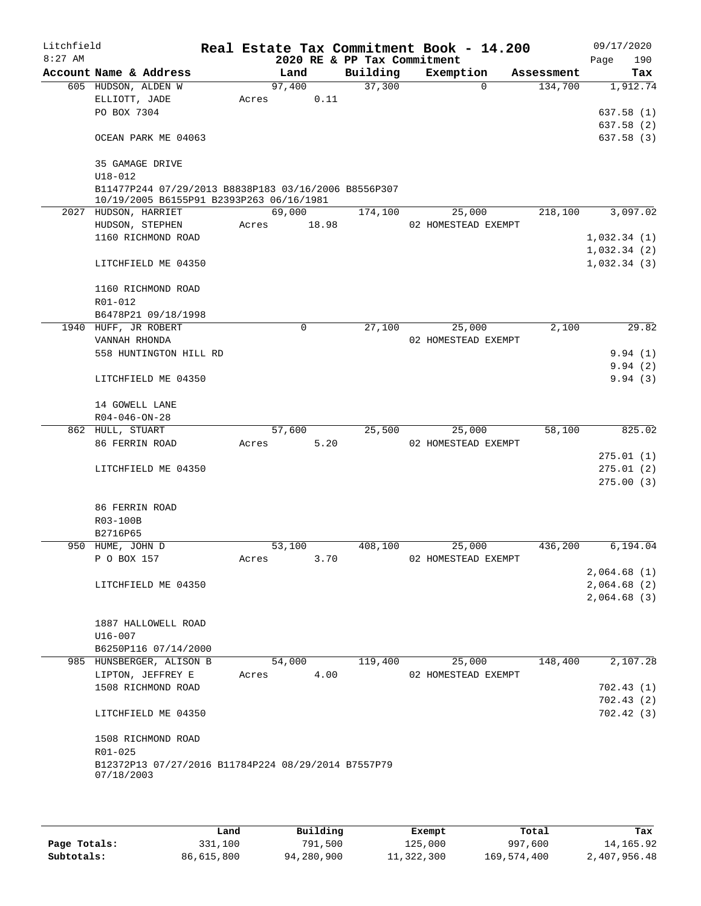Litchfield
8:27 AM

# Real Estate Tax Commitment Book - 14.200

## 2020 RE & PP Tax Commitment

09/17/2020

| Account Name & Address | Land | Building | Exemption | Assessment | Tax |
|---|---|---|---|---|---|
| 605 HUDSON, ALDEN W | 97,400 | 37,300 | 0 | 134,700 | 1,912.74 |
| ELLIOTT, JADE | Acres 0.11 | | | | |
| PO BOX 7304 | | | | | 637.58 (1) |
| | | | | | 637.58 (2) |
| OCEAN PARK ME 04063 | | | | | 637.58 (3) |
| 35 GAMAGE DRIVE | | | | | |
| U18-012 | | | | | |
| B11477P244 07/29/2013 B8838P183 03/16/2006 B8556P307 10/19/2005 B6155P91 B2393P263 06/16/1981 | | | | | |
| 2027 HUDSON, HARRIET | 69,000 | 174,100 | 25,000 | 218,100 | 3,097.02 |
| HUDSON, STEPHEN | Acres 18.98 | | 02 HOMESTEAD EXEMPT | | |
| 1160 RICHMOND ROAD | | | | | 1,032.34 (1) |
| | | | | | 1,032.34 (2) |
| LITCHFIELD ME 04350 | | | | | 1,032.34 (3) |
| 1160 RICHMOND ROAD | | | | | |
| R01-012 | | | | | |
| B6478P21 09/18/1998 | | | | | |
| 1940 HUFF, JR ROBERT | 0 | 27,100 | 25,000 | 2,100 | 29.82 |
| VANNAH RHONDA | | | 02 HOMESTEAD EXEMPT | | |
| 558 HUNTINGTON HILL RD | | | | | 9.94 (1) |
| | | | | | 9.94 (2) |
| LITCHFIELD ME 04350 | | | | | 9.94 (3) |
| 14 GOWELL LANE | | | | | |
| R04-046-ON-28 | | | | | |
| 862 HULL, STUART | 57,600 | 25,500 | 25,000 | 58,100 | 825.02 |
| 86 FERRIN ROAD | Acres 5.20 | | 02 HOMESTEAD EXEMPT | | |
| | | | | | 275.01 (1) |
| LITCHFIELD ME 04350 | | | | | 275.01 (2) |
| | | | | | 275.00 (3) |
| 86 FERRIN ROAD | | | | | |
| R03-100B | | | | | |
| B2716P65 | | | | | |
| 950 HUME, JOHN D | 53,100 | 408,100 | 25,000 | 436,200 | 6,194.04 |
| P O BOX 157 | Acres 3.70 | | 02 HOMESTEAD EXEMPT | | |
| | | | | | 2,064.68 (1) |
| LITCHFIELD ME 04350 | | | | | 2,064.68 (2) |
| | | | | | 2,064.68 (3) |
| 1887 HALLOWELL ROAD | | | | | |
| U16-007 | | | | | |
| B6250P116 07/14/2000 | | | | | |
| 985 HUNSBERGER, ALISON B | 54,000 | 119,400 | 25,000 | 148,400 | 2,107.28 |
| LIPTON, JEFFREY E | Acres 4.00 | | 02 HOMESTEAD EXEMPT | | |
| 1508 RICHMOND ROAD | | | | | 702.43 (1) |
| | | | | | 702.43 (2) |
| LITCHFIELD ME 04350 | | | | | 702.42 (3) |
| 1508 RICHMOND ROAD | | | | | |
| R01-025 | | | | | |
| B12372P13 07/27/2016 B11784P224 08/29/2014 B7557P79 07/18/2003 | | | | | |

| | Land | Building | Exempt | Total | Tax |
|---|---|---|---|---|---|
| Page Totals: | 331,100 | 791,500 | 125,000 | 997,600 | 14,165.92 |
| Subtotals: | 86,615,800 | 94,280,900 | 11,322,300 | 169,574,400 | 2,407,956.48 |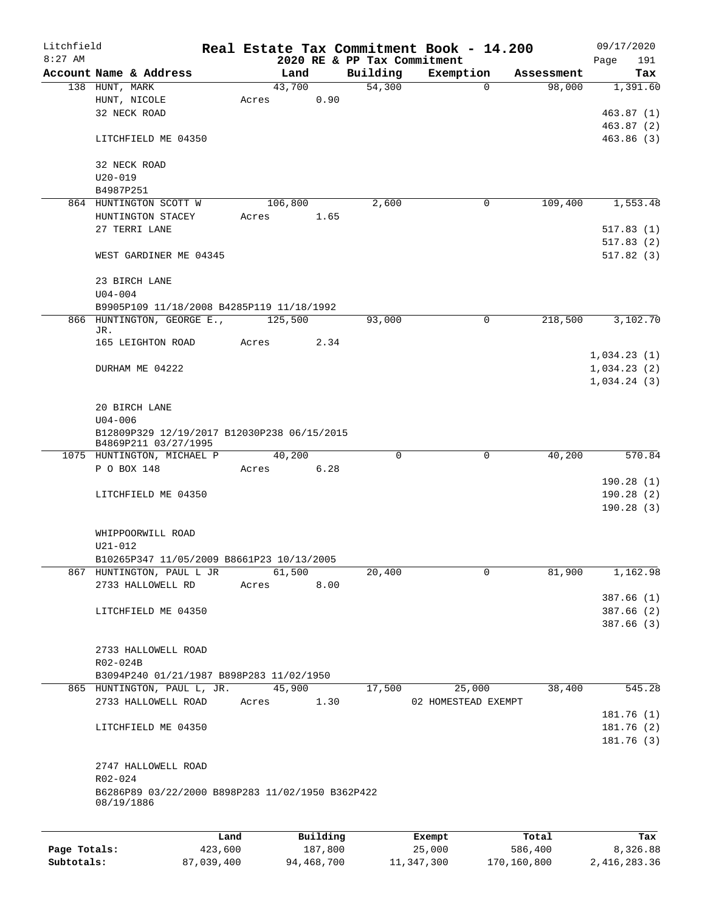Litchfield
8:27 AM

# Real Estate Tax Commitment Book - 14.200
## 2020 RE & PP Tax Commitment

09/17/2020

| Account Name & Address | Land | Building | Exemption | Assessment | Tax |
|---|---|---|---|---|---|
| 138 HUNT, MARK | 43,700 | 54,300 | 0 | 98,000 | 1,391.60 |
| HUNT, NICOLE | Acres 0.90 | | | | |
| 32 NECK ROAD | | | | | 463.87 (1) |
| | | | | | 463.87 (2) |
| LITCHFIELD ME 04350 | | | | | 463.86 (3) |
| 32 NECK ROAD | | | | | |
| U20-019 | | | | | |
| B4987P251 | | | | | |
| 864 HUNTINGTON SCOTT W | 106,800 | 2,600 | 0 | 109,400 | 1,553.48 |
| HUNTINGTON STACEY | Acres 1.65 | | | | |
| 27 TERRI LANE | | | | | 517.83 (1) |
| | | | | | 517.83 (2) |
| WEST GARDINER ME 04345 | | | | | 517.82 (3) |
| 23 BIRCH LANE | | | | | |
| U04-004 | | | | | |
| B9905P109 11/18/2008 B4285P119 11/18/1992 | | | | | |
| 866 HUNTINGTON, GEORGE E., JR. | 125,500 | 93,000 | 0 | 218,500 | 3,102.70 |
| 165 LEIGHTON ROAD | Acres 2.34 | | | | |
| | | | | | 1,034.23 (1) |
| DURHAM ME 04222 | | | | | 1,034.23 (2) |
| | | | | | 1,034.24 (3) |
| 20 BIRCH LANE | | | | | |
| U04-006 | | | | | |
| B12809P329 12/19/2017 B12030P238 06/15/2015 B4869P211 03/27/1995 | | | | | |
| 1075 HUNTINGTON, MICHAEL P | 40,200 | 0 | 0 | 40,200 | 570.84 |
| P O BOX 148 | Acres 6.28 | | | | |
| | | | | | 190.28 (1) |
| LITCHFIELD ME 04350 | | | | | 190.28 (2) |
| | | | | | 190.28 (3) |
| WHIPPOORWILL ROAD | | | | | |
| U21-012 | | | | | |
| B10265P347 11/05/2009 B8661P23 10/13/2005 | | | | | |
| 867 HUNTINGTON, PAUL L JR | 61,500 | 20,400 | 0 | 81,900 | 1,162.98 |
| 2733 HALLOWELL RD | Acres 8.00 | | | | |
| | | | | | 387.66 (1) |
| LITCHFIELD ME 04350 | | | | | 387.66 (2) |
| | | | | | 387.66 (3) |
| 2733 HALLOWELL ROAD | | | | | |
| R02-024B | | | | | |
| B3094P240 01/21/1987 B898P283 11/02/1950 | | | | | |
| 865 HUNTINGTON, PAUL L, JR. | 45,900 | 17,500 | 25,000 | 38,400 | 545.28 |
| 2733 HALLOWELL ROAD | Acres 1.30 | | 02 HOMESTEAD EXEMPT | | |
| | | | | | 181.76 (1) |
| LITCHFIELD ME 04350 | | | | | 181.76 (2) |
| | | | | | 181.76 (3) |
| 2747 HALLOWELL ROAD | | | | | |
| R02-024 | | | | | |
| B6286P89 03/22/2000 B898P283 11/02/1950 B362P422 08/19/1886 | | | | | |

| | Land | Building | Exempt | Total | Tax |
|---|---|---|---|---|---|
| Page Totals: | 423,600 | 187,800 | 25,000 | 586,400 | 8,326.88 |
| Subtotals: | 87,039,400 | 94,468,700 | 11,347,300 | 170,160,800 | 2,416,283.36 |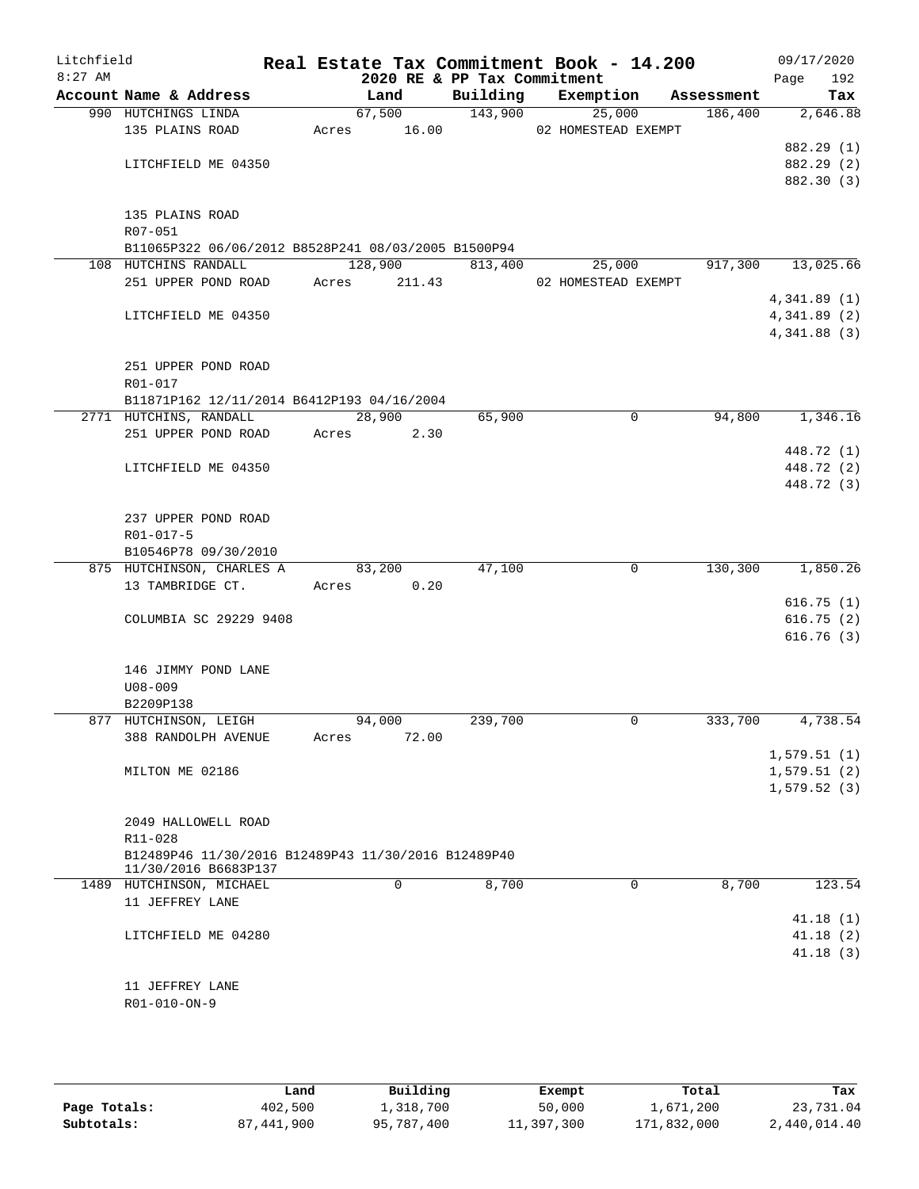Litchfield 8:27 AM

# Real Estate Tax Commitment Book - 14.200

2020 RE & PP Tax Commitment

09/17/2020

| Account Name & Address | Land | Building | Exemption | Assessment | Tax |
|---|---|---|---|---|---|
| 990 HUTCHINGS LINDA | 67,500 | 143,900 | 25,000 | 186,400 | 2,646.88 |
| 135 PLAINS ROAD | Acres 16.00 | | 02 HOMESTEAD EXEMPT | | |
| | | | | | 882.29 (1) |
| LITCHFIELD ME 04350 | | | | | 882.29 (2) |
| | | | | | 882.30 (3) |
| 135 PLAINS ROAD | | | | | |
| R07-051 | | | | | |
| B11065P322 06/06/2012 B8528P241 08/03/2005 B1500P94 | | | | | |
| 108 HUTCHINS RANDALL | 128,900 | 813,400 | 25,000 | 917,300 | 13,025.66 |
| 251 UPPER POND ROAD | Acres 211.43 | | 02 HOMESTEAD EXEMPT | | |
| | | | | | 4,341.89 (1) |
| LITCHFIELD ME 04350 | | | | | 4,341.89 (2) |
| | | | | | 4,341.88 (3) |
| 251 UPPER POND ROAD | | | | | |
| R01-017 | | | | | |
| B11871P162 12/11/2014 B6412P193 04/16/2004 | | | | | |
| 2771 HUTCHINS, RANDALL | 28,900 | 65,900 | 0 | 94,800 | 1,346.16 |
| 251 UPPER POND ROAD | Acres 2.30 | | | | |
| | | | | | 448.72 (1) |
| LITCHFIELD ME 04350 | | | | | 448.72 (2) |
| | | | | | 448.72 (3) |
| 237 UPPER POND ROAD | | | | | |
| R01-017-5 | | | | | |
| B10546P78 09/30/2010 | | | | | |
| 875 HUTCHINSON, CHARLES A | 83,200 | 47,100 | 0 | 130,300 | 1,850.26 |
| 13 TAMBRIDGE CT. | Acres 0.20 | | | | |
| | | | | | 616.75 (1) |
| COLUMBIA SC 29229 9408 | | | | | 616.75 (2) |
| | | | | | 616.76 (3) |
| 146 JIMMY POND LANE | | | | | |
| U08-009 | | | | | |
| B2209P138 | | | | | |
| 877 HUTCHINSON, LEIGH | 94,000 | 239,700 | 0 | 333,700 | 4,738.54 |
| 388 RANDOLPH AVENUE | Acres 72.00 | | | | |
| | | | | | 1,579.51 (1) |
| MILTON ME 02186 | | | | | 1,579.51 (2) |
| | | | | | 1,579.52 (3) |
| 2049 HALLOWELL ROAD | | | | | |
| R11-028 | | | | | |
| B12489P46 11/30/2016 B12489P43 11/30/2016 B12489P40 11/30/2016 B6683P137 | | | | | |
| 1489 HUTCHINSON, MICHAEL | 0 | 8,700 | 0 | 8,700 | 123.54 |
| 11 JEFFREY LANE | | | | | |
| | | | | | 41.18 (1) |
| LITCHFIELD ME 04280 | | | | | 41.18 (2) |
| | | | | | 41.18 (3) |
| 11 JEFFREY LANE | | | | | |
| R01-010-ON-9 | | | | | |

| | Land | Building | Exempt | Total | Tax |
|---|---|---|---|---|---|
| Page Totals: | 402,500 | 1,318,700 | 50,000 | 1,671,200 | 23,731.04 |
| Subtotals: | 87,441,900 | 95,787,400 | 11,397,300 | 171,832,000 | 2,440,014.40 |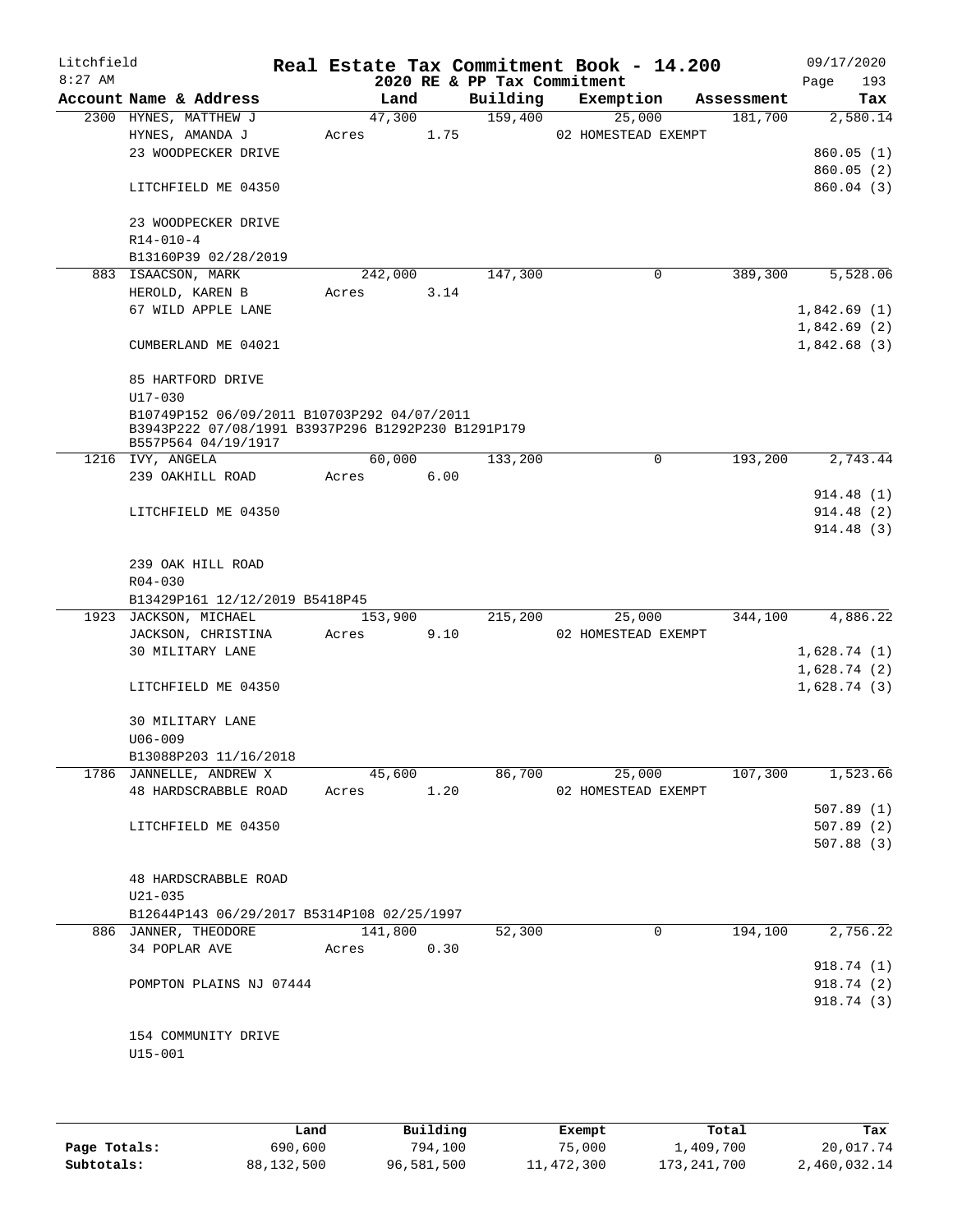Litchfield 8:27 AM

**Real Estate Tax Commitment Book - 14.200**
**2020 RE & PP Tax Commitment**

09/17/2020

| Account Name & Address | Land | Building | Exemption | Assessment | Tax |
|---|---|---|---|---|---|
| 2300 HYNES, MATTHEW J | 47,300 | 159,400 | 25,000 | 181,700 | 2,580.14 |
| HYNES, AMANDA J | Acres 1.75 | | 02 HOMESTEAD EXEMPT | | |
| 23 WOODPECKER DRIVE | | | | | 860.05 (1) |
| | | | | | 860.05 (2) |
| LITCHFIELD ME 04350 | | | | | 860.04 (3) |
| 23 WOODPECKER DRIVE | | | | | |
| R14-010-4 | | | | | |
| B13160P39 02/28/2019 | | | | | |
| 883 ISAACSON, MARK | 242,000 | 147,300 | 0 | 389,300 | 5,528.06 |
| HEROLD, KAREN B | Acres 3.14 | | | | |
| 67 WILD APPLE LANE | | | | | 1,842.69 (1) |
| | | | | | 1,842.69 (2) |
| CUMBERLAND ME 04021 | | | | | 1,842.68 (3) |
| 85 HARTFORD DRIVE | | | | | |
| U17-030 | | | | | |
| B10749P152 06/09/2011 B10703P292 04/07/2011 B3943P222 07/08/1991 B3937P296 B1292P230 B1291P179 B557P564 04/19/1917 | | | | | |
| 1216 IVY, ANGELA | 60,000 | 133,200 | 0 | 193,200 | 2,743.44 |
| 239 OAKHILL ROAD | Acres 6.00 | | | | |
| | | | | | 914.48 (1) |
| LITCHFIELD ME 04350 | | | | | 914.48 (2) |
| | | | | | 914.48 (3) |
| 239 OAK HILL ROAD | | | | | |
| R04-030 | | | | | |
| B13429P161 12/12/2019 B5418P45 | | | | | |
| 1923 JACKSON, MICHAEL | 153,900 | 215,200 | 25,000 | 344,100 | 4,886.22 |
| JACKSON, CHRISTINA | Acres 9.10 | | 02 HOMESTEAD EXEMPT | | |
| 30 MILITARY LANE | | | | | 1,628.74 (1) |
| | | | | | 1,628.74 (2) |
| LITCHFIELD ME 04350 | | | | | 1,628.74 (3) |
| 30 MILITARY LANE | | | | | |
| U06-009 | | | | | |
| B13088P203 11/16/2018 | | | | | |
| 1786 JANNELLE, ANDREW X | 45,600 | 86,700 | 25,000 | 107,300 | 1,523.66 |
| 48 HARDSCRABBLE ROAD | Acres 1.20 | | 02 HOMESTEAD EXEMPT | | |
| | | | | | 507.89 (1) |
| LITCHFIELD ME 04350 | | | | | 507.89 (2) |
| | | | | | 507.88 (3) |
| 48 HARDSCRABBLE ROAD | | | | | |
| U21-035 | | | | | |
| B12644P143 06/29/2017 B5314P108 02/25/1997 | | | | | |
| 886 JANNER, THEODORE | 141,800 | 52,300 | 0 | 194,100 | 2,756.22 |
| 34 POPLAR AVE | Acres 0.30 | | | | |
| | | | | | 918.74 (1) |
| POMPTON PLAINS NJ 07444 | | | | | 918.74 (2) |
| | | | | | 918.74 (3) |
| 154 COMMUNITY DRIVE | | | | | |
| U15-001 | | | | | |

| | Land | Building | Exempt | Total | Tax |
|---|---|---|---|---|---|
| Page Totals: | 690,600 | 794,100 | 75,000 | 1,409,700 | 20,017.74 |
| Subtotals: | 88,132,500 | 96,581,500 | 11,472,300 | 173,241,700 | 2,460,032.14 |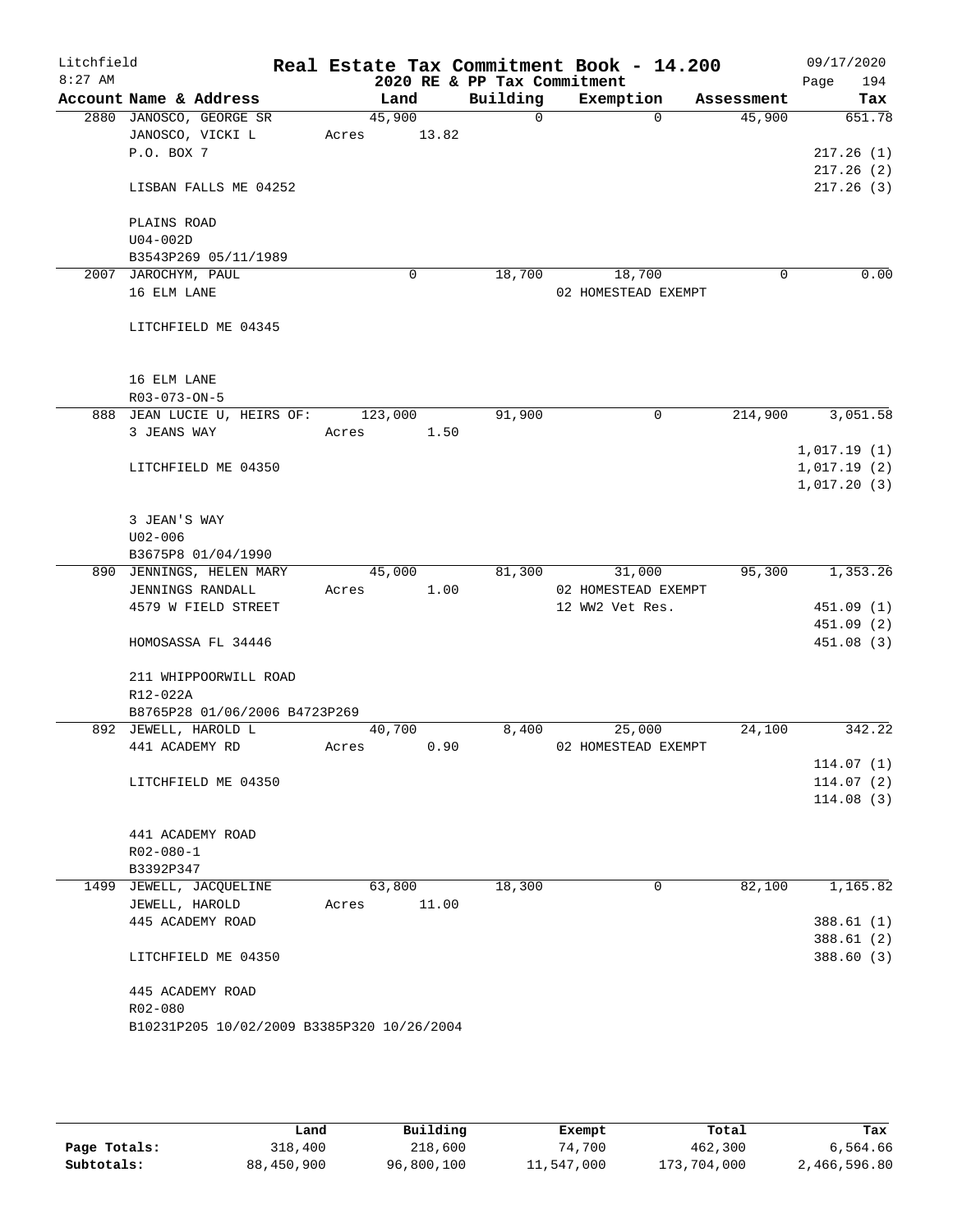# Real Estate Tax Commitment Book - 14.200

Litchfield 8:27 AM — 2020 RE & PP Tax Commitment — 09/17/2020

| Account Name & Address | Land | Building | Exemption | Assessment | Tax |
|---|---|---|---|---|---|
| 2880 JANOSCO, GEORGE SR<br>JANOSCO, VICKI L<br>P.O. BOX 7<br><br>LISBAN FALLS ME 04252<br><br>PLAINS ROAD<br>U04-002D<br>B3543P269 05/11/1989 | 45,900<br>Acres 13.82 | 0 | 0 | 45,900 | 651.78<br><br>217.26 (1)<br>217.26 (2)<br>217.26 (3) |
| 2007 JAROCHYM, PAUL<br>16 ELM LANE<br><br>LITCHFIELD ME 04345<br><br>16 ELM LANE<br>R03-073-ON-5 | 0 | 18,700 | 18,700<br>02 HOMESTEAD EXEMPT | 0 | 0.00 |
| 888 JEAN LUCIE U, HEIRS OF:<br>3 JEANS WAY<br><br>LITCHFIELD ME 04350<br><br>3 JEAN'S WAY<br>U02-006<br>B3675P8 01/04/1990 | 123,000<br>Acres 1.50 | 91,900 | 0 | 214,900 | 3,051.58<br><br>1,017.19 (1)<br>1,017.19 (2)<br>1,017.20 (3) |
| 890 JENNINGS, HELEN MARY<br>JENNINGS RANDALL<br>4579 W FIELD STREET<br><br>HOMOSASSA FL 34446<br><br>211 WHIPPOORWILL ROAD<br>R12-022A<br>B8765P28 01/06/2006 B4723P269 | 45,000<br>Acres 1.00 | 81,300 | 31,000<br>02 HOMESTEAD EXEMPT<br>12 WW2 Vet Res. | 95,300 | 1,353.26<br><br>451.09 (1)<br>451.09 (2)<br>451.08 (3) |
| 892 JEWELL, HAROLD L<br>441 ACADEMY RD<br><br>LITCHFIELD ME 04350<br><br>441 ACADEMY ROAD<br>R02-080-1<br>B3392P347 | 40,700<br>Acres 0.90 | 8,400 | 25,000<br>02 HOMESTEAD EXEMPT | 24,100 | 342.22<br><br>114.07 (1)<br>114.07 (2)<br>114.08 (3) |
| 1499 JEWELL, JACQUELINE<br>JEWELL, HAROLD<br>445 ACADEMY ROAD<br><br>LITCHFIELD ME 04350<br><br>445 ACADEMY ROAD<br>R02-080<br>B10231P205 10/02/2009 B3385P320 10/26/2004 | 63,800<br>Acres 11.00 | 18,300 | 0 | 82,100 | 1,165.82<br><br>388.61 (1)<br>388.61 (2)<br>388.60 (3) |

| | Land | Building | Exempt | Total | Tax |
|---|---|---|---|---|---|
| Page Totals: | 318,400 | 218,600 | 74,700 | 462,300 | 6,564.66 |
| Subtotals: | 88,450,900 | 96,800,100 | 11,547,000 | 173,704,000 | 2,466,596.80 |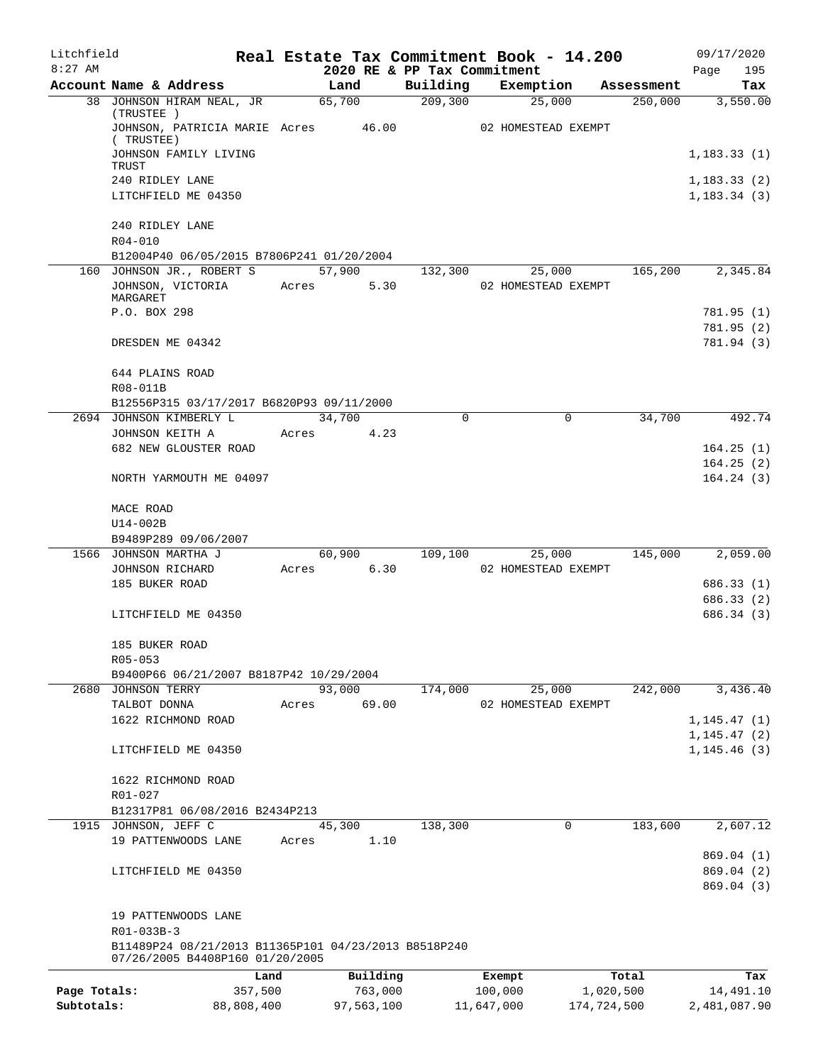Litchfield
8:27 AM

**Real Estate Tax Commitment Book - 14.200**

2020 RE & PP Tax Commitment

09/17/2020
Page 195

| Account Name & Address | Land | Building | Exemption | Assessment | Tax |
|---|---|---|---|---|---|
| 38 JOHNSON HIRAM NEAL, JR (TRUSTEE ) | 65,700 | 209,300 | 25,000 | 250,000 | 3,550.00 |
| JOHNSON, PATRICIA MARIE ( TRUSTEE) | Acres 46.00 | | 02 HOMESTEAD EXEMPT | | |
| JOHNSON FAMILY LIVING TRUST | | | | | 1,183.33 (1) |
| 240 RIDLEY LANE | | | | | 1,183.33 (2) |
| LITCHFIELD ME 04350 | | | | | 1,183.34 (3) |
| 240 RIDLEY LANE | | | | | |
| R04-010 | | | | | |
| B12004P40 06/05/2015 B7806P241 01/20/2004 | | | | | |
| 160 JOHNSON JR., ROBERT S | 57,900 | 132,300 | 25,000 | 165,200 | 2,345.84 |
| JOHNSON, VICTORIA MARGARET | Acres 5.30 | | 02 HOMESTEAD EXEMPT | | |
| P.O. BOX 298 | | | | | 781.95 (1) |
| | | | | | 781.95 (2) |
| DRESDEN ME 04342 | | | | | 781.94 (3) |
| 644 PLAINS ROAD | | | | | |
| R08-011B | | | | | |
| B12556P315 03/17/2017 B6820P93 09/11/2000 | | | | | |
| 2694 JOHNSON KIMBERLY L | 34,700 | 0 | 0 | 34,700 | 492.74 |
| JOHNSON KEITH A | Acres 4.23 | | | | |
| 682 NEW GLOUSTER ROAD | | | | | 164.25 (1) |
| | | | | | 164.25 (2) |
| NORTH YARMOUTH ME 04097 | | | | | 164.24 (3) |
| MACE ROAD | | | | | |
| U14-002B | | | | | |
| B9489P289 09/06/2007 | | | | | |
| 1566 JOHNSON MARTHA J | 60,900 | 109,100 | 25,000 | 145,000 | 2,059.00 |
| JOHNSON RICHARD | Acres 6.30 | | 02 HOMESTEAD EXEMPT | | |
| 185 BUKER ROAD | | | | | 686.33 (1) |
| | | | | | 686.33 (2) |
| LITCHFIELD ME 04350 | | | | | 686.34 (3) |
| 185 BUKER ROAD | | | | | |
| R05-053 | | | | | |
| B9400P66 06/21/2007 B8187P42 10/29/2004 | | | | | |
| 2680 JOHNSON TERRY | 93,000 | 174,000 | 25,000 | 242,000 | 3,436.40 |
| TALBOT DONNA | Acres 69.00 | | 02 HOMESTEAD EXEMPT | | |
| 1622 RICHMOND ROAD | | | | | 1,145.47 (1) |
| | | | | | 1,145.47 (2) |
| LITCHFIELD ME 04350 | | | | | 1,145.46 (3) |
| 1622 RICHMOND ROAD | | | | | |
| R01-027 | | | | | |
| B12317P81 06/08/2016 B2434P213 | | | | | |
| 1915 JOHNSON, JEFF C | 45,300 | 138,300 | 0 | 183,600 | 2,607.12 |
| 19 PATTENWOODS LANE | Acres 1.10 | | | | |
| | | | | | 869.04 (1) |
| LITCHFIELD ME 04350 | | | | | 869.04 (2) |
| | | | | | 869.04 (3) |
| 19 PATTENWOODS LANE | | | | | |
| R01-033B-3 | | | | | |
| B11489P24 08/21/2013 B11365P101 04/23/2013 B8518P240 07/26/2005 B4408P160 01/20/2005 | | | | | |

| | Land | Building | Exempt | Total | Tax |
|---|---|---|---|---|---|
| Page Totals: | 357,500 | 763,000 | 100,000 | 1,020,500 | 14,491.10 |
| Subtotals: | 88,808,400 | 97,563,100 | 11,647,000 | 174,724,500 | 2,481,087.90 |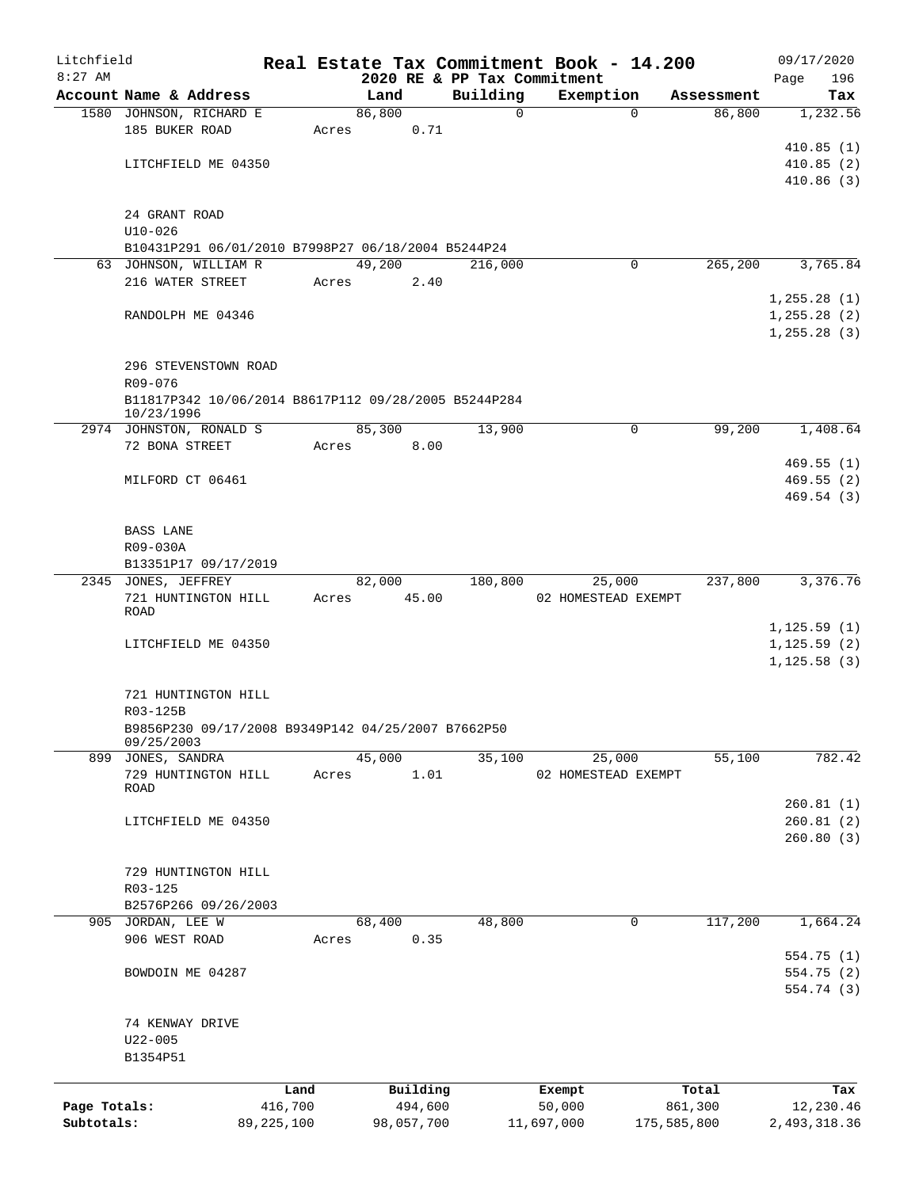Litchfield
8:27 AM

# Real Estate Tax Commitment Book - 14.200

2020 RE & PP Tax Commitment

09/17/2020

| Account Name & Address | Land | Building | Exemption | Assessment | Tax |
|---|---|---|---|---|---|
| 1580 JOHNSON, RICHARD E | 86,800 | 0 | 0 | 86,800 | 1,232.56 |
| 185 BUKER ROAD | Acres 0.71 | | | | |
| | | | | | 410.85 (1) |
| LITCHFIELD ME 04350 | | | | | 410.85 (2) |
| | | | | | 410.86 (3) |
| 24 GRANT ROAD | | | | | |
| U10-026 | | | | | |
| B10431P291 06/01/2010 B7998P27 06/18/2004 B5244P24 | | | | | |
| 63 JOHNSON, WILLIAM R | 49,200 | 216,000 | 0 | 265,200 | 3,765.84 |
| 216 WATER STREET | Acres 2.40 | | | | |
| | | | | | 1,255.28 (1) |
| RANDOLPH ME 04346 | | | | | 1,255.28 (2) |
| | | | | | 1,255.28 (3) |
| 296 STEVENSTOWN ROAD | | | | | |
| R09-076 | | | | | |
| B11817P342 10/06/2014 B8617P112 09/28/2005 B5244P284 10/23/1996 | | | | | |
| 2974 JOHNSTON, RONALD S | 85,300 | 13,900 | 0 | 99,200 | 1,408.64 |
| 72 BONA STREET | Acres 8.00 | | | | |
| | | | | | 469.55 (1) |
| MILFORD CT 06461 | | | | | 469.55 (2) |
| | | | | | 469.54 (3) |
| BASS LANE | | | | | |
| R09-030A | | | | | |
| B13351P17 09/17/2019 | | | | | |
| 2345 JONES, JEFFREY | 82,000 | 180,800 | 25,000 | 237,800 | 3,376.76 |
| 721 HUNTINGTON HILL ROAD | Acres 45.00 | | 02 HOMESTEAD EXEMPT | | |
| | | | | | 1,125.59 (1) |
| LITCHFIELD ME 04350 | | | | | 1,125.59 (2) |
| | | | | | 1,125.58 (3) |
| 721 HUNTINGTON HILL | | | | | |
| R03-125B | | | | | |
| B9856P230 09/17/2008 B9349P142 04/25/2007 B7662P50 09/25/2003 | | | | | |
| 899 JONES, SANDRA | 45,000 | 35,100 | 25,000 | 55,100 | 782.42 |
| 729 HUNTINGTON HILL ROAD | Acres 1.01 | | 02 HOMESTEAD EXEMPT | | |
| | | | | | 260.81 (1) |
| LITCHFIELD ME 04350 | | | | | 260.81 (2) |
| | | | | | 260.80 (3) |
| 729 HUNTINGTON HILL | | | | | |
| R03-125 | | | | | |
| B2576P266 09/26/2003 | | | | | |
| 905 JORDAN, LEE W | 68,400 | 48,800 | 0 | 117,200 | 1,664.24 |
| 906 WEST ROAD | Acres 0.35 | | | | |
| | | | | | 554.75 (1) |
| BOWDOIN ME 04287 | | | | | 554.75 (2) |
| | | | | | 554.74 (3) |
| 74 KENWAY DRIVE | | | | | |
| U22-005 | | | | | |
| B1354P51 | | | | | |

| | Land | Building | Exempt | Total | Tax |
|---|---|---|---|---|---|
| Page Totals: | 416,700 | 494,600 | 50,000 | 861,300 | 12,230.46 |
| Subtotals: | 89,225,100 | 98,057,700 | 11,697,000 | 175,585,800 | 2,493,318.36 |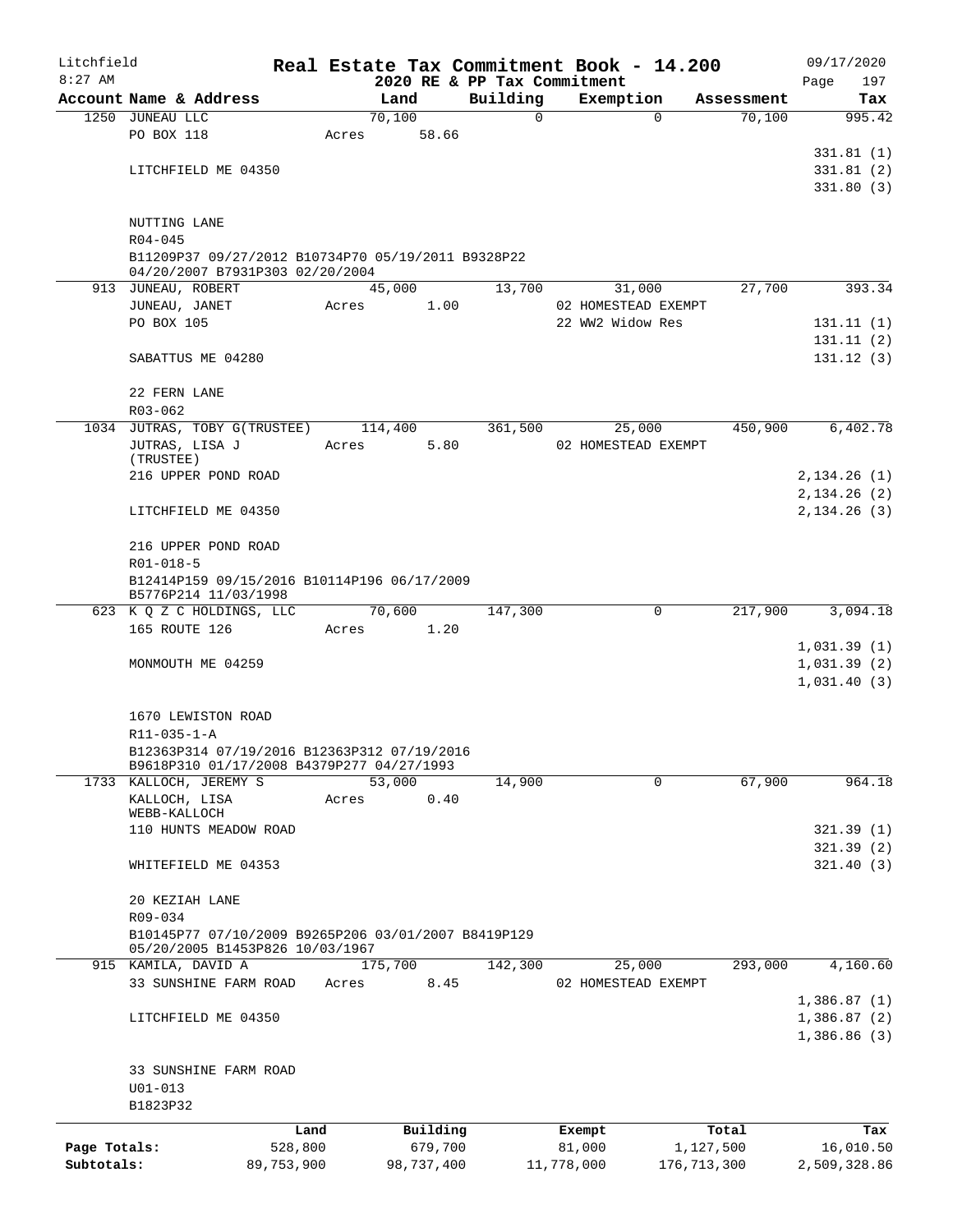Litchfield
8:27 AM

# Real Estate Tax Commitment Book - 14.200

2020 RE & PP Tax Commitment

09/17/2020
Page 197

| Account Name & Address | Land | Building | Exemption | Assessment | Tax |
|---|---|---|---|---|---|
| 1250 JUNEAU LLC | 70,100 | 0 | 0 | 70,100 | 995.42 |
| PO BOX 118 | Acres 58.66 | | | | |
| | | | | | 331.81 (1) |
| LITCHFIELD ME 04350 | | | | | 331.81 (2) |
| | | | | | 331.80 (3) |
| NUTTING LANE | | | | | |
| R04-045 | | | | | |
| B11209P37 09/27/2012 B10734P70 05/19/2011 B9328P22 04/20/2007 B7931P303 02/20/2004 | | | | | |
| 913 JUNEAU, ROBERT | 45,000 | 13,700 | 31,000 | 27,700 | 393.34 |
| JUNEAU, JANET | Acres 1.00 | | 02 HOMESTEAD EXEMPT | | |
| PO BOX 105 | | | 22 WW2 Widow Res | | 131.11 (1) |
| | | | | | 131.11 (2) |
| SABATTUS ME 04280 | | | | | 131.12 (3) |
| 22 FERN LANE | | | | | |
| R03-062 | | | | | |
| 1034 JUTRAS, TOBY G(TRUSTEE) | 114,400 | 361,500 | 25,000 | 450,900 | 6,402.78 |
| JUTRAS, LISA J (TRUSTEE) | Acres 5.80 | | 02 HOMESTEAD EXEMPT | | |
| 216 UPPER POND ROAD | | | | | 2,134.26 (1) |
| | | | | | 2,134.26 (2) |
| LITCHFIELD ME 04350 | | | | | 2,134.26 (3) |
| 216 UPPER POND ROAD | | | | | |
| R01-018-5 | | | | | |
| B12414P159 09/15/2016 B10114P196 06/17/2009 B5776P214 11/03/1998 | | | | | |
| 623 K Q Z C HOLDINGS, LLC | 70,600 | 147,300 | 0 | 217,900 | 3,094.18 |
| 165 ROUTE 126 | Acres 1.20 | | | | |
| | | | | | 1,031.39 (1) |
| MONMOUTH ME 04259 | | | | | 1,031.39 (2) |
| | | | | | 1,031.40 (3) |
| 1670 LEWISTON ROAD | | | | | |
| R11-035-1-A | | | | | |
| B12363P314 07/19/2016 B12363P312 07/19/2016 B9618P310 01/17/2008 B4379P277 04/27/1993 | | | | | |
| 1733 KALLOCH, JEREMY S | 53,000 | 14,900 | 0 | 67,900 | 964.18 |
| KALLOCH, LISA WEBB-KALLOCH | Acres 0.40 | | | | |
| 110 HUNTS MEADOW ROAD | | | | | 321.39 (1) |
| | | | | | 321.39 (2) |
| WHITEFIELD ME 04353 | | | | | 321.40 (3) |
| 20 KEZIAH LANE | | | | | |
| R09-034 | | | | | |
| B10145P77 07/10/2009 B9265P206 03/01/2007 B8419P129 05/20/2005 B1453P826 10/03/1967 | | | | | |
| 915 KAMILA, DAVID A | 175,700 | 142,300 | 25,000 | 293,000 | 4,160.60 |
| 33 SUNSHINE FARM ROAD | Acres 8.45 | | 02 HOMESTEAD EXEMPT | | |
| | | | | | 1,386.87 (1) |
| LITCHFIELD ME 04350 | | | | | 1,386.87 (2) |
| | | | | | 1,386.86 (3) |
| 33 SUNSHINE FARM ROAD | | | | | |
| U01-013 | | | | | |
| B1823P32 | | | | | |

| | Land | Building | Exempt | Total | Tax |
|---|---|---|---|---|---|
| Page Totals: | 528,800 | 679,700 | 81,000 | 1,127,500 | 16,010.50 |
| Subtotals: | 89,753,900 | 98,737,400 | 11,778,000 | 176,713,300 | 2,509,328.86 |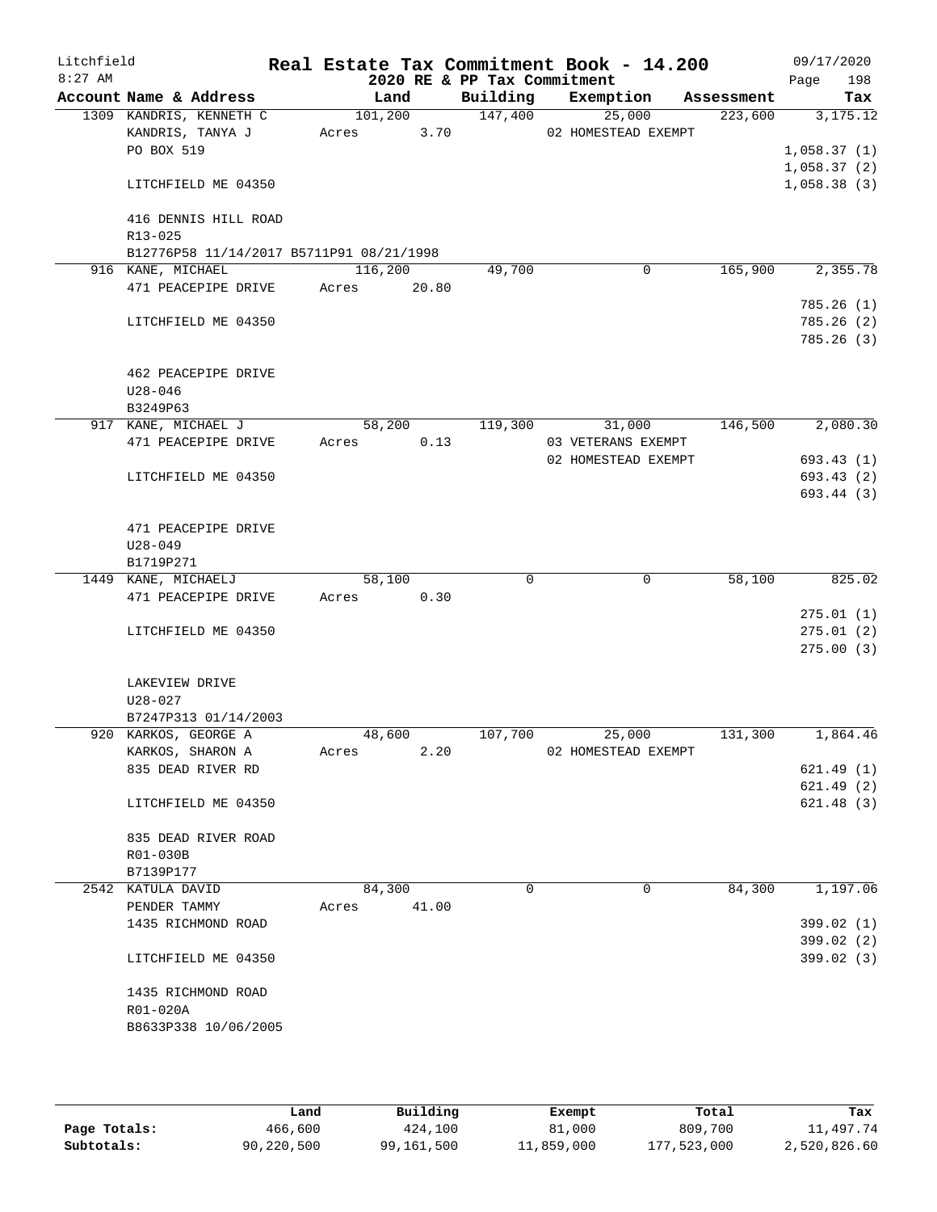# Real Estate Tax Commitment Book - 14.200

## 2020 RE & PP Tax Commitment

Litchfield 8:27 AM — 09/17/2020

| Account Name & Address | Land | Building | Exemption | Assessment | Tax |
|---|---|---|---|---|---|
| 1309 KANDRIS, KENNETH C | 101,200 | 147,400 | 25,000 | 223,600 | 3,175.12 |
| KANDRIS, TANYA J | Acres 3.70 | | 02 HOMESTEAD EXEMPT | | |
| PO BOX 519 | | | | | 1,058.37 (1) |
| | | | | | 1,058.37 (2) |
| LITCHFIELD ME 04350 | | | | | 1,058.38 (3) |
| 416 DENNIS HILL ROAD | | | | | |
| R13-025 | | | | | |
| B12776P58 11/14/2017 B5711P91 08/21/1998 | | | | | |
| 916 KANE, MICHAEL | 116,200 | 49,700 | 0 | 165,900 | 2,355.78 |
| 471 PEACEPIPE DRIVE | Acres 20.80 | | | | |
| | | | | | 785.26 (1) |
| LITCHFIELD ME 04350 | | | | | 785.26 (2) |
| | | | | | 785.26 (3) |
| 462 PEACEPIPE DRIVE | | | | | |
| U28-046 | | | | | |
| B3249P63 | | | | | |
| 917 KANE, MICHAEL J | 58,200 | 119,300 | 31,000 | 146,500 | 2,080.30 |
| 471 PEACEPIPE DRIVE | Acres 0.13 | | 03 VETERANS EXEMPT | | |
| | | | 02 HOMESTEAD EXEMPT | | 693.43 (1) |
| LITCHFIELD ME 04350 | | | | | 693.43 (2) |
| | | | | | 693.44 (3) |
| 471 PEACEPIPE DRIVE | | | | | |
| U28-049 | | | | | |
| B1719P271 | | | | | |
| 1449 KANE, MICHAELJ | 58,100 | 0 | 0 | 58,100 | 825.02 |
| 471 PEACEPIPE DRIVE | Acres 0.30 | | | | |
| | | | | | 275.01 (1) |
| LITCHFIELD ME 04350 | | | | | 275.01 (2) |
| | | | | | 275.00 (3) |
| LAKEVIEW DRIVE | | | | | |
| U28-027 | | | | | |
| B7247P313 01/14/2003 | | | | | |
| 920 KARKOS, GEORGE A | 48,600 | 107,700 | 25,000 | 131,300 | 1,864.46 |
| KARKOS, SHARON A | Acres 2.20 | | 02 HOMESTEAD EXEMPT | | |
| 835 DEAD RIVER RD | | | | | 621.49 (1) |
| | | | | | 621.49 (2) |
| LITCHFIELD ME 04350 | | | | | 621.48 (3) |
| 835 DEAD RIVER ROAD | | | | | |
| R01-030B | | | | | |
| B7139P177 | | | | | |
| 2542 KATULA DAVID | 84,300 | 0 | 0 | 84,300 | 1,197.06 |
| PENDER TAMMY | Acres 41.00 | | | | |
| 1435 RICHMOND ROAD | | | | | 399.02 (1) |
| | | | | | 399.02 (2) |
| LITCHFIELD ME 04350 | | | | | 399.02 (3) |
| 1435 RICHMOND ROAD | | | | | |
| R01-020A | | | | | |
| B8633P338 10/06/2005 | | | | | |

| | Land | Building | Exempt | Total | Tax |
|---|---|---|---|---|---|
| Page Totals: | 466,600 | 424,100 | 81,000 | 809,700 | 11,497.74 |
| Subtotals: | 90,220,500 | 99,161,500 | 11,859,000 | 177,523,000 | 2,520,826.60 |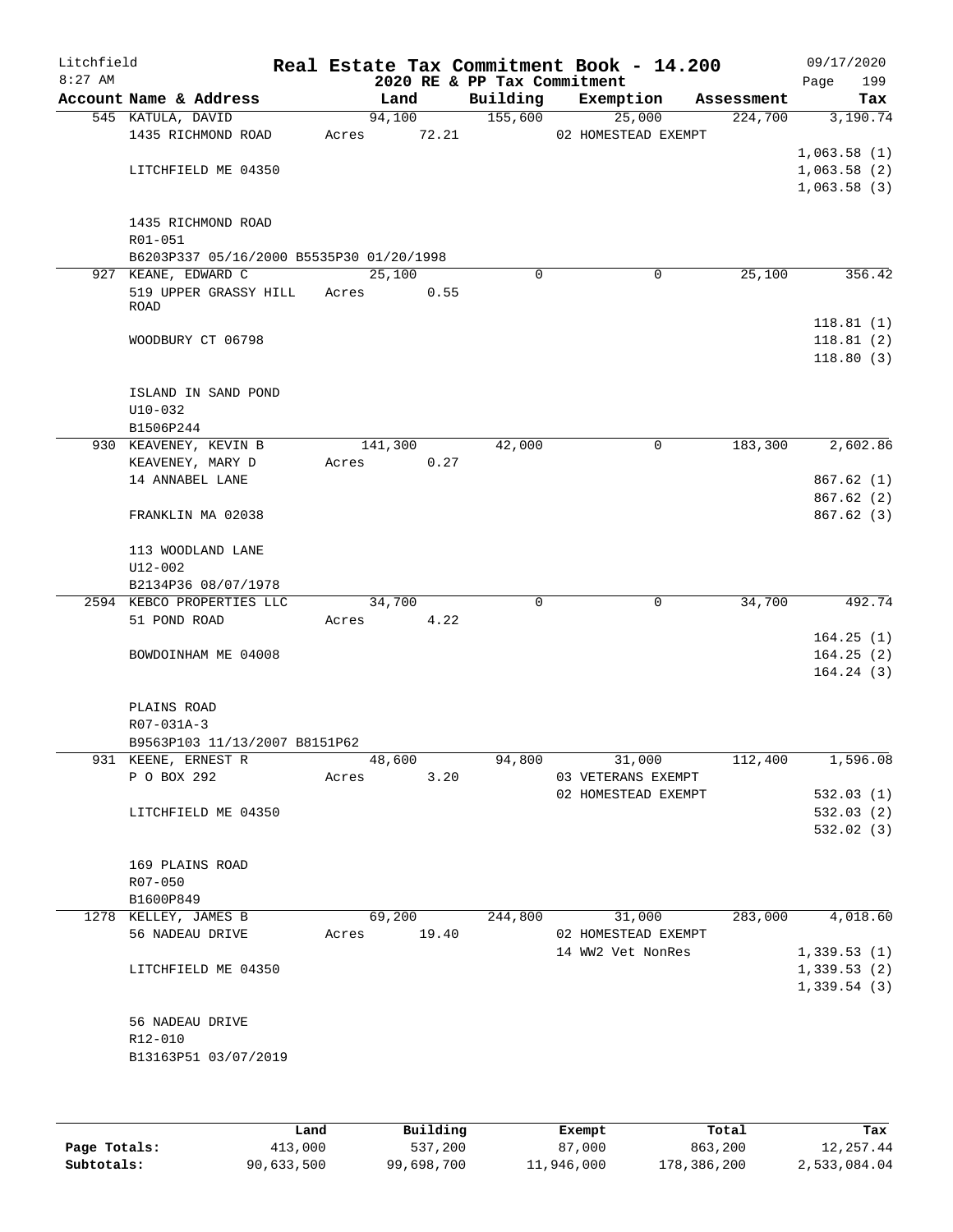Litchfield
8:27 AM

# Real Estate Tax Commitment Book - 14.200

09/17/2020

2020 RE & PP Tax Commitment

| Account Name & Address | Land | Building | Exemption | Assessment | Tax |
|---|---|---|---|---|---|
| 545 KATULA, DAVID | 94,100 | 155,600 | 25,000 | 224,700 | 3,190.74 |
| 1435 RICHMOND ROAD | Acres 72.21 | | 02 HOMESTEAD EXEMPT | | |
| | | | | | 1,063.58 (1) |
| LITCHFIELD ME 04350 | | | | | 1,063.58 (2) |
| | | | | | 1,063.58 (3) |
| 1435 RICHMOND ROAD | | | | | |
| R01-051 | | | | | |
| B6203P337 05/16/2000 B5535P30 01/20/1998 | | | | | |
| 927 KEANE, EDWARD C | 25,100 | 0 | 0 | 25,100 | 356.42 |
| 519 UPPER GRASSY HILL ROAD | Acres 0.55 | | | | |
| | | | | | 118.81 (1) |
| WOODBURY CT 06798 | | | | | 118.81 (2) |
| | | | | | 118.80 (3) |
| ISLAND IN SAND POND | | | | | |
| U10-032 | | | | | |
| B1506P244 | | | | | |
| 930 KEAVENEY, KEVIN B | 141,300 | 42,000 | 0 | 183,300 | 2,602.86 |
| KEAVENEY, MARY D | Acres 0.27 | | | | |
| 14 ANNABEL LANE | | | | | 867.62 (1) |
| | | | | | 867.62 (2) |
| FRANKLIN MA 02038 | | | | | 867.62 (3) |
| 113 WOODLAND LANE | | | | | |
| U12-002 | | | | | |
| B2134P36 08/07/1978 | | | | | |
| 2594 KEBCO PROPERTIES LLC | 34,700 | 0 | 0 | 34,700 | 492.74 |
| 51 POND ROAD | Acres 4.22 | | | | |
| | | | | | 164.25 (1) |
| BOWDOINHAM ME 04008 | | | | | 164.25 (2) |
| | | | | | 164.24 (3) |
| PLAINS ROAD | | | | | |
| R07-031A-3 | | | | | |
| B9563P103 11/13/2007 B8151P62 | | | | | |
| 931 KEENE, ERNEST R | 48,600 | 94,800 | 31,000 | 112,400 | 1,596.08 |
| P O BOX 292 | Acres 3.20 | | 03 VETERANS EXEMPT | | |
| | | | 02 HOMESTEAD EXEMPT | | 532.03 (1) |
| LITCHFIELD ME 04350 | | | | | 532.03 (2) |
| | | | | | 532.02 (3) |
| 169 PLAINS ROAD | | | | | |
| R07-050 | | | | | |
| B1600P849 | | | | | |
| 1278 KELLEY, JAMES B | 69,200 | 244,800 | 31,000 | 283,000 | 4,018.60 |
| 56 NADEAU DRIVE | Acres 19.40 | | 02 HOMESTEAD EXEMPT | | |
| | | | 14 WW2 Vet NonRes | | 1,339.53 (1) |
| LITCHFIELD ME 04350 | | | | | 1,339.53 (2) |
| | | | | | 1,339.54 (3) |
| 56 NADEAU DRIVE | | | | | |
| R12-010 | | | | | |
| B13163P51 03/07/2019 | | | | | |

| | Land | Building | Exempt | Total | Tax |
|---|---|---|---|---|---|
| Page Totals: | 413,000 | 537,200 | 87,000 | 863,200 | 12,257.44 |
| Subtotals: | 90,633,500 | 99,698,700 | 11,946,000 | 178,386,200 | 2,533,084.04 |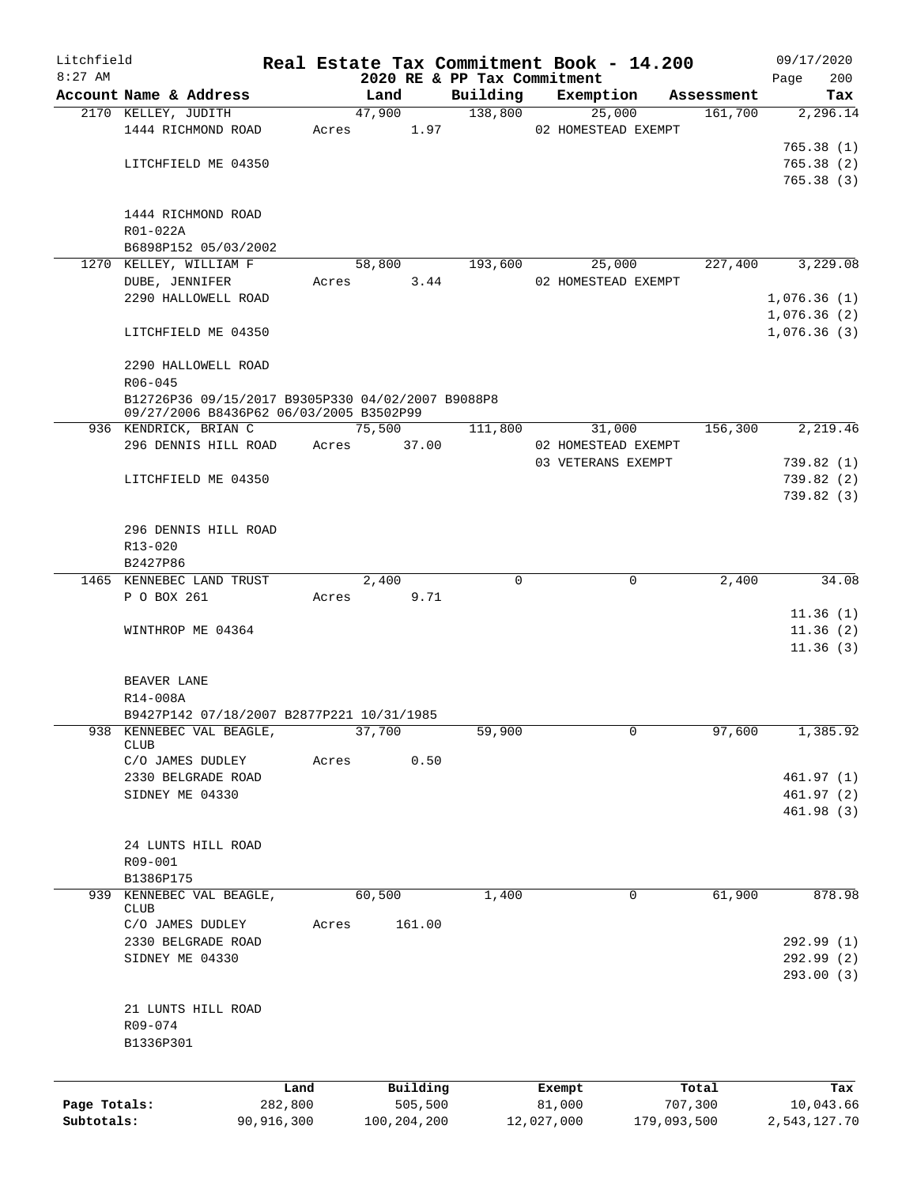# Real Estate Tax Commitment Book - 14.200

Litchfield 8:27 AM — 2020 RE & PP Tax Commitment — 09/17/2020

| Account Name & Address | Land | Building | Exemption | Assessment | Tax |
|---|---|---|---|---|---|
| 2170 KELLEY, JUDITH | 47,900 | 138,800 | 25,000 | 161,700 | 2,296.14 |
| 1444 RICHMOND ROAD | Acres 1.97 | | 02 HOMESTEAD EXEMPT | | |
| | | | | | 765.38 (1) |
| LITCHFIELD ME 04350 | | | | | 765.38 (2) |
| | | | | | 765.38 (3) |
| 1444 RICHMOND ROAD | | | | | |
| R01-022A | | | | | |
| B6898P152 05/03/2002 | | | | | |
| 1270 KELLEY, WILLIAM F | 58,800 | 193,600 | 25,000 | 227,400 | 3,229.08 |
| DUBE, JENNIFER | Acres 3.44 | | 02 HOMESTEAD EXEMPT | | |
| 2290 HALLOWELL ROAD | | | | | 1,076.36 (1) |
| | | | | | 1,076.36 (2) |
| LITCHFIELD ME 04350 | | | | | 1,076.36 (3) |
| 2290 HALLOWELL ROAD | | | | | |
| R06-045 | | | | | |
| B12726P36 09/15/2017 B9305P330 04/02/2007 B9088P8 09/27/2006 B8436P62 06/03/2005 B3502P99 | | | | | |
| 936 KENDRICK, BRIAN C | 75,500 | 111,800 | 31,000 | 156,300 | 2,219.46 |
| 296 DENNIS HILL ROAD | Acres 37.00 | | 02 HOMESTEAD EXEMPT | | |
| | | | 03 VETERANS EXEMPT | | 739.82 (1) |
| LITCHFIELD ME 04350 | | | | | 739.82 (2) |
| | | | | | 739.82 (3) |
| 296 DENNIS HILL ROAD | | | | | |
| R13-020 | | | | | |
| B2427P86 | | | | | |
| 1465 KENNEBEC LAND TRUST | 2,400 | 0 | 0 | 2,400 | 34.08 |
| P O BOX 261 | Acres 9.71 | | | | |
| | | | | | 11.36 (1) |
| WINTHROP ME 04364 | | | | | 11.36 (2) |
| | | | | | 11.36 (3) |
| BEAVER LANE | | | | | |
| R14-008A | | | | | |
| B9427P142 07/18/2007 B2877P221 10/31/1985 | | | | | |
| 938 KENNEBEC VAL BEAGLE, CLUB | 37,700 | 59,900 | 0 | 97,600 | 1,385.92 |
| C/O JAMES DUDLEY | Acres 0.50 | | | | |
| 2330 BELGRADE ROAD | | | | | 461.97 (1) |
| SIDNEY ME 04330 | | | | | 461.97 (2) |
| | | | | | 461.98 (3) |
| 24 LUNTS HILL ROAD | | | | | |
| R09-001 | | | | | |
| B1386P175 | | | | | |
| 939 KENNEBEC VAL BEAGLE, CLUB | 60,500 | 1,400 | 0 | 61,900 | 878.98 |
| C/O JAMES DUDLEY | Acres 161.00 | | | | |
| 2330 BELGRADE ROAD | | | | | 292.99 (1) |
| SIDNEY ME 04330 | | | | | 292.99 (2) |
| | | | | | 293.00 (3) |
| 21 LUNTS HILL ROAD | | | | | |
| R09-074 | | | | | |
| B1336P301 | | | | | |

| | Land | Building | Exempt | Total | Tax |
|---|---|---|---|---|---|
| Page Totals: | 282,800 | 505,500 | 81,000 | 707,300 | 10,043.66 |
| Subtotals: | 90,916,300 | 100,204,200 | 12,027,000 | 179,093,500 | 2,543,127.70 |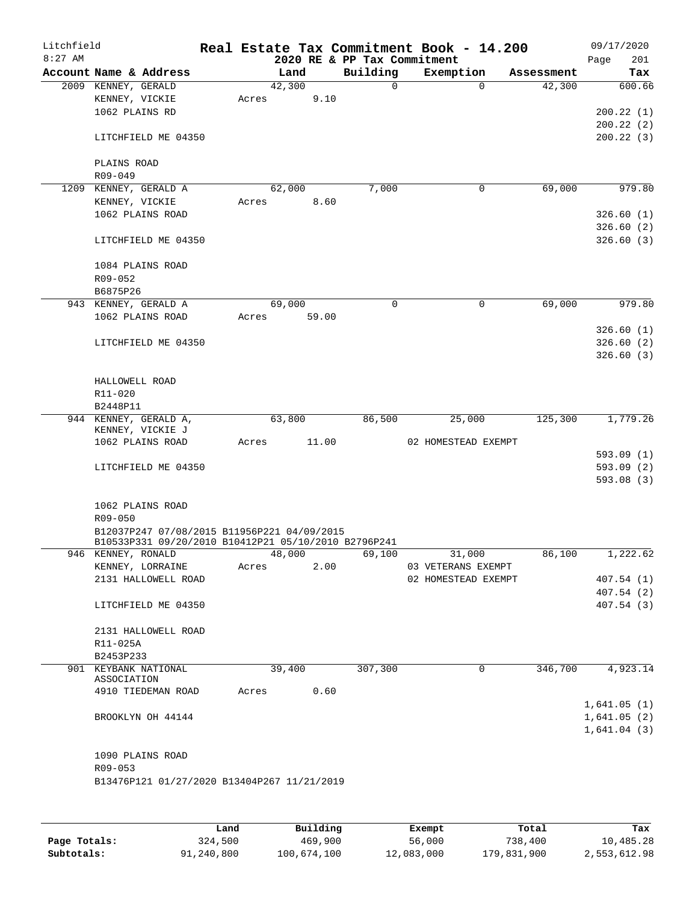# Real Estate Tax Commitment Book - 14.200

Litchfield
8:27 AM

2020 RE & PP Tax Commitment

09/17/2020
Page 201

| Account Name & Address | Land | Building | Exemption | Assessment | Tax |
|---|---|---|---|---|---|
| 2009 KENNEY, GERALD | 42,300 | 0 | 0 | 42,300 | 600.66 |
| KENNEY, VICKIE | Acres 9.10 | | | | |
| 1062 PLAINS RD | | | | | 200.22 (1) |
| | | | | | 200.22 (2) |
| LITCHFIELD ME 04350 | | | | | 200.22 (3) |
| PLAINS ROAD | | | | | |
| R09-049 | | | | | |
| 1209 KENNEY, GERALD A | 62,000 | 7,000 | 0 | 69,000 | 979.80 |
| KENNEY, VICKIE | Acres 8.60 | | | | |
| 1062 PLAINS ROAD | | | | | 326.60 (1) |
| | | | | | 326.60 (2) |
| LITCHFIELD ME 04350 | | | | | 326.60 (3) |
| 1084 PLAINS ROAD | | | | | |
| R09-052 | | | | | |
| B6875P26 | | | | | |
| 943 KENNEY, GERALD A | 69,000 | 0 | 0 | 69,000 | 979.80 |
| 1062 PLAINS ROAD | Acres 59.00 | | | | |
| | | | | | 326.60 (1) |
| LITCHFIELD ME 04350 | | | | | 326.60 (2) |
| | | | | | 326.60 (3) |
| HALLOWELL ROAD | | | | | |
| R11-020 | | | | | |
| B2448P11 | | | | | |
| 944 KENNEY, GERALD A, KENNEY, VICKIE J | 63,800 | 86,500 | 25,000 | 125,300 | 1,779.26 |
| 1062 PLAINS ROAD | Acres 11.00 | | 02 HOMESTEAD EXEMPT | | |
| | | | | | 593.09 (1) |
| LITCHFIELD ME 04350 | | | | | 593.09 (2) |
| | | | | | 593.08 (3) |
| 1062 PLAINS ROAD | | | | | |
| R09-050 | | | | | |
| B12037P247 07/08/2015 B11956P221 04/09/2015 | | | | | |
| B10533P331 09/20/2010 B10412P21 05/10/2010 B2796P241 | | | | | |
| 946 KENNEY, RONALD | 48,000 | 69,100 | 31,000 | 86,100 | 1,222.62 |
| KENNEY, LORRAINE | Acres 2.00 | | 03 VETERANS EXEMPT | | |
| 2131 HALLOWELL ROAD | | | 02 HOMESTEAD EXEMPT | | 407.54 (1) |
| | | | | | 407.54 (2) |
| LITCHFIELD ME 04350 | | | | | 407.54 (3) |
| 2131 HALLOWELL ROAD | | | | | |
| R11-025A | | | | | |
| B2453P233 | | | | | |
| 901 KEYBANK NATIONAL ASSOCIATION | 39,400 | 307,300 | 0 | 346,700 | 4,923.14 |
| 4910 TIEDEMAN ROAD | Acres 0.60 | | | | |
| | | | | | 1,641.05 (1) |
| BROOKLYN OH 44144 | | | | | 1,641.05 (2) |
| | | | | | 1,641.04 (3) |
| 1090 PLAINS ROAD | | | | | |
| R09-053 | | | | | |
| B13476P121 01/27/2020 B13404P267 11/21/2019 | | | | | |

| | Land | Building | Exempt | Total | Tax |
|---|---|---|---|---|---|
| Page Totals: | 324,500 | 469,900 | 56,000 | 738,400 | 10,485.28 |
| Subtotals: | 91,240,800 | 100,674,100 | 12,083,000 | 179,831,900 | 2,553,612.98 |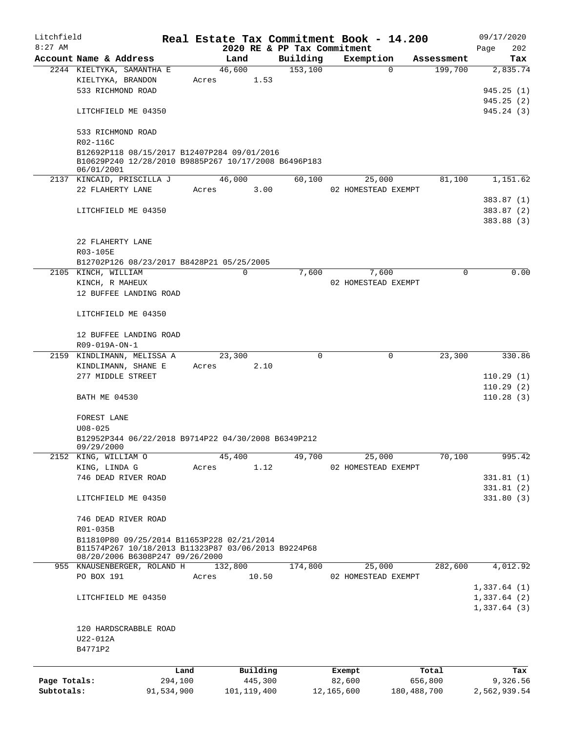# Real Estate Tax Commitment Book - 14.200

Litchfield
8:27 AM

2020 RE & PP Tax Commitment

09/17/2020

| Account Name & Address | Land | Building | Exemption | Assessment | Tax |
|---|---|---|---|---|---|
| 2244 KIELTYKA, SAMANTHA E | 46,600 | 153,100 | 0 | 199,700 | 2,835.74 |
| KIELTYKA, BRANDON | Acres 1.53 | | | | |
| 533 RICHMOND ROAD | | | | | 945.25 (1) |
| | | | | | 945.25 (2) |
| LITCHFIELD ME 04350 | | | | | 945.24 (3) |
| 533 RICHMOND ROAD | | | | | |
| R02-116C | | | | | |
| B12692P118 08/15/2017 B12407P284 09/01/2016 B10629P240 12/28/2010 B9885P267 10/17/2008 B6496P183 06/01/2001 | | | | | |
| 2137 KINCAID, PRISCILLA J | 46,000 | 60,100 | 25,000 | 81,100 | 1,151.62 |
| 22 FLAHERTY LANE | Acres 3.00 | | 02 HOMESTEAD EXEMPT | | |
| | | | | | 383.87 (1) |
| LITCHFIELD ME 04350 | | | | | 383.87 (2) |
| | | | | | 383.88 (3) |
| 22 FLAHERTY LANE | | | | | |
| R03-105E | | | | | |
| B12702P126 08/23/2017 B8428P21 05/25/2005 | | | | | |
| 2105 KINCH, WILLIAM | 0 | 7,600 | 7,600 | 0 | 0.00 |
| KINCH, R MAHEUX | | | 02 HOMESTEAD EXEMPT | | |
| 12 BUFFEE LANDING ROAD | | | | | |
| LITCHFIELD ME 04350 | | | | | |
| 12 BUFFEE LANDING ROAD | | | | | |
| R09-019A-ON-1 | | | | | |
| 2159 KINDLIMANN, MELISSA A | 23,300 | 0 | 0 | 23,300 | 330.86 |
| KINDLIMANN, SHANE E | Acres 2.10 | | | | |
| 277 MIDDLE STREET | | | | | 110.29 (1) |
| | | | | | 110.29 (2) |
| BATH ME 04530 | | | | | 110.28 (3) |
| FOREST LANE | | | | | |
| U08-025 | | | | | |
| B12952P344 06/22/2018 B9714P22 04/30/2008 B6349P212 09/29/2000 | | | | | |
| 2152 KING, WILLIAM O | 45,400 | 49,700 | 25,000 | 70,100 | 995.42 |
| KING, LINDA G | Acres 1.12 | | 02 HOMESTEAD EXEMPT | | |
| 746 DEAD RIVER ROAD | | | | | 331.81 (1) |
| | | | | | 331.81 (2) |
| LITCHFIELD ME 04350 | | | | | 331.80 (3) |
| 746 DEAD RIVER ROAD | | | | | |
| R01-035B | | | | | |
| B11810P80 09/25/2014 B11653P228 02/21/2014 B11574P267 10/18/2013 B11323P87 03/06/2013 B9224P68 08/20/2006 B6308P247 09/26/2000 | | | | | |
| 955 KNAUSENBERGER, ROLAND H | 132,800 | 174,800 | 25,000 | 282,600 | 4,012.92 |
| PO BOX 191 | Acres 10.50 | | 02 HOMESTEAD EXEMPT | | |
| | | | | | 1,337.64 (1) |
| LITCHFIELD ME 04350 | | | | | 1,337.64 (2) |
| | | | | | 1,337.64 (3) |
| 120 HARDSCRABBLE ROAD | | | | | |
| U22-012A | | | | | |
| B4771P2 | | | | | |

| | Land | Building | Exempt | Total | Tax |
|---|---|---|---|---|---|
| Page Totals: | 294,100 | 445,300 | 82,600 | 656,800 | 9,326.56 |
| Subtotals: | 91,534,900 | 101,119,400 | 12,165,600 | 180,488,700 | 2,562,939.54 |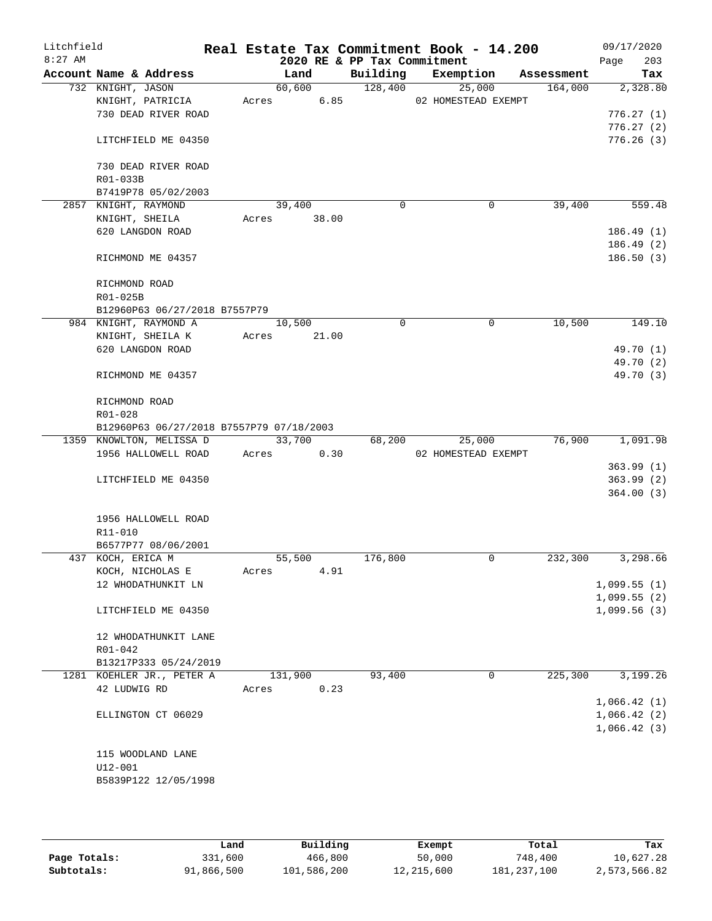# Litchfield — Real Estate Tax Commitment Book - 14.200

8:27 AM — 2020 RE & PP Tax Commitment — 09/17/2020

| Account | Name & Address | Land | Building | Exemption | Assessment | Tax |
|---|---|---|---|---|---|---|
| 732 | KNIGHT, JASON<br>KNIGHT, PATRICIA<br>730 DEAD RIVER ROAD<br><br>LITCHFIELD ME 04350<br><br>730 DEAD RIVER ROAD<br>R01-033B<br>B7419P78 05/02/2003 | 60,600<br>Acres 6.85 | 128,400 | 25,000<br>02 HOMESTEAD EXEMPT | 164,000 | 2,328.80<br><br>776.27 (1)<br>776.27 (2)<br>776.26 (3) |
| 2857 | KNIGHT, RAYMOND<br>KNIGHT, SHEILA<br>620 LANGDON ROAD<br><br>RICHMOND ME 04357<br><br>RICHMOND ROAD<br>R01-025B<br>B12960P63 06/27/2018 B7557P79 | 39,400<br>Acres 38.00 | 0 | 0 | 39,400 | 559.48<br><br>186.49 (1)<br>186.49 (2)<br>186.50 (3) |
| 984 | KNIGHT, RAYMOND A<br>KNIGHT, SHEILA K<br>620 LANGDON ROAD<br><br>RICHMOND ME 04357<br><br>RICHMOND ROAD<br>R01-028<br>B12960P63 06/27/2018 B7557P79 07/18/2003 | 10,500<br>Acres 21.00 | 0 | 0 | 10,500 | 149.10<br><br>49.70 (1)<br>49.70 (2)<br>49.70 (3) |
| 1359 | KNOWLTON, MELISSA D<br>1956 HALLOWELL ROAD<br><br>LITCHFIELD ME 04350<br><br>1956 HALLOWELL ROAD<br>R11-010<br>B6577P77 08/06/2001 | 33,700<br>Acres 0.30 | 68,200 | 25,000<br>02 HOMESTEAD EXEMPT | 76,900 | 1,091.98<br><br>363.99 (1)<br>363.99 (2)<br>364.00 (3) |
| 437 | KOCH, ERICA M<br>KOCH, NICHOLAS E<br>12 WHODATHUNKIT LN<br><br>LITCHFIELD ME 04350<br><br>12 WHODATHUNKIT LANE<br>R01-042<br>B13217P333 05/24/2019 | 55,500<br>Acres 4.91 | 176,800 | 0 | 232,300 | 3,298.66<br><br>1,099.55 (1)<br>1,099.55 (2)<br>1,099.56 (3) |
| 1281 | KOEHLER JR., PETER A<br>42 LUDWIG RD<br><br>ELLINGTON CT 06029<br><br>115 WOODLAND LANE<br>U12-001<br>B5839P122 12/05/1998 | 131,900<br>Acres 0.23 | 93,400 | 0 | 225,300 | 3,199.26<br><br>1,066.42 (1)<br>1,066.42 (2)<br>1,066.42 (3) |

| | Land | Building | Exempt | Total | Tax |
|---|---|---|---|---|---|
| Page Totals: | 331,600 | 466,800 | 50,000 | 748,400 | 10,627.28 |
| Subtotals: | 91,866,500 | 101,586,200 | 12,215,600 | 181,237,100 | 2,573,566.82 |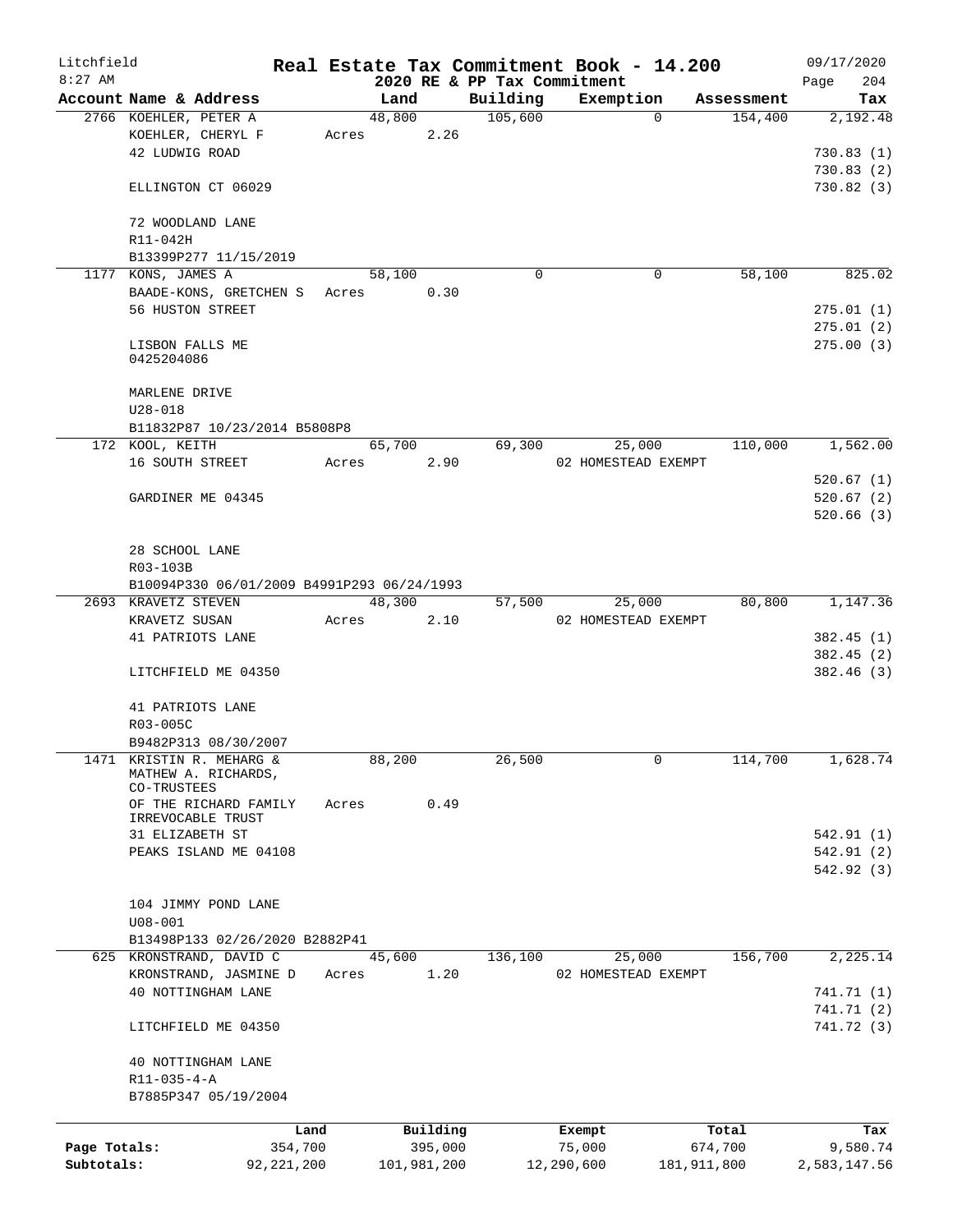# Real Estate Tax Commitment Book - 14.200

Litchfield 8:27 AM — 2020 RE & PP Tax Commitment — 09/17/2020

| Account | Name & Address | Land | Building | Exemption | Assessment | Tax |
|---|---|---|---|---|---|---|
| 2766 | KOEHLER, PETER A<br>KOEHLER, CHERYL F<br>42 LUDWIG ROAD<br><br>ELLINGTON CT 06029<br><br>72 WOODLAND LANE<br>R11-042H<br>B13399P277 11/15/2019 | 48,800<br>Acres 2.26 | 105,600 | 0 | 154,400 | 2,192.48<br><br>730.83 (1)<br>730.83 (2)<br>730.82 (3) |
| 1177 | KONS, JAMES A<br>BAADE-KONS, GRETCHEN S<br>56 HUSTON STREET<br><br>LISBON FALLS ME<br>0425204086<br><br>MARLENE DRIVE<br>U28-018<br>B11832P87 10/23/2014 B5808P8 | 58,100<br>Acres 0.30 | 0 | 0 | 58,100 | 825.02<br><br>275.01 (1)<br>275.01 (2)<br>275.00 (3) |
| 172 | KOOL, KEITH<br>16 SOUTH STREET<br><br>GARDINER ME 04345<br><br>28 SCHOOL LANE<br>R03-103B<br>B10094P330 06/01/2009 B4991P293 06/24/1993 | 65,700<br>Acres 2.90 | 69,300 | 25,000<br>02 HOMESTEAD EXEMPT | 110,000 | 1,562.00<br><br>520.67 (1)<br>520.67 (2)<br>520.66 (3) |
| 2693 | KRAVETZ STEVEN<br>KRAVETZ SUSAN<br>41 PATRIOTS LANE<br><br>LITCHFIELD ME 04350<br><br>41 PATRIOTS LANE<br>R03-005C<br>B9482P313 08/30/2007 | 48,300<br>Acres 2.10 | 57,500 | 25,000<br>02 HOMESTEAD EXEMPT | 80,800 | 1,147.36<br><br>382.45 (1)<br>382.45 (2)<br>382.46 (3) |
| 1471 | KRISTIN R. MEHARG &<br>MATHEW A. RICHARDS, CO-TRUSTEES<br>OF THE RICHARD FAMILY IRREVOCABLE TRUST<br>31 ELIZABETH ST<br>PEAKS ISLAND ME 04108<br><br>104 JIMMY POND LANE<br>U08-001<br>B13498P133 02/26/2020 B2882P41 | 88,200<br>Acres 0.49 | 26,500 | 0 | 114,700 | 1,628.74<br><br>542.91 (1)<br>542.91 (2)<br>542.92 (3) |
| 625 | KRONSTRAND, DAVID C<br>KRONSTRAND, JASMINE D<br>40 NOTTINGHAM LANE<br><br>LITCHFIELD ME 04350<br><br>40 NOTTINGHAM LANE<br>R11-035-4-A<br>B7885P347 05/19/2004 | 45,600<br>Acres 1.20 | 136,100 | 25,000<br>02 HOMESTEAD EXEMPT | 156,700 | 2,225.14<br><br>741.71 (1)<br>741.71 (2)<br>741.72 (3) |

| | Land | Building | Exempt | Total | Tax |
|---|---|---|---|---|---|
| Page Totals: | 354,700 | 395,000 | 75,000 | 674,700 | 9,580.74 |
| Subtotals: | 92,221,200 | 101,981,200 | 12,290,600 | 181,911,800 | 2,583,147.56 |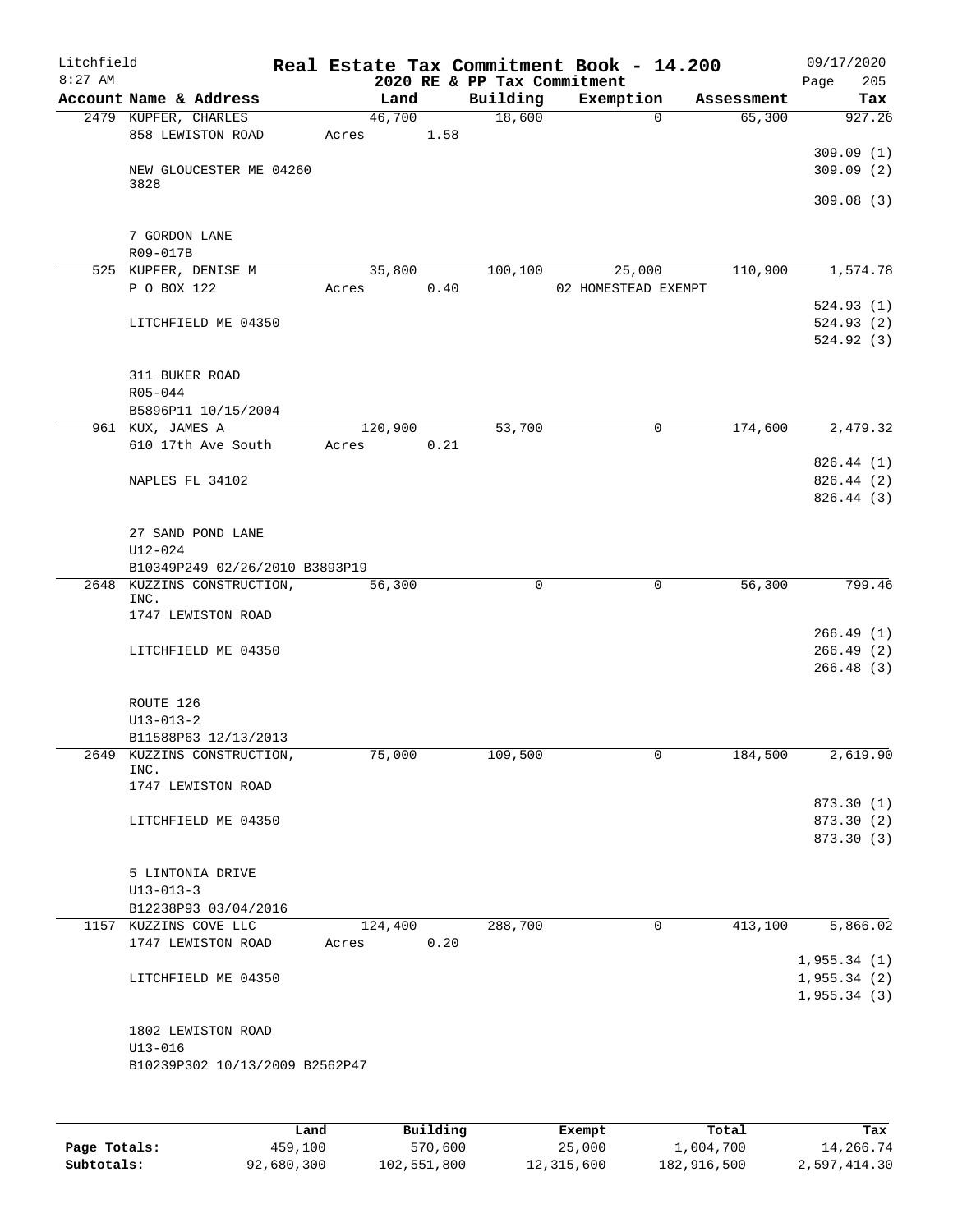# Real Estate Tax Commitment Book - 14.200

Litchfield
8:27 AM

2020 RE & PP Tax Commitment

09/17/2020
Page 205

| Account Name & Address | Land | Building | Exemption | Assessment | Tax |
|---|---|---|---|---|---|
| 2479 KUPFER, CHARLES | 46,700 | 18,600 | 0 | 65,300 | 927.26 |
| 858 LEWISTON ROAD | Acres 1.58 | | | | |
| | | | | | 309.09 (1) |
| NEW GLOUCESTER ME 04260 3828 | | | | | 309.09 (2) |
| | | | | | 309.08 (3) |
| 7 GORDON LANE | | | | | |
| R09-017B | | | | | |
| 525 KUPFER, DENISE M | 35,800 | 100,100 | 25,000 | 110,900 | 1,574.78 |
| P O BOX 122 | Acres 0.40 | | 02 HOMESTEAD EXEMPT | | |
| | | | | | 524.93 (1) |
| LITCHFIELD ME 04350 | | | | | 524.93 (2) |
| | | | | | 524.92 (3) |
| 311 BUKER ROAD | | | | | |
| R05-044 | | | | | |
| B5896P11 10/15/2004 | | | | | |
| 961 KUX, JAMES A | 120,900 | 53,700 | 0 | 174,600 | 2,479.32 |
| 610 17th Ave South | Acres 0.21 | | | | |
| | | | | | 826.44 (1) |
| NAPLES FL 34102 | | | | | 826.44 (2) |
| | | | | | 826.44 (3) |
| 27 SAND POND LANE | | | | | |
| U12-024 | | | | | |
| B10349P249 02/26/2010 B3893P19 | | | | | |
| 2648 KUZZINS CONSTRUCTION, INC. | 56,300 | 0 | 0 | 56,300 | 799.46 |
| 1747 LEWISTON ROAD | | | | | |
| | | | | | 266.49 (1) |
| LITCHFIELD ME 04350 | | | | | 266.49 (2) |
| | | | | | 266.48 (3) |
| ROUTE 126 | | | | | |
| U13-013-2 | | | | | |
| B11588P63 12/13/2013 | | | | | |
| 2649 KUZZINS CONSTRUCTION, INC. | 75,000 | 109,500 | 0 | 184,500 | 2,619.90 |
| 1747 LEWISTON ROAD | | | | | |
| | | | | | 873.30 (1) |
| LITCHFIELD ME 04350 | | | | | 873.30 (2) |
| | | | | | 873.30 (3) |
| 5 LINTONIA DRIVE | | | | | |
| U13-013-3 | | | | | |
| B12238P93 03/04/2016 | | | | | |
| 1157 KUZZINS COVE LLC | 124,400 | 288,700 | 0 | 413,100 | 5,866.02 |
| 1747 LEWISTON ROAD | Acres 0.20 | | | | |
| | | | | | 1,955.34 (1) |
| LITCHFIELD ME 04350 | | | | | 1,955.34 (2) |
| | | | | | 1,955.34 (3) |
| 1802 LEWISTON ROAD | | | | | |
| U13-016 | | | | | |
| B10239P302 10/13/2009 B2562P47 | | | | | |

| | Land | Building | Exempt | Total | Tax |
|---|---|---|---|---|---|
| Page Totals: | 459,100 | 570,600 | 25,000 | 1,004,700 | 14,266.74 |
| Subtotals: | 92,680,300 | 102,551,800 | 12,315,600 | 182,916,500 | 2,597,414.30 |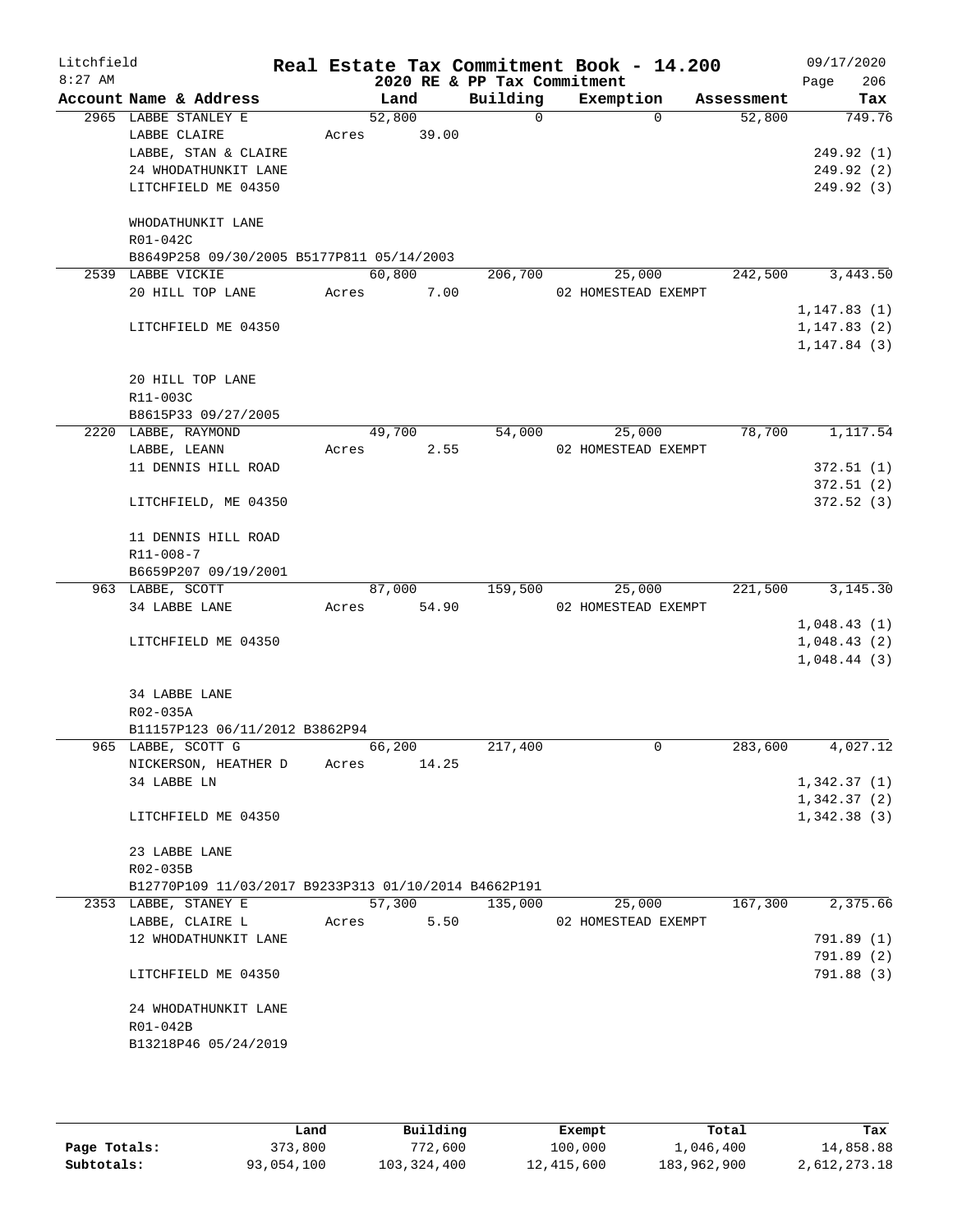# Real Estate Tax Commitment Book - 14.200

Litchfield 8:27 AM — 2020 RE & PP Tax Commitment — 09/17/2020

| Account Name & Address | Land | Building | Exemption | Assessment | Tax |
|---|---|---|---|---|---|
| 2965 LABBE STANLEY E | 52,800 | 0 | 0 | 52,800 | 749.76 |
| LABBE CLAIRE | Acres 39.00 | | | | |
| LABBE, STAN & CLAIRE | | | | | 249.92 (1) |
| 24 WHODATHUNKIT LANE | | | | | 249.92 (2) |
| LITCHFIELD ME 04350 | | | | | 249.92 (3) |
| WHODATHUNKIT LANE | | | | | |
| R01-042C | | | | | |
| B8649P258 09/30/2005 B5177P811 05/14/2003 | | | | | |
| 2539 LABBE VICKIE | 60,800 | 206,700 | 25,000 | 242,500 | 3,443.50 |
| 20 HILL TOP LANE | Acres 7.00 | | 02 HOMESTEAD EXEMPT | | |
| | | | | | 1,147.83 (1) |
| LITCHFIELD ME 04350 | | | | | 1,147.83 (2) |
| | | | | | 1,147.84 (3) |
| 20 HILL TOP LANE | | | | | |
| R11-003C | | | | | |
| B8615P33 09/27/2005 | | | | | |
| 2220 LABBE, RAYMOND | 49,700 | 54,000 | 25,000 | 78,700 | 1,117.54 |
| LABBE, LEANN | Acres 2.55 | | 02 HOMESTEAD EXEMPT | | |
| 11 DENNIS HILL ROAD | | | | | 372.51 (1) |
| | | | | | 372.51 (2) |
| LITCHFIELD, ME 04350 | | | | | 372.52 (3) |
| 11 DENNIS HILL ROAD | | | | | |
| R11-008-7 | | | | | |
| B6659P207 09/19/2001 | | | | | |
| 963 LABBE, SCOTT | 87,000 | 159,500 | 25,000 | 221,500 | 3,145.30 |
| 34 LABBE LANE | Acres 54.90 | | 02 HOMESTEAD EXEMPT | | |
| | | | | | 1,048.43 (1) |
| LITCHFIELD ME 04350 | | | | | 1,048.43 (2) |
| | | | | | 1,048.44 (3) |
| 34 LABBE LANE | | | | | |
| R02-035A | | | | | |
| B11157P123 06/11/2012 B3862P94 | | | | | |
| 965 LABBE, SCOTT G | 66,200 | 217,400 | 0 | 283,600 | 4,027.12 |
| NICKERSON, HEATHER D | Acres 14.25 | | | | |
| 34 LABBE LN | | | | | 1,342.37 (1) |
| | | | | | 1,342.37 (2) |
| LITCHFIELD ME 04350 | | | | | 1,342.38 (3) |
| 23 LABBE LANE | | | | | |
| R02-035B | | | | | |
| B12770P109 11/03/2017 B9233P313 01/10/2014 B4662P191 | | | | | |
| 2353 LABBE, STANEY E | 57,300 | 135,000 | 25,000 | 167,300 | 2,375.66 |
| LABBE, CLAIRE L | Acres 5.50 | | 02 HOMESTEAD EXEMPT | | |
| 12 WHODATHUNKIT LANE | | | | | 791.89 (1) |
| | | | | | 791.89 (2) |
| LITCHFIELD ME 04350 | | | | | 791.88 (3) |
| 24 WHODATHUNKIT LANE | | | | | |
| R01-042B | | | | | |
| B13218P46 05/24/2019 | | | | | |

| | Land | Building | Exempt | Total | Tax |
|---|---|---|---|---|---|
| Page Totals: | 373,800 | 772,600 | 100,000 | 1,046,400 | 14,858.88 |
| Subtotals: | 93,054,100 | 103,324,400 | 12,415,600 | 183,962,900 | 2,612,273.18 |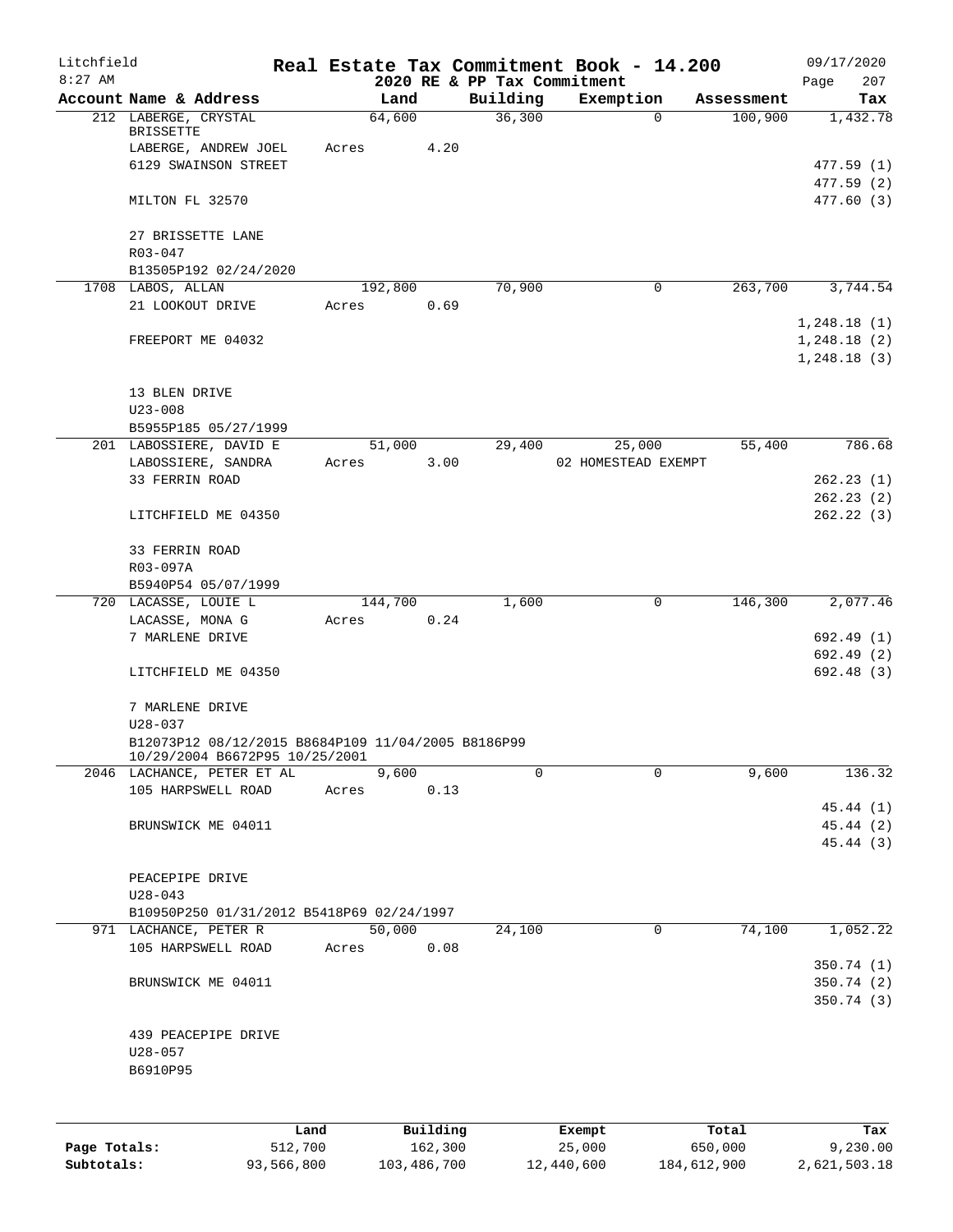# Real Estate Tax Commitment Book - 14.200

Litchfield
8:27 AM

2020 RE & PP Tax Commitment

09/17/2020

| Account Name & Address | Land | Building | Exemption | Assessment | Tax |
|---|---|---|---|---|---|
| 212 LABERGE, CRYSTAL BRISSETTE | 64,600 | 36,300 | 0 | 100,900 | 1,432.78 |
| LABERGE, ANDREW JOEL | Acres 4.20 | | | | |
| 6129 SWAINSON STREET | | | | | 477.59 (1) |
| | | | | | 477.59 (2) |
| MILTON FL 32570 | | | | | 477.60 (3) |
| 27 BRISSETTE LANE | | | | | |
| R03-047 | | | | | |
| B13505P192 02/24/2020 | | | | | |
| 1708 LABOS, ALLAN | 192,800 | 70,900 | 0 | 263,700 | 3,744.54 |
| 21 LOOKOUT DRIVE | Acres 0.69 | | | | |
| | | | | | 1,248.18 (1) |
| FREEPORT ME 04032 | | | | | 1,248.18 (2) |
| | | | | | 1,248.18 (3) |
| 13 BLEN DRIVE | | | | | |
| U23-008 | | | | | |
| B5955P185 05/27/1999 | | | | | |
| 201 LABOSSIERE, DAVID E | 51,000 | 29,400 | 25,000 | 55,400 | 786.68 |
| LABOSSIERE, SANDRA | Acres 3.00 | | 02 HOMESTEAD EXEMPT | | |
| 33 FERRIN ROAD | | | | | 262.23 (1) |
| | | | | | 262.23 (2) |
| LITCHFIELD ME 04350 | | | | | 262.22 (3) |
| 33 FERRIN ROAD | | | | | |
| R03-097A | | | | | |
| B5940P54 05/07/1999 | | | | | |
| 720 LACASSE, LOUIE L | 144,700 | 1,600 | 0 | 146,300 | 2,077.46 |
| LACASSE, MONA G | Acres 0.24 | | | | |
| 7 MARLENE DRIVE | | | | | 692.49 (1) |
| | | | | | 692.49 (2) |
| LITCHFIELD ME 04350 | | | | | 692.48 (3) |
| 7 MARLENE DRIVE | | | | | |
| U28-037 | | | | | |
| B12073P12 08/12/2015 B8684P109 11/04/2005 B8186P99 10/29/2004 B6672P95 10/25/2001 | | | | | |
| 2046 LACHANCE, PETER ET AL | 9,600 | 0 | 0 | 9,600 | 136.32 |
| 105 HARPSWELL ROAD | Acres 0.13 | | | | |
| | | | | | 45.44 (1) |
| BRUNSWICK ME 04011 | | | | | 45.44 (2) |
| | | | | | 45.44 (3) |
| PEACEPIPE DRIVE | | | | | |
| U28-043 | | | | | |
| B10950P250 01/31/2012 B5418P69 02/24/1997 | | | | | |
| 971 LACHANCE, PETER R | 50,000 | 24,100 | 0 | 74,100 | 1,052.22 |
| 105 HARPSWELL ROAD | Acres 0.08 | | | | |
| | | | | | 350.74 (1) |
| BRUNSWICK ME 04011 | | | | | 350.74 (2) |
| | | | | | 350.74 (3) |
| 439 PEACEPIPE DRIVE | | | | | |
| U28-057 | | | | | |
| B6910P95 | | | | | |

| | Land | Building | Exempt | Total | Tax |
|---|---|---|---|---|---|
| Page Totals: | 512,700 | 162,300 | 25,000 | 650,000 | 9,230.00 |
| Subtotals: | 93,566,800 | 103,486,700 | 12,440,600 | 184,612,900 | 2,621,503.18 |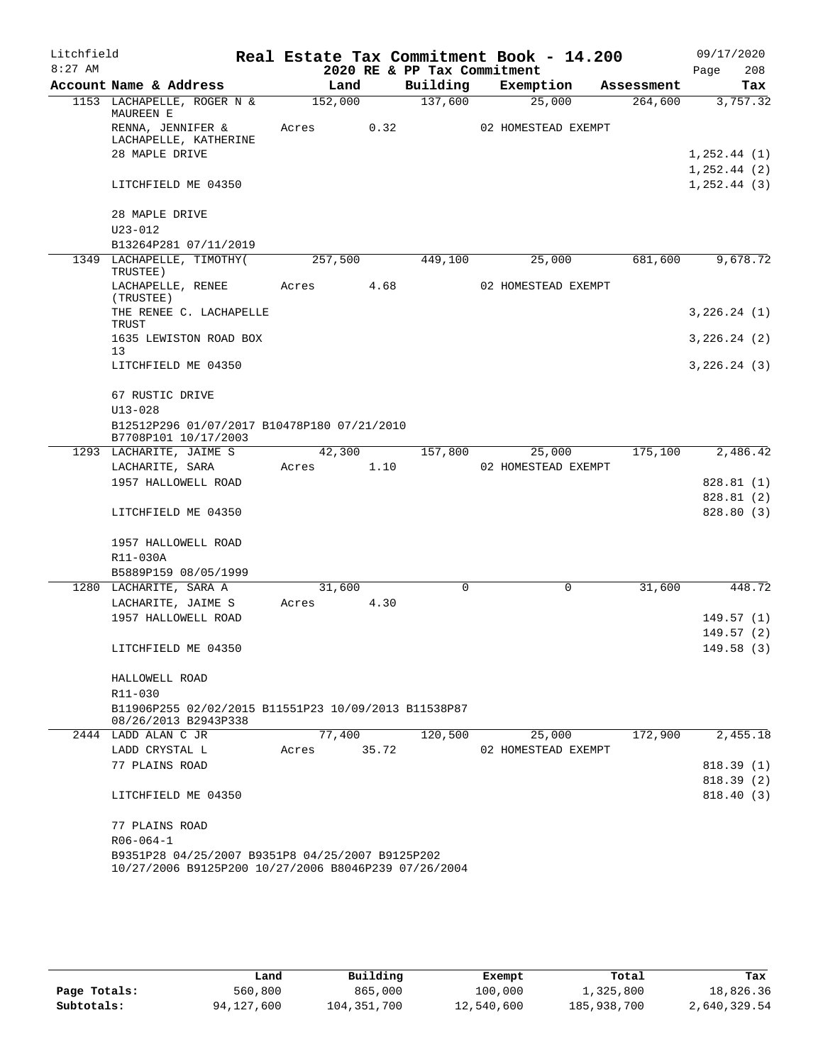Litchfield
8:27 AM

# Real Estate Tax Commitment Book - 14.200

2020 RE & PP Tax Commitment

09/17/2020

| Account Name & Address | Land | Building | Exemption | Assessment | Tax |
|---|---|---|---|---|---|
| 1153 LACHAPELLE, ROGER N & MAUREEN E | 152,000 | 137,600 | 25,000 | 264,600 | 3,757.32 |
| RENNA, JENNIFER & LACHAPELLE, KATHERINE | Acres 0.32 | | 02 HOMESTEAD EXEMPT | | |
| 28 MAPLE DRIVE | | | | | 1,252.44 (1) |
| | | | | | 1,252.44 (2) |
| LITCHFIELD ME 04350 | | | | | 1,252.44 (3) |
| 28 MAPLE DRIVE | | | | | |
| U23-012 | | | | | |
| B13264P281 07/11/2019 | | | | | |
| 1349 LACHAPELLE, TIMOTHY( TRUSTEE) | 257,500 | 449,100 | 25,000 | 681,600 | 9,678.72 |
| LACHAPELLE, RENEE (TRUSTEE) | Acres 4.68 | | 02 HOMESTEAD EXEMPT | | |
| THE RENEE C. LACHAPELLE TRUST | | | | | 3,226.24 (1) |
| 1635 LEWISTON ROAD BOX 13 | | | | | 3,226.24 (2) |
| LITCHFIELD ME 04350 | | | | | 3,226.24 (3) |
| 67 RUSTIC DRIVE | | | | | |
| U13-028 | | | | | |
| B12512P296 01/07/2017 B10478P180 07/21/2010 B7708P101 10/17/2003 | | | | | |
| 1293 LACHARITE, JAIME S | 42,300 | 157,800 | 25,000 | 175,100 | 2,486.42 |
| LACHARITE, SARA | Acres 1.10 | | 02 HOMESTEAD EXEMPT | | |
| 1957 HALLOWELL ROAD | | | | | 828.81 (1) |
| | | | | | 828.81 (2) |
| LITCHFIELD ME 04350 | | | | | 828.80 (3) |
| 1957 HALLOWELL ROAD | | | | | |
| R11-030A | | | | | |
| B5889P159 08/05/1999 | | | | | |
| 1280 LACHARITE, SARA A | 31,600 | 0 | 0 | 31,600 | 448.72 |
| LACHARITE, JAIME S | Acres 4.30 | | | | |
| 1957 HALLOWELL ROAD | | | | | 149.57 (1) |
| | | | | | 149.57 (2) |
| LITCHFIELD ME 04350 | | | | | 149.58 (3) |
| HALLOWELL ROAD | | | | | |
| R11-030 | | | | | |
| B11906P255 02/02/2015 B11551P23 10/09/2013 B11538P87 08/26/2013 B2943P338 | | | | | |
| 2444 LADD ALAN C JR | 77,400 | 120,500 | 25,000 | 172,900 | 2,455.18 |
| LADD CRYSTAL L | Acres 35.72 | | 02 HOMESTEAD EXEMPT | | |
| 77 PLAINS ROAD | | | | | 818.39 (1) |
| | | | | | 818.39 (2) |
| LITCHFIELD ME 04350 | | | | | 818.40 (3) |
| 77 PLAINS ROAD | | | | | |
| R06-064-1 | | | | | |
| B9351P28 04/25/2007 B9351P8 04/25/2007 B9125P202 10/27/2006 B9125P200 10/27/2006 B8046P239 07/26/2004 | | | | | |

| | Land | Building | Exempt | Total | Tax |
|---|---|---|---|---|---|
| Page Totals: | 560,800 | 865,000 | 100,000 | 1,325,800 | 18,826.36 |
| Subtotals: | 94,127,600 | 104,351,700 | 12,540,600 | 185,938,700 | 2,640,329.54 |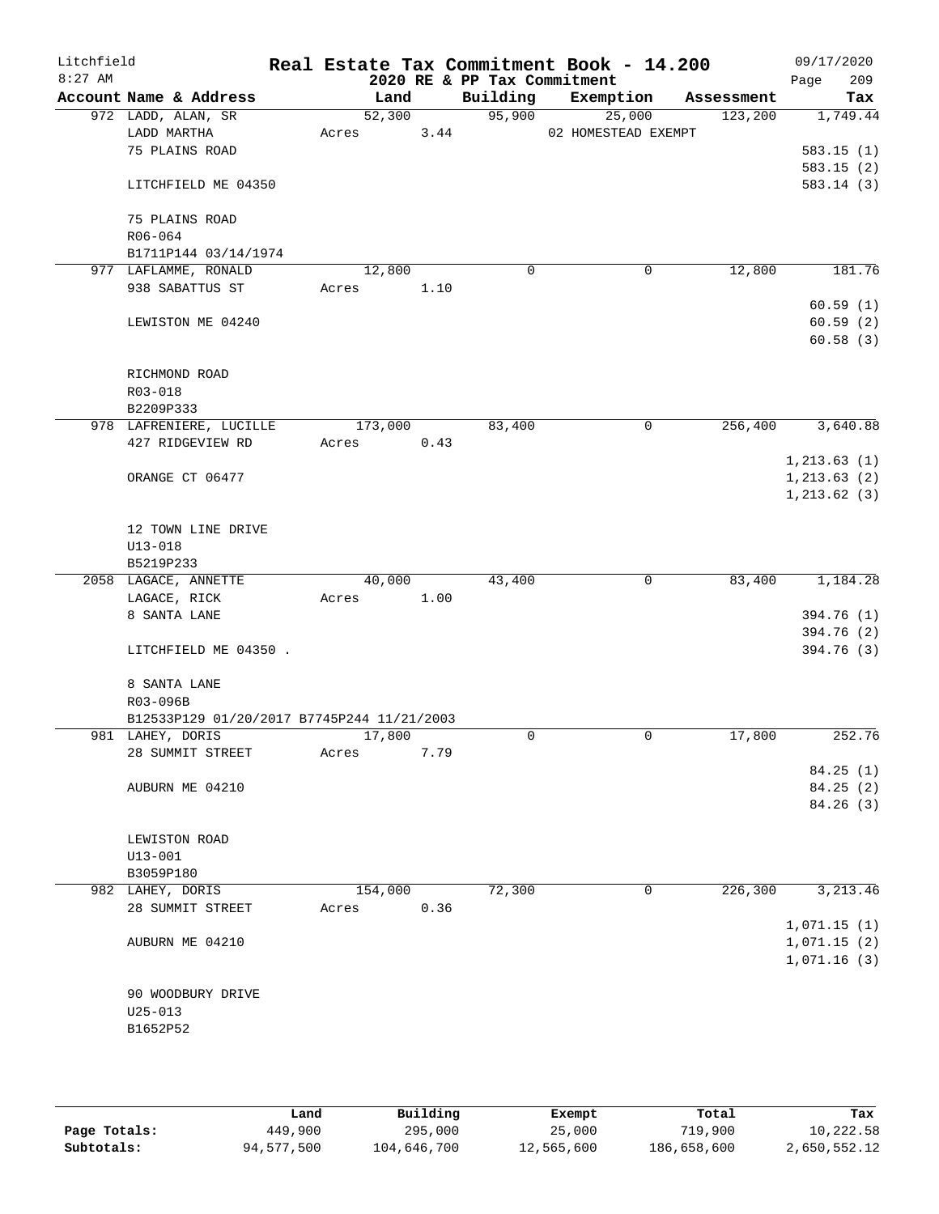# Real Estate Tax Commitment Book - 14.200

Litchfield
8:27 AM

2020 RE & PP Tax Commitment

09/17/2020

| Account Name & Address | Land | Building | Exemption | Assessment | Tax |
|---|---|---|---|---|---|
| 972 LADD, ALAN, SR | 52,300 | 95,900 | 25,000 | 123,200 | 1,749.44 |
| LADD MARTHA | Acres 3.44 | | 02 HOMESTEAD EXEMPT | | |
| 75 PLAINS ROAD | | | | | 583.15 (1) |
| | | | | | 583.15 (2) |
| LITCHFIELD ME 04350 | | | | | 583.14 (3) |
| 75 PLAINS ROAD | | | | | |
| R06-064 | | | | | |
| B1711P144 03/14/1974 | | | | | |
| 977 LAFLAMME, RONALD | 12,800 | 0 | 0 | 12,800 | 181.76 |
| 938 SABATTUS ST | Acres 1.10 | | | | |
| | | | | | 60.59 (1) |
| LEWISTON ME 04240 | | | | | 60.59 (2) |
| | | | | | 60.58 (3) |
| RICHMOND ROAD | | | | | |
| R03-018 | | | | | |
| B2209P333 | | | | | |
| 978 LAFRENIERE, LUCILLE | 173,000 | 83,400 | 0 | 256,400 | 3,640.88 |
| 427 RIDGEVIEW RD | Acres 0.43 | | | | |
| | | | | | 1,213.63 (1) |
| ORANGE CT 06477 | | | | | 1,213.63 (2) |
| | | | | | 1,213.62 (3) |
| 12 TOWN LINE DRIVE | | | | | |
| U13-018 | | | | | |
| B5219P233 | | | | | |
| 2058 LAGACE, ANNETTE | 40,000 | 43,400 | 0 | 83,400 | 1,184.28 |
| LAGACE, RICK | Acres 1.00 | | | | |
| 8 SANTA LANE | | | | | 394.76 (1) |
| | | | | | 394.76 (2) |
| LITCHFIELD ME 04350 . | | | | | 394.76 (3) |
| 8 SANTA LANE | | | | | |
| R03-096B | | | | | |
| B12533P129 01/20/2017 B7745P244 11/21/2003 | | | | | |
| 981 LAHEY, DORIS | 17,800 | 0 | 0 | 17,800 | 252.76 |
| 28 SUMMIT STREET | Acres 7.79 | | | | |
| | | | | | 84.25 (1) |
| AUBURN ME 04210 | | | | | 84.25 (2) |
| | | | | | 84.26 (3) |
| LEWISTON ROAD | | | | | |
| U13-001 | | | | | |
| B3059P180 | | | | | |
| 982 LAHEY, DORIS | 154,000 | 72,300 | 0 | 226,300 | 3,213.46 |
| 28 SUMMIT STREET | Acres 0.36 | | | | |
| | | | | | 1,071.15 (1) |
| AUBURN ME 04210 | | | | | 1,071.15 (2) |
| | | | | | 1,071.16 (3) |
| 90 WOODBURY DRIVE | | | | | |
| U25-013 | | | | | |
| B1652P52 | | | | | |

| | Land | Building | Exempt | Total | Tax |
|---|---|---|---|---|---|
| Page Totals: | 449,900 | 295,000 | 25,000 | 719,900 | 10,222.58 |
| Subtotals: | 94,577,500 | 104,646,700 | 12,565,600 | 186,658,600 | 2,650,552.12 |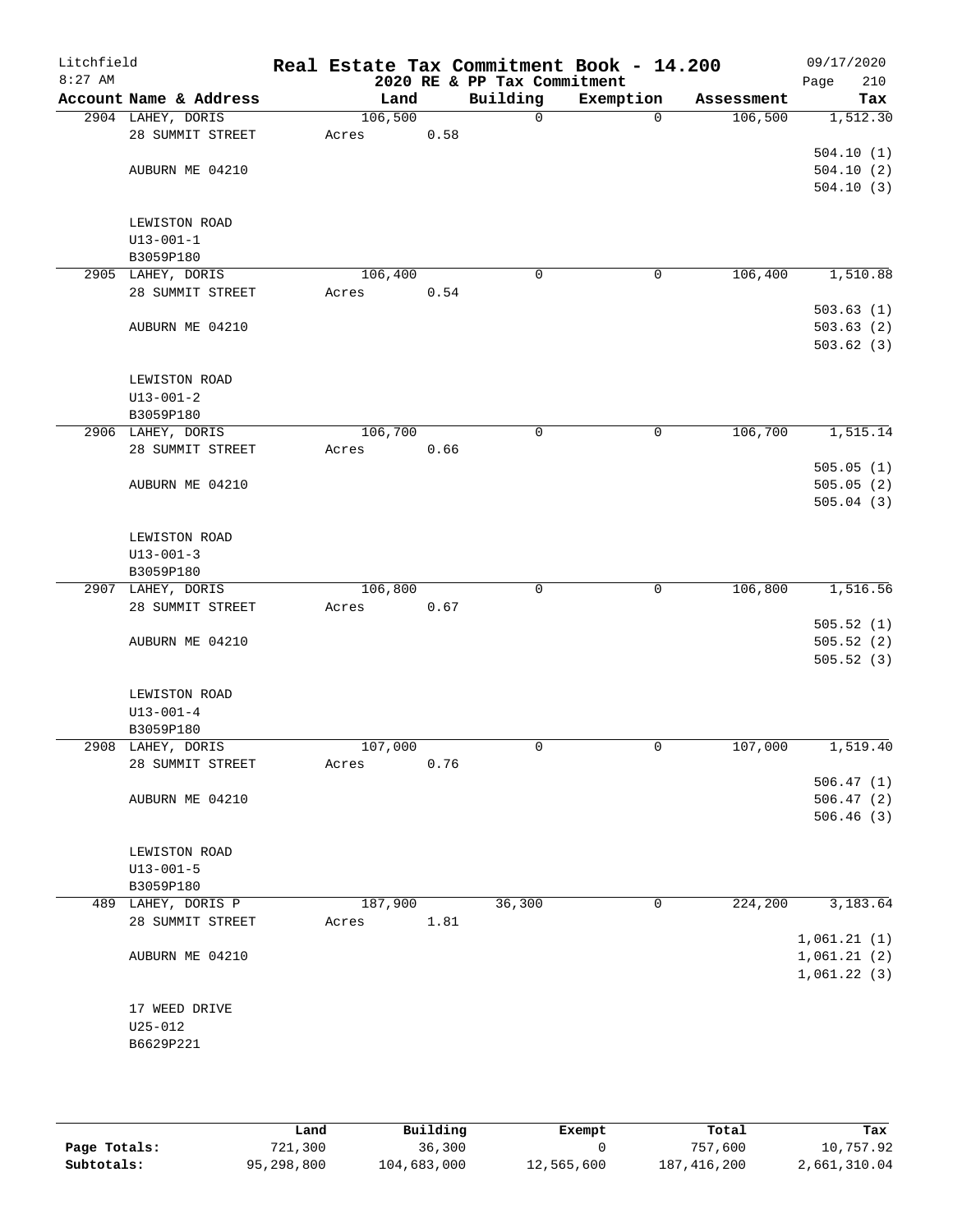Litchfield
8:27 AM

# Real Estate Tax Commitment Book - 14.200

2020 RE & PP Tax Commitment

09/17/2020

| Account Name & Address | Land | Building | Exemption | Assessment | Tax |
|---|---|---|---|---|---|
| 2904 LAHEY, DORIS | 106,500 | 0 | 0 | 106,500 | 1,512.30 |
| 28 SUMMIT STREET | Acres 0.58 | | | | |
| | | | | | 504.10 (1) |
| AUBURN ME 04210 | | | | | 504.10 (2) |
| | | | | | 504.10 (3) |
| LEWISTON ROAD | | | | | |
| U13-001-1 | | | | | |
| B3059P180 | | | | | |
| 2905 LAHEY, DORIS | 106,400 | 0 | 0 | 106,400 | 1,510.88 |
| 28 SUMMIT STREET | Acres 0.54 | | | | |
| | | | | | 503.63 (1) |
| AUBURN ME 04210 | | | | | 503.63 (2) |
| | | | | | 503.62 (3) |
| LEWISTON ROAD | | | | | |
| U13-001-2 | | | | | |
| B3059P180 | | | | | |
| 2906 LAHEY, DORIS | 106,700 | 0 | 0 | 106,700 | 1,515.14 |
| 28 SUMMIT STREET | Acres 0.66 | | | | |
| | | | | | 505.05 (1) |
| AUBURN ME 04210 | | | | | 505.05 (2) |
| | | | | | 505.04 (3) |
| LEWISTON ROAD | | | | | |
| U13-001-3 | | | | | |
| B3059P180 | | | | | |
| 2907 LAHEY, DORIS | 106,800 | 0 | 0 | 106,800 | 1,516.56 |
| 28 SUMMIT STREET | Acres 0.67 | | | | |
| | | | | | 505.52 (1) |
| AUBURN ME 04210 | | | | | 505.52 (2) |
| | | | | | 505.52 (3) |
| LEWISTON ROAD | | | | | |
| U13-001-4 | | | | | |
| B3059P180 | | | | | |
| 2908 LAHEY, DORIS | 107,000 | 0 | 0 | 107,000 | 1,519.40 |
| 28 SUMMIT STREET | Acres 0.76 | | | | |
| | | | | | 506.47 (1) |
| AUBURN ME 04210 | | | | | 506.47 (2) |
| | | | | | 506.46 (3) |
| LEWISTON ROAD | | | | | |
| U13-001-5 | | | | | |
| B3059P180 | | | | | |
| 489 LAHEY, DORIS P | 187,900 | 36,300 | 0 | 224,200 | 3,183.64 |
| 28 SUMMIT STREET | Acres 1.81 | | | | |
| | | | | | 1,061.21 (1) |
| AUBURN ME 04210 | | | | | 1,061.21 (2) |
| | | | | | 1,061.22 (3) |
| 17 WEED DRIVE | | | | | |
| U25-012 | | | | | |
| B6629P221 | | | | | |

| | Land | Building | Exempt | Total | Tax |
|---|---|---|---|---|---|
| Page Totals: | 721,300 | 36,300 | 0 | 757,600 | 10,757.92 |
| Subtotals: | 95,298,800 | 104,683,000 | 12,565,600 | 187,416,200 | 2,661,310.04 |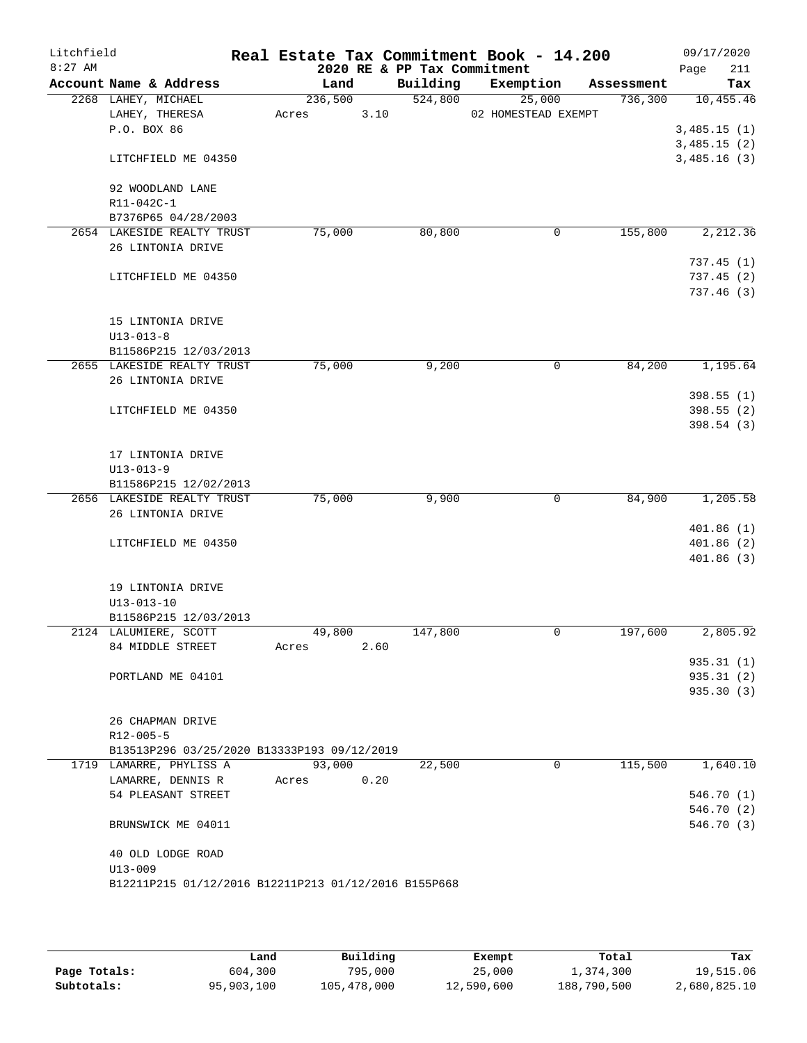Litchfield
8:27 AM

**Real Estate Tax Commitment Book - 14.200**
**2020 RE & PP Tax Commitment**

09/17/2020
Page 211

| Account Name & Address | Land | Building | Exemption | Assessment | Tax |
|---|---|---|---|---|---|
| 2268 LAHEY, MICHAEL | 236,500 | 524,800 | 25,000 | 736,300 | 10,455.46 |
| LAHEY, THERESA | Acres 3.10 | | 02 HOMESTEAD EXEMPT | | |
| P.O. BOX 86 | | | | | 3,485.15 (1) |
| | | | | | 3,485.15 (2) |
| LITCHFIELD ME 04350 | | | | | 3,485.16 (3) |
| 92 WOODLAND LANE | | | | | |
| R11-042C-1 | | | | | |
| B7376P65 04/28/2003 | | | | | |
| 2654 LAKESIDE REALTY TRUST | 75,000 | 80,800 | 0 | 155,800 | 2,212.36 |
| 26 LINTONIA DRIVE | | | | | |
| | | | | | 737.45 (1) |
| LITCHFIELD ME 04350 | | | | | 737.45 (2) |
| | | | | | 737.46 (3) |
| 15 LINTONIA DRIVE | | | | | |
| U13-013-8 | | | | | |
| B11586P215 12/03/2013 | | | | | |
| 2655 LAKESIDE REALTY TRUST | 75,000 | 9,200 | 0 | 84,200 | 1,195.64 |
| 26 LINTONIA DRIVE | | | | | |
| | | | | | 398.55 (1) |
| LITCHFIELD ME 04350 | | | | | 398.55 (2) |
| | | | | | 398.54 (3) |
| 17 LINTONIA DRIVE | | | | | |
| U13-013-9 | | | | | |
| B11586P215 12/02/2013 | | | | | |
| 2656 LAKESIDE REALTY TRUST | 75,000 | 9,900 | 0 | 84,900 | 1,205.58 |
| 26 LINTONIA DRIVE | | | | | |
| | | | | | 401.86 (1) |
| LITCHFIELD ME 04350 | | | | | 401.86 (2) |
| | | | | | 401.86 (3) |
| 19 LINTONIA DRIVE | | | | | |
| U13-013-10 | | | | | |
| B11586P215 12/03/2013 | | | | | |
| 2124 LALUMIERE, SCOTT | 49,800 | 147,800 | 0 | 197,600 | 2,805.92 |
| 84 MIDDLE STREET | Acres 2.60 | | | | |
| | | | | | 935.31 (1) |
| PORTLAND ME 04101 | | | | | 935.31 (2) |
| | | | | | 935.30 (3) |
| 26 CHAPMAN DRIVE | | | | | |
| R12-005-5 | | | | | |
| B13513P296 03/25/2020 B13333P193 09/12/2019 | | | | | |
| 1719 LAMARRE, PHYLISS A | 93,000 | 22,500 | 0 | 115,500 | 1,640.10 |
| LAMARRE, DENNIS R | Acres 0.20 | | | | |
| 54 PLEASANT STREET | | | | | 546.70 (1) |
| | | | | | 546.70 (2) |
| BRUNSWICK ME 04011 | | | | | 546.70 (3) |
| 40 OLD LODGE ROAD | | | | | |
| U13-009 | | | | | |
| B12211P215 01/12/2016 B12211P213 01/12/2016 B155P668 | | | | | |

| | Land | Building | Exempt | Total | Tax |
|---|---|---|---|---|---|
| **Page Totals:** | 604,300 | 795,000 | 25,000 | 1,374,300 | 19,515.06 |
| **Subtotals:** | 95,903,100 | 105,478,000 | 12,590,600 | 188,790,500 | 2,680,825.10 |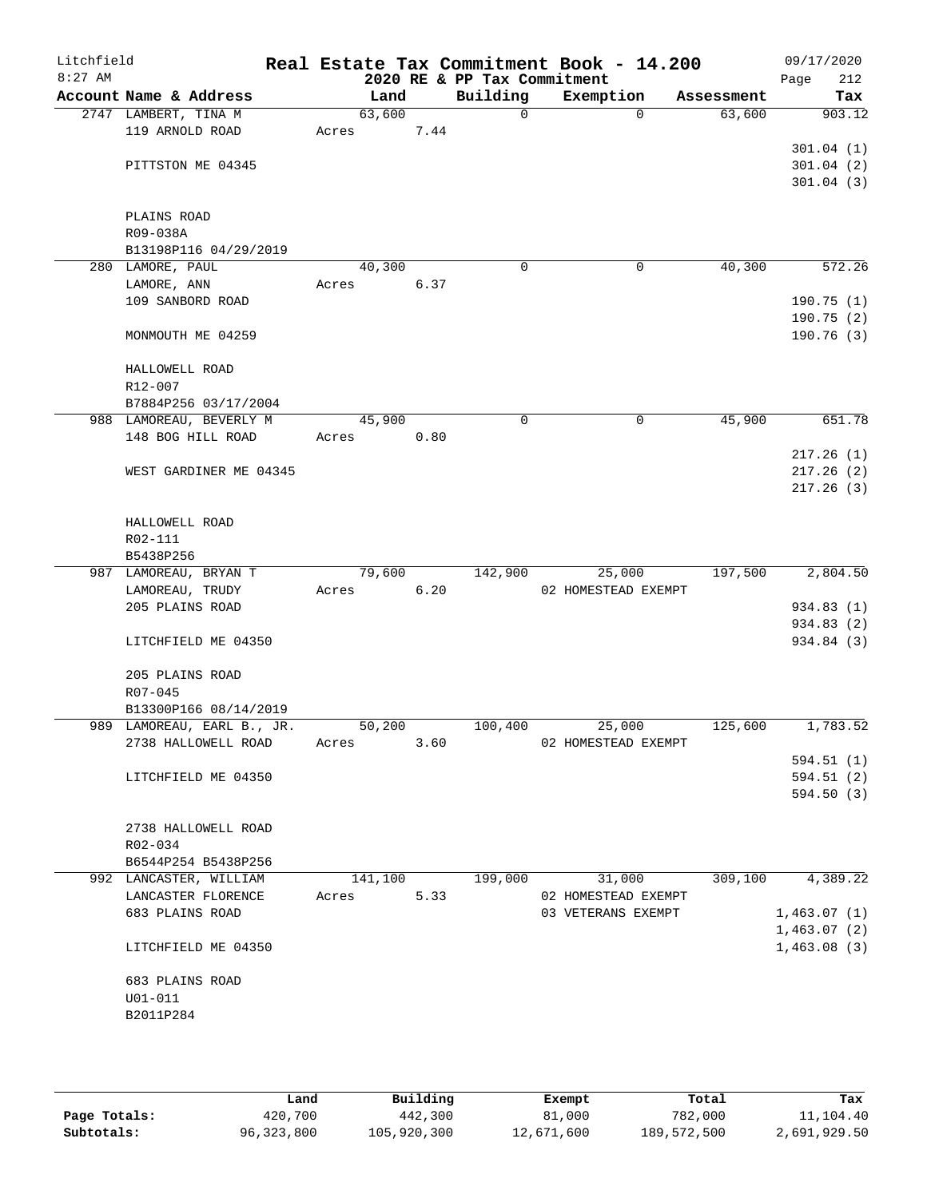Litchfield
8:27 AM

**Real Estate Tax Commitment Book - 14.200**
**2020 RE & PP Tax Commitment**

09/17/2020
Page 212

| Account Name & Address | Land | Building | Exemption | Assessment | Tax |
|---|---|---|---|---|---|
| 2747 LAMBERT, TINA M | 63,600 | 0 | 0 | 63,600 | 903.12 |
| 119 ARNOLD ROAD | Acres 7.44 | | | | |
| | | | | | 301.04 (1) |
| PITTSTON ME 04345 | | | | | 301.04 (2) |
| | | | | | 301.04 (3) |
| PLAINS ROAD | | | | | |
| R09-038A | | | | | |
| B13198P116 04/29/2019 | | | | | |
| 280 LAMORE, PAUL | 40,300 | 0 | 0 | 40,300 | 572.26 |
| LAMORE, ANN | Acres 6.37 | | | | |
| 109 SANBORD ROAD | | | | | 190.75 (1) |
| | | | | | 190.75 (2) |
| MONMOUTH ME 04259 | | | | | 190.76 (3) |
| HALLOWELL ROAD | | | | | |
| R12-007 | | | | | |
| B7884P256 03/17/2004 | | | | | |
| 988 LAMOREAU, BEVERLY M | 45,900 | 0 | 0 | 45,900 | 651.78 |
| 148 BOG HILL ROAD | Acres 0.80 | | | | |
| | | | | | 217.26 (1) |
| WEST GARDINER ME 04345 | | | | | 217.26 (2) |
| | | | | | 217.26 (3) |
| HALLOWELL ROAD | | | | | |
| R02-111 | | | | | |
| B5438P256 | | | | | |
| 987 LAMOREAU, BRYAN T | 79,600 | 142,900 | 25,000 | 197,500 | 2,804.50 |
| LAMOREAU, TRUDY | Acres 6.20 | | 02 HOMESTEAD EXEMPT | | |
| 205 PLAINS ROAD | | | | | 934.83 (1) |
| | | | | | 934.83 (2) |
| LITCHFIELD ME 04350 | | | | | 934.84 (3) |
| 205 PLAINS ROAD | | | | | |
| R07-045 | | | | | |
| B13300P166 08/14/2019 | | | | | |
| 989 LAMOREAU, EARL B., JR. | 50,200 | 100,400 | 25,000 | 125,600 | 1,783.52 |
| 2738 HALLOWELL ROAD | Acres 3.60 | | 02 HOMESTEAD EXEMPT | | |
| | | | | | 594.51 (1) |
| LITCHFIELD ME 04350 | | | | | 594.51 (2) |
| | | | | | 594.50 (3) |
| 2738 HALLOWELL ROAD | | | | | |
| R02-034 | | | | | |
| B6544P254 B5438P256 | | | | | |
| 992 LANCASTER, WILLIAM | 141,100 | 199,000 | 31,000 | 309,100 | 4,389.22 |
| LANCASTER FLORENCE | Acres 5.33 | | 02 HOMESTEAD EXEMPT | | |
| 683 PLAINS ROAD | | | 03 VETERANS EXEMPT | | 1,463.07 (1) |
| | | | | | 1,463.07 (2) |
| LITCHFIELD ME 04350 | | | | | 1,463.08 (3) |
| 683 PLAINS ROAD | | | | | |
| U01-011 | | | | | |
| B2011P284 | | | | | |

| | Land | Building | Exempt | Total | Tax |
|---|---|---|---|---|---|
| Page Totals: | 420,700 | 442,300 | 81,000 | 782,000 | 11,104.40 |
| Subtotals: | 96,323,800 | 105,920,300 | 12,671,600 | 189,572,500 | 2,691,929.50 |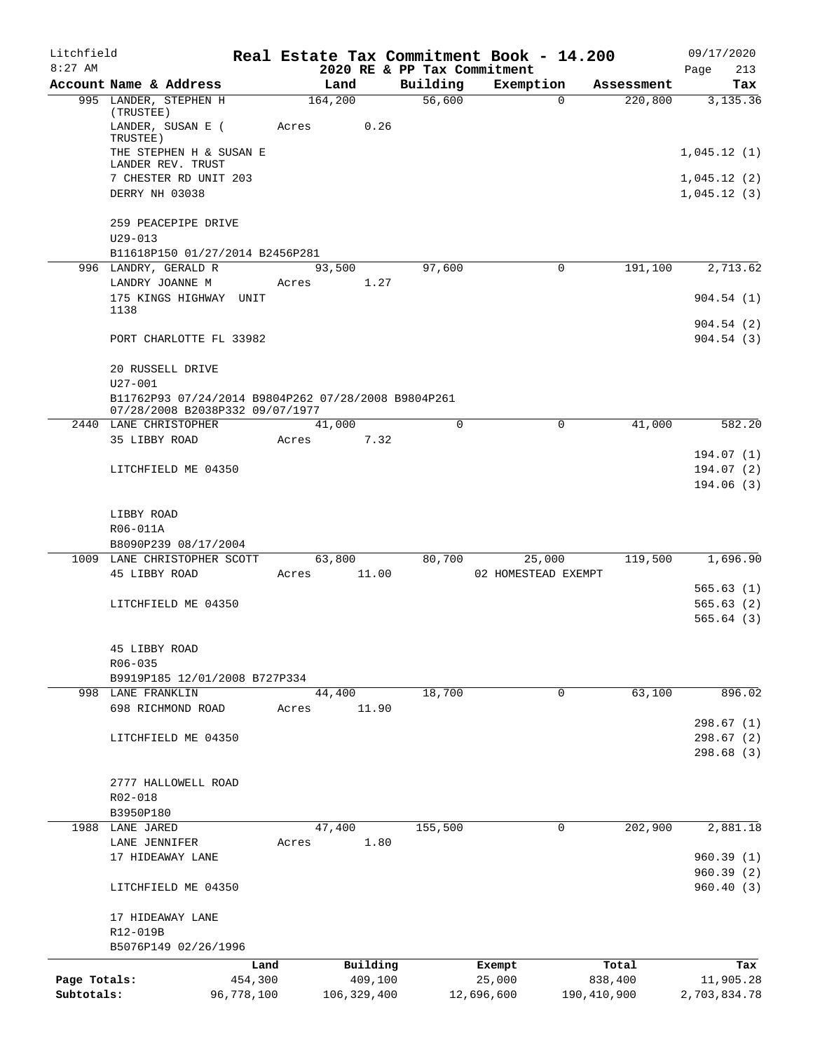# Real Estate Tax Commitment Book - 14.200

## 2020 RE & PP Tax Commitment

Litchfield 8:27 AM — 09/17/2020

| Account Name & Address | Land | Building | Exemption | Assessment | Tax |
|---|---|---|---|---|---|
| 995 LANDER, STEPHEN H (TRUSTEE) | 164,200 | 56,600 | 0 | 220,800 | 3,135.36 |
| LANDER, SUSAN E ( TRUSTEE) | Acres 0.26 | | | | |
| THE STEPHEN H & SUSAN E LANDER REV. TRUST | | | | | 1,045.12 (1) |
| 7 CHESTER RD UNIT 203 | | | | | 1,045.12 (2) |
| DERRY NH 03038 | | | | | 1,045.12 (3) |
| 259 PEACEPIPE DRIVE | | | | | |
| U29-013 | | | | | |
| B11618P150 01/27/2014 B2456P281 | | | | | |
| 996 LANDRY, GERALD R | 93,500 | 97,600 | 0 | 191,100 | 2,713.62 |
| LANDRY JOANNE M | Acres 1.27 | | | | |
| 175 KINGS HIGHWAY UNIT 1138 | | | | | 904.54 (1) |
| | | | | | 904.54 (2) |
| PORT CHARLOTTE FL 33982 | | | | | 904.54 (3) |
| 20 RUSSELL DRIVE | | | | | |
| U27-001 | | | | | |
| B11762P93 07/24/2014 B9804P262 07/28/2008 B9804P261 07/28/2008 B2038P332 09/07/1977 | | | | | |
| 2440 LANE CHRISTOPHER | 41,000 | 0 | 0 | 41,000 | 582.20 |
| 35 LIBBY ROAD | Acres 7.32 | | | | |
| | | | | | 194.07 (1) |
| LITCHFIELD ME 04350 | | | | | 194.07 (2) |
| | | | | | 194.06 (3) |
| LIBBY ROAD | | | | | |
| R06-011A | | | | | |
| B8090P239 08/17/2004 | | | | | |
| 1009 LANE CHRISTOPHER SCOTT | 63,800 | 80,700 | 25,000 | 119,500 | 1,696.90 |
| 45 LIBBY ROAD | Acres 11.00 | | 02 HOMESTEAD EXEMPT | | |
| | | | | | 565.63 (1) |
| LITCHFIELD ME 04350 | | | | | 565.63 (2) |
| | | | | | 565.64 (3) |
| 45 LIBBY ROAD | | | | | |
| R06-035 | | | | | |
| B9919P185 12/01/2008 B727P334 | | | | | |
| 998 LANE FRANKLIN | 44,400 | 18,700 | 0 | 63,100 | 896.02 |
| 698 RICHMOND ROAD | Acres 11.90 | | | | |
| | | | | | 298.67 (1) |
| LITCHFIELD ME 04350 | | | | | 298.67 (2) |
| | | | | | 298.68 (3) |
| 2777 HALLOWELL ROAD | | | | | |
| R02-018 | | | | | |
| B3950P180 | | | | | |
| 1988 LANE JARED | 47,400 | 155,500 | 0 | 202,900 | 2,881.18 |
| LANE JENNIFER | Acres 1.80 | | | | |
| 17 HIDEAWAY LANE | | | | | 960.39 (1) |
| | | | | | 960.39 (2) |
| LITCHFIELD ME 04350 | | | | | 960.40 (3) |
| 17 HIDEAWAY LANE | | | | | |
| R12-019B | | | | | |
| B5076P149 02/26/1996 | | | | | |

| | Land | Building | Exempt | Total | Tax |
|---|---|---|---|---|---|
| Page Totals: | 454,300 | 409,100 | 25,000 | 838,400 | 11,905.28 |
| Subtotals: | 96,778,100 | 106,329,400 | 12,696,600 | 190,410,900 | 2,703,834.78 |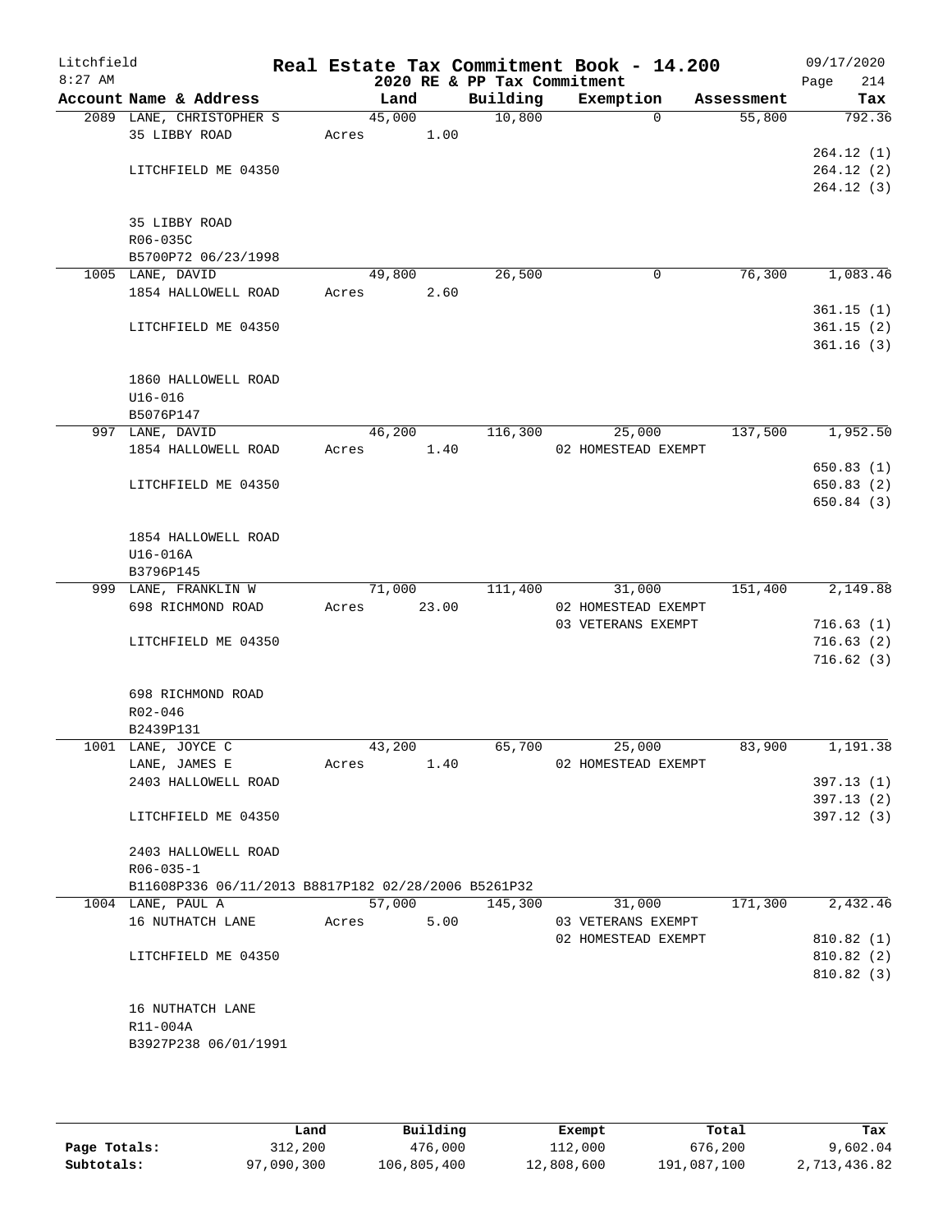Litchfield
8:27 AM

**Real Estate Tax Commitment Book - 14.200**
**2020 RE & PP Tax Commitment**

09/17/2020
Page 214

| Account Name & Address | Land | Building | Exemption | Assessment | Tax |
|---|---|---|---|---|---|
| 2089 LANE, CHRISTOPHER S | 45,000 | 10,800 | 0 | 55,800 | 792.36 |
| 35 LIBBY ROAD | Acres 1.00 | | | | |
| | | | | | 264.12 (1) |
| LITCHFIELD ME 04350 | | | | | 264.12 (2) |
| | | | | | 264.12 (3) |
| 35 LIBBY ROAD | | | | | |
| R06-035C | | | | | |
| B5700P72 06/23/1998 | | | | | |
| 1005 LANE, DAVID | 49,800 | 26,500 | 0 | 76,300 | 1,083.46 |
| 1854 HALLOWELL ROAD | Acres 2.60 | | | | |
| | | | | | 361.15 (1) |
| LITCHFIELD ME 04350 | | | | | 361.15 (2) |
| | | | | | 361.16 (3) |
| 1860 HALLOWELL ROAD | | | | | |
| U16-016 | | | | | |
| B5076P147 | | | | | |
| 997 LANE, DAVID | 46,200 | 116,300 | 25,000 | 137,500 | 1,952.50 |
| 1854 HALLOWELL ROAD | Acres 1.40 | | 02 HOMESTEAD EXEMPT | | |
| | | | | | 650.83 (1) |
| LITCHFIELD ME 04350 | | | | | 650.83 (2) |
| | | | | | 650.84 (3) |
| 1854 HALLOWELL ROAD | | | | | |
| U16-016A | | | | | |
| B3796P145 | | | | | |
| 999 LANE, FRANKLIN W | 71,000 | 111,400 | 31,000 | 151,400 | 2,149.88 |
| 698 RICHMOND ROAD | Acres 23.00 | | 02 HOMESTEAD EXEMPT | | |
| | | | 03 VETERANS EXEMPT | | 716.63 (1) |
| LITCHFIELD ME 04350 | | | | | 716.63 (2) |
| | | | | | 716.62 (3) |
| 698 RICHMOND ROAD | | | | | |
| R02-046 | | | | | |
| B2439P131 | | | | | |
| 1001 LANE, JOYCE C | 43,200 | 65,700 | 25,000 | 83,900 | 1,191.38 |
| LANE, JAMES E | Acres 1.40 | | 02 HOMESTEAD EXEMPT | | |
| 2403 HALLOWELL ROAD | | | | | 397.13 (1) |
| | | | | | 397.13 (2) |
| LITCHFIELD ME 04350 | | | | | 397.12 (3) |
| 2403 HALLOWELL ROAD | | | | | |
| R06-035-1 | | | | | |
| B11608P336 06/11/2013 B8817P182 02/28/2006 B5261P32 | | | | | |
| 1004 LANE, PAUL A | 57,000 | 145,300 | 31,000 | 171,300 | 2,432.46 |
| 16 NUTHATCH LANE | Acres 5.00 | | 03 VETERANS EXEMPT | | |
| | | | 02 HOMESTEAD EXEMPT | | 810.82 (1) |
| LITCHFIELD ME 04350 | | | | | 810.82 (2) |
| | | | | | 810.82 (3) |
| 16 NUTHATCH LANE | | | | | |
| R11-004A | | | | | |
| B3927P238 06/01/1991 | | | | | |

| | Land | Building | Exempt | Total | Tax |
|---|---|---|---|---|---|
| Page Totals: | 312,200 | 476,000 | 112,000 | 676,200 | 9,602.04 |
| Subtotals: | 97,090,300 | 106,805,400 | 12,808,600 | 191,087,100 | 2,713,436.82 |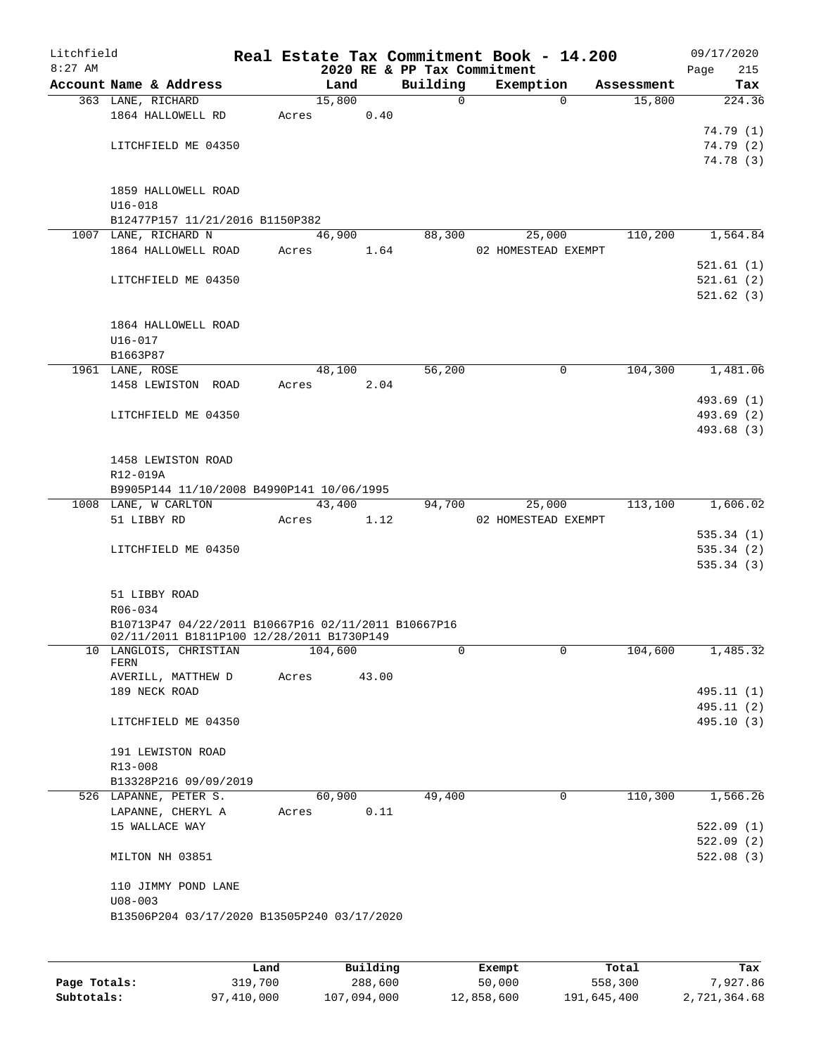Litchfield
8:27 AM

**Real Estate Tax Commitment Book - 14.200**
**2020 RE & PP Tax Commitment**

09/17/2020
Page 215

| Account Name & Address | Land | Building | Exemption | Assessment | Tax |
|---|---|---|---|---|---|
| 363 LANE, RICHARD | 15,800 | 0 | 0 | 15,800 | 224.36 |
| 1864 HALLOWELL RD | Acres 0.40 | | | | |
| | | | | | 74.79 (1) |
| LITCHFIELD ME 04350 | | | | | 74.79 (2) |
| | | | | | 74.78 (3) |
| 1859 HALLOWELL ROAD | | | | | |
| U16-018 | | | | | |
| B12477P157 11/21/2016 B1150P382 | | | | | |
| 1007 LANE, RICHARD N | 46,900 | 88,300 | 25,000 | 110,200 | 1,564.84 |
| 1864 HALLOWELL ROAD | Acres 1.64 | | 02 HOMESTEAD EXEMPT | | |
| | | | | | 521.61 (1) |
| LITCHFIELD ME 04350 | | | | | 521.61 (2) |
| | | | | | 521.62 (3) |
| 1864 HALLOWELL ROAD | | | | | |
| U16-017 | | | | | |
| B1663P87 | | | | | |
| 1961 LANE, ROSE | 48,100 | 56,200 | 0 | 104,300 | 1,481.06 |
| 1458 LEWISTON ROAD | Acres 2.04 | | | | |
| | | | | | 493.69 (1) |
| LITCHFIELD ME 04350 | | | | | 493.69 (2) |
| | | | | | 493.68 (3) |
| 1458 LEWISTON ROAD | | | | | |
| R12-019A | | | | | |
| B9905P144 11/10/2008 B4990P141 10/06/1995 | | | | | |
| 1008 LANE, W CARLTON | 43,400 | 94,700 | 25,000 | 113,100 | 1,606.02 |
| 51 LIBBY RD | Acres 1.12 | | 02 HOMESTEAD EXEMPT | | |
| | | | | | 535.34 (1) |
| LITCHFIELD ME 04350 | | | | | 535.34 (2) |
| | | | | | 535.34 (3) |
| 51 LIBBY ROAD | | | | | |
| R06-034 | | | | | |
| B10713P47 04/22/2011 B10667P16 02/11/2011 B10667P16 02/11/2011 B1811P100 12/28/2011 B1730P149 | | | | | |
| 10 LANGLOIS, CHRISTIAN FERN | 104,600 | 0 | 0 | 104,600 | 1,485.32 |
| AVERILL, MATTHEW D | Acres 43.00 | | | | |
| 189 NECK ROAD | | | | | 495.11 (1) |
| | | | | | 495.11 (2) |
| LITCHFIELD ME 04350 | | | | | 495.10 (3) |
| 191 LEWISTON ROAD | | | | | |
| R13-008 | | | | | |
| B13328P216 09/09/2019 | | | | | |
| 526 LAPANNE, PETER S. | 60,900 | 49,400 | 0 | 110,300 | 1,566.26 |
| LAPANNE, CHERYL A | Acres 0.11 | | | | |
| 15 WALLACE WAY | | | | | 522.09 (1) |
| | | | | | 522.09 (2) |
| MILTON NH 03851 | | | | | 522.08 (3) |
| 110 JIMMY POND LANE | | | | | |
| U08-003 | | | | | |
| B13506P204 03/17/2020 B13505P240 03/17/2020 | | | | | |

| | Land | Building | Exempt | Total | Tax |
|---|---|---|---|---|---|
| Page Totals: | 319,700 | 288,600 | 50,000 | 558,300 | 7,927.86 |
| Subtotals: | 97,410,000 | 107,094,000 | 12,858,600 | 191,645,400 | 2,721,364.68 |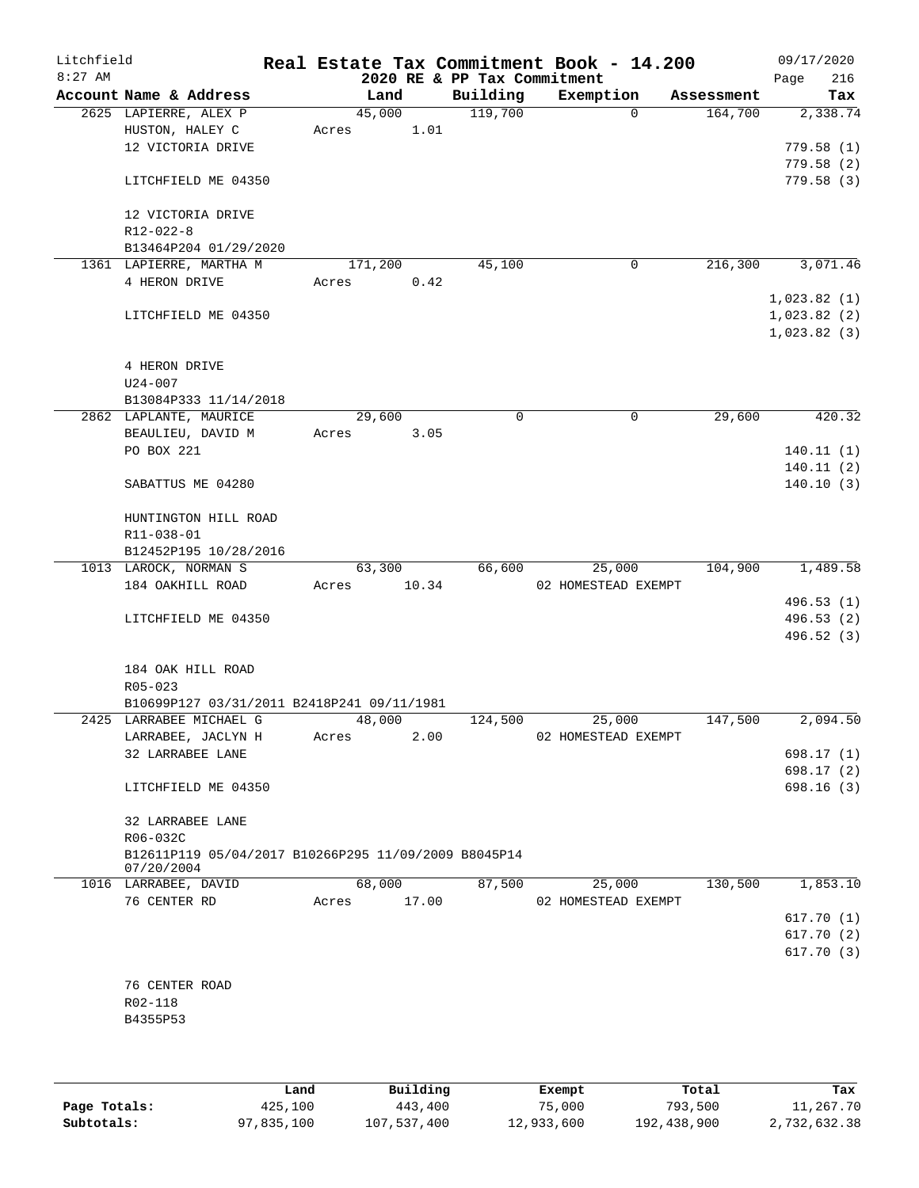# Real Estate Tax Commitment Book - 14.200

Litchfield
8:27 AM

2020 RE & PP Tax Commitment

09/17/2020
Page 216

| Account Name & Address | Land | Building | Exemption | Assessment | Tax |
|---|---|---|---|---|---|
| 2625 LAPIERRE, ALEX P | 45,000 | 119,700 | 0 | 164,700 | 2,338.74 |
| HUSTON, HALEY C | Acres 1.01 | | | | |
| 12 VICTORIA DRIVE | | | | | 779.58 (1) |
| | | | | | 779.58 (2) |
| LITCHFIELD ME 04350 | | | | | 779.58 (3) |
| 12 VICTORIA DRIVE | | | | | |
| R12-022-8 | | | | | |
| B13464P204 01/29/2020 | | | | | |
| 1361 LAPIERRE, MARTHA M | 171,200 | 45,100 | 0 | 216,300 | 3,071.46 |
| 4 HERON DRIVE | Acres 0.42 | | | | |
| | | | | | 1,023.82 (1) |
| LITCHFIELD ME 04350 | | | | | 1,023.82 (2) |
| | | | | | 1,023.82 (3) |
| 4 HERON DRIVE | | | | | |
| U24-007 | | | | | |
| B13084P333 11/14/2018 | | | | | |
| 2862 LAPLANTE, MAURICE | 29,600 | 0 | 0 | 29,600 | 420.32 |
| BEAULIEU, DAVID M | Acres 3.05 | | | | |
| PO BOX 221 | | | | | 140.11 (1) |
| | | | | | 140.11 (2) |
| SABATTUS ME 04280 | | | | | 140.10 (3) |
| HUNTINGTON HILL ROAD | | | | | |
| R11-038-01 | | | | | |
| B12452P195 10/28/2016 | | | | | |
| 1013 LAROCK, NORMAN S | 63,300 | 66,600 | 25,000 | 104,900 | 1,489.58 |
| 184 OAKHILL ROAD | Acres 10.34 | | 02 HOMESTEAD EXEMPT | | |
| | | | | | 496.53 (1) |
| LITCHFIELD ME 04350 | | | | | 496.53 (2) |
| | | | | | 496.52 (3) |
| 184 OAK HILL ROAD | | | | | |
| R05-023 | | | | | |
| B10699P127 03/31/2011 B2418P241 09/11/1981 | | | | | |
| 2425 LARRABEE MICHAEL G | 48,000 | 124,500 | 25,000 | 147,500 | 2,094.50 |
| LARRABEE, JACLYN H | Acres 2.00 | | 02 HOMESTEAD EXEMPT | | |
| 32 LARRABEE LANE | | | | | 698.17 (1) |
| | | | | | 698.17 (2) |
| LITCHFIELD ME 04350 | | | | | 698.16 (3) |
| 32 LARRABEE LANE | | | | | |
| R06-032C | | | | | |
| B12611P119 05/04/2017 B10266P295 11/09/2009 B8045P14 07/20/2004 | | | | | |
| 1016 LARRABEE, DAVID | 68,000 | 87,500 | 25,000 | 130,500 | 1,853.10 |
| 76 CENTER RD | Acres 17.00 | | 02 HOMESTEAD EXEMPT | | |
| | | | | | 617.70 (1) |
| | | | | | 617.70 (2) |
| | | | | | 617.70 (3) |
| 76 CENTER ROAD | | | | | |
| R02-118 | | | | | |
| B4355P53 | | | | | |

| | Land | Building | Exempt | Total | Tax |
|---|---|---|---|---|---|
| Page Totals: | 425,100 | 443,400 | 75,000 | 793,500 | 11,267.70 |
| Subtotals: | 97,835,100 | 107,537,400 | 12,933,600 | 192,438,900 | 2,732,632.38 |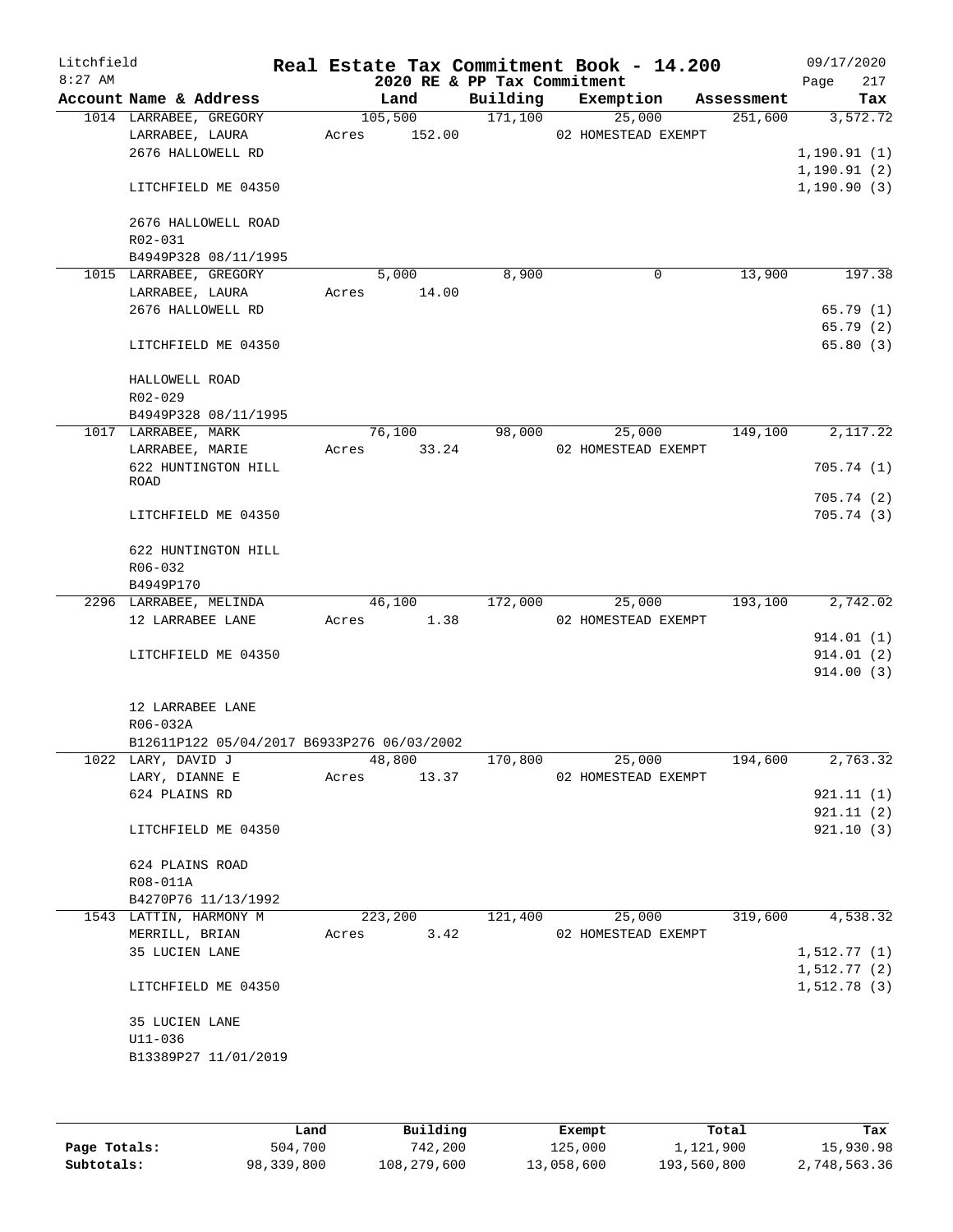Litchfield
8:27 AM

**Real Estate Tax Commitment Book - 14.200**

**2020 RE & PP Tax Commitment**

09/17/2020

| Account Name & Address | Land | Building | Exemption | Assessment | Tax |
|---|---|---|---|---|---|
| 1014 LARRABEE, GREGORY | 105,500 | 171,100 | 25,000 | 251,600 | 3,572.72 |
| LARRABEE, LAURA | Acres 152.00 | | 02 HOMESTEAD EXEMPT | | |
| 2676 HALLOWELL RD | | | | | 1,190.91 (1) |
| | | | | | 1,190.91 (2) |
| LITCHFIELD ME 04350 | | | | | 1,190.90 (3) |
| 2676 HALLOWELL ROAD | | | | | |
| R02-031 | | | | | |
| B4949P328 08/11/1995 | | | | | |
| 1015 LARRABEE, GREGORY | 5,000 | 8,900 | 0 | 13,900 | 197.38 |
| LARRABEE, LAURA | Acres 14.00 | | | | |
| 2676 HALLOWELL RD | | | | | 65.79 (1) |
| | | | | | 65.79 (2) |
| LITCHFIELD ME 04350 | | | | | 65.80 (3) |
| HALLOWELL ROAD | | | | | |
| R02-029 | | | | | |
| B4949P328 08/11/1995 | | | | | |
| 1017 LARRABEE, MARK | 76,100 | 98,000 | 25,000 | 149,100 | 2,117.22 |
| LARRABEE, MARIE | Acres 33.24 | | 02 HOMESTEAD EXEMPT | | |
| 622 HUNTINGTON HILL ROAD | | | | | 705.74 (1) |
| | | | | | 705.74 (2) |
| LITCHFIELD ME 04350 | | | | | 705.74 (3) |
| 622 HUNTINGTON HILL | | | | | |
| R06-032 | | | | | |
| B4949P170 | | | | | |
| 2296 LARRABEE, MELINDA | 46,100 | 172,000 | 25,000 | 193,100 | 2,742.02 |
| 12 LARRABEE LANE | Acres 1.38 | | 02 HOMESTEAD EXEMPT | | |
| | | | | | 914.01 (1) |
| LITCHFIELD ME 04350 | | | | | 914.01 (2) |
| | | | | | 914.00 (3) |
| 12 LARRABEE LANE | | | | | |
| R06-032A | | | | | |
| B12611P122 05/04/2017 B6933P276 06/03/2002 | | | | | |
| 1022 LARY, DAVID J | 48,800 | 170,800 | 25,000 | 194,600 | 2,763.32 |
| LARY, DIANNE E | Acres 13.37 | | 02 HOMESTEAD EXEMPT | | |
| 624 PLAINS RD | | | | | 921.11 (1) |
| | | | | | 921.11 (2) |
| LITCHFIELD ME 04350 | | | | | 921.10 (3) |
| 624 PLAINS ROAD | | | | | |
| R08-011A | | | | | |
| B4270P76 11/13/1992 | | | | | |
| 1543 LATTIN, HARMONY M | 223,200 | 121,400 | 25,000 | 319,600 | 4,538.32 |
| MERRILL, BRIAN | Acres 3.42 | | 02 HOMESTEAD EXEMPT | | |
| 35 LUCIEN LANE | | | | | 1,512.77 (1) |
| | | | | | 1,512.77 (2) |
| LITCHFIELD ME 04350 | | | | | 1,512.78 (3) |
| 35 LUCIEN LANE | | | | | |
| U11-036 | | | | | |
| B13389P27 11/01/2019 | | | | | |

| | Land | Building | Exempt | Total | Tax |
|---|---|---|---|---|---|
| **Page Totals:** | 504,700 | 742,200 | 125,000 | 1,121,900 | 15,930.98 |
| **Subtotals:** | 98,339,800 | 108,279,600 | 13,058,600 | 193,560,800 | 2,748,563.36 |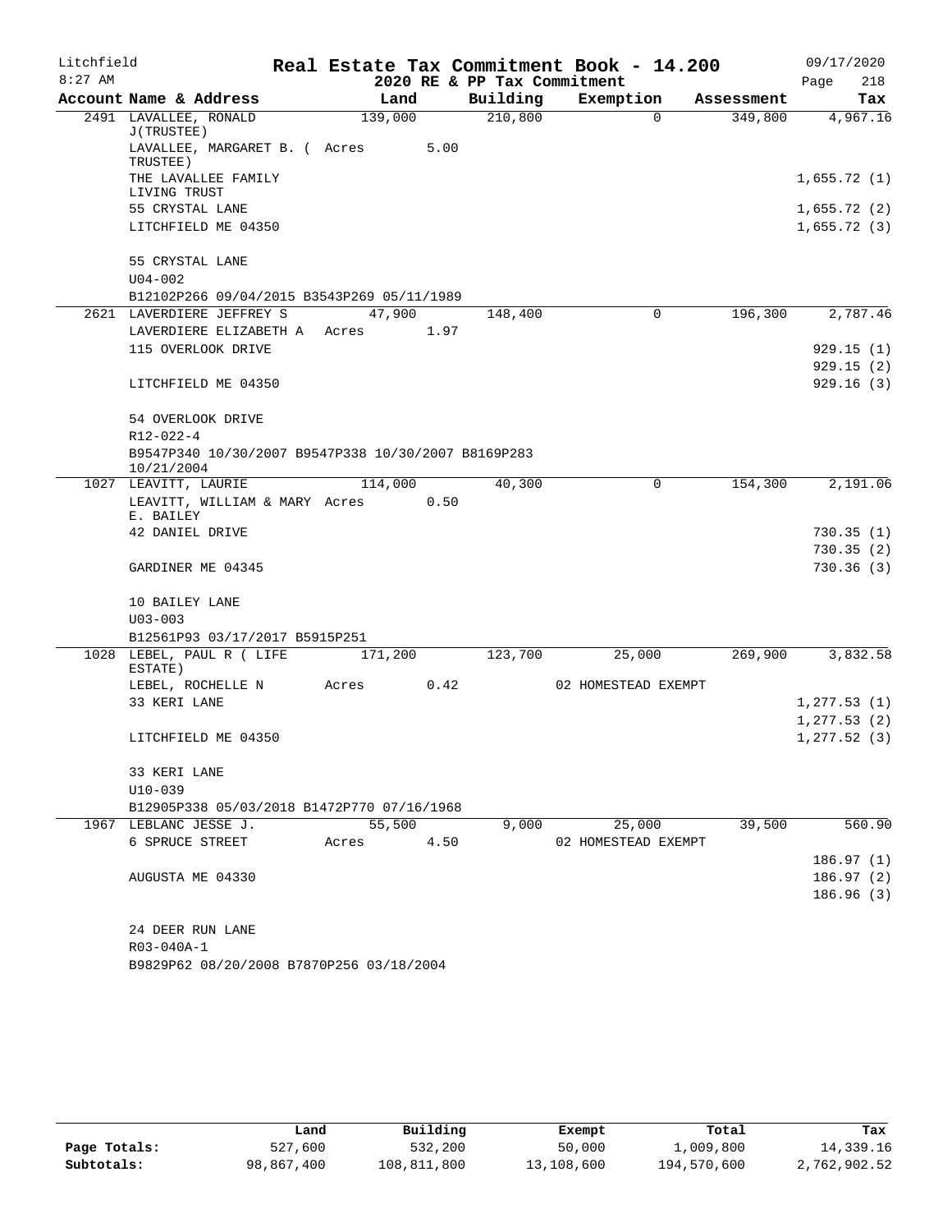Litchfield
8:27 AM

# Real Estate Tax Commitment Book - 14.200

## 2020 RE & PP Tax Commitment

09/17/2020
Page 218

| Account Name & Address | Land | Building | Exemption | Assessment | Tax |
|---|---|---|---|---|---|
| 2491 LAVALLEE, RONALD J(TRUSTEE) | 139,000 | 210,800 | 0 | 349,800 | 4,967.16 |
| LAVALLEE, MARGARET B. ( TRUSTEE) | Acres 5.00 | | | | |
| THE LAVALLEE FAMILY LIVING TRUST | | | | | 1,655.72 (1) |
| 55 CRYSTAL LANE | | | | | 1,655.72 (2) |
| LITCHFIELD ME 04350 | | | | | 1,655.72 (3) |
| 55 CRYSTAL LANE | | | | | |
| U04-002 | | | | | |
| B12102P266 09/04/2015 B3543P269 05/11/1989 | | | | | |
| 2621 LAVERDIERE JEFFREY S | 47,900 | 148,400 | 0 | 196,300 | 2,787.46 |
| LAVERDIERE ELIZABETH A | Acres 1.97 | | | | |
| 115 OVERLOOK DRIVE | | | | | 929.15 (1) |
| | | | | | 929.15 (2) |
| LITCHFIELD ME 04350 | | | | | 929.16 (3) |
| 54 OVERLOOK DRIVE | | | | | |
| R12-022-4 | | | | | |
| B9547P340 10/30/2007 B9547P338 10/30/2007 B8169P283 10/21/2004 | | | | | |
| 1027 LEAVITT, LAURIE | 114,000 | 40,300 | 0 | 154,300 | 2,191.06 |
| LEAVITT, WILLIAM & MARY E. BAILEY | Acres 0.50 | | | | |
| 42 DANIEL DRIVE | | | | | 730.35 (1) |
| | | | | | 730.35 (2) |
| GARDINER ME 04345 | | | | | 730.36 (3) |
| 10 BAILEY LANE | | | | | |
| U03-003 | | | | | |
| B12561P93 03/17/2017 B5915P251 | | | | | |
| 1028 LEBEL, PAUL R ( LIFE ESTATE) | 171,200 | 123,700 | 25,000 | 269,900 | 3,832.58 |
| LEBEL, ROCHELLE N | Acres 0.42 | | 02 HOMESTEAD EXEMPT | | |
| 33 KERI LANE | | | | | 1,277.53 (1) |
| | | | | | 1,277.53 (2) |
| LITCHFIELD ME 04350 | | | | | 1,277.52 (3) |
| 33 KERI LANE | | | | | |
| U10-039 | | | | | |
| B12905P338 05/03/2018 B1472P770 07/16/1968 | | | | | |
| 1967 LEBLANC JESSE J. | 55,500 | 9,000 | 25,000 | 39,500 | 560.90 |
| 6 SPRUCE STREET | Acres 4.50 | | 02 HOMESTEAD EXEMPT | | |
| | | | | | 186.97 (1) |
| AUGUSTA ME 04330 | | | | | 186.97 (2) |
| | | | | | 186.96 (3) |
| 24 DEER RUN LANE | | | | | |
| R03-040A-1 | | | | | |
| B9829P62 08/20/2008 B7870P256 03/18/2004 | | | | | |

| | Land | Building | Exempt | Total | Tax |
|---|---|---|---|---|---|
| Page Totals: | 527,600 | 532,200 | 50,000 | 1,009,800 | 14,339.16 |
| Subtotals: | 98,867,400 | 108,811,800 | 13,108,600 | 194,570,600 | 2,762,902.52 |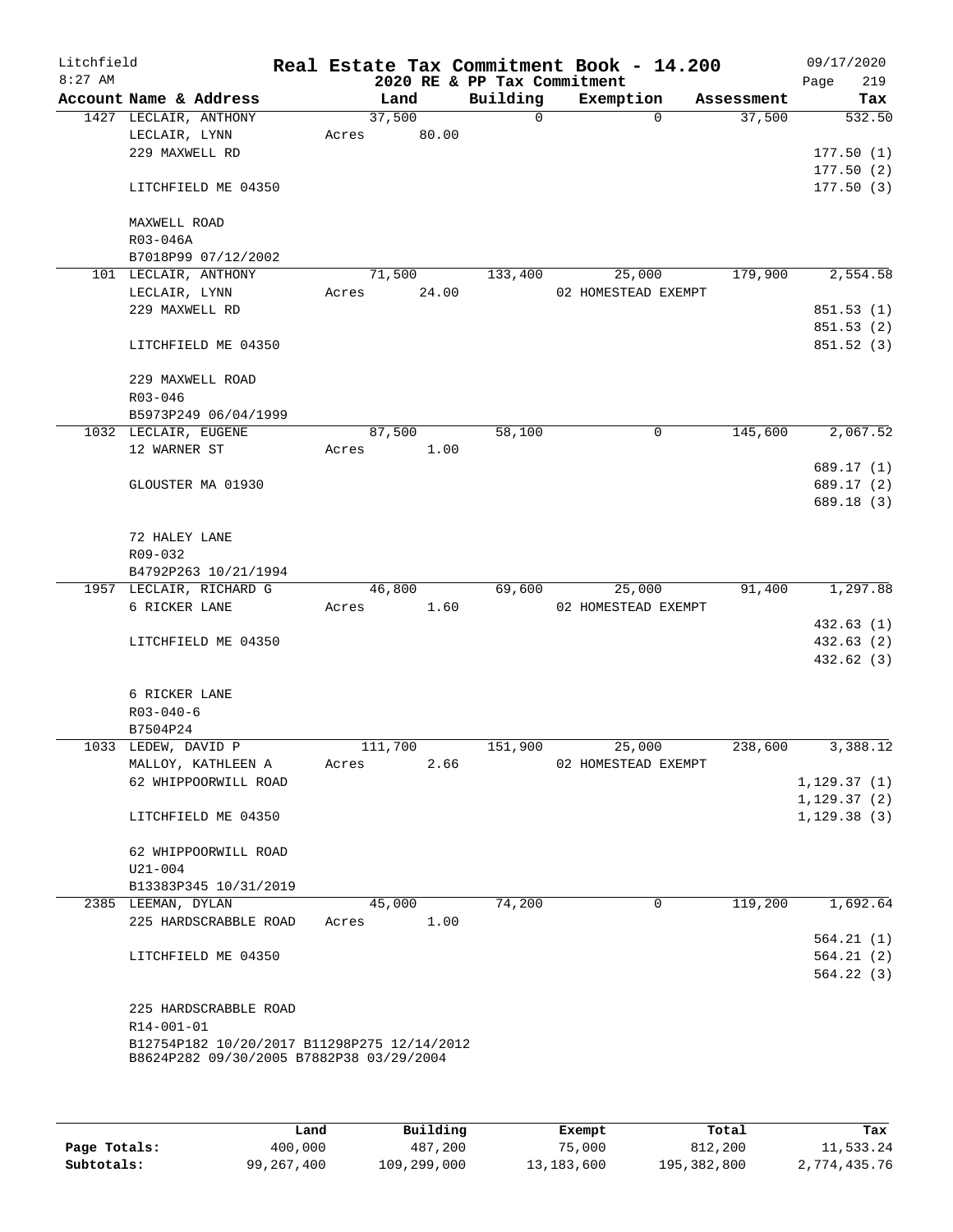Litchfield
8:27 AM

# Real Estate Tax Commitment Book - 14.200

2020 RE & PP Tax Commitment

09/17/2020
Page 219

| Account Name & Address | Land | Building | Exemption | Assessment | Tax |
|---|---|---|---|---|---|
| 1427 LECLAIR, ANTHONY | 37,500 | 0 | 0 | 37,500 | 532.50 |
| LECLAIR, LYNN | Acres 80.00 | | | | |
| 229 MAXWELL RD | | | | | 177.50 (1) |
| | | | | | 177.50 (2) |
| LITCHFIELD ME 04350 | | | | | 177.50 (3) |
| MAXWELL ROAD | | | | | |
| R03-046A | | | | | |
| B7018P99 07/12/2002 | | | | | |
| 101 LECLAIR, ANTHONY | 71,500 | 133,400 | 25,000 | 179,900 | 2,554.58 |
| LECLAIR, LYNN | Acres 24.00 | | 02 HOMESTEAD EXEMPT | | |
| 229 MAXWELL RD | | | | | 851.53 (1) |
| | | | | | 851.53 (2) |
| LITCHFIELD ME 04350 | | | | | 851.52 (3) |
| 229 MAXWELL ROAD | | | | | |
| R03-046 | | | | | |
| B5973P249 06/04/1999 | | | | | |
| 1032 LECLAIR, EUGENE | 87,500 | 58,100 | 0 | 145,600 | 2,067.52 |
| 12 WARNER ST | Acres 1.00 | | | | |
| | | | | | 689.17 (1) |
| GLOUSTER MA 01930 | | | | | 689.17 (2) |
| | | | | | 689.18 (3) |
| 72 HALEY LANE | | | | | |
| R09-032 | | | | | |
| B4792P263 10/21/1994 | | | | | |
| 1957 LECLAIR, RICHARD G | 46,800 | 69,600 | 25,000 | 91,400 | 1,297.88 |
| 6 RICKER LANE | Acres 1.60 | | 02 HOMESTEAD EXEMPT | | |
| | | | | | 432.63 (1) |
| LITCHFIELD ME 04350 | | | | | 432.63 (2) |
| | | | | | 432.62 (3) |
| 6 RICKER LANE | | | | | |
| R03-040-6 | | | | | |
| B7504P24 | | | | | |
| 1033 LEDEW, DAVID P | 111,700 | 151,900 | 25,000 | 238,600 | 3,388.12 |
| MALLOY, KATHLEEN A | Acres 2.66 | | 02 HOMESTEAD EXEMPT | | |
| 62 WHIPPOORWILL ROAD | | | | | 1,129.37 (1) |
| | | | | | 1,129.37 (2) |
| LITCHFIELD ME 04350 | | | | | 1,129.38 (3) |
| 62 WHIPPOORWILL ROAD | | | | | |
| U21-004 | | | | | |
| B13383P345 10/31/2019 | | | | | |
| 2385 LEEMAN, DYLAN | 45,000 | 74,200 | 0 | 119,200 | 1,692.64 |
| 225 HARDSCRABBLE ROAD | Acres 1.00 | | | | |
| | | | | | 564.21 (1) |
| LITCHFIELD ME 04350 | | | | | 564.21 (2) |
| | | | | | 564.22 (3) |
| 225 HARDSCRABBLE ROAD | | | | | |
| R14-001-01 | | | | | |
| B12754P182 10/20/2017 B11298P275 12/14/2012 | | | | | |
| B8624P282 09/30/2005 B7882P38 03/29/2004 | | | | | |

| | Land | Building | Exempt | Total | Tax |
|---|---|---|---|---|---|
| Page Totals: | 400,000 | 487,200 | 75,000 | 812,200 | 11,533.24 |
| Subtotals: | 99,267,400 | 109,299,000 | 13,183,600 | 195,382,800 | 2,774,435.76 |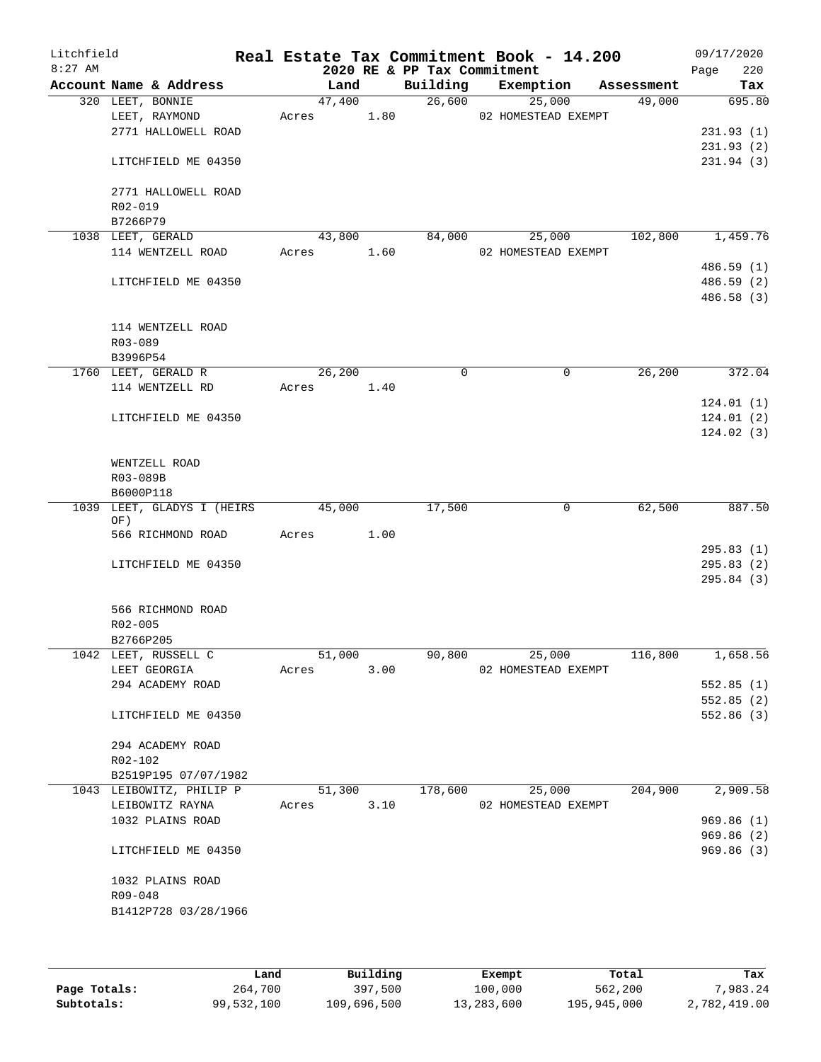# Real Estate Tax Commitment Book - 14.200

Litchfield 8:27 AM — 2020 RE & PP Tax Commitment — 09/17/2020

| Account | Name & Address | Land | Building | Exemption | Assessment | Tax |
|---|---|---|---|---|---|---|
| 320 | LEET, BONNIE<br>LEET, RAYMOND<br>2771 HALLOWELL ROAD<br><br>LITCHFIELD ME 04350<br><br>2771 HALLOWELL ROAD<br>R02-019<br>B7266P79 | 47,400<br>Acres 1.80 | 26,600 | 25,000<br>02 HOMESTEAD EXEMPT | 49,000 | 695.80<br><br>231.93 (1)<br>231.93 (2)<br>231.94 (3) |
| 1038 | LEET, GERALD<br>114 WENTZELL ROAD<br><br>LITCHFIELD ME 04350<br><br>114 WENTZELL ROAD<br>R03-089<br>B3996P54 | 43,800<br>Acres 1.60 | 84,000 | 25,000<br>02 HOMESTEAD EXEMPT | 102,800 | 1,459.76<br><br>486.59 (1)<br>486.59 (2)<br>486.58 (3) |
| 1760 | LEET, GERALD R<br>114 WENTZELL RD<br><br>LITCHFIELD ME 04350<br><br>WENTZELL ROAD<br>R03-089B<br>B6000P118 | 26,200<br>Acres 1.40 | 0 | 0 | 26,200 | 372.04<br><br>124.01 (1)<br>124.01 (2)<br>124.02 (3) |
| 1039 | LEET, GLADYS I (HEIRS OF)<br>566 RICHMOND ROAD<br><br>LITCHFIELD ME 04350<br><br>566 RICHMOND ROAD<br>R02-005<br>B2766P205 | 45,000<br>Acres 1.00 | 17,500 | 0 | 62,500 | 887.50<br><br>295.83 (1)<br>295.83 (2)<br>295.84 (3) |
| 1042 | LEET, RUSSELL C<br>LEET GEORGIA<br>294 ACADEMY ROAD<br><br>LITCHFIELD ME 04350<br><br>294 ACADEMY ROAD<br>R02-102<br>B2519P195 07/07/1982 | 51,000<br>Acres 3.00 | 90,800 | 25,000<br>02 HOMESTEAD EXEMPT | 116,800 | 1,658.56<br><br>552.85 (1)<br>552.85 (2)<br>552.86 (3) |
| 1043 | LEIBOWITZ, PHILIP P<br>LEIBOWITZ RAYNA<br>1032 PLAINS ROAD<br><br>LITCHFIELD ME 04350<br><br>1032 PLAINS ROAD<br>R09-048<br>B1412P728 03/28/1966 | 51,300<br>Acres 3.10 | 178,600 | 25,000<br>02 HOMESTEAD EXEMPT | 204,900 | 2,909.58<br><br>969.86 (1)<br>969.86 (2)<br>969.86 (3) |

| | Land | Building | Exempt | Total | Tax |
|---|---|---|---|---|---|
| Page Totals: | 264,700 | 397,500 | 100,000 | 562,200 | 7,983.24 |
| Subtotals: | 99,532,100 | 109,696,500 | 13,283,600 | 195,945,000 | 2,782,419.00 |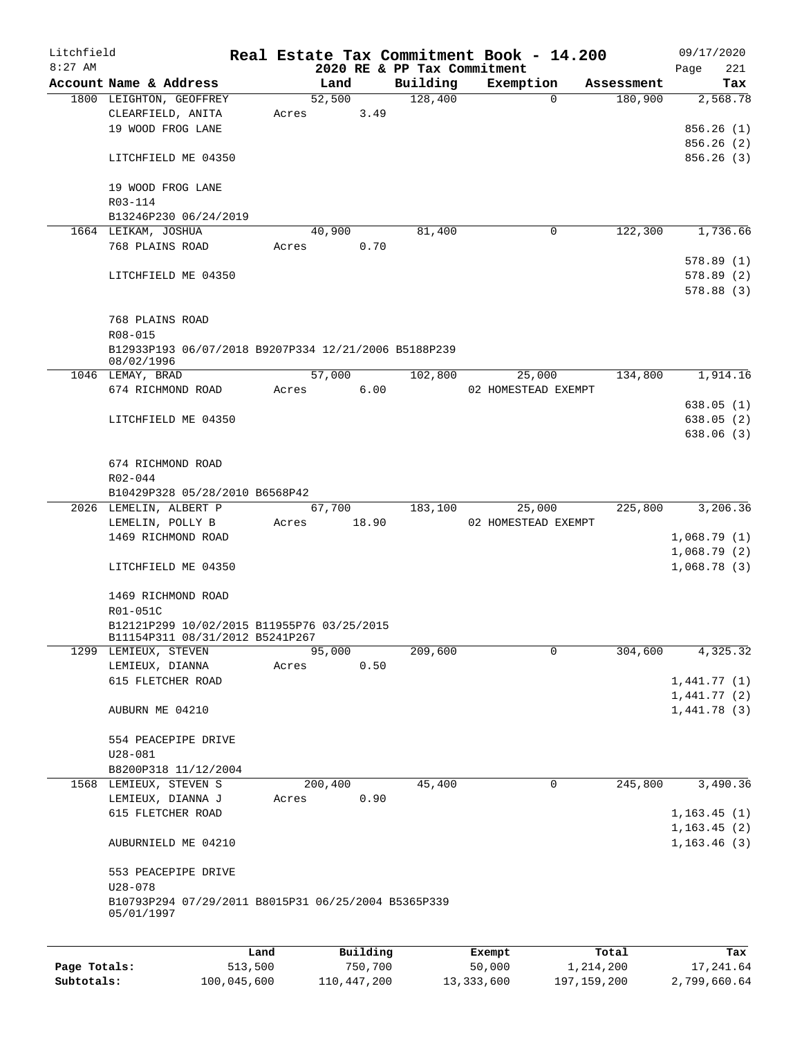# Real Estate Tax Commitment Book - 14.200

Litchfield
8:27 AM

2020 RE & PP Tax Commitment

09/17/2020

| Account Name & Address | Land | Building | Exemption | Assessment | Tax |
|---|---|---|---|---|---|
| 1800 LEIGHTON, GEOFFREY | 52,500 | 128,400 | 0 | 180,900 | 2,568.78 |
| CLEARFIELD, ANITA | Acres 3.49 | | | | |
| 19 WOOD FROG LANE | | | | | 856.26 (1) |
| | | | | | 856.26 (2) |
| LITCHFIELD ME 04350 | | | | | 856.26 (3) |
| 19 WOOD FROG LANE | | | | | |
| R03-114 | | | | | |
| B13246P230 06/24/2019 | | | | | |
| 1664 LEIKAM, JOSHUA | 40,900 | 81,400 | 0 | 122,300 | 1,736.66 |
| 768 PLAINS ROAD | Acres 0.70 | | | | |
| | | | | | 578.89 (1) |
| LITCHFIELD ME 04350 | | | | | 578.89 (2) |
| | | | | | 578.88 (3) |
| 768 PLAINS ROAD | | | | | |
| R08-015 | | | | | |
| B12933P193 06/07/2018 B9207P334 12/21/2006 B5188P239 08/02/1996 | | | | | |
| 1046 LEMAY, BRAD | 57,000 | 102,800 | 25,000 | 134,800 | 1,914.16 |
| 674 RICHMOND ROAD | Acres 6.00 | | 02 HOMESTEAD EXEMPT | | |
| | | | | | 638.05 (1) |
| LITCHFIELD ME 04350 | | | | | 638.05 (2) |
| | | | | | 638.06 (3) |
| 674 RICHMOND ROAD | | | | | |
| R02-044 | | | | | |
| B10429P328 05/28/2010 B6568P42 | | | | | |
| 2026 LEMELIN, ALBERT P | 67,700 | 183,100 | 25,000 | 225,800 | 3,206.36 |
| LEMELIN, POLLY B | Acres 18.90 | | 02 HOMESTEAD EXEMPT | | |
| 1469 RICHMOND ROAD | | | | | 1,068.79 (1) |
| | | | | | 1,068.79 (2) |
| LITCHFIELD ME 04350 | | | | | 1,068.78 (3) |
| 1469 RICHMOND ROAD | | | | | |
| R01-051C | | | | | |
| B12121P299 10/02/2015 B11955P76 03/25/2015 B11154P311 08/31/2012 B5241P267 | | | | | |
| 1299 LEMIEUX, STEVEN | 95,000 | 209,600 | 0 | 304,600 | 4,325.32 |
| LEMIEUX, DIANNA | Acres 0.50 | | | | |
| 615 FLETCHER ROAD | | | | | 1,441.77 (1) |
| | | | | | 1,441.77 (2) |
| AUBURN ME 04210 | | | | | 1,441.78 (3) |
| 554 PEACEPIPE DRIVE | | | | | |
| U28-081 | | | | | |
| B8200P318 11/12/2004 | | | | | |
| 1568 LEMIEUX, STEVEN S | 200,400 | 45,400 | 0 | 245,800 | 3,490.36 |
| LEMIEUX, DIANNA J | Acres 0.90 | | | | |
| 615 FLETCHER ROAD | | | | | 1,163.45 (1) |
| | | | | | 1,163.45 (2) |
| AUBURNIELD ME 04210 | | | | | 1,163.46 (3) |
| 553 PEACEPIPE DRIVE | | | | | |
| U28-078 | | | | | |
| B10793P294 07/29/2011 B8015P31 06/25/2004 B5365P339 05/01/1997 | | | | | |

| | Land | Building | Exempt | Total | Tax |
|---|---|---|---|---|---|
| Page Totals: | 513,500 | 750,700 | 50,000 | 1,214,200 | 17,241.64 |
| Subtotals: | 100,045,600 | 110,447,200 | 13,333,600 | 197,159,200 | 2,799,660.64 |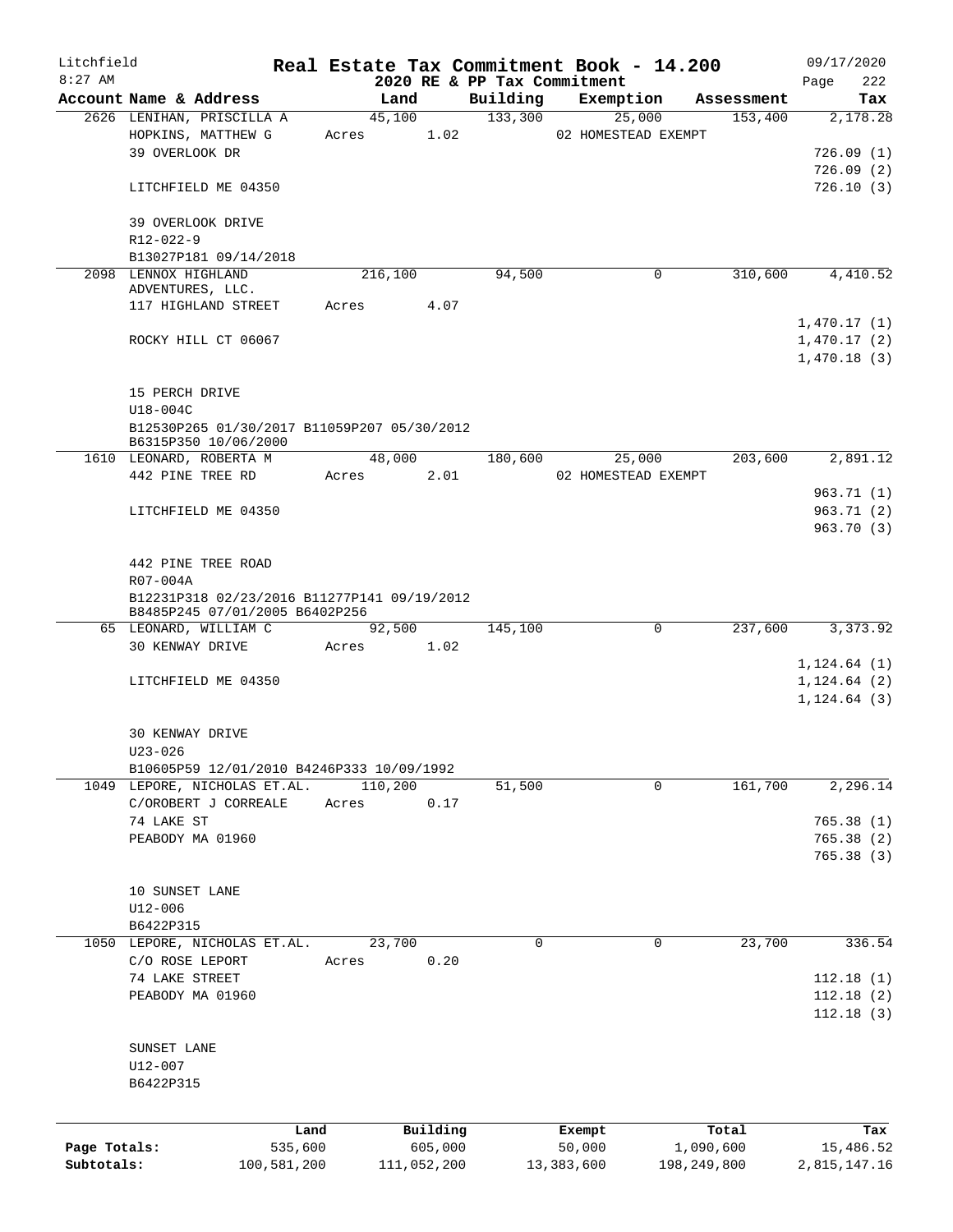# Real Estate Tax Commitment Book - 14.200

Litchfield 8:27 AM — 2020 RE & PP Tax Commitment — 09/17/2020

| Account Name & Address | Land | Building | Exemption | Assessment | Tax |
|---|---|---|---|---|---|
| 2626 LENIHAN, PRISCILLA A<br>HOPKINS, MATTHEW G<br>39 OVERLOOK DR<br><br>LITCHFIELD ME 04350<br><br>39 OVERLOOK DRIVE<br>R12-022-9<br>B13027P181 09/14/2018 | 45,100<br>Acres 1.02 | 133,300 | 25,000<br>02 HOMESTEAD EXEMPT | 153,400 | 2,178.28<br><br>726.09 (1)<br>726.09 (2)<br>726.10 (3) |
| 2098 LENNOX HIGHLAND ADVENTURES, LLC.<br>117 HIGHLAND STREET<br><br>ROCKY HILL CT 06067<br><br>15 PERCH DRIVE<br>U18-004C<br>B12530P265 01/30/2017 B11059P207 05/30/2012<br>B6315P350 10/06/2000 | 216,100<br>Acres 4.07 | 94,500 | 0 | 310,600 | 4,410.52<br><br>1,470.17 (1)<br>1,470.17 (2)<br>1,470.18 (3) |
| 1610 LEONARD, ROBERTA M<br>442 PINE TREE RD<br><br>LITCHFIELD ME 04350<br><br>442 PINE TREE ROAD<br>R07-004A<br>B12231P318 02/23/2016 B11277P141 09/19/2012<br>B8485P245 07/01/2005 B6402P256 | 48,000<br>Acres 2.01 | 180,600 | 25,000<br>02 HOMESTEAD EXEMPT | 203,600 | 2,891.12<br><br>963.71 (1)<br>963.71 (2)<br>963.70 (3) |
| 65 LEONARD, WILLIAM C<br>30 KENWAY DRIVE<br><br>LITCHFIELD ME 04350<br><br>30 KENWAY DRIVE<br>U23-026<br>B10605P59 12/01/2010 B4246P333 10/09/1992 | 92,500<br>Acres 1.02 | 145,100 | 0 | 237,600 | 3,373.92<br><br>1,124.64 (1)<br>1,124.64 (2)<br>1,124.64 (3) |
| 1049 LEPORE, NICHOLAS ET.AL.<br>C/OROBERT J CORREALE<br>74 LAKE ST<br>PEABODY MA 01960<br><br>10 SUNSET LANE<br>U12-006<br>B6422P315 | 110,200<br>Acres 0.17 | 51,500 | 0 | 161,700 | 2,296.14<br><br>765.38 (1)<br>765.38 (2)<br>765.38 (3) |
| 1050 LEPORE, NICHOLAS ET.AL.<br>C/O ROSE LEPORT<br>74 LAKE STREET<br>PEABODY MA 01960<br><br>SUNSET LANE<br>U12-007<br>B6422P315 | 23,700<br>Acres 0.20 | 0 | 0 | 23,700 | 336.54<br><br>112.18 (1)<br>112.18 (2)<br>112.18 (3) |

| | Land | Building | Exempt | Total | Tax |
|---|---|---|---|---|---|
| Page Totals: | 535,600 | 605,000 | 50,000 | 1,090,600 | 15,486.52 |
| Subtotals: | 100,581,200 | 111,052,200 | 13,383,600 | 198,249,800 | 2,815,147.16 |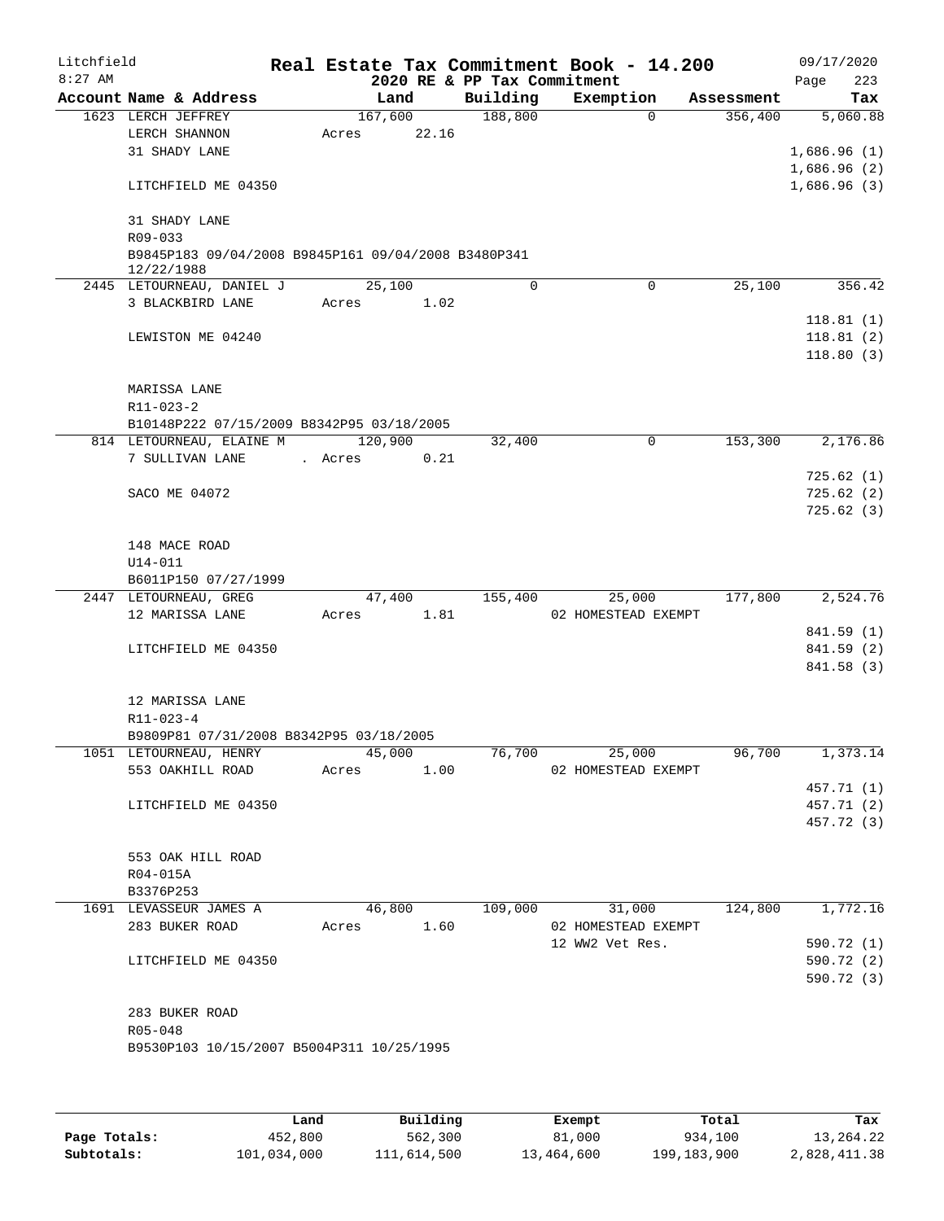Litchfield
8:27 AM

**Real Estate Tax Commitment Book - 14.200**
**2020 RE & PP Tax Commitment**

09/17/2020

| Account | Name & Address | Land | Building | Exemption | Assessment | Tax |
|---|---|---|---|---|---|---|
| 1623 | LERCH JEFFREY | 167,600 | 188,800 | 0 | 356,400 | 5,060.88 |
| | LERCH SHANNON | Acres 22.16 | | | | |
| | 31 SHADY LANE | | | | | 1,686.96 (1) |
| | | | | | | 1,686.96 (2) |
| | LITCHFIELD ME 04350 | | | | | 1,686.96 (3) |
| | 31 SHADY LANE | | | | | |
| | R09-033 | | | | | |
| | B9845P183 09/04/2008 B9845P161 09/04/2008 B3480P341 12/22/1988 | | | | | |
| 2445 | LETOURNEAU, DANIEL J | 25,100 | 0 | 0 | 25,100 | 356.42 |
| | 3 BLACKBIRD LANE | Acres 1.02 | | | | |
| | | | | | | 118.81 (1) |
| | LEWISTON ME 04240 | | | | | 118.81 (2) |
| | | | | | | 118.80 (3) |
| | MARISSA LANE | | | | | |
| | R11-023-2 | | | | | |
| | B10148P222 07/15/2009 B8342P95 03/18/2005 | | | | | |
| 814 | LETOURNEAU, ELAINE M | 120,900 | 32,400 | 0 | 153,300 | 2,176.86 |
| | 7 SULLIVAN LANE | . Acres 0.21 | | | | |
| | | | | | | 725.62 (1) |
| | SACO ME 04072 | | | | | 725.62 (2) |
| | | | | | | 725.62 (3) |
| | 148 MACE ROAD | | | | | |
| | U14-011 | | | | | |
| | B6011P150 07/27/1999 | | | | | |
| 2447 | LETOURNEAU, GREG | 47,400 | 155,400 | 25,000 | 177,800 | 2,524.76 |
| | 12 MARISSA LANE | Acres 1.81 | | 02 HOMESTEAD EXEMPT | | |
| | | | | | | 841.59 (1) |
| | LITCHFIELD ME 04350 | | | | | 841.59 (2) |
| | | | | | | 841.58 (3) |
| | 12 MARISSA LANE | | | | | |
| | R11-023-4 | | | | | |
| | B9809P81 07/31/2008 B8342P95 03/18/2005 | | | | | |
| 1051 | LETOURNEAU, HENRY | 45,000 | 76,700 | 25,000 | 96,700 | 1,373.14 |
| | 553 OAKHILL ROAD | Acres 1.00 | | 02 HOMESTEAD EXEMPT | | |
| | | | | | | 457.71 (1) |
| | LITCHFIELD ME 04350 | | | | | 457.71 (2) |
| | | | | | | 457.72 (3) |
| | 553 OAK HILL ROAD | | | | | |
| | R04-015A | | | | | |
| | B3376P253 | | | | | |
| 1691 | LEVASSEUR JAMES A | 46,800 | 109,000 | 31,000 | 124,800 | 1,772.16 |
| | 283 BUKER ROAD | Acres 1.60 | | 02 HOMESTEAD EXEMPT | | |
| | | | | 12 WW2 Vet Res. | | 590.72 (1) |
| | LITCHFIELD ME 04350 | | | | | 590.72 (2) |
| | | | | | | 590.72 (3) |
| | 283 BUKER ROAD | | | | | |
| | R05-048 | | | | | |
| | B9530P103 10/15/2007 B5004P311 10/25/1995 | | | | | |

| | Land | Building | Exempt | Total | Tax |
|---|---|---|---|---|---|
| **Page Totals:** | 452,800 | 562,300 | 81,000 | 934,100 | 13,264.22 |
| **Subtotals:** | 101,034,000 | 111,614,500 | 13,464,600 | 199,183,900 | 2,828,411.38 |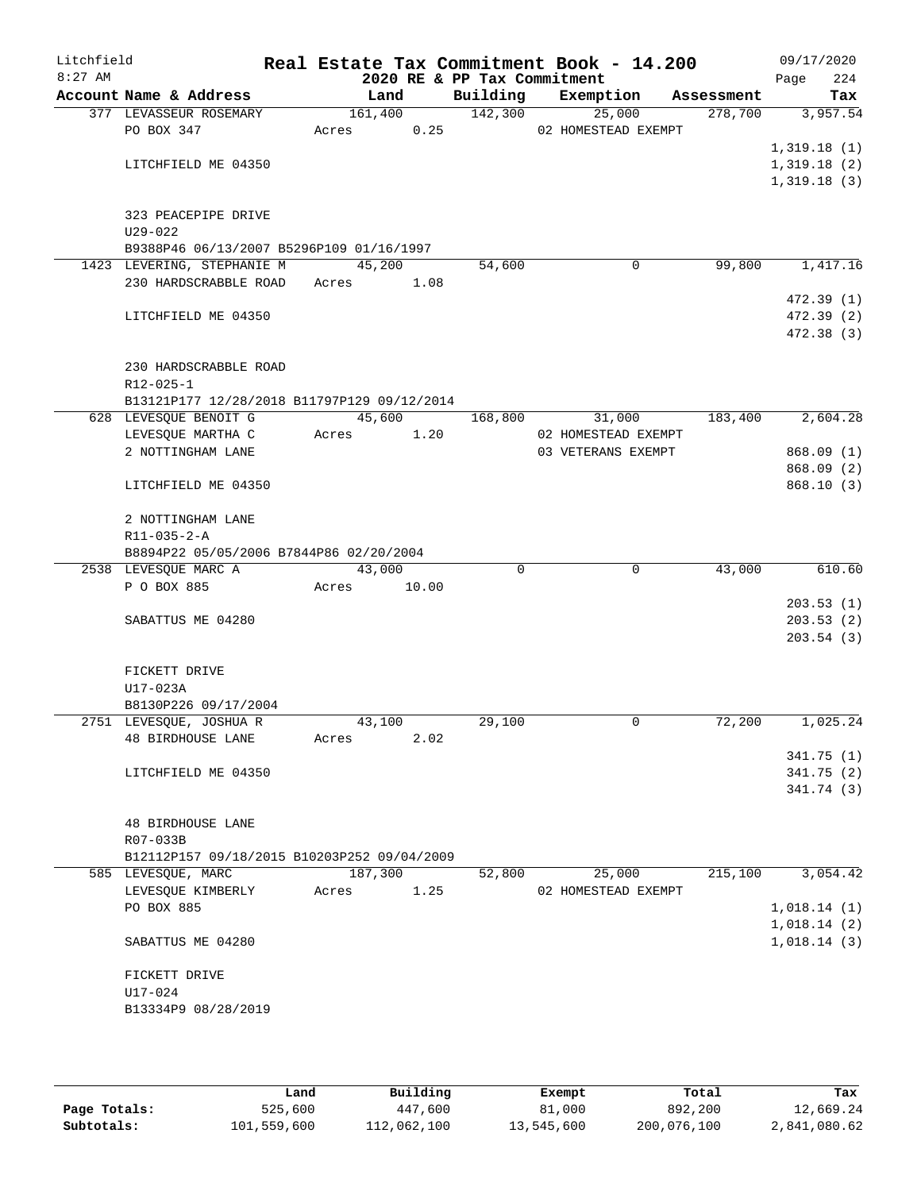# Real Estate Tax Commitment Book - 14.200

Litchfield
8:27 AM

2020 RE & PP Tax Commitment

09/17/2020
Page 224

| Account Name & Address | Land | Building | Exemption | Assessment | Tax |
|---|---|---|---|---|---|
| 377 LEVASSEUR ROSEMARY | 161,400 | 142,300 | 25,000 | 278,700 | 3,957.54 |
| PO BOX 347 | Acres 0.25 | | 02 HOMESTEAD EXEMPT | | |
| | | | | | 1,319.18 (1) |
| LITCHFIELD ME 04350 | | | | | 1,319.18 (2) |
| | | | | | 1,319.18 (3) |
| 323 PEACEPIPE DRIVE | | | | | |
| U29-022 | | | | | |
| B9388P46 06/13/2007 B5296P109 01/16/1997 | | | | | |
| 1423 LEVERING, STEPHANIE M | 45,200 | 54,600 | 0 | 99,800 | 1,417.16 |
| 230 HARDSCRABBLE ROAD | Acres 1.08 | | | | |
| | | | | | 472.39 (1) |
| LITCHFIELD ME 04350 | | | | | 472.39 (2) |
| | | | | | 472.38 (3) |
| 230 HARDSCRABBLE ROAD | | | | | |
| R12-025-1 | | | | | |
| B13121P177 12/28/2018 B11797P129 09/12/2014 | | | | | |
| 628 LEVESQUE BENOIT G | 45,600 | 168,800 | 31,000 | 183,400 | 2,604.28 |
| LEVESQUE MARTHA C | Acres 1.20 | | 02 HOMESTEAD EXEMPT | | |
| 2 NOTTINGHAM LANE | | | 03 VETERANS EXEMPT | | 868.09 (1) |
| | | | | | 868.09 (2) |
| LITCHFIELD ME 04350 | | | | | 868.10 (3) |
| 2 NOTTINGHAM LANE | | | | | |
| R11-035-2-A | | | | | |
| B8894P22 05/05/2006 B7844P86 02/20/2004 | | | | | |
| 2538 LEVESQUE MARC A | 43,000 | 0 | 0 | 43,000 | 610.60 |
| P O BOX 885 | Acres 10.00 | | | | |
| | | | | | 203.53 (1) |
| SABATTUS ME 04280 | | | | | 203.53 (2) |
| | | | | | 203.54 (3) |
| FICKETT DRIVE | | | | | |
| U17-023A | | | | | |
| B8130P226 09/17/2004 | | | | | |
| 2751 LEVESQUE, JOSHUA R | 43,100 | 29,100 | 0 | 72,200 | 1,025.24 |
| 48 BIRDHOUSE LANE | Acres 2.02 | | | | |
| | | | | | 341.75 (1) |
| LITCHFIELD ME 04350 | | | | | 341.75 (2) |
| | | | | | 341.74 (3) |
| 48 BIRDHOUSE LANE | | | | | |
| R07-033B | | | | | |
| B12112P157 09/18/2015 B10203P252 09/04/2009 | | | | | |
| 585 LEVESQUE, MARC | 187,300 | 52,800 | 25,000 | 215,100 | 3,054.42 |
| LEVESQUE KIMBERLY | Acres 1.25 | | 02 HOMESTEAD EXEMPT | | |
| PO BOX 885 | | | | | 1,018.14 (1) |
| | | | | | 1,018.14 (2) |
| SABATTUS ME 04280 | | | | | 1,018.14 (3) |
| FICKETT DRIVE | | | | | |
| U17-024 | | | | | |
| B13334P9 08/28/2019 | | | | | |

| | Land | Building | Exempt | Total | Tax |
|---|---|---|---|---|---|
| Page Totals: | 525,600 | 447,600 | 81,000 | 892,200 | 12,669.24 |
| Subtotals: | 101,559,600 | 112,062,100 | 13,545,600 | 200,076,100 | 2,841,080.62 |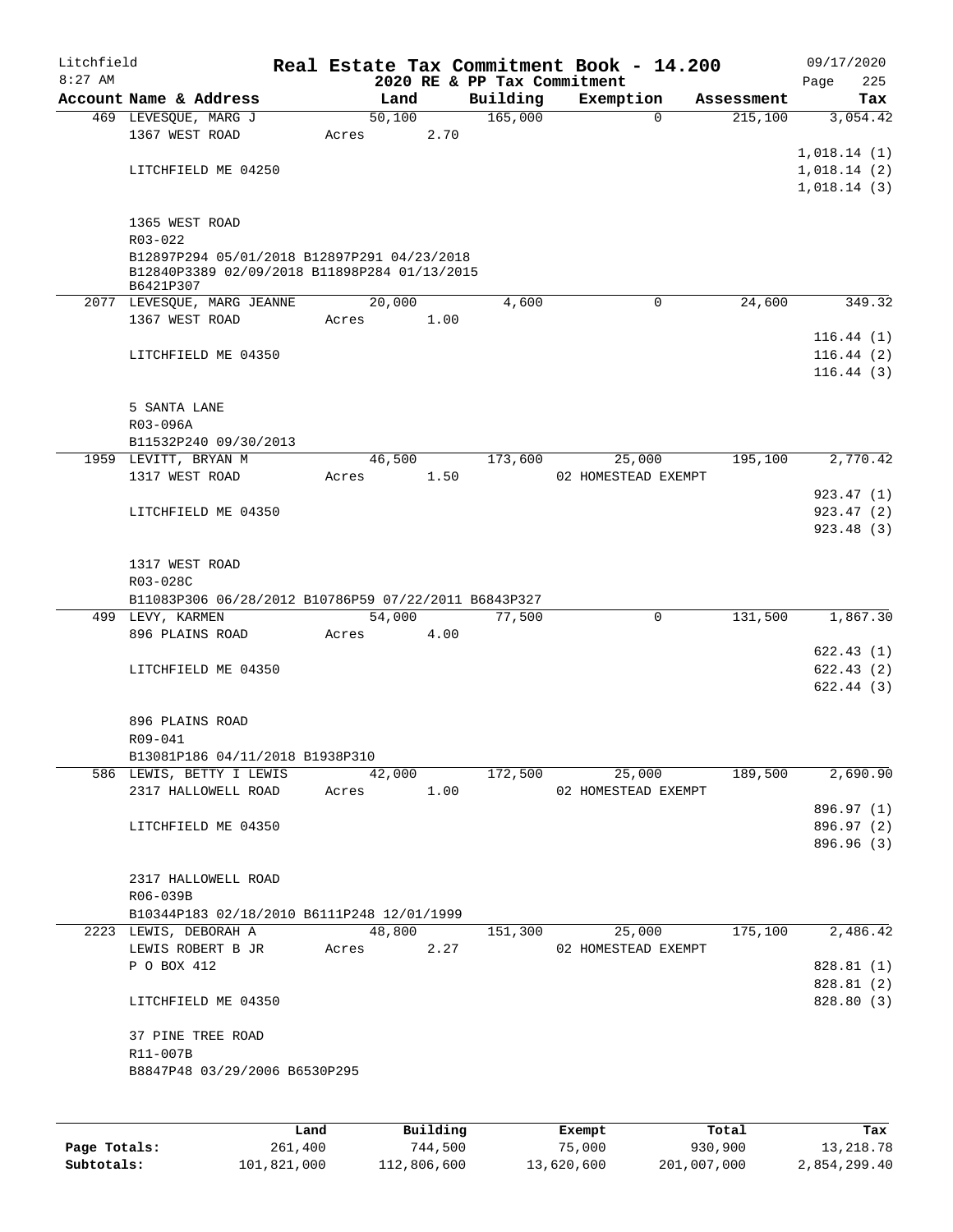# Real Estate Tax Commitment Book - 14.200

Litchfield 8:27 AM — 2020 RE & PP Tax Commitment — 09/17/2020

| Account Name & Address | Land | Building | Exemption | Assessment | Tax |
|---|---|---|---|---|---|
| 469 LEVESQUE, MARG J | 50,100 | 165,000 | 0 | 215,100 | 3,054.42 |
| 1367 WEST ROAD | Acres 2.70 | | | | |
| | | | | | 1,018.14 (1) |
| LITCHFIELD ME 04250 | | | | | 1,018.14 (2) |
| | | | | | 1,018.14 (3) |
| 1365 WEST ROAD | | | | | |
| R03-022 | | | | | |
| B12897P294 05/01/2018 B12897P291 04/23/2018 B12840P3389 02/09/2018 B11898P284 01/13/2015 B6421P307 | | | | | |
| 2077 LEVESQUE, MARG JEANNE | 20,000 | 4,600 | 0 | 24,600 | 349.32 |
| 1367 WEST ROAD | Acres 1.00 | | | | |
| | | | | | 116.44 (1) |
| LITCHFIELD ME 04350 | | | | | 116.44 (2) |
| | | | | | 116.44 (3) |
| 5 SANTA LANE | | | | | |
| R03-096A | | | | | |
| B11532P240 09/30/2013 | | | | | |
| 1959 LEVITT, BRYAN M | 46,500 | 173,600 | 25,000 | 195,100 | 2,770.42 |
| 1317 WEST ROAD | Acres 1.50 | | 02 HOMESTEAD EXEMPT | | |
| | | | | | 923.47 (1) |
| LITCHFIELD ME 04350 | | | | | 923.47 (2) |
| | | | | | 923.48 (3) |
| 1317 WEST ROAD | | | | | |
| R03-028C | | | | | |
| B11083P306 06/28/2012 B10786P59 07/22/2011 B6843P327 | | | | | |
| 499 LEVY, KARMEN | 54,000 | 77,500 | 0 | 131,500 | 1,867.30 |
| 896 PLAINS ROAD | Acres 4.00 | | | | |
| | | | | | 622.43 (1) |
| LITCHFIELD ME 04350 | | | | | 622.43 (2) |
| | | | | | 622.44 (3) |
| 896 PLAINS ROAD | | | | | |
| R09-041 | | | | | |
| B13081P186 04/11/2018 B1938P310 | | | | | |
| 586 LEWIS, BETTY I LEWIS | 42,000 | 172,500 | 25,000 | 189,500 | 2,690.90 |
| 2317 HALLOWELL ROAD | Acres 1.00 | | 02 HOMESTEAD EXEMPT | | |
| | | | | | 896.97 (1) |
| LITCHFIELD ME 04350 | | | | | 896.97 (2) |
| | | | | | 896.96 (3) |
| 2317 HALLOWELL ROAD | | | | | |
| R06-039B | | | | | |
| B10344P183 02/18/2010 B6111P248 12/01/1999 | | | | | |
| 2223 LEWIS, DEBORAH A | 48,800 | 151,300 | 25,000 | 175,100 | 2,486.42 |
| LEWIS ROBERT B JR | Acres 2.27 | | 02 HOMESTEAD EXEMPT | | |
| P O BOX 412 | | | | | 828.81 (1) |
| | | | | | 828.81 (2) |
| LITCHFIELD ME 04350 | | | | | 828.80 (3) |
| 37 PINE TREE ROAD | | | | | |
| R11-007B | | | | | |
| B8847P48 03/29/2006 B6530P295 | | | | | |

| | Land | Building | Exempt | Total | Tax |
|---|---|---|---|---|---|
| Page Totals: | 261,400 | 744,500 | 75,000 | 930,900 | 13,218.78 |
| Subtotals: | 101,821,000 | 112,806,600 | 13,620,600 | 201,007,000 | 2,854,299.40 |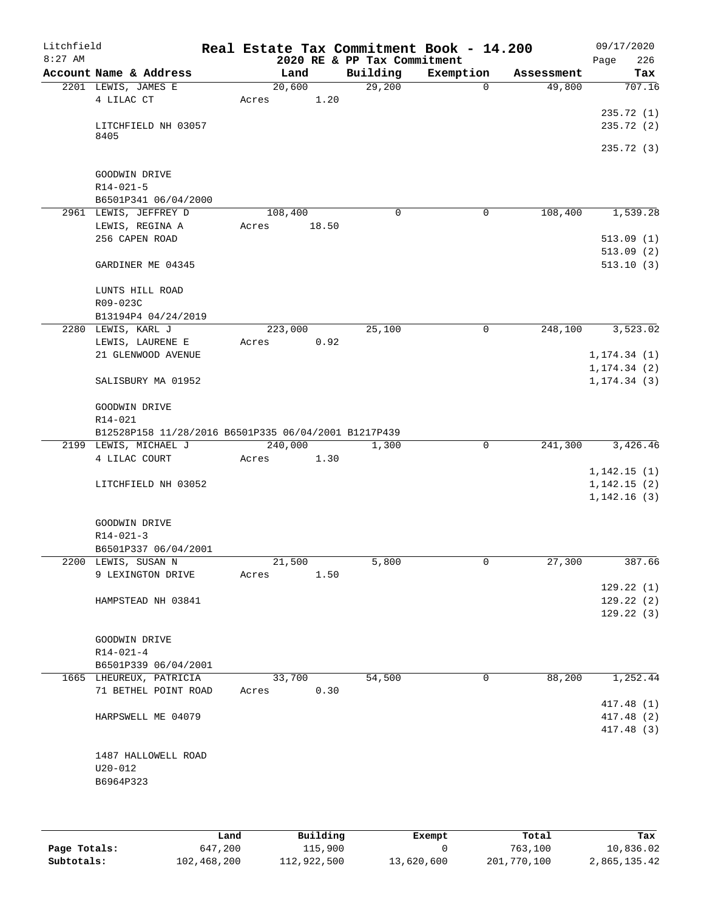Litchfield 8:27 AM

# Real Estate Tax Commitment Book - 14.200

2020 RE & PP Tax Commitment

09/17/2020

| Account Name & Address | Land | Building | Exemption | Assessment | Tax |
|---|---|---|---|---|---|
| 2201 LEWIS, JAMES E<br>4 LILAC CT<br><br>LITCHFIELD NH 03057 8405<br><br>GOODWIN DRIVE<br>R14-021-5<br>B6501P341 06/04/2000 | 20,600<br>Acres 1.20 | 29,200 | 0 | 49,800 | 707.16<br>235.72 (1)<br>235.72 (2)<br>235.72 (3) |
| 2961 LEWIS, JEFFREY D<br>LEWIS, REGINA A<br>256 CAPEN ROAD<br><br>GARDINER ME 04345<br><br>LUNTS HILL ROAD<br>R09-023C<br>B13194P4 04/24/2019 | 108,400<br>Acres 18.50 | 0 | 0 | 108,400 | 1,539.28<br>513.09 (1)<br>513.09 (2)<br>513.10 (3) |
| 2280 LEWIS, KARL J<br>LEWIS, LAURENE E<br>21 GLENWOOD AVENUE<br><br>SALISBURY MA 01952<br><br>GOODWIN DRIVE<br>R14-021<br>B12528P158 11/28/2016 B6501P335 06/04/2001 B1217P439 | 223,000<br>Acres 0.92 | 25,100 | 0 | 248,100 | 3,523.02<br>1,174.34 (1)<br>1,174.34 (2)<br>1,174.34 (3) |
| 2199 LEWIS, MICHAEL J<br>4 LILAC COURT<br><br>LITCHFIELD NH 03052<br><br>GOODWIN DRIVE<br>R14-021-3<br>B6501P337 06/04/2001 | 240,000<br>Acres 1.30 | 1,300 | 0 | 241,300 | 3,426.46<br>1,142.15 (1)<br>1,142.15 (2)<br>1,142.16 (3) |
| 2200 LEWIS, SUSAN N<br>9 LEXINGTON DRIVE<br><br>HAMPSTEAD NH 03841<br><br>GOODWIN DRIVE<br>R14-021-4<br>B6501P339 06/04/2001 | 21,500<br>Acres 1.50 | 5,800 | 0 | 27,300 | 387.66<br>129.22 (1)<br>129.22 (2)<br>129.22 (3) |
| 1665 LHEUREUX, PATRICIA<br>71 BETHEL POINT ROAD<br><br>HARPSWELL ME 04079<br><br>1487 HALLOWELL ROAD<br>U20-012<br>B6964P323 | 33,700<br>Acres 0.30 | 54,500 | 0 | 88,200 | 1,252.44<br>417.48 (1)<br>417.48 (2)<br>417.48 (3) |

| | Land | Building | Exempt | Total | Tax |
|---|---|---|---|---|---|
| Page Totals: | 647,200 | 115,900 | 0 | 763,100 | 10,836.02 |
| Subtotals: | 102,468,200 | 112,922,500 | 13,620,600 | 201,770,100 | 2,865,135.42 |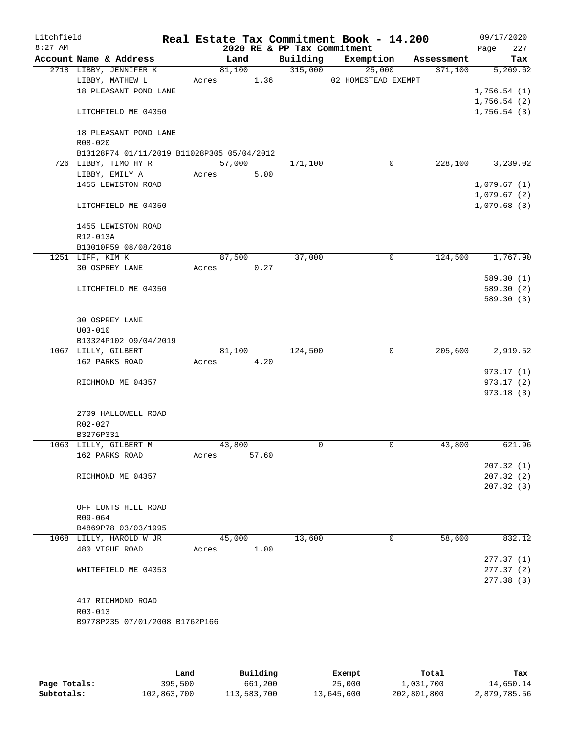Litchfield
8:27 AM

# Real Estate Tax Commitment Book - 14.200

## 2020 RE & PP Tax Commitment

09/17/2020
Page 227

| Account Name & Address | Land | Building | Exemption | Assessment | Tax |
|---|---|---|---|---|---|
| 2718 LIBBY, JENNIFER K | 81,100 | 315,000 | 25,000 | 371,100 | 5,269.62 |
| LIBBY, MATHEW L | Acres 1.36 | | 02 HOMESTEAD EXEMPT | | |
| 18 PLEASANT POND LANE | | | | | 1,756.54 (1) |
| | | | | | 1,756.54 (2) |
| LITCHFIELD ME 04350 | | | | | 1,756.54 (3) |
| 18 PLEASANT POND LANE | | | | | |
| R08-020 | | | | | |
| B13128P74 01/11/2019 B11028P305 05/04/2012 | | | | | |
| 726 LIBBY, TIMOTHY R | 57,000 | 171,100 | 0 | 228,100 | 3,239.02 |
| LIBBY, EMILY A | Acres 5.00 | | | | |
| 1455 LEWISTON ROAD | | | | | 1,079.67 (1) |
| | | | | | 1,079.67 (2) |
| LITCHFIELD ME 04350 | | | | | 1,079.68 (3) |
| 1455 LEWISTON ROAD | | | | | |
| R12-013A | | | | | |
| B13010P59 08/08/2018 | | | | | |
| 1251 LIFF, KIM K | 87,500 | 37,000 | 0 | 124,500 | 1,767.90 |
| 30 OSPREY LANE | Acres 0.27 | | | | |
| | | | | | 589.30 (1) |
| LITCHFIELD ME 04350 | | | | | 589.30 (2) |
| | | | | | 589.30 (3) |
| 30 OSPREY LANE | | | | | |
| U03-010 | | | | | |
| B13324P102 09/04/2019 | | | | | |
| 1067 LILLY, GILBERT | 81,100 | 124,500 | 0 | 205,600 | 2,919.52 |
| 162 PARKS ROAD | Acres 4.20 | | | | |
| | | | | | 973.17 (1) |
| RICHMOND ME 04357 | | | | | 973.17 (2) |
| | | | | | 973.18 (3) |
| 2709 HALLOWELL ROAD | | | | | |
| R02-027 | | | | | |
| B3276P331 | | | | | |
| 1063 LILLY, GILBERT M | 43,800 | 0 | 0 | 43,800 | 621.96 |
| 162 PARKS ROAD | Acres 57.60 | | | | |
| | | | | | 207.32 (1) |
| RICHMOND ME 04357 | | | | | 207.32 (2) |
| | | | | | 207.32 (3) |
| OFF LUNTS HILL ROAD | | | | | |
| R09-064 | | | | | |
| B4869P78 03/03/1995 | | | | | |
| 1068 LILLY, HAROLD W JR | 45,000 | 13,600 | 0 | 58,600 | 832.12 |
| 480 VIGUE ROAD | Acres 1.00 | | | | |
| | | | | | 277.37 (1) |
| WHITEFIELD ME 04353 | | | | | 277.37 (2) |
| | | | | | 277.38 (3) |
| 417 RICHMOND ROAD | | | | | |
| R03-013 | | | | | |
| B9778P235 07/01/2008 B1762P166 | | | | | |

| | Land | Building | Exempt | Total | Tax |
|---|---|---|---|---|---|
| Page Totals: | 395,500 | 661,200 | 25,000 | 1,031,700 | 14,650.14 |
| Subtotals: | 102,863,700 | 113,583,700 | 13,645,600 | 202,801,800 | 2,879,785.56 |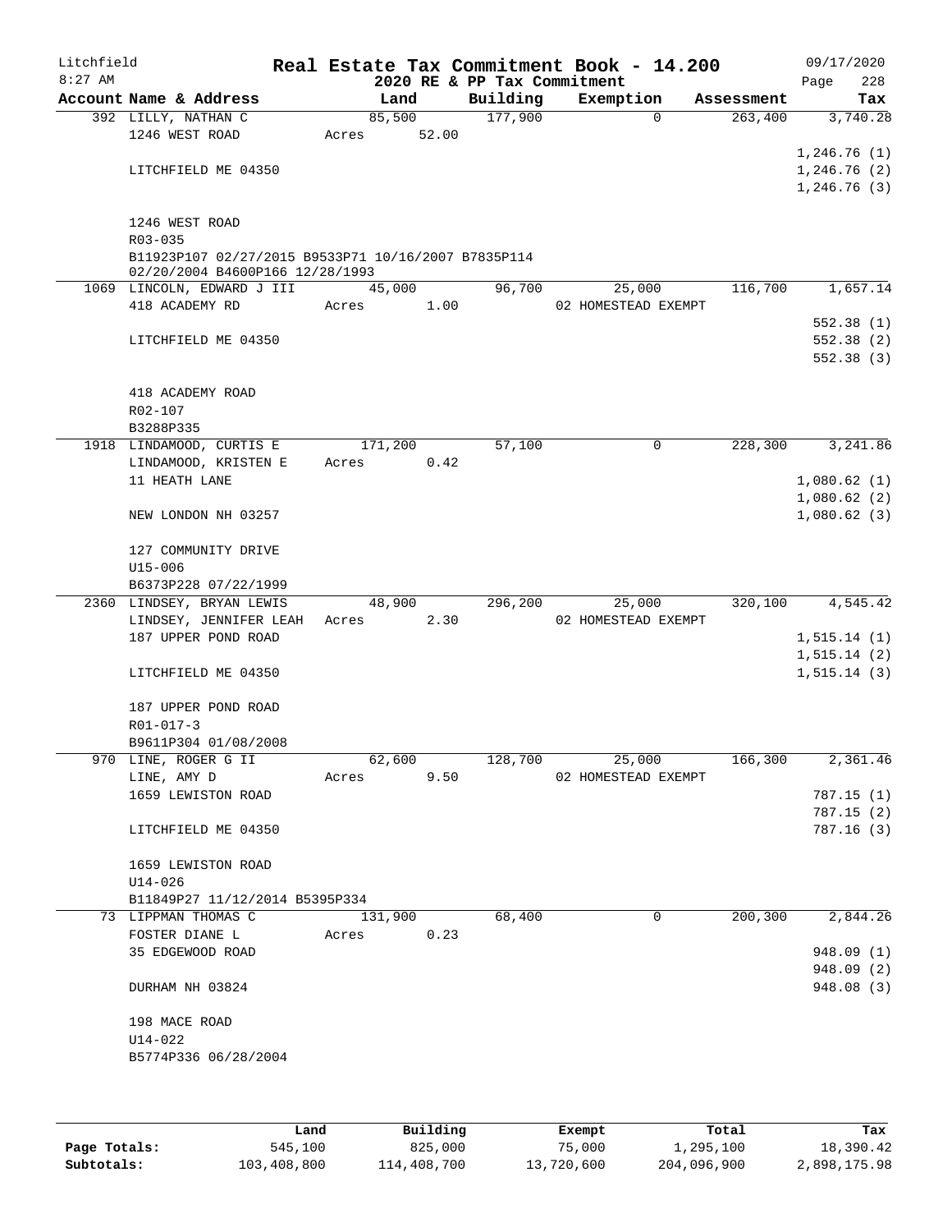# Real Estate Tax Commitment Book - 14.200

Litchfield
8:27 AM

2020 RE & PP Tax Commitment

09/17/2020

| Account Name & Address | Land | Building | Exemption | Assessment | Tax |
|---|---|---|---|---|---|
| 392 LILLY, NATHAN C | 85,500 | 177,900 | 0 | 263,400 | 3,740.28 |
| 1246 WEST ROAD | Acres 52.00 | | | | |
| | | | | | 1,246.76 (1) |
| LITCHFIELD ME 04350 | | | | | 1,246.76 (2) |
| | | | | | 1,246.76 (3) |
| 1246 WEST ROAD | | | | | |
| R03-035 | | | | | |
| B11923P107 02/27/2015 B9533P71 10/16/2007 B7835P114 02/20/2004 B4600P166 12/28/1993 | | | | | |
| 1069 LINCOLN, EDWARD J III | 45,000 | 96,700 | 25,000 | 116,700 | 1,657.14 |
| 418 ACADEMY RD | Acres 1.00 | | 02 HOMESTEAD EXEMPT | | |
| | | | | | 552.38 (1) |
| LITCHFIELD ME 04350 | | | | | 552.38 (2) |
| | | | | | 552.38 (3) |
| 418 ACADEMY ROAD | | | | | |
| R02-107 | | | | | |
| B3288P335 | | | | | |
| 1918 LINDAMOOD, CURTIS E | 171,200 | 57,100 | 0 | 228,300 | 3,241.86 |
| LINDAMOOD, KRISTEN E | Acres 0.42 | | | | |
| 11 HEATH LANE | | | | | 1,080.62 (1) |
| | | | | | 1,080.62 (2) |
| NEW LONDON NH 03257 | | | | | 1,080.62 (3) |
| 127 COMMUNITY DRIVE | | | | | |
| U15-006 | | | | | |
| B6373P228 07/22/1999 | | | | | |
| 2360 LINDSEY, BRYAN LEWIS | 48,900 | 296,200 | 25,000 | 320,100 | 4,545.42 |
| LINDSEY, JENNIFER LEAH | Acres 2.30 | | 02 HOMESTEAD EXEMPT | | |
| 187 UPPER POND ROAD | | | | | 1,515.14 (1) |
| | | | | | 1,515.14 (2) |
| LITCHFIELD ME 04350 | | | | | 1,515.14 (3) |
| 187 UPPER POND ROAD | | | | | |
| R01-017-3 | | | | | |
| B9611P304 01/08/2008 | | | | | |
| 970 LINE, ROGER G II | 62,600 | 128,700 | 25,000 | 166,300 | 2,361.46 |
| LINE, AMY D | Acres 9.50 | | 02 HOMESTEAD EXEMPT | | |
| 1659 LEWISTON ROAD | | | | | 787.15 (1) |
| | | | | | 787.15 (2) |
| LITCHFIELD ME 04350 | | | | | 787.16 (3) |
| 1659 LEWISTON ROAD | | | | | |
| U14-026 | | | | | |
| B11849P27 11/12/2014 B5395P334 | | | | | |
| 73 LIPPMAN THOMAS C | 131,900 | 68,400 | 0 | 200,300 | 2,844.26 |
| FOSTER DIANE L | Acres 0.23 | | | | |
| 35 EDGEWOOD ROAD | | | | | 948.09 (1) |
| | | | | | 948.09 (2) |
| DURHAM NH 03824 | | | | | 948.08 (3) |
| 198 MACE ROAD | | | | | |
| U14-022 | | | | | |
| B5774P336 06/28/2004 | | | | | |

| | Land | Building | Exempt | Total | Tax |
|---|---|---|---|---|---|
| Page Totals: | 545,100 | 825,000 | 75,000 | 1,295,100 | 18,390.42 |
| Subtotals: | 103,408,800 | 114,408,700 | 13,720,600 | 204,096,900 | 2,898,175.98 |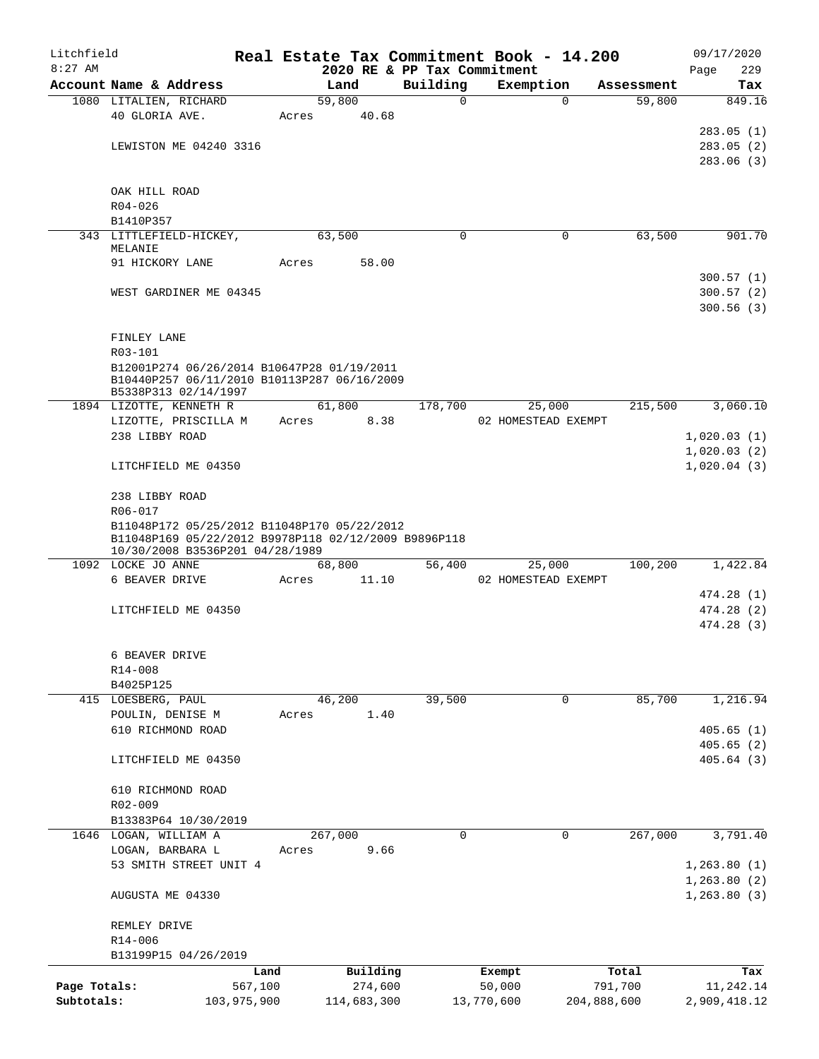# Real Estate Tax Commitment Book - 14.200

Litchfield
8:27 AM

2020 RE & PP Tax Commitment

09/17/2020

| Account Name & Address | Land | Building | Exemption | Assessment | Tax |
|---|---|---|---|---|---|
| 1080 LITALIEN, RICHARD | 59,800 | 0 | 0 | 59,800 | 849.16 |
| 40 GLORIA AVE. | Acres 40.68 | | | | |
| | | | | | 283.05 (1) |
| LEWISTON ME 04240 3316 | | | | | 283.05 (2) |
| | | | | | 283.06 (3) |
| OAK HILL ROAD | | | | | |
| R04-026 | | | | | |
| B1410P357 | | | | | |
| 343 LITTLEFIELD-HICKEY, MELANIE | 63,500 | 0 | 0 | 63,500 | 901.70 |
| 91 HICKORY LANE | Acres 58.00 | | | | |
| | | | | | 300.57 (1) |
| WEST GARDINER ME 04345 | | | | | 300.57 (2) |
| | | | | | 300.56 (3) |
| FINLEY LANE | | | | | |
| R03-101 | | | | | |
| B12001P274 06/26/2014 B10647P28 01/19/2011 B10440P257 06/11/2010 B10113P287 06/16/2009 B5338P313 02/14/1997 | | | | | |
| 1894 LIZOTTE, KENNETH R | 61,800 | 178,700 | 25,000 | 215,500 | 3,060.10 |
| LIZOTTE, PRISCILLA M | Acres 8.38 | | 02 HOMESTEAD EXEMPT | | |
| 238 LIBBY ROAD | | | | | 1,020.03 (1) |
| | | | | | 1,020.03 (2) |
| LITCHFIELD ME 04350 | | | | | 1,020.04 (3) |
| 238 LIBBY ROAD | | | | | |
| R06-017 | | | | | |
| B11048P172 05/25/2012 B11048P170 05/22/2012 B11048P169 05/22/2012 B9978P118 02/12/2009 B9896P118 10/30/2008 B3536P201 04/28/1989 | | | | | |
| 1092 LOCKE JO ANNE | 68,800 | 56,400 | 25,000 | 100,200 | 1,422.84 |
| 6 BEAVER DRIVE | Acres 11.10 | | 02 HOMESTEAD EXEMPT | | |
| | | | | | 474.28 (1) |
| LITCHFIELD ME 04350 | | | | | 474.28 (2) |
| | | | | | 474.28 (3) |
| 6 BEAVER DRIVE | | | | | |
| R14-008 | | | | | |
| B4025P125 | | | | | |
| 415 LOESBERG, PAUL | 46,200 | 39,500 | 0 | 85,700 | 1,216.94 |
| POULIN, DENISE M | Acres 1.40 | | | | |
| 610 RICHMOND ROAD | | | | | 405.65 (1) |
| | | | | | 405.65 (2) |
| LITCHFIELD ME 04350 | | | | | 405.64 (3) |
| 610 RICHMOND ROAD | | | | | |
| R02-009 | | | | | |
| B13383P64 10/30/2019 | | | | | |
| 1646 LOGAN, WILLIAM A | 267,000 | 0 | 0 | 267,000 | 3,791.40 |
| LOGAN, BARBARA L | Acres 9.66 | | | | |
| 53 SMITH STREET UNIT 4 | | | | | 1,263.80 (1) |
| | | | | | 1,263.80 (2) |
| AUGUSTA ME 04330 | | | | | 1,263.80 (3) |
| REMLEY DRIVE | | | | | |
| R14-006 | | | | | |
| B13199P15 04/26/2019 | | | | | |

| | Land | Building | Exempt | Total | Tax |
|---|---|---|---|---|---|
| Page Totals: | 567,100 | 274,600 | 50,000 | 791,700 | 11,242.14 |
| Subtotals: | 103,975,900 | 114,683,300 | 13,770,600 | 204,888,600 | 2,909,418.12 |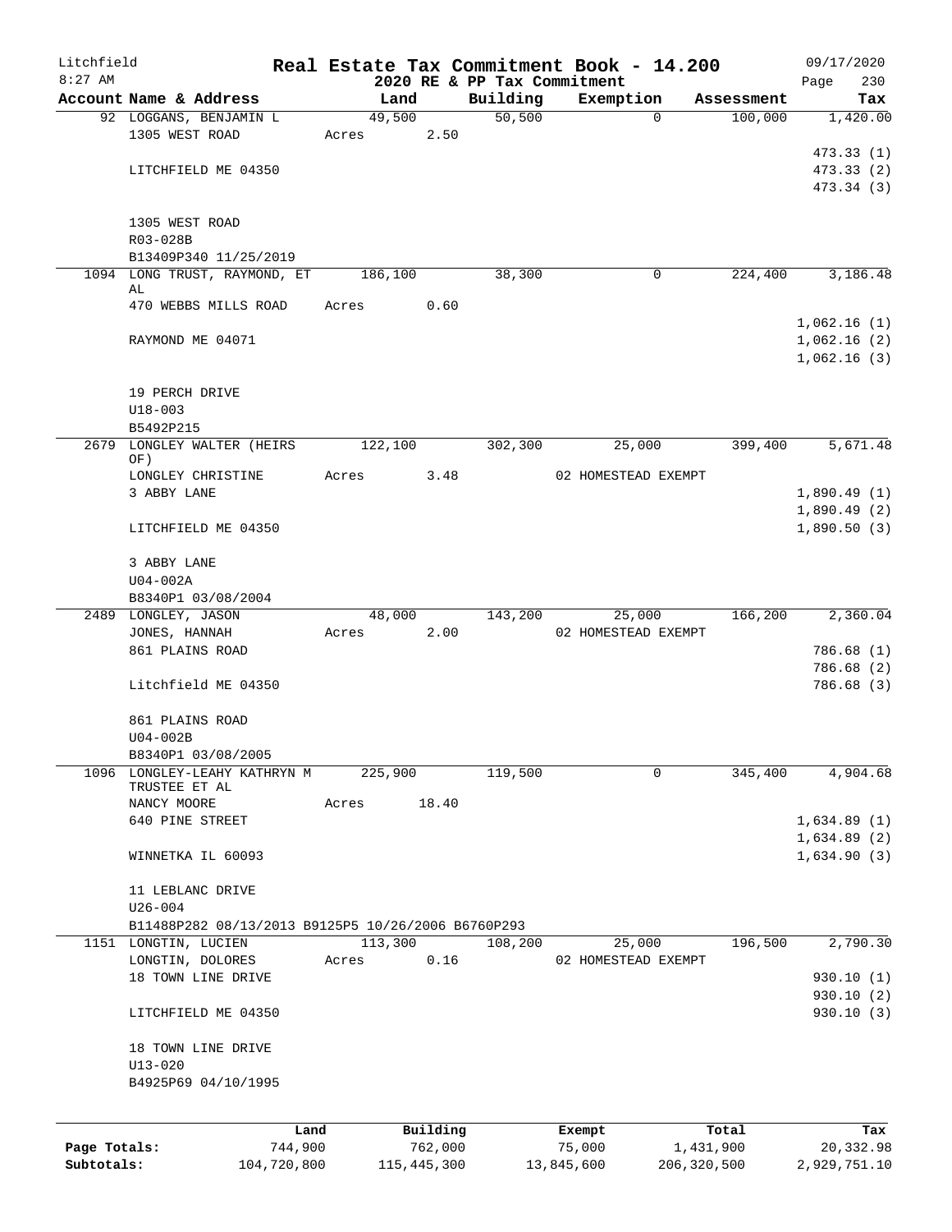Litchfield
8:27 AM

# Real Estate Tax Commitment Book - 14.200

## 2020 RE & PP Tax Commitment

09/17/2020
Page 230

| Account Name & Address | Land | Building | Exemption | Assessment | Tax |
|---|---|---|---|---|---|
| 92 LOGGANS, BENJAMIN L | 49,500 | 50,500 | 0 | 100,000 | 1,420.00 |
| 1305 WEST ROAD | Acres 2.50 | | | | |
| | | | | | 473.33 (1) |
| LITCHFIELD ME 04350 | | | | | 473.33 (2) |
| | | | | | 473.34 (3) |
| 1305 WEST ROAD | | | | | |
| R03-028B | | | | | |
| B13409P340 11/25/2019 | | | | | |
| 1094 LONG TRUST, RAYMOND, ET AL | 186,100 | 38,300 | 0 | 224,400 | 3,186.48 |
| 470 WEBBS MILLS ROAD | Acres 0.60 | | | | |
| | | | | | 1,062.16 (1) |
| RAYMOND ME 04071 | | | | | 1,062.16 (2) |
| | | | | | 1,062.16 (3) |
| 19 PERCH DRIVE | | | | | |
| U18-003 | | | | | |
| B5492P215 | | | | | |
| 2679 LONGLEY WALTER (HEIRS OF) | 122,100 | 302,300 | 25,000 | 399,400 | 5,671.48 |
| LONGLEY CHRISTINE | Acres 3.48 | | 02 HOMESTEAD EXEMPT | | |
| 3 ABBY LANE | | | | | 1,890.49 (1) |
| | | | | | 1,890.49 (2) |
| LITCHFIELD ME 04350 | | | | | 1,890.50 (3) |
| 3 ABBY LANE | | | | | |
| U04-002A | | | | | |
| B8340P1 03/08/2004 | | | | | |
| 2489 LONGLEY, JASON | 48,000 | 143,200 | 25,000 | 166,200 | 2,360.04 |
| JONES, HANNAH | Acres 2.00 | | 02 HOMESTEAD EXEMPT | | |
| 861 PLAINS ROAD | | | | | 786.68 (1) |
| | | | | | 786.68 (2) |
| Litchfield ME 04350 | | | | | 786.68 (3) |
| 861 PLAINS ROAD | | | | | |
| U04-002B | | | | | |
| B8340P1 03/08/2005 | | | | | |
| 1096 LONGLEY-LEAHY KATHRYN M TRUSTEE ET AL | 225,900 | 119,500 | 0 | 345,400 | 4,904.68 |
| NANCY MOORE | Acres 18.40 | | | | |
| 640 PINE STREET | | | | | 1,634.89 (1) |
| | | | | | 1,634.89 (2) |
| WINNETKA IL 60093 | | | | | 1,634.90 (3) |
| 11 LEBLANC DRIVE | | | | | |
| U26-004 | | | | | |
| B11488P282 08/13/2013 B9125P5 10/26/2006 B6760P293 | | | | | |
| 1151 LONGTIN, LUCIEN | 113,300 | 108,200 | 25,000 | 196,500 | 2,790.30 |
| LONGTIN, DOLORES | Acres 0.16 | | 02 HOMESTEAD EXEMPT | | |
| 18 TOWN LINE DRIVE | | | | | 930.10 (1) |
| | | | | | 930.10 (2) |
| LITCHFIELD ME 04350 | | | | | 930.10 (3) |
| 18 TOWN LINE DRIVE | | | | | |
| U13-020 | | | | | |
| B4925P69 04/10/1995 | | | | | |

| | Land | Building | Exempt | Total | Tax |
|---|---|---|---|---|---|
| Page Totals: | 744,900 | 762,000 | 75,000 | 1,431,900 | 20,332.98 |
| Subtotals: | 104,720,800 | 115,445,300 | 13,845,600 | 206,320,500 | 2,929,751.10 |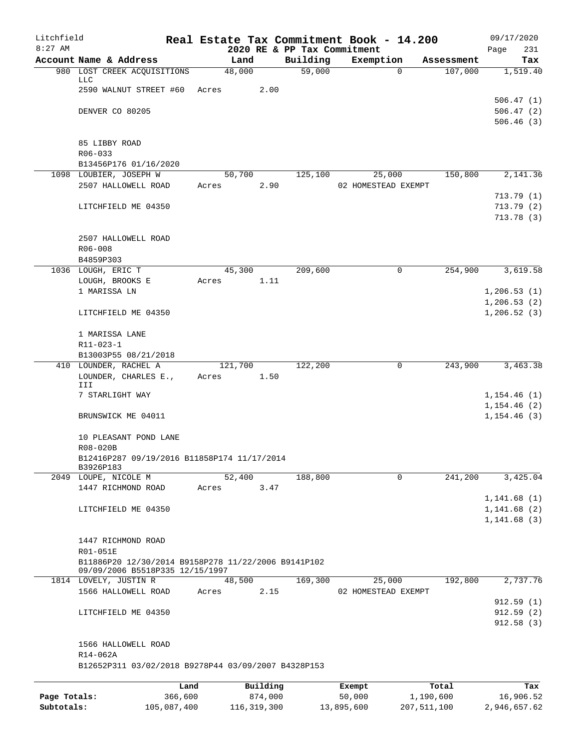Litchfield
8:27 AM

# Real Estate Tax Commitment Book - 14.200

## 2020 RE & PP Tax Commitment

09/17/2020

| Account Name & Address | Land | Building | Exemption | Assessment | Tax |
|---|---|---|---|---|---|
| 980 LOST CREEK ACQUISITIONS LLC | 48,000 | 59,000 | 0 | 107,000 | 1,519.40 |
| 2590 WALNUT STREET #60 | Acres 2.00 | | | | |
| | | | | | 506.47 (1) |
| DENVER CO 80205 | | | | | 506.47 (2) |
| | | | | | 506.46 (3) |
| 85 LIBBY ROAD | | | | | |
| R06-033 | | | | | |
| B13456P176 01/16/2020 | | | | | |
| 1098 LOUBIER, JOSEPH W | 50,700 | 125,100 | 25,000 | 150,800 | 2,141.36 |
| 2507 HALLOWELL ROAD | Acres 2.90 | | 02 HOMESTEAD EXEMPT | | |
| | | | | | 713.79 (1) |
| LITCHFIELD ME 04350 | | | | | 713.79 (2) |
| | | | | | 713.78 (3) |
| 2507 HALLOWELL ROAD | | | | | |
| R06-008 | | | | | |
| B4859P303 | | | | | |
| 1036 LOUGH, ERIC T | 45,300 | 209,600 | 0 | 254,900 | 3,619.58 |
| LOUGH, BROOKS E | Acres 1.11 | | | | |
| 1 MARISSA LN | | | | | 1,206.53 (1) |
| | | | | | 1,206.53 (2) |
| LITCHFIELD ME 04350 | | | | | 1,206.52 (3) |
| 1 MARISSA LANE | | | | | |
| R11-023-1 | | | | | |
| B13003P55 08/21/2018 | | | | | |
| 410 LOUNDER, RACHEL A | 121,700 | 122,200 | 0 | 243,900 | 3,463.38 |
| LOUNDER, CHARLES E., III | Acres 1.50 | | | | |
| 7 STARLIGHT WAY | | | | | 1,154.46 (1) |
| | | | | | 1,154.46 (2) |
| BRUNSWICK ME 04011 | | | | | 1,154.46 (3) |
| 10 PLEASANT POND LANE | | | | | |
| R08-020B | | | | | |
| B12416P287 09/19/2016 B11858P174 11/17/2014 B3926P183 | | | | | |
| 2049 LOUPE, NICOLE M | 52,400 | 188,800 | 0 | 241,200 | 3,425.04 |
| 1447 RICHMOND ROAD | Acres 3.47 | | | | |
| | | | | | 1,141.68 (1) |
| LITCHFIELD ME 04350 | | | | | 1,141.68 (2) |
| | | | | | 1,141.68 (3) |
| 1447 RICHMOND ROAD | | | | | |
| R01-051E | | | | | |
| B11886P20 12/30/2014 B9158P278 11/22/2006 B9141P102 09/09/2006 B5518P335 12/15/1997 | | | | | |
| 1814 LOVELY, JUSTIN R | 48,500 | 169,300 | 25,000 | 192,800 | 2,737.76 |
| 1566 HALLOWELL ROAD | Acres 2.15 | | 02 HOMESTEAD EXEMPT | | |
| | | | | | 912.59 (1) |
| LITCHFIELD ME 04350 | | | | | 912.59 (2) |
| | | | | | 912.58 (3) |
| 1566 HALLOWELL ROAD | | | | | |
| R14-062A | | | | | |
| B12652P311 03/02/2018 B9278P44 03/09/2007 B4328P153 | | | | | |

| | Land | Building | Exempt | Total | Tax |
|---|---|---|---|---|---|
| Page Totals: | 366,600 | 874,000 | 50,000 | 1,190,600 | 16,906.52 |
| Subtotals: | 105,087,400 | 116,319,300 | 13,895,600 | 207,511,100 | 2,946,657.62 |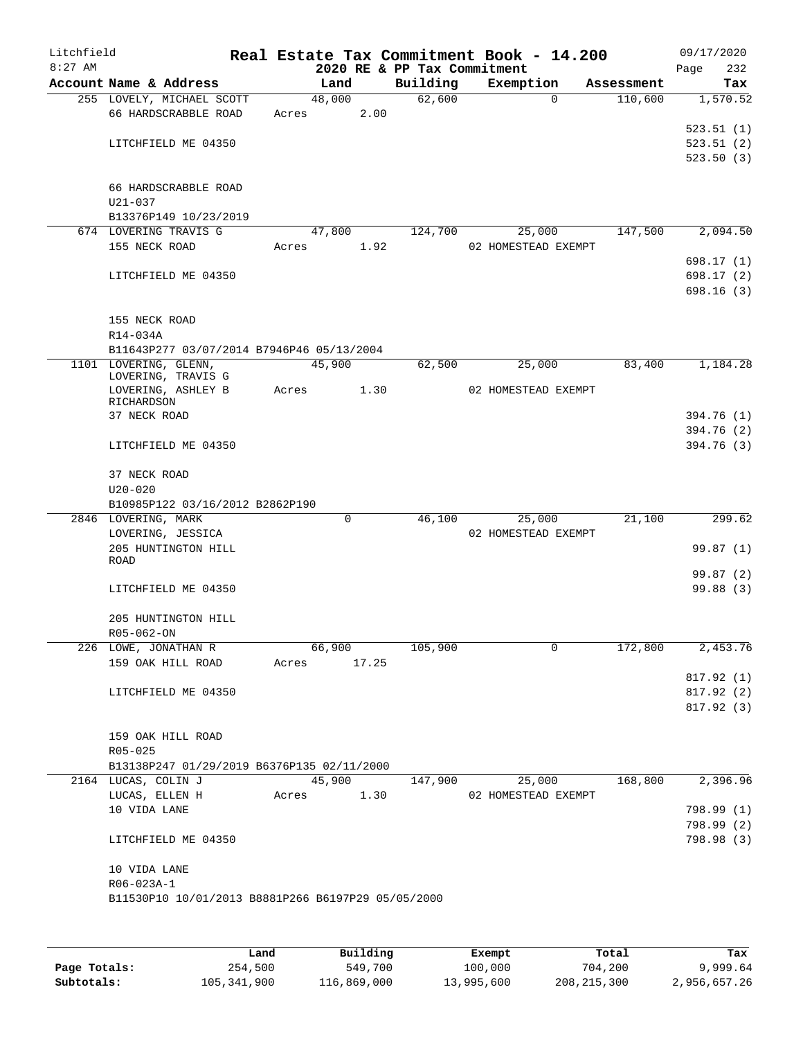Litchfield
8:27 AM

# Real Estate Tax Commitment Book - 14.200

2020 RE & PP Tax Commitment

09/17/2020

| Account | Name & Address | Land | Building | Exemption | Assessment | Tax |
|---|---|---|---|---|---|---|
| 255 | LOVELY, MICHAEL SCOTT | 48,000 | 62,600 | 0 | 110,600 | 1,570.52 |
| | 66 HARDSCRABBLE ROAD | Acres 2.00 | | | | |
| | | | | | | 523.51 (1) |
| | LITCHFIELD ME 04350 | | | | | 523.51 (2) |
| | | | | | | 523.50 (3) |
| | 66 HARDSCRABBLE ROAD | | | | | |
| | U21-037 | | | | | |
| | B13376P149 10/23/2019 | | | | | |
| 674 | LOVERING TRAVIS G | 47,800 | 124,700 | 25,000 | 147,500 | 2,094.50 |
| | 155 NECK ROAD | Acres 1.92 | | 02 HOMESTEAD EXEMPT | | |
| | | | | | | 698.17 (1) |
| | LITCHFIELD ME 04350 | | | | | 698.17 (2) |
| | | | | | | 698.16 (3) |
| | 155 NECK ROAD | | | | | |
| | R14-034A | | | | | |
| | B11643P277 03/07/2014 B7946P46 05/13/2004 | | | | | |
| 1101 | LOVERING, GLENN, LOVERING, TRAVIS G | 45,900 | 62,500 | 25,000 | 83,400 | 1,184.28 |
| | LOVERING, ASHLEY B RICHARDSON | Acres 1.30 | | 02 HOMESTEAD EXEMPT | | |
| | 37 NECK ROAD | | | | | 394.76 (1) |
| | | | | | | 394.76 (2) |
| | LITCHFIELD ME 04350 | | | | | 394.76 (3) |
| | 37 NECK ROAD | | | | | |
| | U20-020 | | | | | |
| | B10985P122 03/16/2012 B2862P190 | | | | | |
| 2846 | LOVERING, MARK | 0 | 46,100 | 25,000 | 21,100 | 299.62 |
| | LOVERING, JESSICA | | | 02 HOMESTEAD EXEMPT | | |
| | 205 HUNTINGTON HILL ROAD | | | | | 99.87 (1) |
| | | | | | | 99.87 (2) |
| | LITCHFIELD ME 04350 | | | | | 99.88 (3) |
| | 205 HUNTINGTON HILL | | | | | |
| | R05-062-ON | | | | | |
| 226 | LOWE, JONATHAN R | 66,900 | 105,900 | 0 | 172,800 | 2,453.76 |
| | 159 OAK HILL ROAD | Acres 17.25 | | | | |
| | | | | | | 817.92 (1) |
| | LITCHFIELD ME 04350 | | | | | 817.92 (2) |
| | | | | | | 817.92 (3) |
| | 159 OAK HILL ROAD | | | | | |
| | R05-025 | | | | | |
| | B13138P247 01/29/2019 B6376P135 02/11/2000 | | | | | |
| 2164 | LUCAS, COLIN J | 45,900 | 147,900 | 25,000 | 168,800 | 2,396.96 |
| | LUCAS, ELLEN H | Acres 1.30 | | 02 HOMESTEAD EXEMPT | | |
| | 10 VIDA LANE | | | | | 798.99 (1) |
| | | | | | | 798.99 (2) |
| | LITCHFIELD ME 04350 | | | | | 798.98 (3) |
| | 10 VIDA LANE | | | | | |
| | R06-023A-1 | | | | | |
| | B11530P10 10/01/2013 B8881P266 B6197P29 05/05/2000 | | | | | |

| | Land | Building | Exempt | Total | Tax |
|---|---|---|---|---|---|
| Page Totals: | 254,500 | 549,700 | 100,000 | 704,200 | 9,999.64 |
| Subtotals: | 105,341,900 | 116,869,000 | 13,995,600 | 208,215,300 | 2,956,657.26 |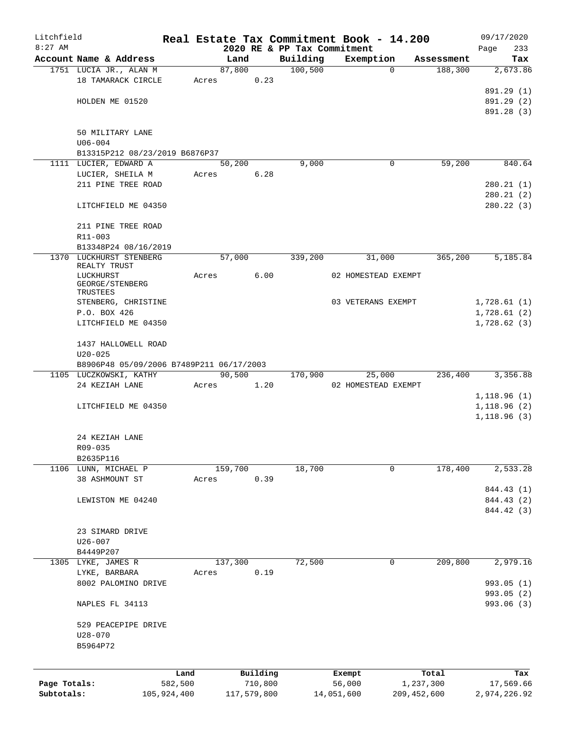Litchfield
8:27 AM

**Real Estate Tax Commitment Book - 14.200**
**2020 RE & PP Tax Commitment**

09/17/2020
Page 233

| Account Name & Address | Land | Building | Exemption | Assessment | Tax |
|---|---|---|---|---|---|
| 1751 LUCIA JR., ALAN M | 87,800 | 100,500 | 0 | 188,300 | 2,673.86 |
| 18 TAMARACK CIRCLE | Acres 0.23 | | | | |
| | | | | | 891.29 (1) |
| HOLDEN ME 01520 | | | | | 891.29 (2) |
| | | | | | 891.28 (3) |
| 50 MILITARY LANE | | | | | |
| U06-004 | | | | | |
| B13315P212 08/23/2019 B6876P37 | | | | | |
| 1111 LUCIER, EDWARD A | 50,200 | 9,000 | 0 | 59,200 | 840.64 |
| LUCIER, SHEILA M | Acres 6.28 | | | | |
| 211 PINE TREE ROAD | | | | | 280.21 (1) |
| | | | | | 280.21 (2) |
| LITCHFIELD ME 04350 | | | | | 280.22 (3) |
| 211 PINE TREE ROAD | | | | | |
| R11-003 | | | | | |
| B13348P24 08/16/2019 | | | | | |
| 1370 LUCKHURST STENBERG REALTY TRUST | 57,000 | 339,200 | 31,000 | 365,200 | 5,185.84 |
| LUCKHURST GEORGE/STENBERG TRUSTEES | Acres 6.00 | | 02 HOMESTEAD EXEMPT | | |
| STENBERG, CHRISTINE | | | 03 VETERANS EXEMPT | | 1,728.61 (1) |
| P.O. BOX 426 | | | | | 1,728.61 (2) |
| LITCHFIELD ME 04350 | | | | | 1,728.62 (3) |
| 1437 HALLOWELL ROAD | | | | | |
| U20-025 | | | | | |
| B8906P48 05/09/2006 B7489P211 06/17/2003 | | | | | |
| 1105 LUCZKOWSKI, KATHY | 90,500 | 170,900 | 25,000 | 236,400 | 3,356.88 |
| 24 KEZIAH LANE | Acres 1.20 | | 02 HOMESTEAD EXEMPT | | |
| | | | | | 1,118.96 (1) |
| LITCHFIELD ME 04350 | | | | | 1,118.96 (2) |
| | | | | | 1,118.96 (3) |
| 24 KEZIAH LANE | | | | | |
| R09-035 | | | | | |
| B2635P116 | | | | | |
| 1106 LUNN, MICHAEL P | 159,700 | 18,700 | 0 | 178,400 | 2,533.28 |
| 38 ASHMOUNT ST | Acres 0.39 | | | | |
| | | | | | 844.43 (1) |
| LEWISTON ME 04240 | | | | | 844.43 (2) |
| | | | | | 844.42 (3) |
| 23 SIMARD DRIVE | | | | | |
| U26-007 | | | | | |
| B4449P207 | | | | | |
| 1305 LYKE, JAMES R | 137,300 | 72,500 | 0 | 209,800 | 2,979.16 |
| LYKE, BARBARA | Acres 0.19 | | | | |
| 8002 PALOMINO DRIVE | | | | | 993.05 (1) |
| | | | | | 993.05 (2) |
| NAPLES FL 34113 | | | | | 993.06 (3) |
| 529 PEACEPIPE DRIVE | | | | | |
| U28-070 | | | | | |
| B5964P72 | | | | | |

| | Land | Building | Exempt | Total | Tax |
|---|---|---|---|---|---|
| Page Totals: | 582,500 | 710,800 | 56,000 | 1,237,300 | 17,569.66 |
| Subtotals: | 105,924,400 | 117,579,800 | 14,051,600 | 209,452,600 | 2,974,226.92 |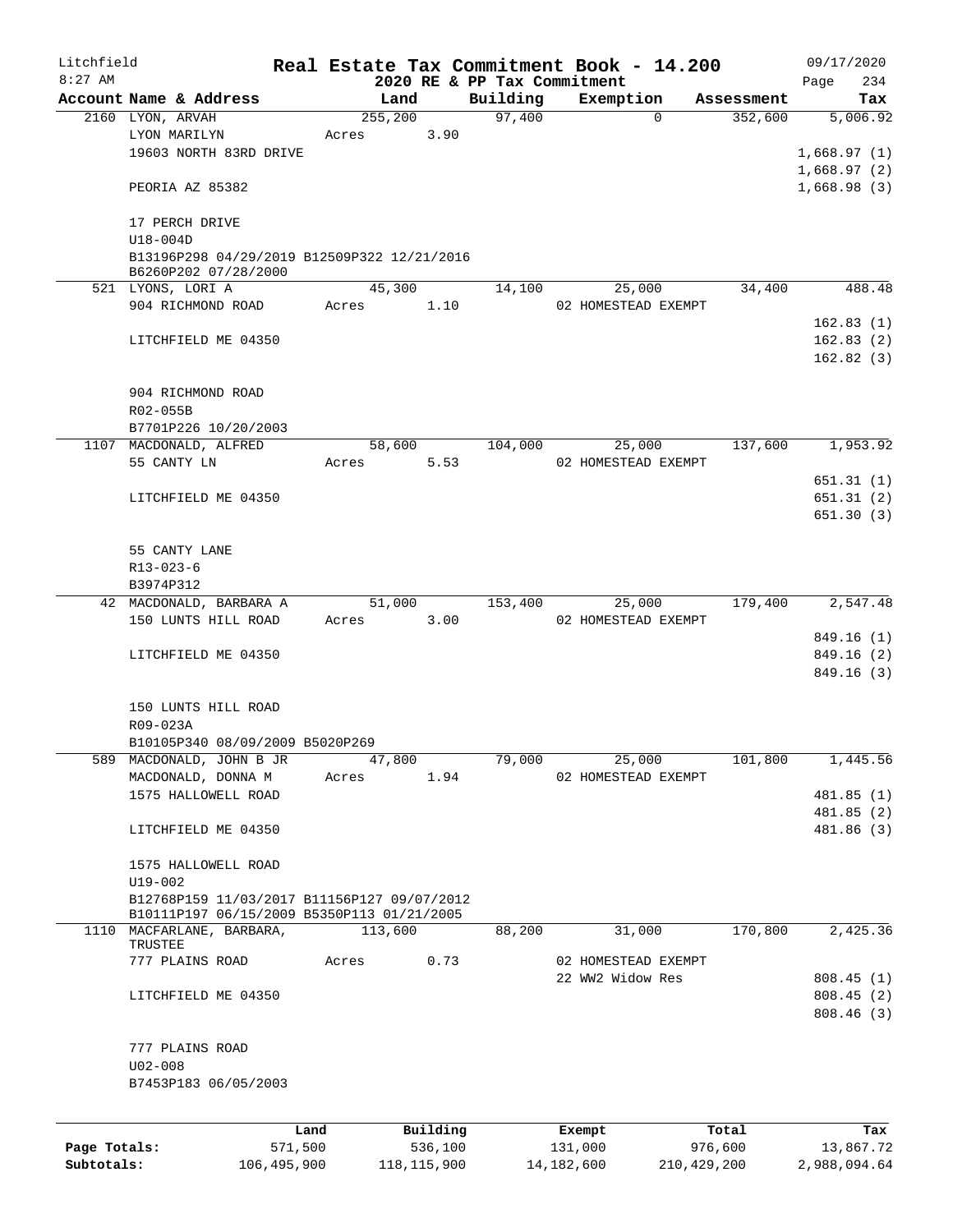Litchfield
8:27 AM

**Real Estate Tax Commitment Book - 14.200**
**2020 RE & PP Tax Commitment**

09/17/2020

| Account Name & Address | Land | Building | Exemption | Assessment | Tax |
|---|---|---|---|---|---|
| 2160 LYON, ARVAH | 255,200 | 97,400 | 0 | 352,600 | 5,006.92 |
| LYON MARILYN | Acres 3.90 | | | | |
| 19603 NORTH 83RD DRIVE | | | | | 1,668.97 (1) |
| | | | | | 1,668.97 (2) |
| PEORIA AZ 85382 | | | | | 1,668.98 (3) |
| 17 PERCH DRIVE | | | | | |
| U18-004D | | | | | |
| B13196P298 04/29/2019 B12509P322 12/21/2016 B6260P202 07/28/2000 | | | | | |
| 521 LYONS, LORI A | 45,300 | 14,100 | 25,000 | 34,400 | 488.48 |
| 904 RICHMOND ROAD | Acres 1.10 | | 02 HOMESTEAD EXEMPT | | |
| | | | | | 162.83 (1) |
| LITCHFIELD ME 04350 | | | | | 162.83 (2) |
| | | | | | 162.82 (3) |
| 904 RICHMOND ROAD | | | | | |
| R02-055B | | | | | |
| B7701P226 10/20/2003 | | | | | |
| 1107 MACDONALD, ALFRED | 58,600 | 104,000 | 25,000 | 137,600 | 1,953.92 |
| 55 CANTY LN | Acres 5.53 | | 02 HOMESTEAD EXEMPT | | |
| | | | | | 651.31 (1) |
| LITCHFIELD ME 04350 | | | | | 651.31 (2) |
| | | | | | 651.30 (3) |
| 55 CANTY LANE | | | | | |
| R13-023-6 | | | | | |
| B3974P312 | | | | | |
| 42 MACDONALD, BARBARA A | 51,000 | 153,400 | 25,000 | 179,400 | 2,547.48 |
| 150 LUNTS HILL ROAD | Acres 3.00 | | 02 HOMESTEAD EXEMPT | | |
| | | | | | 849.16 (1) |
| LITCHFIELD ME 04350 | | | | | 849.16 (2) |
| | | | | | 849.16 (3) |
| 150 LUNTS HILL ROAD | | | | | |
| R09-023A | | | | | |
| B10105P340 08/09/2009 B5020P269 | | | | | |
| 589 MACDONALD, JOHN B JR | 47,800 | 79,000 | 25,000 | 101,800 | 1,445.56 |
| MACDONALD, DONNA M | Acres 1.94 | | 02 HOMESTEAD EXEMPT | | |
| 1575 HALLOWELL ROAD | | | | | 481.85 (1) |
| | | | | | 481.85 (2) |
| LITCHFIELD ME 04350 | | | | | 481.86 (3) |
| 1575 HALLOWELL ROAD | | | | | |
| U19-002 | | | | | |
| B12768P159 11/03/2017 B11156P127 09/07/2012 B10111P197 06/15/2009 B5350P113 01/21/2005 | | | | | |
| 1110 MACFARLANE, BARBARA, TRUSTEE | 113,600 | 88,200 | 31,000 | 170,800 | 2,425.36 |
| 777 PLAINS ROAD | Acres 0.73 | | 02 HOMESTEAD EXEMPT | | |
| | | | 22 WW2 Widow Res | | 808.45 (1) |
| LITCHFIELD ME 04350 | | | | | 808.45 (2) |
| | | | | | 808.46 (3) |
| 777 PLAINS ROAD | | | | | |
| U02-008 | | | | | |
| B7453P183 06/05/2003 | | | | | |

| | Land | Building | Exempt | Total | Tax |
|---|---|---|---|---|---|
| Page Totals: | 571,500 | 536,100 | 131,000 | 976,600 | 13,867.72 |
| Subtotals: | 106,495,900 | 118,115,900 | 14,182,600 | 210,429,200 | 2,988,094.64 |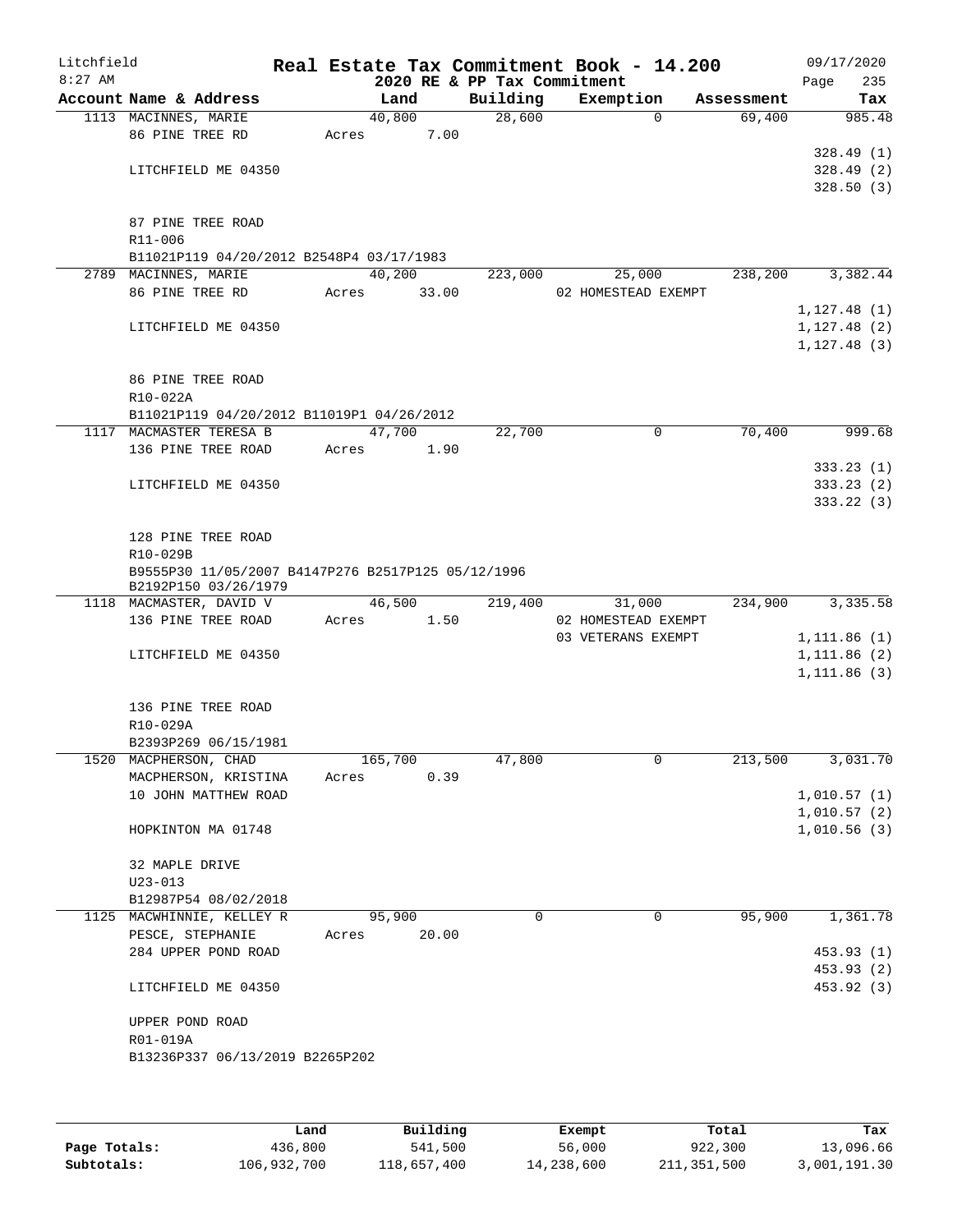Litchfield 8:27 AM

**Real Estate Tax Commitment Book - 14.200**
**2020 RE & PP Tax Commitment**

09/17/2020

| Account Name & Address | Land | Building | Exemption | Assessment | Tax |
|---|---|---|---|---|---|
| 1113 MACINNES, MARIE | 40,800 | 28,600 | 0 | 69,400 | 985.48 |
| 86 PINE TREE RD | Acres 7.00 | | | | |
| | | | | | 328.49 (1) |
| LITCHFIELD ME 04350 | | | | | 328.49 (2) |
| | | | | | 328.50 (3) |
| 87 PINE TREE ROAD | | | | | |
| R11-006 | | | | | |
| B11021P119 04/20/2012 B2548P4 03/17/1983 | | | | | |
| 2789 MACINNES, MARIE | 40,200 | 223,000 | 25,000 | 238,200 | 3,382.44 |
| 86 PINE TREE RD | Acres 33.00 | | 02 HOMESTEAD EXEMPT | | |
| | | | | | 1,127.48 (1) |
| LITCHFIELD ME 04350 | | | | | 1,127.48 (2) |
| | | | | | 1,127.48 (3) |
| 86 PINE TREE ROAD | | | | | |
| R10-022A | | | | | |
| B11021P119 04/20/2012 B11019P1 04/26/2012 | | | | | |
| 1117 MACMASTER TERESA B | 47,700 | 22,700 | 0 | 70,400 | 999.68 |
| 136 PINE TREE ROAD | Acres 1.90 | | | | |
| | | | | | 333.23 (1) |
| LITCHFIELD ME 04350 | | | | | 333.23 (2) |
| | | | | | 333.22 (3) |
| 128 PINE TREE ROAD | | | | | |
| R10-029B | | | | | |
| B9555P30 11/05/2007 B4147P276 B2517P125 05/12/1996 B2192P150 03/26/1979 | | | | | |
| 1118 MACMASTER, DAVID V | 46,500 | 219,400 | 31,000 | 234,900 | 3,335.58 |
| 136 PINE TREE ROAD | Acres 1.50 | | 02 HOMESTEAD EXEMPT | | |
| | | | 03 VETERANS EXEMPT | | 1,111.86 (1) |
| LITCHFIELD ME 04350 | | | | | 1,111.86 (2) |
| | | | | | 1,111.86 (3) |
| 136 PINE TREE ROAD | | | | | |
| R10-029A | | | | | |
| B2393P269 06/15/1981 | | | | | |
| 1520 MACPHERSON, CHAD | 165,700 | 47,800 | 0 | 213,500 | 3,031.70 |
| MACPHERSON, KRISTINA | Acres 0.39 | | | | |
| 10 JOHN MATTHEW ROAD | | | | | 1,010.57 (1) |
| | | | | | 1,010.57 (2) |
| HOPKINTON MA 01748 | | | | | 1,010.56 (3) |
| 32 MAPLE DRIVE | | | | | |
| U23-013 | | | | | |
| B12987P54 08/02/2018 | | | | | |
| 1125 MACWHINNIE, KELLEY R | 95,900 | 0 | 0 | 95,900 | 1,361.78 |
| PESCE, STEPHANIE | Acres 20.00 | | | | |
| 284 UPPER POND ROAD | | | | | 453.93 (1) |
| | | | | | 453.93 (2) |
| LITCHFIELD ME 04350 | | | | | 453.92 (3) |
| UPPER POND ROAD | | | | | |
| R01-019A | | | | | |
| B13236P337 06/13/2019 B2265P202 | | | | | |

| | Land | Building | Exempt | Total | Tax |
|---|---|---|---|---|---|
| Page Totals: | 436,800 | 541,500 | 56,000 | 922,300 | 13,096.66 |
| Subtotals: | 106,932,700 | 118,657,400 | 14,238,600 | 211,351,500 | 3,001,191.30 |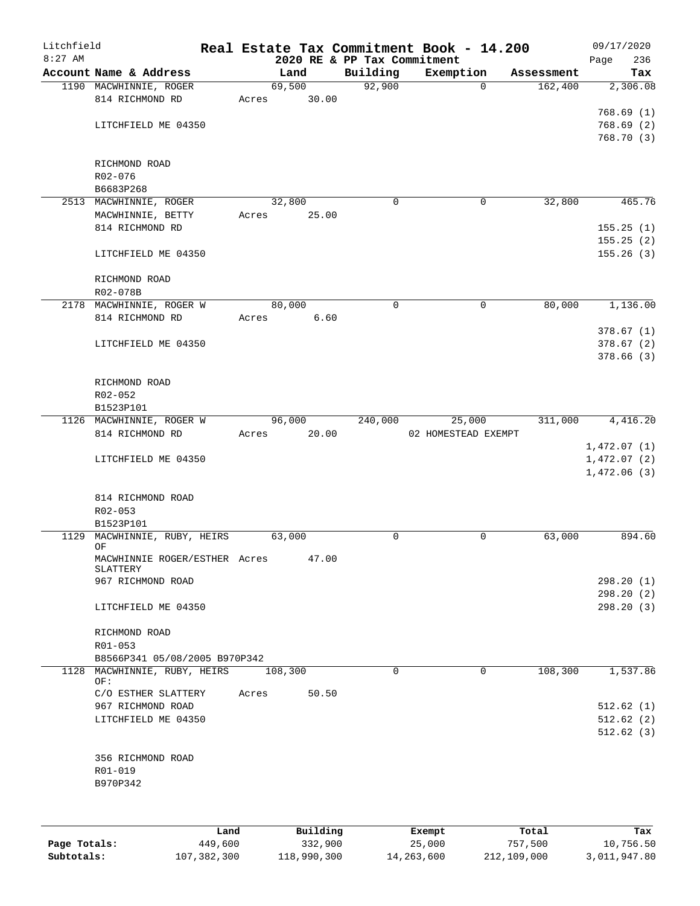# Real Estate Tax Commitment Book - 14.200

## 2020 RE & PP Tax Commitment

Litchfield 8:27 AM — 09/17/2020

| Account Name & Address | Land | Building | Exemption | Assessment | Tax |
|---|---|---|---|---|---|
| 1190 MACWHINNIE, ROGER | 69,500 | 92,900 | 0 | 162,400 | 2,306.08 |
| 814 RICHMOND RD | Acres 30.00 | | | | |
| | | | | | 768.69 (1) |
| LITCHFIELD ME 04350 | | | | | 768.69 (2) |
| | | | | | 768.70 (3) |
| RICHMOND ROAD | | | | | |
| R02-076 | | | | | |
| B6683P268 | | | | | |
| 2513 MACWHINNIE, ROGER | 32,800 | 0 | 0 | 32,800 | 465.76 |
| MACWHINNIE, BETTY | Acres 25.00 | | | | |
| 814 RICHMOND RD | | | | | 155.25 (1) |
| | | | | | 155.25 (2) |
| LITCHFIELD ME 04350 | | | | | 155.26 (3) |
| RICHMOND ROAD | | | | | |
| R02-078B | | | | | |
| 2178 MACWHINNIE, ROGER W | 80,000 | 0 | 0 | 80,000 | 1,136.00 |
| 814 RICHMOND RD | Acres 6.60 | | | | |
| | | | | | 378.67 (1) |
| LITCHFIELD ME 04350 | | | | | 378.67 (2) |
| | | | | | 378.66 (3) |
| RICHMOND ROAD | | | | | |
| R02-052 | | | | | |
| B1523P101 | | | | | |
| 1126 MACWHINNIE, ROGER W | 96,000 | 240,000 | 25,000 | 311,000 | 4,416.20 |
| 814 RICHMOND RD | Acres 20.00 | | 02 HOMESTEAD EXEMPT | | |
| | | | | | 1,472.07 (1) |
| LITCHFIELD ME 04350 | | | | | 1,472.07 (2) |
| | | | | | 1,472.06 (3) |
| 814 RICHMOND ROAD | | | | | |
| R02-053 | | | | | |
| B1523P101 | | | | | |
| 1129 MACWHINNIE, RUBY, HEIRS OF | 63,000 | 0 | 0 | 63,000 | 894.60 |
| MACWHINNIE ROGER/ESTHER SLATTERY | Acres 47.00 | | | | |
| 967 RICHMOND ROAD | | | | | 298.20 (1) |
| | | | | | 298.20 (2) |
| LITCHFIELD ME 04350 | | | | | 298.20 (3) |
| RICHMOND ROAD | | | | | |
| R01-053 | | | | | |
| B8566P341 05/08/2005 B970P342 | | | | | |
| 1128 MACWHINNIE, RUBY, HEIRS OF: | 108,300 | 0 | 0 | 108,300 | 1,537.86 |
| C/O ESTHER SLATTERY | Acres 50.50 | | | | |
| 967 RICHMOND ROAD | | | | | 512.62 (1) |
| LITCHFIELD ME 04350 | | | | | 512.62 (2) |
| | | | | | 512.62 (3) |
| 356 RICHMOND ROAD | | | | | |
| R01-019 | | | | | |
| B970P342 | | | | | |

| | Land | Building | Exempt | Total | Tax |
|---|---|---|---|---|---|
| Page Totals: | 449,600 | 332,900 | 25,000 | 757,500 | 10,756.50 |
| Subtotals: | 107,382,300 | 118,990,300 | 14,263,600 | 212,109,000 | 3,011,947.80 |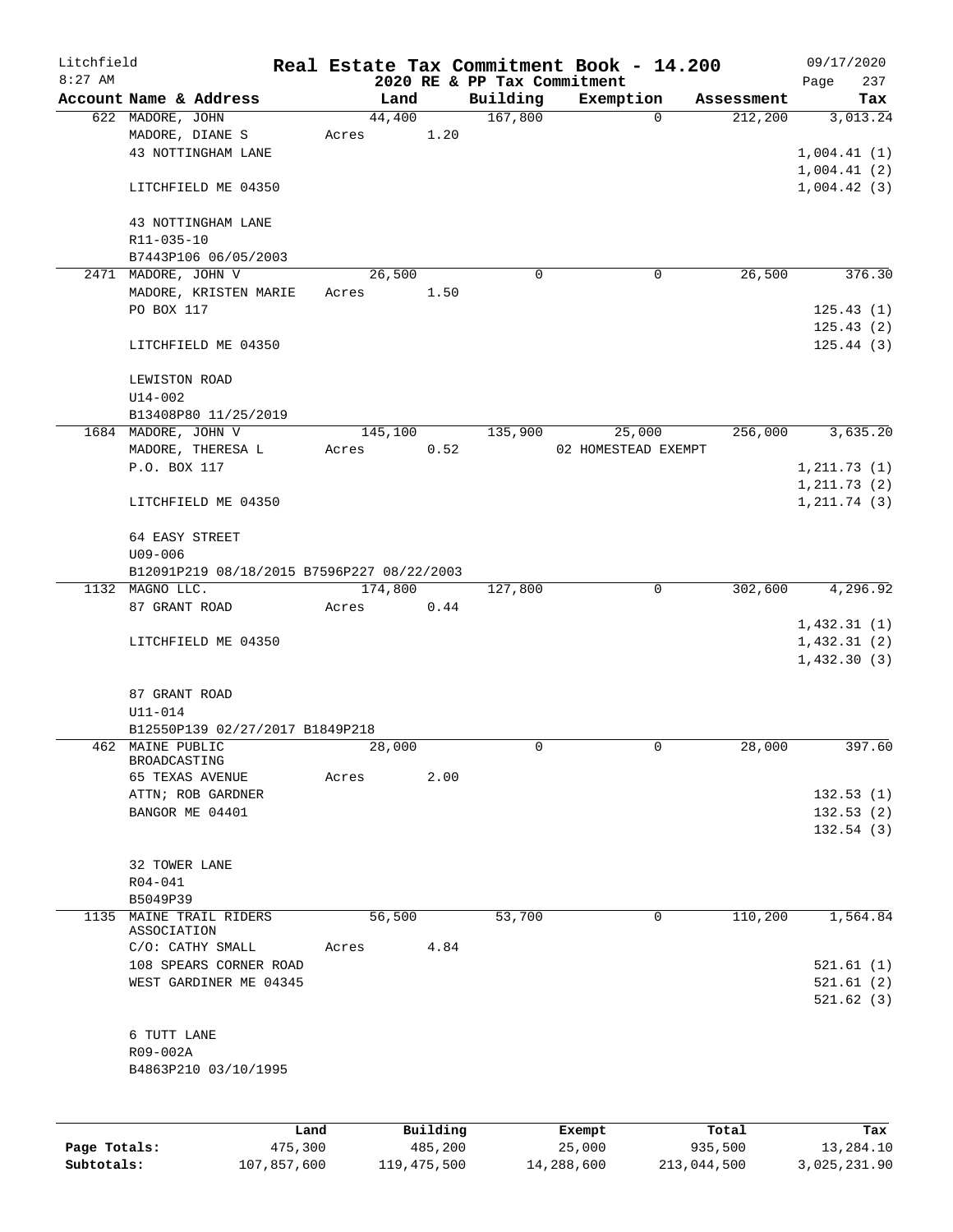# Litchfield — Real Estate Tax Commitment Book - 14.200

8:27 AM — 2020 RE & PP Tax Commitment — 09/17/2020

| Account | Name & Address | Land | Building | Exemption | Assessment | Tax |
|---|---|---|---|---|---|---|
| 622 | MADORE, JOHN<br>MADORE, DIANE S<br>43 NOTTINGHAM LANE<br><br>LITCHFIELD ME 04350<br><br>43 NOTTINGHAM LANE<br>R11-035-10<br>B7443P106 06/05/2003 | 44,400<br>Acres 1.20 | 167,800 | 0 | 212,200 | 3,013.24<br><br>1,004.41 (1)<br>1,004.41 (2)<br>1,004.42 (3) |
| 2471 | MADORE, JOHN V<br>MADORE, KRISTEN MARIE<br>PO BOX 117<br><br>LITCHFIELD ME 04350<br><br>LEWISTON ROAD<br>U14-002<br>B13408P80 11/25/2019 | 26,500<br>Acres 1.50 | 0 | 0 | 26,500 | 376.30<br><br>125.43 (1)<br>125.43 (2)<br>125.44 (3) |
| 1684 | MADORE, JOHN V<br>MADORE, THERESA L<br>P.O. BOX 117<br><br>LITCHFIELD ME 04350<br><br>64 EASY STREET<br>U09-006<br>B12091P219 08/18/2015 B7596P227 08/22/2003 | 145,100<br>Acres 0.52 | 135,900 | 25,000<br>02 HOMESTEAD EXEMPT | 256,000 | 3,635.20<br><br>1,211.73 (1)<br>1,211.73 (2)<br>1,211.74 (3) |
| 1132 | MAGNO LLC.<br>87 GRANT ROAD<br><br>LITCHFIELD ME 04350<br><br>87 GRANT ROAD<br>U11-014<br>B12550P139 02/27/2017 B1849P218 | 174,800<br>Acres 0.44 | 127,800 | 0 | 302,600 | 4,296.92<br><br>1,432.31 (1)<br>1,432.31 (2)<br>1,432.30 (3) |
| 462 | MAINE PUBLIC BROADCASTING<br>65 TEXAS AVENUE<br>ATTN; ROB GARDNER<br>BANGOR ME 04401<br><br>32 TOWER LANE<br>R04-041<br>B5049P39 | 28,000<br>Acres 2.00 | 0 | 0 | 28,000 | 397.60<br><br>132.53 (1)<br>132.53 (2)<br>132.54 (3) |
| 1135 | MAINE TRAIL RIDERS ASSOCIATION<br>C/O: CATHY SMALL<br>108 SPEARS CORNER ROAD<br>WEST GARDINER ME 04345<br><br>6 TUTT LANE<br>R09-002A<br>B4863P210 03/10/1995 | 56,500<br>Acres 4.84 | 53,700 | 0 | 110,200 | 1,564.84<br><br>521.61 (1)<br>521.61 (2)<br>521.62 (3) |

| | Land | Building | Exempt | Total | Tax |
|---|---|---|---|---|---|
| Page Totals: | 475,300 | 485,200 | 25,000 | 935,500 | 13,284.10 |
| Subtotals: | 107,857,600 | 119,475,500 | 14,288,600 | 213,044,500 | 3,025,231.90 |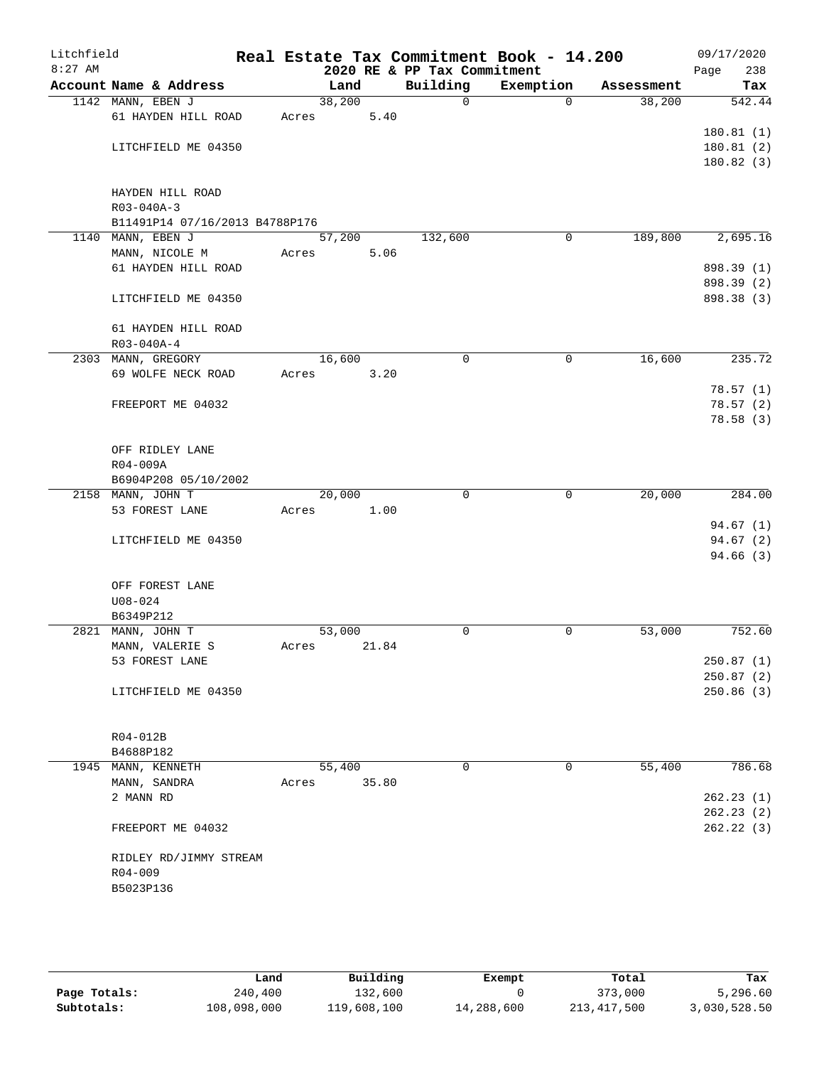# Real Estate Tax Commitment Book - 14.200

Litchfield 8:27 AM — 2020 RE & PP Tax Commitment — 09/17/2020

| Account Name & Address | Land | Building | Exemption | Assessment | Tax |
|---|---|---|---|---|---|
| 1142 MANN, EBEN J<br>61 HAYDEN HILL ROAD<br><br>LITCHFIELD ME 04350<br><br>HAYDEN HILL ROAD<br>R03-040A-3<br>B11491P14 07/16/2013 B4788P176 | 38,200<br>Acres 5.40 | 0 | 0 | 38,200 | 542.44<br><br>180.81 (1)<br>180.81 (2)<br>180.82 (3) |
| 1140 MANN, EBEN J<br>MANN, NICOLE M<br>61 HAYDEN HILL ROAD<br><br>LITCHFIELD ME 04350<br><br>61 HAYDEN HILL ROAD<br>R03-040A-4 | 57,200<br>Acres 5.06 | 132,600 | 0 | 189,800 | 2,695.16<br><br>898.39 (1)<br>898.39 (2)<br>898.38 (3) |
| 2303 MANN, GREGORY<br>69 WOLFE NECK ROAD<br><br>FREEPORT ME 04032<br><br>OFF RIDLEY LANE<br>R04-009A<br>B6904P208 05/10/2002 | 16,600<br>Acres 3.20 | 0 | 0 | 16,600 | 235.72<br><br>78.57 (1)<br>78.57 (2)<br>78.58 (3) |
| 2158 MANN, JOHN T<br>53 FOREST LANE<br><br>LITCHFIELD ME 04350<br><br>OFF FOREST LANE<br>U08-024<br>B6349P212 | 20,000<br>Acres 1.00 | 0 | 0 | 20,000 | 284.00<br><br>94.67 (1)<br>94.67 (2)<br>94.66 (3) |
| 2821 MANN, JOHN T<br>MANN, VALERIE S<br>53 FOREST LANE<br><br>LITCHFIELD ME 04350<br><br>R04-012B<br>B4688P182 | 53,000<br>Acres 21.84 | 0 | 0 | 53,000 | 752.60<br><br>250.87 (1)<br>250.87 (2)<br>250.86 (3) |
| 1945 MANN, KENNETH<br>MANN, SANDRA<br>2 MANN RD<br><br>FREEPORT ME 04032<br><br>RIDLEY RD/JIMMY STREAM<br>R04-009<br>B5023P136 | 55,400<br>Acres 35.80 | 0 | 0 | 55,400 | 786.68<br><br>262.23 (1)<br>262.23 (2)<br>262.22 (3) |

| | Land | Building | Exempt | Total | Tax |
|---|---|---|---|---|---|
| Page Totals: | 240,400 | 132,600 | 0 | 373,000 | 5,296.60 |
| Subtotals: | 108,098,000 | 119,608,100 | 14,288,600 | 213,417,500 | 3,030,528.50 |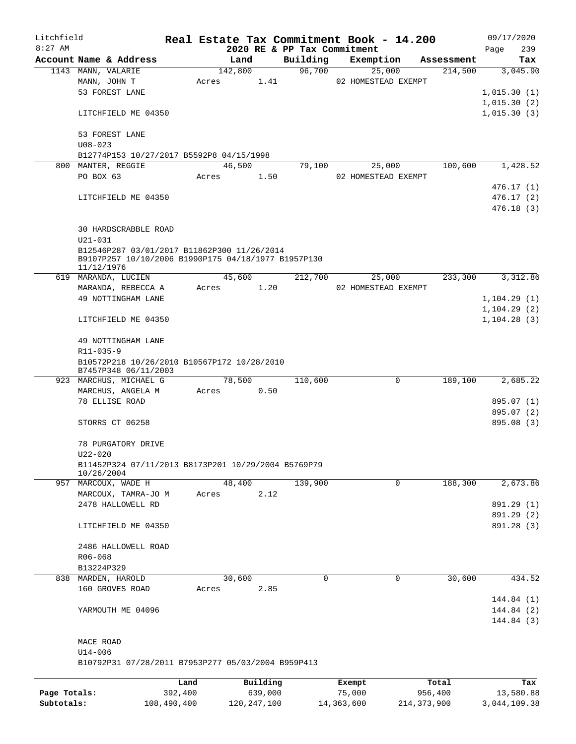# Real Estate Tax Commitment Book - 14.200

Litchfield 8:27 AM — 2020 RE & PP Tax Commitment — 09/17/2020

| Account Name & Address | Land | Building | Exemption | Assessment | Tax |
|---|---|---|---|---|---|
| 1143 MANN, VALARIE | 142,800 | 96,700 | 25,000 | 214,500 | 3,045.90 |
| MANN, JOHN T | Acres 1.41 | | 02 HOMESTEAD EXEMPT | | |
| 53 FOREST LANE | | | | | 1,015.30 (1) |
| | | | | | 1,015.30 (2) |
| LITCHFIELD ME 04350 | | | | | 1,015.30 (3) |
| 53 FOREST LANE | | | | | |
| U08-023 | | | | | |
| B12774P153 10/27/2017 B5592P8 04/15/1998 | | | | | |
| 800 MANTER, REGGIE | 46,500 | 79,100 | 25,000 | 100,600 | 1,428.52 |
| PO BOX 63 | Acres 1.50 | | 02 HOMESTEAD EXEMPT | | |
| | | | | | 476.17 (1) |
| LITCHFIELD ME 04350 | | | | | 476.17 (2) |
| | | | | | 476.18 (3) |
| 30 HARDSCRABBLE ROAD | | | | | |
| U21-031 | | | | | |
| B12546P287 03/01/2017 B11862P300 11/26/2014 B9107P257 10/10/2006 B1990P175 04/18/1977 B1957P130 11/12/1976 | | | | | |
| 619 MARANDA, LUCIEN | 45,600 | 212,700 | 25,000 | 233,300 | 3,312.86 |
| MARANDA, REBECCA A | Acres 1.20 | | 02 HOMESTEAD EXEMPT | | |
| 49 NOTTINGHAM LANE | | | | | 1,104.29 (1) |
| | | | | | 1,104.29 (2) |
| LITCHFIELD ME 04350 | | | | | 1,104.28 (3) |
| 49 NOTTINGHAM LANE | | | | | |
| R11-035-9 | | | | | |
| B10572P218 10/26/2010 B10567P172 10/28/2010 B7457P348 06/11/2003 | | | | | |
| 923 MARCHUS, MICHAEL G | 78,500 | 110,600 | 0 | 189,100 | 2,685.22 |
| MARCHUS, ANGELA M | Acres 0.50 | | | | |
| 78 ELLISE ROAD | | | | | 895.07 (1) |
| | | | | | 895.07 (2) |
| STORRS CT 06258 | | | | | 895.08 (3) |
| 78 PURGATORY DRIVE | | | | | |
| U22-020 | | | | | |
| B11452P324 07/11/2013 B8173P201 10/29/2004 B5769P79 10/26/2004 | | | | | |
| 957 MARCOUX, WADE H | 48,400 | 139,900 | 0 | 188,300 | 2,673.86 |
| MARCOUX, TAMRA-JO M | Acres 2.12 | | | | |
| 2478 HALLOWELL RD | | | | | 891.29 (1) |
| | | | | | 891.29 (2) |
| LITCHFIELD ME 04350 | | | | | 891.28 (3) |
| 2486 HALLOWELL ROAD | | | | | |
| R06-068 | | | | | |
| B13224P329 | | | | | |
| 838 MARDEN, HAROLD | 30,600 | 0 | 0 | 30,600 | 434.52 |
| 160 GROVES ROAD | Acres 2.85 | | | | |
| | | | | | 144.84 (1) |
| YARMOUTH ME 04096 | | | | | 144.84 (2) |
| | | | | | 144.84 (3) |
| MACE ROAD | | | | | |
| U14-006 | | | | | |
| B10792P31 07/28/2011 B7953P277 05/03/2004 B959P413 | | | | | |

| | Land | Building | Exempt | Total | Tax |
|---|---|---|---|---|---|
| Page Totals: | 392,400 | 639,000 | 75,000 | 956,400 | 13,580.88 |
| Subtotals: | 108,490,400 | 120,247,100 | 14,363,600 | 214,373,900 | 3,044,109.38 |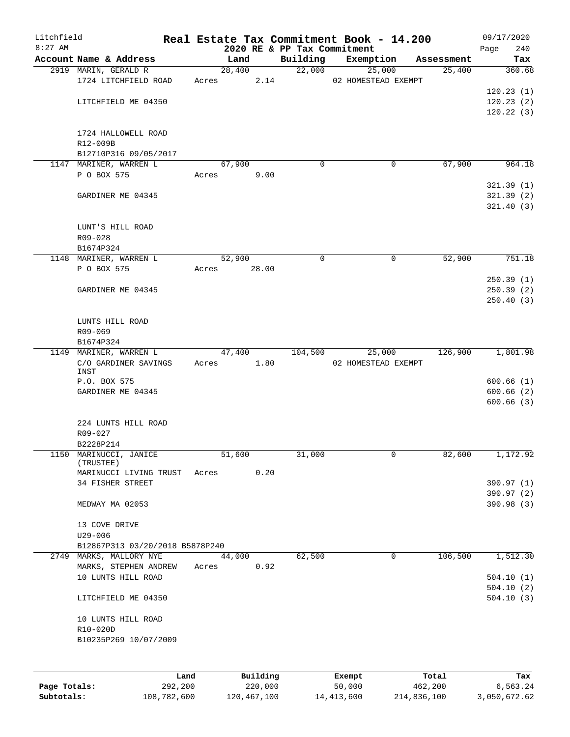# Real Estate Tax Commitment Book - 14.200

## 2020 RE & PP Tax Commitment

Litchfield 8:27 AM — 09/17/2020

| Account | Name & Address | Land | Building | Exemption | Assessment | Tax |
|---|---|---|---|---|---|---|
| 2919 | MARIN, GERALD R | 28,400 | 22,000 | 25,000 | 25,400 | 360.68 |
| | 1724 LITCHFIELD ROAD | Acres 2.14 | | 02 HOMESTEAD EXEMPT | | |
| | | | | | | 120.23 (1) |
| | LITCHFIELD ME 04350 | | | | | 120.23 (2) |
| | | | | | | 120.22 (3) |
| | 1724 HALLOWELL ROAD | | | | | |
| | R12-009B | | | | | |
| | B12710P316 09/05/2017 | | | | | |
| 1147 | MARINER, WARREN L | 67,900 | 0 | 0 | 67,900 | 964.18 |
| | P O BOX 575 | Acres 9.00 | | | | |
| | | | | | | 321.39 (1) |
| | GARDINER ME 04345 | | | | | 321.39 (2) |
| | | | | | | 321.40 (3) |
| | LUNT'S HILL ROAD | | | | | |
| | R09-028 | | | | | |
| | B1674P324 | | | | | |
| 1148 | MARINER, WARREN L | 52,900 | 0 | 0 | 52,900 | 751.18 |
| | P O BOX 575 | Acres 28.00 | | | | |
| | | | | | | 250.39 (1) |
| | GARDINER ME 04345 | | | | | 250.39 (2) |
| | | | | | | 250.40 (3) |
| | LUNTS HILL ROAD | | | | | |
| | R09-069 | | | | | |
| | B1674P324 | | | | | |
| 1149 | MARINER, WARREN L | 47,400 | 104,500 | 25,000 | 126,900 | 1,801.98 |
| | C/O GARDINER SAVINGS INST | Acres 1.80 | | 02 HOMESTEAD EXEMPT | | |
| | P.O. BOX 575 | | | | | 600.66 (1) |
| | GARDINER ME 04345 | | | | | 600.66 (2) |
| | | | | | | 600.66 (3) |
| | 224 LUNTS HILL ROAD | | | | | |
| | R09-027 | | | | | |
| | B2228P214 | | | | | |
| 1150 | MARINUCCI, JANICE (TRUSTEE) | 51,600 | 31,000 | 0 | 82,600 | 1,172.92 |
| | MARINUCCI LIVING TRUST | Acres 0.20 | | | | |
| | 34 FISHER STREET | | | | | 390.97 (1) |
| | | | | | | 390.97 (2) |
| | MEDWAY MA 02053 | | | | | 390.98 (3) |
| | 13 COVE DRIVE | | | | | |
| | U29-006 | | | | | |
| | B12867P313 03/20/2018 B5878P240 | | | | | |
| 2749 | MARKS, MALLORY NYE | 44,000 | 62,500 | 0 | 106,500 | 1,512.30 |
| | MARKS, STEPHEN ANDREW | Acres 0.92 | | | | |
| | 10 LUNTS HILL ROAD | | | | | 504.10 (1) |
| | | | | | | 504.10 (2) |
| | LITCHFIELD ME 04350 | | | | | 504.10 (3) |
| | 10 LUNTS HILL ROAD | | | | | |
| | R10-020D | | | | | |
| | B10235P269 10/07/2009 | | | | | |

| | Land | Building | Exempt | Total | Tax |
|---|---|---|---|---|---|
| Page Totals: | 292,200 | 220,000 | 50,000 | 462,200 | 6,563.24 |
| Subtotals: | 108,782,600 | 120,467,100 | 14,413,600 | 214,836,100 | 3,050,672.62 |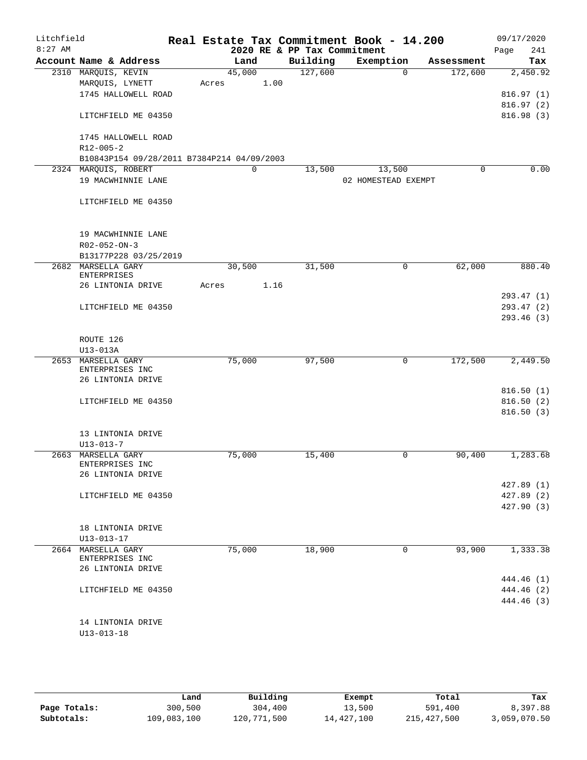# Real Estate Tax Commitment Book - 14.200

Litchfield
8:27 AM

2020 RE & PP Tax Commitment

09/17/2020

| Account Name & Address | Land | Building | Exemption | Assessment | Tax |
|---|---|---|---|---|---|
| 2310 MARQUIS, KEVIN | 45,000 | 127,600 | 0 | 172,600 | 2,450.92 |
| MARQUIS, LYNETT | Acres 1.00 | | | | |
| 1745 HALLOWELL ROAD | | | | | 816.97 (1) |
| | | | | | 816.97 (2) |
| LITCHFIELD ME 04350 | | | | | 816.98 (3) |
| 1745 HALLOWELL ROAD | | | | | |
| R12-005-2 | | | | | |
| B10843P154 09/28/2011 B7384P214 04/09/2003 | | | | | |
| 2324 MARQUIS, ROBERT | 0 | 13,500 | 13,500 | 0 | 0.00 |
| 19 MACWHINNIE LANE | | | 02 HOMESTEAD EXEMPT | | |
| LITCHFIELD ME 04350 | | | | | |
| 19 MACWHINNIE LANE | | | | | |
| R02-052-ON-3 | | | | | |
| B13177P228 03/25/2019 | | | | | |
| 2682 MARSELLA GARY ENTERPRISES | 30,500 | 31,500 | 0 | 62,000 | 880.40 |
| 26 LINTONIA DRIVE | Acres 1.16 | | | | |
| | | | | | 293.47 (1) |
| LITCHFIELD ME 04350 | | | | | 293.47 (2) |
| | | | | | 293.46 (3) |
| ROUTE 126 | | | | | |
| U13-013A | | | | | |
| 2653 MARSELLA GARY ENTERPRISES INC | 75,000 | 97,500 | 0 | 172,500 | 2,449.50 |
| 26 LINTONIA DRIVE | | | | | |
| | | | | | 816.50 (1) |
| LITCHFIELD ME 04350 | | | | | 816.50 (2) |
| | | | | | 816.50 (3) |
| 13 LINTONIA DRIVE | | | | | |
| U13-013-7 | | | | | |
| 2663 MARSELLA GARY ENTERPRISES INC | 75,000 | 15,400 | 0 | 90,400 | 1,283.68 |
| 26 LINTONIA DRIVE | | | | | |
| | | | | | 427.89 (1) |
| LITCHFIELD ME 04350 | | | | | 427.89 (2) |
| | | | | | 427.90 (3) |
| 18 LINTONIA DRIVE | | | | | |
| U13-013-17 | | | | | |
| 2664 MARSELLA GARY ENTERPRISES INC | 75,000 | 18,900 | 0 | 93,900 | 1,333.38 |
| 26 LINTONIA DRIVE | | | | | |
| | | | | | 444.46 (1) |
| LITCHFIELD ME 04350 | | | | | 444.46 (2) |
| | | | | | 444.46 (3) |
| 14 LINTONIA DRIVE | | | | | |
| U13-013-18 | | | | | |

| | Land | Building | Exempt | Total | Tax |
|---|---|---|---|---|---|
| Page Totals: | 300,500 | 304,400 | 13,500 | 591,400 | 8,397.88 |
| Subtotals: | 109,083,100 | 120,771,500 | 14,427,100 | 215,427,500 | 3,059,070.50 |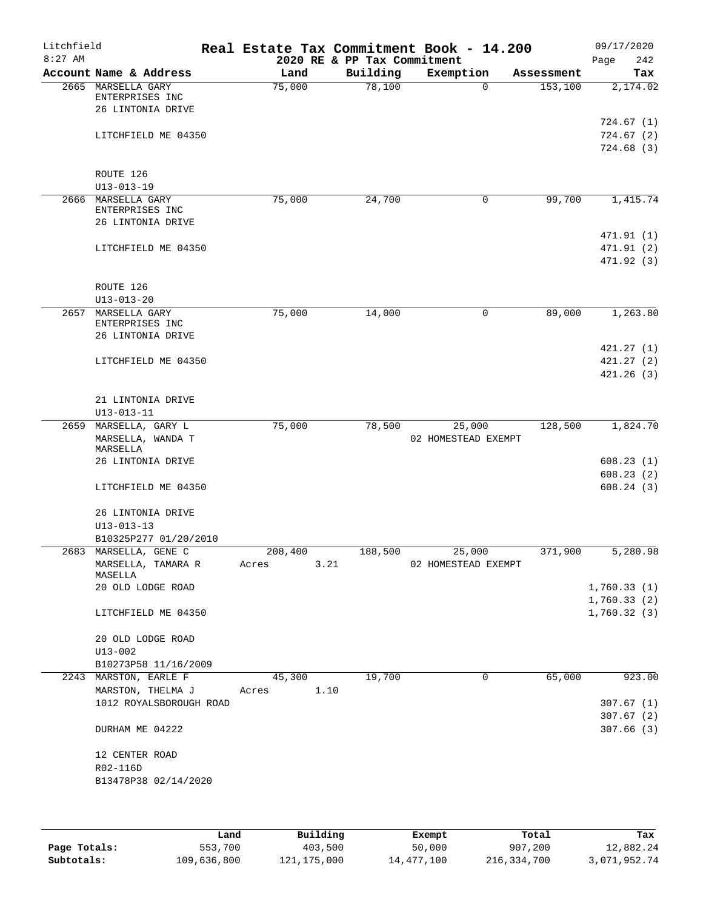# Real Estate Tax Commitment Book - 14.200

Litchfield
8:27 AM

2020 RE & PP Tax Commitment

09/17/2020

| Account Name & Address | Land | Building | Exemption | Assessment | Tax |
|---|---|---|---|---|---|
| 2665 MARSELLA GARY ENTERPRISES INC<br>26 LINTONIA DRIVE<br><br>LITCHFIELD ME 04350<br><br>ROUTE 126<br>U13-013-19 | 75,000 | 78,100 | 0 | 153,100 | 2,174.02<br><br>724.67 (1)<br>724.67 (2)<br>724.68 (3) |
| 2666 MARSELLA GARY ENTERPRISES INC<br>26 LINTONIA DRIVE<br><br>LITCHFIELD ME 04350<br><br>ROUTE 126<br>U13-013-20 | 75,000 | 24,700 | 0 | 99,700 | 1,415.74<br><br>471.91 (1)<br>471.91 (2)<br>471.92 (3) |
| 2657 MARSELLA GARY ENTERPRISES INC<br>26 LINTONIA DRIVE<br><br>LITCHFIELD ME 04350<br><br>21 LINTONIA DRIVE<br>U13-013-11 | 75,000 | 14,000 | 0 | 89,000 | 1,263.80<br><br>421.27 (1)<br>421.27 (2)<br>421.26 (3) |
| 2659 MARSELLA, GARY L<br>MARSELLA, WANDA T MARSELLA<br>26 LINTONIA DRIVE<br><br>LITCHFIELD ME 04350<br><br>26 LINTONIA DRIVE<br>U13-013-13<br>B10325P277 01/20/2010 | 75,000 | 78,500 | 25,000<br>02 HOMESTEAD EXEMPT | 128,500 | 1,824.70<br><br>608.23 (1)<br>608.23 (2)<br>608.24 (3) |
| 2683 MARSELLA, GENE C<br>MARSELLA, TAMARA R MASELLA<br>20 OLD LODGE ROAD<br><br>LITCHFIELD ME 04350<br><br>20 OLD LODGE ROAD<br>U13-002<br>B10273P58 11/16/2009 | 208,400<br>Acres 3.21 | 188,500 | 25,000<br>02 HOMESTEAD EXEMPT | 371,900 | 5,280.98<br><br>1,760.33 (1)<br>1,760.33 (2)<br>1,760.32 (3) |
| 2243 MARSTON, EARLE F<br>MARSTON, THELMA J<br>1012 ROYALSBOROUGH ROAD<br><br>DURHAM ME 04222<br><br>12 CENTER ROAD<br>R02-116D<br>B13478P38 02/14/2020 | 45,300<br>Acres 1.10 | 19,700 | 0 | 65,000 | 923.00<br><br>307.67 (1)<br>307.67 (2)<br>307.66 (3) |

| | Land | Building | Exempt | Total | Tax |
|---|---|---|---|---|---|
| Page Totals: | 553,700 | 403,500 | 50,000 | 907,200 | 12,882.24 |
| Subtotals: | 109,636,800 | 121,175,000 | 14,477,100 | 216,334,700 | 3,071,952.74 |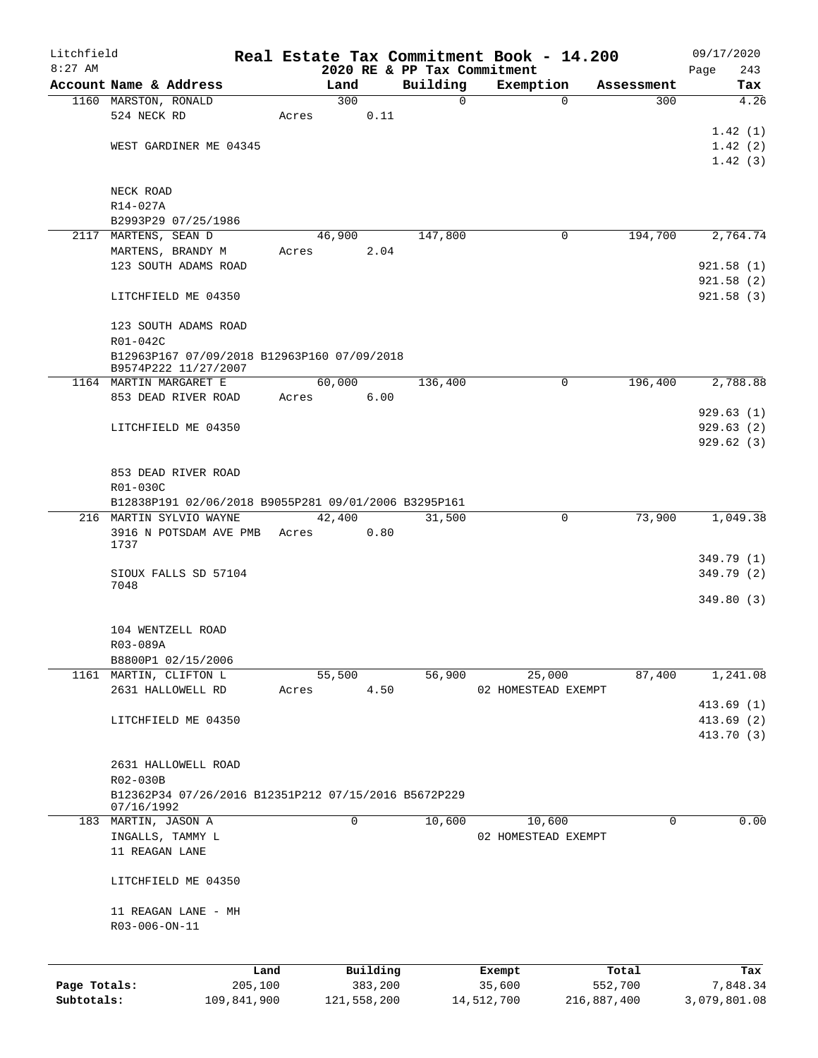# Real Estate Tax Commitment Book - 14.200

Litchfield
8:27 AM

2020 RE & PP Tax Commitment

09/17/2020

| Account Name & Address | Land | Building | Exemption | Assessment | Tax |
|---|---|---|---|---|---|
| 1160 MARSTON, RONALD | 300 | 0 | 0 | 300 | 4.26 |
| 524 NECK RD | Acres 0.11 | | | | |
| | | | | | 1.42 (1) |
| WEST GARDINER ME 04345 | | | | | 1.42 (2) |
| | | | | | 1.42 (3) |
| NECK ROAD | | | | | |
| R14-027A | | | | | |
| B2993P29 07/25/1986 | | | | | |
| 2117 MARTENS, SEAN D | 46,900 | 147,800 | 0 | 194,700 | 2,764.74 |
| MARTENS, BRANDY M | Acres 2.04 | | | | |
| 123 SOUTH ADAMS ROAD | | | | | 921.58 (1) |
| | | | | | 921.58 (2) |
| LITCHFIELD ME 04350 | | | | | 921.58 (3) |
| 123 SOUTH ADAMS ROAD | | | | | |
| R01-042C | | | | | |
| B12963P167 07/09/2018 B12963P160 07/09/2018 B9574P222 11/27/2007 | | | | | |
| 1164 MARTIN MARGARET E | 60,000 | 136,400 | 0 | 196,400 | 2,788.88 |
| 853 DEAD RIVER ROAD | Acres 6.00 | | | | |
| | | | | | 929.63 (1) |
| LITCHFIELD ME 04350 | | | | | 929.63 (2) |
| | | | | | 929.62 (3) |
| 853 DEAD RIVER ROAD | | | | | |
| R01-030C | | | | | |
| B12838P191 02/06/2018 B9055P281 09/01/2006 B3295P161 | | | | | |
| 216 MARTIN SYLVIO WAYNE | 42,400 | 31,500 | 0 | 73,900 | 1,049.38 |
| 3916 N POTSDAM AVE PMB 1737 | Acres 0.80 | | | | |
| | | | | | 349.79 (1) |
| SIOUX FALLS SD 57104 7048 | | | | | 349.79 (2) |
| | | | | | 349.80 (3) |
| 104 WENTZELL ROAD | | | | | |
| R03-089A | | | | | |
| B8800P1 02/15/2006 | | | | | |
| 1161 MARTIN, CLIFTON L | 55,500 | 56,900 | 25,000 | 87,400 | 1,241.08 |
| 2631 HALLOWELL RD | Acres 4.50 | | 02 HOMESTEAD EXEMPT | | |
| | | | | | 413.69 (1) |
| LITCHFIELD ME 04350 | | | | | 413.69 (2) |
| | | | | | 413.70 (3) |
| 2631 HALLOWELL ROAD | | | | | |
| R02-030B | | | | | |
| B12362P34 07/26/2016 B12351P212 07/15/2016 B5672P229 07/16/1992 | | | | | |
| 183 MARTIN, JASON A | 0 | 10,600 | 10,600 | 0 | 0.00 |
| INGALLS, TAMMY L | | | 02 HOMESTEAD EXEMPT | | |
| 11 REAGAN LANE | | | | | |
| LITCHFIELD ME 04350 | | | | | |
| 11 REAGAN LANE - MH | | | | | |
| R03-006-ON-11 | | | | | |

| | Land | Building | Exempt | Total | Tax |
|---|---|---|---|---|---|
| Page Totals: | 205,100 | 383,200 | 35,600 | 552,700 | 7,848.34 |
| Subtotals: | 109,841,900 | 121,558,200 | 14,512,700 | 216,887,400 | 3,079,801.08 |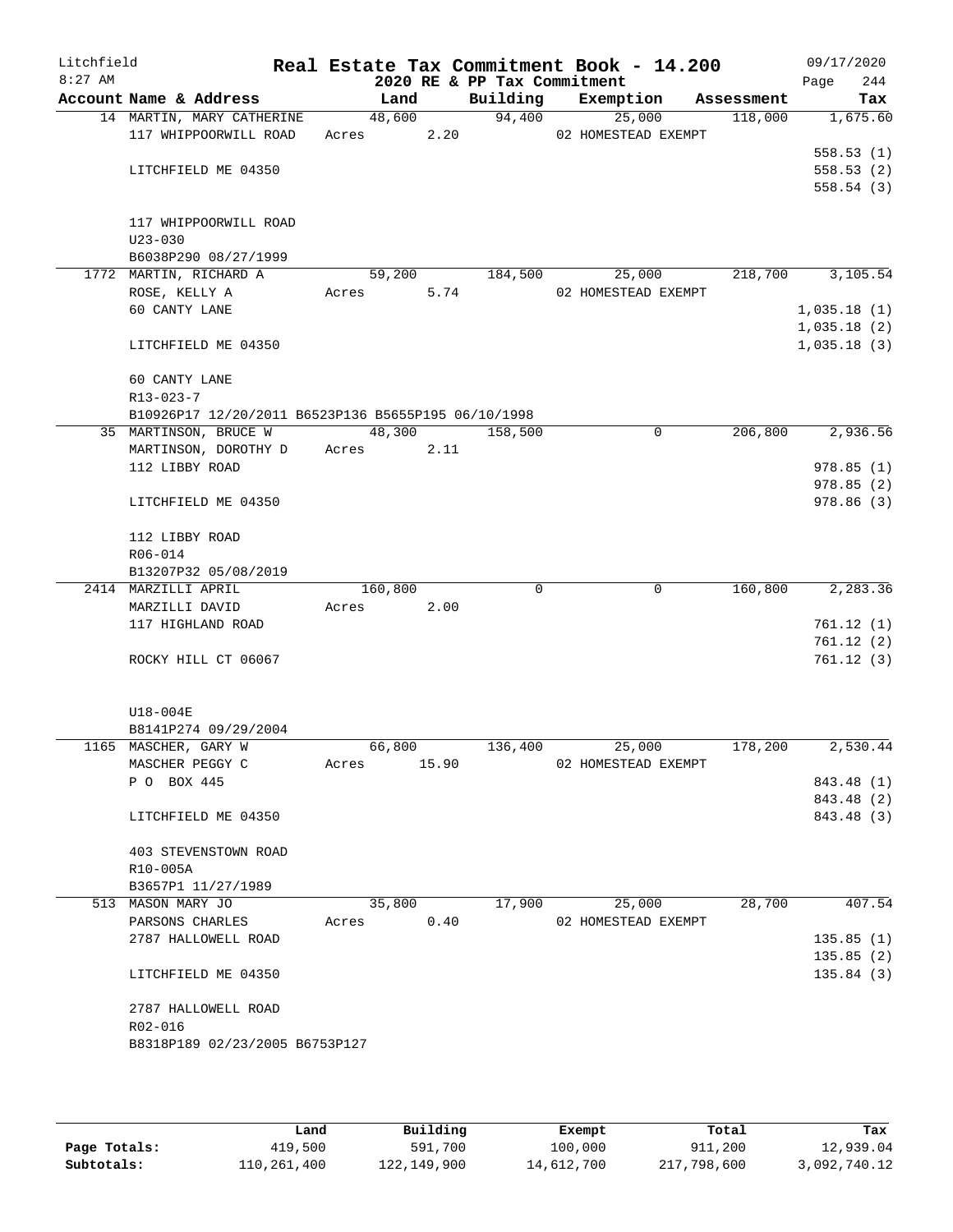Litchfield
8:27 AM

# Real Estate Tax Commitment Book - 14.200

2020 RE & PP Tax Commitment

09/17/2020

| Account Name & Address | Land | Building | Exemption | Assessment | Tax |
|---|---|---|---|---|---|
| 14 MARTIN, MARY CATHERINE | 48,600 | 94,400 | 25,000 | 118,000 | 1,675.60 |
| 117 WHIPPOORWILL ROAD | Acres 2.20 | | 02 HOMESTEAD EXEMPT | | |
| | | | | | 558.53 (1) |
| LITCHFIELD ME 04350 | | | | | 558.53 (2) |
| | | | | | 558.54 (3) |
| 117 WHIPPOORWILL ROAD | | | | | |
| U23-030 | | | | | |
| B6038P290 08/27/1999 | | | | | |
| 1772 MARTIN, RICHARD A | 59,200 | 184,500 | 25,000 | 218,700 | 3,105.54 |
| ROSE, KELLY A | Acres 5.74 | | 02 HOMESTEAD EXEMPT | | |
| 60 CANTY LANE | | | | | 1,035.18 (1) |
| | | | | | 1,035.18 (2) |
| LITCHFIELD ME 04350 | | | | | 1,035.18 (3) |
| 60 CANTY LANE | | | | | |
| R13-023-7 | | | | | |
| B10926P17 12/20/2011 B6523P136 B5655P195 06/10/1998 | | | | | |
| 35 MARTINSON, BRUCE W | 48,300 | 158,500 | 0 | 206,800 | 2,936.56 |
| MARTINSON, DOROTHY D | Acres 2.11 | | | | |
| 112 LIBBY ROAD | | | | | 978.85 (1) |
| | | | | | 978.85 (2) |
| LITCHFIELD ME 04350 | | | | | 978.86 (3) |
| 112 LIBBY ROAD | | | | | |
| R06-014 | | | | | |
| B13207P32 05/08/2019 | | | | | |
| 2414 MARZILLI APRIL | 160,800 | 0 | 0 | 160,800 | 2,283.36 |
| MARZILLI DAVID | Acres 2.00 | | | | |
| 117 HIGHLAND ROAD | | | | | 761.12 (1) |
| | | | | | 761.12 (2) |
| ROCKY HILL CT 06067 | | | | | 761.12 (3) |
| U18-004E | | | | | |
| B8141P274 09/29/2004 | | | | | |
| 1165 MASCHER, GARY W | 66,800 | 136,400 | 25,000 | 178,200 | 2,530.44 |
| MASCHER PEGGY C | Acres 15.90 | | 02 HOMESTEAD EXEMPT | | |
| P O BOX 445 | | | | | 843.48 (1) |
| | | | | | 843.48 (2) |
| LITCHFIELD ME 04350 | | | | | 843.48 (3) |
| 403 STEVENSTOWN ROAD | | | | | |
| R10-005A | | | | | |
| B3657P1 11/27/1989 | | | | | |
| 513 MASON MARY JO | 35,800 | 17,900 | 25,000 | 28,700 | 407.54 |
| PARSONS CHARLES | Acres 0.40 | | 02 HOMESTEAD EXEMPT | | |
| 2787 HALLOWELL ROAD | | | | | 135.85 (1) |
| | | | | | 135.85 (2) |
| LITCHFIELD ME 04350 | | | | | 135.84 (3) |
| 2787 HALLOWELL ROAD | | | | | |
| R02-016 | | | | | |
| B8318P189 02/23/2005 B6753P127 | | | | | |

| | Land | Building | Exempt | Total | Tax |
|---|---|---|---|---|---|
| Page Totals: | 419,500 | 591,700 | 100,000 | 911,200 | 12,939.04 |
| Subtotals: | 110,261,400 | 122,149,900 | 14,612,700 | 217,798,600 | 3,092,740.12 |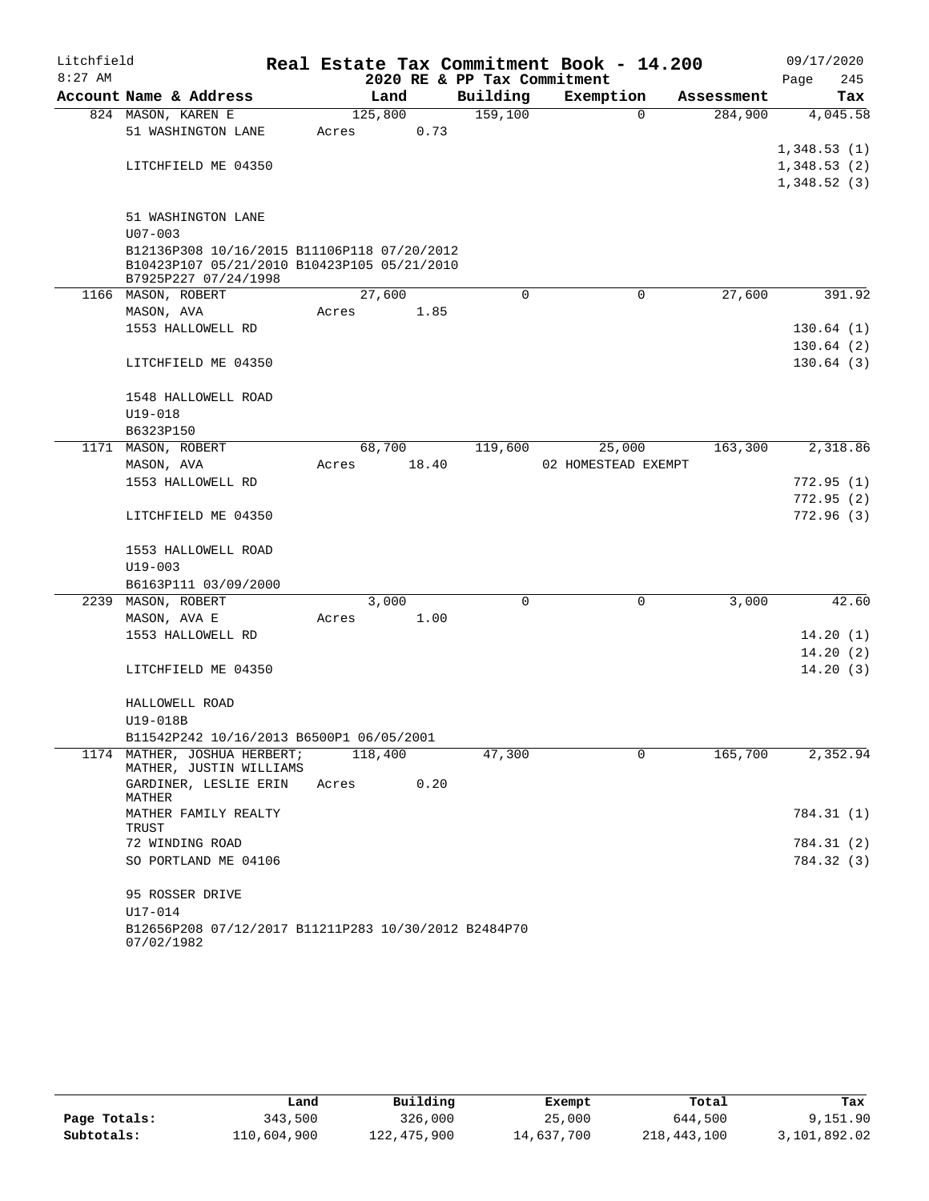# Real Estate Tax Commitment Book - 14.200

Litchfield
8:27 AM

2020 RE & PP Tax Commitment

09/17/2020

| Account | Name & Address | Land | Building | Exemption | Assessment | Tax |
|---|---|---|---|---|---|---|
| 824 | MASON, KAREN E<br>51 WASHINGTON LANE<br><br>LITCHFIELD ME 04350<br><br>51 WASHINGTON LANE<br>U07-003<br>B12136P308 10/16/2015 B11106P118 07/20/2012<br>B10423P107 05/21/2010 B10423P105 05/21/2010<br>B7925P227 07/24/1998 | 125,800<br>Acres 0.73 | 159,100 | 0 | 284,900 | 4,045.58<br><br>1,348.53 (1)<br>1,348.53 (2)<br>1,348.52 (3) |
| 1166 | MASON, ROBERT<br>MASON, AVA<br>1553 HALLOWELL RD<br><br>LITCHFIELD ME 04350<br><br>1548 HALLOWELL ROAD<br>U19-018<br>B6323P150 | 27,600<br>Acres 1.85 | 0 | 0 | 27,600 | 391.92<br><br>130.64 (1)<br>130.64 (2)<br>130.64 (3) |
| 1171 | MASON, ROBERT<br>MASON, AVA<br>1553 HALLOWELL RD<br><br>LITCHFIELD ME 04350<br><br>1553 HALLOWELL ROAD<br>U19-003<br>B6163P111 03/09/2000 | 68,700<br>Acres 18.40 | 119,600 | 25,000<br>02 HOMESTEAD EXEMPT | 163,300 | 2,318.86<br><br>772.95 (1)<br>772.95 (2)<br>772.96 (3) |
| 2239 | MASON, ROBERT<br>MASON, AVA E<br>1553 HALLOWELL RD<br><br>LITCHFIELD ME 04350<br><br>HALLOWELL ROAD<br>U19-018B<br>B11542P242 10/16/2013 B6500P1 06/05/2001 | 3,000<br>Acres 1.00 | 0 | 0 | 3,000 | 42.60<br><br>14.20 (1)<br>14.20 (2)<br>14.20 (3) |
| 1174 | MATHER, JOSHUA HERBERT;<br>MATHER, JUSTIN WILLIAMS<br>GARDINER, LESLIE ERIN MATHER<br>MATHER FAMILY REALTY TRUST<br>72 WINDING ROAD<br>SO PORTLAND ME 04106<br><br>95 ROSSER DRIVE<br>U17-014<br>B12656P208 07/12/2017 B11211P283 10/30/2012 B2484P70 07/02/1982 | 118,400<br>Acres 0.20 | 47,300 | 0 | 165,700 | 2,352.94<br><br>784.31 (1)<br>784.31 (2)<br>784.32 (3) |

| | Land | Building | Exempt | Total | Tax |
|---|---|---|---|---|---|
| Page Totals: | 343,500 | 326,000 | 25,000 | 644,500 | 9,151.90 |
| Subtotals: | 110,604,900 | 122,475,900 | 14,637,700 | 218,443,100 | 3,101,892.02 |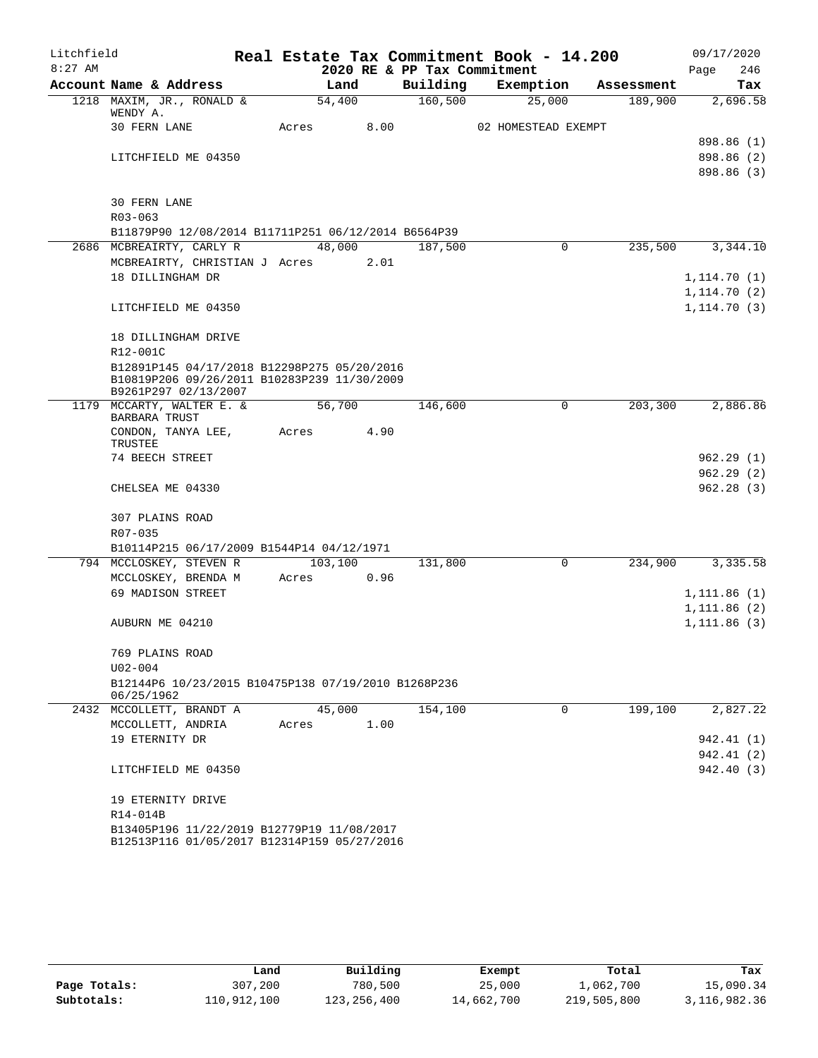Litchfield
8:27 AM

# Real Estate Tax Commitment Book - 14.200

## 2020 RE & PP Tax Commitment

09/17/2020

| Account Name & Address | Land | Building | Exemption | Assessment | Tax |
|---|---|---|---|---|---|
| 1218 MAXIM, JR., RONALD & WENDY A. | 54,400 | 160,500 | 25,000 | 189,900 | 2,696.58 |
| 30 FERN LANE | Acres 8.00 | | 02 HOMESTEAD EXEMPT | | |
| | | | | | 898.86 (1) |
| LITCHFIELD ME 04350 | | | | | 898.86 (2) |
| | | | | | 898.86 (3) |
| 30 FERN LANE | | | | | |
| R03-063 | | | | | |
| B11879P90 12/08/2014 B11711P251 06/12/2014 B6564P39 | | | | | |
| 2686 MCBREAIRTY, CARLY R | 48,000 | 187,500 | 0 | 235,500 | 3,344.10 |
| MCBREAIRTY, CHRISTIAN J | Acres 2.01 | | | | |
| 18 DILLINGHAM DR | | | | | 1,114.70 (1) |
| | | | | | 1,114.70 (2) |
| LITCHFIELD ME 04350 | | | | | 1,114.70 (3) |
| 18 DILLINGHAM DRIVE | | | | | |
| R12-001C | | | | | |
| B12891P145 04/17/2018 B12298P275 05/20/2016 B10819P206 09/26/2011 B10283P239 11/30/2009 B9261P297 02/13/2007 | | | | | |
| 1179 MCCARTY, WALTER E. & BARBARA TRUST | 56,700 | 146,600 | 0 | 203,300 | 2,886.86 |
| CONDON, TANYA LEE, TRUSTEE | Acres 4.90 | | | | |
| 74 BEECH STREET | | | | | 962.29 (1) |
| | | | | | 962.29 (2) |
| CHELSEA ME 04330 | | | | | 962.28 (3) |
| 307 PLAINS ROAD | | | | | |
| R07-035 | | | | | |
| B10114P215 06/17/2009 B1544P14 04/12/1971 | | | | | |
| 794 MCCLOSKEY, STEVEN R | 103,100 | 131,800 | 0 | 234,900 | 3,335.58 |
| MCCLOSKEY, BRENDA M | Acres 0.96 | | | | |
| 69 MADISON STREET | | | | | 1,111.86 (1) |
| | | | | | 1,111.86 (2) |
| AUBURN ME 04210 | | | | | 1,111.86 (3) |
| 769 PLAINS ROAD | | | | | |
| U02-004 | | | | | |
| B12144P6 10/23/2015 B10475P138 07/19/2010 B1268P236 06/25/1962 | | | | | |
| 2432 MCCOLLETT, BRANDT A | 45,000 | 154,100 | 0 | 199,100 | 2,827.22 |
| MCCOLLETT, ANDRIA | Acres 1.00 | | | | |
| 19 ETERNITY DR | | | | | 942.41 (1) |
| | | | | | 942.41 (2) |
| LITCHFIELD ME 04350 | | | | | 942.40 (3) |
| 19 ETERNITY DRIVE | | | | | |
| R14-014B | | | | | |
| B13405P196 11/22/2019 B12779P19 11/08/2017 B12513P116 01/05/2017 B12314P159 05/27/2016 | | | | | |

| | Land | Building | Exempt | Total | Tax |
|---|---|---|---|---|---|
| Page Totals: | 307,200 | 780,500 | 25,000 | 1,062,700 | 15,090.34 |
| Subtotals: | 110,912,100 | 123,256,400 | 14,662,700 | 219,505,800 | 3,116,982.36 |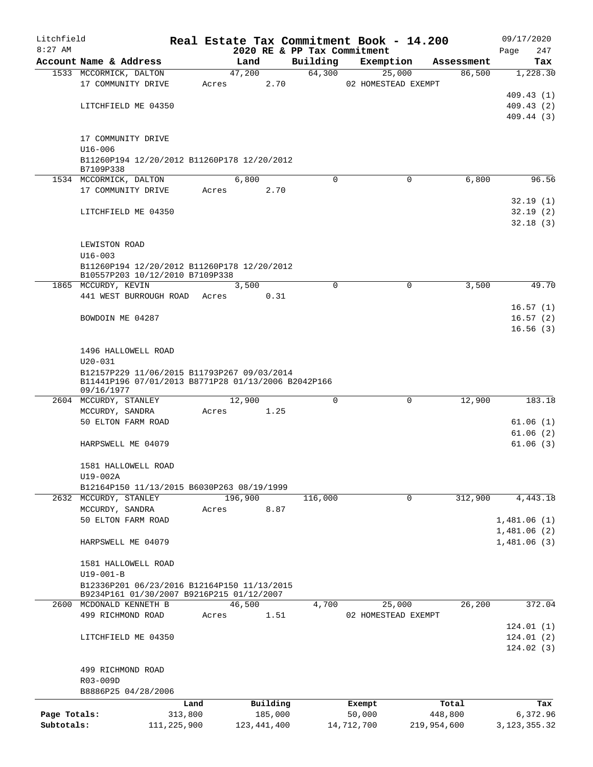# Real Estate Tax Commitment Book - 14.200

Litchfield
8:27 AM

2020 RE & PP Tax Commitment

09/17/2020

| Account Name & Address | Land | Building | Exemption | Assessment | Tax |
|---|---|---|---|---|---|
| 1533 MCCORMICK, DALTON | 47,200 | 64,300 | 25,000 | 86,500 | 1,228.30 |
| 17 COMMUNITY DRIVE | Acres 2.70 | | 02 HOMESTEAD EXEMPT | | |
| | | | | | 409.43 (1) |
| LITCHFIELD ME 04350 | | | | | 409.43 (2) |
| | | | | | 409.44 (3) |
| 17 COMMUNITY DRIVE | | | | | |
| U16-006 | | | | | |
| B11260P194 12/20/2012 B11260P178 12/20/2012 B7109P338 | | | | | |
| 1534 MCCORMICK, DALTON | 6,800 | 0 | 0 | 6,800 | 96.56 |
| 17 COMMUNITY DRIVE | Acres 2.70 | | | | |
| | | | | | 32.19 (1) |
| LITCHFIELD ME 04350 | | | | | 32.19 (2) |
| | | | | | 32.18 (3) |
| LEWISTON ROAD | | | | | |
| U16-003 | | | | | |
| B11260P194 12/20/2012 B11260P178 12/20/2012 B10557P203 10/12/2010 B7109P338 | | | | | |
| 1865 MCCURDY, KEVIN | 3,500 | 0 | 0 | 3,500 | 49.70 |
| 441 WEST BURROUGH ROAD | Acres 0.31 | | | | |
| | | | | | 16.57 (1) |
| BOWDOIN ME 04287 | | | | | 16.57 (2) |
| | | | | | 16.56 (3) |
| 1496 HALLOWELL ROAD | | | | | |
| U20-031 | | | | | |
| B12157P229 11/06/2015 B11793P267 09/03/2014 B11441P196 07/01/2013 B8771P28 01/13/2006 B2042P166 09/16/1977 | | | | | |
| 2604 MCCURDY, STANLEY | 12,900 | 0 | 0 | 12,900 | 183.18 |
| MCCURDY, SANDRA | Acres 1.25 | | | | |
| 50 ELTON FARM ROAD | | | | | 61.06 (1) |
| | | | | | 61.06 (2) |
| HARPSWELL ME 04079 | | | | | 61.06 (3) |
| 1581 HALLOWELL ROAD | | | | | |
| U19-002A | | | | | |
| B12164P150 11/13/2015 B6030P263 08/19/1999 | | | | | |
| 2632 MCCURDY, STANLEY | 196,900 | 116,000 | 0 | 312,900 | 4,443.18 |
| MCCURDY, SANDRA | Acres 8.87 | | | | |
| 50 ELTON FARM ROAD | | | | | 1,481.06 (1) |
| | | | | | 1,481.06 (2) |
| HARPSWELL ME 04079 | | | | | 1,481.06 (3) |
| 1581 HALLOWELL ROAD | | | | | |
| U19-001-B | | | | | |
| B12336P201 06/23/2016 B12164P150 11/13/2015 B9234P161 01/30/2007 B9216P215 01/12/2007 | | | | | |
| 2600 MCDONALD KENNETH B | 46,500 | 4,700 | 25,000 | 26,200 | 372.04 |
| 499 RICHMOND ROAD | Acres 1.51 | | 02 HOMESTEAD EXEMPT | | |
| | | | | | 124.01 (1) |
| LITCHFIELD ME 04350 | | | | | 124.01 (2) |
| | | | | | 124.02 (3) |
| 499 RICHMOND ROAD | | | | | |
| R03-009D | | | | | |
| B8886P25 04/28/2006 | | | | | |

| | Land | Building | Exempt | Total | Tax |
|---|---|---|---|---|---|
| Page Totals: | 313,800 | 185,000 | 50,000 | 448,800 | 6,372.96 |
| Subtotals: | 111,225,900 | 123,441,400 | 14,712,700 | 219,954,600 | 3,123,355.32 |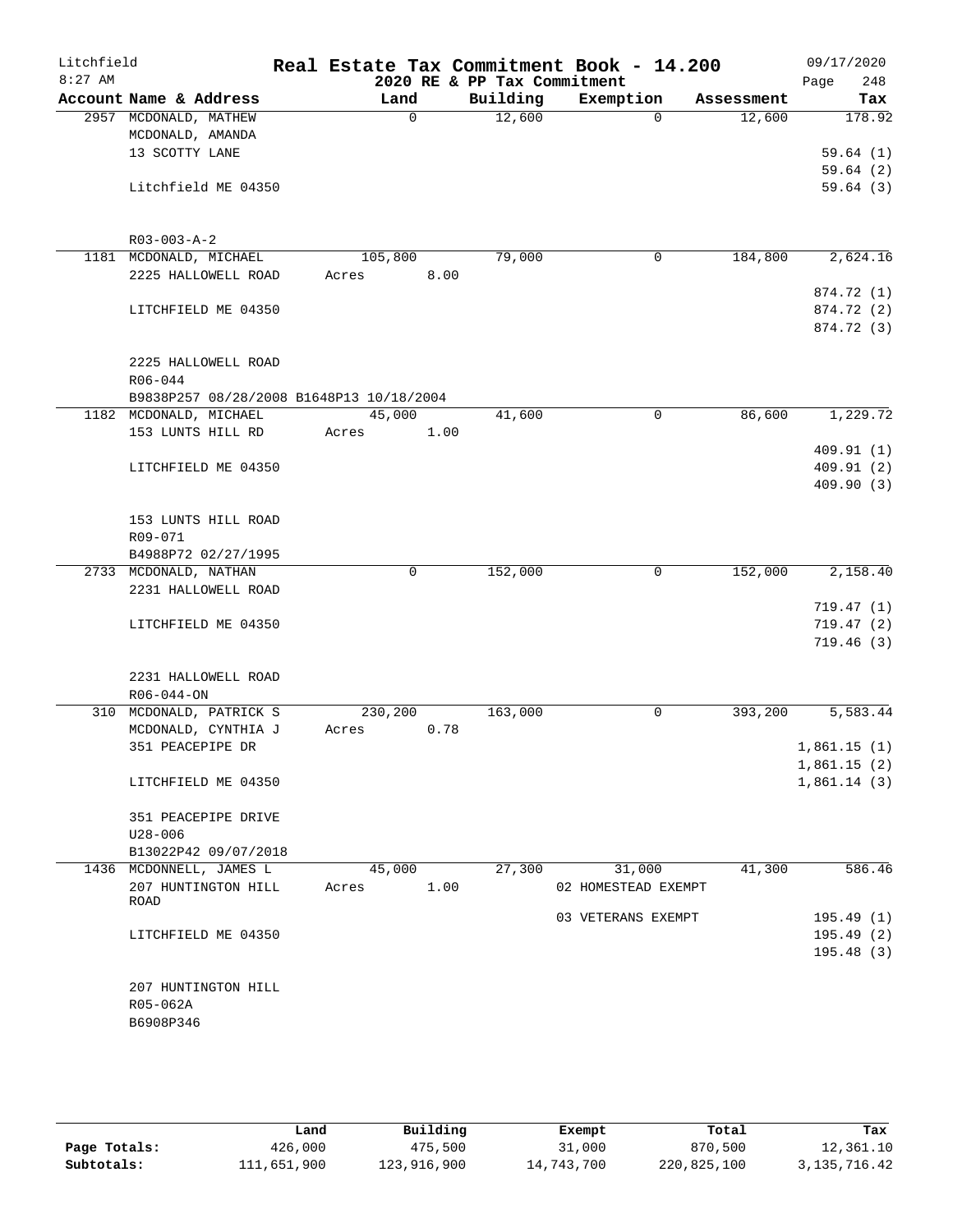Litchfield
8:27 AM

# Real Estate Tax Commitment Book - 14.200

2020 RE & PP Tax Commitment

09/17/2020

| Account Name & Address | Land | Building | Exemption | Assessment | Tax |
|---|---|---|---|---|---|
| 2957 MCDONALD, MATHEW | 0 | 12,600 | 0 | 12,600 | 178.92 |
| MCDONALD, AMANDA | | | | | |
| 13 SCOTTY LANE | | | | | 59.64 (1) |
| | | | | | 59.64 (2) |
| Litchfield ME 04350 | | | | | 59.64 (3) |
| R03-003-A-2 | | | | | |
| 1181 MCDONALD, MICHAEL | 105,800 | 79,000 | 0 | 184,800 | 2,624.16 |
| 2225 HALLOWELL ROAD | Acres 8.00 | | | | |
| | | | | | 874.72 (1) |
| LITCHFIELD ME 04350 | | | | | 874.72 (2) |
| | | | | | 874.72 (3) |
| 2225 HALLOWELL ROAD | | | | | |
| R06-044 | | | | | |
| B9838P257 08/28/2008 B1648P13 10/18/2004 | | | | | |
| 1182 MCDONALD, MICHAEL | 45,000 | 41,600 | 0 | 86,600 | 1,229.72 |
| 153 LUNTS HILL RD | Acres 1.00 | | | | |
| | | | | | 409.91 (1) |
| LITCHFIELD ME 04350 | | | | | 409.91 (2) |
| | | | | | 409.90 (3) |
| 153 LUNTS HILL ROAD | | | | | |
| R09-071 | | | | | |
| B4988P72 02/27/1995 | | | | | |
| 2733 MCDONALD, NATHAN | 0 | 152,000 | 0 | 152,000 | 2,158.40 |
| 2231 HALLOWELL ROAD | | | | | |
| | | | | | 719.47 (1) |
| LITCHFIELD ME 04350 | | | | | 719.47 (2) |
| | | | | | 719.46 (3) |
| 2231 HALLOWELL ROAD | | | | | |
| R06-044-ON | | | | | |
| 310 MCDONALD, PATRICK S | 230,200 | 163,000 | 0 | 393,200 | 5,583.44 |
| MCDONALD, CYNTHIA J | Acres 0.78 | | | | |
| 351 PEACEPIPE DR | | | | | 1,861.15 (1) |
| | | | | | 1,861.15 (2) |
| LITCHFIELD ME 04350 | | | | | 1,861.14 (3) |
| 351 PEACEPIPE DRIVE | | | | | |
| U28-006 | | | | | |
| B13022P42 09/07/2018 | | | | | |
| 1436 MCDONNELL, JAMES L | 45,000 | 27,300 | 31,000 | 41,300 | 586.46 |
| 207 HUNTINGTON HILL ROAD | Acres 1.00 | | 02 HOMESTEAD EXEMPT | | |
| | | | 03 VETERANS EXEMPT | | 195.49 (1) |
| LITCHFIELD ME 04350 | | | | | 195.49 (2) |
| | | | | | 195.48 (3) |
| 207 HUNTINGTON HILL | | | | | |
| R05-062A | | | | | |
| B6908P346 | | | | | |

| | Land | Building | Exempt | Total | Tax |
|---|---|---|---|---|---|
| **Page Totals:** | 426,000 | 475,500 | 31,000 | 870,500 | 12,361.10 |
| **Subtotals:** | 111,651,900 | 123,916,900 | 14,743,700 | 220,825,100 | 3,135,716.42 |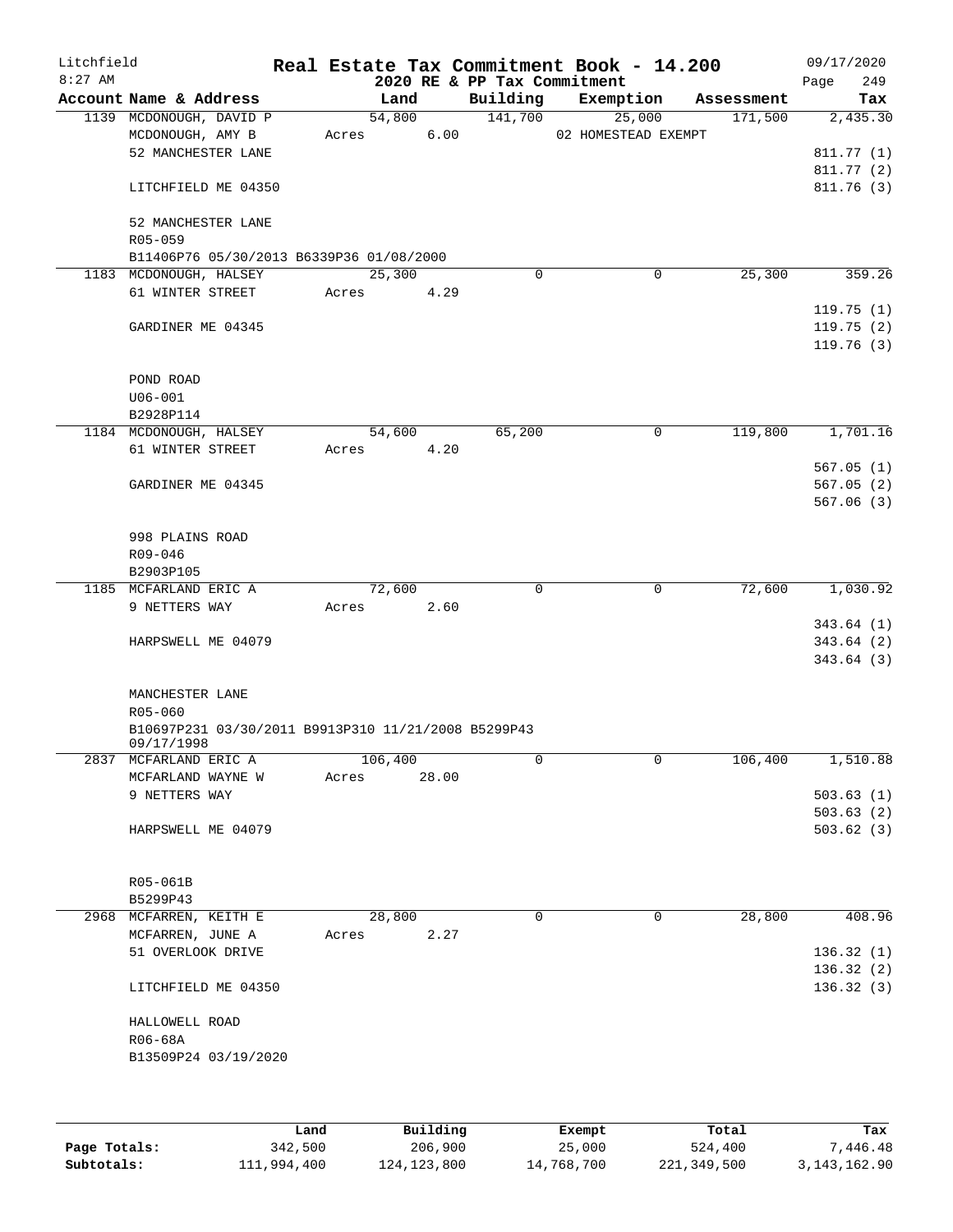Litchfield
8:27 AM

# Real Estate Tax Commitment Book - 14.200
## 2020 RE & PP Tax Commitment

09/17/2020
Page 249

| Account Name & Address | Land | Building | Exemption | Assessment | Tax |
|---|---|---|---|---|---|
| 1139 MCDONOUGH, DAVID P | 54,800 | 141,700 | 25,000 | 171,500 | 2,435.30 |
| MCDONOUGH, AMY B | Acres 6.00 | | 02 HOMESTEAD EXEMPT | | |
| 52 MANCHESTER LANE | | | | | 811.77 (1) |
| | | | | | 811.77 (2) |
| LITCHFIELD ME 04350 | | | | | 811.76 (3) |
| 52 MANCHESTER LANE | | | | | |
| R05-059 | | | | | |
| B11406P76 05/30/2013 B6339P36 01/08/2000 | | | | | |
| 1183 MCDONOUGH, HALSEY | 25,300 | 0 | 0 | 25,300 | 359.26 |
| 61 WINTER STREET | Acres 4.29 | | | | |
| | | | | | 119.75 (1) |
| GARDINER ME 04345 | | | | | 119.75 (2) |
| | | | | | 119.76 (3) |
| POND ROAD | | | | | |
| U06-001 | | | | | |
| B2928P114 | | | | | |
| 1184 MCDONOUGH, HALSEY | 54,600 | 65,200 | 0 | 119,800 | 1,701.16 |
| 61 WINTER STREET | Acres 4.20 | | | | |
| | | | | | 567.05 (1) |
| GARDINER ME 04345 | | | | | 567.05 (2) |
| | | | | | 567.06 (3) |
| 998 PLAINS ROAD | | | | | |
| R09-046 | | | | | |
| B2903P105 | | | | | |
| 1185 MCFARLAND ERIC A | 72,600 | 0 | 0 | 72,600 | 1,030.92 |
| 9 NETTERS WAY | Acres 2.60 | | | | |
| | | | | | 343.64 (1) |
| HARPSWELL ME 04079 | | | | | 343.64 (2) |
| | | | | | 343.64 (3) |
| MANCHESTER LANE | | | | | |
| R05-060 | | | | | |
| B10697P231 03/30/2011 B9913P310 11/21/2008 B5299P43 09/17/1998 | | | | | |
| 2837 MCFARLAND ERIC A | 106,400 | 0 | 0 | 106,400 | 1,510.88 |
| MCFARLAND WAYNE W | Acres 28.00 | | | | |
| 9 NETTERS WAY | | | | | 503.63 (1) |
| | | | | | 503.63 (2) |
| HARPSWELL ME 04079 | | | | | 503.62 (3) |
| R05-061B | | | | | |
| B5299P43 | | | | | |
| 2968 MCFARREN, KEITH E | 28,800 | 0 | 0 | 28,800 | 408.96 |
| MCFARREN, JUNE A | Acres 2.27 | | | | |
| 51 OVERLOOK DRIVE | | | | | 136.32 (1) |
| | | | | | 136.32 (2) |
| LITCHFIELD ME 04350 | | | | | 136.32 (3) |
| HALLOWELL ROAD | | | | | |
| R06-68A | | | | | |
| B13509P24 03/19/2020 | | | | | |

| | Land | Building | Exempt | Total | Tax |
|---|---|---|---|---|---|
| **Page Totals:** | 342,500 | 206,900 | 25,000 | 524,400 | 7,446.48 |
| **Subtotals:** | 111,994,400 | 124,123,800 | 14,768,700 | 221,349,500 | 3,143,162.90 |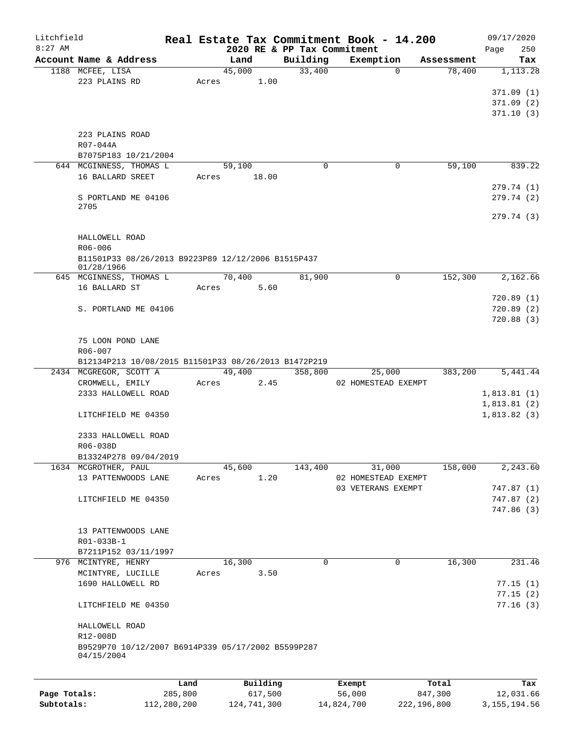# Real Estate Tax Commitment Book - 14.200

Litchfield
8:27 AM

2020 RE & PP Tax Commitment

09/17/2020

| Account Name & Address | Land | Building | Exemption | Assessment | Tax |
|---|---|---|---|---|---|
| 1188 MCFEE, LISA | 45,000 | 33,400 | 0 | 78,400 | 1,113.28 |
| 223 PLAINS RD | Acres 1.00 | | | | |
| | | | | | 371.09 (1) |
| | | | | | 371.09 (2) |
| | | | | | 371.10 (3) |
| 223 PLAINS ROAD | | | | | |
| R07-044A | | | | | |
| B7075P183 10/21/2004 | | | | | |
| 644 MCGINNESS, THOMAS L | 59,100 | 0 | 0 | 59,100 | 839.22 |
| 16 BALLARD SREET | Acres 18.00 | | | | |
| | | | | | 279.74 (1) |
| S PORTLAND ME 04106 2705 | | | | | 279.74 (2) |
| | | | | | 279.74 (3) |
| HALLOWELL ROAD | | | | | |
| R06-006 | | | | | |
| B11501P33 08/26/2013 B9223P89 12/12/2006 B1515P437 01/28/1966 | | | | | |
| 645 MCGINNESS, THOMAS L | 70,400 | 81,900 | 0 | 152,300 | 2,162.66 |
| 16 BALLARD ST | Acres 5.60 | | | | |
| | | | | | 720.89 (1) |
| S. PORTLAND ME 04106 | | | | | 720.89 (2) |
| | | | | | 720.88 (3) |
| 75 LOON POND LANE | | | | | |
| R06-007 | | | | | |
| B12134P213 10/08/2015 B11501P33 08/26/2013 B1472P219 | | | | | |
| 2434 MCGREGOR, SCOTT A | 49,400 | 358,800 | 25,000 | 383,200 | 5,441.44 |
| CROMWELL, EMILY | Acres 2.45 | | 02 HOMESTEAD EXEMPT | | |
| 2333 HALLOWELL ROAD | | | | | 1,813.81 (1) |
| | | | | | 1,813.81 (2) |
| LITCHFIELD ME 04350 | | | | | 1,813.82 (3) |
| 2333 HALLOWELL ROAD | | | | | |
| R06-038D | | | | | |
| B13324P278 09/04/2019 | | | | | |
| 1634 MCGROTHER, PAUL | 45,600 | 143,400 | 31,000 | 158,000 | 2,243.60 |
| 13 PATTENWOODS LANE | Acres 1.20 | | 02 HOMESTEAD EXEMPT | | |
| | | | 03 VETERANS EXEMPT | | 747.87 (1) |
| LITCHFIELD ME 04350 | | | | | 747.87 (2) |
| | | | | | 747.86 (3) |
| 13 PATTENWOODS LANE | | | | | |
| R01-033B-1 | | | | | |
| B7211P152 03/11/1997 | | | | | |
| 976 MCINTYRE, HENRY | 16,300 | 0 | 0 | 16,300 | 231.46 |
| MCINTYRE, LUCILLE | Acres 3.50 | | | | |
| 1690 HALLOWELL RD | | | | | 77.15 (1) |
| | | | | | 77.15 (2) |
| LITCHFIELD ME 04350 | | | | | 77.16 (3) |
| HALLOWELL ROAD | | | | | |
| R12-008D | | | | | |
| B9529P70 10/12/2007 B6914P339 05/17/2002 B5599P287 04/15/2004 | | | | | |

| | Land | Building | Exempt | Total | Tax |
|---|---|---|---|---|---|
| Page Totals: | 285,800 | 617,500 | 56,000 | 847,300 | 12,031.66 |
| Subtotals: | 112,280,200 | 124,741,300 | 14,824,700 | 222,196,800 | 3,155,194.56 |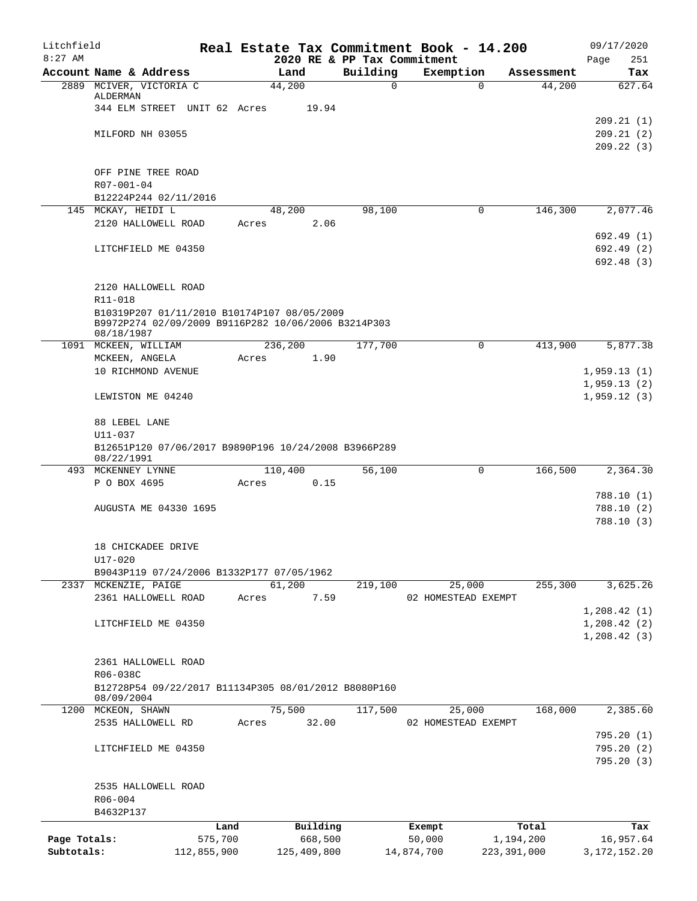Litchfield
8:27 AM

**Real Estate Tax Commitment Book - 14.200**
**2020 RE & PP Tax Commitment**

09/17/2020
Page 251

| Account Name & Address | Land | Building | Exemption | Assessment | Tax |
|---|---|---|---|---|---|
| 2889 MCIVER, VICTORIA C ALDERMAN | 44,200 | 0 | 0 | 44,200 | 627.64 |
| 344 ELM STREET UNIT 62 Acres 19.94 | | | | | |
| | | | | | 209.21 (1) |
| MILFORD NH 03055 | | | | | 209.21 (2) |
| | | | | | 209.22 (3) |
| OFF PINE TREE ROAD | | | | | |
| R07-001-04 | | | | | |
| B12224P244 02/11/2016 | | | | | |
| 145 MCKAY, HEIDI L | 48,200 | 98,100 | 0 | 146,300 | 2,077.46 |
| 2120 HALLOWELL ROAD Acres 2.06 | | | | | |
| | | | | | 692.49 (1) |
| LITCHFIELD ME 04350 | | | | | 692.49 (2) |
| | | | | | 692.48 (3) |
| 2120 HALLOWELL ROAD | | | | | |
| R11-018 | | | | | |
| B10319P207 01/11/2010 B10174P107 08/05/2009 B9972P274 02/09/2009 B9116P282 10/06/2006 B3214P303 08/18/1987 | | | | | |
| 1091 MCKEEN, WILLIAM | 236,200 | 177,700 | 0 | 413,900 | 5,877.38 |
| MCKEEN, ANGELA Acres 1.90 | | | | | |
| 10 RICHMOND AVENUE | | | | | 1,959.13 (1) |
| | | | | | 1,959.13 (2) |
| LEWISTON ME 04240 | | | | | 1,959.12 (3) |
| 88 LEBEL LANE | | | | | |
| U11-037 | | | | | |
| B12651P120 07/06/2017 B9890P196 10/24/2008 B3966P289 08/22/1991 | | | | | |
| 493 MCKENNEY LYNNE | 110,400 | 56,100 | 0 | 166,500 | 2,364.30 |
| P O BOX 4695 Acres 0.15 | | | | | |
| | | | | | 788.10 (1) |
| AUGUSTA ME 04330 1695 | | | | | 788.10 (2) |
| | | | | | 788.10 (3) |
| 18 CHICKADEE DRIVE | | | | | |
| U17-020 | | | | | |
| B9043P119 07/24/2006 B1332P177 07/05/1962 | | | | | |
| 2337 MCKENZIE, PAIGE | 61,200 | 219,100 | 25,000 | 255,300 | 3,625.26 |
| 2361 HALLOWELL ROAD Acres 7.59 | | | 02 HOMESTEAD EXEMPT | | |
| | | | | | 1,208.42 (1) |
| LITCHFIELD ME 04350 | | | | | 1,208.42 (2) |
| | | | | | 1,208.42 (3) |
| 2361 HALLOWELL ROAD | | | | | |
| R06-038C | | | | | |
| B12728P54 09/22/2017 B11134P305 08/01/2012 B8080P160 08/09/2004 | | | | | |
| 1200 MCKEON, SHAWN | 75,500 | 117,500 | 25,000 | 168,000 | 2,385.60 |
| 2535 HALLOWELL RD Acres 32.00 | | | 02 HOMESTEAD EXEMPT | | |
| | | | | | 795.20 (1) |
| LITCHFIELD ME 04350 | | | | | 795.20 (2) |
| | | | | | 795.20 (3) |
| 2535 HALLOWELL ROAD | | | | | |
| R06-004 | | | | | |
| B4632P137 | | | | | |

| | Land | Building | Exempt | Total | Tax |
|---|---|---|---|---|---|
| Page Totals: | 575,700 | 668,500 | 50,000 | 1,194,200 | 16,957.64 |
| Subtotals: | 112,855,900 | 125,409,800 | 14,874,700 | 223,391,000 | 3,172,152.20 |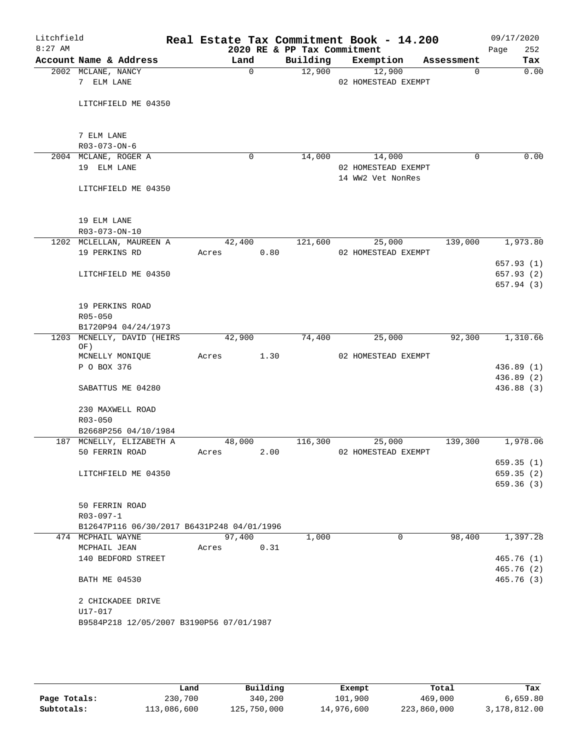Litchfield
8:27 AM

# Real Estate Tax Commitment Book - 14.200

2020 RE & PP Tax Commitment

09/17/2020

| Account Name & Address | Land | Building | Exemption | Assessment | Tax |
|---|---|---|---|---|---|
| 2002 MCLANE, NANCY | 0 | 12,900 | 12,900 | 0 | 0.00 |
| 7 ELM LANE | | | 02 HOMESTEAD EXEMPT | | |
| LITCHFIELD ME 04350 | | | | | |
| 7 ELM LANE | | | | | |
| R03-073-ON-6 | | | | | |
| 2004 MCLANE, ROGER A | 0 | 14,000 | 14,000 | 0 | 0.00 |
| 19 ELM LANE | | | 02 HOMESTEAD EXEMPT | | |
| | | | 14 WW2 Vet NonRes | | |
| LITCHFIELD ME 04350 | | | | | |
| 19 ELM LANE | | | | | |
| R03-073-ON-10 | | | | | |
| 1202 MCLELLAN, MAUREEN A | 42,400 | 121,600 | 25,000 | 139,000 | 1,973.80 |
| 19 PERKINS RD | Acres 0.80 | | 02 HOMESTEAD EXEMPT | | |
| | | | | | 657.93 (1) |
| LITCHFIELD ME 04350 | | | | | 657.93 (2) |
| | | | | | 657.94 (3) |
| 19 PERKINS ROAD | | | | | |
| R05-050 | | | | | |
| B1720P94 04/24/1973 | | | | | |
| 1203 MCNELLY, DAVID (HEIRS OF) | 42,900 | 74,400 | 25,000 | 92,300 | 1,310.66 |
| MCNELLY MONIQUE | Acres 1.30 | | 02 HOMESTEAD EXEMPT | | |
| P O BOX 376 | | | | | 436.89 (1) |
| | | | | | 436.89 (2) |
| SABATTUS ME 04280 | | | | | 436.88 (3) |
| 230 MAXWELL ROAD | | | | | |
| R03-050 | | | | | |
| B2668P256 04/10/1984 | | | | | |
| 187 MCNELLY, ELIZABETH A | 48,000 | 116,300 | 25,000 | 139,300 | 1,978.06 |
| 50 FERRIN ROAD | Acres 2.00 | | 02 HOMESTEAD EXEMPT | | |
| | | | | | 659.35 (1) |
| LITCHFIELD ME 04350 | | | | | 659.35 (2) |
| | | | | | 659.36 (3) |
| 50 FERRIN ROAD | | | | | |
| R03-097-1 | | | | | |
| B12647P116 06/30/2017 B6431P248 04/01/1996 | | | | | |
| 474 MCPHAIL WAYNE | 97,400 | 1,000 | 0 | 98,400 | 1,397.28 |
| MCPHAIL JEAN | Acres 0.31 | | | | |
| 140 BEDFORD STREET | | | | | 465.76 (1) |
| | | | | | 465.76 (2) |
| BATH ME 04530 | | | | | 465.76 (3) |
| 2 CHICKADEE DRIVE | | | | | |
| U17-017 | | | | | |
| B9584P218 12/05/2007 B3190P56 07/01/1987 | | | | | |

| | Land | Building | Exempt | Total | Tax |
|---|---|---|---|---|---|
| Page Totals: | 230,700 | 340,200 | 101,900 | 469,000 | 6,659.80 |
| Subtotals: | 113,086,600 | 125,750,000 | 14,976,600 | 223,860,000 | 3,178,812.00 |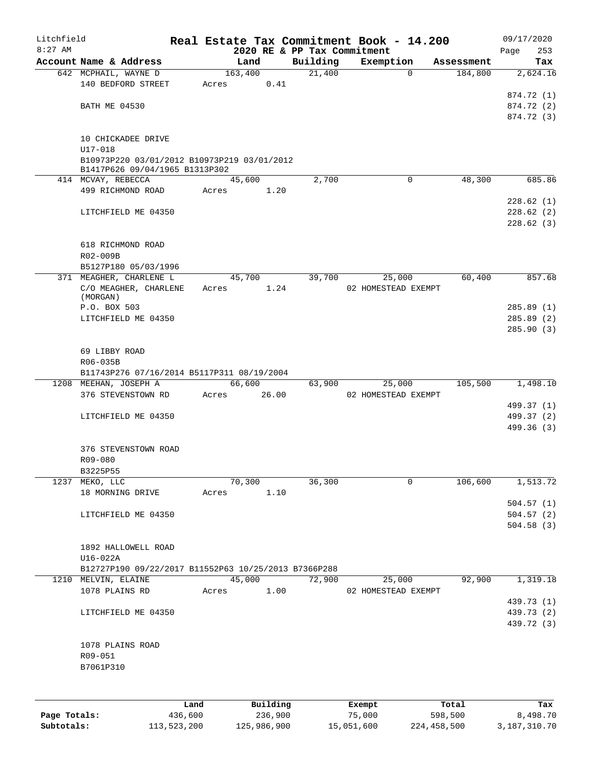Litchfield
8:27 AM

# Real Estate Tax Commitment Book - 14.200

2020 RE & PP Tax Commitment

09/17/2020

| Account Name & Address | Land | Building | Exemption | Assessment | Tax |
|---|---|---|---|---|---|
| 642 MCPHAIL, WAYNE D | 163,400 | 21,400 | 0 | 184,800 | 2,624.16 |
| 140 BEDFORD STREET | Acres 0.41 | | | | |
| | | | | | 874.72 (1) |
| BATH ME 04530 | | | | | 874.72 (2) |
| | | | | | 874.72 (3) |
| 10 CHICKADEE DRIVE | | | | | |
| U17-018 | | | | | |
| B10973P220 03/01/2012 B10973P219 03/01/2012 | | | | | |
| B1417P626 09/04/1965 B1313P302 | | | | | |
| 414 MCVAY, REBECCA | 45,600 | 2,700 | 0 | 48,300 | 685.86 |
| 499 RICHMOND ROAD | Acres 1.20 | | | | |
| | | | | | 228.62 (1) |
| LITCHFIELD ME 04350 | | | | | 228.62 (2) |
| | | | | | 228.62 (3) |
| 618 RICHMOND ROAD | | | | | |
| R02-009B | | | | | |
| B5127P180 05/03/1996 | | | | | |
| 371 MEAGHER, CHARLENE L | 45,700 | 39,700 | 25,000 | 60,400 | 857.68 |
| C/O MEAGHER, CHARLENE (MORGAN) | Acres 1.24 | | 02 HOMESTEAD EXEMPT | | |
| P.O. BOX 503 | | | | | 285.89 (1) |
| LITCHFIELD ME 04350 | | | | | 285.89 (2) |
| | | | | | 285.90 (3) |
| 69 LIBBY ROAD | | | | | |
| R06-035B | | | | | |
| B11743P276 07/16/2014 B5117P311 08/19/2004 | | | | | |
| 1208 MEEHAN, JOSEPH A | 66,600 | 63,900 | 25,000 | 105,500 | 1,498.10 |
| 376 STEVENSTOWN RD | Acres 26.00 | | 02 HOMESTEAD EXEMPT | | |
| | | | | | 499.37 (1) |
| LITCHFIELD ME 04350 | | | | | 499.37 (2) |
| | | | | | 499.36 (3) |
| 376 STEVENSTOWN ROAD | | | | | |
| R09-080 | | | | | |
| B3225P55 | | | | | |
| 1237 MEKO, LLC | 70,300 | 36,300 | 0 | 106,600 | 1,513.72 |
| 18 MORNING DRIVE | Acres 1.10 | | | | |
| | | | | | 504.57 (1) |
| LITCHFIELD ME 04350 | | | | | 504.57 (2) |
| | | | | | 504.58 (3) |
| 1892 HALLOWELL ROAD | | | | | |
| U16-022A | | | | | |
| B12727P190 09/22/2017 B11552P63 10/25/2013 B7366P288 | | | | | |
| 1210 MELVIN, ELAINE | 45,000 | 72,900 | 25,000 | 92,900 | 1,319.18 |
| 1078 PLAINS RD | Acres 1.00 | | 02 HOMESTEAD EXEMPT | | |
| | | | | | 439.73 (1) |
| LITCHFIELD ME 04350 | | | | | 439.73 (2) |
| | | | | | 439.72 (3) |
| 1078 PLAINS ROAD | | | | | |
| R09-051 | | | | | |
| B7061P310 | | | | | |

| | Land | Building | Exempt | Total | Tax |
|---|---|---|---|---|---|
| Page Totals: | 436,600 | 236,900 | 75,000 | 598,500 | 8,498.70 |
| Subtotals: | 113,523,200 | 125,986,900 | 15,051,600 | 224,458,500 | 3,187,310.70 |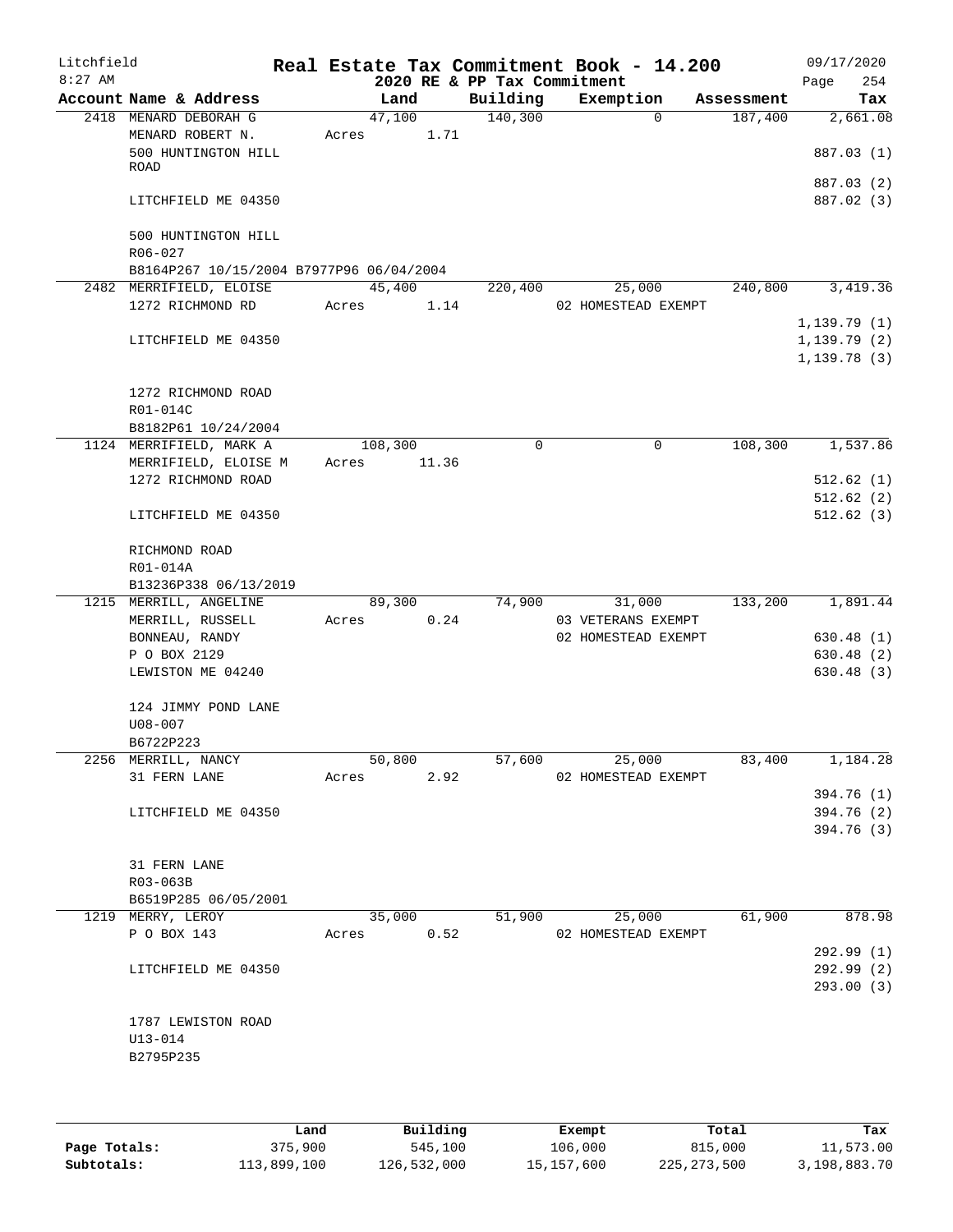Litchfield
8:27 AM

# Real Estate Tax Commitment Book - 14.200

2020 RE & PP Tax Commitment

09/17/2020

| Account Name & Address | Land | Building | Exemption | Assessment | Tax |
|---|---|---|---|---|---|
| 2418 MENARD DEBORAH G | 47,100 | 140,300 | 0 | 187,400 | 2,661.08 |
| MENARD ROBERT N. | Acres 1.71 | | | | |
| 500 HUNTINGTON HILL ROAD | | | | | 887.03 (1) |
| | | | | | 887.03 (2) |
| LITCHFIELD ME 04350 | | | | | 887.02 (3) |
| 500 HUNTINGTON HILL | | | | | |
| R06-027 | | | | | |
| B8164P267 10/15/2004 B7977P96 06/04/2004 | | | | | |
| 2482 MERRIFIELD, ELOISE | 45,400 | 220,400 | 25,000 | 240,800 | 3,419.36 |
| 1272 RICHMOND RD | Acres 1.14 | | 02 HOMESTEAD EXEMPT | | |
| | | | | | 1,139.79 (1) |
| LITCHFIELD ME 04350 | | | | | 1,139.79 (2) |
| | | | | | 1,139.78 (3) |
| 1272 RICHMOND ROAD | | | | | |
| R01-014C | | | | | |
| B8182P61 10/24/2004 | | | | | |
| 1124 MERRIFIELD, MARK A | 108,300 | 0 | 0 | 108,300 | 1,537.86 |
| MERRIFIELD, ELOISE M | Acres 11.36 | | | | |
| 1272 RICHMOND ROAD | | | | | 512.62 (1) |
| | | | | | 512.62 (2) |
| LITCHFIELD ME 04350 | | | | | 512.62 (3) |
| RICHMOND ROAD | | | | | |
| R01-014A | | | | | |
| B13236P338 06/13/2019 | | | | | |
| 1215 MERRILL, ANGELINE | 89,300 | 74,900 | 31,000 | 133,200 | 1,891.44 |
| MERRILL, RUSSELL | Acres 0.24 | | 03 VETERANS EXEMPT | | |
| BONNEAU, RANDY | | | 02 HOMESTEAD EXEMPT | | 630.48 (1) |
| P O BOX 2129 | | | | | 630.48 (2) |
| LEWISTON ME 04240 | | | | | 630.48 (3) |
| 124 JIMMY POND LANE | | | | | |
| U08-007 | | | | | |
| B6722P223 | | | | | |
| 2256 MERRILL, NANCY | 50,800 | 57,600 | 25,000 | 83,400 | 1,184.28 |
| 31 FERN LANE | Acres 2.92 | | 02 HOMESTEAD EXEMPT | | |
| | | | | | 394.76 (1) |
| LITCHFIELD ME 04350 | | | | | 394.76 (2) |
| | | | | | 394.76 (3) |
| 31 FERN LANE | | | | | |
| R03-063B | | | | | |
| B6519P285 06/05/2001 | | | | | |
| 1219 MERRY, LEROY | 35,000 | 51,900 | 25,000 | 61,900 | 878.98 |
| P O BOX 143 | Acres 0.52 | | 02 HOMESTEAD EXEMPT | | |
| | | | | | 292.99 (1) |
| LITCHFIELD ME 04350 | | | | | 292.99 (2) |
| | | | | | 293.00 (3) |
| 1787 LEWISTON ROAD | | | | | |
| U13-014 | | | | | |
| B2795P235 | | | | | |

| | Land | Building | Exempt | Total | Tax |
|---|---|---|---|---|---|
| Page Totals: | 375,900 | 545,100 | 106,000 | 815,000 | 11,573.00 |
| Subtotals: | 113,899,100 | 126,532,000 | 15,157,600 | 225,273,500 | 3,198,883.70 |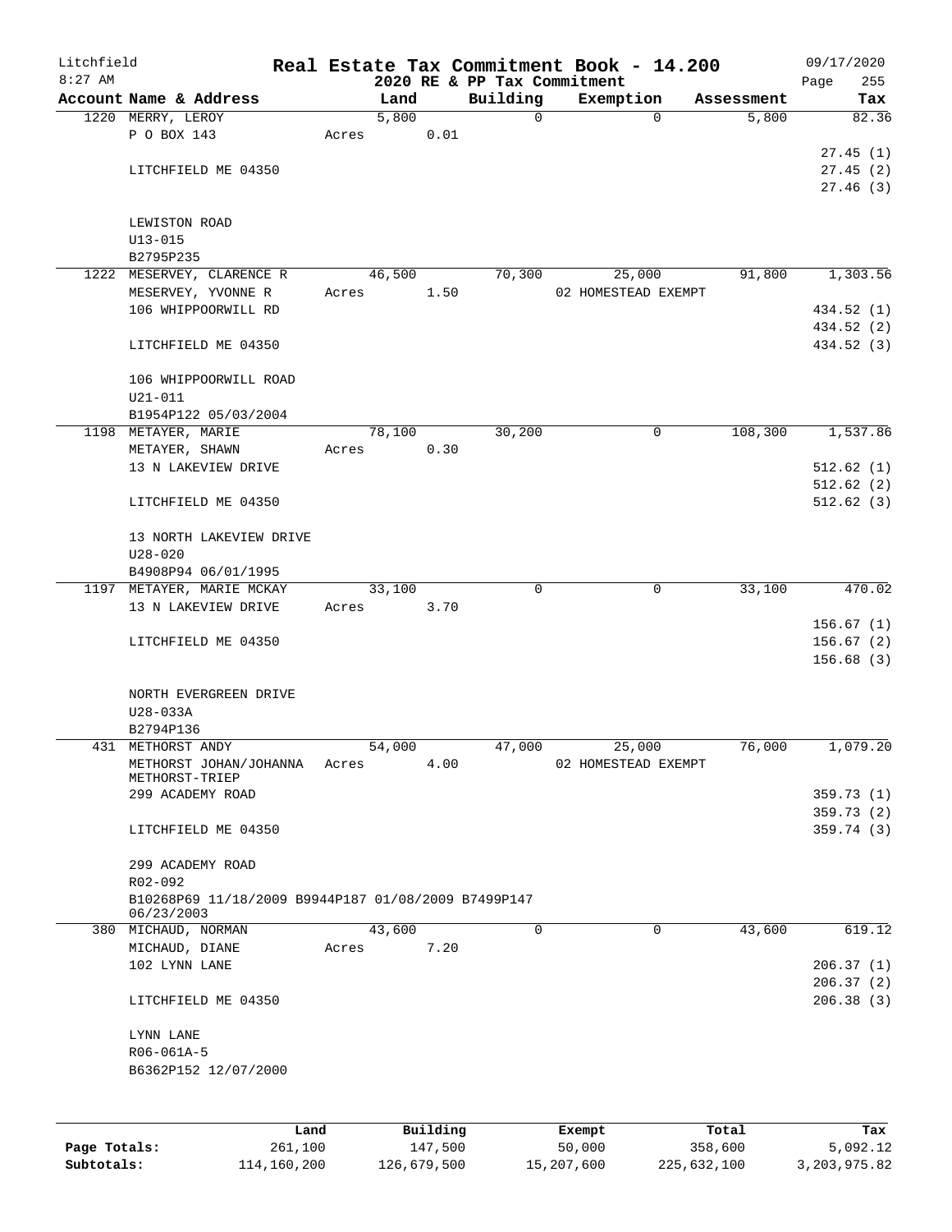Litchfield
8:27 AM

# Real Estate Tax Commitment Book - 14.200

2020 RE & PP Tax Commitment

09/17/2020

| Account Name & Address | Land | Building | Exemption | Assessment | Tax |
|---|---|---|---|---|---|
| 1220 MERRY, LEROY | 5,800 | 0 | 0 | 5,800 | 82.36 |
| P O BOX 143 | Acres 0.01 | | | | |
| | | | | | 27.45 (1) |
| LITCHFIELD ME 04350 | | | | | 27.45 (2) |
| | | | | | 27.46 (3) |
| LEWISTON ROAD | | | | | |
| U13-015 | | | | | |
| B2795P235 | | | | | |
| 1222 MESERVEY, CLARENCE R | 46,500 | 70,300 | 25,000 | 91,800 | 1,303.56 |
| MESERVEY, YVONNE R | Acres 1.50 | | 02 HOMESTEAD EXEMPT | | |
| 106 WHIPPOORWILL RD | | | | | 434.52 (1) |
| | | | | | 434.52 (2) |
| LITCHFIELD ME 04350 | | | | | 434.52 (3) |
| 106 WHIPPOORWILL ROAD | | | | | |
| U21-011 | | | | | |
| B1954P122 05/03/2004 | | | | | |
| 1198 METAYER, MARIE | 78,100 | 30,200 | 0 | 108,300 | 1,537.86 |
| METAYER, SHAWN | Acres 0.30 | | | | |
| 13 N LAKEVIEW DRIVE | | | | | 512.62 (1) |
| | | | | | 512.62 (2) |
| LITCHFIELD ME 04350 | | | | | 512.62 (3) |
| 13 NORTH LAKEVIEW DRIVE | | | | | |
| U28-020 | | | | | |
| B4908P94 06/01/1995 | | | | | |
| 1197 METAYER, MARIE MCKAY | 33,100 | 0 | 0 | 33,100 | 470.02 |
| 13 N LAKEVIEW DRIVE | Acres 3.70 | | | | |
| | | | | | 156.67 (1) |
| LITCHFIELD ME 04350 | | | | | 156.67 (2) |
| | | | | | 156.68 (3) |
| NORTH EVERGREEN DRIVE | | | | | |
| U28-033A | | | | | |
| B2794P136 | | | | | |
| 431 METHORST ANDY | 54,000 | 47,000 | 25,000 | 76,000 | 1,079.20 |
| METHORST JOHAN/JOHANNA METHORST-TRIEP | Acres 4.00 | | 02 HOMESTEAD EXEMPT | | |
| 299 ACADEMY ROAD | | | | | 359.73 (1) |
| | | | | | 359.73 (2) |
| LITCHFIELD ME 04350 | | | | | 359.74 (3) |
| 299 ACADEMY ROAD | | | | | |
| R02-092 | | | | | |
| B10268P69 11/18/2009 B9944P187 01/08/2009 B7499P147 06/23/2003 | | | | | |
| 380 MICHAUD, NORMAN | 43,600 | 0 | 0 | 43,600 | 619.12 |
| MICHAUD, DIANE | Acres 7.20 | | | | |
| 102 LYNN LANE | | | | | 206.37 (1) |
| | | | | | 206.37 (2) |
| LITCHFIELD ME 04350 | | | | | 206.38 (3) |
| LYNN LANE | | | | | |
| R06-061A-5 | | | | | |
| B6362P152 12/07/2000 | | | | | |

| | Land | Building | Exempt | Total | Tax |
|---|---|---|---|---|---|
| Page Totals: | 261,100 | 147,500 | 50,000 | 358,600 | 5,092.12 |
| Subtotals: | 114,160,200 | 126,679,500 | 15,207,600 | 225,632,100 | 3,203,975.82 |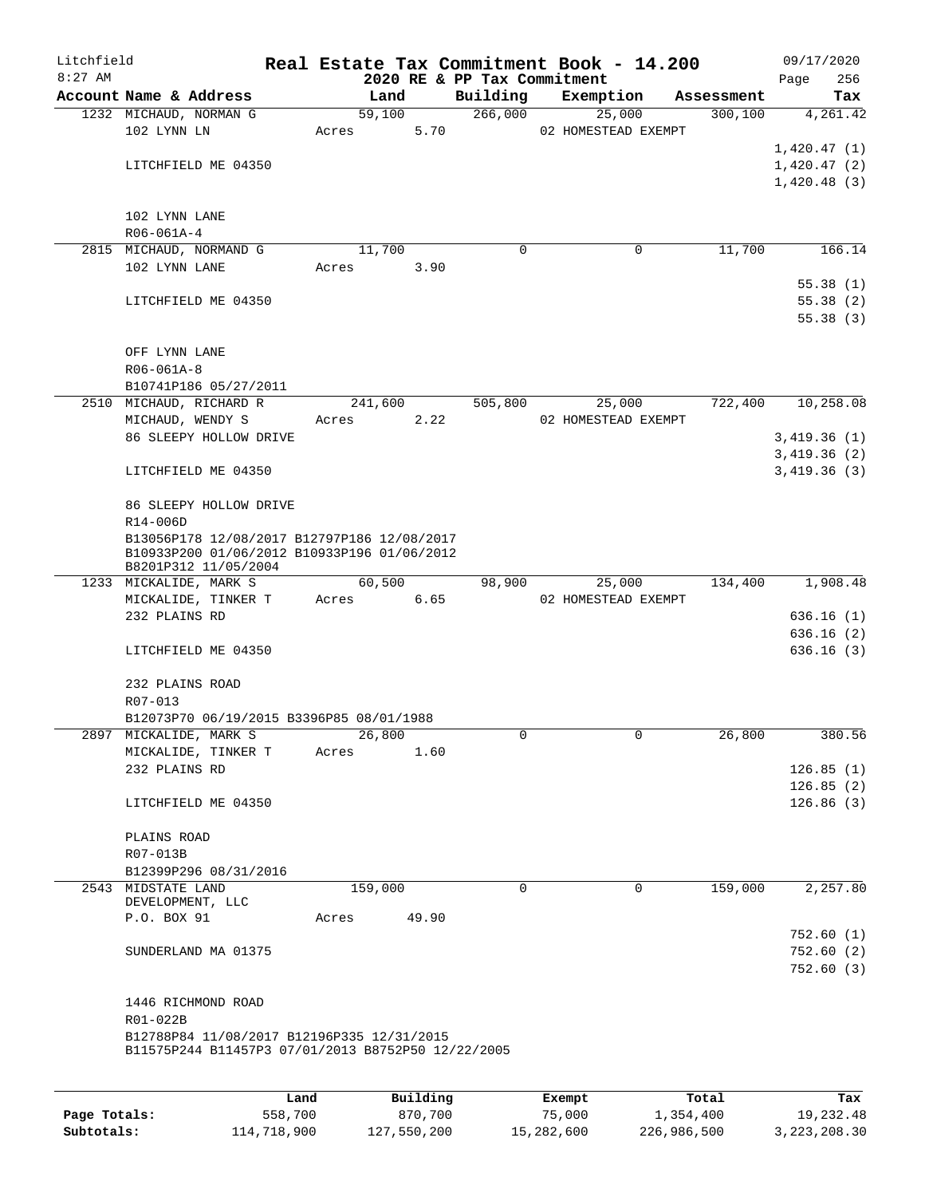# Real Estate Tax Commitment Book - 14.200

Litchfield 8:27 AM — 2020 RE & PP Tax Commitment — 09/17/2020

| Account Name & Address | Land | Building | Exemption | Assessment | Tax |
|---|---|---|---|---|---|
| 1232 MICHAUD, NORMAN G | 59,100 | 266,000 | 25,000 | 300,100 | 4,261.42 |
| 102 LYNN LN | Acres 5.70 | | 02 HOMESTEAD EXEMPT | | |
| | | | | | 1,420.47 (1) |
| LITCHFIELD ME 04350 | | | | | 1,420.47 (2) |
| | | | | | 1,420.48 (3) |
| 102 LYNN LANE | | | | | |
| R06-061A-4 | | | | | |
| 2815 MICHAUD, NORMAND G | 11,700 | 0 | 0 | 11,700 | 166.14 |
| 102 LYNN LANE | Acres 3.90 | | | | |
| | | | | | 55.38 (1) |
| LITCHFIELD ME 04350 | | | | | 55.38 (2) |
| | | | | | 55.38 (3) |
| OFF LYNN LANE | | | | | |
| R06-061A-8 | | | | | |
| B10741P186 05/27/2011 | | | | | |
| 2510 MICHAUD, RICHARD R | 241,600 | 505,800 | 25,000 | 722,400 | 10,258.08 |
| MICHAUD, WENDY S | Acres 2.22 | | 02 HOMESTEAD EXEMPT | | |
| 86 SLEEPY HOLLOW DRIVE | | | | | 3,419.36 (1) |
| | | | | | 3,419.36 (2) |
| LITCHFIELD ME 04350 | | | | | 3,419.36 (3) |
| 86 SLEEPY HOLLOW DRIVE | | | | | |
| R14-006D | | | | | |
| B13056P178 12/08/2017 B12797P186 12/08/2017 B10933P200 01/06/2012 B10933P196 01/06/2012 B8201P312 11/05/2004 | | | | | |
| 1233 MICKALIDE, MARK S | 60,500 | 98,900 | 25,000 | 134,400 | 1,908.48 |
| MICKALIDE, TINKER T | Acres 6.65 | | 02 HOMESTEAD EXEMPT | | |
| 232 PLAINS RD | | | | | 636.16 (1) |
| | | | | | 636.16 (2) |
| LITCHFIELD ME 04350 | | | | | 636.16 (3) |
| 232 PLAINS ROAD | | | | | |
| R07-013 | | | | | |
| B12073P70 06/19/2015 B3396P85 08/01/1988 | | | | | |
| 2897 MICKALIDE, MARK S | 26,800 | 0 | 0 | 26,800 | 380.56 |
| MICKALIDE, TINKER T | Acres 1.60 | | | | |
| 232 PLAINS RD | | | | | 126.85 (1) |
| | | | | | 126.85 (2) |
| LITCHFIELD ME 04350 | | | | | 126.86 (3) |
| PLAINS ROAD | | | | | |
| R07-013B | | | | | |
| B12399P296 08/31/2016 | | | | | |
| 2543 MIDSTATE LAND DEVELOPMENT, LLC | 159,000 | 0 | 0 | 159,000 | 2,257.80 |
| P.O. BOX 91 | Acres 49.90 | | | | |
| | | | | | 752.60 (1) |
| SUNDERLAND MA 01375 | | | | | 752.60 (2) |
| | | | | | 752.60 (3) |
| 1446 RICHMOND ROAD | | | | | |
| R01-022B | | | | | |
| B12788P84 11/08/2017 B12196P335 12/31/2015 B11575P244 B11457P3 07/01/2013 B8752P50 12/22/2005 | | | | | |

| | Land | Building | Exempt | Total | Tax |
|---|---|---|---|---|---|
| Page Totals: | 558,700 | 870,700 | 75,000 | 1,354,400 | 19,232.48 |
| Subtotals: | 114,718,900 | 127,550,200 | 15,282,600 | 226,986,500 | 3,223,208.30 |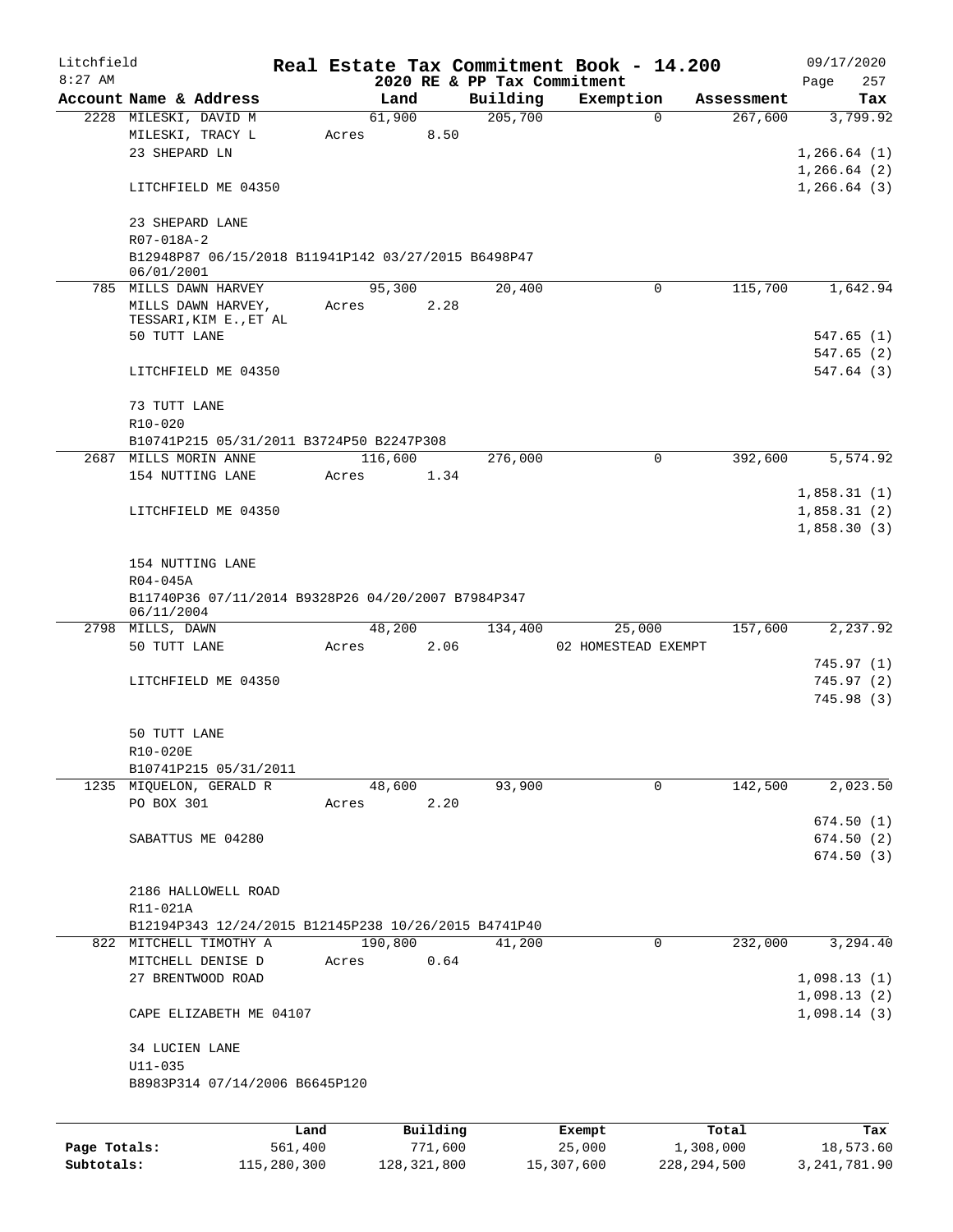Litchfield
8:27 AM

# Real Estate Tax Commitment Book - 14.200

2020 RE & PP Tax Commitment

09/17/2020
Page 257

| Account Name & Address | Land | Building | Exemption | Assessment | Tax |
|---|---|---|---|---|---|
| 2228 MILESKI, DAVID M | 61,900 | 205,700 | 0 | 267,600 | 3,799.92 |
| MILESKI, TRACY L | Acres 8.50 | | | | |
| 23 SHEPARD LN | | | | | 1,266.64 (1) |
| | | | | | 1,266.64 (2) |
| LITCHFIELD ME 04350 | | | | | 1,266.64 (3) |
| 23 SHEPARD LANE | | | | | |
| R07-018A-2 | | | | | |
| B12948P87 06/15/2018 B11941P142 03/27/2015 B6498P47 06/01/2001 | | | | | |
| 785 MILLS DAWN HARVEY | 95,300 | 20,400 | 0 | 115,700 | 1,642.94 |
| MILLS DAWN HARVEY, TESSARI,KIM E.,ET AL | Acres 2.28 | | | | |
| 50 TUTT LANE | | | | | 547.65 (1) |
| | | | | | 547.65 (2) |
| LITCHFIELD ME 04350 | | | | | 547.64 (3) |
| 73 TUTT LANE | | | | | |
| R10-020 | | | | | |
| B10741P215 05/31/2011 B3724P50 B2247P308 | | | | | |
| 2687 MILLS MORIN ANNE | 116,600 | 276,000 | 0 | 392,600 | 5,574.92 |
| 154 NUTTING LANE | Acres 1.34 | | | | |
| | | | | | 1,858.31 (1) |
| LITCHFIELD ME 04350 | | | | | 1,858.31 (2) |
| | | | | | 1,858.30 (3) |
| 154 NUTTING LANE | | | | | |
| R04-045A | | | | | |
| B11740P36 07/11/2014 B9328P26 04/20/2007 B7984P347 06/11/2004 | | | | | |
| 2798 MILLS, DAWN | 48,200 | 134,400 | 25,000 | 157,600 | 2,237.92 |
| 50 TUTT LANE | Acres 2.06 | | 02 HOMESTEAD EXEMPT | | |
| | | | | | 745.97 (1) |
| LITCHFIELD ME 04350 | | | | | 745.97 (2) |
| | | | | | 745.98 (3) |
| 50 TUTT LANE | | | | | |
| R10-020E | | | | | |
| B10741P215 05/31/2011 | | | | | |
| 1235 MIQUELON, GERALD R | 48,600 | 93,900 | 0 | 142,500 | 2,023.50 |
| PO BOX 301 | Acres 2.20 | | | | |
| | | | | | 674.50 (1) |
| SABATTUS ME 04280 | | | | | 674.50 (2) |
| | | | | | 674.50 (3) |
| 2186 HALLOWELL ROAD | | | | | |
| R11-021A | | | | | |
| B12194P343 12/24/2015 B12145P238 10/26/2015 B4741P40 | | | | | |
| 822 MITCHELL TIMOTHY A | 190,800 | 41,200 | 0 | 232,000 | 3,294.40 |
| MITCHELL DENISE D | Acres 0.64 | | | | |
| 27 BRENTWOOD ROAD | | | | | 1,098.13 (1) |
| | | | | | 1,098.13 (2) |
| CAPE ELIZABETH ME 04107 | | | | | 1,098.14 (3) |
| 34 LUCIEN LANE | | | | | |
| U11-035 | | | | | |
| B8983P314 07/14/2006 B6645P120 | | | | | |

| | Land | Building | Exempt | Total | Tax |
|---|---|---|---|---|---|
| Page Totals: | 561,400 | 771,600 | 25,000 | 1,308,000 | 18,573.60 |
| Subtotals: | 115,280,300 | 128,321,800 | 15,307,600 | 228,294,500 | 3,241,781.90 |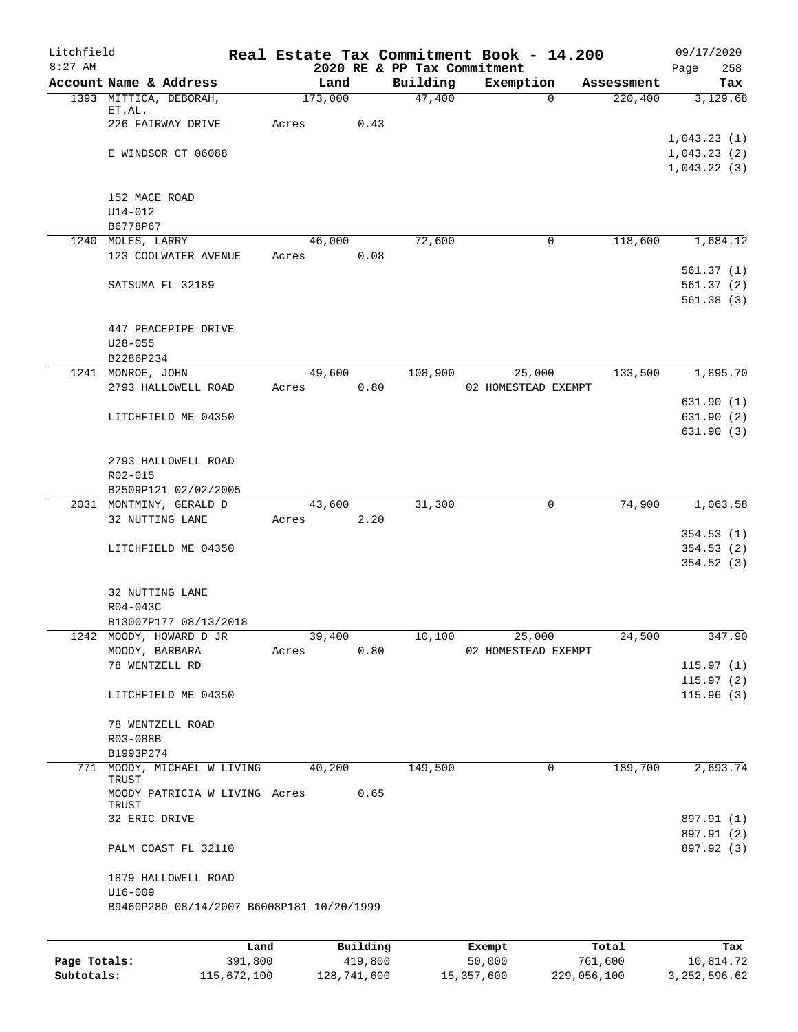Litchfield
8:27 AM

# Real Estate Tax Commitment Book - 14.200

2020 RE & PP Tax Commitment

09/17/2020
Page 258

| Account Name & Address | Land | Building | Exemption | Assessment | Tax |
|---|---|---|---|---|---|
| 1393 MITTICA, DEBORAH, ET.AL. | 173,000 | 47,400 | 0 | 220,400 | 3,129.68 |
| 226 FAIRWAY DRIVE | Acres 0.43 | | | | |
| | | | | | 1,043.23 (1) |
| E WINDSOR CT 06088 | | | | | 1,043.23 (2) |
| | | | | | 1,043.22 (3) |
| 152 MACE ROAD | | | | | |
| U14-012 | | | | | |
| B6778P67 | | | | | |
| 1240 MOLES, LARRY | 46,000 | 72,600 | 0 | 118,600 | 1,684.12 |
| 123 COOLWATER AVENUE | Acres 0.08 | | | | |
| | | | | | 561.37 (1) |
| SATSUMA FL 32189 | | | | | 561.37 (2) |
| | | | | | 561.38 (3) |
| 447 PEACEPIPE DRIVE | | | | | |
| U28-055 | | | | | |
| B2286P234 | | | | | |
| 1241 MONROE, JOHN | 49,600 | 108,900 | 25,000 | 133,500 | 1,895.70 |
| 2793 HALLOWELL ROAD | Acres 0.80 | | 02 HOMESTEAD EXEMPT | | |
| | | | | | 631.90 (1) |
| LITCHFIELD ME 04350 | | | | | 631.90 (2) |
| | | | | | 631.90 (3) |
| 2793 HALLOWELL ROAD | | | | | |
| R02-015 | | | | | |
| B2509P121 02/02/2005 | | | | | |
| 2031 MONTMINY, GERALD D | 43,600 | 31,300 | 0 | 74,900 | 1,063.58 |
| 32 NUTTING LANE | Acres 2.20 | | | | |
| | | | | | 354.53 (1) |
| LITCHFIELD ME 04350 | | | | | 354.53 (2) |
| | | | | | 354.52 (3) |
| 32 NUTTING LANE | | | | | |
| R04-043C | | | | | |
| B13007P177 08/13/2018 | | | | | |
| 1242 MOODY, HOWARD D JR | 39,400 | 10,100 | 25,000 | 24,500 | 347.90 |
| MOODY, BARBARA | Acres 0.80 | | 02 HOMESTEAD EXEMPT | | |
| 78 WENTZELL RD | | | | | 115.97 (1) |
| | | | | | 115.97 (2) |
| LITCHFIELD ME 04350 | | | | | 115.96 (3) |
| 78 WENTZELL ROAD | | | | | |
| R03-088B | | | | | |
| B1993P274 | | | | | |
| 771 MOODY, MICHAEL W LIVING TRUST | 40,200 | 149,500 | 0 | 189,700 | 2,693.74 |
| MOODY PATRICIA W LIVING TRUST | Acres 0.65 | | | | |
| 32 ERIC DRIVE | | | | | 897.91 (1) |
| | | | | | 897.91 (2) |
| PALM COAST FL 32110 | | | | | 897.92 (3) |
| 1879 HALLOWELL ROAD | | | | | |
| U16-009 | | | | | |
| B9460P280 08/14/2007 B6008P181 10/20/1999 | | | | | |

| | Land | Building | Exempt | Total | Tax |
|---|---|---|---|---|---|
| Page Totals: | 391,800 | 419,800 | 50,000 | 761,600 | 10,814.72 |
| Subtotals: | 115,672,100 | 128,741,600 | 15,357,600 | 229,056,100 | 3,252,596.62 |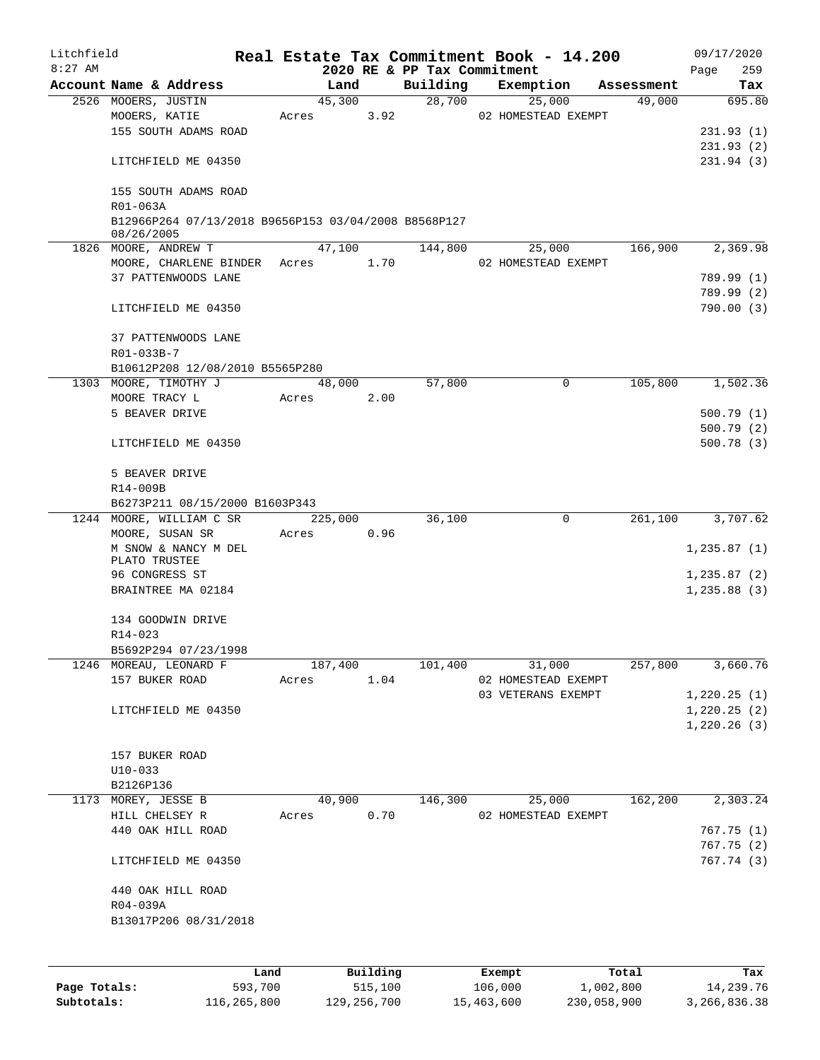Litchfield
8:27 AM

# Real Estate Tax Commitment Book - 14.200

2020 RE & PP Tax Commitment

09/17/2020
Page 259

| Account | Name & Address | Land | Building | Exemption | Assessment | Tax |
|---|---|---|---|---|---|---|
| 2526 | MOOERS, JUSTIN<br>MOOERS, KATIE<br>155 SOUTH ADAMS ROAD<br><br>LITCHFIELD ME 04350<br><br>155 SOUTH ADAMS ROAD<br>R01-063A<br>B12966P264 07/13/2018 B9656P153 03/04/2008 B8568P127 08/26/2005 | 45,300<br>Acres 3.92 | 28,700 | 25,000<br>02 HOMESTEAD EXEMPT | 49,000 | 695.80<br><br>231.93 (1)<br>231.93 (2)<br>231.94 (3) |
| 1826 | MOORE, ANDREW T<br>MOORE, CHARLENE BINDER<br>37 PATTENWOODS LANE<br><br>LITCHFIELD ME 04350<br><br>37 PATTENWOODS LANE<br>R01-033B-7<br>B10612P208 12/08/2010 B5565P280 | 47,100<br>Acres 1.70 | 144,800 | 25,000<br>02 HOMESTEAD EXEMPT | 166,900 | 2,369.98<br><br>789.99 (1)<br>789.99 (2)<br>790.00 (3) |
| 1303 | MOORE, TIMOTHY J<br>MOORE TRACY L<br>5 BEAVER DRIVE<br><br>LITCHFIELD ME 04350<br><br>5 BEAVER DRIVE<br>R14-009B<br>B6273P211 08/15/2000 B1603P343 | 48,000<br>Acres 2.00 | 57,800 | 0 | 105,800 | 1,502.36<br><br>500.79 (1)<br>500.79 (2)<br>500.78 (3) |
| 1244 | MOORE, WILLIAM C SR<br>MOORE, SUSAN SR<br>M SNOW & NANCY M DEL PLATO TRUSTEE<br>96 CONGRESS ST<br>BRAINTREE MA 02184<br><br>134 GOODWIN DRIVE<br>R14-023<br>B5692P294 07/23/1998 | 225,000<br>Acres 0.96 | 36,100 | 0 | 261,100 | 3,707.62<br><br>1,235.87 (1)<br>1,235.87 (2)<br>1,235.88 (3) |
| 1246 | MOREAU, LEONARD F<br>157 BUKER ROAD<br><br>LITCHFIELD ME 04350<br><br>157 BUKER ROAD<br>U10-033<br>B2126P136 | 187,400<br>Acres 1.04 | 101,400 | 31,000<br>02 HOMESTEAD EXEMPT<br>03 VETERANS EXEMPT | 257,800 | 3,660.76<br><br>1,220.25 (1)<br>1,220.25 (2)<br>1,220.26 (3) |
| 1173 | MOREY, JESSE B<br>HILL CHELSEY R<br>440 OAK HILL ROAD<br><br>LITCHFIELD ME 04350<br><br>440 OAK HILL ROAD<br>R04-039A<br>B13017P206 08/31/2018 | 40,900<br>Acres 0.70 | 146,300 | 25,000<br>02 HOMESTEAD EXEMPT | 162,200 | 2,303.24<br><br>767.75 (1)<br>767.75 (2)<br>767.74 (3) |

| | Land | Building | Exempt | Total | Tax |
|---|---|---|---|---|---|
| Page Totals: | 593,700 | 515,100 | 106,000 | 1,002,800 | 14,239.76 |
| Subtotals: | 116,265,800 | 129,256,700 | 15,463,600 | 230,058,900 | 3,266,836.38 |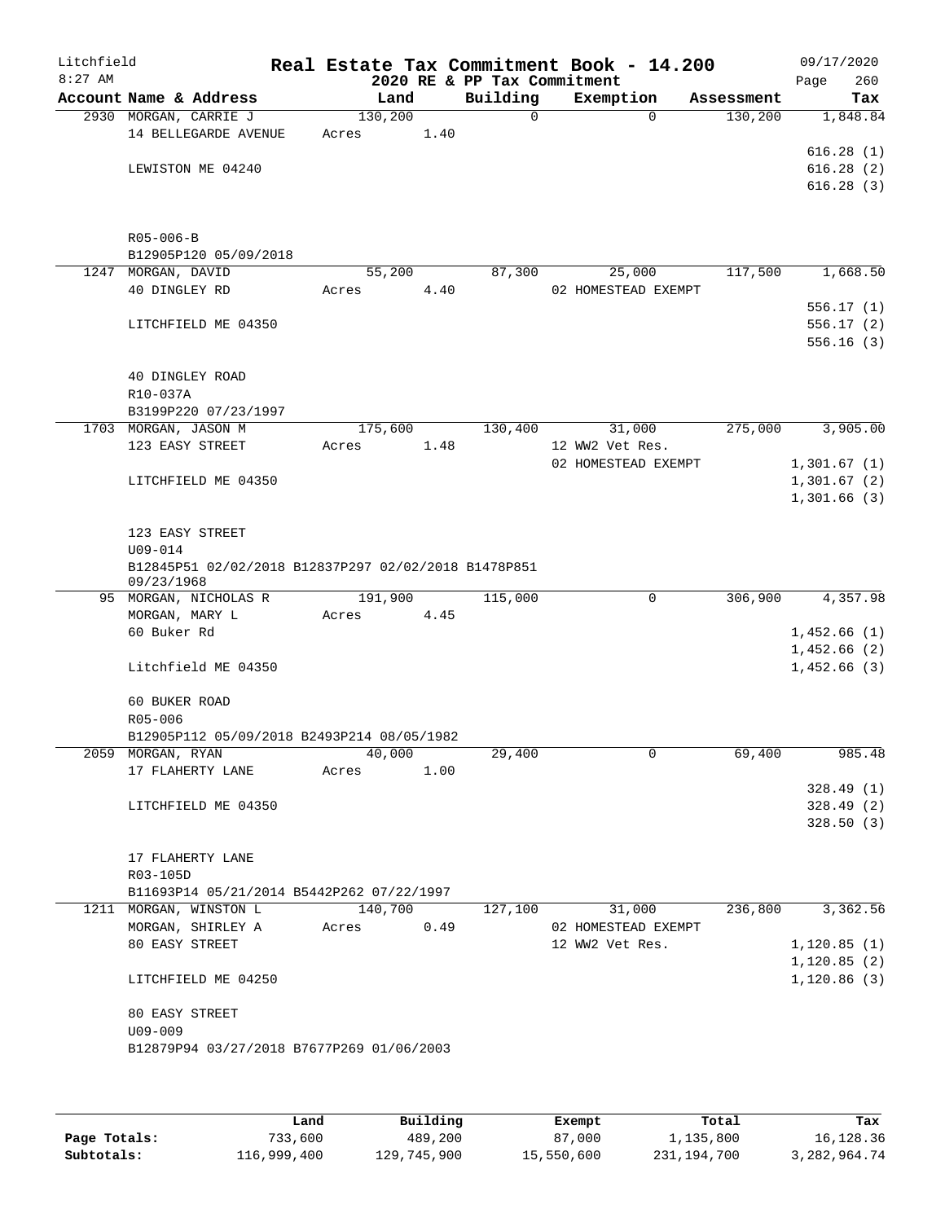# Real Estate Tax Commitment Book - 14.200

Litchfield
8:27 AM

2020 RE & PP Tax Commitment

09/17/2020

| Account | Name & Address | Land | Building | Exemption | Assessment | Tax |
|---|---|---|---|---|---|---|
| 2930 | MORGAN, CARRIE J<br>14 BELLEGARDE AVENUE<br><br>LEWISTON ME 04240<br><br>R05-006-B<br>B12905P120 05/09/2018 | 130,200<br>Acres 1.40 | 0 | 0 | 130,200 | 1,848.84<br><br>616.28 (1)<br>616.28 (2)<br>616.28 (3) |
| 1247 | MORGAN, DAVID<br>40 DINGLEY RD<br><br>LITCHFIELD ME 04350<br><br>40 DINGLEY ROAD<br>R10-037A<br>B3199P220 07/23/1997 | 55,200<br>Acres 4.40 | 87,300 | 25,000<br>02 HOMESTEAD EXEMPT | 117,500 | 1,668.50<br><br>556.17 (1)<br>556.17 (2)<br>556.16 (3) |
| 1703 | MORGAN, JASON M<br>123 EASY STREET<br><br>LITCHFIELD ME 04350<br><br>123 EASY STREET<br>U09-014<br>B12845P51 02/02/2018 B12837P297 02/02/2018 B1478P851 09/23/1968 | 175,600<br>Acres 1.48 | 130,400 | 31,000<br>12 WW2 Vet Res.<br>02 HOMESTEAD EXEMPT | 275,000 | 3,905.00<br><br>1,301.67 (1)<br>1,301.67 (2)<br>1,301.66 (3) |
| 95 | MORGAN, NICHOLAS R<br>MORGAN, MARY L<br>60 Buker Rd<br><br>Litchfield ME 04350<br><br>60 BUKER ROAD<br>R05-006<br>B12905P112 05/09/2018 B2493P214 08/05/1982 | 191,900<br>Acres 4.45 | 115,000 | 0 | 306,900 | 4,357.98<br><br>1,452.66 (1)<br>1,452.66 (2)<br>1,452.66 (3) |
| 2059 | MORGAN, RYAN<br>17 FLAHERTY LANE<br><br>LITCHFIELD ME 04350<br><br>17 FLAHERTY LANE<br>R03-105D<br>B11693P14 05/21/2014 B5442P262 07/22/1997 | 40,000<br>Acres 1.00 | 29,400 | 0 | 69,400 | 985.48<br><br>328.49 (1)<br>328.49 (2)<br>328.50 (3) |
| 1211 | MORGAN, WINSTON L<br>MORGAN, SHIRLEY A<br>80 EASY STREET<br><br>LITCHFIELD ME 04250<br><br>80 EASY STREET<br>U09-009<br>B12879P94 03/27/2018 B7677P269 01/06/2003 | 140,700<br>Acres 0.49 | 127,100 | 31,000<br>02 HOMESTEAD EXEMPT<br>12 WW2 Vet Res. | 236,800 | 3,362.56<br><br>1,120.85 (1)<br>1,120.85 (2)<br>1,120.86 (3) |

| | Land | Building | Exempt | Total | Tax |
|---|---|---|---|---|---|
| Page Totals: | 733,600 | 489,200 | 87,000 | 1,135,800 | 16,128.36 |
| Subtotals: | 116,999,400 | 129,745,900 | 15,550,600 | 231,194,700 | 3,282,964.74 |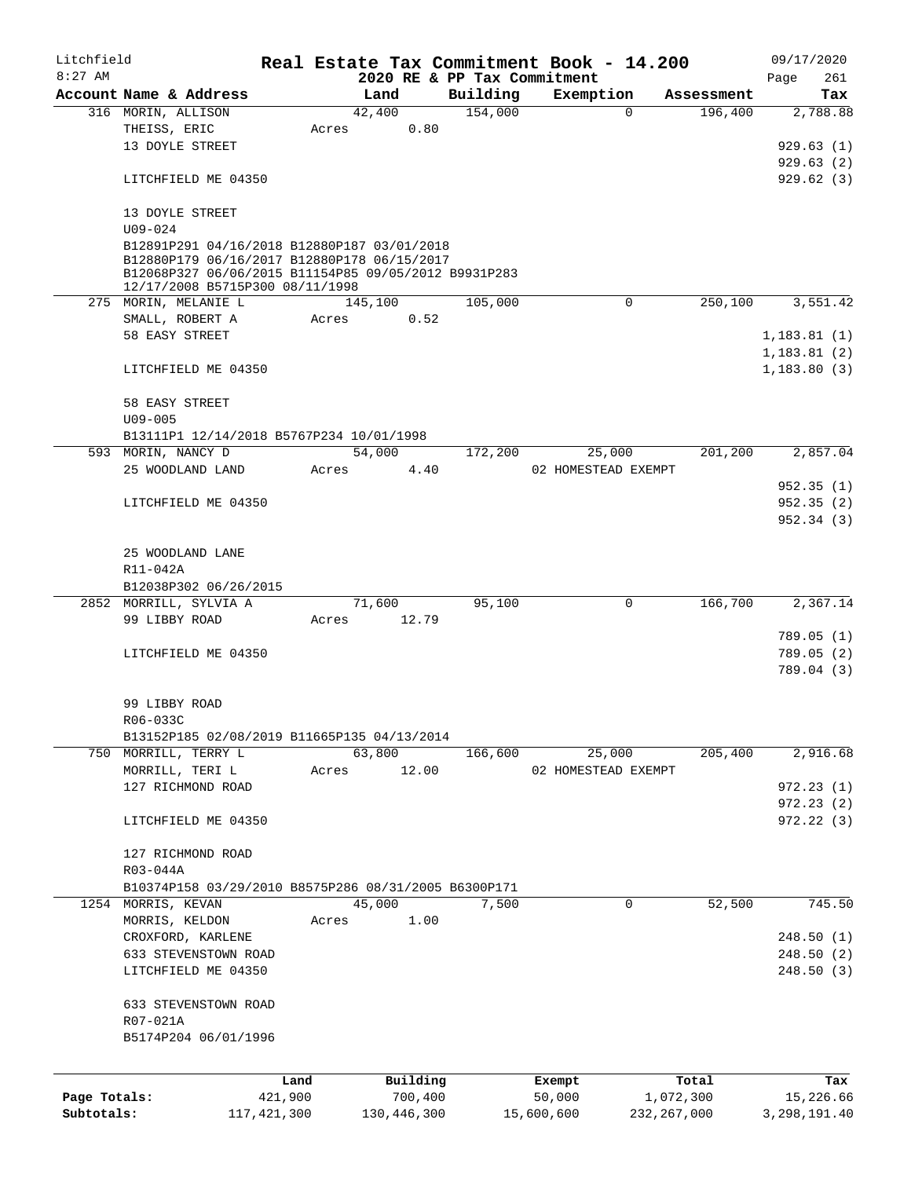# Litchfield — Real Estate Tax Commitment Book - 14.200

8:27 AM — 2020 RE & PP Tax Commitment — 09/17/2020

| Account Name & Address | Land | Building | Exemption | Assessment | Tax |
|---|---|---|---|---|---|
| 316 MORIN, ALLISON | 42,400 | 154,000 | 0 | 196,400 | 2,788.88 |
| THEISS, ERIC | Acres 0.80 | | | | |
| 13 DOYLE STREET | | | | | 929.63 (1) |
| | | | | | 929.63 (2) |
| LITCHFIELD ME 04350 | | | | | 929.62 (3) |
| 13 DOYLE STREET | | | | | |
| U09-024 | | | | | |
| B12891P291 04/16/2018 B12880P187 03/01/2018 B12880P179 06/16/2017 B12880P178 06/15/2017 B12068P327 06/06/2015 B11154P85 09/05/2012 B9931P283 12/17/2008 B5715P300 08/11/1998 | | | | | |
| 275 MORIN, MELANIE L | 145,100 | 105,000 | 0 | 250,100 | 3,551.42 |
| SMALL, ROBERT A | Acres 0.52 | | | | |
| 58 EASY STREET | | | | | 1,183.81 (1) |
| | | | | | 1,183.81 (2) |
| LITCHFIELD ME 04350 | | | | | 1,183.80 (3) |
| 58 EASY STREET | | | | | |
| U09-005 | | | | | |
| B13111P1 12/14/2018 B5767P234 10/01/1998 | | | | | |
| 593 MORIN, NANCY D | 54,000 | 172,200 | 25,000 | 201,200 | 2,857.04 |
| 25 WOODLAND LAND | Acres 4.40 | | 02 HOMESTEAD EXEMPT | | |
| | | | | | 952.35 (1) |
| LITCHFIELD ME 04350 | | | | | 952.35 (2) |
| | | | | | 952.34 (3) |
| 25 WOODLAND LANE | | | | | |
| R11-042A | | | | | |
| B12038P302 06/26/2015 | | | | | |
| 2852 MORRILL, SYLVIA A | 71,600 | 95,100 | 0 | 166,700 | 2,367.14 |
| 99 LIBBY ROAD | Acres 12.79 | | | | |
| | | | | | 789.05 (1) |
| LITCHFIELD ME 04350 | | | | | 789.05 (2) |
| | | | | | 789.04 (3) |
| 99 LIBBY ROAD | | | | | |
| R06-033C | | | | | |
| B13152P185 02/08/2019 B11665P135 04/13/2014 | | | | | |
| 750 MORRILL, TERRY L | 63,800 | 166,600 | 25,000 | 205,400 | 2,916.68 |
| MORRILL, TERI L | Acres 12.00 | | 02 HOMESTEAD EXEMPT | | |
| 127 RICHMOND ROAD | | | | | 972.23 (1) |
| | | | | | 972.23 (2) |
| LITCHFIELD ME 04350 | | | | | 972.22 (3) |
| 127 RICHMOND ROAD | | | | | |
| R03-044A | | | | | |
| B10374P158 03/29/2010 B8575P286 08/31/2005 B6300P171 | | | | | |
| 1254 MORRIS, KEVAN | 45,000 | 7,500 | 0 | 52,500 | 745.50 |
| MORRIS, KELDON | Acres 1.00 | | | | |
| CROXFORD, KARLENE | | | | | 248.50 (1) |
| 633 STEVENSTOWN ROAD | | | | | 248.50 (2) |
| LITCHFIELD ME 04350 | | | | | 248.50 (3) |
| 633 STEVENSTOWN ROAD | | | | | |
| R07-021A | | | | | |
| B5174P204 06/01/1996 | | | | | |

| | Land | Building | Exempt | Total | Tax |
|---|---|---|---|---|---|
| Page Totals: | 421,900 | 700,400 | 50,000 | 1,072,300 | 15,226.66 |
| Subtotals: | 117,421,300 | 130,446,300 | 15,600,600 | 232,267,000 | 3,298,191.40 |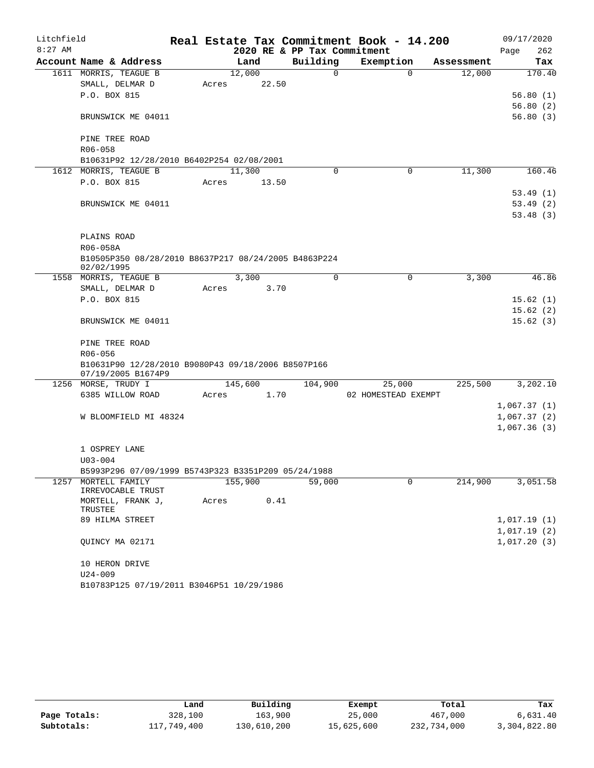Litchfield
8:27 AM

# Real Estate Tax Commitment Book - 14.200

2020 RE & PP Tax Commitment

09/17/2020

| Account Name & Address | Land | Building | Exemption | Assessment | Tax |
|---|---|---|---|---|---|
| 1611 MORRIS, TEAGUE B | 12,000 | 0 | 0 | 12,000 | 170.40 |
| SMALL, DELMAR D | Acres 22.50 | | | | |
| P.O. BOX 815 | | | | | 56.80 (1) |
| | | | | | 56.80 (2) |
| BRUNSWICK ME 04011 | | | | | 56.80 (3) |
| PINE TREE ROAD | | | | | |
| R06-058 | | | | | |
| B10631P92 12/28/2010 B6402P254 02/08/2001 | | | | | |
| 1612 MORRIS, TEAGUE B | 11,300 | 0 | 0 | 11,300 | 160.46 |
| P.O. BOX 815 | Acres 13.50 | | | | |
| | | | | | 53.49 (1) |
| BRUNSWICK ME 04011 | | | | | 53.49 (2) |
| | | | | | 53.48 (3) |
| PLAINS ROAD | | | | | |
| R06-058A | | | | | |
| B10505P350 08/28/2010 B8637P217 08/24/2005 B4863P224 02/02/1995 | | | | | |
| 1558 MORRIS, TEAGUE B | 3,300 | 0 | 0 | 3,300 | 46.86 |
| SMALL, DELMAR D | Acres 3.70 | | | | |
| P.O. BOX 815 | | | | | 15.62 (1) |
| | | | | | 15.62 (2) |
| BRUNSWICK ME 04011 | | | | | 15.62 (3) |
| PINE TREE ROAD | | | | | |
| R06-056 | | | | | |
| B10631P90 12/28/2010 B9080P43 09/18/2006 B8507P166 07/19/2005 B1674P9 | | | | | |
| 1256 MORSE, TRUDY I | 145,600 | 104,900 | 25,000 | 225,500 | 3,202.10 |
| 6385 WILLOW ROAD | Acres 1.70 | | 02 HOMESTEAD EXEMPT | | |
| | | | | | 1,067.37 (1) |
| W BLOOMFIELD MI 48324 | | | | | 1,067.37 (2) |
| | | | | | 1,067.36 (3) |
| 1 OSPREY LANE | | | | | |
| U03-004 | | | | | |
| B5993P296 07/09/1999 B5743P323 B3351P209 05/24/1988 | | | | | |
| 1257 MORTELL FAMILY IRREVOCABLE TRUST | 155,900 | 59,000 | 0 | 214,900 | 3,051.58 |
| MORTELL, FRANK J, TRUSTEE | Acres 0.41 | | | | |
| 89 HILMA STREET | | | | | 1,017.19 (1) |
| | | | | | 1,017.19 (2) |
| QUINCY MA 02171 | | | | | 1,017.20 (3) |
| 10 HERON DRIVE | | | | | |
| U24-009 | | | | | |
| B10783P125 07/19/2011 B3046P51 10/29/1986 | | | | | |

| | Land | Building | Exempt | Total | Tax |
|---|---|---|---|---|---|
| Page Totals: | 328,100 | 163,900 | 25,000 | 467,000 | 6,631.40 |
| Subtotals: | 117,749,400 | 130,610,200 | 15,625,600 | 232,734,000 | 3,304,822.80 |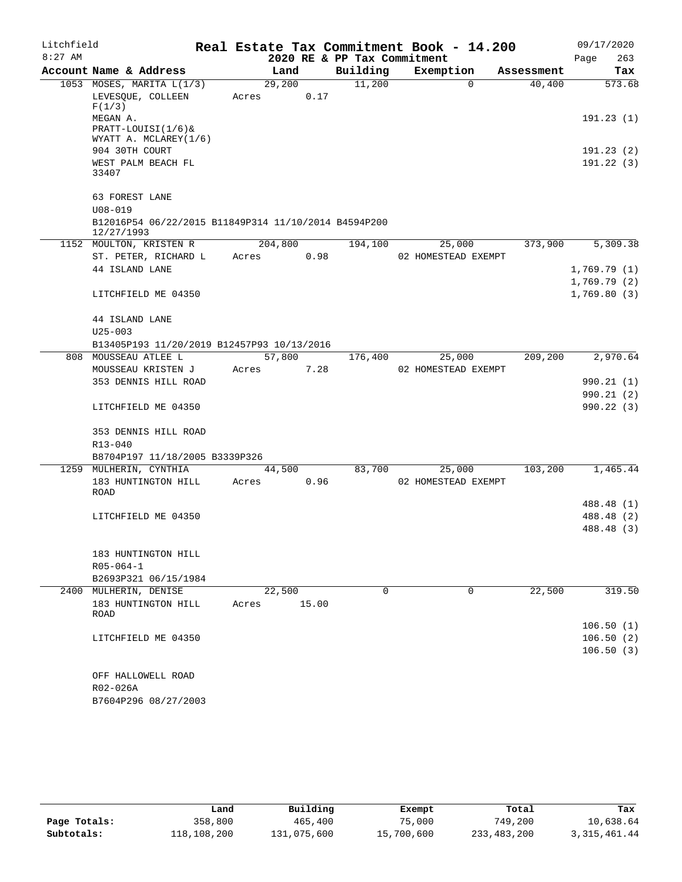# Real Estate Tax Commitment Book - 14.200

Litchfield
8:27 AM

2020 RE & PP Tax Commitment

09/17/2020

| Account | Name & Address | Land | Building | Exemption | Assessment | Tax |
|---|---|---|---|---|---|---|
| 1053 | MOSES, MARITA L(1/3) | 29,200 | 11,200 | 0 | 40,400 | 573.68 |
| | LEVESQUE, COLLEEN F(1/3) | Acres 0.17 | | | | |
| | MEGAN A. PRATT-LOUISI(1/6)& WYATT A. MCLAREY(1/6) | | | | | 191.23 (1) |
| | 904 30TH COURT | | | | | 191.23 (2) |
| | WEST PALM BEACH FL 33407 | | | | | 191.22 (3) |
| | 63 FOREST LANE | | | | | |
| | U08-019 | | | | | |
| | B12016P54 06/22/2015 B11849P314 11/10/2014 B4594P200 12/27/1993 | | | | | |
| 1152 | MOULTON, KRISTEN R | 204,800 | 194,100 | 25,000 | 373,900 | 5,309.38 |
| | ST. PETER, RICHARD L | Acres 0.98 | | 02 HOMESTEAD EXEMPT | | |
| | 44 ISLAND LANE | | | | | 1,769.79 (1) |
| | | | | | | 1,769.79 (2) |
| | LITCHFIELD ME 04350 | | | | | 1,769.80 (3) |
| | 44 ISLAND LANE | | | | | |
| | U25-003 | | | | | |
| | B13405P193 11/20/2019 B12457P93 10/13/2016 | | | | | |
| 808 | MOUSSEAU ATLEE L | 57,800 | 176,400 | 25,000 | 209,200 | 2,970.64 |
| | MOUSSEAU KRISTEN J | Acres 7.28 | | 02 HOMESTEAD EXEMPT | | |
| | 353 DENNIS HILL ROAD | | | | | 990.21 (1) |
| | | | | | | 990.21 (2) |
| | LITCHFIELD ME 04350 | | | | | 990.22 (3) |
| | 353 DENNIS HILL ROAD | | | | | |
| | R13-040 | | | | | |
| | B8704P197 11/18/2005 B3339P326 | | | | | |
| 1259 | MULHERIN, CYNTHIA | 44,500 | 83,700 | 25,000 | 103,200 | 1,465.44 |
| | 183 HUNTINGTON HILL ROAD | Acres 0.96 | | 02 HOMESTEAD EXEMPT | | |
| | | | | | | 488.48 (1) |
| | LITCHFIELD ME 04350 | | | | | 488.48 (2) |
| | | | | | | 488.48 (3) |
| | 183 HUNTINGTON HILL | | | | | |
| | R05-064-1 | | | | | |
| | B2693P321 06/15/1984 | | | | | |
| 2400 | MULHERIN, DENISE | 22,500 | 0 | 0 | 22,500 | 319.50 |
| | 183 HUNTINGTON HILL ROAD | Acres 15.00 | | | | |
| | | | | | | 106.50 (1) |
| | LITCHFIELD ME 04350 | | | | | 106.50 (2) |
| | | | | | | 106.50 (3) |
| | OFF HALLOWELL ROAD | | | | | |
| | R02-026A | | | | | |
| | B7604P296 08/27/2003 | | | | | |

| | Land | Building | Exempt | Total | Tax |
|---|---|---|---|---|---|
| Page Totals: | 358,800 | 465,400 | 75,000 | 749,200 | 10,638.64 |
| Subtotals: | 118,108,200 | 131,075,600 | 15,700,600 | 233,483,200 | 3,315,461.44 |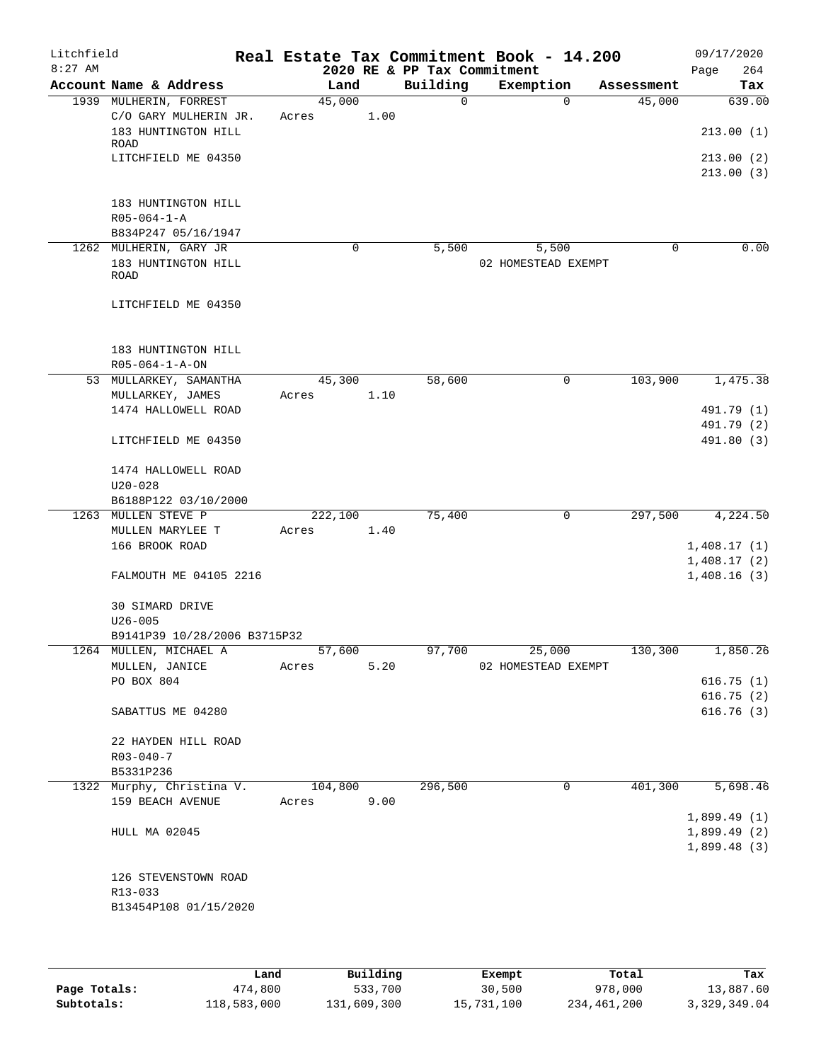Litchfield
8:27 AM

# Real Estate Tax Commitment Book - 14.200

2020 RE & PP Tax Commitment

09/17/2020
Page 264

| Account Name & Address | Land | Building | Exemption | Assessment | Tax |
|---|---|---|---|---|---|
| 1939 MULHERIN, FORREST | 45,000 | 0 | 0 | 45,000 | 639.00 |
| C/O GARY MULHERIN JR. | Acres 1.00 | | | | |
| 183 HUNTINGTON HILL ROAD | | | | | 213.00 (1) |
| LITCHFIELD ME 04350 | | | | | 213.00 (2) |
| | | | | | 213.00 (3) |
| 183 HUNTINGTON HILL | | | | | |
| R05-064-1-A | | | | | |
| B834P247 05/16/1947 | | | | | |
| 1262 MULHERIN, GARY JR | 0 | 5,500 | 5,500 | 0 | 0.00 |
| 183 HUNTINGTON HILL ROAD | | | 02 HOMESTEAD EXEMPT | | |
| LITCHFIELD ME 04350 | | | | | |
| 183 HUNTINGTON HILL | | | | | |
| R05-064-1-A-ON | | | | | |
| 53 MULLARKEY, SAMANTHA | 45,300 | 58,600 | 0 | 103,900 | 1,475.38 |
| MULLARKEY, JAMES | Acres 1.10 | | | | |
| 1474 HALLOWELL ROAD | | | | | 491.79 (1) |
| | | | | | 491.79 (2) |
| LITCHFIELD ME 04350 | | | | | 491.80 (3) |
| 1474 HALLOWELL ROAD | | | | | |
| U20-028 | | | | | |
| B6188P122 03/10/2000 | | | | | |
| 1263 MULLEN STEVE P | 222,100 | 75,400 | 0 | 297,500 | 4,224.50 |
| MULLEN MARYLEE T | Acres 1.40 | | | | |
| 166 BROOK ROAD | | | | | 1,408.17 (1) |
| | | | | | 1,408.17 (2) |
| FALMOUTH ME 04105 2216 | | | | | 1,408.16 (3) |
| 30 SIMARD DRIVE | | | | | |
| U26-005 | | | | | |
| B9141P39 10/28/2006 B3715P32 | | | | | |
| 1264 MULLEN, MICHAEL A | 57,600 | 97,700 | 25,000 | 130,300 | 1,850.26 |
| MULLEN, JANICE | Acres 5.20 | | 02 HOMESTEAD EXEMPT | | |
| PO BOX 804 | | | | | 616.75 (1) |
| | | | | | 616.75 (2) |
| SABATTUS ME 04280 | | | | | 616.76 (3) |
| 22 HAYDEN HILL ROAD | | | | | |
| R03-040-7 | | | | | |
| B5331P236 | | | | | |
| 1322 Murphy, Christina V. | 104,800 | 296,500 | 0 | 401,300 | 5,698.46 |
| 159 BEACH AVENUE | Acres 9.00 | | | | |
| | | | | | 1,899.49 (1) |
| HULL MA 02045 | | | | | 1,899.49 (2) |
| | | | | | 1,899.48 (3) |
| 126 STEVENSTOWN ROAD | | | | | |
| R13-033 | | | | | |
| B13454P108 01/15/2020 | | | | | |

| | Land | Building | Exempt | Total | Tax |
|---|---|---|---|---|---|
| Page Totals: | 474,800 | 533,700 | 30,500 | 978,000 | 13,887.60 |
| Subtotals: | 118,583,000 | 131,609,300 | 15,731,100 | 234,461,200 | 3,329,349.04 |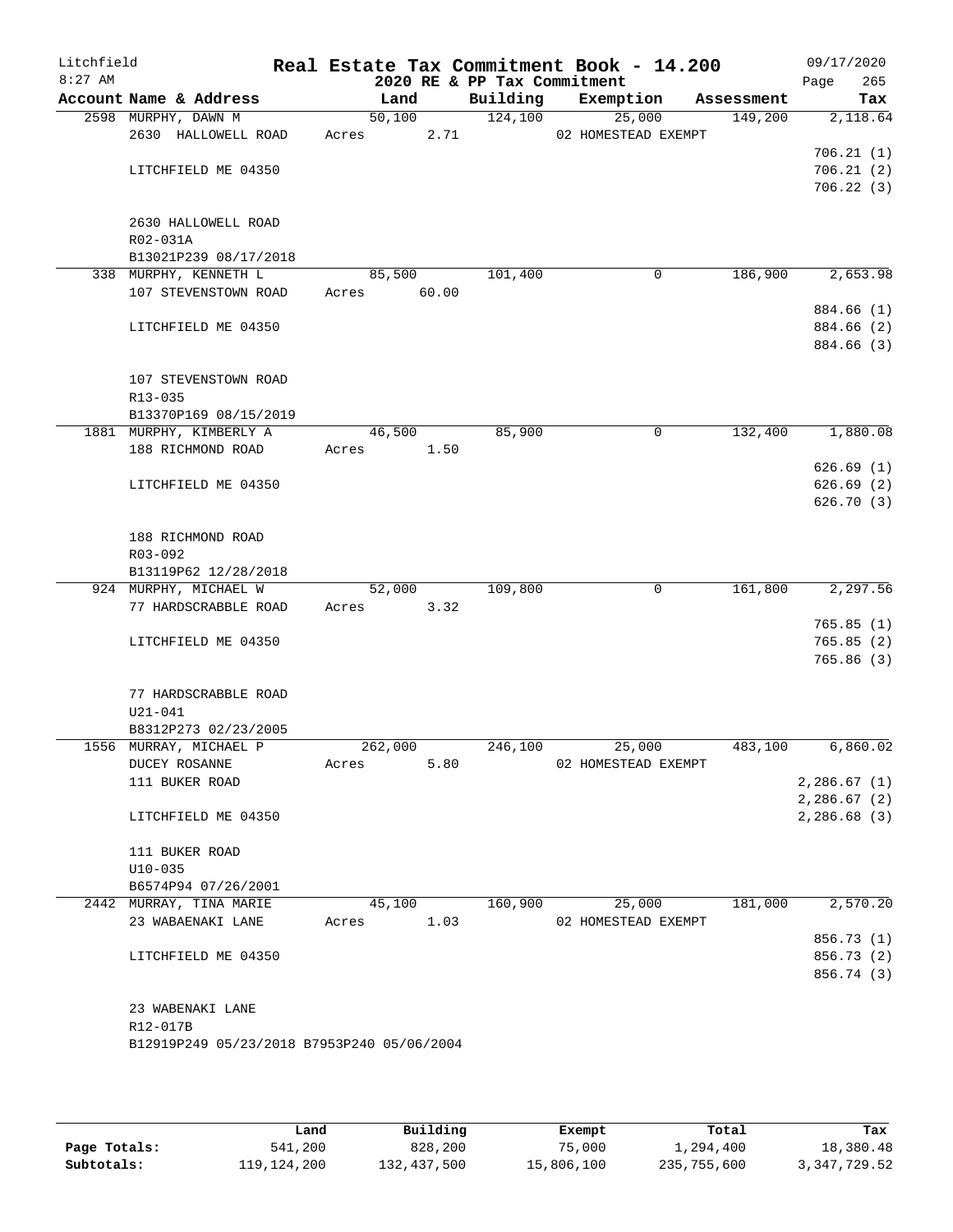# Litchfield — Real Estate Tax Commitment Book - 14.200

8:27 AM — 2020 RE & PP Tax Commitment — 09/17/2020

| Account | Name & Address | Land | Building | Exemption | Assessment | Tax |
|---|---|---|---|---|---|---|
| 2598 | MURPHY, DAWN M<br>2630 HALLOWELL ROAD<br><br>LITCHFIELD ME 04350<br><br>2630 HALLOWELL ROAD<br>R02-031A<br>B13021P239 08/17/2018 | 50,100<br>Acres 2.71 | 124,100 | 25,000<br>02 HOMESTEAD EXEMPT | 149,200 | 2,118.64<br>706.21 (1)<br>706.21 (2)<br>706.22 (3) |
| 338 | MURPHY, KENNETH L<br>107 STEVENSTOWN ROAD<br><br>LITCHFIELD ME 04350<br><br>107 STEVENSTOWN ROAD<br>R13-035<br>B13370P169 08/15/2019 | 85,500<br>Acres 60.00 | 101,400 | 0 | 186,900 | 2,653.98<br>884.66 (1)<br>884.66 (2)<br>884.66 (3) |
| 1881 | MURPHY, KIMBERLY A<br>188 RICHMOND ROAD<br><br>LITCHFIELD ME 04350<br><br>188 RICHMOND ROAD<br>R03-092<br>B13119P62 12/28/2018 | 46,500<br>Acres 1.50 | 85,900 | 0 | 132,400 | 1,880.08<br>626.69 (1)<br>626.69 (2)<br>626.70 (3) |
| 924 | MURPHY, MICHAEL W<br>77 HARDSCRABBLE ROAD<br><br>LITCHFIELD ME 04350<br><br>77 HARDSCRABBLE ROAD<br>U21-041<br>B8312P273 02/23/2005 | 52,000<br>Acres 3.32 | 109,800 | 0 | 161,800 | 2,297.56<br>765.85 (1)<br>765.85 (2)<br>765.86 (3) |
| 1556 | MURRAY, MICHAEL P<br>DUCEY ROSANNE<br>111 BUKER ROAD<br><br>LITCHFIELD ME 04350<br><br>111 BUKER ROAD<br>U10-035<br>B6574P94 07/26/2001 | 262,000<br>Acres 5.80 | 246,100 | 25,000<br>02 HOMESTEAD EXEMPT | 483,100 | 6,860.02<br>2,286.67 (1)<br>2,286.67 (2)<br>2,286.68 (3) |
| 2442 | MURRAY, TINA MARIE<br>23 WABAENAKI LANE<br><br>LITCHFIELD ME 04350<br><br>23 WABENAKI LANE<br>R12-017B<br>B12919P249 05/23/2018 B7953P240 05/06/2004 | 45,100<br>Acres 1.03 | 160,900 | 25,000<br>02 HOMESTEAD EXEMPT | 181,000 | 2,570.20<br>856.73 (1)<br>856.73 (2)<br>856.74 (3) |

| | Land | Building | Exempt | Total | Tax |
|---|---|---|---|---|---|
| Page Totals: | 541,200 | 828,200 | 75,000 | 1,294,400 | 18,380.48 |
| Subtotals: | 119,124,200 | 132,437,500 | 15,806,100 | 235,755,600 | 3,347,729.52 |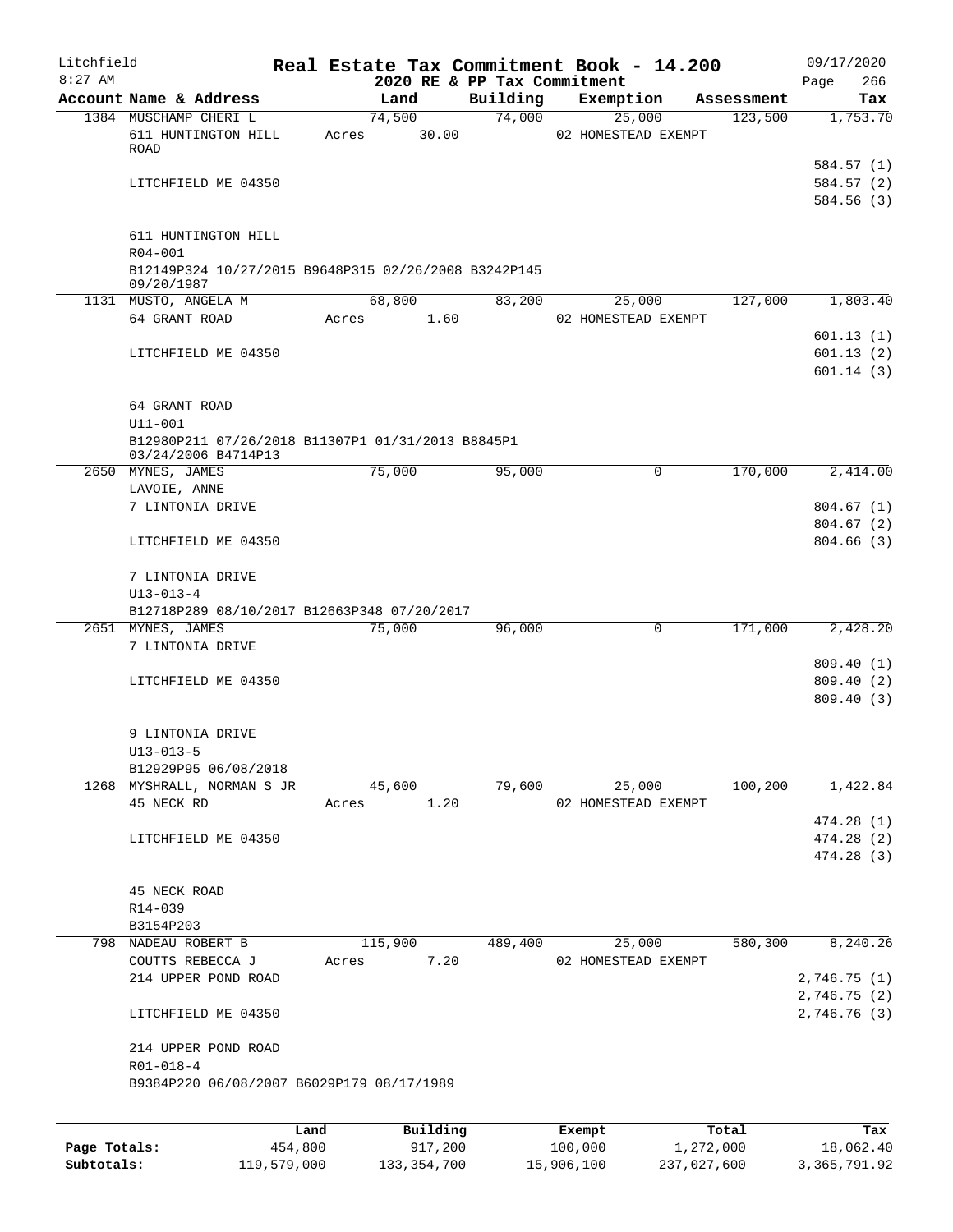Litchfield
8:27 AM

# Real Estate Tax Commitment Book - 14.200

2020 RE & PP Tax Commitment

09/17/2020
Page 266

| Account Name & Address | Land | Building | Exemption | Assessment | Tax |
|---|---|---|---|---|---|
| 1384 MUSCHAMP CHERI L | 74,500 | 74,000 | 25,000 | 123,500 | 1,753.70 |
| 611 HUNTINGTON HILL ROAD | Acres 30.00 | | 02 HOMESTEAD EXEMPT | | |
| | | | | | 584.57 (1) |
| LITCHFIELD ME 04350 | | | | | 584.57 (2) |
| | | | | | 584.56 (3) |
| 611 HUNTINGTON HILL | | | | | |
| R04-001 | | | | | |
| B12149P324 10/27/2015 B9648P315 02/26/2008 B3242P145 09/20/1987 | | | | | |
| 1131 MUSTO, ANGELA M | 68,800 | 83,200 | 25,000 | 127,000 | 1,803.40 |
| 64 GRANT ROAD | Acres 1.60 | | 02 HOMESTEAD EXEMPT | | |
| | | | | | 601.13 (1) |
| LITCHFIELD ME 04350 | | | | | 601.13 (2) |
| | | | | | 601.14 (3) |
| 64 GRANT ROAD | | | | | |
| U11-001 | | | | | |
| B12980P211 07/26/2018 B11307P1 01/31/2013 B8845P1 03/24/2006 B4714P13 | | | | | |
| 2650 MYNES, JAMES | 75,000 | 95,000 | 0 | 170,000 | 2,414.00 |
| LAVOIE, ANNE | | | | | |
| 7 LINTONIA DRIVE | | | | | 804.67 (1) |
| | | | | | 804.67 (2) |
| LITCHFIELD ME 04350 | | | | | 804.66 (3) |
| 7 LINTONIA DRIVE | | | | | |
| U13-013-4 | | | | | |
| B12718P289 08/10/2017 B12663P348 07/20/2017 | | | | | |
| 2651 MYNES, JAMES | 75,000 | 96,000 | 0 | 171,000 | 2,428.20 |
| 7 LINTONIA DRIVE | | | | | |
| | | | | | 809.40 (1) |
| LITCHFIELD ME 04350 | | | | | 809.40 (2) |
| | | | | | 809.40 (3) |
| 9 LINTONIA DRIVE | | | | | |
| U13-013-5 | | | | | |
| B12929P95 06/08/2018 | | | | | |
| 1268 MYSHRALL, NORMAN S JR | 45,600 | 79,600 | 25,000 | 100,200 | 1,422.84 |
| 45 NECK RD | Acres 1.20 | | 02 HOMESTEAD EXEMPT | | |
| | | | | | 474.28 (1) |
| LITCHFIELD ME 04350 | | | | | 474.28 (2) |
| | | | | | 474.28 (3) |
| 45 NECK ROAD | | | | | |
| R14-039 | | | | | |
| B3154P203 | | | | | |
| 798 NADEAU ROBERT B | 115,900 | 489,400 | 25,000 | 580,300 | 8,240.26 |
| COUTTS REBECCA J | Acres 7.20 | | 02 HOMESTEAD EXEMPT | | |
| 214 UPPER POND ROAD | | | | | 2,746.75 (1) |
| | | | | | 2,746.75 (2) |
| LITCHFIELD ME 04350 | | | | | 2,746.76 (3) |
| 214 UPPER POND ROAD | | | | | |
| R01-018-4 | | | | | |
| B9384P220 06/08/2007 B6029P179 08/17/1989 | | | | | |

| | Land | Building | Exempt | Total | Tax |
|---|---|---|---|---|---|
| Page Totals: | 454,800 | 917,200 | 100,000 | 1,272,000 | 18,062.40 |
| Subtotals: | 119,579,000 | 133,354,700 | 15,906,100 | 237,027,600 | 3,365,791.92 |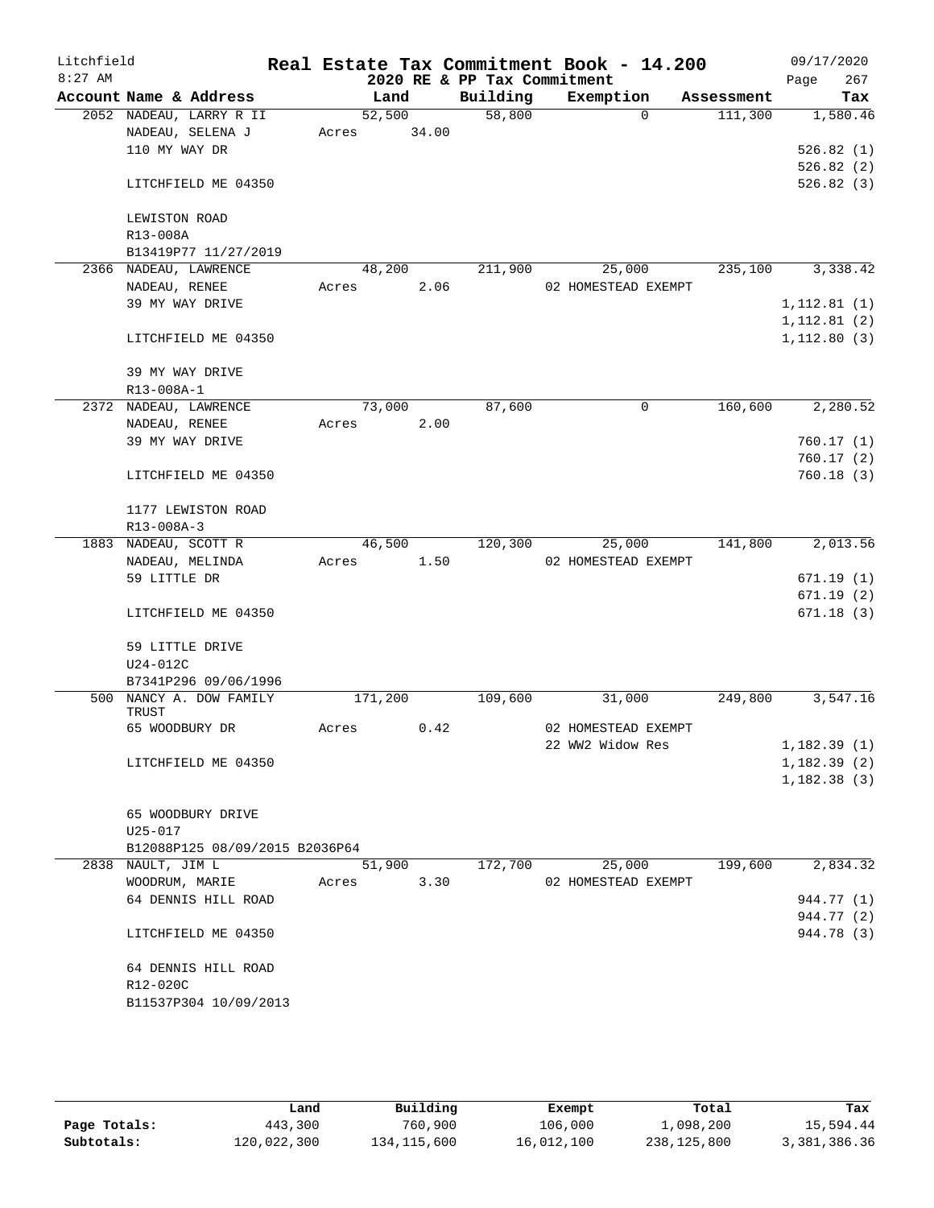# Litchfield

**Real Estate Tax Commitment Book - 14.200**
**2020 RE & PP Tax Commitment**

8:27 AM — 09/17/2020

| Account | Name & Address | Land | Building | Exemption | Assessment | Tax |
|---|---|---|---|---|---|---|
| 2052 | NADEAU, LARRY R II | 52,500 | 58,800 | 0 | 111,300 | 1,580.46 |
| | NADEAU, SELENA J | Acres 34.00 | | | | |
| | 110 MY WAY DR | | | | | 526.82 (1) |
| | | | | | | 526.82 (2) |
| | LITCHFIELD ME 04350 | | | | | 526.82 (3) |
| | LEWISTON ROAD | | | | | |
| | R13-008A | | | | | |
| | B13419P77 11/27/2019 | | | | | |
| 2366 | NADEAU, LAWRENCE | 48,200 | 211,900 | 25,000 | 235,100 | 3,338.42 |
| | NADEAU, RENEE | Acres 2.06 | | 02 HOMESTEAD EXEMPT | | |
| | 39 MY WAY DRIVE | | | | | 1,112.81 (1) |
| | | | | | | 1,112.81 (2) |
| | LITCHFIELD ME 04350 | | | | | 1,112.80 (3) |
| | 39 MY WAY DRIVE | | | | | |
| | R13-008A-1 | | | | | |
| 2372 | NADEAU, LAWRENCE | 73,000 | 87,600 | 0 | 160,600 | 2,280.52 |
| | NADEAU, RENEE | Acres 2.00 | | | | |
| | 39 MY WAY DRIVE | | | | | 760.17 (1) |
| | | | | | | 760.17 (2) |
| | LITCHFIELD ME 04350 | | | | | 760.18 (3) |
| | 1177 LEWISTON ROAD | | | | | |
| | R13-008A-3 | | | | | |
| 1883 | NADEAU, SCOTT R | 46,500 | 120,300 | 25,000 | 141,800 | 2,013.56 |
| | NADEAU, MELINDA | Acres 1.50 | | 02 HOMESTEAD EXEMPT | | |
| | 59 LITTLE DR | | | | | 671.19 (1) |
| | | | | | | 671.19 (2) |
| | LITCHFIELD ME 04350 | | | | | 671.18 (3) |
| | 59 LITTLE DRIVE | | | | | |
| | U24-012C | | | | | |
| | B7341P296 09/06/1996 | | | | | |
| 500 | NANCY A. DOW FAMILY TRUST | 171,200 | 109,600 | 31,000 | 249,800 | 3,547.16 |
| | 65 WOODBURY DR | Acres 0.42 | | 02 HOMESTEAD EXEMPT | | |
| | | | | 22 WW2 Widow Res | | 1,182.39 (1) |
| | LITCHFIELD ME 04350 | | | | | 1,182.39 (2) |
| | | | | | | 1,182.38 (3) |
| | 65 WOODBURY DRIVE | | | | | |
| | U25-017 | | | | | |
| | B12088P125 08/09/2015 B2036P64 | | | | | |
| 2838 | NAULT, JIM L | 51,900 | 172,700 | 25,000 | 199,600 | 2,834.32 |
| | WOODRUM, MARIE | Acres 3.30 | | 02 HOMESTEAD EXEMPT | | |
| | 64 DENNIS HILL ROAD | | | | | 944.77 (1) |
| | | | | | | 944.77 (2) |
| | LITCHFIELD ME 04350 | | | | | 944.78 (3) |
| | 64 DENNIS HILL ROAD | | | | | |
| | R12-020C | | | | | |
| | B11537P304 10/09/2013 | | | | | |

| | Land | Building | Exempt | Total | Tax |
|---|---|---|---|---|---|
| Page Totals: | 443,300 | 760,900 | 106,000 | 1,098,200 | 15,594.44 |
| Subtotals: | 120,022,300 | 134,115,600 | 16,012,100 | 238,125,800 | 3,381,386.36 |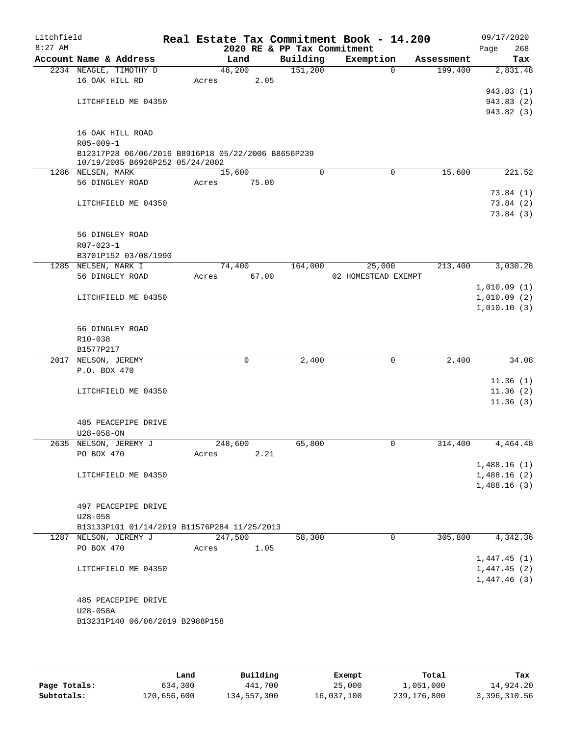Litchfield
8:27 AM

# Real Estate Tax Commitment Book - 14.200

## 2020 RE & PP Tax Commitment

09/17/2020
Page 268

| Account | Name & Address | Land | Building | Exemption | Assessment | Tax |
|---|---|---|---|---|---|---|
| 2234 | NEAGLE, TIMOTHY D<br>16 OAK HILL RD<br><br>LITCHFIELD ME 04350<br><br>16 OAK HILL ROAD<br>R05-009-1<br>B12317P28 06/06/2016 B8916P18 05/22/2006 B8656P239 10/19/2005 B6926P252 05/24/2002 | 48,200<br>Acres 2.05 | 151,200 | 0 | 199,400 | 2,831.48<br><br>943.83 (1)<br>943.83 (2)<br>943.82 (3) |
| 1286 | NELSEN, MARK<br>56 DINGLEY ROAD<br><br>LITCHFIELD ME 04350<br><br>56 DINGLEY ROAD<br>R07-023-1<br>B3701P152 03/08/1990 | 15,600<br>Acres 75.00 | 0 | 0 | 15,600 | 221.52<br><br>73.84 (1)<br>73.84 (2)<br>73.84 (3) |
| 1285 | NELSEN, MARK I<br>56 DINGLEY ROAD<br><br>LITCHFIELD ME 04350<br><br>56 DINGLEY ROAD<br>R10-038<br>B1577P217 | 74,400<br>Acres 67.00 | 164,000 | 25,000<br>02 HOMESTEAD EXEMPT | 213,400 | 3,030.28<br><br>1,010.09 (1)<br>1,010.09 (2)<br>1,010.10 (3) |
| 2017 | NELSON, JEREMY<br>P.O. BOX 470<br><br>LITCHFIELD ME 04350<br><br>485 PEACEPIPE DRIVE<br>U28-058-ON | 0 | 2,400 | 0 | 2,400 | 34.08<br><br>11.36 (1)<br>11.36 (2)<br>11.36 (3) |
| 2635 | NELSON, JEREMY J<br>PO BOX 470<br><br>LITCHFIELD ME 04350<br><br>497 PEACEPIPE DRIVE<br>U28-058<br>B13133P101 01/14/2019 B11576P284 11/25/2013 | 248,600<br>Acres 2.21 | 65,800 | 0 | 314,400 | 4,464.48<br><br>1,488.16 (1)<br>1,488.16 (2)<br>1,488.16 (3) |
| 1287 | NELSON, JEREMY J<br>PO BOX 470<br><br>LITCHFIELD ME 04350<br><br>485 PEACEPIPE DRIVE<br>U28-058A<br>B13231P140 06/06/2019 B2988P158 | 247,500<br>Acres 1.05 | 58,300 | 0 | 305,800 | 4,342.36<br><br>1,447.45 (1)<br>1,447.45 (2)<br>1,447.46 (3) |

| | Land | Building | Exempt | Total | Tax |
|---|---|---|---|---|---|
| Page Totals: | 634,300 | 441,700 | 25,000 | 1,051,000 | 14,924.20 |
| Subtotals: | 120,656,600 | 134,557,300 | 16,037,100 | 239,176,800 | 3,396,310.56 |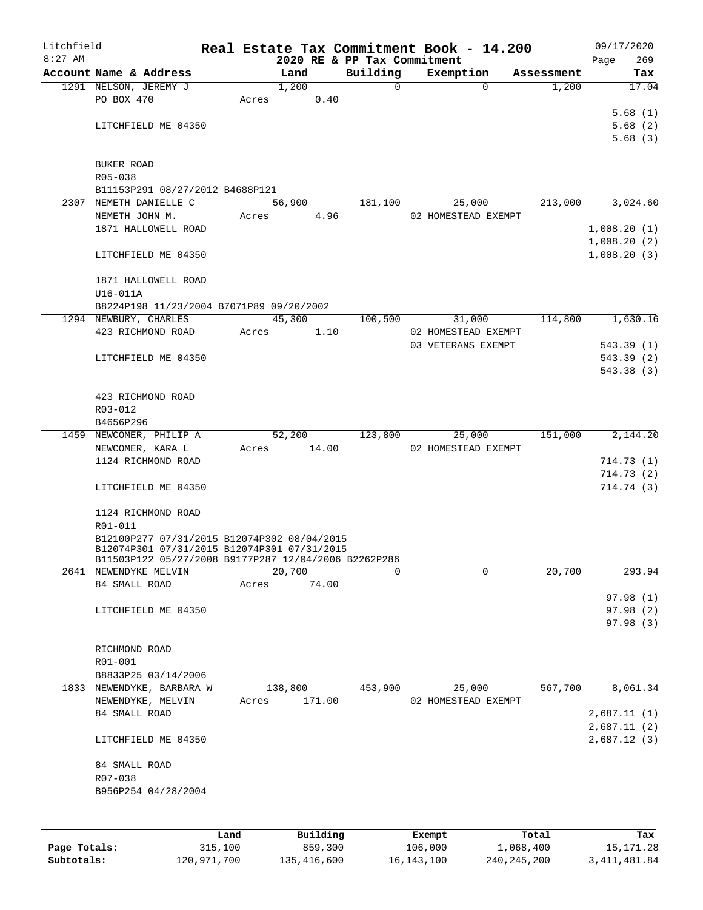# Real Estate Tax Commitment Book - 14.200

Litchfield 8:27 AM — 2020 RE & PP Tax Commitment — 09/17/2020

| Account Name & Address | Land | Building | Exemption | Assessment | Tax |
|---|---|---|---|---|---|
| 1291 NELSON, JEREMY J | 1,200 | 0 | 0 | 1,200 | 17.04 |
| PO BOX 470 | Acres 0.40 | | | | |
| | | | | | 5.68 (1) |
| LITCHFIELD ME 04350 | | | | | 5.68 (2) |
| | | | | | 5.68 (3) |
| BUKER ROAD | | | | | |
| R05-038 | | | | | |
| B11153P291 08/27/2012 B4688P121 | | | | | |
| 2307 NEMETH DANIELLE C | 56,900 | 181,100 | 25,000 | 213,000 | 3,024.60 |
| NEMETH JOHN M. | Acres 4.96 | | 02 HOMESTEAD EXEMPT | | |
| 1871 HALLOWELL ROAD | | | | | 1,008.20 (1) |
| | | | | | 1,008.20 (2) |
| LITCHFIELD ME 04350 | | | | | 1,008.20 (3) |
| 1871 HALLOWELL ROAD | | | | | |
| U16-011A | | | | | |
| B8224P198 11/23/2004 B7071P89 09/20/2002 | | | | | |
| 1294 NEWBURY, CHARLES | 45,300 | 100,500 | 31,000 | 114,800 | 1,630.16 |
| 423 RICHMOND ROAD | Acres 1.10 | | 02 HOMESTEAD EXEMPT | | |
| | | | 03 VETERANS EXEMPT | | 543.39 (1) |
| LITCHFIELD ME 04350 | | | | | 543.39 (2) |
| | | | | | 543.38 (3) |
| 423 RICHMOND ROAD | | | | | |
| R03-012 | | | | | |
| B4656P296 | | | | | |
| 1459 NEWCOMER, PHILIP A | 52,200 | 123,800 | 25,000 | 151,000 | 2,144.20 |
| NEWCOMER, KARA L | Acres 14.00 | | 02 HOMESTEAD EXEMPT | | |
| 1124 RICHMOND ROAD | | | | | 714.73 (1) |
| | | | | | 714.73 (2) |
| LITCHFIELD ME 04350 | | | | | 714.74 (3) |
| 1124 RICHMOND ROAD | | | | | |
| R01-011 | | | | | |
| B12100P277 07/31/2015 B12074P302 08/04/2015 B12074P301 07/31/2015 B12074P301 07/31/2015 B11503P122 05/27/2008 B9177P287 12/04/2006 B2262P286 | | | | | |
| 2641 NEWENDYKE MELVIN | 20,700 | 0 | 0 | 20,700 | 293.94 |
| 84 SMALL ROAD | Acres 74.00 | | | | |
| | | | | | 97.98 (1) |
| LITCHFIELD ME 04350 | | | | | 97.98 (2) |
| | | | | | 97.98 (3) |
| RICHMOND ROAD | | | | | |
| R01-001 | | | | | |
| B8833P25 03/14/2006 | | | | | |
| 1833 NEWENDYKE, BARBARA W | 138,800 | 453,900 | 25,000 | 567,700 | 8,061.34 |
| NEWENDYKE, MELVIN | Acres 171.00 | | 02 HOMESTEAD EXEMPT | | |
| 84 SMALL ROAD | | | | | 2,687.11 (1) |
| | | | | | 2,687.11 (2) |
| LITCHFIELD ME 04350 | | | | | 2,687.12 (3) |
| 84 SMALL ROAD | | | | | |
| R07-038 | | | | | |
| B956P254 04/28/2004 | | | | | |

| | Land | Building | Exempt | Total | Tax |
|---|---|---|---|---|---|
| Page Totals: | 315,100 | 859,300 | 106,000 | 1,068,400 | 15,171.28 |
| Subtotals: | 120,971,700 | 135,416,600 | 16,143,100 | 240,245,200 | 3,411,481.84 |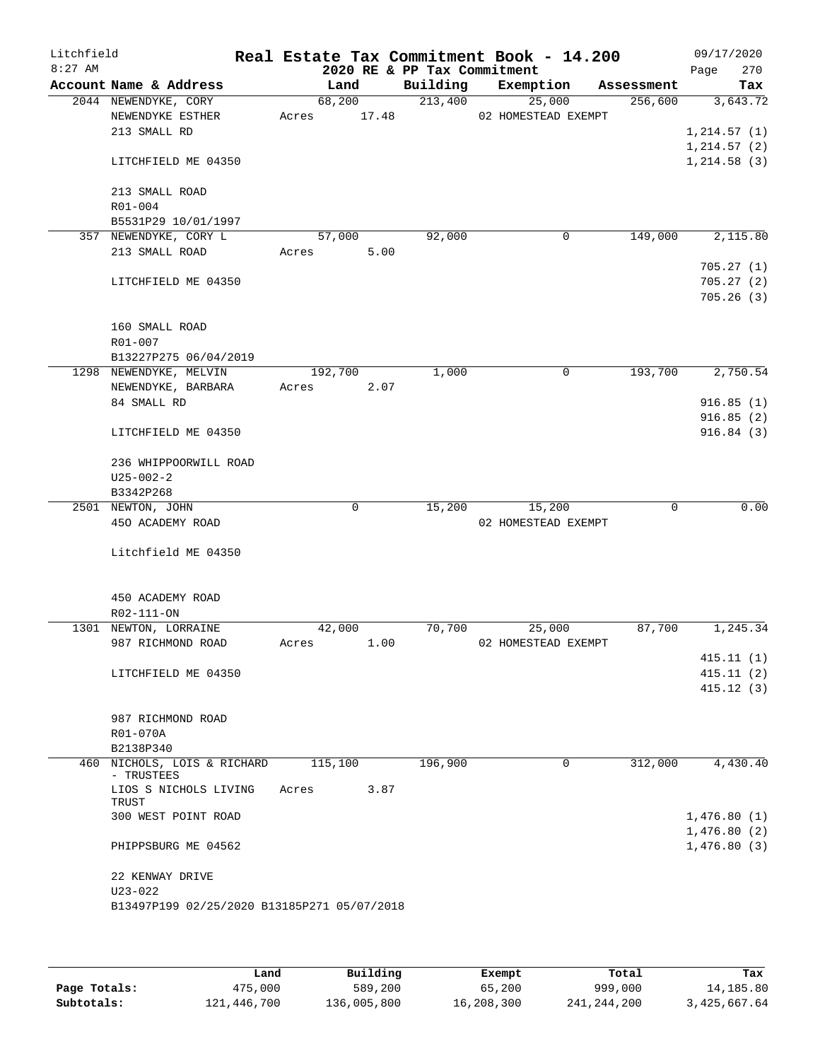# Litchfield — Real Estate Tax Commitment Book - 14.200

8:27 AM — 2020 RE & PP Tax Commitment — 09/17/2020

| Account Name & Address | Land | Building | Exemption | Assessment | Tax |
|---|---|---|---|---|---|
| 2044 NEWENDYKE, CORY | 68,200 | 213,400 | 25,000 | 256,600 | 3,643.72 |
| NEWENDYKE ESTHER | Acres 17.48 | | 02 HOMESTEAD EXEMPT | | |
| 213 SMALL RD | | | | | 1,214.57 (1) |
| | | | | | 1,214.57 (2) |
| LITCHFIELD ME 04350 | | | | | 1,214.58 (3) |
| 213 SMALL ROAD | | | | | |
| R01-004 | | | | | |
| B5531P29 10/01/1997 | | | | | |
| 357 NEWENDYKE, CORY L | 57,000 | 92,000 | 0 | 149,000 | 2,115.80 |
| 213 SMALL ROAD | Acres 5.00 | | | | |
| | | | | | 705.27 (1) |
| LITCHFIELD ME 04350 | | | | | 705.27 (2) |
| | | | | | 705.26 (3) |
| 160 SMALL ROAD | | | | | |
| R01-007 | | | | | |
| B13227P275 06/04/2019 | | | | | |
| 1298 NEWENDYKE, MELVIN | 192,700 | 1,000 | 0 | 193,700 | 2,750.54 |
| NEWENDYKE, BARBARA | Acres 2.07 | | | | |
| 84 SMALL RD | | | | | 916.85 (1) |
| | | | | | 916.85 (2) |
| LITCHFIELD ME 04350 | | | | | 916.84 (3) |
| 236 WHIPPOORWILL ROAD | | | | | |
| U25-002-2 | | | | | |
| B3342P268 | | | | | |
| 2501 NEWTON, JOHN | 0 | 15,200 | 15,200 | 0 | 0.00 |
| 450 ACADEMY ROAD | | | 02 HOMESTEAD EXEMPT | | |
| Litchfield ME 04350 | | | | | |
| 450 ACADEMY ROAD | | | | | |
| R02-111-ON | | | | | |
| 1301 NEWTON, LORRAINE | 42,000 | 70,700 | 25,000 | 87,700 | 1,245.34 |
| 987 RICHMOND ROAD | Acres 1.00 | | 02 HOMESTEAD EXEMPT | | |
| | | | | | 415.11 (1) |
| LITCHFIELD ME 04350 | | | | | 415.11 (2) |
| | | | | | 415.12 (3) |
| 987 RICHMOND ROAD | | | | | |
| R01-070A | | | | | |
| B2138P340 | | | | | |
| 460 NICHOLS, LOIS & RICHARD - TRUSTEES | 115,100 | 196,900 | 0 | 312,000 | 4,430.40 |
| LIOS S NICHOLS LIVING TRUST | Acres 3.87 | | | | |
| 300 WEST POINT ROAD | | | | | 1,476.80 (1) |
| | | | | | 1,476.80 (2) |
| PHIPPSBURG ME 04562 | | | | | 1,476.80 (3) |
| 22 KENWAY DRIVE | | | | | |
| U23-022 | | | | | |
| B13497P199 02/25/2020 B13185P271 05/07/2018 | | | | | |

| | Land | Building | Exempt | Total | Tax |
|---|---|---|---|---|---|
| Page Totals: | 475,000 | 589,200 | 65,200 | 999,000 | 14,185.80 |
| Subtotals: | 121,446,700 | 136,005,800 | 16,208,300 | 241,244,200 | 3,425,667.64 |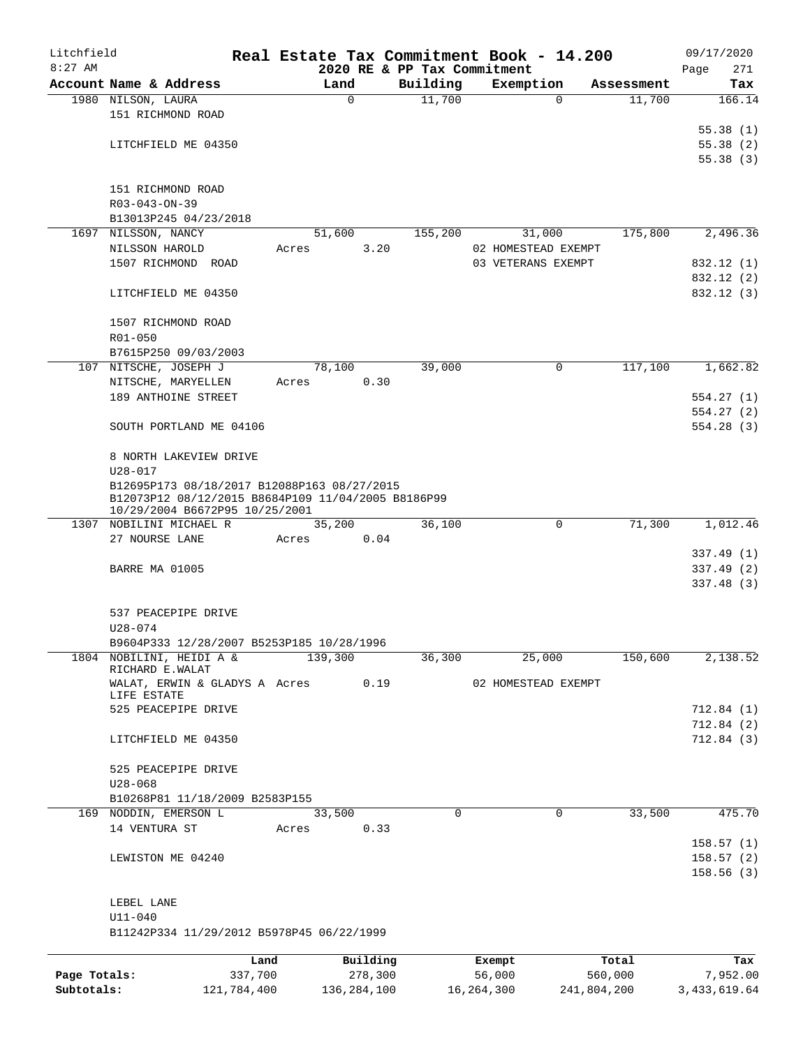# Litchfield — Real Estate Tax Commitment Book - 14.200

8:27 AM — 2020 RE & PP Tax Commitment — 09/17/2020

| Account Name & Address | Land | Building | Exemption | Assessment | Tax |
|---|---|---|---|---|---|
| 1980 NILSON, LAURA | 0 | 11,700 | 0 | 11,700 | 166.14 |
| 151 RICHMOND ROAD | | | | | |
| | | | | | 55.38 (1) |
| LITCHFIELD ME 04350 | | | | | 55.38 (2) |
| | | | | | 55.38 (3) |
| 151 RICHMOND ROAD | | | | | |
| R03-043-ON-39 | | | | | |
| B13013P245 04/23/2018 | | | | | |
| 1697 NILSSON, NANCY | 51,600 | 155,200 | 31,000 | 175,800 | 2,496.36 |
| NILSSON HAROLD | Acres 3.20 | | 02 HOMESTEAD EXEMPT | | |
| 1507 RICHMOND ROAD | | | 03 VETERANS EXEMPT | | 832.12 (1) |
| | | | | | 832.12 (2) |
| LITCHFIELD ME 04350 | | | | | 832.12 (3) |
| 1507 RICHMOND ROAD | | | | | |
| R01-050 | | | | | |
| B7615P250 09/03/2003 | | | | | |
| 107 NITSCHE, JOSEPH J | 78,100 | 39,000 | 0 | 117,100 | 1,662.82 |
| NITSCHE, MARYELLEN | Acres 0.30 | | | | |
| 189 ANTHOINE STREET | | | | | 554.27 (1) |
| | | | | | 554.27 (2) |
| SOUTH PORTLAND ME 04106 | | | | | 554.28 (3) |
| 8 NORTH LAKEVIEW DRIVE | | | | | |
| U28-017 | | | | | |
| B12695P173 08/18/2017 B12088P163 08/27/2015 | | | | | |
| B12073P12 08/12/2015 B8684P109 11/04/2005 B8186P99 | | | | | |
| 10/29/2004 B6672P95 10/25/2001 | | | | | |
| 1307 NOBILINI MICHAEL R | 35,200 | 36,100 | 0 | 71,300 | 1,012.46 |
| 27 NOURSE LANE | Acres 0.04 | | | | |
| | | | | | 337.49 (1) |
| BARRE MA 01005 | | | | | 337.49 (2) |
| | | | | | 337.48 (3) |
| 537 PEACEPIPE DRIVE | | | | | |
| U28-074 | | | | | |
| B9604P333 12/28/2007 B5253P185 10/28/1996 | | | | | |
| 1804 NOBILINI, HEIDI A & RICHARD E.WALAT | 139,300 | 36,300 | 25,000 | 150,600 | 2,138.52 |
| WALAT, ERWIN & GLADYS A LIFE ESTATE | Acres 0.19 | | 02 HOMESTEAD EXEMPT | | |
| 525 PEACEPIPE DRIVE | | | | | 712.84 (1) |
| | | | | | 712.84 (2) |
| LITCHFIELD ME 04350 | | | | | 712.84 (3) |
| 525 PEACEPIPE DRIVE | | | | | |
| U28-068 | | | | | |
| B10268P81 11/18/2009 B2583P155 | | | | | |
| 169 NODDIN, EMERSON L | 33,500 | 0 | 0 | 33,500 | 475.70 |
| 14 VENTURA ST | Acres 0.33 | | | | |
| | | | | | 158.57 (1) |
| LEWISTON ME 04240 | | | | | 158.57 (2) |
| | | | | | 158.56 (3) |
| LEBEL LANE | | | | | |
| U11-040 | | | | | |
| B11242P334 11/29/2012 B5978P45 06/22/1999 | | | | | |

| | Land | Building | Exempt | Total | Tax |
|---|---|---|---|---|---|
| Page Totals: | 337,700 | 278,300 | 56,000 | 560,000 | 7,952.00 |
| Subtotals: | 121,784,400 | 136,284,100 | 16,264,300 | 241,804,200 | 3,433,619.64 |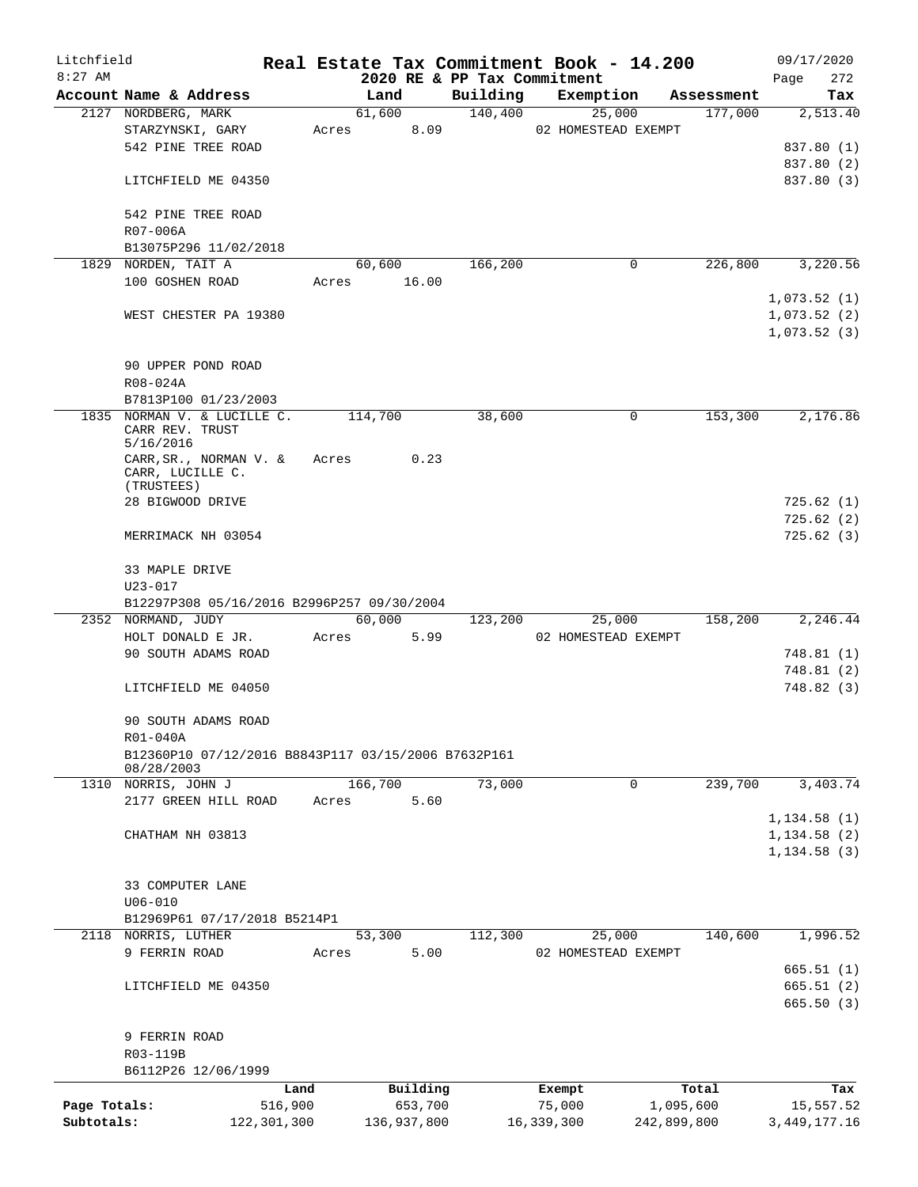Litchfield
8:27 AM

# Real Estate Tax Commitment Book - 14.200

## 2020 RE & PP Tax Commitment

09/17/2020
Page 272

| Account Name & Address | Land | Building | Exemption | Assessment | Tax |
|---|---|---|---|---|---|
| 2127 NORDBERG, MARK | 61,600 | 140,400 | 25,000 | 177,000 | 2,513.40 |
| STARZYNSKI, GARY | Acres 8.09 | | 02 HOMESTEAD EXEMPT | | |
| 542 PINE TREE ROAD | | | | | 837.80 (1) |
| | | | | | 837.80 (2) |
| LITCHFIELD ME 04350 | | | | | 837.80 (3) |
| 542 PINE TREE ROAD | | | | | |
| R07-006A | | | | | |
| B13075P296 11/02/2018 | | | | | |
| 1829 NORDEN, TAIT A | 60,600 | 166,200 | 0 | 226,800 | 3,220.56 |
| 100 GOSHEN ROAD | Acres 16.00 | | | | |
| | | | | | 1,073.52 (1) |
| WEST CHESTER PA 19380 | | | | | 1,073.52 (2) |
| | | | | | 1,073.52 (3) |
| 90 UPPER POND ROAD | | | | | |
| R08-024A | | | | | |
| B7813P100 01/23/2003 | | | | | |
| 1835 NORMAN V. & LUCILLE C. CARR REV. TRUST 5/16/2016 | 114,700 | 38,600 | 0 | 153,300 | 2,176.86 |
| CARR,SR., NORMAN V. & CARR, LUCILLE C. (TRUSTEES) | Acres 0.23 | | | | |
| 28 BIGWOOD DRIVE | | | | | 725.62 (1) |
| | | | | | 725.62 (2) |
| MERRIMACK NH 03054 | | | | | 725.62 (3) |
| 33 MAPLE DRIVE | | | | | |
| U23-017 | | | | | |
| B12297P308 05/16/2016 B2996P257 09/30/2004 | | | | | |
| 2352 NORMAND, JUDY | 60,000 | 123,200 | 25,000 | 158,200 | 2,246.44 |
| HOLT DONALD E JR. | Acres 5.99 | | 02 HOMESTEAD EXEMPT | | |
| 90 SOUTH ADAMS ROAD | | | | | 748.81 (1) |
| | | | | | 748.81 (2) |
| LITCHFIELD ME 04050 | | | | | 748.82 (3) |
| 90 SOUTH ADAMS ROAD | | | | | |
| R01-040A | | | | | |
| B12360P10 07/12/2016 B8843P117 03/15/2006 B7632P161 08/28/2003 | | | | | |
| 1310 NORRIS, JOHN J | 166,700 | 73,000 | 0 | 239,700 | 3,403.74 |
| 2177 GREEN HILL ROAD | Acres 5.60 | | | | |
| | | | | | 1,134.58 (1) |
| CHATHAM NH 03813 | | | | | 1,134.58 (2) |
| | | | | | 1,134.58 (3) |
| 33 COMPUTER LANE | | | | | |
| U06-010 | | | | | |
| B12969P61 07/17/2018 B5214P1 | | | | | |
| 2118 NORRIS, LUTHER | 53,300 | 112,300 | 25,000 | 140,600 | 1,996.52 |
| 9 FERRIN ROAD | Acres 5.00 | | 02 HOMESTEAD EXEMPT | | |
| | | | | | 665.51 (1) |
| LITCHFIELD ME 04350 | | | | | 665.51 (2) |
| | | | | | 665.50 (3) |
| 9 FERRIN ROAD | | | | | |
| R03-119B | | | | | |
| B6112P26 12/06/1999 | | | | | |

| | Land | Building | Exempt | Total | Tax |
|---|---|---|---|---|---|
| Page Totals: | 516,900 | 653,700 | 75,000 | 1,095,600 | 15,557.52 |
| Subtotals: | 122,301,300 | 136,937,800 | 16,339,300 | 242,899,800 | 3,449,177.16 |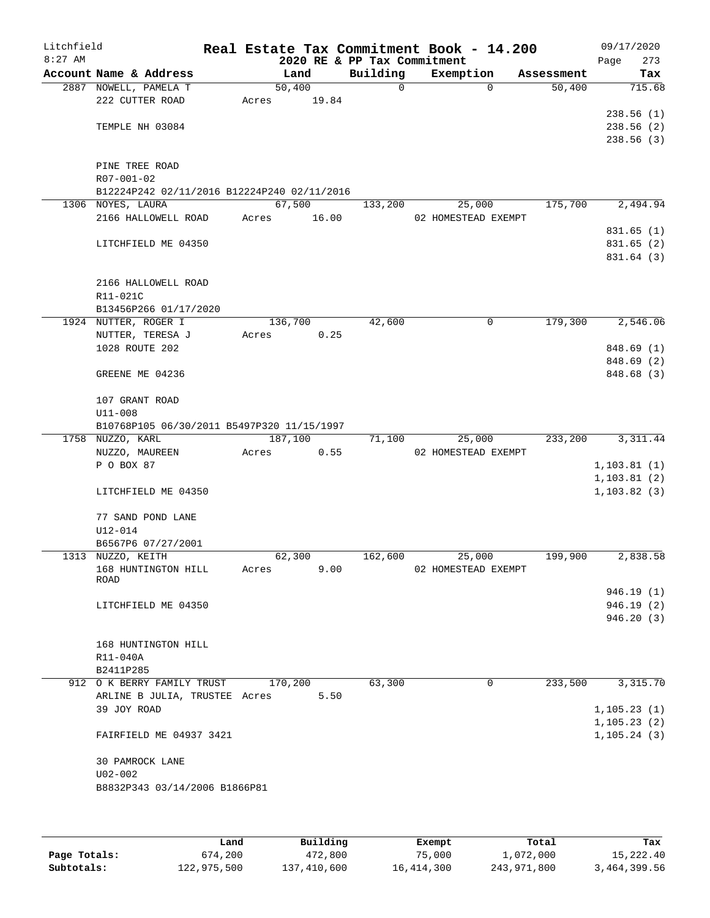Litchfield
8:27 AM

**Real Estate Tax Commitment Book - 14.200**
**2020 RE & PP Tax Commitment**

09/17/2020
Page 273

| Account Name & Address | Land | Building | Exemption | Assessment | Tax |
|---|---|---|---|---|---|
| 2887 NOWELL, PAMELA T | 50,400 | 0 | 0 | 50,400 | 715.68 |
| 222 CUTTER ROAD | Acres 19.84 | | | | |
| | | | | | 238.56 (1) |
| TEMPLE NH 03084 | | | | | 238.56 (2) |
| | | | | | 238.56 (3) |
| PINE TREE ROAD | | | | | |
| R07-001-02 | | | | | |
| B12224P242 02/11/2016 B12224P240 02/11/2016 | | | | | |
| 1306 NOYES, LAURA | 67,500 | 133,200 | 25,000 | 175,700 | 2,494.94 |
| 2166 HALLOWELL ROAD | Acres 16.00 | | 02 HOMESTEAD EXEMPT | | |
| | | | | | 831.65 (1) |
| LITCHFIELD ME 04350 | | | | | 831.65 (2) |
| | | | | | 831.64 (3) |
| 2166 HALLOWELL ROAD | | | | | |
| R11-021C | | | | | |
| B13456P266 01/17/2020 | | | | | |
| 1924 NUTTER, ROGER I | 136,700 | 42,600 | 0 | 179,300 | 2,546.06 |
| NUTTER, TERESA J | Acres 0.25 | | | | |
| 1028 ROUTE 202 | | | | | 848.69 (1) |
| | | | | | 848.69 (2) |
| GREENE ME 04236 | | | | | 848.68 (3) |
| 107 GRANT ROAD | | | | | |
| U11-008 | | | | | |
| B10768P105 06/30/2011 B5497P320 11/15/1997 | | | | | |
| 1758 NUZZO, KARL | 187,100 | 71,100 | 25,000 | 233,200 | 3,311.44 |
| NUZZO, MAUREEN | Acres 0.55 | | 02 HOMESTEAD EXEMPT | | |
| P O BOX 87 | | | | | 1,103.81 (1) |
| | | | | | 1,103.81 (2) |
| LITCHFIELD ME 04350 | | | | | 1,103.82 (3) |
| 77 SAND POND LANE | | | | | |
| U12-014 | | | | | |
| B6567P6 07/27/2001 | | | | | |
| 1313 NUZZO, KEITH | 62,300 | 162,600 | 25,000 | 199,900 | 2,838.58 |
| 168 HUNTINGTON HILL ROAD | Acres 9.00 | | 02 HOMESTEAD EXEMPT | | |
| | | | | | 946.19 (1) |
| LITCHFIELD ME 04350 | | | | | 946.19 (2) |
| | | | | | 946.20 (3) |
| 168 HUNTINGTON HILL | | | | | |
| R11-040A | | | | | |
| B2411P285 | | | | | |
| 912 O K BERRY FAMILY TRUST | 170,200 | 63,300 | 0 | 233,500 | 3,315.70 |
| ARLINE B JULIA, TRUSTEE | Acres 5.50 | | | | |
| 39 JOY ROAD | | | | | 1,105.23 (1) |
| | | | | | 1,105.23 (2) |
| FAIRFIELD ME 04937 3421 | | | | | 1,105.24 (3) |
| 30 PAMROCK LANE | | | | | |
| U02-002 | | | | | |
| B8832P343 03/14/2006 B1866P81 | | | | | |

| | Land | Building | Exempt | Total | Tax |
|---|---|---|---|---|---|
| Page Totals: | 674,200 | 472,800 | 75,000 | 1,072,000 | 15,222.40 |
| Subtotals: | 122,975,500 | 137,410,600 | 16,414,300 | 243,971,800 | 3,464,399.56 |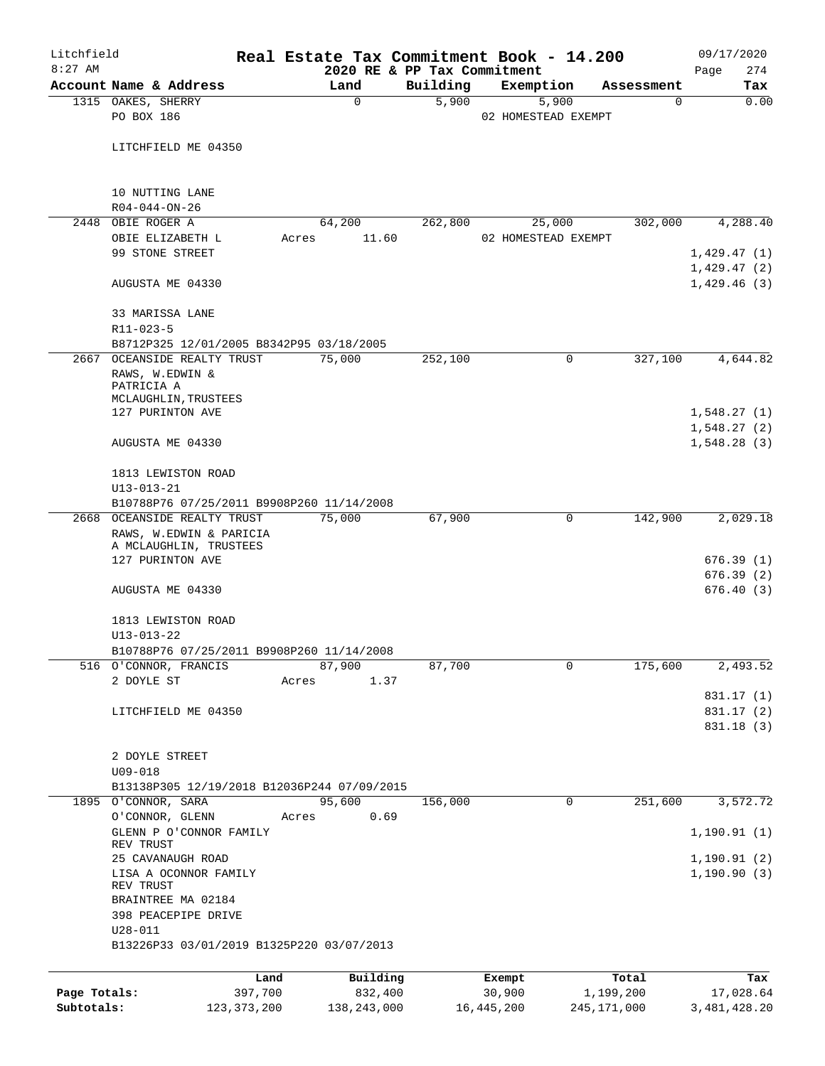Litchfield 8:27 AM

**Real Estate Tax Commitment Book - 14.200**
**2020 RE & PP Tax Commitment**

09/17/2020

| Account Name & Address | Land | Building | Exemption | Assessment | Tax |
|---|---|---|---|---|---|
| 1315 OAKES, SHERRY<br>PO BOX 186<br><br>LITCHFIELD ME 04350<br><br>10 NUTTING LANE<br>R04-044-ON-26 | 0 | 5,900 | 5,900<br>02 HOMESTEAD EXEMPT | 0 | 0.00 |
| 2448 OBIE ROGER A<br>OBIE ELIZABETH L<br>99 STONE STREET<br><br>AUGUSTA ME 04330<br><br>33 MARISSA LANE<br>R11-023-5<br>B8712P325 12/01/2005 B8342P95 03/18/2005 | 64,200<br>Acres 11.60 | 262,800 | 25,000<br>02 HOMESTEAD EXEMPT | 302,000 | 4,288.40<br><br>1,429.47 (1)<br>1,429.47 (2)<br>1,429.46 (3) |
| 2667 OCEANSIDE REALTY TRUST<br>RAWS, W.EDWIN &<br>PATRICIA A<br>MCLAUGHLIN,TRUSTEES<br>127 PURINTON AVE<br><br>AUGUSTA ME 04330<br><br>1813 LEWISTON ROAD<br>U13-013-21<br>B10788P76 07/25/2011 B9908P260 11/14/2008 | 75,000 | 252,100 | 0 | 327,100 | 4,644.82<br><br>1,548.27 (1)<br>1,548.27 (2)<br>1,548.28 (3) |
| 2668 OCEANSIDE REALTY TRUST<br>RAWS, W.EDWIN & PARICIA<br>A MCLAUGHLIN, TRUSTEES<br>127 PURINTON AVE<br><br>AUGUSTA ME 04330<br><br>1813 LEWISTON ROAD<br>U13-013-22<br>B10788P76 07/25/2011 B9908P260 11/14/2008 | 75,000 | 67,900 | 0 | 142,900 | 2,029.18<br><br>676.39 (1)<br>676.39 (2)<br>676.40 (3) |
| 516 O'CONNOR, FRANCIS<br>2 DOYLE ST<br><br>LITCHFIELD ME 04350<br><br>2 DOYLE STREET<br>U09-018<br>B13138P305 12/19/2018 B12036P244 07/09/2015 | 87,900<br>Acres 1.37 | 87,700 | 0 | 175,600 | 2,493.52<br><br>831.17 (1)<br>831.17 (2)<br>831.18 (3) |
| 1895 O'CONNOR, SARA<br>O'CONNOR, GLENN<br>GLENN P O'CONNOR FAMILY<br>REV TRUST<br>25 CAVANAUGH ROAD<br>LISA A OCONNOR FAMILY<br>REV TRUST<br>BRAINTREE MA 02184<br>398 PEACEPIPE DRIVE<br>U28-011<br>B13226P33 03/01/2019 B1325P220 03/07/2013 | 95,600<br>Acres 0.69 | 156,000 | 0 | 251,600 | 3,572.72<br><br>1,190.91 (1)<br><br>1,190.91 (2)<br>1,190.90 (3) |

| | Land | Building | Exempt | Total | Tax |
|---|---|---|---|---|---|
| **Page Totals:** | 397,700 | 832,400 | 30,900 | 1,199,200 | 17,028.64 |
| **Subtotals:** | 123,373,200 | 138,243,000 | 16,445,200 | 245,171,000 | 3,481,428.20 |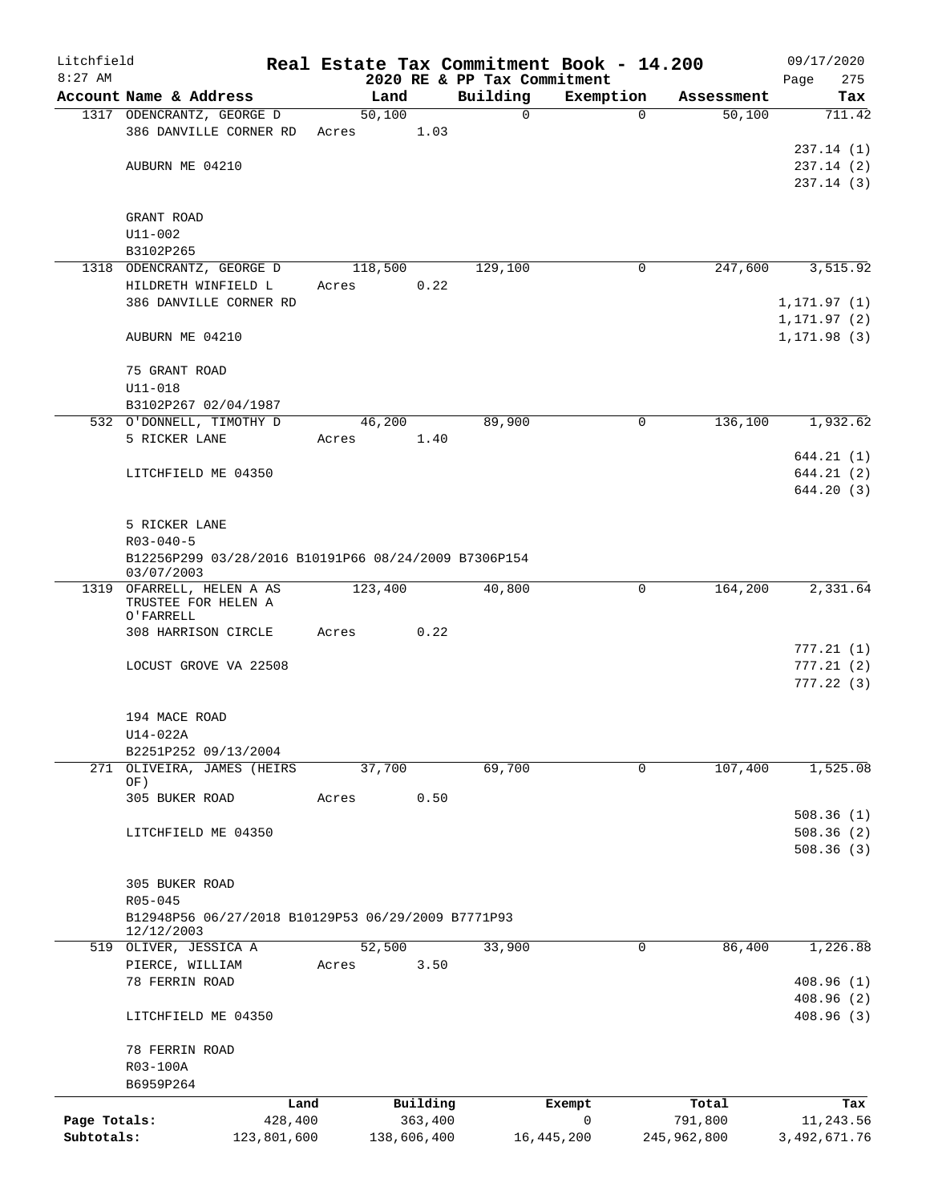# Real Estate Tax Commitment Book - 14.200

Litchfield
8:27 AM

2020 RE & PP Tax Commitment

09/17/2020

| Account Name & Address | Land | Building | Exemption | Assessment | Tax |
|---|---|---|---|---|---|
| 1317 ODENCRANTZ, GEORGE D | 50,100 | 0 | 0 | 50,100 | 711.42 |
| 386 DANVILLE CORNER RD | Acres 1.03 | | | | |
| | | | | | 237.14 (1) |
| AUBURN ME 04210 | | | | | 237.14 (2) |
| | | | | | 237.14 (3) |
| GRANT ROAD | | | | | |
| U11-002 | | | | | |
| B3102P265 | | | | | |
| 1318 ODENCRANTZ, GEORGE D | 118,500 | 129,100 | 0 | 247,600 | 3,515.92 |
| HILDRETH WINFIELD L | Acres 0.22 | | | | |
| 386 DANVILLE CORNER RD | | | | | 1,171.97 (1) |
| | | | | | 1,171.97 (2) |
| AUBURN ME 04210 | | | | | 1,171.98 (3) |
| 75 GRANT ROAD | | | | | |
| U11-018 | | | | | |
| B3102P267 02/04/1987 | | | | | |
| 532 O'DONNELL, TIMOTHY D | 46,200 | 89,900 | 0 | 136,100 | 1,932.62 |
| 5 RICKER LANE | Acres 1.40 | | | | |
| | | | | | 644.21 (1) |
| LITCHFIELD ME 04350 | | | | | 644.21 (2) |
| | | | | | 644.20 (3) |
| 5 RICKER LANE | | | | | |
| R03-040-5 | | | | | |
| B12256P299 03/28/2016 B10191P66 08/24/2009 B7306P154 03/07/2003 | | | | | |
| 1319 OFARRELL, HELEN A AS TRUSTEE FOR HELEN A O'FARRELL | 123,400 | 40,800 | 0 | 164,200 | 2,331.64 |
| 308 HARRISON CIRCLE | Acres 0.22 | | | | |
| | | | | | 777.21 (1) |
| LOCUST GROVE VA 22508 | | | | | 777.21 (2) |
| | | | | | 777.22 (3) |
| 194 MACE ROAD | | | | | |
| U14-022A | | | | | |
| B2251P252 09/13/2004 | | | | | |
| 271 OLIVEIRA, JAMES (HEIRS OF) | 37,700 | 69,700 | 0 | 107,400 | 1,525.08 |
| 305 BUKER ROAD | Acres 0.50 | | | | |
| | | | | | 508.36 (1) |
| LITCHFIELD ME 04350 | | | | | 508.36 (2) |
| | | | | | 508.36 (3) |
| 305 BUKER ROAD | | | | | |
| R05-045 | | | | | |
| B12948P56 06/27/2018 B10129P53 06/29/2009 B7771P93 12/12/2003 | | | | | |
| 519 OLIVER, JESSICA A | 52,500 | 33,900 | 0 | 86,400 | 1,226.88 |
| PIERCE, WILLIAM | Acres 3.50 | | | | |
| 78 FERRIN ROAD | | | | | 408.96 (1) |
| | | | | | 408.96 (2) |
| LITCHFIELD ME 04350 | | | | | 408.96 (3) |
| 78 FERRIN ROAD | | | | | |
| R03-100A | | | | | |
| B6959P264 | | | | | |

| | Land | Building | Exempt | Total | Tax |
|---|---|---|---|---|---|
| Page Totals: | 428,400 | 363,400 | 0 | 791,800 | 11,243.56 |
| Subtotals: | 123,801,600 | 138,606,400 | 16,445,200 | 245,962,800 | 3,492,671.76 |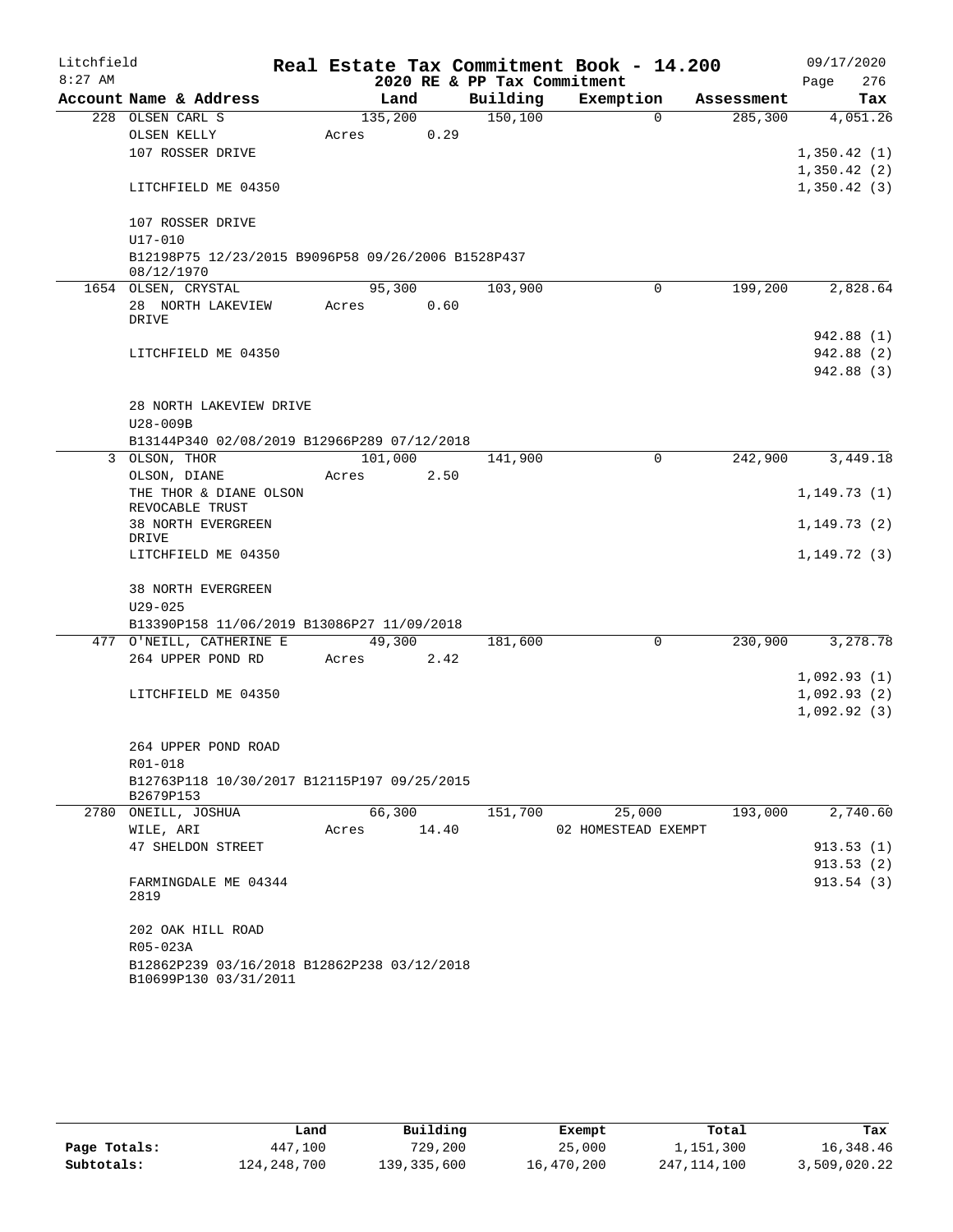Litchfield
8:27 AM

# Real Estate Tax Commitment Book - 14.200

## 2020 RE & PP Tax Commitment

09/17/2020
Page 276

| Account Name & Address | Land | Building | Exemption | Assessment | Tax |
|---|---|---|---|---|---|
| 228 OLSEN CARL S | 135,200 | 150,100 | 0 | 285,300 | 4,051.26 |
| OLSEN KELLY | Acres 0.29 | | | | |
| 107 ROSSER DRIVE | | | | | 1,350.42 (1) |
| | | | | | 1,350.42 (2) |
| LITCHFIELD ME 04350 | | | | | 1,350.42 (3) |
| 107 ROSSER DRIVE | | | | | |
| U17-010 | | | | | |
| B12198P75 12/23/2015 B9096P58 09/26/2006 B1528P437 08/12/1970 | | | | | |
| 1654 OLSEN, CRYSTAL | 95,300 | 103,900 | 0 | 199,200 | 2,828.64 |
| 28 NORTH LAKEVIEW DRIVE | Acres 0.60 | | | | |
| | | | | | 942.88 (1) |
| LITCHFIELD ME 04350 | | | | | 942.88 (2) |
| | | | | | 942.88 (3) |
| 28 NORTH LAKEVIEW DRIVE | | | | | |
| U28-009B | | | | | |
| B13144P340 02/08/2019 B12966P289 07/12/2018 | | | | | |
| 3 OLSON, THOR | 101,000 | 141,900 | 0 | 242,900 | 3,449.18 |
| OLSON, DIANE | Acres 2.50 | | | | |
| THE THOR & DIANE OLSON REVOCABLE TRUST | | | | | 1,149.73 (1) |
| 38 NORTH EVERGREEN DRIVE | | | | | 1,149.73 (2) |
| LITCHFIELD ME 04350 | | | | | 1,149.72 (3) |
| 38 NORTH EVERGREEN | | | | | |
| U29-025 | | | | | |
| B13390P158 11/06/2019 B13086P27 11/09/2018 | | | | | |
| 477 O'NEILL, CATHERINE E | 49,300 | 181,600 | 0 | 230,900 | 3,278.78 |
| 264 UPPER POND RD | Acres 2.42 | | | | |
| | | | | | 1,092.93 (1) |
| LITCHFIELD ME 04350 | | | | | 1,092.93 (2) |
| | | | | | 1,092.92 (3) |
| 264 UPPER POND ROAD | | | | | |
| R01-018 | | | | | |
| B12763P118 10/30/2017 B12115P197 09/25/2015 B2679P153 | | | | | |
| 2780 ONEILL, JOSHUA | 66,300 | 151,700 | 25,000 | 193,000 | 2,740.60 |
| WILE, ARI | Acres 14.40 | | 02 HOMESTEAD EXEMPT | | |
| 47 SHELDON STREET | | | | | 913.53 (1) |
| | | | | | 913.53 (2) |
| FARMINGDALE ME 04344 2819 | | | | | 913.54 (3) |
| 202 OAK HILL ROAD | | | | | |
| R05-023A | | | | | |
| B12862P239 03/16/2018 B12862P238 03/12/2018 B10699P130 03/31/2011 | | | | | |

| | Land | Building | Exempt | Total | Tax |
|---|---|---|---|---|---|
| Page Totals: | 447,100 | 729,200 | 25,000 | 1,151,300 | 16,348.46 |
| Subtotals: | 124,248,700 | 139,335,600 | 16,470,200 | 247,114,100 | 3,509,020.22 |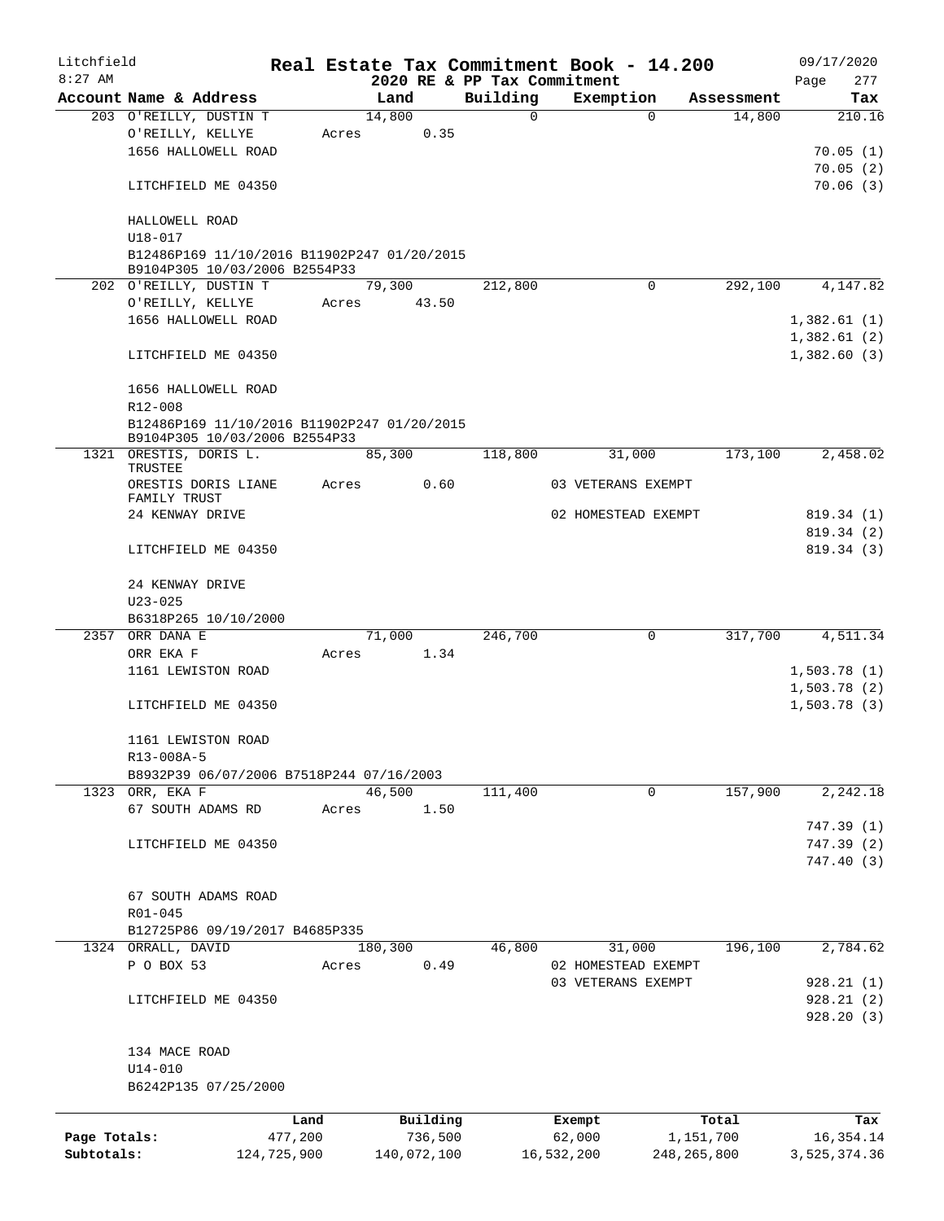# Real Estate Tax Commitment Book - 14.200

Litchfield
8:27 AM

2020 RE & PP Tax Commitment

09/17/2020

| Account Name & Address | Land | Building | Exemption | Assessment | Tax |
|---|---|---|---|---|---|
| 203 O'REILLY, DUSTIN T | 14,800 | 0 | 0 | 14,800 | 210.16 |
| O'REILLY, KELLYE | Acres 0.35 | | | | |
| 1656 HALLOWELL ROAD | | | | | 70.05 (1) |
| | | | | | 70.05 (2) |
| LITCHFIELD ME 04350 | | | | | 70.06 (3) |
| HALLOWELL ROAD | | | | | |
| U18-017 | | | | | |
| B12486P169 11/10/2016 B11902P247 01/20/2015 B9104P305 10/03/2006 B2554P33 | | | | | |
| 202 O'REILLY, DUSTIN T | 79,300 | 212,800 | 0 | 292,100 | 4,147.82 |
| O'REILLY, KELLYE | Acres 43.50 | | | | |
| 1656 HALLOWELL ROAD | | | | | 1,382.61 (1) |
| | | | | | 1,382.61 (2) |
| LITCHFIELD ME 04350 | | | | | 1,382.60 (3) |
| 1656 HALLOWELL ROAD | | | | | |
| R12-008 | | | | | |
| B12486P169 11/10/2016 B11902P247 01/20/2015 B9104P305 10/03/2006 B2554P33 | | | | | |
| 1321 ORESTIS, DORIS L. TRUSTEE | 85,300 | 118,800 | 31,000 | 173,100 | 2,458.02 |
| ORESTIS DORIS LIANE FAMILY TRUST | Acres 0.60 | | 03 VETERANS EXEMPT | | |
| 24 KENWAY DRIVE | | | 02 HOMESTEAD EXEMPT | | 819.34 (1) |
| | | | | | 819.34 (2) |
| LITCHFIELD ME 04350 | | | | | 819.34 (3) |
| 24 KENWAY DRIVE | | | | | |
| U23-025 | | | | | |
| B6318P265 10/10/2000 | | | | | |
| 2357 ORR DANA E | 71,000 | 246,700 | 0 | 317,700 | 4,511.34 |
| ORR EKA F | Acres 1.34 | | | | |
| 1161 LEWISTON ROAD | | | | | 1,503.78 (1) |
| | | | | | 1,503.78 (2) |
| LITCHFIELD ME 04350 | | | | | 1,503.78 (3) |
| 1161 LEWISTON ROAD | | | | | |
| R13-008A-5 | | | | | |
| B8932P39 06/07/2006 B7518P244 07/16/2003 | | | | | |
| 1323 ORR, EKA F | 46,500 | 111,400 | 0 | 157,900 | 2,242.18 |
| 67 SOUTH ADAMS RD | Acres 1.50 | | | | |
| | | | | | 747.39 (1) |
| LITCHFIELD ME 04350 | | | | | 747.39 (2) |
| | | | | | 747.40 (3) |
| 67 SOUTH ADAMS ROAD | | | | | |
| R01-045 | | | | | |
| B12725P86 09/19/2017 B4685P335 | | | | | |
| 1324 ORRALL, DAVID | 180,300 | 46,800 | 31,000 | 196,100 | 2,784.62 |
| P O BOX 53 | Acres 0.49 | | 02 HOMESTEAD EXEMPT | | |
| | | | 03 VETERANS EXEMPT | | 928.21 (1) |
| LITCHFIELD ME 04350 | | | | | 928.21 (2) |
| | | | | | 928.20 (3) |
| 134 MACE ROAD | | | | | |
| U14-010 | | | | | |
| B6242P135 07/25/2000 | | | | | |

| | Land | Building | Exempt | Total | Tax |
|---|---|---|---|---|---|
| Page Totals: | 477,200 | 736,500 | 62,000 | 1,151,700 | 16,354.14 |
| Subtotals: | 124,725,900 | 140,072,100 | 16,532,200 | 248,265,800 | 3,525,374.36 |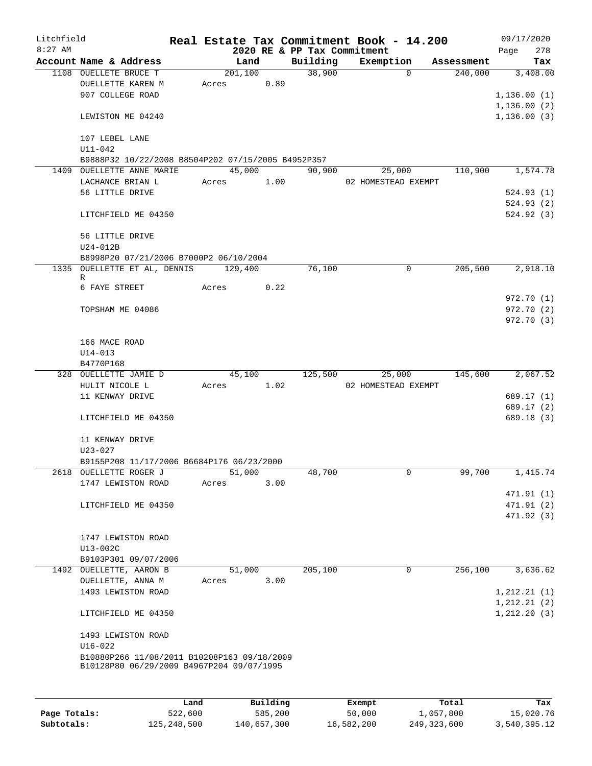Litchfield
8:27 AM

**Real Estate Tax Commitment Book - 14.200**
**2020 RE & PP Tax Commitment**

09/17/2020

| Account Name & Address | Land | Building | Exemption | Assessment | Tax |
|---|---|---|---|---|---|
| 1108 OUELLETE BRUCE T | 201,100 | 38,900 | 0 | 240,000 | 3,408.00 |
| OUELLETTE KAREN M | Acres 0.89 | | | | |
| 907 COLLEGE ROAD | | | | | 1,136.00 (1) |
| | | | | | 1,136.00 (2) |
| LEWISTON ME 04240 | | | | | 1,136.00 (3) |
| 107 LEBEL LANE | | | | | |
| U11-042 | | | | | |
| B9888P32 10/22/2008 B8504P202 07/15/2005 B4952P357 | | | | | |
| 1409 OUELLETTE ANNE MARIE | 45,000 | 90,900 | 25,000 | 110,900 | 1,574.78 |
| LACHANCE BRIAN L | Acres 1.00 | | 02 HOMESTEAD EXEMPT | | |
| 56 LITTLE DRIVE | | | | | 524.93 (1) |
| | | | | | 524.93 (2) |
| LITCHFIELD ME 04350 | | | | | 524.92 (3) |
| 56 LITTLE DRIVE | | | | | |
| U24-012B | | | | | |
| B8998P20 07/21/2006 B7000P2 06/10/2004 | | | | | |
| 1335 OUELLETTE ET AL, DENNIS R | 129,400 | 76,100 | 0 | 205,500 | 2,918.10 |
| 6 FAYE STREET | Acres 0.22 | | | | |
| | | | | | 972.70 (1) |
| TOPSHAM ME 04086 | | | | | 972.70 (2) |
| | | | | | 972.70 (3) |
| 166 MACE ROAD | | | | | |
| U14-013 | | | | | |
| B4770P168 | | | | | |
| 328 OUELLETTE JAMIE D | 45,100 | 125,500 | 25,000 | 145,600 | 2,067.52 |
| HULIT NICOLE L | Acres 1.02 | | 02 HOMESTEAD EXEMPT | | |
| 11 KENWAY DRIVE | | | | | 689.17 (1) |
| | | | | | 689.17 (2) |
| LITCHFIELD ME 04350 | | | | | 689.18 (3) |
| 11 KENWAY DRIVE | | | | | |
| U23-027 | | | | | |
| B9155P208 11/17/2006 B6684P176 06/23/2000 | | | | | |
| 2618 OUELLETTE ROGER J | 51,000 | 48,700 | 0 | 99,700 | 1,415.74 |
| 1747 LEWISTON ROAD | Acres 3.00 | | | | |
| | | | | | 471.91 (1) |
| LITCHFIELD ME 04350 | | | | | 471.91 (2) |
| | | | | | 471.92 (3) |
| 1747 LEWISTON ROAD | | | | | |
| U13-002C | | | | | |
| B9103P301 09/07/2006 | | | | | |
| 1492 OUELLETTE, AARON B | 51,000 | 205,100 | 0 | 256,100 | 3,636.62 |
| OUELLETTE, ANNA M | Acres 3.00 | | | | |
| 1493 LEWISTON ROAD | | | | | 1,212.21 (1) |
| | | | | | 1,212.21 (2) |
| LITCHFIELD ME 04350 | | | | | 1,212.20 (3) |
| 1493 LEWISTON ROAD | | | | | |
| U16-022 | | | | | |
| B10880P266 11/08/2011 B10208P163 09/18/2009 B10128P80 06/29/2009 B4967P204 09/07/1995 | | | | | |

| | Land | Building | Exempt | Total | Tax |
|---|---|---|---|---|---|
| Page Totals: | 522,600 | 585,200 | 50,000 | 1,057,800 | 15,020.76 |
| Subtotals: | 125,248,500 | 140,657,300 | 16,582,200 | 249,323,600 | 3,540,395.12 |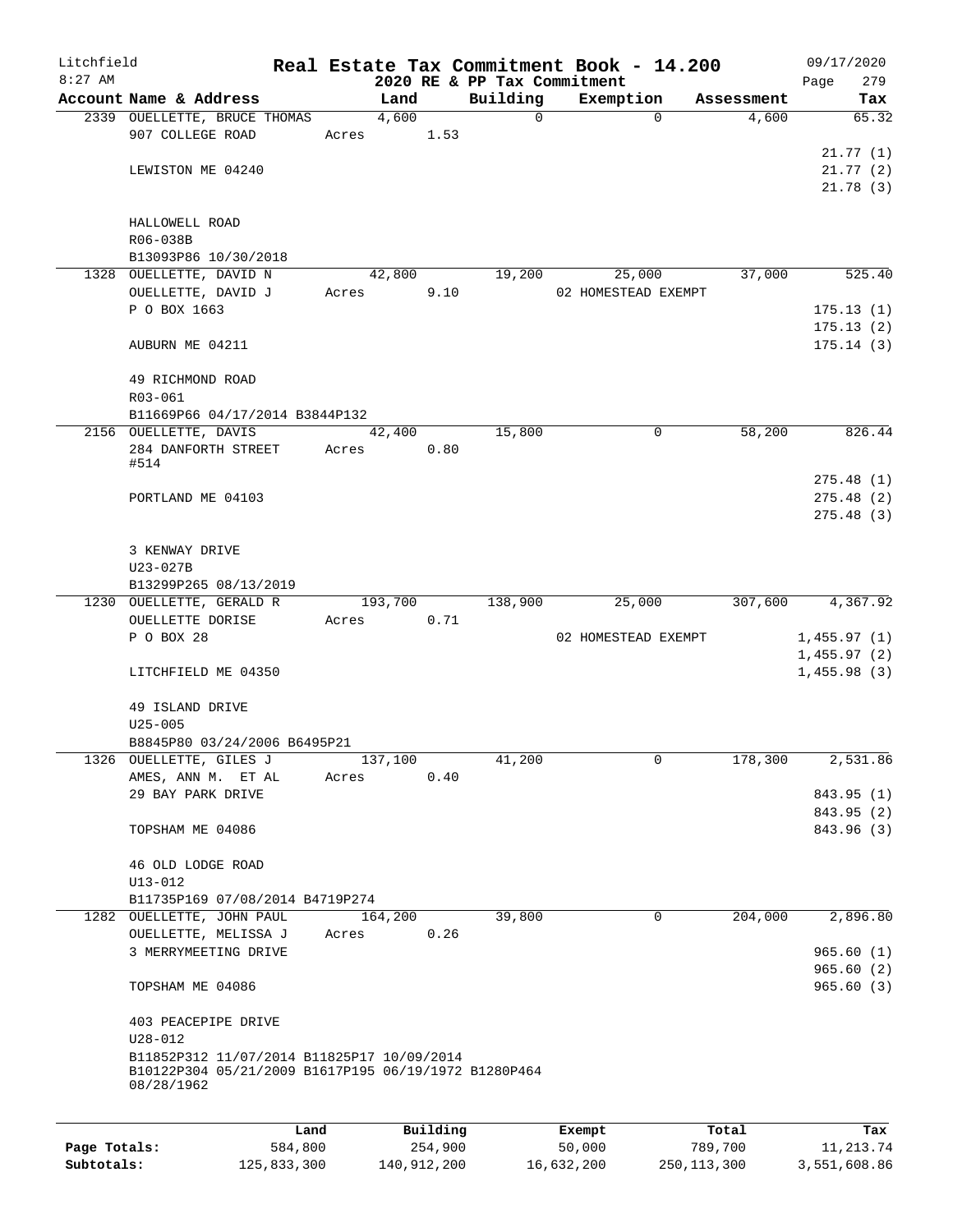Litchfield
8:27 AM

# Real Estate Tax Commitment Book - 14.200

2020 RE & PP Tax Commitment

09/17/2020

| Account Name & Address | Land | Building | Exemption | Assessment | Tax |
|---|---|---|---|---|---|
| 2339 OUELLETTE, BRUCE THOMAS | 4,600 | 0 | 0 | 4,600 | 65.32 |
| 907 COLLEGE ROAD | Acres 1.53 | | | | |
| | | | | | 21.77 (1) |
| LEWISTON ME 04240 | | | | | 21.77 (2) |
| | | | | | 21.78 (3) |
| HALLOWELL ROAD | | | | | |
| R06-038B | | | | | |
| B13093P86 10/30/2018 | | | | | |
| 1328 OUELLETTE, DAVID N | 42,800 | 19,200 | 25,000 | 37,000 | 525.40 |
| OUELLETTE, DAVID J | Acres 9.10 | | 02 HOMESTEAD EXEMPT | | |
| P O BOX 1663 | | | | | 175.13 (1) |
| | | | | | 175.13 (2) |
| AUBURN ME 04211 | | | | | 175.14 (3) |
| 49 RICHMOND ROAD | | | | | |
| R03-061 | | | | | |
| B11669P66 04/17/2014 B3844P132 | | | | | |
| 2156 OUELLETTE, DAVIS | 42,400 | 15,800 | 0 | 58,200 | 826.44 |
| 284 DANFORTH STREET #514 | Acres 0.80 | | | | |
| | | | | | 275.48 (1) |
| PORTLAND ME 04103 | | | | | 275.48 (2) |
| | | | | | 275.48 (3) |
| 3 KENWAY DRIVE | | | | | |
| U23-027B | | | | | |
| B13299P265 08/13/2019 | | | | | |
| 1230 OUELLETTE, GERALD R | 193,700 | 138,900 | 25,000 | 307,600 | 4,367.92 |
| OUELLETTE DORISE | Acres 0.71 | | | | |
| P O BOX 28 | | | 02 HOMESTEAD EXEMPT | | 1,455.97 (1) |
| | | | | | 1,455.97 (2) |
| LITCHFIELD ME 04350 | | | | | 1,455.98 (3) |
| 49 ISLAND DRIVE | | | | | |
| U25-005 | | | | | |
| B8845P80 03/24/2006 B6495P21 | | | | | |
| 1326 OUELLETTE, GILES J | 137,100 | 41,200 | 0 | 178,300 | 2,531.86 |
| AMES, ANN M. ET AL | Acres 0.40 | | | | |
| 29 BAY PARK DRIVE | | | | | 843.95 (1) |
| | | | | | 843.95 (2) |
| TOPSHAM ME 04086 | | | | | 843.96 (3) |
| 46 OLD LODGE ROAD | | | | | |
| U13-012 | | | | | |
| B11735P169 07/08/2014 B4719P274 | | | | | |
| 1282 OUELLETTE, JOHN PAUL | 164,200 | 39,800 | 0 | 204,000 | 2,896.80 |
| OUELLETTE, MELISSA J | Acres 0.26 | | | | |
| 3 MERRYMEETING DRIVE | | | | | 965.60 (1) |
| | | | | | 965.60 (2) |
| TOPSHAM ME 04086 | | | | | 965.60 (3) |
| 403 PEACEPIPE DRIVE | | | | | |
| U28-012 | | | | | |
| B11852P312 11/07/2014 B11825P17 10/09/2014 B10122P304 05/21/2009 B1617P195 06/19/1972 B1280P464 08/28/1962 | | | | | |

| | Land | Building | Exempt | Total | Tax |
|---|---|---|---|---|---|
| Page Totals: | 584,800 | 254,900 | 50,000 | 789,700 | 11,213.74 |
| Subtotals: | 125,833,300 | 140,912,200 | 16,632,200 | 250,113,300 | 3,551,608.86 |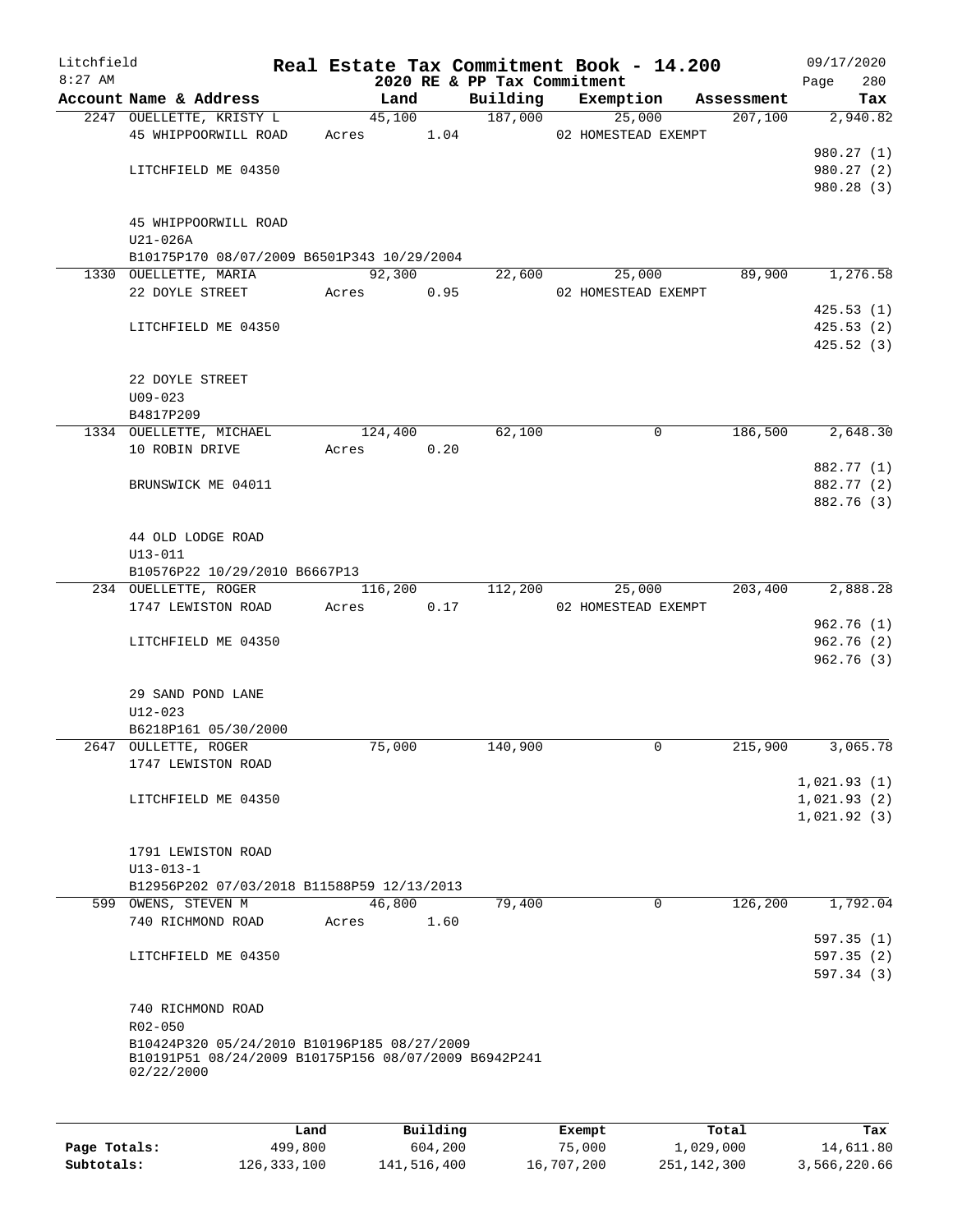Litchfield
8:27 AM

**Real Estate Tax Commitment Book - 14.200**
**2020 RE & PP Tax Commitment**

09/17/2020
Page 280

| Account Name & Address | Land | Building | Exemption | Assessment | Tax |
|---|---|---|---|---|---|
| 2247 OUELLETTE, KRISTY L | 45,100 | 187,000 | 25,000 | 207,100 | 2,940.82 |
| 45 WHIPPOORWILL ROAD | Acres 1.04 | | 02 HOMESTEAD EXEMPT | | |
| | | | | | 980.27 (1) |
| LITCHFIELD ME 04350 | | | | | 980.27 (2) |
| | | | | | 980.28 (3) |
| 45 WHIPPOORWILL ROAD | | | | | |
| U21-026A | | | | | |
| B10175P170 08/07/2009 B6501P343 10/29/2004 | | | | | |
| 1330 OUELLETTE, MARIA | 92,300 | 22,600 | 25,000 | 89,900 | 1,276.58 |
| 22 DOYLE STREET | Acres 0.95 | | 02 HOMESTEAD EXEMPT | | |
| | | | | | 425.53 (1) |
| LITCHFIELD ME 04350 | | | | | 425.53 (2) |
| | | | | | 425.52 (3) |
| 22 DOYLE STREET | | | | | |
| U09-023 | | | | | |
| B4817P209 | | | | | |
| 1334 OUELLETTE, MICHAEL | 124,400 | 62,100 | 0 | 186,500 | 2,648.30 |
| 10 ROBIN DRIVE | Acres 0.20 | | | | |
| | | | | | 882.77 (1) |
| BRUNSWICK ME 04011 | | | | | 882.77 (2) |
| | | | | | 882.76 (3) |
| 44 OLD LODGE ROAD | | | | | |
| U13-011 | | | | | |
| B10576P22 10/29/2010 B6667P13 | | | | | |
| 234 OUELLETTE, ROGER | 116,200 | 112,200 | 25,000 | 203,400 | 2,888.28 |
| 1747 LEWISTON ROAD | Acres 0.17 | | 02 HOMESTEAD EXEMPT | | |
| | | | | | 962.76 (1) |
| LITCHFIELD ME 04350 | | | | | 962.76 (2) |
| | | | | | 962.76 (3) |
| 29 SAND POND LANE | | | | | |
| U12-023 | | | | | |
| B6218P161 05/30/2000 | | | | | |
| 2647 OULLETTE, ROGER | 75,000 | 140,900 | 0 | 215,900 | 3,065.78 |
| 1747 LEWISTON ROAD | | | | | |
| | | | | | 1,021.93 (1) |
| LITCHFIELD ME 04350 | | | | | 1,021.93 (2) |
| | | | | | 1,021.92 (3) |
| 1791 LEWISTON ROAD | | | | | |
| U13-013-1 | | | | | |
| B12956P202 07/03/2018 B11588P59 12/13/2013 | | | | | |
| 599 OWENS, STEVEN M | 46,800 | 79,400 | 0 | 126,200 | 1,792.04 |
| 740 RICHMOND ROAD | Acres 1.60 | | | | |
| | | | | | 597.35 (1) |
| LITCHFIELD ME 04350 | | | | | 597.35 (2) |
| | | | | | 597.34 (3) |
| 740 RICHMOND ROAD | | | | | |
| R02-050 | | | | | |
| B10424P320 05/24/2010 B10196P185 08/27/2009 B10191P51 08/24/2009 B10175P156 08/07/2009 B6942P241 02/22/2000 | | | | | |

| | Land | Building | Exempt | Total | Tax |
|---|---|---|---|---|---|
| **Page Totals:** | 499,800 | 604,200 | 75,000 | 1,029,000 | 14,611.80 |
| **Subtotals:** | 126,333,100 | 141,516,400 | 16,707,200 | 251,142,300 | 3,566,220.66 |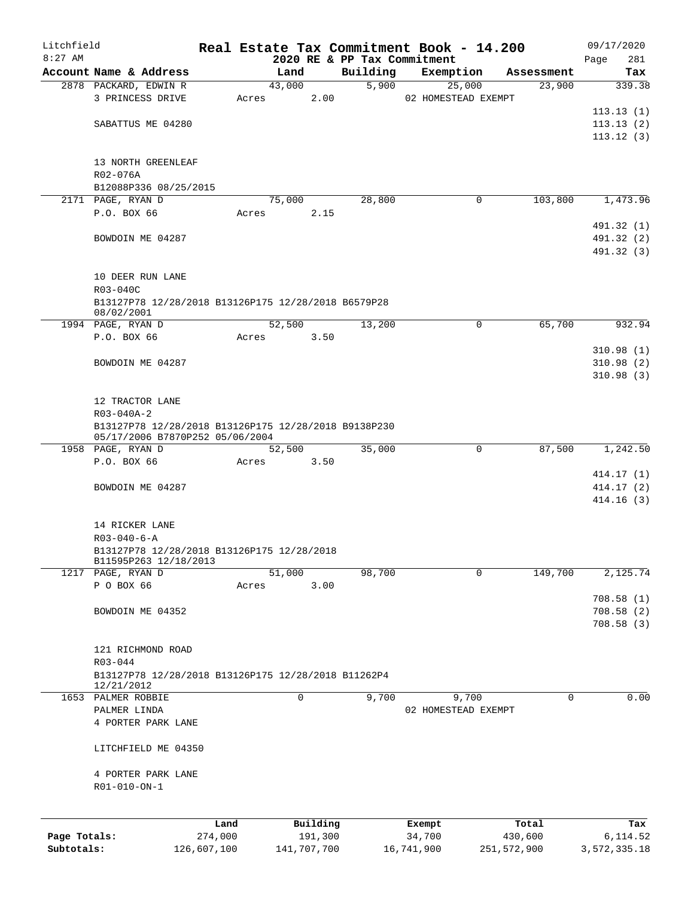Litchfield
8:27 AM

# Real Estate Tax Commitment Book - 14.200

## 2020 RE & PP Tax Commitment

09/17/2020

| Account Name & Address | Land | Building | Exemption | Assessment | Tax |
|---|---|---|---|---|---|
| 2878 PACKARD, EDWIN R | 43,000 | 5,900 | 25,000 | 23,900 | 339.38 |
| 3 PRINCESS DRIVE | Acres 2.00 | | 02 HOMESTEAD EXEMPT | | |
| | | | | | 113.13 (1) |
| SABATTUS ME 04280 | | | | | 113.13 (2) |
| | | | | | 113.12 (3) |
| 13 NORTH GREENLEAF | | | | | |
| R02-076A | | | | | |
| B12088P336 08/25/2015 | | | | | |
| 2171 PAGE, RYAN D | 75,000 | 28,800 | 0 | 103,800 | 1,473.96 |
| P.O. BOX 66 | Acres 2.15 | | | | |
| | | | | | 491.32 (1) |
| BOWDOIN ME 04287 | | | | | 491.32 (2) |
| | | | | | 491.32 (3) |
| 10 DEER RUN LANE | | | | | |
| R03-040C | | | | | |
| B13127P78 12/28/2018 B13126P175 12/28/2018 B6579P28 08/02/2001 | | | | | |
| 1994 PAGE, RYAN D | 52,500 | 13,200 | 0 | 65,700 | 932.94 |
| P.O. BOX 66 | Acres 3.50 | | | | |
| | | | | | 310.98 (1) |
| BOWDOIN ME 04287 | | | | | 310.98 (2) |
| | | | | | 310.98 (3) |
| 12 TRACTOR LANE | | | | | |
| R03-040A-2 | | | | | |
| B13127P78 12/28/2018 B13126P175 12/28/2018 B9138P230 05/17/2006 B7870P252 05/06/2004 | | | | | |
| 1958 PAGE, RYAN D | 52,500 | 35,000 | 0 | 87,500 | 1,242.50 |
| P.O. BOX 66 | Acres 3.50 | | | | |
| | | | | | 414.17 (1) |
| BOWDOIN ME 04287 | | | | | 414.17 (2) |
| | | | | | 414.16 (3) |
| 14 RICKER LANE | | | | | |
| R03-040-6-A | | | | | |
| B13127P78 12/28/2018 B13126P175 12/28/2018 B11595P263 12/18/2013 | | | | | |
| 1217 PAGE, RYAN D | 51,000 | 98,700 | 0 | 149,700 | 2,125.74 |
| P O BOX 66 | Acres 3.00 | | | | |
| | | | | | 708.58 (1) |
| BOWDOIN ME 04352 | | | | | 708.58 (2) |
| | | | | | 708.58 (3) |
| 121 RICHMOND ROAD | | | | | |
| R03-044 | | | | | |
| B13127P78 12/28/2018 B13126P175 12/28/2018 B11262P4 12/21/2012 | | | | | |
| 1653 PALMER ROBBIE | 0 | 9,700 | 9,700 | 0 | 0.00 |
| PALMER LINDA | | | 02 HOMESTEAD EXEMPT | | |
| 4 PORTER PARK LANE | | | | | |
| LITCHFIELD ME 04350 | | | | | |
| 4 PORTER PARK LANE | | | | | |
| R01-010-ON-1 | | | | | |

| | Land | Building | Exempt | Total | Tax |
|---|---|---|---|---|---|
| Page Totals: | 274,000 | 191,300 | 34,700 | 430,600 | 6,114.52 |
| Subtotals: | 126,607,100 | 141,707,700 | 16,741,900 | 251,572,900 | 3,572,335.18 |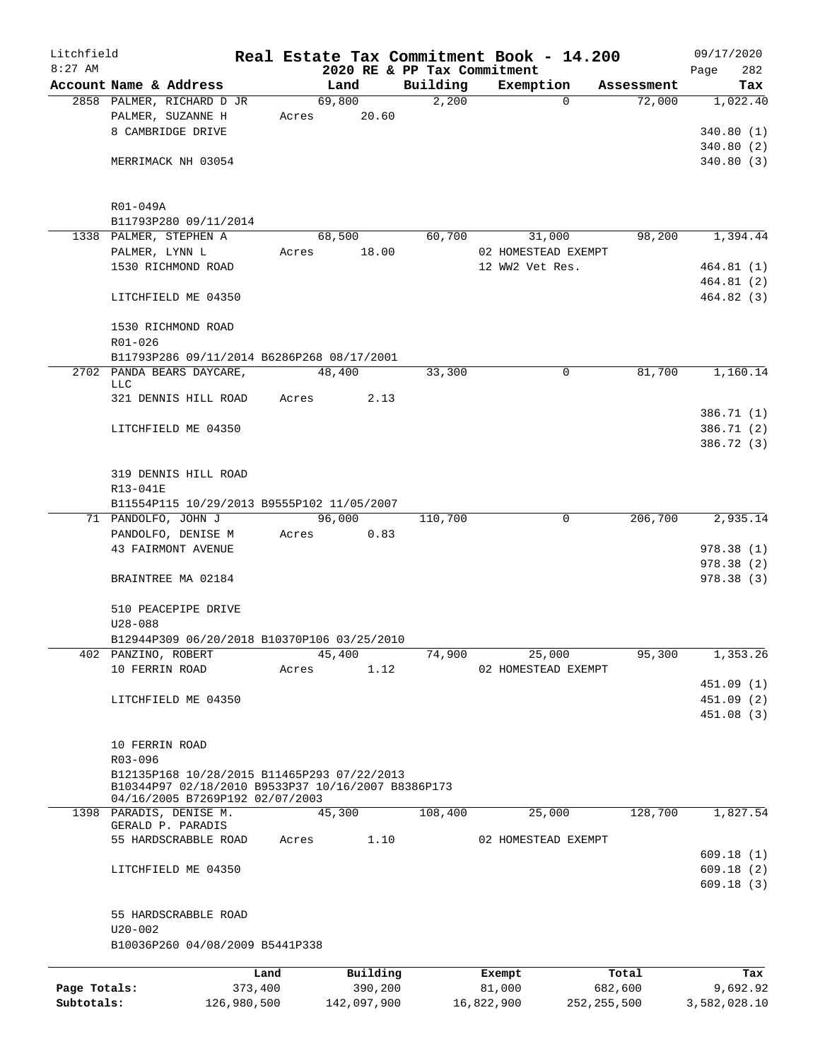Litchfield
8:27 AM

**Real Estate Tax Commitment Book - 14.200**
**2020 RE & PP Tax Commitment**

09/17/2020

| Account Name & Address | Land | Building | Exemption | Assessment | Tax |
|---|---|---|---|---|---|
| 2858 PALMER, RICHARD D JR | 69,800 | 2,200 | 0 | 72,000 | 1,022.40 |
| PALMER, SUZANNE H | Acres 20.60 | | | | |
| 8 CAMBRIDGE DRIVE | | | | | 340.80 (1) |
| | | | | | 340.80 (2) |
| MERRIMACK NH 03054 | | | | | 340.80 (3) |
| R01-049A | | | | | |
| B11793P280 09/11/2014 | | | | | |
| 1338 PALMER, STEPHEN A | 68,500 | 60,700 | 31,000 | 98,200 | 1,394.44 |
| PALMER, LYNN L | Acres 18.00 | | 02 HOMESTEAD EXEMPT | | |
| 1530 RICHMOND ROAD | | | 12 WW2 Vet Res. | | 464.81 (1) |
| | | | | | 464.81 (2) |
| LITCHFIELD ME 04350 | | | | | 464.82 (3) |
| 1530 RICHMOND ROAD | | | | | |
| R01-026 | | | | | |
| B11793P286 09/11/2014 B6286P268 08/17/2001 | | | | | |
| 2702 PANDA BEARS DAYCARE, LLC | 48,400 | 33,300 | 0 | 81,700 | 1,160.14 |
| 321 DENNIS HILL ROAD | Acres 2.13 | | | | |
| | | | | | 386.71 (1) |
| LITCHFIELD ME 04350 | | | | | 386.71 (2) |
| | | | | | 386.72 (3) |
| 319 DENNIS HILL ROAD | | | | | |
| R13-041E | | | | | |
| B11554P115 10/29/2013 B9555P102 11/05/2007 | | | | | |
| 71 PANDOLFO, JOHN J | 96,000 | 110,700 | 0 | 206,700 | 2,935.14 |
| PANDOLFO, DENISE M | Acres 0.83 | | | | |
| 43 FAIRMONT AVENUE | | | | | 978.38 (1) |
| | | | | | 978.38 (2) |
| BRAINTREE MA 02184 | | | | | 978.38 (3) |
| 510 PEACEPIPE DRIVE | | | | | |
| U28-088 | | | | | |
| B12944P309 06/20/2018 B10370P106 03/25/2010 | | | | | |
| 402 PANZINO, ROBERT | 45,400 | 74,900 | 25,000 | 95,300 | 1,353.26 |
| 10 FERRIN ROAD | Acres 1.12 | | 02 HOMESTEAD EXEMPT | | |
| | | | | | 451.09 (1) |
| LITCHFIELD ME 04350 | | | | | 451.09 (2) |
| | | | | | 451.08 (3) |
| 10 FERRIN ROAD | | | | | |
| R03-096 | | | | | |
| B12135P168 10/28/2015 B11465P293 07/22/2013 B10344P97 02/18/2010 B9533P37 10/16/2007 B8386P173 04/16/2005 B7269P192 02/07/2003 | | | | | |
| 1398 PARADIS, DENISE M. | 45,300 | 108,400 | 25,000 | 128,700 | 1,827.54 |
| GERALD P. PARADIS | | | | | |
| 55 HARDSCRABBLE ROAD | Acres 1.10 | | 02 HOMESTEAD EXEMPT | | |
| | | | | | 609.18 (1) |
| LITCHFIELD ME 04350 | | | | | 609.18 (2) |
| | | | | | 609.18 (3) |
| 55 HARDSCRABBLE ROAD | | | | | |
| U20-002 | | | | | |
| B10036P260 04/08/2009 B5441P338 | | | | | |

| | Land | Building | Exempt | Total | Tax |
|---|---|---|---|---|---|
| Page Totals: | 373,400 | 390,200 | 81,000 | 682,600 | 9,692.92 |
| Subtotals: | 126,980,500 | 142,097,900 | 16,822,900 | 252,255,500 | 3,582,028.10 |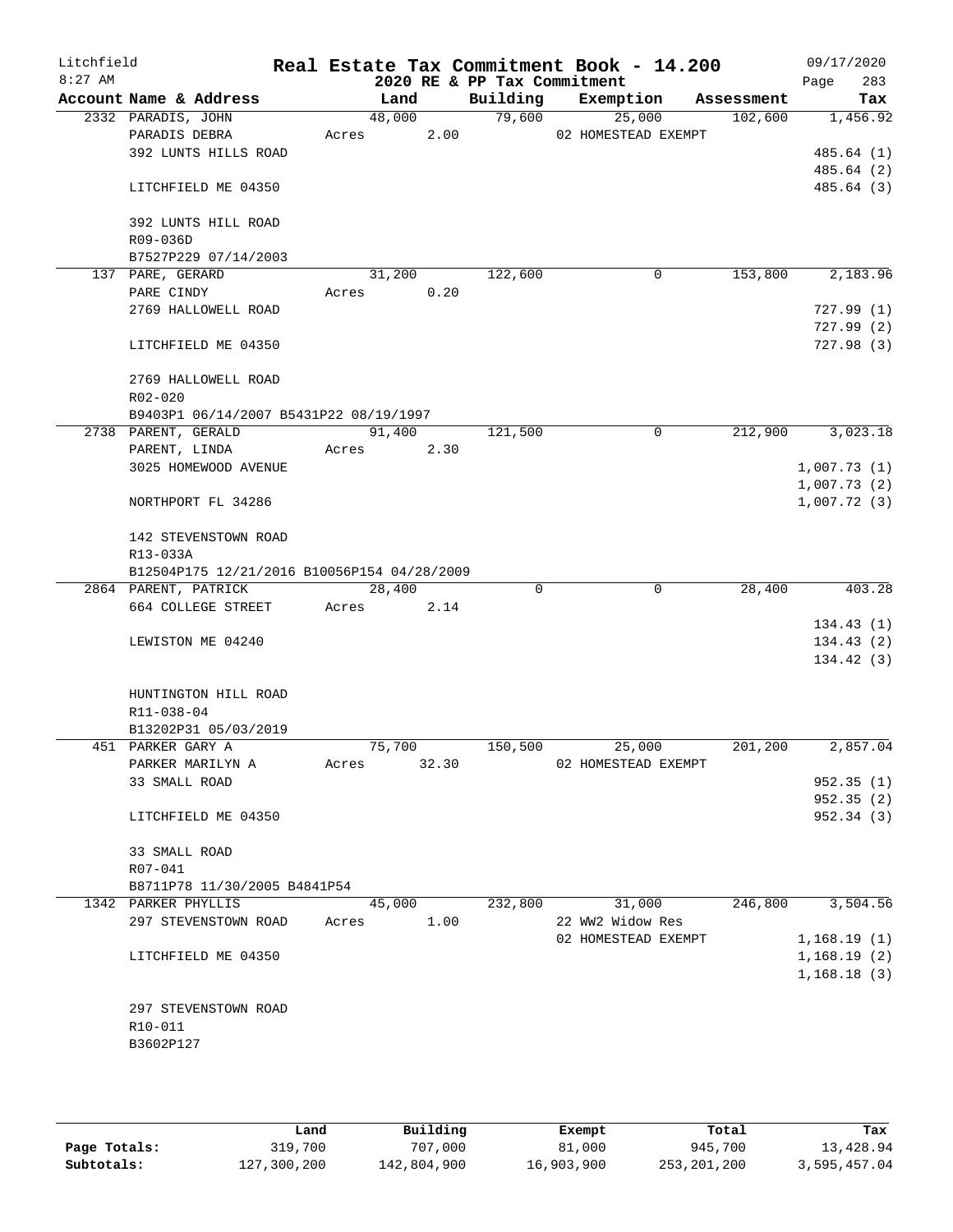Litchfield
8:27 AM

**Real Estate Tax Commitment Book - 14.200**
**2020 RE & PP Tax Commitment**

09/17/2020
Page 283

| Account Name & Address | Land | Building | Exemption | Assessment | Tax |
|---|---|---|---|---|---|
| 2332 PARADIS, JOHN | 48,000 | 79,600 | 25,000 | 102,600 | 1,456.92 |
| PARADIS DEBRA | Acres 2.00 | | 02 HOMESTEAD EXEMPT | | |
| 392 LUNTS HILLS ROAD | | | | | 485.64 (1) |
| | | | | | 485.64 (2) |
| LITCHFIELD ME 04350 | | | | | 485.64 (3) |
| 392 LUNTS HILL ROAD | | | | | |
| R09-036D | | | | | |
| B7527P229 07/14/2003 | | | | | |
| 137 PARE, GERARD | 31,200 | 122,600 | 0 | 153,800 | 2,183.96 |
| PARE CINDY | Acres 0.20 | | | | |
| 2769 HALLOWELL ROAD | | | | | 727.99 (1) |
| | | | | | 727.99 (2) |
| LITCHFIELD ME 04350 | | | | | 727.98 (3) |
| 2769 HALLOWELL ROAD | | | | | |
| R02-020 | | | | | |
| B9403P1 06/14/2007 B5431P22 08/19/1997 | | | | | |
| 2738 PARENT, GERALD | 91,400 | 121,500 | 0 | 212,900 | 3,023.18 |
| PARENT, LINDA | Acres 2.30 | | | | |
| 3025 HOMEWOOD AVENUE | | | | | 1,007.73 (1) |
| | | | | | 1,007.73 (2) |
| NORTHPORT FL 34286 | | | | | 1,007.72 (3) |
| 142 STEVENSTOWN ROAD | | | | | |
| R13-033A | | | | | |
| B12504P175 12/21/2016 B10056P154 04/28/2009 | | | | | |
| 2864 PARENT, PATRICK | 28,400 | 0 | 0 | 28,400 | 403.28 |
| 664 COLLEGE STREET | Acres 2.14 | | | | |
| | | | | | 134.43 (1) |
| LEWISTON ME 04240 | | | | | 134.43 (2) |
| | | | | | 134.42 (3) |
| HUNTINGTON HILL ROAD | | | | | |
| R11-038-04 | | | | | |
| B13202P31 05/03/2019 | | | | | |
| 451 PARKER GARY A | 75,700 | 150,500 | 25,000 | 201,200 | 2,857.04 |
| PARKER MARILYN A | Acres 32.30 | | 02 HOMESTEAD EXEMPT | | |
| 33 SMALL ROAD | | | | | 952.35 (1) |
| | | | | | 952.35 (2) |
| LITCHFIELD ME 04350 | | | | | 952.34 (3) |
| 33 SMALL ROAD | | | | | |
| R07-041 | | | | | |
| B8711P78 11/30/2005 B4841P54 | | | | | |
| 1342 PARKER PHYLLIS | 45,000 | 232,800 | 31,000 | 246,800 | 3,504.56 |
| 297 STEVENSTOWN ROAD | Acres 1.00 | | 22 WW2 Widow Res | | |
| | | | 02 HOMESTEAD EXEMPT | | 1,168.19 (1) |
| LITCHFIELD ME 04350 | | | | | 1,168.19 (2) |
| | | | | | 1,168.18 (3) |
| 297 STEVENSTOWN ROAD | | | | | |
| R10-011 | | | | | |
| B3602P127 | | | | | |

| | Land | Building | Exempt | Total | Tax |
|---|---|---|---|---|---|
| Page Totals: | 319,700 | 707,000 | 81,000 | 945,700 | 13,428.94 |
| Subtotals: | 127,300,200 | 142,804,900 | 16,903,900 | 253,201,200 | 3,595,457.04 |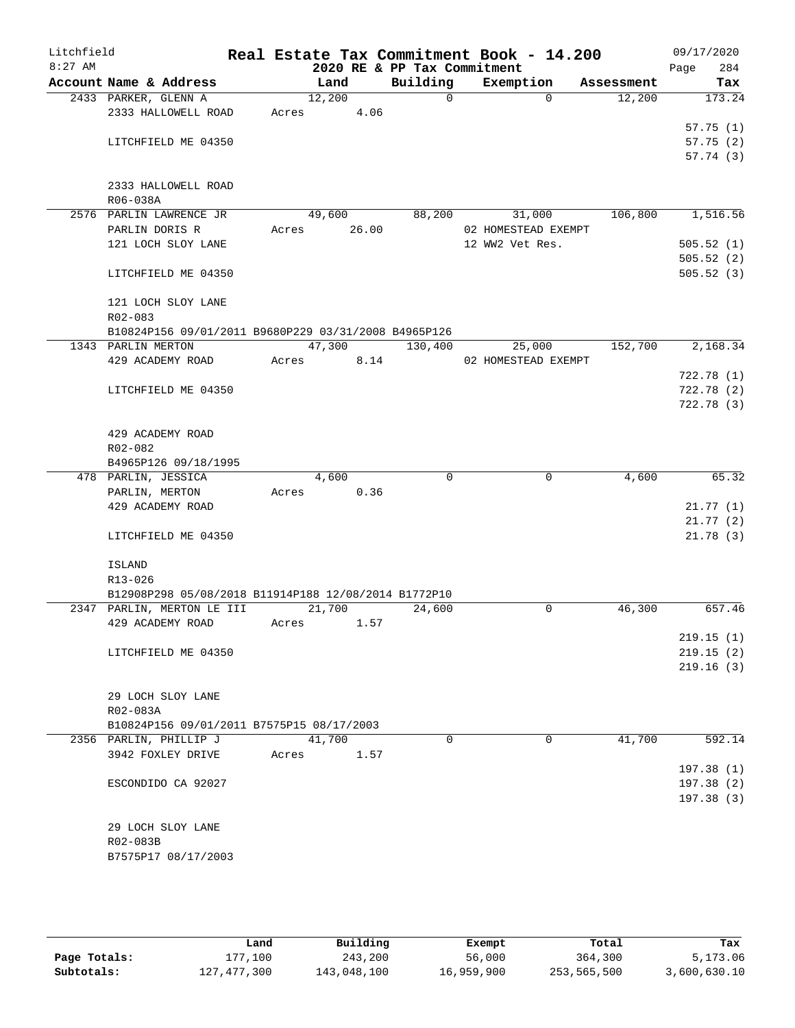Litchfield
8:27 AM

# Real Estate Tax Commitment Book - 14.200

## 2020 RE & PP Tax Commitment

09/17/2020
Page 284

| Account Name & Address | Land | Building | Exemption | Assessment | Tax |
|---|---|---|---|---|---|
| 2433 PARKER, GLENN A | 12,200 | 0 | 0 | 12,200 | 173.24 |
| 2333 HALLOWELL ROAD | Acres 4.06 | | | | |
| | | | | | 57.75 (1) |
| LITCHFIELD ME 04350 | | | | | 57.75 (2) |
| | | | | | 57.74 (3) |
| 2333 HALLOWELL ROAD | | | | | |
| R06-038A | | | | | |
| 2576 PARLIN LAWRENCE JR | 49,600 | 88,200 | 31,000 | 106,800 | 1,516.56 |
| PARLIN DORIS R | Acres 26.00 | | 02 HOMESTEAD EXEMPT | | |
| 121 LOCH SLOY LANE | | | 12 WW2 Vet Res. | | 505.52 (1) |
| | | | | | 505.52 (2) |
| LITCHFIELD ME 04350 | | | | | 505.52 (3) |
| 121 LOCH SLOY LANE | | | | | |
| R02-083 | | | | | |
| B10824P156 09/01/2011 B9680P229 03/31/2008 B4965P126 | | | | | |
| 1343 PARLIN MERTON | 47,300 | 130,400 | 25,000 | 152,700 | 2,168.34 |
| 429 ACADEMY ROAD | Acres 8.14 | | 02 HOMESTEAD EXEMPT | | |
| | | | | | 722.78 (1) |
| LITCHFIELD ME 04350 | | | | | 722.78 (2) |
| | | | | | 722.78 (3) |
| 429 ACADEMY ROAD | | | | | |
| R02-082 | | | | | |
| B4965P126 09/18/1995 | | | | | |
| 478 PARLIN, JESSICA | 4,600 | 0 | 0 | 4,600 | 65.32 |
| PARLIN, MERTON | Acres 0.36 | | | | |
| 429 ACADEMY ROAD | | | | | 21.77 (1) |
| | | | | | 21.77 (2) |
| LITCHFIELD ME 04350 | | | | | 21.78 (3) |
| ISLAND | | | | | |
| R13-026 | | | | | |
| B12908P298 05/08/2018 B11914P188 12/08/2014 B1772P10 | | | | | |
| 2347 PARLIN, MERTON LE III | 21,700 | 24,600 | 0 | 46,300 | 657.46 |
| 429 ACADEMY ROAD | Acres 1.57 | | | | |
| | | | | | 219.15 (1) |
| LITCHFIELD ME 04350 | | | | | 219.15 (2) |
| | | | | | 219.16 (3) |
| 29 LOCH SLOY LANE | | | | | |
| R02-083A | | | | | |
| B10824P156 09/01/2011 B7575P15 08/17/2003 | | | | | |
| 2356 PARLIN, PHILLIP J | 41,700 | 0 | 0 | 41,700 | 592.14 |
| 3942 FOXLEY DRIVE | Acres 1.57 | | | | |
| | | | | | 197.38 (1) |
| ESCONDIDO CA 92027 | | | | | 197.38 (2) |
| | | | | | 197.38 (3) |
| 29 LOCH SLOY LANE | | | | | |
| R02-083B | | | | | |
| B7575P17 08/17/2003 | | | | | |

| | Land | Building | Exempt | Total | Tax |
|---|---|---|---|---|---|
| Page Totals: | 177,100 | 243,200 | 56,000 | 364,300 | 5,173.06 |
| Subtotals: | 127,477,300 | 143,048,100 | 16,959,900 | 253,565,500 | 3,600,630.10 |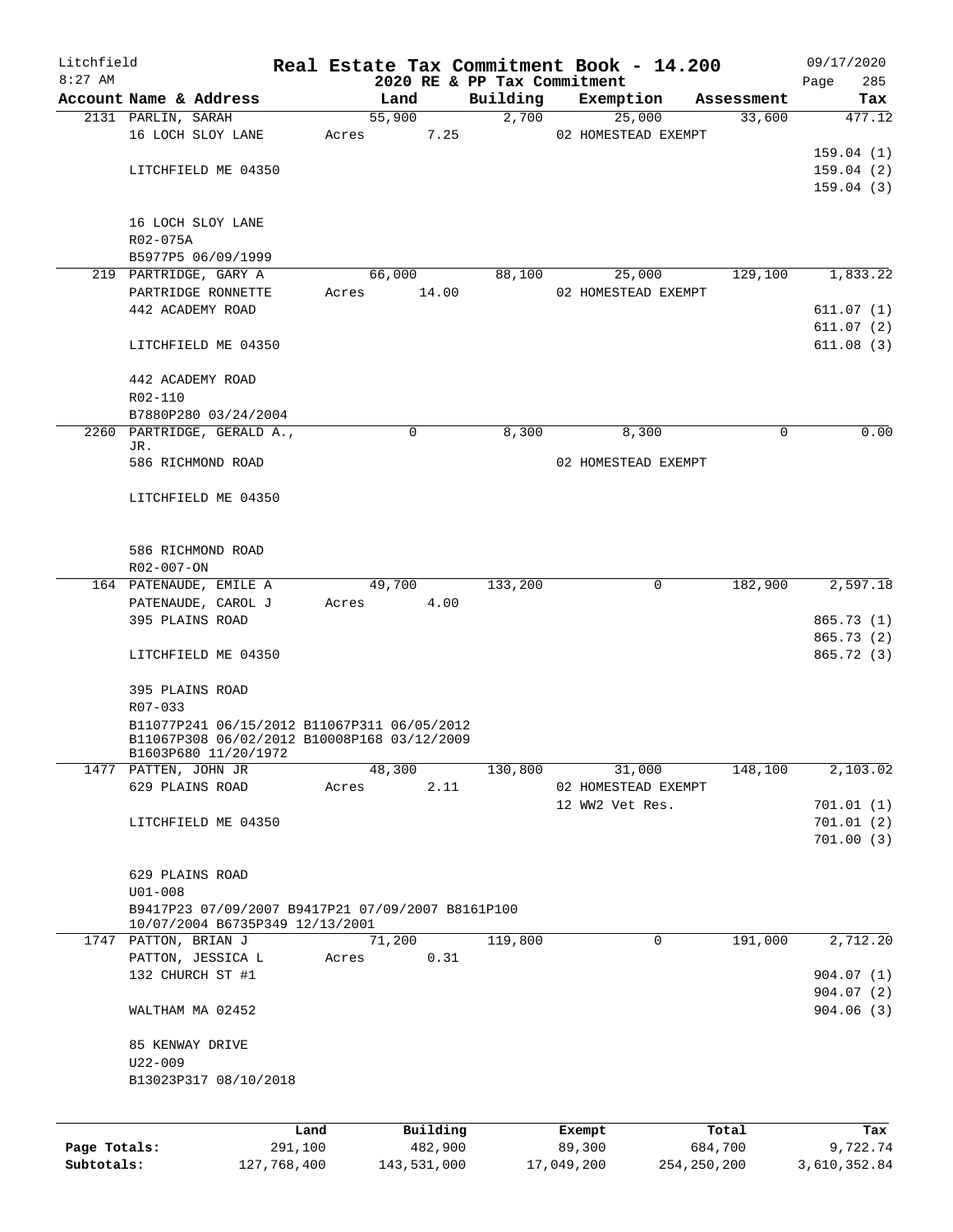# Real Estate Tax Commitment Book - 14.200

Litchfield 8:27 AM — 2020 RE & PP Tax Commitment — 09/17/2020

| Account Name & Address | Land | Building | Exemption | Assessment | Tax |
|---|---|---|---|---|---|
| 2131 PARLIN, SARAH | 55,900 | 2,700 | 25,000 | 33,600 | 477.12 |
| 16 LOCH SLOY LANE | Acres 7.25 | | 02 HOMESTEAD EXEMPT | | |
| | | | | | 159.04 (1) |
| LITCHFIELD ME 04350 | | | | | 159.04 (2) |
| | | | | | 159.04 (3) |
| 16 LOCH SLOY LANE | | | | | |
| R02-075A | | | | | |
| B5977P5 06/09/1999 | | | | | |
| 219 PARTRIDGE, GARY A | 66,000 | 88,100 | 25,000 | 129,100 | 1,833.22 |
| PARTRIDGE RONNETTE | Acres 14.00 | | 02 HOMESTEAD EXEMPT | | |
| 442 ACADEMY ROAD | | | | | 611.07 (1) |
| | | | | | 611.07 (2) |
| LITCHFIELD ME 04350 | | | | | 611.08 (3) |
| 442 ACADEMY ROAD | | | | | |
| R02-110 | | | | | |
| B7880P280 03/24/2004 | | | | | |
| 2260 PARTRIDGE, GERALD A., JR. | 0 | 8,300 | 8,300 | 0 | 0.00 |
| 586 RICHMOND ROAD | | | 02 HOMESTEAD EXEMPT | | |
| LITCHFIELD ME 04350 | | | | | |
| 586 RICHMOND ROAD | | | | | |
| R02-007-ON | | | | | |
| 164 PATENAUDE, EMILE A | 49,700 | 133,200 | 0 | 182,900 | 2,597.18 |
| PATENAUDE, CAROL J | Acres 4.00 | | | | |
| 395 PLAINS ROAD | | | | | 865.73 (1) |
| | | | | | 865.73 (2) |
| LITCHFIELD ME 04350 | | | | | 865.72 (3) |
| 395 PLAINS ROAD | | | | | |
| R07-033 | | | | | |
| B11077P241 06/15/2012 B11067P311 06/05/2012 B11067P308 06/02/2012 B10008P168 03/12/2009 B1603P680 11/20/1972 | | | | | |
| 1477 PATTEN, JOHN JR | 48,300 | 130,800 | 31,000 | 148,100 | 2,103.02 |
| 629 PLAINS ROAD | Acres 2.11 | | 02 HOMESTEAD EXEMPT | | |
| | | | 12 WW2 Vet Res. | | 701.01 (1) |
| LITCHFIELD ME 04350 | | | | | 701.01 (2) |
| | | | | | 701.00 (3) |
| 629 PLAINS ROAD | | | | | |
| U01-008 | | | | | |
| B9417P23 07/09/2007 B9417P21 07/09/2007 B8161P100 10/07/2004 B6735P349 12/13/2001 | | | | | |
| 1747 PATTON, BRIAN J | 71,200 | 119,800 | 0 | 191,000 | 2,712.20 |
| PATTON, JESSICA L | Acres 0.31 | | | | |
| 132 CHURCH ST #1 | | | | | 904.07 (1) |
| | | | | | 904.07 (2) |
| WALTHAM MA 02452 | | | | | 904.06 (3) |
| 85 KENWAY DRIVE | | | | | |
| U22-009 | | | | | |
| B13023P317 08/10/2018 | | | | | |

| | Land | Building | Exempt | Total | Tax |
|---|---|---|---|---|---|
| Page Totals: | 291,100 | 482,900 | 89,300 | 684,700 | 9,722.74 |
| Subtotals: | 127,768,400 | 143,531,000 | 17,049,200 | 254,250,200 | 3,610,352.84 |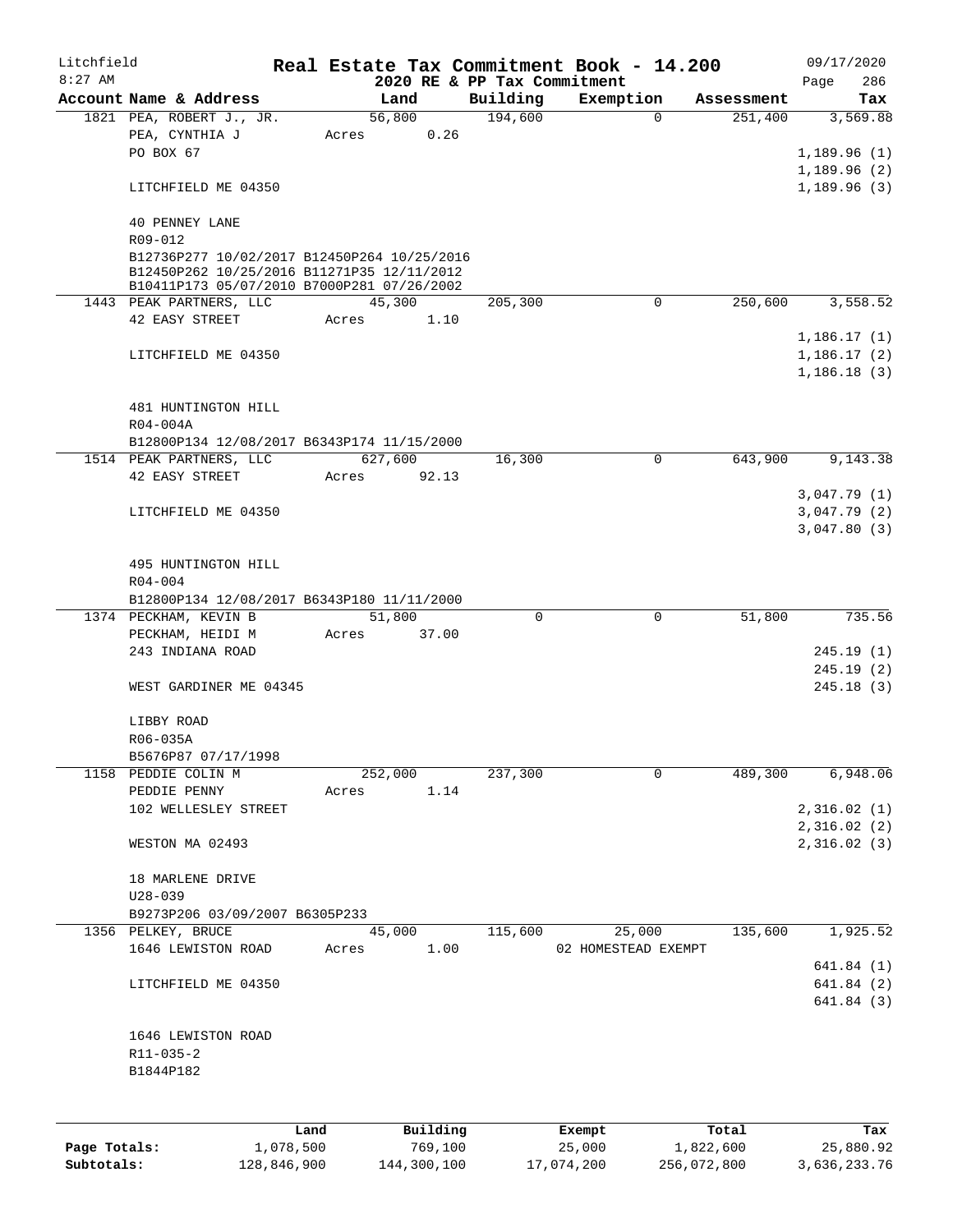Litchfield
8:27 AM

# Real Estate Tax Commitment Book - 14.200

## 2020 RE & PP Tax Commitment

09/17/2020

| Account Name & Address | Land | Building | Exemption | Assessment | Tax |
|---|---|---|---|---|---|
| 1821 PEA, ROBERT J., JR. | 56,800 | 194,600 | 0 | 251,400 | 3,569.88 |
| PEA, CYNTHIA J | Acres 0.26 | | | | |
| PO BOX 67 | | | | | 1,189.96 (1) |
| | | | | | 1,189.96 (2) |
| LITCHFIELD ME 04350 | | | | | 1,189.96 (3) |
| 40 PENNEY LANE | | | | | |
| R09-012 | | | | | |
| B12736P277 10/02/2017 B12450P264 10/25/2016 B12450P262 10/25/2016 B11271P35 12/11/2012 B10411P173 05/07/2010 B7000P281 07/26/2002 | | | | | |
| 1443 PEAK PARTNERS, LLC | 45,300 | 205,300 | 0 | 250,600 | 3,558.52 |
| 42 EASY STREET | Acres 1.10 | | | | |
| | | | | | 1,186.17 (1) |
| LITCHFIELD ME 04350 | | | | | 1,186.17 (2) |
| | | | | | 1,186.18 (3) |
| 481 HUNTINGTON HILL | | | | | |
| R04-004A | | | | | |
| B12800P134 12/08/2017 B6343P174 11/15/2000 | | | | | |
| 1514 PEAK PARTNERS, LLC | 627,600 | 16,300 | 0 | 643,900 | 9,143.38 |
| 42 EASY STREET | Acres 92.13 | | | | |
| | | | | | 3,047.79 (1) |
| LITCHFIELD ME 04350 | | | | | 3,047.79 (2) |
| | | | | | 3,047.80 (3) |
| 495 HUNTINGTON HILL | | | | | |
| R04-004 | | | | | |
| B12800P134 12/08/2017 B6343P180 11/11/2000 | | | | | |
| 1374 PECKHAM, KEVIN B | 51,800 | 0 | 0 | 51,800 | 735.56 |
| PECKHAM, HEIDI M | Acres 37.00 | | | | |
| 243 INDIANA ROAD | | | | | 245.19 (1) |
| | | | | | 245.19 (2) |
| WEST GARDINER ME 04345 | | | | | 245.18 (3) |
| LIBBY ROAD | | | | | |
| R06-035A | | | | | |
| B5676P87 07/17/1998 | | | | | |
| 1158 PEDDIE COLIN M | 252,000 | 237,300 | 0 | 489,300 | 6,948.06 |
| PEDDIE PENNY | Acres 1.14 | | | | |
| 102 WELLESLEY STREET | | | | | 2,316.02 (1) |
| | | | | | 2,316.02 (2) |
| WESTON MA 02493 | | | | | 2,316.02 (3) |
| 18 MARLENE DRIVE | | | | | |
| U28-039 | | | | | |
| B9273P206 03/09/2007 B6305P233 | | | | | |
| 1356 PELKEY, BRUCE | 45,000 | 115,600 | 25,000 | 135,600 | 1,925.52 |
| 1646 LEWISTON ROAD | Acres 1.00 | | 02 HOMESTEAD EXEMPT | | |
| | | | | | 641.84 (1) |
| LITCHFIELD ME 04350 | | | | | 641.84 (2) |
| | | | | | 641.84 (3) |
| 1646 LEWISTON ROAD | | | | | |
| R11-035-2 | | | | | |
| B1844P182 | | | | | |

| | Land | Building | Exempt | Total | Tax |
|---|---|---|---|---|---|
| Page Totals: | 1,078,500 | 769,100 | 25,000 | 1,822,600 | 25,880.92 |
| Subtotals: | 128,846,900 | 144,300,100 | 17,074,200 | 256,072,800 | 3,636,233.76 |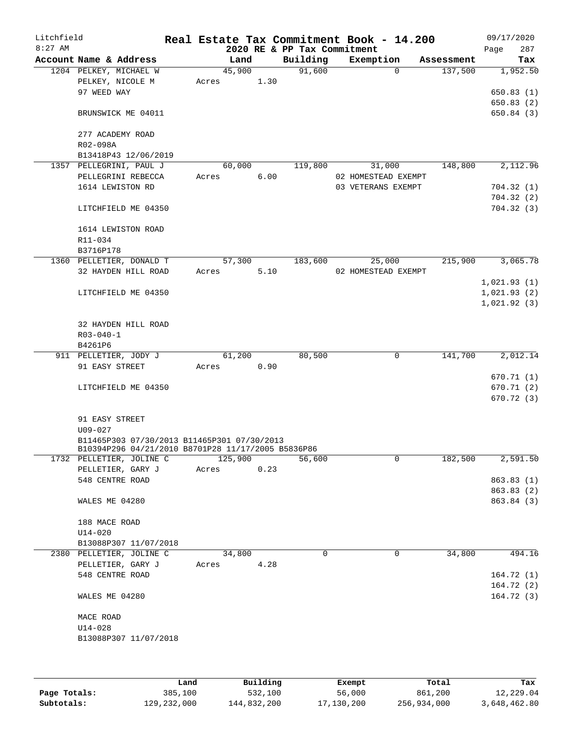# Litchfield Real Estate Tax Commitment Book - 14.200

8:27 AM — 2020 RE & PP Tax Commitment — 09/17/2020

| Account Name & Address | Land | Building | Exemption | Assessment | Tax |
|---|---|---|---|---|---|
| 1204 PELKEY, MICHAEL W | 45,900 | 91,600 | 0 | 137,500 | 1,952.50 |
| PELKEY, NICOLE M | Acres 1.30 | | | | |
| 97 WEED WAY | | | | | 650.83 (1) |
| | | | | | 650.83 (2) |
| BRUNSWICK ME 04011 | | | | | 650.84 (3) |
| 277 ACADEMY ROAD | | | | | |
| R02-098A | | | | | |
| B13418P43 12/06/2019 | | | | | |
| 1357 PELLEGRINI, PAUL J | 60,000 | 119,800 | 31,000 | 148,800 | 2,112.96 |
| PELLEGRINI REBECCA | Acres 6.00 | | 02 HOMESTEAD EXEMPT | | |
| 1614 LEWISTON RD | | | 03 VETERANS EXEMPT | | 704.32 (1) |
| | | | | | 704.32 (2) |
| LITCHFIELD ME 04350 | | | | | 704.32 (3) |
| 1614 LEWISTON ROAD | | | | | |
| R11-034 | | | | | |
| B3716P178 | | | | | |
| 1360 PELLETIER, DONALD T | 57,300 | 183,600 | 25,000 | 215,900 | 3,065.78 |
| 32 HAYDEN HILL ROAD | Acres 5.10 | | 02 HOMESTEAD EXEMPT | | |
| | | | | | 1,021.93 (1) |
| LITCHFIELD ME 04350 | | | | | 1,021.93 (2) |
| | | | | | 1,021.92 (3) |
| 32 HAYDEN HILL ROAD | | | | | |
| R03-040-1 | | | | | |
| B4261P6 | | | | | |
| 911 PELLETIER, JODY J | 61,200 | 80,500 | 0 | 141,700 | 2,012.14 |
| 91 EASY STREET | Acres 0.90 | | | | |
| | | | | | 670.71 (1) |
| LITCHFIELD ME 04350 | | | | | 670.71 (2) |
| | | | | | 670.72 (3) |
| 91 EASY STREET | | | | | |
| U09-027 | | | | | |
| B11465P303 07/30/2013 B11465P301 07/30/2013 | | | | | |
| B10394P296 04/21/2010 B8701P28 11/17/2005 B5836P86 | | | | | |
| 1732 PELLETIER, JOLINE C | 125,900 | 56,600 | 0 | 182,500 | 2,591.50 |
| PELLETIER, GARY J | Acres 0.23 | | | | |
| 548 CENTRE ROAD | | | | | 863.83 (1) |
| | | | | | 863.83 (2) |
| WALES ME 04280 | | | | | 863.84 (3) |
| 188 MACE ROAD | | | | | |
| U14-020 | | | | | |
| B13088P307 11/07/2018 | | | | | |
| 2380 PELLETIER, JOLINE C | 34,800 | 0 | 0 | 34,800 | 494.16 |
| PELLETIER, GARY J | Acres 4.28 | | | | |
| 548 CENTRE ROAD | | | | | 164.72 (1) |
| | | | | | 164.72 (2) |
| WALES ME 04280 | | | | | 164.72 (3) |
| MACE ROAD | | | | | |
| U14-028 | | | | | |
| B13088P307 11/07/2018 | | | | | |

| | Land | Building | Exempt | Total | Tax |
|---|---|---|---|---|---|
| Page Totals: | 385,100 | 532,100 | 56,000 | 861,200 | 12,229.04 |
| Subtotals: | 129,232,000 | 144,832,200 | 17,130,200 | 256,934,000 | 3,648,462.80 |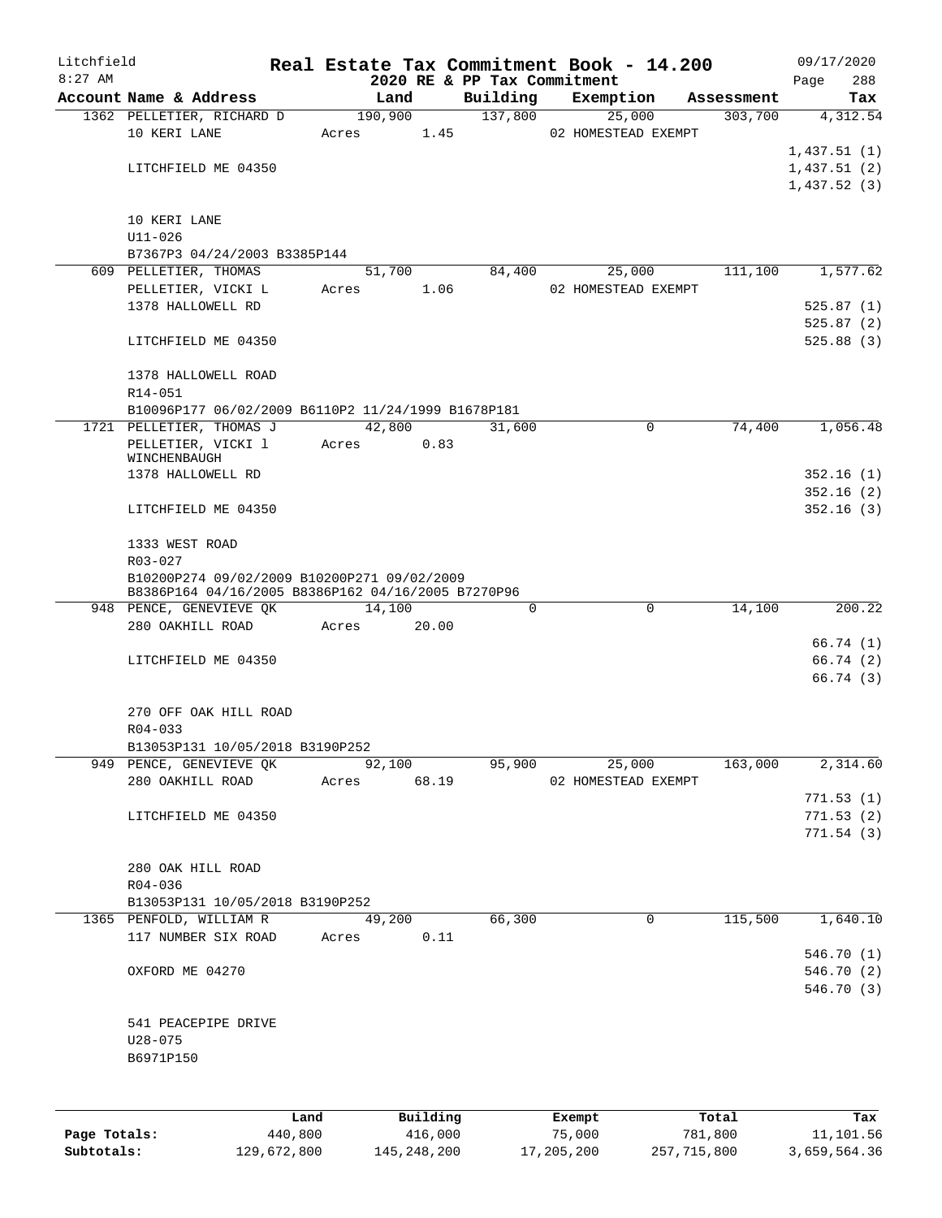# Real Estate Tax Commitment Book - 14.200

Litchfield
8:27 AM

2020 RE & PP Tax Commitment

09/17/2020

| Account Name & Address | Land | Building | Exemption | Assessment | Tax |
|---|---|---|---|---|---|
| 1362 PELLETIER, RICHARD D | 190,900 | 137,800 | 25,000 | 303,700 | 4,312.54 |
| 10 KERI LANE | Acres 1.45 | | 02 HOMESTEAD EXEMPT | | |
| | | | | | 1,437.51 (1) |
| LITCHFIELD ME 04350 | | | | | 1,437.51 (2) |
| | | | | | 1,437.52 (3) |
| 10 KERI LANE | | | | | |
| U11-026 | | | | | |
| B7367P3 04/24/2003 B3385P144 | | | | | |
| 609 PELLETIER, THOMAS | 51,700 | 84,400 | 25,000 | 111,100 | 1,577.62 |
| PELLETIER, VICKI L | Acres 1.06 | | 02 HOMESTEAD EXEMPT | | |
| 1378 HALLOWELL RD | | | | | 525.87 (1) |
| | | | | | 525.87 (2) |
| LITCHFIELD ME 04350 | | | | | 525.88 (3) |
| 1378 HALLOWELL ROAD | | | | | |
| R14-051 | | | | | |
| B10096P177 06/02/2009 B6110P2 11/24/1999 B1678P181 | | | | | |
| 1721 PELLETIER, THOMAS J | 42,800 | 31,600 | 0 | 74,400 | 1,056.48 |
| PELLETIER, VICKI l WINCHENBAUGH | Acres 0.83 | | | | |
| 1378 HALLOWELL RD | | | | | 352.16 (1) |
| | | | | | 352.16 (2) |
| LITCHFIELD ME 04350 | | | | | 352.16 (3) |
| 1333 WEST ROAD | | | | | |
| R03-027 | | | | | |
| B10200P274 09/02/2009 B10200P271 09/02/2009 B8386P164 04/16/2005 B8386P162 04/16/2005 B7270P96 | | | | | |
| 948 PENCE, GENEVIEVE QK | 14,100 | 0 | 0 | 14,100 | 200.22 |
| 280 OAKHILL ROAD | Acres 20.00 | | | | |
| | | | | | 66.74 (1) |
| LITCHFIELD ME 04350 | | | | | 66.74 (2) |
| | | | | | 66.74 (3) |
| 270 OFF OAK HILL ROAD | | | | | |
| R04-033 | | | | | |
| B13053P131 10/05/2018 B3190P252 | | | | | |
| 949 PENCE, GENEVIEVE QK | 92,100 | 95,900 | 25,000 | 163,000 | 2,314.60 |
| 280 OAKHILL ROAD | Acres 68.19 | | 02 HOMESTEAD EXEMPT | | |
| | | | | | 771.53 (1) |
| LITCHFIELD ME 04350 | | | | | 771.53 (2) |
| | | | | | 771.54 (3) |
| 280 OAK HILL ROAD | | | | | |
| R04-036 | | | | | |
| B13053P131 10/05/2018 B3190P252 | | | | | |
| 1365 PENFOLD, WILLIAM R | 49,200 | 66,300 | 0 | 115,500 | 1,640.10 |
| 117 NUMBER SIX ROAD | Acres 0.11 | | | | |
| | | | | | 546.70 (1) |
| OXFORD ME 04270 | | | | | 546.70 (2) |
| | | | | | 546.70 (3) |
| 541 PEACEPIPE DRIVE | | | | | |
| U28-075 | | | | | |
| B6971P150 | | | | | |

| | Land | Building | Exempt | Total | Tax |
|---|---|---|---|---|---|
| Page Totals: | 440,800 | 416,000 | 75,000 | 781,800 | 11,101.56 |
| Subtotals: | 129,672,800 | 145,248,200 | 17,205,200 | 257,715,800 | 3,659,564.36 |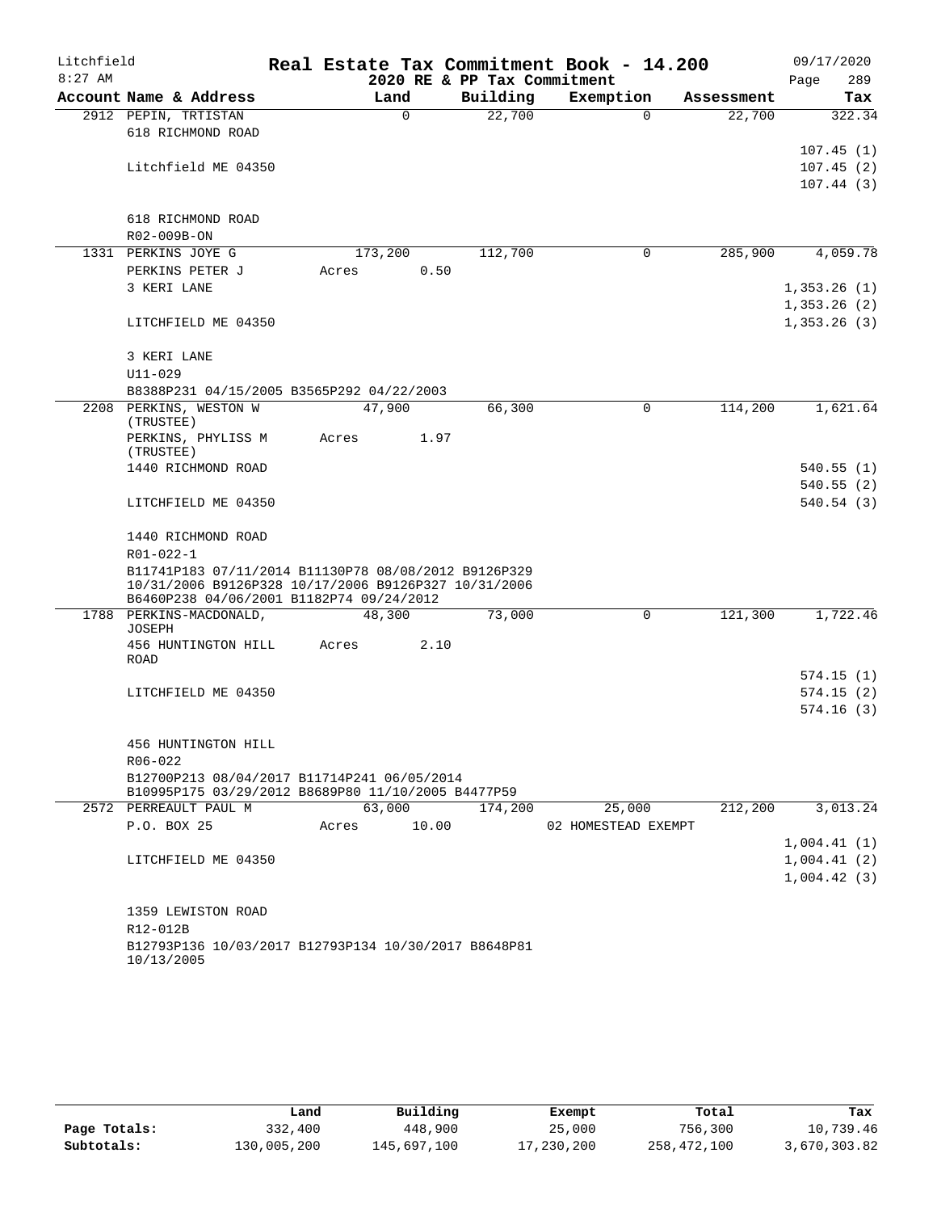Litchfield 8:27 AM

# Real Estate Tax Commitment Book - 14.200

2020 RE & PP Tax Commitment

09/17/2020 Page 289

| Account Name & Address | Land | Building | Exemption | Assessment | Tax |
|---|---|---|---|---|---|
| 2912 PEPIN, TRTISTAN | 0 | 22,700 | 0 | 22,700 | 322.34 |
| 618 RICHMOND ROAD | | | | | |
| | | | | | 107.45 (1) |
| Litchfield ME 04350 | | | | | 107.45 (2) |
| | | | | | 107.44 (3) |
| 618 RICHMOND ROAD | | | | | |
| R02-009B-ON | | | | | |
| 1331 PERKINS JOYE G | 173,200 | 112,700 | 0 | 285,900 | 4,059.78 |
| PERKINS PETER J | Acres 0.50 | | | | |
| 3 KERI LANE | | | | | 1,353.26 (1) |
| | | | | | 1,353.26 (2) |
| LITCHFIELD ME 04350 | | | | | 1,353.26 (3) |
| 3 KERI LANE | | | | | |
| U11-029 | | | | | |
| B8388P231 04/15/2005 B3565P292 04/22/2003 | | | | | |
| 2208 PERKINS, WESTON W (TRUSTEE) | 47,900 | 66,300 | 0 | 114,200 | 1,621.64 |
| PERKINS, PHYLISS M (TRUSTEE) | Acres 1.97 | | | | |
| 1440 RICHMOND ROAD | | | | | 540.55 (1) |
| | | | | | 540.55 (2) |
| LITCHFIELD ME 04350 | | | | | 540.54 (3) |
| 1440 RICHMOND ROAD | | | | | |
| R01-022-1 | | | | | |
| B11741P183 07/11/2014 B11130P78 08/08/2012 B9126P329 10/31/2006 B9126P328 10/17/2006 B9126P327 10/31/2006 B6460P238 04/06/2001 B1182P74 09/24/2012 | | | | | |
| 1788 PERKINS-MACDONALD, JOSEPH | 48,300 | 73,000 | 0 | 121,300 | 1,722.46 |
| 456 HUNTINGTON HILL ROAD | Acres 2.10 | | | | |
| | | | | | 574.15 (1) |
| LITCHFIELD ME 04350 | | | | | 574.15 (2) |
| | | | | | 574.16 (3) |
| 456 HUNTINGTON HILL | | | | | |
| R06-022 | | | | | |
| B12700P213 08/04/2017 B11714P241 06/05/2014 B10995P175 03/29/2012 B8689P80 11/10/2005 B4477P59 | | | | | |
| 2572 PERREAULT PAUL M | 63,000 | 174,200 | 25,000 | 212,200 | 3,013.24 |
| P.O. BOX 25 | Acres 10.00 | | 02 HOMESTEAD EXEMPT | | |
| | | | | | 1,004.41 (1) |
| LITCHFIELD ME 04350 | | | | | 1,004.41 (2) |
| | | | | | 1,004.42 (3) |
| 1359 LEWISTON ROAD | | | | | |
| R12-012B | | | | | |
| B12793P136 10/03/2017 B12793P134 10/30/2017 B8648P81 10/13/2005 | | | | | |

| | Land | Building | Exempt | Total | Tax |
|---|---|---|---|---|---|
| Page Totals: | 332,400 | 448,900 | 25,000 | 756,300 | 10,739.46 |
| Subtotals: | 130,005,200 | 145,697,100 | 17,230,200 | 258,472,100 | 3,670,303.82 |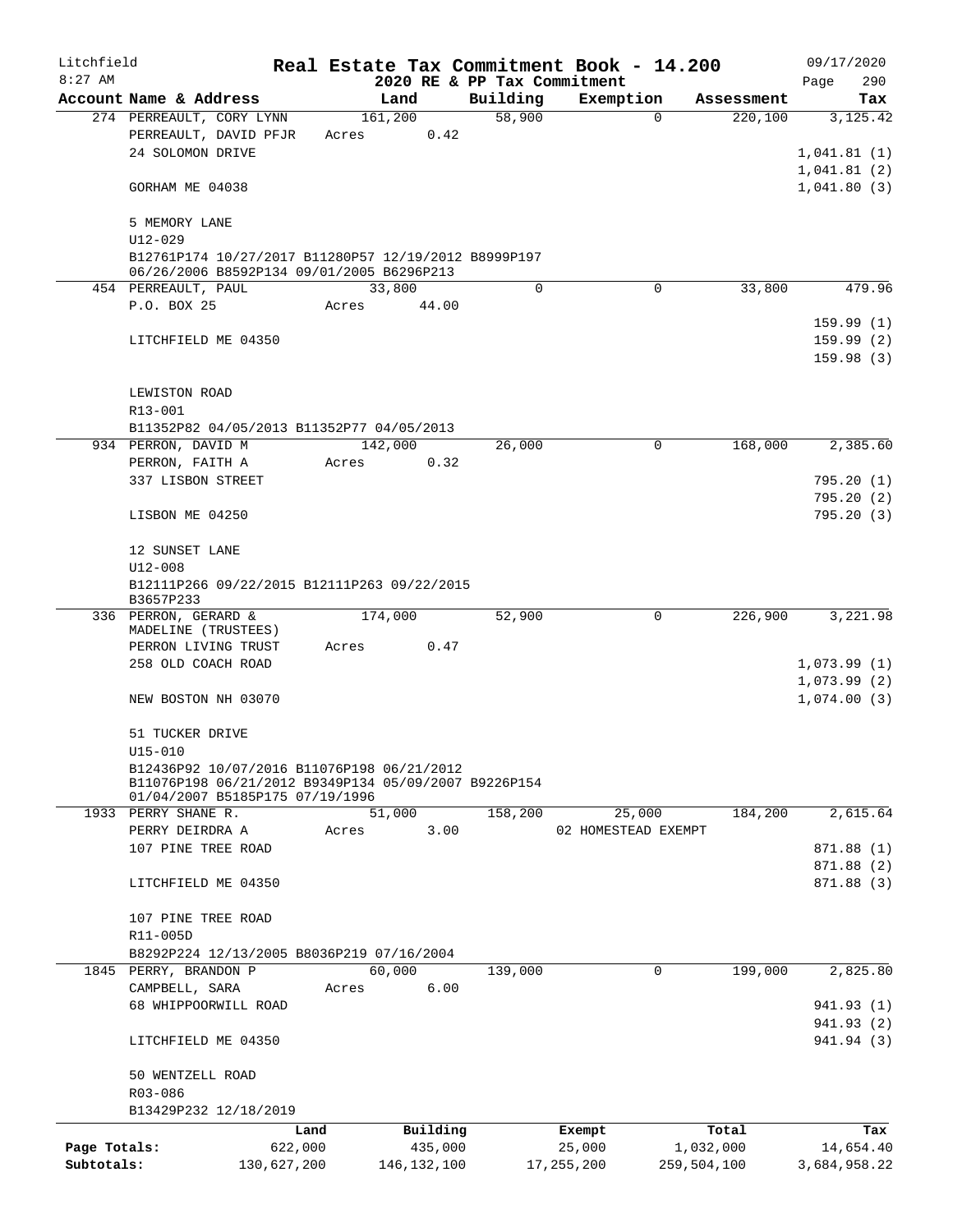Litchfield
8:27 AM

**Real Estate Tax Commitment Book - 14.200**

**2020 RE & PP Tax Commitment**

09/17/2020

| Account Name & Address | Land | Building | Exemption | Assessment | Tax |
|---|---|---|---|---|---|
| 274 PERREAULT, CORY LYNN | 161,200 | 58,900 | 0 | 220,100 | 3,125.42 |
| PERREAULT, DAVID PFJR | Acres 0.42 | | | | |
| 24 SOLOMON DRIVE | | | | | 1,041.81 (1) |
| | | | | | 1,041.81 (2) |
| GORHAM ME 04038 | | | | | 1,041.80 (3) |
| 5 MEMORY LANE | | | | | |
| U12-029 | | | | | |
| B12761P174 10/27/2017 B11280P57 12/19/2012 B8999P197 06/26/2006 B8592P134 09/01/2005 B6296P213 | | | | | |
| 454 PERREAULT, PAUL | 33,800 | 0 | 0 | 33,800 | 479.96 |
| P.O. BOX 25 | Acres 44.00 | | | | |
| | | | | | 159.99 (1) |
| LITCHFIELD ME 04350 | | | | | 159.99 (2) |
| | | | | | 159.98 (3) |
| LEWISTON ROAD | | | | | |
| R13-001 | | | | | |
| B11352P82 04/05/2013 B11352P77 04/05/2013 | | | | | |
| 934 PERRON, DAVID M | 142,000 | 26,000 | 0 | 168,000 | 2,385.60 |
| PERRON, FAITH A | Acres 0.32 | | | | |
| 337 LISBON STREET | | | | | 795.20 (1) |
| | | | | | 795.20 (2) |
| LISBON ME 04250 | | | | | 795.20 (3) |
| 12 SUNSET LANE | | | | | |
| U12-008 | | | | | |
| B12111P266 09/22/2015 B12111P263 09/22/2015 B3657P233 | | | | | |
| 336 PERRON, GERARD & MADELINE (TRUSTEES) | 174,000 | 52,900 | 0 | 226,900 | 3,221.98 |
| PERRON LIVING TRUST | Acres 0.47 | | | | |
| 258 OLD COACH ROAD | | | | | 1,073.99 (1) |
| | | | | | 1,073.99 (2) |
| NEW BOSTON NH 03070 | | | | | 1,074.00 (3) |
| 51 TUCKER DRIVE | | | | | |
| U15-010 | | | | | |
| B12436P92 10/07/2016 B11076P198 06/21/2012 B11076P198 06/21/2012 B9349P134 05/09/2007 B9226P154 01/04/2007 B5185P175 07/19/1996 | | | | | |
| 1933 PERRY SHANE R. | 51,000 | 158,200 | 25,000 | 184,200 | 2,615.64 |
| PERRY DEIRDRA A | Acres 3.00 | | 02 HOMESTEAD EXEMPT | | |
| 107 PINE TREE ROAD | | | | | 871.88 (1) |
| | | | | | 871.88 (2) |
| LITCHFIELD ME 04350 | | | | | 871.88 (3) |
| 107 PINE TREE ROAD | | | | | |
| R11-005D | | | | | |
| B8292P224 12/13/2005 B8036P219 07/16/2004 | | | | | |
| 1845 PERRY, BRANDON P | 60,000 | 139,000 | 0 | 199,000 | 2,825.80 |
| CAMPBELL, SARA | Acres 6.00 | | | | |
| 68 WHIPPOORWILL ROAD | | | | | 941.93 (1) |
| | | | | | 941.93 (2) |
| LITCHFIELD ME 04350 | | | | | 941.94 (3) |
| 50 WENTZELL ROAD | | | | | |
| R03-086 | | | | | |
| B13429P232 12/18/2019 | | | | | |

| | Land | Building | Exempt | Total | Tax |
|---|---|---|---|---|---|
| Page Totals: | 622,000 | 435,000 | 25,000 | 1,032,000 | 14,654.40 |
| Subtotals: | 130,627,200 | 146,132,100 | 17,255,200 | 259,504,100 | 3,684,958.22 |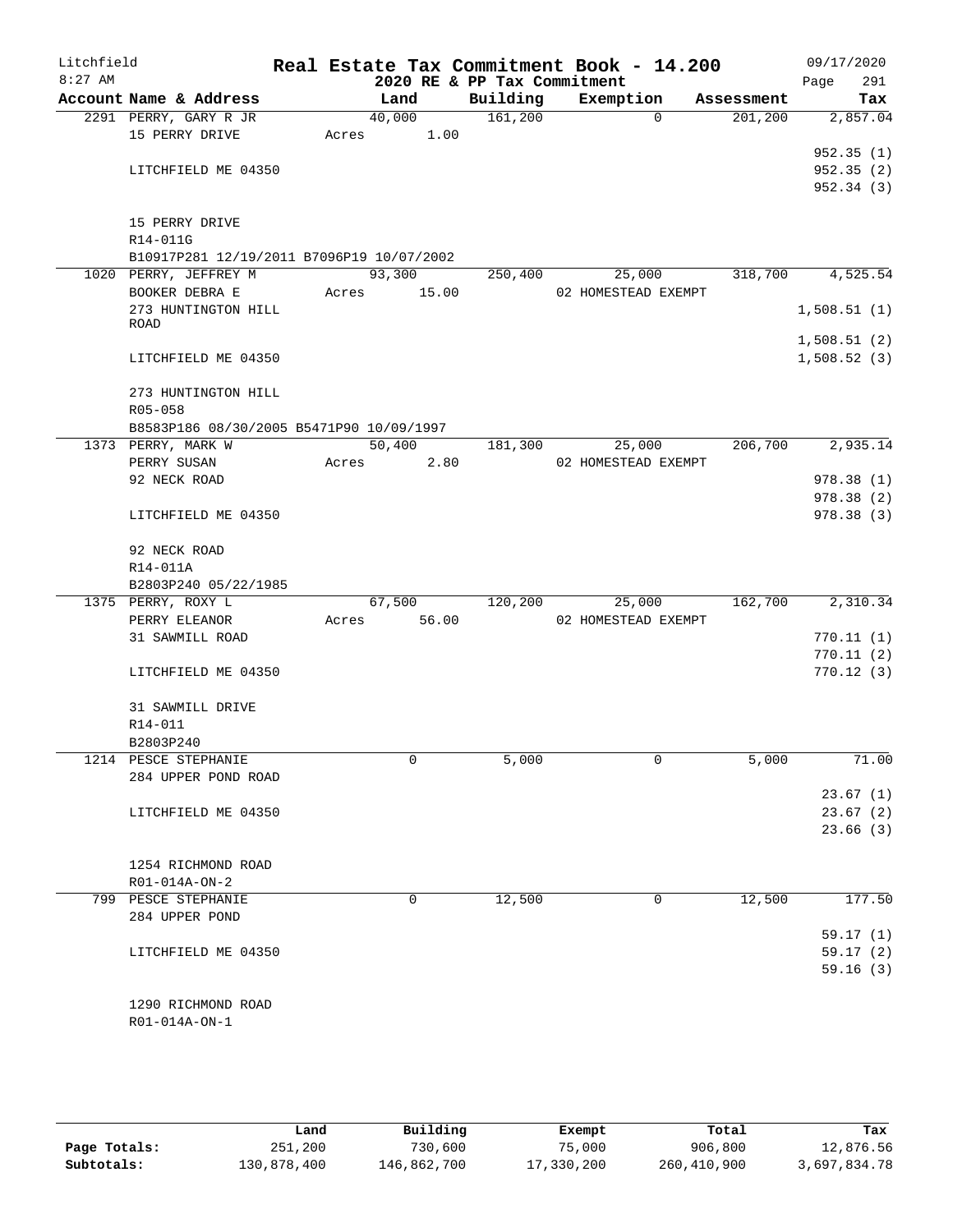# Litchfield — Real Estate Tax Commitment Book - 14.200

2020 RE & PP Tax Commitment

8:27 AM — 09/17/2020

| Account Name & Address | Land | Building | Exemption | Assessment | Tax |
|---|---|---|---|---|---|
| 2291 PERRY, GARY R JR | 40,000 | 161,200 | 0 | 201,200 | 2,857.04 |
| 15 PERRY DRIVE | Acres 1.00 | | | | |
| | | | | | 952.35 (1) |
| LITCHFIELD ME 04350 | | | | | 952.35 (2) |
| | | | | | 952.34 (3) |
| 15 PERRY DRIVE | | | | | |
| R14-011G | | | | | |
| B10917P281 12/19/2011 B7096P19 10/07/2002 | | | | | |
| 1020 PERRY, JEFFREY M | 93,300 | 250,400 | 25,000 | 318,700 | 4,525.54 |
| BOOKER DEBRA E | Acres 15.00 | | 02 HOMESTEAD EXEMPT | | |
| 273 HUNTINGTON HILL ROAD | | | | | 1,508.51 (1) |
| | | | | | 1,508.51 (2) |
| LITCHFIELD ME 04350 | | | | | 1,508.52 (3) |
| 273 HUNTINGTON HILL | | | | | |
| R05-058 | | | | | |
| B8583P186 08/30/2005 B5471P90 10/09/1997 | | | | | |
| 1373 PERRY, MARK W | 50,400 | 181,300 | 25,000 | 206,700 | 2,935.14 |
| PERRY SUSAN | Acres 2.80 | | 02 HOMESTEAD EXEMPT | | |
| 92 NECK ROAD | | | | | 978.38 (1) |
| | | | | | 978.38 (2) |
| LITCHFIELD ME 04350 | | | | | 978.38 (3) |
| 92 NECK ROAD | | | | | |
| R14-011A | | | | | |
| B2803P240 05/22/1985 | | | | | |
| 1375 PERRY, ROXY L | 67,500 | 120,200 | 25,000 | 162,700 | 2,310.34 |
| PERRY ELEANOR | Acres 56.00 | | 02 HOMESTEAD EXEMPT | | |
| 31 SAWMILL ROAD | | | | | 770.11 (1) |
| | | | | | 770.11 (2) |
| LITCHFIELD ME 04350 | | | | | 770.12 (3) |
| 31 SAWMILL DRIVE | | | | | |
| R14-011 | | | | | |
| B2803P240 | | | | | |
| 1214 PESCE STEPHANIE | 0 | 5,000 | 0 | 5,000 | 71.00 |
| 284 UPPER POND ROAD | | | | | |
| | | | | | 23.67 (1) |
| LITCHFIELD ME 04350 | | | | | 23.67 (2) |
| | | | | | 23.66 (3) |
| 1254 RICHMOND ROAD | | | | | |
| R01-014A-ON-2 | | | | | |
| 799 PESCE STEPHANIE | 0 | 12,500 | 0 | 12,500 | 177.50 |
| 284 UPPER POND | | | | | |
| | | | | | 59.17 (1) |
| LITCHFIELD ME 04350 | | | | | 59.17 (2) |
| | | | | | 59.16 (3) |
| 1290 RICHMOND ROAD | | | | | |
| R01-014A-ON-1 | | | | | |

| | Land | Building | Exempt | Total | Tax |
|---|---|---|---|---|---|
| Page Totals: | 251,200 | 730,600 | 75,000 | 906,800 | 12,876.56 |
| Subtotals: | 130,878,400 | 146,862,700 | 17,330,200 | 260,410,900 | 3,697,834.78 |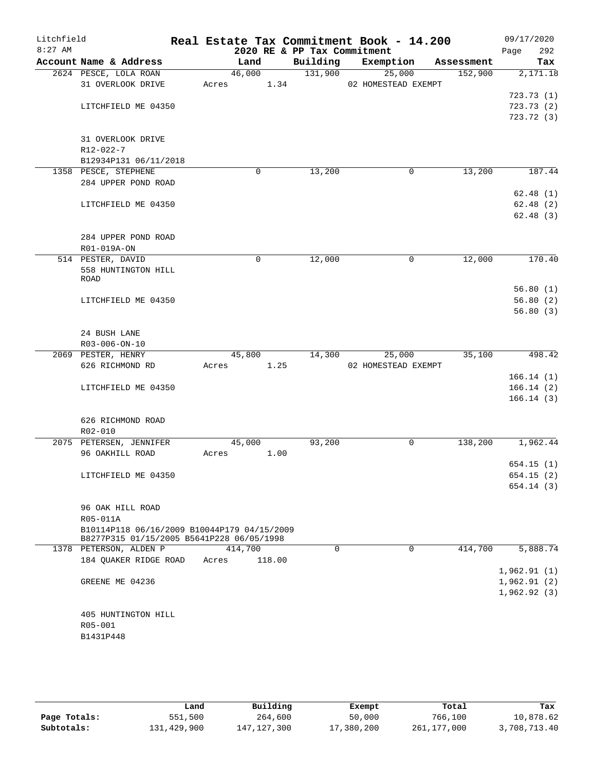# Real Estate Tax Commitment Book - 14.200

Litchfield 8:27 AM — 2020 RE & PP Tax Commitment — 09/17/2020

| Account | Name & Address | Land | Building | Exemption | Assessment | Tax |
|---|---|---|---|---|---|---|
| 2624 | PESCE, LOLA ROAN | 46,000 | 131,900 | 25,000 | 152,900 | 2,171.18 |
| | 31 OVERLOOK DRIVE | Acres 1.34 | | 02 HOMESTEAD EXEMPT | | |
| | | | | | | 723.73 (1) |
| | LITCHFIELD ME 04350 | | | | | 723.73 (2) |
| | | | | | | 723.72 (3) |
| | 31 OVERLOOK DRIVE | | | | | |
| | R12-022-7 | | | | | |
| | B12934P131 06/11/2018 | | | | | |
| 1358 | PESCE, STEPHENE | 0 | 13,200 | 0 | 13,200 | 187.44 |
| | 284 UPPER POND ROAD | | | | | |
| | | | | | | 62.48 (1) |
| | LITCHFIELD ME 04350 | | | | | 62.48 (2) |
| | | | | | | 62.48 (3) |
| | 284 UPPER POND ROAD | | | | | |
| | R01-019A-ON | | | | | |
| 514 | PESTER, DAVID | 0 | 12,000 | 0 | 12,000 | 170.40 |
| | 558 HUNTINGTON HILL ROAD | | | | | |
| | | | | | | 56.80 (1) |
| | LITCHFIELD ME 04350 | | | | | 56.80 (2) |
| | | | | | | 56.80 (3) |
| | 24 BUSH LANE | | | | | |
| | R03-006-ON-10 | | | | | |
| 2069 | PESTER, HENRY | 45,800 | 14,300 | 25,000 | 35,100 | 498.42 |
| | 626 RICHMOND RD | Acres 1.25 | | 02 HOMESTEAD EXEMPT | | |
| | | | | | | 166.14 (1) |
| | LITCHFIELD ME 04350 | | | | | 166.14 (2) |
| | | | | | | 166.14 (3) |
| | 626 RICHMOND ROAD | | | | | |
| | R02-010 | | | | | |
| 2075 | PETERSEN, JENNIFER | 45,000 | 93,200 | 0 | 138,200 | 1,962.44 |
| | 96 OAKHILL ROAD | Acres 1.00 | | | | |
| | | | | | | 654.15 (1) |
| | LITCHFIELD ME 04350 | | | | | 654.15 (2) |
| | | | | | | 654.14 (3) |
| | 96 OAK HILL ROAD | | | | | |
| | R05-011A | | | | | |
| | B10114P118 06/16/2009 B10044P179 04/15/2009 B8277P315 01/15/2005 B5641P228 06/05/1998 | | | | | |
| 1378 | PETERSON, ALDEN P | 414,700 | 0 | 0 | 414,700 | 5,888.74 |
| | 184 QUAKER RIDGE ROAD | Acres 118.00 | | | | |
| | | | | | | 1,962.91 (1) |
| | GREENE ME 04236 | | | | | 1,962.91 (2) |
| | | | | | | 1,962.92 (3) |
| | 405 HUNTINGTON HILL | | | | | |
| | R05-001 | | | | | |
| | B1431P448 | | | | | |

| | Land | Building | Exempt | Total | Tax |
|---|---|---|---|---|---|
| Page Totals: | 551,500 | 264,600 | 50,000 | 766,100 | 10,878.62 |
| Subtotals: | 131,429,900 | 147,127,300 | 17,380,200 | 261,177,000 | 3,708,713.40 |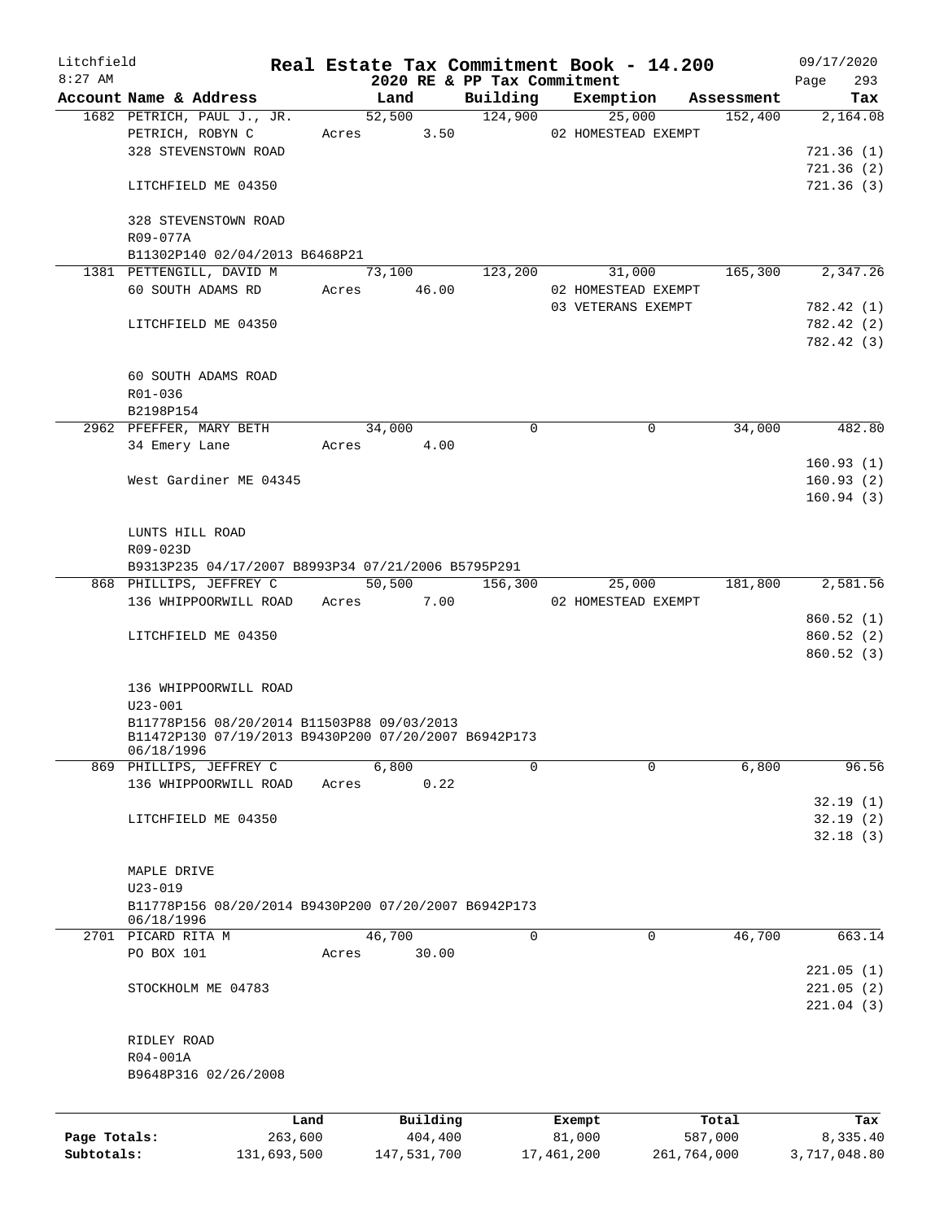Litchfield
8:27 AM

# Real Estate Tax Commitment Book - 14.200

## 2020 RE & PP Tax Commitment

09/17/2020

| Account Name & Address | Land | Building | Exemption | Assessment | Tax |
|---|---|---|---|---|---|
| 1682 PETRICH, PAUL J., JR. | 52,500 | 124,900 | 25,000 | 152,400 | 2,164.08 |
| PETRICH, ROBYN C | Acres 3.50 | | 02 HOMESTEAD EXEMPT | | |
| 328 STEVENSTOWN ROAD | | | | | 721.36 (1) |
| | | | | | 721.36 (2) |
| LITCHFIELD ME 04350 | | | | | 721.36 (3) |
| 328 STEVENSTOWN ROAD | | | | | |
| R09-077A | | | | | |
| B11302P140 02/04/2013 B6468P21 | | | | | |
| 1381 PETTENGILL, DAVID M | 73,100 | 123,200 | 31,000 | 165,300 | 2,347.26 |
| 60 SOUTH ADAMS RD | Acres 46.00 | | 02 HOMESTEAD EXEMPT | | |
| | | | 03 VETERANS EXEMPT | | 782.42 (1) |
| LITCHFIELD ME 04350 | | | | | 782.42 (2) |
| | | | | | 782.42 (3) |
| 60 SOUTH ADAMS ROAD | | | | | |
| R01-036 | | | | | |
| B2198P154 | | | | | |
| 2962 PFEFFER, MARY BETH | 34,000 | 0 | 0 | 34,000 | 482.80 |
| 34 Emery Lane | Acres 4.00 | | | | |
| | | | | | 160.93 (1) |
| West Gardiner ME 04345 | | | | | 160.93 (2) |
| | | | | | 160.94 (3) |
| LUNTS HILL ROAD | | | | | |
| R09-023D | | | | | |
| B9313P235 04/17/2007 B8993P34 07/21/2006 B5795P291 | | | | | |
| 868 PHILLIPS, JEFFREY C | 50,500 | 156,300 | 25,000 | 181,800 | 2,581.56 |
| 136 WHIPPOORWILL ROAD | Acres 7.00 | | 02 HOMESTEAD EXEMPT | | |
| | | | | | 860.52 (1) |
| LITCHFIELD ME 04350 | | | | | 860.52 (2) |
| | | | | | 860.52 (3) |
| 136 WHIPPOORWILL ROAD | | | | | |
| U23-001 | | | | | |
| B11778P156 08/20/2014 B11503P88 09/03/2013 B11472P130 07/19/2013 B9430P200 07/20/2007 B6942P173 06/18/1996 | | | | | |
| 869 PHILLIPS, JEFFREY C | 6,800 | 0 | 0 | 6,800 | 96.56 |
| 136 WHIPPOORWILL ROAD | Acres 0.22 | | | | |
| | | | | | 32.19 (1) |
| LITCHFIELD ME 04350 | | | | | 32.19 (2) |
| | | | | | 32.18 (3) |
| MAPLE DRIVE | | | | | |
| U23-019 | | | | | |
| B11778P156 08/20/2014 B9430P200 07/20/2007 B6942P173 06/18/1996 | | | | | |
| 2701 PICARD RITA M | 46,700 | 0 | 0 | 46,700 | 663.14 |
| PO BOX 101 | Acres 30.00 | | | | |
| | | | | | 221.05 (1) |
| STOCKHOLM ME 04783 | | | | | 221.05 (2) |
| | | | | | 221.04 (3) |
| RIDLEY ROAD | | | | | |
| R04-001A | | | | | |
| B9648P316 02/26/2008 | | | | | |

| | Land | Building | Exempt | Total | Tax |
|---|---|---|---|---|---|
| Page Totals: | 263,600 | 404,400 | 81,000 | 587,000 | 8,335.40 |
| Subtotals: | 131,693,500 | 147,531,700 | 17,461,200 | 261,764,000 | 3,717,048.80 |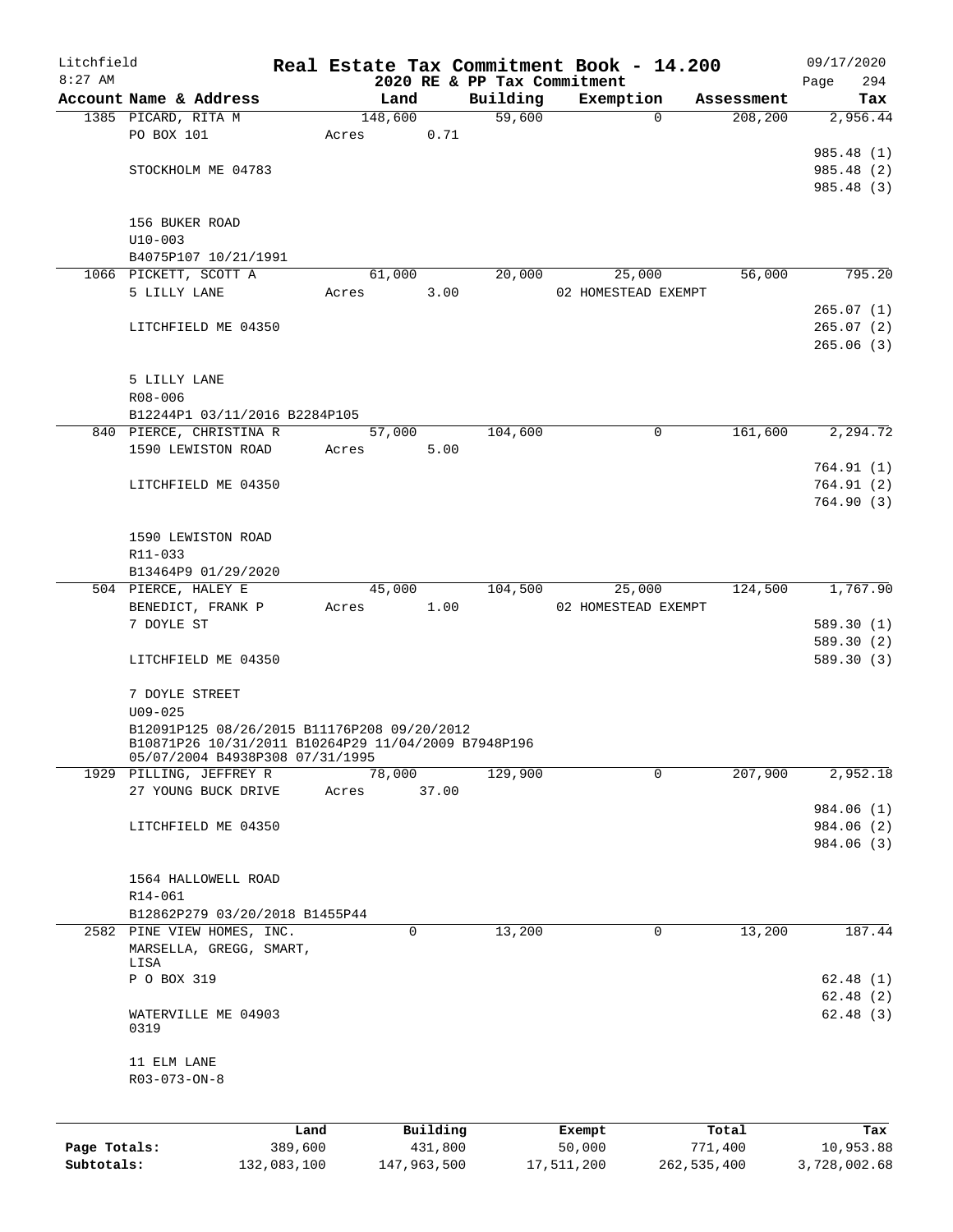Litchfield
8:27 AM

**Real Estate Tax Commitment Book - 14.200**
**2020 RE & PP Tax Commitment**

09/17/2020

| Account Name & Address | Land | Building | Exemption | Assessment | Tax |
|---|---|---|---|---|---|
| 1385 PICARD, RITA M | 148,600 | 59,600 | 0 | 208,200 | 2,956.44 |
| PO BOX 101 | Acres 0.71 | | | | |
| | | | | | 985.48 (1) |
| STOCKHOLM ME 04783 | | | | | 985.48 (2) |
| | | | | | 985.48 (3) |
| 156 BUKER ROAD | | | | | |
| U10-003 | | | | | |
| B4075P107 10/21/1991 | | | | | |
| 1066 PICKETT, SCOTT A | 61,000 | 20,000 | 25,000 | 56,000 | 795.20 |
| 5 LILLY LANE | Acres 3.00 | | 02 HOMESTEAD EXEMPT | | |
| | | | | | 265.07 (1) |
| LITCHFIELD ME 04350 | | | | | 265.07 (2) |
| | | | | | 265.06 (3) |
| 5 LILLY LANE | | | | | |
| R08-006 | | | | | |
| B12244P1 03/11/2016 B2284P105 | | | | | |
| 840 PIERCE, CHRISTINA R | 57,000 | 104,600 | 0 | 161,600 | 2,294.72 |
| 1590 LEWISTON ROAD | Acres 5.00 | | | | |
| | | | | | 764.91 (1) |
| LITCHFIELD ME 04350 | | | | | 764.91 (2) |
| | | | | | 764.90 (3) |
| 1590 LEWISTON ROAD | | | | | |
| R11-033 | | | | | |
| B13464P9 01/29/2020 | | | | | |
| 504 PIERCE, HALEY E | 45,000 | 104,500 | 25,000 | 124,500 | 1,767.90 |
| BENEDICT, FRANK P | Acres 1.00 | | 02 HOMESTEAD EXEMPT | | |
| 7 DOYLE ST | | | | | 589.30 (1) |
| | | | | | 589.30 (2) |
| LITCHFIELD ME 04350 | | | | | 589.30 (3) |
| 7 DOYLE STREET | | | | | |
| U09-025 | | | | | |
| B12091P125 08/26/2015 B11176P208 09/20/2012 B10871P26 10/31/2011 B10264P29 11/04/2009 B7948P196 05/07/2004 B4938P308 07/31/1995 | | | | | |
| 1929 PILLING, JEFFREY R | 78,000 | 129,900 | 0 | 207,900 | 2,952.18 |
| 27 YOUNG BUCK DRIVE | Acres 37.00 | | | | |
| | | | | | 984.06 (1) |
| LITCHFIELD ME 04350 | | | | | 984.06 (2) |
| | | | | | 984.06 (3) |
| 1564 HALLOWELL ROAD | | | | | |
| R14-061 | | | | | |
| B12862P279 03/20/2018 B1455P44 | | | | | |
| 2582 PINE VIEW HOMES, INC. | 0 | 13,200 | 0 | 13,200 | 187.44 |
| MARSELLA, GREGG, SMART, LISA | | | | | |
| P O BOX 319 | | | | | 62.48 (1) |
| | | | | | 62.48 (2) |
| WATERVILLE ME 04903 0319 | | | | | 62.48 (3) |
| 11 ELM LANE | | | | | |
| R03-073-ON-8 | | | | | |

| | Land | Building | Exempt | Total | Tax |
|---|---|---|---|---|---|
| Page Totals: | 389,600 | 431,800 | 50,000 | 771,400 | 10,953.88 |
| Subtotals: | 132,083,100 | 147,963,500 | 17,511,200 | 262,535,400 | 3,728,002.68 |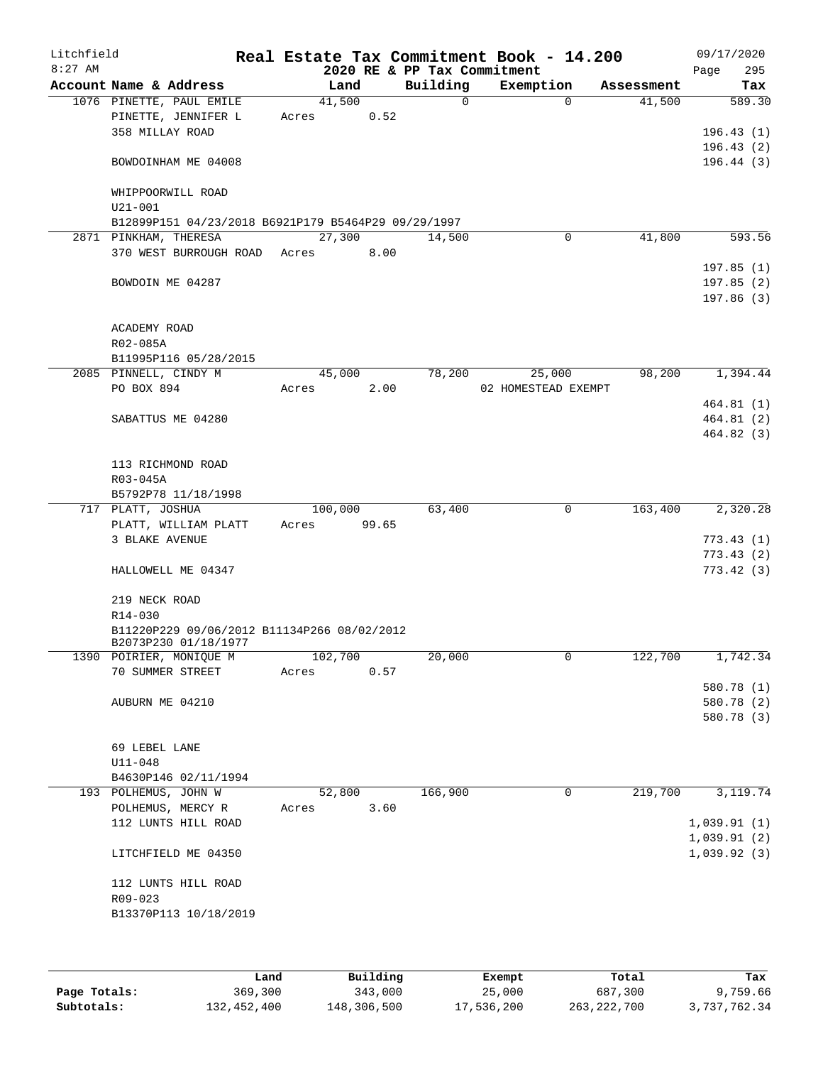Litchfield
8:27 AM

**Real Estate Tax Commitment Book - 14.200**
**2020 RE & PP Tax Commitment**

09/17/2020

| Account Name & Address | Land | Building | Exemption | Assessment | Tax |
|---|---|---|---|---|---|
| 1076 PINETTE, PAUL EMILE | 41,500 | 0 | 0 | 41,500 | 589.30 |
| PINETTE, JENNIFER L | Acres 0.52 | | | | |
| 358 MILLAY ROAD | | | | | 196.43 (1) |
| | | | | | 196.43 (2) |
| BOWDOINHAM ME 04008 | | | | | 196.44 (3) |
| WHIPPOORWILL ROAD | | | | | |
| U21-001 | | | | | |
| B12899P151 04/23/2018 B6921P179 B5464P29 09/29/1997 | | | | | |
| 2871 PINKHAM, THERESA | 27,300 | 14,500 | 0 | 41,800 | 593.56 |
| 370 WEST BURROUGH ROAD | Acres 8.00 | | | | |
| | | | | | 197.85 (1) |
| BOWDOIN ME 04287 | | | | | 197.85 (2) |
| | | | | | 197.86 (3) |
| ACADEMY ROAD | | | | | |
| R02-085A | | | | | |
| B11995P116 05/28/2015 | | | | | |
| 2085 PINNELL, CINDY M | 45,000 | 78,200 | 25,000 | 98,200 | 1,394.44 |
| PO BOX 894 | Acres 2.00 | | 02 HOMESTEAD EXEMPT | | |
| | | | | | 464.81 (1) |
| SABATTUS ME 04280 | | | | | 464.81 (2) |
| | | | | | 464.82 (3) |
| 113 RICHMOND ROAD | | | | | |
| R03-045A | | | | | |
| B5792P78 11/18/1998 | | | | | |
| 717 PLATT, JOSHUA | 100,000 | 63,400 | 0 | 163,400 | 2,320.28 |
| PLATT, WILLIAM PLATT | Acres 99.65 | | | | |
| 3 BLAKE AVENUE | | | | | 773.43 (1) |
| | | | | | 773.43 (2) |
| HALLOWELL ME 04347 | | | | | 773.42 (3) |
| 219 NECK ROAD | | | | | |
| R14-030 | | | | | |
| B11220P229 09/06/2012 B11134P266 08/02/2012 B2073P230 01/18/1977 | | | | | |
| 1390 POIRIER, MONIQUE M | 102,700 | 20,000 | 0 | 122,700 | 1,742.34 |
| 70 SUMMER STREET | Acres 0.57 | | | | |
| | | | | | 580.78 (1) |
| AUBURN ME 04210 | | | | | 580.78 (2) |
| | | | | | 580.78 (3) |
| 69 LEBEL LANE | | | | | |
| U11-048 | | | | | |
| B4630P146 02/11/1994 | | | | | |
| 193 POLHEMUS, JOHN W | 52,800 | 166,900 | 0 | 219,700 | 3,119.74 |
| POLHEMUS, MERCY R | Acres 3.60 | | | | |
| 112 LUNTS HILL ROAD | | | | | 1,039.91 (1) |
| | | | | | 1,039.91 (2) |
| LITCHFIELD ME 04350 | | | | | 1,039.92 (3) |
| 112 LUNTS HILL ROAD | | | | | |
| R09-023 | | | | | |
| B13370P113 10/18/2019 | | | | | |

| | Land | Building | Exempt | Total | Tax |
|---|---|---|---|---|---|
| Page Totals: | 369,300 | 343,000 | 25,000 | 687,300 | 9,759.66 |
| Subtotals: | 132,452,400 | 148,306,500 | 17,536,200 | 263,222,700 | 3,737,762.34 |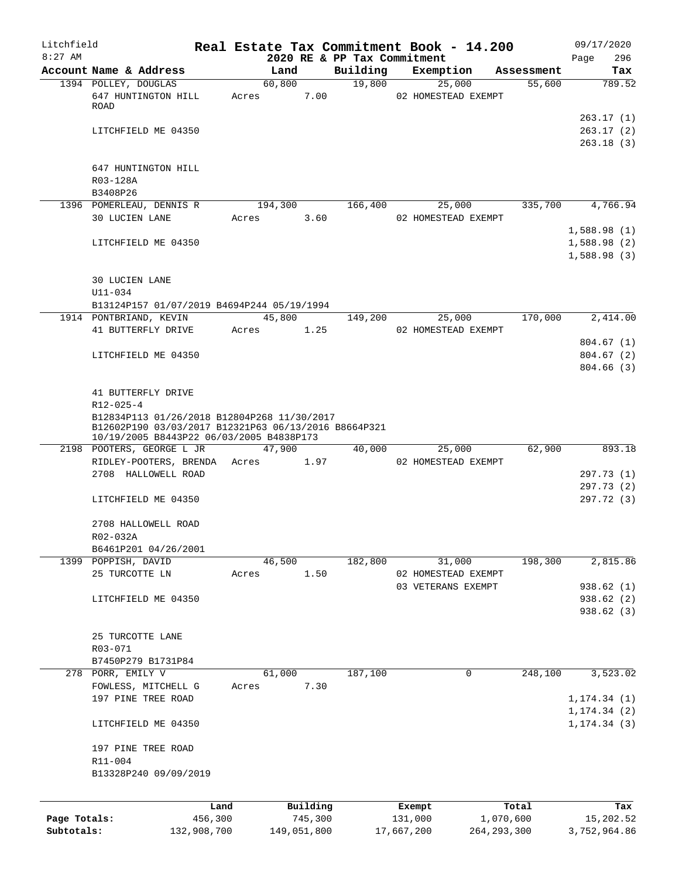# Litchfield — Real Estate Tax Commitment Book - 14.200

8:27 AM — 2020 RE & PP Tax Commitment — 09/17/2020

| Account Name & Address | Land | Building | Exemption | Assessment | Tax |
|---|---|---|---|---|---|
| 1394 POLLEY, DOUGLAS | 60,800 | 19,800 | 25,000 | 55,600 | 789.52 |
| 647 HUNTINGTON HILL ROAD | Acres 7.00 | | 02 HOMESTEAD EXEMPT | | |
| | | | | | 263.17 (1) |
| LITCHFIELD ME 04350 | | | | | 263.17 (2) |
| | | | | | 263.18 (3) |
| 647 HUNTINGTON HILL | | | | | |
| R03-128A | | | | | |
| B3408P26 | | | | | |
| 1396 POMERLEAU, DENNIS R | 194,300 | 166,400 | 25,000 | 335,700 | 4,766.94 |
| 30 LUCIEN LANE | Acres 3.60 | | 02 HOMESTEAD EXEMPT | | |
| | | | | | 1,588.98 (1) |
| LITCHFIELD ME 04350 | | | | | 1,588.98 (2) |
| | | | | | 1,588.98 (3) |
| 30 LUCIEN LANE | | | | | |
| U11-034 | | | | | |
| B13124P157 01/07/2019 B4694P244 05/19/1994 | | | | | |
| 1914 PONTBRIAND, KEVIN | 45,800 | 149,200 | 25,000 | 170,000 | 2,414.00 |
| 41 BUTTERFLY DRIVE | Acres 1.25 | | 02 HOMESTEAD EXEMPT | | |
| | | | | | 804.67 (1) |
| LITCHFIELD ME 04350 | | | | | 804.67 (2) |
| | | | | | 804.66 (3) |
| 41 BUTTERFLY DRIVE | | | | | |
| R12-025-4 | | | | | |
| B12834P113 01/26/2018 B12804P268 11/30/2017 B12602P190 03/03/2017 B12321P63 06/13/2016 B8664P321 10/19/2005 B8443P22 06/03/2005 B4838P173 | | | | | |
| 2198 POOTERS, GEORGE L JR | 47,900 | 40,000 | 25,000 | 62,900 | 893.18 |
| RIDLEY-POOTERS, BRENDA | Acres 1.97 | | 02 HOMESTEAD EXEMPT | | |
| 2708 HALLOWELL ROAD | | | | | 297.73 (1) |
| | | | | | 297.73 (2) |
| LITCHFIELD ME 04350 | | | | | 297.72 (3) |
| 2708 HALLOWELL ROAD | | | | | |
| R02-032A | | | | | |
| B6461P201 04/26/2001 | | | | | |
| 1399 POPPISH, DAVID | 46,500 | 182,800 | 31,000 | 198,300 | 2,815.86 |
| 25 TURCOTTE LN | Acres 1.50 | | 02 HOMESTEAD EXEMPT | | |
| | | | 03 VETERANS EXEMPT | | 938.62 (1) |
| LITCHFIELD ME 04350 | | | | | 938.62 (2) |
| | | | | | 938.62 (3) |
| 25 TURCOTTE LANE | | | | | |
| R03-071 | | | | | |
| B7450P279 B1731P84 | | | | | |
| 278 PORR, EMILY V | 61,000 | 187,100 | 0 | 248,100 | 3,523.02 |
| FOWLESS, MITCHELL G | Acres 7.30 | | | | |
| 197 PINE TREE ROAD | | | | | 1,174.34 (1) |
| | | | | | 1,174.34 (2) |
| LITCHFIELD ME 04350 | | | | | 1,174.34 (3) |
| 197 PINE TREE ROAD | | | | | |
| R11-004 | | | | | |
| B13328P240 09/09/2019 | | | | | |

| | Land | Building | Exempt | Total | Tax |
|---|---|---|---|---|---|
| Page Totals: | 456,300 | 745,300 | 131,000 | 1,070,600 | 15,202.52 |
| Subtotals: | 132,908,700 | 149,051,800 | 17,667,200 | 264,293,300 | 3,752,964.86 |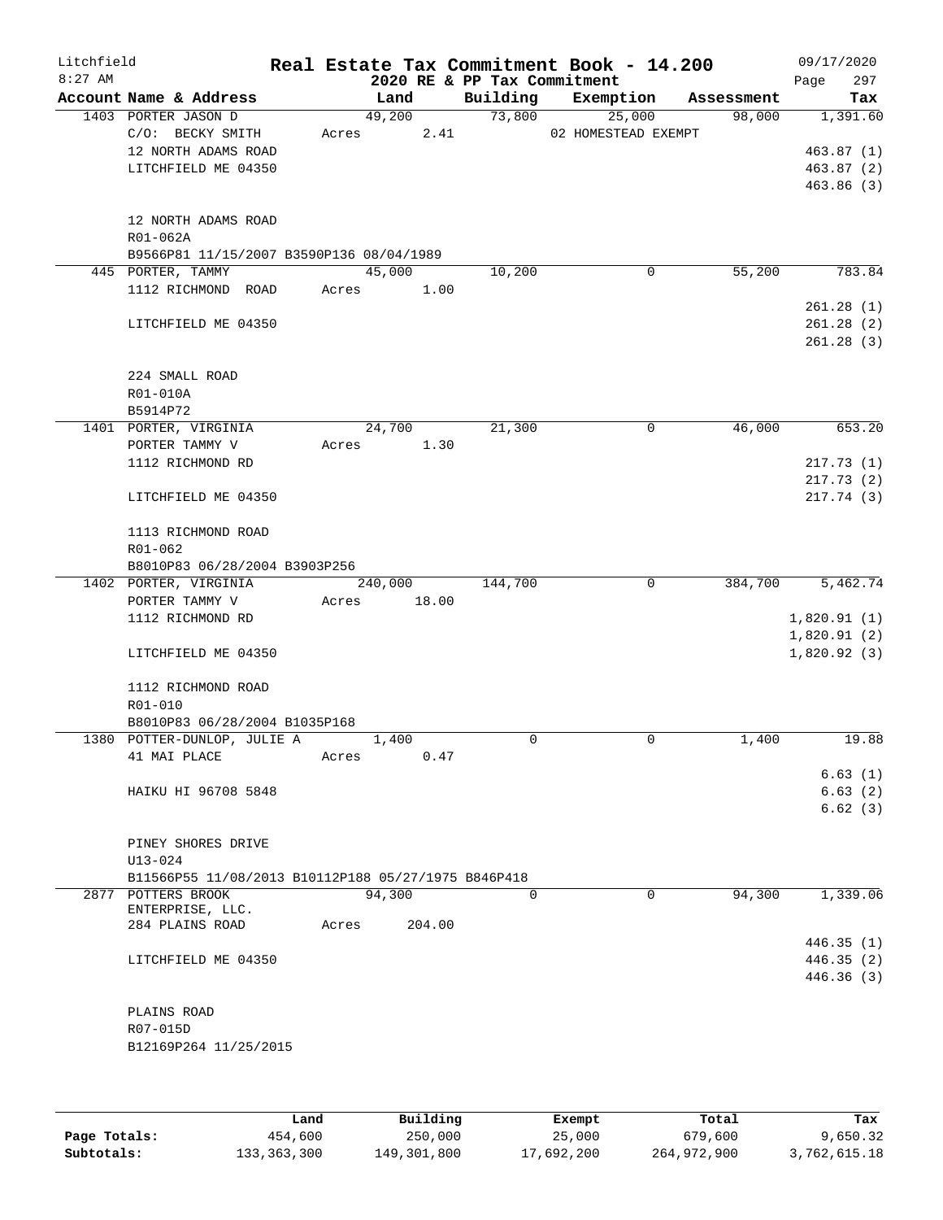Litchfield
8:27 AM

# Real Estate Tax Commitment Book - 14.200

2020 RE & PP Tax Commitment

09/17/2020

| Account Name & Address | Land | Building | Exemption | Assessment | Tax |
|---|---|---|---|---|---|
| 1403 PORTER JASON D | 49,200 | 73,800 | 25,000 | 98,000 | 1,391.60 |
| C/O: BECKY SMITH | Acres 2.41 | | 02 HOMESTEAD EXEMPT | | |
| 12 NORTH ADAMS ROAD | | | | | 463.87 (1) |
| LITCHFIELD ME 04350 | | | | | 463.87 (2) |
| | | | | | 463.86 (3) |
| 12 NORTH ADAMS ROAD | | | | | |
| R01-062A | | | | | |
| B9566P81 11/15/2007 B3590P136 08/04/1989 | | | | | |
| 445 PORTER, TAMMY | 45,000 | 10,200 | 0 | 55,200 | 783.84 |
| 1112 RICHMOND ROAD | Acres 1.00 | | | | |
| | | | | | 261.28 (1) |
| LITCHFIELD ME 04350 | | | | | 261.28 (2) |
| | | | | | 261.28 (3) |
| 224 SMALL ROAD | | | | | |
| R01-010A | | | | | |
| B5914P72 | | | | | |
| 1401 PORTER, VIRGINIA | 24,700 | 21,300 | 0 | 46,000 | 653.20 |
| PORTER TAMMY V | Acres 1.30 | | | | |
| 1112 RICHMOND RD | | | | | 217.73 (1) |
| | | | | | 217.73 (2) |
| LITCHFIELD ME 04350 | | | | | 217.74 (3) |
| 1113 RICHMOND ROAD | | | | | |
| R01-062 | | | | | |
| B8010P83 06/28/2004 B3903P256 | | | | | |
| 1402 PORTER, VIRGINIA | 240,000 | 144,700 | 0 | 384,700 | 5,462.74 |
| PORTER TAMMY V | Acres 18.00 | | | | |
| 1112 RICHMOND RD | | | | | 1,820.91 (1) |
| | | | | | 1,820.91 (2) |
| LITCHFIELD ME 04350 | | | | | 1,820.92 (3) |
| 1112 RICHMOND ROAD | | | | | |
| R01-010 | | | | | |
| B8010P83 06/28/2004 B1035P168 | | | | | |
| 1380 POTTER-DUNLOP, JULIE A | 1,400 | 0 | 0 | 1,400 | 19.88 |
| 41 MAI PLACE | Acres 0.47 | | | | |
| | | | | | 6.63 (1) |
| HAIKU HI 96708 5848 | | | | | 6.63 (2) |
| | | | | | 6.62 (3) |
| PINEY SHORES DRIVE | | | | | |
| U13-024 | | | | | |
| B11566P55 11/08/2013 B10112P188 05/27/1975 B846P418 | | | | | |
| 2877 POTTERS BROOK ENTERPRISE, LLC. | 94,300 | 0 | 0 | 94,300 | 1,339.06 |
| 284 PLAINS ROAD | Acres 204.00 | | | | |
| | | | | | 446.35 (1) |
| LITCHFIELD ME 04350 | | | | | 446.35 (2) |
| | | | | | 446.36 (3) |
| PLAINS ROAD | | | | | |
| R07-015D | | | | | |
| B12169P264 11/25/2015 | | | | | |

| | Land | Building | Exempt | Total | Tax |
|---|---|---|---|---|---|
| Page Totals: | 454,600 | 250,000 | 25,000 | 679,600 | 9,650.32 |
| Subtotals: | 133,363,300 | 149,301,800 | 17,692,200 | 264,972,900 | 3,762,615.18 |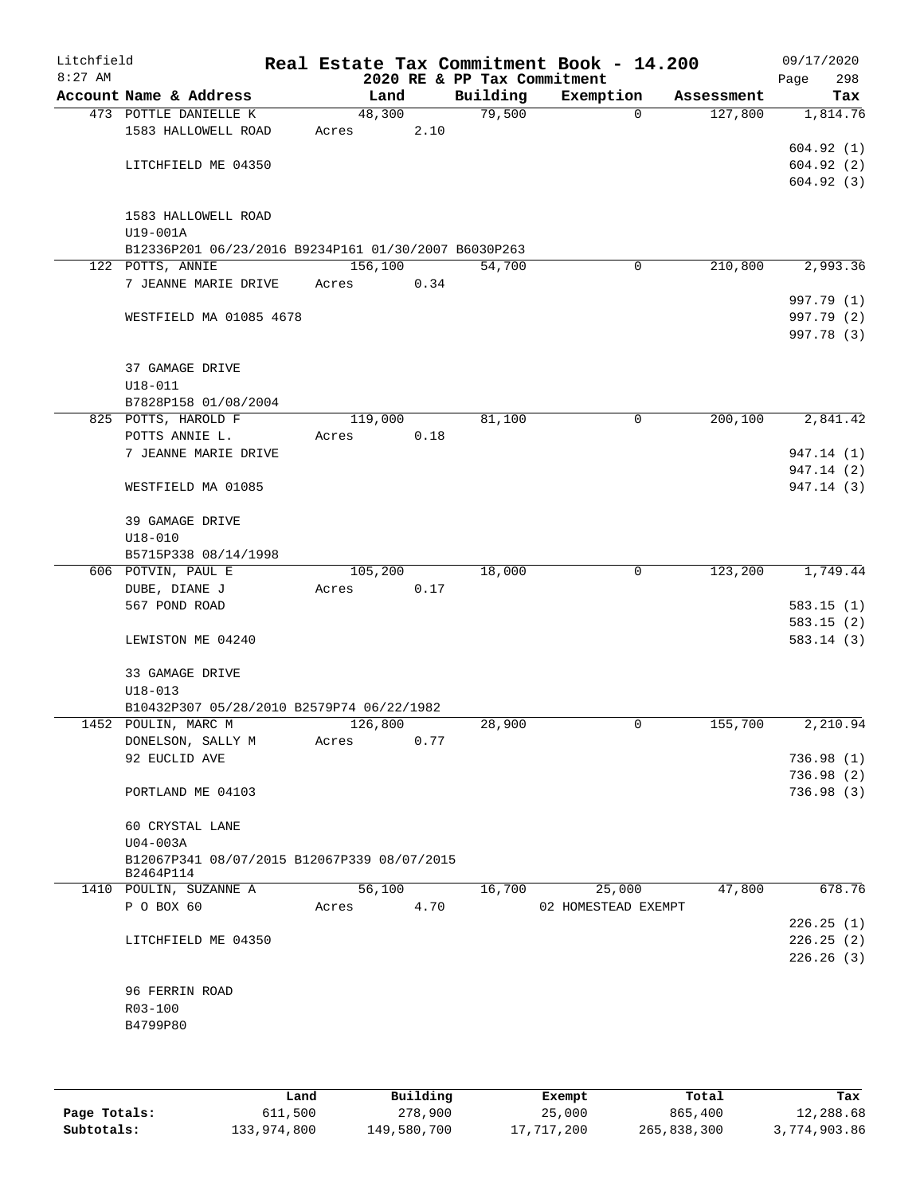Litchfield
8:27 AM

# Real Estate Tax Commitment Book - 14.200

2020 RE & PP Tax Commitment

09/17/2020

| Account Name & Address | Land | Building | Exemption | Assessment | Tax |
|---|---|---|---|---|---|
| 473 POTTLE DANIELLE K | 48,300 | 79,500 | 0 | 127,800 | 1,814.76 |
| 1583 HALLOWELL ROAD | Acres 2.10 | | | | |
| | | | | | 604.92 (1) |
| LITCHFIELD ME 04350 | | | | | 604.92 (2) |
| | | | | | 604.92 (3) |
| 1583 HALLOWELL ROAD | | | | | |
| U19-001A | | | | | |
| B12336P201 06/23/2016 B9234P161 01/30/2007 B6030P263 | | | | | |
| 122 POTTS, ANNIE | 156,100 | 54,700 | 0 | 210,800 | 2,993.36 |
| 7 JEANNE MARIE DRIVE | Acres 0.34 | | | | |
| | | | | | 997.79 (1) |
| WESTFIELD MA 01085 4678 | | | | | 997.79 (2) |
| | | | | | 997.78 (3) |
| 37 GAMAGE DRIVE | | | | | |
| U18-011 | | | | | |
| B7828P158 01/08/2004 | | | | | |
| 825 POTTS, HAROLD F | 119,000 | 81,100 | 0 | 200,100 | 2,841.42 |
| POTTS ANNIE L. | Acres 0.18 | | | | |
| 7 JEANNE MARIE DRIVE | | | | | 947.14 (1) |
| | | | | | 947.14 (2) |
| WESTFIELD MA 01085 | | | | | 947.14 (3) |
| 39 GAMAGE DRIVE | | | | | |
| U18-010 | | | | | |
| B5715P338 08/14/1998 | | | | | |
| 606 POTVIN, PAUL E | 105,200 | 18,000 | 0 | 123,200 | 1,749.44 |
| DUBE, DIANE J | Acres 0.17 | | | | |
| 567 POND ROAD | | | | | 583.15 (1) |
| | | | | | 583.15 (2) |
| LEWISTON ME 04240 | | | | | 583.14 (3) |
| 33 GAMAGE DRIVE | | | | | |
| U18-013 | | | | | |
| B10432P307 05/28/2010 B2579P74 06/22/1982 | | | | | |
| 1452 POULIN, MARC M | 126,800 | 28,900 | 0 | 155,700 | 2,210.94 |
| DONELSON, SALLY M | Acres 0.77 | | | | |
| 92 EUCLID AVE | | | | | 736.98 (1) |
| | | | | | 736.98 (2) |
| PORTLAND ME 04103 | | | | | 736.98 (3) |
| 60 CRYSTAL LANE | | | | | |
| U04-003A | | | | | |
| B12067P341 08/07/2015 B12067P339 08/07/2015 B2464P114 | | | | | |
| 1410 POULIN, SUZANNE A | 56,100 | 16,700 | 25,000 | 47,800 | 678.76 |
| P O BOX 60 | Acres 4.70 | | 02 HOMESTEAD EXEMPT | | |
| | | | | | 226.25 (1) |
| LITCHFIELD ME 04350 | | | | | 226.25 (2) |
| | | | | | 226.26 (3) |
| 96 FERRIN ROAD | | | | | |
| R03-100 | | | | | |
| B4799P80 | | | | | |

| | Land | Building | Exempt | Total | Tax |
|---|---|---|---|---|---|
| Page Totals: | 611,500 | 278,900 | 25,000 | 865,400 | 12,288.68 |
| Subtotals: | 133,974,800 | 149,580,700 | 17,717,200 | 265,838,300 | 3,774,903.86 |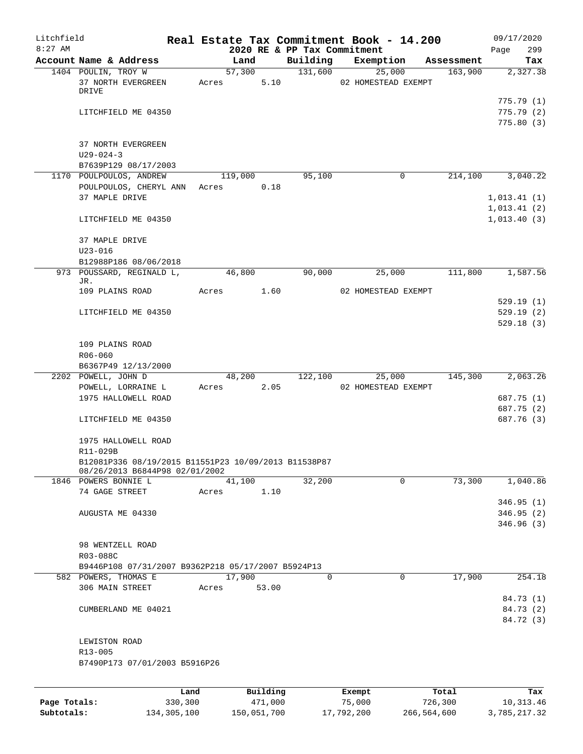Litchfield
8:27 AM

# Real Estate Tax Commitment Book - 14.200

2020 RE & PP Tax Commitment

09/17/2020
Page 299

| Account Name & Address | Land | Building | Exemption | Assessment | Tax |
|---|---|---|---|---|---|
| 1404 POULIN, TROY W | 57,300 | 131,600 | 25,000 | 163,900 | 2,327.38 |
| 37 NORTH EVERGREEN DRIVE | Acres 5.10 | | 02 HOMESTEAD EXEMPT | | |
| | | | | | 775.79 (1) |
| LITCHFIELD ME 04350 | | | | | 775.79 (2) |
| | | | | | 775.80 (3) |
| 37 NORTH EVERGREEN | | | | | |
| U29-024-3 | | | | | |
| B7639P129 08/17/2003 | | | | | |
| 1170 POULPOULOS, ANDREW | 119,000 | 95,100 | 0 | 214,100 | 3,040.22 |
| POULPOULOS, CHERYL ANN | Acres 0.18 | | | | |
| 37 MAPLE DRIVE | | | | | 1,013.41 (1) |
| | | | | | 1,013.41 (2) |
| LITCHFIELD ME 04350 | | | | | 1,013.40 (3) |
| 37 MAPLE DRIVE | | | | | |
| U23-016 | | | | | |
| B12988P186 08/06/2018 | | | | | |
| 973 POUSSARD, REGINALD L, JR. | 46,800 | 90,000 | 25,000 | 111,800 | 1,587.56 |
| 109 PLAINS ROAD | Acres 1.60 | | 02 HOMESTEAD EXEMPT | | |
| | | | | | 529.19 (1) |
| LITCHFIELD ME 04350 | | | | | 529.19 (2) |
| | | | | | 529.18 (3) |
| 109 PLAINS ROAD | | | | | |
| R06-060 | | | | | |
| B6367P49 12/13/2000 | | | | | |
| 2202 POWELL, JOHN D | 48,200 | 122,100 | 25,000 | 145,300 | 2,063.26 |
| POWELL, LORRAINE L | Acres 2.05 | | 02 HOMESTEAD EXEMPT | | |
| 1975 HALLOWELL ROAD | | | | | 687.75 (1) |
| | | | | | 687.75 (2) |
| LITCHFIELD ME 04350 | | | | | 687.76 (3) |
| 1975 HALLOWELL ROAD | | | | | |
| R11-029B | | | | | |
| B12081P336 08/19/2015 B11551P23 10/09/2013 B11538P87 08/26/2013 B6844P98 02/01/2002 | | | | | |
| 1846 POWERS BONNIE L | 41,100 | 32,200 | 0 | 73,300 | 1,040.86 |
| 74 GAGE STREET | Acres 1.10 | | | | |
| | | | | | 346.95 (1) |
| AUGUSTA ME 04330 | | | | | 346.95 (2) |
| | | | | | 346.96 (3) |
| 98 WENTZELL ROAD | | | | | |
| R03-088C | | | | | |
| B9446P108 07/31/2007 B9362P218 05/17/2007 B5924P13 | | | | | |
| 582 POWERS, THOMAS E | 17,900 | 0 | 0 | 17,900 | 254.18 |
| 306 MAIN STREET | Acres 53.00 | | | | |
| | | | | | 84.73 (1) |
| CUMBERLAND ME 04021 | | | | | 84.73 (2) |
| | | | | | 84.72 (3) |
| LEWISTON ROAD | | | | | |
| R13-005 | | | | | |
| B7490P173 07/01/2003 B5916P26 | | | | | |

| | Land | Building | Exempt | Total | Tax |
|---|---|---|---|---|---|
| Page Totals: | 330,300 | 471,000 | 75,000 | 726,300 | 10,313.46 |
| Subtotals: | 134,305,100 | 150,051,700 | 17,792,200 | 266,564,600 | 3,785,217.32 |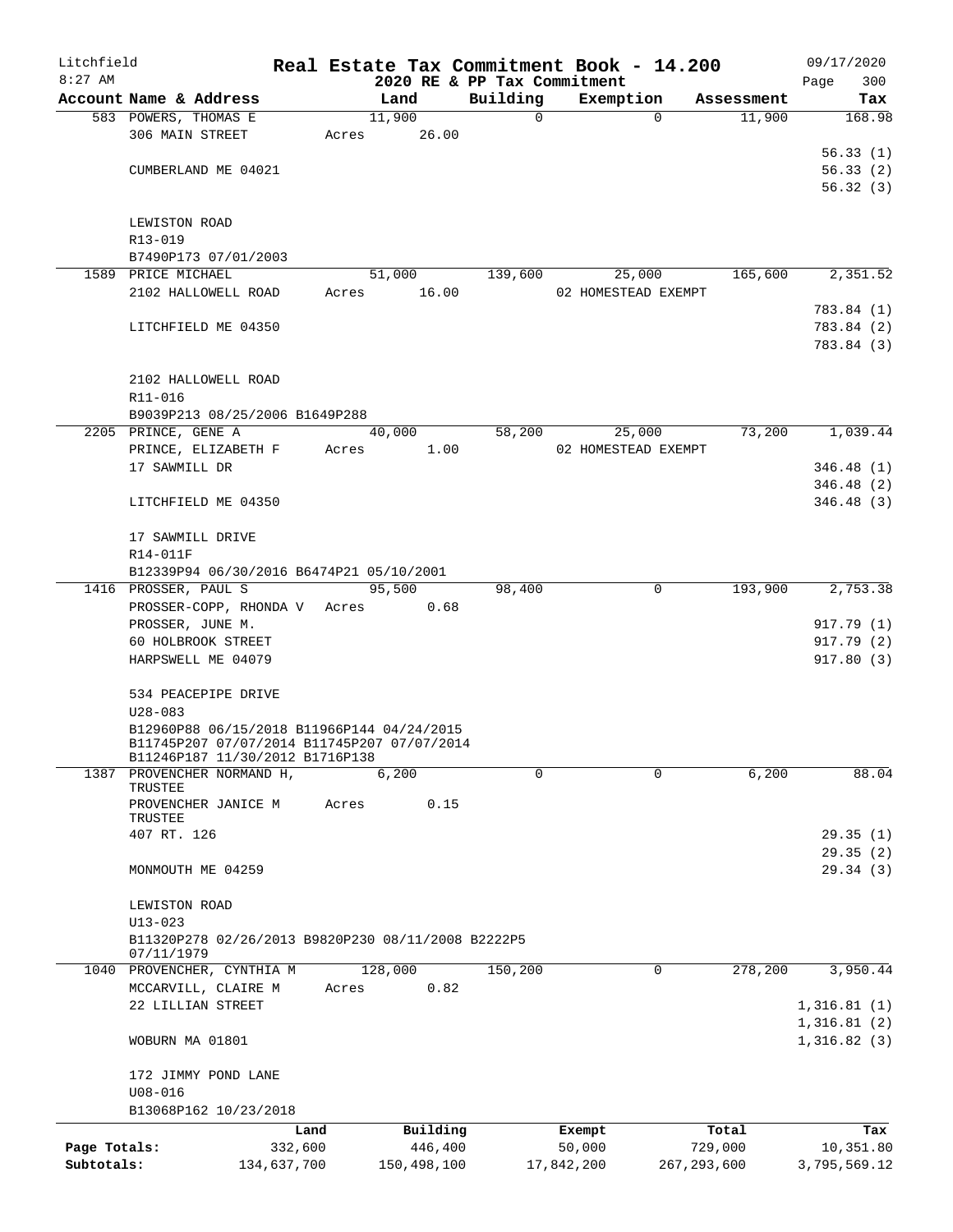Litchfield
8:27 AM

# Real Estate Tax Commitment Book - 14.200

2020 RE & PP Tax Commitment

09/17/2020
Page 300

| Account Name & Address | Land | Building | Exemption | Assessment | Tax |
|---|---|---|---|---|---|
| 583 POWERS, THOMAS E | 11,900 | 0 | 0 | 11,900 | 168.98 |
| 306 MAIN STREET | Acres 26.00 | | | | |
| | | | | | 56.33 (1) |
| CUMBERLAND ME 04021 | | | | | 56.33 (2) |
| | | | | | 56.32 (3) |
| LEWISTON ROAD | | | | | |
| R13-019 | | | | | |
| B7490P173 07/01/2003 | | | | | |
| 1589 PRICE MICHAEL | 51,000 | 139,600 | 25,000 | 165,600 | 2,351.52 |
| 2102 HALLOWELL ROAD | Acres 16.00 | | 02 HOMESTEAD EXEMPT | | |
| | | | | | 783.84 (1) |
| LITCHFIELD ME 04350 | | | | | 783.84 (2) |
| | | | | | 783.84 (3) |
| 2102 HALLOWELL ROAD | | | | | |
| R11-016 | | | | | |
| B9039P213 08/25/2006 B1649P288 | | | | | |
| 2205 PRINCE, GENE A | 40,000 | 58,200 | 25,000 | 73,200 | 1,039.44 |
| PRINCE, ELIZABETH F | Acres 1.00 | | 02 HOMESTEAD EXEMPT | | |
| 17 SAWMILL DR | | | | | 346.48 (1) |
| | | | | | 346.48 (2) |
| LITCHFIELD ME 04350 | | | | | 346.48 (3) |
| 17 SAWMILL DRIVE | | | | | |
| R14-011F | | | | | |
| B12339P94 06/30/2016 B6474P21 05/10/2001 | | | | | |
| 1416 PROSSER, PAUL S | 95,500 | 98,400 | 0 | 193,900 | 2,753.38 |
| PROSSER-COPP, RHONDA V | Acres 0.68 | | | | |
| PROSSER, JUNE M. | | | | | 917.79 (1) |
| 60 HOLBROOK STREET | | | | | 917.79 (2) |
| HARPSWELL ME 04079 | | | | | 917.80 (3) |
| 534 PEACEPIPE DRIVE | | | | | |
| U28-083 | | | | | |
| B12960P88 06/15/2018 B11966P144 04/24/2015 B11745P207 07/07/2014 B11745P207 07/07/2014 B11246P187 11/30/2012 B1716P138 | | | | | |
| 1387 PROVENCHER NORMAND H, TRUSTEE | 6,200 | 0 | 0 | 6,200 | 88.04 |
| PROVENCHER JANICE M TRUSTEE | Acres 0.15 | | | | |
| 407 RT. 126 | | | | | 29.35 (1) |
| | | | | | 29.35 (2) |
| MONMOUTH ME 04259 | | | | | 29.34 (3) |
| LEWISTON ROAD | | | | | |
| U13-023 | | | | | |
| B11320P278 02/26/2013 B9820P230 08/11/2008 B2222P5 07/11/1979 | | | | | |
| 1040 PROVENCHER, CYNTHIA M | 128,000 | 150,200 | 0 | 278,200 | 3,950.44 |
| MCCARVILL, CLAIRE M | Acres 0.82 | | | | |
| 22 LILLIAN STREET | | | | | 1,316.81 (1) |
| | | | | | 1,316.81 (2) |
| WOBURN MA 01801 | | | | | 1,316.82 (3) |
| 172 JIMMY POND LANE | | | | | |
| U08-016 | | | | | |
| B13068P162 10/23/2018 | | | | | |

| | Land | Building | Exempt | Total | Tax |
|---|---|---|---|---|---|
| Page Totals: | 332,600 | 446,400 | 50,000 | 729,000 | 10,351.80 |
| Subtotals: | 134,637,700 | 150,498,100 | 17,842,200 | 267,293,600 | 3,795,569.12 |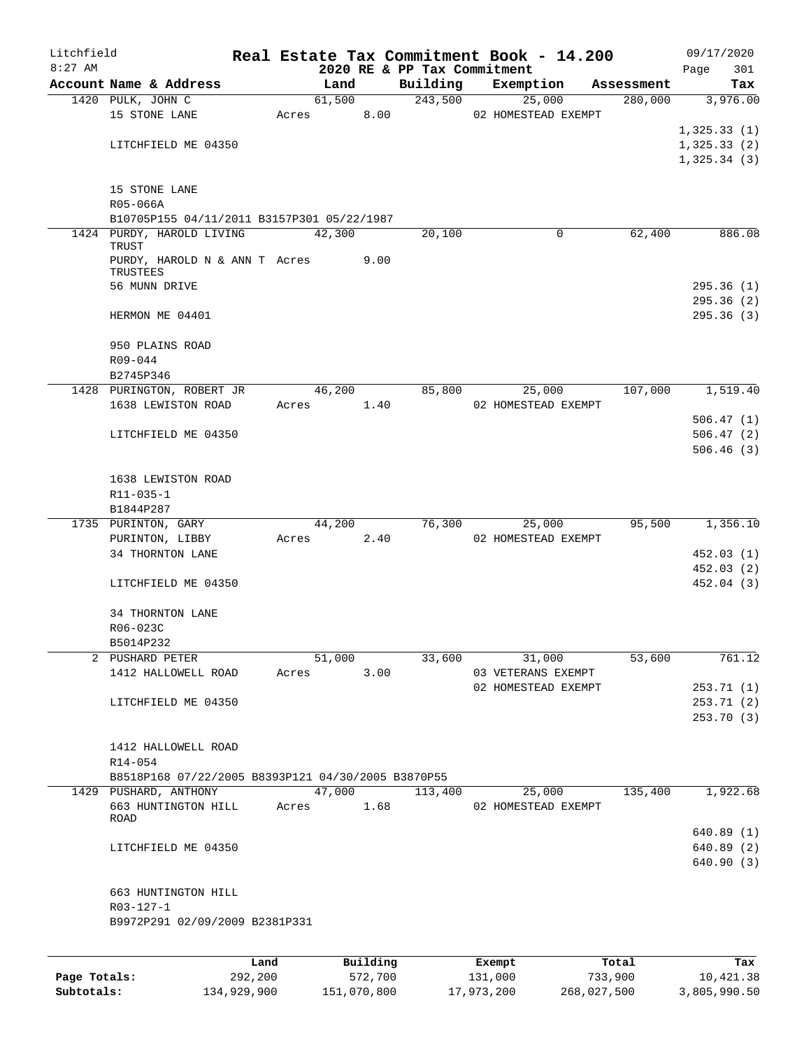# Real Estate Tax Commitment Book - 14.200

Litchfield 8:27 AM — 2020 RE & PP Tax Commitment — 09/17/2020

| Account | Name & Address | Land | Building | Exemption | Assessment | Tax |
|---|---|---|---|---|---|---|
| 1420 | PULK, JOHN C | 61,500 | 243,500 | 25,000 | 280,000 | 3,976.00 |
| | 15 STONE LANE | Acres 8.00 | | 02 HOMESTEAD EXEMPT | | |
| | | | | | | 1,325.33 (1) |
| | LITCHFIELD ME 04350 | | | | | 1,325.33 (2) |
| | | | | | | 1,325.34 (3) |
| | 15 STONE LANE | | | | | |
| | R05-066A | | | | | |
| | B10705P155 04/11/2011 B3157P301 05/22/1987 | | | | | |
| 1424 | PURDY, HAROLD LIVING TRUST | 42,300 | 20,100 | 0 | 62,400 | 886.08 |
| | PURDY, HAROLD N & ANN T TRUSTEES | Acres 9.00 | | | | |
| | 56 MUNN DRIVE | | | | | 295.36 (1) |
| | | | | | | 295.36 (2) |
| | HERMON ME 04401 | | | | | 295.36 (3) |
| | 950 PLAINS ROAD | | | | | |
| | R09-044 | | | | | |
| | B2745P346 | | | | | |
| 1428 | PURINGTON, ROBERT JR | 46,200 | 85,800 | 25,000 | 107,000 | 1,519.40 |
| | 1638 LEWISTON ROAD | Acres 1.40 | | 02 HOMESTEAD EXEMPT | | |
| | | | | | | 506.47 (1) |
| | LITCHFIELD ME 04350 | | | | | 506.47 (2) |
| | | | | | | 506.46 (3) |
| | 1638 LEWISTON ROAD | | | | | |
| | R11-035-1 | | | | | |
| | B1844P287 | | | | | |
| 1735 | PURINTON, GARY | 44,200 | 76,300 | 25,000 | 95,500 | 1,356.10 |
| | PURINTON, LIBBY | Acres 2.40 | | 02 HOMESTEAD EXEMPT | | |
| | 34 THORNTON LANE | | | | | 452.03 (1) |
| | | | | | | 452.03 (2) |
| | LITCHFIELD ME 04350 | | | | | 452.04 (3) |
| | 34 THORNTON LANE | | | | | |
| | R06-023C | | | | | |
| | B5014P232 | | | | | |
| 2 | PUSHARD PETER | 51,000 | 33,600 | 31,000 | 53,600 | 761.12 |
| | 1412 HALLOWELL ROAD | Acres 3.00 | | 03 VETERANS EXEMPT | | |
| | | | | 02 HOMESTEAD EXEMPT | | 253.71 (1) |
| | LITCHFIELD ME 04350 | | | | | 253.71 (2) |
| | | | | | | 253.70 (3) |
| | 1412 HALLOWELL ROAD | | | | | |
| | R14-054 | | | | | |
| | B8518P168 07/22/2005 B8393P121 04/30/2005 B3870P55 | | | | | |
| 1429 | PUSHARD, ANTHONY | 47,000 | 113,400 | 25,000 | 135,400 | 1,922.68 |
| | 663 HUNTINGTON HILL ROAD | Acres 1.68 | | 02 HOMESTEAD EXEMPT | | |
| | | | | | | 640.89 (1) |
| | LITCHFIELD ME 04350 | | | | | 640.89 (2) |
| | | | | | | 640.90 (3) |
| | 663 HUNTINGTON HILL | | | | | |
| | R03-127-1 | | | | | |
| | B9972P291 02/09/2009 B2381P331 | | | | | |

| | Land | Building | Exempt | Total | Tax |
|---|---|---|---|---|---|
| Page Totals: | 292,200 | 572,700 | 131,000 | 733,900 | 10,421.38 |
| Subtotals: | 134,929,900 | 151,070,800 | 17,973,200 | 268,027,500 | 3,805,990.50 |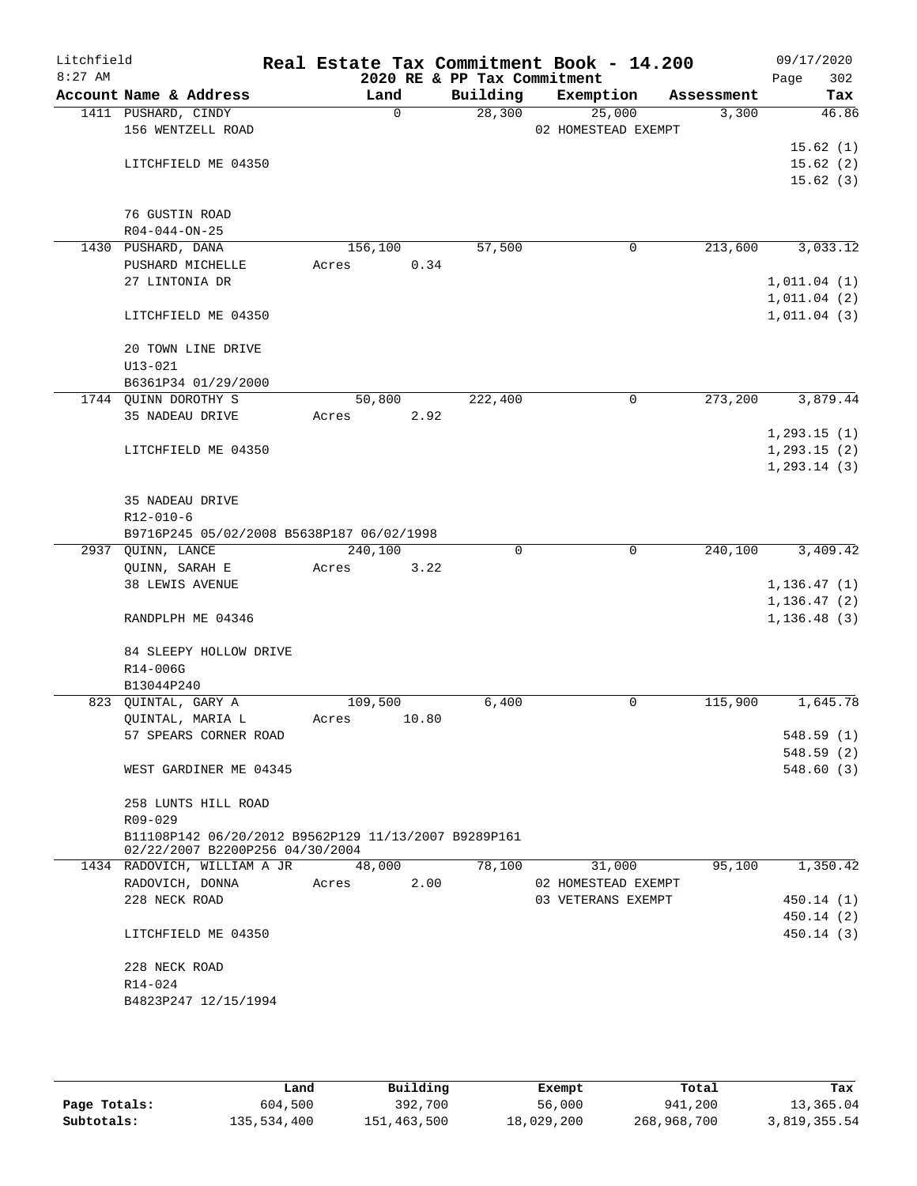Litchfield
8:27 AM

# Real Estate Tax Commitment Book - 14.200

2020 RE & PP Tax Commitment

09/17/2020
Page 302

| Account Name & Address | Land | Building | Exemption | Assessment | Tax |
|---|---|---|---|---|---|
| 1411 PUSHARD, CINDY | 0 | 28,300 | 25,000 | 3,300 | 46.86 |
| 156 WENTZELL ROAD | | | 02 HOMESTEAD EXEMPT | | |
| | | | | | 15.62 (1) |
| LITCHFIELD ME 04350 | | | | | 15.62 (2) |
| | | | | | 15.62 (3) |
| 76 GUSTIN ROAD | | | | | |
| R04-044-ON-25 | | | | | |
| 1430 PUSHARD, DANA | 156,100 | 57,500 | 0 | 213,600 | 3,033.12 |
| PUSHARD MICHELLE | Acres 0.34 | | | | |
| 27 LINTONIA DR | | | | | 1,011.04 (1) |
| | | | | | 1,011.04 (2) |
| LITCHFIELD ME 04350 | | | | | 1,011.04 (3) |
| 20 TOWN LINE DRIVE | | | | | |
| U13-021 | | | | | |
| B6361P34 01/29/2000 | | | | | |
| 1744 QUINN DOROTHY S | 50,800 | 222,400 | 0 | 273,200 | 3,879.44 |
| 35 NADEAU DRIVE | Acres 2.92 | | | | |
| | | | | | 1,293.15 (1) |
| LITCHFIELD ME 04350 | | | | | 1,293.15 (2) |
| | | | | | 1,293.14 (3) |
| 35 NADEAU DRIVE | | | | | |
| R12-010-6 | | | | | |
| B9716P245 05/02/2008 B5638P187 06/02/1998 | | | | | |
| 2937 QUINN, LANCE | 240,100 | 0 | 0 | 240,100 | 3,409.42 |
| QUINN, SARAH E | Acres 3.22 | | | | |
| 38 LEWIS AVENUE | | | | | 1,136.47 (1) |
| | | | | | 1,136.47 (2) |
| RANDPLPH ME 04346 | | | | | 1,136.48 (3) |
| 84 SLEEPY HOLLOW DRIVE | | | | | |
| R14-006G | | | | | |
| B13044P240 | | | | | |
| 823 QUINTAL, GARY A | 109,500 | 6,400 | 0 | 115,900 | 1,645.78 |
| QUINTAL, MARIA L | Acres 10.80 | | | | |
| 57 SPEARS CORNER ROAD | | | | | 548.59 (1) |
| | | | | | 548.59 (2) |
| WEST GARDINER ME 04345 | | | | | 548.60 (3) |
| 258 LUNTS HILL ROAD | | | | | |
| R09-029 | | | | | |
| B11108P142 06/20/2012 B9562P129 11/13/2007 B9289P161 02/22/2007 B2200P256 04/30/2004 | | | | | |
| 1434 RADOVICH, WILLIAM A JR | 48,000 | 78,100 | 31,000 | 95,100 | 1,350.42 |
| RADOVICH, DONNA | Acres 2.00 | | 02 HOMESTEAD EXEMPT | | |
| 228 NECK ROAD | | | 03 VETERANS EXEMPT | | 450.14 (1) |
| | | | | | 450.14 (2) |
| LITCHFIELD ME 04350 | | | | | 450.14 (3) |
| 228 NECK ROAD | | | | | |
| R14-024 | | | | | |
| B4823P247 12/15/1994 | | | | | |

| | Land | Building | Exempt | Total | Tax |
|---|---|---|---|---|---|
| Page Totals: | 604,500 | 392,700 | 56,000 | 941,200 | 13,365.04 |
| Subtotals: | 135,534,400 | 151,463,500 | 18,029,200 | 268,968,700 | 3,819,355.54 |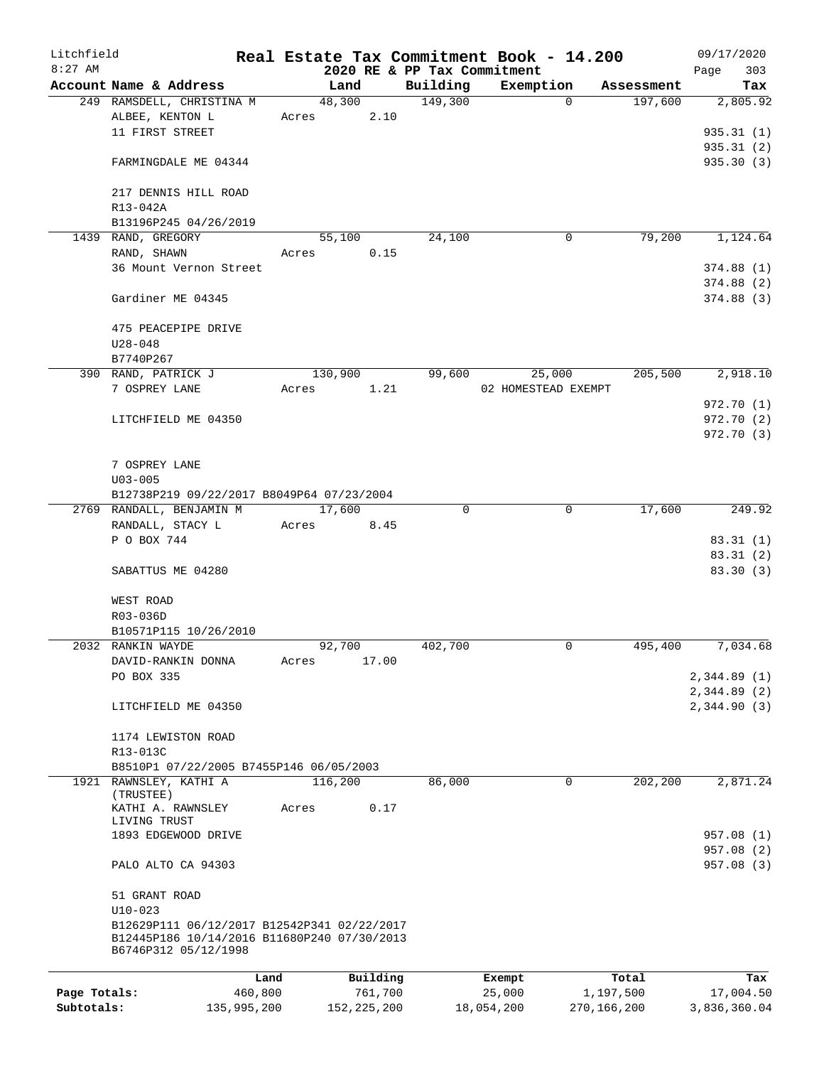Litchfield
8:27 AM

# Real Estate Tax Commitment Book - 14.200
## 2020 RE & PP Tax Commitment

09/17/2020
Page 303

| Account Name & Address | Land | Building | Exemption | Assessment | Tax |
|---|---|---|---|---|---|
| 249 RAMSDELL, CHRISTINA M | 48,300 | 149,300 | 0 | 197,600 | 2,805.92 |
| ALBEE, KENTON L | Acres 2.10 | | | | |
| 11 FIRST STREET | | | | | 935.31 (1) |
| | | | | | 935.31 (2) |
| FARMINGDALE ME 04344 | | | | | 935.30 (3) |
| 217 DENNIS HILL ROAD | | | | | |
| R13-042A | | | | | |
| B13196P245 04/26/2019 | | | | | |
| 1439 RAND, GREGORY | 55,100 | 24,100 | 0 | 79,200 | 1,124.64 |
| RAND, SHAWN | Acres 0.15 | | | | |
| 36 Mount Vernon Street | | | | | 374.88 (1) |
| | | | | | 374.88 (2) |
| Gardiner ME 04345 | | | | | 374.88 (3) |
| 475 PEACEPIPE DRIVE | | | | | |
| U28-048 | | | | | |
| B7740P267 | | | | | |
| 390 RAND, PATRICK J | 130,900 | 99,600 | 25,000 | 205,500 | 2,918.10 |
| 7 OSPREY LANE | Acres 1.21 | | 02 HOMESTEAD EXEMPT | | |
| | | | | | 972.70 (1) |
| LITCHFIELD ME 04350 | | | | | 972.70 (2) |
| | | | | | 972.70 (3) |
| 7 OSPREY LANE | | | | | |
| U03-005 | | | | | |
| B12738P219 09/22/2017 B8049P64 07/23/2004 | | | | | |
| 2769 RANDALL, BENJAMIN M | 17,600 | 0 | 0 | 17,600 | 249.92 |
| RANDALL, STACY L | Acres 8.45 | | | | |
| P O BOX 744 | | | | | 83.31 (1) |
| | | | | | 83.31 (2) |
| SABATTUS ME 04280 | | | | | 83.30 (3) |
| WEST ROAD | | | | | |
| R03-036D | | | | | |
| B10571P115 10/26/2010 | | | | | |
| 2032 RANKIN WAYDE | 92,700 | 402,700 | 0 | 495,400 | 7,034.68 |
| DAVID-RANKIN DONNA | Acres 17.00 | | | | |
| PO BOX 335 | | | | | 2,344.89 (1) |
| | | | | | 2,344.89 (2) |
| LITCHFIELD ME 04350 | | | | | 2,344.90 (3) |
| 1174 LEWISTON ROAD | | | | | |
| R13-013C | | | | | |
| B8510P1 07/22/2005 B7455P146 06/05/2003 | | | | | |
| 1921 RAWNSLEY, KATHI A (TRUSTEE) | 116,200 | 86,000 | 0 | 202,200 | 2,871.24 |
| KATHI A. RAWNSLEY LIVING TRUST | Acres 0.17 | | | | |
| 1893 EDGEWOOD DRIVE | | | | | 957.08 (1) |
| | | | | | 957.08 (2) |
| PALO ALTO CA 94303 | | | | | 957.08 (3) |
| 51 GRANT ROAD | | | | | |
| U10-023 | | | | | |
| B12629P111 06/12/2017 B12542P341 02/22/2017 B12445P186 10/14/2016 B11680P240 07/30/2013 B6746P312 05/12/1998 | | | | | |

| | Land | Building | Exempt | Total | Tax |
|---|---|---|---|---|---|
| Page Totals: | 460,800 | 761,700 | 25,000 | 1,197,500 | 17,004.50 |
| Subtotals: | 135,995,200 | 152,225,200 | 18,054,200 | 270,166,200 | 3,836,360.04 |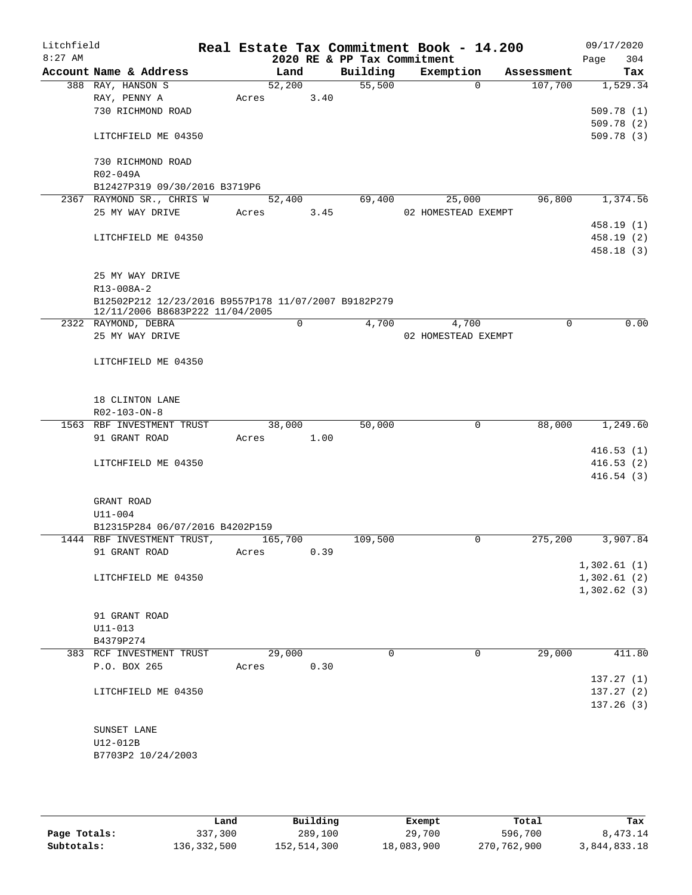Litchfield
8:27 AM

# Real Estate Tax Commitment Book - 14.200

## 2020 RE & PP Tax Commitment

09/17/2020

| Account | Name & Address | Land | Building | Exemption | Assessment | Tax |
|---|---|---|---|---|---|---|
| 388 | RAY, HANSON S | 52,200 | 55,500 | 0 | 107,700 | 1,529.34 |
| | RAY, PENNY A | Acres 3.40 | | | | |
| | 730 RICHMOND ROAD | | | | | 509.78 (1) |
| | | | | | | 509.78 (2) |
| | LITCHFIELD ME 04350 | | | | | 509.78 (3) |
| | 730 RICHMOND ROAD | | | | | |
| | R02-049A | | | | | |
| | B12427P319 09/30/2016 B3719P6 | | | | | |
| 2367 | RAYMOND SR., CHRIS W | 52,400 | 69,400 | 25,000 | 96,800 | 1,374.56 |
| | 25 MY WAY DRIVE | Acres 3.45 | | 02 HOMESTEAD EXEMPT | | |
| | | | | | | 458.19 (1) |
| | LITCHFIELD ME 04350 | | | | | 458.19 (2) |
| | | | | | | 458.18 (3) |
| | 25 MY WAY DRIVE | | | | | |
| | R13-008A-2 | | | | | |
| | B12502P212 12/23/2016 B9557P178 11/07/2007 B9182P279 12/11/2006 B8683P222 11/04/2005 | | | | | |
| 2322 | RAYMOND, DEBRA | 0 | 4,700 | 4,700 | 0 | 0.00 |
| | 25 MY WAY DRIVE | | | 02 HOMESTEAD EXEMPT | | |
| | LITCHFIELD ME 04350 | | | | | |
| | 18 CLINTON LANE | | | | | |
| | R02-103-ON-8 | | | | | |
| 1563 | RBF INVESTMENT TRUST | 38,000 | 50,000 | 0 | 88,000 | 1,249.60 |
| | 91 GRANT ROAD | Acres 1.00 | | | | |
| | | | | | | 416.53 (1) |
| | LITCHFIELD ME 04350 | | | | | 416.53 (2) |
| | | | | | | 416.54 (3) |
| | GRANT ROAD | | | | | |
| | U11-004 | | | | | |
| | B12315P284 06/07/2016 B4202P159 | | | | | |
| 1444 | RBF INVESTMENT TRUST, | 165,700 | 109,500 | 0 | 275,200 | 3,907.84 |
| | 91 GRANT ROAD | Acres 0.39 | | | | |
| | | | | | | 1,302.61 (1) |
| | LITCHFIELD ME 04350 | | | | | 1,302.61 (2) |
| | | | | | | 1,302.62 (3) |
| | 91 GRANT ROAD | | | | | |
| | U11-013 | | | | | |
| | B4379P274 | | | | | |
| 383 | RCF INVESTMENT TRUST | 29,000 | 0 | 0 | 29,000 | 411.80 |
| | P.O. BOX 265 | Acres 0.30 | | | | |
| | | | | | | 137.27 (1) |
| | LITCHFIELD ME 04350 | | | | | 137.27 (2) |
| | | | | | | 137.26 (3) |
| | SUNSET LANE | | | | | |
| | U12-012B | | | | | |
| | B7703P2 10/24/2003 | | | | | |

| | Land | Building | Exempt | Total | Tax |
|---|---|---|---|---|---|
| Page Totals: | 337,300 | 289,100 | 29,700 | 596,700 | 8,473.14 |
| Subtotals: | 136,332,500 | 152,514,300 | 18,083,900 | 270,762,900 | 3,844,833.18 |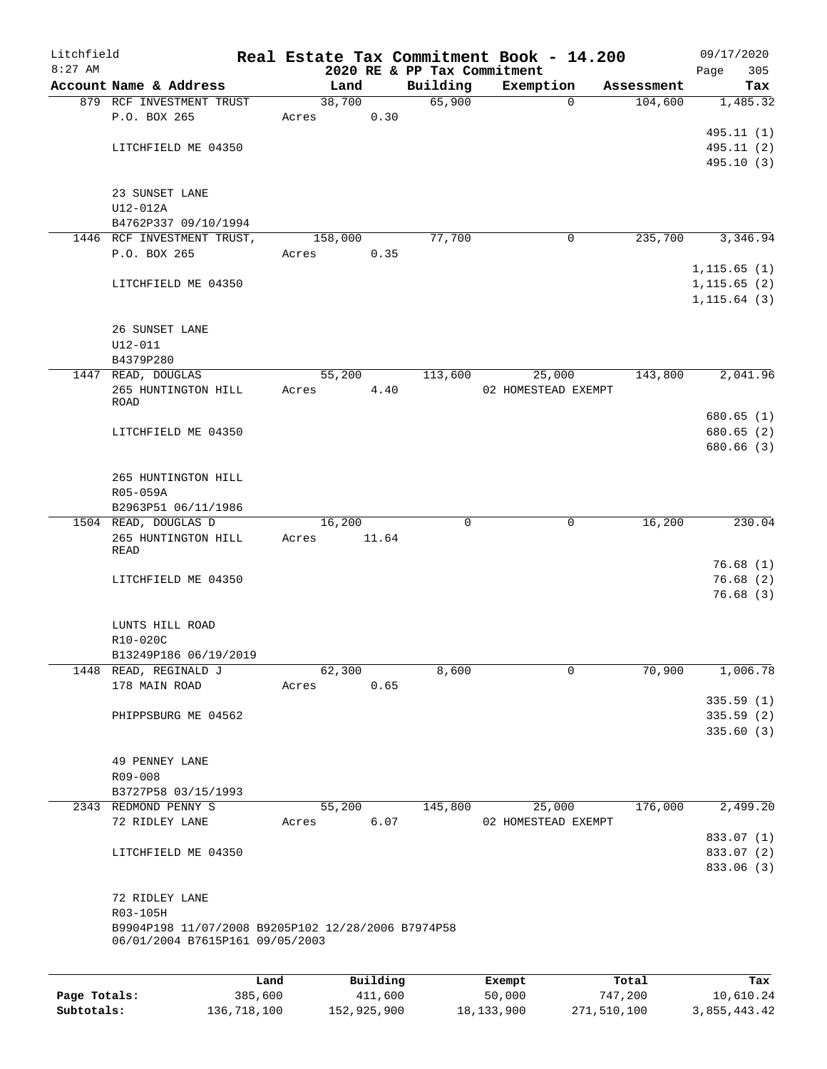Litchfield
8:27 AM

# Real Estate Tax Commitment Book - 14.200

## 2020 RE & PP Tax Commitment

09/17/2020
Page 305

| Account Name & Address | Land | Building | Exemption | Assessment | Tax |
|---|---|---|---|---|---|
| 879 RCF INVESTMENT TRUST | 38,700 | 65,900 | 0 | 104,600 | 1,485.32 |
| P.O. BOX 265 | Acres 0.30 | | | | |
| | | | | | 495.11 (1) |
| LITCHFIELD ME 04350 | | | | | 495.11 (2) |
| | | | | | 495.10 (3) |
| 23 SUNSET LANE | | | | | |
| U12-012A | | | | | |
| B4762P337 09/10/1994 | | | | | |
| 1446 RCF INVESTMENT TRUST, | 158,000 | 77,700 | 0 | 235,700 | 3,346.94 |
| P.O. BOX 265 | Acres 0.35 | | | | |
| | | | | | 1,115.65 (1) |
| LITCHFIELD ME 04350 | | | | | 1,115.65 (2) |
| | | | | | 1,115.64 (3) |
| 26 SUNSET LANE | | | | | |
| U12-011 | | | | | |
| B4379P280 | | | | | |
| 1447 READ, DOUGLAS | 55,200 | 113,600 | 25,000 | 143,800 | 2,041.96 |
| 265 HUNTINGTON HILL ROAD | Acres 4.40 | | 02 HOMESTEAD EXEMPT | | |
| | | | | | 680.65 (1) |
| LITCHFIELD ME 04350 | | | | | 680.65 (2) |
| | | | | | 680.66 (3) |
| 265 HUNTINGTON HILL | | | | | |
| R05-059A | | | | | |
| B2963P51 06/11/1986 | | | | | |
| 1504 READ, DOUGLAS D | 16,200 | 0 | 0 | 16,200 | 230.04 |
| 265 HUNTINGTON HILL READ | Acres 11.64 | | | | |
| | | | | | 76.68 (1) |
| LITCHFIELD ME 04350 | | | | | 76.68 (2) |
| | | | | | 76.68 (3) |
| LUNTS HILL ROAD | | | | | |
| R10-020C | | | | | |
| B13249P186 06/19/2019 | | | | | |
| 1448 READ, REGINALD J | 62,300 | 8,600 | 0 | 70,900 | 1,006.78 |
| 178 MAIN ROAD | Acres 0.65 | | | | |
| | | | | | 335.59 (1) |
| PHIPPSBURG ME 04562 | | | | | 335.59 (2) |
| | | | | | 335.60 (3) |
| 49 PENNEY LANE | | | | | |
| R09-008 | | | | | |
| B3727P58 03/15/1993 | | | | | |
| 2343 REDMOND PENNY S | 55,200 | 145,800 | 25,000 | 176,000 | 2,499.20 |
| 72 RIDLEY LANE | Acres 6.07 | | 02 HOMESTEAD EXEMPT | | |
| | | | | | 833.07 (1) |
| LITCHFIELD ME 04350 | | | | | 833.07 (2) |
| | | | | | 833.06 (3) |
| 72 RIDLEY LANE | | | | | |
| R03-105H | | | | | |
| B9904P198 11/07/2008 B9205P102 12/28/2006 B7974P58 06/01/2004 B7615P161 09/05/2003 | | | | | |

| | Land | Building | Exempt | Total | Tax |
|---|---|---|---|---|---|
| Page Totals: | 385,600 | 411,600 | 50,000 | 747,200 | 10,610.24 |
| Subtotals: | 136,718,100 | 152,925,900 | 18,133,900 | 271,510,100 | 3,855,443.42 |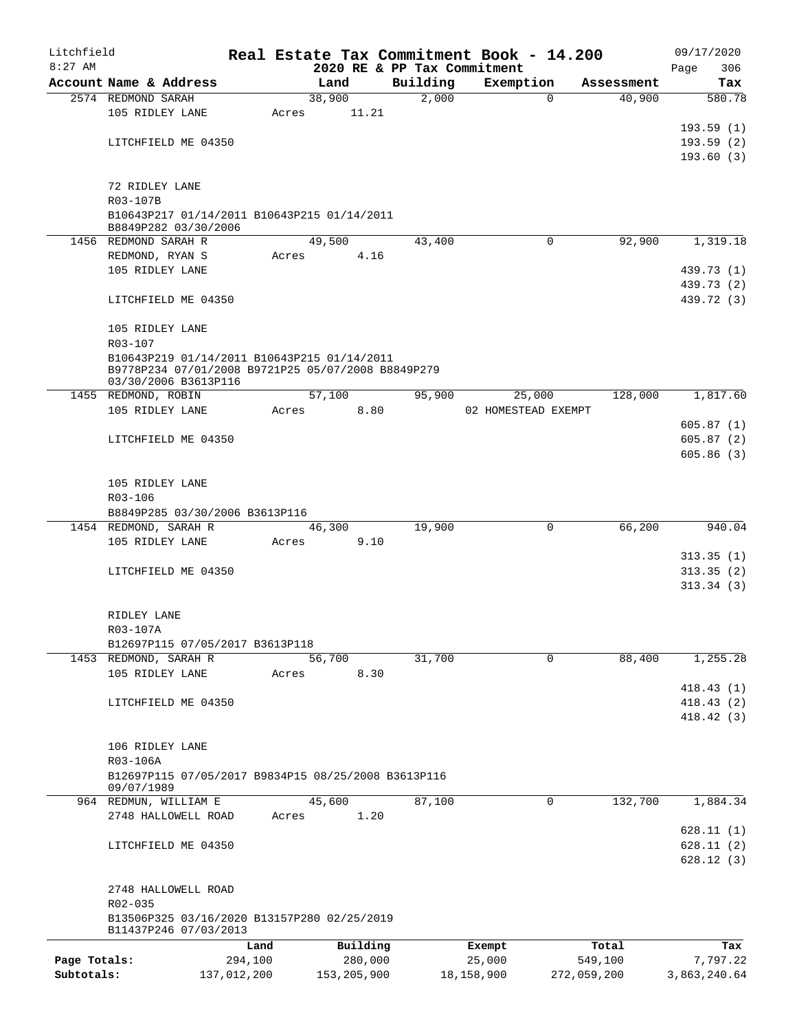Litchfield
8:27 AM

**Real Estate Tax Commitment Book - 14.200**
**2020 RE & PP Tax Commitment**

09/17/2020
Page 306

| Account Name & Address | Land | Building | Exemption | Assessment | Tax |
|---|---|---|---|---|---|
| 2574 REDMOND SARAH | 38,900 | 2,000 | 0 | 40,900 | 580.78 |
| 105 RIDLEY LANE | Acres 11.21 | | | | |
| | | | | | 193.59 (1) |
| LITCHFIELD ME 04350 | | | | | 193.59 (2) |
| | | | | | 193.60 (3) |
| 72 RIDLEY LANE | | | | | |
| R03-107B | | | | | |
| B10643P217 01/14/2011 B10643P215 01/14/2011 B8849P282 03/30/2006 | | | | | |
| 1456 REDMOND SARAH R | 49,500 | 43,400 | 0 | 92,900 | 1,319.18 |
| REDMOND, RYAN S | Acres 4.16 | | | | |
| 105 RIDLEY LANE | | | | | 439.73 (1) |
| | | | | | 439.73 (2) |
| LITCHFIELD ME 04350 | | | | | 439.72 (3) |
| 105 RIDLEY LANE | | | | | |
| R03-107 | | | | | |
| B10643P219 01/14/2011 B10643P215 01/14/2011 B9778P234 07/01/2008 B9721P25 05/07/2008 B8849P279 03/30/2006 B3613P116 | | | | | |
| 1455 REDMOND, ROBIN | 57,100 | 95,900 | 25,000 | 128,000 | 1,817.60 |
| 105 RIDLEY LANE | Acres 8.80 | | 02 HOMESTEAD EXEMPT | | |
| | | | | | 605.87 (1) |
| LITCHFIELD ME 04350 | | | | | 605.87 (2) |
| | | | | | 605.86 (3) |
| 105 RIDLEY LANE | | | | | |
| R03-106 | | | | | |
| B8849P285 03/30/2006 B3613P116 | | | | | |
| 1454 REDMOND, SARAH R | 46,300 | 19,900 | 0 | 66,200 | 940.04 |
| 105 RIDLEY LANE | Acres 9.10 | | | | |
| | | | | | 313.35 (1) |
| LITCHFIELD ME 04350 | | | | | 313.35 (2) |
| | | | | | 313.34 (3) |
| RIDLEY LANE | | | | | |
| R03-107A | | | | | |
| B12697P115 07/05/2017 B3613P118 | | | | | |
| 1453 REDMOND, SARAH R | 56,700 | 31,700 | 0 | 88,400 | 1,255.28 |
| 105 RIDLEY LANE | Acres 8.30 | | | | |
| | | | | | 418.43 (1) |
| LITCHFIELD ME 04350 | | | | | 418.43 (2) |
| | | | | | 418.42 (3) |
| 106 RIDLEY LANE | | | | | |
| R03-106A | | | | | |
| B12697P115 07/05/2017 B9834P15 08/25/2008 B3613P116 09/07/1989 | | | | | |
| 964 REDMUN, WILLIAM E | 45,600 | 87,100 | 0 | 132,700 | 1,884.34 |
| 2748 HALLOWELL ROAD | Acres 1.20 | | | | |
| | | | | | 628.11 (1) |
| LITCHFIELD ME 04350 | | | | | 628.11 (2) |
| | | | | | 628.12 (3) |
| 2748 HALLOWELL ROAD | | | | | |
| R02-035 | | | | | |
| B13506P325 03/16/2020 B13157P280 02/25/2019 B11437P246 07/03/2013 | | | | | |

| | Land | Building | Exempt | Total | Tax |
|---|---|---|---|---|---|
| Page Totals: | 294,100 | 280,000 | 25,000 | 549,100 | 7,797.22 |
| Subtotals: | 137,012,200 | 153,205,900 | 18,158,900 | 272,059,200 | 3,863,240.64 |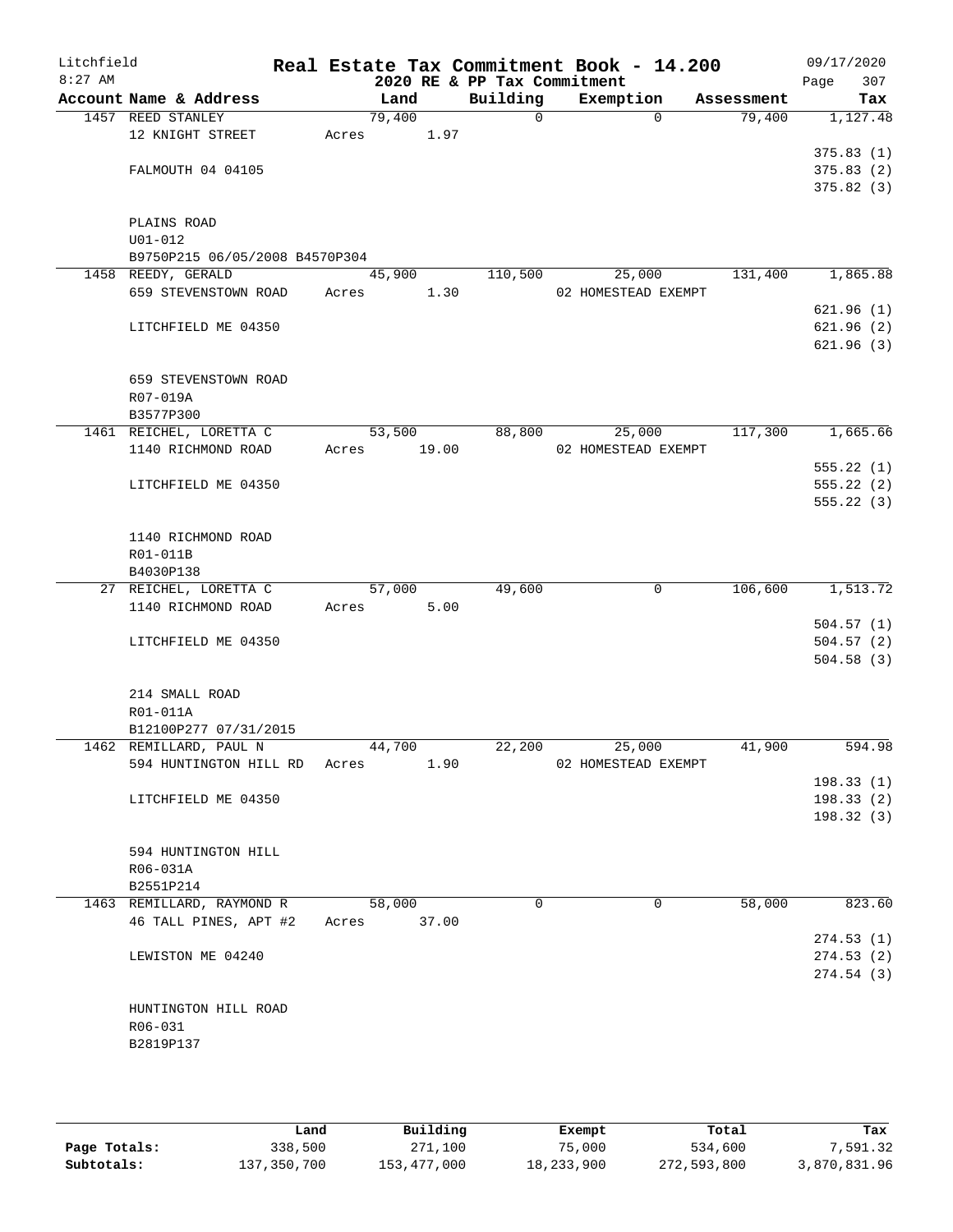Litchfield
8:27 AM

# Real Estate Tax Commitment Book - 14.200

2020 RE & PP Tax Commitment

09/17/2020
Page 307

| Account Name & Address | Land | Building | Exemption | Assessment | Tax |
|---|---|---|---|---|---|
| 1457 REED STANLEY | 79,400 | 0 | 0 | 79,400 | 1,127.48 |
| 12 KNIGHT STREET | Acres 1.97 | | | | |
| | | | | | 375.83 (1) |
| FALMOUTH 04 04105 | | | | | 375.83 (2) |
| | | | | | 375.82 (3) |
| PLAINS ROAD | | | | | |
| U01-012 | | | | | |
| B9750P215 06/05/2008 B4570P304 | | | | | |
| 1458 REEDY, GERALD | 45,900 | 110,500 | 25,000 | 131,400 | 1,865.88 |
| 659 STEVENSTOWN ROAD | Acres 1.30 | | 02 HOMESTEAD EXEMPT | | |
| | | | | | 621.96 (1) |
| LITCHFIELD ME 04350 | | | | | 621.96 (2) |
| | | | | | 621.96 (3) |
| 659 STEVENSTOWN ROAD | | | | | |
| R07-019A | | | | | |
| B3577P300 | | | | | |
| 1461 REICHEL, LORETTA C | 53,500 | 88,800 | 25,000 | 117,300 | 1,665.66 |
| 1140 RICHMOND ROAD | Acres 19.00 | | 02 HOMESTEAD EXEMPT | | |
| | | | | | 555.22 (1) |
| LITCHFIELD ME 04350 | | | | | 555.22 (2) |
| | | | | | 555.22 (3) |
| 1140 RICHMOND ROAD | | | | | |
| R01-011B | | | | | |
| B4030P138 | | | | | |
| 27 REICHEL, LORETTA C | 57,000 | 49,600 | 0 | 106,600 | 1,513.72 |
| 1140 RICHMOND ROAD | Acres 5.00 | | | | |
| | | | | | 504.57 (1) |
| LITCHFIELD ME 04350 | | | | | 504.57 (2) |
| | | | | | 504.58 (3) |
| 214 SMALL ROAD | | | | | |
| R01-011A | | | | | |
| B12100P277 07/31/2015 | | | | | |
| 1462 REMILLARD, PAUL N | 44,700 | 22,200 | 25,000 | 41,900 | 594.98 |
| 594 HUNTINGTON HILL RD | Acres 1.90 | | 02 HOMESTEAD EXEMPT | | |
| | | | | | 198.33 (1) |
| LITCHFIELD ME 04350 | | | | | 198.33 (2) |
| | | | | | 198.32 (3) |
| 594 HUNTINGTON HILL | | | | | |
| R06-031A | | | | | |
| B2551P214 | | | | | |
| 1463 REMILLARD, RAYMOND R | 58,000 | 0 | 0 | 58,000 | 823.60 |
| 46 TALL PINES, APT #2 | Acres 37.00 | | | | |
| | | | | | 274.53 (1) |
| LEWISTON ME 04240 | | | | | 274.53 (2) |
| | | | | | 274.54 (3) |
| HUNTINGTON HILL ROAD | | | | | |
| R06-031 | | | | | |
| B2819P137 | | | | | |

| | Land | Building | Exempt | Total | Tax |
|---|---|---|---|---|---|
| Page Totals: | 338,500 | 271,100 | 75,000 | 534,600 | 7,591.32 |
| Subtotals: | 137,350,700 | 153,477,000 | 18,233,900 | 272,593,800 | 3,870,831.96 |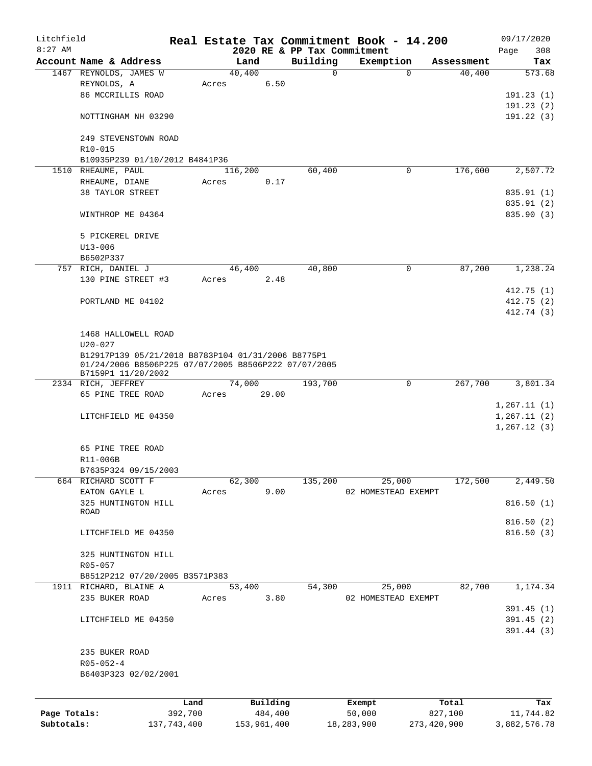Litchfield 8:27 AM

# Real Estate Tax Commitment Book - 14.200

## 2020 RE & PP Tax Commitment

09/17/2020

| Account Name & Address | Land | Building | Exemption | Assessment | Tax |
|---|---|---|---|---|---|
| 1467 REYNOLDS, JAMES W | 40,400 | 0 | 0 | 40,400 | 573.68 |
| REYNOLDS, A | Acres 6.50 | | | | |
| 86 MCCRILLIS ROAD | | | | | 191.23 (1) |
| | | | | | 191.23 (2) |
| NOTTINGHAM NH 03290 | | | | | 191.22 (3) |
| 249 STEVENSTOWN ROAD | | | | | |
| R10-015 | | | | | |
| B10935P239 01/10/2012 B4841P36 | | | | | |
| 1510 RHEAUME, PAUL | 116,200 | 60,400 | 0 | 176,600 | 2,507.72 |
| RHEAUME, DIANE | Acres 0.17 | | | | |
| 38 TAYLOR STREET | | | | | 835.91 (1) |
| | | | | | 835.91 (2) |
| WINTHROP ME 04364 | | | | | 835.90 (3) |
| 5 PICKEREL DRIVE | | | | | |
| U13-006 | | | | | |
| B6502P337 | | | | | |
| 757 RICH, DANIEL J | 46,400 | 40,800 | 0 | 87,200 | 1,238.24 |
| 130 PINE STREET #3 | Acres 2.48 | | | | |
| | | | | | 412.75 (1) |
| PORTLAND ME 04102 | | | | | 412.75 (2) |
| | | | | | 412.74 (3) |
| 1468 HALLOWELL ROAD | | | | | |
| U20-027 | | | | | |
| B12917P139 05/21/2018 B8783P104 01/31/2006 B8775P1 01/24/2006 B8506P225 07/07/2005 B8506P222 07/07/2005 B7159P1 11/20/2002 | | | | | |
| 2334 RICH, JEFFREY | 74,000 | 193,700 | 0 | 267,700 | 3,801.34 |
| 65 PINE TREE ROAD | Acres 29.00 | | | | |
| | | | | | 1,267.11 (1) |
| LITCHFIELD ME 04350 | | | | | 1,267.11 (2) |
| | | | | | 1,267.12 (3) |
| 65 PINE TREE ROAD | | | | | |
| R11-006B | | | | | |
| B7635P324 09/15/2003 | | | | | |
| 664 RICHARD SCOTT F | 62,300 | 135,200 | 25,000 | 172,500 | 2,449.50 |
| EATON GAYLE L | Acres 9.00 | | 02 HOMESTEAD EXEMPT | | |
| 325 HUNTINGTON HILL ROAD | | | | | 816.50 (1) |
| | | | | | 816.50 (2) |
| LITCHFIELD ME 04350 | | | | | 816.50 (3) |
| 325 HUNTINGTON HILL | | | | | |
| R05-057 | | | | | |
| B8512P212 07/20/2005 B3571P383 | | | | | |
| 1911 RICHARD, BLAINE A | 53,400 | 54,300 | 25,000 | 82,700 | 1,174.34 |
| 235 BUKER ROAD | Acres 3.80 | | 02 HOMESTEAD EXEMPT | | |
| | | | | | 391.45 (1) |
| LITCHFIELD ME 04350 | | | | | 391.45 (2) |
| | | | | | 391.44 (3) |
| 235 BUKER ROAD | | | | | |
| R05-052-4 | | | | | |
| B6403P323 02/02/2001 | | | | | |

| | Land | Building | Exempt | Total | Tax |
|---|---|---|---|---|---|
| Page Totals: | 392,700 | 484,400 | 50,000 | 827,100 | 11,744.82 |
| Subtotals: | 137,743,400 | 153,961,400 | 18,283,900 | 273,420,900 | 3,882,576.78 |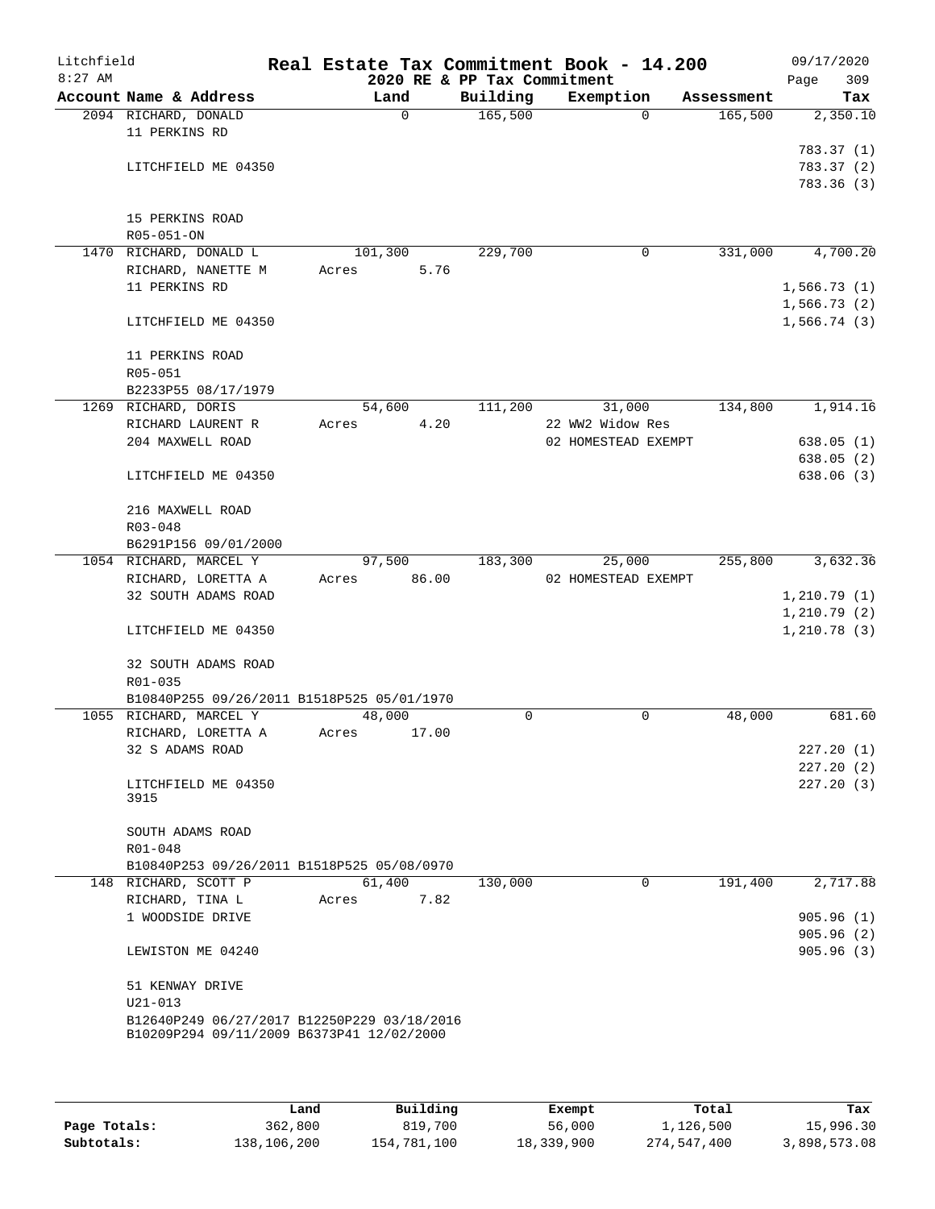Litchfield
8:27 AM

# Real Estate Tax Commitment Book - 14.200

2020 RE & PP Tax Commitment

09/17/2020

| Account Name & Address | Land | Building | Exemption | Assessment | Tax |
|---|---|---|---|---|---|
| 2094 RICHARD, DONALD<br>11 PERKINS RD<br><br>LITCHFIELD ME 04350<br><br>15 PERKINS ROAD<br>R05-051-ON | 0 | 165,500 | 0 | 165,500 | 2,350.10<br><br>783.37 (1)<br>783.37 (2)<br>783.36 (3) |
| 1470 RICHARD, DONALD L<br>RICHARD, NANETTE M<br>11 PERKINS RD<br><br>LITCHFIELD ME 04350<br><br>11 PERKINS ROAD<br>R05-051<br>B2233P55 08/17/1979 | 101,300<br>Acres 5.76 | 229,700 | 0 | 331,000 | 4,700.20<br><br>1,566.73 (1)<br>1,566.73 (2)<br>1,566.74 (3) |
| 1269 RICHARD, DORIS<br>RICHARD LAURENT R<br>204 MAXWELL ROAD<br><br>LITCHFIELD ME 04350<br><br>216 MAXWELL ROAD<br>R03-048<br>B6291P156 09/01/2000 | 54,600<br>Acres 4.20 | 111,200 | 31,000<br>22 WW2 Widow Res<br>02 HOMESTEAD EXEMPT | 134,800 | 1,914.16<br><br>638.05 (1)<br>638.05 (2)<br>638.06 (3) |
| 1054 RICHARD, MARCEL Y<br>RICHARD, LORETTA A<br>32 SOUTH ADAMS ROAD<br><br>LITCHFIELD ME 04350<br><br>32 SOUTH ADAMS ROAD<br>R01-035<br>B10840P255 09/26/2011 B1518P525 05/01/1970 | 97,500<br>Acres 86.00 | 183,300 | 25,000<br>02 HOMESTEAD EXEMPT | 255,800 | 3,632.36<br><br>1,210.79 (1)<br>1,210.79 (2)<br>1,210.78 (3) |
| 1055 RICHARD, MARCEL Y<br>RICHARD, LORETTA A<br>32 S ADAMS ROAD<br><br>LITCHFIELD ME 04350<br>3915<br><br>SOUTH ADAMS ROAD<br>R01-048<br>B10840P253 09/26/2011 B1518P525 05/08/0970 | 48,000<br>Acres 17.00 | 0 | 0 | 48,000 | 681.60<br><br>227.20 (1)<br>227.20 (2)<br>227.20 (3) |
| 148 RICHARD, SCOTT P<br>RICHARD, TINA L<br>1 WOODSIDE DRIVE<br><br>LEWISTON ME 04240<br><br>51 KENWAY DRIVE<br>U21-013<br>B12640P249 06/27/2017 B12250P229 03/18/2016<br>B10209P294 09/11/2009 B6373P41 12/02/2000 | 61,400<br>Acres 7.82 | 130,000 | 0 | 191,400 | 2,717.88<br><br>905.96 (1)<br>905.96 (2)<br>905.96 (3) |

| | Land | Building | Exempt | Total | Tax |
|---|---|---|---|---|---|
| **Page Totals:** | 362,800 | 819,700 | 56,000 | 1,126,500 | 15,996.30 |
| **Subtotals:** | 138,106,200 | 154,781,100 | 18,339,900 | 274,547,400 | 3,898,573.08 |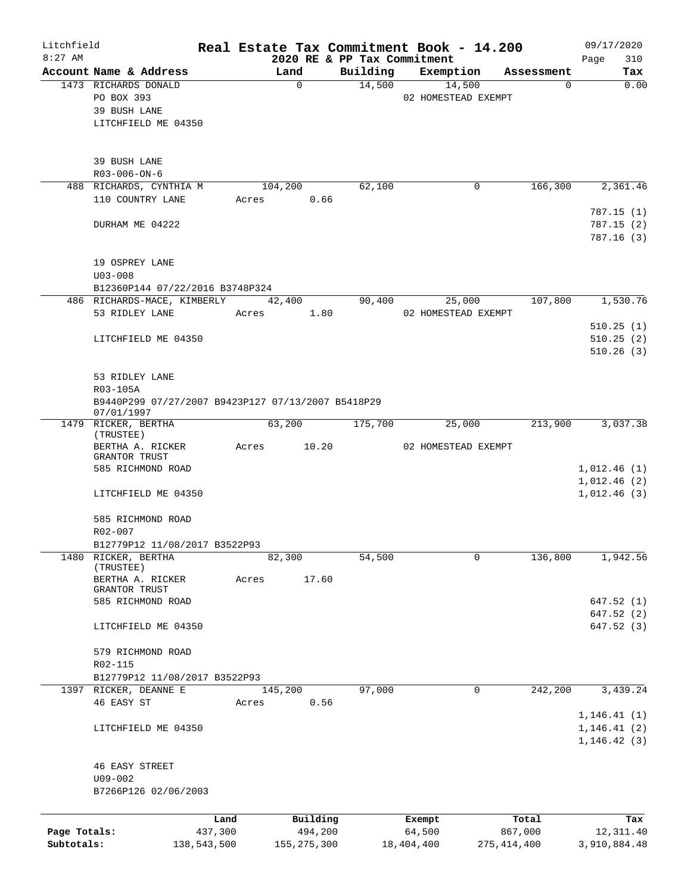Litchfield
8:27 AM

# Real Estate Tax Commitment Book - 14.200

2020 RE & PP Tax Commitment

09/17/2020

| Account Name & Address | Land | Building | Exemption | Assessment | Tax |
|---|---|---|---|---|---|
| 1473 RICHARDS DONALD<br>PO BOX 393<br>39 BUSH LANE<br>LITCHFIELD ME 04350<br><br>39 BUSH LANE<br>R03-006-ON-6 | 0 | 14,500 | 14,500<br>02 HOMESTEAD EXEMPT | 0 | 0.00 |
| 488 RICHARDS, CYNTHIA M<br>110 COUNTRY LANE<br><br>DURHAM ME 04222<br><br>19 OSPREY LANE<br>U03-008<br>B12360P144 07/22/2016 B3748P324 | 104,200<br>Acres 0.66 | 62,100 | 0 | 166,300 | 2,361.46<br>787.15 (1)<br>787.15 (2)<br>787.16 (3) |
| 486 RICHARDS-MACE, KIMBERLY<br>53 RIDLEY LANE<br><br>LITCHFIELD ME 04350<br><br>53 RIDLEY LANE<br>R03-105A<br>B9440P299 07/27/2007 B9423P127 07/13/2007 B5418P29 07/01/1997 | 42,400<br>Acres 1.80 | 90,400 | 25,000<br>02 HOMESTEAD EXEMPT | 107,800 | 1,530.76<br>510.25 (1)<br>510.25 (2)<br>510.26 (3) |
| 1479 RICKER, BERTHA (TRUSTEE)<br>BERTHA A. RICKER GRANTOR TRUST<br>585 RICHMOND ROAD<br><br>LITCHFIELD ME 04350<br><br>585 RICHMOND ROAD<br>R02-007<br>B12779P12 11/08/2017 B3522P93 | 63,200<br>Acres 10.20 | 175,700 | 25,000<br>02 HOMESTEAD EXEMPT | 213,900 | 3,037.38<br>1,012.46 (1)<br>1,012.46 (2)<br>1,012.46 (3) |
| 1480 RICKER, BERTHA (TRUSTEE)<br>BERTHA A. RICKER GRANTOR TRUST<br>585 RICHMOND ROAD<br><br>LITCHFIELD ME 04350<br><br>579 RICHMOND ROAD<br>R02-115<br>B12779P12 11/08/2017 B3522P93 | 82,300<br>Acres 17.60 | 54,500 | 0 | 136,800 | 1,942.56<br>647.52 (1)<br>647.52 (2)<br>647.52 (3) |
| 1397 RICKER, DEANNE E<br>46 EASY ST<br><br>LITCHFIELD ME 04350<br><br>46 EASY STREET<br>U09-002<br>B7266P126 02/06/2003 | 145,200<br>Acres 0.56 | 97,000 | 0 | 242,200 | 3,439.24<br>1,146.41 (1)<br>1,146.41 (2)<br>1,146.42 (3) |

| | Land | Building | Exempt | Total | Tax |
|---|---|---|---|---|---|
| Page Totals: | 437,300 | 494,200 | 64,500 | 867,000 | 12,311.40 |
| Subtotals: | 138,543,500 | 155,275,300 | 18,404,400 | 275,414,400 | 3,910,884.48 |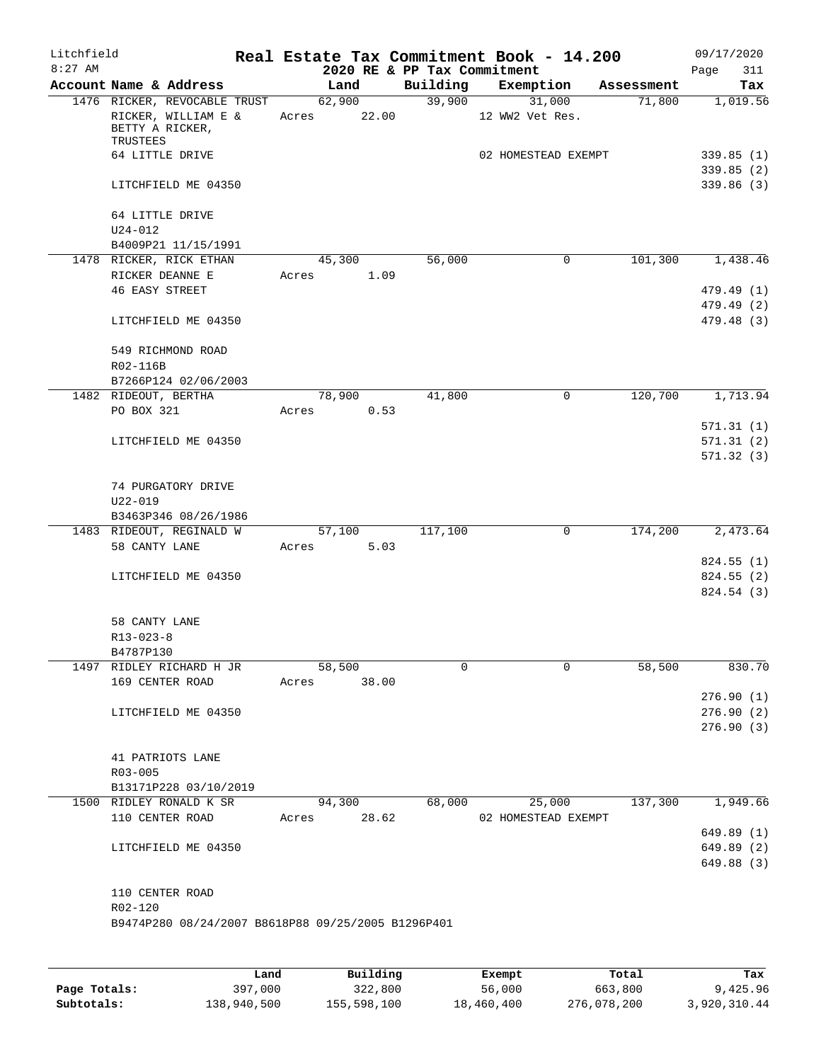# Litchfield — Real Estate Tax Commitment Book - 14.200

8:27 AM — 2020 RE & PP Tax Commitment — 09/17/2020

| Account | Name & Address | Land | Building | Exemption | Assessment | Tax |
|---|---|---|---|---|---|---|
| 1476 | RICKER, REVOCABLE TRUST | 62,900 | 39,900 | 31,000 | 71,800 | 1,019.56 |
| | RICKER, WILLIAM E & BETTY A RICKER, TRUSTEES | Acres 22.00 | | 12 WW2 Vet Res. | | |
| | 64 LITTLE DRIVE | | | 02 HOMESTEAD EXEMPT | | 339.85 (1) |
| | | | | | | 339.85 (2) |
| | LITCHFIELD ME 04350 | | | | | 339.86 (3) |
| | 64 LITTLE DRIVE | | | | | |
| | U24-012 | | | | | |
| | B4009P21 11/15/1991 | | | | | |
| 1478 | RICKER, RICK ETHAN | 45,300 | 56,000 | 0 | 101,300 | 1,438.46 |
| | RICKER DEANNE E | Acres 1.09 | | | | |
| | 46 EASY STREET | | | | | 479.49 (1) |
| | | | | | | 479.49 (2) |
| | LITCHFIELD ME 04350 | | | | | 479.48 (3) |
| | 549 RICHMOND ROAD | | | | | |
| | R02-116B | | | | | |
| | B7266P124 02/06/2003 | | | | | |
| 1482 | RIDEOUT, BERTHA | 78,900 | 41,800 | 0 | 120,700 | 1,713.94 |
| | PO BOX 321 | Acres 0.53 | | | | |
| | | | | | | 571.31 (1) |
| | LITCHFIELD ME 04350 | | | | | 571.31 (2) |
| | | | | | | 571.32 (3) |
| | 74 PURGATORY DRIVE | | | | | |
| | U22-019 | | | | | |
| | B3463P346 08/26/1986 | | | | | |
| 1483 | RIDEOUT, REGINALD W | 57,100 | 117,100 | 0 | 174,200 | 2,473.64 |
| | 58 CANTY LANE | Acres 5.03 | | | | |
| | | | | | | 824.55 (1) |
| | LITCHFIELD ME 04350 | | | | | 824.55 (2) |
| | | | | | | 824.54 (3) |
| | 58 CANTY LANE | | | | | |
| | R13-023-8 | | | | | |
| | B4787P130 | | | | | |
| 1497 | RIDLEY RICHARD H JR | 58,500 | 0 | 0 | 58,500 | 830.70 |
| | 169 CENTER ROAD | Acres 38.00 | | | | |
| | | | | | | 276.90 (1) |
| | LITCHFIELD ME 04350 | | | | | 276.90 (2) |
| | | | | | | 276.90 (3) |
| | 41 PATRIOTS LANE | | | | | |
| | R03-005 | | | | | |
| | B13171P228 03/10/2019 | | | | | |
| 1500 | RIDLEY RONALD K SR | 94,300 | 68,000 | 25,000 | 137,300 | 1,949.66 |
| | 110 CENTER ROAD | Acres 28.62 | | 02 HOMESTEAD EXEMPT | | |
| | | | | | | 649.89 (1) |
| | LITCHFIELD ME 04350 | | | | | 649.89 (2) |
| | | | | | | 649.88 (3) |
| | 110 CENTER ROAD | | | | | |
| | R02-120 | | | | | |
| | B9474P280 08/24/2007 B8618P88 09/25/2005 B1296P401 | | | | | |

| | Land | Building | Exempt | Total | Tax |
|---|---|---|---|---|---|
| Page Totals: | 397,000 | 322,800 | 56,000 | 663,800 | 9,425.96 |
| Subtotals: | 138,940,500 | 155,598,100 | 18,460,400 | 276,078,200 | 3,920,310.44 |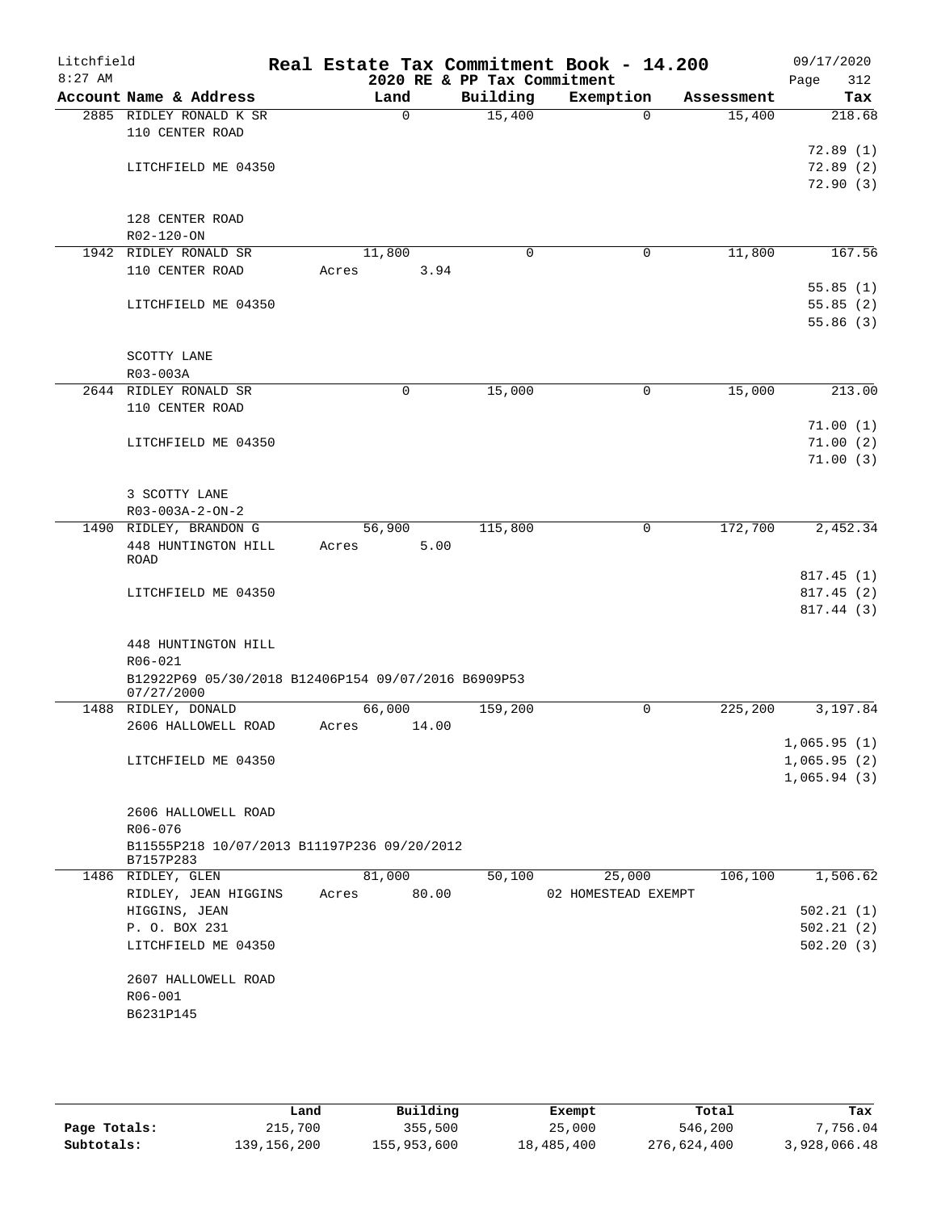Litchfield
8:27 AM

# Real Estate Tax Commitment Book - 14.200

## 2020 RE & PP Tax Commitment

09/17/2020
Page 312

| Account Name & Address | Land | Building | Exemption | Assessment | Tax |
|---|---|---|---|---|---|
| 2885 RIDLEY RONALD K SR | 0 | 15,400 | 0 | 15,400 | 218.68 |
| 110 CENTER ROAD | | | | | |
| | | | | | 72.89 (1) |
| LITCHFIELD ME 04350 | | | | | 72.89 (2) |
| | | | | | 72.90 (3) |
| 128 CENTER ROAD | | | | | |
| R02-120-ON | | | | | |
| 1942 RIDLEY RONALD SR | 11,800 | 0 | 0 | 11,800 | 167.56 |
| 110 CENTER ROAD | Acres 3.94 | | | | |
| | | | | | 55.85 (1) |
| LITCHFIELD ME 04350 | | | | | 55.85 (2) |
| | | | | | 55.86 (3) |
| SCOTTY LANE | | | | | |
| R03-003A | | | | | |
| 2644 RIDLEY RONALD SR | 0 | 15,000 | 0 | 15,000 | 213.00 |
| 110 CENTER ROAD | | | | | |
| | | | | | 71.00 (1) |
| LITCHFIELD ME 04350 | | | | | 71.00 (2) |
| | | | | | 71.00 (3) |
| 3 SCOTTY LANE | | | | | |
| R03-003A-2-ON-2 | | | | | |
| 1490 RIDLEY, BRANDON G | 56,900 | 115,800 | 0 | 172,700 | 2,452.34 |
| 448 HUNTINGTON HILL ROAD | Acres 5.00 | | | | |
| | | | | | 817.45 (1) |
| LITCHFIELD ME 04350 | | | | | 817.45 (2) |
| | | | | | 817.44 (3) |
| 448 HUNTINGTON HILL | | | | | |
| R06-021 | | | | | |
| B12922P69 05/30/2018 B12406P154 09/07/2016 B6909P53 07/27/2000 | | | | | |
| 1488 RIDLEY, DONALD | 66,000 | 159,200 | 0 | 225,200 | 3,197.84 |
| 2606 HALLOWELL ROAD | Acres 14.00 | | | | |
| | | | | | 1,065.95 (1) |
| LITCHFIELD ME 04350 | | | | | 1,065.95 (2) |
| | | | | | 1,065.94 (3) |
| 2606 HALLOWELL ROAD | | | | | |
| R06-076 | | | | | |
| B11555P218 10/07/2013 B11197P236 09/20/2012 B7157P283 | | | | | |
| 1486 RIDLEY, GLEN | 81,000 | 50,100 | 25,000 | 106,100 | 1,506.62 |
| RIDLEY, JEAN HIGGINS | Acres 80.00 | | 02 HOMESTEAD EXEMPT | | |
| HIGGINS, JEAN | | | | | 502.21 (1) |
| P. O. BOX 231 | | | | | 502.21 (2) |
| LITCHFIELD ME 04350 | | | | | 502.20 (3) |
| 2607 HALLOWELL ROAD | | | | | |
| R06-001 | | | | | |
| B6231P145 | | | | | |

| | Land | Building | Exempt | Total | Tax |
|---|---|---|---|---|---|
| Page Totals: | 215,700 | 355,500 | 25,000 | 546,200 | 7,756.04 |
| Subtotals: | 139,156,200 | 155,953,600 | 18,485,400 | 276,624,400 | 3,928,066.48 |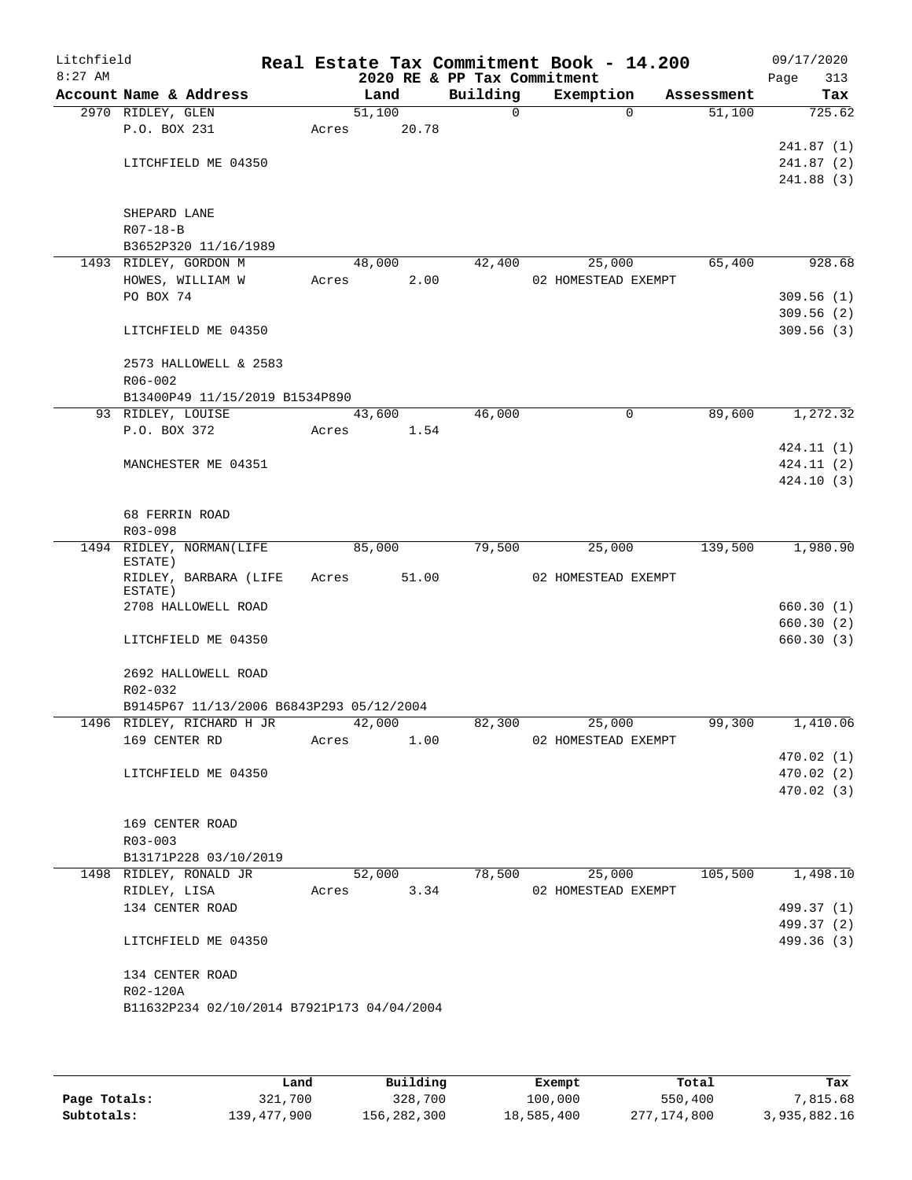Litchfield
8:27 AM

**Real Estate Tax Commitment Book - 14.200**
**2020 RE & PP Tax Commitment**

09/17/2020

| Account Name & Address | Land | Building | Exemption | Assessment | Tax |
|---|---|---|---|---|---|
| 2970 RIDLEY, GLEN | 51,100 | 0 | 0 | 51,100 | 725.62 |
| P.O. BOX 231 | Acres 20.78 | | | | |
| | | | | | 241.87 (1) |
| LITCHFIELD ME 04350 | | | | | 241.87 (2) |
| | | | | | 241.88 (3) |
| SHEPARD LANE | | | | | |
| R07-18-B | | | | | |
| B3652P320 11/16/1989 | | | | | |
| 1493 RIDLEY, GORDON M | 48,000 | 42,400 | 25,000 | 65,400 | 928.68 |
| HOWES, WILLIAM W | Acres 2.00 | | 02 HOMESTEAD EXEMPT | | |
| PO BOX 74 | | | | | 309.56 (1) |
| | | | | | 309.56 (2) |
| LITCHFIELD ME 04350 | | | | | 309.56 (3) |
| 2573 HALLOWELL & 2583 | | | | | |
| R06-002 | | | | | |
| B13400P49 11/15/2019 B1534P890 | | | | | |
| 93 RIDLEY, LOUISE | 43,600 | 46,000 | 0 | 89,600 | 1,272.32 |
| P.O. BOX 372 | Acres 1.54 | | | | |
| | | | | | 424.11 (1) |
| MANCHESTER ME 04351 | | | | | 424.11 (2) |
| | | | | | 424.10 (3) |
| 68 FERRIN ROAD | | | | | |
| R03-098 | | | | | |
| 1494 RIDLEY, NORMAN(LIFE ESTATE) | 85,000 | 79,500 | 25,000 | 139,500 | 1,980.90 |
| RIDLEY, BARBARA (LIFE ESTATE) | Acres 51.00 | | 02 HOMESTEAD EXEMPT | | |
| 2708 HALLOWELL ROAD | | | | | 660.30 (1) |
| | | | | | 660.30 (2) |
| LITCHFIELD ME 04350 | | | | | 660.30 (3) |
| 2692 HALLOWELL ROAD | | | | | |
| R02-032 | | | | | |
| B9145P67 11/13/2006 B6843P293 05/12/2004 | | | | | |
| 1496 RIDLEY, RICHARD H JR | 42,000 | 82,300 | 25,000 | 99,300 | 1,410.06 |
| 169 CENTER RD | Acres 1.00 | | 02 HOMESTEAD EXEMPT | | |
| | | | | | 470.02 (1) |
| LITCHFIELD ME 04350 | | | | | 470.02 (2) |
| | | | | | 470.02 (3) |
| 169 CENTER ROAD | | | | | |
| R03-003 | | | | | |
| B13171P228 03/10/2019 | | | | | |
| 1498 RIDLEY, RONALD JR | 52,000 | 78,500 | 25,000 | 105,500 | 1,498.10 |
| RIDLEY, LISA | Acres 3.34 | | 02 HOMESTEAD EXEMPT | | |
| 134 CENTER ROAD | | | | | 499.37 (1) |
| | | | | | 499.37 (2) |
| LITCHFIELD ME 04350 | | | | | 499.36 (3) |
| 134 CENTER ROAD | | | | | |
| R02-120A | | | | | |
| B11632P234 02/10/2014 B7921P173 04/04/2004 | | | | | |

| | Land | Building | Exempt | Total | Tax |
|---|---|---|---|---|---|
| **Page Totals:** | 321,700 | 328,700 | 100,000 | 550,400 | 7,815.68 |
| **Subtotals:** | 139,477,900 | 156,282,300 | 18,585,400 | 277,174,800 | 3,935,882.16 |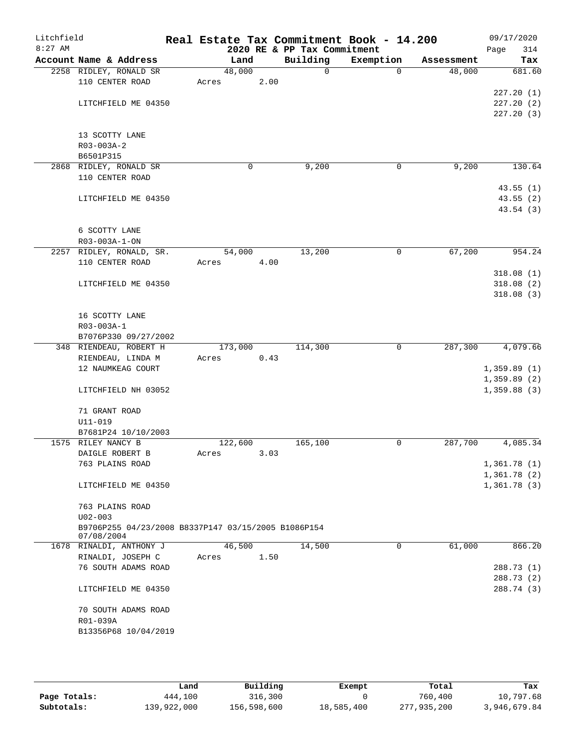# Real Estate Tax Commitment Book - 14.200

Litchfield
8:27 AM

2020 RE & PP Tax Commitment

09/17/2020

| Account | Name & Address | Land | Building | Exemption | Assessment | Tax |
|---|---|---|---|---|---|---|
| 2258 | RIDLEY, RONALD SR<br>110 CENTER ROAD<br><br>LITCHFIELD ME 04350<br><br>13 SCOTTY LANE<br>R03-003A-2<br>B6501P315 | 48,000<br>Acres 2.00 | 0 | 0 | 48,000 | 681.60<br><br>227.20 (1)<br>227.20 (2)<br>227.20 (3) |
| 2868 | RIDLEY, RONALD SR<br>110 CENTER ROAD<br><br>LITCHFIELD ME 04350<br><br>6 SCOTTY LANE<br>R03-003A-1-ON | 0 | 9,200 | 0 | 9,200 | 130.64<br><br>43.55 (1)<br>43.55 (2)<br>43.54 (3) |
| 2257 | RIDLEY, RONALD, SR.<br>110 CENTER ROAD<br><br>LITCHFIELD ME 04350<br><br>16 SCOTTY LANE<br>R03-003A-1<br>B7076P330 09/27/2002 | 54,000<br>Acres 4.00 | 13,200 | 0 | 67,200 | 954.24<br><br>318.08 (1)<br>318.08 (2)<br>318.08 (3) |
| 348 | RIENDEAU, ROBERT H<br>RIENDEAU, LINDA M<br>12 NAUMKEAG COURT<br><br>LITCHFIELD NH 03052<br><br>71 GRANT ROAD<br>U11-019<br>B7681P24 10/10/2003 | 173,000<br>Acres 0.43 | 114,300 | 0 | 287,300 | 4,079.66<br><br>1,359.89 (1)<br>1,359.89 (2)<br>1,359.88 (3) |
| 1575 | RILEY NANCY B<br>DAIGLE ROBERT B<br>763 PLAINS ROAD<br><br>LITCHFIELD ME 04350<br><br>763 PLAINS ROAD<br>U02-003<br>B9706P255 04/23/2008 B8337P147 03/15/2005 B1086P154 07/08/2004 | 122,600<br>Acres 3.03 | 165,100 | 0 | 287,700 | 4,085.34<br><br>1,361.78 (1)<br>1,361.78 (2)<br>1,361.78 (3) |
| 1678 | RINALDI, ANTHONY J<br>RINALDI, JOSEPH C<br>76 SOUTH ADAMS ROAD<br><br>LITCHFIELD ME 04350<br><br>70 SOUTH ADAMS ROAD<br>R01-039A<br>B13356P68 10/04/2019 | 46,500<br>Acres 1.50 | 14,500 | 0 | 61,000 | 866.20<br><br>288.73 (1)<br>288.73 (2)<br>288.74 (3) |

|  | Land | Building | Exempt | Total | Tax |
|---|---|---|---|---|---|
| Page Totals: | 444,100 | 316,300 | 0 | 760,400 | 10,797.68 |
| Subtotals: | 139,922,000 | 156,598,600 | 18,585,400 | 277,935,200 | 3,946,679.84 |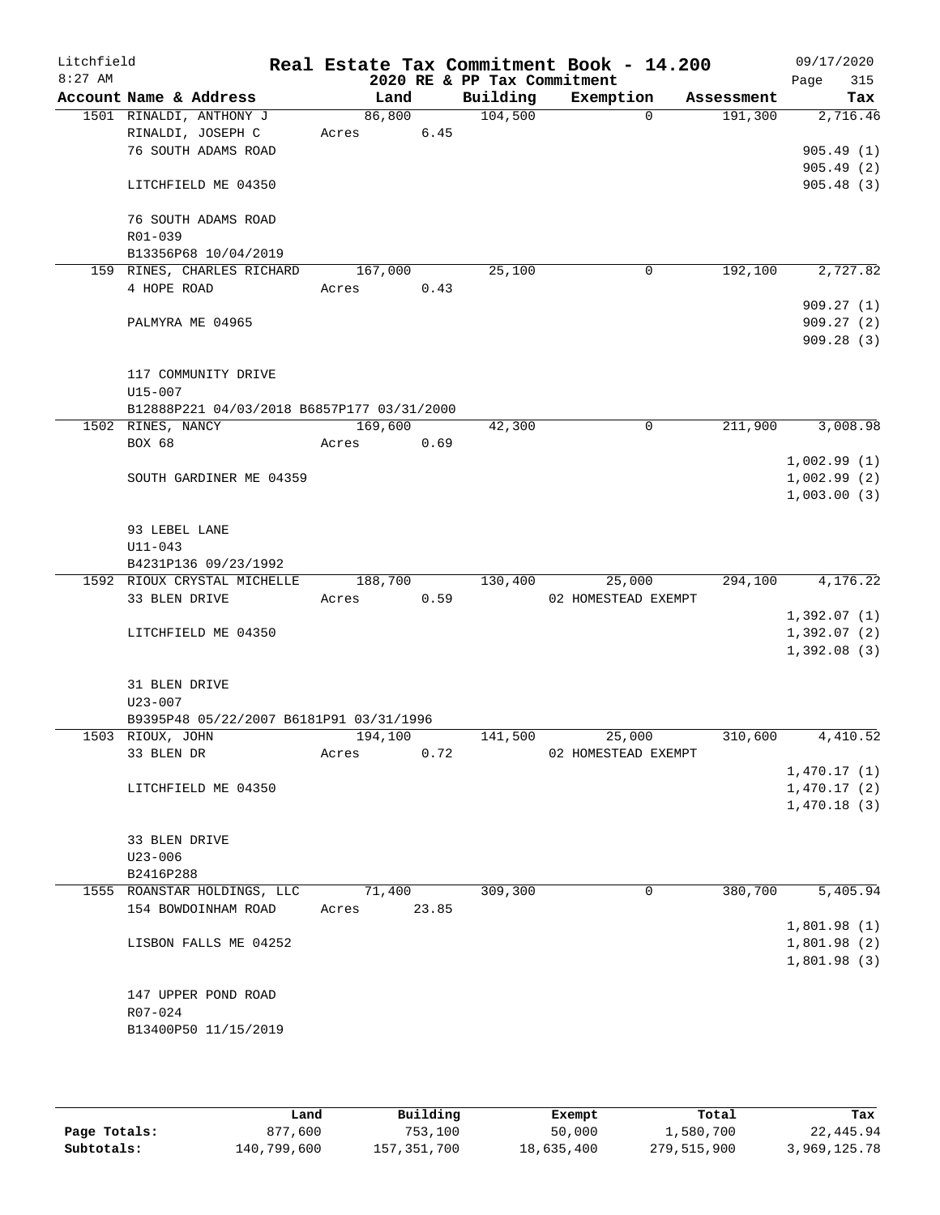Litchfield 8:27 AM

# Real Estate Tax Commitment Book - 14.200

## 2020 RE & PP Tax Commitment

09/17/2020

| Account Name & Address | Land | Building | Exemption | Assessment | Tax |
|---|---|---|---|---|---|
| 1501 RINALDI, ANTHONY J | 86,800 | 104,500 | 0 | 191,300 | 2,716.46 |
| RINALDI, JOSEPH C | Acres 6.45 | | | | |
| 76 SOUTH ADAMS ROAD | | | | | 905.49 (1) |
| | | | | | 905.49 (2) |
| LITCHFIELD ME 04350 | | | | | 905.48 (3) |
| 76 SOUTH ADAMS ROAD | | | | | |
| R01-039 | | | | | |
| B13356P68 10/04/2019 | | | | | |
| 159 RINES, CHARLES RICHARD | 167,000 | 25,100 | 0 | 192,100 | 2,727.82 |
| 4 HOPE ROAD | Acres 0.43 | | | | |
| | | | | | 909.27 (1) |
| PALMYRA ME 04965 | | | | | 909.27 (2) |
| | | | | | 909.28 (3) |
| 117 COMMUNITY DRIVE | | | | | |
| U15-007 | | | | | |
| B12888P221 04/03/2018 B6857P177 03/31/2000 | | | | | |
| 1502 RINES, NANCY | 169,600 | 42,300 | 0 | 211,900 | 3,008.98 |
| BOX 68 | Acres 0.69 | | | | |
| | | | | | 1,002.99 (1) |
| SOUTH GARDINER ME 04359 | | | | | 1,002.99 (2) |
| | | | | | 1,003.00 (3) |
| 93 LEBEL LANE | | | | | |
| U11-043 | | | | | |
| B4231P136 09/23/1992 | | | | | |
| 1592 RIOUX CRYSTAL MICHELLE | 188,700 | 130,400 | 25,000 | 294,100 | 4,176.22 |
| 33 BLEN DRIVE | Acres 0.59 | | 02 HOMESTEAD EXEMPT | | |
| | | | | | 1,392.07 (1) |
| LITCHFIELD ME 04350 | | | | | 1,392.07 (2) |
| | | | | | 1,392.08 (3) |
| 31 BLEN DRIVE | | | | | |
| U23-007 | | | | | |
| B9395P48 05/22/2007 B6181P91 03/31/1996 | | | | | |
| 1503 RIOUX, JOHN | 194,100 | 141,500 | 25,000 | 310,600 | 4,410.52 |
| 33 BLEN DR | Acres 0.72 | | 02 HOMESTEAD EXEMPT | | |
| | | | | | 1,470.17 (1) |
| LITCHFIELD ME 04350 | | | | | 1,470.17 (2) |
| | | | | | 1,470.18 (3) |
| 33 BLEN DRIVE | | | | | |
| U23-006 | | | | | |
| B2416P288 | | | | | |
| 1555 ROANSTAR HOLDINGS, LLC | 71,400 | 309,300 | 0 | 380,700 | 5,405.94 |
| 154 BOWDOINHAM ROAD | Acres 23.85 | | | | |
| | | | | | 1,801.98 (1) |
| LISBON FALLS ME 04252 | | | | | 1,801.98 (2) |
| | | | | | 1,801.98 (3) |
| 147 UPPER POND ROAD | | | | | |
| R07-024 | | | | | |
| B13400P50 11/15/2019 | | | | | |

| | Land | Building | Exempt | Total | Tax |
|---|---|---|---|---|---|
| Page Totals: | 877,600 | 753,100 | 50,000 | 1,580,700 | 22,445.94 |
| Subtotals: | 140,799,600 | 157,351,700 | 18,635,400 | 279,515,900 | 3,969,125.78 |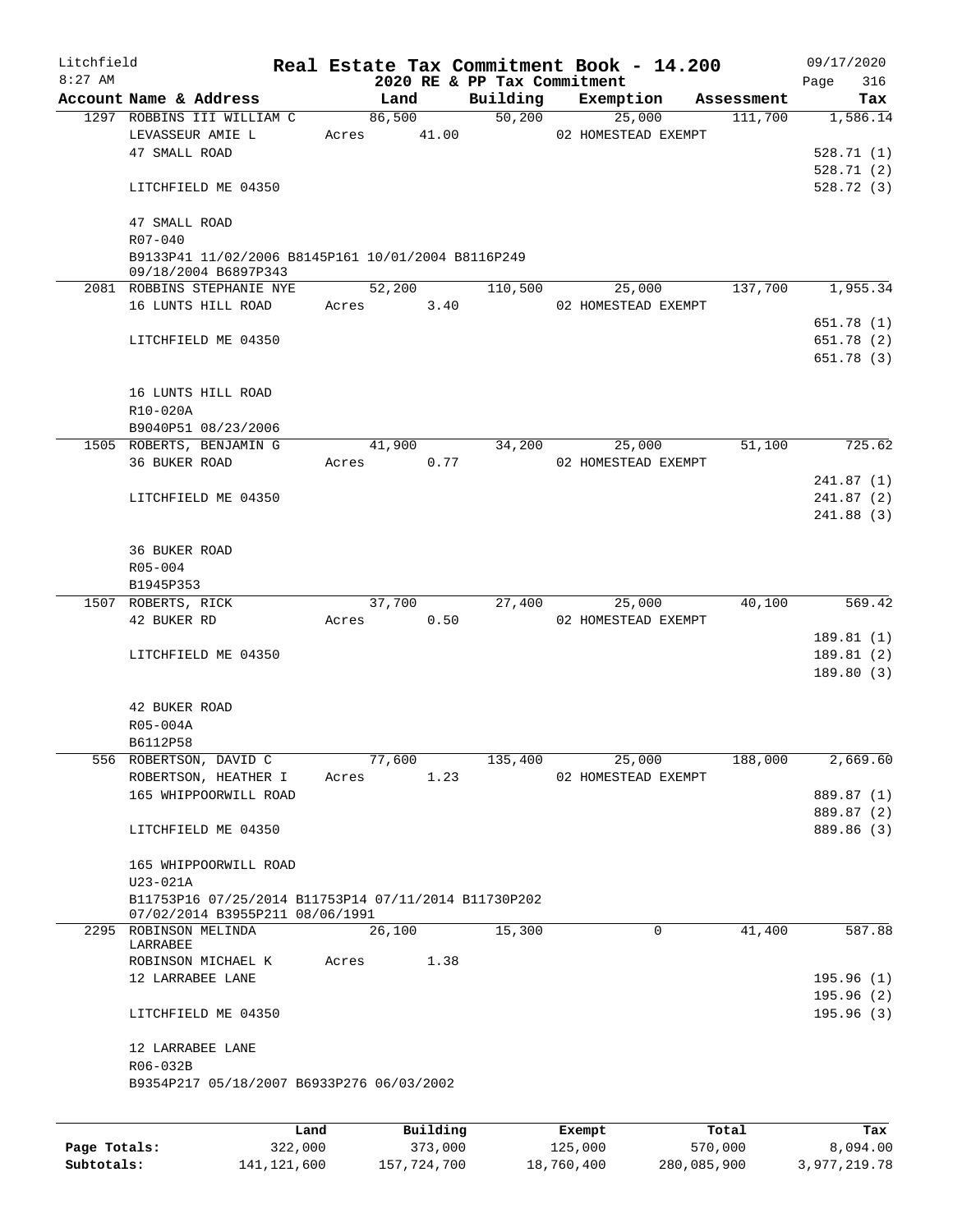Litchfield
8:27 AM

# Real Estate Tax Commitment Book - 14.200

2020 RE & PP Tax Commitment

09/17/2020

| Account Name & Address | Land | Building | Exemption | Assessment | Tax |
|---|---|---|---|---|---|
| 1297 ROBBINS III WILLIAM C | 86,500 | 50,200 | 25,000 | 111,700 | 1,586.14 |
| LEVASSEUR AMIE L | Acres 41.00 | | 02 HOMESTEAD EXEMPT | | |
| 47 SMALL ROAD | | | | | 528.71 (1) |
| | | | | | 528.71 (2) |
| LITCHFIELD ME 04350 | | | | | 528.72 (3) |
| 47 SMALL ROAD | | | | | |
| R07-040 | | | | | |
| B9133P41 11/02/2006 B8145P161 10/01/2004 B8116P249 09/18/2004 B6897P343 | | | | | |
| 2081 ROBBINS STEPHANIE NYE | 52,200 | 110,500 | 25,000 | 137,700 | 1,955.34 |
| 16 LUNTS HILL ROAD | Acres 3.40 | | 02 HOMESTEAD EXEMPT | | |
| | | | | | 651.78 (1) |
| LITCHFIELD ME 04350 | | | | | 651.78 (2) |
| | | | | | 651.78 (3) |
| 16 LUNTS HILL ROAD | | | | | |
| R10-020A | | | | | |
| B9040P51 08/23/2006 | | | | | |
| 1505 ROBERTS, BENJAMIN G | 41,900 | 34,200 | 25,000 | 51,100 | 725.62 |
| 36 BUKER ROAD | Acres 0.77 | | 02 HOMESTEAD EXEMPT | | |
| | | | | | 241.87 (1) |
| LITCHFIELD ME 04350 | | | | | 241.87 (2) |
| | | | | | 241.88 (3) |
| 36 BUKER ROAD | | | | | |
| R05-004 | | | | | |
| B1945P353 | | | | | |
| 1507 ROBERTS, RICK | 37,700 | 27,400 | 25,000 | 40,100 | 569.42 |
| 42 BUKER RD | Acres 0.50 | | 02 HOMESTEAD EXEMPT | | |
| | | | | | 189.81 (1) |
| LITCHFIELD ME 04350 | | | | | 189.81 (2) |
| | | | | | 189.80 (3) |
| 42 BUKER ROAD | | | | | |
| R05-004A | | | | | |
| B6112P58 | | | | | |
| 556 ROBERTSON, DAVID C | 77,600 | 135,400 | 25,000 | 188,000 | 2,669.60 |
| ROBERTSON, HEATHER I | Acres 1.23 | | 02 HOMESTEAD EXEMPT | | |
| 165 WHIPPOORWILL ROAD | | | | | 889.87 (1) |
| | | | | | 889.87 (2) |
| LITCHFIELD ME 04350 | | | | | 889.86 (3) |
| 165 WHIPPOORWILL ROAD | | | | | |
| U23-021A | | | | | |
| B11753P16 07/25/2014 B11753P14 07/11/2014 B11730P202 07/02/2014 B3955P211 08/06/1991 | | | | | |
| 2295 ROBINSON MELINDA LARRABEE | 26,100 | 15,300 | 0 | 41,400 | 587.88 |
| ROBINSON MICHAEL K | Acres 1.38 | | | | |
| 12 LARRABEE LANE | | | | | 195.96 (1) |
| | | | | | 195.96 (2) |
| LITCHFIELD ME 04350 | | | | | 195.96 (3) |
| 12 LARRABEE LANE | | | | | |
| R06-032B | | | | | |
| B9354P217 05/18/2007 B6933P276 06/03/2002 | | | | | |

| | Land | Building | Exempt | Total | Tax |
|---|---|---|---|---|---|
| Page Totals: | 322,000 | 373,000 | 125,000 | 570,000 | 8,094.00 |
| Subtotals: | 141,121,600 | 157,724,700 | 18,760,400 | 280,085,900 | 3,977,219.78 |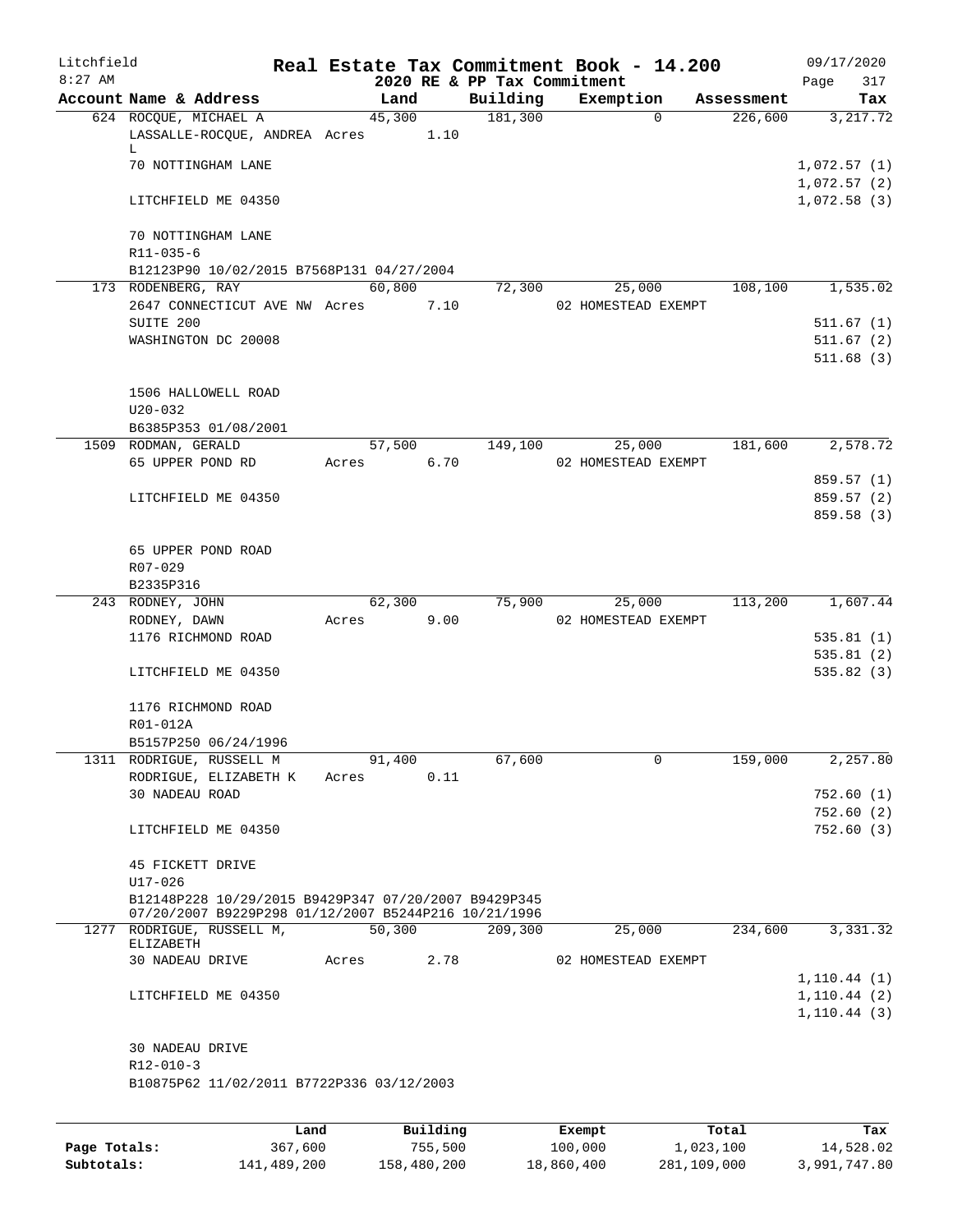Litchfield
8:27 AM

# Real Estate Tax Commitment Book - 14.200

2020 RE & PP Tax Commitment

09/17/2020

| Account Name & Address | Land | Building | Exemption | Assessment | Tax |
|---|---|---|---|---|---|
| 624 ROCQUE, MICHAEL A<br>LASSALLE-ROCQUE, ANDREA L<br>70 NOTTINGHAM LANE<br><br>LITCHFIELD ME 04350<br><br>70 NOTTINGHAM LANE<br>R11-035-6<br>B12123P90 10/02/2015 B7568P131 04/27/2004 | 45,300<br>Acres 1.10 | 181,300 | 0 | 226,600 | 3,217.72<br><br>1,072.57 (1)<br>1,072.57 (2)<br>1,072.58 (3) |
| 173 RODENBERG, RAY<br>2647 CONNECTICUT AVE NW SUITE 200<br>WASHINGTON DC 20008<br><br>1506 HALLOWELL ROAD<br>U20-032<br>B6385P353 01/08/2001 | 60,800<br>Acres 7.10 | 72,300 | 25,000<br>02 HOMESTEAD EXEMPT | 108,100 | 1,535.02<br><br>511.67 (1)<br>511.67 (2)<br>511.68 (3) |
| 1509 RODMAN, GERALD<br>65 UPPER POND RD<br><br>LITCHFIELD ME 04350<br><br>65 UPPER POND ROAD<br>R07-029<br>B2335P316 | 57,500<br>Acres 6.70 | 149,100 | 25,000<br>02 HOMESTEAD EXEMPT | 181,600 | 2,578.72<br><br>859.57 (1)<br>859.57 (2)<br>859.58 (3) |
| 243 RODNEY, JOHN<br>RODNEY, DAWN<br>1176 RICHMOND ROAD<br><br>LITCHFIELD ME 04350<br><br>1176 RICHMOND ROAD<br>R01-012A<br>B5157P250 06/24/1996 | 62,300<br>Acres 9.00 | 75,900 | 25,000<br>02 HOMESTEAD EXEMPT | 113,200 | 1,607.44<br><br>535.81 (1)<br>535.81 (2)<br>535.82 (3) |
| 1311 RODRIGUE, RUSSELL M<br>RODRIGUE, ELIZABETH K<br>30 NADEAU ROAD<br><br>LITCHFIELD ME 04350<br><br>45 FICKETT DRIVE<br>U17-026<br>B12148P228 10/29/2015 B9429P347 07/20/2007 B9429P345 07/20/2007 B9229P298 01/12/2007 B5244P216 10/21/1996 | 91,400<br>Acres 0.11 | 67,600 | 0 | 159,000 | 2,257.80<br><br>752.60 (1)<br>752.60 (2)<br>752.60 (3) |
| 1277 RODRIGUE, RUSSELL M, ELIZABETH<br>30 NADEAU DRIVE<br><br>LITCHFIELD ME 04350<br><br>30 NADEAU DRIVE<br>R12-010-3<br>B10875P62 11/02/2011 B7722P336 03/12/2003 | 50,300<br>Acres 2.78 | 209,300 | 25,000<br>02 HOMESTEAD EXEMPT | 234,600 | 3,331.32<br><br>1,110.44 (1)<br>1,110.44 (2)<br>1,110.44 (3) |

|  | Land | Building | Exempt | Total | Tax |
|---|---|---|---|---|---|
| Page Totals: | 367,600 | 755,500 | 100,000 | 1,023,100 | 14,528.02 |
| Subtotals: | 141,489,200 | 158,480,200 | 18,860,400 | 281,109,000 | 3,991,747.80 |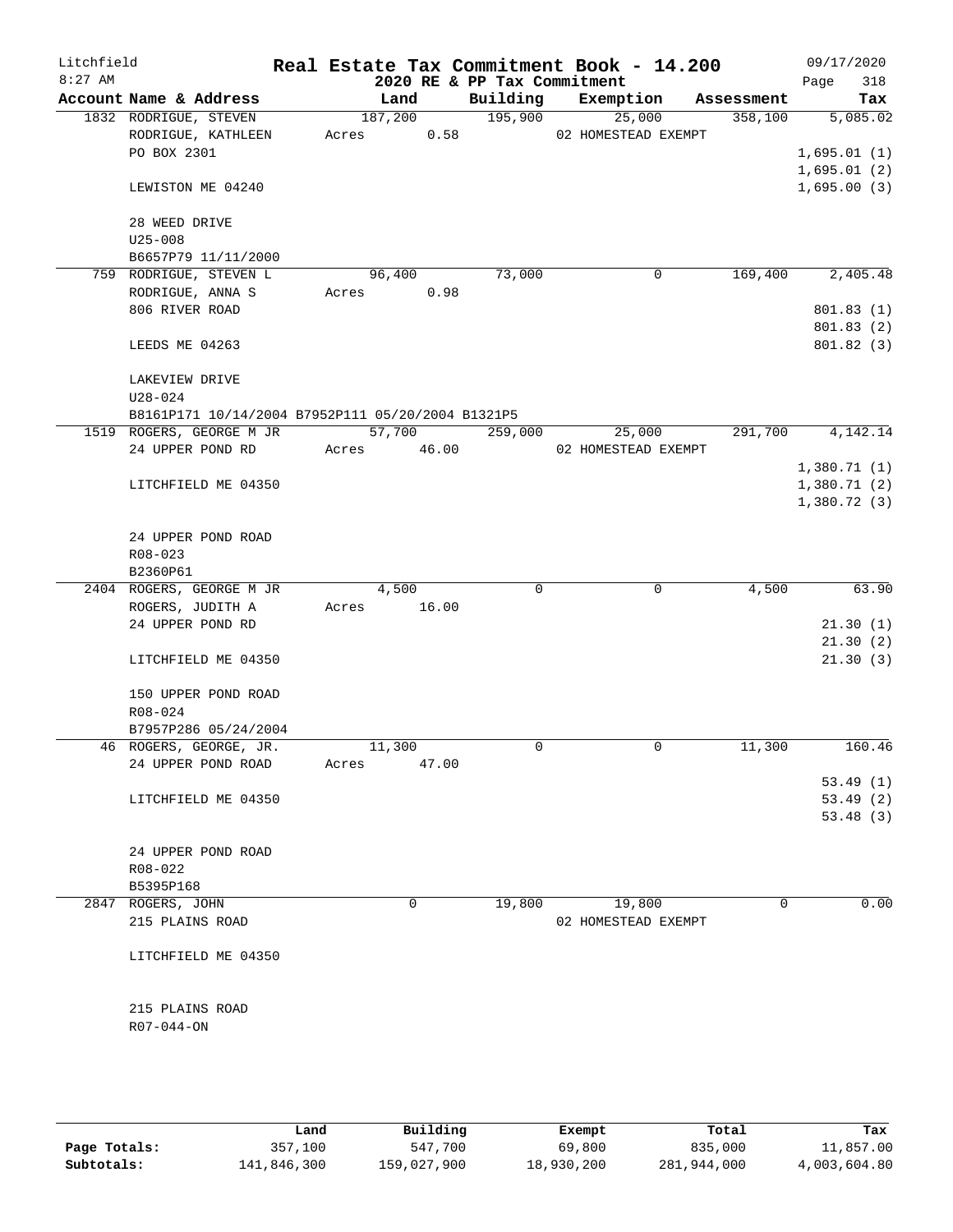Litchfield
8:27 AM

# Real Estate Tax Commitment Book - 14.200

## 2020 RE & PP Tax Commitment

09/17/2020
Page 318

| Account Name & Address | Land | Building | Exemption | Assessment | Tax |
|---|---|---|---|---|---|
| 1832 RODRIGUE, STEVEN | 187,200 | 195,900 | 25,000 | 358,100 | 5,085.02 |
| RODRIGUE, KATHLEEN | Acres 0.58 | | 02 HOMESTEAD EXEMPT | | |
| PO BOX 2301 | | | | | 1,695.01 (1) |
| | | | | | 1,695.01 (2) |
| LEWISTON ME 04240 | | | | | 1,695.00 (3) |
| 28 WEED DRIVE | | | | | |
| U25-008 | | | | | |
| B6657P79 11/11/2000 | | | | | |
| 759 RODRIGUE, STEVEN L | 96,400 | 73,000 | 0 | 169,400 | 2,405.48 |
| RODRIGUE, ANNA S | Acres 0.98 | | | | |
| 806 RIVER ROAD | | | | | 801.83 (1) |
| | | | | | 801.83 (2) |
| LEEDS ME 04263 | | | | | 801.82 (3) |
| LAKEVIEW DRIVE | | | | | |
| U28-024 | | | | | |
| B8161P171 10/14/2004 B7952P111 05/20/2004 B1321P5 | | | | | |
| 1519 ROGERS, GEORGE M JR | 57,700 | 259,000 | 25,000 | 291,700 | 4,142.14 |
| 24 UPPER POND RD | Acres 46.00 | | 02 HOMESTEAD EXEMPT | | |
| | | | | | 1,380.71 (1) |
| LITCHFIELD ME 04350 | | | | | 1,380.71 (2) |
| | | | | | 1,380.72 (3) |
| 24 UPPER POND ROAD | | | | | |
| R08-023 | | | | | |
| B2360P61 | | | | | |
| 2404 ROGERS, GEORGE M JR | 4,500 | 0 | 0 | 4,500 | 63.90 |
| ROGERS, JUDITH A | Acres 16.00 | | | | |
| 24 UPPER POND RD | | | | | 21.30 (1) |
| | | | | | 21.30 (2) |
| LITCHFIELD ME 04350 | | | | | 21.30 (3) |
| 150 UPPER POND ROAD | | | | | |
| R08-024 | | | | | |
| B7957P286 05/24/2004 | | | | | |
| 46 ROGERS, GEORGE, JR. | 11,300 | 0 | 0 | 11,300 | 160.46 |
| 24 UPPER POND ROAD | Acres 47.00 | | | | |
| | | | | | 53.49 (1) |
| LITCHFIELD ME 04350 | | | | | 53.49 (2) |
| | | | | | 53.48 (3) |
| 24 UPPER POND ROAD | | | | | |
| R08-022 | | | | | |
| B5395P168 | | | | | |
| 2847 ROGERS, JOHN | 0 | 19,800 | 19,800 | 0 | 0.00 |
| 215 PLAINS ROAD | | | 02 HOMESTEAD EXEMPT | | |
| LITCHFIELD ME 04350 | | | | | |
| 215 PLAINS ROAD | | | | | |
| R07-044-ON | | | | | |

| | Land | Building | Exempt | Total | Tax |
|---|---|---|---|---|---|
| Page Totals: | 357,100 | 547,700 | 69,800 | 835,000 | 11,857.00 |
| Subtotals: | 141,846,300 | 159,027,900 | 18,930,200 | 281,944,000 | 4,003,604.80 |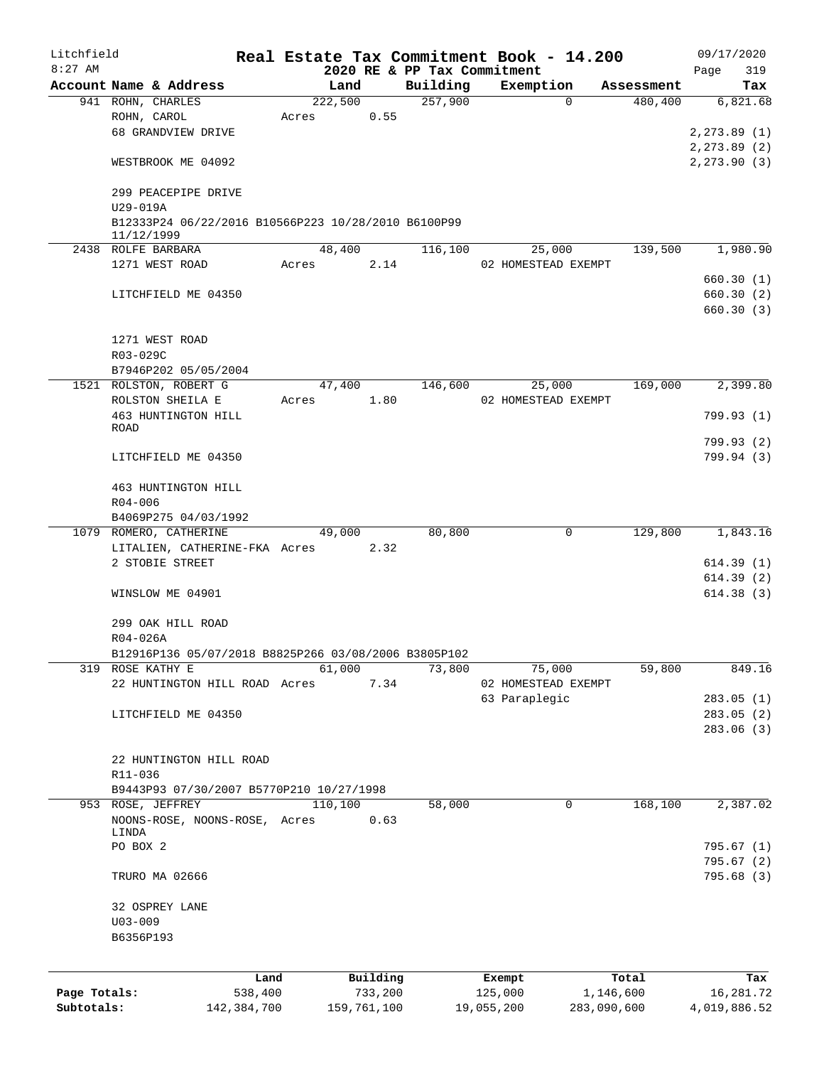# Litchfield — Real Estate Tax Commitment Book - 14.200

8:27 AM — 2020 RE & PP Tax Commitment — 09/17/2020

| Account Name & Address | Land | Building | Exemption | Assessment | Tax |
|---|---|---|---|---|---|
| 941 ROHN, CHARLES | 222,500 | 257,900 | 0 | 480,400 | 6,821.68 |
| ROHN, CAROL | Acres 0.55 | | | | |
| 68 GRANDVIEW DRIVE | | | | | 2,273.89 (1) |
| | | | | | 2,273.89 (2) |
| WESTBROOK ME 04092 | | | | | 2,273.90 (3) |
| 299 PEACEPIPE DRIVE | | | | | |
| U29-019A | | | | | |
| B12333P24 06/22/2016 B10566P223 10/28/2010 B6100P99 11/12/1999 | | | | | |
| 2438 ROLFE BARBARA | 48,400 | 116,100 | 25,000 | 139,500 | 1,980.90 |
| 1271 WEST ROAD | Acres 2.14 | | 02 HOMESTEAD EXEMPT | | |
| | | | | | 660.30 (1) |
| LITCHFIELD ME 04350 | | | | | 660.30 (2) |
| | | | | | 660.30 (3) |
| 1271 WEST ROAD | | | | | |
| R03-029C | | | | | |
| B7946P202 05/05/2004 | | | | | |
| 1521 ROLSTON, ROBERT G | 47,400 | 146,600 | 25,000 | 169,000 | 2,399.80 |
| ROLSTON SHEILA E | Acres 1.80 | | 02 HOMESTEAD EXEMPT | | |
| 463 HUNTINGTON HILL ROAD | | | | | 799.93 (1) |
| | | | | | 799.93 (2) |
| LITCHFIELD ME 04350 | | | | | 799.94 (3) |
| 463 HUNTINGTON HILL | | | | | |
| R04-006 | | | | | |
| B4069P275 04/03/1992 | | | | | |
| 1079 ROMERO, CATHERINE | 49,000 | 80,800 | 0 | 129,800 | 1,843.16 |
| LITALIEN, CATHERINE-FKA | Acres 2.32 | | | | |
| 2 STOBIE STREET | | | | | 614.39 (1) |
| | | | | | 614.39 (2) |
| WINSLOW ME 04901 | | | | | 614.38 (3) |
| 299 OAK HILL ROAD | | | | | |
| R04-026A | | | | | |
| B12916P136 05/07/2018 B8825P266 03/08/2006 B3805P102 | | | | | |
| 319 ROSE KATHY E | 61,000 | 73,800 | 75,000 | 59,800 | 849.16 |
| 22 HUNTINGTON HILL ROAD | Acres 7.34 | | 02 HOMESTEAD EXEMPT | | |
| | | | 63 Paraplegic | | 283.05 (1) |
| LITCHFIELD ME 04350 | | | | | 283.05 (2) |
| | | | | | 283.06 (3) |
| 22 HUNTINGTON HILL ROAD | | | | | |
| R11-036 | | | | | |
| B9443P93 07/30/2007 B5770P210 10/27/1998 | | | | | |
| 953 ROSE, JEFFREY | 110,100 | 58,000 | 0 | 168,100 | 2,387.02 |
| NOONS-ROSE, NOONS-ROSE, LINDA | Acres 0.63 | | | | |
| PO BOX 2 | | | | | 795.67 (1) |
| | | | | | 795.67 (2) |
| TRURO MA 02666 | | | | | 795.68 (3) |
| 32 OSPREY LANE | | | | | |
| U03-009 | | | | | |
| B6356P193 | | | | | |

| | Land | Building | Exempt | Total | Tax |
|---|---|---|---|---|---|
| Page Totals: | 538,400 | 733,200 | 125,000 | 1,146,600 | 16,281.72 |
| Subtotals: | 142,384,700 | 159,761,100 | 19,055,200 | 283,090,600 | 4,019,886.52 |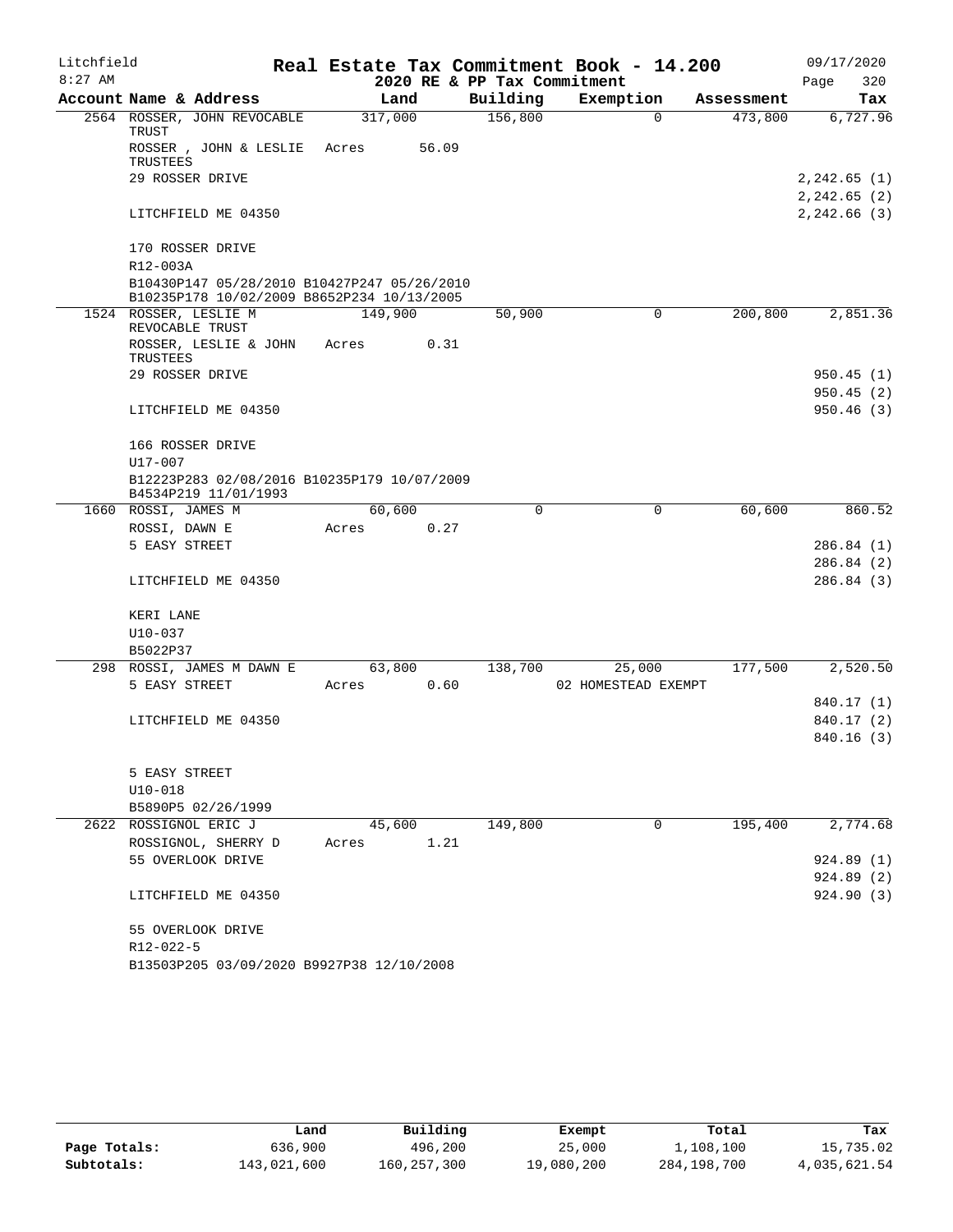Litchfield
8:27 AM

# Real Estate Tax Commitment Book - 14.200

2020 RE & PP Tax Commitment

09/17/2020

| Account Name & Address | Land | Building | Exemption | Assessment | Tax |
|---|---|---|---|---|---|
| 2564 ROSSER, JOHN REVOCABLE TRUST | 317,000 | 156,800 | 0 | 473,800 | 6,727.96 |
| ROSSER , JOHN & LESLIE TRUSTEES | Acres 56.09 | | | | |
| 29 ROSSER DRIVE | | | | | 2,242.65 (1) |
| | | | | | 2,242.65 (2) |
| LITCHFIELD ME 04350 | | | | | 2,242.66 (3) |
| 170 ROSSER DRIVE | | | | | |
| R12-003A | | | | | |
| B10430P147 05/28/2010 B10427P247 05/26/2010 B10235P178 10/02/2009 B8652P234 10/13/2005 | | | | | |
| 1524 ROSSER, LESLIE M REVOCABLE TRUST | 149,900 | 50,900 | 0 | 200,800 | 2,851.36 |
| ROSSER, LESLIE & JOHN TRUSTEES | Acres 0.31 | | | | |
| 29 ROSSER DRIVE | | | | | 950.45 (1) |
| | | | | | 950.45 (2) |
| LITCHFIELD ME 04350 | | | | | 950.46 (3) |
| 166 ROSSER DRIVE | | | | | |
| U17-007 | | | | | |
| B12223P283 02/08/2016 B10235P179 10/07/2009 B4534P219 11/01/1993 | | | | | |
| 1660 ROSSI, JAMES M | 60,600 | 0 | 0 | 60,600 | 860.52 |
| ROSSI, DAWN E | Acres 0.27 | | | | |
| 5 EASY STREET | | | | | 286.84 (1) |
| | | | | | 286.84 (2) |
| LITCHFIELD ME 04350 | | | | | 286.84 (3) |
| KERI LANE | | | | | |
| U10-037 | | | | | |
| B5022P37 | | | | | |
| 298 ROSSI, JAMES M DAWN E | 63,800 | 138,700 | 25,000 | 177,500 | 2,520.50 |
| 5 EASY STREET | Acres 0.60 | | 02 HOMESTEAD EXEMPT | | |
| | | | | | 840.17 (1) |
| LITCHFIELD ME 04350 | | | | | 840.17 (2) |
| | | | | | 840.16 (3) |
| 5 EASY STREET | | | | | |
| U10-018 | | | | | |
| B5890P5 02/26/1999 | | | | | |
| 2622 ROSSIGNOL ERIC J | 45,600 | 149,800 | 0 | 195,400 | 2,774.68 |
| ROSSIGNOL, SHERRY D | Acres 1.21 | | | | |
| 55 OVERLOOK DRIVE | | | | | 924.89 (1) |
| | | | | | 924.89 (2) |
| LITCHFIELD ME 04350 | | | | | 924.90 (3) |
| 55 OVERLOOK DRIVE | | | | | |
| R12-022-5 | | | | | |
| B13503P205 03/09/2020 B9927P38 12/10/2008 | | | | | |

| | Land | Building | Exempt | Total | Tax |
|---|---|---|---|---|---|
| Page Totals: | 636,900 | 496,200 | 25,000 | 1,108,100 | 15,735.02 |
| Subtotals: | 143,021,600 | 160,257,300 | 19,080,200 | 284,198,700 | 4,035,621.54 |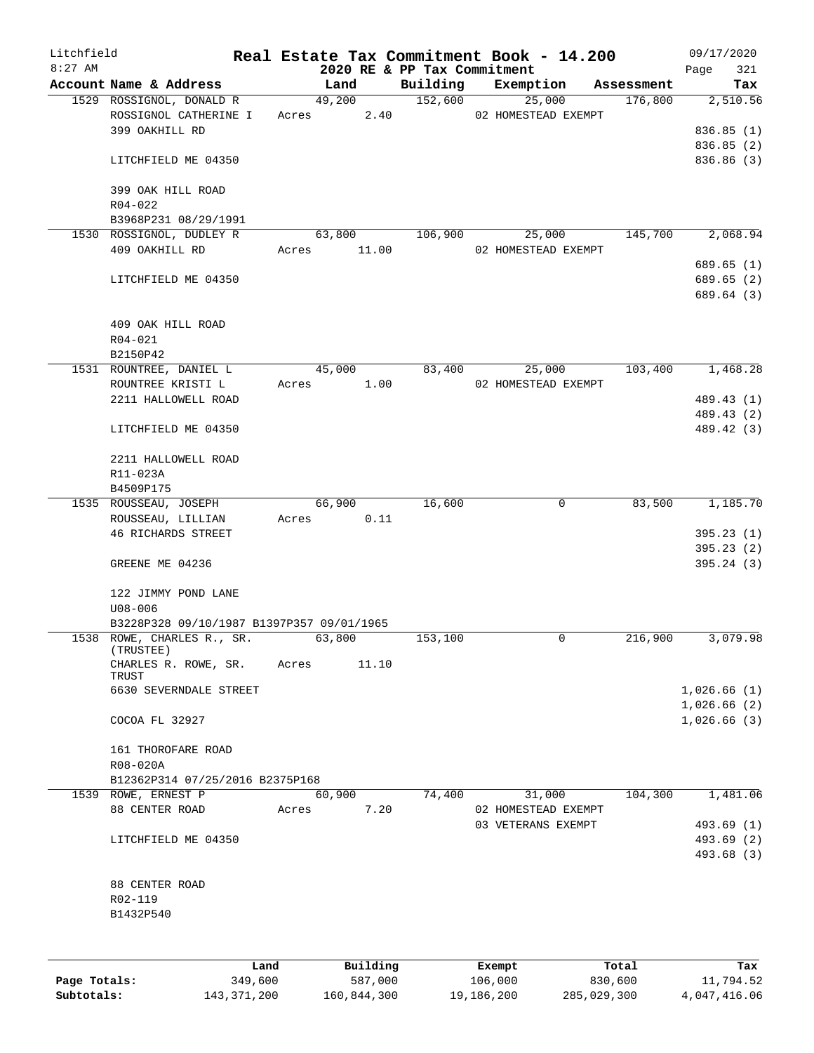# Real Estate Tax Commitment Book - 14.200

## 2020 RE & PP Tax Commitment

Litchfield
8:27 AM

09/17/2020

| Account | Name & Address | Land | Building | Exemption | Assessment | Tax |
|---|---|---|---|---|---|---|
| 1529 | ROSSIGNOL, DONALD R | 49,200 | 152,600 | 25,000 | 176,800 | 2,510.56 |
| | ROSSIGNOL CATHERINE I | Acres 2.40 | | 02 HOMESTEAD EXEMPT | | |
| | 399 OAKHILL RD | | | | | 836.85 (1) |
| | | | | | | 836.85 (2) |
| | LITCHFIELD ME 04350 | | | | | 836.86 (3) |
| | 399 OAK HILL ROAD | | | | | |
| | R04-022 | | | | | |
| | B3968P231 08/29/1991 | | | | | |
| 1530 | ROSSIGNOL, DUDLEY R | 63,800 | 106,900 | 25,000 | 145,700 | 2,068.94 |
| | 409 OAKHILL RD | Acres 11.00 | | 02 HOMESTEAD EXEMPT | | |
| | | | | | | 689.65 (1) |
| | LITCHFIELD ME 04350 | | | | | 689.65 (2) |
| | | | | | | 689.64 (3) |
| | 409 OAK HILL ROAD | | | | | |
| | R04-021 | | | | | |
| | B2150P42 | | | | | |
| 1531 | ROUNTREE, DANIEL L | 45,000 | 83,400 | 25,000 | 103,400 | 1,468.28 |
| | ROUNTREE KRISTI L | Acres 1.00 | | 02 HOMESTEAD EXEMPT | | |
| | 2211 HALLOWELL ROAD | | | | | 489.43 (1) |
| | | | | | | 489.43 (2) |
| | LITCHFIELD ME 04350 | | | | | 489.42 (3) |
| | 2211 HALLOWELL ROAD | | | | | |
| | R11-023A | | | | | |
| | B4509P175 | | | | | |
| 1535 | ROUSSEAU, JOSEPH | 66,900 | 16,600 | 0 | 83,500 | 1,185.70 |
| | ROUSSEAU, LILLIAN | Acres 0.11 | | | | |
| | 46 RICHARDS STREET | | | | | 395.23 (1) |
| | | | | | | 395.23 (2) |
| | GREENE ME 04236 | | | | | 395.24 (3) |
| | 122 JIMMY POND LANE | | | | | |
| | U08-006 | | | | | |
| | B3228P328 09/10/1987 B1397P357 09/01/1965 | | | | | |
| 1538 | ROWE, CHARLES R., SR. (TRUSTEE) | 63,800 | 153,100 | 0 | 216,900 | 3,079.98 |
| | CHARLES R. ROWE, SR. TRUST | Acres 11.10 | | | | |
| | 6630 SEVERNDALE STREET | | | | | 1,026.66 (1) |
| | | | | | | 1,026.66 (2) |
| | COCOA FL 32927 | | | | | 1,026.66 (3) |
| | 161 THOROFARE ROAD | | | | | |
| | R08-020A | | | | | |
| | B12362P314 07/25/2016 B2375P168 | | | | | |
| 1539 | ROWE, ERNEST P | 60,900 | 74,400 | 31,000 | 104,300 | 1,481.06 |
| | 88 CENTER ROAD | Acres 7.20 | | 02 HOMESTEAD EXEMPT | | |
| | | | | 03 VETERANS EXEMPT | | 493.69 (1) |
| | LITCHFIELD ME 04350 | | | | | 493.69 (2) |
| | | | | | | 493.68 (3) |
| | 88 CENTER ROAD | | | | | |
| | R02-119 | | | | | |
| | B1432P540 | | | | | |

| | Land | Building | Exempt | Total | Tax |
|---|---|---|---|---|---|
| Page Totals: | 349,600 | 587,000 | 106,000 | 830,600 | 11,794.52 |
| Subtotals: | 143,371,200 | 160,844,300 | 19,186,200 | 285,029,300 | 4,047,416.06 |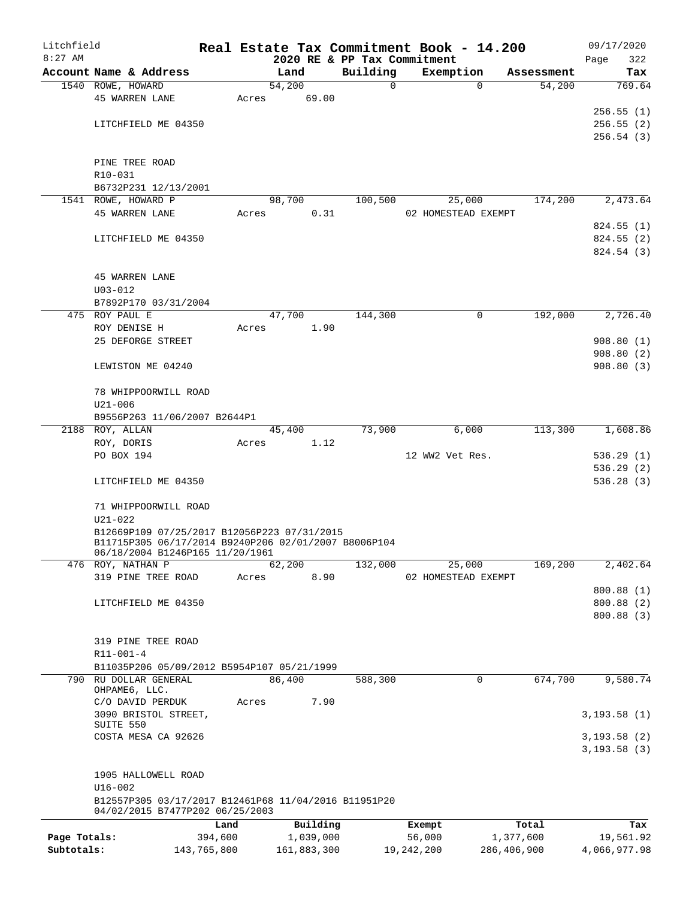Litchfield 8:27 AM

# Real Estate Tax Commitment Book - 14.200

2020 RE & PP Tax Commitment

09/17/2020 Page 322

| Account Name & Address | Land | Building | Exemption | Assessment | Tax |
|---|---|---|---|---|---|
| 1540 ROWE, HOWARD | 54,200 | 0 | 0 | 54,200 | 769.64 |
| 45 WARREN LANE | Acres 69.00 | | | | |
| | | | | | 256.55 (1) |
| LITCHFIELD ME 04350 | | | | | 256.55 (2) |
| | | | | | 256.54 (3) |
| PINE TREE ROAD | | | | | |
| R10-031 | | | | | |
| B6732P231 12/13/2001 | | | | | |
| 1541 ROWE, HOWARD P | 98,700 | 100,500 | 25,000 | 174,200 | 2,473.64 |
| 45 WARREN LANE | Acres 0.31 | | 02 HOMESTEAD EXEMPT | | |
| | | | | | 824.55 (1) |
| LITCHFIELD ME 04350 | | | | | 824.55 (2) |
| | | | | | 824.54 (3) |
| 45 WARREN LANE | | | | | |
| U03-012 | | | | | |
| B7892P170 03/31/2004 | | | | | |
| 475 ROY PAUL E | 47,700 | 144,300 | 0 | 192,000 | 2,726.40 |
| ROY DENISE H | Acres 1.90 | | | | |
| 25 DEFORGE STREET | | | | | 908.80 (1) |
| | | | | | 908.80 (2) |
| LEWISTON ME 04240 | | | | | 908.80 (3) |
| 78 WHIPPOORWILL ROAD | | | | | |
| U21-006 | | | | | |
| B9556P263 11/06/2007 B2644P1 | | | | | |
| 2188 ROY, ALLAN | 45,400 | 73,900 | 6,000 | 113,300 | 1,608.86 |
| ROY, DORIS | Acres 1.12 | | | | |
| PO BOX 194 | | | 12 WW2 Vet Res. | | 536.29 (1) |
| | | | | | 536.29 (2) |
| LITCHFIELD ME 04350 | | | | | 536.28 (3) |
| 71 WHIPPOORWILL ROAD | | | | | |
| U21-022 | | | | | |
| B12669P109 07/25/2017 B12056P223 07/31/2015 B11715P305 06/17/2014 B9240P206 02/01/2007 B8006P104 06/18/2004 B1246P165 11/20/1961 | | | | | |
| 476 ROY, NATHAN P | 62,200 | 132,000 | 25,000 | 169,200 | 2,402.64 |
| 319 PINE TREE ROAD | Acres 8.90 | | 02 HOMESTEAD EXEMPT | | |
| | | | | | 800.88 (1) |
| LITCHFIELD ME 04350 | | | | | 800.88 (2) |
| | | | | | 800.88 (3) |
| 319 PINE TREE ROAD | | | | | |
| R11-001-4 | | | | | |
| B11035P206 05/09/2012 B5954P107 05/21/1999 | | | | | |
| 790 RU DOLLAR GENERAL OHPAME6, LLC. | 86,400 | 588,300 | 0 | 674,700 | 9,580.74 |
| C/O DAVID PERDUK | Acres 7.90 | | | | |
| 3090 BRISTOL STREET, SUITE 550 | | | | | 3,193.58 (1) |
| COSTA MESA CA 92626 | | | | | 3,193.58 (2) |
| | | | | | 3,193.58 (3) |
| 1905 HALLOWELL ROAD | | | | | |
| U16-002 | | | | | |
| B12557P305 03/17/2017 B12461P68 11/04/2016 B11951P20 04/02/2015 B7477P202 06/25/2003 | | | | | |

| | Land | Building | Exempt | Total | Tax |
|---|---|---|---|---|---|
| Page Totals: | 394,600 | 1,039,000 | 56,000 | 1,377,600 | 19,561.92 |
| Subtotals: | 143,765,800 | 161,883,300 | 19,242,200 | 286,406,900 | 4,066,977.98 |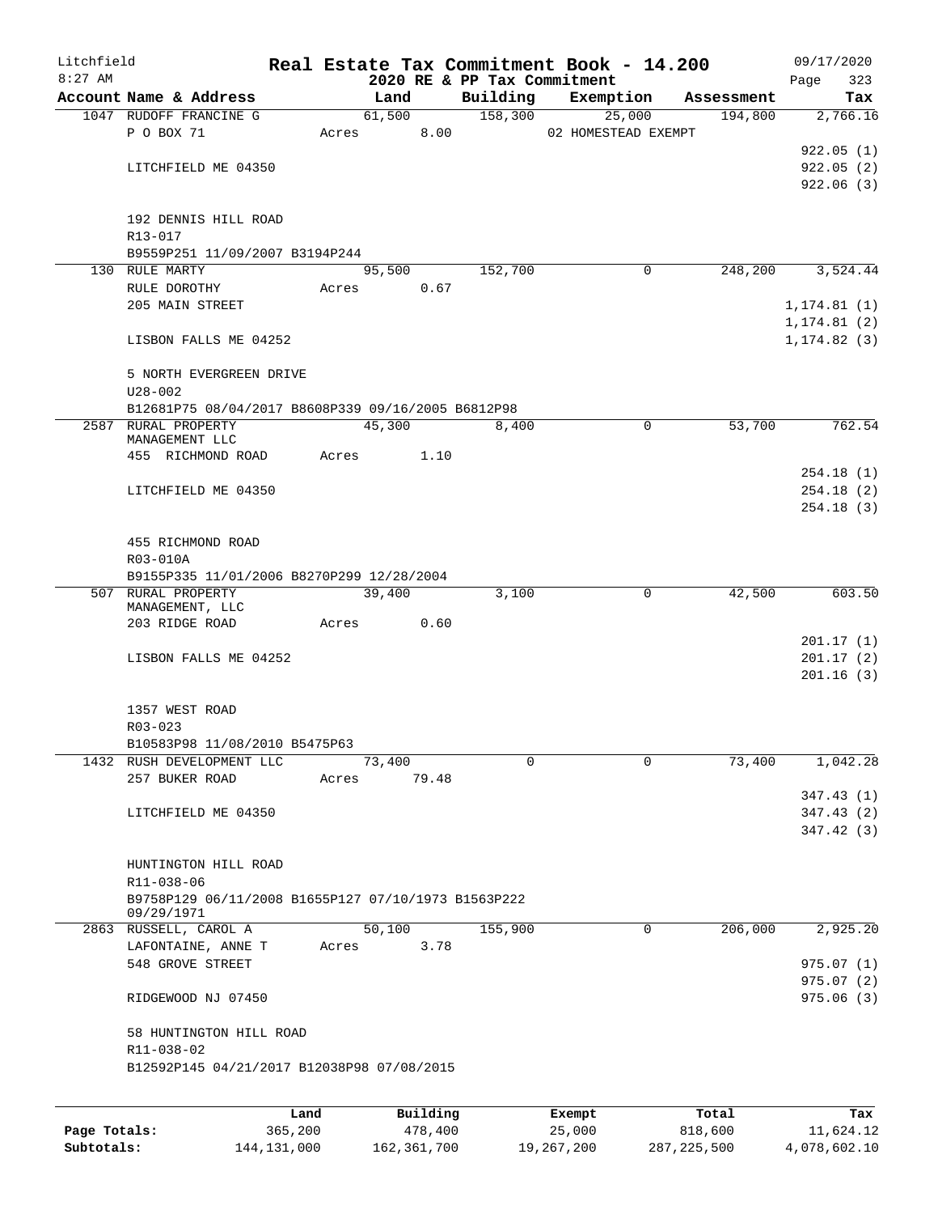# Real Estate Tax Commitment Book - 14.200

Litchfield
8:27 AM

2020 RE & PP Tax Commitment

09/17/2020
Page 323

| Account Name & Address | Land | Building | Exemption | Assessment | Tax |
|---|---|---|---|---|---|
| 1047 RUDOFF FRANCINE G | 61,500 | 158,300 | 25,000 | 194,800 | 2,766.16 |
| P O BOX 71 | Acres 8.00 | | 02 HOMESTEAD EXEMPT | | |
| | | | | | 922.05 (1) |
| LITCHFIELD ME 04350 | | | | | 922.05 (2) |
| | | | | | 922.06 (3) |
| 192 DENNIS HILL ROAD | | | | | |
| R13-017 | | | | | |
| B9559P251 11/09/2007 B3194P244 | | | | | |
| 130 RULE MARTY | 95,500 | 152,700 | 0 | 248,200 | 3,524.44 |
| RULE DOROTHY | Acres 0.67 | | | | |
| 205 MAIN STREET | | | | | 1,174.81 (1) |
| | | | | | 1,174.81 (2) |
| LISBON FALLS ME 04252 | | | | | 1,174.82 (3) |
| 5 NORTH EVERGREEN DRIVE | | | | | |
| U28-002 | | | | | |
| B12681P75 08/04/2017 B8608P339 09/16/2005 B6812P98 | | | | | |
| 2587 RURAL PROPERTY MANAGEMENT LLC | 45,300 | 8,400 | 0 | 53,700 | 762.54 |
| 455 RICHMOND ROAD | Acres 1.10 | | | | |
| | | | | | 254.18 (1) |
| LITCHFIELD ME 04350 | | | | | 254.18 (2) |
| | | | | | 254.18 (3) |
| 455 RICHMOND ROAD | | | | | |
| R03-010A | | | | | |
| B9155P335 11/01/2006 B8270P299 12/28/2004 | | | | | |
| 507 RURAL PROPERTY MANAGEMENT, LLC | 39,400 | 3,100 | 0 | 42,500 | 603.50 |
| 203 RIDGE ROAD | Acres 0.60 | | | | |
| | | | | | 201.17 (1) |
| LISBON FALLS ME 04252 | | | | | 201.17 (2) |
| | | | | | 201.16 (3) |
| 1357 WEST ROAD | | | | | |
| R03-023 | | | | | |
| B10583P98 11/08/2010 B5475P63 | | | | | |
| 1432 RUSH DEVELOPMENT LLC | 73,400 | 0 | 0 | 73,400 | 1,042.28 |
| 257 BUKER ROAD | Acres 79.48 | | | | |
| | | | | | 347.43 (1) |
| LITCHFIELD ME 04350 | | | | | 347.43 (2) |
| | | | | | 347.42 (3) |
| HUNTINGTON HILL ROAD | | | | | |
| R11-038-06 | | | | | |
| B9758P129 06/11/2008 B1655P127 07/10/1973 B1563P222 09/29/1971 | | | | | |
| 2863 RUSSELL, CAROL A | 50,100 | 155,900 | 0 | 206,000 | 2,925.20 |
| LAFONTAINE, ANNE T | Acres 3.78 | | | | |
| 548 GROVE STREET | | | | | 975.07 (1) |
| | | | | | 975.07 (2) |
| RIDGEWOOD NJ 07450 | | | | | 975.06 (3) |
| 58 HUNTINGTON HILL ROAD | | | | | |
| R11-038-02 | | | | | |
| B12592P145 04/21/2017 B12038P98 07/08/2015 | | | | | |

| | Land | Building | Exempt | Total | Tax |
|---|---|---|---|---|---|
| Page Totals: | 365,200 | 478,400 | 25,000 | 818,600 | 11,624.12 |
| Subtotals: | 144,131,000 | 162,361,700 | 19,267,200 | 287,225,500 | 4,078,602.10 |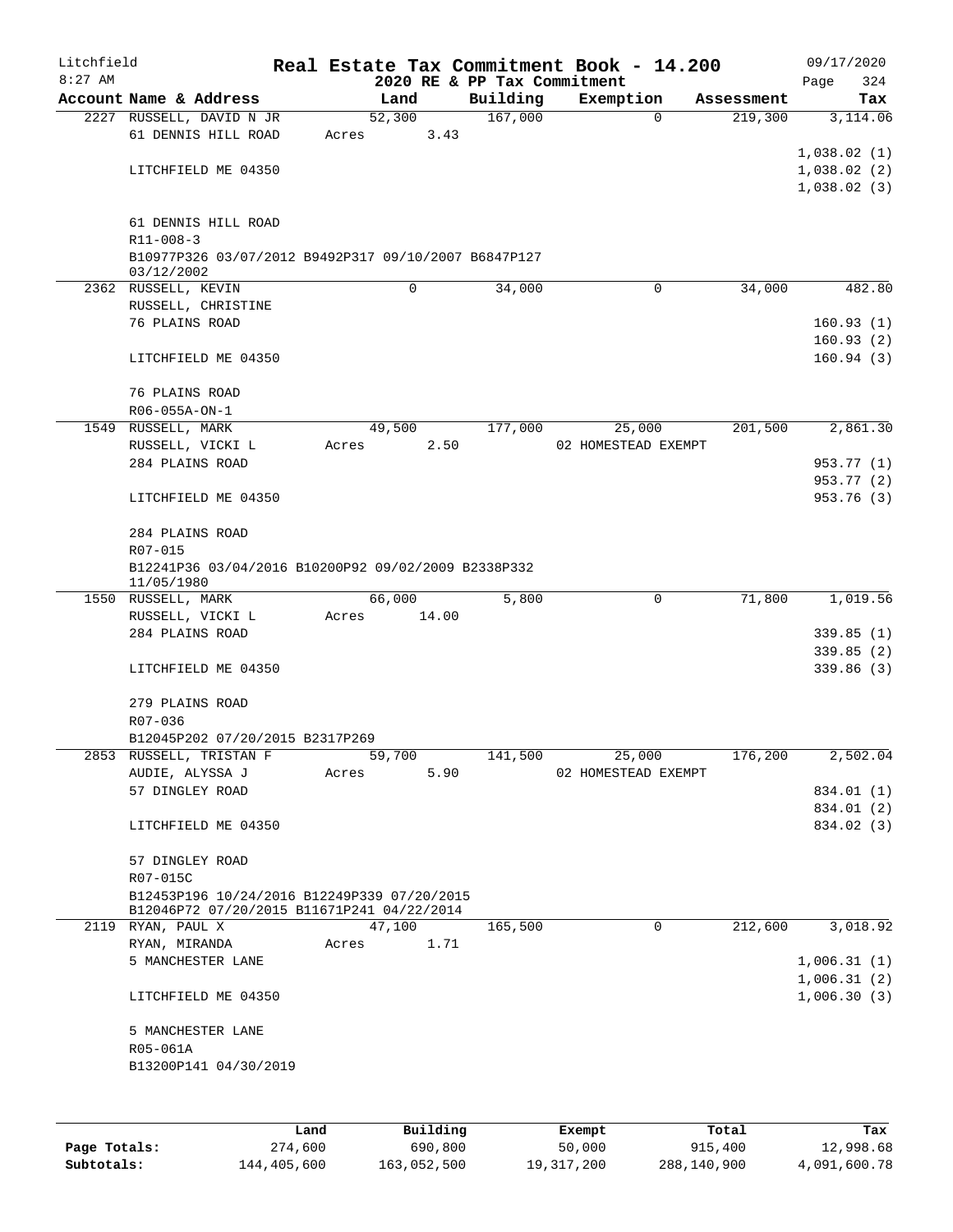Litchfield
8:27 AM

# Real Estate Tax Commitment Book - 14.200

2020 RE & PP Tax Commitment

09/17/2020
Page 324

| Account Name & Address | Land | Building | Exemption | Assessment | Tax |
|---|---|---|---|---|---|
| 2227 RUSSELL, DAVID N JR | 52,300 | 167,000 | 0 | 219,300 | 3,114.06 |
| 61 DENNIS HILL ROAD | Acres 3.43 | | | | |
| | | | | | 1,038.02 (1) |
| LITCHFIELD ME 04350 | | | | | 1,038.02 (2) |
| | | | | | 1,038.02 (3) |
| 61 DENNIS HILL ROAD | | | | | |
| R11-008-3 | | | | | |
| B10977P326 03/07/2012 B9492P317 09/10/2007 B6847P127 03/12/2002 | | | | | |
| 2362 RUSSELL, KEVIN | 0 | 34,000 | 0 | 34,000 | 482.80 |
| RUSSELL, CHRISTINE | | | | | |
| 76 PLAINS ROAD | | | | | 160.93 (1) |
| | | | | | 160.93 (2) |
| LITCHFIELD ME 04350 | | | | | 160.94 (3) |
| 76 PLAINS ROAD | | | | | |
| R06-055A-ON-1 | | | | | |
| 1549 RUSSELL, MARK | 49,500 | 177,000 | 25,000 | 201,500 | 2,861.30 |
| RUSSELL, VICKI L | Acres 2.50 | | 02 HOMESTEAD EXEMPT | | |
| 284 PLAINS ROAD | | | | | 953.77 (1) |
| | | | | | 953.77 (2) |
| LITCHFIELD ME 04350 | | | | | 953.76 (3) |
| 284 PLAINS ROAD | | | | | |
| R07-015 | | | | | |
| B12241P36 03/04/2016 B10200P92 09/02/2009 B2338P332 11/05/1980 | | | | | |
| 1550 RUSSELL, MARK | 66,000 | 5,800 | 0 | 71,800 | 1,019.56 |
| RUSSELL, VICKI L | Acres 14.00 | | | | |
| 284 PLAINS ROAD | | | | | 339.85 (1) |
| | | | | | 339.85 (2) |
| LITCHFIELD ME 04350 | | | | | 339.86 (3) |
| 279 PLAINS ROAD | | | | | |
| R07-036 | | | | | |
| B12045P202 07/20/2015 B2317P269 | | | | | |
| 2853 RUSSELL, TRISTAN F | 59,700 | 141,500 | 25,000 | 176,200 | 2,502.04 |
| AUDIE, ALYSSA J | Acres 5.90 | | 02 HOMESTEAD EXEMPT | | |
| 57 DINGLEY ROAD | | | | | 834.01 (1) |
| | | | | | 834.01 (2) |
| LITCHFIELD ME 04350 | | | | | 834.02 (3) |
| 57 DINGLEY ROAD | | | | | |
| R07-015C | | | | | |
| B12453P196 10/24/2016 B12249P339 07/20/2015 B12046P72 07/20/2015 B11671P241 04/22/2014 | | | | | |
| 2119 RYAN, PAUL X | 47,100 | 165,500 | 0 | 212,600 | 3,018.92 |
| RYAN, MIRANDA | Acres 1.71 | | | | |
| 5 MANCHESTER LANE | | | | | 1,006.31 (1) |
| | | | | | 1,006.31 (2) |
| LITCHFIELD ME 04350 | | | | | 1,006.30 (3) |
| 5 MANCHESTER LANE | | | | | |
| R05-061A | | | | | |
| B13200P141 04/30/2019 | | | | | |

| | Land | Building | Exempt | Total | Tax |
|---|---|---|---|---|---|
| Page Totals: | 274,600 | 690,800 | 50,000 | 915,400 | 12,998.68 |
| Subtotals: | 144,405,600 | 163,052,500 | 19,317,200 | 288,140,900 | 4,091,600.78 |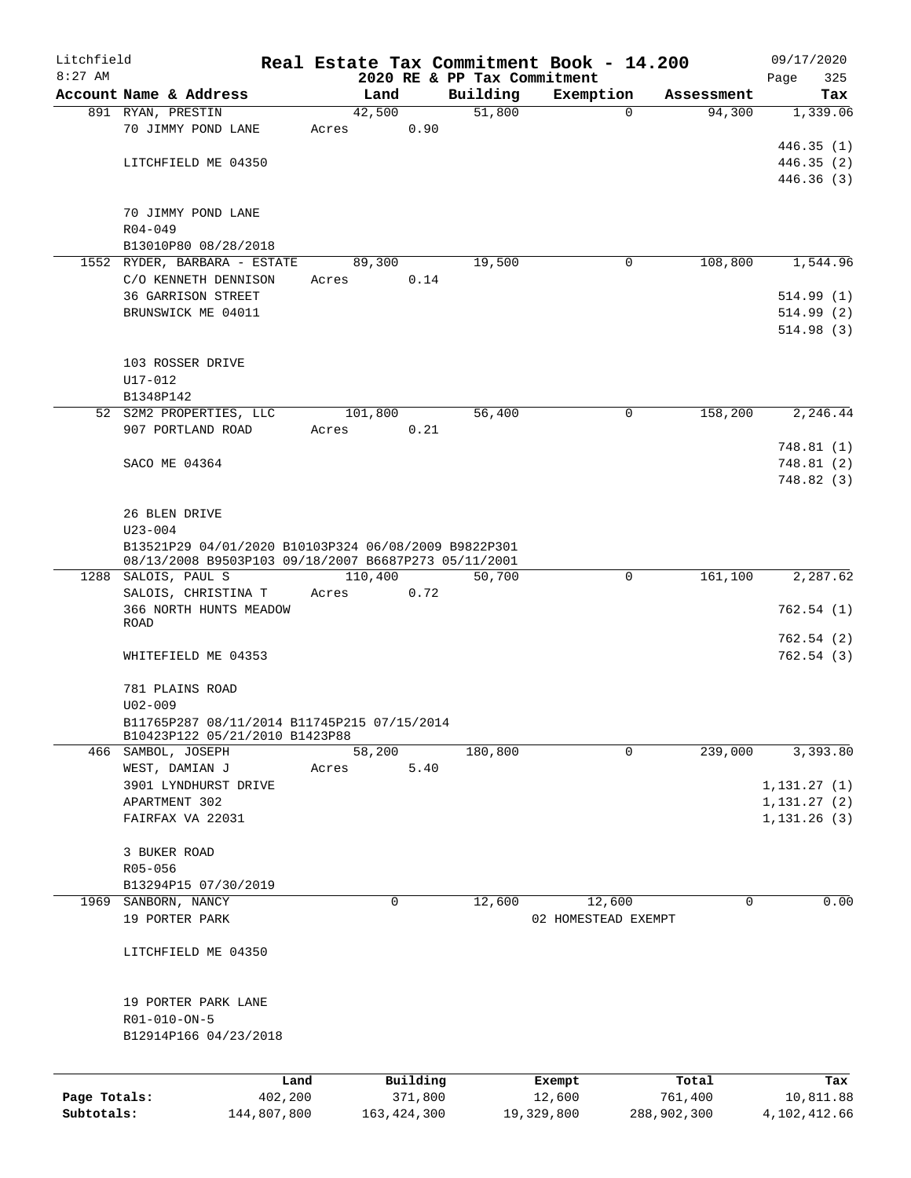Litchfield
8:27 AM

**Real Estate Tax Commitment Book - 14.200**
**2020 RE & PP Tax Commitment**

09/17/2020
Page 325

| Account Name & Address | Land | Building | Exemption | Assessment | Tax |
|---|---|---|---|---|---|
| 891 RYAN, PRESTIN | 42,500 | 51,800 | 0 | 94,300 | 1,339.06 |
| 70 JIMMY POND LANE | Acres 0.90 | | | | |
| | | | | | 446.35 (1) |
| LITCHFIELD ME 04350 | | | | | 446.35 (2) |
| | | | | | 446.36 (3) |
| 70 JIMMY POND LANE | | | | | |
| R04-049 | | | | | |
| B13010P80 08/28/2018 | | | | | |
| 1552 RYDER, BARBARA - ESTATE | 89,300 | 19,500 | 0 | 108,800 | 1,544.96 |
| C/O KENNETH DENNISON | Acres 0.14 | | | | |
| 36 GARRISON STREET | | | | | 514.99 (1) |
| BRUNSWICK ME 04011 | | | | | 514.99 (2) |
| | | | | | 514.98 (3) |
| 103 ROSSER DRIVE | | | | | |
| U17-012 | | | | | |
| B1348P142 | | | | | |
| 52 S2M2 PROPERTIES, LLC | 101,800 | 56,400 | 0 | 158,200 | 2,246.44 |
| 907 PORTLAND ROAD | Acres 0.21 | | | | |
| | | | | | 748.81 (1) |
| SACO ME 04364 | | | | | 748.81 (2) |
| | | | | | 748.82 (3) |
| 26 BLEN DRIVE | | | | | |
| U23-004 | | | | | |
| B13521P29 04/01/2020 B10103P324 06/08/2009 B9822P301 08/13/2008 B9503P103 09/18/2007 B6687P273 05/11/2001 | | | | | |
| 1288 SALOIS, PAUL S | 110,400 | 50,700 | 0 | 161,100 | 2,287.62 |
| SALOIS, CHRISTINA T | Acres 0.72 | | | | |
| 366 NORTH HUNTS MEADOW ROAD | | | | | 762.54 (1) |
| | | | | | 762.54 (2) |
| WHITEFIELD ME 04353 | | | | | 762.54 (3) |
| 781 PLAINS ROAD | | | | | |
| U02-009 | | | | | |
| B11765P287 08/11/2014 B11745P215 07/15/2014 B10423P122 05/21/2010 B1423P88 | | | | | |
| 466 SAMBOL, JOSEPH | 58,200 | 180,800 | 0 | 239,000 | 3,393.80 |
| WEST, DAMIAN J | Acres 5.40 | | | | |
| 3901 LYNDHURST DRIVE | | | | | 1,131.27 (1) |
| APARTMENT 302 | | | | | 1,131.27 (2) |
| FAIRFAX VA 22031 | | | | | 1,131.26 (3) |
| 3 BUKER ROAD | | | | | |
| R05-056 | | | | | |
| B13294P15 07/30/2019 | | | | | |
| 1969 SANBORN, NANCY | 0 | 12,600 | 12,600 | 0 | 0.00 |
| 19 PORTER PARK | | | 02 HOMESTEAD EXEMPT | | |
| LITCHFIELD ME 04350 | | | | | |
| 19 PORTER PARK LANE | | | | | |
| R01-010-ON-5 | | | | | |
| B12914P166 04/23/2018 | | | | | |

| | Land | Building | Exempt | Total | Tax |
|---|---|---|---|---|---|
| **Page Totals:** | 402,200 | 371,800 | 12,600 | 761,400 | 10,811.88 |
| **Subtotals:** | 144,807,800 | 163,424,300 | 19,329,800 | 288,902,300 | 4,102,412.66 |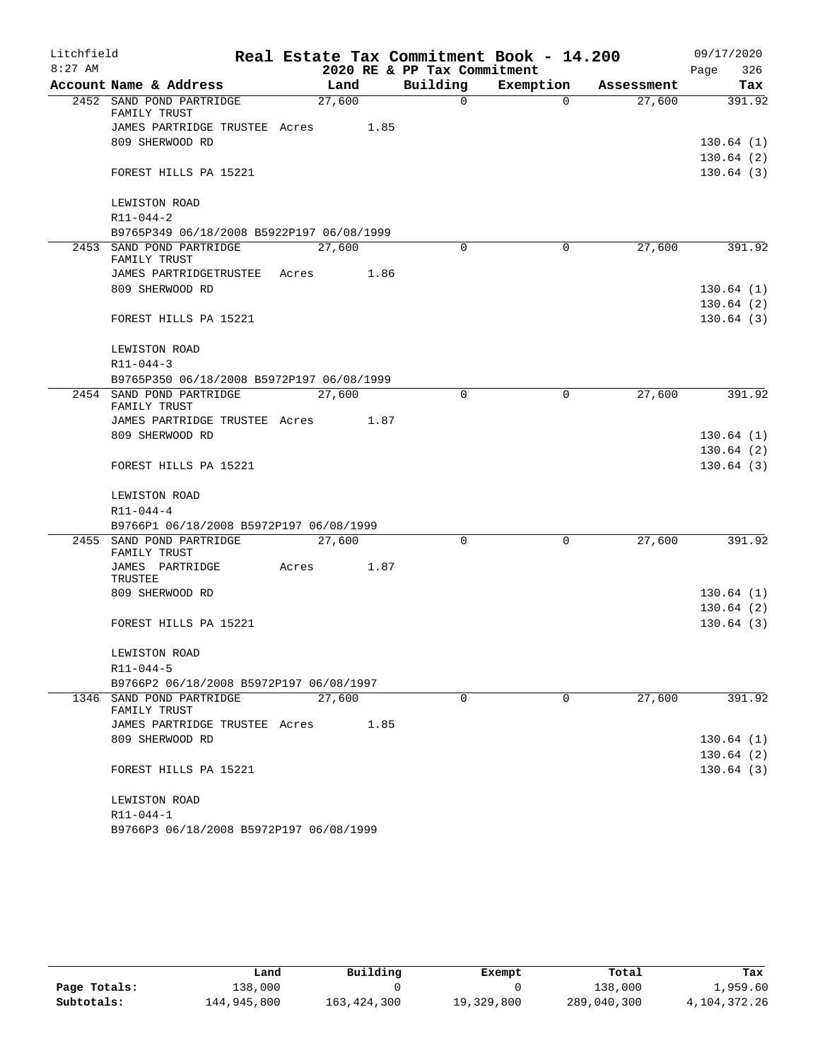Litchfield
8:27 AM

# Real Estate Tax Commitment Book - 14.200

2020 RE & PP Tax Commitment

09/17/2020

| Account Name & Address | Land | Building | Exemption | Assessment | Tax |
|---|---|---|---|---|---|
| 2452 SAND POND PARTRIDGE FAMILY TRUST | 27,600 | 0 | 0 | 27,600 | 391.92 |
| JAMES PARTRIDGE TRUSTEE Acres 1.85 | | | | | |
| 809 SHERWOOD RD | | | | | 130.64 (1) |
| | | | | | 130.64 (2) |
| FOREST HILLS PA 15221 | | | | | 130.64 (3) |
| LEWISTON ROAD | | | | | |
| R11-044-2 | | | | | |
| B9765P349 06/18/2008 B5922P197 06/08/1999 | | | | | |
| 2453 SAND POND PARTRIDGE FAMILY TRUST | 27,600 | 0 | 0 | 27,600 | 391.92 |
| JAMES PARTRIDGETRUSTEE Acres 1.86 | | | | | |
| 809 SHERWOOD RD | | | | | 130.64 (1) |
| | | | | | 130.64 (2) |
| FOREST HILLS PA 15221 | | | | | 130.64 (3) |
| LEWISTON ROAD | | | | | |
| R11-044-3 | | | | | |
| B9765P350 06/18/2008 B5972P197 06/08/1999 | | | | | |
| 2454 SAND POND PARTRIDGE FAMILY TRUST | 27,600 | 0 | 0 | 27,600 | 391.92 |
| JAMES PARTRIDGE TRUSTEE Acres 1.87 | | | | | |
| 809 SHERWOOD RD | | | | | 130.64 (1) |
| | | | | | 130.64 (2) |
| FOREST HILLS PA 15221 | | | | | 130.64 (3) |
| LEWISTON ROAD | | | | | |
| R11-044-4 | | | | | |
| B9766P1 06/18/2008 B5972P197 06/08/1999 | | | | | |
| 2455 SAND POND PARTRIDGE FAMILY TRUST | 27,600 | 0 | 0 | 27,600 | 391.92 |
| JAMES PARTRIDGE TRUSTEE Acres 1.87 | | | | | |
| 809 SHERWOOD RD | | | | | 130.64 (1) |
| | | | | | 130.64 (2) |
| FOREST HILLS PA 15221 | | | | | 130.64 (3) |
| LEWISTON ROAD | | | | | |
| R11-044-5 | | | | | |
| B9766P2 06/18/2008 B5972P197 06/08/1997 | | | | | |
| 1346 SAND POND PARTRIDGE FAMILY TRUST | 27,600 | 0 | 0 | 27,600 | 391.92 |
| JAMES PARTRIDGE TRUSTEE Acres 1.85 | | | | | |
| 809 SHERWOOD RD | | | | | 130.64 (1) |
| | | | | | 130.64 (2) |
| FOREST HILLS PA 15221 | | | | | 130.64 (3) |
| LEWISTON ROAD | | | | | |
| R11-044-1 | | | | | |
| B9766P3 06/18/2008 B5972P197 06/08/1999 | | | | | |

| | Land | Building | Exempt | Total | Tax |
|---|---|---|---|---|---|
| Page Totals: | 138,000 | 0 | 0 | 138,000 | 1,959.60 |
| Subtotals: | 144,945,800 | 163,424,300 | 19,329,800 | 289,040,300 | 4,104,372.26 |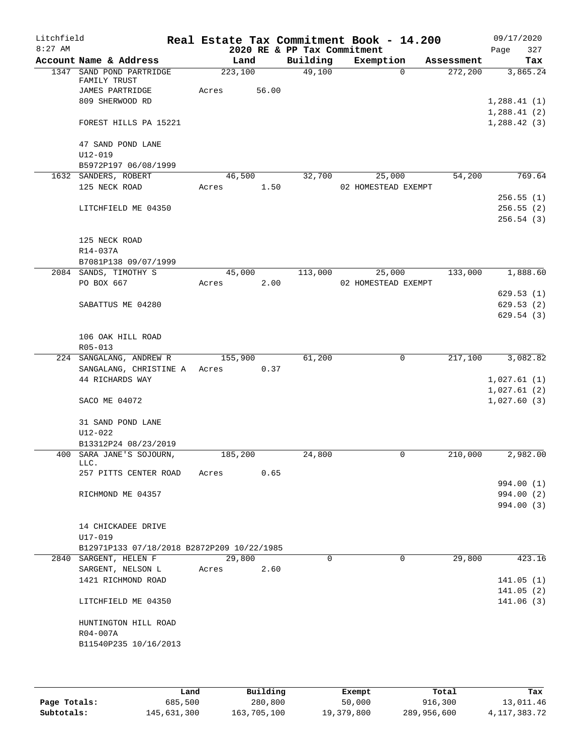# Real Estate Tax Commitment Book - 14.200

Litchfield 8:27 AM — 2020 RE & PP Tax Commitment — 09/17/2020

| Account Name & Address | Land | Building | Exemption | Assessment | Tax |
|---|---|---|---|---|---|
| 1347 SAND POND PARTRIDGE FAMILY TRUST | 223,100 | 49,100 | 0 | 272,200 | 3,865.24 |
| JAMES PARTRIDGE | Acres 56.00 | | | | |
| 809 SHERWOOD RD | | | | | 1,288.41 (1) |
| | | | | | 1,288.41 (2) |
| FOREST HILLS PA 15221 | | | | | 1,288.42 (3) |
| 47 SAND POND LANE | | | | | |
| U12-019 | | | | | |
| B5972P197 06/08/1999 | | | | | |
| 1632 SANDERS, ROBERT | 46,500 | 32,700 | 25,000 | 54,200 | 769.64 |
| 125 NECK ROAD | Acres 1.50 | | 02 HOMESTEAD EXEMPT | | |
| | | | | | 256.55 (1) |
| LITCHFIELD ME 04350 | | | | | 256.55 (2) |
| | | | | | 256.54 (3) |
| 125 NECK ROAD | | | | | |
| R14-037A | | | | | |
| B7081P138 09/07/1999 | | | | | |
| 2084 SANDS, TIMOTHY S | 45,000 | 113,000 | 25,000 | 133,000 | 1,888.60 |
| PO BOX 667 | Acres 2.00 | | 02 HOMESTEAD EXEMPT | | |
| | | | | | 629.53 (1) |
| SABATTUS ME 04280 | | | | | 629.53 (2) |
| | | | | | 629.54 (3) |
| 106 OAK HILL ROAD | | | | | |
| R05-013 | | | | | |
| 224 SANGALANG, ANDREW R | 155,900 | 61,200 | 0 | 217,100 | 3,082.82 |
| SANGALANG, CHRISTINE A | Acres 0.37 | | | | |
| 44 RICHARDS WAY | | | | | 1,027.61 (1) |
| | | | | | 1,027.61 (2) |
| SACO ME 04072 | | | | | 1,027.60 (3) |
| 31 SAND POND LANE | | | | | |
| U12-022 | | | | | |
| B13312P24 08/23/2019 | | | | | |
| 400 SARA JANE'S SOJOURN, LLC. | 185,200 | 24,800 | 0 | 210,000 | 2,982.00 |
| 257 PITTS CENTER ROAD | Acres 0.65 | | | | |
| | | | | | 994.00 (1) |
| RICHMOND ME 04357 | | | | | 994.00 (2) |
| | | | | | 994.00 (3) |
| 14 CHICKADEE DRIVE | | | | | |
| U17-019 | | | | | |
| B12971P133 07/18/2018 B2872P209 10/22/1985 | | | | | |
| 2840 SARGENT, HELEN F | 29,800 | 0 | 0 | 29,800 | 423.16 |
| SARGENT, NELSON L | Acres 2.60 | | | | |
| 1421 RICHMOND ROAD | | | | | 141.05 (1) |
| | | | | | 141.05 (2) |
| LITCHFIELD ME 04350 | | | | | 141.06 (3) |
| HUNTINGTON HILL ROAD | | | | | |
| R04-007A | | | | | |
| B11540P235 10/16/2013 | | | | | |

| | Land | Building | Exempt | Total | Tax |
|---|---|---|---|---|---|
| Page Totals: | 685,500 | 280,800 | 50,000 | 916,300 | 13,011.46 |
| Subtotals: | 145,631,300 | 163,705,100 | 19,379,800 | 289,956,600 | 4,117,383.72 |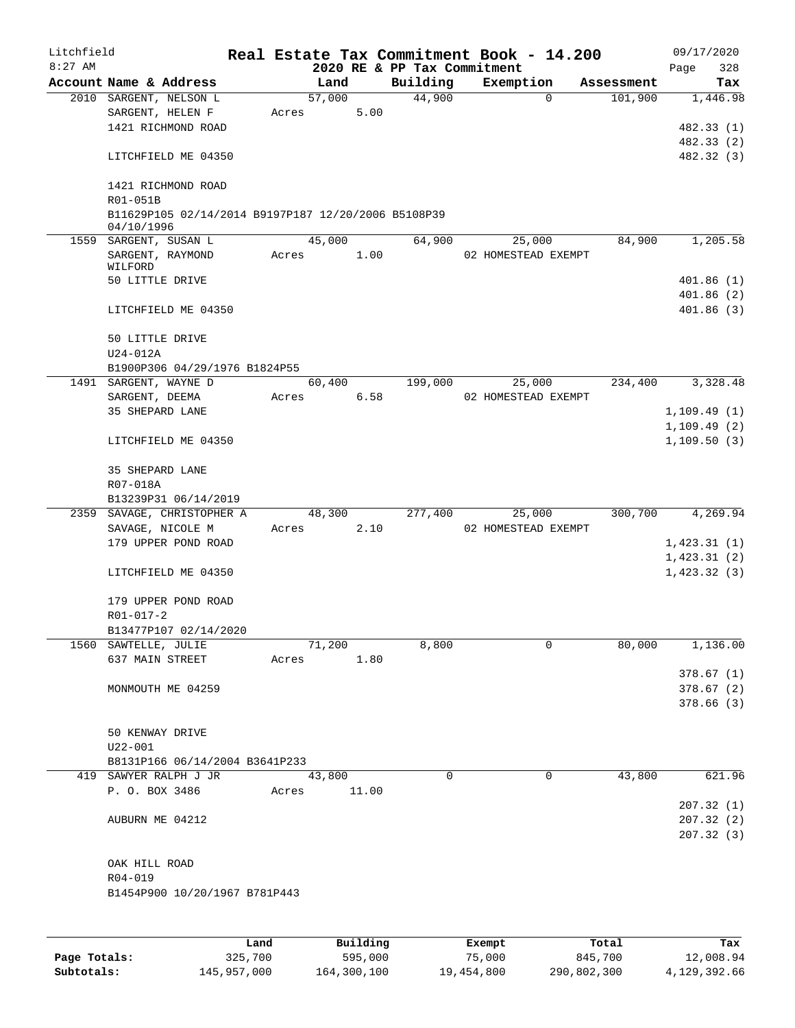Litchfield
8:27 AM

# Real Estate Tax Commitment Book - 14.200

## 2020 RE & PP Tax Commitment

09/17/2020
Page 328

| Account Name & Address | Land | Building | Exemption | Assessment | Tax |
|---|---|---|---|---|---|
| 2010 SARGENT, NELSON L | 57,000 | 44,900 | 0 | 101,900 | 1,446.98 |
| SARGENT, HELEN F | Acres 5.00 | | | | |
| 1421 RICHMOND ROAD | | | | | 482.33 (1) |
| | | | | | 482.33 (2) |
| LITCHFIELD ME 04350 | | | | | 482.32 (3) |
| 1421 RICHMOND ROAD | | | | | |
| R01-051B | | | | | |
| B11629P105 02/14/2014 B9197P187 12/20/2006 B5108P39 04/10/1996 | | | | | |
| 1559 SARGENT, SUSAN L | 45,000 | 64,900 | 25,000 | 84,900 | 1,205.58 |
| SARGENT, RAYMOND WILFORD | Acres 1.00 | | 02 HOMESTEAD EXEMPT | | |
| 50 LITTLE DRIVE | | | | | 401.86 (1) |
| | | | | | 401.86 (2) |
| LITCHFIELD ME 04350 | | | | | 401.86 (3) |
| 50 LITTLE DRIVE | | | | | |
| U24-012A | | | | | |
| B1900P306 04/29/1976 B1824P55 | | | | | |
| 1491 SARGENT, WAYNE D | 60,400 | 199,000 | 25,000 | 234,400 | 3,328.48 |
| SARGENT, DEEMA | Acres 6.58 | | 02 HOMESTEAD EXEMPT | | |
| 35 SHEPARD LANE | | | | | 1,109.49 (1) |
| | | | | | 1,109.49 (2) |
| LITCHFIELD ME 04350 | | | | | 1,109.50 (3) |
| 35 SHEPARD LANE | | | | | |
| R07-018A | | | | | |
| B13239P31 06/14/2019 | | | | | |
| 2359 SAVAGE, CHRISTOPHER A | 48,300 | 277,400 | 25,000 | 300,700 | 4,269.94 |
| SAVAGE, NICOLE M | Acres 2.10 | | 02 HOMESTEAD EXEMPT | | |
| 179 UPPER POND ROAD | | | | | 1,423.31 (1) |
| | | | | | 1,423.31 (2) |
| LITCHFIELD ME 04350 | | | | | 1,423.32 (3) |
| 179 UPPER POND ROAD | | | | | |
| R01-017-2 | | | | | |
| B13477P107 02/14/2020 | | | | | |
| 1560 SAWTELLE, JULIE | 71,200 | 8,800 | 0 | 80,000 | 1,136.00 |
| 637 MAIN STREET | Acres 1.80 | | | | |
| | | | | | 378.67 (1) |
| MONMOUTH ME 04259 | | | | | 378.67 (2) |
| | | | | | 378.66 (3) |
| 50 KENWAY DRIVE | | | | | |
| U22-001 | | | | | |
| B8131P166 06/14/2004 B3641P233 | | | | | |
| 419 SAWYER RALPH J JR | 43,800 | 0 | 0 | 43,800 | 621.96 |
| P. O. BOX 3486 | Acres 11.00 | | | | |
| | | | | | 207.32 (1) |
| AUBURN ME 04212 | | | | | 207.32 (2) |
| | | | | | 207.32 (3) |
| OAK HILL ROAD | | | | | |
| R04-019 | | | | | |
| B1454P900 10/20/1967 B781P443 | | | | | |

| | Land | Building | Exempt | Total | Tax |
|---|---|---|---|---|---|
| Page Totals: | 325,700 | 595,000 | 75,000 | 845,700 | 12,008.94 |
| Subtotals: | 145,957,000 | 164,300,100 | 19,454,800 | 290,802,300 | 4,129,392.66 |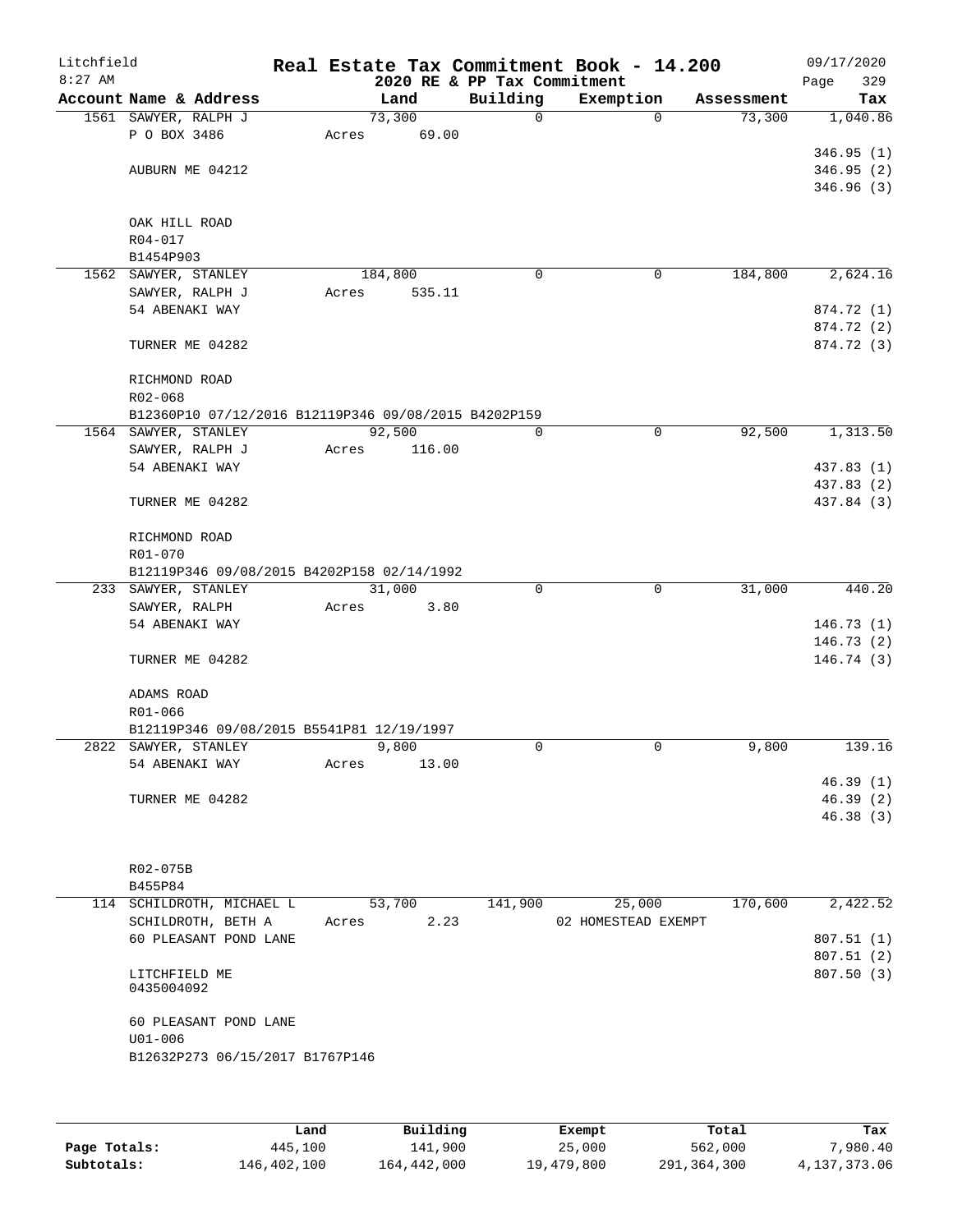Litchfield
8:27 AM

# Real Estate Tax Commitment Book - 14.200

2020 RE & PP Tax Commitment

09/17/2020

| Account Name & Address | Land | Building | Exemption | Assessment | Tax |
|---|---|---|---|---|---|
| 1561 SAWYER, RALPH J | 73,300 | 0 | 0 | 73,300 | 1,040.86 |
| P O BOX 3486 | Acres 69.00 | | | | |
| | | | | | 346.95 (1) |
| AUBURN ME 04212 | | | | | 346.95 (2) |
| | | | | | 346.96 (3) |
| OAK HILL ROAD | | | | | |
| R04-017 | | | | | |
| B1454P903 | | | | | |
| 1562 SAWYER, STANLEY | 184,800 | 0 | 0 | 184,800 | 2,624.16 |
| SAWYER, RALPH J | Acres 535.11 | | | | |
| 54 ABENAKI WAY | | | | | 874.72 (1) |
| | | | | | 874.72 (2) |
| TURNER ME 04282 | | | | | 874.72 (3) |
| RICHMOND ROAD | | | | | |
| R02-068 | | | | | |
| B12360P10 07/12/2016 B12119P346 09/08/2015 B4202P159 | | | | | |
| 1564 SAWYER, STANLEY | 92,500 | 0 | 0 | 92,500 | 1,313.50 |
| SAWYER, RALPH J | Acres 116.00 | | | | |
| 54 ABENAKI WAY | | | | | 437.83 (1) |
| | | | | | 437.83 (2) |
| TURNER ME 04282 | | | | | 437.84 (3) |
| RICHMOND ROAD | | | | | |
| R01-070 | | | | | |
| B12119P346 09/08/2015 B4202P158 02/14/1992 | | | | | |
| 233 SAWYER, STANLEY | 31,000 | 0 | 0 | 31,000 | 440.20 |
| SAWYER, RALPH | Acres 3.80 | | | | |
| 54 ABENAKI WAY | | | | | 146.73 (1) |
| | | | | | 146.73 (2) |
| TURNER ME 04282 | | | | | 146.74 (3) |
| ADAMS ROAD | | | | | |
| R01-066 | | | | | |
| B12119P346 09/08/2015 B5541P81 12/19/1997 | | | | | |
| 2822 SAWYER, STANLEY | 9,800 | 0 | 0 | 9,800 | 139.16 |
| 54 ABENAKI WAY | Acres 13.00 | | | | |
| | | | | | 46.39 (1) |
| TURNER ME 04282 | | | | | 46.39 (2) |
| | | | | | 46.38 (3) |
| R02-075B | | | | | |
| B455P84 | | | | | |
| 114 SCHILDROTH, MICHAEL L | 53,700 | 141,900 | 25,000 | 170,600 | 2,422.52 |
| SCHILDROTH, BETH A | Acres 2.23 | | 02 HOMESTEAD EXEMPT | | |
| 60 PLEASANT POND LANE | | | | | 807.51 (1) |
| | | | | | 807.51 (2) |
| LITCHFIELD ME 0435004092 | | | | | 807.50 (3) |
| 60 PLEASANT POND LANE | | | | | |
| U01-006 | | | | | |
| B12632P273 06/15/2017 B1767P146 | | | | | |

| | Land | Building | Exempt | Total | Tax |
|---|---|---|---|---|---|
| Page Totals: | 445,100 | 141,900 | 25,000 | 562,000 | 7,980.40 |
| Subtotals: | 146,402,100 | 164,442,000 | 19,479,800 | 291,364,300 | 4,137,373.06 |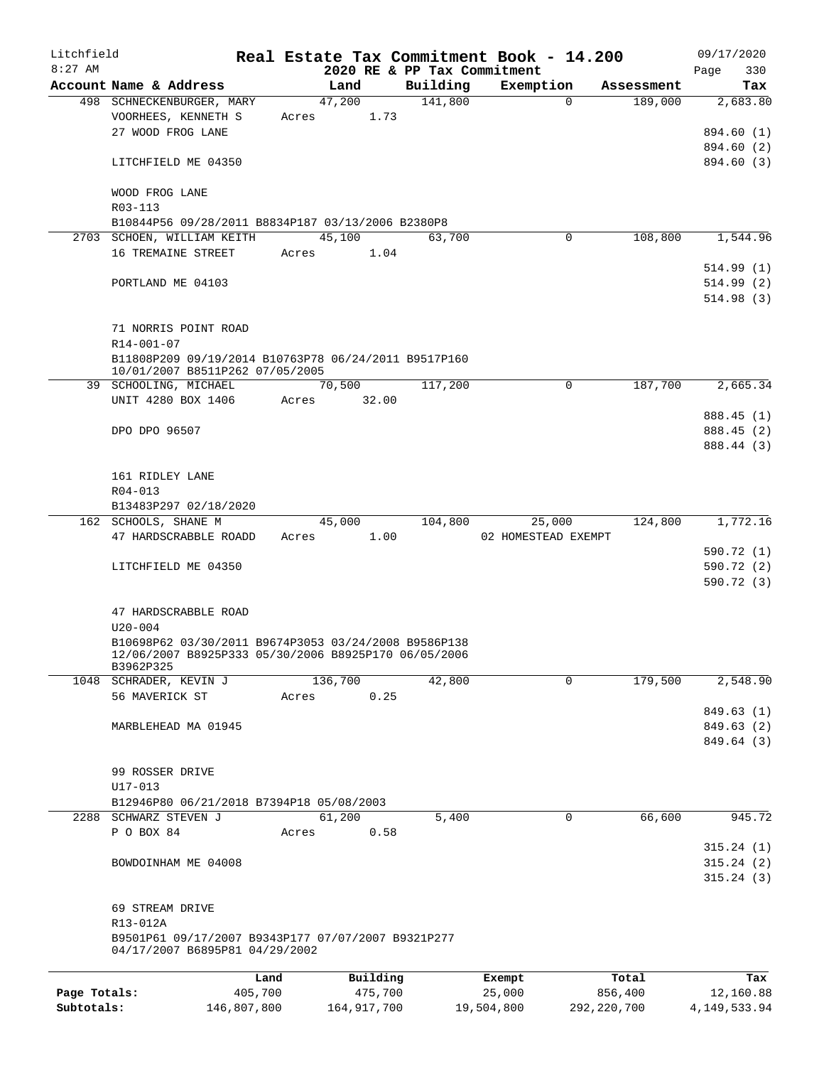# Real Estate Tax Commitment Book - 14.200

## 2020 RE & PP Tax Commitment

Litchfield
8:27 AM
09/17/2020

| Account | Name & Address | Land | Building | Exemption | Assessment | Tax |
|---|---|---|---|---|---|---|
| 498 | SCHNECKENBURGER, MARY | 47,200 | 141,800 | 0 | 189,000 | 2,683.80 |
| | VOORHEES, KENNETH S | Acres 1.73 | | | | |
| | 27 WOOD FROG LANE | | | | | 894.60 (1) |
| | | | | | | 894.60 (2) |
| | LITCHFIELD ME 04350 | | | | | 894.60 (3) |
| | WOOD FROG LANE | | | | | |
| | R03-113 | | | | | |
| | B10844P56 09/28/2011 B8834P187 03/13/2006 B2380P8 | | | | | |
| 2703 | SCHOEN, WILLIAM KEITH | 45,100 | 63,700 | 0 | 108,800 | 1,544.96 |
| | 16 TREMAINE STREET | Acres 1.04 | | | | |
| | | | | | | 514.99 (1) |
| | PORTLAND ME 04103 | | | | | 514.99 (2) |
| | | | | | | 514.98 (3) |
| | 71 NORRIS POINT ROAD | | | | | |
| | R14-001-07 | | | | | |
| | B11808P209 09/19/2014 B10763P78 06/24/2011 B9517P160 10/01/2007 B8511P262 07/05/2005 | | | | | |
| 39 | SCHOOLING, MICHAEL | 70,500 | 117,200 | 0 | 187,700 | 2,665.34 |
| | UNIT 4280 BOX 1406 | Acres 32.00 | | | | |
| | | | | | | 888.45 (1) |
| | DPO DPO 96507 | | | | | 888.45 (2) |
| | | | | | | 888.44 (3) |
| | 161 RIDLEY LANE | | | | | |
| | R04-013 | | | | | |
| | B13483P297 02/18/2020 | | | | | |
| 162 | SCHOOLS, SHANE M | 45,000 | 104,800 | 25,000 | 124,800 | 1,772.16 |
| | 47 HARDSCRABBLE ROADD | Acres 1.00 | | 02 HOMESTEAD EXEMPT | | |
| | | | | | | 590.72 (1) |
| | LITCHFIELD ME 04350 | | | | | 590.72 (2) |
| | | | | | | 590.72 (3) |
| | 47 HARDSCRABBLE ROAD | | | | | |
| | U20-004 | | | | | |
| | B10698P62 03/30/2011 B9674P3053 03/24/2008 B9586P138 12/06/2007 B8925P333 05/30/2006 B8925P170 06/05/2006 B3962P325 | | | | | |
| 1048 | SCHRADER, KEVIN J | 136,700 | 42,800 | 0 | 179,500 | 2,548.90 |
| | 56 MAVERICK ST | Acres 0.25 | | | | |
| | | | | | | 849.63 (1) |
| | MARBLEHEAD MA 01945 | | | | | 849.63 (2) |
| | | | | | | 849.64 (3) |
| | 99 ROSSER DRIVE | | | | | |
| | U17-013 | | | | | |
| | B12946P80 06/21/2018 B7394P18 05/08/2003 | | | | | |
| 2288 | SCHWARZ STEVEN J | 61,200 | 5,400 | 0 | 66,600 | 945.72 |
| | P O BOX 84 | Acres 0.58 | | | | |
| | | | | | | 315.24 (1) |
| | BOWDOINHAM ME 04008 | | | | | 315.24 (2) |
| | | | | | | 315.24 (3) |
| | 69 STREAM DRIVE | | | | | |
| | R13-012A | | | | | |
| | B9501P61 09/17/2007 B9343P177 07/07/2007 B9321P277 04/17/2007 B6895P81 04/29/2002 | | | | | |

| | Land | Building | Exempt | Total | Tax |
|---|---|---|---|---|---|
| Page Totals: | 405,700 | 475,700 | 25,000 | 856,400 | 12,160.88 |
| Subtotals: | 146,807,800 | 164,917,700 | 19,504,800 | 292,220,700 | 4,149,533.94 |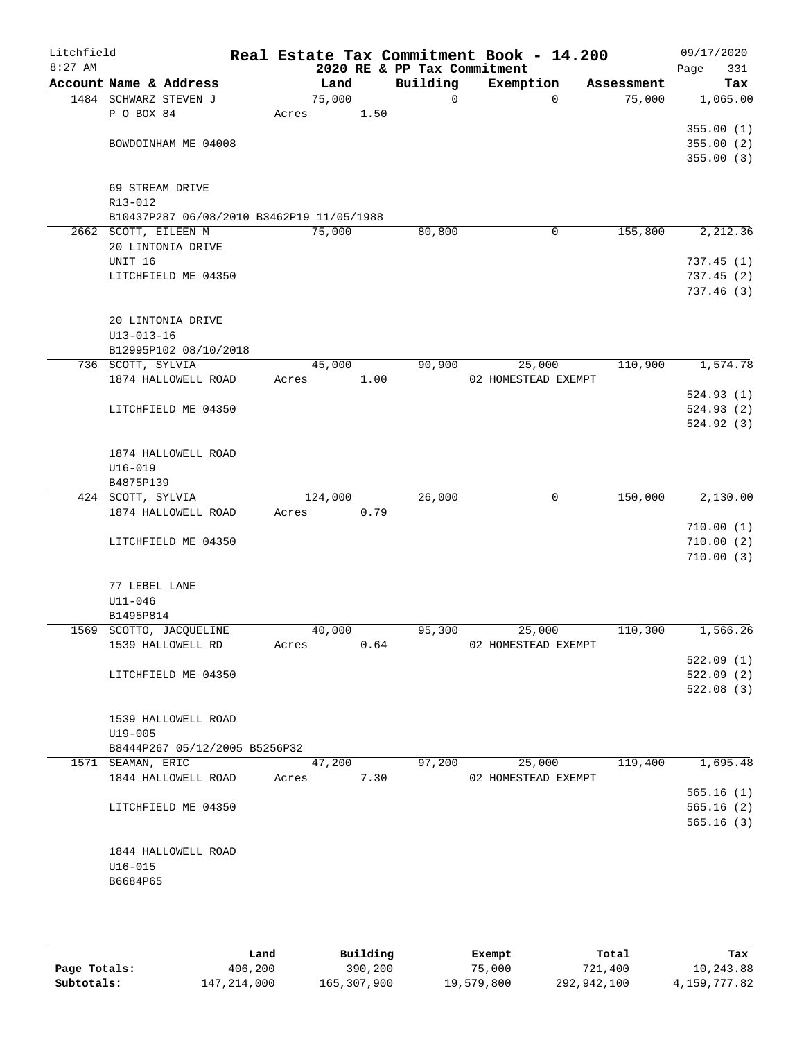# Litchfield

**Real Estate Tax Commitment Book - 14.200**
**2020 RE & PP Tax Commitment**

8:27 AM — 09/17/2020 — Page 331

| Account Name & Address | Land | Building | Exemption | Assessment | Tax |
|---|---|---|---|---|---|
| 1484 SCHWARZ STEVEN J | 75,000 | 0 | 0 | 75,000 | 1,065.00 |
| P O BOX 84 | Acres 1.50 | | | | |
| | | | | | 355.00 (1) |
| BOWDOINHAM ME 04008 | | | | | 355.00 (2) |
| | | | | | 355.00 (3) |
| 69 STREAM DRIVE | | | | | |
| R13-012 | | | | | |
| B10437P287 06/08/2010 B3462P19 11/05/1988 | | | | | |
| 2662 SCOTT, EILEEN M | 75,000 | 80,800 | 0 | 155,800 | 2,212.36 |
| 20 LINTONIA DRIVE | | | | | |
| UNIT 16 | | | | | 737.45 (1) |
| LITCHFIELD ME 04350 | | | | | 737.45 (2) |
| | | | | | 737.46 (3) |
| 20 LINTONIA DRIVE | | | | | |
| U13-013-16 | | | | | |
| B12995P102 08/10/2018 | | | | | |
| 736 SCOTT, SYLVIA | 45,000 | 90,900 | 25,000 | 110,900 | 1,574.78 |
| 1874 HALLOWELL ROAD | Acres 1.00 | | 02 HOMESTEAD EXEMPT | | |
| | | | | | 524.93 (1) |
| LITCHFIELD ME 04350 | | | | | 524.93 (2) |
| | | | | | 524.92 (3) |
| 1874 HALLOWELL ROAD | | | | | |
| U16-019 | | | | | |
| B4875P139 | | | | | |
| 424 SCOTT, SYLVIA | 124,000 | 26,000 | 0 | 150,000 | 2,130.00 |
| 1874 HALLOWELL ROAD | Acres 0.79 | | | | |
| | | | | | 710.00 (1) |
| LITCHFIELD ME 04350 | | | | | 710.00 (2) |
| | | | | | 710.00 (3) |
| 77 LEBEL LANE | | | | | |
| U11-046 | | | | | |
| B1495P814 | | | | | |
| 1569 SCOTTO, JACQUELINE | 40,000 | 95,300 | 25,000 | 110,300 | 1,566.26 |
| 1539 HALLOWELL RD | Acres 0.64 | | 02 HOMESTEAD EXEMPT | | |
| | | | | | 522.09 (1) |
| LITCHFIELD ME 04350 | | | | | 522.09 (2) |
| | | | | | 522.08 (3) |
| 1539 HALLOWELL ROAD | | | | | |
| U19-005 | | | | | |
| B8444P267 05/12/2005 B5256P32 | | | | | |
| 1571 SEAMAN, ERIC | 47,200 | 97,200 | 25,000 | 119,400 | 1,695.48 |
| 1844 HALLOWELL ROAD | Acres 7.30 | | 02 HOMESTEAD EXEMPT | | |
| | | | | | 565.16 (1) |
| LITCHFIELD ME 04350 | | | | | 565.16 (2) |
| | | | | | 565.16 (3) |
| 1844 HALLOWELL ROAD | | | | | |
| U16-015 | | | | | |
| B6684P65 | | | | | |

| | Land | Building | Exempt | Total | Tax |
|---|---|---|---|---|---|
| Page Totals: | 406,200 | 390,200 | 75,000 | 721,400 | 10,243.88 |
| Subtotals: | 147,214,000 | 165,307,900 | 19,579,800 | 292,942,100 | 4,159,777.82 |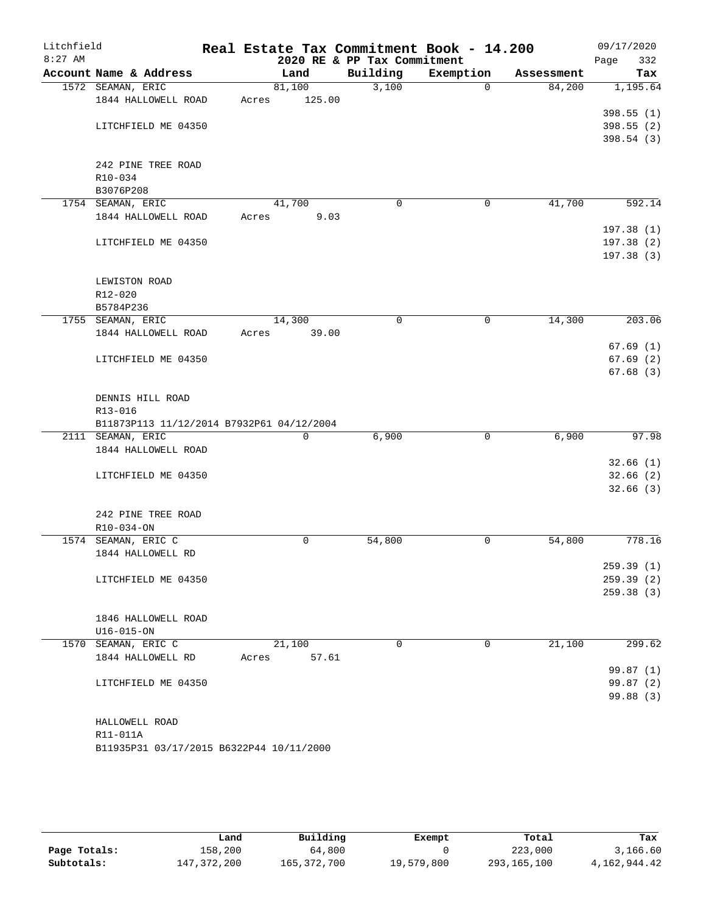Litchfield
8:27 AM

**Real Estate Tax Commitment Book - 14.200**
**2020 RE & PP Tax Commitment**

09/17/2020

| Account Name & Address | Land | Building | Exemption | Assessment | Tax |
|---|---|---|---|---|---|
| 1572 SEAMAN, ERIC | 81,100 | 3,100 | 0 | 84,200 | 1,195.64 |
| 1844 HALLOWELL ROAD | Acres 125.00 | | | | |
| | | | | | 398.55 (1) |
| LITCHFIELD ME 04350 | | | | | 398.55 (2) |
| | | | | | 398.54 (3) |
| 242 PINE TREE ROAD | | | | | |
| R10-034 | | | | | |
| B3076P208 | | | | | |
| 1754 SEAMAN, ERIC | 41,700 | 0 | 0 | 41,700 | 592.14 |
| 1844 HALLOWELL ROAD | Acres 9.03 | | | | |
| | | | | | 197.38 (1) |
| LITCHFIELD ME 04350 | | | | | 197.38 (2) |
| | | | | | 197.38 (3) |
| LEWISTON ROAD | | | | | |
| R12-020 | | | | | |
| B5784P236 | | | | | |
| 1755 SEAMAN, ERIC | 14,300 | 0 | 0 | 14,300 | 203.06 |
| 1844 HALLOWELL ROAD | Acres 39.00 | | | | |
| | | | | | 67.69 (1) |
| LITCHFIELD ME 04350 | | | | | 67.69 (2) |
| | | | | | 67.68 (3) |
| DENNIS HILL ROAD | | | | | |
| R13-016 | | | | | |
| B11873P113 11/12/2014 B7932P61 04/12/2004 | | | | | |
| 2111 SEAMAN, ERIC | 0 | 6,900 | 0 | 6,900 | 97.98 |
| 1844 HALLOWELL ROAD | | | | | |
| | | | | | 32.66 (1) |
| LITCHFIELD ME 04350 | | | | | 32.66 (2) |
| | | | | | 32.66 (3) |
| 242 PINE TREE ROAD | | | | | |
| R10-034-ON | | | | | |
| 1574 SEAMAN, ERIC C | 0 | 54,800 | 0 | 54,800 | 778.16 |
| 1844 HALLOWELL RD | | | | | |
| | | | | | 259.39 (1) |
| LITCHFIELD ME 04350 | | | | | 259.39 (2) |
| | | | | | 259.38 (3) |
| 1846 HALLOWELL ROAD | | | | | |
| U16-015-ON | | | | | |
| 1570 SEAMAN, ERIC C | 21,100 | 0 | 0 | 21,100 | 299.62 |
| 1844 HALLOWELL RD | Acres 57.61 | | | | |
| | | | | | 99.87 (1) |
| LITCHFIELD ME 04350 | | | | | 99.87 (2) |
| | | | | | 99.88 (3) |
| HALLOWELL ROAD | | | | | |
| R11-011A | | | | | |
| B11935P31 03/17/2015 B6322P44 10/11/2000 | | | | | |

| | Land | Building | Exempt | Total | Tax |
|---|---|---|---|---|---|
| Page Totals: | 158,200 | 64,800 | 0 | 223,000 | 3,166.60 |
| Subtotals: | 147,372,200 | 165,372,700 | 19,579,800 | 293,165,100 | 4,162,944.42 |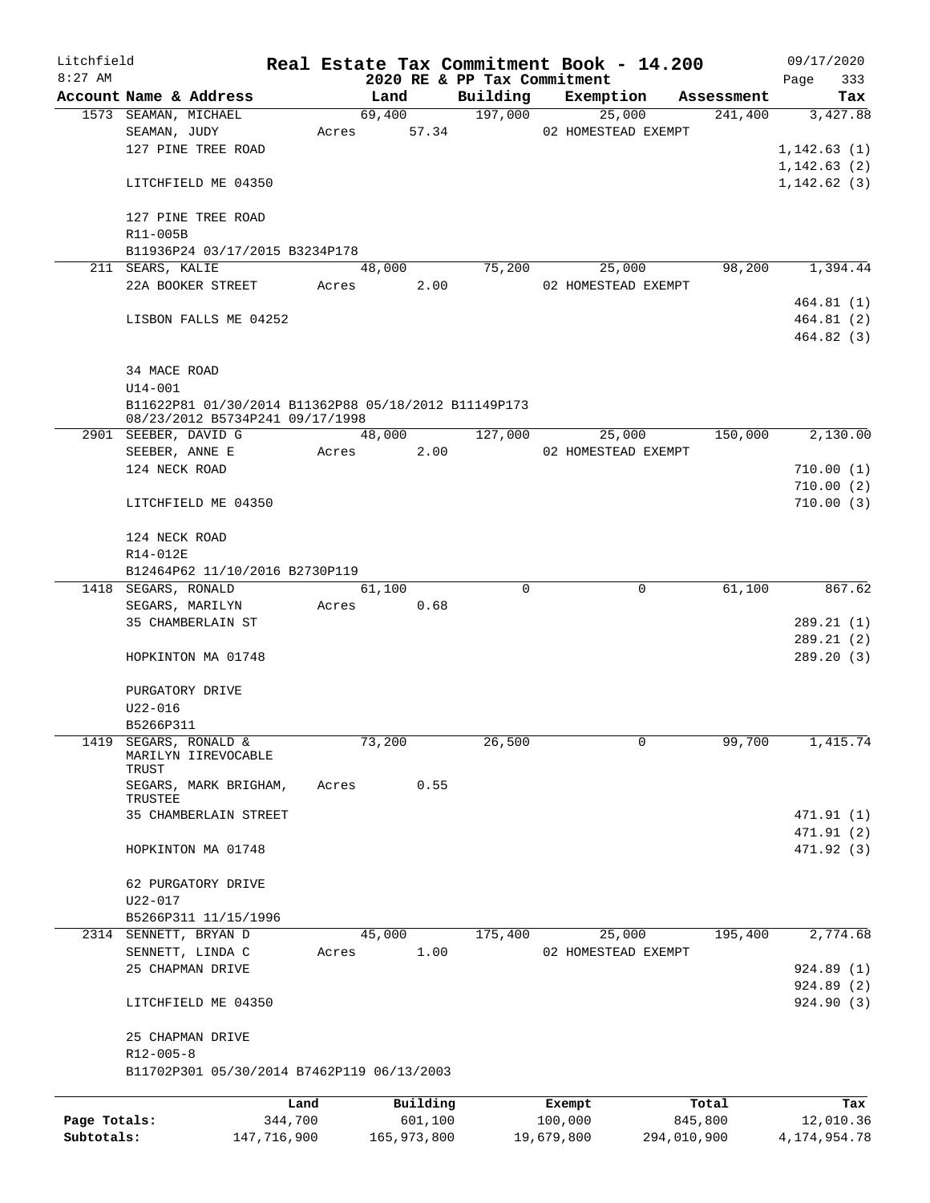Litchfield 8:27 AM

# Real Estate Tax Commitment Book - 14.200

## 2020 RE & PP Tax Commitment

09/17/2020 Page 333

| Account Name & Address | Land | Building | Exemption | Assessment | Tax |
|---|---|---|---|---|---|
| 1573 SEAMAN, MICHAEL | 69,400 | 197,000 | 25,000 | 241,400 | 3,427.88 |
| SEAMAN, JUDY | Acres 57.34 | | 02 HOMESTEAD EXEMPT | | |
| 127 PINE TREE ROAD | | | | | 1,142.63 (1) |
| | | | | | 1,142.63 (2) |
| LITCHFIELD ME 04350 | | | | | 1,142.62 (3) |
| 127 PINE TREE ROAD | | | | | |
| R11-005B | | | | | |
| B11936P24 03/17/2015 B3234P178 | | | | | |
| 211 SEARS, KALIE | 48,000 | 75,200 | 25,000 | 98,200 | 1,394.44 |
| 22A BOOKER STREET | Acres 2.00 | | 02 HOMESTEAD EXEMPT | | |
| | | | | | 464.81 (1) |
| LISBON FALLS ME 04252 | | | | | 464.81 (2) |
| | | | | | 464.82 (3) |
| 34 MACE ROAD | | | | | |
| U14-001 | | | | | |
| B11622P81 01/30/2014 B11362P88 05/18/2012 B11149P173 08/23/2012 B5734P241 09/17/1998 | | | | | |
| 2901 SEEBER, DAVID G | 48,000 | 127,000 | 25,000 | 150,000 | 2,130.00 |
| SEEBER, ANNE E | Acres 2.00 | | 02 HOMESTEAD EXEMPT | | |
| 124 NECK ROAD | | | | | 710.00 (1) |
| | | | | | 710.00 (2) |
| LITCHFIELD ME 04350 | | | | | 710.00 (3) |
| 124 NECK ROAD | | | | | |
| R14-012E | | | | | |
| B12464P62 11/10/2016 B2730P119 | | | | | |
| 1418 SEGARS, RONALD | 61,100 | 0 | 0 | 61,100 | 867.62 |
| SEGARS, MARILYN | Acres 0.68 | | | | |
| 35 CHAMBERLAIN ST | | | | | 289.21 (1) |
| | | | | | 289.21 (2) |
| HOPKINTON MA 01748 | | | | | 289.20 (3) |
| PURGATORY DRIVE | | | | | |
| U22-016 | | | | | |
| B5266P311 | | | | | |
| 1419 SEGARS, RONALD & MARILYN IIREVOCABLE TRUST | 73,200 | 26,500 | 0 | 99,700 | 1,415.74 |
| SEGARS, MARK BRIGHAM, TRUSTEE | Acres 0.55 | | | | |
| 35 CHAMBERLAIN STREET | | | | | 471.91 (1) |
| | | | | | 471.91 (2) |
| HOPKINTON MA 01748 | | | | | 471.92 (3) |
| 62 PURGATORY DRIVE | | | | | |
| U22-017 | | | | | |
| B5266P311 11/15/1996 | | | | | |
| 2314 SENNETT, BRYAN D | 45,000 | 175,400 | 25,000 | 195,400 | 2,774.68 |
| SENNETT, LINDA C | Acres 1.00 | | 02 HOMESTEAD EXEMPT | | |
| 25 CHAPMAN DRIVE | | | | | 924.89 (1) |
| | | | | | 924.89 (2) |
| LITCHFIELD ME 04350 | | | | | 924.90 (3) |
| 25 CHAPMAN DRIVE | | | | | |
| R12-005-8 | | | | | |
| B11702P301 05/30/2014 B7462P119 06/13/2003 | | | | | |

| | Land | Building | Exempt | Total | Tax |
|---|---|---|---|---|---|
| Page Totals: | 344,700 | 601,100 | 100,000 | 845,800 | 12,010.36 |
| Subtotals: | 147,716,900 | 165,973,800 | 19,679,800 | 294,010,900 | 4,174,954.78 |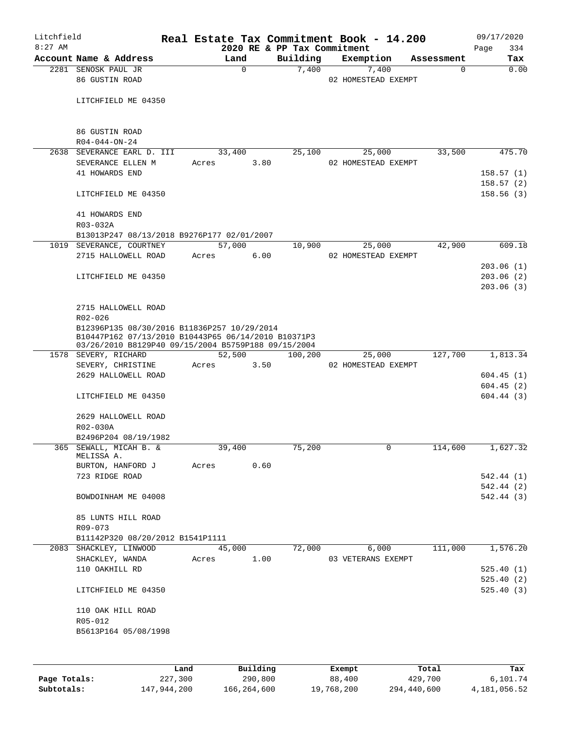# Real Estate Tax Commitment Book - 14.200

Litchfield
8:27 AM

2020 RE & PP Tax Commitment

09/17/2020

| Account Name & Address | Land | Building | Exemption | Assessment | Tax |
|---|---|---|---|---|---|
| 2281 SENOSK PAUL JR | 0 | 7,400 | 7,400 | 0 | 0.00 |
| 86 GUSTIN ROAD | | | 02 HOMESTEAD EXEMPT | | |
| LITCHFIELD ME 04350 | | | | | |
| 86 GUSTIN ROAD | | | | | |
| R04-044-ON-24 | | | | | |
| 2638 SEVERANCE EARL D. III | 33,400 | 25,100 | 25,000 | 33,500 | 475.70 |
| SEVERANCE ELLEN M | Acres 3.80 | | 02 HOMESTEAD EXEMPT | | |
| 41 HOWARDS END | | | | | 158.57 (1) |
| | | | | | 158.57 (2) |
| LITCHFIELD ME 04350 | | | | | 158.56 (3) |
| 41 HOWARDS END | | | | | |
| R03-032A | | | | | |
| B13013P247 08/13/2018 B9276P177 02/01/2007 | | | | | |
| 1019 SEVERANCE, COURTNEY | 57,000 | 10,900 | 25,000 | 42,900 | 609.18 |
| 2715 HALLOWELL ROAD | Acres 6.00 | | 02 HOMESTEAD EXEMPT | | |
| | | | | | 203.06 (1) |
| LITCHFIELD ME 04350 | | | | | 203.06 (2) |
| | | | | | 203.06 (3) |
| 2715 HALLOWELL ROAD | | | | | |
| R02-026 | | | | | |
| B12396P135 08/30/2016 B11836P257 10/29/2014 B10447P162 07/13/2010 B10443P65 06/14/2010 B10371P3 03/26/2010 B8129P40 09/15/2004 B5759P188 09/15/2004 | | | | | |
| 1578 SEVERY, RICHARD | 52,500 | 100,200 | 25,000 | 127,700 | 1,813.34 |
| SEVERY, CHRISTINE | Acres 3.50 | | 02 HOMESTEAD EXEMPT | | |
| 2629 HALLOWELL ROAD | | | | | 604.45 (1) |
| | | | | | 604.45 (2) |
| LITCHFIELD ME 04350 | | | | | 604.44 (3) |
| 2629 HALLOWELL ROAD | | | | | |
| R02-030A | | | | | |
| B2496P204 08/19/1982 | | | | | |
| 365 SEWALL, MICAH B. & MELISSA A. | 39,400 | 75,200 | 0 | 114,600 | 1,627.32 |
| BURTON, HANFORD J | Acres 0.60 | | | | |
| 723 RIDGE ROAD | | | | | 542.44 (1) |
| | | | | | 542.44 (2) |
| BOWDOINHAM ME 04008 | | | | | 542.44 (3) |
| 85 LUNTS HILL ROAD | | | | | |
| R09-073 | | | | | |
| B11142P320 08/20/2012 B1541P1111 | | | | | |
| 2083 SHACKLEY, LINWOOD | 45,000 | 72,000 | 6,000 | 111,000 | 1,576.20 |
| SHACKLEY, WANDA | Acres 1.00 | | 03 VETERANS EXEMPT | | |
| 110 OAKHILL RD | | | | | 525.40 (1) |
| | | | | | 525.40 (2) |
| LITCHFIELD ME 04350 | | | | | 525.40 (3) |
| 110 OAK HILL ROAD | | | | | |
| R05-012 | | | | | |
| B5613P164 05/08/1998 | | | | | |

| | Land | Building | Exempt | Total | Tax |
|---|---|---|---|---|---|
| Page Totals: | 227,300 | 290,800 | 88,400 | 429,700 | 6,101.74 |
| Subtotals: | 147,944,200 | 166,264,600 | 19,768,200 | 294,440,600 | 4,181,056.52 |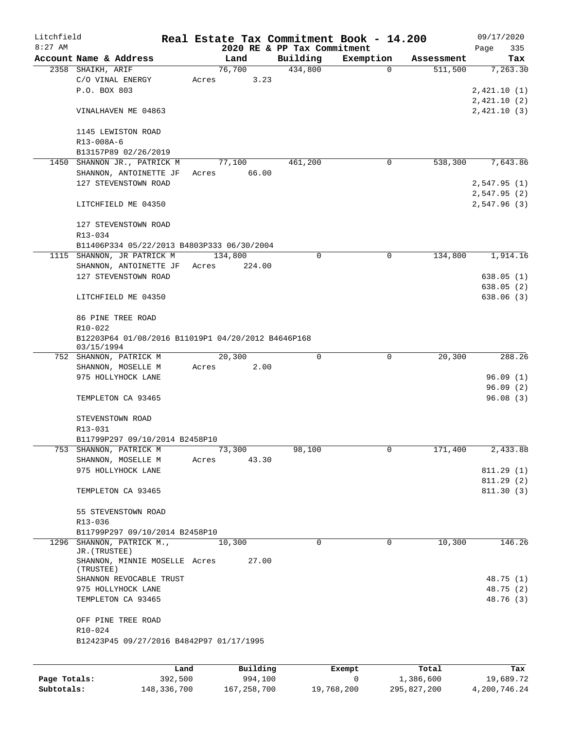Litchfield
8:27 AM

**Real Estate Tax Commitment Book - 14.200**
**2020 RE & PP Tax Commitment**

09/17/2020

| Account Name & Address | Land | Building | Exemption | Assessment | Tax |
|---|---|---|---|---|---|
| 2358 SHAIKH, ARIF | 76,700 | 434,800 | 0 | 511,500 | 7,263.30 |
| C/O VINAL ENERGY | Acres 3.23 | | | | |
| P.O. BOX 803 | | | | | 2,421.10 (1) |
| | | | | | 2,421.10 (2) |
| VINALHAVEN ME 04863 | | | | | 2,421.10 (3) |
| 1145 LEWISTON ROAD | | | | | |
| R13-008A-6 | | | | | |
| B13157P89 02/26/2019 | | | | | |
| 1450 SHANNON JR., PATRICK M | 77,100 | 461,200 | 0 | 538,300 | 7,643.86 |
| SHANNON, ANTOINETTE JF | Acres 66.00 | | | | |
| 127 STEVENSTOWN ROAD | | | | | 2,547.95 (1) |
| | | | | | 2,547.95 (2) |
| LITCHFIELD ME 04350 | | | | | 2,547.96 (3) |
| 127 STEVENSTOWN ROAD | | | | | |
| R13-034 | | | | | |
| B11406P334 05/22/2013 B4803P333 06/30/2004 | | | | | |
| 1115 SHANNON, JR PATRICK M | 134,800 | 0 | 0 | 134,800 | 1,914.16 |
| SHANNON, ANTOINETTE JF | Acres 224.00 | | | | |
| 127 STEVENSTOWN ROAD | | | | | 638.05 (1) |
| | | | | | 638.05 (2) |
| LITCHFIELD ME 04350 | | | | | 638.06 (3) |
| 86 PINE TREE ROAD | | | | | |
| R10-022 | | | | | |
| B12203P64 01/08/2016 B11019P1 04/20/2012 B4646P168 03/15/1994 | | | | | |
| 752 SHANNON, PATRICK M | 20,300 | 0 | 0 | 20,300 | 288.26 |
| SHANNON, MOSELLE M | Acres 2.00 | | | | |
| 975 HOLLYHOCK LANE | | | | | 96.09 (1) |
| | | | | | 96.09 (2) |
| TEMPLETON CA 93465 | | | | | 96.08 (3) |
| STEVENSTOWN ROAD | | | | | |
| R13-031 | | | | | |
| B11799P297 09/10/2014 B2458P10 | | | | | |
| 753 SHANNON, PATRICK M | 73,300 | 98,100 | 0 | 171,400 | 2,433.88 |
| SHANNON, MOSELLE M | Acres 43.30 | | | | |
| 975 HOLLYHOCK LANE | | | | | 811.29 (1) |
| | | | | | 811.29 (2) |
| TEMPLETON CA 93465 | | | | | 811.30 (3) |
| 55 STEVENSTOWN ROAD | | | | | |
| R13-036 | | | | | |
| B11799P297 09/10/2014 B2458P10 | | | | | |
| 1296 SHANNON, PATRICK M., JR.(TRUSTEE) | 10,300 | 0 | 0 | 10,300 | 146.26 |
| SHANNON, MINNIE MOSELLE (TRUSTEE) | Acres 27.00 | | | | |
| SHANNON REVOCABLE TRUST | | | | | 48.75 (1) |
| 975 HOLLYHOCK LANE | | | | | 48.75 (2) |
| TEMPLETON CA 93465 | | | | | 48.76 (3) |
| OFF PINE TREE ROAD | | | | | |
| R10-024 | | | | | |
| B12423P45 09/27/2016 B4842P97 01/17/1995 | | | | | |

| | Land | Building | Exempt | Total | Tax |
|---|---|---|---|---|---|
| Page Totals: | 392,500 | 994,100 | 0 | 1,386,600 | 19,689.72 |
| Subtotals: | 148,336,700 | 167,258,700 | 19,768,200 | 295,827,200 | 4,200,746.24 |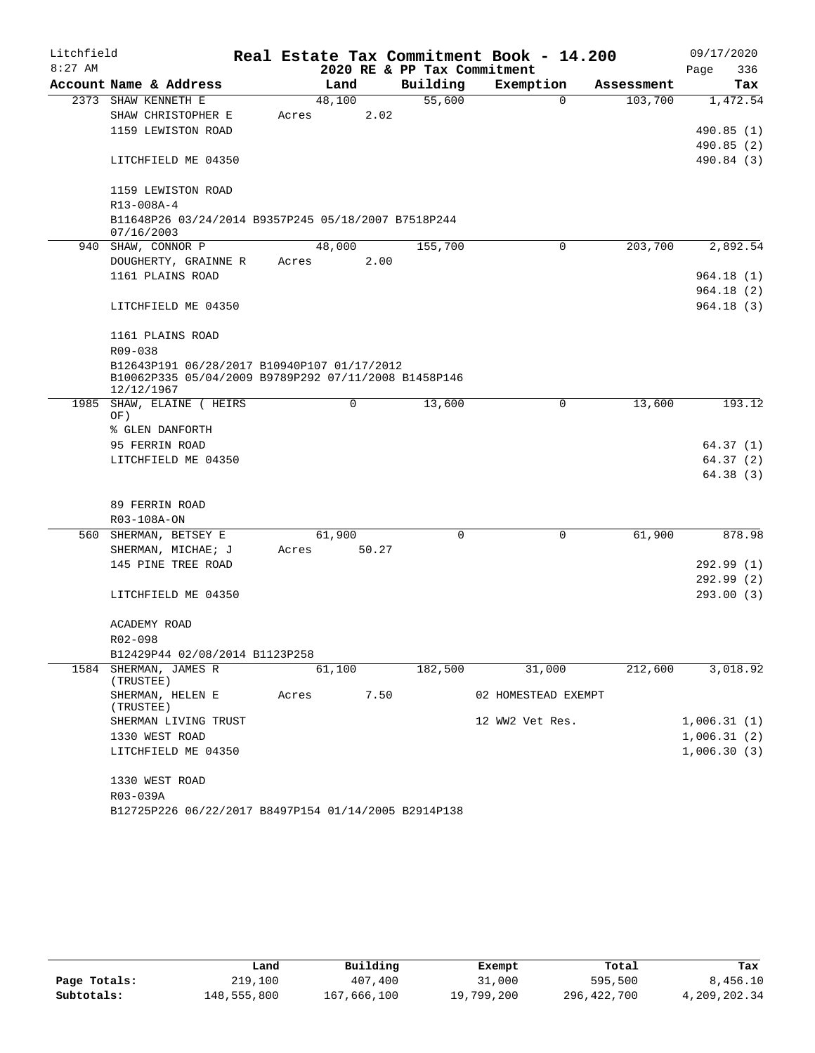Litchfield
8:27 AM

# Real Estate Tax Commitment Book - 14.200

## 2020 RE & PP Tax Commitment

09/17/2020

| Account Name & Address | Land | Building | Exemption | Assessment | Tax |
|---|---|---|---|---|---|
| 2373 SHAW KENNETH E | 48,100 | 55,600 | 0 | 103,700 | 1,472.54 |
| SHAW CHRISTOPHER E | Acres 2.02 | | | | |
| 1159 LEWISTON ROAD | | | | | 490.85 (1) |
| | | | | | 490.85 (2) |
| LITCHFIELD ME 04350 | | | | | 490.84 (3) |
| 1159 LEWISTON ROAD | | | | | |
| R13-008A-4 | | | | | |
| B11648P26 03/24/2014 B9357P245 05/18/2007 B7518P244 07/16/2003 | | | | | |
| 940 SHAW, CONNOR P | 48,000 | 155,700 | 0 | 203,700 | 2,892.54 |
| DOUGHERTY, GRAINNE R | Acres 2.00 | | | | |
| 1161 PLAINS ROAD | | | | | 964.18 (1) |
| | | | | | 964.18 (2) |
| LITCHFIELD ME 04350 | | | | | 964.18 (3) |
| 1161 PLAINS ROAD | | | | | |
| R09-038 | | | | | |
| B12643P191 06/28/2017 B10940P107 01/17/2012 B10062P335 05/04/2009 B9789P292 07/11/2008 B1458P146 12/12/1967 | | | | | |
| 1985 SHAW, ELAINE ( HEIRS OF) | 0 | 13,600 | 0 | 13,600 | 193.12 |
| % GLEN DANFORTH | | | | | |
| 95 FERRIN ROAD | | | | | 64.37 (1) |
| LITCHFIELD ME 04350 | | | | | 64.37 (2) |
| | | | | | 64.38 (3) |
| 89 FERRIN ROAD | | | | | |
| R03-108A-ON | | | | | |
| 560 SHERMAN, BETSEY E | 61,900 | 0 | 0 | 61,900 | 878.98 |
| SHERMAN, MICHAE; J | Acres 50.27 | | | | |
| 145 PINE TREE ROAD | | | | | 292.99 (1) |
| | | | | | 292.99 (2) |
| LITCHFIELD ME 04350 | | | | | 293.00 (3) |
| ACADEMY ROAD | | | | | |
| R02-098 | | | | | |
| B12429P44 02/08/2014 B1123P258 | | | | | |
| 1584 SHERMAN, JAMES R (TRUSTEE) | 61,100 | 182,500 | 31,000 | 212,600 | 3,018.92 |
| SHERMAN, HELEN E (TRUSTEE) | Acres 7.50 | | 02 HOMESTEAD EXEMPT | | |
| SHERMAN LIVING TRUST | | | 12 WW2 Vet Res. | | 1,006.31 (1) |
| 1330 WEST ROAD | | | | | 1,006.31 (2) |
| LITCHFIELD ME 04350 | | | | | 1,006.30 (3) |
| 1330 WEST ROAD | | | | | |
| R03-039A | | | | | |
| B12725P226 06/22/2017 B8497P154 01/14/2005 B2914P138 | | | | | |

| | Land | Building | Exempt | Total | Tax |
|---|---|---|---|---|---|
| Page Totals: | 219,100 | 407,400 | 31,000 | 595,500 | 8,456.10 |
| Subtotals: | 148,555,800 | 167,666,100 | 19,799,200 | 296,422,700 | 4,209,202.34 |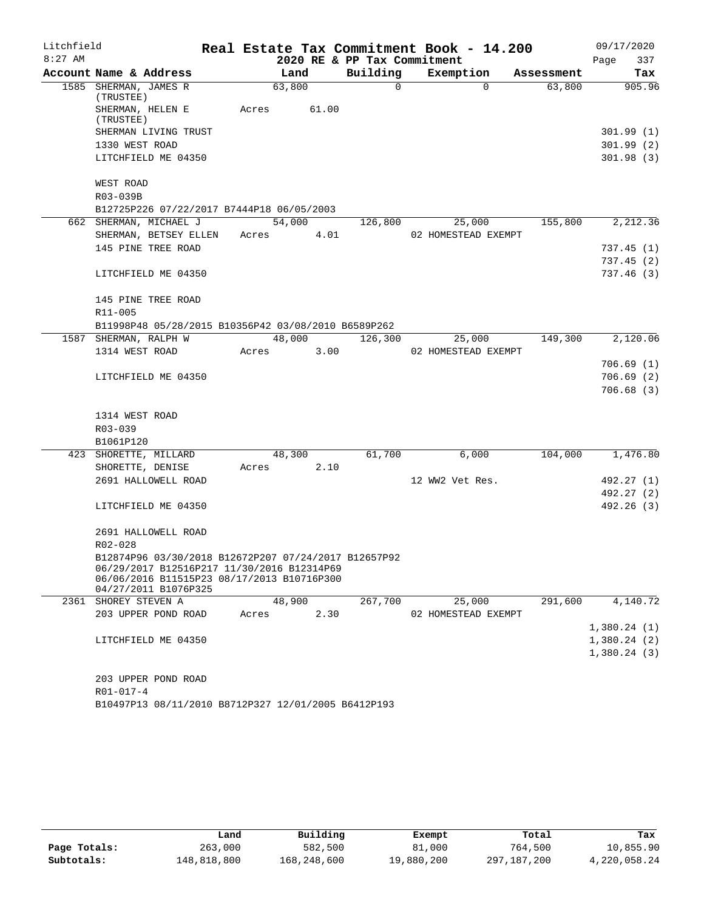Litchfield
8:27 AM

# Real Estate Tax Commitment Book - 14.200

## 2020 RE & PP Tax Commitment

09/17/2020

| Account Name & Address | Land | Building | Exemption | Assessment | Tax |
|---|---|---|---|---|---|
| 1585 SHERMAN, JAMES R (TRUSTEE) | 63,800 | 0 | 0 | 63,800 | 905.96 |
| SHERMAN, HELEN E (TRUSTEE) | Acres 61.00 | | | | |
| SHERMAN LIVING TRUST | | | | | 301.99 (1) |
| 1330 WEST ROAD | | | | | 301.99 (2) |
| LITCHFIELD ME 04350 | | | | | 301.98 (3) |
| WEST ROAD | | | | | |
| R03-039B | | | | | |
| B12725P226 07/22/2017 B7444P18 06/05/2003 | | | | | |
| 662 SHERMAN, MICHAEL J | 54,000 | 126,800 | 25,000 | 155,800 | 2,212.36 |
| SHERMAN, BETSEY ELLEN | Acres 4.01 | | 02 HOMESTEAD EXEMPT | | |
| 145 PINE TREE ROAD | | | | | 737.45 (1) |
| | | | | | 737.45 (2) |
| LITCHFIELD ME 04350 | | | | | 737.46 (3) |
| 145 PINE TREE ROAD | | | | | |
| R11-005 | | | | | |
| B11998P48 05/28/2015 B10356P42 03/08/2010 B6589P262 | | | | | |
| 1587 SHERMAN, RALPH W | 48,000 | 126,300 | 25,000 | 149,300 | 2,120.06 |
| 1314 WEST ROAD | Acres 3.00 | | 02 HOMESTEAD EXEMPT | | |
| | | | | | 706.69 (1) |
| LITCHFIELD ME 04350 | | | | | 706.69 (2) |
| | | | | | 706.68 (3) |
| 1314 WEST ROAD | | | | | |
| R03-039 | | | | | |
| B1061P120 | | | | | |
| 423 SHORETTE, MILLARD | 48,300 | 61,700 | 6,000 | 104,000 | 1,476.80 |
| SHORETTE, DENISE | Acres 2.10 | | | | |
| 2691 HALLOWELL ROAD | | | 12 WW2 Vet Res. | | 492.27 (1) |
| | | | | | 492.27 (2) |
| LITCHFIELD ME 04350 | | | | | 492.26 (3) |
| 2691 HALLOWELL ROAD | | | | | |
| R02-028 | | | | | |
| B12874P96 03/30/2018 B12672P207 07/24/2017 B12657P92 06/29/2017 B12516P217 11/30/2016 B12314P69 06/06/2016 B11515P23 08/17/2013 B10716P300 04/27/2011 B1076P325 | | | | | |
| 2361 SHOREY STEVEN A | 48,900 | 267,700 | 25,000 | 291,600 | 4,140.72 |
| 203 UPPER POND ROAD | Acres 2.30 | | 02 HOMESTEAD EXEMPT | | |
| | | | | | 1,380.24 (1) |
| LITCHFIELD ME 04350 | | | | | 1,380.24 (2) |
| | | | | | 1,380.24 (3) |
| 203 UPPER POND ROAD | | | | | |
| R01-017-4 | | | | | |
| B10497P13 08/11/2010 B8712P327 12/01/2005 B6412P193 | | | | | |

| | Land | Building | Exempt | Total | Tax |
|---|---|---|---|---|---|
| Page Totals: | 263,000 | 582,500 | 81,000 | 764,500 | 10,855.90 |
| Subtotals: | 148,818,800 | 168,248,600 | 19,880,200 | 297,187,200 | 4,220,058.24 |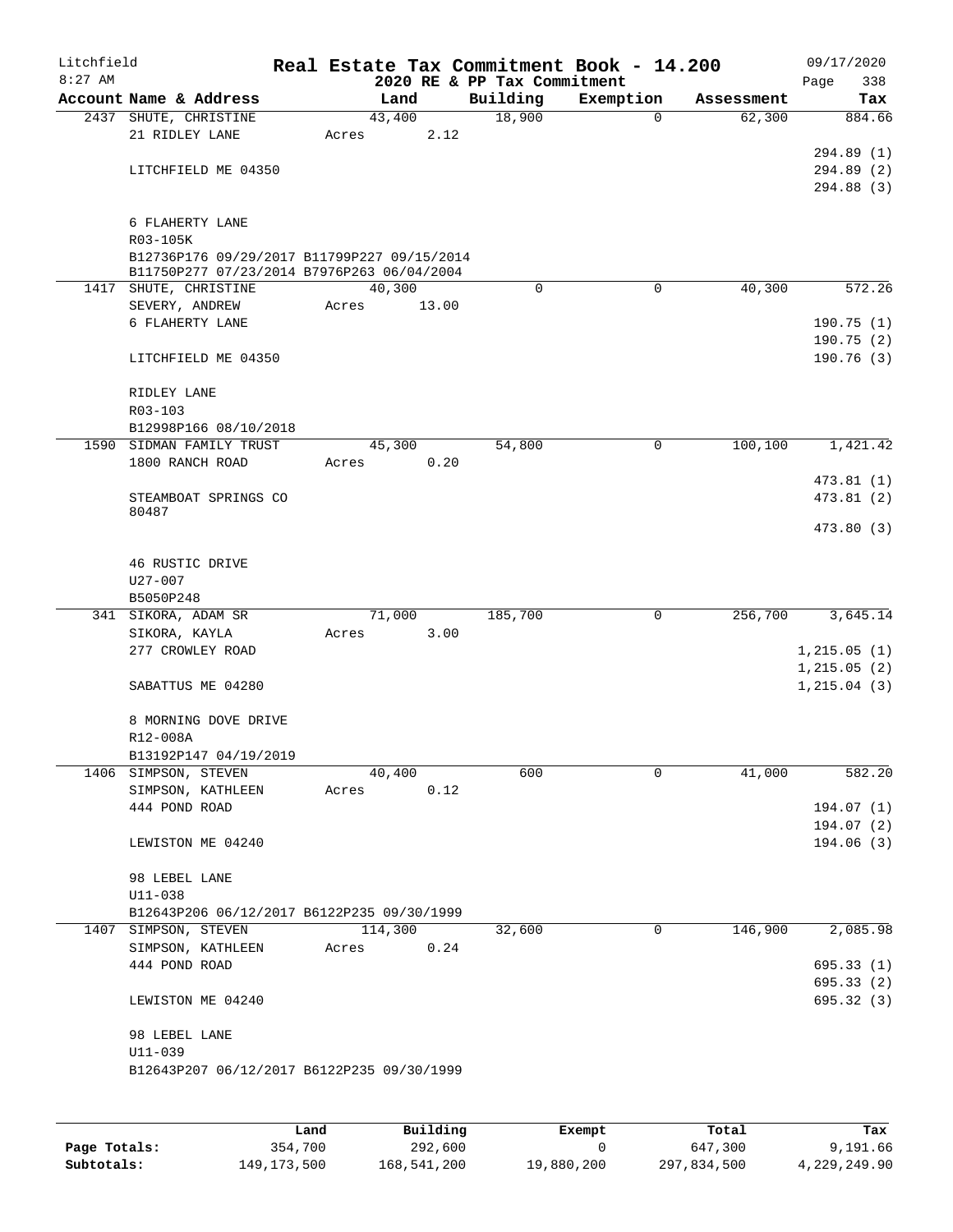Litchfield
8:27 AM

# Real Estate Tax Commitment Book - 14.200

## 2020 RE & PP Tax Commitment

09/17/2020

| Account Name & Address | Land | Building | Exemption | Assessment | Tax |
|---|---|---|---|---|---|
| 2437 SHUTE, CHRISTINE | 43,400 | 18,900 | 0 | 62,300 | 884.66 |
| 21 RIDLEY LANE | Acres 2.12 | | | | |
| | | | | | 294.89 (1) |
| LITCHFIELD ME 04350 | | | | | 294.89 (2) |
| | | | | | 294.88 (3) |
| 6 FLAHERTY LANE | | | | | |
| R03-105K | | | | | |
| B12736P176 09/29/2017 B11799P227 09/15/2014 | | | | | |
| B11750P277 07/23/2014 B7976P263 06/04/2004 | | | | | |
| 1417 SHUTE, CHRISTINE | 40,300 | 0 | 0 | 40,300 | 572.26 |
| SEVERY, ANDREW | Acres 13.00 | | | | |
| 6 FLAHERTY LANE | | | | | 190.75 (1) |
| | | | | | 190.75 (2) |
| LITCHFIELD ME 04350 | | | | | 190.76 (3) |
| RIDLEY LANE | | | | | |
| R03-103 | | | | | |
| B12998P166 08/10/2018 | | | | | |
| 1590 SIDMAN FAMILY TRUST | 45,300 | 54,800 | 0 | 100,100 | 1,421.42 |
| 1800 RANCH ROAD | Acres 0.20 | | | | |
| | | | | | 473.81 (1) |
| STEAMBOAT SPRINGS CO 80487 | | | | | 473.81 (2) |
| | | | | | 473.80 (3) |
| 46 RUSTIC DRIVE | | | | | |
| U27-007 | | | | | |
| B5050P248 | | | | | |
| 341 SIKORA, ADAM SR | 71,000 | 185,700 | 0 | 256,700 | 3,645.14 |
| SIKORA, KAYLA | Acres 3.00 | | | | |
| 277 CROWLEY ROAD | | | | | 1,215.05 (1) |
| | | | | | 1,215.05 (2) |
| SABATTUS ME 04280 | | | | | 1,215.04 (3) |
| 8 MORNING DOVE DRIVE | | | | | |
| R12-008A | | | | | |
| B13192P147 04/19/2019 | | | | | |
| 1406 SIMPSON, STEVEN | 40,400 | 600 | 0 | 41,000 | 582.20 |
| SIMPSON, KATHLEEN | Acres 0.12 | | | | |
| 444 POND ROAD | | | | | 194.07 (1) |
| | | | | | 194.07 (2) |
| LEWISTON ME 04240 | | | | | 194.06 (3) |
| 98 LEBEL LANE | | | | | |
| U11-038 | | | | | |
| B12643P206 06/12/2017 B6122P235 09/30/1999 | | | | | |
| 1407 SIMPSON, STEVEN | 114,300 | 32,600 | 0 | 146,900 | 2,085.98 |
| SIMPSON, KATHLEEN | Acres 0.24 | | | | |
| 444 POND ROAD | | | | | 695.33 (1) |
| | | | | | 695.33 (2) |
| LEWISTON ME 04240 | | | | | 695.32 (3) |
| 98 LEBEL LANE | | | | | |
| U11-039 | | | | | |
| B12643P207 06/12/2017 B6122P235 09/30/1999 | | | | | |

| | Land | Building | Exempt | Total | Tax |
|---|---|---|---|---|---|
| Page Totals: | 354,700 | 292,600 | 0 | 647,300 | 9,191.66 |
| Subtotals: | 149,173,500 | 168,541,200 | 19,880,200 | 297,834,500 | 4,229,249.90 |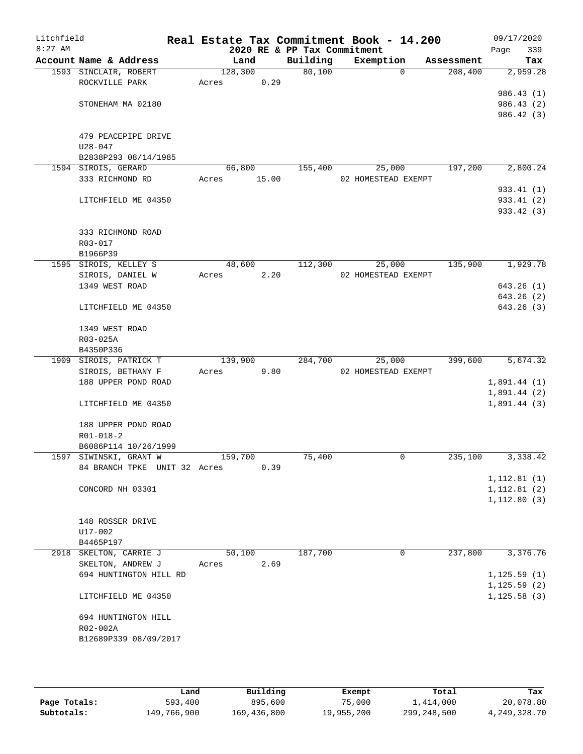# Real Estate Tax Commitment Book - 14.200

Litchfield
8:27 AM

2020 RE & PP Tax Commitment

09/17/2020
Page 339

| Account | Name & Address | Land | Building | Exemption | Assessment | Tax |
|---|---|---|---|---|---|---|
| 1593 | SINCLAIR, ROBERT | 128,300 | 80,100 | 0 | 208,400 | 2,959.28 |
| | ROCKVILLE PARK | Acres 0.29 | | | | |
| | | | | | | 986.43 (1) |
| | STONEHAM MA 02180 | | | | | 986.43 (2) |
| | | | | | | 986.42 (3) |
| | 479 PEACEPIPE DRIVE | | | | | |
| | U28-047 | | | | | |
| | B2838P293 08/14/1985 | | | | | |
| 1594 | SIROIS, GERARD | 66,800 | 155,400 | 25,000 | 197,200 | 2,800.24 |
| | 333 RICHMOND RD | Acres 15.00 | | 02 HOMESTEAD EXEMPT | | |
| | | | | | | 933.41 (1) |
| | LITCHFIELD ME 04350 | | | | | 933.41 (2) |
| | | | | | | 933.42 (3) |
| | 333 RICHMOND ROAD | | | | | |
| | R03-017 | | | | | |
| | B1966P39 | | | | | |
| 1595 | SIROIS, KELLEY S | 48,600 | 112,300 | 25,000 | 135,900 | 1,929.78 |
| | SIROIS, DANIEL W | Acres 2.20 | | 02 HOMESTEAD EXEMPT | | |
| | 1349 WEST ROAD | | | | | 643.26 (1) |
| | | | | | | 643.26 (2) |
| | LITCHFIELD ME 04350 | | | | | 643.26 (3) |
| | 1349 WEST ROAD | | | | | |
| | R03-025A | | | | | |
| | B4350P336 | | | | | |
| 1909 | SIROIS, PATRICK T | 139,900 | 284,700 | 25,000 | 399,600 | 5,674.32 |
| | SIROIS, BETHANY F | Acres 9.80 | | 02 HOMESTEAD EXEMPT | | |
| | 188 UPPER POND ROAD | | | | | 1,891.44 (1) |
| | | | | | | 1,891.44 (2) |
| | LITCHFIELD ME 04350 | | | | | 1,891.44 (3) |
| | 188 UPPER POND ROAD | | | | | |
| | R01-018-2 | | | | | |
| | B6086P114 10/26/1999 | | | | | |
| 1597 | SIWINSKI, GRANT W | 159,700 | 75,400 | 0 | 235,100 | 3,338.42 |
| | 84 BRANCH TPKE UNIT 32 | Acres 0.39 | | | | |
| | | | | | | 1,112.81 (1) |
| | CONCORD NH 03301 | | | | | 1,112.81 (2) |
| | | | | | | 1,112.80 (3) |
| | 148 ROSSER DRIVE | | | | | |
| | U17-002 | | | | | |
| | B4465P197 | | | | | |
| 2918 | SKELTON, CARRIE J | 50,100 | 187,700 | 0 | 237,800 | 3,376.76 |
| | SKELTON, ANDREW J | Acres 2.69 | | | | |
| | 694 HUNTINGTON HILL RD | | | | | 1,125.59 (1) |
| | | | | | | 1,125.59 (2) |
| | LITCHFIELD ME 04350 | | | | | 1,125.58 (3) |
| | 694 HUNTINGTON HILL | | | | | |
| | R02-002A | | | | | |
| | B12689P339 08/09/2017 | | | | | |

| | Land | Building | Exempt | Total | Tax |
|---|---|---|---|---|---|
| Page Totals: | 593,400 | 895,600 | 75,000 | 1,414,000 | 20,078.80 |
| Subtotals: | 149,766,900 | 169,436,800 | 19,955,200 | 299,248,500 | 4,249,328.70 |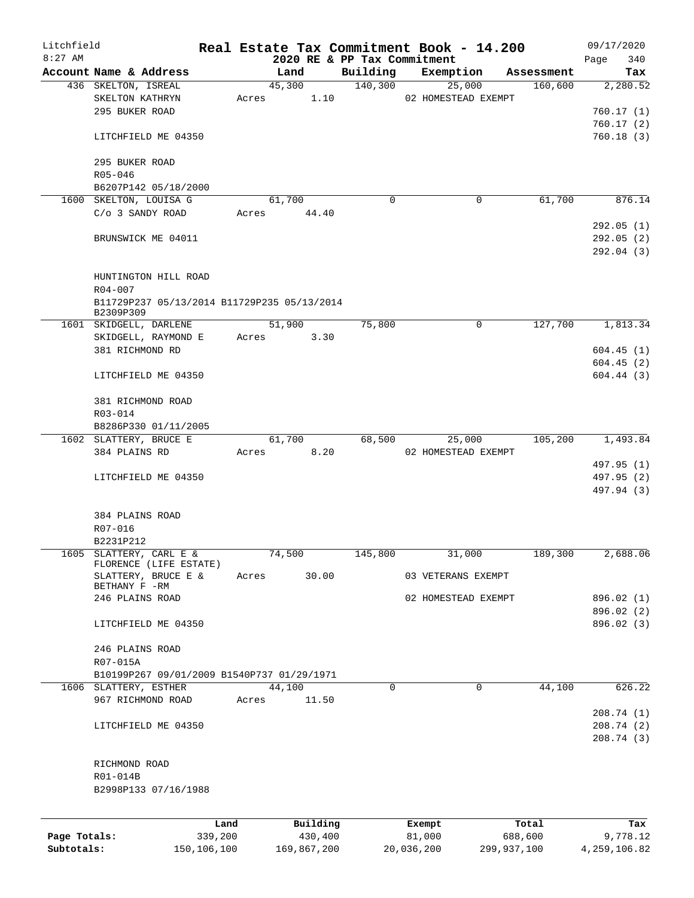Litchfield
8:27 AM

# Real Estate Tax Commitment Book - 14.200

## 2020 RE & PP Tax Commitment

09/17/2020

| Account Name & Address | Land | Building | Exemption | Assessment | Tax |
|---|---|---|---|---|---|
| 436 SKELTON, ISREAL | 45,300 | 140,300 | 25,000 | 160,600 | 2,280.52 |
| SKELTON KATHRYN | Acres 1.10 | | 02 HOMESTEAD EXEMPT | | |
| 295 BUKER ROAD | | | | | 760.17 (1) |
| | | | | | 760.17 (2) |
| LITCHFIELD ME 04350 | | | | | 760.18 (3) |
| 295 BUKER ROAD | | | | | |
| R05-046 | | | | | |
| B6207P142 05/18/2000 | | | | | |
| 1600 SKELTON, LOUISA G | 61,700 | 0 | 0 | 61,700 | 876.14 |
| C/o 3 SANDY ROAD | Acres 44.40 | | | | |
| | | | | | 292.05 (1) |
| BRUNSWICK ME 04011 | | | | | 292.05 (2) |
| | | | | | 292.04 (3) |
| HUNTINGTON HILL ROAD | | | | | |
| R04-007 | | | | | |
| B11729P237 05/13/2014 B11729P235 05/13/2014 B2309P309 | | | | | |
| 1601 SKIDGELL, DARLENE | 51,900 | 75,800 | 0 | 127,700 | 1,813.34 |
| SKIDGELL, RAYMOND E | Acres 3.30 | | | | |
| 381 RICHMOND RD | | | | | 604.45 (1) |
| | | | | | 604.45 (2) |
| LITCHFIELD ME 04350 | | | | | 604.44 (3) |
| 381 RICHMOND ROAD | | | | | |
| R03-014 | | | | | |
| B8286P330 01/11/2005 | | | | | |
| 1602 SLATTERY, BRUCE E | 61,700 | 68,500 | 25,000 | 105,200 | 1,493.84 |
| 384 PLAINS RD | Acres 8.20 | | 02 HOMESTEAD EXEMPT | | |
| | | | | | 497.95 (1) |
| LITCHFIELD ME 04350 | | | | | 497.95 (2) |
| | | | | | 497.94 (3) |
| 384 PLAINS ROAD | | | | | |
| R07-016 | | | | | |
| B2231P212 | | | | | |
| 1605 SLATTERY, CARL E & FLORENCE (LIFE ESTATE) | 74,500 | 145,800 | 31,000 | 189,300 | 2,688.06 |
| SLATTERY, BRUCE E & BETHANY F -RM | Acres 30.00 | | 03 VETERANS EXEMPT | | |
| 246 PLAINS ROAD | | | 02 HOMESTEAD EXEMPT | | 896.02 (1) |
| | | | | | 896.02 (2) |
| LITCHFIELD ME 04350 | | | | | 896.02 (3) |
| 246 PLAINS ROAD | | | | | |
| R07-015A | | | | | |
| B10199P267 09/01/2009 B1540P737 01/29/1971 | | | | | |
| 1606 SLATTERY, ESTHER | 44,100 | 0 | 0 | 44,100 | 626.22 |
| 967 RICHMOND ROAD | Acres 11.50 | | | | |
| | | | | | 208.74 (1) |
| LITCHFIELD ME 04350 | | | | | 208.74 (2) |
| | | | | | 208.74 (3) |
| RICHMOND ROAD | | | | | |
| R01-014B | | | | | |
| B2998P133 07/16/1988 | | | | | |

| | Land | Building | Exempt | Total | Tax |
|---|---|---|---|---|---|
| Page Totals: | 339,200 | 430,400 | 81,000 | 688,600 | 9,778.12 |
| Subtotals: | 150,106,100 | 169,867,200 | 20,036,200 | 299,937,100 | 4,259,106.82 |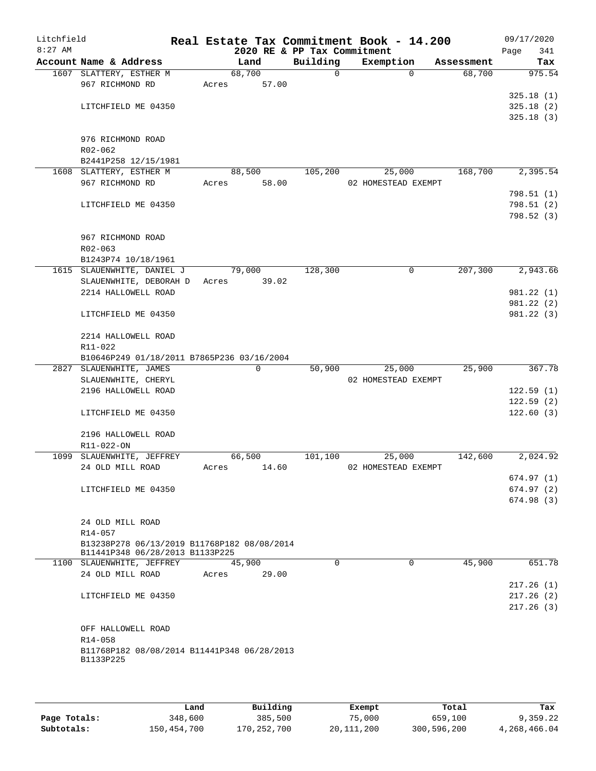Litchfield
8:27 AM

**Real Estate Tax Commitment Book - 14.200**
**2020 RE & PP Tax Commitment**

09/17/2020

| Account Name & Address | Land | Building | Exemption | Assessment | Tax |
|---|---|---|---|---|---|
| 1607 SLATTERY, ESTHER M | 68,700 | 0 | 0 | 68,700 | 975.54 |
| 967 RICHMOND RD | Acres 57.00 | | | | |
| | | | | | 325.18 (1) |
| LITCHFIELD ME 04350 | | | | | 325.18 (2) |
| | | | | | 325.18 (3) |
| 976 RICHMOND ROAD | | | | | |
| R02-062 | | | | | |
| B2441P258 12/15/1981 | | | | | |
| 1608 SLATTERY, ESTHER M | 88,500 | 105,200 | 25,000 | 168,700 | 2,395.54 |
| 967 RICHMOND RD | Acres 58.00 | | 02 HOMESTEAD EXEMPT | | |
| | | | | | 798.51 (1) |
| LITCHFIELD ME 04350 | | | | | 798.51 (2) |
| | | | | | 798.52 (3) |
| 967 RICHMOND ROAD | | | | | |
| R02-063 | | | | | |
| B1243P74 10/18/1961 | | | | | |
| 1615 SLAUENWHITE, DANIEL J | 79,000 | 128,300 | 0 | 207,300 | 2,943.66 |
| SLAUENWHITE, DEBORAH D | Acres 39.02 | | | | |
| 2214 HALLOWELL ROAD | | | | | 981.22 (1) |
| | | | | | 981.22 (2) |
| LITCHFIELD ME 04350 | | | | | 981.22 (3) |
| 2214 HALLOWELL ROAD | | | | | |
| R11-022 | | | | | |
| B10646P249 01/18/2011 B7865P236 03/16/2004 | | | | | |
| 2827 SLAUENWHITE, JAMES | 0 | 50,900 | 25,000 | 25,900 | 367.78 |
| SLAUENWHITE, CHERYL | | | 02 HOMESTEAD EXEMPT | | |
| 2196 HALLOWELL ROAD | | | | | 122.59 (1) |
| | | | | | 122.59 (2) |
| LITCHFIELD ME 04350 | | | | | 122.60 (3) |
| 2196 HALLOWELL ROAD | | | | | |
| R11-022-ON | | | | | |
| 1099 SLAUENWHITE, JEFFREY | 66,500 | 101,100 | 25,000 | 142,600 | 2,024.92 |
| 24 OLD MILL ROAD | Acres 14.60 | | 02 HOMESTEAD EXEMPT | | |
| | | | | | 674.97 (1) |
| LITCHFIELD ME 04350 | | | | | 674.97 (2) |
| | | | | | 674.98 (3) |
| 24 OLD MILL ROAD | | | | | |
| R14-057 | | | | | |
| B13238P278 06/13/2019 B11768P182 08/08/2014 B11441P348 06/28/2013 B1133P225 | | | | | |
| 1100 SLAUENWHITE, JEFFREY | 45,900 | 0 | 0 | 45,900 | 651.78 |
| 24 OLD MILL ROAD | Acres 29.00 | | | | |
| | | | | | 217.26 (1) |
| LITCHFIELD ME 04350 | | | | | 217.26 (2) |
| | | | | | 217.26 (3) |
| OFF HALLOWELL ROAD | | | | | |
| R14-058 | | | | | |
| B11768P182 08/08/2014 B11441P348 06/28/2013 B1133P225 | | | | | |

| | Land | Building | Exempt | Total | Tax |
|---|---|---|---|---|---|
| **Page Totals:** | 348,600 | 385,500 | 75,000 | 659,100 | 9,359.22 |
| **Subtotals:** | 150,454,700 | 170,252,700 | 20,111,200 | 300,596,200 | 4,268,466.04 |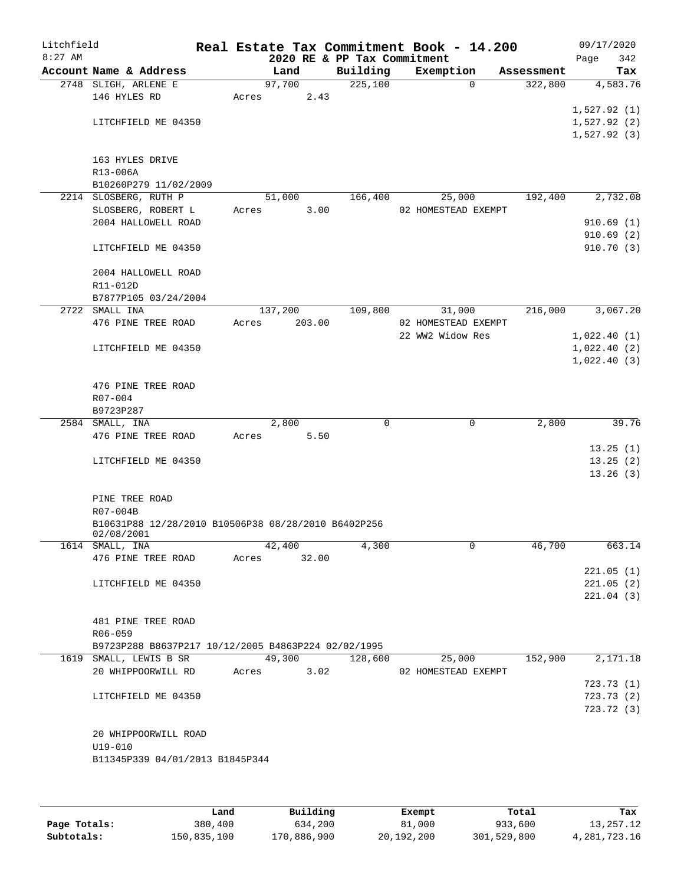Litchfield
8:27 AM

# Real Estate Tax Commitment Book - 14.200

## 2020 RE & PP Tax Commitment

09/17/2020
Page 342

| Account Name & Address | Land | Building | Exemption | Assessment | Tax |
|---|---|---|---|---|---|
| 2748 SLIGH, ARLENE E | 97,700 | 225,100 | 0 | 322,800 | 4,583.76 |
| 146 HYLES RD | Acres 2.43 | | | | |
| | | | | | 1,527.92 (1) |
| LITCHFIELD ME 04350 | | | | | 1,527.92 (2) |
| | | | | | 1,527.92 (3) |
| 163 HYLES DRIVE | | | | | |
| R13-006A | | | | | |
| B10260P279 11/02/2009 | | | | | |
| 2214 SLOSBERG, RUTH P | 51,000 | 166,400 | 25,000 | 192,400 | 2,732.08 |
| SLOSBERG, ROBERT L | Acres 3.00 | | 02 HOMESTEAD EXEMPT | | |
| 2004 HALLOWELL ROAD | | | | | 910.69 (1) |
| | | | | | 910.69 (2) |
| LITCHFIELD ME 04350 | | | | | 910.70 (3) |
| 2004 HALLOWELL ROAD | | | | | |
| R11-012D | | | | | |
| B7877P105 03/24/2004 | | | | | |
| 2722 SMALL INA | 137,200 | 109,800 | 31,000 | 216,000 | 3,067.20 |
| 476 PINE TREE ROAD | Acres 203.00 | | 02 HOMESTEAD EXEMPT | | |
| | | | 22 WW2 Widow Res | | 1,022.40 (1) |
| LITCHFIELD ME 04350 | | | | | 1,022.40 (2) |
| | | | | | 1,022.40 (3) |
| 476 PINE TREE ROAD | | | | | |
| R07-004 | | | | | |
| B9723P287 | | | | | |
| 2584 SMALL, INA | 2,800 | 0 | 0 | 2,800 | 39.76 |
| 476 PINE TREE ROAD | Acres 5.50 | | | | |
| | | | | | 13.25 (1) |
| LITCHFIELD ME 04350 | | | | | 13.25 (2) |
| | | | | | 13.26 (3) |
| PINE TREE ROAD | | | | | |
| R07-004B | | | | | |
| B10631P88 12/28/2010 B10506P38 08/28/2010 B6402P256 02/08/2001 | | | | | |
| 1614 SMALL, INA | 42,400 | 4,300 | 0 | 46,700 | 663.14 |
| 476 PINE TREE ROAD | Acres 32.00 | | | | |
| | | | | | 221.05 (1) |
| LITCHFIELD ME 04350 | | | | | 221.05 (2) |
| | | | | | 221.04 (3) |
| 481 PINE TREE ROAD | | | | | |
| R06-059 | | | | | |
| B9723P288 B8637P217 10/12/2005 B4863P224 02/02/1995 | | | | | |
| 1619 SMALL, LEWIS B SR | 49,300 | 128,600 | 25,000 | 152,900 | 2,171.18 |
| 20 WHIPPOORWILL RD | Acres 3.02 | | 02 HOMESTEAD EXEMPT | | |
| | | | | | 723.73 (1) |
| LITCHFIELD ME 04350 | | | | | 723.73 (2) |
| | | | | | 723.72 (3) |
| 20 WHIPPOORWILL ROAD | | | | | |
| U19-010 | | | | | |
| B11345P339 04/01/2013 B1845P344 | | | | | |

| | Land | Building | Exempt | Total | Tax |
|---|---|---|---|---|---|
| Page Totals: | 380,400 | 634,200 | 81,000 | 933,600 | 13,257.12 |
| Subtotals: | 150,835,100 | 170,886,900 | 20,192,200 | 301,529,800 | 4,281,723.16 |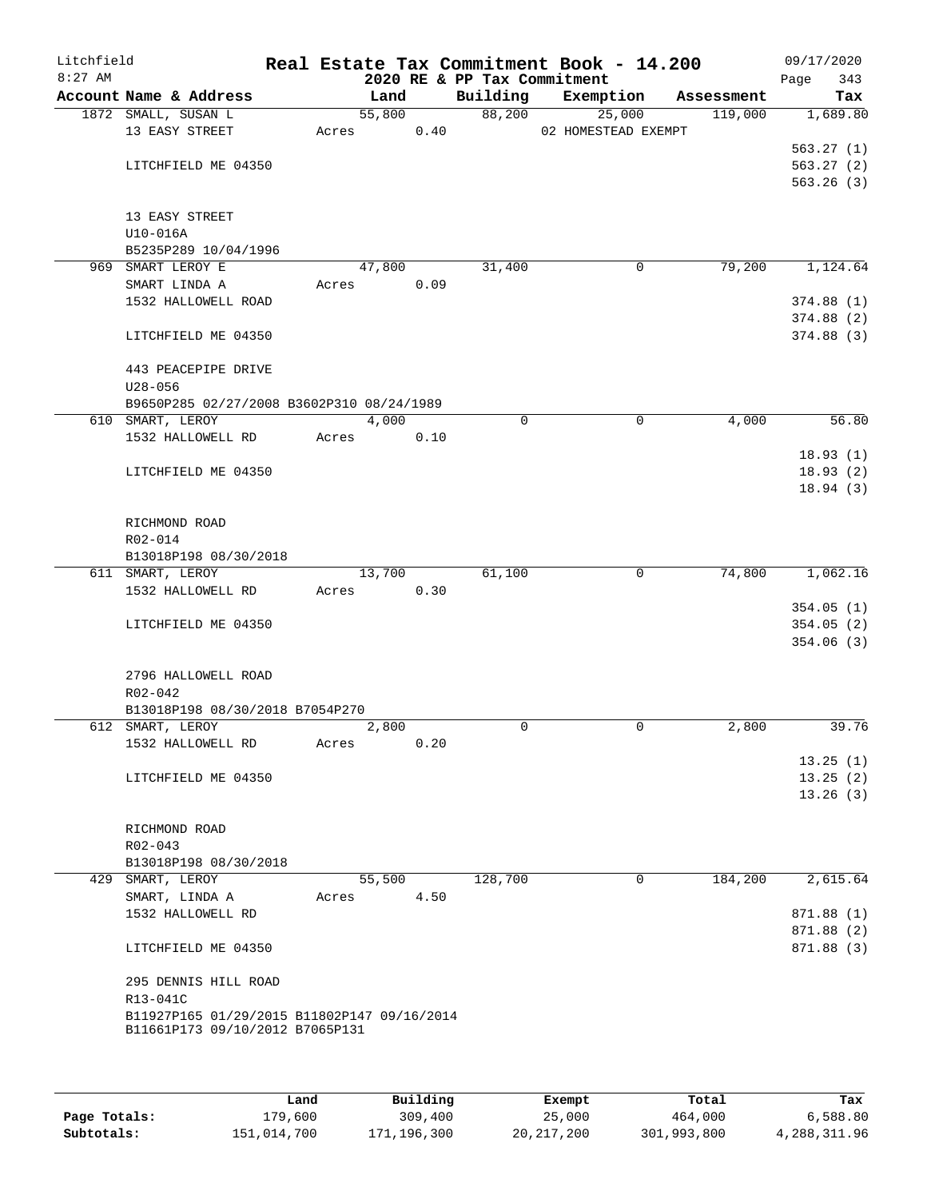Litchfield
8:27 AM

# Real Estate Tax Commitment Book - 14.200

2020 RE & PP Tax Commitment

09/17/2020

| Account Name & Address | Land | Building | Exemption | Assessment | Tax |
|---|---|---|---|---|---|
| 1872 SMALL, SUSAN L | 55,800 | 88,200 | 25,000 | 119,000 | 1,689.80 |
| 13 EASY STREET | Acres 0.40 | | 02 HOMESTEAD EXEMPT | | |
| | | | | | 563.27 (1) |
| LITCHFIELD ME 04350 | | | | | 563.27 (2) |
| | | | | | 563.26 (3) |
| 13 EASY STREET | | | | | |
| U10-016A | | | | | |
| B5235P289 10/04/1996 | | | | | |
| 969 SMART LEROY E | 47,800 | 31,400 | 0 | 79,200 | 1,124.64 |
| SMART LINDA A | Acres 0.09 | | | | |
| 1532 HALLOWELL ROAD | | | | | 374.88 (1) |
| | | | | | 374.88 (2) |
| LITCHFIELD ME 04350 | | | | | 374.88 (3) |
| 443 PEACEPIPE DRIVE | | | | | |
| U28-056 | | | | | |
| B9650P285 02/27/2008 B3602P310 08/24/1989 | | | | | |
| 610 SMART, LEROY | 4,000 | 0 | 0 | 4,000 | 56.80 |
| 1532 HALLOWELL RD | Acres 0.10 | | | | |
| | | | | | 18.93 (1) |
| LITCHFIELD ME 04350 | | | | | 18.93 (2) |
| | | | | | 18.94 (3) |
| RICHMOND ROAD | | | | | |
| R02-014 | | | | | |
| B13018P198 08/30/2018 | | | | | |
| 611 SMART, LEROY | 13,700 | 61,100 | 0 | 74,800 | 1,062.16 |
| 1532 HALLOWELL RD | Acres 0.30 | | | | |
| | | | | | 354.05 (1) |
| LITCHFIELD ME 04350 | | | | | 354.05 (2) |
| | | | | | 354.06 (3) |
| 2796 HALLOWELL ROAD | | | | | |
| R02-042 | | | | | |
| B13018P198 08/30/2018 B7054P270 | | | | | |
| 612 SMART, LEROY | 2,800 | 0 | 0 | 2,800 | 39.76 |
| 1532 HALLOWELL RD | Acres 0.20 | | | | |
| | | | | | 13.25 (1) |
| LITCHFIELD ME 04350 | | | | | 13.25 (2) |
| | | | | | 13.26 (3) |
| RICHMOND ROAD | | | | | |
| R02-043 | | | | | |
| B13018P198 08/30/2018 | | | | | |
| 429 SMART, LEROY | 55,500 | 128,700 | 0 | 184,200 | 2,615.64 |
| SMART, LINDA A | Acres 4.50 | | | | |
| 1532 HALLOWELL RD | | | | | 871.88 (1) |
| | | | | | 871.88 (2) |
| LITCHFIELD ME 04350 | | | | | 871.88 (3) |
| 295 DENNIS HILL ROAD | | | | | |
| R13-041C | | | | | |
| B11927P165 01/29/2015 B11802P147 09/16/2014 | | | | | |
| B11661P173 09/10/2012 B7065P131 | | | | | |

| | Land | Building | Exempt | Total | Tax |
|---|---|---|---|---|---|
| Page Totals: | 179,600 | 309,400 | 25,000 | 464,000 | 6,588.80 |
| Subtotals: | 151,014,700 | 171,196,300 | 20,217,200 | 301,993,800 | 4,288,311.96 |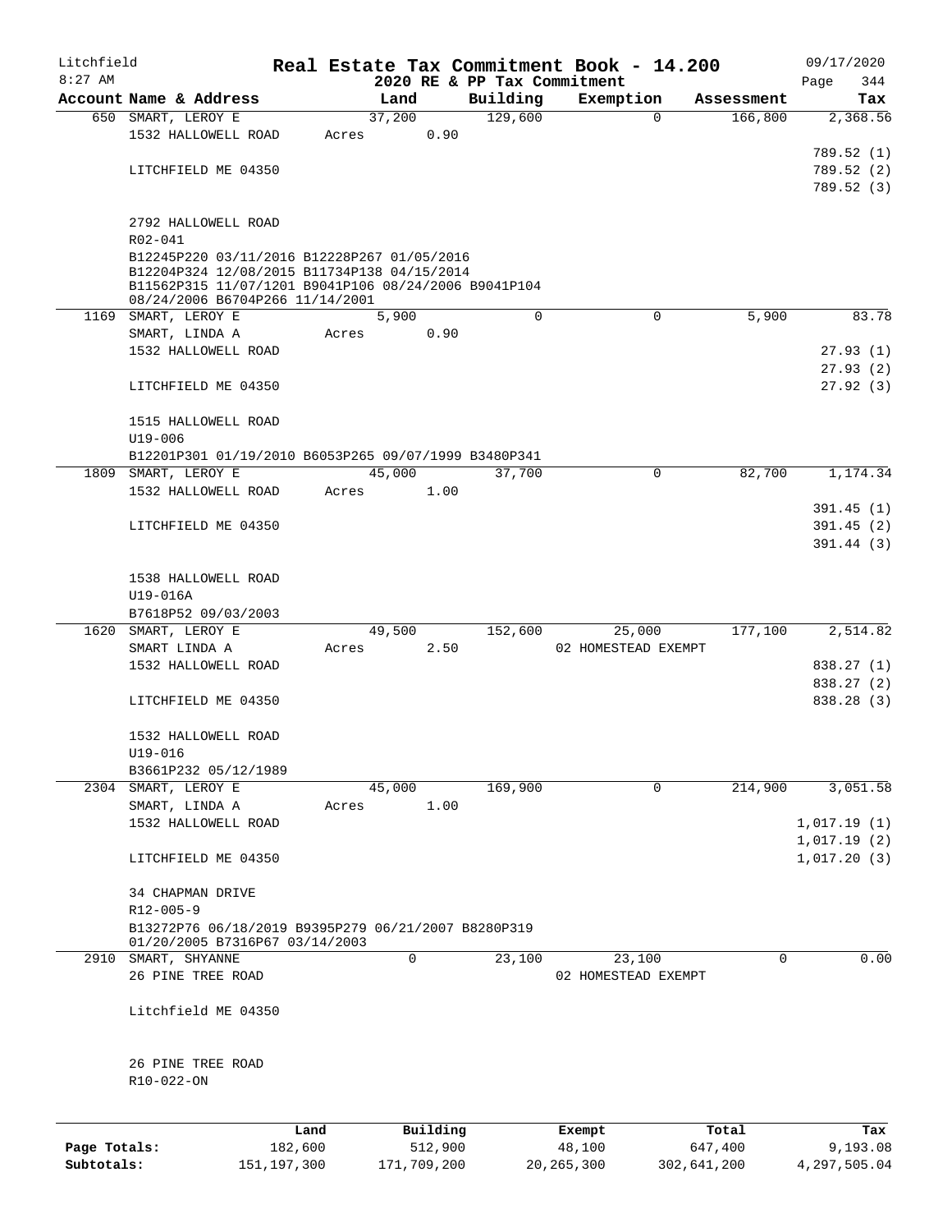# Real Estate Tax Commitment Book - 14.200

## 2020 RE & PP Tax Commitment

Litchfield 8:27 AM — 09/17/2020

| Account | Name & Address | Land | Building | Exemption | Assessment | Tax |
|---|---|---|---|---|---|---|
| 650 | SMART, LEROY E<br>1532 HALLOWELL ROAD<br>LITCHFIELD ME 04350<br>2792 HALLOWELL ROAD<br>R02-041<br>B12245P220 03/11/2016 B12228P267 01/05/2016 B12204P324 12/08/2015 B11734P138 04/15/2014 B11562P315 11/07/1201 B9041P106 08/24/2006 B9041P104 08/24/2006 B6704P266 11/14/2001 | 37,200<br>Acres 0.90 | 129,600 | 0 | 166,800 | 2,368.56<br>789.52 (1)<br>789.52 (2)<br>789.52 (3) |
| 1169 | SMART, LEROY E<br>SMART, LINDA A<br>1532 HALLOWELL ROAD<br>LITCHFIELD ME 04350<br>1515 HALLOWELL ROAD<br>U19-006<br>B12201P301 01/19/2010 B6053P265 09/07/1999 B3480P341 | 5,900<br>Acres 0.90 | 0 | 0 | 5,900 | 83.78<br>27.93 (1)<br>27.93 (2)<br>27.92 (3) |
| 1809 | SMART, LEROY E<br>1532 HALLOWELL ROAD<br>LITCHFIELD ME 04350<br>1538 HALLOWELL ROAD<br>U19-016A<br>B7618P52 09/03/2003 | 45,000<br>Acres 1.00 | 37,700 | 0 | 82,700 | 1,174.34<br>391.45 (1)<br>391.45 (2)<br>391.44 (3) |
| 1620 | SMART, LEROY E<br>SMART LINDA A<br>1532 HALLOWELL ROAD<br>LITCHFIELD ME 04350<br>1532 HALLOWELL ROAD<br>U19-016<br>B3661P232 05/12/1989 | 49,500<br>Acres 2.50 | 152,600 | 25,000<br>02 HOMESTEAD EXEMPT | 177,100 | 2,514.82<br>838.27 (1)<br>838.27 (2)<br>838.28 (3) |
| 2304 | SMART, LEROY E<br>SMART, LINDA A<br>1532 HALLOWELL ROAD<br>LITCHFIELD ME 04350<br>34 CHAPMAN DRIVE<br>R12-005-9<br>B13272P76 06/18/2019 B9395P279 06/21/2007 B8280P319 01/20/2005 B7316P67 03/14/2003 | 45,000<br>Acres 1.00 | 169,900 | 0 | 214,900 | 3,051.58<br>1,017.19 (1)<br>1,017.19 (2)<br>1,017.20 (3) |
| 2910 | SMART, SHYANNE<br>26 PINE TREE ROAD<br>Litchfield ME 04350<br>26 PINE TREE ROAD<br>R10-022-ON | 0 | 23,100 | 23,100<br>02 HOMESTEAD EXEMPT | 0 | 0.00 |

| | Land | Building | Exempt | Total | Tax |
|---|---|---|---|---|---|
| **Page Totals:** | 182,600 | 512,900 | 48,100 | 647,400 | 9,193.08 |
| **Subtotals:** | 151,197,300 | 171,709,200 | 20,265,300 | 302,641,200 | 4,297,505.04 |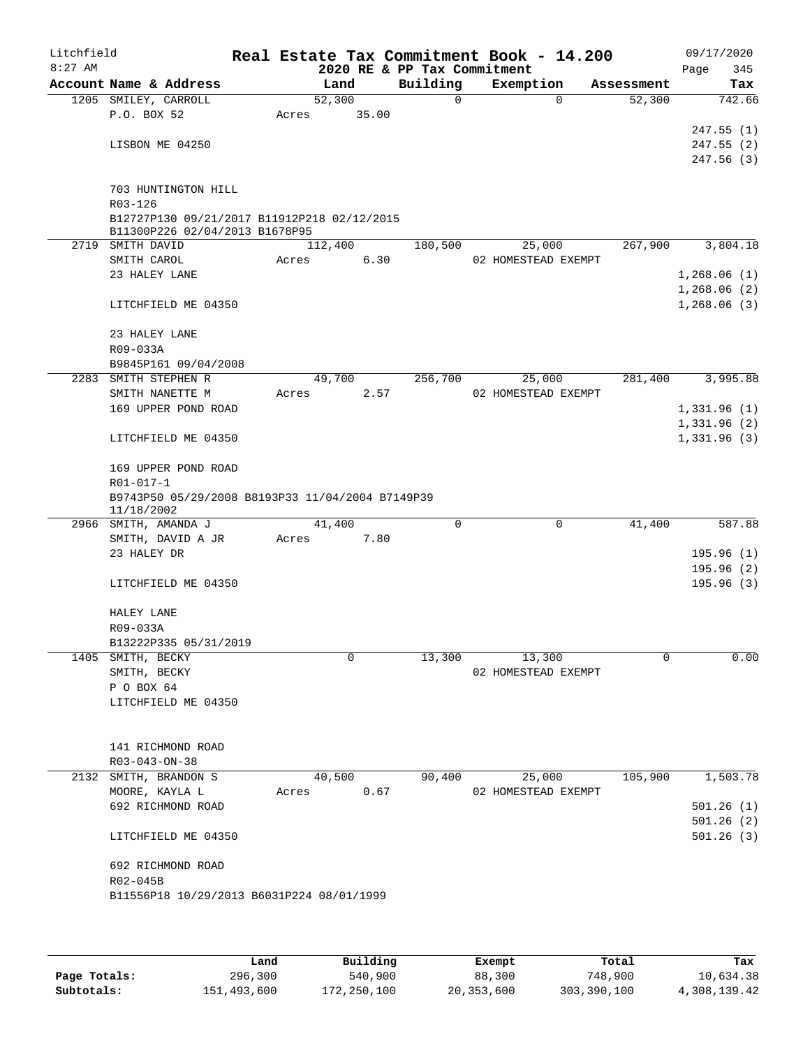Litchfield 8:27 AM

# Real Estate Tax Commitment Book - 14.200

2020 RE & PP Tax Commitment

09/17/2020

| Account Name & Address | Land | Building | Exemption | Assessment | Tax |
|---|---|---|---|---|---|
| 1205 SMILEY, CARROLL | 52,300 | 0 | 0 | 52,300 | 742.66 |
| P.O. BOX 52 | Acres 35.00 | | | | |
| | | | | | 247.55 (1) |
| LISBON ME 04250 | | | | | 247.55 (2) |
| | | | | | 247.56 (3) |
| 703 HUNTINGTON HILL | | | | | |
| R03-126 | | | | | |
| B12727P130 09/21/2017 B11912P218 02/12/2015 B11300P226 02/04/2013 B1678P95 | | | | | |
| 2719 SMITH DAVID | 112,400 | 180,500 | 25,000 | 267,900 | 3,804.18 |
| SMITH CAROL | Acres 6.30 | | 02 HOMESTEAD EXEMPT | | |
| 23 HALEY LANE | | | | | 1,268.06 (1) |
| | | | | | 1,268.06 (2) |
| LITCHFIELD ME 04350 | | | | | 1,268.06 (3) |
| 23 HALEY LANE | | | | | |
| R09-033A | | | | | |
| B9845P161 09/04/2008 | | | | | |
| 2283 SMITH STEPHEN R | 49,700 | 256,700 | 25,000 | 281,400 | 3,995.88 |
| SMITH NANETTE M | Acres 2.57 | | 02 HOMESTEAD EXEMPT | | |
| 169 UPPER POND ROAD | | | | | 1,331.96 (1) |
| | | | | | 1,331.96 (2) |
| LITCHFIELD ME 04350 | | | | | 1,331.96 (3) |
| 169 UPPER POND ROAD | | | | | |
| R01-017-1 | | | | | |
| B9743P50 05/29/2008 B8193P33 11/04/2004 B7149P39 11/18/2002 | | | | | |
| 2966 SMITH, AMANDA J | 41,400 | 0 | 0 | 41,400 | 587.88 |
| SMITH, DAVID A JR | Acres 7.80 | | | | |
| 23 HALEY DR | | | | | 195.96 (1) |
| | | | | | 195.96 (2) |
| LITCHFIELD ME 04350 | | | | | 195.96 (3) |
| HALEY LANE | | | | | |
| R09-033A | | | | | |
| B13222P335 05/31/2019 | | | | | |
| 1405 SMITH, BECKY | 0 | 13,300 | 13,300 | 0 | 0.00 |
| SMITH, BECKY | | | 02 HOMESTEAD EXEMPT | | |
| P O BOX 64 | | | | | |
| LITCHFIELD ME 04350 | | | | | |
| 141 RICHMOND ROAD | | | | | |
| R03-043-ON-38 | | | | | |
| 2132 SMITH, BRANDON S | 40,500 | 90,400 | 25,000 | 105,900 | 1,503.78 |
| MOORE, KAYLA L | Acres 0.67 | | 02 HOMESTEAD EXEMPT | | |
| 692 RICHMOND ROAD | | | | | 501.26 (1) |
| | | | | | 501.26 (2) |
| LITCHFIELD ME 04350 | | | | | 501.26 (3) |
| 692 RICHMOND ROAD | | | | | |
| R02-045B | | | | | |
| B11556P18 10/29/2013 B6031P224 08/01/1999 | | | | | |

| | Land | Building | Exempt | Total | Tax |
|---|---|---|---|---|---|
| Page Totals: | 296,300 | 540,900 | 88,300 | 748,900 | 10,634.38 |
| Subtotals: | 151,493,600 | 172,250,100 | 20,353,600 | 303,390,100 | 4,308,139.42 |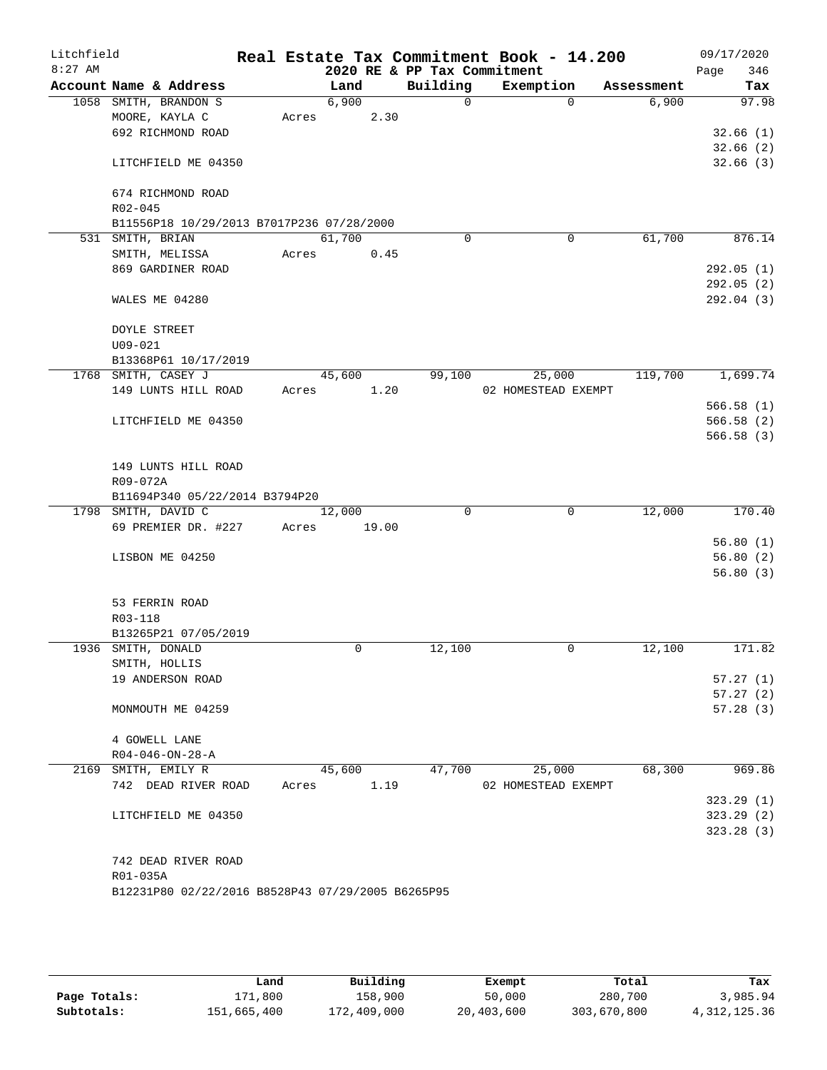Litchfield
8:27 AM

# Real Estate Tax Commitment Book - 14.200

2020 RE & PP Tax Commitment

09/17/2020
Page 346

| Account Name & Address | Land | Building | Exemption | Assessment | Tax |
|---|---|---|---|---|---|
| 1058 SMITH, BRANDON S | 6,900 | 0 | 0 | 6,900 | 97.98 |
| MOORE, KAYLA C | Acres 2.30 | | | | |
| 692 RICHMOND ROAD | | | | | 32.66 (1) |
| | | | | | 32.66 (2) |
| LITCHFIELD ME 04350 | | | | | 32.66 (3) |
| 674 RICHMOND ROAD | | | | | |
| R02-045 | | | | | |
| B11556P18 10/29/2013 B7017P236 07/28/2000 | | | | | |
| 531 SMITH, BRIAN | 61,700 | 0 | 0 | 61,700 | 876.14 |
| SMITH, MELISSA | Acres 0.45 | | | | |
| 869 GARDINER ROAD | | | | | 292.05 (1) |
| | | | | | 292.05 (2) |
| WALES ME 04280 | | | | | 292.04 (3) |
| DOYLE STREET | | | | | |
| U09-021 | | | | | |
| B13368P61 10/17/2019 | | | | | |
| 1768 SMITH, CASEY J | 45,600 | 99,100 | 25,000 | 119,700 | 1,699.74 |
| 149 LUNTS HILL ROAD | Acres 1.20 | | 02 HOMESTEAD EXEMPT | | |
| | | | | | 566.58 (1) |
| LITCHFIELD ME 04350 | | | | | 566.58 (2) |
| | | | | | 566.58 (3) |
| 149 LUNTS HILL ROAD | | | | | |
| R09-072A | | | | | |
| B11694P340 05/22/2014 B3794P20 | | | | | |
| 1798 SMITH, DAVID C | 12,000 | 0 | 0 | 12,000 | 170.40 |
| 69 PREMIER DR. #227 | Acres 19.00 | | | | |
| | | | | | 56.80 (1) |
| LISBON ME 04250 | | | | | 56.80 (2) |
| | | | | | 56.80 (3) |
| 53 FERRIN ROAD | | | | | |
| R03-118 | | | | | |
| B13265P21 07/05/2019 | | | | | |
| 1936 SMITH, DONALD | 0 | 12,100 | 0 | 12,100 | 171.82 |
| SMITH, HOLLIS | | | | | |
| 19 ANDERSON ROAD | | | | | 57.27 (1) |
| | | | | | 57.27 (2) |
| MONMOUTH ME 04259 | | | | | 57.28 (3) |
| 4 GOWELL LANE | | | | | |
| R04-046-ON-28-A | | | | | |
| 2169 SMITH, EMILY R | 45,600 | 47,700 | 25,000 | 68,300 | 969.86 |
| 742 DEAD RIVER ROAD | Acres 1.19 | | 02 HOMESTEAD EXEMPT | | |
| | | | | | 323.29 (1) |
| LITCHFIELD ME 04350 | | | | | 323.29 (2) |
| | | | | | 323.28 (3) |
| 742 DEAD RIVER ROAD | | | | | |
| R01-035A | | | | | |
| B12231P80 02/22/2016 B8528P43 07/29/2005 B6265P95 | | | | | |

| | Land | Building | Exempt | Total | Tax |
|---|---|---|---|---|---|
| Page Totals: | 171,800 | 158,900 | 50,000 | 280,700 | 3,985.94 |
| Subtotals: | 151,665,400 | 172,409,000 | 20,403,600 | 303,670,800 | 4,312,125.36 |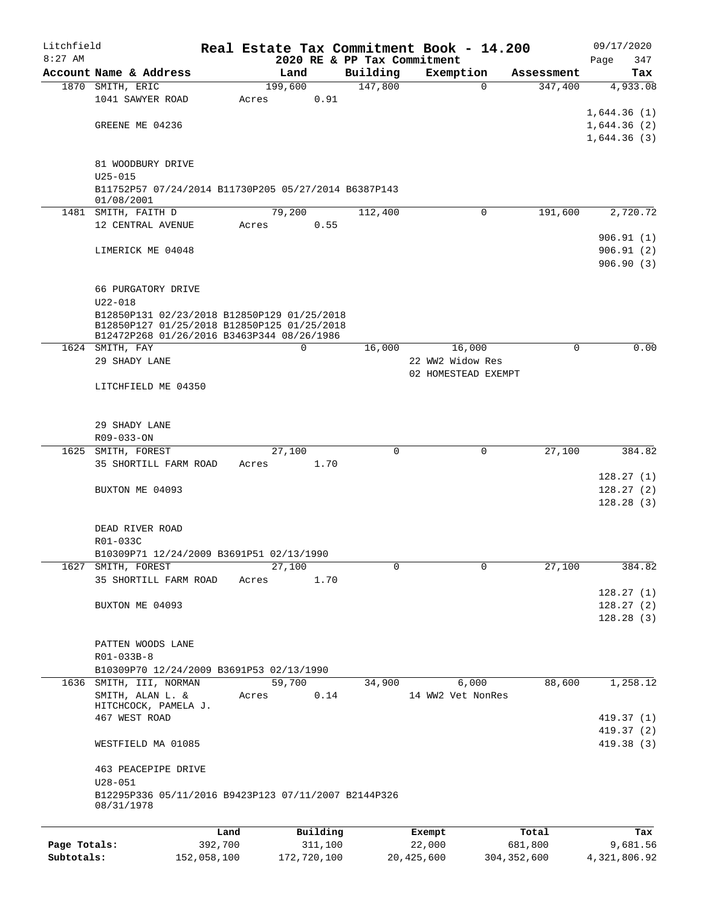Litchfield
8:27 AM

**Real Estate Tax Commitment Book - 14.200**
**2020 RE & PP Tax Commitment**

09/17/2020

| Account Name & Address | Land | Building | Exemption | Assessment | Tax |
|---|---|---|---|---|---|
| 1870 SMITH, ERIC | 199,600 | 147,800 | 0 | 347,400 | 4,933.08 |
| 1041 SAWYER ROAD | Acres 0.91 | | | | |
| | | | | | 1,644.36 (1) |
| GREENE ME 04236 | | | | | 1,644.36 (2) |
| | | | | | 1,644.36 (3) |
| 81 WOODBURY DRIVE | | | | | |
| U25-015 | | | | | |
| B11752P57 07/24/2014 B11730P205 05/27/2014 B6387P143 01/08/2001 | | | | | |
| 1481 SMITH, FAITH D | 79,200 | 112,400 | 0 | 191,600 | 2,720.72 |
| 12 CENTRAL AVENUE | Acres 0.55 | | | | |
| | | | | | 906.91 (1) |
| LIMERICK ME 04048 | | | | | 906.91 (2) |
| | | | | | 906.90 (3) |
| 66 PURGATORY DRIVE | | | | | |
| U22-018 | | | | | |
| B12850P131 02/23/2018 B12850P129 01/25/2018 B12850P127 01/25/2018 B12850P125 01/25/2018 B12472P268 01/26/2016 B3463P344 08/26/1986 | | | | | |
| 1624 SMITH, FAY | 0 | 16,000 | 16,000 | 0 | 0.00 |
| 29 SHADY LANE | | | 22 WW2 Widow Res | | |
| | | | 02 HOMESTEAD EXEMPT | | |
| LITCHFIELD ME 04350 | | | | | |
| 29 SHADY LANE | | | | | |
| R09-033-ON | | | | | |
| 1625 SMITH, FOREST | 27,100 | 0 | 0 | 27,100 | 384.82 |
| 35 SHORTILL FARM ROAD | Acres 1.70 | | | | |
| | | | | | 128.27 (1) |
| BUXTON ME 04093 | | | | | 128.27 (2) |
| | | | | | 128.28 (3) |
| DEAD RIVER ROAD | | | | | |
| R01-033C | | | | | |
| B10309P71 12/24/2009 B3691P51 02/13/1990 | | | | | |
| 1627 SMITH, FOREST | 27,100 | 0 | 0 | 27,100 | 384.82 |
| 35 SHORTILL FARM ROAD | Acres 1.70 | | | | |
| | | | | | 128.27 (1) |
| BUXTON ME 04093 | | | | | 128.27 (2) |
| | | | | | 128.28 (3) |
| PATTEN WOODS LANE | | | | | |
| R01-033B-8 | | | | | |
| B10309P70 12/24/2009 B3691P53 02/13/1990 | | | | | |
| 1636 SMITH, III, NORMAN | 59,700 | 34,900 | 6,000 | 88,600 | 1,258.12 |
| SMITH, ALAN L. & | Acres 0.14 | | 14 WW2 Vet NonRes | | |
| HITCHCOCK, PAMELA J. | | | | | |
| 467 WEST ROAD | | | | | 419.37 (1) |
| | | | | | 419.37 (2) |
| WESTFIELD MA 01085 | | | | | 419.38 (3) |
| 463 PEACEPIPE DRIVE | | | | | |
| U28-051 | | | | | |
| B12295P336 05/11/2016 B9423P123 07/11/2007 B2144P326 08/31/1978 | | | | | |

| | Land | Building | Exempt | Total | Tax |
|---|---|---|---|---|---|
| Page Totals: | 392,700 | 311,100 | 22,000 | 681,800 | 9,681.56 |
| Subtotals: | 152,058,100 | 172,720,100 | 20,425,600 | 304,352,600 | 4,321,806.92 |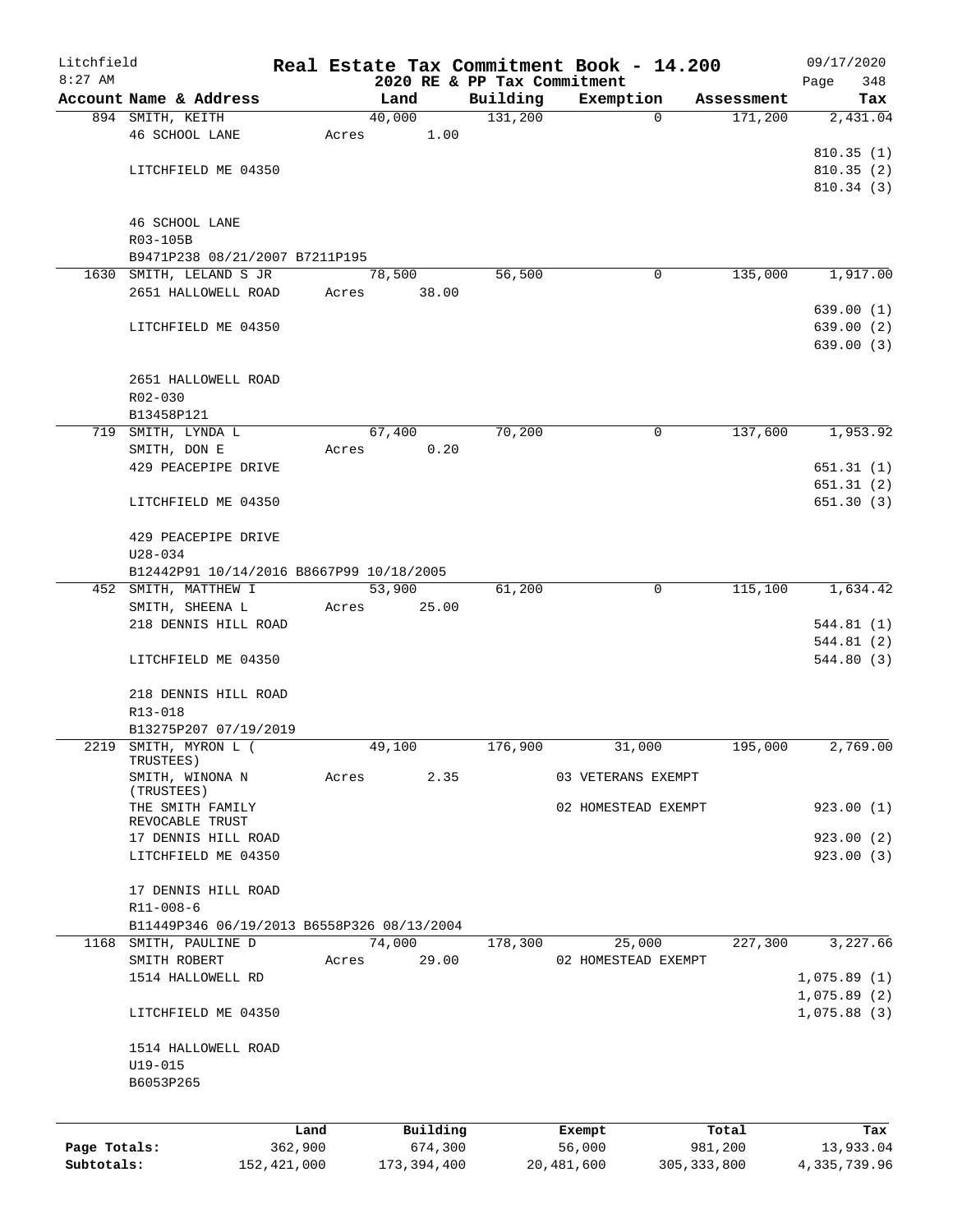Litchfield
8:27 AM

# Real Estate Tax Commitment Book - 14.200

## 2020 RE & PP Tax Commitment

09/17/2020

| Account | Name & Address | Land | Building | Exemption | Assessment | Tax |
|---|---|---|---|---|---|---|
| 894 | SMITH, KEITH | 40,000 | 131,200 | 0 | 171,200 | 2,431.04 |
| | 46 SCHOOL LANE | Acres 1.00 | | | | |
| | | | | | | 810.35 (1) |
| | LITCHFIELD ME 04350 | | | | | 810.35 (2) |
| | | | | | | 810.34 (3) |
| | 46 SCHOOL LANE | | | | | |
| | R03-105B | | | | | |
| | B9471P238 08/21/2007 B7211P195 | | | | | |
| 1630 | SMITH, LELAND S JR | 78,500 | 56,500 | 0 | 135,000 | 1,917.00 |
| | 2651 HALLOWELL ROAD | Acres 38.00 | | | | |
| | | | | | | 639.00 (1) |
| | LITCHFIELD ME 04350 | | | | | 639.00 (2) |
| | | | | | | 639.00 (3) |
| | 2651 HALLOWELL ROAD | | | | | |
| | R02-030 | | | | | |
| | B13458P121 | | | | | |
| 719 | SMITH, LYNDA L | 67,400 | 70,200 | 0 | 137,600 | 1,953.92 |
| | SMITH, DON E | Acres 0.20 | | | | |
| | 429 PEACEPIPE DRIVE | | | | | 651.31 (1) |
| | | | | | | 651.31 (2) |
| | LITCHFIELD ME 04350 | | | | | 651.30 (3) |
| | 429 PEACEPIPE DRIVE | | | | | |
| | U28-034 | | | | | |
| | B12442P91 10/14/2016 B8667P99 10/18/2005 | | | | | |
| 452 | SMITH, MATTHEW I | 53,900 | 61,200 | 0 | 115,100 | 1,634.42 |
| | SMITH, SHEENA L | Acres 25.00 | | | | |
| | 218 DENNIS HILL ROAD | | | | | 544.81 (1) |
| | | | | | | 544.81 (2) |
| | LITCHFIELD ME 04350 | | | | | 544.80 (3) |
| | 218 DENNIS HILL ROAD | | | | | |
| | R13-018 | | | | | |
| | B13275P207 07/19/2019 | | | | | |
| 2219 | SMITH, MYRON L ( TRUSTEES) | 49,100 | 176,900 | 31,000 | 195,000 | 2,769.00 |
| | SMITH, WINONA N (TRUSTEES) | Acres 2.35 | | 03 VETERANS EXEMPT | | |
| | THE SMITH FAMILY REVOCABLE TRUST | | | 02 HOMESTEAD EXEMPT | | 923.00 (1) |
| | 17 DENNIS HILL ROAD | | | | | 923.00 (2) |
| | LITCHFIELD ME 04350 | | | | | 923.00 (3) |
| | 17 DENNIS HILL ROAD | | | | | |
| | R11-008-6 | | | | | |
| | B11449P346 06/19/2013 B6558P326 08/13/2004 | | | | | |
| 1168 | SMITH, PAULINE D | 74,000 | 178,300 | 25,000 | 227,300 | 3,227.66 |
| | SMITH ROBERT | Acres 29.00 | | 02 HOMESTEAD EXEMPT | | |
| | 1514 HALLOWELL RD | | | | | 1,075.89 (1) |
| | | | | | | 1,075.89 (2) |
| | LITCHFIELD ME 04350 | | | | | 1,075.88 (3) |
| | 1514 HALLOWELL ROAD | | | | | |
| | U19-015 | | | | | |
| | B6053P265 | | | | | |

| | Land | Building | Exempt | Total | Tax |
|---|---|---|---|---|---|
| Page Totals: | 362,900 | 674,300 | 56,000 | 981,200 | 13,933.04 |
| Subtotals: | 152,421,000 | 173,394,400 | 20,481,600 | 305,333,800 | 4,335,739.96 |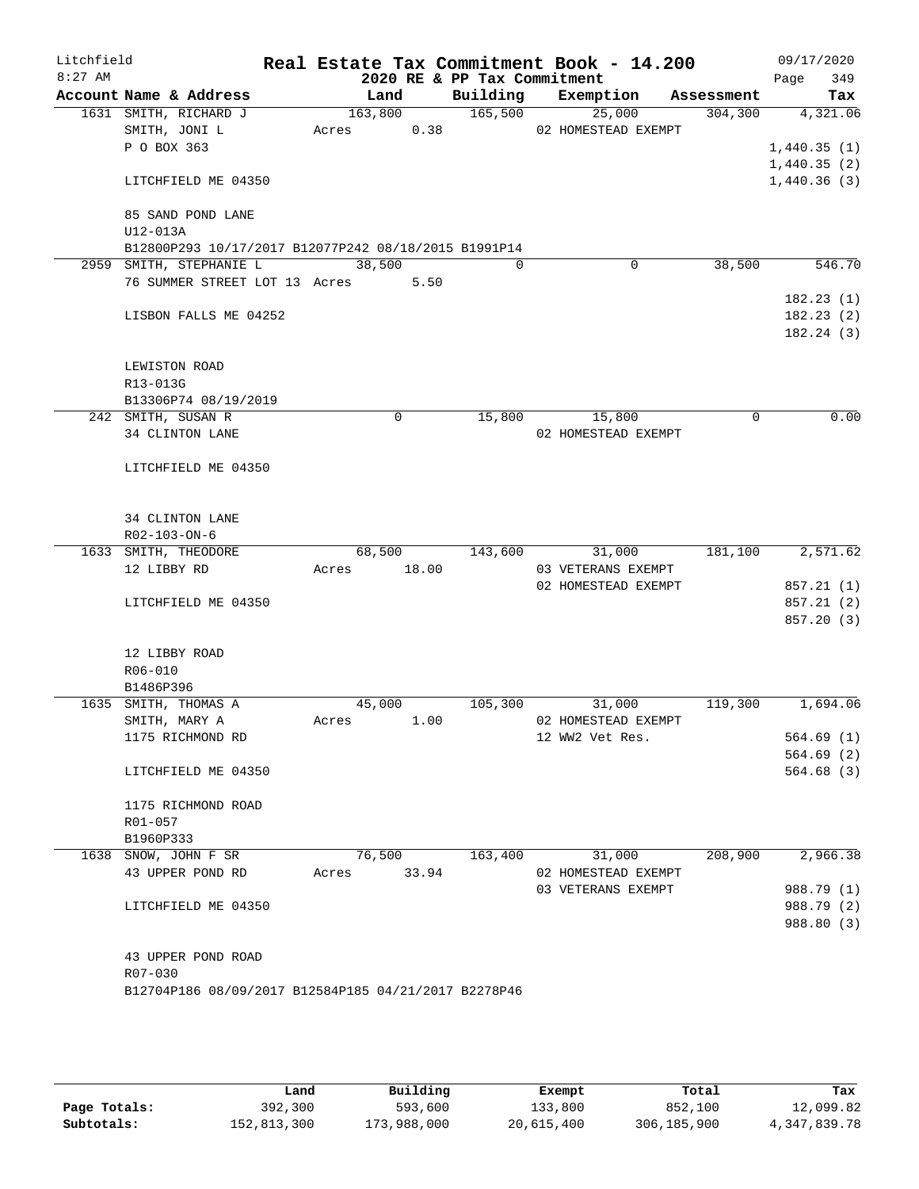# Real Estate Tax Commitment Book - 14.200

Litchfield
8:27 AM

2020 RE & PP Tax Commitment

09/17/2020

| Account Name & Address | Land | Building | Exemption | Assessment | Tax |
|---|---|---|---|---|---|
| 1631 SMITH, RICHARD J | 163,800 | 165,500 | 25,000 | 304,300 | 4,321.06 |
| SMITH, JONI L | Acres 0.38 | | 02 HOMESTEAD EXEMPT | | |
| P O BOX 363 | | | | | 1,440.35 (1) |
| | | | | | 1,440.35 (2) |
| LITCHFIELD ME 04350 | | | | | 1,440.36 (3) |
| 85 SAND POND LANE | | | | | |
| U12-013A | | | | | |
| B12800P293 10/17/2017 B12077P242 08/18/2015 B1991P14 | | | | | |
| 2959 SMITH, STEPHANIE L | 38,500 | 0 | 0 | 38,500 | 546.70 |
| 76 SUMMER STREET LOT 13 | Acres 5.50 | | | | |
| | | | | | 182.23 (1) |
| LISBON FALLS ME 04252 | | | | | 182.23 (2) |
| | | | | | 182.24 (3) |
| LEWISTON ROAD | | | | | |
| R13-013G | | | | | |
| B13306P74 08/19/2019 | | | | | |
| 242 SMITH, SUSAN R | 0 | 15,800 | 15,800 | 0 | 0.00 |
| 34 CLINTON LANE | | | 02 HOMESTEAD EXEMPT | | |
| LITCHFIELD ME 04350 | | | | | |
| 34 CLINTON LANE | | | | | |
| R02-103-ON-6 | | | | | |
| 1633 SMITH, THEODORE | 68,500 | 143,600 | 31,000 | 181,100 | 2,571.62 |
| 12 LIBBY RD | Acres 18.00 | | 03 VETERANS EXEMPT | | |
| | | | 02 HOMESTEAD EXEMPT | | 857.21 (1) |
| LITCHFIELD ME 04350 | | | | | 857.21 (2) |
| | | | | | 857.20 (3) |
| 12 LIBBY ROAD | | | | | |
| R06-010 | | | | | |
| B1486P396 | | | | | |
| 1635 SMITH, THOMAS A | 45,000 | 105,300 | 31,000 | 119,300 | 1,694.06 |
| SMITH, MARY A | Acres 1.00 | | 02 HOMESTEAD EXEMPT | | |
| 1175 RICHMOND RD | | | 12 WW2 Vet Res. | | 564.69 (1) |
| | | | | | 564.69 (2) |
| LITCHFIELD ME 04350 | | | | | 564.68 (3) |
| 1175 RICHMOND ROAD | | | | | |
| R01-057 | | | | | |
| B1960P333 | | | | | |
| 1638 SNOW, JOHN F SR | 76,500 | 163,400 | 31,000 | 208,900 | 2,966.38 |
| 43 UPPER POND RD | Acres 33.94 | | 02 HOMESTEAD EXEMPT | | |
| | | | 03 VETERANS EXEMPT | | 988.79 (1) |
| LITCHFIELD ME 04350 | | | | | 988.79 (2) |
| | | | | | 988.80 (3) |
| 43 UPPER POND ROAD | | | | | |
| R07-030 | | | | | |
| B12704P186 08/09/2017 B12584P185 04/21/2017 B2278P46 | | | | | |

| | Land | Building | Exempt | Total | Tax |
|---|---|---|---|---|---|
| Page Totals: | 392,300 | 593,600 | 133,800 | 852,100 | 12,099.82 |
| Subtotals: | 152,813,300 | 173,988,000 | 20,615,400 | 306,185,900 | 4,347,839.78 |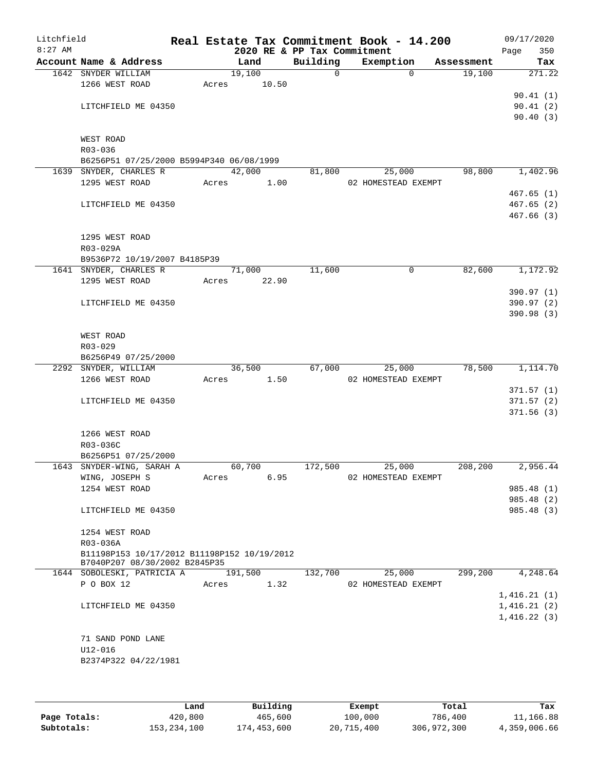# Real Estate Tax Commitment Book - 14.200

Litchfield
8:27 AM

2020 RE & PP Tax Commitment

09/17/2020

| Account Name & Address | Land | Building | Exemption | Assessment | Tax |
|---|---|---|---|---|---|
| 1642 SNYDER WILLIAM | 19,100 | 0 | 0 | 19,100 | 271.22 |
| 1266 WEST ROAD | Acres 10.50 | | | | |
| | | | | | 90.41 (1) |
| LITCHFIELD ME 04350 | | | | | 90.41 (2) |
| | | | | | 90.40 (3) |
| WEST ROAD | | | | | |
| R03-036 | | | | | |
| B6256P51 07/25/2000 B5994P340 06/08/1999 | | | | | |
| 1639 SNYDER, CHARLES R | 42,000 | 81,800 | 25,000 | 98,800 | 1,402.96 |
| 1295 WEST ROAD | Acres 1.00 | | 02 HOMESTEAD EXEMPT | | |
| | | | | | 467.65 (1) |
| LITCHFIELD ME 04350 | | | | | 467.65 (2) |
| | | | | | 467.66 (3) |
| 1295 WEST ROAD | | | | | |
| R03-029A | | | | | |
| B9536P72 10/19/2007 B4185P39 | | | | | |
| 1641 SNYDER, CHARLES R | 71,000 | 11,600 | 0 | 82,600 | 1,172.92 |
| 1295 WEST ROAD | Acres 22.90 | | | | |
| | | | | | 390.97 (1) |
| LITCHFIELD ME 04350 | | | | | 390.97 (2) |
| | | | | | 390.98 (3) |
| WEST ROAD | | | | | |
| R03-029 | | | | | |
| B6256P49 07/25/2000 | | | | | |
| 2292 SNYDER, WILLIAM | 36,500 | 67,000 | 25,000 | 78,500 | 1,114.70 |
| 1266 WEST ROAD | Acres 1.50 | | 02 HOMESTEAD EXEMPT | | |
| | | | | | 371.57 (1) |
| LITCHFIELD ME 04350 | | | | | 371.57 (2) |
| | | | | | 371.56 (3) |
| 1266 WEST ROAD | | | | | |
| R03-036C | | | | | |
| B6256P51 07/25/2000 | | | | | |
| 1643 SNYDER-WING, SARAH A | 60,700 | 172,500 | 25,000 | 208,200 | 2,956.44 |
| WING, JOSEPH S | Acres 6.95 | | 02 HOMESTEAD EXEMPT | | |
| 1254 WEST ROAD | | | | | 985.48 (1) |
| | | | | | 985.48 (2) |
| LITCHFIELD ME 04350 | | | | | 985.48 (3) |
| 1254 WEST ROAD | | | | | |
| R03-036A | | | | | |
| B11198P153 10/17/2012 B11198P152 10/19/2012 | | | | | |
| B7040P207 08/30/2002 B2845P35 | | | | | |
| 1644 SOBOLESKI, PATRICIA A | 191,500 | 132,700 | 25,000 | 299,200 | 4,248.64 |
| P O BOX 12 | Acres 1.32 | | 02 HOMESTEAD EXEMPT | | |
| | | | | | 1,416.21 (1) |
| LITCHFIELD ME 04350 | | | | | 1,416.21 (2) |
| | | | | | 1,416.22 (3) |
| 71 SAND POND LANE | | | | | |
| U12-016 | | | | | |
| B2374P322 04/22/1981 | | | | | |

| | Land | Building | Exempt | Total | Tax |
|---|---|---|---|---|---|
| Page Totals: | 420,800 | 465,600 | 100,000 | 786,400 | 11,166.88 |
| Subtotals: | 153,234,100 | 174,453,600 | 20,715,400 | 306,972,300 | 4,359,006.66 |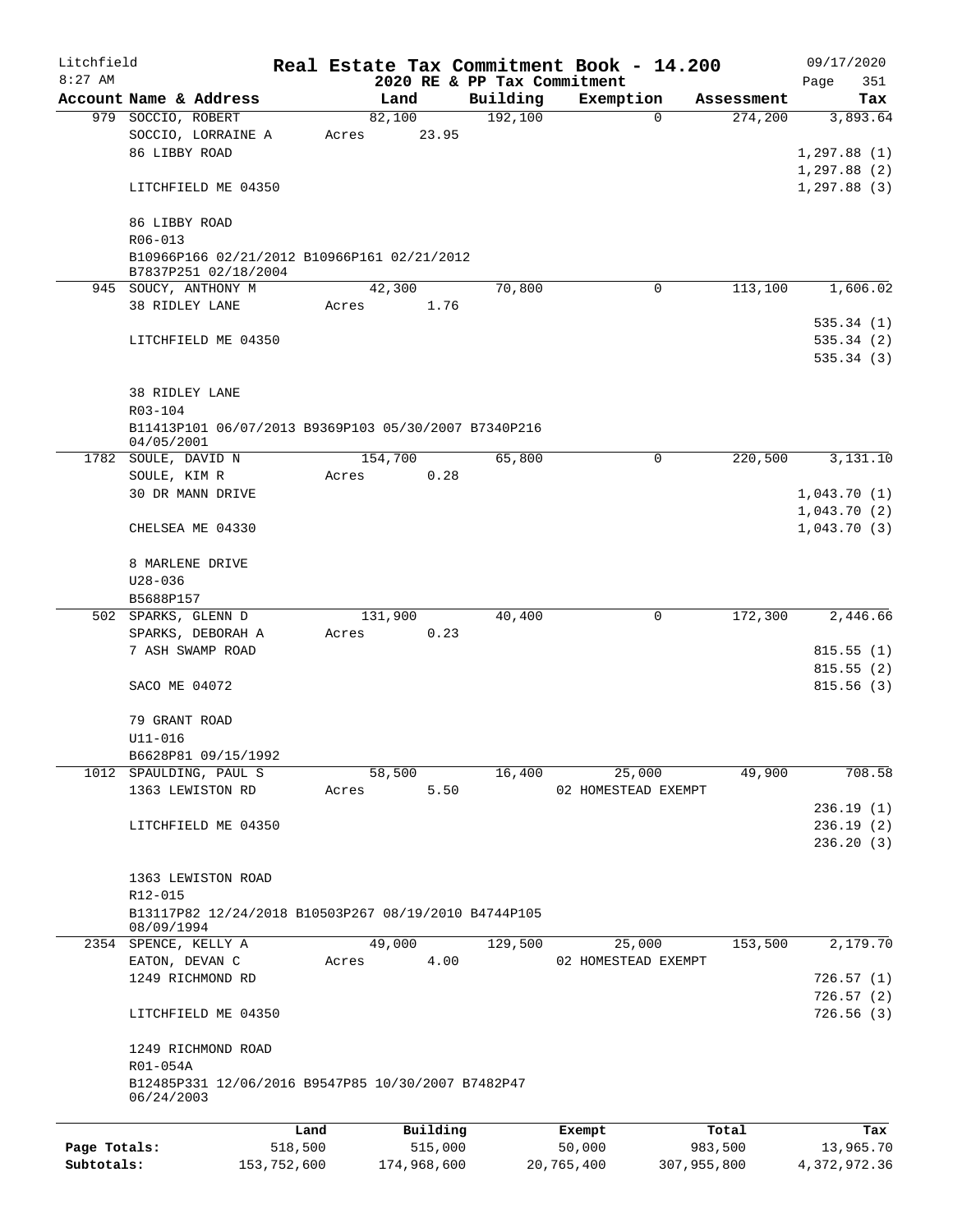Litchfield
8:27 AM

# Real Estate Tax Commitment Book - 14.200

2020 RE & PP Tax Commitment

09/17/2020

| Account Name & Address | Land | Building | Exemption | Assessment | Tax |
|---|---|---|---|---|---|
| 979 SOCCIO, ROBERT | 82,100 | 192,100 | 0 | 274,200 | 3,893.64 |
| SOCCIO, LORRAINE A | Acres 23.95 | | | | |
| 86 LIBBY ROAD | | | | | 1,297.88 (1) |
| | | | | | 1,297.88 (2) |
| LITCHFIELD ME 04350 | | | | | 1,297.88 (3) |
| 86 LIBBY ROAD | | | | | |
| R06-013 | | | | | |
| B10966P166 02/21/2012 B10966P161 02/21/2012 B7837P251 02/18/2004 | | | | | |
| 945 SOUCY, ANTHONY M | 42,300 | 70,800 | 0 | 113,100 | 1,606.02 |
| 38 RIDLEY LANE | Acres 1.76 | | | | |
| | | | | | 535.34 (1) |
| LITCHFIELD ME 04350 | | | | | 535.34 (2) |
| | | | | | 535.34 (3) |
| 38 RIDLEY LANE | | | | | |
| R03-104 | | | | | |
| B11413P101 06/07/2013 B9369P103 05/30/2007 B7340P216 04/05/2001 | | | | | |
| 1782 SOULE, DAVID N | 154,700 | 65,800 | 0 | 220,500 | 3,131.10 |
| SOULE, KIM R | Acres 0.28 | | | | |
| 30 DR MANN DRIVE | | | | | 1,043.70 (1) |
| | | | | | 1,043.70 (2) |
| CHELSEA ME 04330 | | | | | 1,043.70 (3) |
| 8 MARLENE DRIVE | | | | | |
| U28-036 | | | | | |
| B5688P157 | | | | | |
| 502 SPARKS, GLENN D | 131,900 | 40,400 | 0 | 172,300 | 2,446.66 |
| SPARKS, DEBORAH A | Acres 0.23 | | | | |
| 7 ASH SWAMP ROAD | | | | | 815.55 (1) |
| | | | | | 815.55 (2) |
| SACO ME 04072 | | | | | 815.56 (3) |
| 79 GRANT ROAD | | | | | |
| U11-016 | | | | | |
| B6628P81 09/15/1992 | | | | | |
| 1012 SPAULDING, PAUL S | 58,500 | 16,400 | 25,000 | 49,900 | 708.58 |
| 1363 LEWISTON RD | Acres 5.50 | | 02 HOMESTEAD EXEMPT | | |
| | | | | | 236.19 (1) |
| LITCHFIELD ME 04350 | | | | | 236.19 (2) |
| | | | | | 236.20 (3) |
| 1363 LEWISTON ROAD | | | | | |
| R12-015 | | | | | |
| B13117P82 12/24/2018 B10503P267 08/19/2010 B4744P105 08/09/1994 | | | | | |
| 2354 SPENCE, KELLY A | 49,000 | 129,500 | 25,000 | 153,500 | 2,179.70 |
| EATON, DEVAN C | Acres 4.00 | | 02 HOMESTEAD EXEMPT | | |
| 1249 RICHMOND RD | | | | | 726.57 (1) |
| | | | | | 726.57 (2) |
| LITCHFIELD ME 04350 | | | | | 726.56 (3) |
| 1249 RICHMOND ROAD | | | | | |
| R01-054A | | | | | |
| B12485P331 12/06/2016 B9547P85 10/30/2007 B7482P47 06/24/2003 | | | | | |

| | Land | Building | Exempt | Total | Tax |
|---|---|---|---|---|---|
| Page Totals: | 518,500 | 515,000 | 50,000 | 983,500 | 13,965.70 |
| Subtotals: | 153,752,600 | 174,968,600 | 20,765,400 | 307,955,800 | 4,372,972.36 |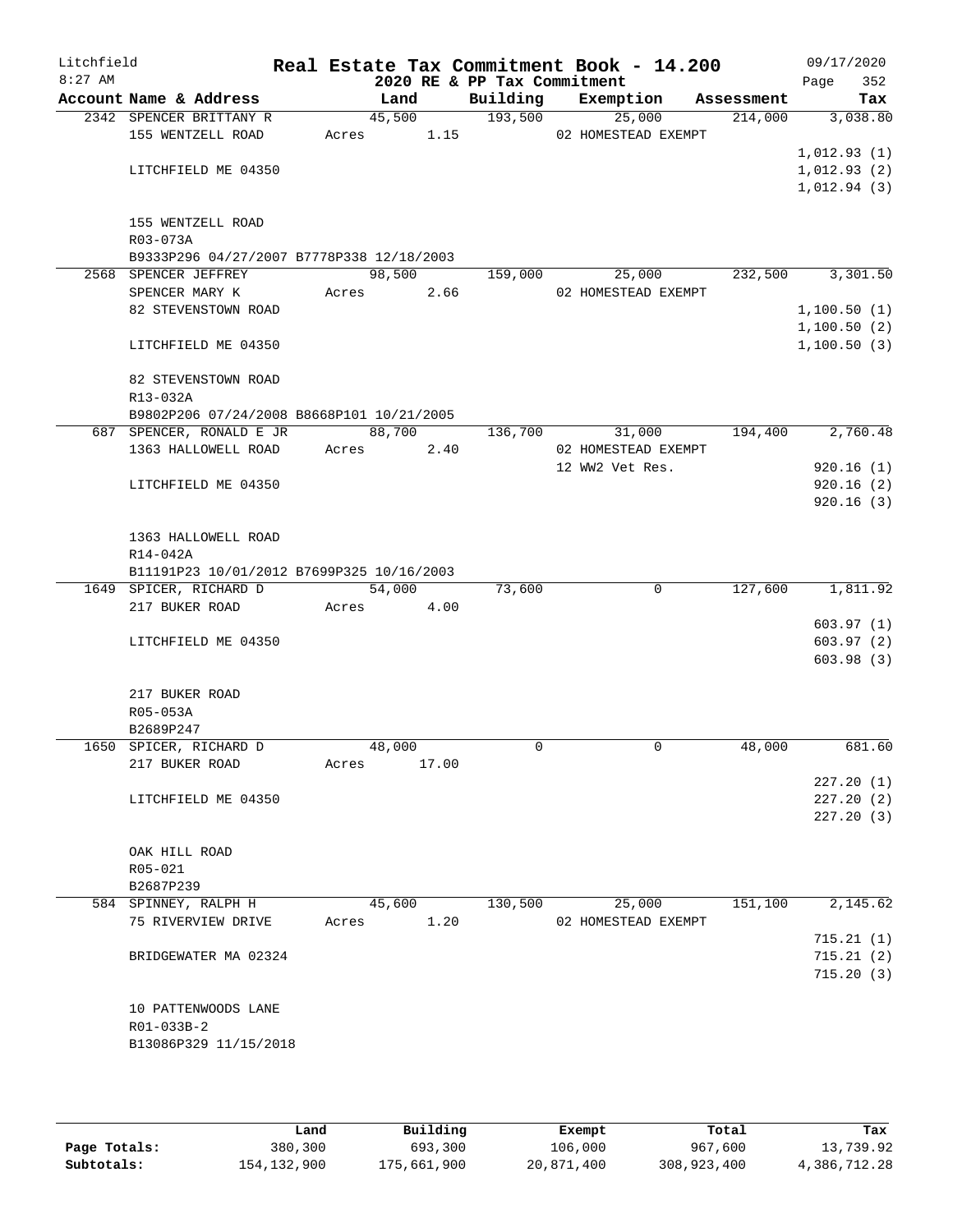# Real Estate Tax Commitment Book - 14.200

Litchfield
8:27 AM

2020 RE & PP Tax Commitment

09/17/2020

| Account Name & Address | Land | Building | Exemption | Assessment | Tax |
|---|---|---|---|---|---|
| 2342 SPENCER BRITTANY R | 45,500 | 193,500 | 25,000 | 214,000 | 3,038.80 |
| 155 WENTZELL ROAD | Acres 1.15 | | 02 HOMESTEAD EXEMPT | | |
| | | | | | 1,012.93 (1) |
| LITCHFIELD ME 04350 | | | | | 1,012.93 (2) |
| | | | | | 1,012.94 (3) |
| 155 WENTZELL ROAD | | | | | |
| R03-073A | | | | | |
| B9333P296 04/27/2007 B7778P338 12/18/2003 | | | | | |
| 2568 SPENCER JEFFREY | 98,500 | 159,000 | 25,000 | 232,500 | 3,301.50 |
| SPENCER MARY K | Acres 2.66 | | 02 HOMESTEAD EXEMPT | | |
| 82 STEVENSTOWN ROAD | | | | | 1,100.50 (1) |
| | | | | | 1,100.50 (2) |
| LITCHFIELD ME 04350 | | | | | 1,100.50 (3) |
| 82 STEVENSTOWN ROAD | | | | | |
| R13-032A | | | | | |
| B9802P206 07/24/2008 B8668P101 10/21/2005 | | | | | |
| 687 SPENCER, RONALD E JR | 88,700 | 136,700 | 31,000 | 194,400 | 2,760.48 |
| 1363 HALLOWELL ROAD | Acres 2.40 | | 02 HOMESTEAD EXEMPT | | |
| | | | 12 WW2 Vet Res. | | 920.16 (1) |
| LITCHFIELD ME 04350 | | | | | 920.16 (2) |
| | | | | | 920.16 (3) |
| 1363 HALLOWELL ROAD | | | | | |
| R14-042A | | | | | |
| B11191P23 10/01/2012 B7699P325 10/16/2003 | | | | | |
| 1649 SPICER, RICHARD D | 54,000 | 73,600 | 0 | 127,600 | 1,811.92 |
| 217 BUKER ROAD | Acres 4.00 | | | | |
| | | | | | 603.97 (1) |
| LITCHFIELD ME 04350 | | | | | 603.97 (2) |
| | | | | | 603.98 (3) |
| 217 BUKER ROAD | | | | | |
| R05-053A | | | | | |
| B2689P247 | | | | | |
| 1650 SPICER, RICHARD D | 48,000 | 0 | 0 | 48,000 | 681.60 |
| 217 BUKER ROAD | Acres 17.00 | | | | |
| | | | | | 227.20 (1) |
| LITCHFIELD ME 04350 | | | | | 227.20 (2) |
| | | | | | 227.20 (3) |
| OAK HILL ROAD | | | | | |
| R05-021 | | | | | |
| B2687P239 | | | | | |
| 584 SPINNEY, RALPH H | 45,600 | 130,500 | 25,000 | 151,100 | 2,145.62 |
| 75 RIVERVIEW DRIVE | Acres 1.20 | | 02 HOMESTEAD EXEMPT | | |
| | | | | | 715.21 (1) |
| BRIDGEWATER MA 02324 | | | | | 715.21 (2) |
| | | | | | 715.20 (3) |
| 10 PATTENWOODS LANE | | | | | |
| R01-033B-2 | | | | | |
| B13086P329 11/15/2018 | | | | | |

| | Land | Building | Exempt | Total | Tax |
|---|---|---|---|---|---|
| Page Totals: | 380,300 | 693,300 | 106,000 | 967,600 | 13,739.92 |
| Subtotals: | 154,132,900 | 175,661,900 | 20,871,400 | 308,923,400 | 4,386,712.28 |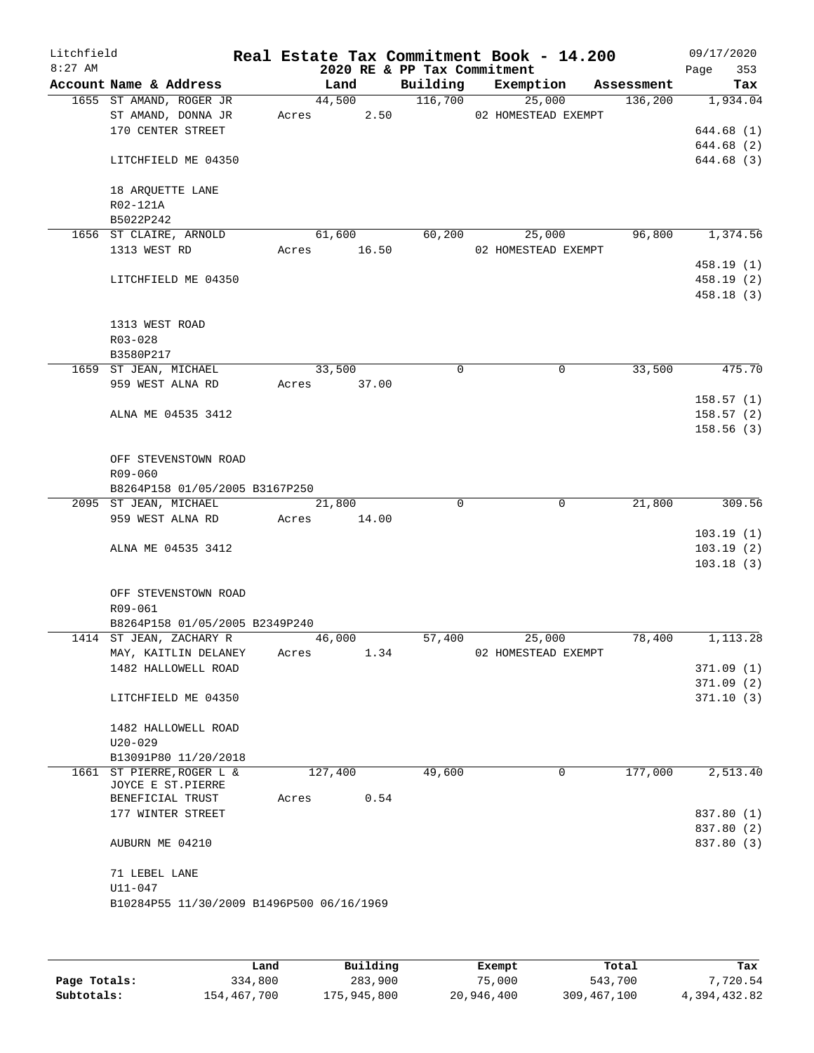Litchfield
8:27 AM

# Real Estate Tax Commitment Book - 14.200

2020 RE & PP Tax Commitment

09/17/2020
Page 353

| Account Name & Address | Land | Building | Exemption | Assessment | Tax |
|---|---|---|---|---|---|
| 1655 ST AMAND, ROGER JR | 44,500 | 116,700 | 25,000 | 136,200 | 1,934.04 |
| ST AMAND, DONNA JR | Acres 2.50 | | 02 HOMESTEAD EXEMPT | | |
| 170 CENTER STREET | | | | | 644.68 (1) |
| | | | | | 644.68 (2) |
| LITCHFIELD ME 04350 | | | | | 644.68 (3) |
| 18 ARQUETTE LANE | | | | | |
| R02-121A | | | | | |
| B5022P242 | | | | | |
| 1656 ST CLAIRE, ARNOLD | 61,600 | 60,200 | 25,000 | 96,800 | 1,374.56 |
| 1313 WEST RD | Acres 16.50 | | 02 HOMESTEAD EXEMPT | | |
| | | | | | 458.19 (1) |
| LITCHFIELD ME 04350 | | | | | 458.19 (2) |
| | | | | | 458.18 (3) |
| 1313 WEST ROAD | | | | | |
| R03-028 | | | | | |
| B3580P217 | | | | | |
| 1659 ST JEAN, MICHAEL | 33,500 | 0 | 0 | 33,500 | 475.70 |
| 959 WEST ALNA RD | Acres 37.00 | | | | |
| | | | | | 158.57 (1) |
| ALNA ME 04535 3412 | | | | | 158.57 (2) |
| | | | | | 158.56 (3) |
| OFF STEVENSTOWN ROAD | | | | | |
| R09-060 | | | | | |
| B8264P158 01/05/2005 B3167P250 | | | | | |
| 2095 ST JEAN, MICHAEL | 21,800 | 0 | 0 | 21,800 | 309.56 |
| 959 WEST ALNA RD | Acres 14.00 | | | | |
| | | | | | 103.19 (1) |
| ALNA ME 04535 3412 | | | | | 103.19 (2) |
| | | | | | 103.18 (3) |
| OFF STEVENSTOWN ROAD | | | | | |
| R09-061 | | | | | |
| B8264P158 01/05/2005 B2349P240 | | | | | |
| 1414 ST JEAN, ZACHARY R | 46,000 | 57,400 | 25,000 | 78,400 | 1,113.28 |
| MAY, KAITLIN DELANEY | Acres 1.34 | | 02 HOMESTEAD EXEMPT | | |
| 1482 HALLOWELL ROAD | | | | | 371.09 (1) |
| | | | | | 371.09 (2) |
| LITCHFIELD ME 04350 | | | | | 371.10 (3) |
| 1482 HALLOWELL ROAD | | | | | |
| U20-029 | | | | | |
| B13091P80 11/20/2018 | | | | | |
| 1661 ST PIERRE,ROGER L & JOYCE E ST.PIERRE | 127,400 | 49,600 | 0 | 177,000 | 2,513.40 |
| BENEFICIAL TRUST | Acres 0.54 | | | | |
| 177 WINTER STREET | | | | | 837.80 (1) |
| | | | | | 837.80 (2) |
| AUBURN ME 04210 | | | | | 837.80 (3) |
| 71 LEBEL LANE | | | | | |
| U11-047 | | | | | |
| B10284P55 11/30/2009 B1496P500 06/16/1969 | | | | | |

| | Land | Building | Exempt | Total | Tax |
|---|---|---|---|---|---|
| Page Totals: | 334,800 | 283,900 | 75,000 | 543,700 | 7,720.54 |
| Subtotals: | 154,467,700 | 175,945,800 | 20,946,400 | 309,467,100 | 4,394,432.82 |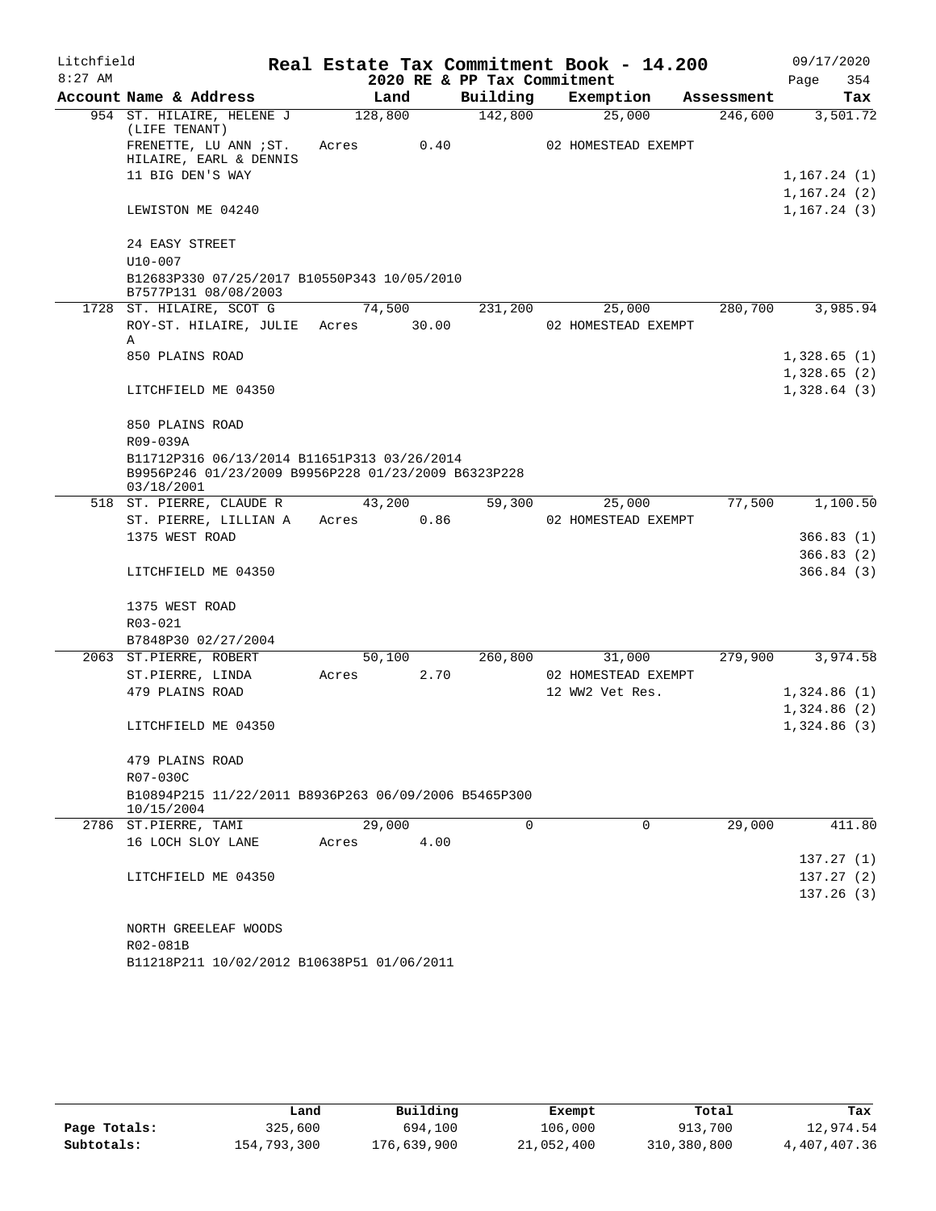Litchfield 8:27 AM

# Real Estate Tax Commitment Book - 14.200

## 2020 RE & PP Tax Commitment

09/17/2020 Page 354

| Account Name & Address | Land | Building | Exemption | Assessment | Tax |
|---|---|---|---|---|---|
| 954 ST. HILAIRE, HELENE J (LIFE TENANT) | 128,800 | 142,800 | 25,000 | 246,600 | 3,501.72 |
| FRENETTE, LU ANN ;ST. HILAIRE, EARL & DENNIS | Acres 0.40 | | 02 HOMESTEAD EXEMPT | | |
| 11 BIG DEN'S WAY | | | | | 1,167.24 (1) |
| | | | | | 1,167.24 (2) |
| LEWISTON ME 04240 | | | | | 1,167.24 (3) |
| 24 EASY STREET | | | | | |
| U10-007 | | | | | |
| B12683P330 07/25/2017 B10550P343 10/05/2010 B7577P131 08/08/2003 | | | | | |
| 1728 ST. HILAIRE, SCOT G | 74,500 | 231,200 | 25,000 | 280,700 | 3,985.94 |
| ROY-ST. HILAIRE, JULIE A | Acres 30.00 | | 02 HOMESTEAD EXEMPT | | |
| 850 PLAINS ROAD | | | | | 1,328.65 (1) |
| | | | | | 1,328.65 (2) |
| LITCHFIELD ME 04350 | | | | | 1,328.64 (3) |
| 850 PLAINS ROAD | | | | | |
| R09-039A | | | | | |
| B11712P316 06/13/2014 B11651P313 03/26/2014 B9956P246 01/23/2009 B9956P228 01/23/2009 B6323P228 03/18/2001 | | | | | |
| 518 ST. PIERRE, CLAUDE R | 43,200 | 59,300 | 25,000 | 77,500 | 1,100.50 |
| ST. PIERRE, LILLIAN A | Acres 0.86 | | 02 HOMESTEAD EXEMPT | | |
| 1375 WEST ROAD | | | | | 366.83 (1) |
| | | | | | 366.83 (2) |
| LITCHFIELD ME 04350 | | | | | 366.84 (3) |
| 1375 WEST ROAD | | | | | |
| R03-021 | | | | | |
| B7848P30 02/27/2004 | | | | | |
| 2063 ST.PIERRE, ROBERT | 50,100 | 260,800 | 31,000 | 279,900 | 3,974.58 |
| ST.PIERRE, LINDA | Acres 2.70 | | 02 HOMESTEAD EXEMPT | | |
| 479 PLAINS ROAD | | | 12 WW2 Vet Res. | | 1,324.86 (1) |
| | | | | | 1,324.86 (2) |
| LITCHFIELD ME 04350 | | | | | 1,324.86 (3) |
| 479 PLAINS ROAD | | | | | |
| R07-030C | | | | | |
| B10894P215 11/22/2011 B8936P263 06/09/2006 B5465P300 10/15/2004 | | | | | |
| 2786 ST.PIERRE, TAMI | 29,000 | 0 | 0 | 29,000 | 411.80 |
| 16 LOCH SLOY LANE | Acres 4.00 | | | | |
| | | | | | 137.27 (1) |
| LITCHFIELD ME 04350 | | | | | 137.27 (2) |
| | | | | | 137.26 (3) |
| NORTH GREELEAF WOODS | | | | | |
| R02-081B | | | | | |
| B11218P211 10/02/2012 B10638P51 01/06/2011 | | | | | |

| | Land | Building | Exempt | Total | Tax |
|---|---|---|---|---|---|
| Page Totals: | 325,600 | 694,100 | 106,000 | 913,700 | 12,974.54 |
| Subtotals: | 154,793,300 | 176,639,900 | 21,052,400 | 310,380,800 | 4,407,407.36 |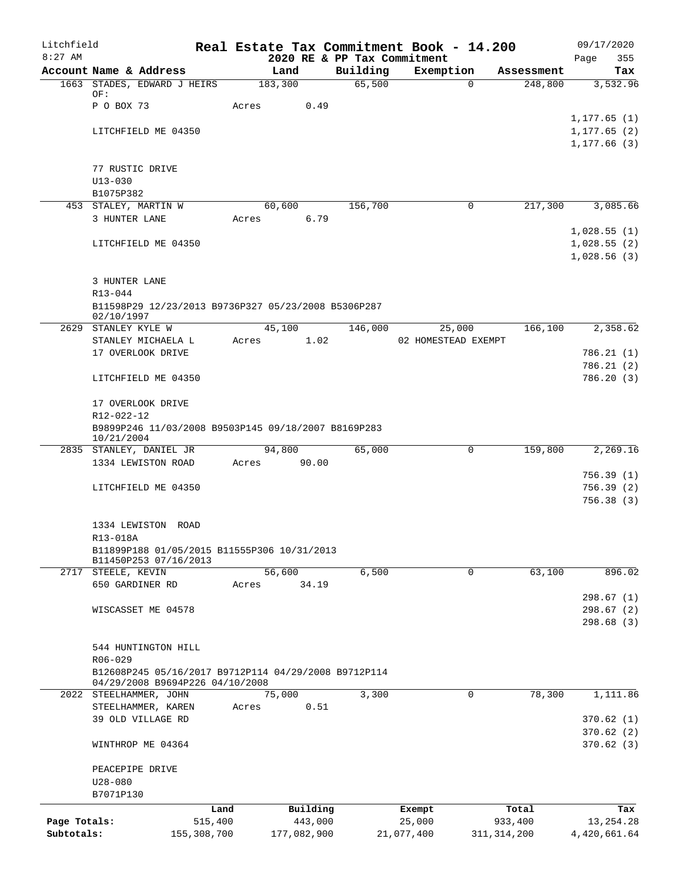# Real Estate Tax Commitment Book - 14.200

Litchfield
8:27 AM

2020 RE & PP Tax Commitment

09/17/2020

| Account Name & Address | Land | Building | Exemption | Assessment | Tax |
|---|---|---|---|---|---|
| 1663 STADES, EDWARD J HEIRS OF: | 183,300 | 65,500 | 0 | 248,800 | 3,532.96 |
| P O BOX 73 | Acres 0.49 | | | | |
| | | | | | 1,177.65 (1) |
| LITCHFIELD ME 04350 | | | | | 1,177.65 (2) |
| | | | | | 1,177.66 (3) |
| 77 RUSTIC DRIVE | | | | | |
| U13-030 | | | | | |
| B1075P382 | | | | | |
| 453 STALEY, MARTIN W | 60,600 | 156,700 | 0 | 217,300 | 3,085.66 |
| 3 HUNTER LANE | Acres 6.79 | | | | |
| | | | | | 1,028.55 (1) |
| LITCHFIELD ME 04350 | | | | | 1,028.55 (2) |
| | | | | | 1,028.56 (3) |
| 3 HUNTER LANE | | | | | |
| R13-044 | | | | | |
| B11598P29 12/23/2013 B9736P327 05/23/2008 B5306P287 02/10/1997 | | | | | |
| 2629 STANLEY KYLE W | 45,100 | 146,000 | 25,000 | 166,100 | 2,358.62 |
| STANLEY MICHAELA L | Acres 1.02 | | 02 HOMESTEAD EXEMPT | | |
| 17 OVERLOOK DRIVE | | | | | 786.21 (1) |
| | | | | | 786.21 (2) |
| LITCHFIELD ME 04350 | | | | | 786.20 (3) |
| 17 OVERLOOK DRIVE | | | | | |
| R12-022-12 | | | | | |
| B9899P246 11/03/2008 B9503P145 09/18/2007 B8169P283 10/21/2004 | | | | | |
| 2835 STANLEY, DANIEL JR | 94,800 | 65,000 | 0 | 159,800 | 2,269.16 |
| 1334 LEWISTON ROAD | Acres 90.00 | | | | |
| | | | | | 756.39 (1) |
| LITCHFIELD ME 04350 | | | | | 756.39 (2) |
| | | | | | 756.38 (3) |
| 1334 LEWISTON ROAD | | | | | |
| R13-018A | | | | | |
| B11899P188 01/05/2015 B11555P306 10/31/2013 B11450P253 07/16/2013 | | | | | |
| 2717 STEELE, KEVIN | 56,600 | 6,500 | 0 | 63,100 | 896.02 |
| 650 GARDINER RD | Acres 34.19 | | | | |
| | | | | | 298.67 (1) |
| WISCASSET ME 04578 | | | | | 298.67 (2) |
| | | | | | 298.68 (3) |
| 544 HUNTINGTON HILL | | | | | |
| R06-029 | | | | | |
| B12608P245 05/16/2017 B9712P114 04/29/2008 B9712P114 04/29/2008 B9694P226 04/10/2008 | | | | | |
| 2022 STEELHAMMER, JOHN | 75,000 | 3,300 | 0 | 78,300 | 1,111.86 |
| STEELHAMMER, KAREN | Acres 0.51 | | | | |
| 39 OLD VILLAGE RD | | | | | 370.62 (1) |
| | | | | | 370.62 (2) |
| WINTHROP ME 04364 | | | | | 370.62 (3) |
| PEACEPIPE DRIVE | | | | | |
| U28-080 | | | | | |
| B7071P130 | | | | | |

| | Land | Building | Exempt | Total | Tax |
|---|---|---|---|---|---|
| Page Totals: | 515,400 | 443,000 | 25,000 | 933,400 | 13,254.28 |
| Subtotals: | 155,308,700 | 177,082,900 | 21,077,400 | 311,314,200 | 4,420,661.64 |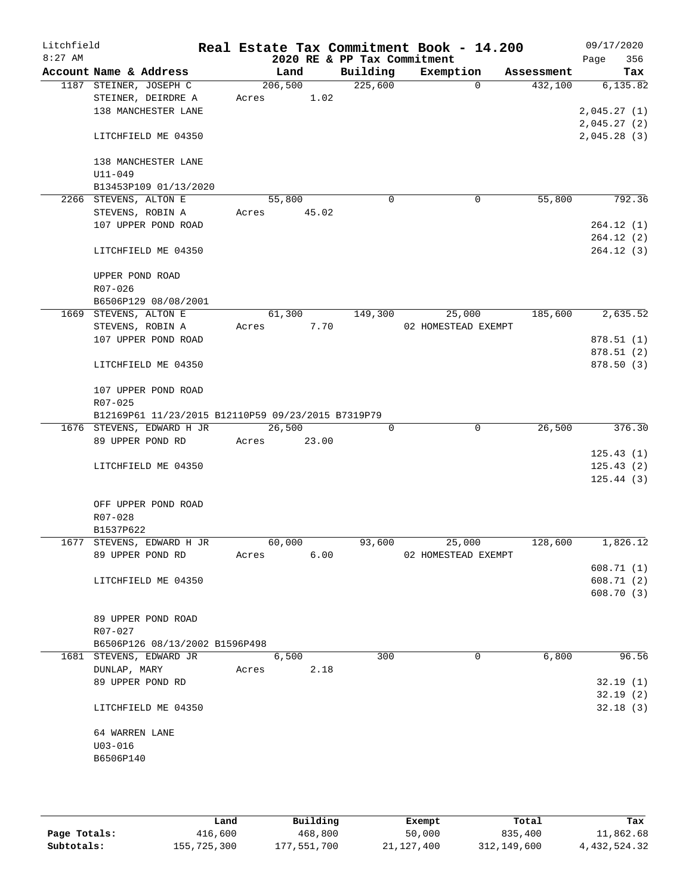Litchfield
8:27 AM

# Real Estate Tax Commitment Book - 14.200

## 2020 RE & PP Tax Commitment

09/17/2020

| Account Name & Address | Land | Building | Exemption | Assessment | Tax |
|---|---|---|---|---|---|
| 1187 STEINER, JOSEPH C | 206,500 | 225,600 | 0 | 432,100 | 6,135.82 |
| STEINER, DEIRDRE A | Acres 1.02 | | | | |
| 138 MANCHESTER LANE | | | | | 2,045.27 (1) |
| | | | | | 2,045.27 (2) |
| LITCHFIELD ME 04350 | | | | | 2,045.28 (3) |
| 138 MANCHESTER LANE | | | | | |
| U11-049 | | | | | |
| B13453P109 01/13/2020 | | | | | |
| 2266 STEVENS, ALTON E | 55,800 | 0 | 0 | 55,800 | 792.36 |
| STEVENS, ROBIN A | Acres 45.02 | | | | |
| 107 UPPER POND ROAD | | | | | 264.12 (1) |
| | | | | | 264.12 (2) |
| LITCHFIELD ME 04350 | | | | | 264.12 (3) |
| UPPER POND ROAD | | | | | |
| R07-026 | | | | | |
| B6506P129 08/08/2001 | | | | | |
| 1669 STEVENS, ALTON E | 61,300 | 149,300 | 25,000 | 185,600 | 2,635.52 |
| STEVENS, ROBIN A | Acres 7.70 | | 02 HOMESTEAD EXEMPT | | |
| 107 UPPER POND ROAD | | | | | 878.51 (1) |
| | | | | | 878.51 (2) |
| LITCHFIELD ME 04350 | | | | | 878.50 (3) |
| 107 UPPER POND ROAD | | | | | |
| R07-025 | | | | | |
| B12169P61 11/23/2015 B12110P59 09/23/2015 B7319P79 | | | | | |
| 1676 STEVENS, EDWARD H JR | 26,500 | 0 | 0 | 26,500 | 376.30 |
| 89 UPPER POND RD | Acres 23.00 | | | | |
| | | | | | 125.43 (1) |
| LITCHFIELD ME 04350 | | | | | 125.43 (2) |
| | | | | | 125.44 (3) |
| OFF UPPER POND ROAD | | | | | |
| R07-028 | | | | | |
| B1537P622 | | | | | |
| 1677 STEVENS, EDWARD H JR | 60,000 | 93,600 | 25,000 | 128,600 | 1,826.12 |
| 89 UPPER POND RD | Acres 6.00 | | 02 HOMESTEAD EXEMPT | | |
| | | | | | 608.71 (1) |
| LITCHFIELD ME 04350 | | | | | 608.71 (2) |
| | | | | | 608.70 (3) |
| 89 UPPER POND ROAD | | | | | |
| R07-027 | | | | | |
| B6506P126 08/13/2002 B1596P498 | | | | | |
| 1681 STEVENS, EDWARD JR | 6,500 | 300 | 0 | 6,800 | 96.56 |
| DUNLAP, MARY | Acres 2.18 | | | | |
| 89 UPPER POND RD | | | | | 32.19 (1) |
| | | | | | 32.19 (2) |
| LITCHFIELD ME 04350 | | | | | 32.18 (3) |
| 64 WARREN LANE | | | | | |
| U03-016 | | | | | |
| B6506P140 | | | | | |

| | Land | Building | Exempt | Total | Tax |
|---|---|---|---|---|---|
| Page Totals: | 416,600 | 468,800 | 50,000 | 835,400 | 11,862.68 |
| Subtotals: | 155,725,300 | 177,551,700 | 21,127,400 | 312,149,600 | 4,432,524.32 |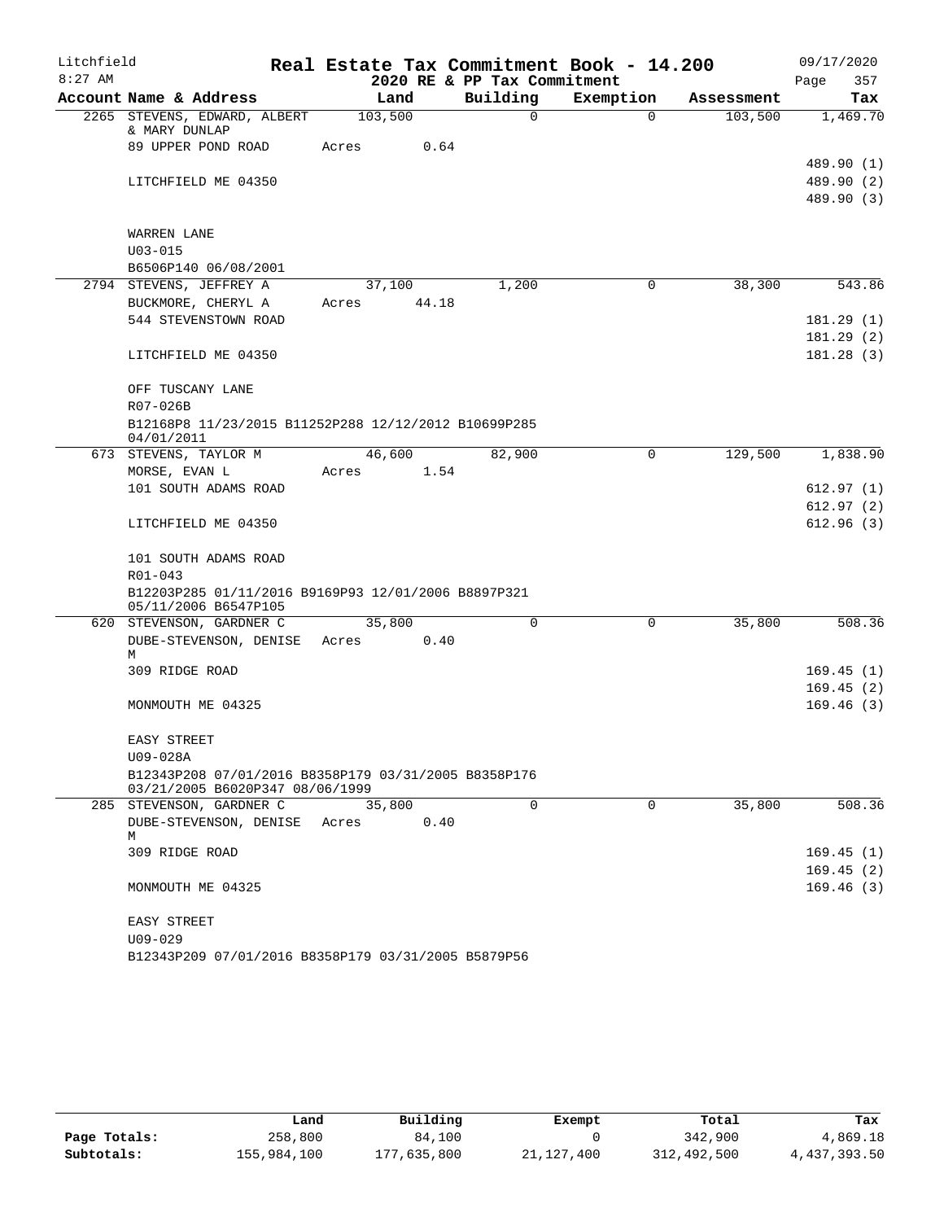# Litchfield — Real Estate Tax Commitment Book - 14.200

8:27 AM — 2020 RE & PP Tax Commitment — 09/17/2020

| Account Name & Address | Land | Building | Exemption | Assessment | Tax |
|---|---|---|---|---|---|
| 2265 STEVENS, EDWARD, ALBERT & MARY DUNLAP | 103,500 | 0 | 0 | 103,500 | 1,469.70 |
| 89 UPPER POND ROAD | Acres 0.64 | | | | |
| | | | | | 489.90 (1) |
| LITCHFIELD ME 04350 | | | | | 489.90 (2) |
| | | | | | 489.90 (3) |
| WARREN LANE | | | | | |
| U03-015 | | | | | |
| B6506P140 06/08/2001 | | | | | |
| 2794 STEVENS, JEFFREY A | 37,100 | 1,200 | 0 | 38,300 | 543.86 |
| BUCKMORE, CHERYL A | Acres 44.18 | | | | |
| 544 STEVENSTOWN ROAD | | | | | 181.29 (1) |
| | | | | | 181.29 (2) |
| LITCHFIELD ME 04350 | | | | | 181.28 (3) |
| OFF TUSCANY LANE | | | | | |
| R07-026B | | | | | |
| B12168P8 11/23/2015 B11252P288 12/12/2012 B10699P285 04/01/2011 | | | | | |
| 673 STEVENS, TAYLOR M | 46,600 | 82,900 | 0 | 129,500 | 1,838.90 |
| MORSE, EVAN L | Acres 1.54 | | | | |
| 101 SOUTH ADAMS ROAD | | | | | 612.97 (1) |
| | | | | | 612.97 (2) |
| LITCHFIELD ME 04350 | | | | | 612.96 (3) |
| 101 SOUTH ADAMS ROAD | | | | | |
| R01-043 | | | | | |
| B12203P285 01/11/2016 B9169P93 12/01/2006 B8897P321 05/11/2006 B6547P105 | | | | | |
| 620 STEVENSON, GARDNER C | 35,800 | 0 | 0 | 35,800 | 508.36 |
| DUBE-STEVENSON, DENISE M | Acres 0.40 | | | | |
| 309 RIDGE ROAD | | | | | 169.45 (1) |
| | | | | | 169.45 (2) |
| MONMOUTH ME 04325 | | | | | 169.46 (3) |
| EASY STREET | | | | | |
| U09-028A | | | | | |
| B12343P208 07/01/2016 B8358P179 03/31/2005 B8358P176 03/21/2005 B6020P347 08/06/1999 | | | | | |
| 285 STEVENSON, GARDNER C | 35,800 | 0 | 0 | 35,800 | 508.36 |
| DUBE-STEVENSON, DENISE M | Acres 0.40 | | | | |
| 309 RIDGE ROAD | | | | | 169.45 (1) |
| | | | | | 169.45 (2) |
| MONMOUTH ME 04325 | | | | | 169.46 (3) |
| EASY STREET | | | | | |
| U09-029 | | | | | |
| B12343P209 07/01/2016 B8358P179 03/31/2005 B5879P56 | | | | | |

| | Land | Building | Exempt | Total | Tax |
|---|---|---|---|---|---|
| Page Totals: | 258,800 | 84,100 | 0 | 342,900 | 4,869.18 |
| Subtotals: | 155,984,100 | 177,635,800 | 21,127,400 | 312,492,500 | 4,437,393.50 |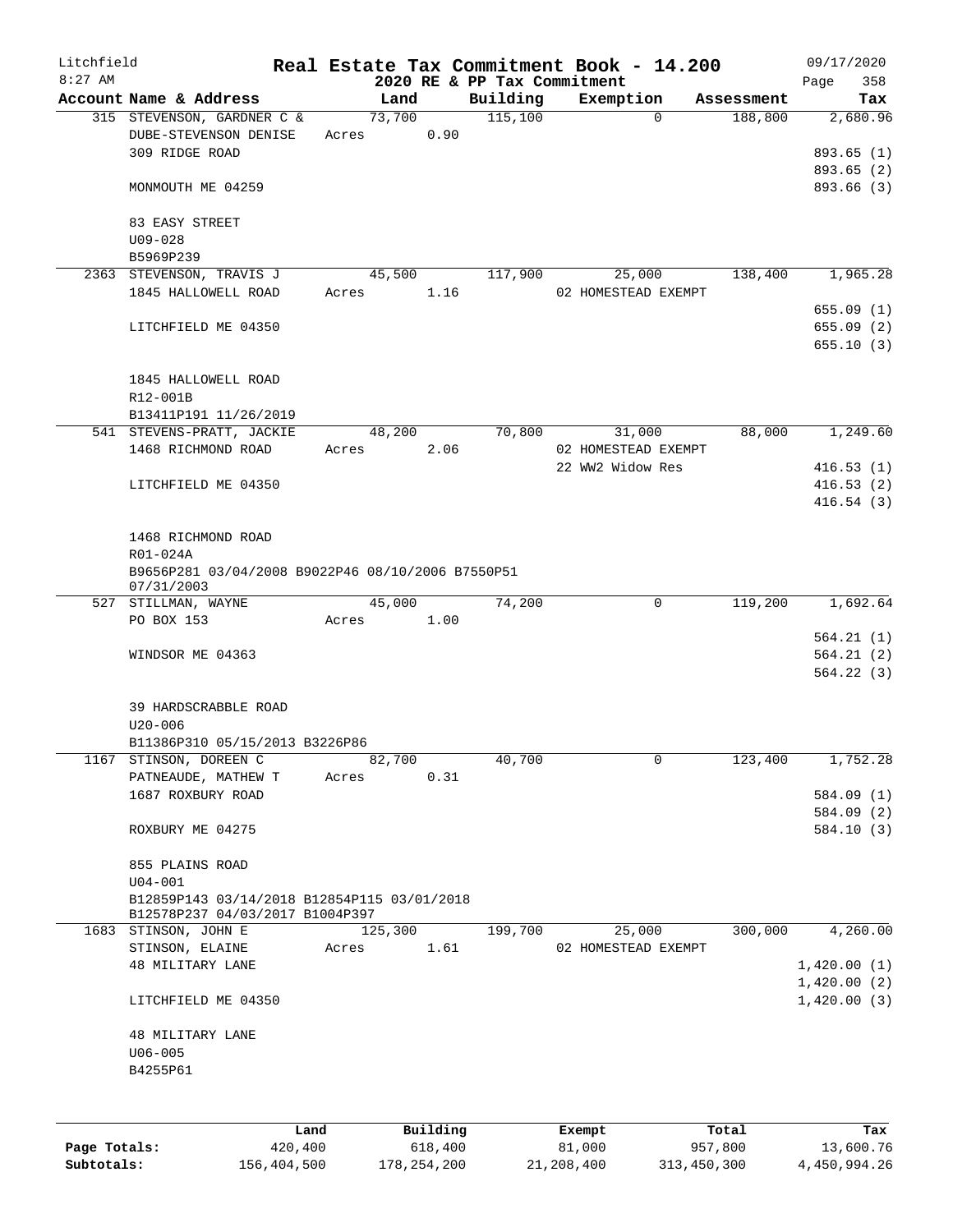Litchfield
8:27 AM

# Real Estate Tax Commitment Book - 14.200

2020 RE & PP Tax Commitment

09/17/2020

| Account Name & Address | Land | Building | Exemption | Assessment | Tax |
|---|---|---|---|---|---|
| 315 STEVENSON, GARDNER C & | 73,700 | 115,100 | 0 | 188,800 | 2,680.96 |
| DUBE-STEVENSON DENISE | Acres 0.90 | | | | |
| 309 RIDGE ROAD | | | | | 893.65 (1) |
| | | | | | 893.65 (2) |
| MONMOUTH ME 04259 | | | | | 893.66 (3) |
| 83 EASY STREET | | | | | |
| U09-028 | | | | | |
| B5969P239 | | | | | |
| 2363 STEVENSON, TRAVIS J | 45,500 | 117,900 | 25,000 | 138,400 | 1,965.28 |
| 1845 HALLOWELL ROAD | Acres 1.16 | | 02 HOMESTEAD EXEMPT | | |
| | | | | | 655.09 (1) |
| LITCHFIELD ME 04350 | | | | | 655.09 (2) |
| | | | | | 655.10 (3) |
| 1845 HALLOWELL ROAD | | | | | |
| R12-001B | | | | | |
| B13411P191 11/26/2019 | | | | | |
| 541 STEVENS-PRATT, JACKIE | 48,200 | 70,800 | 31,000 | 88,000 | 1,249.60 |
| 1468 RICHMOND ROAD | Acres 2.06 | | 02 HOMESTEAD EXEMPT | | |
| | | | 22 WW2 Widow Res | | 416.53 (1) |
| LITCHFIELD ME 04350 | | | | | 416.53 (2) |
| | | | | | 416.54 (3) |
| 1468 RICHMOND ROAD | | | | | |
| R01-024A | | | | | |
| B9656P281 03/04/2008 B9022P46 08/10/2006 B7550P51 07/31/2003 | | | | | |
| 527 STILLMAN, WAYNE | 45,000 | 74,200 | 0 | 119,200 | 1,692.64 |
| PO BOX 153 | Acres 1.00 | | | | |
| | | | | | 564.21 (1) |
| WINDSOR ME 04363 | | | | | 564.21 (2) |
| | | | | | 564.22 (3) |
| 39 HARDSCRABBLE ROAD | | | | | |
| U20-006 | | | | | |
| B11386P310 05/15/2013 B3226P86 | | | | | |
| 1167 STINSON, DOREEN C | 82,700 | 40,700 | 0 | 123,400 | 1,752.28 |
| PATNEAUDE, MATHEW T | Acres 0.31 | | | | |
| 1687 ROXBURY ROAD | | | | | 584.09 (1) |
| | | | | | 584.09 (2) |
| ROXBURY ME 04275 | | | | | 584.10 (3) |
| 855 PLAINS ROAD | | | | | |
| U04-001 | | | | | |
| B12859P143 03/14/2018 B12854P115 03/01/2018 B12578P237 04/03/2017 B1004P397 | | | | | |
| 1683 STINSON, JOHN E | 125,300 | 199,700 | 25,000 | 300,000 | 4,260.00 |
| STINSON, ELAINE | Acres 1.61 | | 02 HOMESTEAD EXEMPT | | |
| 48 MILITARY LANE | | | | | 1,420.00 (1) |
| | | | | | 1,420.00 (2) |
| LITCHFIELD ME 04350 | | | | | 1,420.00 (3) |
| 48 MILITARY LANE | | | | | |
| U06-005 | | | | | |
| B4255P61 | | | | | |

| | Land | Building | Exempt | Total | Tax |
|---|---|---|---|---|---|
| Page Totals: | 420,400 | 618,400 | 81,000 | 957,800 | 13,600.76 |
| Subtotals: | 156,404,500 | 178,254,200 | 21,208,400 | 313,450,300 | 4,450,994.26 |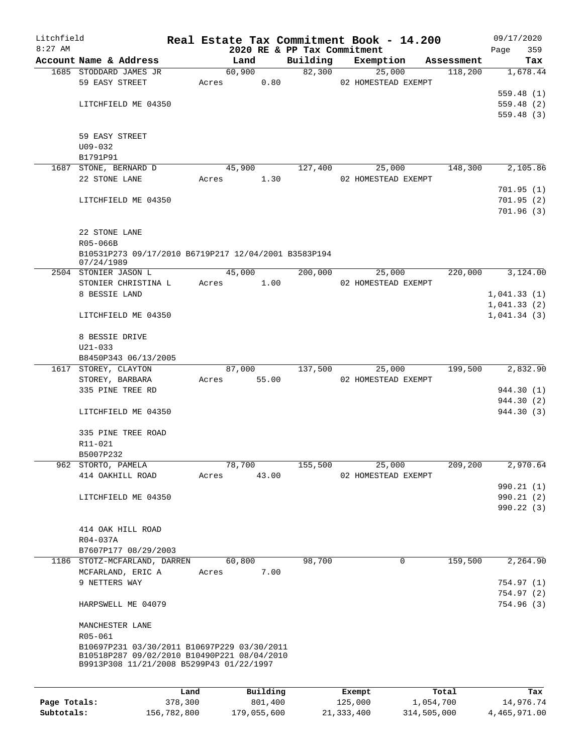Litchfield
8:27 AM

# Real Estate Tax Commitment Book - 14.200

2020 RE & PP Tax Commitment

09/17/2020
Page 359

| Account Name & Address | Land | Building | Exemption | Assessment | Tax |
|---|---|---|---|---|---|
| 1685 STODDARD JAMES JR | 60,900 | 82,300 | 25,000 | 118,200 | 1,678.44 |
| 59 EASY STREET | Acres 0.80 | | 02 HOMESTEAD EXEMPT | | |
| | | | | | 559.48 (1) |
| LITCHFIELD ME 04350 | | | | | 559.48 (2) |
| | | | | | 559.48 (3) |
| 59 EASY STREET | | | | | |
| U09-032 | | | | | |
| B1791P91 | | | | | |
| 1687 STONE, BERNARD D | 45,900 | 127,400 | 25,000 | 148,300 | 2,105.86 |
| 22 STONE LANE | Acres 1.30 | | 02 HOMESTEAD EXEMPT | | |
| | | | | | 701.95 (1) |
| LITCHFIELD ME 04350 | | | | | 701.95 (2) |
| | | | | | 701.96 (3) |
| 22 STONE LANE | | | | | |
| R05-066B | | | | | |
| B10531P273 09/17/2010 B6719P217 12/04/2001 B3583P194 07/24/1989 | | | | | |
| 2504 STONIER JASON L | 45,000 | 200,000 | 25,000 | 220,000 | 3,124.00 |
| STONIER CHRISTINA L | Acres 1.00 | | 02 HOMESTEAD EXEMPT | | |
| 8 BESSIE LAND | | | | | 1,041.33 (1) |
| | | | | | 1,041.33 (2) |
| LITCHFIELD ME 04350 | | | | | 1,041.34 (3) |
| 8 BESSIE DRIVE | | | | | |
| U21-033 | | | | | |
| B8450P343 06/13/2005 | | | | | |
| 1617 STOREY, CLAYTON | 87,000 | 137,500 | 25,000 | 199,500 | 2,832.90 |
| STOREY, BARBARA | Acres 55.00 | | 02 HOMESTEAD EXEMPT | | |
| 335 PINE TREE RD | | | | | 944.30 (1) |
| | | | | | 944.30 (2) |
| LITCHFIELD ME 04350 | | | | | 944.30 (3) |
| 335 PINE TREE ROAD | | | | | |
| R11-021 | | | | | |
| B5007P232 | | | | | |
| 962 STORTO, PAMELA | 78,700 | 155,500 | 25,000 | 209,200 | 2,970.64 |
| 414 OAKHILL ROAD | Acres 43.00 | | 02 HOMESTEAD EXEMPT | | |
| | | | | | 990.21 (1) |
| LITCHFIELD ME 04350 | | | | | 990.21 (2) |
| | | | | | 990.22 (3) |
| 414 OAK HILL ROAD | | | | | |
| R04-037A | | | | | |
| B7607P177 08/29/2003 | | | | | |
| 1186 STOTZ-MCFARLAND, DARREN | 60,800 | 98,700 | 0 | 159,500 | 2,264.90 |
| MCFARLAND, ERIC A | Acres 7.00 | | | | |
| 9 NETTERS WAY | | | | | 754.97 (1) |
| | | | | | 754.97 (2) |
| HARPSWELL ME 04079 | | | | | 754.96 (3) |
| MANCHESTER LANE | | | | | |
| R05-061 | | | | | |
| B10697P231 03/30/2011 B10697P229 03/30/2011 B10518P287 09/02/2010 B10490P221 08/04/2010 B9913P308 11/21/2008 B5299P43 01/22/1997 | | | | | |

| | Land | Building | Exempt | Total | Tax |
|---|---|---|---|---|---|
| Page Totals: | 378,300 | 801,400 | 125,000 | 1,054,700 | 14,976.74 |
| Subtotals: | 156,782,800 | 179,055,600 | 21,333,400 | 314,505,000 | 4,465,971.00 |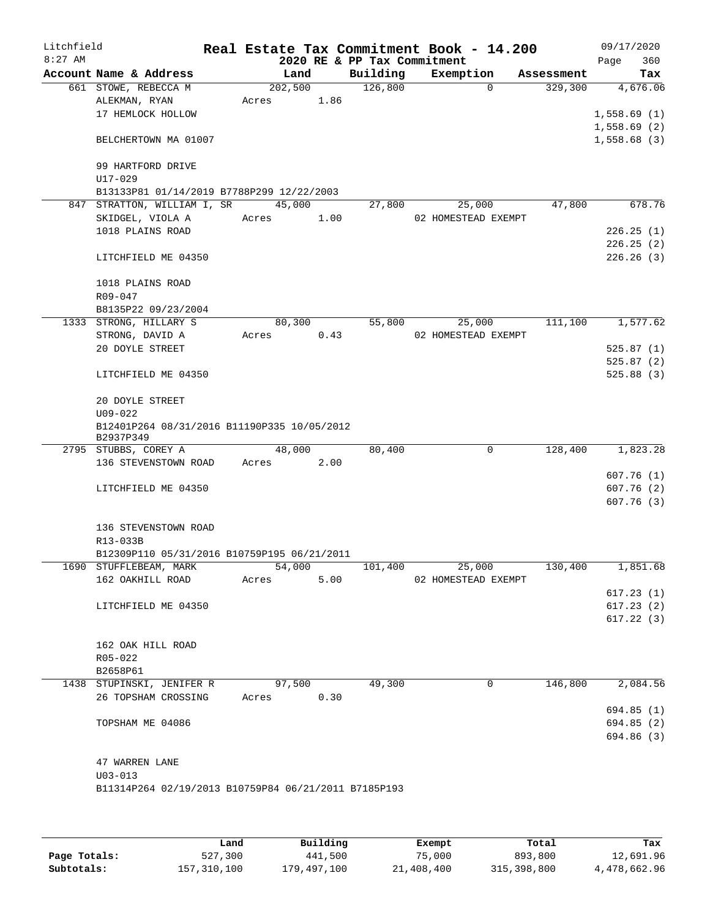Litchfield
8:27 AM

**Real Estate Tax Commitment Book - 14.200**
**2020 RE & PP Tax Commitment**

09/17/2020

| Account | Name & Address | Land | Building | Exemption | Assessment | Tax |
|---|---|---|---|---|---|---|
| 661 | STOWE, REBECCA M | 202,500 | 126,800 | 0 | 329,300 | 4,676.06 |
| | ALEKMAN, RYAN | Acres 1.86 | | | | |
| | 17 HEMLOCK HOLLOW | | | | | 1,558.69 (1) |
| | | | | | | 1,558.69 (2) |
| | BELCHERTOWN MA 01007 | | | | | 1,558.68 (3) |
| | 99 HARTFORD DRIVE | | | | | |
| | U17-029 | | | | | |
| | B13133P81 01/14/2019 B7788P299 12/22/2003 | | | | | |
| 847 | STRATTON, WILLIAM I, SR | 45,000 | 27,800 | 25,000 | 47,800 | 678.76 |
| | SKIDGEL, VIOLA A | Acres 1.00 | | 02 HOMESTEAD EXEMPT | | |
| | 1018 PLAINS ROAD | | | | | 226.25 (1) |
| | | | | | | 226.25 (2) |
| | LITCHFIELD ME 04350 | | | | | 226.26 (3) |
| | 1018 PLAINS ROAD | | | | | |
| | R09-047 | | | | | |
| | B8135P22 09/23/2004 | | | | | |
| 1333 | STRONG, HILLARY S | 80,300 | 55,800 | 25,000 | 111,100 | 1,577.62 |
| | STRONG, DAVID A | Acres 0.43 | | 02 HOMESTEAD EXEMPT | | |
| | 20 DOYLE STREET | | | | | 525.87 (1) |
| | | | | | | 525.87 (2) |
| | LITCHFIELD ME 04350 | | | | | 525.88 (3) |
| | 20 DOYLE STREET | | | | | |
| | U09-022 | | | | | |
| | B12401P264 08/31/2016 B11190P335 10/05/2012 B2937P349 | | | | | |
| 2795 | STUBBS, COREY A | 48,000 | 80,400 | 0 | 128,400 | 1,823.28 |
| | 136 STEVENSTOWN ROAD | Acres 2.00 | | | | |
| | | | | | | 607.76 (1) |
| | LITCHFIELD ME 04350 | | | | | 607.76 (2) |
| | | | | | | 607.76 (3) |
| | 136 STEVENSTOWN ROAD | | | | | |
| | R13-033B | | | | | |
| | B12309P110 05/31/2016 B10759P195 06/21/2011 | | | | | |
| 1690 | STUFFLEBEAM, MARK | 54,000 | 101,400 | 25,000 | 130,400 | 1,851.68 |
| | 162 OAKHILL ROAD | Acres 5.00 | | 02 HOMESTEAD EXEMPT | | |
| | | | | | | 617.23 (1) |
| | LITCHFIELD ME 04350 | | | | | 617.23 (2) |
| | | | | | | 617.22 (3) |
| | 162 OAK HILL ROAD | | | | | |
| | R05-022 | | | | | |
| | B2658P61 | | | | | |
| 1438 | STUPINSKI, JENIFER R | 97,500 | 49,300 | 0 | 146,800 | 2,084.56 |
| | 26 TOPSHAM CROSSING | Acres 0.30 | | | | |
| | | | | | | 694.85 (1) |
| | TOPSHAM ME 04086 | | | | | 694.85 (2) |
| | | | | | | 694.86 (3) |
| | 47 WARREN LANE | | | | | |
| | U03-013 | | | | | |
| | B11314P264 02/19/2013 B10759P84 06/21/2011 B7185P193 | | | | | |

| | Land | Building | Exempt | Total | Tax |
|---|---|---|---|---|---|
| Page Totals: | 527,300 | 441,500 | 75,000 | 893,800 | 12,691.96 |
| Subtotals: | 157,310,100 | 179,497,100 | 21,408,400 | 315,398,800 | 4,478,662.96 |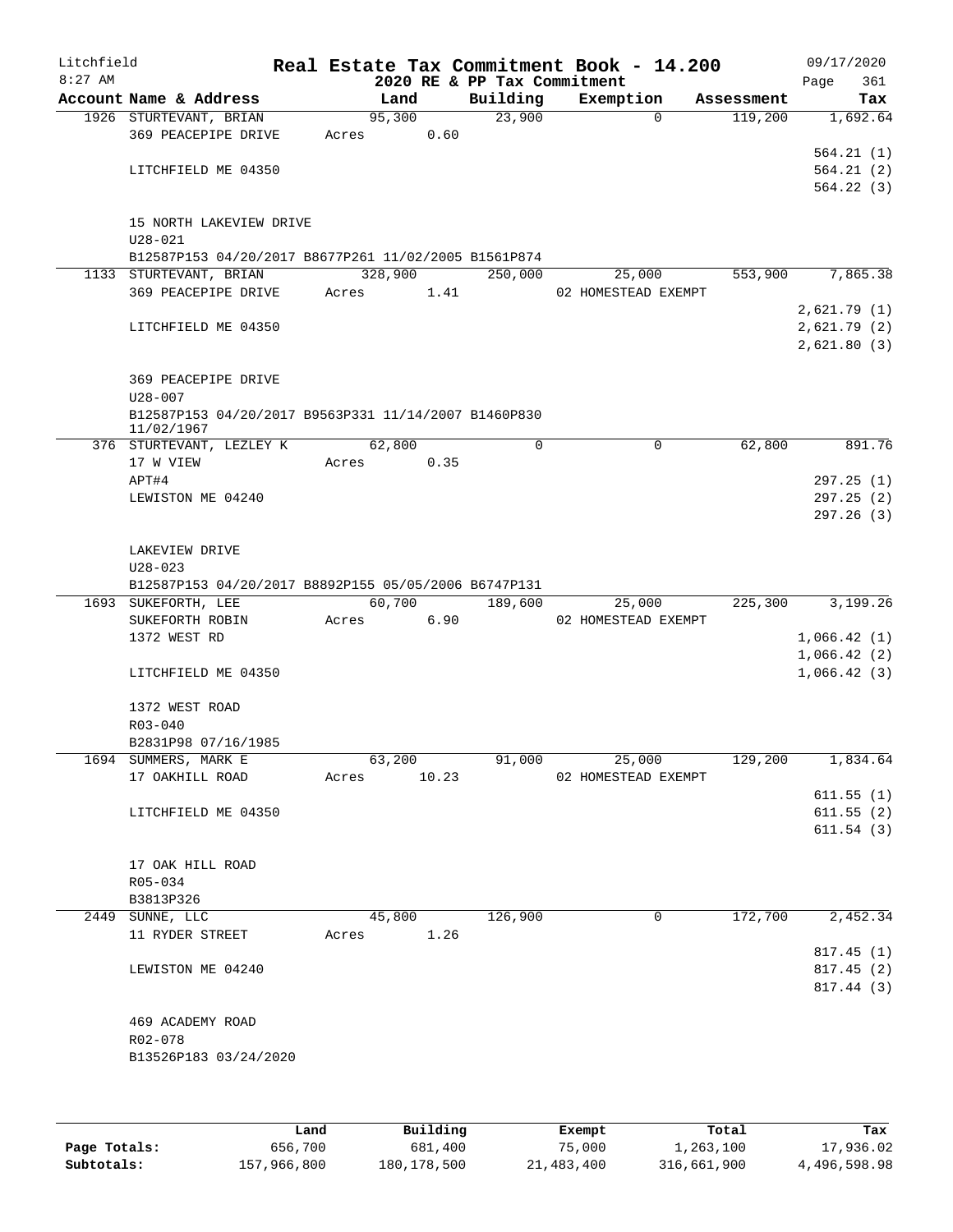Litchfield
8:27 AM

# Real Estate Tax Commitment Book - 14.200

2020 RE & PP Tax Commitment

09/17/2020
Page 361

| Account Name & Address | Land | Building | Exemption | Assessment | Tax |
|---|---|---|---|---|---|
| 1926 STURTEVANT, BRIAN | 95,300 | 23,900 | 0 | 119,200 | 1,692.64 |
| 369 PEACEPIPE DRIVE | Acres 0.60 | | | | |
| | | | | | 564.21 (1) |
| LITCHFIELD ME 04350 | | | | | 564.21 (2) |
| | | | | | 564.22 (3) |
| 15 NORTH LAKEVIEW DRIVE | | | | | |
| U28-021 | | | | | |
| B12587P153 04/20/2017 B8677P261 11/02/2005 B1561P874 | | | | | |
| 1133 STURTEVANT, BRIAN | 328,900 | 250,000 | 25,000 | 553,900 | 7,865.38 |
| 369 PEACEPIPE DRIVE | Acres 1.41 | | 02 HOMESTEAD EXEMPT | | |
| | | | | | 2,621.79 (1) |
| LITCHFIELD ME 04350 | | | | | 2,621.79 (2) |
| | | | | | 2,621.80 (3) |
| 369 PEACEPIPE DRIVE | | | | | |
| U28-007 | | | | | |
| B12587P153 04/20/2017 B9563P331 11/14/2007 B1460P830 11/02/1967 | | | | | |
| 376 STURTEVANT, LEZLEY K | 62,800 | 0 | 0 | 62,800 | 891.76 |
| 17 W VIEW | Acres 0.35 | | | | |
| APT#4 | | | | | 297.25 (1) |
| LEWISTON ME 04240 | | | | | 297.25 (2) |
| | | | | | 297.26 (3) |
| LAKEVIEW DRIVE | | | | | |
| U28-023 | | | | | |
| B12587P153 04/20/2017 B8892P155 05/05/2006 B6747P131 | | | | | |
| 1693 SUKEFORTH, LEE | 60,700 | 189,600 | 25,000 | 225,300 | 3,199.26 |
| SUKEFORTH ROBIN | Acres 6.90 | | 02 HOMESTEAD EXEMPT | | |
| 1372 WEST RD | | | | | 1,066.42 (1) |
| | | | | | 1,066.42 (2) |
| LITCHFIELD ME 04350 | | | | | 1,066.42 (3) |
| 1372 WEST ROAD | | | | | |
| R03-040 | | | | | |
| B2831P98 07/16/1985 | | | | | |
| 1694 SUMMERS, MARK E | 63,200 | 91,000 | 25,000 | 129,200 | 1,834.64 |
| 17 OAKHILL ROAD | Acres 10.23 | | 02 HOMESTEAD EXEMPT | | |
| | | | | | 611.55 (1) |
| LITCHFIELD ME 04350 | | | | | 611.55 (2) |
| | | | | | 611.54 (3) |
| 17 OAK HILL ROAD | | | | | |
| R05-034 | | | | | |
| B3813P326 | | | | | |
| 2449 SUNNE, LLC | 45,800 | 126,900 | 0 | 172,700 | 2,452.34 |
| 11 RYDER STREET | Acres 1.26 | | | | |
| | | | | | 817.45 (1) |
| LEWISTON ME 04240 | | | | | 817.45 (2) |
| | | | | | 817.44 (3) |
| 469 ACADEMY ROAD | | | | | |
| R02-078 | | | | | |
| B13526P183 03/24/2020 | | | | | |

| | Land | Building | Exempt | Total | Tax |
|---|---|---|---|---|---|
| Page Totals: | 656,700 | 681,400 | 75,000 | 1,263,100 | 17,936.02 |
| Subtotals: | 157,966,800 | 180,178,500 | 21,483,400 | 316,661,900 | 4,496,598.98 |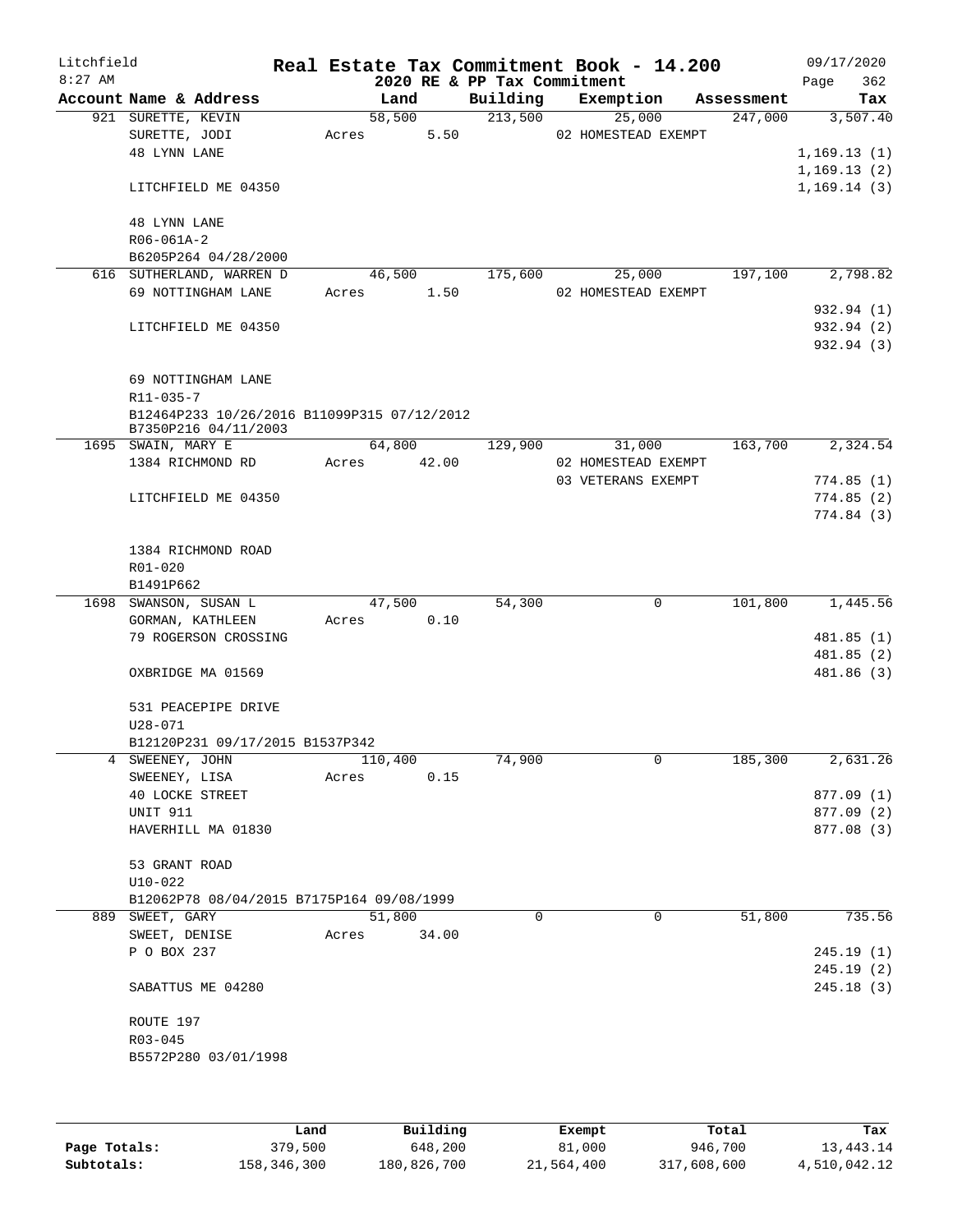Litchfield
8:27 AM

# Real Estate Tax Commitment Book - 14.200

2020 RE & PP Tax Commitment

09/17/2020
Page 362

| Account Name & Address | Land | Building | Exemption | Assessment | Tax |
|---|---|---|---|---|---|
| 921 SURETTE, KEVIN | 58,500 | 213,500 | 25,000 | 247,000 | 3,507.40 |
| SURETTE, JODI | Acres 5.50 | | 02 HOMESTEAD EXEMPT | | |
| 48 LYNN LANE | | | | | 1,169.13 (1) |
| | | | | | 1,169.13 (2) |
| LITCHFIELD ME 04350 | | | | | 1,169.14 (3) |
| 48 LYNN LANE | | | | | |
| R06-061A-2 | | | | | |
| B6205P264 04/28/2000 | | | | | |
| 616 SUTHERLAND, WARREN D | 46,500 | 175,600 | 25,000 | 197,100 | 2,798.82 |
| 69 NOTTINGHAM LANE | Acres 1.50 | | 02 HOMESTEAD EXEMPT | | |
| | | | | | 932.94 (1) |
| LITCHFIELD ME 04350 | | | | | 932.94 (2) |
| | | | | | 932.94 (3) |
| 69 NOTTINGHAM LANE | | | | | |
| R11-035-7 | | | | | |
| B12464P233 10/26/2016 B11099P315 07/12/2012 B7350P216 04/11/2003 | | | | | |
| 1695 SWAIN, MARY E | 64,800 | 129,900 | 31,000 | 163,700 | 2,324.54 |
| 1384 RICHMOND RD | Acres 42.00 | | 02 HOMESTEAD EXEMPT | | |
| | | | 03 VETERANS EXEMPT | | 774.85 (1) |
| LITCHFIELD ME 04350 | | | | | 774.85 (2) |
| | | | | | 774.84 (3) |
| 1384 RICHMOND ROAD | | | | | |
| R01-020 | | | | | |
| B1491P662 | | | | | |
| 1698 SWANSON, SUSAN L | 47,500 | 54,300 | 0 | 101,800 | 1,445.56 |
| GORMAN, KATHLEEN | Acres 0.10 | | | | |
| 79 ROGERSON CROSSING | | | | | 481.85 (1) |
| | | | | | 481.85 (2) |
| OXBRIDGE MA 01569 | | | | | 481.86 (3) |
| 531 PEACEPIPE DRIVE | | | | | |
| U28-071 | | | | | |
| B12120P231 09/17/2015 B1537P342 | | | | | |
| 4 SWEENEY, JOHN | 110,400 | 74,900 | 0 | 185,300 | 2,631.26 |
| SWEENEY, LISA | Acres 0.15 | | | | |
| 40 LOCKE STREET | | | | | 877.09 (1) |
| UNIT 911 | | | | | 877.09 (2) |
| HAVERHILL MA 01830 | | | | | 877.08 (3) |
| 53 GRANT ROAD | | | | | |
| U10-022 | | | | | |
| B12062P78 08/04/2015 B7175P164 09/08/1999 | | | | | |
| 889 SWEET, GARY | 51,800 | 0 | 0 | 51,800 | 735.56 |
| SWEET, DENISE | Acres 34.00 | | | | |
| P O BOX 237 | | | | | 245.19 (1) |
| | | | | | 245.19 (2) |
| SABATTUS ME 04280 | | | | | 245.18 (3) |
| ROUTE 197 | | | | | |
| R03-045 | | | | | |
| B5572P280 03/01/1998 | | | | | |

| | Land | Building | Exempt | Total | Tax |
|---|---|---|---|---|---|
| Page Totals: | 379,500 | 648,200 | 81,000 | 946,700 | 13,443.14 |
| Subtotals: | 158,346,300 | 180,826,700 | 21,564,400 | 317,608,600 | 4,510,042.12 |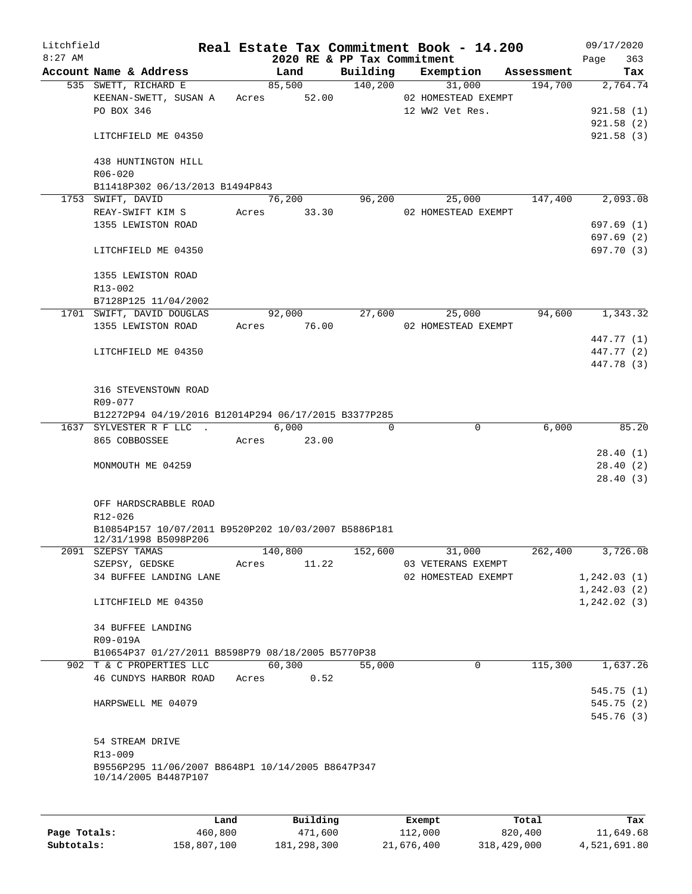Litchfield
8:27 AM

# Real Estate Tax Commitment Book - 14.200

2020 RE & PP Tax Commitment

09/17/2020
Page 363

| Account Name & Address | Land | Building | Exemption | Assessment | Tax |
|---|---|---|---|---|---|
| 535 SWETT, RICHARD E | 85,500 | 140,200 | 31,000 | 194,700 | 2,764.74 |
| KEENAN-SWETT, SUSAN A | Acres 52.00 | | 02 HOMESTEAD EXEMPT | | |
| PO BOX 346 | | | 12 WW2 Vet Res. | | 921.58 (1) |
| | | | | | 921.58 (2) |
| LITCHFIELD ME 04350 | | | | | 921.58 (3) |
| 438 HUNTINGTON HILL | | | | | |
| R06-020 | | | | | |
| B11418P302 06/13/2013 B1494P843 | | | | | |
| 1753 SWIFT, DAVID | 76,200 | 96,200 | 25,000 | 147,400 | 2,093.08 |
| REAY-SWIFT KIM S | Acres 33.30 | | 02 HOMESTEAD EXEMPT | | |
| 1355 LEWISTON ROAD | | | | | 697.69 (1) |
| | | | | | 697.69 (2) |
| LITCHFIELD ME 04350 | | | | | 697.70 (3) |
| 1355 LEWISTON ROAD | | | | | |
| R13-002 | | | | | |
| B7128P125 11/04/2002 | | | | | |
| 1701 SWIFT, DAVID DOUGLAS | 92,000 | 27,600 | 25,000 | 94,600 | 1,343.32 |
| 1355 LEWISTON ROAD | Acres 76.00 | | 02 HOMESTEAD EXEMPT | | |
| | | | | | 447.77 (1) |
| LITCHFIELD ME 04350 | | | | | 447.77 (2) |
| | | | | | 447.78 (3) |
| 316 STEVENSTOWN ROAD | | | | | |
| R09-077 | | | | | |
| B12272P94 04/19/2016 B12014P294 06/17/2015 B3377P285 | | | | | |
| 1637 SYLVESTER R F LLC . | 6,000 | 0 | 0 | 6,000 | 85.20 |
| 865 COBBOSSEE | Acres 23.00 | | | | |
| | | | | | 28.40 (1) |
| MONMOUTH ME 04259 | | | | | 28.40 (2) |
| | | | | | 28.40 (3) |
| OFF HARDSCRABBLE ROAD | | | | | |
| R12-026 | | | | | |
| B10854P157 10/07/2011 B9520P202 10/03/2007 B5886P181 12/31/1998 B5098P206 | | | | | |
| 2091 SZEPSY TAMAS | 140,800 | 152,600 | 31,000 | 262,400 | 3,726.08 |
| SZEPSY, GEDSKE | Acres 11.22 | | 03 VETERANS EXEMPT | | |
| 34 BUFFEE LANDING LANE | | | 02 HOMESTEAD EXEMPT | | 1,242.03 (1) |
| | | | | | 1,242.03 (2) |
| LITCHFIELD ME 04350 | | | | | 1,242.02 (3) |
| 34 BUFFEE LANDING | | | | | |
| R09-019A | | | | | |
| B10654P37 01/27/2011 B8598P79 08/18/2005 B5770P38 | | | | | |
| 902 T & C PROPERTIES LLC | 60,300 | 55,000 | 0 | 115,300 | 1,637.26 |
| 46 CUNDYS HARBOR ROAD | Acres 0.52 | | | | |
| | | | | | 545.75 (1) |
| HARPSWELL ME 04079 | | | | | 545.75 (2) |
| | | | | | 545.76 (3) |
| 54 STREAM DRIVE | | | | | |
| R13-009 | | | | | |
| B9556P295 11/06/2007 B8648P1 10/14/2005 B8647P347 10/14/2005 B4487P107 | | | | | |

| | Land | Building | Exempt | Total | Tax |
|---|---|---|---|---|---|
| Page Totals: | 460,800 | 471,600 | 112,000 | 820,400 | 11,649.68 |
| Subtotals: | 158,807,100 | 181,298,300 | 21,676,400 | 318,429,000 | 4,521,691.80 |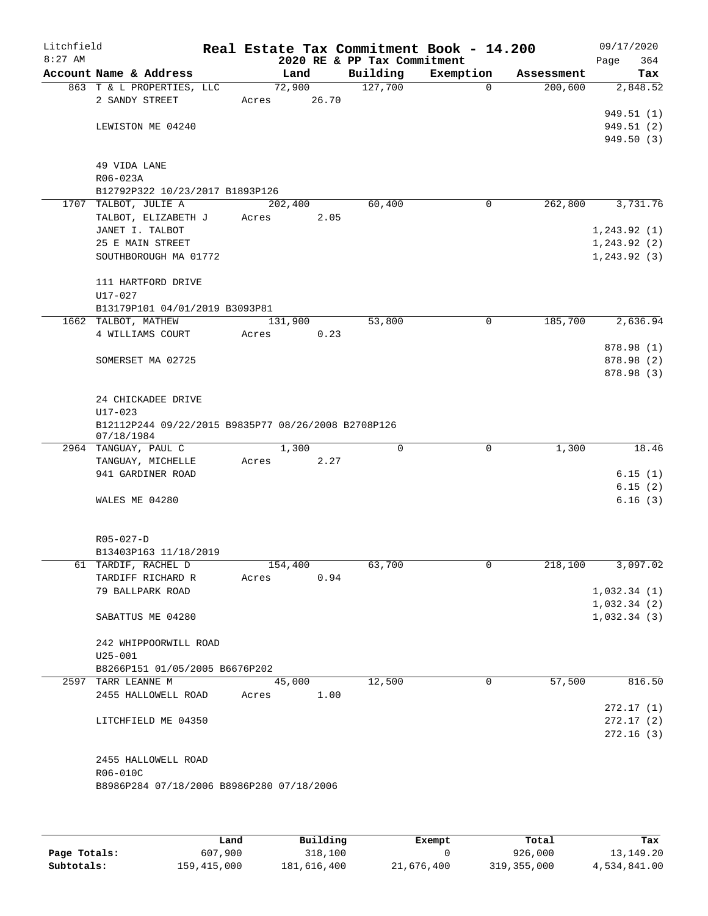Litchfield
8:27 AM

# Real Estate Tax Commitment Book - 14.200

2020 RE & PP Tax Commitment

09/17/2020
Page 364

| Account Name & Address | Land | Building | Exemption | Assessment | Tax |
|---|---|---|---|---|---|
| 863 T & L PROPERTIES, LLC | 72,900 | 127,700 | 0 | 200,600 | 2,848.52 |
| 2 SANDY STREET | Acres 26.70 | | | | |
| | | | | | 949.51 (1) |
| LEWISTON ME 04240 | | | | | 949.51 (2) |
| | | | | | 949.50 (3) |
| 49 VIDA LANE | | | | | |
| R06-023A | | | | | |
| B12792P322 10/23/2017 B1893P126 | | | | | |
| 1707 TALBOT, JULIE A | 202,400 | 60,400 | 0 | 262,800 | 3,731.76 |
| TALBOT, ELIZABETH J | Acres 2.05 | | | | |
| JANET I. TALBOT | | | | | 1,243.92 (1) |
| 25 E MAIN STREET | | | | | 1,243.92 (2) |
| SOUTHBOROUGH MA 01772 | | | | | 1,243.92 (3) |
| 111 HARTFORD DRIVE | | | | | |
| U17-027 | | | | | |
| B13179P101 04/01/2019 B3093P81 | | | | | |
| 1662 TALBOT, MATHEW | 131,900 | 53,800 | 0 | 185,700 | 2,636.94 |
| 4 WILLIAMS COURT | Acres 0.23 | | | | |
| | | | | | 878.98 (1) |
| SOMERSET MA 02725 | | | | | 878.98 (2) |
| | | | | | 878.98 (3) |
| 24 CHICKADEE DRIVE | | | | | |
| U17-023 | | | | | |
| B12112P244 09/22/2015 B9835P77 08/26/2008 B2708P126 07/18/1984 | | | | | |
| 2964 TANGUAY, PAUL C | 1,300 | 0 | 0 | 1,300 | 18.46 |
| TANGUAY, MICHELLE | Acres 2.27 | | | | |
| 941 GARDINER ROAD | | | | | 6.15 (1) |
| | | | | | 6.15 (2) |
| WALES ME 04280 | | | | | 6.16 (3) |
| R05-027-D | | | | | |
| B13403P163 11/18/2019 | | | | | |
| 61 TARDIF, RACHEL D | 154,400 | 63,700 | 0 | 218,100 | 3,097.02 |
| TARDIFF RICHARD R | Acres 0.94 | | | | |
| 79 BALLPARK ROAD | | | | | 1,032.34 (1) |
| | | | | | 1,032.34 (2) |
| SABATTUS ME 04280 | | | | | 1,032.34 (3) |
| 242 WHIPPOORWILL ROAD | | | | | |
| U25-001 | | | | | |
| B8266P151 01/05/2005 B6676P202 | | | | | |
| 2597 TARR LEANNE M | 45,000 | 12,500 | 0 | 57,500 | 816.50 |
| 2455 HALLOWELL ROAD | Acres 1.00 | | | | |
| | | | | | 272.17 (1) |
| LITCHFIELD ME 04350 | | | | | 272.17 (2) |
| | | | | | 272.16 (3) |
| 2455 HALLOWELL ROAD | | | | | |
| R06-010C | | | | | |
| B8986P284 07/18/2006 B8986P280 07/18/2006 | | | | | |

| | Land | Building | Exempt | Total | Tax |
|---|---|---|---|---|---|
| Page Totals: | 607,900 | 318,100 | 0 | 926,000 | 13,149.20 |
| Subtotals: | 159,415,000 | 181,616,400 | 21,676,400 | 319,355,000 | 4,534,841.00 |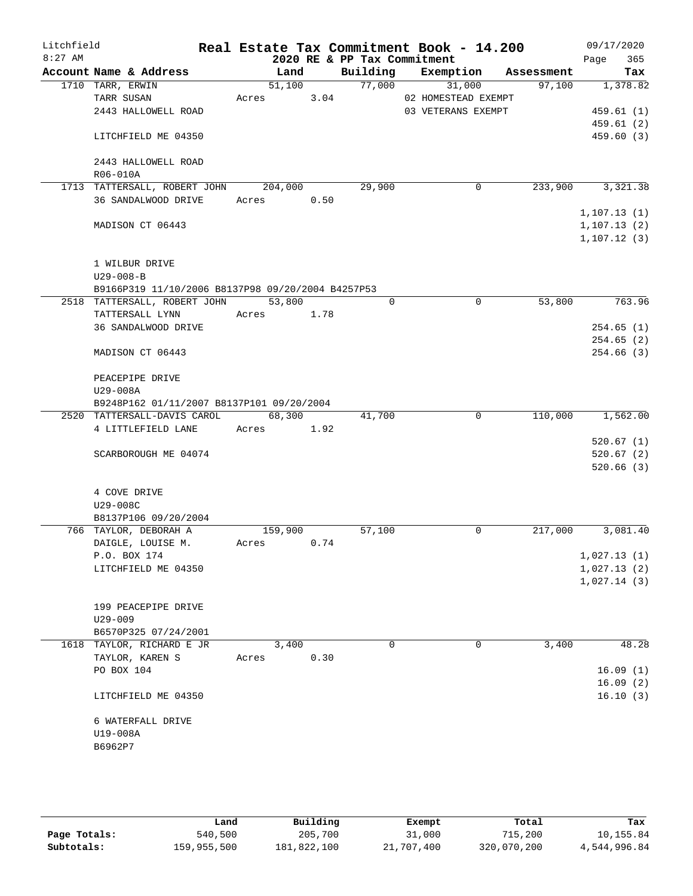# Litchfield

**Real Estate Tax Commitment Book - 14.200**

8:27 AM — 2020 RE & PP Tax Commitment — 09/17/2020 — Page 365

| Account Name & Address | Land | Building | Exemption | Assessment | Tax |
|---|---|---|---|---|---|
| 1710 TARR, ERWIN | 51,100 | 77,000 | 31,000 | 97,100 | 1,378.82 |
| TARR SUSAN | Acres 3.04 | | 02 HOMESTEAD EXEMPT | | |
| 2443 HALLOWELL ROAD | | | 03 VETERANS EXEMPT | | 459.61 (1) |
| | | | | | 459.61 (2) |
| LITCHFIELD ME 04350 | | | | | 459.60 (3) |
| 2443 HALLOWELL ROAD | | | | | |
| R06-010A | | | | | |
| 1713 TATTERSALL, ROBERT JOHN | 204,000 | 29,900 | 0 | 233,900 | 3,321.38 |
| 36 SANDALWOOD DRIVE | Acres 0.50 | | | | |
| | | | | | 1,107.13 (1) |
| MADISON CT 06443 | | | | | 1,107.13 (2) |
| | | | | | 1,107.12 (3) |
| 1 WILBUR DRIVE | | | | | |
| U29-008-B | | | | | |
| B9166P319 11/10/2006 B8137P98 09/20/2004 B4257P53 | | | | | |
| 2518 TATTERSALL, ROBERT JOHN | 53,800 | 0 | 0 | 53,800 | 763.96 |
| TATTERSALL LYNN | Acres 1.78 | | | | |
| 36 SANDALWOOD DRIVE | | | | | 254.65 (1) |
| | | | | | 254.65 (2) |
| MADISON CT 06443 | | | | | 254.66 (3) |
| PEACEPIPE DRIVE | | | | | |
| U29-008A | | | | | |
| B9248P162 01/11/2007 B8137P101 09/20/2004 | | | | | |
| 2520 TATTERSALL-DAVIS CAROL | 68,300 | 41,700 | 0 | 110,000 | 1,562.00 |
| 4 LITTLEFIELD LANE | Acres 1.92 | | | | |
| | | | | | 520.67 (1) |
| SCARBOROUGH ME 04074 | | | | | 520.67 (2) |
| | | | | | 520.66 (3) |
| 4 COVE DRIVE | | | | | |
| U29-008C | | | | | |
| B8137P106 09/20/2004 | | | | | |
| 766 TAYLOR, DEBORAH A | 159,900 | 57,100 | 0 | 217,000 | 3,081.40 |
| DAIGLE, LOUISE M. | Acres 0.74 | | | | |
| P.O. BOX 174 | | | | | 1,027.13 (1) |
| LITCHFIELD ME 04350 | | | | | 1,027.13 (2) |
| | | | | | 1,027.14 (3) |
| 199 PEACEPIPE DRIVE | | | | | |
| U29-009 | | | | | |
| B6570P325 07/24/2001 | | | | | |
| 1618 TAYLOR, RICHARD E JR | 3,400 | 0 | 0 | 3,400 | 48.28 |
| TAYLOR, KAREN S | Acres 0.30 | | | | |
| PO BOX 104 | | | | | 16.09 (1) |
| | | | | | 16.09 (2) |
| LITCHFIELD ME 04350 | | | | | 16.10 (3) |
| 6 WATERFALL DRIVE | | | | | |
| U19-008A | | | | | |
| B6962P7 | | | | | |

| | Land | Building | Exempt | Total | Tax |
|---|---|---|---|---|---|
| Page Totals: | 540,500 | 205,700 | 31,000 | 715,200 | 10,155.84 |
| Subtotals: | 159,955,500 | 181,822,100 | 21,707,400 | 320,070,200 | 4,544,996.84 |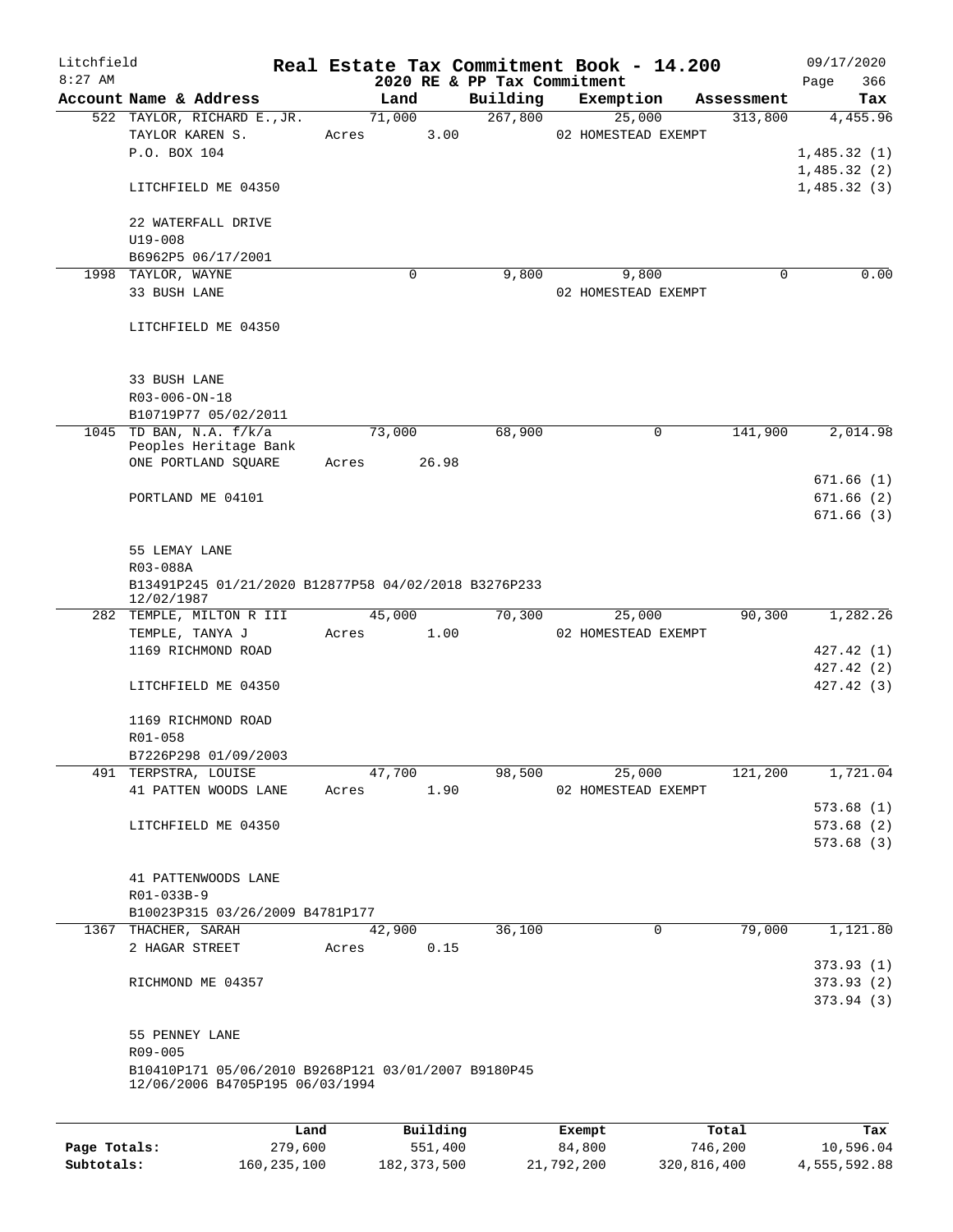Litchfield
8:27 AM

**Real Estate Tax Commitment Book - 14.200**
**2020 RE & PP Tax Commitment**

09/17/2020
Page 366

| Account | Name & Address | Land | Building | Exemption | Assessment | Tax |
|---|---|---|---|---|---|---|
| 522 | TAYLOR, RICHARD E.,JR. | 71,000 | 267,800 | 25,000 | 313,800 | 4,455.96 |
| | TAYLOR KAREN S. | Acres 3.00 | | 02 HOMESTEAD EXEMPT | | |
| | P.O. BOX 104 | | | | | 1,485.32 (1) |
| | | | | | | 1,485.32 (2) |
| | LITCHFIELD ME 04350 | | | | | 1,485.32 (3) |
| | 22 WATERFALL DRIVE | | | | | |
| | U19-008 | | | | | |
| | B6962P5 06/17/2001 | | | | | |
| 1998 | TAYLOR, WAYNE | 0 | 9,800 | 9,800 | 0 | 0.00 |
| | 33 BUSH LANE | | | 02 HOMESTEAD EXEMPT | | |
| | LITCHFIELD ME 04350 | | | | | |
| | 33 BUSH LANE | | | | | |
| | R03-006-ON-18 | | | | | |
| | B10719P77 05/02/2011 | | | | | |
| 1045 | TD BAN, N.A. f/k/a Peoples Heritage Bank | 73,000 | 68,900 | 0 | 141,900 | 2,014.98 |
| | ONE PORTLAND SQUARE | Acres 26.98 | | | | |
| | | | | | | 671.66 (1) |
| | PORTLAND ME 04101 | | | | | 671.66 (2) |
| | | | | | | 671.66 (3) |
| | 55 LEMAY LANE | | | | | |
| | R03-088A | | | | | |
| | B13491P245 01/21/2020 B12877P58 04/02/2018 B3276P233 12/02/1987 | | | | | |
| 282 | TEMPLE, MILTON R III | 45,000 | 70,300 | 25,000 | 90,300 | 1,282.26 |
| | TEMPLE, TANYA J | Acres 1.00 | | 02 HOMESTEAD EXEMPT | | |
| | 1169 RICHMOND ROAD | | | | | 427.42 (1) |
| | | | | | | 427.42 (2) |
| | LITCHFIELD ME 04350 | | | | | 427.42 (3) |
| | 1169 RICHMOND ROAD | | | | | |
| | R01-058 | | | | | |
| | B7226P298 01/09/2003 | | | | | |
| 491 | TERPSTRA, LOUISE | 47,700 | 98,500 | 25,000 | 121,200 | 1,721.04 |
| | 41 PATTEN WOODS LANE | Acres 1.90 | | 02 HOMESTEAD EXEMPT | | |
| | | | | | | 573.68 (1) |
| | LITCHFIELD ME 04350 | | | | | 573.68 (2) |
| | | | | | | 573.68 (3) |
| | 41 PATTENWOODS LANE | | | | | |
| | R01-033B-9 | | | | | |
| | B10023P315 03/26/2009 B4781P177 | | | | | |
| 1367 | THACHER, SARAH | 42,900 | 36,100 | 0 | 79,000 | 1,121.80 |
| | 2 HAGAR STREET | Acres 0.15 | | | | |
| | | | | | | 373.93 (1) |
| | RICHMOND ME 04357 | | | | | 373.93 (2) |
| | | | | | | 373.94 (3) |
| | 55 PENNEY LANE | | | | | |
| | R09-005 | | | | | |
| | B10410P171 05/06/2010 B9268P121 03/01/2007 B9180P45 12/06/2006 B4705P195 06/03/1994 | | | | | |

| | Land | Building | Exempt | Total | Tax |
|---|---|---|---|---|---|
| **Page Totals:** | 279,600 | 551,400 | 84,800 | 746,200 | 10,596.04 |
| **Subtotals:** | 160,235,100 | 182,373,500 | 21,792,200 | 320,816,400 | 4,555,592.88 |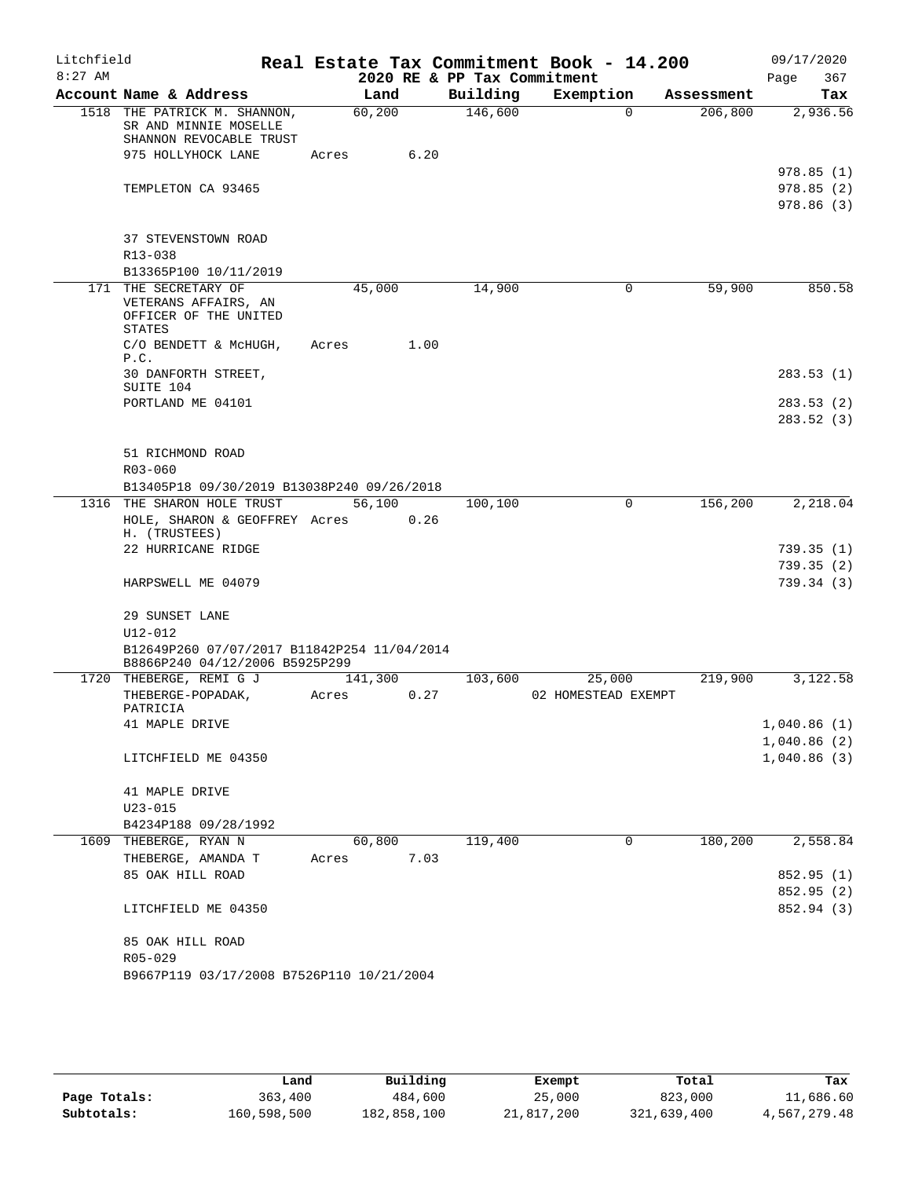Litchfield
8:27 AM

# Real Estate Tax Commitment Book - 14.200

2020 RE & PP Tax Commitment

09/17/2020

| Account Name & Address | Land | Building | Exemption | Assessment | Tax |
|---|---|---|---|---|---|
| 1518 THE PATRICK M. SHANNON, SR AND MINNIE MOSELLE SHANNON REVOCABLE TRUST | 60,200 | 146,600 | 0 | 206,800 | 2,936.56 |
| 975 HOLLYHOCK LANE | Acres 6.20 | | | | |
| | | | | | 978.85 (1) |
| TEMPLETON CA 93465 | | | | | 978.85 (2) |
| | | | | | 978.86 (3) |
| 37 STEVENSTOWN ROAD | | | | | |
| R13-038 | | | | | |
| B13365P100 10/11/2019 | | | | | |
| 171 THE SECRETARY OF VETERANS AFFAIRS, AN OFFICER OF THE UNITED STATES | 45,000 | 14,900 | 0 | 59,900 | 850.58 |
| C/O BENDETT & McHUGH, P.C. | Acres 1.00 | | | | |
| 30 DANFORTH STREET, SUITE 104 | | | | | 283.53 (1) |
| PORTLAND ME 04101 | | | | | 283.53 (2) |
| | | | | | 283.52 (3) |
| 51 RICHMOND ROAD | | | | | |
| R03-060 | | | | | |
| B13405P18 09/30/2019 B13038P240 09/26/2018 | | | | | |
| 1316 THE SHARON HOLE TRUST | 56,100 | 100,100 | 0 | 156,200 | 2,218.04 |
| HOLE, SHARON & GEOFFREY H. (TRUSTEES) | Acres 0.26 | | | | |
| 22 HURRICANE RIDGE | | | | | 739.35 (1) |
| | | | | | 739.35 (2) |
| HARPSWELL ME 04079 | | | | | 739.34 (3) |
| 29 SUNSET LANE | | | | | |
| U12-012 | | | | | |
| B12649P260 07/07/2017 B11842P254 11/04/2014 B8866P240 04/12/2006 B5925P299 | | | | | |
| 1720 THEBERGE, REMI G J | 141,300 | 103,600 | 25,000 | 219,900 | 3,122.58 |
| THEBERGE-POPADAK, PATRICIA | Acres 0.27 | | 02 HOMESTEAD EXEMPT | | |
| 41 MAPLE DRIVE | | | | | 1,040.86 (1) |
| | | | | | 1,040.86 (2) |
| LITCHFIELD ME 04350 | | | | | 1,040.86 (3) |
| 41 MAPLE DRIVE | | | | | |
| U23-015 | | | | | |
| B4234P188 09/28/1992 | | | | | |
| 1609 THEBERGE, RYAN N | 60,800 | 119,400 | 0 | 180,200 | 2,558.84 |
| THEBERGE, AMANDA T | Acres 7.03 | | | | |
| 85 OAK HILL ROAD | | | | | 852.95 (1) |
| | | | | | 852.95 (2) |
| LITCHFIELD ME 04350 | | | | | 852.94 (3) |
| 85 OAK HILL ROAD | | | | | |
| R05-029 | | | | | |
| B9667P119 03/17/2008 B7526P110 10/21/2004 | | | | | |

| | Land | Building | Exempt | Total | Tax |
|---|---|---|---|---|---|
| Page Totals: | 363,400 | 484,600 | 25,000 | 823,000 | 11,686.60 |
| Subtotals: | 160,598,500 | 182,858,100 | 21,817,200 | 321,639,400 | 4,567,279.48 |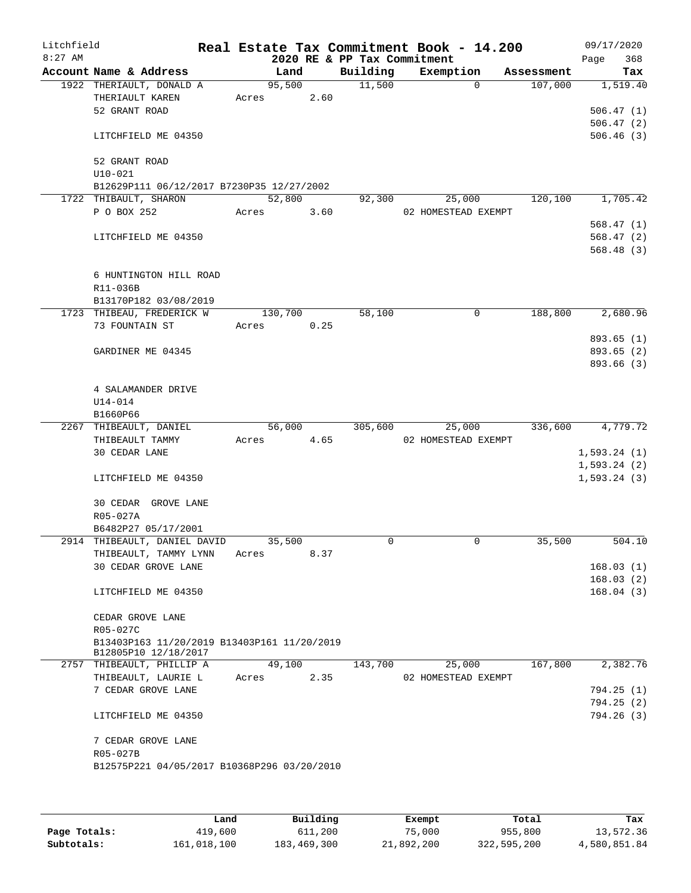Litchfield 8:27 AM

**Real Estate Tax Commitment Book - 14.200**
**2020 RE & PP Tax Commitment**

09/17/2020

| Account | Name & Address | Land | Building | Exemption | Assessment | Tax |
|---|---|---|---|---|---|---|
| 1922 | THERIAULT, DONALD A<br>THERIAULT KAREN<br>52 GRANT ROAD<br><br>LITCHFIELD ME 04350<br><br>52 GRANT ROAD<br>U10-021<br>B12629P111 06/12/2017 B7230P35 12/27/2002 | 95,500<br>Acres 2.60 | 11,500 | 0 | 107,000 | 1,519.40<br><br>506.47 (1)<br>506.47 (2)<br>506.46 (3) |
| 1722 | THIBAULT, SHARON<br>P O BOX 252<br><br>LITCHFIELD ME 04350<br><br>6 HUNTINGTON HILL ROAD<br>R11-036B<br>B13170P182 03/08/2019 | 52,800<br>Acres 3.60 | 92,300 | 25,000<br>02 HOMESTEAD EXEMPT | 120,100 | 1,705.42<br><br>568.47 (1)<br>568.47 (2)<br>568.48 (3) |
| 1723 | THIBEAU, FREDERICK W<br>73 FOUNTAIN ST<br><br>GARDINER ME 04345<br><br>4 SALAMANDER DRIVE<br>U14-014<br>B1660P66 | 130,700<br>Acres 0.25 | 58,100 | 0 | 188,800 | 2,680.96<br><br>893.65 (1)<br>893.65 (2)<br>893.66 (3) |
| 2267 | THIBEAULT, DANIEL<br>THIBEAULT TAMMY<br>30 CEDAR LANE<br><br>LITCHFIELD ME 04350<br><br>30 CEDAR GROVE LANE<br>R05-027A<br>B6482P27 05/17/2001 | 56,000<br>Acres 4.65 | 305,600 | 25,000<br>02 HOMESTEAD EXEMPT | 336,600 | 4,779.72<br><br>1,593.24 (1)<br>1,593.24 (2)<br>1,593.24 (3) |
| 2914 | THIBEAULT, DANIEL DAVID<br>THIBEAULT, TAMMY LYNN<br>30 CEDAR GROVE LANE<br><br>LITCHFIELD ME 04350<br><br>CEDAR GROVE LANE<br>R05-027C<br>B13403P163 11/20/2019 B13403P161 11/20/2019<br>B12805P10 12/18/2017 | 35,500<br>Acres 8.37 | 0 | 0 | 35,500 | 504.10<br><br>168.03 (1)<br>168.03 (2)<br>168.04 (3) |
| 2757 | THIBEAULT, PHILLIP A<br>THIBEAULT, LAURIE L<br>7 CEDAR GROVE LANE<br><br>LITCHFIELD ME 04350<br><br>7 CEDAR GROVE LANE<br>R05-027B<br>B12575P221 04/05/2017 B10368P296 03/20/2010 | 49,100<br>Acres 2.35 | 143,700 | 25,000<br>02 HOMESTEAD EXEMPT | 167,800 | 2,382.76<br><br>794.25 (1)<br>794.25 (2)<br>794.26 (3) |

|  | Land | Building | Exempt | Total | Tax |
|---|---|---|---|---|---|
| **Page Totals:** | 419,600 | 611,200 | 75,000 | 955,800 | 13,572.36 |
| **Subtotals:** | 161,018,100 | 183,469,300 | 21,892,200 | 322,595,200 | 4,580,851.84 |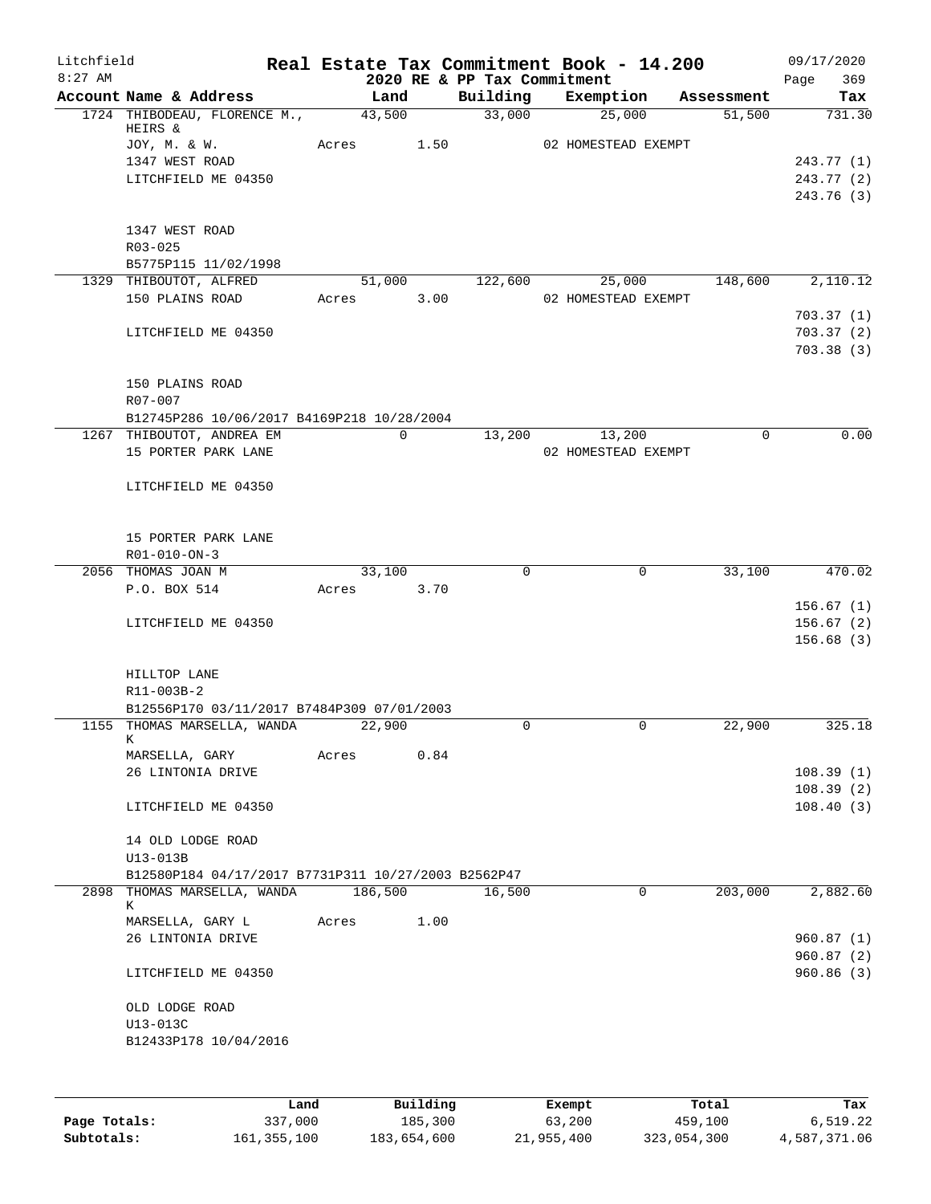Litchfield
8:27 AM

# Real Estate Tax Commitment Book - 14.200
## 2020 RE & PP Tax Commitment

09/17/2020
Page 369

| Account Name & Address | Land | Building | Exemption | Assessment | Tax |
|---|---|---|---|---|---|
| 1724 THIBODEAU, FLORENCE M., HEIRS & | 43,500 | 33,000 | 25,000 | 51,500 | 731.30 |
| JOY, M. & W. | Acres 1.50 | | 02 HOMESTEAD EXEMPT | | |
| 1347 WEST ROAD | | | | | 243.77 (1) |
| LITCHFIELD ME 04350 | | | | | 243.77 (2) |
| | | | | | 243.76 (3) |
| 1347 WEST ROAD | | | | | |
| R03-025 | | | | | |
| B5775P115 11/02/1998 | | | | | |
| 1329 THIBOUTOT, ALFRED | 51,000 | 122,600 | 25,000 | 148,600 | 2,110.12 |
| 150 PLAINS ROAD | Acres 3.00 | | 02 HOMESTEAD EXEMPT | | |
| | | | | | 703.37 (1) |
| LITCHFIELD ME 04350 | | | | | 703.37 (2) |
| | | | | | 703.38 (3) |
| 150 PLAINS ROAD | | | | | |
| R07-007 | | | | | |
| B12745P286 10/06/2017 B4169P218 10/28/2004 | | | | | |
| 1267 THIBOUTOT, ANDREA EM | 0 | 13,200 | 13,200 | 0 | 0.00 |
| 15 PORTER PARK LANE | | | 02 HOMESTEAD EXEMPT | | |
| LITCHFIELD ME 04350 | | | | | |
| 15 PORTER PARK LANE | | | | | |
| R01-010-ON-3 | | | | | |
| 2056 THOMAS JOAN M | 33,100 | 0 | 0 | 33,100 | 470.02 |
| P.O. BOX 514 | Acres 3.70 | | | | |
| | | | | | 156.67 (1) |
| LITCHFIELD ME 04350 | | | | | 156.67 (2) |
| | | | | | 156.68 (3) |
| HILLTOP LANE | | | | | |
| R11-003B-2 | | | | | |
| B12556P170 03/11/2017 B7484P309 07/01/2003 | | | | | |
| 1155 THOMAS MARSELLA, WANDA K | 22,900 | 0 | 0 | 22,900 | 325.18 |
| MARSELLA, GARY | Acres 0.84 | | | | |
| 26 LINTONIA DRIVE | | | | | 108.39 (1) |
| | | | | | 108.39 (2) |
| LITCHFIELD ME 04350 | | | | | 108.40 (3) |
| 14 OLD LODGE ROAD | | | | | |
| U13-013B | | | | | |
| B12580P184 04/17/2017 B7731P311 10/27/2003 B2562P47 | | | | | |
| 2898 THOMAS MARSELLA, WANDA K | 186,500 | 16,500 | 0 | 203,000 | 2,882.60 |
| MARSELLA, GARY L | Acres 1.00 | | | | |
| 26 LINTONIA DRIVE | | | | | 960.87 (1) |
| | | | | | 960.87 (2) |
| LITCHFIELD ME 04350 | | | | | 960.86 (3) |
| OLD LODGE ROAD | | | | | |
| U13-013C | | | | | |
| B12433P178 10/04/2016 | | | | | |

| | Land | Building | Exempt | Total | Tax |
|---|---|---|---|---|---|
| Page Totals: | 337,000 | 185,300 | 63,200 | 459,100 | 6,519.22 |
| Subtotals: | 161,355,100 | 183,654,600 | 21,955,400 | 323,054,300 | 4,587,371.06 |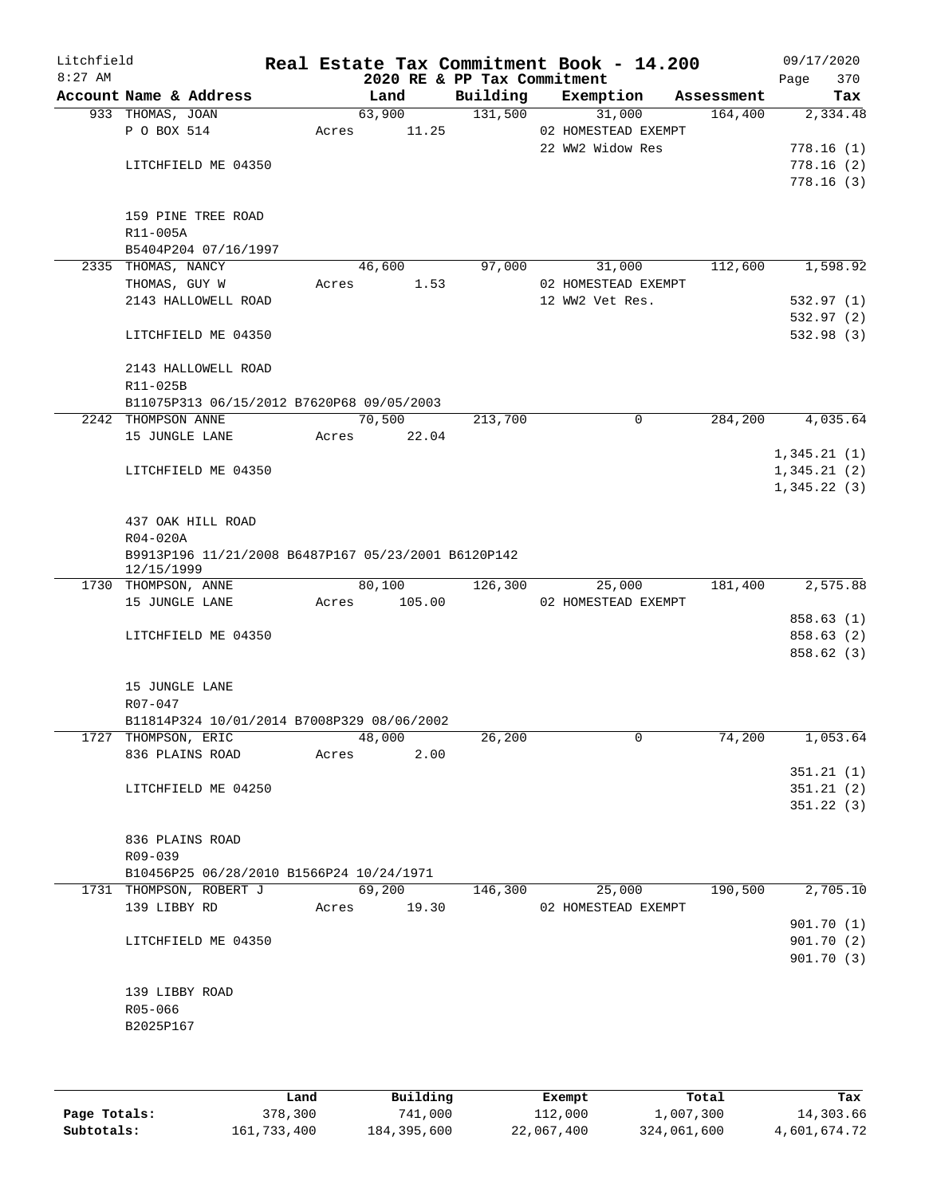Litchfield
8:27 AM

# Real Estate Tax Commitment Book - 14.200

## 2020 RE & PP Tax Commitment

09/17/2020

| Account Name & Address | Land | Building | Exemption | Assessment | Tax |
|---|---|---|---|---|---|
| 933 THOMAS, JOAN | 63,900 | 131,500 | 31,000 | 164,400 | 2,334.48 |
| P O BOX 514 | Acres 11.25 | | 02 HOMESTEAD EXEMPT | | |
| | | | 22 WW2 Widow Res | | 778.16 (1) |
| LITCHFIELD ME 04350 | | | | | 778.16 (2) |
| | | | | | 778.16 (3) |
| 159 PINE TREE ROAD | | | | | |
| R11-005A | | | | | |
| B5404P204 07/16/1997 | | | | | |
| 2335 THOMAS, NANCY | 46,600 | 97,000 | 31,000 | 112,600 | 1,598.92 |
| THOMAS, GUY W | Acres 1.53 | | 02 HOMESTEAD EXEMPT | | |
| 2143 HALLOWELL ROAD | | | 12 WW2 Vet Res. | | 532.97 (1) |
| | | | | | 532.97 (2) |
| LITCHFIELD ME 04350 | | | | | 532.98 (3) |
| 2143 HALLOWELL ROAD | | | | | |
| R11-025B | | | | | |
| B11075P313 06/15/2012 B7620P68 09/05/2003 | | | | | |
| 2242 THOMPSON ANNE | 70,500 | 213,700 | 0 | 284,200 | 4,035.64 |
| 15 JUNGLE LANE | Acres 22.04 | | | | |
| | | | | | 1,345.21 (1) |
| LITCHFIELD ME 04350 | | | | | 1,345.21 (2) |
| | | | | | 1,345.22 (3) |
| 437 OAK HILL ROAD | | | | | |
| R04-020A | | | | | |
| B9913P196 11/21/2008 B6487P167 05/23/2001 B6120P142 12/15/1999 | | | | | |
| 1730 THOMPSON, ANNE | 80,100 | 126,300 | 25,000 | 181,400 | 2,575.88 |
| 15 JUNGLE LANE | Acres 105.00 | | 02 HOMESTEAD EXEMPT | | |
| | | | | | 858.63 (1) |
| LITCHFIELD ME 04350 | | | | | 858.63 (2) |
| | | | | | 858.62 (3) |
| 15 JUNGLE LANE | | | | | |
| R07-047 | | | | | |
| B11814P324 10/01/2014 B7008P329 08/06/2002 | | | | | |
| 1727 THOMPSON, ERIC | 48,000 | 26,200 | 0 | 74,200 | 1,053.64 |
| 836 PLAINS ROAD | Acres 2.00 | | | | |
| | | | | | 351.21 (1) |
| LITCHFIELD ME 04250 | | | | | 351.21 (2) |
| | | | | | 351.22 (3) |
| 836 PLAINS ROAD | | | | | |
| R09-039 | | | | | |
| B10456P25 06/28/2010 B1566P24 10/24/1971 | | | | | |
| 1731 THOMPSON, ROBERT J | 69,200 | 146,300 | 25,000 | 190,500 | 2,705.10 |
| 139 LIBBY RD | Acres 19.30 | | 02 HOMESTEAD EXEMPT | | |
| | | | | | 901.70 (1) |
| LITCHFIELD ME 04350 | | | | | 901.70 (2) |
| | | | | | 901.70 (3) |
| 139 LIBBY ROAD | | | | | |
| R05-066 | | | | | |
| B2025P167 | | | | | |

| | Land | Building | Exempt | Total | Tax |
|---|---|---|---|---|---|
| Page Totals: | 378,300 | 741,000 | 112,000 | 1,007,300 | 14,303.66 |
| Subtotals: | 161,733,400 | 184,395,600 | 22,067,400 | 324,061,600 | 4,601,674.72 |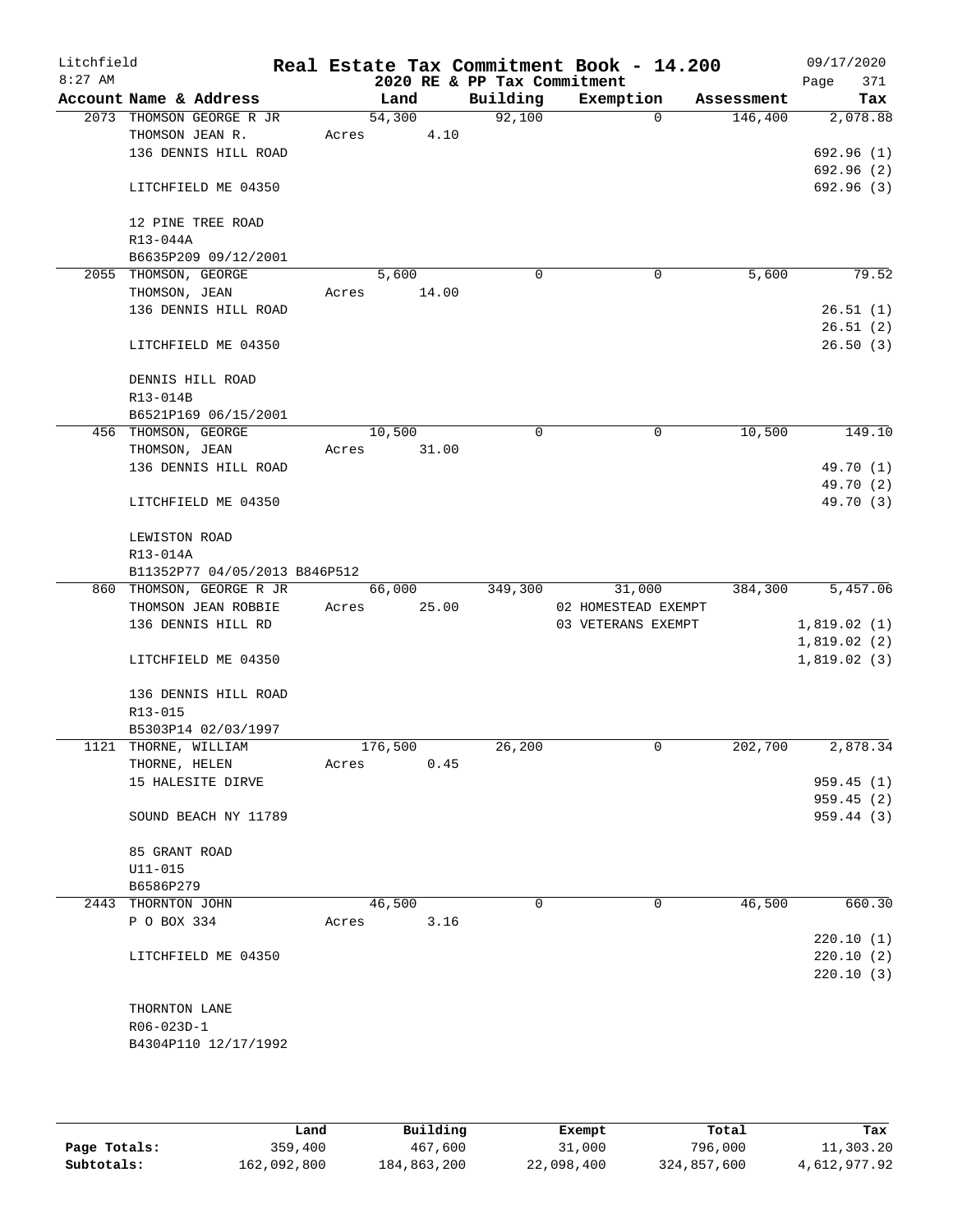Litchfield
8:27 AM

# Real Estate Tax Commitment Book - 14.200

2020 RE & PP Tax Commitment

09/17/2020
Page 371

| Account Name & Address | Land | Building | Exemption | Assessment | Tax |
|---|---|---|---|---|---|
| 2073 THOMSON GEORGE R JR | 54,300 | 92,100 | 0 | 146,400 | 2,078.88 |
| THOMSON JEAN R. | Acres 4.10 | | | | |
| 136 DENNIS HILL ROAD | | | | | 692.96 (1) |
| | | | | | 692.96 (2) |
| LITCHFIELD ME 04350 | | | | | 692.96 (3) |
| 12 PINE TREE ROAD | | | | | |
| R13-044A | | | | | |
| B6635P209 09/12/2001 | | | | | |
| 2055 THOMSON, GEORGE | 5,600 | 0 | 0 | 5,600 | 79.52 |
| THOMSON, JEAN | Acres 14.00 | | | | |
| 136 DENNIS HILL ROAD | | | | | 26.51 (1) |
| | | | | | 26.51 (2) |
| LITCHFIELD ME 04350 | | | | | 26.50 (3) |
| DENNIS HILL ROAD | | | | | |
| R13-014B | | | | | |
| B6521P169 06/15/2001 | | | | | |
| 456 THOMSON, GEORGE | 10,500 | 0 | 0 | 10,500 | 149.10 |
| THOMSON, JEAN | Acres 31.00 | | | | |
| 136 DENNIS HILL ROAD | | | | | 49.70 (1) |
| | | | | | 49.70 (2) |
| LITCHFIELD ME 04350 | | | | | 49.70 (3) |
| LEWISTON ROAD | | | | | |
| R13-014A | | | | | |
| B11352P77 04/05/2013 B846P512 | | | | | |
| 860 THOMSON, GEORGE R JR | 66,000 | 349,300 | 31,000 | 384,300 | 5,457.06 |
| THOMSON JEAN ROBBIE | Acres 25.00 | | 02 HOMESTEAD EXEMPT | | |
| 136 DENNIS HILL RD | | | 03 VETERANS EXEMPT | | 1,819.02 (1) |
| | | | | | 1,819.02 (2) |
| LITCHFIELD ME 04350 | | | | | 1,819.02 (3) |
| 136 DENNIS HILL ROAD | | | | | |
| R13-015 | | | | | |
| B5303P14 02/03/1997 | | | | | |
| 1121 THORNE, WILLIAM | 176,500 | 26,200 | 0 | 202,700 | 2,878.34 |
| THORNE, HELEN | Acres 0.45 | | | | |
| 15 HALESITE DIRVE | | | | | 959.45 (1) |
| | | | | | 959.45 (2) |
| SOUND BEACH NY 11789 | | | | | 959.44 (3) |
| 85 GRANT ROAD | | | | | |
| U11-015 | | | | | |
| B6586P279 | | | | | |
| 2443 THORNTON JOHN | 46,500 | 0 | 0 | 46,500 | 660.30 |
| P O BOX 334 | Acres 3.16 | | | | |
| | | | | | 220.10 (1) |
| LITCHFIELD ME 04350 | | | | | 220.10 (2) |
| | | | | | 220.10 (3) |
| THORNTON LANE | | | | | |
| R06-023D-1 | | | | | |
| B4304P110 12/17/1992 | | | | | |

| | Land | Building | Exempt | Total | Tax |
|---|---|---|---|---|---|
| Page Totals: | 359,400 | 467,600 | 31,000 | 796,000 | 11,303.20 |
| Subtotals: | 162,092,800 | 184,863,200 | 22,098,400 | 324,857,600 | 4,612,977.92 |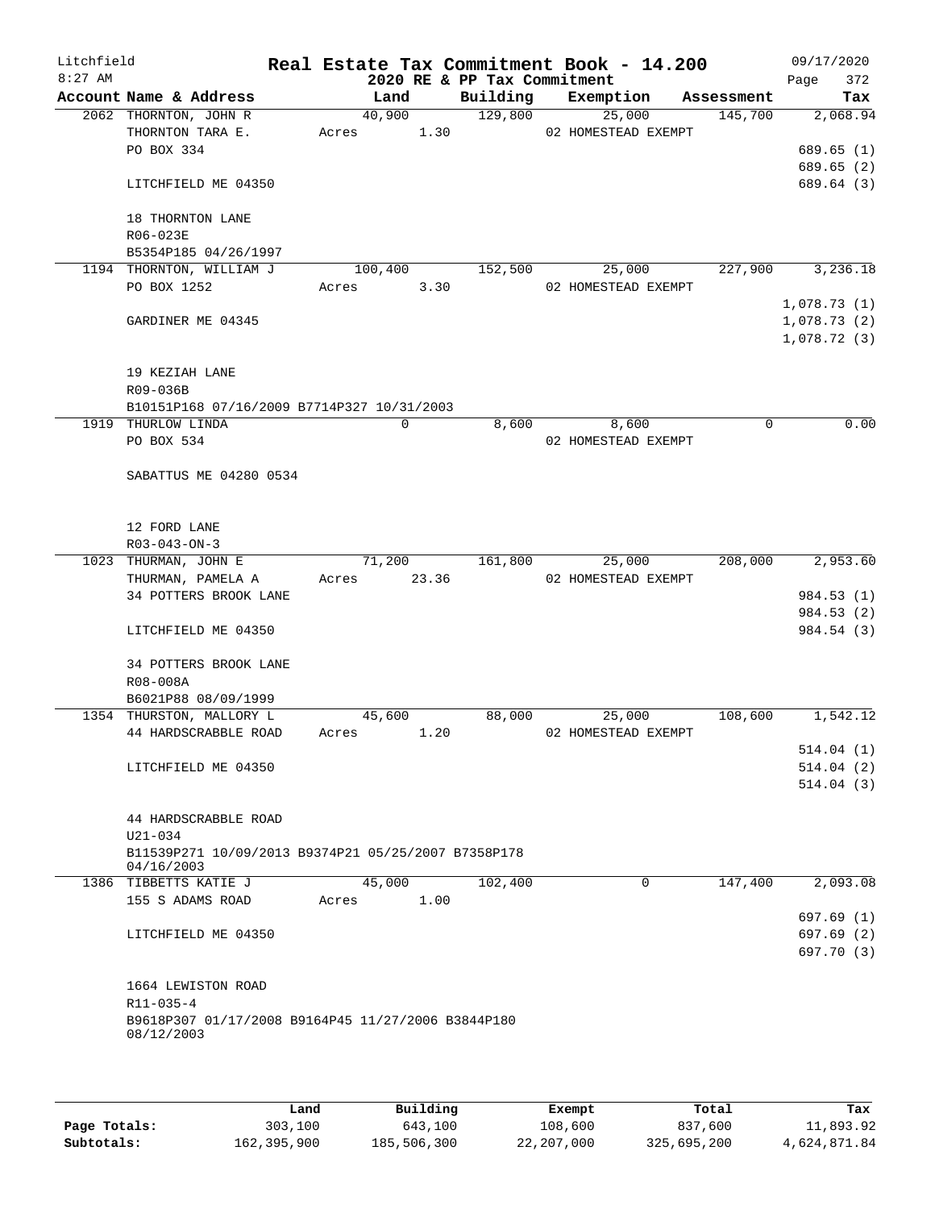# Real Estate Tax Commitment Book - 14.200

Litchfield
8:27 AM

2020 RE & PP Tax Commitment

09/17/2020

| Account Name & Address | Land | Building | Exemption | Assessment | Tax |
|---|---|---|---|---|---|
| 2062 THORNTON, JOHN R | 40,900 | 129,800 | 25,000 | 145,700 | 2,068.94 |
| THORNTON TARA E. | Acres 1.30 | | 02 HOMESTEAD EXEMPT | | |
| PO BOX 334 | | | | | 689.65 (1) |
| | | | | | 689.65 (2) |
| LITCHFIELD ME 04350 | | | | | 689.64 (3) |
| 18 THORNTON LANE | | | | | |
| R06-023E | | | | | |
| B5354P185 04/26/1997 | | | | | |
| 1194 THORNTON, WILLIAM J | 100,400 | 152,500 | 25,000 | 227,900 | 3,236.18 |
| PO BOX 1252 | Acres 3.30 | | 02 HOMESTEAD EXEMPT | | |
| | | | | | 1,078.73 (1) |
| GARDINER ME 04345 | | | | | 1,078.73 (2) |
| | | | | | 1,078.72 (3) |
| 19 KEZIAH LANE | | | | | |
| R09-036B | | | | | |
| B10151P168 07/16/2009 B7714P327 10/31/2003 | | | | | |
| 1919 THURLOW LINDA | 0 | 8,600 | 8,600 | 0 | 0.00 |
| PO BOX 534 | | | 02 HOMESTEAD EXEMPT | | |
| SABATTUS ME 04280 0534 | | | | | |
| 12 FORD LANE | | | | | |
| R03-043-ON-3 | | | | | |
| 1023 THURMAN, JOHN E | 71,200 | 161,800 | 25,000 | 208,000 | 2,953.60 |
| THURMAN, PAMELA A | Acres 23.36 | | 02 HOMESTEAD EXEMPT | | |
| 34 POTTERS BROOK LANE | | | | | 984.53 (1) |
| | | | | | 984.53 (2) |
| LITCHFIELD ME 04350 | | | | | 984.54 (3) |
| 34 POTTERS BROOK LANE | | | | | |
| R08-008A | | | | | |
| B6021P88 08/09/1999 | | | | | |
| 1354 THURSTON, MALLORY L | 45,600 | 88,000 | 25,000 | 108,600 | 1,542.12 |
| 44 HARDSCRABBLE ROAD | Acres 1.20 | | 02 HOMESTEAD EXEMPT | | |
| | | | | | 514.04 (1) |
| LITCHFIELD ME 04350 | | | | | 514.04 (2) |
| | | | | | 514.04 (3) |
| 44 HARDSCRABBLE ROAD | | | | | |
| U21-034 | | | | | |
| B11539P271 10/09/2013 B9374P21 05/25/2007 B7358P178 04/16/2003 | | | | | |
| 1386 TIBBETTS KATIE J | 45,000 | 102,400 | 0 | 147,400 | 2,093.08 |
| 155 S ADAMS ROAD | Acres 1.00 | | | | |
| | | | | | 697.69 (1) |
| LITCHFIELD ME 04350 | | | | | 697.69 (2) |
| | | | | | 697.70 (3) |
| 1664 LEWISTON ROAD | | | | | |
| R11-035-4 | | | | | |
| B9618P307 01/17/2008 B9164P45 11/27/2006 B3844P180 08/12/2003 | | | | | |

| | Land | Building | Exempt | Total | Tax |
|---|---|---|---|---|---|
| Page Totals: | 303,100 | 643,100 | 108,600 | 837,600 | 11,893.92 |
| Subtotals: | 162,395,900 | 185,506,300 | 22,207,000 | 325,695,200 | 4,624,871.84 |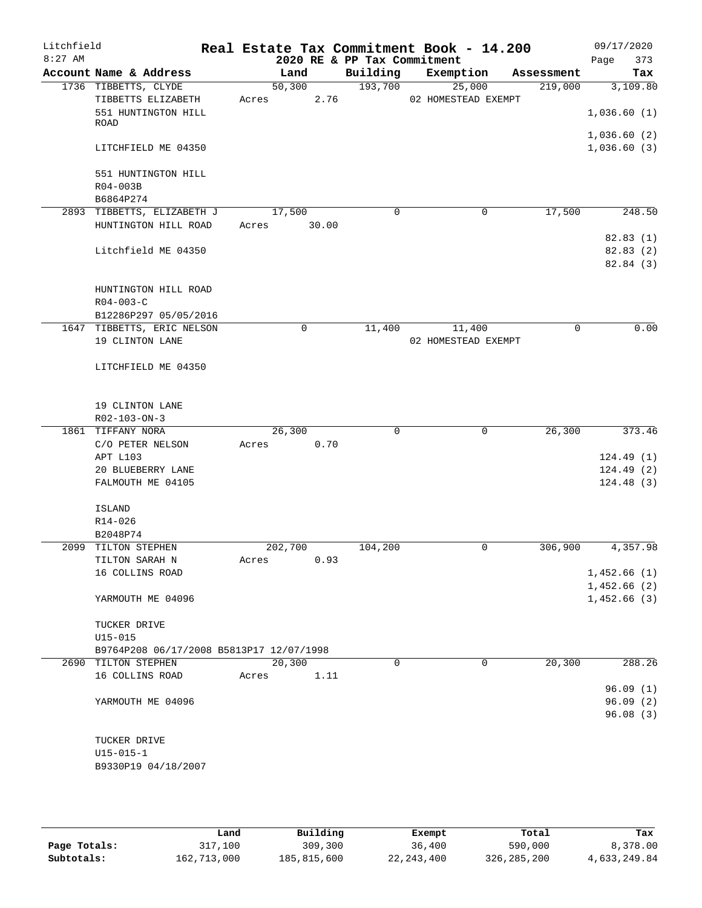Litchfield
8:27 AM

# Real Estate Tax Commitment Book - 14.200

2020 RE & PP Tax Commitment

09/17/2020

| Account Name & Address | Land | Building | Exemption | Assessment | Tax |
|---|---|---|---|---|---|
| 1736 TIBBETTS, CLYDE | 50,300 | 193,700 | 25,000 | 219,000 | 3,109.80 |
| TIBBETTS ELIZABETH | Acres 2.76 | | 02 HOMESTEAD EXEMPT | | |
| 551 HUNTINGTON HILL ROAD | | | | | 1,036.60 (1) |
| | | | | | 1,036.60 (2) |
| LITCHFIELD ME 04350 | | | | | 1,036.60 (3) |
| 551 HUNTINGTON HILL | | | | | |
| R04-003B | | | | | |
| B6864P274 | | | | | |
| 2893 TIBBETTS, ELIZABETH J | 17,500 | 0 | 0 | 17,500 | 248.50 |
| HUNTINGTON HILL ROAD | Acres 30.00 | | | | |
| | | | | | 82.83 (1) |
| Litchfield ME 04350 | | | | | 82.83 (2) |
| | | | | | 82.84 (3) |
| HUNTINGTON HILL ROAD | | | | | |
| R04-003-C | | | | | |
| B12286P297 05/05/2016 | | | | | |
| 1647 TIBBETTS, ERIC NELSON | 0 | 11,400 | 11,400 | 0 | 0.00 |
| 19 CLINTON LANE | | | 02 HOMESTEAD EXEMPT | | |
| LITCHFIELD ME 04350 | | | | | |
| 19 CLINTON LANE | | | | | |
| R02-103-ON-3 | | | | | |
| 1861 TIFFANY NORA | 26,300 | 0 | 0 | 26,300 | 373.46 |
| C/O PETER NELSON | Acres 0.70 | | | | |
| APT L103 | | | | | 124.49 (1) |
| 20 BLUEBERRY LANE | | | | | 124.49 (2) |
| FALMOUTH ME 04105 | | | | | 124.48 (3) |
| ISLAND | | | | | |
| R14-026 | | | | | |
| B2048P74 | | | | | |
| 2099 TILTON STEPHEN | 202,700 | 104,200 | 0 | 306,900 | 4,357.98 |
| TILTON SARAH N | Acres 0.93 | | | | |
| 16 COLLINS ROAD | | | | | 1,452.66 (1) |
| | | | | | 1,452.66 (2) |
| YARMOUTH ME 04096 | | | | | 1,452.66 (3) |
| TUCKER DRIVE | | | | | |
| U15-015 | | | | | |
| B9764P208 06/17/2008 B5813P17 12/07/1998 | | | | | |
| 2690 TILTON STEPHEN | 20,300 | 0 | 0 | 20,300 | 288.26 |
| 16 COLLINS ROAD | Acres 1.11 | | | | |
| | | | | | 96.09 (1) |
| YARMOUTH ME 04096 | | | | | 96.09 (2) |
| | | | | | 96.08 (3) |
| TUCKER DRIVE | | | | | |
| U15-015-1 | | | | | |
| B9330P19 04/18/2007 | | | | | |

| | Land | Building | Exempt | Total | Tax |
|---|---|---|---|---|---|
| Page Totals: | 317,100 | 309,300 | 36,400 | 590,000 | 8,378.00 |
| Subtotals: | 162,713,000 | 185,815,600 | 22,243,400 | 326,285,200 | 4,633,249.84 |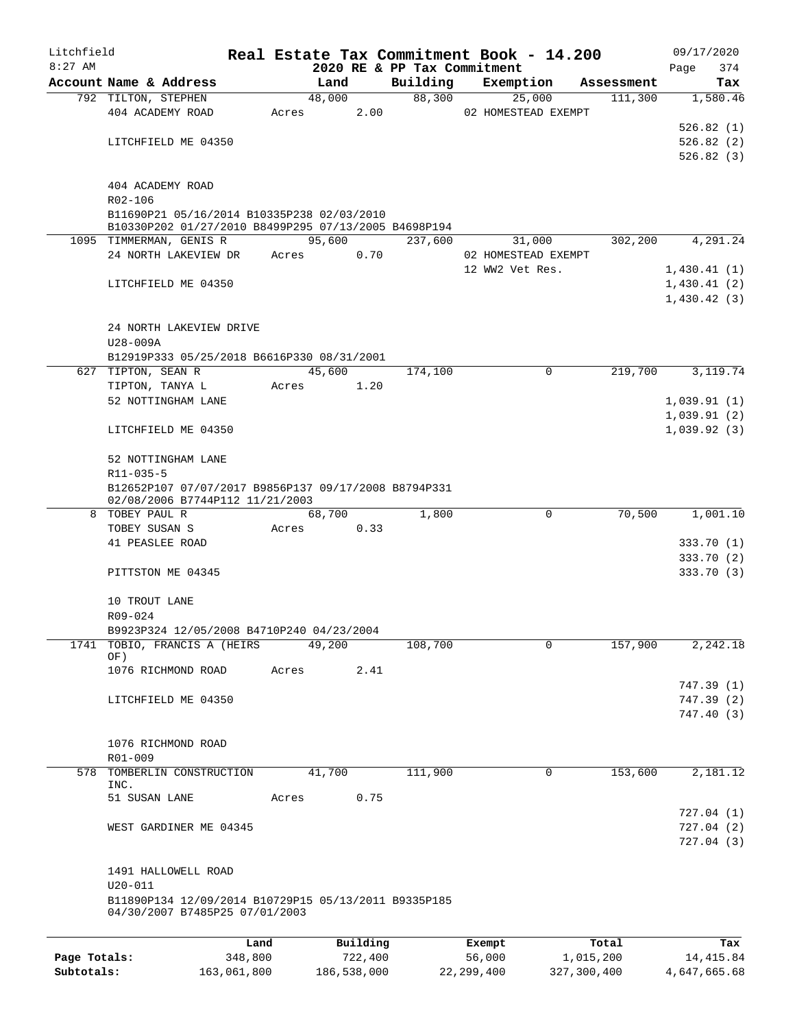Litchfield
8:27 AM

# Real Estate Tax Commitment Book - 14.200

2020 RE & PP Tax Commitment

09/17/2020

| Account Name & Address | Land | Building | Exemption | Assessment | Tax |
|---|---|---|---|---|---|
| 792 TILTON, STEPHEN | 48,000 | 88,300 | 25,000 | 111,300 | 1,580.46 |
| 404 ACADEMY ROAD | Acres 2.00 | | 02 HOMESTEAD EXEMPT | | |
| | | | | | 526.82 (1) |
| LITCHFIELD ME 04350 | | | | | 526.82 (2) |
| | | | | | 526.82 (3) |
| 404 ACADEMY ROAD | | | | | |
| R02-106 | | | | | |
| B11690P21 05/16/2014 B10335P238 02/03/2010 B10330P202 01/27/2010 B8499P295 07/13/2005 B4698P194 | | | | | |
| 1095 TIMMERMAN, GENIS R | 95,600 | 237,600 | 31,000 | 302,200 | 4,291.24 |
| 24 NORTH LAKEVIEW DR | Acres 0.70 | | 02 HOMESTEAD EXEMPT | | |
| | | | 12 WW2 Vet Res. | | 1,430.41 (1) |
| LITCHFIELD ME 04350 | | | | | 1,430.41 (2) |
| | | | | | 1,430.42 (3) |
| 24 NORTH LAKEVIEW DRIVE | | | | | |
| U28-009A | | | | | |
| B12919P333 05/25/2018 B6616P330 08/31/2001 | | | | | |
| 627 TIPTON, SEAN R | 45,600 | 174,100 | 0 | 219,700 | 3,119.74 |
| TIPTON, TANYA L | Acres 1.20 | | | | |
| 52 NOTTINGHAM LANE | | | | | 1,039.91 (1) |
| | | | | | 1,039.91 (2) |
| LITCHFIELD ME 04350 | | | | | 1,039.92 (3) |
| 52 NOTTINGHAM LANE | | | | | |
| R11-035-5 | | | | | |
| B12652P107 07/07/2017 B9856P137 09/17/2008 B8794P331 02/08/2006 B7744P112 11/21/2003 | | | | | |
| 8 TOBEY PAUL R | 68,700 | 1,800 | 0 | 70,500 | 1,001.10 |
| TOBEY SUSAN S | Acres 0.33 | | | | |
| 41 PEASLEE ROAD | | | | | 333.70 (1) |
| | | | | | 333.70 (2) |
| PITTSTON ME 04345 | | | | | 333.70 (3) |
| 10 TROUT LANE | | | | | |
| R09-024 | | | | | |
| B9923P324 12/05/2008 B4710P240 04/23/2004 | | | | | |
| 1741 TOBIO, FRANCIS A (HEIRS OF) | 49,200 | 108,700 | 0 | 157,900 | 2,242.18 |
| 1076 RICHMOND ROAD | Acres 2.41 | | | | |
| | | | | | 747.39 (1) |
| LITCHFIELD ME 04350 | | | | | 747.39 (2) |
| | | | | | 747.40 (3) |
| 1076 RICHMOND ROAD | | | | | |
| R01-009 | | | | | |
| 578 TOMBERLIN CONSTRUCTION INC. | 41,700 | 111,900 | 0 | 153,600 | 2,181.12 |
| 51 SUSAN LANE | Acres 0.75 | | | | |
| | | | | | 727.04 (1) |
| WEST GARDINER ME 04345 | | | | | 727.04 (2) |
| | | | | | 727.04 (3) |
| 1491 HALLOWELL ROAD | | | | | |
| U20-011 | | | | | |
| B11890P134 12/09/2014 B10729P15 05/13/2011 B9335P185 04/30/2007 B7485P25 07/01/2003 | | | | | |

| | Land | Building | Exempt | Total | Tax |
|---|---|---|---|---|---|
| Page Totals: | 348,800 | 722,400 | 56,000 | 1,015,200 | 14,415.84 |
| Subtotals: | 163,061,800 | 186,538,000 | 22,299,400 | 327,300,400 | 4,647,665.68 |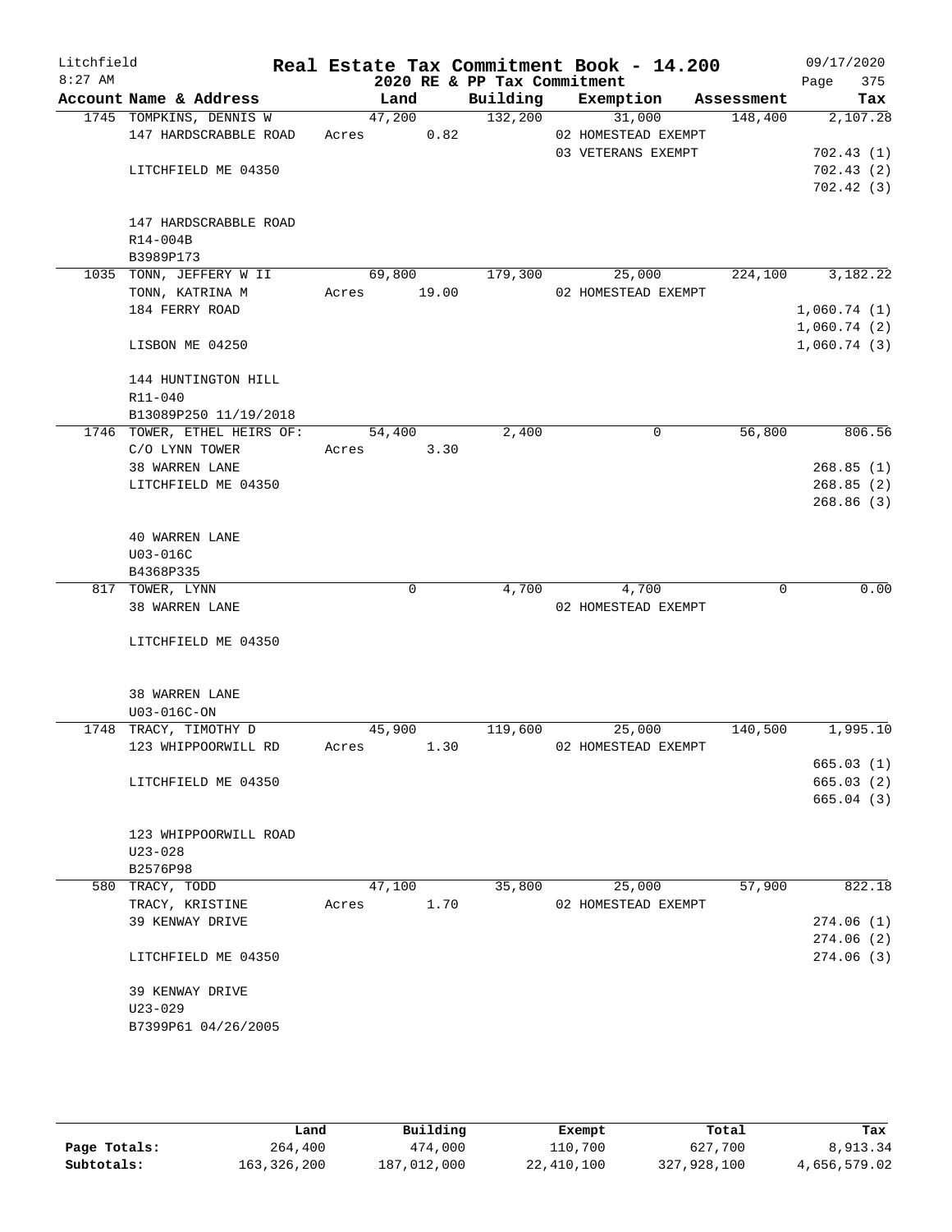Litchfield
8:27 AM

**Real Estate Tax Commitment Book - 14.200**
**2020 RE & PP Tax Commitment**

09/17/2020

| Account Name & Address | Land | Building | Exemption | Assessment | Tax |
|---|---|---|---|---|---|
| 1745 TOMPKINS, DENNIS W | 47,200 | 132,200 | 31,000 | 148,400 | 2,107.28 |
| 147 HARDSCRABBLE ROAD | Acres 0.82 | | 02 HOMESTEAD EXEMPT | | |
| | | | 03 VETERANS EXEMPT | | 702.43 (1) |
| LITCHFIELD ME 04350 | | | | | 702.43 (2) |
| | | | | | 702.42 (3) |
| 147 HARDSCRABBLE ROAD | | | | | |
| R14-004B | | | | | |
| B3989P173 | | | | | |
| 1035 TONN, JEFFERY W II | 69,800 | 179,300 | 25,000 | 224,100 | 3,182.22 |
| TONN, KATRINA M | Acres 19.00 | | 02 HOMESTEAD EXEMPT | | |
| 184 FERRY ROAD | | | | | 1,060.74 (1) |
| | | | | | 1,060.74 (2) |
| LISBON ME 04250 | | | | | 1,060.74 (3) |
| 144 HUNTINGTON HILL | | | | | |
| R11-040 | | | | | |
| B13089P250 11/19/2018 | | | | | |
| 1746 TOWER, ETHEL HEIRS OF: | 54,400 | 2,400 | 0 | 56,800 | 806.56 |
| C/O LYNN TOWER | Acres 3.30 | | | | |
| 38 WARREN LANE | | | | | 268.85 (1) |
| LITCHFIELD ME 04350 | | | | | 268.85 (2) |
| | | | | | 268.86 (3) |
| 40 WARREN LANE | | | | | |
| U03-016C | | | | | |
| B4368P335 | | | | | |
| 817 TOWER, LYNN | 0 | 4,700 | 4,700 | 0 | 0.00 |
| 38 WARREN LANE | | | 02 HOMESTEAD EXEMPT | | |
| LITCHFIELD ME 04350 | | | | | |
| 38 WARREN LANE | | | | | |
| U03-016C-ON | | | | | |
| 1748 TRACY, TIMOTHY D | 45,900 | 119,600 | 25,000 | 140,500 | 1,995.10 |
| 123 WHIPPOORWILL RD | Acres 1.30 | | 02 HOMESTEAD EXEMPT | | |
| | | | | | 665.03 (1) |
| LITCHFIELD ME 04350 | | | | | 665.03 (2) |
| | | | | | 665.04 (3) |
| 123 WHIPPOORWILL ROAD | | | | | |
| U23-028 | | | | | |
| B2576P98 | | | | | |
| 580 TRACY, TODD | 47,100 | 35,800 | 25,000 | 57,900 | 822.18 |
| TRACY, KRISTINE | Acres 1.70 | | 02 HOMESTEAD EXEMPT | | |
| 39 KENWAY DRIVE | | | | | 274.06 (1) |
| | | | | | 274.06 (2) |
| LITCHFIELD ME 04350 | | | | | 274.06 (3) |
| 39 KENWAY DRIVE | | | | | |
| U23-029 | | | | | |
| B7399P61 04/26/2005 | | | | | |

| | Land | Building | Exempt | Total | Tax |
|---|---|---|---|---|---|
| Page Totals: | 264,400 | 474,000 | 110,700 | 627,700 | 8,913.34 |
| Subtotals: | 163,326,200 | 187,012,000 | 22,410,100 | 327,928,100 | 4,656,579.02 |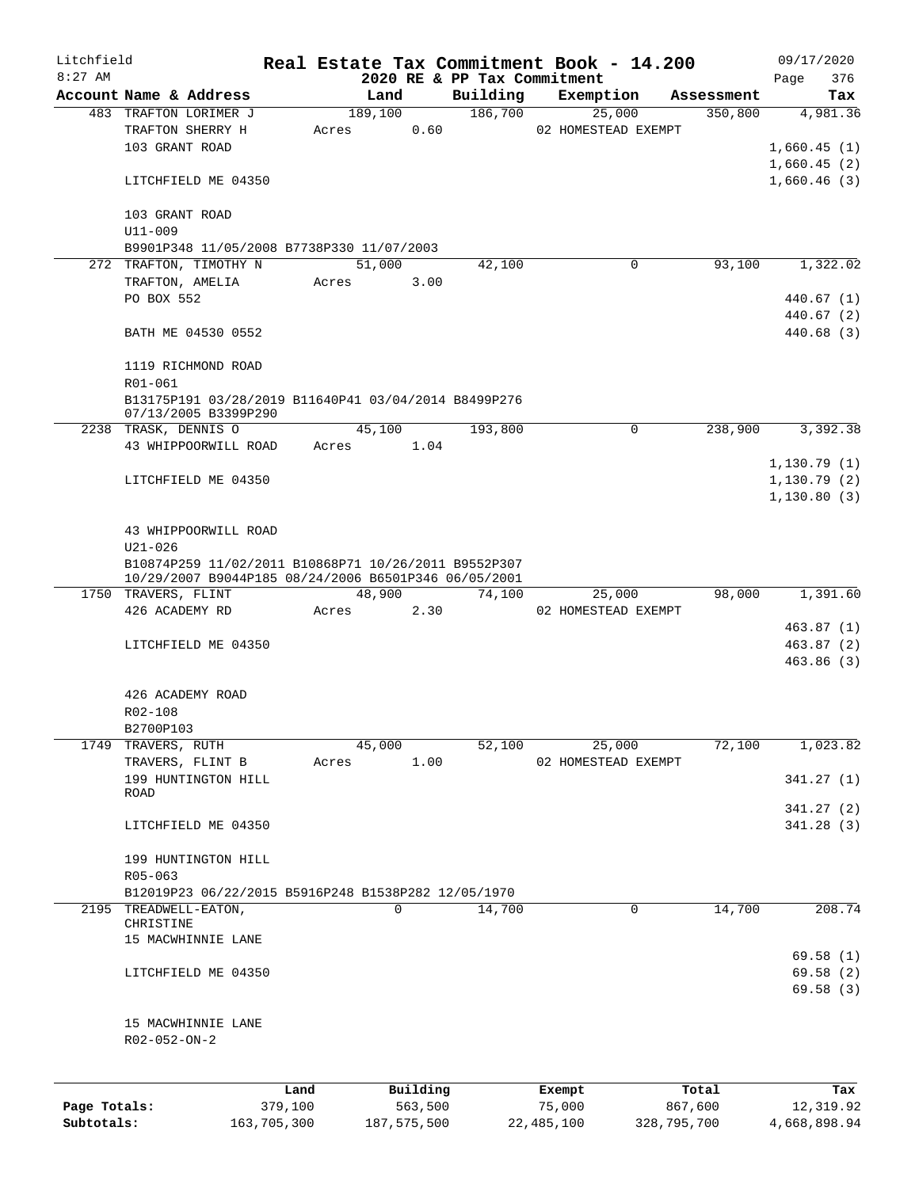# Real Estate Tax Commitment Book - 14.200

Litchfield
8:27 AM

2020 RE & PP Tax Commitment

09/17/2020
Page 376

| Account Name & Address | Land | Building | Exemption | Assessment | Tax |
|---|---|---|---|---|---|
| 483 TRAFTON LORIMER J | 189,100 | 186,700 | 25,000 | 350,800 | 4,981.36 |
| TRAFTON SHERRY H | Acres 0.60 | | 02 HOMESTEAD EXEMPT | | |
| 103 GRANT ROAD | | | | | 1,660.45 (1) |
| | | | | | 1,660.45 (2) |
| LITCHFIELD ME 04350 | | | | | 1,660.46 (3) |
| 103 GRANT ROAD | | | | | |
| U11-009 | | | | | |
| B9901P348 11/05/2008 B7738P330 11/07/2003 | | | | | |
| 272 TRAFTON, TIMOTHY N | 51,000 | 42,100 | 0 | 93,100 | 1,322.02 |
| TRAFTON, AMELIA | Acres 3.00 | | | | |
| PO BOX 552 | | | | | 440.67 (1) |
| | | | | | 440.67 (2) |
| BATH ME 04530 0552 | | | | | 440.68 (3) |
| 1119 RICHMOND ROAD | | | | | |
| R01-061 | | | | | |
| B13175P191 03/28/2019 B11640P41 03/04/2014 B8499P276 07/13/2005 B3399P290 | | | | | |
| 2238 TRASK, DENNIS O | 45,100 | 193,800 | 0 | 238,900 | 3,392.38 |
| 43 WHIPPOORWILL ROAD | Acres 1.04 | | | | |
| | | | | | 1,130.79 (1) |
| LITCHFIELD ME 04350 | | | | | 1,130.79 (2) |
| | | | | | 1,130.80 (3) |
| 43 WHIPPOORWILL ROAD | | | | | |
| U21-026 | | | | | |
| B10874P259 11/02/2011 B10868P71 10/26/2011 B9552P307 10/29/2007 B9044P185 08/24/2006 B6501P346 06/05/2001 | | | | | |
| 1750 TRAVERS, FLINT | 48,900 | 74,100 | 25,000 | 98,000 | 1,391.60 |
| 426 ACADEMY RD | Acres 2.30 | | 02 HOMESTEAD EXEMPT | | |
| | | | | | 463.87 (1) |
| LITCHFIELD ME 04350 | | | | | 463.87 (2) |
| | | | | | 463.86 (3) |
| 426 ACADEMY ROAD | | | | | |
| R02-108 | | | | | |
| B2700P103 | | | | | |
| 1749 TRAVERS, RUTH | 45,000 | 52,100 | 25,000 | 72,100 | 1,023.82 |
| TRAVERS, FLINT B | Acres 1.00 | | 02 HOMESTEAD EXEMPT | | |
| 199 HUNTINGTON HILL ROAD | | | | | 341.27 (1) |
| | | | | | 341.27 (2) |
| LITCHFIELD ME 04350 | | | | | 341.28 (3) |
| 199 HUNTINGTON HILL | | | | | |
| R05-063 | | | | | |
| B12019P23 06/22/2015 B5916P248 B1538P282 12/05/1970 | | | | | |
| 2195 TREADWELL-EATON, CHRISTINE | 0 | 14,700 | 0 | 14,700 | 208.74 |
| 15 MACWHINNIE LANE | | | | | |
| | | | | | 69.58 (1) |
| LITCHFIELD ME 04350 | | | | | 69.58 (2) |
| | | | | | 69.58 (3) |
| 15 MACWHINNIE LANE | | | | | |
| R02-052-ON-2 | | | | | |

| | Land | Building | Exempt | Total | Tax |
|---|---|---|---|---|---|
| Page Totals: | 379,100 | 563,500 | 75,000 | 867,600 | 12,319.92 |
| Subtotals: | 163,705,300 | 187,575,500 | 22,485,100 | 328,795,700 | 4,668,898.94 |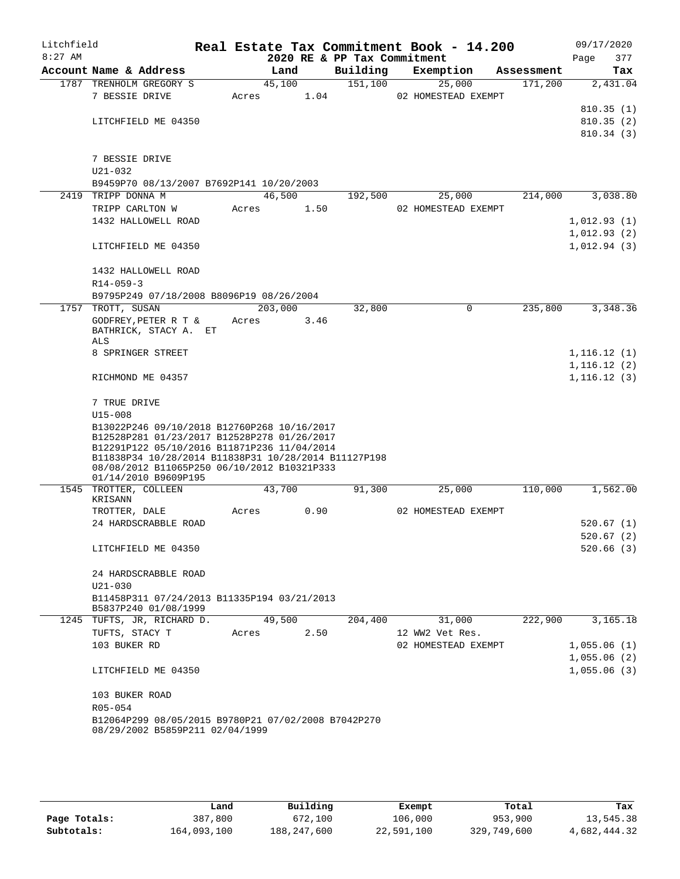Litchfield
8:27 AM

# Real Estate Tax Commitment Book - 14.200

## 2020 RE & PP Tax Commitment

09/17/2020

| Account Name & Address | Land | Building | Exemption | Assessment | Tax |
|---|---|---|---|---|---|
| 1787 TRENHOLM GREGORY S | 45,100 | 151,100 | 25,000 | 171,200 | 2,431.04 |
| 7 BESSIE DRIVE | Acres 1.04 | | 02 HOMESTEAD EXEMPT | | |
| | | | | | 810.35 (1) |
| LITCHFIELD ME 04350 | | | | | 810.35 (2) |
| | | | | | 810.34 (3) |
| 7 BESSIE DRIVE | | | | | |
| U21-032 | | | | | |
| B9459P70 08/13/2007 B7692P141 10/20/2003 | | | | | |
| 2419 TRIPP DONNA M | 46,500 | 192,500 | 25,000 | 214,000 | 3,038.80 |
| TRIPP CARLTON W | Acres 1.50 | | 02 HOMESTEAD EXEMPT | | |
| 1432 HALLOWELL ROAD | | | | | 1,012.93 (1) |
| | | | | | 1,012.93 (2) |
| LITCHFIELD ME 04350 | | | | | 1,012.94 (3) |
| 1432 HALLOWELL ROAD | | | | | |
| R14-059-3 | | | | | |
| B9795P249 07/18/2008 B8096P19 08/26/2004 | | | | | |
| 1757 TROTT, SUSAN | 203,000 | 32,800 | 0 | 235,800 | 3,348.36 |
| GODFREY,PETER R T & BATHRICK, STACY A. ET ALS | Acres 3.46 | | | | |
| 8 SPRINGER STREET | | | | | 1,116.12 (1) |
| | | | | | 1,116.12 (2) |
| RICHMOND ME 04357 | | | | | 1,116.12 (3) |
| 7 TRUE DRIVE | | | | | |
| U15-008 | | | | | |
| B13022P246 09/10/2018 B12760P268 10/16/2017 B12528P281 01/23/2017 B12528P278 01/26/2017 B12291P122 05/10/2016 B11871P236 11/04/2014 B11838P34 10/28/2014 B11838P31 10/28/2014 B11127P198 08/08/2012 B11065P250 06/10/2012 B10321P333 01/14/2010 B9609P195 | | | | | |
| 1545 TROTTER, COLLEEN KRISANN | 43,700 | 91,300 | 25,000 | 110,000 | 1,562.00 |
| TROTTER, DALE | Acres 0.90 | | 02 HOMESTEAD EXEMPT | | |
| 24 HARDSCRABBLE ROAD | | | | | 520.67 (1) |
| | | | | | 520.67 (2) |
| LITCHFIELD ME 04350 | | | | | 520.66 (3) |
| 24 HARDSCRABBLE ROAD | | | | | |
| U21-030 | | | | | |
| B11458P311 07/24/2013 B11335P194 03/21/2013 B5837P240 01/08/1999 | | | | | |
| 1245 TUFTS, JR, RICHARD D. | 49,500 | 204,400 | 31,000 | 222,900 | 3,165.18 |
| TUFTS, STACY T | Acres 2.50 | | 12 WW2 Vet Res. | | |
| 103 BUKER RD | | | 02 HOMESTEAD EXEMPT | | 1,055.06 (1) |
| | | | | | 1,055.06 (2) |
| LITCHFIELD ME 04350 | | | | | 1,055.06 (3) |
| 103 BUKER ROAD | | | | | |
| R05-054 | | | | | |
| B12064P299 08/05/2015 B9780P21 07/02/2008 B7042P270 08/29/2002 B5859P211 02/04/1999 | | | | | |

| | Land | Building | Exempt | Total | Tax |
|---|---|---|---|---|---|
| Page Totals: | 387,800 | 672,100 | 106,000 | 953,900 | 13,545.38 |
| Subtotals: | 164,093,100 | 188,247,600 | 22,591,100 | 329,749,600 | 4,682,444.32 |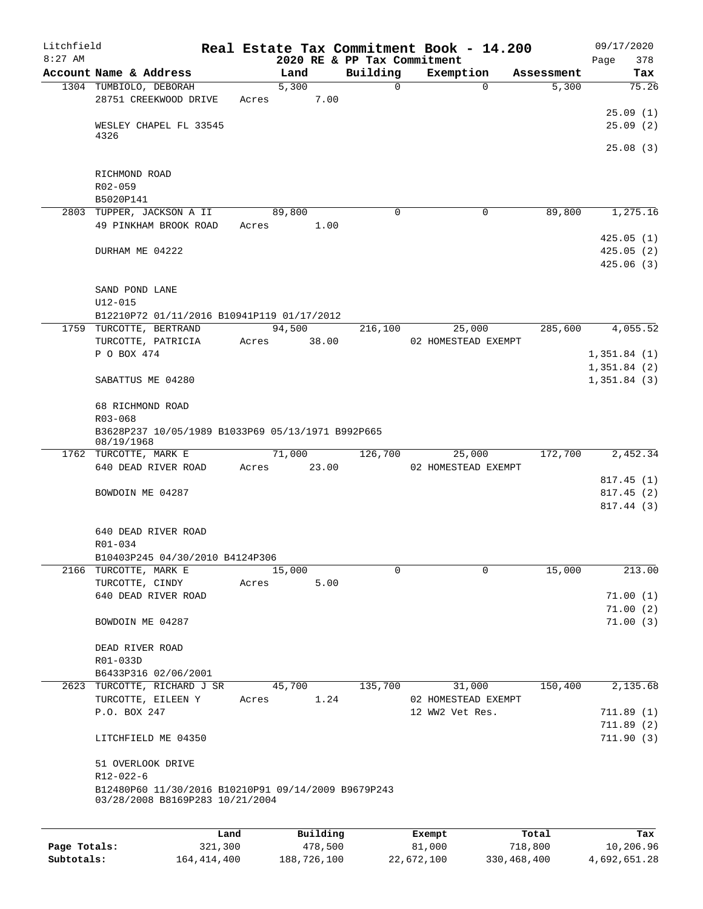# Real Estate Tax Commitment Book - 14.200

Litchfield
8:27 AM

2020 RE & PP Tax Commitment

09/17/2020

| Account Name & Address | Land | Building | Exemption | Assessment | Tax |
|---|---|---|---|---|---|
| 1304 TUMBIOLO, DEBORAH | 5,300 | 0 | 0 | 5,300 | 75.26 |
| 28751 CREEKWOOD DRIVE | Acres 7.00 | | | | |
| | | | | | 25.09 (1) |
| WESLEY CHAPEL FL 33545 4326 | | | | | 25.09 (2) |
| | | | | | 25.08 (3) |
| RICHMOND ROAD | | | | | |
| R02-059 | | | | | |
| B5020P141 | | | | | |
| 2803 TUPPER, JACKSON A II | 89,800 | 0 | 0 | 89,800 | 1,275.16 |
| 49 PINKHAM BROOK ROAD | Acres 1.00 | | | | |
| | | | | | 425.05 (1) |
| DURHAM ME 04222 | | | | | 425.05 (2) |
| | | | | | 425.06 (3) |
| SAND POND LANE | | | | | |
| U12-015 | | | | | |
| B12210P72 01/11/2016 B10941P119 01/17/2012 | | | | | |
| 1759 TURCOTTE, BERTRAND | 94,500 | 216,100 | 25,000 | 285,600 | 4,055.52 |
| TURCOTTE, PATRICIA | Acres 38.00 | | 02 HOMESTEAD EXEMPT | | |
| P O BOX 474 | | | | | 1,351.84 (1) |
| | | | | | 1,351.84 (2) |
| SABATTUS ME 04280 | | | | | 1,351.84 (3) |
| 68 RICHMOND ROAD | | | | | |
| R03-068 | | | | | |
| B3628P237 10/05/1989 B1033P69 05/13/1971 B992P665 08/19/1968 | | | | | |
| 1762 TURCOTTE, MARK E | 71,000 | 126,700 | 25,000 | 172,700 | 2,452.34 |
| 640 DEAD RIVER ROAD | Acres 23.00 | | 02 HOMESTEAD EXEMPT | | |
| | | | | | 817.45 (1) |
| BOWDOIN ME 04287 | | | | | 817.45 (2) |
| | | | | | 817.44 (3) |
| 640 DEAD RIVER ROAD | | | | | |
| R01-034 | | | | | |
| B10403P245 04/30/2010 B4124P306 | | | | | |
| 2166 TURCOTTE, MARK E | 15,000 | 0 | 0 | 15,000 | 213.00 |
| TURCOTTE, CINDY | Acres 5.00 | | | | |
| 640 DEAD RIVER ROAD | | | | | 71.00 (1) |
| | | | | | 71.00 (2) |
| BOWDOIN ME 04287 | | | | | 71.00 (3) |
| DEAD RIVER ROAD | | | | | |
| R01-033D | | | | | |
| B6433P316 02/06/2001 | | | | | |
| 2623 TURCOTTE, RICHARD J SR | 45,700 | 135,700 | 31,000 | 150,400 | 2,135.68 |
| TURCOTTE, EILEEN Y | Acres 1.24 | | 02 HOMESTEAD EXEMPT | | |
| P.O. BOX 247 | | | 12 WW2 Vet Res. | | 711.89 (1) |
| | | | | | 711.89 (2) |
| LITCHFIELD ME 04350 | | | | | 711.90 (3) |
| 51 OVERLOOK DRIVE | | | | | |
| R12-022-6 | | | | | |
| B12480P60 11/30/2016 B10210P91 09/14/2009 B9679P243 03/28/2008 B8169P283 10/21/2004 | | | | | |

| | Land | Building | Exempt | Total | Tax |
|---|---|---|---|---|---|
| Page Totals: | 321,300 | 478,500 | 81,000 | 718,800 | 10,206.96 |
| Subtotals: | 164,414,400 | 188,726,100 | 22,672,100 | 330,468,400 | 4,692,651.28 |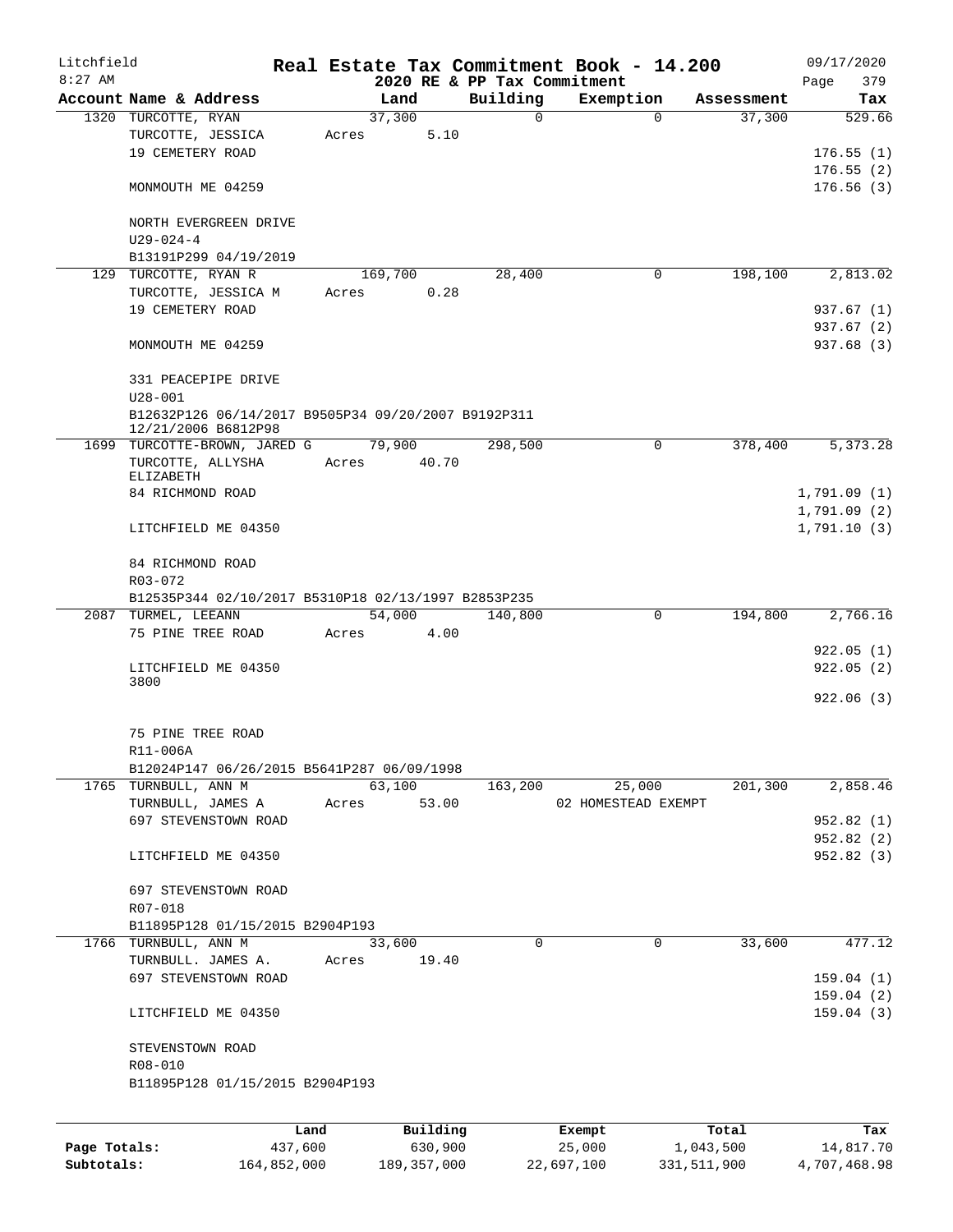Litchfield
8:27 AM

# Real Estate Tax Commitment Book - 14.200

2020 RE & PP Tax Commitment

09/17/2020
Page 379

| Account Name & Address | Land | Building | Exemption | Assessment | Tax |
|---|---|---|---|---|---|
| 1320 TURCOTTE, RYAN | 37,300 | 0 | 0 | 37,300 | 529.66 |
| TURCOTTE, JESSICA | Acres 5.10 | | | | |
| 19 CEMETERY ROAD | | | | | 176.55 (1) |
| | | | | | 176.55 (2) |
| MONMOUTH ME 04259 | | | | | 176.56 (3) |
| NORTH EVERGREEN DRIVE | | | | | |
| U29-024-4 | | | | | |
| B13191P299 04/19/2019 | | | | | |
| 129 TURCOTTE, RYAN R | 169,700 | 28,400 | 0 | 198,100 | 2,813.02 |
| TURCOTTE, JESSICA M | Acres 0.28 | | | | |
| 19 CEMETERY ROAD | | | | | 937.67 (1) |
| | | | | | 937.67 (2) |
| MONMOUTH ME 04259 | | | | | 937.68 (3) |
| 331 PEACEPIPE DRIVE | | | | | |
| U28-001 | | | | | |
| B12632P126 06/14/2017 B9505P34 09/20/2007 B9192P311 12/21/2006 B6812P98 | | | | | |
| 1699 TURCOTTE-BROWN, JARED G | 79,900 | 298,500 | 0 | 378,400 | 5,373.28 |
| TURCOTTE, ALLYSHA ELIZABETH | Acres 40.70 | | | | |
| 84 RICHMOND ROAD | | | | | 1,791.09 (1) |
| | | | | | 1,791.09 (2) |
| LITCHFIELD ME 04350 | | | | | 1,791.10 (3) |
| 84 RICHMOND ROAD | | | | | |
| R03-072 | | | | | |
| B12535P344 02/10/2017 B5310P18 02/13/1997 B2853P235 | | | | | |
| 2087 TURMEL, LEEANN | 54,000 | 140,800 | 0 | 194,800 | 2,766.16 |
| 75 PINE TREE ROAD | Acres 4.00 | | | | |
| | | | | | 922.05 (1) |
| LITCHFIELD ME 04350 3800 | | | | | 922.05 (2) |
| | | | | | 922.06 (3) |
| 75 PINE TREE ROAD | | | | | |
| R11-006A | | | | | |
| B12024P147 06/26/2015 B5641P287 06/09/1998 | | | | | |
| 1765 TURNBULL, ANN M | 63,100 | 163,200 | 25,000 | 201,300 | 2,858.46 |
| TURNBULL, JAMES A | Acres 53.00 | | 02 HOMESTEAD EXEMPT | | |
| 697 STEVENSTOWN ROAD | | | | | 952.82 (1) |
| | | | | | 952.82 (2) |
| LITCHFIELD ME 04350 | | | | | 952.82 (3) |
| 697 STEVENSTOWN ROAD | | | | | |
| R07-018 | | | | | |
| B11895P128 01/15/2015 B2904P193 | | | | | |
| 1766 TURNBULL, ANN M | 33,600 | 0 | 0 | 33,600 | 477.12 |
| TURNBULL. JAMES A. | Acres 19.40 | | | | |
| 697 STEVENSTOWN ROAD | | | | | 159.04 (1) |
| | | | | | 159.04 (2) |
| LITCHFIELD ME 04350 | | | | | 159.04 (3) |
| STEVENSTOWN ROAD | | | | | |
| R08-010 | | | | | |
| B11895P128 01/15/2015 B2904P193 | | | | | |

| | Land | Building | Exempt | Total | Tax |
|---|---|---|---|---|---|
| Page Totals: | 437,600 | 630,900 | 25,000 | 1,043,500 | 14,817.70 |
| Subtotals: | 164,852,000 | 189,357,000 | 22,697,100 | 331,511,900 | 4,707,468.98 |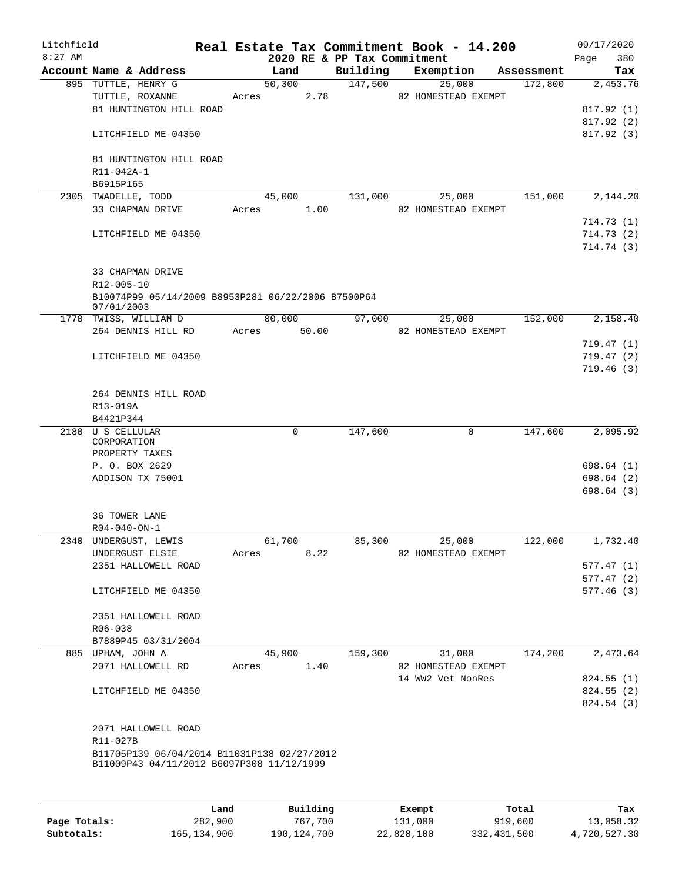Litchfield
8:27 AM

# Real Estate Tax Commitment Book - 14.200
## 2020 RE & PP Tax Commitment

09/17/2020
Page 380

| Account Name & Address | Land | Building | Exemption | Assessment | Tax |
|---|---|---|---|---|---|
| 895 TUTTLE, HENRY G | 50,300 | 147,500 | 25,000 | 172,800 | 2,453.76 |
| TUTTLE, ROXANNE | Acres 2.78 | | 02 HOMESTEAD EXEMPT | | |
| 81 HUNTINGTON HILL ROAD | | | | | 817.92 (1) |
| | | | | | 817.92 (2) |
| LITCHFIELD ME 04350 | | | | | 817.92 (3) |
| 81 HUNTINGTON HILL ROAD | | | | | |
| R11-042A-1 | | | | | |
| B6915P165 | | | | | |
| 2305 TWADELLE, TODD | 45,000 | 131,000 | 25,000 | 151,000 | 2,144.20 |
| 33 CHAPMAN DRIVE | Acres 1.00 | | 02 HOMESTEAD EXEMPT | | |
| | | | | | 714.73 (1) |
| LITCHFIELD ME 04350 | | | | | 714.73 (2) |
| | | | | | 714.74 (3) |
| 33 CHAPMAN DRIVE | | | | | |
| R12-005-10 | | | | | |
| B10074P99 05/14/2009 B8953P281 06/22/2006 B7500P64 07/01/2003 | | | | | |
| 1770 TWISS, WILLIAM D | 80,000 | 97,000 | 25,000 | 152,000 | 2,158.40 |
| 264 DENNIS HILL RD | Acres 50.00 | | 02 HOMESTEAD EXEMPT | | |
| | | | | | 719.47 (1) |
| LITCHFIELD ME 04350 | | | | | 719.47 (2) |
| | | | | | 719.46 (3) |
| 264 DENNIS HILL ROAD | | | | | |
| R13-019A | | | | | |
| B4421P344 | | | | | |
| 2180 U S CELLULAR CORPORATION | 0 | 147,600 | 0 | 147,600 | 2,095.92 |
| PROPERTY TAXES | | | | | |
| P. O. BOX 2629 | | | | | 698.64 (1) |
| ADDISON TX 75001 | | | | | 698.64 (2) |
| | | | | | 698.64 (3) |
| 36 TOWER LANE | | | | | |
| R04-040-ON-1 | | | | | |
| 2340 UNDERGUST, LEWIS | 61,700 | 85,300 | 25,000 | 122,000 | 1,732.40 |
| UNDERGUST ELSIE | Acres 8.22 | | 02 HOMESTEAD EXEMPT | | |
| 2351 HALLOWELL ROAD | | | | | 577.47 (1) |
| | | | | | 577.47 (2) |
| LITCHFIELD ME 04350 | | | | | 577.46 (3) |
| 2351 HALLOWELL ROAD | | | | | |
| R06-038 | | | | | |
| B7889P45 03/31/2004 | | | | | |
| 885 UPHAM, JOHN A | 45,900 | 159,300 | 31,000 | 174,200 | 2,473.64 |
| 2071 HALLOWELL RD | Acres 1.40 | | 02 HOMESTEAD EXEMPT | | |
| | | | 14 WW2 Vet NonRes | | 824.55 (1) |
| LITCHFIELD ME 04350 | | | | | 824.55 (2) |
| | | | | | 824.54 (3) |
| 2071 HALLOWELL ROAD | | | | | |
| R11-027B | | | | | |
| B11705P139 06/04/2014 B11031P138 02/27/2012 B11009P43 04/11/2012 B6097P308 11/12/1999 | | | | | |

| | Land | Building | Exempt | Total | Tax |
|---|---|---|---|---|---|
| Page Totals: | 282,900 | 767,700 | 131,000 | 919,600 | 13,058.32 |
| Subtotals: | 165,134,900 | 190,124,700 | 22,828,100 | 332,431,500 | 4,720,527.30 |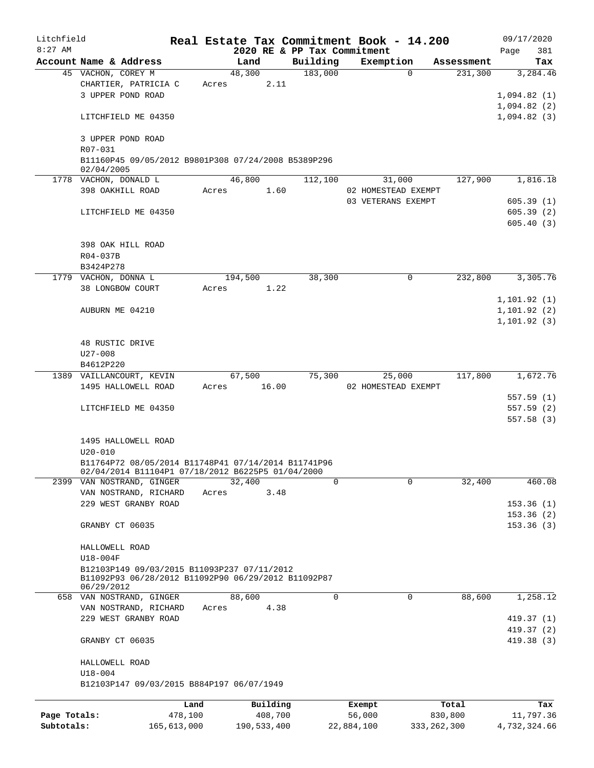Litchfield
8:27 AM

**Real Estate Tax Commitment Book - 14.200**
**2020 RE & PP Tax Commitment**

09/17/2020

| Account Name & Address | Land | Building | Exemption | Assessment | Tax |
|---|---|---|---|---|---|
| 45 VACHON, COREY M | 48,300 | 183,000 | 0 | 231,300 | 3,284.46 |
| CHARTIER, PATRICIA C | Acres 2.11 | | | | |
| 3 UPPER POND ROAD | | | | | 1,094.82 (1) |
| | | | | | 1,094.82 (2) |
| LITCHFIELD ME 04350 | | | | | 1,094.82 (3) |
| 3 UPPER POND ROAD | | | | | |
| R07-031 | | | | | |
| B11160P45 09/05/2012 B9801P308 07/24/2008 B5389P296 02/04/2005 | | | | | |
| 1778 VACHON, DONALD L | 46,800 | 112,100 | 31,000 | 127,900 | 1,816.18 |
| 398 OAKHILL ROAD | Acres 1.60 | | 02 HOMESTEAD EXEMPT | | |
| | | | 03 VETERANS EXEMPT | | 605.39 (1) |
| LITCHFIELD ME 04350 | | | | | 605.39 (2) |
| | | | | | 605.40 (3) |
| 398 OAK HILL ROAD | | | | | |
| R04-037B | | | | | |
| B3424P278 | | | | | |
| 1779 VACHON, DONNA L | 194,500 | 38,300 | 0 | 232,800 | 3,305.76 |
| 38 LONGBOW COURT | Acres 1.22 | | | | |
| | | | | | 1,101.92 (1) |
| AUBURN ME 04210 | | | | | 1,101.92 (2) |
| | | | | | 1,101.92 (3) |
| 48 RUSTIC DRIVE | | | | | |
| U27-008 | | | | | |
| B4612P220 | | | | | |
| 1389 VAILLANCOURT, KEVIN | 67,500 | 75,300 | 25,000 | 117,800 | 1,672.76 |
| 1495 HALLOWELL ROAD | Acres 16.00 | | 02 HOMESTEAD EXEMPT | | |
| | | | | | 557.59 (1) |
| LITCHFIELD ME 04350 | | | | | 557.59 (2) |
| | | | | | 557.58 (3) |
| 1495 HALLOWELL ROAD | | | | | |
| U20-010 | | | | | |
| B11764P72 08/05/2014 B11748P41 07/14/2014 B11741P96 02/04/2014 B11104P1 07/18/2012 B6225P5 01/04/2000 | | | | | |
| 2399 VAN NOSTRAND, GINGER | 32,400 | 0 | 0 | 32,400 | 460.08 |
| VAN NOSTRAND, RICHARD | Acres 3.48 | | | | |
| 229 WEST GRANBY ROAD | | | | | 153.36 (1) |
| | | | | | 153.36 (2) |
| GRANBY CT 06035 | | | | | 153.36 (3) |
| HALLOWELL ROAD | | | | | |
| U18-004F | | | | | |
| B12103P149 09/03/2015 B11093P237 07/11/2012 B11092P93 06/28/2012 B11092P90 06/29/2012 B11092P87 06/29/2012 | | | | | |
| 658 VAN NOSTRAND, GINGER | 88,600 | 0 | 0 | 88,600 | 1,258.12 |
| VAN NOSTRAND, RICHARD | Acres 4.38 | | | | |
| 229 WEST GRANBY ROAD | | | | | 419.37 (1) |
| | | | | | 419.37 (2) |
| GRANBY CT 06035 | | | | | 419.38 (3) |
| HALLOWELL ROAD | | | | | |
| U18-004 | | | | | |
| B12103P147 09/03/2015 B884P197 06/07/1949 | | | | | |

| | Land | Building | Exempt | Total | Tax |
|---|---|---|---|---|---|
| Page Totals: | 478,100 | 408,700 | 56,000 | 830,800 | 11,797.36 |
| Subtotals: | 165,613,000 | 190,533,400 | 22,884,100 | 333,262,300 | 4,732,324.66 |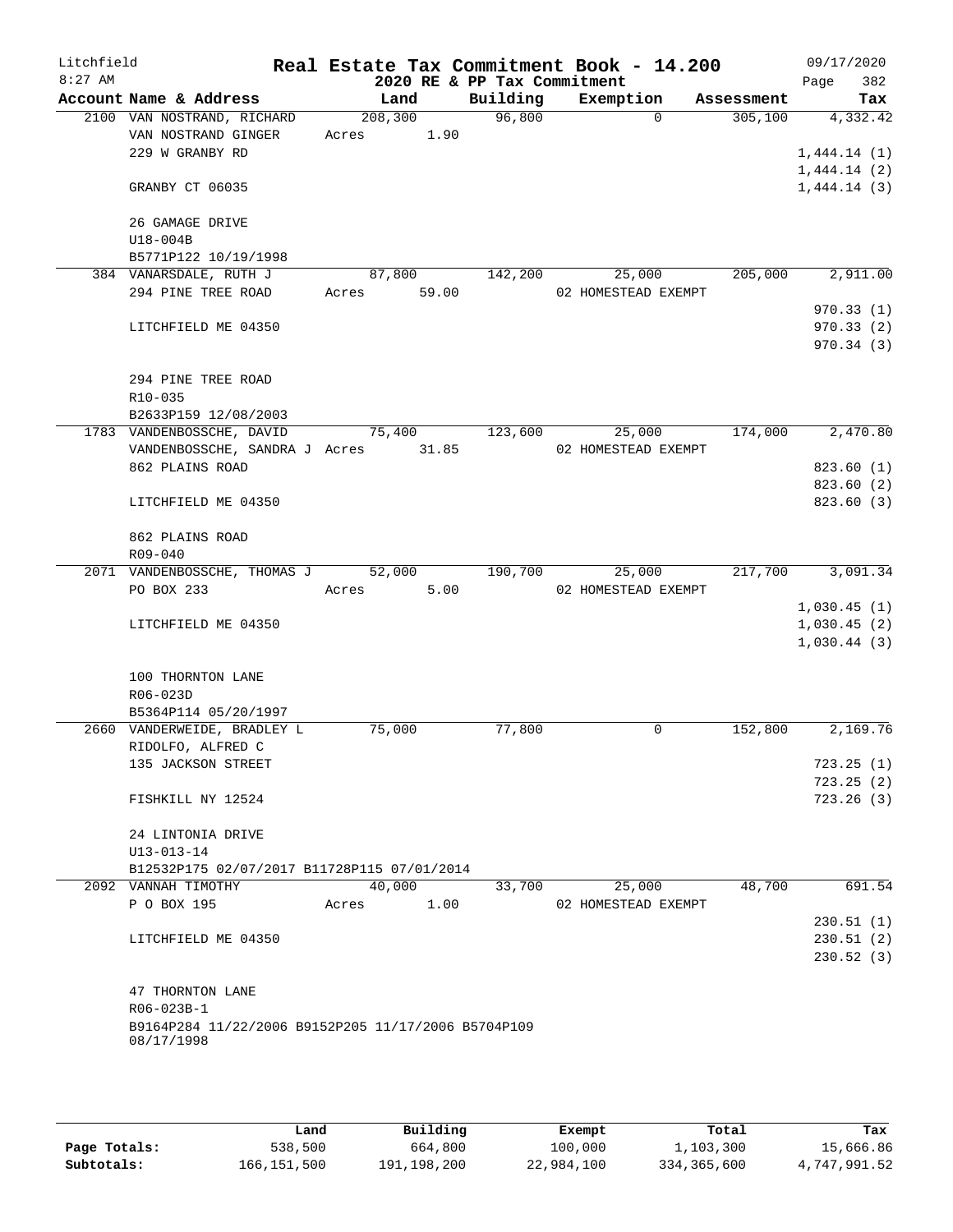# Real Estate Tax Commitment Book - 14.200

Litchfield
8:27 AM

2020 RE & PP Tax Commitment

09/17/2020
Page 382

| Account | Name & Address | Land | Building | Exemption | Assessment | Tax |
|---|---|---|---|---|---|---|
| 2100 | VAN NOSTRAND, RICHARD | 208,300 | 96,800 | 0 | 305,100 | 4,332.42 |
| | VAN NOSTRAND GINGER | Acres 1.90 | | | | |
| | 229 W GRANBY RD | | | | | 1,444.14 (1) |
| | | | | | | 1,444.14 (2) |
| | GRANBY CT 06035 | | | | | 1,444.14 (3) |
| | 26 GAMAGE DRIVE | | | | | |
| | U18-004B | | | | | |
| | B5771P122 10/19/1998 | | | | | |
| 384 | VANARSDALE, RUTH J | 87,800 | 142,200 | 25,000 | 205,000 | 2,911.00 |
| | 294 PINE TREE ROAD | Acres 59.00 | | 02 HOMESTEAD EXEMPT | | |
| | | | | | | 970.33 (1) |
| | LITCHFIELD ME 04350 | | | | | 970.33 (2) |
| | | | | | | 970.34 (3) |
| | 294 PINE TREE ROAD | | | | | |
| | R10-035 | | | | | |
| | B2633P159 12/08/2003 | | | | | |
| 1783 | VANDENBOSSCHE, DAVID | 75,400 | 123,600 | 25,000 | 174,000 | 2,470.80 |
| | VANDENBOSSCHE, SANDRA J | Acres 31.85 | | 02 HOMESTEAD EXEMPT | | |
| | 862 PLAINS ROAD | | | | | 823.60 (1) |
| | | | | | | 823.60 (2) |
| | LITCHFIELD ME 04350 | | | | | 823.60 (3) |
| | 862 PLAINS ROAD | | | | | |
| | R09-040 | | | | | |
| 2071 | VANDENBOSSCHE, THOMAS J | 52,000 | 190,700 | 25,000 | 217,700 | 3,091.34 |
| | PO BOX 233 | Acres 5.00 | | 02 HOMESTEAD EXEMPT | | |
| | | | | | | 1,030.45 (1) |
| | LITCHFIELD ME 04350 | | | | | 1,030.45 (2) |
| | | | | | | 1,030.44 (3) |
| | 100 THORNTON LANE | | | | | |
| | R06-023D | | | | | |
| | B5364P114 05/20/1997 | | | | | |
| 2660 | VANDERWEIDE, BRADLEY L | 75,000 | 77,800 | 0 | 152,800 | 2,169.76 |
| | RIDOLFO, ALFRED C | | | | | |
| | 135 JACKSON STREET | | | | | 723.25 (1) |
| | | | | | | 723.25 (2) |
| | FISHKILL NY 12524 | | | | | 723.26 (3) |
| | 24 LINTONIA DRIVE | | | | | |
| | U13-013-14 | | | | | |
| | B12532P175 02/07/2017 B11728P115 07/01/2014 | | | | | |
| 2092 | VANNAH TIMOTHY | 40,000 | 33,700 | 25,000 | 48,700 | 691.54 |
| | P O BOX 195 | Acres 1.00 | | 02 HOMESTEAD EXEMPT | | |
| | | | | | | 230.51 (1) |
| | LITCHFIELD ME 04350 | | | | | 230.51 (2) |
| | | | | | | 230.52 (3) |
| | 47 THORNTON LANE | | | | | |
| | R06-023B-1 | | | | | |
| | B9164P284 11/22/2006 B9152P205 11/17/2006 B5704P109 08/17/1998 | | | | | |

| | Land | Building | Exempt | Total | Tax |
|---|---|---|---|---|---|
| Page Totals: | 538,500 | 664,800 | 100,000 | 1,103,300 | 15,666.86 |
| Subtotals: | 166,151,500 | 191,198,200 | 22,984,100 | 334,365,600 | 4,747,991.52 |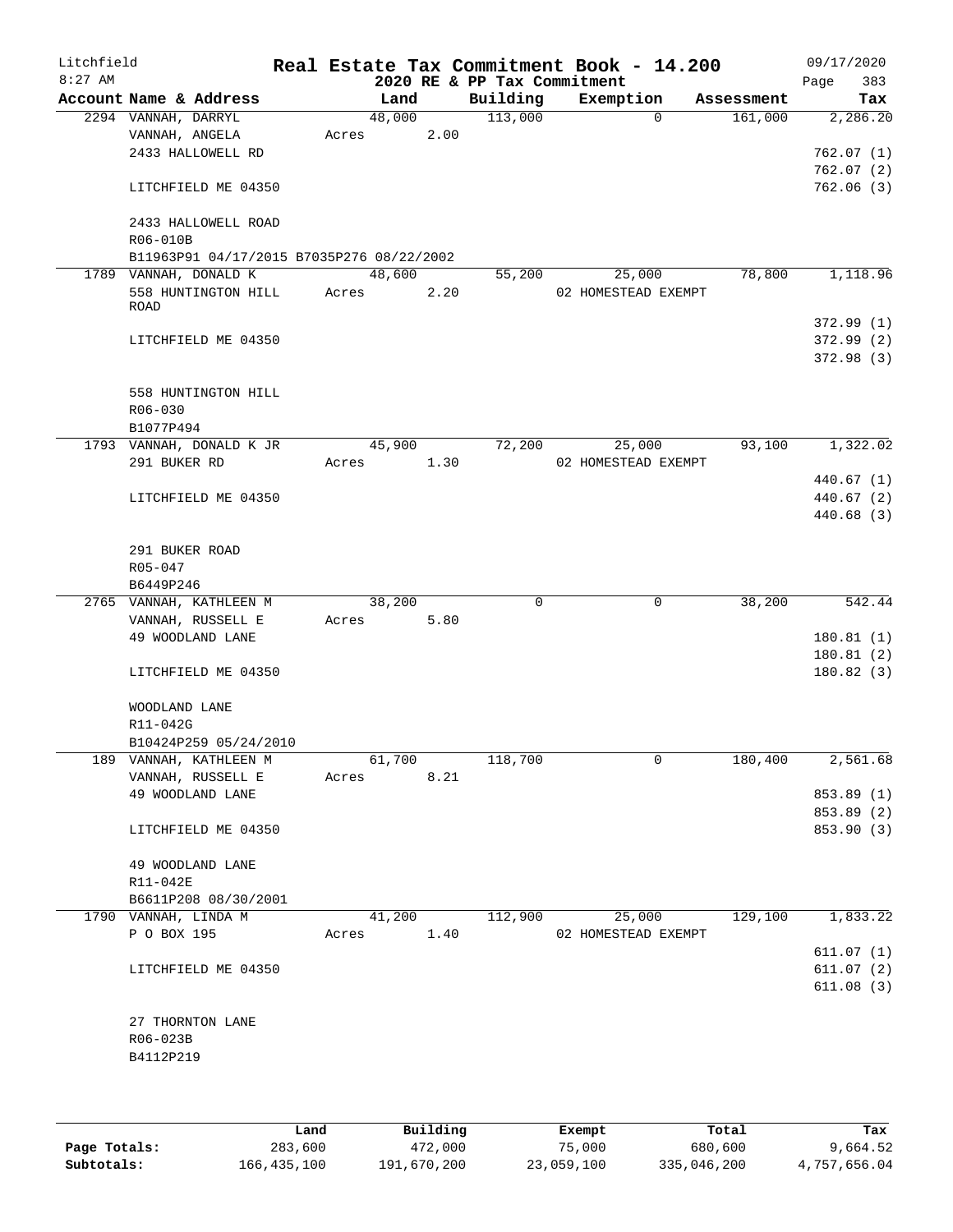Litchfield
8:27 AM

# Real Estate Tax Commitment Book - 14.200

2020 RE & PP Tax Commitment

09/17/2020
Page 383

| Account Name & Address | Land | Building | Exemption | Assessment | Tax |
|---|---|---|---|---|---|
| 2294 VANNAH, DARRYL | 48,000 | 113,000 | 0 | 161,000 | 2,286.20 |
| VANNAH, ANGELA | Acres 2.00 | | | | |
| 2433 HALLOWELL RD | | | | | 762.07 (1) |
| | | | | | 762.07 (2) |
| LITCHFIELD ME 04350 | | | | | 762.06 (3) |
| 2433 HALLOWELL ROAD | | | | | |
| R06-010B | | | | | |
| B11963P91 04/17/2015 B7035P276 08/22/2002 | | | | | |
| 1789 VANNAH, DONALD K | 48,600 | 55,200 | 25,000 | 78,800 | 1,118.96 |
| 558 HUNTINGTON HILL ROAD | Acres 2.20 | | 02 HOMESTEAD EXEMPT | | |
| | | | | | 372.99 (1) |
| LITCHFIELD ME 04350 | | | | | 372.99 (2) |
| | | | | | 372.98 (3) |
| 558 HUNTINGTON HILL | | | | | |
| R06-030 | | | | | |
| B1077P494 | | | | | |
| 1793 VANNAH, DONALD K JR | 45,900 | 72,200 | 25,000 | 93,100 | 1,322.02 |
| 291 BUKER RD | Acres 1.30 | | 02 HOMESTEAD EXEMPT | | |
| | | | | | 440.67 (1) |
| LITCHFIELD ME 04350 | | | | | 440.67 (2) |
| | | | | | 440.68 (3) |
| 291 BUKER ROAD | | | | | |
| R05-047 | | | | | |
| B6449P246 | | | | | |
| 2765 VANNAH, KATHLEEN M | 38,200 | 0 | 0 | 38,200 | 542.44 |
| VANNAH, RUSSELL E | Acres 5.80 | | | | |
| 49 WOODLAND LANE | | | | | 180.81 (1) |
| | | | | | 180.81 (2) |
| LITCHFIELD ME 04350 | | | | | 180.82 (3) |
| WOODLAND LANE | | | | | |
| R11-042G | | | | | |
| B10424P259 05/24/2010 | | | | | |
| 189 VANNAH, KATHLEEN M | 61,700 | 118,700 | 0 | 180,400 | 2,561.68 |
| VANNAH, RUSSELL E | Acres 8.21 | | | | |
| 49 WOODLAND LANE | | | | | 853.89 (1) |
| | | | | | 853.89 (2) |
| LITCHFIELD ME 04350 | | | | | 853.90 (3) |
| 49 WOODLAND LANE | | | | | |
| R11-042E | | | | | |
| B6611P208 08/30/2001 | | | | | |
| 1790 VANNAH, LINDA M | 41,200 | 112,900 | 25,000 | 129,100 | 1,833.22 |
| P O BOX 195 | Acres 1.40 | | 02 HOMESTEAD EXEMPT | | |
| | | | | | 611.07 (1) |
| LITCHFIELD ME 04350 | | | | | 611.07 (2) |
| | | | | | 611.08 (3) |
| 27 THORNTON LANE | | | | | |
| R06-023B | | | | | |
| B4112P219 | | | | | |

| | Land | Building | Exempt | Total | Tax |
|---|---|---|---|---|---|
| Page Totals: | 283,600 | 472,000 | 75,000 | 680,600 | 9,664.52 |
| Subtotals: | 166,435,100 | 191,670,200 | 23,059,100 | 335,046,200 | 4,757,656.04 |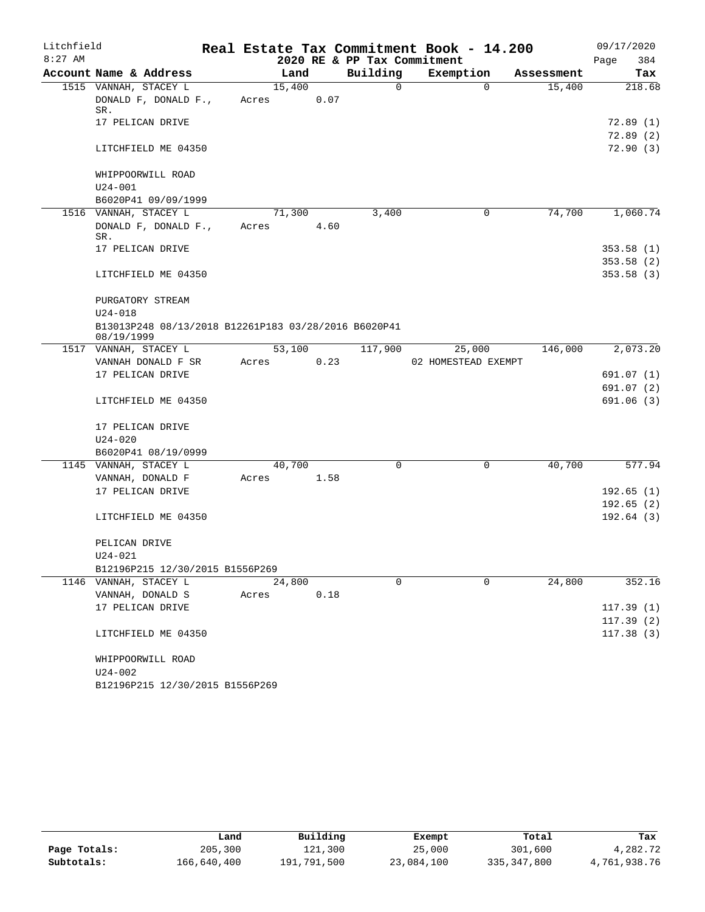Litchfield
8:27 AM

# Real Estate Tax Commitment Book - 14.200

2020 RE & PP Tax Commitment

09/17/2020
Page 384

| Account Name & Address | Land | Building | Exemption | Assessment | Tax |
|---|---|---|---|---|---|
| 1515 VANNAH, STACEY L | 15,400 | 0 | 0 | 15,400 | 218.68 |
| DONALD F, DONALD F., SR. | Acres 0.07 | | | | |
| 17 PELICAN DRIVE | | | | | 72.89 (1) |
| | | | | | 72.89 (2) |
| LITCHFIELD ME 04350 | | | | | 72.90 (3) |
| WHIPPOORWILL ROAD | | | | | |
| U24-001 | | | | | |
| B6020P41 09/09/1999 | | | | | |
| 1516 VANNAH, STACEY L | 71,300 | 3,400 | 0 | 74,700 | 1,060.74 |
| DONALD F, DONALD F., SR. | Acres 4.60 | | | | |
| 17 PELICAN DRIVE | | | | | 353.58 (1) |
| | | | | | 353.58 (2) |
| LITCHFIELD ME 04350 | | | | | 353.58 (3) |
| PURGATORY STREAM | | | | | |
| U24-018 | | | | | |
| B13013P248 08/13/2018 B12261P183 03/28/2016 B6020P41 08/19/1999 | | | | | |
| 1517 VANNAH, STACEY L | 53,100 | 117,900 | 25,000 | 146,000 | 2,073.20 |
| VANNAH DONALD F SR | Acres 0.23 | | 02 HOMESTEAD EXEMPT | | |
| 17 PELICAN DRIVE | | | | | 691.07 (1) |
| | | | | | 691.07 (2) |
| LITCHFIELD ME 04350 | | | | | 691.06 (3) |
| 17 PELICAN DRIVE | | | | | |
| U24-020 | | | | | |
| B6020P41 08/19/0999 | | | | | |
| 1145 VANNAH, STACEY L | 40,700 | 0 | 0 | 40,700 | 577.94 |
| VANNAH, DONALD F | Acres 1.58 | | | | |
| 17 PELICAN DRIVE | | | | | 192.65 (1) |
| | | | | | 192.65 (2) |
| LITCHFIELD ME 04350 | | | | | 192.64 (3) |
| PELICAN DRIVE | | | | | |
| U24-021 | | | | | |
| B12196P215 12/30/2015 B1556P269 | | | | | |
| 1146 VANNAH, STACEY L | 24,800 | 0 | 0 | 24,800 | 352.16 |
| VANNAH, DONALD S | Acres 0.18 | | | | |
| 17 PELICAN DRIVE | | | | | 117.39 (1) |
| | | | | | 117.39 (2) |
| LITCHFIELD ME 04350 | | | | | 117.38 (3) |
| WHIPPOORWILL ROAD | | | | | |
| U24-002 | | | | | |
| B12196P215 12/30/2015 B1556P269 | | | | | |

| | Land | Building | Exempt | Total | Tax |
|---|---|---|---|---|---|
| Page Totals: | 205,300 | 121,300 | 25,000 | 301,600 | 4,282.72 |
| Subtotals: | 166,640,400 | 191,791,500 | 23,084,100 | 335,347,800 | 4,761,938.76 |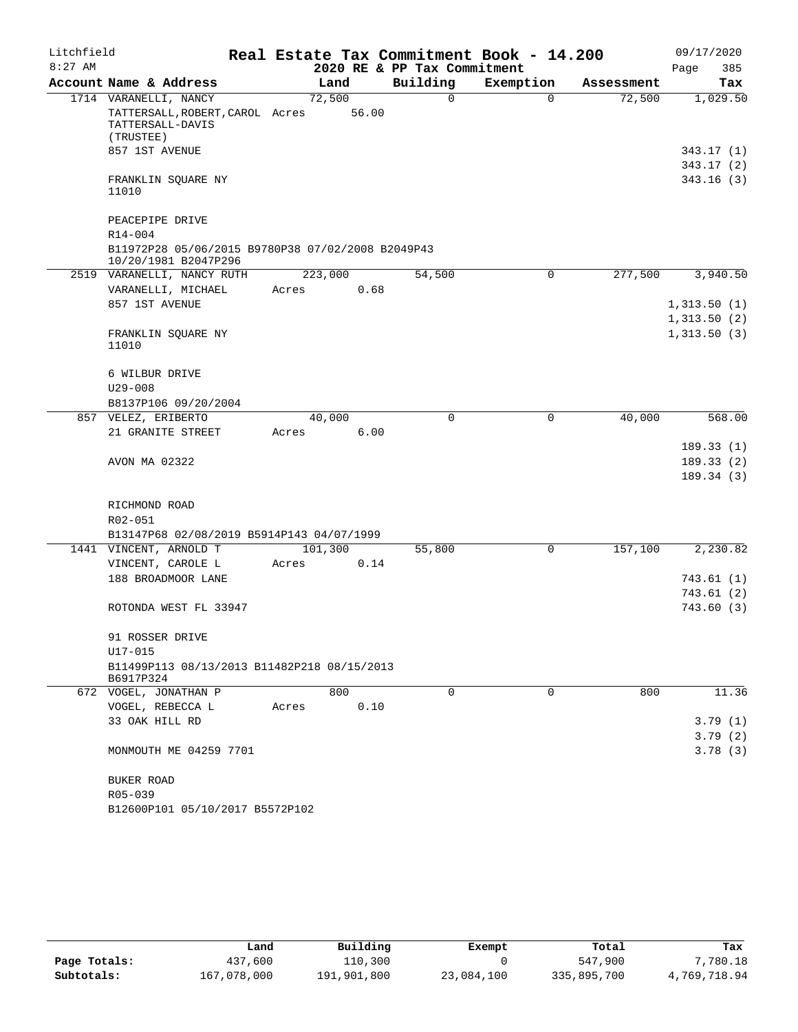Litchfield
8:27 AM

# Real Estate Tax Commitment Book - 14.200
## 2020 RE & PP Tax Commitment

09/17/2020

| Account Name & Address | Land | Building | Exemption | Assessment | Tax |
|---|---|---|---|---|---|
| 1714 VARANELLI, NANCY | 72,500 | 0 | 0 | 72,500 | 1,029.50 |
| TATTERSALL,ROBERT,CAROL TATTERSALL-DAVIS (TRUSTEE) | Acres 56.00 | | | | |
| 857 1ST AVENUE | | | | | 343.17 (1) |
| | | | | | 343.17 (2) |
| FRANKLIN SQUARE NY 11010 | | | | | 343.16 (3) |
| PEACEPIPE DRIVE | | | | | |
| R14-004 | | | | | |
| B11972P28 05/06/2015 B9780P38 07/02/2008 B2049P43 10/20/1981 B2047P296 | | | | | |
| 2519 VARANELLI, NANCY RUTH | 223,000 | 54,500 | 0 | 277,500 | 3,940.50 |
| VARANELLI, MICHAEL | Acres 0.68 | | | | |
| 857 1ST AVENUE | | | | | 1,313.50 (1) |
| | | | | | 1,313.50 (2) |
| FRANKLIN SQUARE NY 11010 | | | | | 1,313.50 (3) |
| 6 WILBUR DRIVE | | | | | |
| U29-008 | | | | | |
| B8137P106 09/20/2004 | | | | | |
| 857 VELEZ, ERIBERTO | 40,000 | 0 | 0 | 40,000 | 568.00 |
| 21 GRANITE STREET | Acres 6.00 | | | | |
| | | | | | 189.33 (1) |
| AVON MA 02322 | | | | | 189.33 (2) |
| | | | | | 189.34 (3) |
| RICHMOND ROAD | | | | | |
| R02-051 | | | | | |
| B13147P68 02/08/2019 B5914P143 04/07/1999 | | | | | |
| 1441 VINCENT, ARNOLD T | 101,300 | 55,800 | 0 | 157,100 | 2,230.82 |
| VINCENT, CAROLE L | Acres 0.14 | | | | |
| 188 BROADMOOR LANE | | | | | 743.61 (1) |
| | | | | | 743.61 (2) |
| ROTONDA WEST FL 33947 | | | | | 743.60 (3) |
| 91 ROSSER DRIVE | | | | | |
| U17-015 | | | | | |
| B11499P113 08/13/2013 B11482P218 08/15/2013 B6917P324 | | | | | |
| 672 VOGEL, JONATHAN P | 800 | 0 | 0 | 800 | 11.36 |
| VOGEL, REBECCA L | Acres 0.10 | | | | |
| 33 OAK HILL RD | | | | | 3.79 (1) |
| | | | | | 3.79 (2) |
| MONMOUTH ME 04259 7701 | | | | | 3.78 (3) |
| BUKER ROAD | | | | | |
| R05-039 | | | | | |
| B12600P101 05/10/2017 B5572P102 | | | | | |

| | Land | Building | Exempt | Total | Tax |
|---|---|---|---|---|---|
| Page Totals: | 437,600 | 110,300 | 0 | 547,900 | 7,780.18 |
| Subtotals: | 167,078,000 | 191,901,800 | 23,084,100 | 335,895,700 | 4,769,718.94 |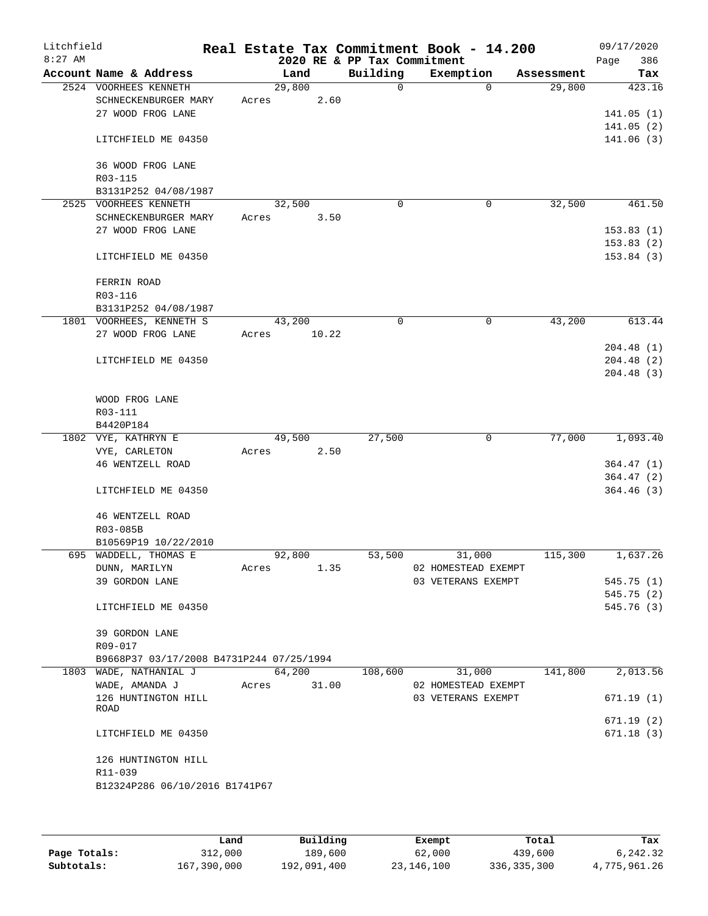Litchfield 8:27 AM

# Real Estate Tax Commitment Book - 14.200

2020 RE & PP Tax Commitment

09/17/2020 Page 386

| Account Name & Address | Land | Building | Exemption | Assessment | Tax |
|---|---|---|---|---|---|
| 2524 VOORHEES KENNETH | 29,800 | 0 | 0 | 29,800 | 423.16 |
| SCHNECKENBURGER MARY | Acres 2.60 | | | | |
| 27 WOOD FROG LANE | | | | | 141.05 (1) |
| | | | | | 141.05 (2) |
| LITCHFIELD ME 04350 | | | | | 141.06 (3) |
| 36 WOOD FROG LANE | | | | | |
| R03-115 | | | | | |
| B3131P252 04/08/1987 | | | | | |
| 2525 VOORHEES KENNETH | 32,500 | 0 | 0 | 32,500 | 461.50 |
| SCHNECKENBURGER MARY | Acres 3.50 | | | | |
| 27 WOOD FROG LANE | | | | | 153.83 (1) |
| | | | | | 153.83 (2) |
| LITCHFIELD ME 04350 | | | | | 153.84 (3) |
| FERRIN ROAD | | | | | |
| R03-116 | | | | | |
| B3131P252 04/08/1987 | | | | | |
| 1801 VOORHEES, KENNETH S | 43,200 | 0 | 0 | 43,200 | 613.44 |
| 27 WOOD FROG LANE | Acres 10.22 | | | | |
| | | | | | 204.48 (1) |
| LITCHFIELD ME 04350 | | | | | 204.48 (2) |
| | | | | | 204.48 (3) |
| WOOD FROG LANE | | | | | |
| R03-111 | | | | | |
| B4420P184 | | | | | |
| 1802 VYE, KATHRYN E | 49,500 | 27,500 | 0 | 77,000 | 1,093.40 |
| VYE, CARLETON | Acres 2.50 | | | | |
| 46 WENTZELL ROAD | | | | | 364.47 (1) |
| | | | | | 364.47 (2) |
| LITCHFIELD ME 04350 | | | | | 364.46 (3) |
| 46 WENTZELL ROAD | | | | | |
| R03-085B | | | | | |
| B10569P19 10/22/2010 | | | | | |
| 695 WADDELL, THOMAS E | 92,800 | 53,500 | 31,000 | 115,300 | 1,637.26 |
| DUNN, MARILYN | Acres 1.35 | | 02 HOMESTEAD EXEMPT | | |
| 39 GORDON LANE | | | 03 VETERANS EXEMPT | | 545.75 (1) |
| | | | | | 545.75 (2) |
| LITCHFIELD ME 04350 | | | | | 545.76 (3) |
| 39 GORDON LANE | | | | | |
| R09-017 | | | | | |
| B9668P37 03/17/2008 B4731P244 07/25/1994 | | | | | |
| 1803 WADE, NATHANIAL J | 64,200 | 108,600 | 31,000 | 141,800 | 2,013.56 |
| WADE, AMANDA J | Acres 31.00 | | 02 HOMESTEAD EXEMPT | | |
| 126 HUNTINGTON HILL ROAD | | | 03 VETERANS EXEMPT | | 671.19 (1) |
| | | | | | 671.19 (2) |
| LITCHFIELD ME 04350 | | | | | 671.18 (3) |
| 126 HUNTINGTON HILL | | | | | |
| R11-039 | | | | | |
| B12324P286 06/10/2016 B1741P67 | | | | | |

| | Land | Building | Exempt | Total | Tax |
|---|---|---|---|---|---|
| Page Totals: | 312,000 | 189,600 | 62,000 | 439,600 | 6,242.32 |
| Subtotals: | 167,390,000 | 192,091,400 | 23,146,100 | 336,335,300 | 4,775,961.26 |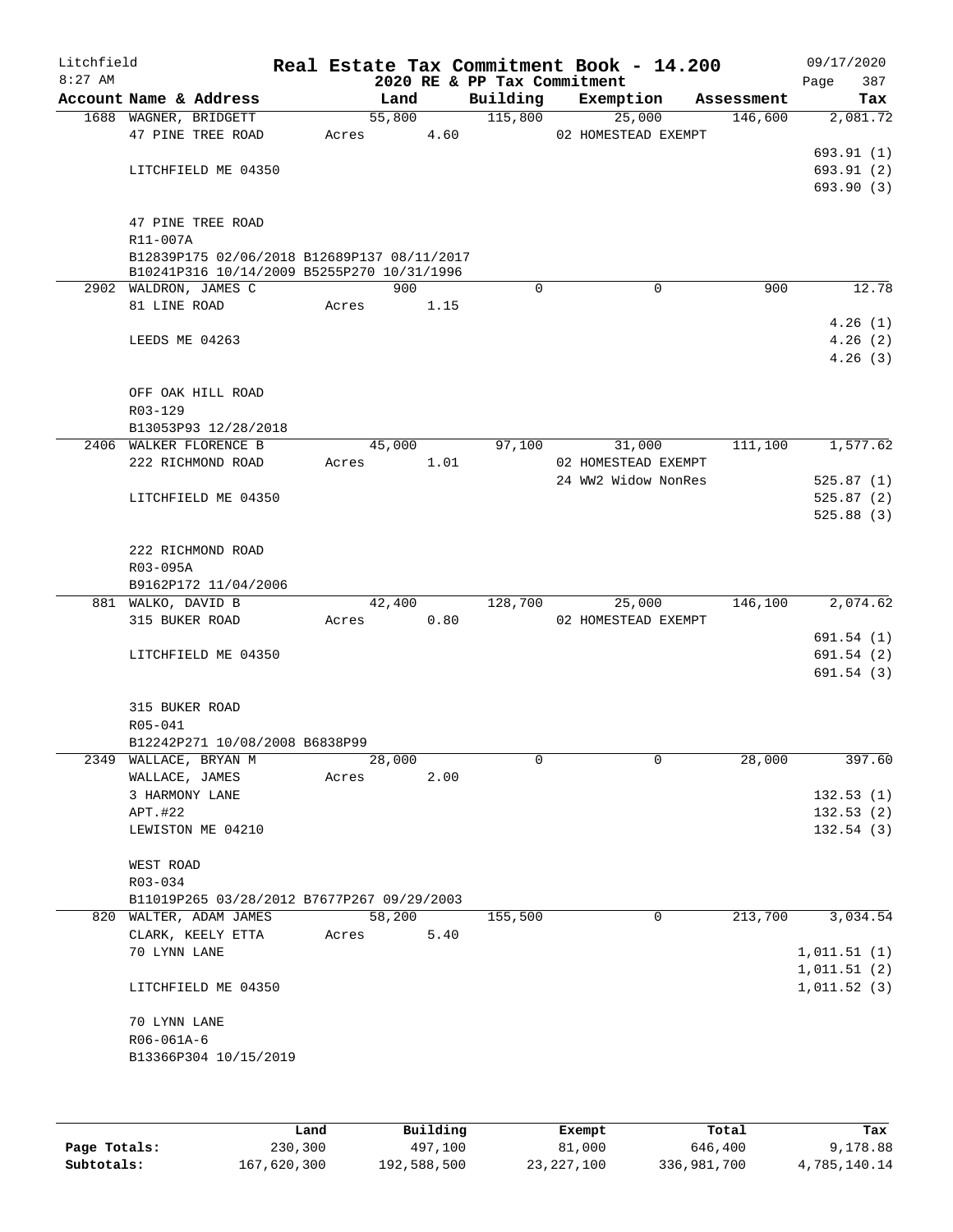Litchfield
8:27 AM

# Real Estate Tax Commitment Book - 14.200

2020 RE & PP Tax Commitment

09/17/2020

| Account Name & Address | Land | Building | Exemption | Assessment | Tax |
|---|---|---|---|---|---|
| 1688 WAGNER, BRIDGETT | 55,800 | 115,800 | 25,000 | 146,600 | 2,081.72 |
| 47 PINE TREE ROAD | Acres 4.60 | | 02 HOMESTEAD EXEMPT | | |
| | | | | | 693.91 (1) |
| LITCHFIELD ME 04350 | | | | | 693.91 (2) |
| | | | | | 693.90 (3) |
| 47 PINE TREE ROAD | | | | | |
| R11-007A | | | | | |
| B12839P175 02/06/2018 B12689P137 08/11/2017 | | | | | |
| B10241P316 10/14/2009 B5255P270 10/31/1996 | | | | | |
| 2902 WALDRON, JAMES C | 900 | 0 | 0 | 900 | 12.78 |
| 81 LINE ROAD | Acres 1.15 | | | | |
| | | | | | 4.26 (1) |
| LEEDS ME 04263 | | | | | 4.26 (2) |
| | | | | | 4.26 (3) |
| OFF OAK HILL ROAD | | | | | |
| R03-129 | | | | | |
| B13053P93 12/28/2018 | | | | | |
| 2406 WALKER FLORENCE B | 45,000 | 97,100 | 31,000 | 111,100 | 1,577.62 |
| 222 RICHMOND ROAD | Acres 1.01 | | 02 HOMESTEAD EXEMPT | | |
| | | | 24 WW2 Widow NonRes | | 525.87 (1) |
| LITCHFIELD ME 04350 | | | | | 525.87 (2) |
| | | | | | 525.88 (3) |
| 222 RICHMOND ROAD | | | | | |
| R03-095A | | | | | |
| B9162P172 11/04/2006 | | | | | |
| 881 WALKO, DAVID B | 42,400 | 128,700 | 25,000 | 146,100 | 2,074.62 |
| 315 BUKER ROAD | Acres 0.80 | | 02 HOMESTEAD EXEMPT | | |
| | | | | | 691.54 (1) |
| LITCHFIELD ME 04350 | | | | | 691.54 (2) |
| | | | | | 691.54 (3) |
| 315 BUKER ROAD | | | | | |
| R05-041 | | | | | |
| B12242P271 10/08/2008 B6838P99 | | | | | |
| 2349 WALLACE, BRYAN M | 28,000 | 0 | 0 | 28,000 | 397.60 |
| WALLACE, JAMES | Acres 2.00 | | | | |
| 3 HARMONY LANE | | | | | 132.53 (1) |
| APT.#22 | | | | | 132.53 (2) |
| LEWISTON ME 04210 | | | | | 132.54 (3) |
| WEST ROAD | | | | | |
| R03-034 | | | | | |
| B11019P265 03/28/2012 B7677P267 09/29/2003 | | | | | |
| 820 WALTER, ADAM JAMES | 58,200 | 155,500 | 0 | 213,700 | 3,034.54 |
| CLARK, KEELY ETTA | Acres 5.40 | | | | |
| 70 LYNN LANE | | | | | 1,011.51 (1) |
| | | | | | 1,011.51 (2) |
| LITCHFIELD ME 04350 | | | | | 1,011.52 (3) |
| 70 LYNN LANE | | | | | |
| R06-061A-6 | | | | | |
| B13366P304 10/15/2019 | | | | | |

| | Land | Building | Exempt | Total | Tax |
|---|---|---|---|---|---|
| Page Totals: | 230,300 | 497,100 | 81,000 | 646,400 | 9,178.88 |
| Subtotals: | 167,620,300 | 192,588,500 | 23,227,100 | 336,981,700 | 4,785,140.14 |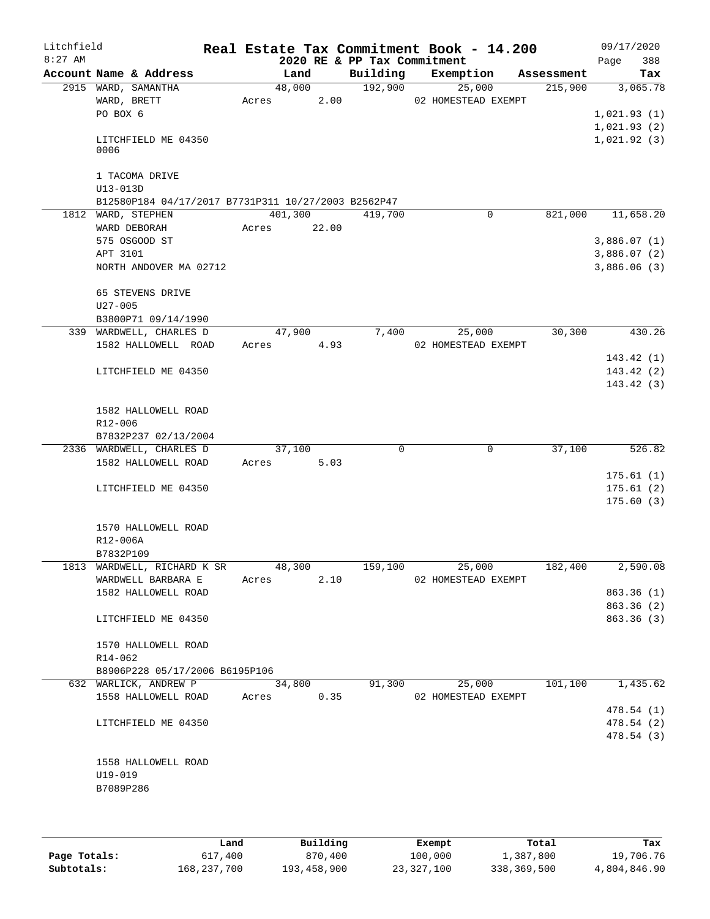# Real Estate Tax Commitment Book - 14.200

Litchfield
8:27 AM

2020 RE & PP Tax Commitment

09/17/2020
Page 388

| Account Name & Address | Land | Building | Exemption | Assessment | Tax |
|---|---|---|---|---|---|
| 2915 WARD, SAMANTHA | 48,000 | 192,900 | 25,000 | 215,900 | 3,065.78 |
| WARD, BRETT | Acres 2.00 | | 02 HOMESTEAD EXEMPT | | |
| PO BOX 6 | | | | | 1,021.93 (1) |
| | | | | | 1,021.93 (2) |
| LITCHFIELD ME 04350 0006 | | | | | 1,021.92 (3) |
| 1 TACOMA DRIVE | | | | | |
| U13-013D | | | | | |
| B12580P184 04/17/2017 B7731P311 10/27/2003 B2562P47 | | | | | |
| 1812 WARD, STEPHEN | 401,300 | 419,700 | 0 | 821,000 | 11,658.20 |
| WARD DEBORAH | Acres 22.00 | | | | |
| 575 OSGOOD ST | | | | | 3,886.07 (1) |
| APT 3101 | | | | | 3,886.07 (2) |
| NORTH ANDOVER MA 02712 | | | | | 3,886.06 (3) |
| 65 STEVENS DRIVE | | | | | |
| U27-005 | | | | | |
| B3800P71 09/14/1990 | | | | | |
| 339 WARDWELL, CHARLES D | 47,900 | 7,400 | 25,000 | 30,300 | 430.26 |
| 1582 HALLOWELL ROAD | Acres 4.93 | | 02 HOMESTEAD EXEMPT | | |
| | | | | | 143.42 (1) |
| LITCHFIELD ME 04350 | | | | | 143.42 (2) |
| | | | | | 143.42 (3) |
| 1582 HALLOWELL ROAD | | | | | |
| R12-006 | | | | | |
| B7832P237 02/13/2004 | | | | | |
| 2336 WARDWELL, CHARLES D | 37,100 | 0 | 0 | 37,100 | 526.82 |
| 1582 HALLOWELL ROAD | Acres 5.03 | | | | |
| | | | | | 175.61 (1) |
| LITCHFIELD ME 04350 | | | | | 175.61 (2) |
| | | | | | 175.60 (3) |
| 1570 HALLOWELL ROAD | | | | | |
| R12-006A | | | | | |
| B7832P109 | | | | | |
| 1813 WARDWELL, RICHARD K SR | 48,300 | 159,100 | 25,000 | 182,400 | 2,590.08 |
| WARDWELL BARBARA E | Acres 2.10 | | 02 HOMESTEAD EXEMPT | | |
| 1582 HALLOWELL ROAD | | | | | 863.36 (1) |
| | | | | | 863.36 (2) |
| LITCHFIELD ME 04350 | | | | | 863.36 (3) |
| 1570 HALLOWELL ROAD | | | | | |
| R14-062 | | | | | |
| B8906P228 05/17/2006 B6195P106 | | | | | |
| 632 WARLICK, ANDREW P | 34,800 | 91,300 | 25,000 | 101,100 | 1,435.62 |
| 1558 HALLOWELL ROAD | Acres 0.35 | | 02 HOMESTEAD EXEMPT | | |
| | | | | | 478.54 (1) |
| LITCHFIELD ME 04350 | | | | | 478.54 (2) |
| | | | | | 478.54 (3) |
| 1558 HALLOWELL ROAD | | | | | |
| U19-019 | | | | | |
| B7089P286 | | | | | |

| | Land | Building | Exempt | Total | Tax |
|---|---|---|---|---|---|
| Page Totals: | 617,400 | 870,400 | 100,000 | 1,387,800 | 19,706.76 |
| Subtotals: | 168,237,700 | 193,458,900 | 23,327,100 | 338,369,500 | 4,804,846.90 |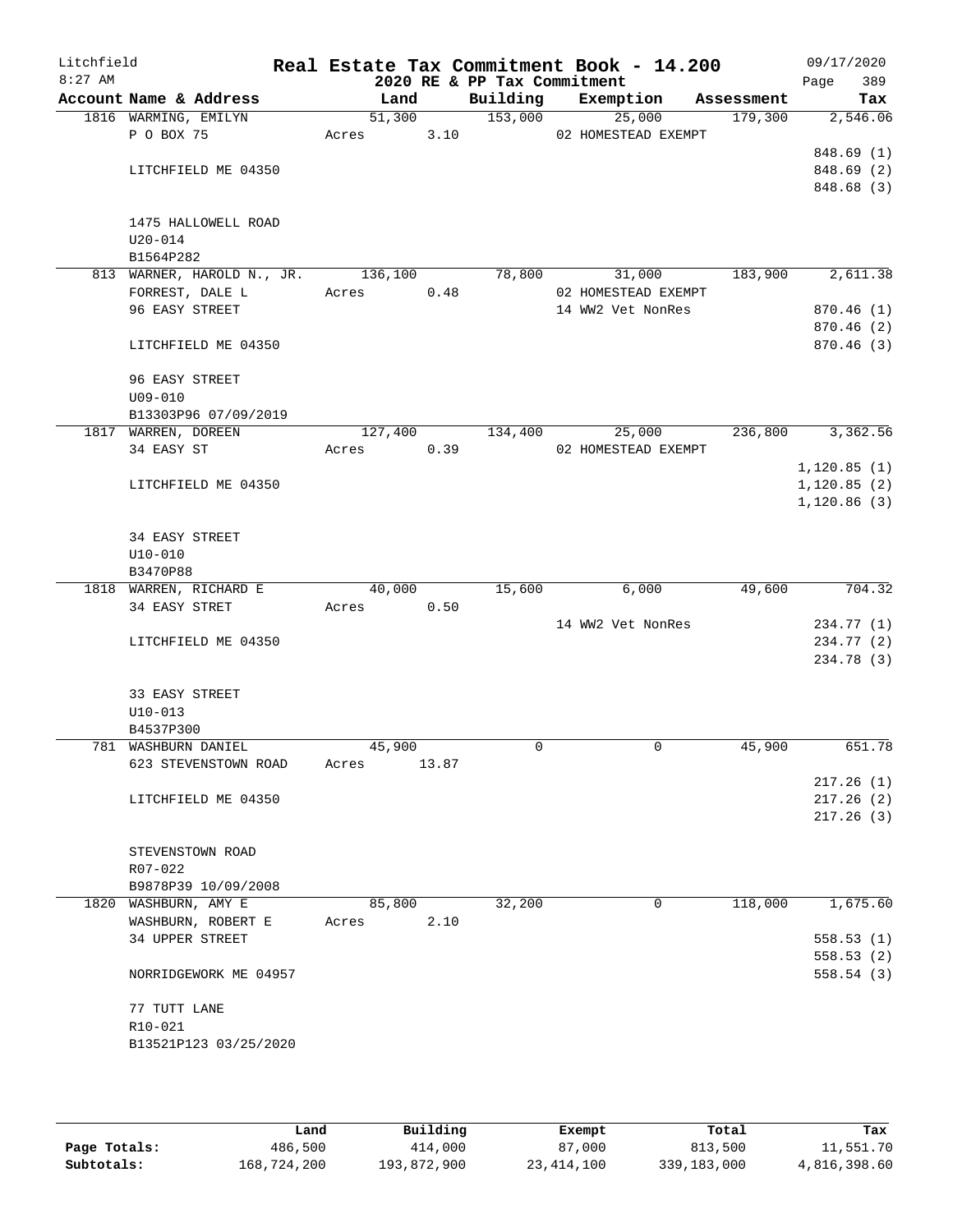Litchfield
8:27 AM

# Real Estate Tax Commitment Book - 14.200

2020 RE & PP Tax Commitment

09/17/2020
Page 389

| Account Name & Address | Land | Building | Exemption | Assessment | Tax |
|---|---|---|---|---|---|
| 1816 WARMING, EMILYN | 51,300 | 153,000 | 25,000 | 179,300 | 2,546.06 |
| P O BOX 75 | Acres 3.10 | | 02 HOMESTEAD EXEMPT | | |
| | | | | | 848.69 (1) |
| LITCHFIELD ME 04350 | | | | | 848.69 (2) |
| | | | | | 848.68 (3) |
| 1475 HALLOWELL ROAD | | | | | |
| U20-014 | | | | | |
| B1564P282 | | | | | |
| 813 WARNER, HAROLD N., JR. | 136,100 | 78,800 | 31,000 | 183,900 | 2,611.38 |
| FORREST, DALE L | Acres 0.48 | | 02 HOMESTEAD EXEMPT | | |
| 96 EASY STREET | | | 14 WW2 Vet NonRes | | 870.46 (1) |
| | | | | | 870.46 (2) |
| LITCHFIELD ME 04350 | | | | | 870.46 (3) |
| 96 EASY STREET | | | | | |
| U09-010 | | | | | |
| B13303P96 07/09/2019 | | | | | |
| 1817 WARREN, DOREEN | 127,400 | 134,400 | 25,000 | 236,800 | 3,362.56 |
| 34 EASY ST | Acres 0.39 | | 02 HOMESTEAD EXEMPT | | |
| | | | | | 1,120.85 (1) |
| LITCHFIELD ME 04350 | | | | | 1,120.85 (2) |
| | | | | | 1,120.86 (3) |
| 34 EASY STREET | | | | | |
| U10-010 | | | | | |
| B3470P88 | | | | | |
| 1818 WARREN, RICHARD E | 40,000 | 15,600 | 6,000 | 49,600 | 704.32 |
| 34 EASY STRET | Acres 0.50 | | | | |
| | | | 14 WW2 Vet NonRes | | 234.77 (1) |
| LITCHFIELD ME 04350 | | | | | 234.77 (2) |
| | | | | | 234.78 (3) |
| 33 EASY STREET | | | | | |
| U10-013 | | | | | |
| B4537P300 | | | | | |
| 781 WASHBURN DANIEL | 45,900 | 0 | 0 | 45,900 | 651.78 |
| 623 STEVENSTOWN ROAD | Acres 13.87 | | | | |
| | | | | | 217.26 (1) |
| LITCHFIELD ME 04350 | | | | | 217.26 (2) |
| | | | | | 217.26 (3) |
| STEVENSTOWN ROAD | | | | | |
| R07-022 | | | | | |
| B9878P39 10/09/2008 | | | | | |
| 1820 WASHBURN, AMY E | 85,800 | 32,200 | 0 | 118,000 | 1,675.60 |
| WASHBURN, ROBERT E | Acres 2.10 | | | | |
| 34 UPPER STREET | | | | | 558.53 (1) |
| | | | | | 558.53 (2) |
| NORRIDGEWORK ME 04957 | | | | | 558.54 (3) |
| 77 TUTT LANE | | | | | |
| R10-021 | | | | | |
| B13521P123 03/25/2020 | | | | | |

| | Land | Building | Exempt | Total | Tax |
|---|---|---|---|---|---|
| Page Totals: | 486,500 | 414,000 | 87,000 | 813,500 | 11,551.70 |
| Subtotals: | 168,724,200 | 193,872,900 | 23,414,100 | 339,183,000 | 4,816,398.60 |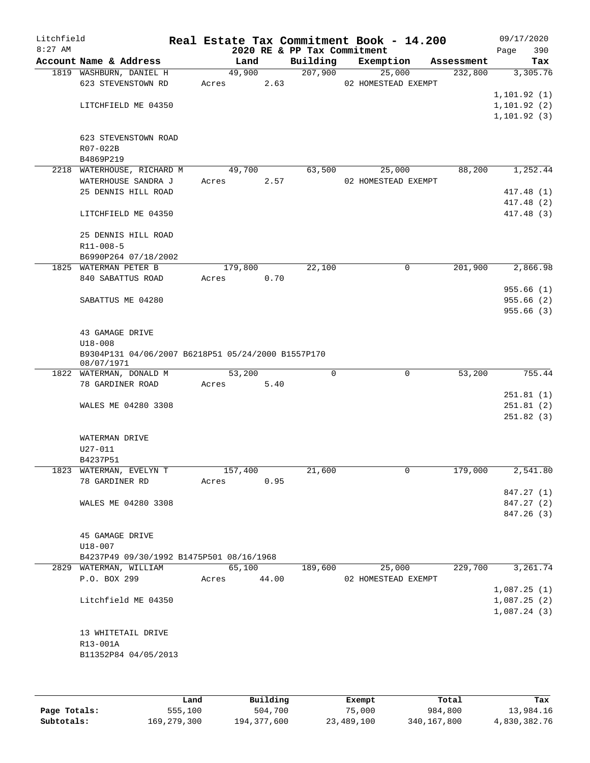Litchfield
8:27 AM

# Real Estate Tax Commitment Book - 14.200

2020 RE & PP Tax Commitment

09/17/2020

| Account | Name & Address | Land | Building | Exemption | Assessment | Tax |
|---|---|---|---|---|---|---|
| 1819 | WASHBURN, DANIEL H | 49,900 | 207,900 | 25,000 | 232,800 | 3,305.76 |
| | 623 STEVENSTOWN RD | Acres 2.63 | | 02 HOMESTEAD EXEMPT | | |
| | | | | | | 1,101.92 (1) |
| | LITCHFIELD ME 04350 | | | | | 1,101.92 (2) |
| | | | | | | 1,101.92 (3) |
| | 623 STEVENSTOWN ROAD | | | | | |
| | R07-022B | | | | | |
| | B4869P219 | | | | | |
| 2218 | WATERHOUSE, RICHARD M | 49,700 | 63,500 | 25,000 | 88,200 | 1,252.44 |
| | WATERHOUSE SANDRA J | Acres 2.57 | | 02 HOMESTEAD EXEMPT | | |
| | 25 DENNIS HILL ROAD | | | | | 417.48 (1) |
| | | | | | | 417.48 (2) |
| | LITCHFIELD ME 04350 | | | | | 417.48 (3) |
| | 25 DENNIS HILL ROAD | | | | | |
| | R11-008-5 | | | | | |
| | B6990P264 07/18/2002 | | | | | |
| 1825 | WATERMAN PETER B | 179,800 | 22,100 | 0 | 201,900 | 2,866.98 |
| | 840 SABATTUS ROAD | Acres 0.70 | | | | |
| | | | | | | 955.66 (1) |
| | SABATTUS ME 04280 | | | | | 955.66 (2) |
| | | | | | | 955.66 (3) |
| | 43 GAMAGE DRIVE | | | | | |
| | U18-008 | | | | | |
| | B9304P131 04/06/2007 B6218P51 05/24/2000 B1557P170 08/07/1971 | | | | | |
| 1822 | WATERMAN, DONALD M | 53,200 | 0 | 0 | 53,200 | 755.44 |
| | 78 GARDINER ROAD | Acres 5.40 | | | | |
| | | | | | | 251.81 (1) |
| | WALES ME 04280 3308 | | | | | 251.81 (2) |
| | | | | | | 251.82 (3) |
| | WATERMAN DRIVE | | | | | |
| | U27-011 | | | | | |
| | B4237P51 | | | | | |
| 1823 | WATERMAN, EVELYN T | 157,400 | 21,600 | 0 | 179,000 | 2,541.80 |
| | 78 GARDINER RD | Acres 0.95 | | | | |
| | | | | | | 847.27 (1) |
| | WALES ME 04280 3308 | | | | | 847.27 (2) |
| | | | | | | 847.26 (3) |
| | 45 GAMAGE DRIVE | | | | | |
| | U18-007 | | | | | |
| | B4237P49 09/30/1992 B1475P501 08/16/1968 | | | | | |
| 2829 | WATERMAN, WILLIAM | 65,100 | 189,600 | 25,000 | 229,700 | 3,261.74 |
| | P.O. BOX 299 | Acres 44.00 | | 02 HOMESTEAD EXEMPT | | |
| | | | | | | 1,087.25 (1) |
| | Litchfield ME 04350 | | | | | 1,087.25 (2) |
| | | | | | | 1,087.24 (3) |
| | 13 WHITETAIL DRIVE | | | | | |
| | R13-001A | | | | | |
| | B11352P84 04/05/2013 | | | | | |

| | Land | Building | Exempt | Total | Tax |
|---|---|---|---|---|---|
| Page Totals: | 555,100 | 504,700 | 75,000 | 984,800 | 13,984.16 |
| Subtotals: | 169,279,300 | 194,377,600 | 23,489,100 | 340,167,800 | 4,830,382.76 |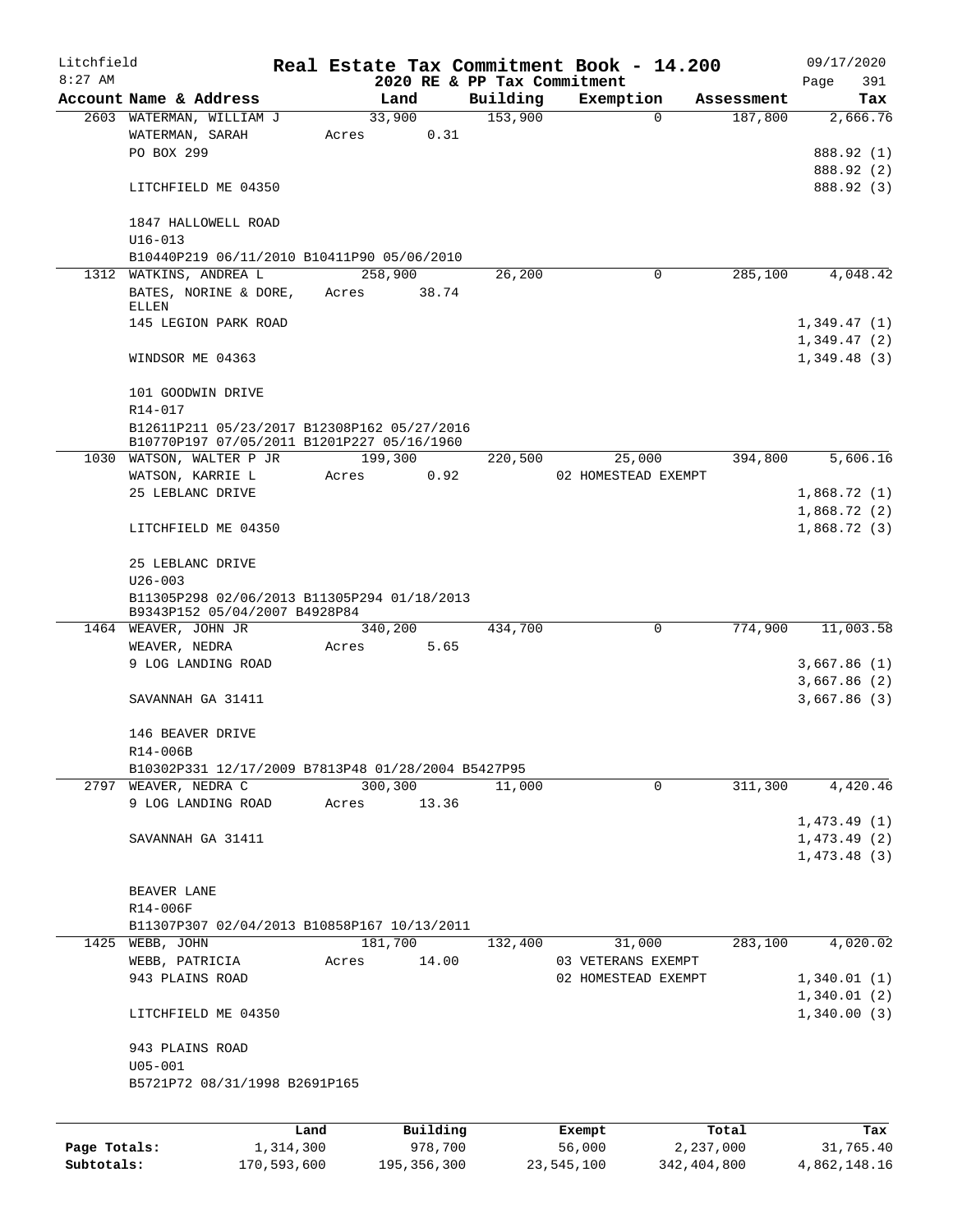Litchfield
8:27 AM

**Real Estate Tax Commitment Book - 14.200**
**2020 RE & PP Tax Commitment**

09/17/2020
Page 391

| Account Name & Address | Land | Building | Exemption | Assessment | Tax |
|---|---|---|---|---|---|
| 2603 WATERMAN, WILLIAM J | 33,900 | 153,900 | 0 | 187,800 | 2,666.76 |
| WATERMAN, SARAH | Acres 0.31 | | | | |
| PO BOX 299 | | | | | 888.92 (1) |
| | | | | | 888.92 (2) |
| LITCHFIELD ME 04350 | | | | | 888.92 (3) |
| 1847 HALLOWELL ROAD | | | | | |
| U16-013 | | | | | |
| B10440P219 06/11/2010 B10411P90 05/06/2010 | | | | | |
| 1312 WATKINS, ANDREA L | 258,900 | 26,200 | 0 | 285,100 | 4,048.42 |
| BATES, NORINE & DORE, ELLEN | Acres 38.74 | | | | |
| 145 LEGION PARK ROAD | | | | | 1,349.47 (1) |
| | | | | | 1,349.47 (2) |
| WINDSOR ME 04363 | | | | | 1,349.48 (3) |
| 101 GOODWIN DRIVE | | | | | |
| R14-017 | | | | | |
| B12611P211 05/23/2017 B12308P162 05/27/2016 B10770P197 07/05/2011 B1201P227 05/16/1960 | | | | | |
| 1030 WATSON, WALTER P JR | 199,300 | 220,500 | 25,000 | 394,800 | 5,606.16 |
| WATSON, KARRIE L | Acres 0.92 | | 02 HOMESTEAD EXEMPT | | |
| 25 LEBLANC DRIVE | | | | | 1,868.72 (1) |
| | | | | | 1,868.72 (2) |
| LITCHFIELD ME 04350 | | | | | 1,868.72 (3) |
| 25 LEBLANC DRIVE | | | | | |
| U26-003 | | | | | |
| B11305P298 02/06/2013 B11305P294 01/18/2013 B9343P152 05/04/2007 B4928P84 | | | | | |
| 1464 WEAVER, JOHN JR | 340,200 | 434,700 | 0 | 774,900 | 11,003.58 |
| WEAVER, NEDRA | Acres 5.65 | | | | |
| 9 LOG LANDING ROAD | | | | | 3,667.86 (1) |
| | | | | | 3,667.86 (2) |
| SAVANNAH GA 31411 | | | | | 3,667.86 (3) |
| 146 BEAVER DRIVE | | | | | |
| R14-006B | | | | | |
| B10302P331 12/17/2009 B7813P48 01/28/2004 B5427P95 | | | | | |
| 2797 WEAVER, NEDRA C | 300,300 | 11,000 | 0 | 311,300 | 4,420.46 |
| 9 LOG LANDING ROAD | Acres 13.36 | | | | |
| | | | | | 1,473.49 (1) |
| SAVANNAH GA 31411 | | | | | 1,473.49 (2) |
| | | | | | 1,473.48 (3) |
| BEAVER LANE | | | | | |
| R14-006F | | | | | |
| B11307P307 02/04/2013 B10858P167 10/13/2011 | | | | | |
| 1425 WEBB, JOHN | 181,700 | 132,400 | 31,000 | 283,100 | 4,020.02 |
| WEBB, PATRICIA | Acres 14.00 | | 03 VETERANS EXEMPT | | |
| 943 PLAINS ROAD | | | 02 HOMESTEAD EXEMPT | | 1,340.01 (1) |
| | | | | | 1,340.01 (2) |
| LITCHFIELD ME 04350 | | | | | 1,340.00 (3) |
| 943 PLAINS ROAD | | | | | |
| U05-001 | | | | | |
| B5721P72 08/31/1998 B2691P165 | | | | | |

| | Land | Building | Exempt | Total | Tax |
|---|---|---|---|---|---|
| Page Totals: | 1,314,300 | 978,700 | 56,000 | 2,237,000 | 31,765.40 |
| Subtotals: | 170,593,600 | 195,356,300 | 23,545,100 | 342,404,800 | 4,862,148.16 |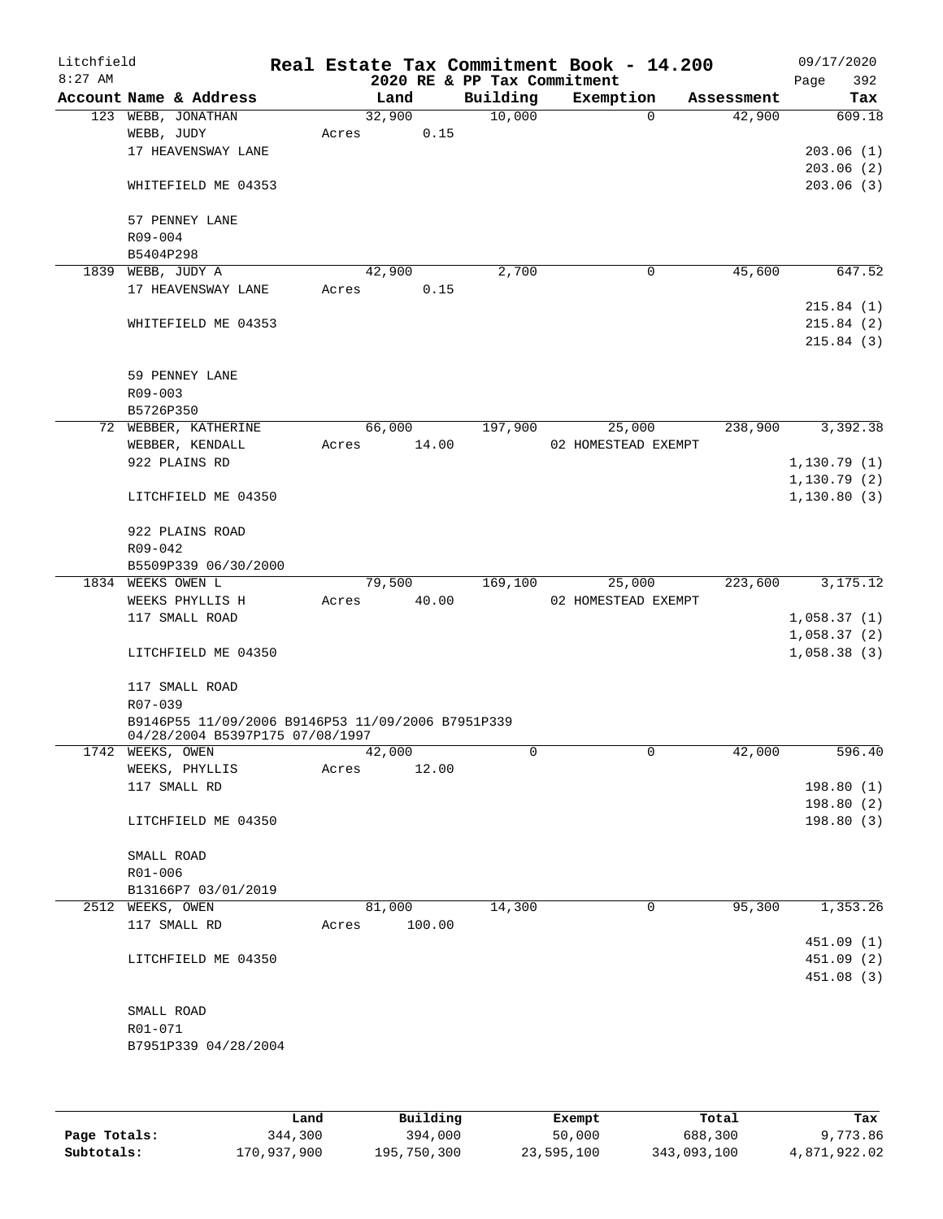Litchfield 8:27 AM

**Real Estate Tax Commitment Book - 14.200**
**2020 RE & PP Tax Commitment**

09/17/2020 Page 392

| Account | Name & Address | Land | Building | Exemption | Assessment | Tax |
|---|---|---|---|---|---|---|
| 123 | WEBB, JONATHAN | 32,900 | 10,000 | 0 | 42,900 | 609.18 |
| | WEBB, JUDY | Acres 0.15 | | | | |
| | 17 HEAVENSWAY LANE | | | | | 203.06 (1) |
| | | | | | | 203.06 (2) |
| | WHITEFIELD ME 04353 | | | | | 203.06 (3) |
| | 57 PENNEY LANE | | | | | |
| | R09-004 | | | | | |
| | B5404P298 | | | | | |
| 1839 | WEBB, JUDY A | 42,900 | 2,700 | 0 | 45,600 | 647.52 |
| | 17 HEAVENSWAY LANE | Acres 0.15 | | | | |
| | | | | | | 215.84 (1) |
| | WHITEFIELD ME 04353 | | | | | 215.84 (2) |
| | | | | | | 215.84 (3) |
| | 59 PENNEY LANE | | | | | |
| | R09-003 | | | | | |
| | B5726P350 | | | | | |
| 72 | WEBBER, KATHERINE | 66,000 | 197,900 | 25,000 | 238,900 | 3,392.38 |
| | WEBBER, KENDALL | Acres 14.00 | | 02 HOMESTEAD EXEMPT | | |
| | 922 PLAINS RD | | | | | 1,130.79 (1) |
| | | | | | | 1,130.79 (2) |
| | LITCHFIELD ME 04350 | | | | | 1,130.80 (3) |
| | 922 PLAINS ROAD | | | | | |
| | R09-042 | | | | | |
| | B5509P339 06/30/2000 | | | | | |
| 1834 | WEEKS OWEN L | 79,500 | 169,100 | 25,000 | 223,600 | 3,175.12 |
| | WEEKS PHYLLIS H | Acres 40.00 | | 02 HOMESTEAD EXEMPT | | |
| | 117 SMALL ROAD | | | | | 1,058.37 (1) |
| | | | | | | 1,058.37 (2) |
| | LITCHFIELD ME 04350 | | | | | 1,058.38 (3) |
| | 117 SMALL ROAD | | | | | |
| | R07-039 | | | | | |
| | B9146P55 11/09/2006 B9146P53 11/09/2006 B7951P339 04/28/2004 B5397P175 07/08/1997 | | | | | |
| 1742 | WEEKS, OWEN | 42,000 | 0 | 0 | 42,000 | 596.40 |
| | WEEKS, PHYLLIS | Acres 12.00 | | | | |
| | 117 SMALL RD | | | | | 198.80 (1) |
| | | | | | | 198.80 (2) |
| | LITCHFIELD ME 04350 | | | | | 198.80 (3) |
| | SMALL ROAD | | | | | |
| | R01-006 | | | | | |
| | B13166P7 03/01/2019 | | | | | |
| 2512 | WEEKS, OWEN | 81,000 | 14,300 | 0 | 95,300 | 1,353.26 |
| | 117 SMALL RD | Acres 100.00 | | | | |
| | | | | | | 451.09 (1) |
| | LITCHFIELD ME 04350 | | | | | 451.09 (2) |
| | | | | | | 451.08 (3) |
| | SMALL ROAD | | | | | |
| | R01-071 | | | | | |
| | B7951P339 04/28/2004 | | | | | |

| | Land | Building | Exempt | Total | Tax |
|---|---|---|---|---|---|
| Page Totals: | 344,300 | 394,000 | 50,000 | 688,300 | 9,773.86 |
| Subtotals: | 170,937,900 | 195,750,300 | 23,595,100 | 343,093,100 | 4,871,922.02 |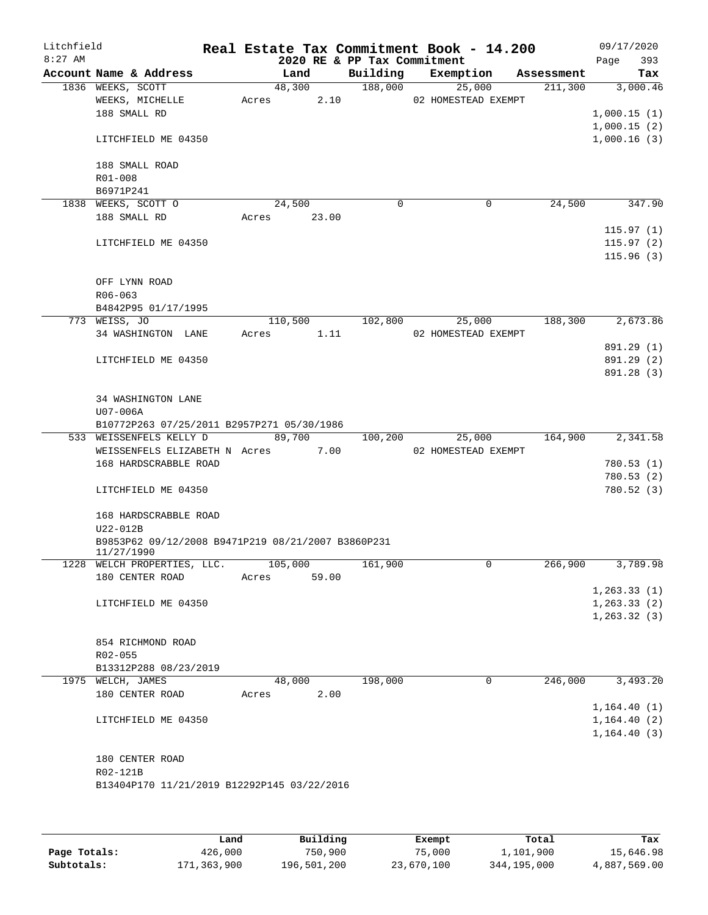Litchfield
8:27 AM

# Real Estate Tax Commitment Book - 14.200

## 2020 RE & PP Tax Commitment

09/17/2020

| Account Name & Address | Land | Building | Exemption | Assessment | Tax |
|---|---|---|---|---|---|
| 1836 WEEKS, SCOTT | 48,300 | 188,000 | 25,000 | 211,300 | 3,000.46 |
| WEEKS, MICHELLE | Acres 2.10 | | 02 HOMESTEAD EXEMPT | | |
| 188 SMALL RD | | | | | 1,000.15 (1) |
| | | | | | 1,000.15 (2) |
| LITCHFIELD ME 04350 | | | | | 1,000.16 (3) |
| 188 SMALL ROAD | | | | | |
| R01-008 | | | | | |
| B6971P241 | | | | | |
| 1838 WEEKS, SCOTT O | 24,500 | 0 | 0 | 24,500 | 347.90 |
| 188 SMALL RD | Acres 23.00 | | | | |
| | | | | | 115.97 (1) |
| LITCHFIELD ME 04350 | | | | | 115.97 (2) |
| | | | | | 115.96 (3) |
| OFF LYNN ROAD | | | | | |
| R06-063 | | | | | |
| B4842P95 01/17/1995 | | | | | |
| 773 WEISS, JO | 110,500 | 102,800 | 25,000 | 188,300 | 2,673.86 |
| 34 WASHINGTON LANE | Acres 1.11 | | 02 HOMESTEAD EXEMPT | | |
| | | | | | 891.29 (1) |
| LITCHFIELD ME 04350 | | | | | 891.29 (2) |
| | | | | | 891.28 (3) |
| 34 WASHINGTON LANE | | | | | |
| U07-006A | | | | | |
| B10772P263 07/25/2011 B2957P271 05/30/1986 | | | | | |
| 533 WEISSENFELS KELLY D | 89,700 | 100,200 | 25,000 | 164,900 | 2,341.58 |
| WEISSENFELS ELIZABETH N | Acres 7.00 | | 02 HOMESTEAD EXEMPT | | |
| 168 HARDSCRABBLE ROAD | | | | | 780.53 (1) |
| | | | | | 780.53 (2) |
| LITCHFIELD ME 04350 | | | | | 780.52 (3) |
| 168 HARDSCRABBLE ROAD | | | | | |
| U22-012B | | | | | |
| B9853P62 09/12/2008 B9471P219 08/21/2007 B3860P231 11/27/1990 | | | | | |
| 1228 WELCH PROPERTIES, LLC. | 105,000 | 161,900 | 0 | 266,900 | 3,789.98 |
| 180 CENTER ROAD | Acres 59.00 | | | | |
| | | | | | 1,263.33 (1) |
| LITCHFIELD ME 04350 | | | | | 1,263.33 (2) |
| | | | | | 1,263.32 (3) |
| 854 RICHMOND ROAD | | | | | |
| R02-055 | | | | | |
| B13312P288 08/23/2019 | | | | | |
| 1975 WELCH, JAMES | 48,000 | 198,000 | 0 | 246,000 | 3,493.20 |
| 180 CENTER ROAD | Acres 2.00 | | | | |
| | | | | | 1,164.40 (1) |
| LITCHFIELD ME 04350 | | | | | 1,164.40 (2) |
| | | | | | 1,164.40 (3) |
| 180 CENTER ROAD | | | | | |
| R02-121B | | | | | |
| B13404P170 11/21/2019 B12292P145 03/22/2016 | | | | | |

| | Land | Building | Exempt | Total | Tax |
|---|---|---|---|---|---|
| Page Totals: | 426,000 | 750,900 | 75,000 | 1,101,900 | 15,646.98 |
| Subtotals: | 171,363,900 | 196,501,200 | 23,670,100 | 344,195,000 | 4,887,569.00 |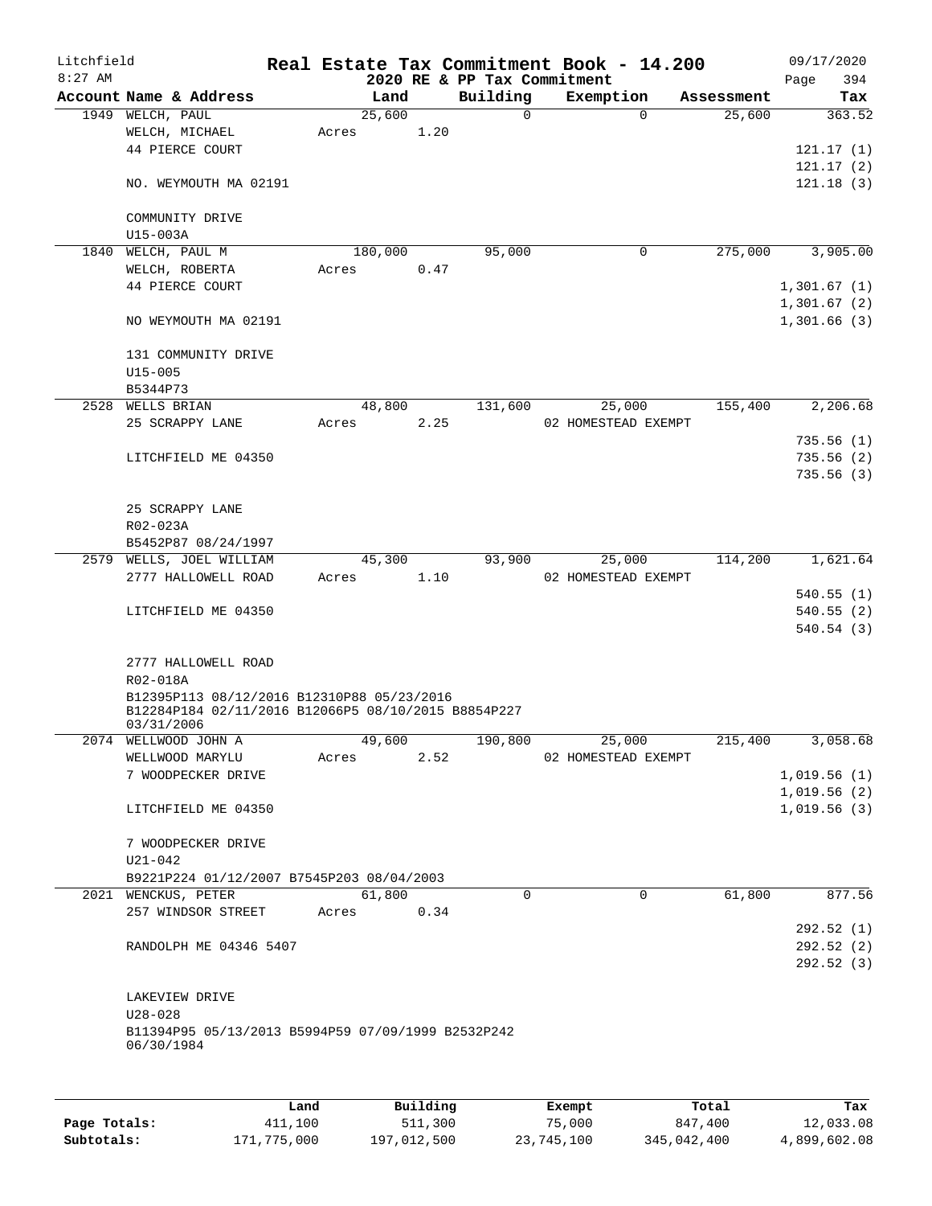Litchfield
8:27 AM

# Real Estate Tax Commitment Book - 14.200

2020 RE & PP Tax Commitment

09/17/2020

| Account Name & Address | Land | Building | Exemption | Assessment | Tax |
|---|---|---|---|---|---|
| 1949 WELCH, PAUL | 25,600 | 0 | 0 | 25,600 | 363.52 |
| WELCH, MICHAEL | Acres 1.20 | | | | |
| 44 PIERCE COURT | | | | | 121.17 (1) |
| | | | | | 121.17 (2) |
| NO. WEYMOUTH MA 02191 | | | | | 121.18 (3) |
| COMMUNITY DRIVE | | | | | |
| U15-003A | | | | | |
| 1840 WELCH, PAUL M | 180,000 | 95,000 | 0 | 275,000 | 3,905.00 |
| WELCH, ROBERTA | Acres 0.47 | | | | |
| 44 PIERCE COURT | | | | | 1,301.67 (1) |
| | | | | | 1,301.67 (2) |
| NO WEYMOUTH MA 02191 | | | | | 1,301.66 (3) |
| 131 COMMUNITY DRIVE | | | | | |
| U15-005 | | | | | |
| B5344P73 | | | | | |
| 2528 WELLS BRIAN | 48,800 | 131,600 | 25,000 | 155,400 | 2,206.68 |
| 25 SCRAPPY LANE | Acres 2.25 | | 02 HOMESTEAD EXEMPT | | |
| | | | | | 735.56 (1) |
| LITCHFIELD ME 04350 | | | | | 735.56 (2) |
| | | | | | 735.56 (3) |
| 25 SCRAPPY LANE | | | | | |
| R02-023A | | | | | |
| B5452P87 08/24/1997 | | | | | |
| 2579 WELLS, JOEL WILLIAM | 45,300 | 93,900 | 25,000 | 114,200 | 1,621.64 |
| 2777 HALLOWELL ROAD | Acres 1.10 | | 02 HOMESTEAD EXEMPT | | |
| | | | | | 540.55 (1) |
| LITCHFIELD ME 04350 | | | | | 540.55 (2) |
| | | | | | 540.54 (3) |
| 2777 HALLOWELL ROAD | | | | | |
| R02-018A | | | | | |
| B12395P113 08/12/2016 B12310P88 05/23/2016 B12284P184 02/11/2016 B12066P5 08/10/2015 B8854P227 03/31/2006 | | | | | |
| 2074 WELLWOOD JOHN A | 49,600 | 190,800 | 25,000 | 215,400 | 3,058.68 |
| WELLWOOD MARYLU | Acres 2.52 | | 02 HOMESTEAD EXEMPT | | |
| 7 WOODPECKER DRIVE | | | | | 1,019.56 (1) |
| | | | | | 1,019.56 (2) |
| LITCHFIELD ME 04350 | | | | | 1,019.56 (3) |
| 7 WOODPECKER DRIVE | | | | | |
| U21-042 | | | | | |
| B9221P224 01/12/2007 B7545P203 08/04/2003 | | | | | |
| 2021 WENCKUS, PETER | 61,800 | 0 | 0 | 61,800 | 877.56 |
| 257 WINDSOR STREET | Acres 0.34 | | | | |
| | | | | | 292.52 (1) |
| RANDOLPH ME 04346 5407 | | | | | 292.52 (2) |
| | | | | | 292.52 (3) |
| LAKEVIEW DRIVE | | | | | |
| U28-028 | | | | | |
| B11394P95 05/13/2013 B5994P59 07/09/1999 B2532P242 06/30/1984 | | | | | |

| | Land | Building | Exempt | Total | Tax |
|---|---|---|---|---|---|
| Page Totals: | 411,100 | 511,300 | 75,000 | 847,400 | 12,033.08 |
| Subtotals: | 171,775,000 | 197,012,500 | 23,745,100 | 345,042,400 | 4,899,602.08 |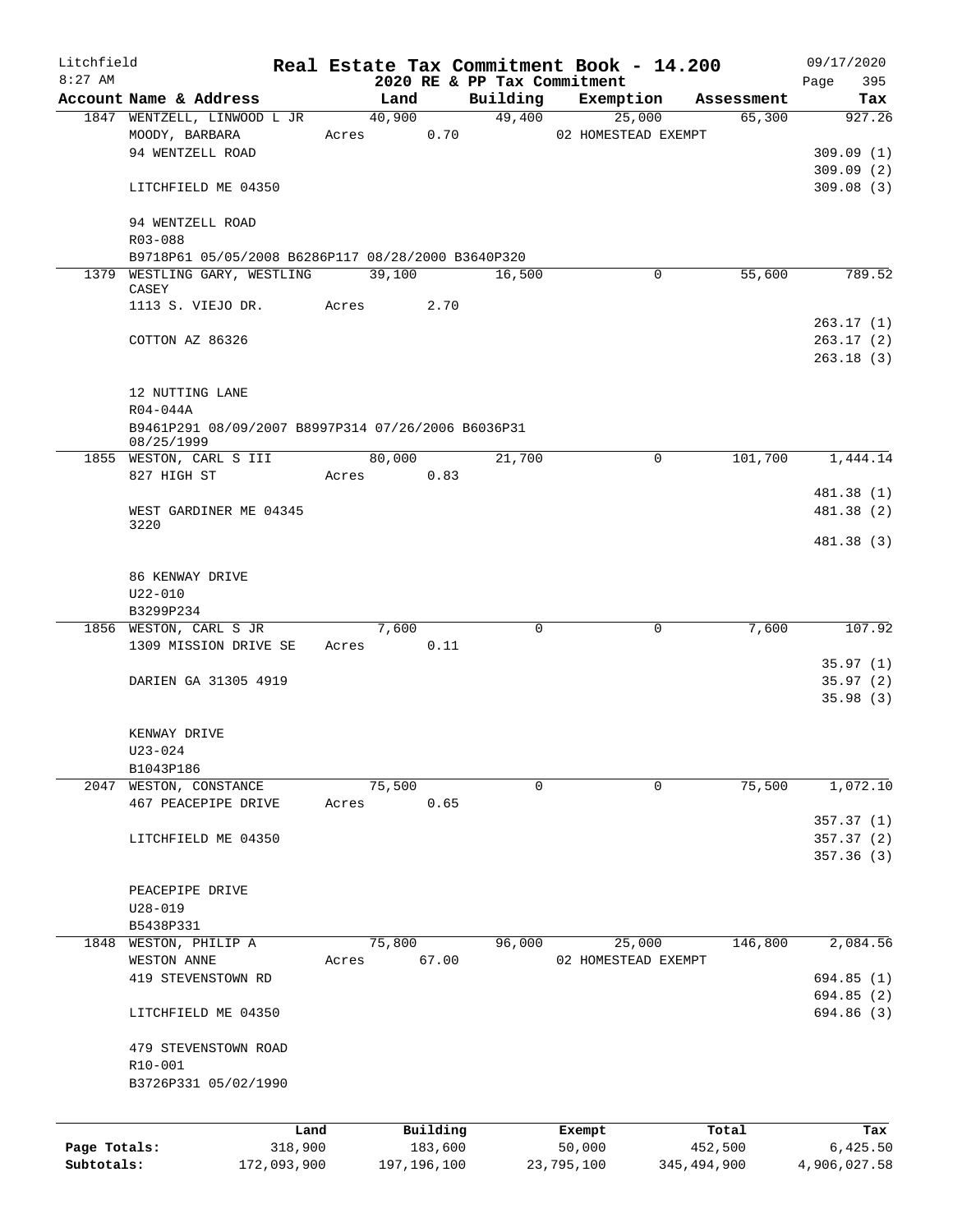Litchfield
8:27 AM

# Real Estate Tax Commitment Book - 14.200
## 2020 RE & PP Tax Commitment

09/17/2020
Page 395

| Account Name & Address | Land | Building | Exemption | Assessment | Tax |
|---|---|---|---|---|---|
| 1847 WENTZELL, LINWOOD L JR | 40,900 | 49,400 | 25,000 | 65,300 | 927.26 |
| MOODY, BARBARA | Acres 0.70 | | 02 HOMESTEAD EXEMPT | | |
| 94 WENTZELL ROAD | | | | | 309.09 (1) |
| | | | | | 309.09 (2) |
| LITCHFIELD ME 04350 | | | | | 309.08 (3) |
| 94 WENTZELL ROAD | | | | | |
| R03-088 | | | | | |
| B9718P61 05/05/2008 B6286P117 08/28/2000 B3640P320 | | | | | |
| 1379 WESTLING GARY, WESTLING CASEY | 39,100 | 16,500 | 0 | 55,600 | 789.52 |
| 1113 S. VIEJO DR. | Acres 2.70 | | | | |
| | | | | | 263.17 (1) |
| COTTON AZ 86326 | | | | | 263.17 (2) |
| | | | | | 263.18 (3) |
| 12 NUTTING LANE | | | | | |
| R04-044A | | | | | |
| B9461P291 08/09/2007 B8997P314 07/26/2006 B6036P31 08/25/1999 | | | | | |
| 1855 WESTON, CARL S III | 80,000 | 21,700 | 0 | 101,700 | 1,444.14 |
| 827 HIGH ST | Acres 0.83 | | | | |
| | | | | | 481.38 (1) |
| WEST GARDINER ME 04345 3220 | | | | | 481.38 (2) |
| | | | | | 481.38 (3) |
| 86 KENWAY DRIVE | | | | | |
| U22-010 | | | | | |
| B3299P234 | | | | | |
| 1856 WESTON, CARL S JR | 7,600 | 0 | 0 | 7,600 | 107.92 |
| 1309 MISSION DRIVE SE | Acres 0.11 | | | | |
| | | | | | 35.97 (1) |
| DARIEN GA 31305 4919 | | | | | 35.97 (2) |
| | | | | | 35.98 (3) |
| KENWAY DRIVE | | | | | |
| U23-024 | | | | | |
| B1043P186 | | | | | |
| 2047 WESTON, CONSTANCE | 75,500 | 0 | 0 | 75,500 | 1,072.10 |
| 467 PEACEPIPE DRIVE | Acres 0.65 | | | | |
| | | | | | 357.37 (1) |
| LITCHFIELD ME 04350 | | | | | 357.37 (2) |
| | | | | | 357.36 (3) |
| PEACEPIPE DRIVE | | | | | |
| U28-019 | | | | | |
| B5438P331 | | | | | |
| 1848 WESTON, PHILIP A | 75,800 | 96,000 | 25,000 | 146,800 | 2,084.56 |
| WESTON ANNE | Acres 67.00 | | 02 HOMESTEAD EXEMPT | | |
| 419 STEVENSTOWN RD | | | | | 694.85 (1) |
| | | | | | 694.85 (2) |
| LITCHFIELD ME 04350 | | | | | 694.86 (3) |
| 479 STEVENSTOWN ROAD | | | | | |
| R10-001 | | | | | |
| B3726P331 05/02/1990 | | | | | |

| | Land | Building | Exempt | Total | Tax |
|---|---|---|---|---|---|
| Page Totals: | 318,900 | 183,600 | 50,000 | 452,500 | 6,425.50 |
| Subtotals: | 172,093,900 | 197,196,100 | 23,795,100 | 345,494,900 | 4,906,027.58 |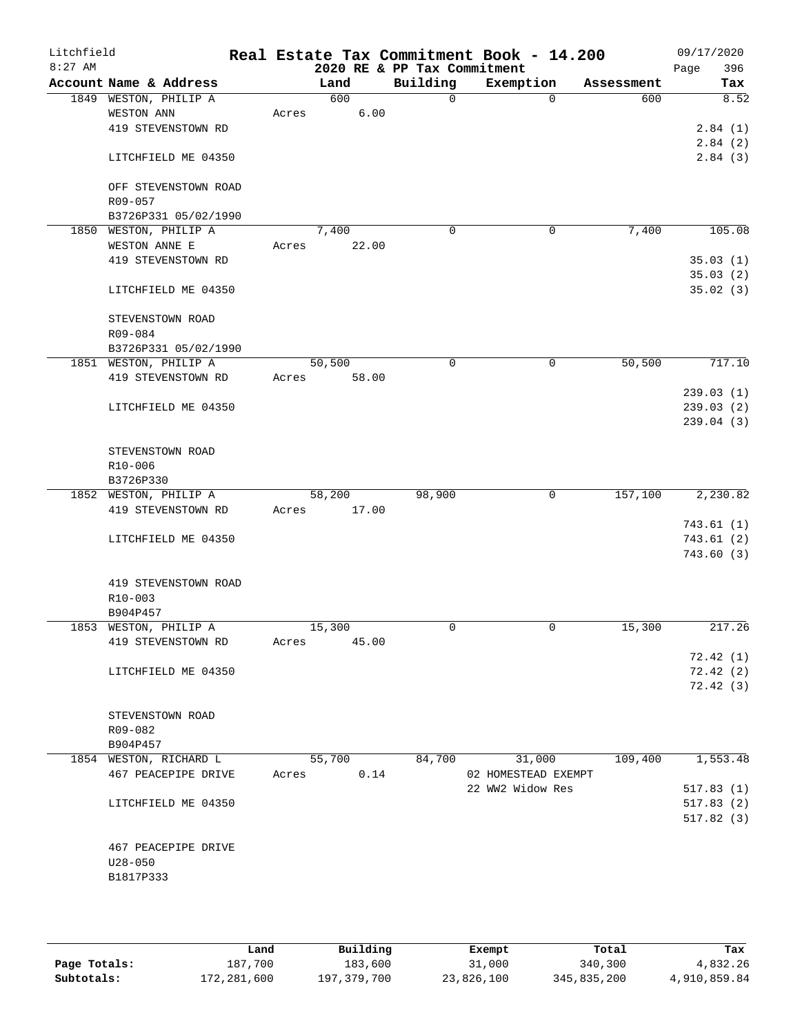Litchfield
8:27 AM

# Real Estate Tax Commitment Book - 14.200

2020 RE & PP Tax Commitment

09/17/2020
Page 396

| Account Name & Address | Land | Building | Exemption | Assessment | Tax |
|---|---|---|---|---|---|
| 1849 WESTON, PHILIP A | 600 | 0 | 0 | 600 | 8.52 |
| WESTON ANN | Acres 6.00 | | | | |
| 419 STEVENSTOWN RD | | | | | 2.84 (1) |
| | | | | | 2.84 (2) |
| LITCHFIELD ME 04350 | | | | | 2.84 (3) |
| OFF STEVENSTOWN ROAD | | | | | |
| R09-057 | | | | | |
| B3726P331 05/02/1990 | | | | | |
| 1850 WESTON, PHILIP A | 7,400 | 0 | 0 | 7,400 | 105.08 |
| WESTON ANNE E | Acres 22.00 | | | | |
| 419 STEVENSTOWN RD | | | | | 35.03 (1) |
| | | | | | 35.03 (2) |
| LITCHFIELD ME 04350 | | | | | 35.02 (3) |
| STEVENSTOWN ROAD | | | | | |
| R09-084 | | | | | |
| B3726P331 05/02/1990 | | | | | |
| 1851 WESTON, PHILIP A | 50,500 | 0 | 0 | 50,500 | 717.10 |
| 419 STEVENSTOWN RD | Acres 58.00 | | | | |
| | | | | | 239.03 (1) |
| LITCHFIELD ME 04350 | | | | | 239.03 (2) |
| | | | | | 239.04 (3) |
| STEVENSTOWN ROAD | | | | | |
| R10-006 | | | | | |
| B3726P330 | | | | | |
| 1852 WESTON, PHILIP A | 58,200 | 98,900 | 0 | 157,100 | 2,230.82 |
| 419 STEVENSTOWN RD | Acres 17.00 | | | | |
| | | | | | 743.61 (1) |
| LITCHFIELD ME 04350 | | | | | 743.61 (2) |
| | | | | | 743.60 (3) |
| 419 STEVENSTOWN ROAD | | | | | |
| R10-003 | | | | | |
| B904P457 | | | | | |
| 1853 WESTON, PHILIP A | 15,300 | 0 | 0 | 15,300 | 217.26 |
| 419 STEVENSTOWN RD | Acres 45.00 | | | | |
| | | | | | 72.42 (1) |
| LITCHFIELD ME 04350 | | | | | 72.42 (2) |
| | | | | | 72.42 (3) |
| STEVENSTOWN ROAD | | | | | |
| R09-082 | | | | | |
| B904P457 | | | | | |
| 1854 WESTON, RICHARD L | 55,700 | 84,700 | 31,000 | 109,400 | 1,553.48 |
| 467 PEACEPIPE DRIVE | Acres 0.14 | | 02 HOMESTEAD EXEMPT | | |
| | | | 22 WW2 Widow Res | | 517.83 (1) |
| LITCHFIELD ME 04350 | | | | | 517.83 (2) |
| | | | | | 517.82 (3) |
| 467 PEACEPIPE DRIVE | | | | | |
| U28-050 | | | | | |
| B1817P333 | | | | | |

| | Land | Building | Exempt | Total | Tax |
|---|---|---|---|---|---|
| Page Totals: | 187,700 | 183,600 | 31,000 | 340,300 | 4,832.26 |
| Subtotals: | 172,281,600 | 197,379,700 | 23,826,100 | 345,835,200 | 4,910,859.84 |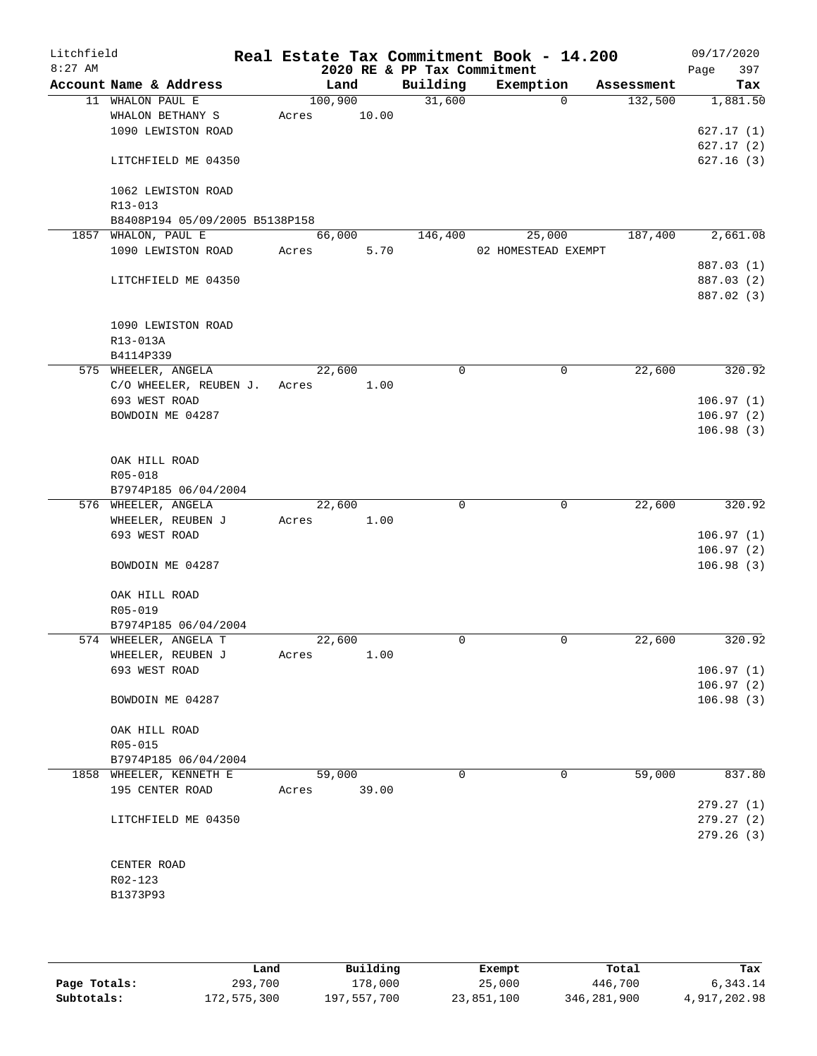Litchfield 8:27 AM

# Real Estate Tax Commitment Book - 14.200

2020 RE & PP Tax Commitment

09/17/2020 Page 397

| Account Name & Address | Land | Building | Exemption | Assessment | Tax |
|---|---|---|---|---|---|
| 11 WHALON PAUL E | 100,900 | 31,600 | 0 | 132,500 | 1,881.50 |
| WHALON BETHANY S | Acres 10.00 | | | | |
| 1090 LEWISTON ROAD | | | | | 627.17 (1) |
| | | | | | 627.17 (2) |
| LITCHFIELD ME 04350 | | | | | 627.16 (3) |
| 1062 LEWISTON ROAD | | | | | |
| R13-013 | | | | | |
| B8408P194 05/09/2005 B5138P158 | | | | | |
| 1857 WHALON, PAUL E | 66,000 | 146,400 | 25,000 | 187,400 | 2,661.08 |
| 1090 LEWISTON ROAD | Acres 5.70 | | 02 HOMESTEAD EXEMPT | | |
| | | | | | 887.03 (1) |
| LITCHFIELD ME 04350 | | | | | 887.03 (2) |
| | | | | | 887.02 (3) |
| 1090 LEWISTON ROAD | | | | | |
| R13-013A | | | | | |
| B4114P339 | | | | | |
| 575 WHEELER, ANGELA | 22,600 | 0 | 0 | 22,600 | 320.92 |
| C/O WHEELER, REUBEN J. | Acres 1.00 | | | | |
| 693 WEST ROAD | | | | | 106.97 (1) |
| BOWDOIN ME 04287 | | | | | 106.97 (2) |
| | | | | | 106.98 (3) |
| OAK HILL ROAD | | | | | |
| R05-018 | | | | | |
| B7974P185 06/04/2004 | | | | | |
| 576 WHEELER, ANGELA | 22,600 | 0 | 0 | 22,600 | 320.92 |
| WHEELER, REUBEN J | Acres 1.00 | | | | |
| 693 WEST ROAD | | | | | 106.97 (1) |
| | | | | | 106.97 (2) |
| BOWDOIN ME 04287 | | | | | 106.98 (3) |
| OAK HILL ROAD | | | | | |
| R05-019 | | | | | |
| B7974P185 06/04/2004 | | | | | |
| 574 WHEELER, ANGELA T | 22,600 | 0 | 0 | 22,600 | 320.92 |
| WHEELER, REUBEN J | Acres 1.00 | | | | |
| 693 WEST ROAD | | | | | 106.97 (1) |
| | | | | | 106.97 (2) |
| BOWDOIN ME 04287 | | | | | 106.98 (3) |
| OAK HILL ROAD | | | | | |
| R05-015 | | | | | |
| B7974P185 06/04/2004 | | | | | |
| 1858 WHEELER, KENNETH E | 59,000 | 0 | 0 | 59,000 | 837.80 |
| 195 CENTER ROAD | Acres 39.00 | | | | |
| | | | | | 279.27 (1) |
| LITCHFIELD ME 04350 | | | | | 279.27 (2) |
| | | | | | 279.26 (3) |
| CENTER ROAD | | | | | |
| R02-123 | | | | | |
| B1373P93 | | | | | |

| | Land | Building | Exempt | Total | Tax |
|---|---|---|---|---|---|
| Page Totals: | 293,700 | 178,000 | 25,000 | 446,700 | 6,343.14 |
| Subtotals: | 172,575,300 | 197,557,700 | 23,851,100 | 346,281,900 | 4,917,202.98 |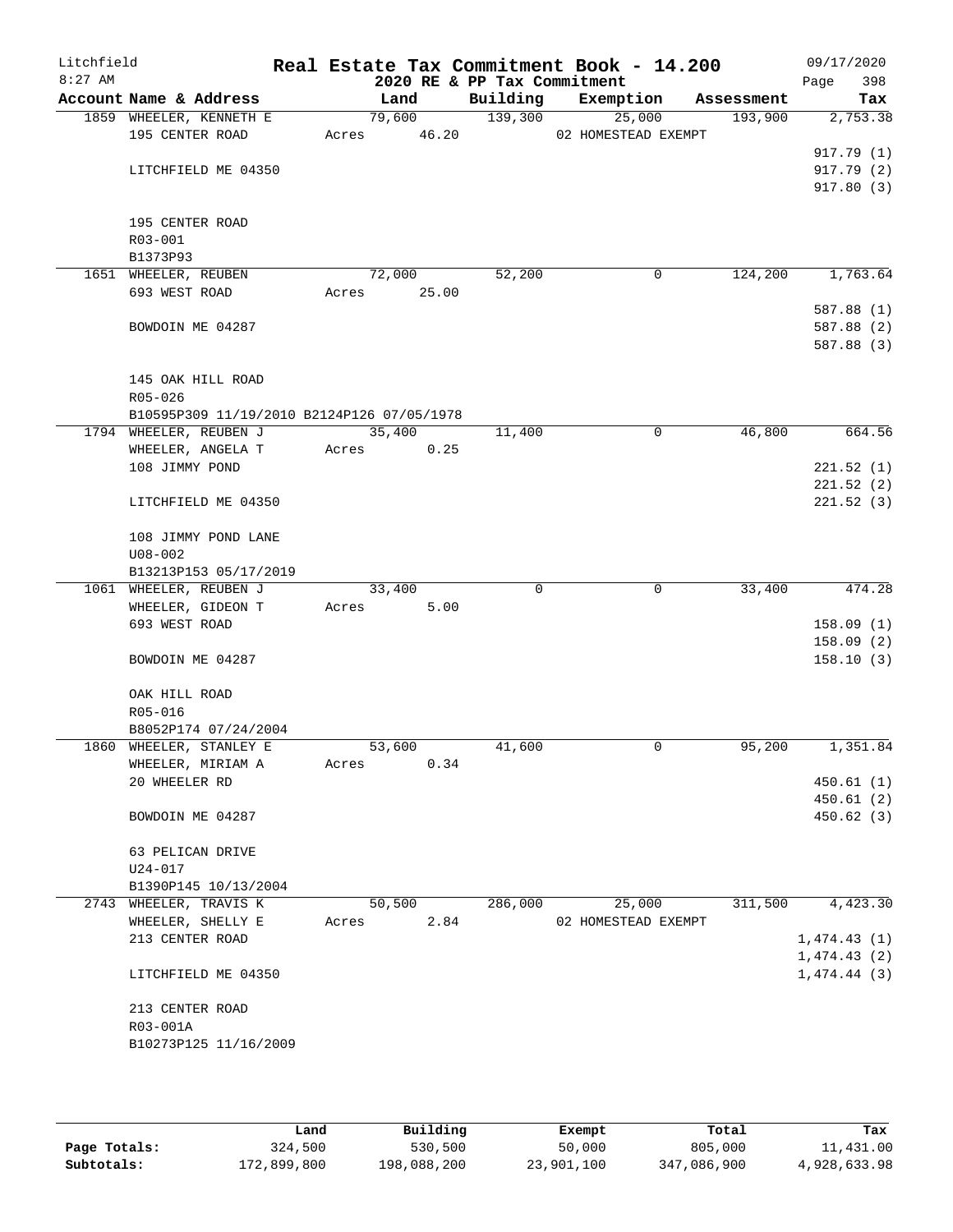Litchfield
8:27 AM

# Real Estate Tax Commitment Book - 14.200

2020 RE & PP Tax Commitment

09/17/2020
Page 398

| Account | Name & Address | Land | Building | Exemption | Assessment | Tax |
|---|---|---|---|---|---|---|
| 1859 | WHEELER, KENNETH E<br>195 CENTER ROAD<br><br>LITCHFIELD ME 04350<br><br>195 CENTER ROAD<br>R03-001<br>B1373P93 | 79,600<br>Acres 46.20 | 139,300 | 25,000<br>02 HOMESTEAD EXEMPT | 193,900 | 2,753.38<br><br>917.79 (1)<br>917.79 (2)<br>917.80 (3) |
| 1651 | WHEELER, REUBEN<br>693 WEST ROAD<br><br>BOWDOIN ME 04287<br><br>145 OAK HILL ROAD<br>R05-026<br>B10595P309 11/19/2010 B2124P126 07/05/1978 | 72,000<br>Acres 25.00 | 52,200 | 0 | 124,200 | 1,763.64<br><br>587.88 (1)<br>587.88 (2)<br>587.88 (3) |
| 1794 | WHEELER, REUBEN J<br>WHEELER, ANGELA T<br>108 JIMMY POND<br><br>LITCHFIELD ME 04350<br><br>108 JIMMY POND LANE<br>U08-002<br>B13213P153 05/17/2019 | 35,400<br>Acres 0.25 | 11,400 | 0 | 46,800 | 664.56<br><br>221.52 (1)<br>221.52 (2)<br>221.52 (3) |
| 1061 | WHEELER, REUBEN J<br>WHEELER, GIDEON T<br>693 WEST ROAD<br><br>BOWDOIN ME 04287<br><br>OAK HILL ROAD<br>R05-016<br>B8052P174 07/24/2004 | 33,400<br>Acres 5.00 | 0 | 0 | 33,400 | 474.28<br><br>158.09 (1)<br>158.09 (2)<br>158.10 (3) |
| 1860 | WHEELER, STANLEY E<br>WHEELER, MIRIAM A<br>20 WHEELER RD<br><br>BOWDOIN ME 04287<br><br>63 PELICAN DRIVE<br>U24-017<br>B1390P145 10/13/2004 | 53,600<br>Acres 0.34 | 41,600 | 0 | 95,200 | 1,351.84<br><br>450.61 (1)<br>450.61 (2)<br>450.62 (3) |
| 2743 | WHEELER, TRAVIS K<br>WHEELER, SHELLY E<br>213 CENTER ROAD<br><br>LITCHFIELD ME 04350<br><br>213 CENTER ROAD<br>R03-001A<br>B10273P125 11/16/2009 | 50,500<br>Acres 2.84 | 286,000 | 25,000<br>02 HOMESTEAD EXEMPT | 311,500 | 4,423.30<br><br>1,474.43 (1)<br>1,474.43 (2)<br>1,474.44 (3) |

| | Land | Building | Exempt | Total | Tax |
|---|---|---|---|---|---|
| Page Totals: | 324,500 | 530,500 | 50,000 | 805,000 | 11,431.00 |
| Subtotals: | 172,899,800 | 198,088,200 | 23,901,100 | 347,086,900 | 4,928,633.98 |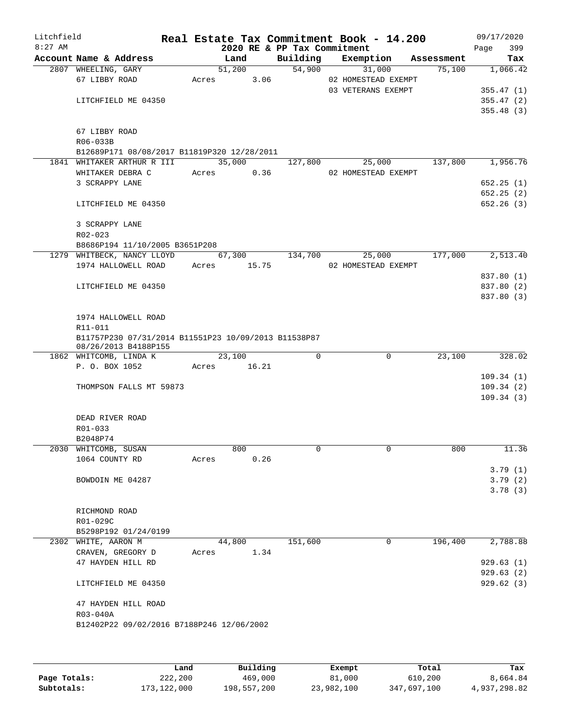Litchfield
8:27 AM

# Real Estate Tax Commitment Book - 14.200

2020 RE & PP Tax Commitment

09/17/2020

| Account Name & Address | Land | Building | Exemption | Assessment | Tax |
|---|---|---|---|---|---|
| 2807 WHEELING, GARY | 51,200 | 54,900 | 31,000 | 75,100 | 1,066.42 |
| 67 LIBBY ROAD | Acres 3.06 | | 02 HOMESTEAD EXEMPT | | |
| | | | 03 VETERANS EXEMPT | | 355.47 (1) |
| LITCHFIELD ME 04350 | | | | | 355.47 (2) |
| | | | | | 355.48 (3) |
| 67 LIBBY ROAD | | | | | |
| R06-033B | | | | | |
| B12689P171 08/08/2017 B11819P320 12/28/2011 | | | | | |
| 1841 WHITAKER ARTHUR R III | 35,000 | 127,800 | 25,000 | 137,800 | 1,956.76 |
| WHITAKER DEBRA C | Acres 0.36 | | 02 HOMESTEAD EXEMPT | | |
| 3 SCRAPPY LANE | | | | | 652.25 (1) |
| | | | | | 652.25 (2) |
| LITCHFIELD ME 04350 | | | | | 652.26 (3) |
| 3 SCRAPPY LANE | | | | | |
| R02-023 | | | | | |
| B8686P194 11/10/2005 B3651P208 | | | | | |
| 1279 WHITBECK, NANCY LLOYD | 67,300 | 134,700 | 25,000 | 177,000 | 2,513.40 |
| 1974 HALLOWELL ROAD | Acres 15.75 | | 02 HOMESTEAD EXEMPT | | |
| | | | | | 837.80 (1) |
| LITCHFIELD ME 04350 | | | | | 837.80 (2) |
| | | | | | 837.80 (3) |
| 1974 HALLOWELL ROAD | | | | | |
| R11-011 | | | | | |
| B11757P230 07/31/2014 B11551P23 10/09/2013 B11538P87 08/26/2013 B4188P155 | | | | | |
| 1862 WHITCOMB, LINDA K | 23,100 | 0 | 0 | 23,100 | 328.02 |
| P. O. BOX 1052 | Acres 16.21 | | | | |
| | | | | | 109.34 (1) |
| THOMPSON FALLS MT 59873 | | | | | 109.34 (2) |
| | | | | | 109.34 (3) |
| DEAD RIVER ROAD | | | | | |
| R01-033 | | | | | |
| B2048P74 | | | | | |
| 2030 WHITCOMB, SUSAN | 800 | 0 | 0 | 800 | 11.36 |
| 1064 COUNTY RD | Acres 0.26 | | | | |
| | | | | | 3.79 (1) |
| BOWDOIN ME 04287 | | | | | 3.79 (2) |
| | | | | | 3.78 (3) |
| RICHMOND ROAD | | | | | |
| R01-029C | | | | | |
| B5298P192 01/24/0199 | | | | | |
| 2302 WHITE, AARON M | 44,800 | 151,600 | 0 | 196,400 | 2,788.88 |
| CRAVEN, GREGORY D | Acres 1.34 | | | | |
| 47 HAYDEN HILL RD | | | | | 929.63 (1) |
| | | | | | 929.63 (2) |
| LITCHFIELD ME 04350 | | | | | 929.62 (3) |
| 47 HAYDEN HILL ROAD | | | | | |
| R03-040A | | | | | |
| B12402P22 09/02/2016 B7188P246 12/06/2002 | | | | | |

| | Land | Building | Exempt | Total | Tax |
|---|---|---|---|---|---|
| Page Totals: | 222,200 | 469,000 | 81,000 | 610,200 | 8,664.84 |
| Subtotals: | 173,122,000 | 198,557,200 | 23,982,100 | 347,697,100 | 4,937,298.82 |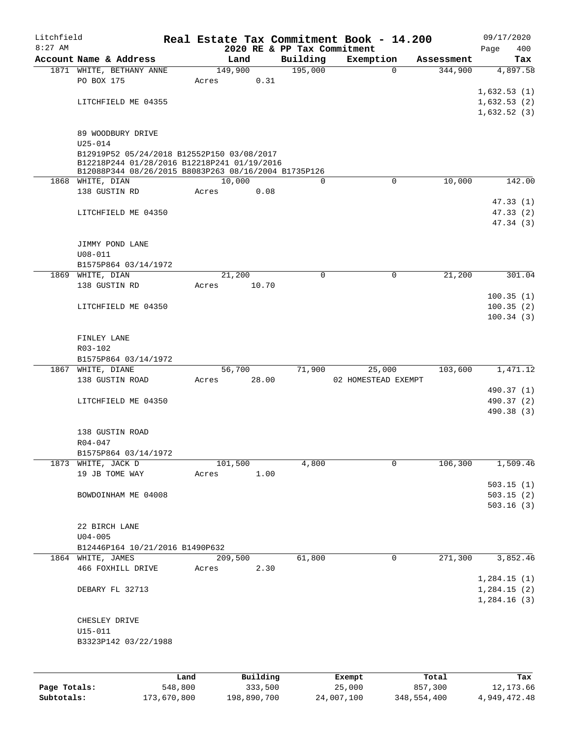# Real Estate Tax Commitment Book - 14.200

Litchfield
8:27 AM

2020 RE & PP Tax Commitment

09/17/2020
Page 400

| Account Name & Address | Land | Building | Exemption | Assessment | Tax |
|---|---|---|---|---|---|
| 1871 WHITE, BETHANY ANNE | 149,900 | 195,000 | 0 | 344,900 | 4,897.58 |
| PO BOX 175 | Acres 0.31 | | | | |
| | | | | | 1,632.53 (1) |
| LITCHFIELD ME 04355 | | | | | 1,632.53 (2) |
| | | | | | 1,632.52 (3) |
| 89 WOODBURY DRIVE | | | | | |
| U25-014 | | | | | |
| B12919P52 05/24/2018 B12552P150 03/08/2017 | | | | | |
| B12218P244 01/28/2016 B12218P241 01/19/2016 | | | | | |
| B12088P344 08/26/2015 B8083P263 08/16/2004 B1735P126 | | | | | |
| 1868 WHITE, DIAN | 10,000 | 0 | 0 | 10,000 | 142.00 |
| 138 GUSTIN RD | Acres 0.08 | | | | |
| | | | | | 47.33 (1) |
| LITCHFIELD ME 04350 | | | | | 47.33 (2) |
| | | | | | 47.34 (3) |
| JIMMY POND LANE | | | | | |
| U08-011 | | | | | |
| B1575P864 03/14/1972 | | | | | |
| 1869 WHITE, DIAN | 21,200 | 0 | 0 | 21,200 | 301.04 |
| 138 GUSTIN RD | Acres 10.70 | | | | |
| | | | | | 100.35 (1) |
| LITCHFIELD ME 04350 | | | | | 100.35 (2) |
| | | | | | 100.34 (3) |
| FINLEY LANE | | | | | |
| R03-102 | | | | | |
| B1575P864 03/14/1972 | | | | | |
| 1867 WHITE, DIANE | 56,700 | 71,900 | 25,000 | 103,600 | 1,471.12 |
| 138 GUSTIN ROAD | Acres 28.00 | | 02 HOMESTEAD EXEMPT | | |
| | | | | | 490.37 (1) |
| LITCHFIELD ME 04350 | | | | | 490.37 (2) |
| | | | | | 490.38 (3) |
| 138 GUSTIN ROAD | | | | | |
| R04-047 | | | | | |
| B1575P864 03/14/1972 | | | | | |
| 1873 WHITE, JACK D | 101,500 | 4,800 | 0 | 106,300 | 1,509.46 |
| 19 JB TOME WAY | Acres 1.00 | | | | |
| | | | | | 503.15 (1) |
| BOWDOINHAM ME 04008 | | | | | 503.15 (2) |
| | | | | | 503.16 (3) |
| 22 BIRCH LANE | | | | | |
| U04-005 | | | | | |
| B12446P164 10/21/2016 B1490P632 | | | | | |
| 1864 WHITE, JAMES | 209,500 | 61,800 | 0 | 271,300 | 3,852.46 |
| 466 FOXHILL DRIVE | Acres 2.30 | | | | |
| | | | | | 1,284.15 (1) |
| DEBARY FL 32713 | | | | | 1,284.15 (2) |
| | | | | | 1,284.16 (3) |
| CHESLEY DRIVE | | | | | |
| U15-011 | | | | | |
| B3323P142 03/22/1988 | | | | | |

| | Land | Building | Exempt | Total | Tax |
|---|---|---|---|---|---|
| Page Totals: | 548,800 | 333,500 | 25,000 | 857,300 | 12,173.66 |
| Subtotals: | 173,670,800 | 198,890,700 | 24,007,100 | 348,554,400 | 4,949,472.48 |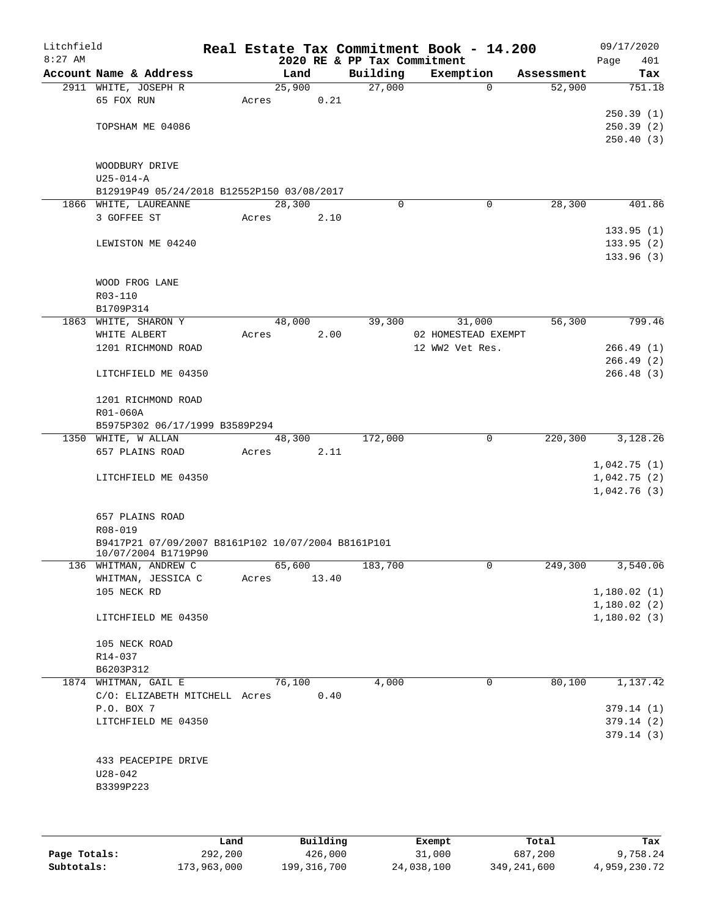# Real Estate Tax Commitment Book - 14.200

Litchfield
8:27 AM

2020 RE & PP Tax Commitment

09/17/2020

| Account Name & Address | Land | Building | Exemption | Assessment | Tax |
|---|---|---|---|---|---|
| 2911 WHITE, JOSEPH R | 25,900 | 27,000 | 0 | 52,900 | 751.18 |
| 65 FOX RUN | Acres 0.21 | | | | |
| | | | | | 250.39 (1) |
| TOPSHAM ME 04086 | | | | | 250.39 (2) |
| | | | | | 250.40 (3) |
| WOODBURY DRIVE | | | | | |
| U25-014-A | | | | | |
| B12919P49 05/24/2018 B12552P150 03/08/2017 | | | | | |
| 1866 WHITE, LAUREANNE | 28,300 | 0 | 0 | 28,300 | 401.86 |
| 3 GOFFEE ST | Acres 2.10 | | | | |
| | | | | | 133.95 (1) |
| LEWISTON ME 04240 | | | | | 133.95 (2) |
| | | | | | 133.96 (3) |
| WOOD FROG LANE | | | | | |
| R03-110 | | | | | |
| B1709P314 | | | | | |
| 1863 WHITE, SHARON Y | 48,000 | 39,300 | 31,000 | 56,300 | 799.46 |
| WHITE ALBERT | Acres 2.00 | | 02 HOMESTEAD EXEMPT | | |
| 1201 RICHMOND ROAD | | | 12 WW2 Vet Res. | | 266.49 (1) |
| | | | | | 266.49 (2) |
| LITCHFIELD ME 04350 | | | | | 266.48 (3) |
| 1201 RICHMOND ROAD | | | | | |
| R01-060A | | | | | |
| B5975P302 06/17/1999 B3589P294 | | | | | |
| 1350 WHITE, W ALLAN | 48,300 | 172,000 | 0 | 220,300 | 3,128.26 |
| 657 PLAINS ROAD | Acres 2.11 | | | | |
| | | | | | 1,042.75 (1) |
| LITCHFIELD ME 04350 | | | | | 1,042.75 (2) |
| | | | | | 1,042.76 (3) |
| 657 PLAINS ROAD | | | | | |
| R08-019 | | | | | |
| B9417P21 07/09/2007 B8161P102 10/07/2004 B8161P101 10/07/2004 B1719P90 | | | | | |
| 136 WHITMAN, ANDREW C | 65,600 | 183,700 | 0 | 249,300 | 3,540.06 |
| WHITMAN, JESSICA C | Acres 13.40 | | | | |
| 105 NECK RD | | | | | 1,180.02 (1) |
| | | | | | 1,180.02 (2) |
| LITCHFIELD ME 04350 | | | | | 1,180.02 (3) |
| 105 NECK ROAD | | | | | |
| R14-037 | | | | | |
| B6203P312 | | | | | |
| 1874 WHITMAN, GAIL E | 76,100 | 4,000 | 0 | 80,100 | 1,137.42 |
| C/O: ELIZABETH MITCHELL | Acres 0.40 | | | | |
| P.O. BOX 7 | | | | | 379.14 (1) |
| LITCHFIELD ME 04350 | | | | | 379.14 (2) |
| | | | | | 379.14 (3) |
| 433 PEACEPIPE DRIVE | | | | | |
| U28-042 | | | | | |
| B3399P223 | | | | | |

| | Land | Building | Exempt | Total | Tax |
|---|---|---|---|---|---|
| Page Totals: | 292,200 | 426,000 | 31,000 | 687,200 | 9,758.24 |
| Subtotals: | 173,963,000 | 199,316,700 | 24,038,100 | 349,241,600 | 4,959,230.72 |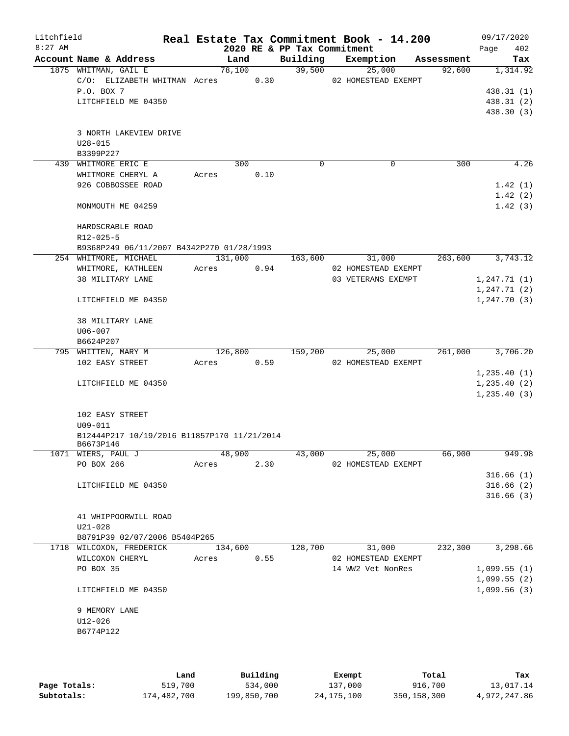# Real Estate Tax Commitment Book - 14.200

## 2020 RE & PP Tax Commitment

Litchfield 8:27 AM — 09/17/2020

| Account Name & Address | Land | Building | Exemption | Assessment | Tax |
|---|---|---|---|---|---|
| 1875 WHITMAN, GAIL E | 78,100 | 39,500 | 25,000 | 92,600 | 1,314.92 |
| C/O: ELIZABETH WHITMAN | Acres 0.30 | | 02 HOMESTEAD EXEMPT | | |
| P.O. BOX 7 | | | | | 438.31 (1) |
| LITCHFIELD ME 04350 | | | | | 438.31 (2) |
| | | | | | 438.30 (3) |
| 3 NORTH LAKEVIEW DRIVE | | | | | |
| U28-015 | | | | | |
| B3399P227 | | | | | |
| 439 WHITMORE ERIC E | 300 | 0 | 0 | 300 | 4.26 |
| WHITMORE CHERYL A | Acres 0.10 | | | | |
| 926 COBBOSSEE ROAD | | | | | 1.42 (1) |
| | | | | | 1.42 (2) |
| MONMOUTH ME 04259 | | | | | 1.42 (3) |
| HARDSCRABLE ROAD | | | | | |
| R12-025-5 | | | | | |
| B9368P249 06/11/2007 B4342P270 01/28/1993 | | | | | |
| 254 WHITMORE, MICHAEL | 131,000 | 163,600 | 31,000 | 263,600 | 3,743.12 |
| WHITMORE, KATHLEEN | Acres 0.94 | | 02 HOMESTEAD EXEMPT | | |
| 38 MILITARY LANE | | | 03 VETERANS EXEMPT | | 1,247.71 (1) |
| | | | | | 1,247.71 (2) |
| LITCHFIELD ME 04350 | | | | | 1,247.70 (3) |
| 38 MILITARY LANE | | | | | |
| U06-007 | | | | | |
| B6624P207 | | | | | |
| 795 WHITTEN, MARY M | 126,800 | 159,200 | 25,000 | 261,000 | 3,706.20 |
| 102 EASY STREET | Acres 0.59 | | 02 HOMESTEAD EXEMPT | | |
| | | | | | 1,235.40 (1) |
| LITCHFIELD ME 04350 | | | | | 1,235.40 (2) |
| | | | | | 1,235.40 (3) |
| 102 EASY STREET | | | | | |
| U09-011 | | | | | |
| B12444P217 10/19/2016 B11857P170 11/21/2014 B6673P146 | | | | | |
| 1071 WIERS, PAUL J | 48,900 | 43,000 | 25,000 | 66,900 | 949.98 |
| PO BOX 266 | Acres 2.30 | | 02 HOMESTEAD EXEMPT | | |
| | | | | | 316.66 (1) |
| LITCHFIELD ME 04350 | | | | | 316.66 (2) |
| | | | | | 316.66 (3) |
| 41 WHIPPOORWILL ROAD | | | | | |
| U21-028 | | | | | |
| B8791P39 02/07/2006 B5404P265 | | | | | |
| 1718 WILCOXON, FREDERICK | 134,600 | 128,700 | 31,000 | 232,300 | 3,298.66 |
| WILCOXON CHERYL | Acres 0.55 | | 02 HOMESTEAD EXEMPT | | |
| PO BOX 35 | | | 14 WW2 Vet NonRes | | 1,099.55 (1) |
| | | | | | 1,099.55 (2) |
| LITCHFIELD ME 04350 | | | | | 1,099.56 (3) |
| 9 MEMORY LANE | | | | | |
| U12-026 | | | | | |
| B6774P122 | | | | | |

| | Land | Building | Exempt | Total | Tax |
|---|---|---|---|---|---|
| Page Totals: | 519,700 | 534,000 | 137,000 | 916,700 | 13,017.14 |
| Subtotals: | 174,482,700 | 199,850,700 | 24,175,100 | 350,158,300 | 4,972,247.86 |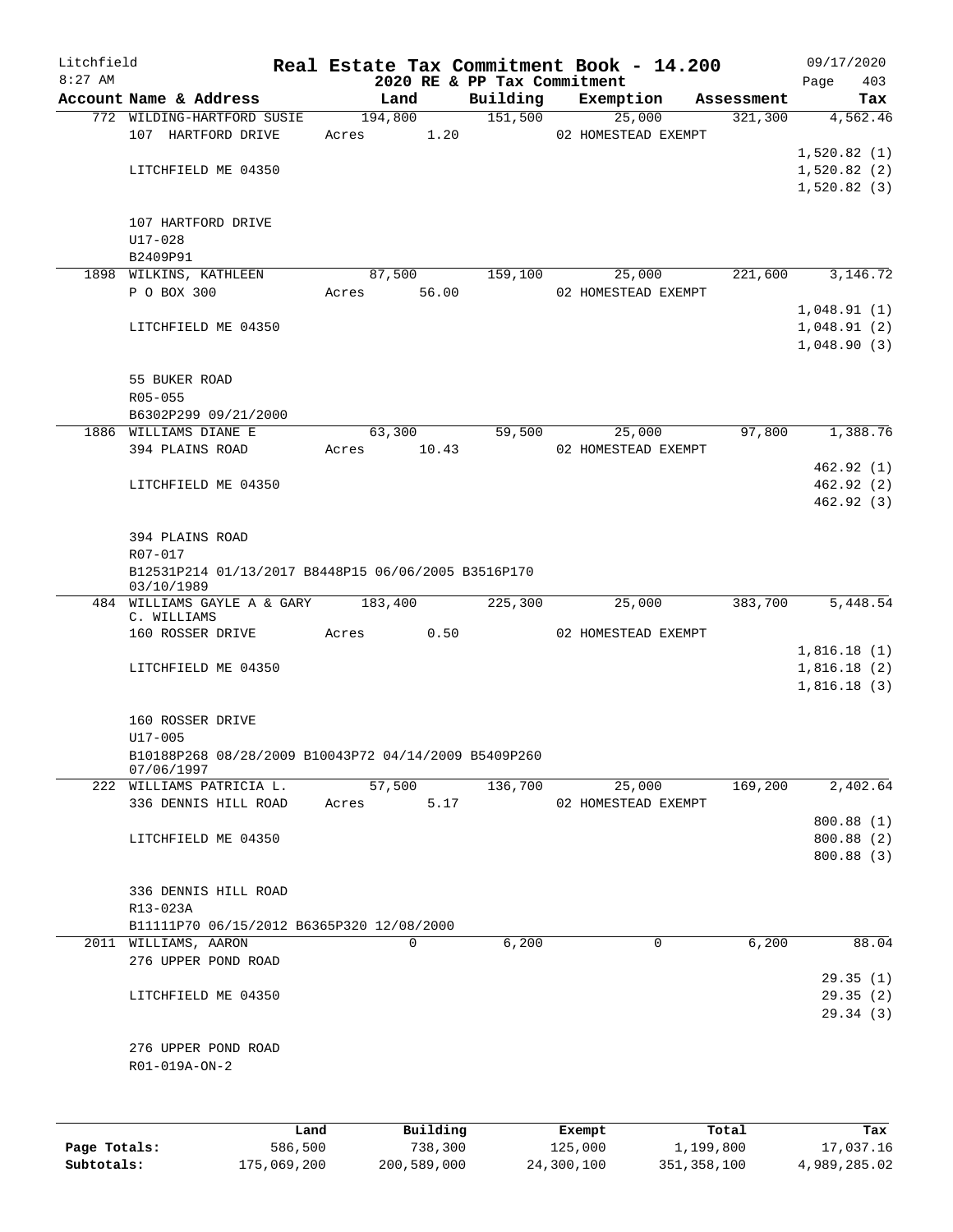# Real Estate Tax Commitment Book - 14.200

Litchfield 8:27 AM — 2020 RE & PP Tax Commitment — 09/17/2020

| Account | Name & Address | Land | Building | Exemption | Assessment | Tax |
|---|---|---|---|---|---|---|
| 772 | WILDING-HARTFORD SUSIE | 194,800 | 151,500 | 25,000 | 321,300 | 4,562.46 |
| | 107 HARTFORD DRIVE | Acres 1.20 | | 02 HOMESTEAD EXEMPT | | |
| | | | | | | 1,520.82 (1) |
| | LITCHFIELD ME 04350 | | | | | 1,520.82 (2) |
| | | | | | | 1,520.82 (3) |
| | 107 HARTFORD DRIVE | | | | | |
| | U17-028 | | | | | |
| | B2409P91 | | | | | |
| 1898 | WILKINS, KATHLEEN | 87,500 | 159,100 | 25,000 | 221,600 | 3,146.72 |
| | P O BOX 300 | Acres 56.00 | | 02 HOMESTEAD EXEMPT | | |
| | | | | | | 1,048.91 (1) |
| | LITCHFIELD ME 04350 | | | | | 1,048.91 (2) |
| | | | | | | 1,048.90 (3) |
| | 55 BUKER ROAD | | | | | |
| | R05-055 | | | | | |
| | B6302P299 09/21/2000 | | | | | |
| 1886 | WILLIAMS DIANE E | 63,300 | 59,500 | 25,000 | 97,800 | 1,388.76 |
| | 394 PLAINS ROAD | Acres 10.43 | | 02 HOMESTEAD EXEMPT | | |
| | | | | | | 462.92 (1) |
| | LITCHFIELD ME 04350 | | | | | 462.92 (2) |
| | | | | | | 462.92 (3) |
| | 394 PLAINS ROAD | | | | | |
| | R07-017 | | | | | |
| | B12531P214 01/13/2017 B8448P15 06/06/2005 B3516P170 03/10/1989 | | | | | |
| 484 | WILLIAMS GAYLE A & GARY C. WILLIAMS | 183,400 | 225,300 | 25,000 | 383,700 | 5,448.54 |
| | 160 ROSSER DRIVE | Acres 0.50 | | 02 HOMESTEAD EXEMPT | | |
| | | | | | | 1,816.18 (1) |
| | LITCHFIELD ME 04350 | | | | | 1,816.18 (2) |
| | | | | | | 1,816.18 (3) |
| | 160 ROSSER DRIVE | | | | | |
| | U17-005 | | | | | |
| | B10188P268 08/28/2009 B10043P72 04/14/2009 B5409P260 07/06/1997 | | | | | |
| 222 | WILLIAMS PATRICIA L. | 57,500 | 136,700 | 25,000 | 169,200 | 2,402.64 |
| | 336 DENNIS HILL ROAD | Acres 5.17 | | 02 HOMESTEAD EXEMPT | | |
| | | | | | | 800.88 (1) |
| | LITCHFIELD ME 04350 | | | | | 800.88 (2) |
| | | | | | | 800.88 (3) |
| | 336 DENNIS HILL ROAD | | | | | |
| | R13-023A | | | | | |
| | B11111P70 06/15/2012 B6365P320 12/08/2000 | | | | | |
| 2011 | WILLIAMS, AARON | 0 | 6,200 | 0 | 6,200 | 88.04 |
| | 276 UPPER POND ROAD | | | | | |
| | | | | | | 29.35 (1) |
| | LITCHFIELD ME 04350 | | | | | 29.35 (2) |
| | | | | | | 29.34 (3) |
| | 276 UPPER POND ROAD | | | | | |
| | R01-019A-ON-2 | | | | | |

| | Land | Building | Exempt | Total | Tax |
|---|---|---|---|---|---|
| Page Totals: | 586,500 | 738,300 | 125,000 | 1,199,800 | 17,037.16 |
| Subtotals: | 175,069,200 | 200,589,000 | 24,300,100 | 351,358,100 | 4,989,285.02 |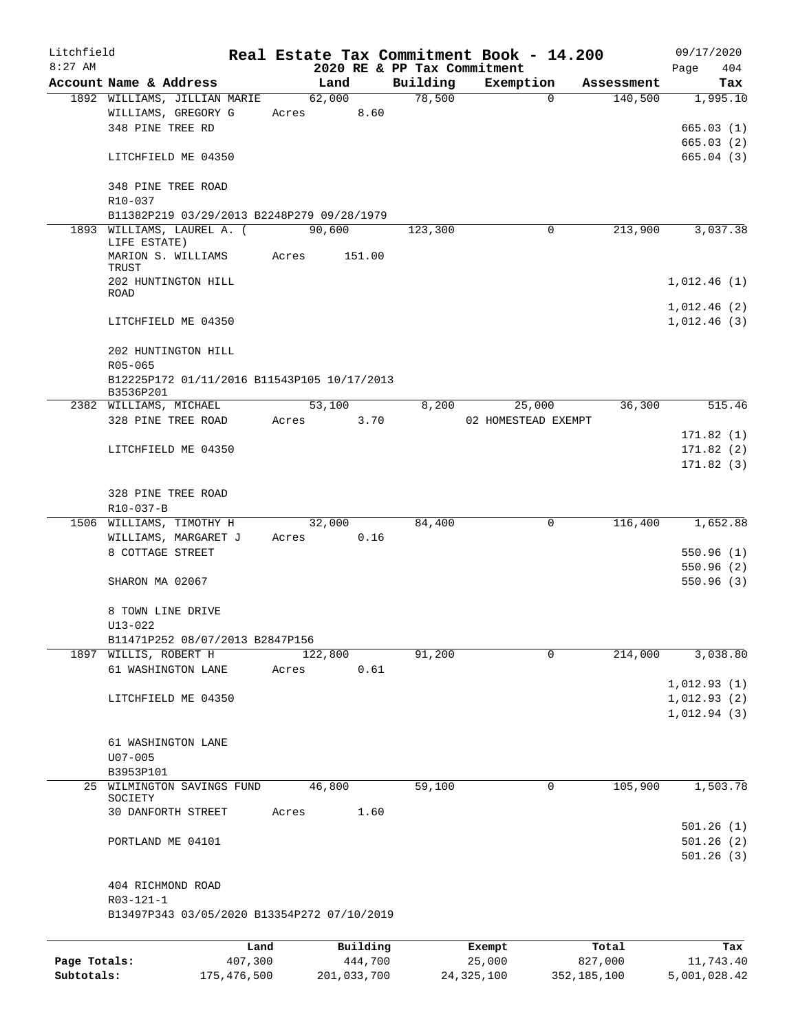Litchfield
8:27 AM

# Real Estate Tax Commitment Book - 14.200

2020 RE & PP Tax Commitment

09/17/2020
Page 404

| Account Name & Address | Land | Building | Exemption | Assessment | Tax |
|---|---|---|---|---|---|
| 1892 WILLIAMS, JILLIAN MARIE | 62,000 | 78,500 | 0 | 140,500 | 1,995.10 |
| WILLIAMS, GREGORY G | Acres 8.60 | | | | |
| 348 PINE TREE RD | | | | | 665.03 (1) |
| | | | | | 665.03 (2) |
| LITCHFIELD ME 04350 | | | | | 665.04 (3) |
| 348 PINE TREE ROAD | | | | | |
| R10-037 | | | | | |
| B11382P219 03/29/2013 B2248P279 09/28/1979 | | | | | |
| 1893 WILLIAMS, LAUREL A. ( LIFE ESTATE) | 90,600 | 123,300 | 0 | 213,900 | 3,037.38 |
| MARION S. WILLIAMS TRUST | Acres 151.00 | | | | |
| 202 HUNTINGTON HILL ROAD | | | | | 1,012.46 (1) |
| | | | | | 1,012.46 (2) |
| LITCHFIELD ME 04350 | | | | | 1,012.46 (3) |
| 202 HUNTINGTON HILL | | | | | |
| R05-065 | | | | | |
| B12225P172 01/11/2016 B11543P105 10/17/2013 B3536P201 | | | | | |
| 2382 WILLIAMS, MICHAEL | 53,100 | 8,200 | 25,000 | 36,300 | 515.46 |
| 328 PINE TREE ROAD | Acres 3.70 | | 02 HOMESTEAD EXEMPT | | |
| | | | | | 171.82 (1) |
| LITCHFIELD ME 04350 | | | | | 171.82 (2) |
| | | | | | 171.82 (3) |
| 328 PINE TREE ROAD | | | | | |
| R10-037-B | | | | | |
| 1506 WILLIAMS, TIMOTHY H | 32,000 | 84,400 | 0 | 116,400 | 1,652.88 |
| WILLIAMS, MARGARET J | Acres 0.16 | | | | |
| 8 COTTAGE STREET | | | | | 550.96 (1) |
| | | | | | 550.96 (2) |
| SHARON MA 02067 | | | | | 550.96 (3) |
| 8 TOWN LINE DRIVE | | | | | |
| U13-022 | | | | | |
| B11471P252 08/07/2013 B2847P156 | | | | | |
| 1897 WILLIS, ROBERT H | 122,800 | 91,200 | 0 | 214,000 | 3,038.80 |
| 61 WASHINGTON LANE | Acres 0.61 | | | | |
| | | | | | 1,012.93 (1) |
| LITCHFIELD ME 04350 | | | | | 1,012.93 (2) |
| | | | | | 1,012.94 (3) |
| 61 WASHINGTON LANE | | | | | |
| U07-005 | | | | | |
| B3953P101 | | | | | |
| 25 WILMINGTON SAVINGS FUND SOCIETY | 46,800 | 59,100 | 0 | 105,900 | 1,503.78 |
| 30 DANFORTH STREET | Acres 1.60 | | | | |
| | | | | | 501.26 (1) |
| PORTLAND ME 04101 | | | | | 501.26 (2) |
| | | | | | 501.26 (3) |
| 404 RICHMOND ROAD | | | | | |
| R03-121-1 | | | | | |
| B13497P343 03/05/2020 B13354P272 07/10/2019 | | | | | |

| | Land | Building | Exempt | Total | Tax |
|---|---|---|---|---|---|
| Page Totals: | 407,300 | 444,700 | 25,000 | 827,000 | 11,743.40 |
| Subtotals: | 175,476,500 | 201,033,700 | 24,325,100 | 352,185,100 | 5,001,028.42 |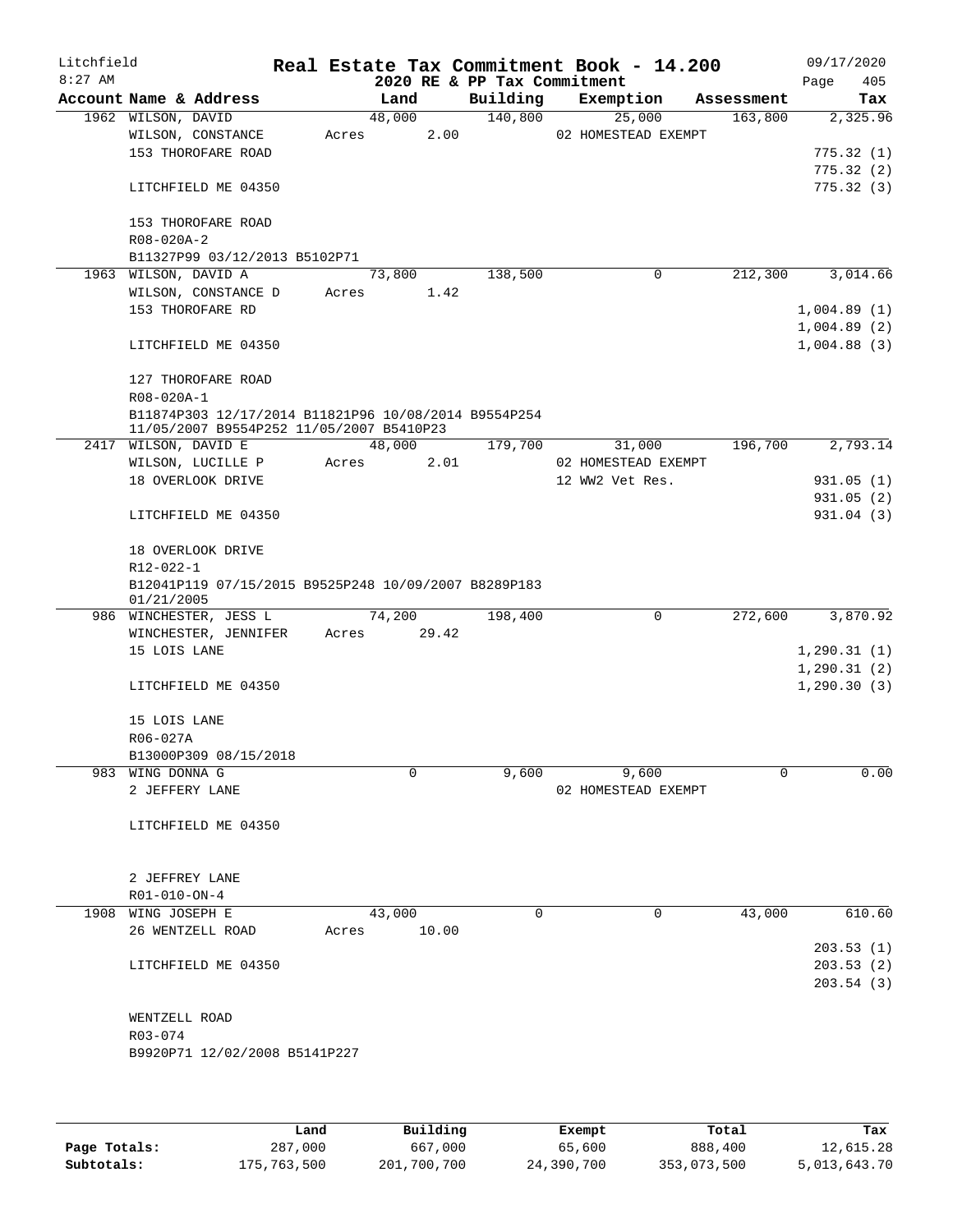Litchfield
8:27 AM

# Real Estate Tax Commitment Book - 14.200

## 2020 RE & PP Tax Commitment

09/17/2020

| Account | Name & Address | Land | Building | Exemption | Assessment | Tax |
|---|---|---|---|---|---|---|
| 1962 | WILSON, DAVID | 48,000 | 140,800 | 25,000 | 163,800 | 2,325.96 |
| | WILSON, CONSTANCE | Acres 2.00 | | 02 HOMESTEAD EXEMPT | | |
| | 153 THOROFARE ROAD | | | | | 775.32 (1) |
| | | | | | | 775.32 (2) |
| | LITCHFIELD ME 04350 | | | | | 775.32 (3) |
| | 153 THOROFARE ROAD | | | | | |
| | R08-020A-2 | | | | | |
| | B11327P99 03/12/2013 B5102P71 | | | | | |
| 1963 | WILSON, DAVID A | 73,800 | 138,500 | 0 | 212,300 | 3,014.66 |
| | WILSON, CONSTANCE D | Acres 1.42 | | | | |
| | 153 THOROFARE RD | | | | | 1,004.89 (1) |
| | | | | | | 1,004.89 (2) |
| | LITCHFIELD ME 04350 | | | | | 1,004.88 (3) |
| | 127 THOROFARE ROAD | | | | | |
| | R08-020A-1 | | | | | |
| | B11874P303 12/17/2014 B11821P96 10/08/2014 B9554P254 11/05/2007 B9554P252 11/05/2007 B5410P23 | | | | | |
| 2417 | WILSON, DAVID E | 48,000 | 179,700 | 31,000 | 196,700 | 2,793.14 |
| | WILSON, LUCILLE P | Acres 2.01 | | 02 HOMESTEAD EXEMPT | | |
| | 18 OVERLOOK DRIVE | | | 12 WW2 Vet Res. | | 931.05 (1) |
| | | | | | | 931.05 (2) |
| | LITCHFIELD ME 04350 | | | | | 931.04 (3) |
| | 18 OVERLOOK DRIVE | | | | | |
| | R12-022-1 | | | | | |
| | B12041P119 07/15/2015 B9525P248 10/09/2007 B8289P183 01/21/2005 | | | | | |
| 986 | WINCHESTER, JESS L | 74,200 | 198,400 | 0 | 272,600 | 3,870.92 |
| | WINCHESTER, JENNIFER | Acres 29.42 | | | | |
| | 15 LOIS LANE | | | | | 1,290.31 (1) |
| | | | | | | 1,290.31 (2) |
| | LITCHFIELD ME 04350 | | | | | 1,290.30 (3) |
| | 15 LOIS LANE | | | | | |
| | R06-027A | | | | | |
| | B13000P309 08/15/2018 | | | | | |
| 983 | WING DONNA G | 0 | 9,600 | 9,600 | 0 | 0.00 |
| | 2 JEFFERY LANE | | | 02 HOMESTEAD EXEMPT | | |
| | LITCHFIELD ME 04350 | | | | | |
| | 2 JEFFREY LANE | | | | | |
| | R01-010-ON-4 | | | | | |
| 1908 | WING JOSEPH E | 43,000 | 0 | 0 | 43,000 | 610.60 |
| | 26 WENTZELL ROAD | Acres 10.00 | | | | |
| | | | | | | 203.53 (1) |
| | LITCHFIELD ME 04350 | | | | | 203.53 (2) |
| | | | | | | 203.54 (3) |
| | WENTZELL ROAD | | | | | |
| | R03-074 | | | | | |
| | B9920P71 12/02/2008 B5141P227 | | | | | |

| | Land | Building | Exempt | Total | Tax |
|---|---|---|---|---|---|
| Page Totals: | 287,000 | 667,000 | 65,600 | 888,400 | 12,615.28 |
| Subtotals: | 175,763,500 | 201,700,700 | 24,390,700 | 353,073,500 | 5,013,643.70 |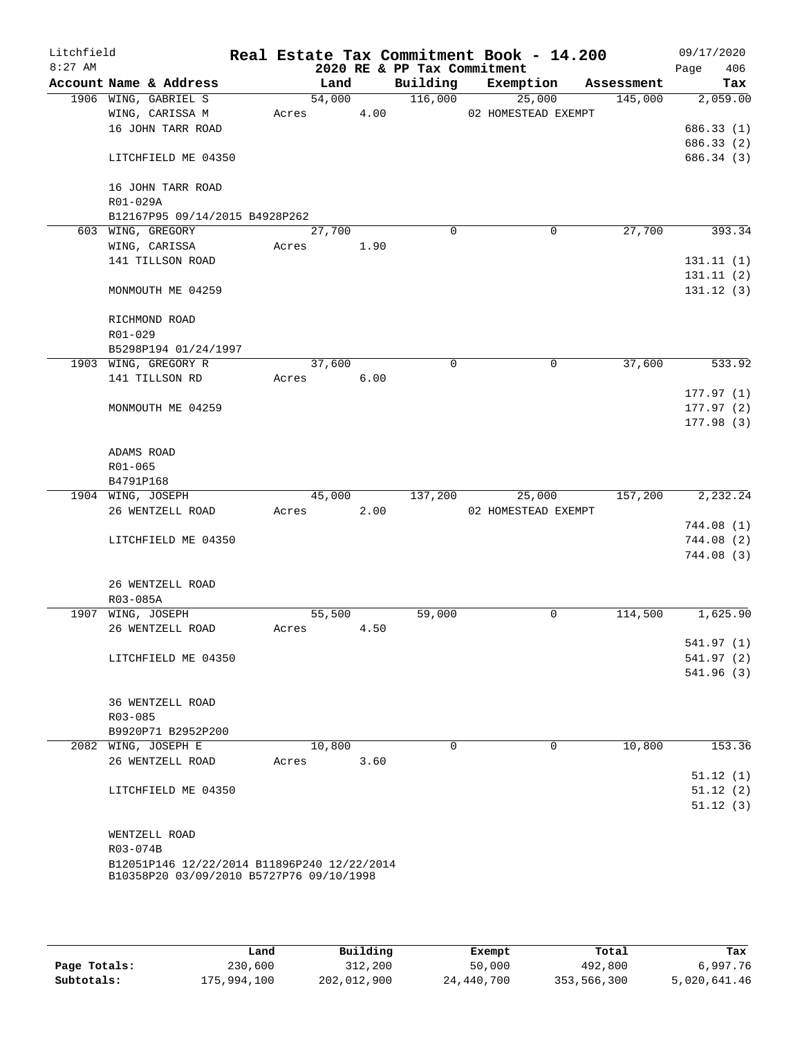Litchfield
8:27 AM

# Real Estate Tax Commitment Book - 14.200

2020 RE & PP Tax Commitment

09/17/2020
Page 406

| Account Name & Address | Land | Building | Exemption | Assessment | Tax |
|---|---|---|---|---|---|
| 1906 WING, GABRIEL S | 54,000 | 116,000 | 25,000 | 145,000 | 2,059.00 |
| WING, CARISSA M | Acres 4.00 | | 02 HOMESTEAD EXEMPT | | |
| 16 JOHN TARR ROAD | | | | | 686.33 (1) |
| | | | | | 686.33 (2) |
| LITCHFIELD ME 04350 | | | | | 686.34 (3) |
| 16 JOHN TARR ROAD | | | | | |
| R01-029A | | | | | |
| B12167P95 09/14/2015 B4928P262 | | | | | |
| 603 WING, GREGORY | 27,700 | 0 | 0 | 27,700 | 393.34 |
| WING, CARISSA | Acres 1.90 | | | | |
| 141 TILLSON ROAD | | | | | 131.11 (1) |
| | | | | | 131.11 (2) |
| MONMOUTH ME 04259 | | | | | 131.12 (3) |
| RICHMOND ROAD | | | | | |
| R01-029 | | | | | |
| B5298P194 01/24/1997 | | | | | |
| 1903 WING, GREGORY R | 37,600 | 0 | 0 | 37,600 | 533.92 |
| 141 TILLSON RD | Acres 6.00 | | | | |
| | | | | | 177.97 (1) |
| MONMOUTH ME 04259 | | | | | 177.97 (2) |
| | | | | | 177.98 (3) |
| ADAMS ROAD | | | | | |
| R01-065 | | | | | |
| B4791P168 | | | | | |
| 1904 WING, JOSEPH | 45,000 | 137,200 | 25,000 | 157,200 | 2,232.24 |
| 26 WENTZELL ROAD | Acres 2.00 | | 02 HOMESTEAD EXEMPT | | |
| | | | | | 744.08 (1) |
| LITCHFIELD ME 04350 | | | | | 744.08 (2) |
| | | | | | 744.08 (3) |
| 26 WENTZELL ROAD | | | | | |
| R03-085A | | | | | |
| 1907 WING, JOSEPH | 55,500 | 59,000 | 0 | 114,500 | 1,625.90 |
| 26 WENTZELL ROAD | Acres 4.50 | | | | |
| | | | | | 541.97 (1) |
| LITCHFIELD ME 04350 | | | | | 541.97 (2) |
| | | | | | 541.96 (3) |
| 36 WENTZELL ROAD | | | | | |
| R03-085 | | | | | |
| B9920P71 B2952P200 | | | | | |
| 2082 WING, JOSEPH E | 10,800 | 0 | 0 | 10,800 | 153.36 |
| 26 WENTZELL ROAD | Acres 3.60 | | | | |
| | | | | | 51.12 (1) |
| LITCHFIELD ME 04350 | | | | | 51.12 (2) |
| | | | | | 51.12 (3) |
| WENTZELL ROAD | | | | | |
| R03-074B | | | | | |
| B12051P146 12/22/2014 B11896P240 12/22/2014 B10358P20 03/09/2010 B5727P76 09/10/1998 | | | | | |

| | Land | Building | Exempt | Total | Tax |
|---|---|---|---|---|---|
| Page Totals: | 230,600 | 312,200 | 50,000 | 492,800 | 6,997.76 |
| Subtotals: | 175,994,100 | 202,012,900 | 24,440,700 | 353,566,300 | 5,020,641.46 |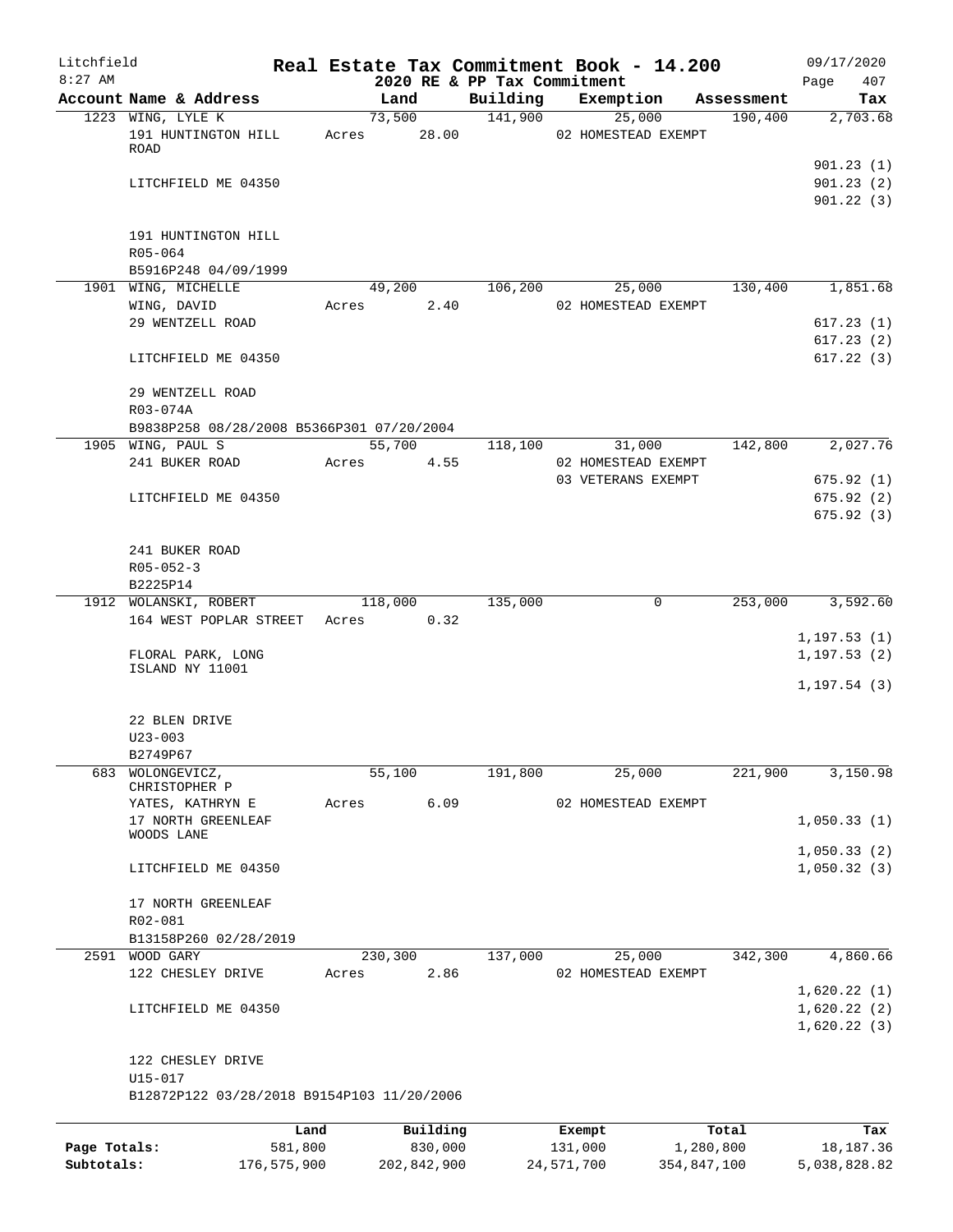Litchfield

8:27 AM

# Real Estate Tax Commitment Book - 14.200

2020 RE & PP Tax Commitment

09/17/2020

| Account Name & Address | Land | Building | Exemption | Assessment | Tax |
|---|---|---|---|---|---|
| 1223 WING, LYLE K | 73,500 | 141,900 | 25,000 | 190,400 | 2,703.68 |
| 191 HUNTINGTON HILL ROAD | Acres 28.00 | | 02 HOMESTEAD EXEMPT | | |
| | | | | | 901.23 (1) |
| LITCHFIELD ME 04350 | | | | | 901.23 (2) |
| | | | | | 901.22 (3) |
| 191 HUNTINGTON HILL | | | | | |
| R05-064 | | | | | |
| B5916P248 04/09/1999 | | | | | |
| 1901 WING, MICHELLE | 49,200 | 106,200 | 25,000 | 130,400 | 1,851.68 |
| WING, DAVID | Acres 2.40 | | 02 HOMESTEAD EXEMPT | | |
| 29 WENTZELL ROAD | | | | | 617.23 (1) |
| | | | | | 617.23 (2) |
| LITCHFIELD ME 04350 | | | | | 617.22 (3) |
| 29 WENTZELL ROAD | | | | | |
| R03-074A | | | | | |
| B9838P258 08/28/2008 B5366P301 07/20/2004 | | | | | |
| 1905 WING, PAUL S | 55,700 | 118,100 | 31,000 | 142,800 | 2,027.76 |
| 241 BUKER ROAD | Acres 4.55 | | 02 HOMESTEAD EXEMPT | | |
| | | | 03 VETERANS EXEMPT | | 675.92 (1) |
| LITCHFIELD ME 04350 | | | | | 675.92 (2) |
| | | | | | 675.92 (3) |
| 241 BUKER ROAD | | | | | |
| R05-052-3 | | | | | |
| B2225P14 | | | | | |
| 1912 WOLANSKI, ROBERT | 118,000 | 135,000 | 0 | 253,000 | 3,592.60 |
| 164 WEST POPLAR STREET | Acres 0.32 | | | | |
| | | | | | 1,197.53 (1) |
| FLORAL PARK, LONG ISLAND NY 11001 | | | | | 1,197.53 (2) |
| | | | | | 1,197.54 (3) |
| 22 BLEN DRIVE | | | | | |
| U23-003 | | | | | |
| B2749P67 | | | | | |
| 683 WOLONGEVICZ, CHRISTOPHER P | 55,100 | 191,800 | 25,000 | 221,900 | 3,150.98 |
| YATES, KATHRYN E | Acres 6.09 | | 02 HOMESTEAD EXEMPT | | |
| 17 NORTH GREENLEAF WOODS LANE | | | | | 1,050.33 (1) |
| | | | | | 1,050.33 (2) |
| LITCHFIELD ME 04350 | | | | | 1,050.32 (3) |
| 17 NORTH GREENLEAF | | | | | |
| R02-081 | | | | | |
| B13158P260 02/28/2019 | | | | | |
| 2591 WOOD GARY | 230,300 | 137,000 | 25,000 | 342,300 | 4,860.66 |
| 122 CHESLEY DRIVE | Acres 2.86 | | 02 HOMESTEAD EXEMPT | | |
| | | | | | 1,620.22 (1) |
| LITCHFIELD ME 04350 | | | | | 1,620.22 (2) |
| | | | | | 1,620.22 (3) |
| 122 CHESLEY DRIVE | | | | | |
| U15-017 | | | | | |
| B12872P122 03/28/2018 B9154P103 11/20/2006 | | | | | |

| | Land | Building | Exempt | Total | Tax |
|---|---|---|---|---|---|
| Page Totals: | 581,800 | 830,000 | 131,000 | 1,280,800 | 18,187.36 |
| Subtotals: | 176,575,900 | 202,842,900 | 24,571,700 | 354,847,100 | 5,038,828.82 |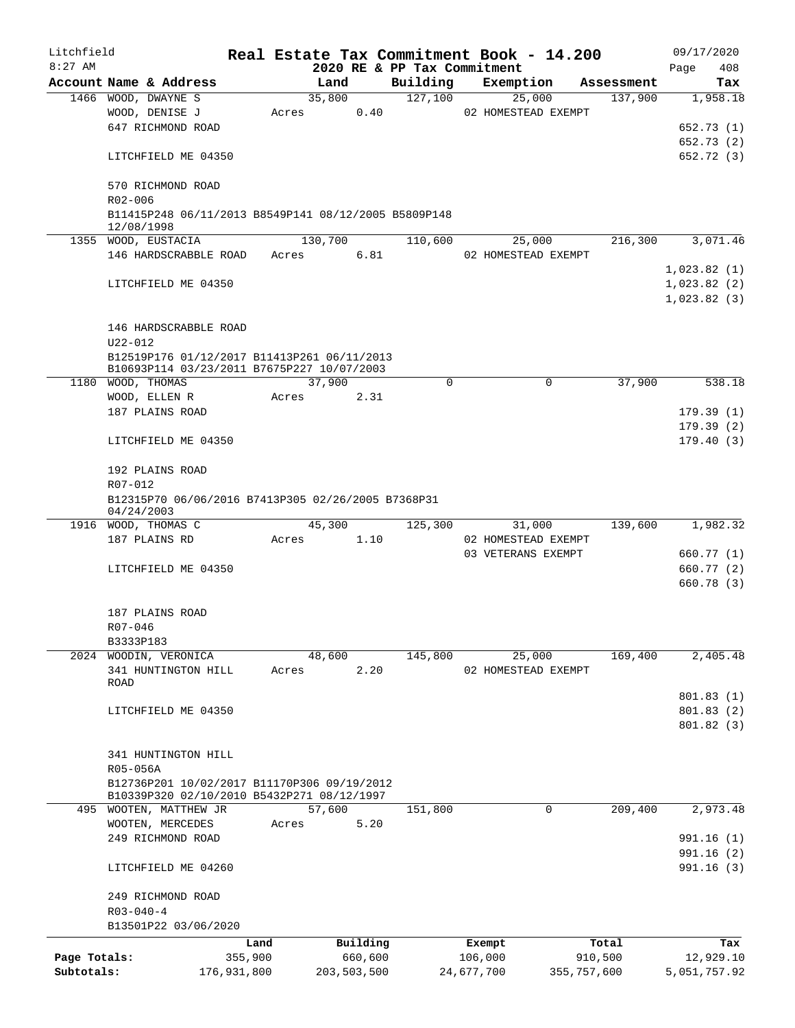Litchfield
8:27 AM

# Real Estate Tax Commitment Book - 14.200

## 2020 RE & PP Tax Commitment

09/17/2020
Page 408

| Account | Name & Address | Land | Building | Exemption | Assessment | Tax |
|---|---|---|---|---|---|---|
| 1466 | WOOD, DWAYNE S | 35,800 | 127,100 | 25,000 | 137,900 | 1,958.18 |
| | WOOD, DENISE J | Acres 0.40 | | 02 HOMESTEAD EXEMPT | | |
| | 647 RICHMOND ROAD | | | | | 652.73 (1) |
| | | | | | | 652.73 (2) |
| | LITCHFIELD ME 04350 | | | | | 652.72 (3) |
| | 570 RICHMOND ROAD | | | | | |
| | R02-006 | | | | | |
| | B11415P248 06/11/2013 B8549P141 08/12/2005 B5809P148 12/08/1998 | | | | | |
| 1355 | WOOD, EUSTACIA | 130,700 | 110,600 | 25,000 | 216,300 | 3,071.46 |
| | 146 HARDSCRABBLE ROAD | Acres 6.81 | | 02 HOMESTEAD EXEMPT | | |
| | | | | | | 1,023.82 (1) |
| | LITCHFIELD ME 04350 | | | | | 1,023.82 (2) |
| | | | | | | 1,023.82 (3) |
| | 146 HARDSCRABBLE ROAD | | | | | |
| | U22-012 | | | | | |
| | B12519P176 01/12/2017 B11413P261 06/11/2013 B10693P114 03/23/2011 B7675P227 10/07/2003 | | | | | |
| 1180 | WOOD, THOMAS | 37,900 | 0 | 0 | 37,900 | 538.18 |
| | WOOD, ELLEN R | Acres 2.31 | | | | |
| | 187 PLAINS ROAD | | | | | 179.39 (1) |
| | | | | | | 179.39 (2) |
| | LITCHFIELD ME 04350 | | | | | 179.40 (3) |
| | 192 PLAINS ROAD | | | | | |
| | R07-012 | | | | | |
| | B12315P70 06/06/2016 B7413P305 02/26/2005 B7368P31 04/24/2003 | | | | | |
| 1916 | WOOD, THOMAS C | 45,300 | 125,300 | 31,000 | 139,600 | 1,982.32 |
| | 187 PLAINS RD | Acres 1.10 | | 02 HOMESTEAD EXEMPT | | |
| | | | | 03 VETERANS EXEMPT | | 660.77 (1) |
| | LITCHFIELD ME 04350 | | | | | 660.77 (2) |
| | | | | | | 660.78 (3) |
| | 187 PLAINS ROAD | | | | | |
| | R07-046 | | | | | |
| | B3333P183 | | | | | |
| 2024 | WOODIN, VERONICA | 48,600 | 145,800 | 25,000 | 169,400 | 2,405.48 |
| | 341 HUNTINGTON HILL ROAD | Acres 2.20 | | 02 HOMESTEAD EXEMPT | | |
| | | | | | | 801.83 (1) |
| | LITCHFIELD ME 04350 | | | | | 801.83 (2) |
| | | | | | | 801.82 (3) |
| | 341 HUNTINGTON HILL | | | | | |
| | R05-056A | | | | | |
| | B12736P201 10/02/2017 B11170P306 09/19/2012 B10339P320 02/10/2010 B5432P271 08/12/1997 | | | | | |
| 495 | WOOTEN, MATTHEW JR | 57,600 | 151,800 | 0 | 209,400 | 2,973.48 |
| | WOOTEN, MERCEDES | Acres 5.20 | | | | |
| | 249 RICHMOND ROAD | | | | | 991.16 (1) |
| | | | | | | 991.16 (2) |
| | LITCHFIELD ME 04260 | | | | | 991.16 (3) |
| | 249 RICHMOND ROAD | | | | | |
| | R03-040-4 | | | | | |
| | B13501P22 03/06/2020 | | | | | |

| | Land | Building | Exempt | Total | Tax |
|---|---|---|---|---|---|
| Page Totals: | 355,900 | 660,600 | 106,000 | 910,500 | 12,929.10 |
| Subtotals: | 176,931,800 | 203,503,500 | 24,677,700 | 355,757,600 | 5,051,757.92 |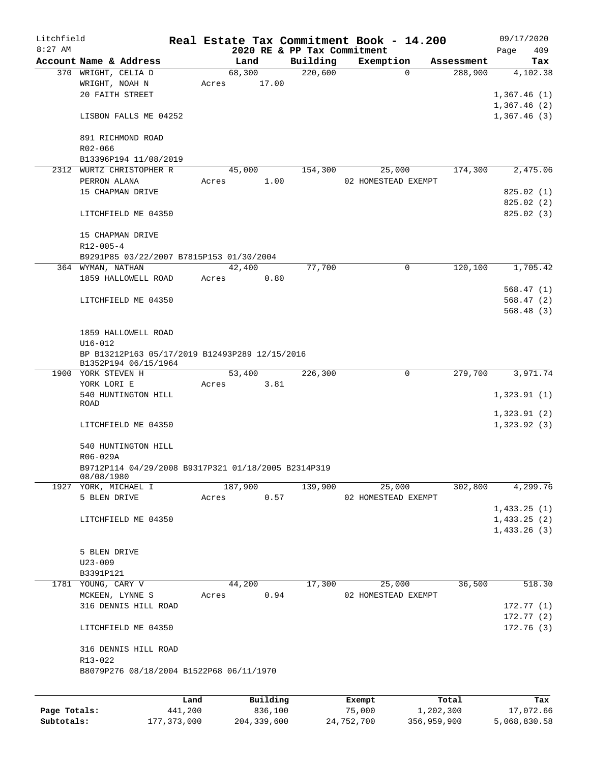# Real Estate Tax Commitment Book - 14.200

Litchfield 8:27 AM — 2020 RE & PP Tax Commitment — 09/17/2020 Page 409

| Account Name & Address | Land | Building | Exemption | Assessment | Tax |
|---|---|---|---|---|---|
| 370 WRIGHT, CELIA D | 68,300 | 220,600 | 0 | 288,900 | 4,102.38 |
| WRIGHT, NOAH N | Acres 17.00 | | | | |
| 20 FAITH STREET | | | | | 1,367.46 (1) |
| | | | | | 1,367.46 (2) |
| LISBON FALLS ME 04252 | | | | | 1,367.46 (3) |
| 891 RICHMOND ROAD | | | | | |
| R02-066 | | | | | |
| B13396P194 11/08/2019 | | | | | |
| 2312 WURTZ CHRISTOPHER R | 45,000 | 154,300 | 25,000 | 174,300 | 2,475.06 |
| PERRON ALANA | Acres 1.00 | | 02 HOMESTEAD EXEMPT | | |
| 15 CHAPMAN DRIVE | | | | | 825.02 (1) |
| | | | | | 825.02 (2) |
| LITCHFIELD ME 04350 | | | | | 825.02 (3) |
| 15 CHAPMAN DRIVE | | | | | |
| R12-005-4 | | | | | |
| B9291P85 03/22/2007 B7815P153 01/30/2004 | | | | | |
| 364 WYMAN, NATHAN | 42,400 | 77,700 | 0 | 120,100 | 1,705.42 |
| 1859 HALLOWELL ROAD | Acres 0.80 | | | | |
| | | | | | 568.47 (1) |
| LITCHFIELD ME 04350 | | | | | 568.47 (2) |
| | | | | | 568.48 (3) |
| 1859 HALLOWELL ROAD | | | | | |
| U16-012 | | | | | |
| BP B13212P163 05/17/2019 B12493P289 12/15/2016 B1352P194 06/15/1964 | | | | | |
| 1900 YORK STEVEN H | 53,400 | 226,300 | 0 | 279,700 | 3,971.74 |
| YORK LORI E | Acres 3.81 | | | | |
| 540 HUNTINGTON HILL ROAD | | | | | 1,323.91 (1) |
| | | | | | 1,323.91 (2) |
| LITCHFIELD ME 04350 | | | | | 1,323.92 (3) |
| 540 HUNTINGTON HILL | | | | | |
| R06-029A | | | | | |
| B9712P114 04/29/2008 B9317P321 01/18/2005 B2314P319 08/08/1980 | | | | | |
| 1927 YORK, MICHAEL I | 187,900 | 139,900 | 25,000 | 302,800 | 4,299.76 |
| 5 BLEN DRIVE | Acres 0.57 | | 02 HOMESTEAD EXEMPT | | |
| | | | | | 1,433.25 (1) |
| LITCHFIELD ME 04350 | | | | | 1,433.25 (2) |
| | | | | | 1,433.26 (3) |
| 5 BLEN DRIVE | | | | | |
| U23-009 | | | | | |
| B3391P121 | | | | | |
| 1781 YOUNG, CARY V | 44,200 | 17,300 | 25,000 | 36,500 | 518.30 |
| MCKEEN, LYNNE S | Acres 0.94 | | 02 HOMESTEAD EXEMPT | | |
| 316 DENNIS HILL ROAD | | | | | 172.77 (1) |
| | | | | | 172.77 (2) |
| LITCHFIELD ME 04350 | | | | | 172.76 (3) |
| 316 DENNIS HILL ROAD | | | | | |
| R13-022 | | | | | |
| B8079P276 08/18/2004 B1522P68 06/11/1970 | | | | | |

| | Land | Building | Exempt | Total | Tax |
|---|---|---|---|---|---|
| Page Totals: | 441,200 | 836,100 | 75,000 | 1,202,300 | 17,072.66 |
| Subtotals: | 177,373,000 | 204,339,600 | 24,752,700 | 356,959,900 | 5,068,830.58 |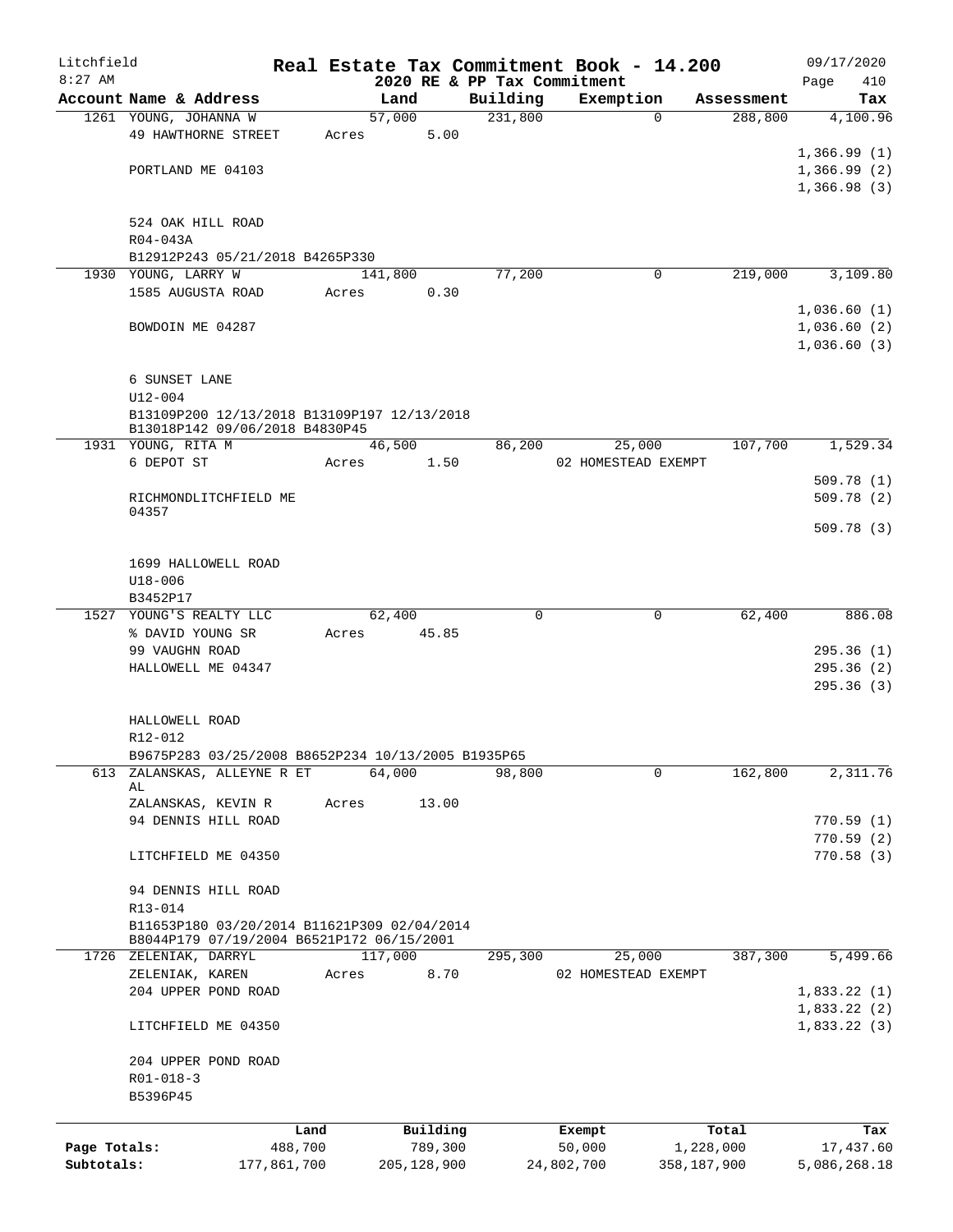Litchfield
8:27 AM

**Real Estate Tax Commitment Book - 14.200**
**2020 RE & PP Tax Commitment**

09/17/2020
Page 410

| Account Name & Address | Land | Building | Exemption | Assessment | Tax |
|---|---|---|---|---|---|
| 1261 YOUNG, JOHANNA W | 57,000 | 231,800 | 0 | 288,800 | 4,100.96 |
| 49 HAWTHORNE STREET | Acres 5.00 | | | | |
| | | | | | 1,366.99 (1) |
| PORTLAND ME 04103 | | | | | 1,366.99 (2) |
| | | | | | 1,366.98 (3) |
| 524 OAK HILL ROAD | | | | | |
| R04-043A | | | | | |
| B12912P243 05/21/2018 B4265P330 | | | | | |
| 1930 YOUNG, LARRY W | 141,800 | 77,200 | 0 | 219,000 | 3,109.80 |
| 1585 AUGUSTA ROAD | Acres 0.30 | | | | |
| | | | | | 1,036.60 (1) |
| BOWDOIN ME 04287 | | | | | 1,036.60 (2) |
| | | | | | 1,036.60 (3) |
| 6 SUNSET LANE | | | | | |
| U12-004 | | | | | |
| B13109P200 12/13/2018 B13109P197 12/13/2018 B13018P142 09/06/2018 B4830P45 | | | | | |
| 1931 YOUNG, RITA M | 46,500 | 86,200 | 25,000 | 107,700 | 1,529.34 |
| 6 DEPOT ST | Acres 1.50 | | 02 HOMESTEAD EXEMPT | | |
| | | | | | 509.78 (1) |
| RICHMONDLITCHFIELD ME 04357 | | | | | 509.78 (2) |
| | | | | | 509.78 (3) |
| 1699 HALLOWELL ROAD | | | | | |
| U18-006 | | | | | |
| B3452P17 | | | | | |
| 1527 YOUNG'S REALTY LLC | 62,400 | 0 | 0 | 62,400 | 886.08 |
| % DAVID YOUNG SR | Acres 45.85 | | | | |
| 99 VAUGHN ROAD | | | | | 295.36 (1) |
| HALLOWELL ME 04347 | | | | | 295.36 (2) |
| | | | | | 295.36 (3) |
| HALLOWELL ROAD | | | | | |
| R12-012 | | | | | |
| B9675P283 03/25/2008 B8652P234 10/13/2005 B1935P65 | | | | | |
| 613 ZALANSKAS, ALLEYNE R ET AL | 64,000 | 98,800 | 0 | 162,800 | 2,311.76 |
| ZALANSKAS, KEVIN R | Acres 13.00 | | | | |
| 94 DENNIS HILL ROAD | | | | | 770.59 (1) |
| | | | | | 770.59 (2) |
| LITCHFIELD ME 04350 | | | | | 770.58 (3) |
| 94 DENNIS HILL ROAD | | | | | |
| R13-014 | | | | | |
| B11653P180 03/20/2014 B11621P309 02/04/2014 B8044P179 07/19/2004 B6521P172 06/15/2001 | | | | | |
| 1726 ZELENIAK, DARRYL | 117,000 | 295,300 | 25,000 | 387,300 | 5,499.66 |
| ZELENIAK, KAREN | Acres 8.70 | | 02 HOMESTEAD EXEMPT | | |
| 204 UPPER POND ROAD | | | | | 1,833.22 (1) |
| | | | | | 1,833.22 (2) |
| LITCHFIELD ME 04350 | | | | | 1,833.22 (3) |
| 204 UPPER POND ROAD | | | | | |
| R01-018-3 | | | | | |
| B5396P45 | | | | | |

| | Land | Building | Exempt | Total | Tax |
|---|---|---|---|---|---|
| Page Totals: | 488,700 | 789,300 | 50,000 | 1,228,000 | 17,437.60 |
| Subtotals: | 177,861,700 | 205,128,900 | 24,802,700 | 358,187,900 | 5,086,268.18 |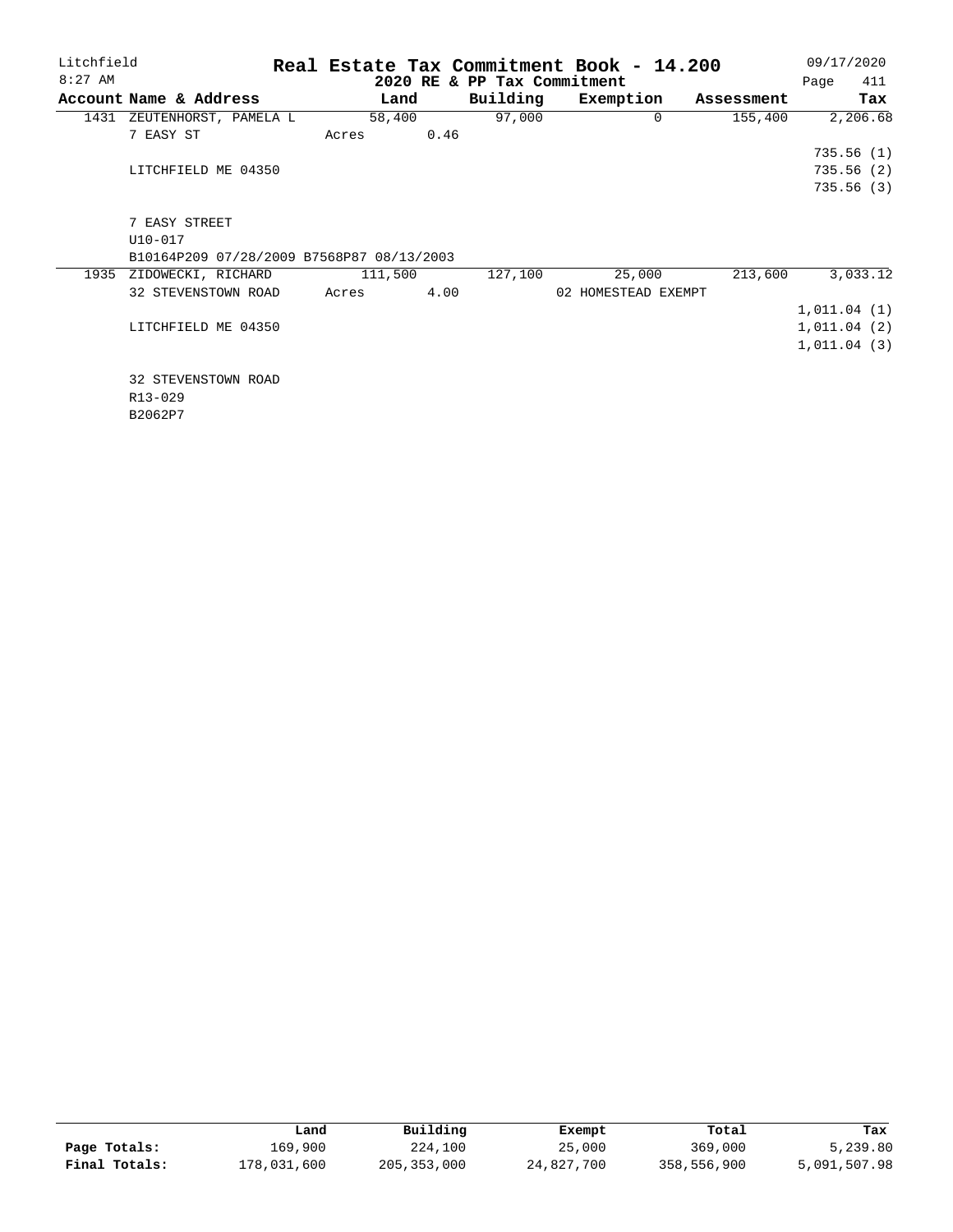# Real Estate Tax Commitment Book - 14.200

Litchfield
8:27 AM

2020 RE & PP Tax Commitment

09/17/2020

| Account Name & Address | Land | Building | Exemption | Assessment | Tax |
|---|---|---|---|---|---|
| 1431 ZEUTENHORST, PAMELA L | 58,400 | 97,000 | 0 | 155,400 | 2,206.68 |
| 7 EASY ST | Acres 0.46 | | | | |
| | | | | | 735.56 (1) |
| LITCHFIELD ME 04350 | | | | | 735.56 (2) |
| | | | | | 735.56 (3) |
| 7 EASY STREET | | | | | |
| U10-017 | | | | | |
| B10164P209 07/28/2009 B7568P87 08/13/2003 | | | | | |
| 1935 ZIDOWECKI, RICHARD | 111,500 | 127,100 | 25,000 | 213,600 | 3,033.12 |
| 32 STEVENSTOWN ROAD | Acres 4.00 | | 02 HOMESTEAD EXEMPT | | |
| | | | | | 1,011.04 (1) |
| LITCHFIELD ME 04350 | | | | | 1,011.04 (2) |
| | | | | | 1,011.04 (3) |
| 32 STEVENSTOWN ROAD | | | | | |
| R13-029 | | | | | |
| B2062P7 | | | | | |

| | Land | Building | Exempt | Total | Tax |
|---|---|---|---|---|---|
| **Page Totals:** | 169,900 | 224,100 | 25,000 | 369,000 | 5,239.80 |
| **Final Totals:** | 178,031,600 | 205,353,000 | 24,827,700 | 358,556,900 | 5,091,507.98 |